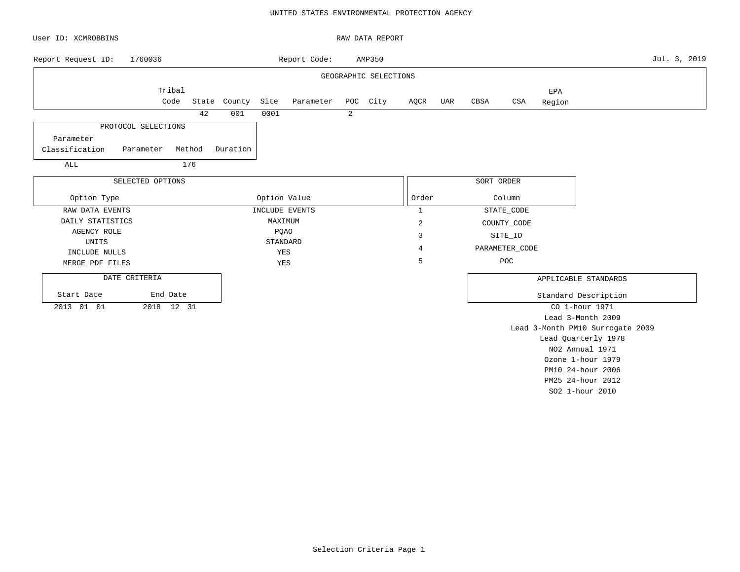# UNITED STATES ENVIRONMENTAL PROTECTION AGENCY

User ID: XCMROBBINS

## RAW DATA REPORT

Report Request ID: 1760036

Report Code: AMP350

Jul. 3, 2019

### GEOGRAPHIC SELECTIONS

| Tribal Code | State | County | Site | Parameter | POC | City | AQCR | UAR | CBSA | CSA | EPA Region |
|---|---|---|---|---|---|---|---|---|---|---|---|
| | 42 | 001 | 0001 | | 2 | | | | | | |

### PROTOCOL SELECTIONS

| Parameter Classification | Parameter | Method | Duration |
|---|---|---|---|
| ALL | | 176 | |

### SELECTED OPTIONS

| Option Type | Option Value |
|---|---|
| RAW DATA EVENTS | INCLUDE EVENTS |
| DAILY STATISTICS | MAXIMUM |
| AGENCY ROLE | PQAO |
| UNITS | STANDARD |
| INCLUDE NULLS | YES |
| MERGE PDF FILES | YES |

### SORT ORDER

| Order | Column |
|---|---|
| 1 | STATE_CODE |
| 2 | COUNTY_CODE |
| 3 | SITE_ID |
| 4 | PARAMETER_CODE |
| 5 | POC |

### DATE CRITERIA

| Start Date | End Date |
|---|---|
| 2013 01 01 | 2018 12 31 |

### APPLICABLE STANDARDS

| Standard Description |
|---|
| CO 1-hour 1971 |
| Lead 3-Month 2009 |
| Lead 3-Month PM10 Surrogate 2009 |
| Lead Quarterly 1978 |
| NO2 Annual 1971 |
| Ozone 1-hour 1979 |
| PM10 24-hour 2006 |
| PM25 24-hour 2012 |
| SO2 1-hour 2010 |

Selection Criteria Page 1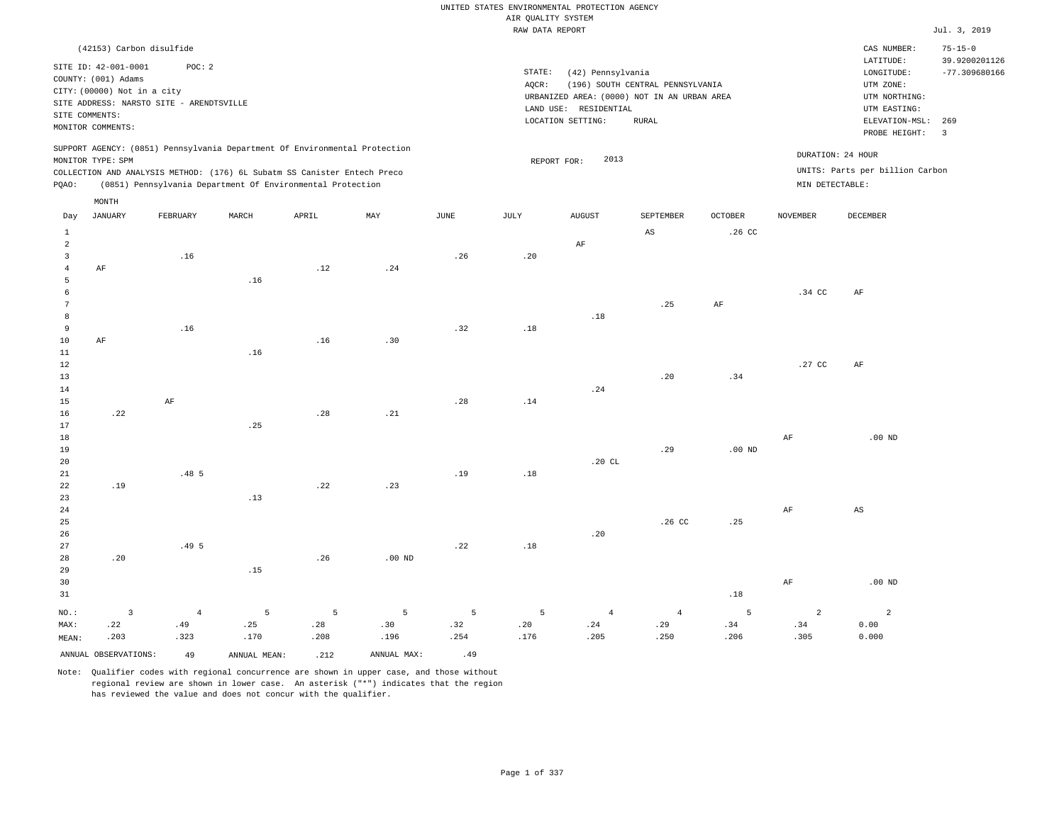UNITED STATES ENVIRONMENTAL PROTECTION AGENCY
AIR QUALITY SYSTEM
RAW DATA REPORT

Jul. 3, 2019

(42153) Carbon disulfide

SITE ID: 42-001-0001 POC: 2
COUNTY: (001) Adams
CITY: (00000) Not in a city
SITE ADDRESS: NARSTO SITE - ARENDTSVILLE
SITE COMMENTS:
MONITOR COMMENTS:

STATE: (42) Pennsylvania
AQCR: (196) SOUTH CENTRAL PENNSYLVANIA
URBANIZED AREA: (0000) NOT IN AN URBAN AREA
LAND USE: RESIDENTIAL
LOCATION SETTING: RURAL

CAS NUMBER: 75-15-0
LATITUDE: 39.9200201126
LONGITUDE: -77.309680166
UTM ZONE:
UTM NORTHING:
UTM EASTING:
ELEVATION-MSL: 269
PROBE HEIGHT: 3

SUPPORT AGENCY: (0851) Pennsylvania Department Of Environmental Protection
MONITOR TYPE: SPM
COLLECTION AND ANALYSIS METHOD: (176) 6L Subatm SS Canister Entech Preco
PQAO: (0851) Pennsylvania Department Of Environmental Protection

REPORT FOR: 2013

DURATION: 24 HOUR
UNITS: Parts per billion Carbon
MIN DETECTABLE:

| Day | JANUARY | FEBRUARY | MARCH | APRIL | MAY | JUNE | JULY | AUGUST | SEPTEMBER | OCTOBER | NOVEMBER | DECEMBER |
|---|---|---|---|---|---|---|---|---|---|---|---|---|
| 1 | | | | | | | | | AS | .26 CC | | |
| 2 | | | | | | | | AF | | | | |
| 3 | | .16 | | | | .26 | .20 | | | | | |
| 4 | AF | | | .12 | .24 | | | | | | | |
| 5 | | | .16 | | | | | | | | | |
| 6 | | | | | | | | | | | .34 CC | AF |
| 7 | | | | | | | | | .25 | AF | | |
| 8 | | | | | | | | .18 | | | | |
| 9 | | .16 | | | | .32 | .18 | | | | | |
| 10 | AF | | | .16 | .30 | | | | | | | |
| 11 | | | .16 | | | | | | | | | |
| 12 | | | | | | | | | | | .27 CC | AF |
| 13 | | | | | | | | | .20 | .34 | | |
| 14 | | | | | | | | .24 | | | | |
| 15 | | AF | | | | .28 | .14 | | | | | |
| 16 | .22 | | | .28 | .21 | | | | | | | |
| 17 | | | .25 | | | | | | | | | |
| 18 | | | | | | | | | | | AF | .00 ND |
| 19 | | | | | | | | | .29 | .00 ND | | |
| 20 | | | | | | | | .20 CL | | | | |
| 21 | | .48 5 | | | | .19 | .18 | | | | | |
| 22 | .19 | | | .22 | .23 | | | | | | | |
| 23 | | | .13 | | | | | | | | | |
| 24 | | | | | | | | | | | AF | AS |
| 25 | | | | | | | | | .26 CC | .25 | | |
| 26 | | | | | | | | .20 | | | | |
| 27 | | .49 5 | | | | .22 | .18 | | | | | |
| 28 | .20 | | | .26 | .00 ND | | | | | | | |
| 29 | | | .15 | | | | | | | | | |
| 30 | | | | | | | | | | | AF | .00 ND |
| 31 | | | | | | | | | | .18 | | |
| NO.: | 3 | 4 | 5 | 5 | 5 | 5 | 5 | 4 | 4 | 5 | 2 | 2 |
| MAX: | .22 | .49 | .25 | .28 | .30 | .32 | .20 | .24 | .29 | .34 | .34 | 0.00 |
| MEAN: | .203 | .323 | .170 | .208 | .196 | .254 | .176 | .205 | .250 | .206 | .305 | 0.000 |

ANNUAL OBSERVATIONS: 49 ANNUAL MEAN: .212 ANNUAL MAX: .49

Note: Qualifier codes with regional concurrence are shown in upper case, and those without regional review are shown in lower case. An asterisk ("*") indicates that the region has reviewed the value and does not concur with the qualifier.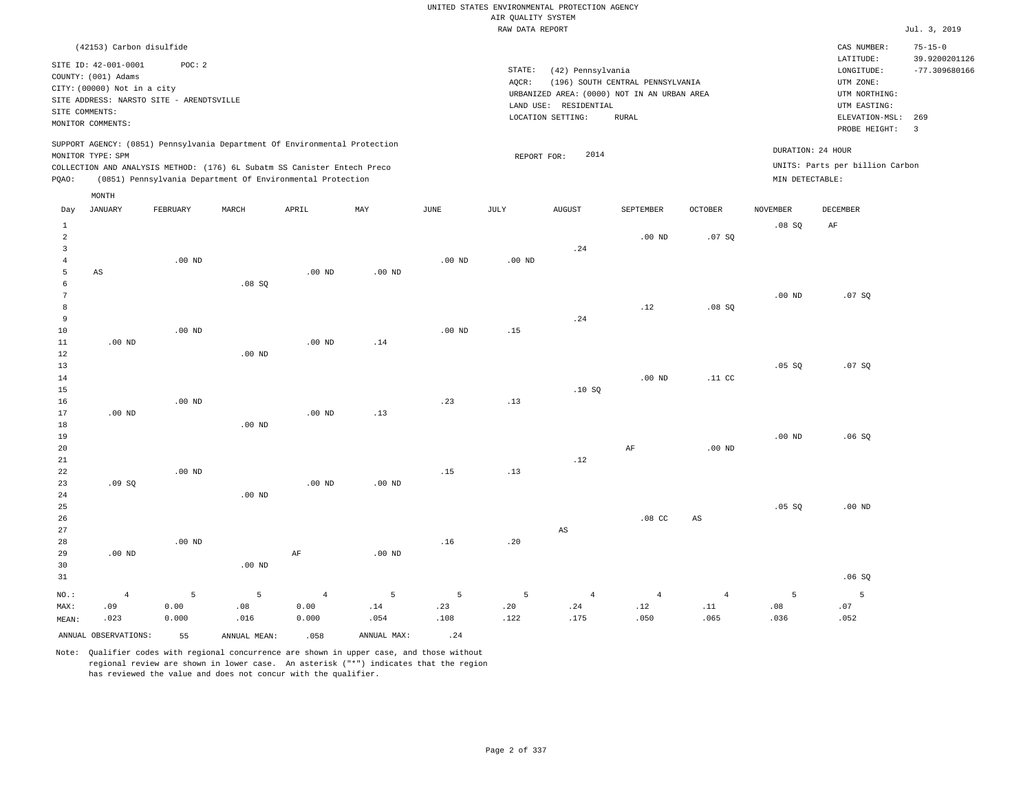UNITED STATES ENVIRONMENTAL PROTECTION AGENCY
AIR QUALITY SYSTEM
RAW DATA REPORT

Jul. 3, 2019

(42153) Carbon disulfide

SITE ID: 42-001-0001 POC: 2
COUNTY: (001) Adams
CITY: (00000) Not in a city
SITE ADDRESS: NARSTO SITE - ARENDTSVILLE
SITE COMMENTS:
MONITOR COMMENTS:

STATE: (42) Pennsylvania
AQCR: (196) SOUTH CENTRAL PENNSYLVANIA
URBANIZED AREA: (0000) NOT IN AN URBAN AREA
LAND USE: RESIDENTIAL
LOCATION SETTING: RURAL

CAS NUMBER: 75-15-0
LATITUDE: 39.9200201126
LONGITUDE: -77.309680166
UTM ZONE:
UTM NORTHING:
UTM EASTING:
ELEVATION-MSL: 269
PROBE HEIGHT: 3

SUPPORT AGENCY: (0851) Pennsylvania Department Of Environmental Protection
MONITOR TYPE: SPM
COLLECTION AND ANALYSIS METHOD: (176) 6L Subatm SS Canister Entech Preco
PQAO: (0851) Pennsylvania Department Of Environmental Protection

REPORT FOR: 2014

DURATION: 24 HOUR
UNITS: Parts per billion Carbon
MIN DETECTABLE:

| Day | JANUARY | FEBRUARY | MARCH | APRIL | MAY | JUNE | JULY | AUGUST | SEPTEMBER | OCTOBER | NOVEMBER | DECEMBER |
|---|---|---|---|---|---|---|---|---|---|---|---|---|
| 1 | | | | | | | | | | | .08 SQ | AF |
| 2 | | | | | | | | | .00 ND | .07 SQ | | |
| 3 | | | | | | | | .24 | | | | |
| 4 | | .00 ND | | | | .00 ND | .00 ND | | | | | |
| 5 | AS | | | .00 ND | .00 ND | | | | | | | |
| 6 | | | .08 SQ | | | | | | | | | |
| 7 | | | | | | | | | | | .00 ND | .07 SQ |
| 8 | | | | | | | | | .12 | .08 SQ | | |
| 9 | | | | | | | | .24 | | | | |
| 10 | | .00 ND | | | | .00 ND | .15 | | | | | |
| 11 | .00 ND | | | .00 ND | .14 | | | | | | | |
| 12 | | | .00 ND | | | | | | | | | |
| 13 | | | | | | | | | | | .05 SQ | .07 SQ |
| 14 | | | | | | | | | .00 ND | .11 CC | | |
| 15 | | | | | | | | .10 SQ | | | | |
| 16 | | .00 ND | | | | .23 | .13 | | | | | |
| 17 | .00 ND | | | .00 ND | .13 | | | | | | | |
| 18 | | | .00 ND | | | | | | | | | |
| 19 | | | | | | | | | | | .00 ND | .06 SQ |
| 20 | | | | | | | | | AF | .00 ND | | |
| 21 | | | | | | | | .12 | | | | |
| 22 | | .00 ND | | | | .15 | .13 | | | | | |
| 23 | .09 SQ | | | .00 ND | .00 ND | | | | | | | |
| 24 | | | .00 ND | | | | | | | | | |
| 25 | | | | | | | | | | | .05 SQ | .00 ND |
| 26 | | | | | | | | | .08 CC | AS | | |
| 27 | | | | | | | | AS | | | | |
| 28 | | .00 ND | | | | .16 | .20 | | | | | |
| 29 | .00 ND | | | AF | .00 ND | | | | | | | |
| 30 | | | .00 ND | | | | | | | | | |
| 31 | | | | | | | | | | | | .06 SQ |
| NO.: | 4 | 5 | 5 | 4 | 5 | 5 | 5 | 4 | 4 | 4 | 5 | 5 |
| MAX: | .09 | 0.00 | .08 | 0.00 | .14 | .23 | .20 | .24 | .12 | .11 | .08 | .07 |
| MEAN: | .023 | 0.000 | .016 | 0.000 | .054 | .108 | .122 | .175 | .050 | .065 | .036 | .052 |

ANNUAL OBSERVATIONS: 55 ANNUAL MEAN: .058 ANNUAL MAX: .24

Note: Qualifier codes with regional concurrence are shown in upper case, and those without regional review are shown in lower case. An asterisk ("*") indicates that the region has reviewed the value and does not concur with the qualifier.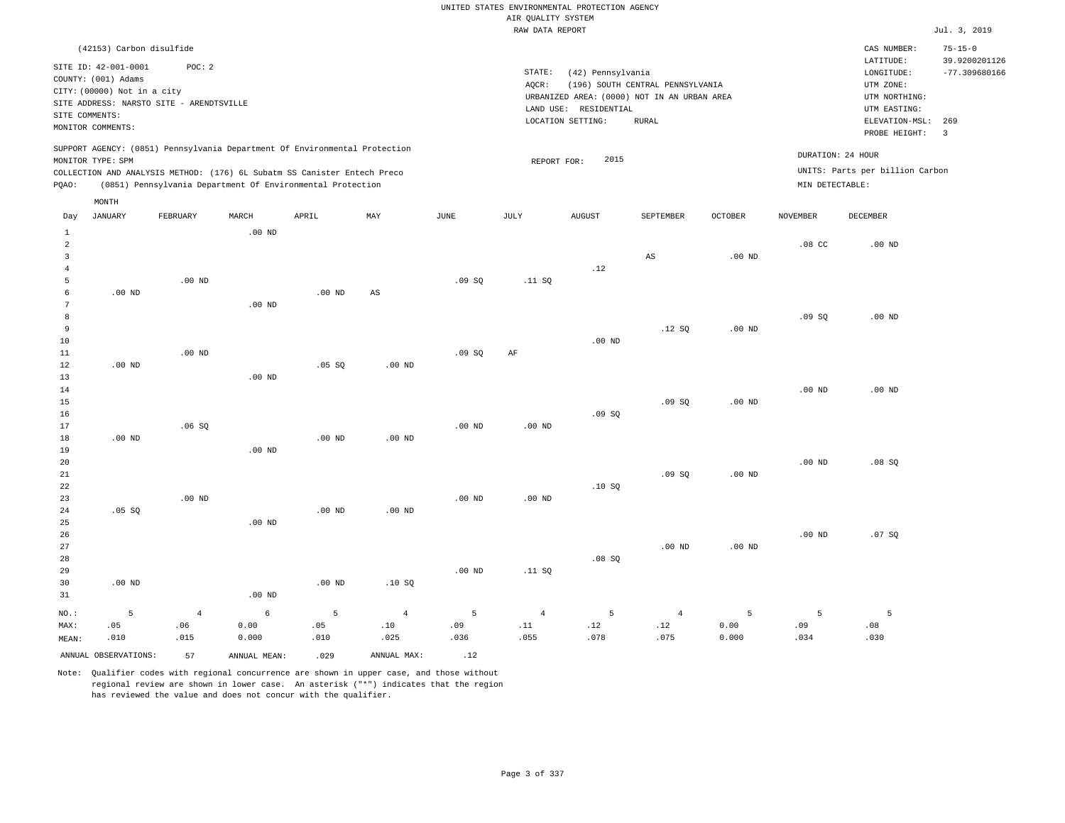UNITED STATES ENVIRONMENTAL PROTECTION AGENCY
AIR QUALITY SYSTEM
RAW DATA REPORT

Jul. 3, 2019

(42153) Carbon disulfide

SITE ID: 42-001-0001 POC: 2
COUNTY: (001) Adams
CITY: (00000) Not in a city
SITE ADDRESS: NARSTO SITE - ARENDTSVILLE
SITE COMMENTS:
MONITOR COMMENTS:

STATE: (42) Pennsylvania
AQCR: (196) SOUTH CENTRAL PENNSYLVANIA
URBANIZED AREA: (0000) NOT IN AN URBAN AREA
LAND USE: RESIDENTIAL
LOCATION SETTING: RURAL

CAS NUMBER: 75-15-0
LATITUDE: 39.9200201126
LONGITUDE: -77.309680166
UTM ZONE:
UTM NORTHING:
UTM EASTING:
ELEVATION-MSL: 269
PROBE HEIGHT: 3

SUPPORT AGENCY: (0851) Pennsylvania Department Of Environmental Protection
MONITOR TYPE: SPM
COLLECTION AND ANALYSIS METHOD: (176) 6L Subatm SS Canister Entech Preco
PQAO: (0851) Pennsylvania Department Of Environmental Protection

REPORT FOR: 2015

DURATION: 24 HOUR
UNITS: Parts per billion Carbon
MIN DETECTABLE:

| Day | JANUARY | FEBRUARY | MARCH | APRIL | MAY | JUNE | JULY | AUGUST | SEPTEMBER | OCTOBER | NOVEMBER | DECEMBER |
|---|---|---|---|---|---|---|---|---|---|---|---|---|
| 1 | | | .00 ND | | | | | | | | | |
| 2 | | | | | | | | | | | .08 CC | .00 ND |
| 3 | | | | | | | | | AS | .00 ND | | |
| 4 | | | | | | | | .12 | | | | |
| 5 | | .00 ND | | | | .09 SQ | .11 SQ | | | | | |
| 6 | .00 ND | | | .00 ND | AS | | | | | | | |
| 7 | | | .00 ND | | | | | | | | | |
| 8 | | | | | | | | | | | .09 SQ | .00 ND |
| 9 | | | | | | | | | .12 SQ | .00 ND | | |
| 10 | | | | | | | | .00 ND | | | | |
| 11 | | .00 ND | | | | .09 SQ | AF | | | | | |
| 12 | .00 ND | | | .05 SQ | .00 ND | | | | | | | |
| 13 | | | .00 ND | | | | | | | | | |
| 14 | | | | | | | | | | | .00 ND | .00 ND |
| 15 | | | | | | | | | .09 SQ | .00 ND | | |
| 16 | | | | | | | | .09 SQ | | | | |
| 17 | | .06 SQ | | | | .00 ND | .00 ND | | | | | |
| 18 | .00 ND | | | .00 ND | .00 ND | | | | | | | |
| 19 | | | .00 ND | | | | | | | | | |
| 20 | | | | | | | | | | | .00 ND | .08 SQ |
| 21 | | | | | | | | | .09 SQ | .00 ND | | |
| 22 | | | | | | | | .10 SQ | | | | |
| 23 | | .00 ND | | | | .00 ND | .00 ND | | | | | |
| 24 | .05 SQ | | | .00 ND | .00 ND | | | | | | | |
| 25 | | | .00 ND | | | | | | | | | |
| 26 | | | | | | | | | | | .00 ND | .07 SQ |
| 27 | | | | | | | | | .00 ND | .00 ND | | |
| 28 | | | | | | | | .08 SQ | | | | |
| 29 | | | | | | .00 ND | .11 SQ | | | | | |
| 30 | .00 ND | | | .00 ND | .10 SQ | | | | | | | |
| 31 | | | .00 ND | | | | | | | | | |
| NO.: | 5 | 4 | 6 | 5 | 4 | 5 | 4 | 5 | 4 | 5 | 5 | 5 |
| MAX: | .05 | .06 | 0.00 | .05 | .10 | .09 | .11 | .12 | .12 | 0.00 | .09 | .08 |
| MEAN: | .010 | .015 | 0.000 | .010 | .025 | .036 | .055 | .078 | .075 | 0.000 | .034 | .030 |

ANNUAL OBSERVATIONS: 57 ANNUAL MEAN: .029 ANNUAL MAX: .12

Note: Qualifier codes with regional concurrence are shown in upper case, and those without regional review are shown in lower case. An asterisk ("*") indicates that the region has reviewed the value and does not concur with the qualifier.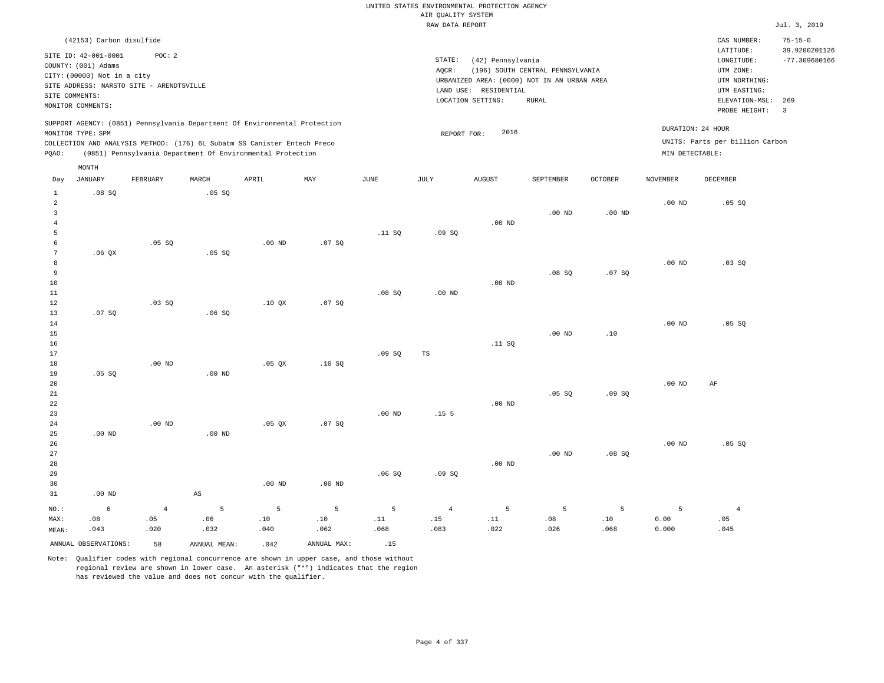UNITED STATES ENVIRONMENTAL PROTECTION AGENCY
AIR QUALITY SYSTEM
RAW DATA REPORT

Jul. 3, 2019

(42153) Carbon disulfide

SITE ID: 42-001-0001 POC: 2
COUNTY: (001) Adams
CITY: (00000) Not in a city
SITE ADDRESS: NARSTO SITE - ARENDTSVILLE
SITE COMMENTS:
MONITOR COMMENTS:

STATE: (42) Pennsylvania
AQCR: (196) SOUTH CENTRAL PENNSYLVANIA
URBANIZED AREA: (0000) NOT IN AN URBAN AREA
LAND USE: RESIDENTIAL
LOCATION SETTING: RURAL

CAS NUMBER: 75-15-0
LATITUDE: 39.9200201126
LONGITUDE: -77.309680166
UTM ZONE:
UTM NORTHING:
UTM EASTING:
ELEVATION-MSL: 269
PROBE HEIGHT: 3

SUPPORT AGENCY: (0851) Pennsylvania Department Of Environmental Protection
MONITOR TYPE: SPM
COLLECTION AND ANALYSIS METHOD: (176) 6L Subatm SS Canister Entech Preco
PQAO: (0851) Pennsylvania Department Of Environmental Protection

REPORT FOR: 2016

DURATION: 24 HOUR
UNITS: Parts per billion Carbon
MIN DETECTABLE:

| Day | JANUARY | FEBRUARY | MARCH | APRIL | MAY | JUNE | JULY | AUGUST | SEPTEMBER | OCTOBER | NOVEMBER | DECEMBER |
|---|---|---|---|---|---|---|---|---|---|---|---|---|
| 1 | .08 SQ | | .05 SQ | | | | | | | | | |
| 2 | | | | | | | | | | | .00 ND | .05 SQ |
| 3 | | | | | | | | | .00 ND | .00 ND | | |
| 4 | | | | | | | | .00 ND | | | | |
| 5 | | | | | | .11 SQ | .09 SQ | | | | | |
| 6 | | .05 SQ | | .00 ND | .07 SQ | | | | | | | |
| 7 | .06 QX | | .05 SQ | | | | | | | | | |
| 8 | | | | | | | | | | | .00 ND | .03 SQ |
| 9 | | | | | | | | | .08 SQ | .07 SQ | | |
| 10 | | | | | | | | .00 ND | | | | |
| 11 | | | | | | .08 SQ | .00 ND | | | | | |
| 12 | | .03 SQ | | .10 QX | .07 SQ | | | | | | | |
| 13 | .07 SQ | | .06 SQ | | | | | | | | | |
| 14 | | | | | | | | | | | .00 ND | .05 SQ |
| 15 | | | | | | | | | .00 ND | .10 | | |
| 16 | | | | | | | | .11 SQ | | | | |
| 17 | | | | | | .09 SQ | TS | | | | | |
| 18 | | .00 ND | | .05 QX | .10 SQ | | | | | | | |
| 19 | .05 SQ | | .00 ND | | | | | | | | | |
| 20 | | | | | | | | | | | .00 ND | AF |
| 21 | | | | | | | | | .05 SQ | .09 SQ | | |
| 22 | | | | | | | | .00 ND | | | | |
| 23 | | | | | | .00 ND | .15 5 | | | | | |
| 24 | | .00 ND | | .05 QX | .07 SQ | | | | | | | |
| 25 | .00 ND | | .00 ND | | | | | | | | | |
| 26 | | | | | | | | | | | .00 ND | .05 SQ |
| 27 | | | | | | | | | .00 ND | .08 SQ | | |
| 28 | | | | | | | | .00 ND | | | | |
| 29 | | | | | | .06 SQ | .09 SQ | | | | | |
| 30 | | | | .00 ND | .00 ND | | | | | | | |
| 31 | .00 ND | | AS | | | | | | | | | |
| NO.: | 6 | 4 | 5 | 5 | 5 | 5 | 4 | 5 | 5 | 5 | 5 | 4 |
| MAX: | .08 | .05 | .06 | .10 | .10 | .11 | .15 | .11 | .08 | .10 | 0.00 | .05 |
| MEAN: | .043 | .020 | .032 | .040 | .062 | .068 | .083 | .022 | .026 | .068 | 0.000 | .045 |

ANNUAL OBSERVATIONS: 58 ANNUAL MEAN: .042 ANNUAL MAX: .15

Note: Qualifier codes with regional concurrence are shown in upper case, and those without regional review are shown in lower case. An asterisk ("*") indicates that the region has reviewed the value and does not concur with the qualifier.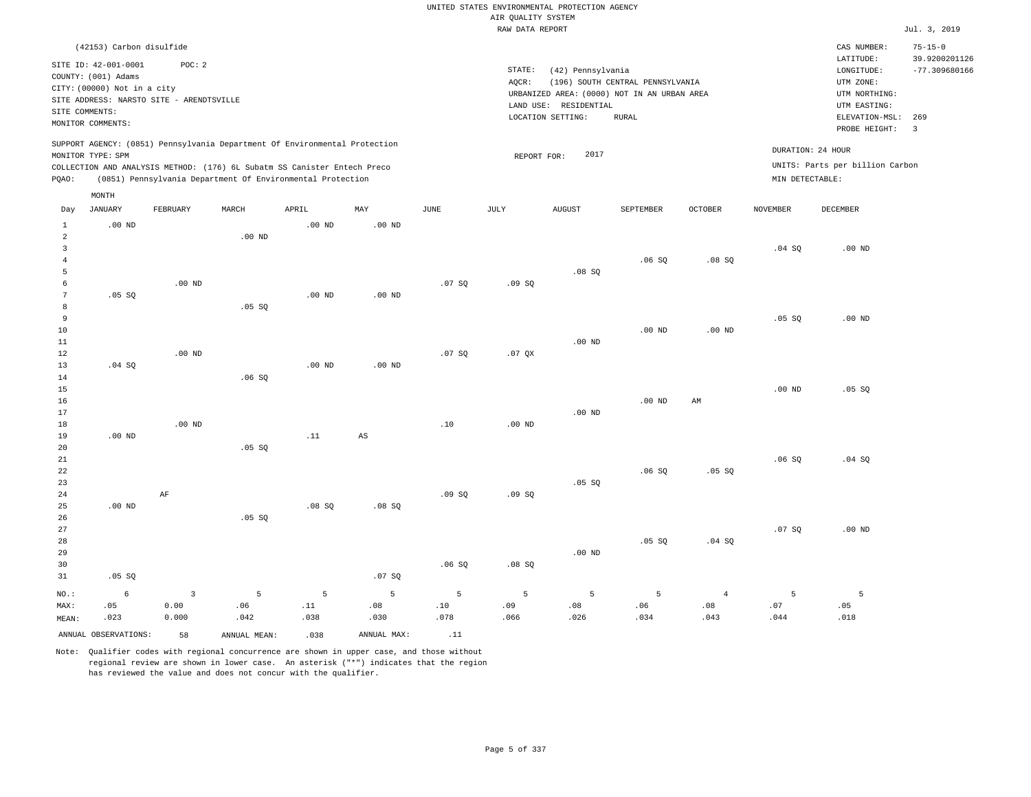UNITED STATES ENVIRONMENTAL PROTECTION AGENCY
AIR QUALITY SYSTEM
RAW DATA REPORT

Jul. 3, 2019

(42153) Carbon disulfide

SITE ID: 42-001-0001 POC: 2
COUNTY: (001) Adams
CITY: (00000) Not in a city
SITE ADDRESS: NARSTO SITE - ARENDTSVILLE
SITE COMMENTS:
MONITOR COMMENTS:

STATE: (42) Pennsylvania
AQCR: (196) SOUTH CENTRAL PENNSYLVANIA
URBANIZED AREA: (0000) NOT IN AN URBAN AREA
LAND USE: RESIDENTIAL
LOCATION SETTING: RURAL

CAS NUMBER: 75-15-0
LATITUDE: 39.9200201126
LONGITUDE: -77.309680166
UTM ZONE:
UTM NORTHING:
UTM EASTING:
ELEVATION-MSL: 269
PROBE HEIGHT: 3

SUPPORT AGENCY: (0851) Pennsylvania Department Of Environmental Protection
MONITOR TYPE: SPM
COLLECTION AND ANALYSIS METHOD: (176) 6L Subatm SS Canister Entech Preco
PQAO: (0851) Pennsylvania Department Of Environmental Protection

REPORT FOR: 2017

DURATION: 24 HOUR
UNITS: Parts per billion Carbon
MIN DETECTABLE:

| Day | JANUARY | FEBRUARY | MARCH | APRIL | MAY | JUNE | JULY | AUGUST | SEPTEMBER | OCTOBER | NOVEMBER | DECEMBER |
|---|---|---|---|---|---|---|---|---|---|---|---|---|
| 1 | .00 ND | | | .00 ND | .00 ND | | | | | | | |
| 2 | | | .00 ND | | | | | | | | | |
| 3 | | | | | | | | | | | .04 SQ | .00 ND |
| 4 | | | | | | | | | .06 SQ | .08 SQ | | |
| 5 | | | | | | | | .08 SQ | | | | |
| 6 | | .00 ND | | | | .07 SQ | .09 SQ | | | | | |
| 7 | .05 SQ | | | .00 ND | .00 ND | | | | | | | |
| 8 | | | .05 SQ | | | | | | | | | |
| 9 | | | | | | | | | | | .05 SQ | .00 ND |
| 10 | | | | | | | | | .00 ND | .00 ND | | |
| 11 | | | | | | | | .00 ND | | | | |
| 12 | | .00 ND | | | | .07 SQ | .07 QX | | | | | |
| 13 | .04 SQ | | | .00 ND | .00 ND | | | | | | | |
| 14 | | | .06 SQ | | | | | | | | | |
| 15 | | | | | | | | | | | .00 ND | .05 SQ |
| 16 | | | | | | | | | .00 ND | AM | | |
| 17 | | | | | | | | .00 ND | | | | |
| 18 | | .00 ND | | | | .10 | .00 ND | | | | | |
| 19 | .00 ND | | | .11 | AS | | | | | | | |
| 20 | | | .05 SQ | | | | | | | | | |
| 21 | | | | | | | | | | | .06 SQ | .04 SQ |
| 22 | | | | | | | | | .06 SQ | .05 SQ | | |
| 23 | | | | | | | | .05 SQ | | | | |
| 24 | | AF | | | | .09 SQ | .09 SQ | | | | | |
| 25 | .00 ND | | | .08 SQ | .08 SQ | | | | | | | |
| 26 | | | .05 SQ | | | | | | | | | |
| 27 | | | | | | | | | | | .07 SQ | .00 ND |
| 28 | | | | | | | | | .05 SQ | .04 SQ | | |
| 29 | | | | | | | | .00 ND | | | | |
| 30 | | | | | | .06 SQ | .08 SQ | | | | | |
| 31 | .05 SQ | | | | .07 SQ | | | | | | | |
| NO.: | 6 | 3 | 5 | 5 | 5 | 5 | 5 | 5 | 5 | 4 | 5 | 5 |
| MAX: | .05 | 0.00 | .06 | .11 | .08 | .10 | .09 | .08 | .06 | .08 | .07 | .05 |
| MEAN: | .023 | 0.000 | .042 | .038 | .030 | .078 | .066 | .026 | .034 | .043 | .044 | .018 |

ANNUAL OBSERVATIONS: 58 ANNUAL MEAN: .038 ANNUAL MAX: .11

Note: Qualifier codes with regional concurrence are shown in upper case, and those without regional review are shown in lower case. An asterisk ("*") indicates that the region has reviewed the value and does not concur with the qualifier.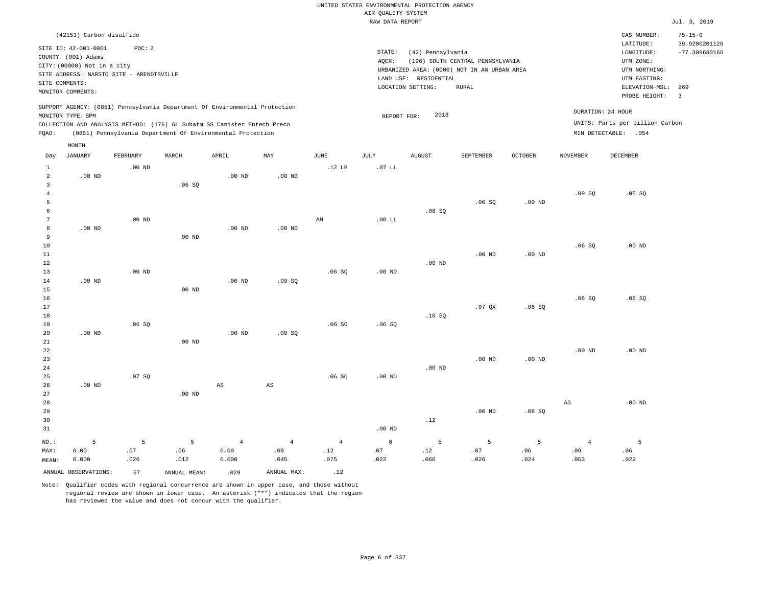UNITED STATES ENVIRONMENTAL PROTECTION AGENCY
AIR QUALITY SYSTEM
RAW DATA REPORT

Jul. 3, 2019

(42153) Carbon disulfide

SITE ID: 42-001-0001 POC: 2
COUNTY: (001) Adams
CITY: (00000) Not in a city
SITE ADDRESS: NARSTO SITE - ARENDTSVILLE
SITE COMMENTS:
MONITOR COMMENTS:

STATE: (42) Pennsylvania
AQCR: (196) SOUTH CENTRAL PENNSYLVANIA
URBANIZED AREA: (0000) NOT IN AN URBAN AREA
LAND USE: RESIDENTIAL
LOCATION SETTING: RURAL

CAS NUMBER: 75-15-0
LATITUDE: 39.9200201126
LONGITUDE: -77.309680166
UTM ZONE:
UTM NORTHING:
UTM EASTING:
ELEVATION-MSL: 269
PROBE HEIGHT: 3

SUPPORT AGENCY: (0851) Pennsylvania Department Of Environmental Protection
MONITOR TYPE: SPM
COLLECTION AND ANALYSIS METHOD: (176) 6L Subatm SS Canister Entech Preco
PQAO: (0851) Pennsylvania Department Of Environmental Protection

REPORT FOR: 2018

DURATION: 24 HOUR
UNITS: Parts per billion Carbon
MIN DETECTABLE: .054

| Day | JANUARY | FEBRUARY | MARCH | APRIL | MAY | JUNE | JULY | AUGUST | SEPTEMBER | OCTOBER | NOVEMBER | DECEMBER |
|---|---|---|---|---|---|---|---|---|---|---|---|---|
| 1 | | .00 ND | | | | .12 LB | .07 LL | | | | | |
| 2 | .00 ND | | | .00 ND | .00 ND | | | | | | | |
| 3 | | | .06 SQ | | | | | | | | | |
| 4 | | | | | | | | | | | .09 SQ | .05 SQ |
| 5 | | | | | | | | | .06 SQ | .00 ND | | |
| 6 | | | | | | | | .08 SQ | | | | |
| 7 | | .00 ND | | | | AM | .00 LL | | | | | |
| 8 | .00 ND | | | .00 ND | .00 ND | | | | | | | |
| 9 | | | .00 ND | | | | | | | | | |
| 10 | | | | | | | | | | | .06 SQ | .00 ND |
| 11 | | | | | | | | | .00 ND | .00 ND | | |
| 12 | | | | | | | | .00 ND | | | | |
| 13 | | .00 ND | | | | .06 SQ | .00 ND | | | | | |
| 14 | .00 ND | | | .00 ND | .09 SQ | | | | | | | |
| 15 | | | .00 ND | | | | | | | | | |
| 16 | | | | | | | | | | | .06 SQ | .06 SQ |
| 17 | | | | | | | | | .07 QX | .06 SQ | | |
| 18 | | | | | | | | .10 SQ | | | | |
| 19 | | .06 SQ | | | | .06 SQ | .06 SQ | | | | | |
| 20 | .00 ND | | | .00 ND | .09 SQ | | | | | | | |
| 21 | | | .00 ND | | | | | | | | | |
| 22 | | | | | | | | | | | .00 ND | .00 ND |
| 23 | | | | | | | | | .00 ND | .00 ND | | |
| 24 | | | | | | | | .00 ND | | | | |
| 25 | | .07 SQ | | | | .06 SQ | .00 ND | | | | | |
| 26 | .00 ND | | | AS | AS | | | | | | | |
| 27 | | | .00 ND | | | | | | | | | |
| 28 | | | | | | | | | | | AS | .00 ND |
| 29 | | | | | | | | | .00 ND | .06 SQ | | |
| 30 | | | | | | | | .12 | | | | |
| 31 | | | | | | | .00 ND | | | | | |
| NO.: | 5 | 5 | 5 | 4 | 4 | 4 | 6 | 5 | 5 | 5 | 4 | 5 |
| MAX: | 0.00 | .07 | .06 | 0.00 | .09 | .12 | .07 | .12 | .07 | .06 | .09 | .06 |
| MEAN: | 0.000 | .026 | .012 | 0.000 | .045 | .075 | .022 | .060 | .026 | .024 | .053 | .022 |

ANNUAL OBSERVATIONS: 57 ANNUAL MEAN: .029 ANNUAL MAX: .12

Note: Qualifier codes with regional concurrence are shown in upper case, and those without regional review are shown in lower case. An asterisk ("*") indicates that the region has reviewed the value and does not concur with the qualifier.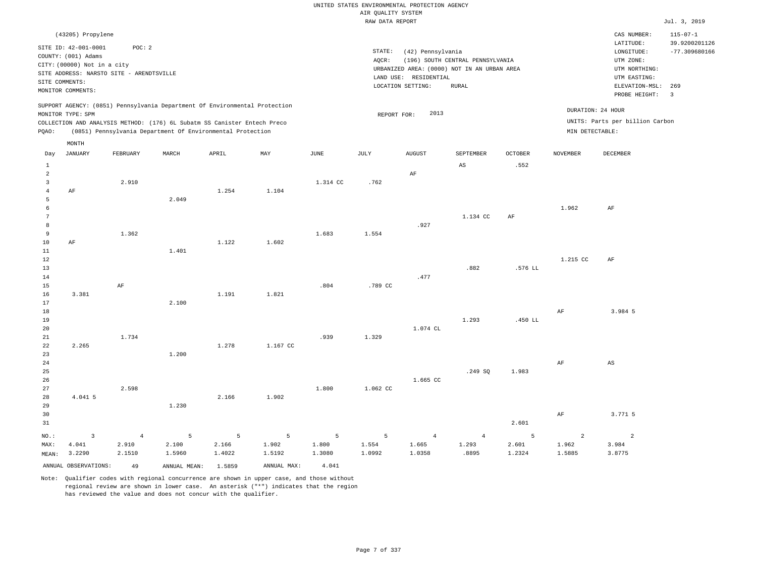UNITED STATES ENVIRONMENTAL PROTECTION AGENCY
AIR QUALITY SYSTEM
RAW DATA REPORT

Jul. 3, 2019

(43205) Propylene

SITE ID: 42-001-0001 POC: 2
COUNTY: (001) Adams
CITY: (00000) Not in a city
SITE ADDRESS: NARSTO SITE - ARENDTSVILLE
SITE COMMENTS:
MONITOR COMMENTS:

STATE: (42) Pennsylvania
AQCR: (196) SOUTH CENTRAL PENNSYLVANIA
URBANIZED AREA: (0000) NOT IN AN URBAN AREA
LAND USE: RESIDENTIAL
LOCATION SETTING: RURAL

CAS NUMBER: 115-07-1
LATITUDE: 39.9200201126
LONGITUDE: -77.309680166
UTM ZONE:
UTM NORTHING:
UTM EASTING:
ELEVATION-MSL: 269
PROBE HEIGHT: 3

SUPPORT AGENCY: (0851) Pennsylvania Department Of Environmental Protection
MONITOR TYPE: SPM
COLLECTION AND ANALYSIS METHOD: (176) 6L Subatm SS Canister Entech Preco
PQAO: (0851) Pennsylvania Department Of Environmental Protection

REPORT FOR: 2013

DURATION: 24 HOUR
UNITS: Parts per billion Carbon
MIN DETECTABLE:

| Day | JANUARY | FEBRUARY | MARCH | APRIL | MAY | JUNE | JULY | AUGUST | SEPTEMBER | OCTOBER | NOVEMBER | DECEMBER |
|---|---|---|---|---|---|---|---|---|---|---|---|---|
| 1 | | | | | | | | | AS | .552 | | |
| 2 | | | | | | | | AF | | | | |
| 3 | | 2.910 | | | | 1.314 CC | .762 | | | | | |
| 4 | AF | | | 1.254 | 1.104 | | | | | | | |
| 5 | | | 2.049 | | | | | | | | | |
| 6 | | | | | | | | | | | 1.962 | AF |
| 7 | | | | | | | | | 1.134 CC | AF | | |
| 8 | | | | | | | | .927 | | | | |
| 9 | | 1.362 | | | | 1.683 | 1.554 | | | | | |
| 10 | AF | | | 1.122 | 1.602 | | | | | | | |
| 11 | | | 1.401 | | | | | | | | | |
| 12 | | | | | | | | | | | 1.215 CC | AF |
| 13 | | | | | | | | | .882 | .576 LL | | |
| 14 | | | | | | | | .477 | | | | |
| 15 | | AF | | | | .804 | .789 CC | | | | | |
| 16 | 3.381 | | | 1.191 | 1.821 | | | | | | | |
| 17 | | | 2.100 | | | | | | | | | |
| 18 | | | | | | | | | | | AF | 3.984 5 |
| 19 | | | | | | | | | 1.293 | .450 LL | | |
| 20 | | | | | | | | 1.074 CL | | | | |
| 21 | | 1.734 | | | | .939 | 1.329 | | | | | |
| 22 | 2.265 | | | 1.278 | 1.167 CC | | | | | | | |
| 23 | | | 1.200 | | | | | | | | | |
| 24 | | | | | | | | | | | AF | AS |
| 25 | | | | | | | | | .249 SQ | 1.983 | | |
| 26 | | | | | | | | 1.665 CC | | | | |
| 27 | | 2.598 | | | | 1.800 | 1.062 CC | | | | | |
| 28 | 4.041 5 | | | 2.166 | 1.902 | | | | | | | |
| 29 | | | 1.230 | | | | | | | | | |
| 30 | | | | | | | | | | | AF | 3.771 5 |
| 31 | | | | | | | | | | 2.601 | | |
| NO.: | 3 | 4 | 5 | 5 | 5 | 5 | 5 | 4 | 4 | 5 | 2 | 2 |
| MAX: | 4.041 | 2.910 | 2.100 | 2.166 | 1.902 | 1.800 | 1.554 | 1.665 | 1.293 | 2.601 | 1.962 | 3.984 |
| MEAN: | 3.2290 | 2.1510 | 1.5960 | 1.4022 | 1.5192 | 1.3080 | 1.0992 | 1.0358 | .8895 | 1.2324 | 1.5885 | 3.8775 |

ANNUAL OBSERVATIONS: 49 ANNUAL MEAN: 1.5859 ANNUAL MAX: 4.041

Note: Qualifier codes with regional concurrence are shown in upper case, and those without regional review are shown in lower case. An asterisk ("*") indicates that the region has reviewed the value and does not concur with the qualifier.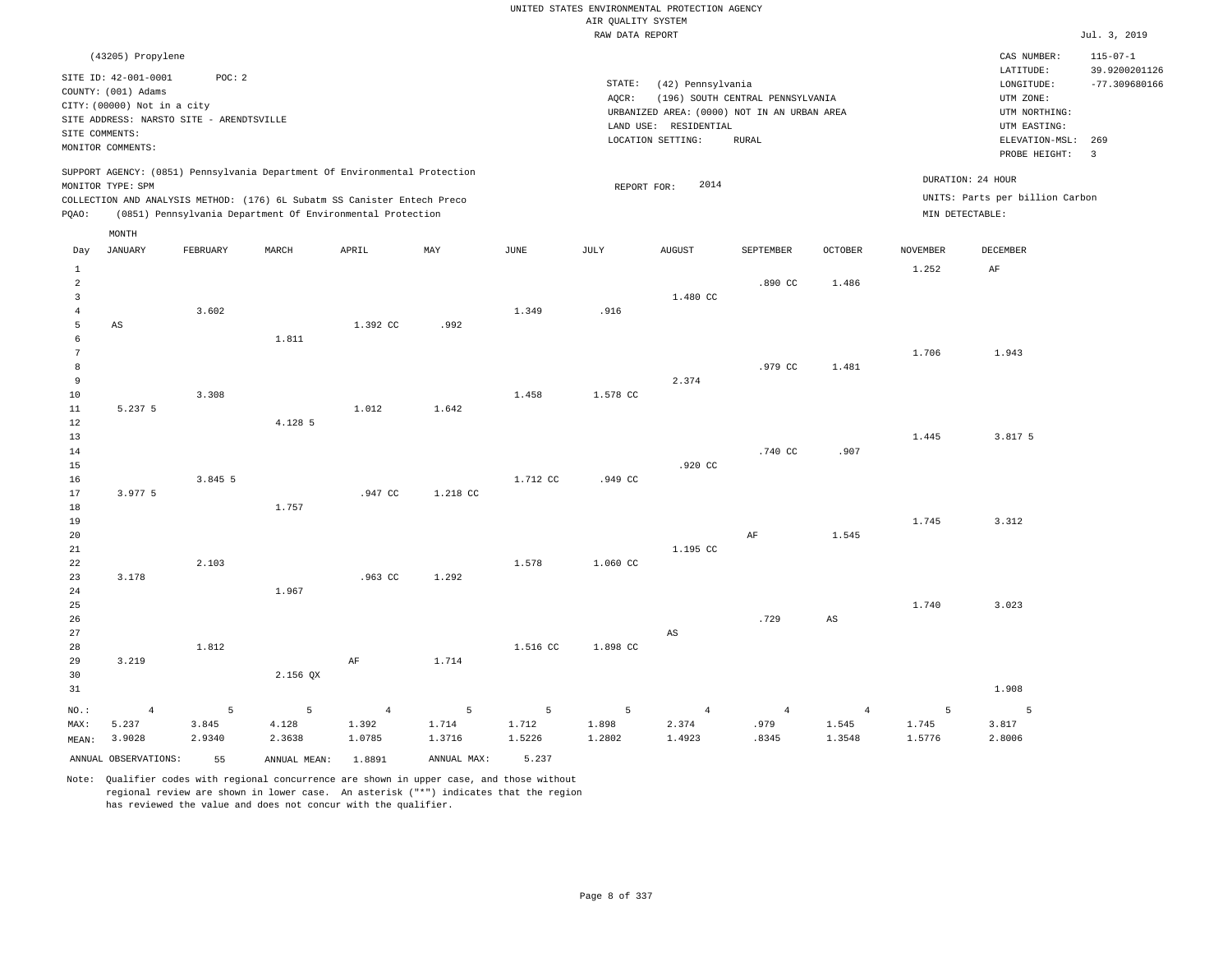UNITED STATES ENVIRONMENTAL PROTECTION AGENCY
AIR QUALITY SYSTEM
RAW DATA REPORT

Jul. 3, 2019

(43205) Propylene

SITE ID: 42-001-0001    POC: 2
COUNTY: (001) Adams
CITY: (00000) Not in a city
SITE ADDRESS: NARSTO SITE - ARENDTSVILLE
SITE COMMENTS:
MONITOR COMMENTS:

STATE: (42) Pennsylvania
AQCR: (196) SOUTH CENTRAL PENNSYLVANIA
URBANIZED AREA: (0000) NOT IN AN URBAN AREA
LAND USE: RESIDENTIAL
LOCATION SETTING: RURAL

CAS NUMBER: 115-07-1
LATITUDE: 39.9200201126
LONGITUDE: -77.309680166
UTM ZONE:
UTM NORTHING:
UTM EASTING:
ELEVATION-MSL: 269
PROBE HEIGHT: 3

SUPPORT AGENCY: (0851) Pennsylvania Department Of Environmental Protection
MONITOR TYPE: SPM
COLLECTION AND ANALYSIS METHOD: (176) 6L Subatm SS Canister Entech Preco
PQAO: (0851) Pennsylvania Department Of Environmental Protection

REPORT FOR: 2014

DURATION: 24 HOUR
UNITS: Parts per billion Carbon
MIN DETECTABLE:

| Day | JANUARY | FEBRUARY | MARCH | APRIL | MAY | JUNE | JULY | AUGUST | SEPTEMBER | OCTOBER | NOVEMBER | DECEMBER |
|---|---|---|---|---|---|---|---|---|---|---|---|---|
| 1 | | | | | | | | | | | 1.252 | AF |
| 2 | | | | | | | | | .890 CC | 1.486 | | |
| 3 | | | | | | | | 1.480 CC | | | | |
| 4 | | 3.602 | | | | 1.349 | .916 | | | | | |
| 5 | AS | | | 1.392 CC | .992 | | | | | | | |
| 6 | | | 1.811 | | | | | | | | | |
| 7 | | | | | | | | | | | 1.706 | 1.943 |
| 8 | | | | | | | | | .979 CC | 1.481 | | |
| 9 | | | | | | | | 2.374 | | | | |
| 10 | | 3.308 | | | | 1.458 | 1.578 CC | | | | | |
| 11 | 5.237 5 | | | 1.012 | 1.642 | | | | | | | |
| 12 | | | 4.128 5 | | | | | | | | | |
| 13 | | | | | | | | | | | 1.445 | 3.817 5 |
| 14 | | | | | | | | | .740 CC | .907 | | |
| 15 | | | | | | | | .920 CC | | | | |
| 16 | | 3.845 5 | | | | 1.712 CC | .949 CC | | | | | |
| 17 | 3.977 5 | | | .947 CC | 1.218 CC | | | | | | | |
| 18 | | | 1.757 | | | | | | | | | |
| 19 | | | | | | | | | | | 1.745 | 3.312 |
| 20 | | | | | | | | | AF | 1.545 | | |
| 21 | | | | | | | | 1.195 CC | | | | |
| 22 | | 2.103 | | | | 1.578 | 1.060 CC | | | | | |
| 23 | 3.178 | | | .963 CC | 1.292 | | | | | | | |
| 24 | | | 1.967 | | | | | | | | | |
| 25 | | | | | | | | | | | 1.740 | 3.023 |
| 26 | | | | | | | | | .729 | AS | | |
| 27 | | | | | | | | AS | | | | |
| 28 | | 1.812 | | | | 1.516 CC | 1.898 CC | | | | | |
| 29 | 3.219 | | | AF | 1.714 | | | | | | | |
| 30 | | | 2.156 QX | | | | | | | | | |
| 31 | | | | | | | | | | | | 1.908 |
| NO.: | 4 | 5 | 5 | 4 | 5 | 5 | 5 | 4 | 4 | 4 | 5 | 5 |
| MAX: | 5.237 | 3.845 | 4.128 | 1.392 | 1.714 | 1.712 | 1.898 | 2.374 | .979 | 1.545 | 1.745 | 3.817 |
| MEAN: | 3.9028 | 2.9340 | 2.3638 | 1.0785 | 1.3716 | 1.5226 | 1.2802 | 1.4923 | .8345 | 1.3548 | 1.5776 | 2.8006 |

ANNUAL OBSERVATIONS: 55    ANNUAL MEAN: 1.8891    ANNUAL MAX: 5.237

Note: Qualifier codes with regional concurrence are shown in upper case, and those without regional review are shown in lower case. An asterisk ("*") indicates that the region has reviewed the value and does not concur with the qualifier.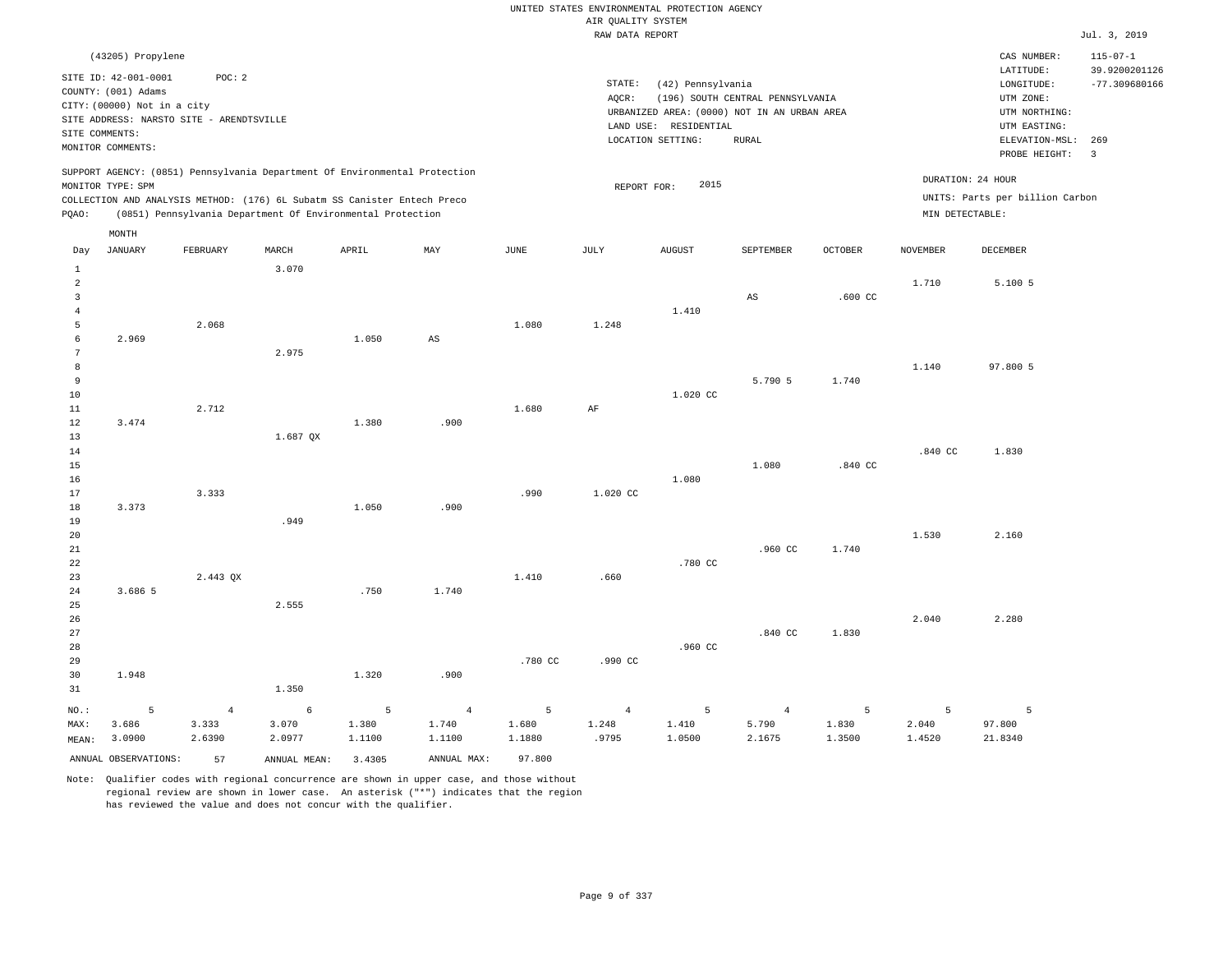UNITED STATES ENVIRONMENTAL PROTECTION AGENCY
AIR QUALITY SYSTEM
RAW DATA REPORT

Jul. 3, 2019

(43205) Propylene

SITE ID: 42-001-0001 POC: 2
COUNTY: (001) Adams
CITY: (00000) Not in a city
SITE ADDRESS: NARSTO SITE - ARENDTSVILLE
SITE COMMENTS:
MONITOR COMMENTS:

STATE: (42) Pennsylvania
AQCR: (196) SOUTH CENTRAL PENNSYLVANIA
URBANIZED AREA: (0000) NOT IN AN URBAN AREA
LAND USE: RESIDENTIAL
LOCATION SETTING: RURAL

CAS NUMBER: 115-07-1
LATITUDE: 39.9200201126
LONGITUDE: -77.309680166
UTM ZONE:
UTM NORTHING:
UTM EASTING:
ELEVATION-MSL: 269
PROBE HEIGHT: 3

SUPPORT AGENCY: (0851) Pennsylvania Department Of Environmental Protection
MONITOR TYPE: SPM
COLLECTION AND ANALYSIS METHOD: (176) 6L Subatm SS Canister Entech Preco
PQAO: (0851) Pennsylvania Department Of Environmental Protection

REPORT FOR: 2015

DURATION: 24 HOUR
UNITS: Parts per billion Carbon
MIN DETECTABLE:

| Day | JANUARY | FEBRUARY | MARCH | APRIL | MAY | JUNE | JULY | AUGUST | SEPTEMBER | OCTOBER | NOVEMBER | DECEMBER |
|---|---|---|---|---|---|---|---|---|---|---|---|---|
| 1 | | | 3.070 | | | | | | | | | |
| 2 | | | | | | | | | | | 1.710 | 5.100 5 |
| 3 | | | | | | | | | AS | .600 CC | | |
| 4 | | | | | | | | 1.410 | | | | |
| 5 | | 2.068 | | | | 1.080 | 1.248 | | | | | |
| 6 | 2.969 | | | 1.050 | AS | | | | | | | |
| 7 | | | 2.975 | | | | | | | | | |
| 8 | | | | | | | | | | | 1.140 | 97.800 5 |
| 9 | | | | | | | | | 5.790 5 | 1.740 | | |
| 10 | | | | | | | | 1.020 CC | | | | |
| 11 | | 2.712 | | | | 1.680 | AF | | | | | |
| 12 | 3.474 | | | 1.380 | .900 | | | | | | | |
| 13 | | | 1.687 QX | | | | | | | | | |
| 14 | | | | | | | | | | | .840 CC | 1.830 |
| 15 | | | | | | | | | 1.080 | .840 CC | | |
| 16 | | | | | | | | 1.080 | | | | |
| 17 | | 3.333 | | | | .990 | 1.020 CC | | | | | |
| 18 | 3.373 | | | 1.050 | .900 | | | | | | | |
| 19 | | | .949 | | | | | | | | | |
| 20 | | | | | | | | | | | 1.530 | 2.160 |
| 21 | | | | | | | | | .960 CC | 1.740 | | |
| 22 | | | | | | | | .780 CC | | | | |
| 23 | | 2.443 QX | | | | 1.410 | .660 | | | | | |
| 24 | 3.686 5 | | | .750 | 1.740 | | | | | | | |
| 25 | | | 2.555 | | | | | | | | | |
| 26 | | | | | | | | | | | 2.040 | 2.280 |
| 27 | | | | | | | | | .840 CC | 1.830 | | |
| 28 | | | | | | | | .960 CC | | | | |
| 29 | | | | | | .780 CC | .990 CC | | | | | |
| 30 | 1.948 | | | 1.320 | .900 | | | | | | | |
| 31 | | | 1.350 | | | | | | | | | |
| NO.: | 5 | 4 | 6 | 5 | 4 | 5 | 4 | 5 | 4 | 5 | 5 | 5 |
| MAX: | 3.686 | 3.333 | 3.070 | 1.380 | 1.740 | 1.680 | 1.248 | 1.410 | 5.790 | 1.830 | 2.040 | 97.800 |
| MEAN: | 3.0900 | 2.6390 | 2.0977 | 1.1100 | 1.1100 | 1.1880 | .9795 | 1.0500 | 2.1675 | 1.3500 | 1.4520 | 21.8340 |

ANNUAL OBSERVATIONS: 57 ANNUAL MEAN: 3.4305 ANNUAL MAX: 97.800

Note: Qualifier codes with regional concurrence are shown in upper case, and those without regional review are shown in lower case. An asterisk ("*") indicates that the region has reviewed the value and does not concur with the qualifier.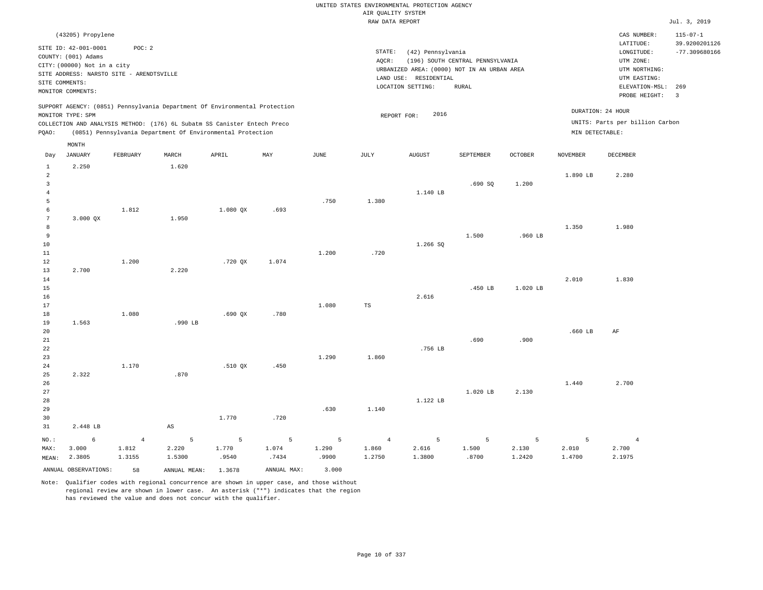UNITED STATES ENVIRONMENTAL PROTECTION AGENCY
AIR QUALITY SYSTEM
RAW DATA REPORT

Jul. 3, 2019

(43205) Propylene

SITE ID: 42-001-0001  POC: 2
COUNTY: (001) Adams
CITY: (00000) Not in a city
SITE ADDRESS: NARSTO SITE - ARENDTSVILLE
SITE COMMENTS:
MONITOR COMMENTS:

STATE: (42) Pennsylvania
AQCR: (196) SOUTH CENTRAL PENNSYLVANIA
URBANIZED AREA: (0000) NOT IN AN URBAN AREA
LAND USE: RESIDENTIAL
LOCATION SETTING: RURAL

CAS NUMBER: 115-07-1
LATITUDE: 39.9200201126
LONGITUDE: -77.309680166
UTM ZONE:
UTM NORTHING:
UTM EASTING:
ELEVATION-MSL: 269
PROBE HEIGHT: 3

SUPPORT AGENCY: (0851) Pennsylvania Department Of Environmental Protection
MONITOR TYPE: SPM
COLLECTION AND ANALYSIS METHOD: (176) 6L Subatm SS Canister Entech Preco
PQAO: (0851) Pennsylvania Department Of Environmental Protection

REPORT FOR: 2016

DURATION: 24 HOUR
UNITS: Parts per billion Carbon
MIN DETECTABLE:

| Day | JANUARY | FEBRUARY | MARCH | APRIL | MAY | JUNE | JULY | AUGUST | SEPTEMBER | OCTOBER | NOVEMBER | DECEMBER |
|---|---|---|---|---|---|---|---|---|---|---|---|---|
| 1 | 2.250 | | 1.620 | | | | | | | | | |
| 2 | | | | | | | | | | | 1.890 LB | 2.280 |
| 3 | | | | | | | | | .690 SQ | 1.200 | | |
| 4 | | | | | | | | 1.140 LB | | | | |
| 5 | | | | | | .750 | 1.380 | | | | | |
| 6 | | 1.812 | | 1.080 QX | .693 | | | | | | | |
| 7 | 3.000 QX | | 1.950 | | | | | | | | | |
| 8 | | | | | | | | | | | 1.350 | 1.980 |
| 9 | | | | | | | | | 1.500 | .960 LB | | |
| 10 | | | | | | | | 1.266 SQ | | | | |
| 11 | | | | | | 1.200 | .720 | | | | | |
| 12 | | 1.200 | | .720 QX | 1.074 | | | | | | | |
| 13 | 2.700 | | 2.220 | | | | | | | | | |
| 14 | | | | | | | | | | | 2.010 | 1.830 |
| 15 | | | | | | | | | .450 LB | 1.020 LB | | |
| 16 | | | | | | | | 2.616 | | | | |
| 17 | | | | | | 1.080 | TS | | | | | |
| 18 | | 1.080 | | .690 QX | .780 | | | | | | | |
| 19 | 1.563 | | .990 LB | | | | | | | | | |
| 20 | | | | | | | | | | | .660 LB | AF |
| 21 | | | | | | | | | .690 | .900 | | |
| 22 | | | | | | | | .756 LB | | | | |
| 23 | | | | | | 1.290 | 1.860 | | | | | |
| 24 | | 1.170 | | .510 QX | .450 | | | | | | | |
| 25 | 2.322 | | .870 | | | | | | | | | |
| 26 | | | | | | | | | | | 1.440 | 2.700 |
| 27 | | | | | | | | | 1.020 LB | 2.130 | | |
| 28 | | | | | | | | 1.122 LB | | | | |
| 29 | | | | | | .630 | 1.140 | | | | | |
| 30 | | | | 1.770 | .720 | | | | | | | |
| 31 | 2.448 LB | | AS | | | | | | | | | |
| NO.: | 6 | 4 | 5 | 5 | 5 | 5 | 4 | 5 | 5 | 5 | 5 | 4 |
| MAX: | 3.000 | 1.812 | 2.220 | 1.770 | 1.074 | 1.290 | 1.860 | 2.616 | 1.500 | 2.130 | 2.010 | 2.700 |
| MEAN: | 2.3805 | 1.3155 | 1.5300 | .9540 | .7434 | .9900 | 1.2750 | 1.3800 | .8700 | 1.2420 | 1.4700 | 2.1975 |

ANNUAL OBSERVATIONS: 58  ANNUAL MEAN: 1.3678  ANNUAL MAX: 3.000

Note: Qualifier codes with regional concurrence are shown in upper case, and those without regional review are shown in lower case. An asterisk ("*") indicates that the region has reviewed the value and does not concur with the qualifier.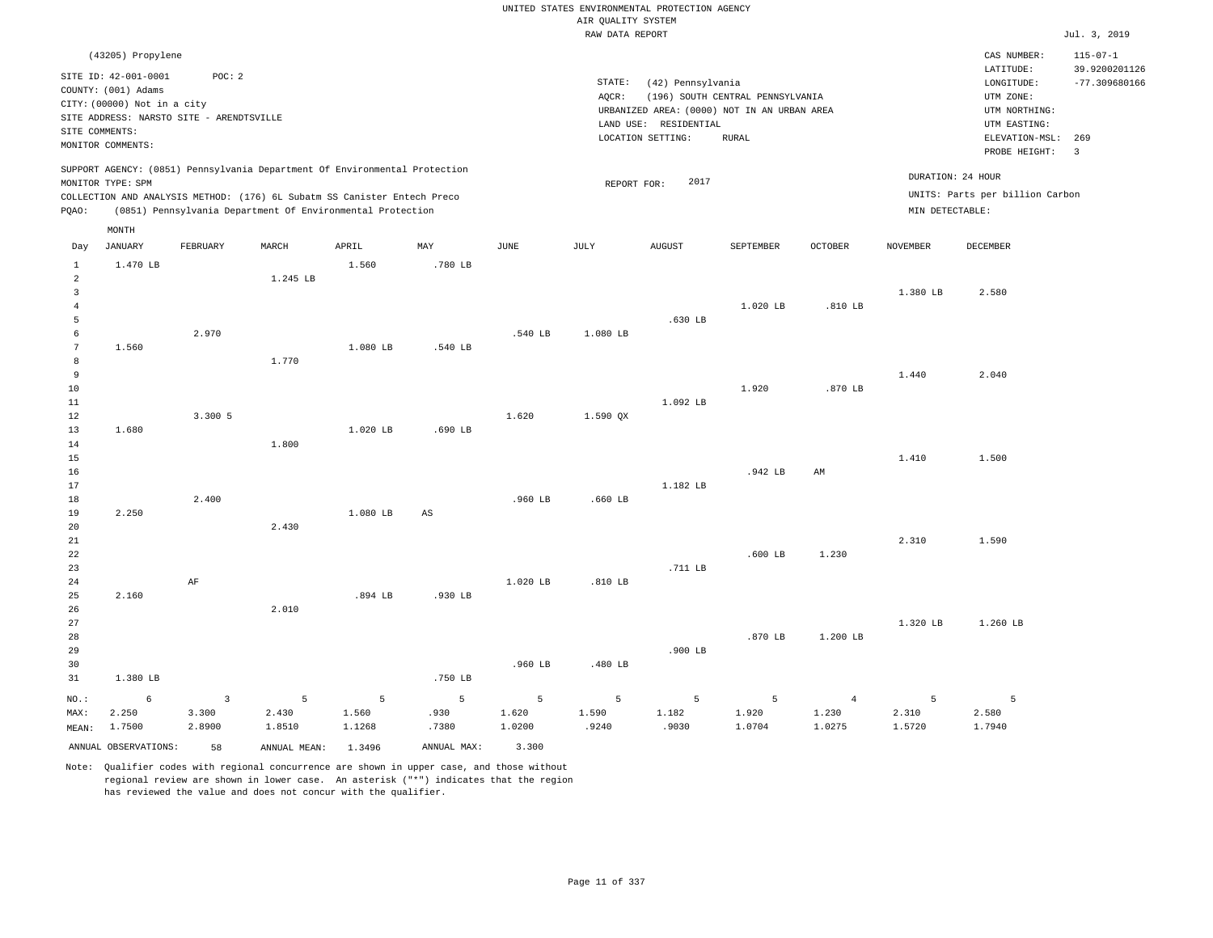UNITED STATES ENVIRONMENTAL PROTECTION AGENCY
AIR QUALITY SYSTEM
RAW DATA REPORT

Jul. 3, 2019

(43205) Propylene

SITE ID: 42-001-0001 POC: 2
COUNTY: (001) Adams
CITY: (00000) Not in a city
SITE ADDRESS: NARSTO SITE - ARENDTSVILLE
SITE COMMENTS:
MONITOR COMMENTS:

STATE: (42) Pennsylvania
AQCR: (196) SOUTH CENTRAL PENNSYLVANIA
URBANIZED AREA: (0000) NOT IN AN URBAN AREA
LAND USE: RESIDENTIAL
LOCATION SETTING: RURAL

CAS NUMBER: 115-07-1
LATITUDE: 39.9200201126
LONGITUDE: -77.309680166
UTM ZONE:
UTM NORTHING:
UTM EASTING:
ELEVATION-MSL: 269
PROBE HEIGHT: 3

SUPPORT AGENCY: (0851) Pennsylvania Department Of Environmental Protection
MONITOR TYPE: SPM
COLLECTION AND ANALYSIS METHOD: (176) 6L Subatm SS Canister Entech Preco
PQAO: (0851) Pennsylvania Department Of Environmental Protection

REPORT FOR: 2017

DURATION: 24 HOUR
UNITS: Parts per billion Carbon
MIN DETECTABLE:

| Day | JANUARY | FEBRUARY | MARCH | APRIL | MAY | JUNE | JULY | AUGUST | SEPTEMBER | OCTOBER | NOVEMBER | DECEMBER |
|---|---|---|---|---|---|---|---|---|---|---|---|---|
| 1 | 1.470 LB | | | 1.560 | .780 LB | | | | | | | |
| 2 | | | 1.245 LB | | | | | | | | | |
| 3 | | | | | | | | | | | 1.380 LB | 2.580 |
| 4 | | | | | | | | | 1.020 LB | .810 LB | | |
| 5 | | | | | | | | .630 LB | | | | |
| 6 | | 2.970 | | | | .540 LB | 1.080 LB | | | | | |
| 7 | 1.560 | | | 1.080 LB | .540 LB | | | | | | | |
| 8 | | | 1.770 | | | | | | | | | |
| 9 | | | | | | | | | | | 1.440 | 2.040 |
| 10 | | | | | | | | | 1.920 | .870 LB | | |
| 11 | | | | | | | | 1.092 LB | | | | |
| 12 | | 3.300 5 | | | | 1.620 | 1.590 QX | | | | | |
| 13 | 1.680 | | | 1.020 LB | .690 LB | | | | | | | |
| 14 | | | 1.800 | | | | | | | | | |
| 15 | | | | | | | | | | | 1.410 | 1.500 |
| 16 | | | | | | | | | .942 LB | AM | | |
| 17 | | | | | | | | 1.182 LB | | | | |
| 18 | | 2.400 | | | | .960 LB | .660 LB | | | | | |
| 19 | 2.250 | | | 1.080 LB | AS | | | | | | | |
| 20 | | | 2.430 | | | | | | | | | |
| 21 | | | | | | | | | | | 2.310 | 1.590 |
| 22 | | | | | | | | | .600 LB | 1.230 | | |
| 23 | | | | | | | | .711 LB | | | | |
| 24 | | AF | | | | 1.020 LB | .810 LB | | | | | |
| 25 | 2.160 | | | .894 LB | .930 LB | | | | | | | |
| 26 | | | 2.010 | | | | | | | | | |
| 27 | | | | | | | | | | | 1.320 LB | 1.260 LB |
| 28 | | | | | | | | | .870 LB | 1.200 LB | | |
| 29 | | | | | | | | .900 LB | | | | |
| 30 | | | | | | .960 LB | .480 LB | | | | | |
| 31 | 1.380 LB | | | | .750 LB | | | | | | | |
| NO.: | 6 | 3 | 5 | 5 | 5 | 5 | 5 | 5 | 5 | 4 | 5 | 5 |
| MAX: | 2.250 | 3.300 | 2.430 | 1.560 | .930 | 1.620 | 1.590 | 1.182 | 1.920 | 1.230 | 2.310 | 2.580 |
| MEAN: | 1.7500 | 2.8900 | 1.8510 | 1.1268 | .7380 | 1.0200 | .9240 | .9030 | 1.0704 | 1.0275 | 1.5720 | 1.7940 |

ANNUAL OBSERVATIONS: 58 ANNUAL MEAN: 1.3496 ANNUAL MAX: 3.300

Note: Qualifier codes with regional concurrence are shown in upper case, and those without regional review are shown in lower case. An asterisk ("*") indicates that the region has reviewed the value and does not concur with the qualifier.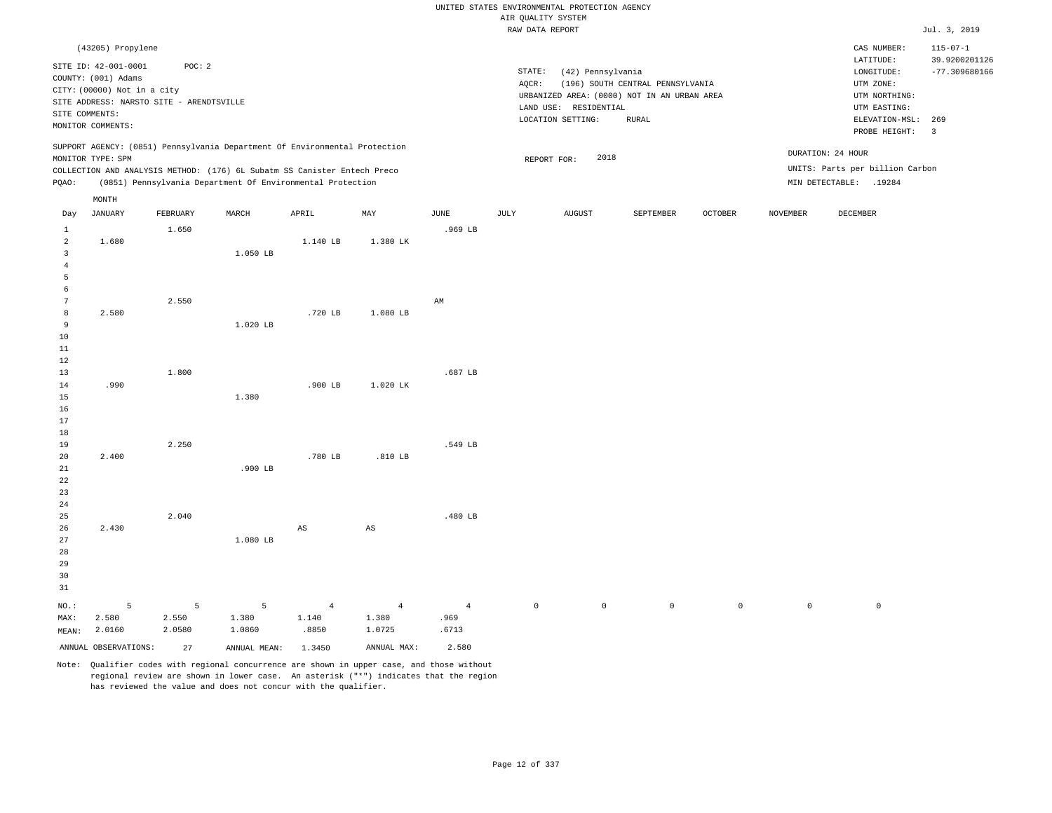UNITED STATES ENVIRONMENTAL PROTECTION AGENCY
AIR QUALITY SYSTEM
RAW DATA REPORT

Jul. 3, 2019

(43205) Propylene

SITE ID: 42-001-0001 POC: 2
COUNTY: (001) Adams
CITY: (00000) Not in a city
SITE ADDRESS: NARSTO SITE - ARENDTSVILLE
SITE COMMENTS:
MONITOR COMMENTS:

STATE: (42) Pennsylvania
AQCR: (196) SOUTH CENTRAL PENNSYLVANIA
URBANIZED AREA: (0000) NOT IN AN URBAN AREA
LAND USE: RESIDENTIAL
LOCATION SETTING: RURAL

CAS NUMBER: 115-07-1
LATITUDE: 39.9200201126
LONGITUDE: -77.309680166
UTM ZONE:
UTM NORTHING:
UTM EASTING:
ELEVATION-MSL: 269
PROBE HEIGHT: 3

SUPPORT AGENCY: (0851) Pennsylvania Department Of Environmental Protection
MONITOR TYPE: SPM
COLLECTION AND ANALYSIS METHOD: (176) 6L Subatm SS Canister Entech Preco
PQAO: (0851) Pennsylvania Department Of Environmental Protection

REPORT FOR: 2018

DURATION: 24 HOUR
UNITS: Parts per billion Carbon
MIN DETECTABLE: .19284

| Day | JANUARY | FEBRUARY | MARCH | APRIL | MAY | JUNE | JULY | AUGUST | SEPTEMBER | OCTOBER | NOVEMBER | DECEMBER |
|---|---|---|---|---|---|---|---|---|---|---|---|---|
| 1 | | 1.650 | | | | .969 LB | | | | | | |
| 2 | 1.680 | | | 1.140 LB | 1.380 LK | | | | | | | |
| 3 | | | 1.050 LB | | | | | | | | | |
| 4 | | | | | | | | | | | | |
| 5 | | | | | | | | | | | | |
| 6 | | | | | | | | | | | | |
| 7 | | 2.550 | | | | AM | | | | | | |
| 8 | 2.580 | | | .720 LB | 1.080 LB | | | | | | | |
| 9 | | | 1.020 LB | | | | | | | | | |
| 10 | | | | | | | | | | | | |
| 11 | | | | | | | | | | | | |
| 12 | | | | | | | | | | | | |
| 13 | | 1.800 | | | | .687 LB | | | | | | |
| 14 | .990 | | | .900 LB | 1.020 LK | | | | | | | |
| 15 | | | 1.380 | | | | | | | | | |
| 16 | | | | | | | | | | | | |
| 17 | | | | | | | | | | | | |
| 18 | | | | | | | | | | | | |
| 19 | | 2.250 | | | | .549 LB | | | | | | |
| 20 | 2.400 | | | .780 LB | .810 LB | | | | | | | |
| 21 | | | .900 LB | | | | | | | | | |
| 22 | | | | | | | | | | | | |
| 23 | | | | | | | | | | | | |
| 24 | | | | | | | | | | | | |
| 25 | | 2.040 | | | | .480 LB | | | | | | |
| 26 | 2.430 | | | AS | AS | | | | | | | |
| 27 | | | 1.080 LB | | | | | | | | | |
| 28 | | | | | | | | | | | | |
| 29 | | | | | | | | | | | | |
| 30 | | | | | | | | | | | | |
| 31 | | | | | | | | | | | | |
| NO.: | 5 | 5 | 5 | 4 | 4 | 4 | 0 | 0 | 0 | 0 | 0 | 0 |
| MAX: | 2.580 | 2.550 | 1.380 | 1.140 | 1.380 | .969 | | | | | | |
| MEAN: | 2.0160 | 2.0580 | 1.0860 | .8850 | 1.0725 | .6713 | | | | | | |

ANNUAL OBSERVATIONS: 27 ANNUAL MEAN: 1.3450 ANNUAL MAX: 2.580

Note: Qualifier codes with regional concurrence are shown in upper case, and those without regional review are shown in lower case. An asterisk ("*") indicates that the region has reviewed the value and does not concur with the qualifier.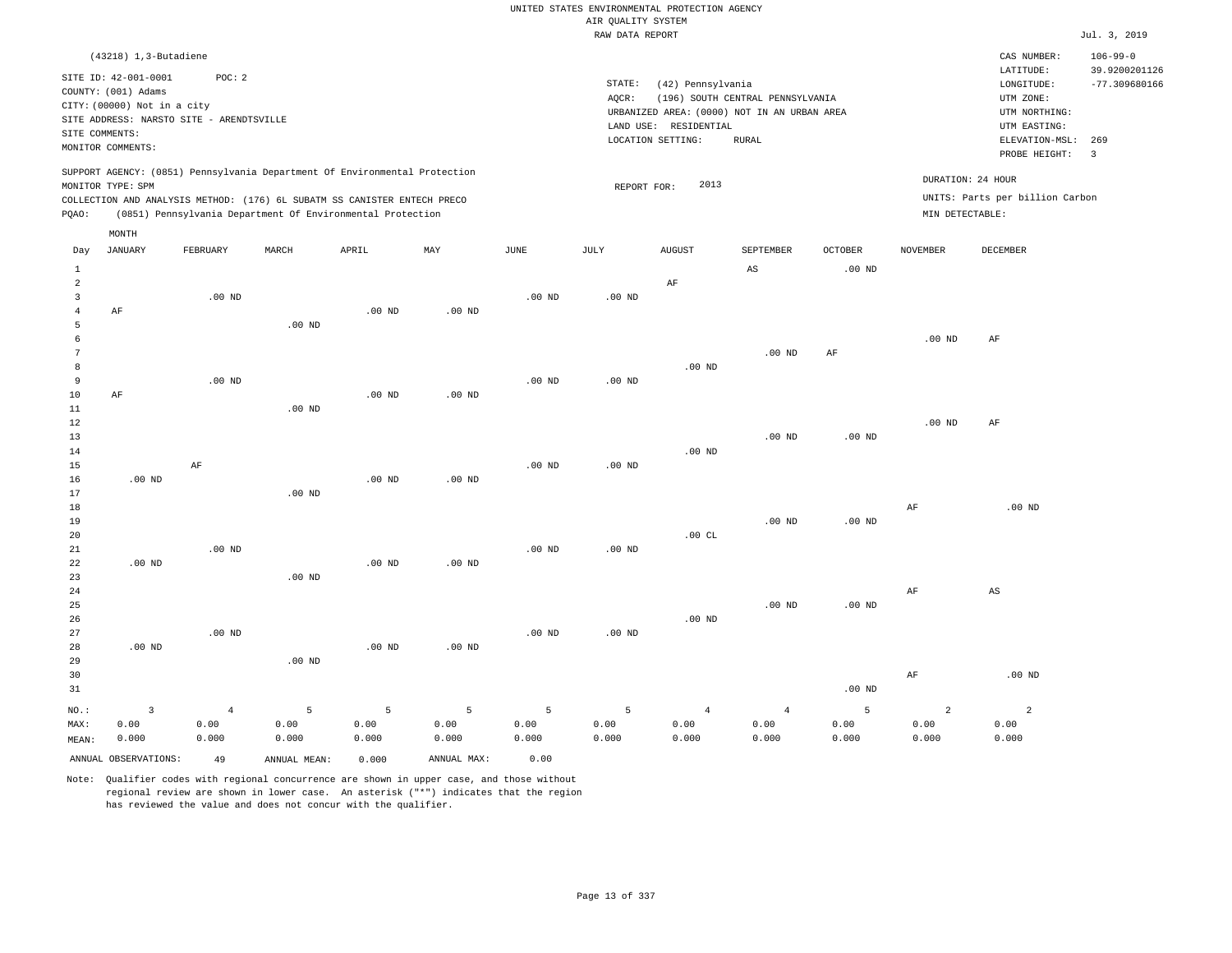UNITED STATES ENVIRONMENTAL PROTECTION AGENCY
AIR QUALITY SYSTEM
RAW DATA REPORT

Jul. 3, 2019

(43218) 1,3-Butadiene

SITE ID: 42-001-0001  POC: 2
COUNTY: (001) Adams
CITY: (00000) Not in a city
SITE ADDRESS: NARSTO SITE - ARENDTSVILLE
SITE COMMENTS:
MONITOR COMMENTS:

STATE: (42) Pennsylvania
AQCR: (196) SOUTH CENTRAL PENNSYLVANIA
URBANIZED AREA: (0000) NOT IN AN URBAN AREA
LAND USE: RESIDENTIAL
LOCATION SETTING: RURAL

CAS NUMBER: 106-99-0
LATITUDE: 39.9200201126
LONGITUDE: -77.309680166
UTM ZONE:
UTM NORTHING:
UTM EASTING:
ELEVATION-MSL: 269
PROBE HEIGHT: 3

SUPPORT AGENCY: (0851) Pennsylvania Department Of Environmental Protection
MONITOR TYPE: SPM
COLLECTION AND ANALYSIS METHOD: (176) 6L SUBATM SS CANISTER ENTECH PRECO
PQAO: (0851) Pennsylvania Department Of Environmental Protection

REPORT FOR: 2013

DURATION: 24 HOUR
UNITS: Parts per billion Carbon
MIN DETECTABLE:

| Day | JANUARY | FEBRUARY | MARCH | APRIL | MAY | JUNE | JULY | AUGUST | SEPTEMBER | OCTOBER | NOVEMBER | DECEMBER |
|---|---|---|---|---|---|---|---|---|---|---|---|---|
| 1 | | | | | | | | | AS | .00 ND | | |
| 2 | | | | | | | | AF | | | | |
| 3 | | .00 ND | | | | .00 ND | .00 ND | | | | | |
| 4 | AF | | | .00 ND | .00 ND | | | | | | | |
| 5 | | | .00 ND | | | | | | | | | |
| 6 | | | | | | | | | | | .00 ND | AF |
| 7 | | | | | | | | | .00 ND | AF | | |
| 8 | | | | | | | | .00 ND | | | | |
| 9 | | .00 ND | | | | .00 ND | .00 ND | | | | | |
| 10 | AF | | | .00 ND | .00 ND | | | | | | | |
| 11 | | | .00 ND | | | | | | | | | |
| 12 | | | | | | | | | | | .00 ND | AF |
| 13 | | | | | | | | | .00 ND | .00 ND | | |
| 14 | | | | | | | | .00 ND | | | | |
| 15 | | AF | | | | .00 ND | .00 ND | | | | | |
| 16 | .00 ND | | | .00 ND | .00 ND | | | | | | | |
| 17 | | | .00 ND | | | | | | | | | |
| 18 | | | | | | | | | | | AF | .00 ND |
| 19 | | | | | | | | | .00 ND | .00 ND | | |
| 20 | | | | | | | | .00 CL | | | | |
| 21 | | .00 ND | | | | .00 ND | .00 ND | | | | | |
| 22 | .00 ND | | | .00 ND | .00 ND | | | | | | | |
| 23 | | | .00 ND | | | | | | | | | |
| 24 | | | | | | | | | | | AF | AS |
| 25 | | | | | | | | | .00 ND | .00 ND | | |
| 26 | | | | | | | | .00 ND | | | | |
| 27 | | .00 ND | | | | .00 ND | .00 ND | | | | | |
| 28 | .00 ND | | | .00 ND | .00 ND | | | | | | | |
| 29 | | | .00 ND | | | | | | | | | |
| 30 | | | | | | | | | | | AF | .00 ND |
| 31 | | | | | | | | | | .00 ND | | |
| NO.: | 3 | 4 | 5 | 5 | 5 | 5 | 5 | 4 | 4 | 5 | 2 | 2 |
| MAX: | 0.00 | 0.00 | 0.00 | 0.00 | 0.00 | 0.00 | 0.00 | 0.00 | 0.00 | 0.00 | 0.00 | 0.00 |
| MEAN: | 0.000 | 0.000 | 0.000 | 0.000 | 0.000 | 0.000 | 0.000 | 0.000 | 0.000 | 0.000 | 0.000 | 0.000 |

ANNUAL OBSERVATIONS: 49  ANNUAL MEAN: 0.000  ANNUAL MAX: 0.00

Note: Qualifier codes with regional concurrence are shown in upper case, and those without regional review are shown in lower case. An asterisk ("*") indicates that the region has reviewed the value and does not concur with the qualifier.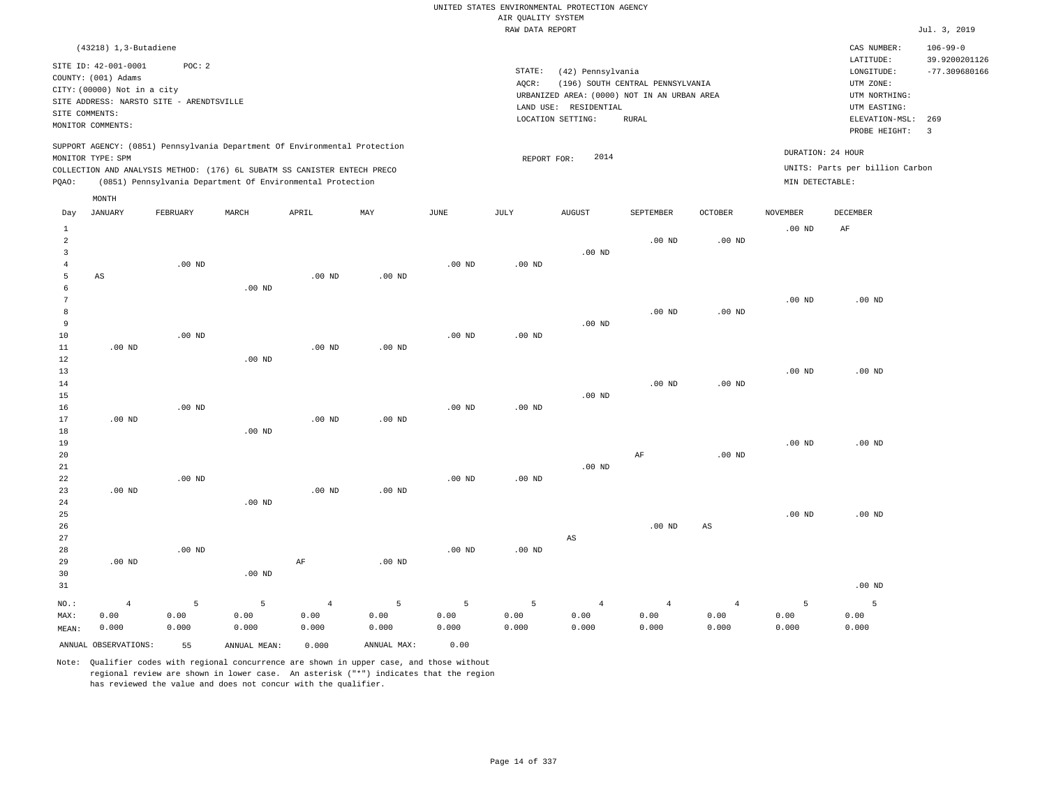UNITED STATES ENVIRONMENTAL PROTECTION AGENCY
AIR QUALITY SYSTEM
RAW DATA REPORT

Jul. 3, 2019

(43218) 1,3-Butadiene

SITE ID: 42-001-0001 POC: 2
COUNTY: (001) Adams
CITY: (00000) Not in a city
SITE ADDRESS: NARSTO SITE - ARENDTSVILLE
SITE COMMENTS:
MONITOR COMMENTS:

STATE: (42) Pennsylvania
AQCR: (196) SOUTH CENTRAL PENNSYLVANIA
URBANIZED AREA: (0000) NOT IN AN URBAN AREA
LAND USE: RESIDENTIAL
LOCATION SETTING: RURAL

CAS NUMBER: 106-99-0
LATITUDE: 39.9200201126
LONGITUDE: -77.309680166
UTM ZONE:
UTM NORTHING:
UTM EASTING:
ELEVATION-MSL: 269
PROBE HEIGHT: 3

SUPPORT AGENCY: (0851) Pennsylvania Department Of Environmental Protection
MONITOR TYPE: SPM
COLLECTION AND ANALYSIS METHOD: (176) 6L SUBATM SS CANISTER ENTECH PRECO
PQAO: (0851) Pennsylvania Department Of Environmental Protection

REPORT FOR: 2014

DURATION: 24 HOUR
UNITS: Parts per billion Carbon
MIN DETECTABLE:

| Day | JANUARY | FEBRUARY | MARCH | APRIL | MAY | JUNE | JULY | AUGUST | SEPTEMBER | OCTOBER | NOVEMBER | DECEMBER |
|---|---|---|---|---|---|---|---|---|---|---|---|---|
| 1 | | | | | | | | | | | .00 ND | AF |
| 2 | | | | | | | | | .00 ND | .00 ND | | |
| 3 | | | | | | | | .00 ND | | | | |
| 4 | | .00 ND | | | | .00 ND | .00 ND | | | | | |
| 5 | AS | | | .00 ND | .00 ND | | | | | | | |
| 6 | | | .00 ND | | | | | | | | | |
| 7 | | | | | | | | | | | .00 ND | .00 ND |
| 8 | | | | | | | | | .00 ND | .00 ND | | |
| 9 | | | | | | | | .00 ND | | | | |
| 10 | | .00 ND | | | | .00 ND | .00 ND | | | | | |
| 11 | .00 ND | | | .00 ND | .00 ND | | | | | | | |
| 12 | | | .00 ND | | | | | | | | | |
| 13 | | | | | | | | | | | .00 ND | .00 ND |
| 14 | | | | | | | | | .00 ND | .00 ND | | |
| 15 | | | | | | | | .00 ND | | | | |
| 16 | | .00 ND | | | | .00 ND | .00 ND | | | | | |
| 17 | .00 ND | | | .00 ND | .00 ND | | | | | | | |
| 18 | | | .00 ND | | | | | | | | | |
| 19 | | | | | | | | | | | .00 ND | .00 ND |
| 20 | | | | | | | | | AF | .00 ND | | |
| 21 | | | | | | | | .00 ND | | | | |
| 22 | | .00 ND | | | | .00 ND | .00 ND | | | | | |
| 23 | .00 ND | | | .00 ND | .00 ND | | | | | | | |
| 24 | | | .00 ND | | | | | | | | | |
| 25 | | | | | | | | | | | .00 ND | .00 ND |
| 26 | | | | | | | | | .00 ND | AS | | |
| 27 | | | | | | | | AS | | | | |
| 28 | | .00 ND | | | | .00 ND | .00 ND | | | | | |
| 29 | .00 ND | | | AF | .00 ND | | | | | | | |
| 30 | | | .00 ND | | | | | | | | | |
| 31 | | | | | | | | | | | | .00 ND |
| NO.: | 4 | 5 | 5 | 4 | 5 | 5 | 5 | 4 | 4 | 4 | 5 | 5 |
| MAX: | 0.00 | 0.00 | 0.00 | 0.00 | 0.00 | 0.00 | 0.00 | 0.00 | 0.00 | 0.00 | 0.00 | 0.00 |
| MEAN: | 0.000 | 0.000 | 0.000 | 0.000 | 0.000 | 0.000 | 0.000 | 0.000 | 0.000 | 0.000 | 0.000 | 0.000 |

ANNUAL OBSERVATIONS: 55 ANNUAL MEAN: 0.000 ANNUAL MAX: 0.00

Note: Qualifier codes with regional concurrence are shown in upper case, and those without regional review are shown in lower case. An asterisk ("*") indicates that the region has reviewed the value and does not concur with the qualifier.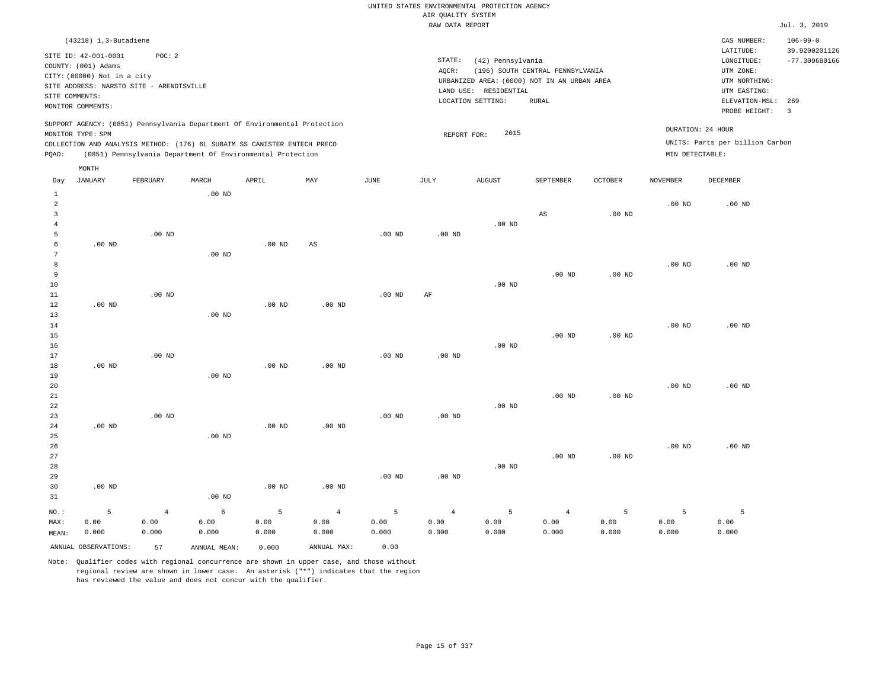UNITED STATES ENVIRONMENTAL PROTECTION AGENCY
AIR QUALITY SYSTEM
RAW DATA REPORT

Jul. 3, 2019

(43218) 1,3-Butadiene

SITE ID: 42-001-0001 POC: 2
COUNTY: (001) Adams
CITY: (00000) Not in a city
SITE ADDRESS: NARSTO SITE - ARENDTSVILLE
SITE COMMENTS:
MONITOR COMMENTS:

STATE: (42) Pennsylvania
AQCR: (196) SOUTH CENTRAL PENNSYLVANIA
URBANIZED AREA: (0000) NOT IN AN URBAN AREA
LAND USE: RESIDENTIAL
LOCATION SETTING: RURAL

CAS NUMBER: 106-99-0
LATITUDE: 39.9200201126
LONGITUDE: -77.309680166
UTM ZONE:
UTM NORTHING:
UTM EASTING:
ELEVATION-MSL: 269
PROBE HEIGHT: 3

SUPPORT AGENCY: (0851) Pennsylvania Department Of Environmental Protection
MONITOR TYPE: SPM
COLLECTION AND ANALYSIS METHOD: (176) 6L SUBATM SS CANISTER ENTECH PRECO
PQAO: (0851) Pennsylvania Department Of Environmental Protection

REPORT FOR: 2015

DURATION: 24 HOUR
UNITS: Parts per billion Carbon
MIN DETECTABLE:

| Day | JANUARY | FEBRUARY | MARCH | APRIL | MAY | JUNE | JULY | AUGUST | SEPTEMBER | OCTOBER | NOVEMBER | DECEMBER |
|---|---|---|---|---|---|---|---|---|---|---|---|---|
| 1 | | | .00 ND | | | | | | | | | |
| 2 | | | | | | | | | | | .00 ND | .00 ND |
| 3 | | | | | | | | | AS | .00 ND | | |
| 4 | | | | | | | | .00 ND | | | | |
| 5 | | .00 ND | | | | .00 ND | .00 ND | | | | | |
| 6 | .00 ND | | | .00 ND | AS | | | | | | | |
| 7 | | | .00 ND | | | | | | | | | |
| 8 | | | | | | | | | | | .00 ND | .00 ND |
| 9 | | | | | | | | | .00 ND | .00 ND | | |
| 10 | | | | | | | | .00 ND | | | | |
| 11 | | .00 ND | | | | .00 ND | AF | | | | | |
| 12 | .00 ND | | | .00 ND | .00 ND | | | | | | | |
| 13 | | | .00 ND | | | | | | | | | |
| 14 | | | | | | | | | | | .00 ND | .00 ND |
| 15 | | | | | | | | | .00 ND | .00 ND | | |
| 16 | | | | | | | | .00 ND | | | | |
| 17 | | .00 ND | | | | .00 ND | .00 ND | | | | | |
| 18 | .00 ND | | | .00 ND | .00 ND | | | | | | | |
| 19 | | | .00 ND | | | | | | | | | |
| 20 | | | | | | | | | | | .00 ND | .00 ND |
| 21 | | | | | | | | | .00 ND | .00 ND | | |
| 22 | | | | | | | | .00 ND | | | | |
| 23 | | .00 ND | | | | .00 ND | .00 ND | | | | | |
| 24 | .00 ND | | | .00 ND | .00 ND | | | | | | | |
| 25 | | | .00 ND | | | | | | | | | |
| 26 | | | | | | | | | | | .00 ND | .00 ND |
| 27 | | | | | | | | | .00 ND | .00 ND | | |
| 28 | | | | | | | | .00 ND | | | | |
| 29 | | | | | | .00 ND | .00 ND | | | | | |
| 30 | .00 ND | | | .00 ND | .00 ND | | | | | | | |
| 31 | | | .00 ND | | | | | | | | | |
| NO.: | 5 | 4 | 6 | 5 | 4 | 5 | 4 | 5 | 4 | 5 | 5 | 5 |
| MAX: | 0.00 | 0.00 | 0.00 | 0.00 | 0.00 | 0.00 | 0.00 | 0.00 | 0.00 | 0.00 | 0.00 | 0.00 |
| MEAN: | 0.000 | 0.000 | 0.000 | 0.000 | 0.000 | 0.000 | 0.000 | 0.000 | 0.000 | 0.000 | 0.000 | 0.000 |

ANNUAL OBSERVATIONS: 57 ANNUAL MEAN: 0.000 ANNUAL MAX: 0.00

Note: Qualifier codes with regional concurrence are shown in upper case, and those without regional review are shown in lower case. An asterisk ("*") indicates that the region has reviewed the value and does not concur with the qualifier.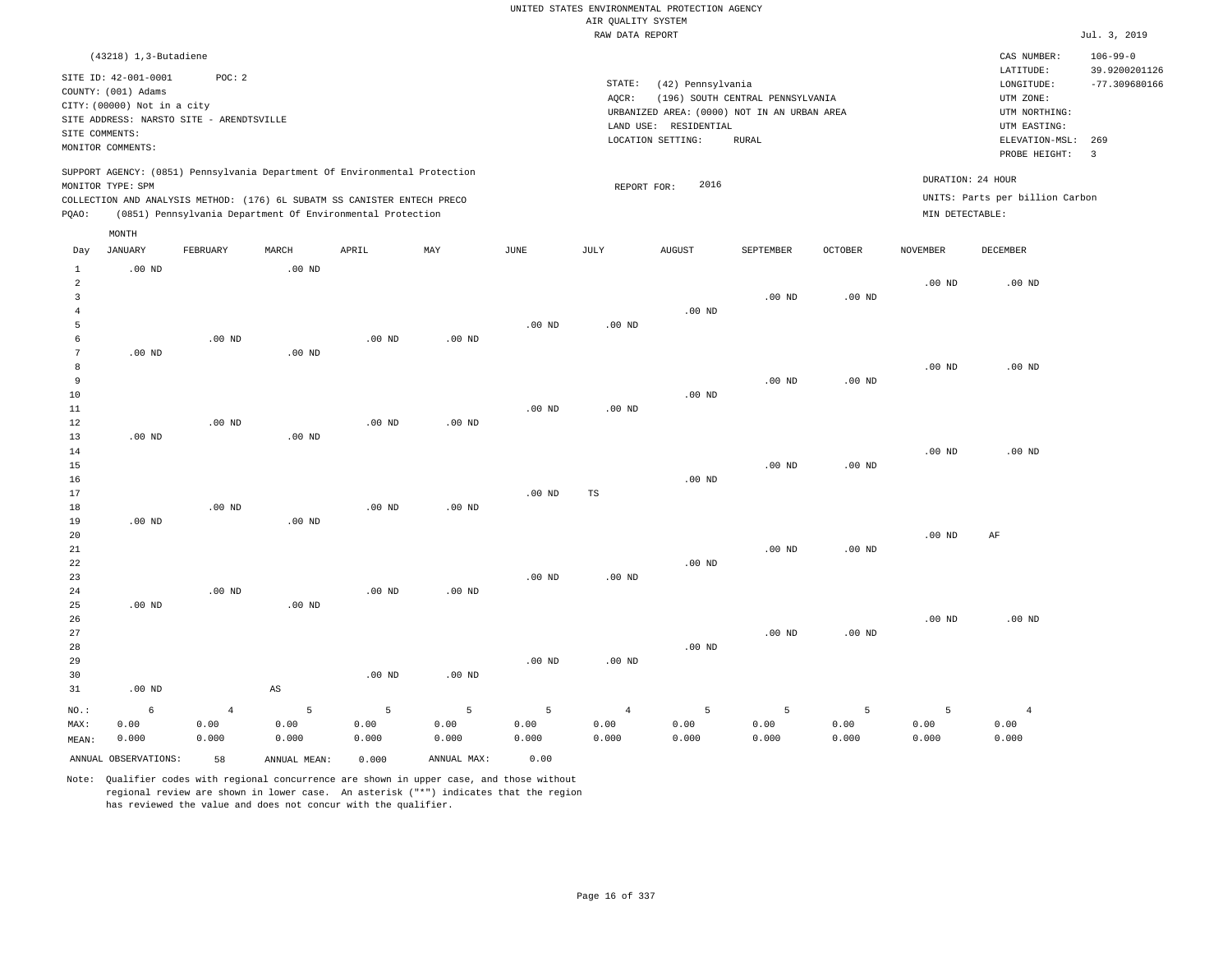UNITED STATES ENVIRONMENTAL PROTECTION AGENCY
AIR QUALITY SYSTEM
RAW DATA REPORT

Jul. 3, 2019

(43218) 1,3-Butadiene

SITE ID: 42-001-0001 POC: 2
COUNTY: (001) Adams
CITY: (00000) Not in a city
SITE ADDRESS: NARSTO SITE - ARENDTSVILLE
SITE COMMENTS:
MONITOR COMMENTS:

STATE: (42) Pennsylvania
AQCR: (196) SOUTH CENTRAL PENNSYLVANIA
URBANIZED AREA: (0000) NOT IN AN URBAN AREA
LAND USE: RESIDENTIAL
LOCATION SETTING: RURAL

CAS NUMBER: 106-99-0
LATITUDE: 39.9200201126
LONGITUDE: -77.309680166
UTM ZONE:
UTM NORTHING:
UTM EASTING:
ELEVATION-MSL: 269
PROBE HEIGHT: 3

SUPPORT AGENCY: (0851) Pennsylvania Department Of Environmental Protection
MONITOR TYPE: SPM
COLLECTION AND ANALYSIS METHOD: (176) 6L SUBATM SS CANISTER ENTECH PRECO
PQAO: (0851) Pennsylvania Department Of Environmental Protection

REPORT FOR: 2016

DURATION: 24 HOUR
UNITS: Parts per billion Carbon
MIN DETECTABLE:

| Day | JANUARY | FEBRUARY | MARCH | APRIL | MAY | JUNE | JULY | AUGUST | SEPTEMBER | OCTOBER | NOVEMBER | DECEMBER |
|---|---|---|---|---|---|---|---|---|---|---|---|---|
| 1 | .00 ND | | .00 ND | | | | | | | | | |
| 2 | | | | | | | | | | | .00 ND | .00 ND |
| 3 | | | | | | | | | .00 ND | .00 ND | | |
| 4 | | | | | | | | .00 ND | | | | |
| 5 | | | | | | .00 ND | .00 ND | | | | | |
| 6 | | .00 ND | | .00 ND | .00 ND | | | | | | | |
| 7 | .00 ND | | .00 ND | | | | | | | | | |
| 8 | | | | | | | | | | | .00 ND | .00 ND |
| 9 | | | | | | | | | .00 ND | .00 ND | | |
| 10 | | | | | | | | .00 ND | | | | |
| 11 | | | | | | .00 ND | .00 ND | | | | | |
| 12 | | .00 ND | | .00 ND | .00 ND | | | | | | | |
| 13 | .00 ND | | .00 ND | | | | | | | | | |
| 14 | | | | | | | | | | | .00 ND | .00 ND |
| 15 | | | | | | | | | .00 ND | .00 ND | | |
| 16 | | | | | | | | .00 ND | | | | |
| 17 | | | | | | .00 ND | TS | | | | | |
| 18 | | .00 ND | | .00 ND | .00 ND | | | | | | | |
| 19 | .00 ND | | .00 ND | | | | | | | | | |
| 20 | | | | | | | | | | | .00 ND | AF |
| 21 | | | | | | | | | .00 ND | .00 ND | | |
| 22 | | | | | | | | .00 ND | | | | |
| 23 | | | | | | .00 ND | .00 ND | | | | | |
| 24 | | .00 ND | | .00 ND | .00 ND | | | | | | | |
| 25 | .00 ND | | .00 ND | | | | | | | | | |
| 26 | | | | | | | | | | | .00 ND | .00 ND |
| 27 | | | | | | | | | .00 ND | .00 ND | | |
| 28 | | | | | | | | .00 ND | | | | |
| 29 | | | | | | .00 ND | .00 ND | | | | | |
| 30 | | | | .00 ND | .00 ND | | | | | | | |
| 31 | .00 ND | | AS | | | | | | | | | |
| NO.: | 6 | 4 | 5 | 5 | 5 | 5 | 4 | 5 | 5 | 5 | 5 | 4 |
| MAX: | 0.00 | 0.00 | 0.00 | 0.00 | 0.00 | 0.00 | 0.00 | 0.00 | 0.00 | 0.00 | 0.00 | 0.00 |
| MEAN: | 0.000 | 0.000 | 0.000 | 0.000 | 0.000 | 0.000 | 0.000 | 0.000 | 0.000 | 0.000 | 0.000 | 0.000 |

ANNUAL OBSERVATIONS: 58 ANNUAL MEAN: 0.000 ANNUAL MAX: 0.00

Note: Qualifier codes with regional concurrence are shown in upper case, and those without regional review are shown in lower case. An asterisk ("*") indicates that the region has reviewed the value and does not concur with the qualifier.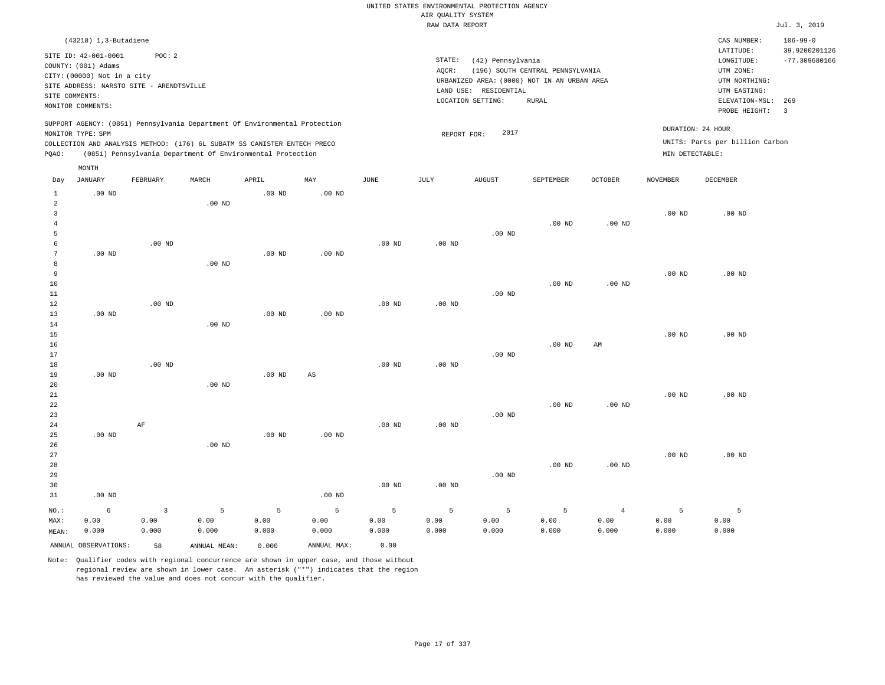UNITED STATES ENVIRONMENTAL PROTECTION AGENCY
AIR QUALITY SYSTEM
RAW DATA REPORT

Jul. 3, 2019

(43218) 1,3-Butadiene

SITE ID: 42-001-0001 POC: 2
COUNTY: (001) Adams
CITY: (00000) Not in a city
SITE ADDRESS: NARSTO SITE - ARENDTSVILLE
SITE COMMENTS:
MONITOR COMMENTS:

STATE: (42) Pennsylvania
AQCR: (196) SOUTH CENTRAL PENNSYLVANIA
URBANIZED AREA: (0000) NOT IN AN URBAN AREA
LAND USE: RESIDENTIAL
LOCATION SETTING: RURAL

CAS NUMBER: 106-99-0
LATITUDE: 39.9200201126
LONGITUDE: -77.309680166
UTM ZONE:
UTM NORTHING:
UTM EASTING:
ELEVATION-MSL: 269
PROBE HEIGHT: 3

SUPPORT AGENCY: (0851) Pennsylvania Department Of Environmental Protection
MONITOR TYPE: SPM
COLLECTION AND ANALYSIS METHOD: (176) 6L SUBATM SS CANISTER ENTECH PRECO
PQAO: (0851) Pennsylvania Department Of Environmental Protection

REPORT FOR: 2017

DURATION: 24 HOUR
UNITS: Parts per billion Carbon
MIN DETECTABLE:

| Day | JANUARY | FEBRUARY | MARCH | APRIL | MAY | JUNE | JULY | AUGUST | SEPTEMBER | OCTOBER | NOVEMBER | DECEMBER |
|---|---|---|---|---|---|---|---|---|---|---|---|---|
| 1 | .00 ND | | | .00 ND | .00 ND | | | | | | | |
| 2 | | | .00 ND | | | | | | | | | |
| 3 | | | | | | | | | | | .00 ND | .00 ND |
| 4 | | | | | | | | | .00 ND | .00 ND | | |
| 5 | | | | | | | | .00 ND | | | | |
| 6 | | .00 ND | | | | .00 ND | .00 ND | | | | | |
| 7 | .00 ND | | | .00 ND | .00 ND | | | | | | | |
| 8 | | | .00 ND | | | | | | | | | |
| 9 | | | | | | | | | | | .00 ND | .00 ND |
| 10 | | | | | | | | | .00 ND | .00 ND | | |
| 11 | | | | | | | | .00 ND | | | | |
| 12 | | .00 ND | | | | .00 ND | .00 ND | | | | | |
| 13 | .00 ND | | | .00 ND | .00 ND | | | | | | | |
| 14 | | | .00 ND | | | | | | | | | |
| 15 | | | | | | | | | | | .00 ND | .00 ND |
| 16 | | | | | | | | | .00 ND | AM | | |
| 17 | | | | | | | | .00 ND | | | | |
| 18 | | .00 ND | | | | .00 ND | .00 ND | | | | | |
| 19 | .00 ND | | | .00 ND | AS | | | | | | | |
| 20 | | | .00 ND | | | | | | | | | |
| 21 | | | | | | | | | | | .00 ND | .00 ND |
| 22 | | | | | | | | | .00 ND | .00 ND | | |
| 23 | | | | | | | | .00 ND | | | | |
| 24 | | AF | | | | .00 ND | .00 ND | | | | | |
| 25 | .00 ND | | | .00 ND | .00 ND | | | | | | | |
| 26 | | | .00 ND | | | | | | | | | |
| 27 | | | | | | | | | | | .00 ND | .00 ND |
| 28 | | | | | | | | | .00 ND | .00 ND | | |
| 29 | | | | | | | | .00 ND | | | | |
| 30 | | | | | | .00 ND | .00 ND | | | | | |
| 31 | .00 ND | | | | .00 ND | | | | | | | |
| NO.: | 6 | 3 | 5 | 5 | 5 | 5 | 5 | 5 | 5 | 4 | 5 | 5 |
| MAX: | 0.00 | 0.00 | 0.00 | 0.00 | 0.00 | 0.00 | 0.00 | 0.00 | 0.00 | 0.00 | 0.00 | 0.00 |
| MEAN: | 0.000 | 0.000 | 0.000 | 0.000 | 0.000 | 0.000 | 0.000 | 0.000 | 0.000 | 0.000 | 0.000 | 0.000 |

ANNUAL OBSERVATIONS: 58 ANNUAL MEAN: 0.000 ANNUAL MAX: 0.00

Note: Qualifier codes with regional concurrence are shown in upper case, and those without regional review are shown in lower case. An asterisk ("*") indicates that the region has reviewed the value and does not concur with the qualifier.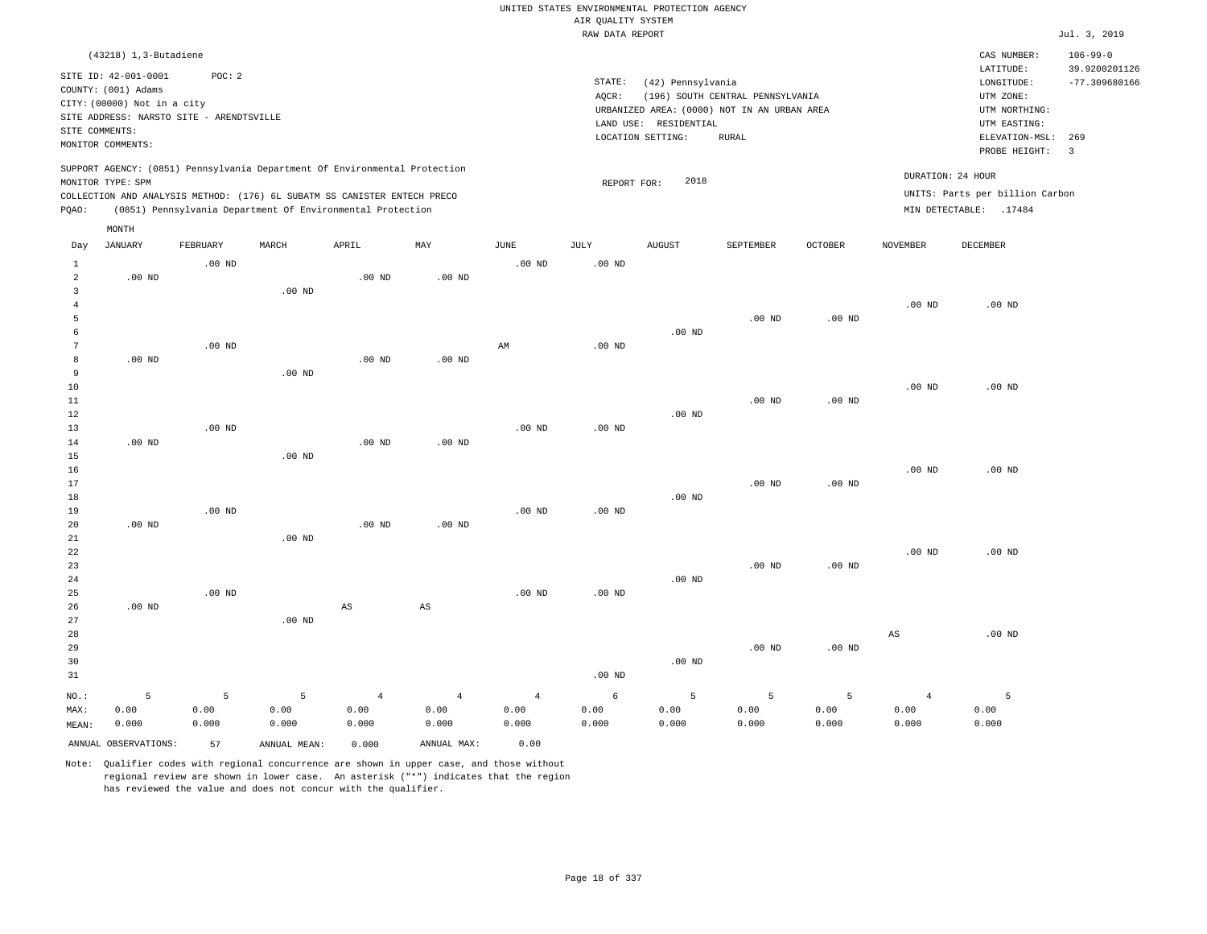UNITED STATES ENVIRONMENTAL PROTECTION AGENCY
AIR QUALITY SYSTEM
RAW DATA REPORT

Jul. 3, 2019

(43218) 1,3-Butadiene

SITE ID: 42-001-0001 POC: 2
COUNTY: (001) Adams
CITY: (00000) Not in a city
SITE ADDRESS: NARSTO SITE - ARENDTSVILLE
SITE COMMENTS:
MONITOR COMMENTS:

STATE: (42) Pennsylvania
AQCR: (196) SOUTH CENTRAL PENNSYLVANIA
URBANIZED AREA: (0000) NOT IN AN URBAN AREA
LAND USE: RESIDENTIAL
LOCATION SETTING: RURAL

CAS NUMBER: 106-99-0
LATITUDE: 39.9200201126
LONGITUDE: -77.309680166
UTM ZONE:
UTM NORTHING:
UTM EASTING:
ELEVATION-MSL: 269
PROBE HEIGHT: 3

SUPPORT AGENCY: (0851) Pennsylvania Department Of Environmental Protection
MONITOR TYPE: SPM
COLLECTION AND ANALYSIS METHOD: (176) 6L SUBATM SS CANISTER ENTECH PRECO
PQAO: (0851) Pennsylvania Department Of Environmental Protection

REPORT FOR: 2018

DURATION: 24 HOUR
UNITS: Parts per billion Carbon
MIN DETECTABLE: .17484

| Day | JANUARY | FEBRUARY | MARCH | APRIL | MAY | JUNE | JULY | AUGUST | SEPTEMBER | OCTOBER | NOVEMBER | DECEMBER |
|---|---|---|---|---|---|---|---|---|---|---|---|---|
| 1 | | .00 ND | | | | .00 ND | .00 ND | | | | | |
| 2 | .00 ND | | | .00 ND | .00 ND | | | | | | | |
| 3 | | | .00 ND | | | | | | | | | |
| 4 | | | | | | | | | | | .00 ND | .00 ND |
| 5 | | | | | | | | | .00 ND | .00 ND | | |
| 6 | | | | | | | | .00 ND | | | | |
| 7 | | .00 ND | | | | AM | .00 ND | | | | | |
| 8 | .00 ND | | | .00 ND | .00 ND | | | | | | | |
| 9 | | | .00 ND | | | | | | | | | |
| 10 | | | | | | | | | | | .00 ND | .00 ND |
| 11 | | | | | | | | | .00 ND | .00 ND | | |
| 12 | | | | | | | | .00 ND | | | | |
| 13 | | .00 ND | | | | .00 ND | .00 ND | | | | | |
| 14 | .00 ND | | | .00 ND | .00 ND | | | | | | | |
| 15 | | | .00 ND | | | | | | | | | |
| 16 | | | | | | | | | | | .00 ND | .00 ND |
| 17 | | | | | | | | | .00 ND | .00 ND | | |
| 18 | | | | | | | | .00 ND | | | | |
| 19 | | .00 ND | | | | .00 ND | .00 ND | | | | | |
| 20 | .00 ND | | | .00 ND | .00 ND | | | | | | | |
| 21 | | | .00 ND | | | | | | | | | |
| 22 | | | | | | | | | | | .00 ND | .00 ND |
| 23 | | | | | | | | | .00 ND | .00 ND | | |
| 24 | | | | | | | | .00 ND | | | | |
| 25 | | .00 ND | | | | .00 ND | .00 ND | | | | | |
| 26 | .00 ND | | | AS | AS | | | | | | | |
| 27 | | | .00 ND | | | | | | | | | |
| 28 | | | | | | | | | | | AS | .00 ND |
| 29 | | | | | | | | | .00 ND | .00 ND | | |
| 30 | | | | | | | | .00 ND | | | | |
| 31 | | | | | | | .00 ND | | | | | |
| NO.: | 5 | 5 | 5 | 4 | 4 | 4 | 6 | 5 | 5 | 5 | 4 | 5 |
| MAX: | 0.00 | 0.00 | 0.00 | 0.00 | 0.00 | 0.00 | 0.00 | 0.00 | 0.00 | 0.00 | 0.00 | 0.00 |
| MEAN: | 0.000 | 0.000 | 0.000 | 0.000 | 0.000 | 0.000 | 0.000 | 0.000 | 0.000 | 0.000 | 0.000 | 0.000 |

ANNUAL OBSERVATIONS: 57 ANNUAL MEAN: 0.000 ANNUAL MAX: 0.00

Note: Qualifier codes with regional concurrence are shown in upper case, and those without regional review are shown in lower case. An asterisk ("*") indicates that the region has reviewed the value and does not concur with the qualifier.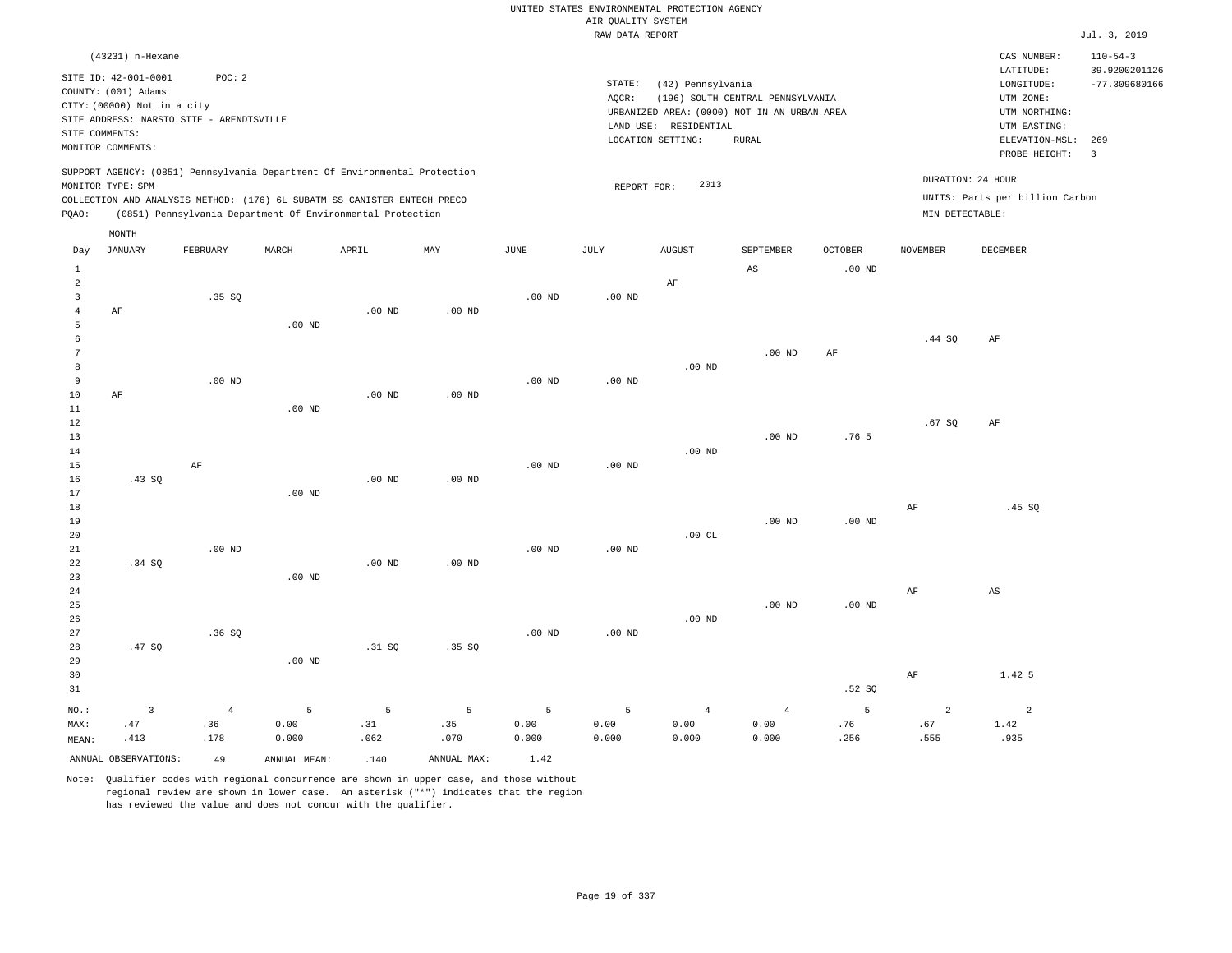UNITED STATES ENVIRONMENTAL PROTECTION AGENCY
AIR QUALITY SYSTEM
RAW DATA REPORT

Jul. 3, 2019

(43231) n-Hexane

SITE ID: 42-001-0001 POC: 2
COUNTY: (001) Adams
CITY: (00000) Not in a city
SITE ADDRESS: NARSTO SITE - ARENDTSVILLE
SITE COMMENTS:
MONITOR COMMENTS:

STATE: (42) Pennsylvania
AQCR: (196) SOUTH CENTRAL PENNSYLVANIA
URBANIZED AREA: (0000) NOT IN AN URBAN AREA
LAND USE: RESIDENTIAL
LOCATION SETTING: RURAL

CAS NUMBER: 110-54-3
LATITUDE: 39.9200201126
LONGITUDE: -77.309680166
UTM ZONE:
UTM NORTHING:
UTM EASTING:
ELEVATION-MSL: 269
PROBE HEIGHT: 3

SUPPORT AGENCY: (0851) Pennsylvania Department Of Environmental Protection
MONITOR TYPE: SPM
COLLECTION AND ANALYSIS METHOD: (176) 6L SUBATM SS CANISTER ENTECH PRECO
PQAO: (0851) Pennsylvania Department Of Environmental Protection

REPORT FOR: 2013

DURATION: 24 HOUR
UNITS: Parts per billion Carbon
MIN DETECTABLE:

| Day | JANUARY | FEBRUARY | MARCH | APRIL | MAY | JUNE | JULY | AUGUST | SEPTEMBER | OCTOBER | NOVEMBER | DECEMBER |
|---|---|---|---|---|---|---|---|---|---|---|---|---|
| 1 | | | | | | | | | AS | .00 ND | | |
| 2 | | | | | | | | AF | | | | |
| 3 | | .35 SQ | | | | .00 ND | .00 ND | | | | | |
| 4 | AF | | | .00 ND | .00 ND | | | | | | | |
| 5 | | | .00 ND | | | | | | | | | |
| 6 | | | | | | | | | | | .44 SQ | AF |
| 7 | | | | | | | | | .00 ND | AF | | |
| 8 | | | | | | | | .00 ND | | | | |
| 9 | | .00 ND | | | | .00 ND | .00 ND | | | | | |
| 10 | AF | | | .00 ND | .00 ND | | | | | | | |
| 11 | | | .00 ND | | | | | | | | | |
| 12 | | | | | | | | | | | .67 SQ | AF |
| 13 | | | | | | | | | .00 ND | .76 5 | | |
| 14 | | | | | | | | .00 ND | | | | |
| 15 | | AF | | | | .00 ND | .00 ND | | | | | |
| 16 | .43 SQ | | | .00 ND | .00 ND | | | | | | | |
| 17 | | | .00 ND | | | | | | | | | |
| 18 | | | | | | | | | | | AF | .45 SQ |
| 19 | | | | | | | | | .00 ND | .00 ND | | |
| 20 | | | | | | | | .00 CL | | | | |
| 21 | | .00 ND | | | | .00 ND | .00 ND | | | | | |
| 22 | .34 SQ | | | .00 ND | .00 ND | | | | | | | |
| 23 | | | .00 ND | | | | | | | | | |
| 24 | | | | | | | | | | | AF | AS |
| 25 | | | | | | | | | .00 ND | .00 ND | | |
| 26 | | | | | | | | .00 ND | | | | |
| 27 | | .36 SQ | | | | .00 ND | .00 ND | | | | | |
| 28 | .47 SQ | | | .31 SQ | .35 SQ | | | | | | | |
| 29 | | | .00 ND | | | | | | | | | |
| 30 | | | | | | | | | | | AF | 1.42 5 |
| 31 | | | | | | | | | | .52 SQ | | |
| NO.: | 3 | 4 | 5 | 5 | 5 | 5 | 5 | 4 | 4 | 5 | 2 | 2 |
| MAX: | .47 | .36 | 0.00 | .31 | .35 | 0.00 | 0.00 | 0.00 | 0.00 | .76 | .67 | 1.42 |
| MEAN: | .413 | .178 | 0.000 | .062 | .070 | 0.000 | 0.000 | 0.000 | 0.000 | .256 | .555 | .935 |

ANNUAL OBSERVATIONS: 49 ANNUAL MEAN: .140 ANNUAL MAX: 1.42

Note: Qualifier codes with regional concurrence are shown in upper case, and those without regional review are shown in lower case. An asterisk ("*") indicates that the region has reviewed the value and does not concur with the qualifier.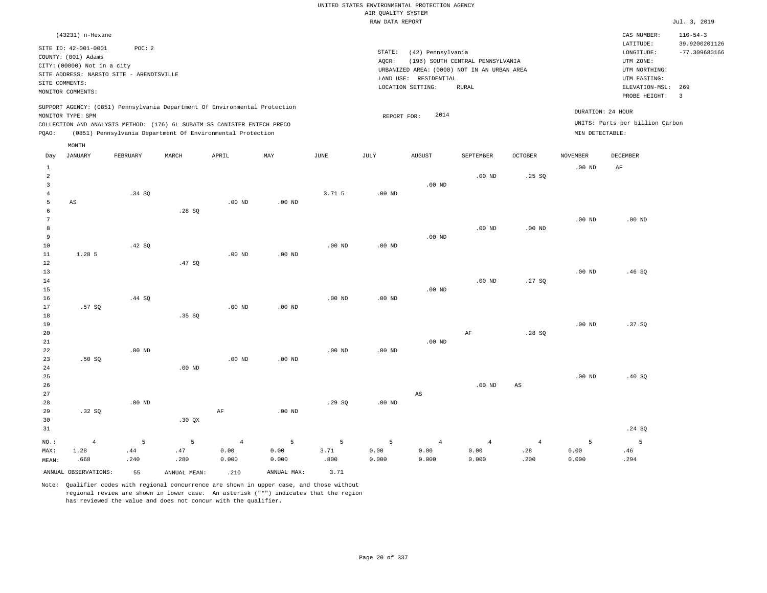UNITED STATES ENVIRONMENTAL PROTECTION AGENCY
AIR QUALITY SYSTEM
RAW DATA REPORT

Jul. 3, 2019

(43231) n-Hexane

SITE ID: 42-001-0001 POC: 2
COUNTY: (001) Adams
CITY: (00000) Not in a city
SITE ADDRESS: NARSTO SITE - ARENDTSVILLE
SITE COMMENTS:
MONITOR COMMENTS:

STATE: (42) Pennsylvania
AQCR: (196) SOUTH CENTRAL PENNSYLVANIA
URBANIZED AREA: (0000) NOT IN AN URBAN AREA
LAND USE: RESIDENTIAL
LOCATION SETTING: RURAL

CAS NUMBER: 110-54-3
LATITUDE: 39.9200201126
LONGITUDE: -77.309680166
UTM ZONE:
UTM NORTHING:
UTM EASTING:
ELEVATION-MSL: 269
PROBE HEIGHT: 3

SUPPORT AGENCY: (0851) Pennsylvania Department Of Environmental Protection
MONITOR TYPE: SPM
COLLECTION AND ANALYSIS METHOD: (176) 6L SUBATM SS CANISTER ENTECH PRECO
PQAO: (0851) Pennsylvania Department Of Environmental Protection

REPORT FOR: 2014

DURATION: 24 HOUR
UNITS: Parts per billion Carbon
MIN DETECTABLE:

| Day | JANUARY | FEBRUARY | MARCH | APRIL | MAY | JUNE | JULY | AUGUST | SEPTEMBER | OCTOBER | NOVEMBER | DECEMBER |
|---|---|---|---|---|---|---|---|---|---|---|---|---|
| 1 | | | | | | | | | | | .00 ND | AF |
| 2 | | | | | | | | | .00 ND | .25 SQ | | |
| 3 | | | | | | | | .00 ND | | | | |
| 4 | | .34 SQ | | | | 3.71 5 | .00 ND | | | | | |
| 5 | AS | | | .00 ND | .00 ND | | | | | | | |
| 6 | | | .28 SQ | | | | | | | | | |
| 7 | | | | | | | | | | | .00 ND | .00 ND |
| 8 | | | | | | | | | .00 ND | .00 ND | | |
| 9 | | | | | | | | .00 ND | | | | |
| 10 | | .42 SQ | | | | .00 ND | .00 ND | | | | | |
| 11 | 1.28 5 | | | .00 ND | .00 ND | | | | | | | |
| 12 | | | .47 SQ | | | | | | | | | |
| 13 | | | | | | | | | | | .00 ND | .46 SQ |
| 14 | | | | | | | | | .00 ND | .27 SQ | | |
| 15 | | | | | | | | .00 ND | | | | |
| 16 | | .44 SQ | | | | .00 ND | .00 ND | | | | | |
| 17 | .57 SQ | | | .00 ND | .00 ND | | | | | | | |
| 18 | | | .35 SQ | | | | | | | | | |
| 19 | | | | | | | | | | | .00 ND | .37 SQ |
| 20 | | | | | | | | | AF | .28 SQ | | |
| 21 | | | | | | | | .00 ND | | | | |
| 22 | | .00 ND | | | | .00 ND | .00 ND | | | | | |
| 23 | .50 SQ | | | .00 ND | .00 ND | | | | | | | |
| 24 | | | .00 ND | | | | | | | | | |
| 25 | | | | | | | | | | | .00 ND | .40 SQ |
| 26 | | | | | | | | | .00 ND | AS | | |
| 27 | | | | | | | | AS | | | | |
| 28 | | .00 ND | | | | .29 SQ | .00 ND | | | | | |
| 29 | .32 SQ | | | AF | .00 ND | | | | | | | |
| 30 | | | .30 QX | | | | | | | | | |
| 31 | | | | | | | | | | | | .24 SQ |
| NO.: | 4 | 5 | 5 | 4 | 5 | 5 | 5 | 4 | 4 | 4 | 5 | 5 |
| MAX: | 1.28 | .44 | .47 | 0.00 | 0.00 | 3.71 | 0.00 | 0.00 | 0.00 | .28 | 0.00 | .46 |
| MEAN: | .668 | .240 | .280 | 0.000 | 0.000 | .800 | 0.000 | 0.000 | 0.000 | .200 | 0.000 | .294 |

ANNUAL OBSERVATIONS: 55 ANNUAL MEAN: .210 ANNUAL MAX: 3.71

Note: Qualifier codes with regional concurrence are shown in upper case, and those without regional review are shown in lower case. An asterisk ("*") indicates that the region has reviewed the value and does not concur with the qualifier.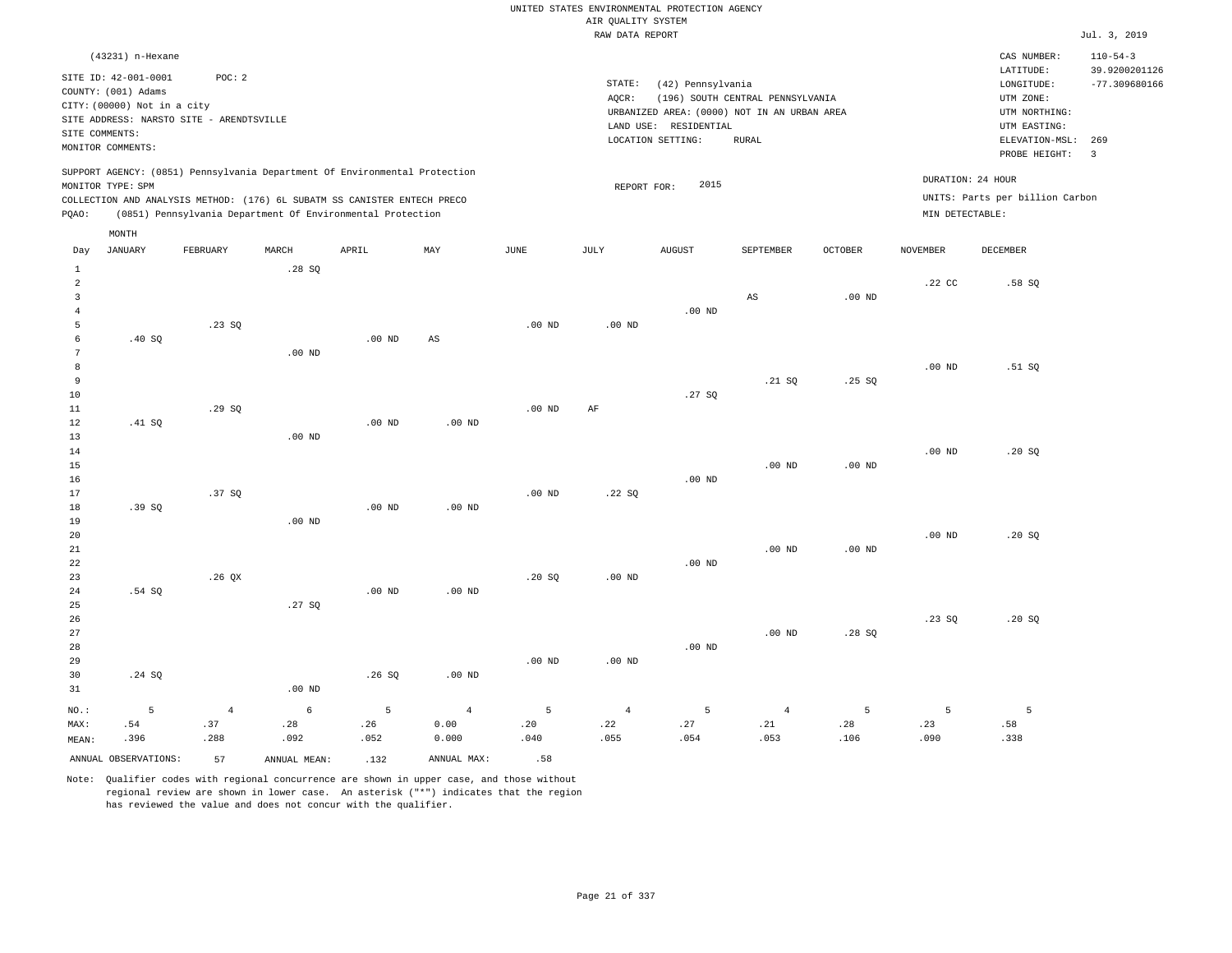UNITED STATES ENVIRONMENTAL PROTECTION AGENCY
AIR QUALITY SYSTEM
RAW DATA REPORT

Jul. 3, 2019

(43231) n-Hexane

SITE ID: 42-001-0001  POC: 2
COUNTY: (001) Adams
CITY: (00000) Not in a city
SITE ADDRESS: NARSTO SITE - ARENDTSVILLE
SITE COMMENTS:
MONITOR COMMENTS:

STATE: (42) Pennsylvania
AQCR: (196) SOUTH CENTRAL PENNSYLVANIA
URBANIZED AREA: (0000) NOT IN AN URBAN AREA
LAND USE: RESIDENTIAL
LOCATION SETTING: RURAL

CAS NUMBER: 110-54-3
LATITUDE: 39.9200201126
LONGITUDE: -77.309680166
UTM ZONE:
UTM NORTHING:
UTM EASTING:
ELEVATION-MSL: 269
PROBE HEIGHT: 3

SUPPORT AGENCY: (0851) Pennsylvania Department Of Environmental Protection
MONITOR TYPE: SPM
COLLECTION AND ANALYSIS METHOD: (176) 6L SUBATM SS CANISTER ENTECH PRECO
PQAO: (0851) Pennsylvania Department Of Environmental Protection

REPORT FOR: 2015

DURATION: 24 HOUR
UNITS: Parts per billion Carbon
MIN DETECTABLE:

| Day | JANUARY | FEBRUARY | MARCH | APRIL | MAY | JUNE | JULY | AUGUST | SEPTEMBER | OCTOBER | NOVEMBER | DECEMBER |
|---|---|---|---|---|---|---|---|---|---|---|---|---|
| 1 | | | .28 SQ | | | | | | | | | |
| 2 | | | | | | | | | | | .22 CC | .58 SQ |
| 3 | | | | | | | | | AS | .00 ND | | |
| 4 | | | | | | | | .00 ND | | | | |
| 5 | | .23 SQ | | | | .00 ND | .00 ND | | | | | |
| 6 | .40 SQ | | | .00 ND | AS | | | | | | | |
| 7 | | | .00 ND | | | | | | | | | |
| 8 | | | | | | | | | | | .00 ND | .51 SQ |
| 9 | | | | | | | | | .21 SQ | .25 SQ | | |
| 10 | | | | | | | | .27 SQ | | | | |
| 11 | | .29 SQ | | | | .00 ND | AF | | | | | |
| 12 | .41 SQ | | | .00 ND | .00 ND | | | | | | | |
| 13 | | | .00 ND | | | | | | | | | |
| 14 | | | | | | | | | | | .00 ND | .20 SQ |
| 15 | | | | | | | | | .00 ND | .00 ND | | |
| 16 | | | | | | | | .00 ND | | | | |
| 17 | | .37 SQ | | | | .00 ND | .22 SQ | | | | | |
| 18 | .39 SQ | | | .00 ND | .00 ND | | | | | | | |
| 19 | | | .00 ND | | | | | | | | | |
| 20 | | | | | | | | | | | .00 ND | .20 SQ |
| 21 | | | | | | | | | .00 ND | .00 ND | | |
| 22 | | | | | | | | .00 ND | | | | |
| 23 | | .26 QX | | | | .20 SQ | .00 ND | | | | | |
| 24 | .54 SQ | | | .00 ND | .00 ND | | | | | | | |
| 25 | | | .27 SQ | | | | | | | | | |
| 26 | | | | | | | | | | | .23 SQ | .20 SQ |
| 27 | | | | | | | | | .00 ND | .28 SQ | | |
| 28 | | | | | | | | .00 ND | | | | |
| 29 | | | | | | .00 ND | .00 ND | | | | | |
| 30 | .24 SQ | | | .26 SQ | .00 ND | | | | | | | |
| 31 | | | .00 ND | | | | | | | | | |
| NO.: | 5 | 4 | 6 | 5 | 4 | 5 | 4 | 5 | 4 | 5 | 5 | 5 |
| MAX: | .54 | .37 | .28 | .26 | 0.00 | .20 | .22 | .27 | .21 | .28 | .23 | .58 |
| MEAN: | .396 | .288 | .092 | .052 | 0.000 | .040 | .055 | .054 | .053 | .106 | .090 | .338 |

ANNUAL OBSERVATIONS: 57  ANNUAL MEAN: .132  ANNUAL MAX: .58

Note: Qualifier codes with regional concurrence are shown in upper case, and those without regional review are shown in lower case. An asterisk ("*") indicates that the region has reviewed the value and does not concur with the qualifier.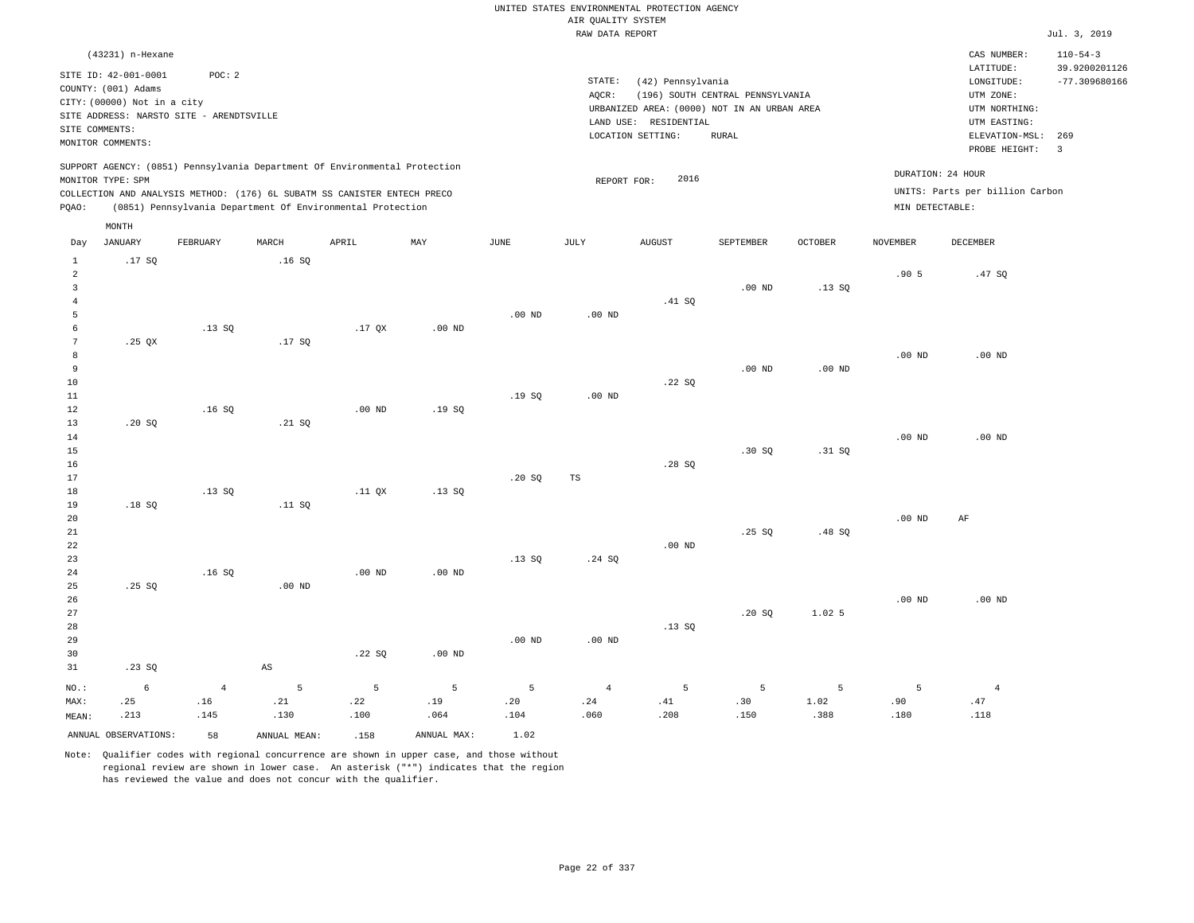UNITED STATES ENVIRONMENTAL PROTECTION AGENCY
AIR QUALITY SYSTEM
RAW DATA REPORT

Jul. 3, 2019

(43231) n-Hexane

SITE ID: 42-001-0001 POC: 2
COUNTY: (001) Adams
CITY: (00000) Not in a city
SITE ADDRESS: NARSTO SITE - ARENDTSVILLE
SITE COMMENTS:
MONITOR COMMENTS:

STATE: (42) Pennsylvania
AQCR: (196) SOUTH CENTRAL PENNSYLVANIA
URBANIZED AREA: (0000) NOT IN AN URBAN AREA
LAND USE: RESIDENTIAL
LOCATION SETTING: RURAL

CAS NUMBER: 110-54-3
LATITUDE: 39.9200201126
LONGITUDE: -77.309680166
UTM ZONE:
UTM NORTHING:
UTM EASTING:
ELEVATION-MSL: 269
PROBE HEIGHT: 3

SUPPORT AGENCY: (0851) Pennsylvania Department Of Environmental Protection
MONITOR TYPE: SPM
COLLECTION AND ANALYSIS METHOD: (176) 6L SUBATM SS CANISTER ENTECH PRECO
PQAO: (0851) Pennsylvania Department Of Environmental Protection

REPORT FOR: 2016

DURATION: 24 HOUR
UNITS: Parts per billion Carbon
MIN DETECTABLE:

| Day | JANUARY | FEBRUARY | MARCH | APRIL | MAY | JUNE | JULY | AUGUST | SEPTEMBER | OCTOBER | NOVEMBER | DECEMBER |
|---|---|---|---|---|---|---|---|---|---|---|---|---|
| 1 | .17 SQ | | .16 SQ | | | | | | | | | |
| 2 | | | | | | | | | | | .90 5 | .47 SQ |
| 3 | | | | | | | | | .00 ND | .13 SQ | | |
| 4 | | | | | | | | .41 SQ | | | | |
| 5 | | | | | | .00 ND | .00 ND | | | | | |
| 6 | | .13 SQ | | .17 QX | .00 ND | | | | | | | |
| 7 | .25 QX | | .17 SQ | | | | | | | | | |
| 8 | | | | | | | | | | | .00 ND | .00 ND |
| 9 | | | | | | | | | .00 ND | .00 ND | | |
| 10 | | | | | | | | .22 SQ | | | | |
| 11 | | | | | | .19 SQ | .00 ND | | | | | |
| 12 | | .16 SQ | | .00 ND | .19 SQ | | | | | | | |
| 13 | .20 SQ | | .21 SQ | | | | | | | | | |
| 14 | | | | | | | | | | | .00 ND | .00 ND |
| 15 | | | | | | | | | .30 SQ | .31 SQ | | |
| 16 | | | | | | | | .28 SQ | | | | |
| 17 | | | | | | .20 SQ | TS | | | | | |
| 18 | | .13 SQ | | .11 QX | .13 SQ | | | | | | | |
| 19 | .18 SQ | | .11 SQ | | | | | | | | | |
| 20 | | | | | | | | | | | .00 ND | AF |
| 21 | | | | | | | | | .25 SQ | .48 SQ | | |
| 22 | | | | | | | | .00 ND | | | | |
| 23 | | | | | | .13 SQ | .24 SQ | | | | | |
| 24 | | .16 SQ | | .00 ND | .00 ND | | | | | | | |
| 25 | .25 SQ | | .00 ND | | | | | | | | | |
| 26 | | | | | | | | | | | .00 ND | .00 ND |
| 27 | | | | | | | | | .20 SQ | 1.02 5 | | |
| 28 | | | | | | | | .13 SQ | | | | |
| 29 | | | | | | .00 ND | .00 ND | | | | | |
| 30 | | | | .22 SQ | .00 ND | | | | | | | |
| 31 | .23 SQ | | AS | | | | | | | | | |
| NO.: | 6 | 4 | 5 | 5 | 5 | 5 | 4 | 5 | 5 | 5 | 5 | 4 |
| MAX: | .25 | .16 | .21 | .22 | .19 | .20 | .24 | .41 | .30 | 1.02 | .90 | .47 |
| MEAN: | .213 | .145 | .130 | .100 | .064 | .104 | .060 | .208 | .150 | .388 | .180 | .118 |

ANNUAL OBSERVATIONS: 58 ANNUAL MEAN: .158 ANNUAL MAX: 1.02

Note: Qualifier codes with regional concurrence are shown in upper case, and those without regional review are shown in lower case. An asterisk ("*") indicates that the region has reviewed the value and does not concur with the qualifier.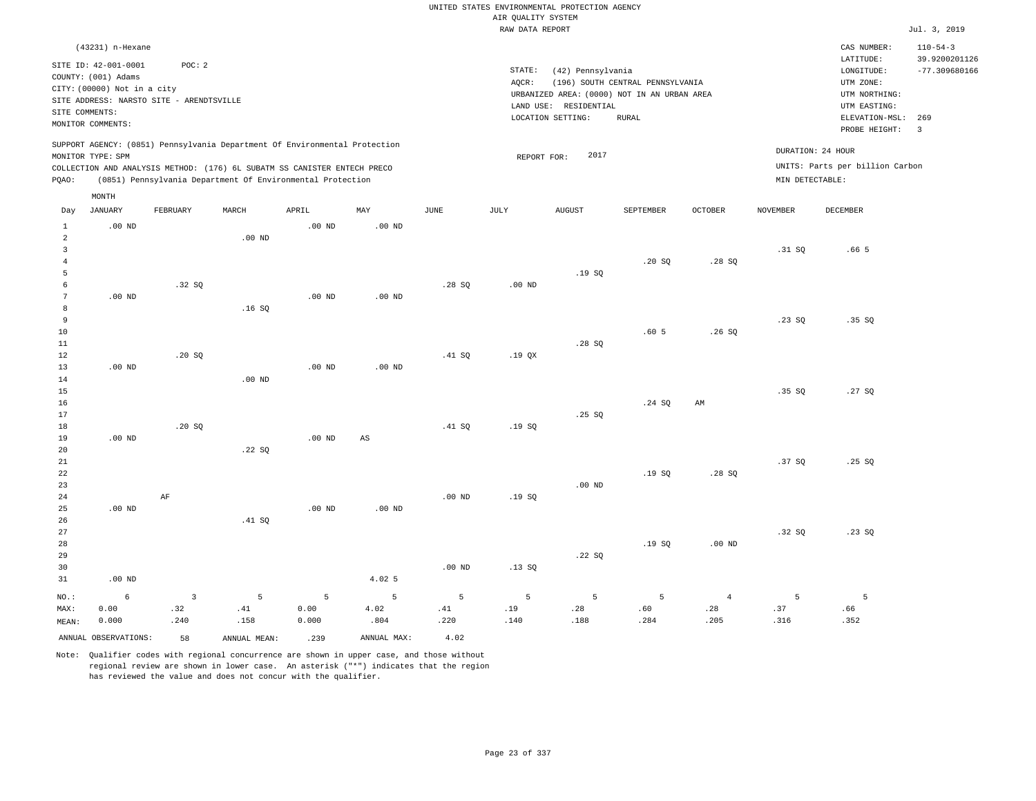UNITED STATES ENVIRONMENTAL PROTECTION AGENCY
AIR QUALITY SYSTEM
RAW DATA REPORT

Jul. 3, 2019

(43231) n-Hexane

SITE ID: 42-001-0001 POC: 2
COUNTY: (001) Adams
CITY: (00000) Not in a city
SITE ADDRESS: NARSTO SITE - ARENDTSVILLE
SITE COMMENTS:
MONITOR COMMENTS:

STATE: (42) Pennsylvania
AQCR: (196) SOUTH CENTRAL PENNSYLVANIA
URBANIZED AREA: (0000) NOT IN AN URBAN AREA
LAND USE: RESIDENTIAL
LOCATION SETTING: RURAL

CAS NUMBER: 110-54-3
LATITUDE: 39.9200201126
LONGITUDE: -77.309680166
UTM ZONE:
UTM NORTHING:
UTM EASTING:
ELEVATION-MSL: 269
PROBE HEIGHT: 3

SUPPORT AGENCY: (0851) Pennsylvania Department Of Environmental Protection
MONITOR TYPE: SPM
COLLECTION AND ANALYSIS METHOD: (176) 6L SUBATM SS CANISTER ENTECH PRECO
PQAO: (0851) Pennsylvania Department Of Environmental Protection

REPORT FOR: 2017

DURATION: 24 HOUR
UNITS: Parts per billion Carbon
MIN DETECTABLE:

| Day | JANUARY | FEBRUARY | MARCH | APRIL | MAY | JUNE | JULY | AUGUST | SEPTEMBER | OCTOBER | NOVEMBER | DECEMBER |
|---|---|---|---|---|---|---|---|---|---|---|---|---|
| 1 | .00 ND | | | .00 ND | .00 ND | | | | | | | |
| 2 | | | .00 ND | | | | | | | | | |
| 3 | | | | | | | | | | | .31 SQ | .66 5 |
| 4 | | | | | | | | | .20 SQ | .28 SQ | | |
| 5 | | | | | | | | .19 SQ | | | | |
| 6 | | .32 SQ | | | | .28 SQ | .00 ND | | | | | |
| 7 | .00 ND | | | .00 ND | .00 ND | | | | | | | |
| 8 | | | .16 SQ | | | | | | | | | |
| 9 | | | | | | | | | | | .23 SQ | .35 SQ |
| 10 | | | | | | | | | .60 5 | .26 SQ | | |
| 11 | | | | | | | | .28 SQ | | | | |
| 12 | | .20 SQ | | | | .41 SQ | .19 QX | | | | | |
| 13 | .00 ND | | | .00 ND | .00 ND | | | | | | | |
| 14 | | | .00 ND | | | | | | | | | |
| 15 | | | | | | | | | | | .35 SQ | .27 SQ |
| 16 | | | | | | | | | .24 SQ | AM | | |
| 17 | | | | | | | | .25 SQ | | | | |
| 18 | | .20 SQ | | | | .41 SQ | .19 SQ | | | | | |
| 19 | .00 ND | | | .00 ND | AS | | | | | | | |
| 20 | | | .22 SQ | | | | | | | | | |
| 21 | | | | | | | | | | | .37 SQ | .25 SQ |
| 22 | | | | | | | | | .19 SQ | .28 SQ | | |
| 23 | | | | | | | | .00 ND | | | | |
| 24 | | AF | | | | .00 ND | .19 SQ | | | | | |
| 25 | .00 ND | | | .00 ND | .00 ND | | | | | | | |
| 26 | | | .41 SQ | | | | | | | | | |
| 27 | | | | | | | | | | | .32 SQ | .23 SQ |
| 28 | | | | | | | | | .19 SQ | .00 ND | | |
| 29 | | | | | | | | .22 SQ | | | | |
| 30 | | | | | | .00 ND | .13 SQ | | | | | |
| 31 | .00 ND | | | | 4.02 5 | | | | | | | |
| NO.: | 6 | 3 | 5 | 5 | 5 | 5 | 5 | 5 | 5 | 4 | 5 | 5 |
| MAX: | 0.00 | .32 | .41 | 0.00 | 4.02 | .41 | .19 | .28 | .60 | .28 | .37 | .66 |
| MEAN: | 0.000 | .240 | .158 | 0.000 | .804 | .220 | .140 | .188 | .284 | .205 | .316 | .352 |

ANNUAL OBSERVATIONS: 58 ANNUAL MEAN: .239 ANNUAL MAX: 4.02

Note: Qualifier codes with regional concurrence are shown in upper case, and those without regional review are shown in lower case. An asterisk ("*") indicates that the region has reviewed the value and does not concur with the qualifier.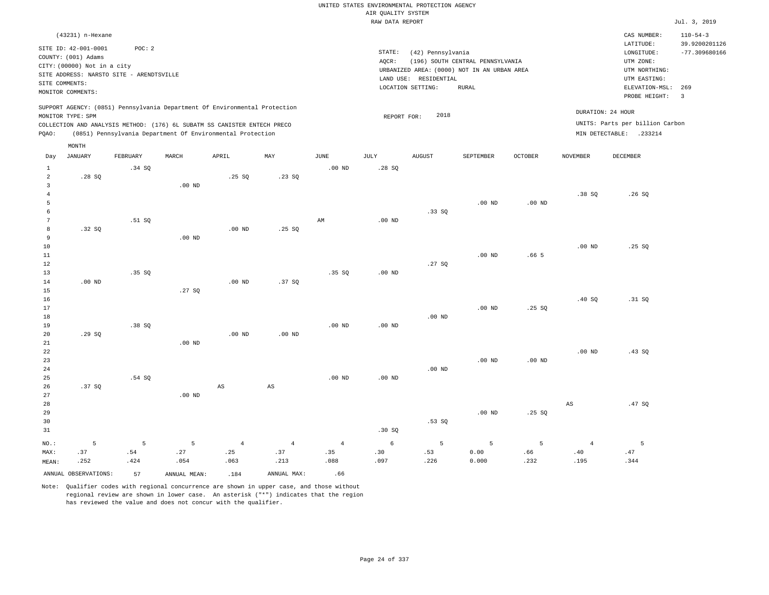UNITED STATES ENVIRONMENTAL PROTECTION AGENCY
AIR QUALITY SYSTEM
RAW DATA REPORT

Jul. 3, 2019

(43231) n-Hexane

SITE ID: 42-001-0001 POC: 2
COUNTY: (001) Adams
CITY: (00000) Not in a city
SITE ADDRESS: NARSTO SITE - ARENDTSVILLE
SITE COMMENTS:
MONITOR COMMENTS:

STATE: (42) Pennsylvania
AQCR: (196) SOUTH CENTRAL PENNSYLVANIA
URBANIZED AREA: (0000) NOT IN AN URBAN AREA
LAND USE: RESIDENTIAL
LOCATION SETTING: RURAL

CAS NUMBER: 110-54-3
LATITUDE: 39.9200201126
LONGITUDE: -77.309680166
UTM ZONE:
UTM NORTHING:
UTM EASTING:
ELEVATION-MSL: 269
PROBE HEIGHT: 3

SUPPORT AGENCY: (0851) Pennsylvania Department Of Environmental Protection
MONITOR TYPE: SPM
COLLECTION AND ANALYSIS METHOD: (176) 6L SUBATM SS CANISTER ENTECH PRECO
PQAO: (0851) Pennsylvania Department Of Environmental Protection

REPORT FOR: 2018

DURATION: 24 HOUR
UNITS: Parts per billion Carbon
MIN DETECTABLE: .233214

| Day | JANUARY | FEBRUARY | MARCH | APRIL | MAY | JUNE | JULY | AUGUST | SEPTEMBER | OCTOBER | NOVEMBER | DECEMBER |
|---|---|---|---|---|---|---|---|---|---|---|---|---|
| 1 | | .34 SQ | | | | .00 ND | .28 SQ | | | | | |
| 2 | .28 SQ | | | .25 SQ | .23 SQ | | | | | | | |
| 3 | | | .00 ND | | | | | | | | | |
| 4 | | | | | | | | | | | .38 SQ | .26 SQ |
| 5 | | | | | | | | | .00 ND | .00 ND | | |
| 6 | | | | | | | | .33 SQ | | | | |
| 7 | | .51 SQ | | | | AM | .00 ND | | | | | |
| 8 | .32 SQ | | | .00 ND | .25 SQ | | | | | | | |
| 9 | | | .00 ND | | | | | | | | | |
| 10 | | | | | | | | | | | .00 ND | .25 SQ |
| 11 | | | | | | | | | .00 ND | .66 5 | | |
| 12 | | | | | | | | .27 SQ | | | | |
| 13 | | .35 SQ | | | | .35 SQ | .00 ND | | | | | |
| 14 | .00 ND | | | .00 ND | .37 SQ | | | | | | | |
| 15 | | | .27 SQ | | | | | | | | | |
| 16 | | | | | | | | | | | .40 SQ | .31 SQ |
| 17 | | | | | | | | | .00 ND | .25 SQ | | |
| 18 | | | | | | | | .00 ND | | | | |
| 19 | | .38 SQ | | | | .00 ND | .00 ND | | | | | |
| 20 | .29 SQ | | | .00 ND | .00 ND | | | | | | | |
| 21 | | | .00 ND | | | | | | | | | |
| 22 | | | | | | | | | | | .00 ND | .43 SQ |
| 23 | | | | | | | | | .00 ND | .00 ND | | |
| 24 | | | | | | | | .00 ND | | | | |
| 25 | | .54 SQ | | | | .00 ND | .00 ND | | | | | |
| 26 | .37 SQ | | | AS | AS | | | | | | | |
| 27 | | | .00 ND | | | | | | | | | |
| 28 | | | | | | | | | | | AS | .47 SQ |
| 29 | | | | | | | | | .00 ND | .25 SQ | | |
| 30 | | | | | | | | .53 SQ | | | | |
| 31 | | | | | | | .30 SQ | | | | | |
| NO.: | 5 | 5 | 5 | 4 | 4 | 4 | 6 | 5 | 5 | 5 | 4 | 5 |
| MAX: | .37 | .54 | .27 | .25 | .37 | .35 | .30 | .53 | 0.00 | .66 | .40 | .47 |
| MEAN: | .252 | .424 | .054 | .063 | .213 | .088 | .097 | .226 | 0.000 | .232 | .195 | .344 |

ANNUAL OBSERVATIONS: 57 ANNUAL MEAN: .184 ANNUAL MAX: .66

Note: Qualifier codes with regional concurrence are shown in upper case, and those without regional review are shown in lower case. An asterisk ("*") indicates that the region has reviewed the value and does not concur with the qualifier.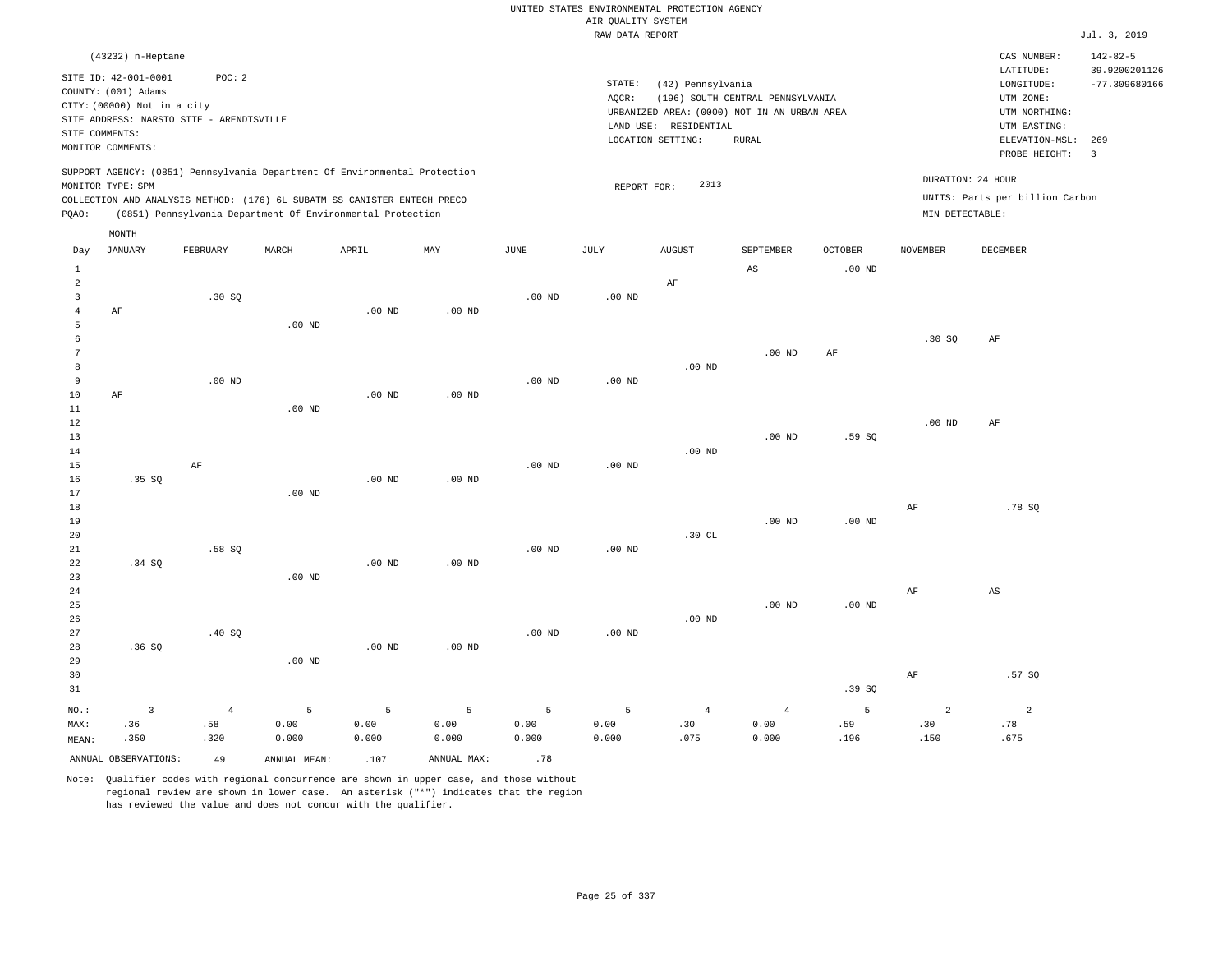UNITED STATES ENVIRONMENTAL PROTECTION AGENCY
AIR QUALITY SYSTEM
RAW DATA REPORT

Jul. 3, 2019

(43232) n-Heptane

SITE ID: 42-001-0001 POC: 2
COUNTY: (001) Adams
CITY: (00000) Not in a city
SITE ADDRESS: NARSTO SITE - ARENDTSVILLE
SITE COMMENTS:
MONITOR COMMENTS:

STATE: (42) Pennsylvania
AQCR: (196) SOUTH CENTRAL PENNSYLVANIA
URBANIZED AREA: (0000) NOT IN AN URBAN AREA
LAND USE: RESIDENTIAL
LOCATION SETTING: RURAL

CAS NUMBER: 142-82-5
LATITUDE: 39.9200201126
LONGITUDE: -77.309680166
UTM ZONE:
UTM NORTHING:
UTM EASTING:
ELEVATION-MSL: 269
PROBE HEIGHT: 3

SUPPORT AGENCY: (0851) Pennsylvania Department Of Environmental Protection
MONITOR TYPE: SPM
COLLECTION AND ANALYSIS METHOD: (176) 6L SUBATM SS CANISTER ENTECH PRECO
PQAO: (0851) Pennsylvania Department Of Environmental Protection

REPORT FOR: 2013

DURATION: 24 HOUR
UNITS: Parts per billion Carbon
MIN DETECTABLE:

| Day | JANUARY | FEBRUARY | MARCH | APRIL | MAY | JUNE | JULY | AUGUST | SEPTEMBER | OCTOBER | NOVEMBER | DECEMBER |
|---|---|---|---|---|---|---|---|---|---|---|---|---|
| 1 | | | | | | | | | AS | .00 ND | | |
| 2 | | | | | | | | AF | | | | |
| 3 | | .30 SQ | | | | .00 ND | .00 ND | | | | | |
| 4 | AF | | | .00 ND | .00 ND | | | | | | | |
| 5 | | | .00 ND | | | | | | | | | |
| 6 | | | | | | | | | | | .30 SQ | AF |
| 7 | | | | | | | | | .00 ND | AF | | |
| 8 | | | | | | | | .00 ND | | | | |
| 9 | | .00 ND | | | | .00 ND | .00 ND | | | | | |
| 10 | AF | | | .00 ND | .00 ND | | | | | | | |
| 11 | | | .00 ND | | | | | | | | | |
| 12 | | | | | | | | | | | .00 ND | AF |
| 13 | | | | | | | | | .00 ND | .59 SQ | | |
| 14 | | | | | | | | .00 ND | | | | |
| 15 | | AF | | | | .00 ND | .00 ND | | | | | |
| 16 | .35 SQ | | | .00 ND | .00 ND | | | | | | | |
| 17 | | | .00 ND | | | | | | | | | |
| 18 | | | | | | | | | | | AF | .78 SQ |
| 19 | | | | | | | | | .00 ND | .00 ND | | |
| 20 | | | | | | | | .30 CL | | | | |
| 21 | | .58 SQ | | | | .00 ND | .00 ND | | | | | |
| 22 | .34 SQ | | | .00 ND | .00 ND | | | | | | | |
| 23 | | | .00 ND | | | | | | | | | |
| 24 | | | | | | | | | | | AF | AS |
| 25 | | | | | | | | | .00 ND | .00 ND | | |
| 26 | | | | | | | | .00 ND | | | | |
| 27 | | .40 SQ | | | | .00 ND | .00 ND | | | | | |
| 28 | .36 SQ | | | .00 ND | .00 ND | | | | | | | |
| 29 | | | .00 ND | | | | | | | | | |
| 30 | | | | | | | | | | | AF | .57 SQ |
| 31 | | | | | | | | | | .39 SQ | | |
| NO.: | 3 | 4 | 5 | 5 | 5 | 5 | 5 | 4 | 4 | 5 | 2 | 2 |
| MAX: | .36 | .58 | 0.00 | 0.00 | 0.00 | 0.00 | 0.00 | .30 | 0.00 | .59 | .30 | .78 |
| MEAN: | .350 | .320 | 0.000 | 0.000 | 0.000 | 0.000 | 0.000 | .075 | 0.000 | .196 | .150 | .675 |

ANNUAL OBSERVATIONS: 49 ANNUAL MEAN: .107 ANNUAL MAX: .78

Note: Qualifier codes with regional concurrence are shown in upper case, and those without regional review are shown in lower case. An asterisk ("*") indicates that the region has reviewed the value and does not concur with the qualifier.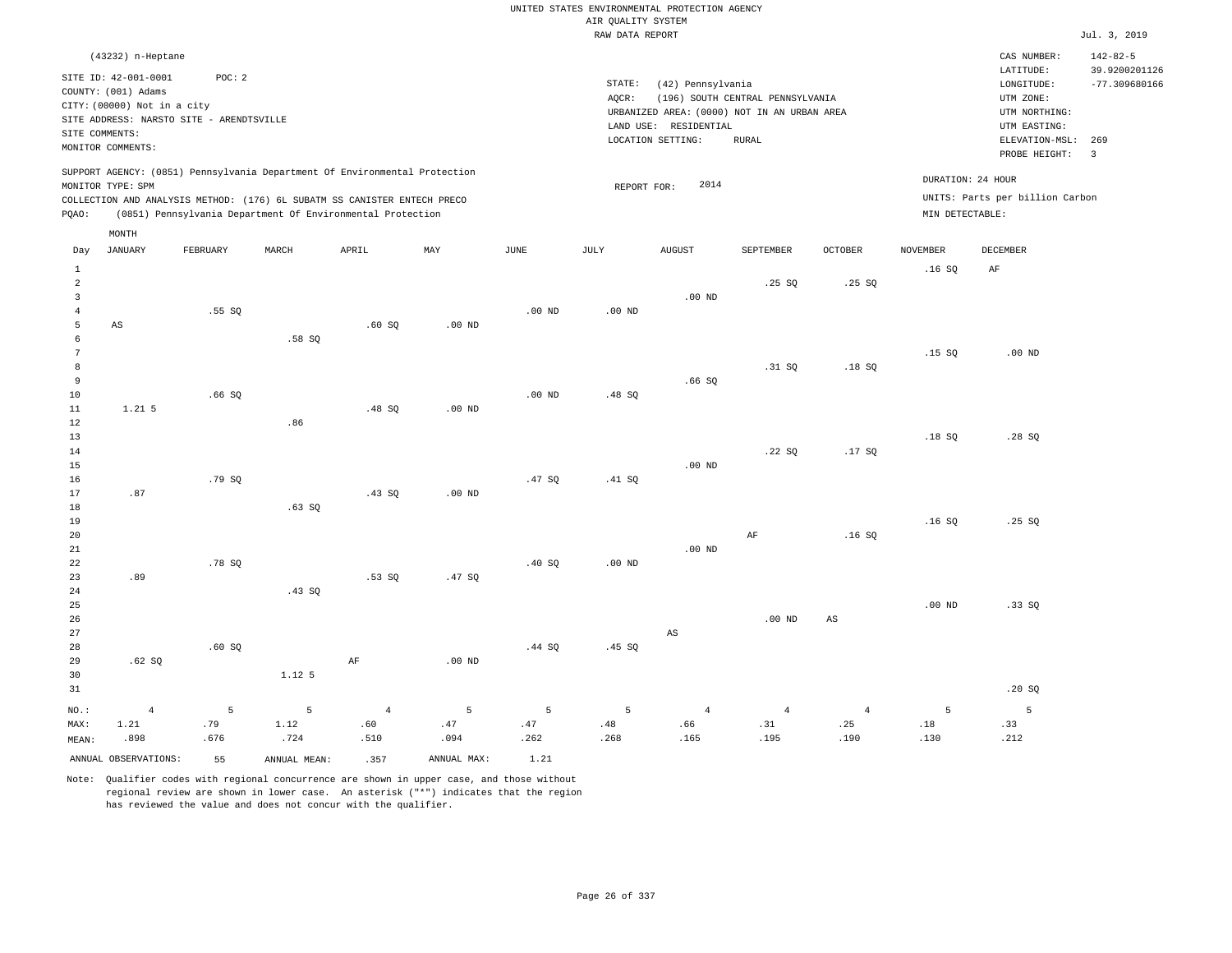UNITED STATES ENVIRONMENTAL PROTECTION AGENCY
AIR QUALITY SYSTEM
RAW DATA REPORT

Jul. 3, 2019

(43232) n-Heptane

SITE ID: 42-001-0001 POC: 2
COUNTY: (001) Adams
CITY: (00000) Not in a city
SITE ADDRESS: NARSTO SITE - ARENDTSVILLE
SITE COMMENTS:
MONITOR COMMENTS:

STATE: (42) Pennsylvania
AQCR: (196) SOUTH CENTRAL PENNSYLVANIA
URBANIZED AREA: (0000) NOT IN AN URBAN AREA
LAND USE: RESIDENTIAL
LOCATION SETTING: RURAL

CAS NUMBER: 142-82-5
LATITUDE: 39.9200201126
LONGITUDE: -77.309680166
UTM ZONE:
UTM NORTHING:
UTM EASTING:
ELEVATION-MSL: 269
PROBE HEIGHT: 3

SUPPORT AGENCY: (0851) Pennsylvania Department Of Environmental Protection
MONITOR TYPE: SPM
COLLECTION AND ANALYSIS METHOD: (176) 6L SUBATM SS CANISTER ENTECH PRECO
PQAO: (0851) Pennsylvania Department Of Environmental Protection

REPORT FOR: 2014

DURATION: 24 HOUR
UNITS: Parts per billion Carbon
MIN DETECTABLE:

| Day | JANUARY | FEBRUARY | MARCH | APRIL | MAY | JUNE | JULY | AUGUST | SEPTEMBER | OCTOBER | NOVEMBER | DECEMBER |
|---|---|---|---|---|---|---|---|---|---|---|---|---|
| 1 | | | | | | | | | | | .16 SQ | AF |
| 2 | | | | | | | | | .25 SQ | .25 SQ | | |
| 3 | | | | | | | | .00 ND | | | | |
| 4 | | .55 SQ | | | | .00 ND | .00 ND | | | | | |
| 5 | AS | | | .60 SQ | .00 ND | | | | | | | |
| 6 | | | .58 SQ | | | | | | | | | |
| 7 | | | | | | | | | | | .15 SQ | .00 ND |
| 8 | | | | | | | | | .31 SQ | .18 SQ | | |
| 9 | | | | | | | | .66 SQ | | | | |
| 10 | | .66 SQ | | | | .00 ND | .48 SQ | | | | | |
| 11 | 1.21 5 | | | .48 SQ | .00 ND | | | | | | | |
| 12 | | | .86 | | | | | | | | | |
| 13 | | | | | | | | | | | .18 SQ | .28 SQ |
| 14 | | | | | | | | | .22 SQ | .17 SQ | | |
| 15 | | | | | | | | .00 ND | | | | |
| 16 | | .79 SQ | | | | .47 SQ | .41 SQ | | | | | |
| 17 | .87 | | | .43 SQ | .00 ND | | | | | | | |
| 18 | | | .63 SQ | | | | | | | | | |
| 19 | | | | | | | | | | | .16 SQ | .25 SQ |
| 20 | | | | | | | | | AF | .16 SQ | | |
| 21 | | | | | | | | .00 ND | | | | |
| 22 | | .78 SQ | | | | .40 SQ | .00 ND | | | | | |
| 23 | .89 | | | .53 SQ | .47 SQ | | | | | | | |
| 24 | | | .43 SQ | | | | | | | | | |
| 25 | | | | | | | | | | | .00 ND | .33 SQ |
| 26 | | | | | | | | | .00 ND | AS | | |
| 27 | | | | | | | | AS | | | | |
| 28 | | .60 SQ | | | | .44 SQ | .45 SQ | | | | | |
| 29 | .62 SQ | | | AF | .00 ND | | | | | | | |
| 30 | | | 1.12 5 | | | | | | | | | |
| 31 | | | | | | | | | | | | .20 SQ |
| NO.: | 4 | 5 | 5 | 4 | 5 | 5 | 5 | 4 | 4 | 4 | 5 | 5 |
| MAX: | 1.21 | .79 | 1.12 | .60 | .47 | .47 | .48 | .66 | .31 | .25 | .18 | .33 |
| MEAN: | .898 | .676 | .724 | .510 | .094 | .262 | .268 | .165 | .195 | .190 | .130 | .212 |

ANNUAL OBSERVATIONS: 55 ANNUAL MEAN: .357 ANNUAL MAX: 1.21

Note: Qualifier codes with regional concurrence are shown in upper case, and those without regional review are shown in lower case. An asterisk ("*") indicates that the region has reviewed the value and does not concur with the qualifier.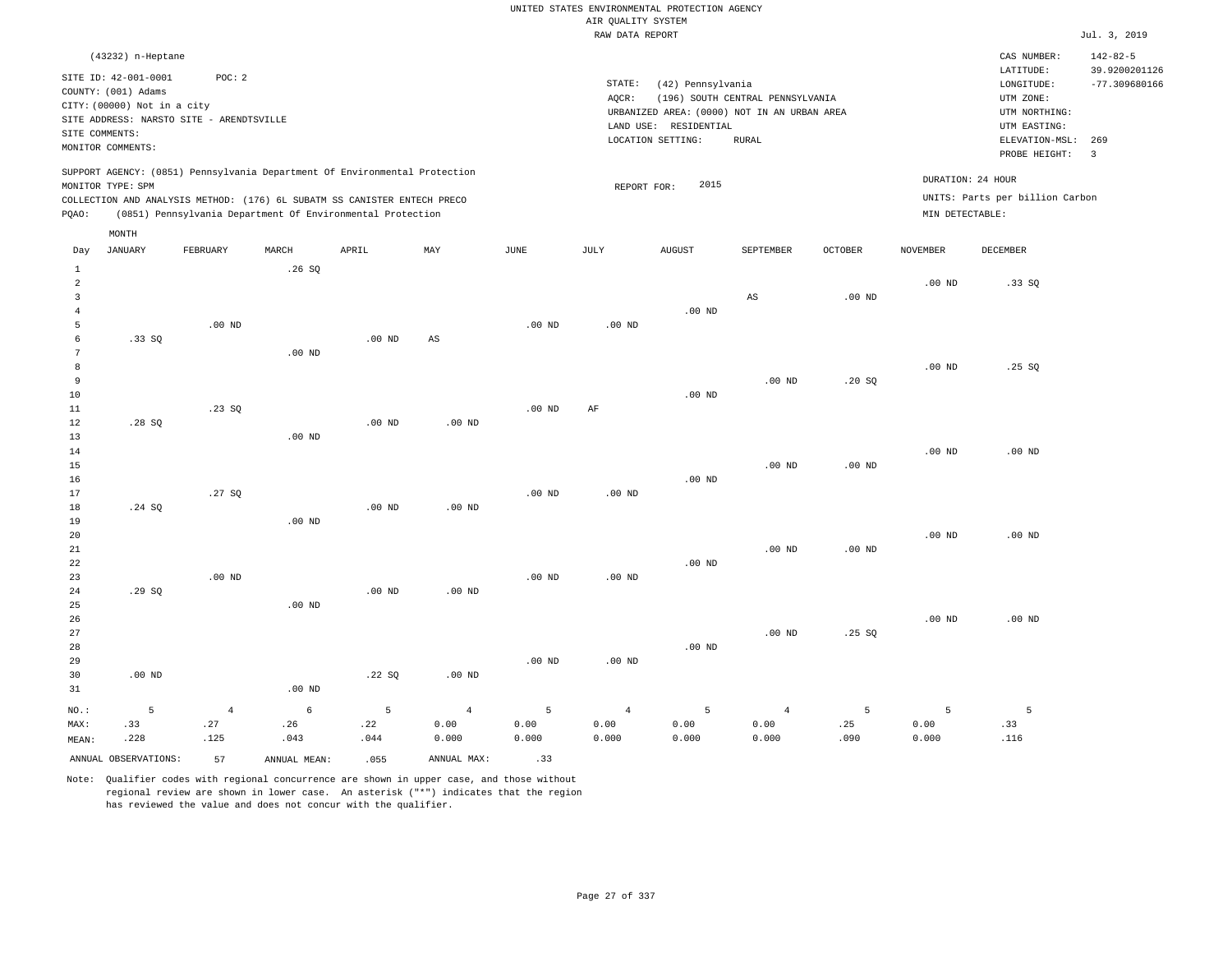UNITED STATES ENVIRONMENTAL PROTECTION AGENCY
AIR QUALITY SYSTEM
RAW DATA REPORT

Jul. 3, 2019

(43232) n-Heptane

SITE ID: 42-001-0001 POC: 2
COUNTY: (001) Adams
CITY: (00000) Not in a city
SITE ADDRESS: NARSTO SITE - ARENDTSVILLE
SITE COMMENTS:
MONITOR COMMENTS:

STATE: (42) Pennsylvania
AQCR: (196) SOUTH CENTRAL PENNSYLVANIA
URBANIZED AREA: (0000) NOT IN AN URBAN AREA
LAND USE: RESIDENTIAL
LOCATION SETTING: RURAL

CAS NUMBER: 142-82-5
LATITUDE: 39.9200201126
LONGITUDE: -77.309680166
UTM ZONE:
UTM NORTHING:
UTM EASTING:
ELEVATION-MSL: 269
PROBE HEIGHT: 3

SUPPORT AGENCY: (0851) Pennsylvania Department Of Environmental Protection
MONITOR TYPE: SPM
COLLECTION AND ANALYSIS METHOD: (176) 6L SUBATM SS CANISTER ENTECH PRECO
PQAO: (0851) Pennsylvania Department Of Environmental Protection

REPORT FOR: 2015

DURATION: 24 HOUR
UNITS: Parts per billion Carbon
MIN DETECTABLE:

| Day | JANUARY | FEBRUARY | MARCH | APRIL | MAY | JUNE | JULY | AUGUST | SEPTEMBER | OCTOBER | NOVEMBER | DECEMBER |
|---|---|---|---|---|---|---|---|---|---|---|---|---|
| 1 | | | .26 SQ | | | | | | | | | |
| 2 | | | | | | | | | | | .00 ND | .33 SQ |
| 3 | | | | | | | | | AS | .00 ND | | |
| 4 | | | | | | | | .00 ND | | | | |
| 5 | | .00 ND | | | | .00 ND | .00 ND | | | | | |
| 6 | .33 SQ | | | .00 ND | AS | | | | | | | |
| 7 | | | .00 ND | | | | | | | | | |
| 8 | | | | | | | | | | | .00 ND | .25 SQ |
| 9 | | | | | | | | | .00 ND | .20 SQ | | |
| 10 | | | | | | | | .00 ND | | | | |
| 11 | | .23 SQ | | | | .00 ND | AF | | | | | |
| 12 | .28 SQ | | | .00 ND | .00 ND | | | | | | | |
| 13 | | | .00 ND | | | | | | | | | |
| 14 | | | | | | | | | | | .00 ND | .00 ND |
| 15 | | | | | | | | | .00 ND | .00 ND | | |
| 16 | | | | | | | | .00 ND | | | | |
| 17 | | .27 SQ | | | | .00 ND | .00 ND | | | | | |
| 18 | .24 SQ | | | .00 ND | .00 ND | | | | | | | |
| 19 | | | .00 ND | | | | | | | | | |
| 20 | | | | | | | | | | | .00 ND | .00 ND |
| 21 | | | | | | | | | .00 ND | .00 ND | | |
| 22 | | | | | | | | .00 ND | | | | |
| 23 | | .00 ND | | | | .00 ND | .00 ND | | | | | |
| 24 | .29 SQ | | | .00 ND | .00 ND | | | | | | | |
| 25 | | | .00 ND | | | | | | | | | |
| 26 | | | | | | | | | | | .00 ND | .00 ND |
| 27 | | | | | | | | | .00 ND | .25 SQ | | |
| 28 | | | | | | | | .00 ND | | | | |
| 29 | | | | | | .00 ND | .00 ND | | | | | |
| 30 | .00 ND | | | .22 SQ | .00 ND | | | | | | | |
| 31 | | | .00 ND | | | | | | | | | |
| NO.: | 5 | 4 | 6 | 5 | 4 | 5 | 4 | 5 | 4 | 5 | 5 | 5 |
| MAX: | .33 | .27 | .26 | .22 | 0.00 | 0.00 | 0.00 | 0.00 | 0.00 | .25 | 0.00 | .33 |
| MEAN: | .228 | .125 | .043 | .044 | 0.000 | 0.000 | 0.000 | 0.000 | 0.000 | .090 | 0.000 | .116 |

ANNUAL OBSERVATIONS: 57 ANNUAL MEAN: .055 ANNUAL MAX: .33

Note: Qualifier codes with regional concurrence are shown in upper case, and those without regional review are shown in lower case. An asterisk ("*") indicates that the region has reviewed the value and does not concur with the qualifier.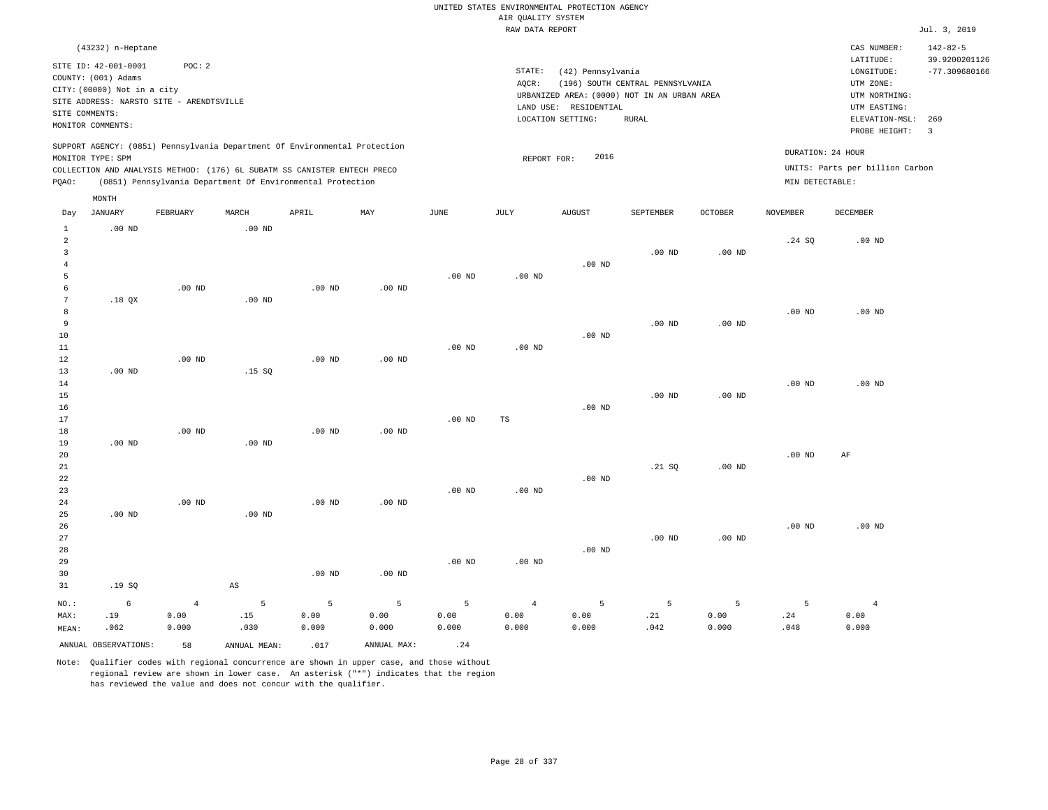UNITED STATES ENVIRONMENTAL PROTECTION AGENCY
AIR QUALITY SYSTEM
RAW DATA REPORT

Jul. 3, 2019

(43232) n-Heptane

SITE ID: 42-001-0001 POC: 2
COUNTY: (001) Adams
CITY: (00000) Not in a city
SITE ADDRESS: NARSTO SITE - ARENDTSVILLE
SITE COMMENTS:
MONITOR COMMENTS:

STATE: (42) Pennsylvania
AQCR: (196) SOUTH CENTRAL PENNSYLVANIA
URBANIZED AREA: (0000) NOT IN AN URBAN AREA
LAND USE: RESIDENTIAL
LOCATION SETTING: RURAL

CAS NUMBER: 142-82-5
LATITUDE: 39.9200201126
LONGITUDE: -77.309680166
UTM ZONE:
UTM NORTHING:
UTM EASTING:
ELEVATION-MSL: 269
PROBE HEIGHT: 3

SUPPORT AGENCY: (0851) Pennsylvania Department Of Environmental Protection
MONITOR TYPE: SPM
COLLECTION AND ANALYSIS METHOD: (176) 6L SUBATM SS CANISTER ENTECH PRECO
PQAO: (0851) Pennsylvania Department Of Environmental Protection

REPORT FOR: 2016

DURATION: 24 HOUR
UNITS: Parts per billion Carbon
MIN DETECTABLE:

| Day | JANUARY | FEBRUARY | MARCH | APRIL | MAY | JUNE | JULY | AUGUST | SEPTEMBER | OCTOBER | NOVEMBER | DECEMBER |
|---|---|---|---|---|---|---|---|---|---|---|---|---|
| 1 | .00 ND | | .00 ND | | | | | | | | | |
| 2 | | | | | | | | | | | .24 SQ | .00 ND |
| 3 | | | | | | | | | .00 ND | .00 ND | | |
| 4 | | | | | | | | .00 ND | | | | |
| 5 | | | | | | .00 ND | .00 ND | | | | | |
| 6 | | .00 ND | | .00 ND | .00 ND | | | | | | | |
| 7 | .18 QX | | .00 ND | | | | | | | | | |
| 8 | | | | | | | | | | | .00 ND | .00 ND |
| 9 | | | | | | | | | .00 ND | .00 ND | | |
| 10 | | | | | | | | .00 ND | | | | |
| 11 | | | | | | .00 ND | .00 ND | | | | | |
| 12 | | .00 ND | | .00 ND | .00 ND | | | | | | | |
| 13 | .00 ND | | .15 SQ | | | | | | | | | |
| 14 | | | | | | | | | | | .00 ND | .00 ND |
| 15 | | | | | | | | | .00 ND | .00 ND | | |
| 16 | | | | | | | | .00 ND | | | | |
| 17 | | | | | | .00 ND | TS | | | | | |
| 18 | | .00 ND | | .00 ND | .00 ND | | | | | | | |
| 19 | .00 ND | | .00 ND | | | | | | | | | |
| 20 | | | | | | | | | | | .00 ND | AF |
| 21 | | | | | | | | | .21 SQ | .00 ND | | |
| 22 | | | | | | | | .00 ND | | | | |
| 23 | | | | | | .00 ND | .00 ND | | | | | |
| 24 | | .00 ND | | .00 ND | .00 ND | | | | | | | |
| 25 | .00 ND | | .00 ND | | | | | | | | | |
| 26 | | | | | | | | | | | .00 ND | .00 ND |
| 27 | | | | | | | | | .00 ND | .00 ND | | |
| 28 | | | | | | | | .00 ND | | | | |
| 29 | | | | | | .00 ND | .00 ND | | | | | |
| 30 | | | | .00 ND | .00 ND | | | | | | | |
| 31 | .19 SQ | | AS | | | | | | | | | |
| NO.: | 6 | 4 | 5 | 5 | 5 | 5 | 4 | 5 | 5 | 5 | 5 | 4 |
| MAX: | .19 | 0.00 | .15 | 0.00 | 0.00 | 0.00 | 0.00 | 0.00 | .21 | 0.00 | .24 | 0.00 |
| MEAN: | .062 | 0.000 | .030 | 0.000 | 0.000 | 0.000 | 0.000 | 0.000 | .042 | 0.000 | .048 | 0.000 |

ANNUAL OBSERVATIONS: 58 ANNUAL MEAN: .017 ANNUAL MAX: .24

Note: Qualifier codes with regional concurrence are shown in upper case, and those without regional review are shown in lower case. An asterisk ("*") indicates that the region has reviewed the value and does not concur with the qualifier.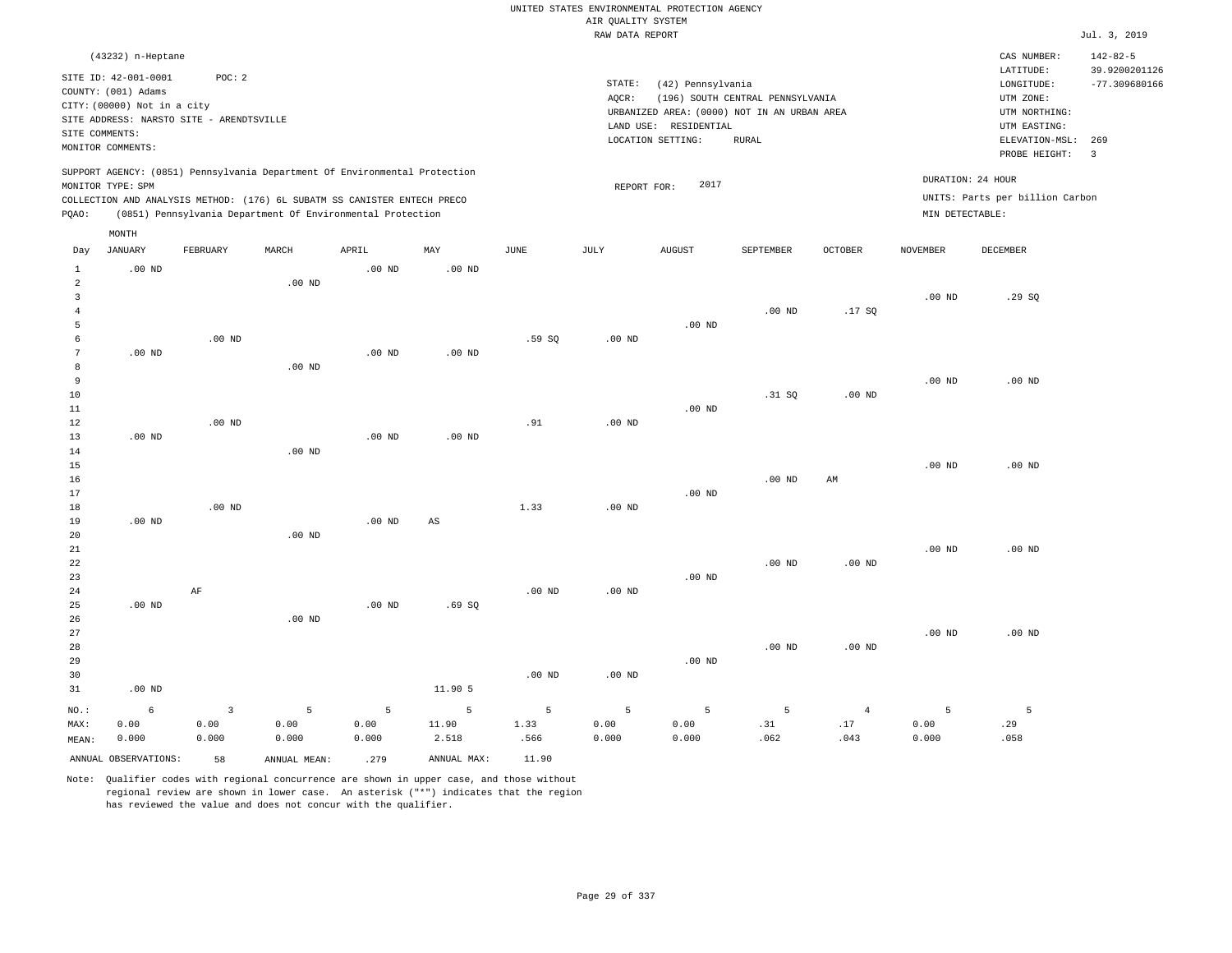UNITED STATES ENVIRONMENTAL PROTECTION AGENCY
AIR QUALITY SYSTEM
RAW DATA REPORT

Jul. 3, 2019

(43232) n-Heptane

SITE ID: 42-001-0001 POC: 2
COUNTY: (001) Adams
CITY: (00000) Not in a city
SITE ADDRESS: NARSTO SITE - ARENDTSVILLE
SITE COMMENTS:
MONITOR COMMENTS:

STATE: (42) Pennsylvania
AQCR: (196) SOUTH CENTRAL PENNSYLVANIA
URBANIZED AREA: (0000) NOT IN AN URBAN AREA
LAND USE: RESIDENTIAL
LOCATION SETTING: RURAL

CAS NUMBER: 142-82-5
LATITUDE: 39.9200201126
LONGITUDE: -77.309680166
UTM ZONE:
UTM NORTHING:
UTM EASTING:
ELEVATION-MSL: 269
PROBE HEIGHT: 3

SUPPORT AGENCY: (0851) Pennsylvania Department Of Environmental Protection
MONITOR TYPE: SPM
COLLECTION AND ANALYSIS METHOD: (176) 6L SUBATM SS CANISTER ENTECH PRECO
PQAO: (0851) Pennsylvania Department Of Environmental Protection

REPORT FOR: 2017

DURATION: 24 HOUR
UNITS: Parts per billion Carbon
MIN DETECTABLE:

| Day | JANUARY | FEBRUARY | MARCH | APRIL | MAY | JUNE | JULY | AUGUST | SEPTEMBER | OCTOBER | NOVEMBER | DECEMBER |
|---|---|---|---|---|---|---|---|---|---|---|---|---|
| 1 | .00 ND | | | .00 ND | .00 ND | | | | | | | |
| 2 | | | .00 ND | | | | | | | | | |
| 3 | | | | | | | | | | | .00 ND | .29 SQ |
| 4 | | | | | | | | | .00 ND | .17 SQ | | |
| 5 | | | | | | | | .00 ND | | | | |
| 6 | | .00 ND | | | | .59 SQ | .00 ND | | | | | |
| 7 | .00 ND | | | .00 ND | .00 ND | | | | | | | |
| 8 | | | .00 ND | | | | | | | | | |
| 9 | | | | | | | | | | | .00 ND | .00 ND |
| 10 | | | | | | | | | .31 SQ | .00 ND | | |
| 11 | | | | | | | | .00 ND | | | | |
| 12 | | .00 ND | | | | .91 | .00 ND | | | | | |
| 13 | .00 ND | | | .00 ND | .00 ND | | | | | | | |
| 14 | | | .00 ND | | | | | | | | | |
| 15 | | | | | | | | | | | .00 ND | .00 ND |
| 16 | | | | | | | | | .00 ND | AM | | |
| 17 | | | | | | | | .00 ND | | | | |
| 18 | | .00 ND | | | | 1.33 | .00 ND | | | | | |
| 19 | .00 ND | | | .00 ND | AS | | | | | | | |
| 20 | | | .00 ND | | | | | | | | | |
| 21 | | | | | | | | | | | .00 ND | .00 ND |
| 22 | | | | | | | | | .00 ND | .00 ND | | |
| 23 | | | | | | | | .00 ND | | | | |
| 24 | | AF | | | | .00 ND | .00 ND | | | | | |
| 25 | .00 ND | | | .00 ND | .69 SQ | | | | | | | |
| 26 | | | .00 ND | | | | | | | | | |
| 27 | | | | | | | | | | | .00 ND | .00 ND |
| 28 | | | | | | | | | .00 ND | .00 ND | | |
| 29 | | | | | | | | .00 ND | | | | |
| 30 | | | | | | .00 ND | .00 ND | | | | | |
| 31 | .00 ND | | | | 11.90 5 | | | | | | | |
| NO.: | 6 | 3 | 5 | 5 | 5 | 5 | 5 | 5 | 5 | 4 | 5 | 5 |
| MAX: | 0.00 | 0.00 | 0.00 | 0.00 | 11.90 | 1.33 | 0.00 | 0.00 | .31 | .17 | 0.00 | .29 |
| MEAN: | 0.000 | 0.000 | 0.000 | 0.000 | 2.518 | .566 | 0.000 | 0.000 | .062 | .043 | 0.000 | .058 |

ANNUAL OBSERVATIONS: 58 ANNUAL MEAN: .279 ANNUAL MAX: 11.90

Note: Qualifier codes with regional concurrence are shown in upper case, and those without regional review are shown in lower case. An asterisk ("*") indicates that the region has reviewed the value and does not concur with the qualifier.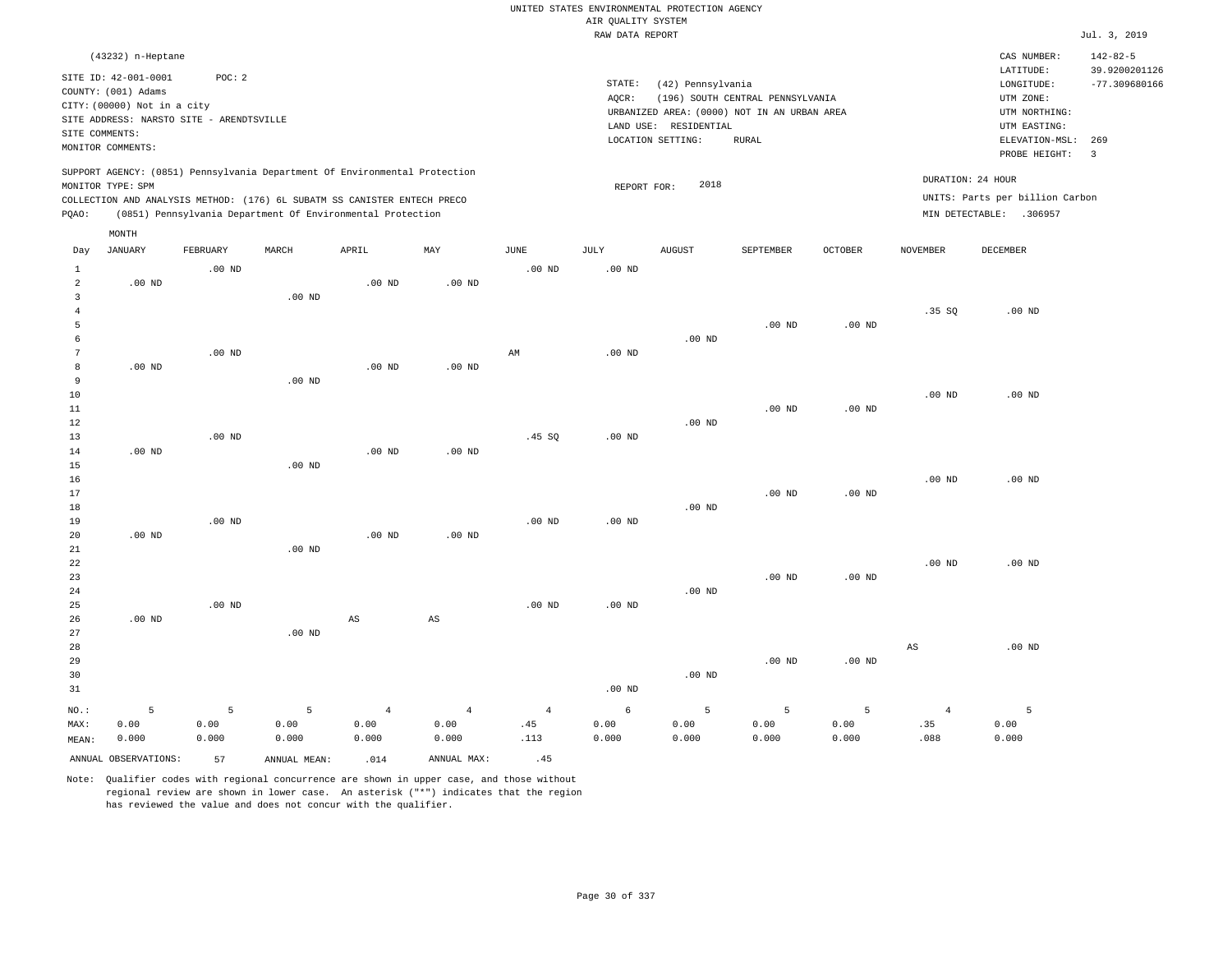UNITED STATES ENVIRONMENTAL PROTECTION AGENCY
AIR QUALITY SYSTEM
RAW DATA REPORT

Jul. 3, 2019

(43232) n-Heptane

SITE ID: 42-001-0001    POC: 2
COUNTY: (001) Adams
CITY: (00000) Not in a city
SITE ADDRESS: NARSTO SITE - ARENDTSVILLE
SITE COMMENTS:
MONITOR COMMENTS:

STATE: (42) Pennsylvania
AQCR: (196) SOUTH CENTRAL PENNSYLVANIA
URBANIZED AREA: (0000) NOT IN AN URBAN AREA
LAND USE: RESIDENTIAL
LOCATION SETTING: RURAL

CAS NUMBER: 142-82-5
LATITUDE: 39.9200201126
LONGITUDE: -77.309680166
UTM ZONE:
UTM NORTHING:
UTM EASTING:
ELEVATION-MSL: 269
PROBE HEIGHT: 3

SUPPORT AGENCY: (0851) Pennsylvania Department Of Environmental Protection
MONITOR TYPE: SPM
COLLECTION AND ANALYSIS METHOD: (176) 6L SUBATM SS CANISTER ENTECH PRECO
PQAO: (0851) Pennsylvania Department Of Environmental Protection

REPORT FOR: 2018

DURATION: 24 HOUR
UNITS: Parts per billion Carbon
MIN DETECTABLE: .306957

| Day | JANUARY | FEBRUARY | MARCH | APRIL | MAY | JUNE | JULY | AUGUST | SEPTEMBER | OCTOBER | NOVEMBER | DECEMBER |
|---|---|---|---|---|---|---|---|---|---|---|---|---|
| 1 | | .00 ND | | | | .00 ND | .00 ND | | | | | |
| 2 | .00 ND | | | .00 ND | .00 ND | | | | | | | |
| 3 | | | .00 ND | | | | | | | | | |
| 4 | | | | | | | | | | | .35 SQ | .00 ND |
| 5 | | | | | | | | | .00 ND | .00 ND | | |
| 6 | | | | | | | | .00 ND | | | | |
| 7 | | .00 ND | | | | AM | .00 ND | | | | | |
| 8 | .00 ND | | | .00 ND | .00 ND | | | | | | | |
| 9 | | | .00 ND | | | | | | | | | |
| 10 | | | | | | | | | | | .00 ND | .00 ND |
| 11 | | | | | | | | | .00 ND | .00 ND | | |
| 12 | | | | | | | | .00 ND | | | | |
| 13 | | .00 ND | | | | .45 SQ | .00 ND | | | | | |
| 14 | .00 ND | | | .00 ND | .00 ND | | | | | | | |
| 15 | | | .00 ND | | | | | | | | | |
| 16 | | | | | | | | | | | .00 ND | .00 ND |
| 17 | | | | | | | | | .00 ND | .00 ND | | |
| 18 | | | | | | | | .00 ND | | | | |
| 19 | | .00 ND | | | | .00 ND | .00 ND | | | | | |
| 20 | .00 ND | | | .00 ND | .00 ND | | | | | | | |
| 21 | | | .00 ND | | | | | | | | | |
| 22 | | | | | | | | | | | .00 ND | .00 ND |
| 23 | | | | | | | | | .00 ND | .00 ND | | |
| 24 | | | | | | | | .00 ND | | | | |
| 25 | | .00 ND | | | | .00 ND | .00 ND | | | | | |
| 26 | .00 ND | | | AS | AS | | | | | | | |
| 27 | | | .00 ND | | | | | | | | | |
| 28 | | | | | | | | | | | AS | .00 ND |
| 29 | | | | | | | | | .00 ND | .00 ND | | |
| 30 | | | | | | | | .00 ND | | | | |
| 31 | | | | | | | .00 ND | | | | | |
| NO.: | 5 | 5 | 5 | 4 | 4 | 4 | 6 | 5 | 5 | 5 | 4 | 5 |
| MAX: | 0.00 | 0.00 | 0.00 | 0.00 | 0.00 | .45 | 0.00 | 0.00 | 0.00 | 0.00 | .35 | 0.00 |
| MEAN: | 0.000 | 0.000 | 0.000 | 0.000 | 0.000 | .113 | 0.000 | 0.000 | 0.000 | 0.000 | .088 | 0.000 |

ANNUAL OBSERVATIONS: 57    ANNUAL MEAN: .014    ANNUAL MAX: .45

Note: Qualifier codes with regional concurrence are shown in upper case, and those without regional review are shown in lower case. An asterisk ("*") indicates that the region has reviewed the value and does not concur with the qualifier.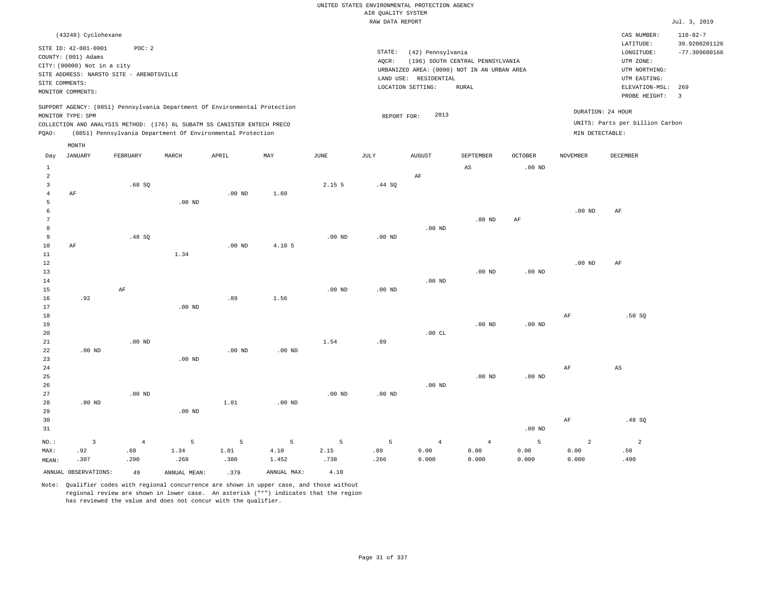UNITED STATES ENVIRONMENTAL PROTECTION AGENCY
AIR QUALITY SYSTEM
RAW DATA REPORT

Jul. 3, 2019

(43248) Cyclohexane

SITE ID: 42-001-0001 POC: 2
COUNTY: (001) Adams
CITY: (00000) Not in a city
SITE ADDRESS: NARSTO SITE - ARENDTSVILLE
SITE COMMENTS:
MONITOR COMMENTS:

STATE: (42) Pennsylvania
AQCR: (196) SOUTH CENTRAL PENNSYLVANIA
URBANIZED AREA: (0000) NOT IN AN URBAN AREA
LAND USE: RESIDENTIAL
LOCATION SETTING: RURAL

CAS NUMBER: 110-82-7
LATITUDE: 39.9200201126
LONGITUDE: -77.309680166
UTM ZONE:
UTM NORTHING:
UTM EASTING:
ELEVATION-MSL: 269
PROBE HEIGHT: 3

SUPPORT AGENCY: (0851) Pennsylvania Department Of Environmental Protection
MONITOR TYPE: SPM
COLLECTION AND ANALYSIS METHOD: (176) 6L SUBATM SS CANISTER ENTECH PRECO
PQAO: (0851) Pennsylvania Department Of Environmental Protection

REPORT FOR: 2013

DURATION: 24 HOUR
UNITS: Parts per billion Carbon
MIN DETECTABLE:

| Day | JANUARY | FEBRUARY | MARCH | APRIL | MAY | JUNE | JULY | AUGUST | SEPTEMBER | OCTOBER | NOVEMBER | DECEMBER |
|---|---|---|---|---|---|---|---|---|---|---|---|---|
| 1 | | | | | | | | | AS | .00 ND | | |
| 2 | | | | | | | | AF | | | | |
| 3 | | .68 SQ | | | | 2.15 5 | .44 SQ | | | | | |
| 4 | AF | | | .00 ND | 1.60 | | | | | | | |
| 5 | | | .00 ND | | | | | | | | | |
| 6 | | | | | | | | | | | .00 ND | AF |
| 7 | | | | | | | | | .00 ND | AF | | |
| 8 | | | | | | | | .00 ND | | | | |
| 9 | | .48 SQ | | | | .00 ND | .00 ND | | | | | |
| 10 | AF | | | .00 ND | 4.10 5 | | | | | | | |
| 11 | | | 1.34 | | | | | | | | | |
| 12 | | | | | | | | | | | .00 ND | AF |
| 13 | | | | | | | | | .00 ND | .00 ND | | |
| 14 | | | | | | | | .00 ND | | | | |
| 15 | | AF | | | | .00 ND | .00 ND | | | | | |
| 16 | .92 | | | .89 | 1.56 | | | | | | | |
| 17 | | | .00 ND | | | | | | | | | |
| 18 | | | | | | | | | | | AF | .50 SQ |
| 19 | | | | | | | | | .00 ND | .00 ND | | |
| 20 | | | | | | | | .00 CL | | | | |
| 21 | | .00 ND | | | | 1.54 | .89 | | | | | |
| 22 | .00 ND | | | .00 ND | .00 ND | | | | | | | |
| 23 | | | .00 ND | | | | | | | | | |
| 24 | | | | | | | | | | | AF | AS |
| 25 | | | | | | | | | .00 ND | .00 ND | | |
| 26 | | | | | | | | .00 ND | | | | |
| 27 | | .00 ND | | | | .00 ND | .00 ND | | | | | |
| 28 | .00 ND | | | 1.01 | .00 ND | | | | | | | |
| 29 | | | .00 ND | | | | | | | | | |
| 30 | | | | | | | | | | | AF | .48 SQ |
| 31 | | | | | | | | | | .00 ND | | |
| NO.: | 3 | 4 | 5 | 5 | 5 | 5 | 5 | 4 | 4 | 5 | 2 | 2 |
| MAX: | .92 | .68 | 1.34 | 1.01 | 4.10 | 2.15 | .89 | 0.00 | 0.00 | 0.00 | 0.00 | .50 |
| MEAN: | .307 | .290 | .268 | .380 | 1.452 | .738 | .266 | 0.000 | 0.000 | 0.000 | 0.000 | .490 |

ANNUAL OBSERVATIONS: 49 ANNUAL MEAN: .379 ANNUAL MAX: 4.10

Note: Qualifier codes with regional concurrence are shown in upper case, and those without regional review are shown in lower case. An asterisk ("*") indicates that the region has reviewed the value and does not concur with the qualifier.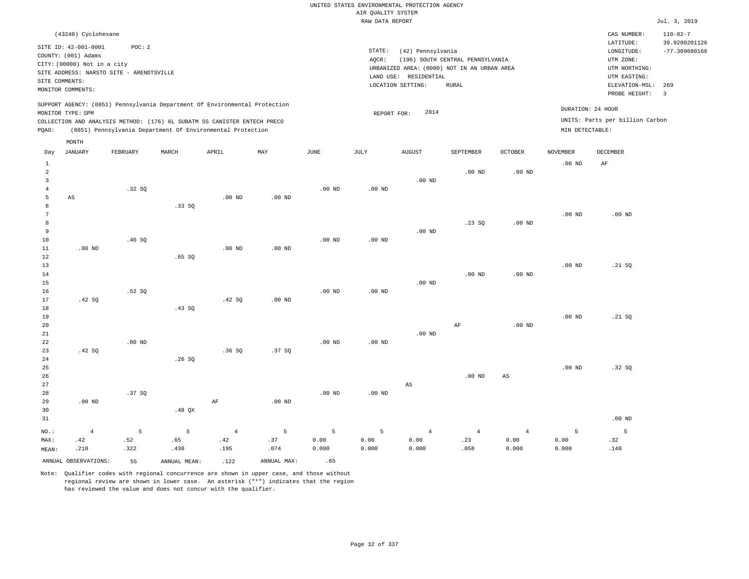UNITED STATES ENVIRONMENTAL PROTECTION AGENCY
AIR QUALITY SYSTEM
RAW DATA REPORT

Jul. 3, 2019

(43248) Cyclohexane

SITE ID: 42-001-0001 POC: 2
COUNTY: (001) Adams
CITY: (00000) Not in a city
SITE ADDRESS: NARSTO SITE - ARENDTSVILLE
SITE COMMENTS:
MONITOR COMMENTS:

STATE: (42) Pennsylvania
AQCR: (196) SOUTH CENTRAL PENNSYLVANIA
URBANIZED AREA: (0000) NOT IN AN URBAN AREA
LAND USE: RESIDENTIAL
LOCATION SETTING: RURAL

CAS NUMBER: 110-82-7
LATITUDE: 39.9200201126
LONGITUDE: -77.309680166
UTM ZONE:
UTM NORTHING:
UTM EASTING:
ELEVATION-MSL: 269
PROBE HEIGHT: 3

SUPPORT AGENCY: (0851) Pennsylvania Department Of Environmental Protection
MONITOR TYPE: SPM
COLLECTION AND ANALYSIS METHOD: (176) 6L SUBATM SS CANISTER ENTECH PRECO
PQAO: (0851) Pennsylvania Department Of Environmental Protection

REPORT FOR: 2014

DURATION: 24 HOUR
UNITS: Parts per billion Carbon
MIN DETECTABLE:

| Day | JANUARY | FEBRUARY | MARCH | APRIL | MAY | JUNE | JULY | AUGUST | SEPTEMBER | OCTOBER | NOVEMBER | DECEMBER |
|---|---|---|---|---|---|---|---|---|---|---|---|---|
| 1 | | | | | | | | | | | .00 ND | AF |
| 2 | | | | | | | | | .00 ND | .00 ND | | |
| 3 | | | | | | | | .00 ND | | | | |
| 4 | | .32 SQ | | | | .00 ND | .00 ND | | | | | |
| 5 | AS | | | .00 ND | .00 ND | | | | | | | |
| 6 | | | .33 SQ | | | | | | | | | |
| 7 | | | | | | | | | | | .00 ND | .00 ND |
| 8 | | | | | | | | | .23 SQ | .00 ND | | |
| 9 | | | | | | | | .00 ND | | | | |
| 10 | | .40 SQ | | | | .00 ND | .00 ND | | | | | |
| 11 | .00 ND | | | .00 ND | .00 ND | | | | | | | |
| 12 | | | .65 SQ | | | | | | | | | |
| 13 | | | | | | | | | | | .00 ND | .21 SQ |
| 14 | | | | | | | | | .00 ND | .00 ND | | |
| 15 | | | | | | | | .00 ND | | | | |
| 16 | | .52 SQ | | | | .00 ND | .00 ND | | | | | |
| 17 | .42 SQ | | | .42 SQ | .00 ND | | | | | | | |
| 18 | | | .43 SQ | | | | | | | | | |
| 19 | | | | | | | | | | | .00 ND | .21 SQ |
| 20 | | | | | | | | | AF | .00 ND | | |
| 21 | | | | | | | | .00 ND | | | | |
| 22 | | .00 ND | | | | .00 ND | .00 ND | | | | | |
| 23 | .42 SQ | | | .36 SQ | .37 SQ | | | | | | | |
| 24 | | | .26 SQ | | | | | | | | | |
| 25 | | | | | | | | | | | .00 ND | .32 SQ |
| 26 | | | | | | | | | .00 ND | AS | | |
| 27 | | | | | | | | AS | | | | |
| 28 | | .37 SQ | | | | .00 ND | .00 ND | | | | | |
| 29 | .00 ND | | | AF | .00 ND | | | | | | | |
| 30 | | | .48 QX | | | | | | | | | |
| 31 | | | | | | | | | | | | .00 ND |
| NO.: | 4 | 5 | 5 | 4 | 5 | 5 | 5 | 4 | 4 | 4 | 5 | 5 |
| MAX: | .42 | .52 | .65 | .42 | .37 | 0.00 | 0.00 | 0.00 | .23 | 0.00 | 0.00 | .32 |
| MEAN: | .210 | .322 | .430 | .195 | .074 | 0.000 | 0.000 | 0.000 | .058 | 0.000 | 0.000 | .148 |

ANNUAL OBSERVATIONS: 55 ANNUAL MEAN: .122 ANNUAL MAX: .65

Note: Qualifier codes with regional concurrence are shown in upper case, and those without regional review are shown in lower case. An asterisk ("*") indicates that the region has reviewed the value and does not concur with the qualifier.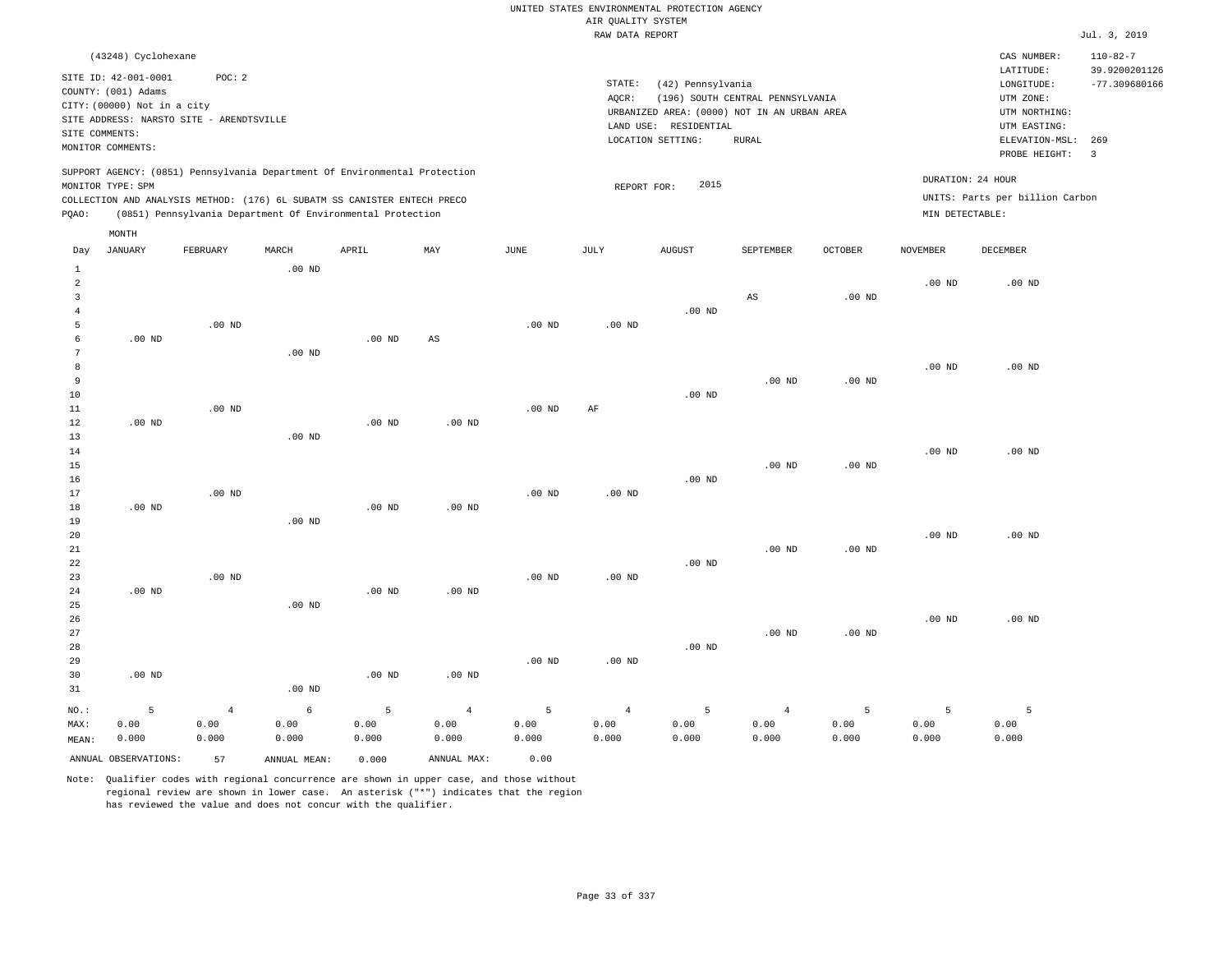UNITED STATES ENVIRONMENTAL PROTECTION AGENCY
AIR QUALITY SYSTEM
RAW DATA REPORT

Jul. 3, 2019

(43248) Cyclohexane

SITE ID: 42-001-0001 POC: 2
COUNTY: (001) Adams
CITY: (00000) Not in a city
SITE ADDRESS: NARSTO SITE - ARENDTSVILLE
SITE COMMENTS:
MONITOR COMMENTS:

STATE: (42) Pennsylvania
AQCR: (196) SOUTH CENTRAL PENNSYLVANIA
URBANIZED AREA: (0000) NOT IN AN URBAN AREA
LAND USE: RESIDENTIAL
LOCATION SETTING: RURAL

CAS NUMBER: 110-82-7
LATITUDE: 39.9200201126
LONGITUDE: -77.309680166
UTM ZONE:
UTM NORTHING:
UTM EASTING:
ELEVATION-MSL: 269
PROBE HEIGHT: 3

SUPPORT AGENCY: (0851) Pennsylvania Department Of Environmental Protection
MONITOR TYPE: SPM
COLLECTION AND ANALYSIS METHOD: (176) 6L SUBATM SS CANISTER ENTECH PRECO
PQAO: (0851) Pennsylvania Department Of Environmental Protection

REPORT FOR: 2015

DURATION: 24 HOUR
UNITS: Parts per billion Carbon
MIN DETECTABLE:

| Day | JANUARY | FEBRUARY | MARCH | APRIL | MAY | JUNE | JULY | AUGUST | SEPTEMBER | OCTOBER | NOVEMBER | DECEMBER |
|---|---|---|---|---|---|---|---|---|---|---|---|---|
| 1 | | | .00 ND | | | | | | | | | |
| 2 | | | | | | | | | | | .00 ND | .00 ND |
| 3 | | | | | | | | | AS | .00 ND | | |
| 4 | | | | | | | | .00 ND | | | | |
| 5 | | .00 ND | | | | .00 ND | .00 ND | | | | | |
| 6 | .00 ND | | | .00 ND | AS | | | | | | | |
| 7 | | | .00 ND | | | | | | | | | |
| 8 | | | | | | | | | | | .00 ND | .00 ND |
| 9 | | | | | | | | | .00 ND | .00 ND | | |
| 10 | | | | | | | | .00 ND | | | | |
| 11 | | .00 ND | | | | .00 ND | AF | | | | | |
| 12 | .00 ND | | | .00 ND | .00 ND | | | | | | | |
| 13 | | | .00 ND | | | | | | | | | |
| 14 | | | | | | | | | | | .00 ND | .00 ND |
| 15 | | | | | | | | | .00 ND | .00 ND | | |
| 16 | | | | | | | | .00 ND | | | | |
| 17 | | .00 ND | | | | .00 ND | .00 ND | | | | | |
| 18 | .00 ND | | | .00 ND | .00 ND | | | | | | | |
| 19 | | | .00 ND | | | | | | | | | |
| 20 | | | | | | | | | | | .00 ND | .00 ND |
| 21 | | | | | | | | | .00 ND | .00 ND | | |
| 22 | | | | | | | | .00 ND | | | | |
| 23 | | .00 ND | | | | .00 ND | .00 ND | | | | | |
| 24 | .00 ND | | | .00 ND | .00 ND | | | | | | | |
| 25 | | | .00 ND | | | | | | | | | |
| 26 | | | | | | | | | | | .00 ND | .00 ND |
| 27 | | | | | | | | | .00 ND | .00 ND | | |
| 28 | | | | | | | | .00 ND | | | | |
| 29 | | | | | | .00 ND | .00 ND | | | | | |
| 30 | .00 ND | | | .00 ND | .00 ND | | | | | | | |
| 31 | | | .00 ND | | | | | | | | | |
| NO.: | 5 | 4 | 6 | 5 | 4 | 5 | 4 | 5 | 4 | 5 | 5 | 5 |
| MAX: | 0.00 | 0.00 | 0.00 | 0.00 | 0.00 | 0.00 | 0.00 | 0.00 | 0.00 | 0.00 | 0.00 | 0.00 |
| MEAN: | 0.000 | 0.000 | 0.000 | 0.000 | 0.000 | 0.000 | 0.000 | 0.000 | 0.000 | 0.000 | 0.000 | 0.000 |

ANNUAL OBSERVATIONS: 57 ANNUAL MEAN: 0.000 ANNUAL MAX: 0.00

Note: Qualifier codes with regional concurrence are shown in upper case, and those without regional review are shown in lower case. An asterisk ("*") indicates that the region has reviewed the value and does not concur with the qualifier.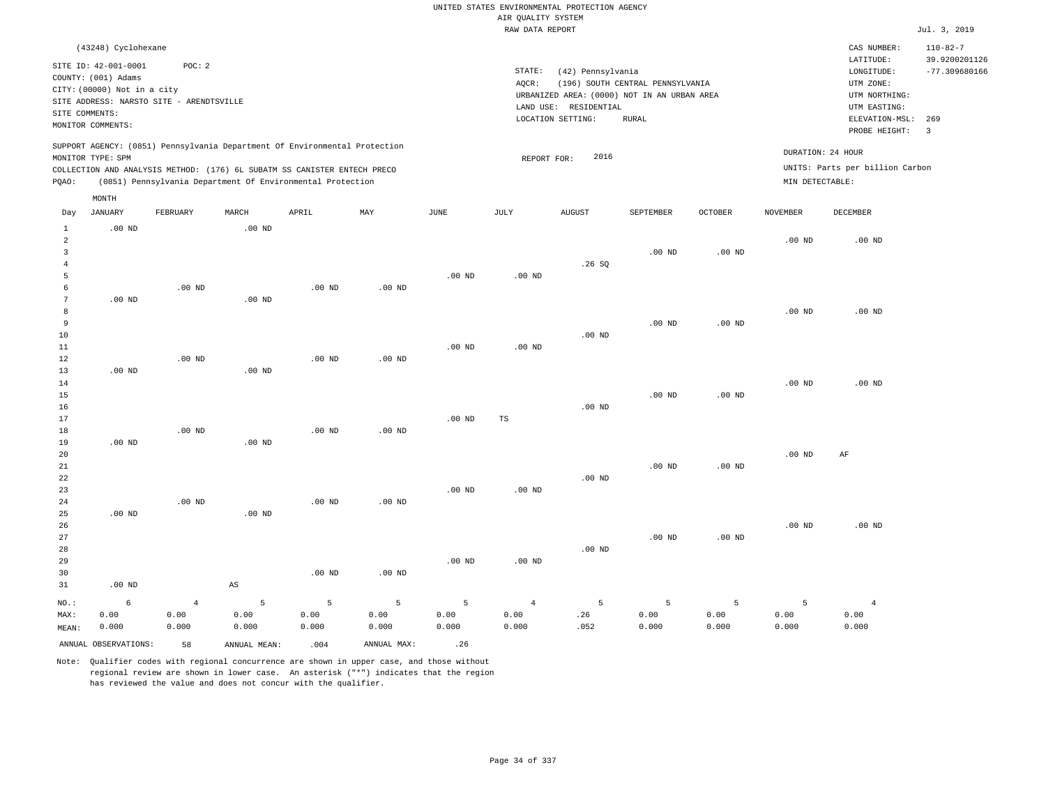UNITED STATES ENVIRONMENTAL PROTECTION AGENCY
AIR QUALITY SYSTEM
RAW DATA REPORT

Jul. 3, 2019

(43248) Cyclohexane

SITE ID: 42-001-0001 POC: 2
COUNTY: (001) Adams
CITY: (00000) Not in a city
SITE ADDRESS: NARSTO SITE - ARENDTSVILLE
SITE COMMENTS:
MONITOR COMMENTS:

STATE: (42) Pennsylvania
AQCR: (196) SOUTH CENTRAL PENNSYLVANIA
URBANIZED AREA: (0000) NOT IN AN URBAN AREA
LAND USE: RESIDENTIAL
LOCATION SETTING: RURAL

CAS NUMBER: 110-82-7
LATITUDE: 39.9200201126
LONGITUDE: -77.309680166
UTM ZONE:
UTM NORTHING:
UTM EASTING:
ELEVATION-MSL: 269
PROBE HEIGHT: 3

SUPPORT AGENCY: (0851) Pennsylvania Department Of Environmental Protection
MONITOR TYPE: SPM
COLLECTION AND ANALYSIS METHOD: (176) 6L SUBATM SS CANISTER ENTECH PRECO
PQAO: (0851) Pennsylvania Department Of Environmental Protection

REPORT FOR: 2016

DURATION: 24 HOUR
UNITS: Parts per billion Carbon
MIN DETECTABLE:

| Day | JANUARY | FEBRUARY | MARCH | APRIL | MAY | JUNE | JULY | AUGUST | SEPTEMBER | OCTOBER | NOVEMBER | DECEMBER |
|---|---|---|---|---|---|---|---|---|---|---|---|---|
| 1 | .00 ND | | .00 ND | | | | | | | | | |
| 2 | | | | | | | | | | | .00 ND | .00 ND |
| 3 | | | | | | | | | .00 ND | .00 ND | | |
| 4 | | | | | | | | .26 SQ | | | | |
| 5 | | | | | | .00 ND | .00 ND | | | | | |
| 6 | | .00 ND | | .00 ND | .00 ND | | | | | | | |
| 7 | .00 ND | | .00 ND | | | | | | | | | |
| 8 | | | | | | | | | | | .00 ND | .00 ND |
| 9 | | | | | | | | | .00 ND | .00 ND | | |
| 10 | | | | | | | | .00 ND | | | | |
| 11 | | | | | | .00 ND | .00 ND | | | | | |
| 12 | | .00 ND | | .00 ND | .00 ND | | | | | | | |
| 13 | .00 ND | | .00 ND | | | | | | | | | |
| 14 | | | | | | | | | | | .00 ND | .00 ND |
| 15 | | | | | | | | | .00 ND | .00 ND | | |
| 16 | | | | | | | | .00 ND | | | | |
| 17 | | | | | | .00 ND | TS | | | | | |
| 18 | | .00 ND | | .00 ND | .00 ND | | | | | | | |
| 19 | .00 ND | | .00 ND | | | | | | | | | |
| 20 | | | | | | | | | | | .00 ND | AF |
| 21 | | | | | | | | | .00 ND | .00 ND | | |
| 22 | | | | | | | | .00 ND | | | | |
| 23 | | | | | | .00 ND | .00 ND | | | | | |
| 24 | | .00 ND | | .00 ND | .00 ND | | | | | | | |
| 25 | .00 ND | | .00 ND | | | | | | | | | |
| 26 | | | | | | | | | | | .00 ND | .00 ND |
| 27 | | | | | | | | | .00 ND | .00 ND | | |
| 28 | | | | | | | | .00 ND | | | | |
| 29 | | | | | | .00 ND | .00 ND | | | | | |
| 30 | | | | .00 ND | .00 ND | | | | | | | |
| 31 | .00 ND | | AS | | | | | | | | | |
| NO.: | 6 | 4 | 5 | 5 | 5 | 5 | 4 | 5 | 5 | 5 | 5 | 4 |
| MAX: | 0.00 | 0.00 | 0.00 | 0.00 | 0.00 | 0.00 | 0.00 | .26 | 0.00 | 0.00 | 0.00 | 0.00 |
| MEAN: | 0.000 | 0.000 | 0.000 | 0.000 | 0.000 | 0.000 | 0.000 | .052 | 0.000 | 0.000 | 0.000 | 0.000 |

ANNUAL OBSERVATIONS: 58 ANNUAL MEAN: .004 ANNUAL MAX: .26

Note: Qualifier codes with regional concurrence are shown in upper case, and those without regional review are shown in lower case. An asterisk ("*") indicates that the region has reviewed the value and does not concur with the qualifier.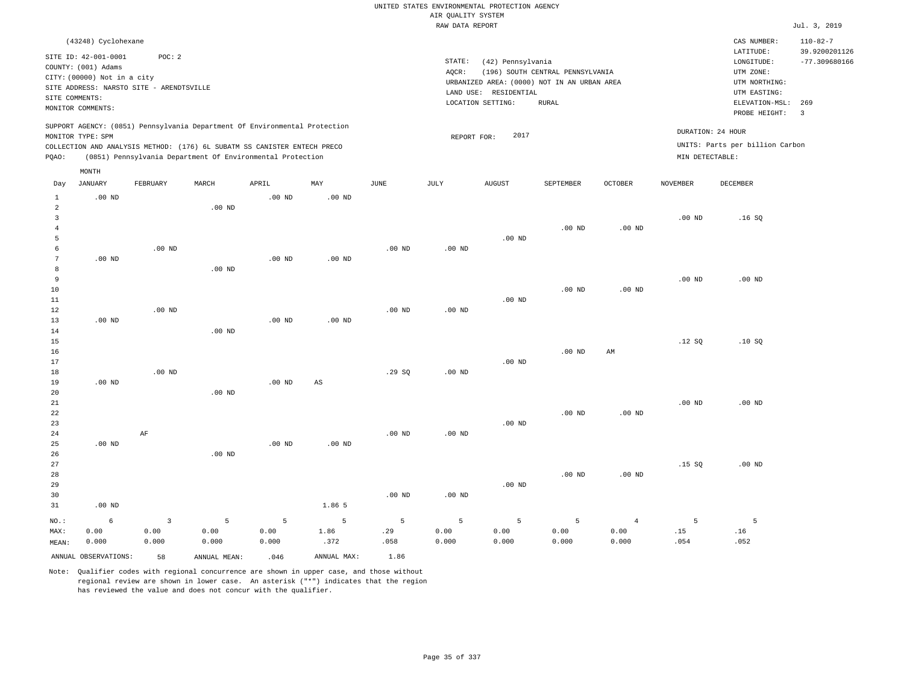UNITED STATES ENVIRONMENTAL PROTECTION AGENCY
AIR QUALITY SYSTEM
RAW DATA REPORT

Jul. 3, 2019

(43248) Cyclohexane

SITE ID: 42-001-0001 POC: 2
COUNTY: (001) Adams
CITY: (00000) Not in a city
SITE ADDRESS: NARSTO SITE - ARENDTSVILLE
SITE COMMENTS:
MONITOR COMMENTS:

STATE: (42) Pennsylvania
AQCR: (196) SOUTH CENTRAL PENNSYLVANIA
URBANIZED AREA: (0000) NOT IN AN URBAN AREA
LAND USE: RESIDENTIAL
LOCATION SETTING: RURAL

CAS NUMBER: 110-82-7
LATITUDE: 39.9200201126
LONGITUDE: -77.309680166
UTM ZONE:
UTM NORTHING:
UTM EASTING:
ELEVATION-MSL: 269
PROBE HEIGHT: 3

SUPPORT AGENCY: (0851) Pennsylvania Department Of Environmental Protection
MONITOR TYPE: SPM
COLLECTION AND ANALYSIS METHOD: (176) 6L SUBATM SS CANISTER ENTECH PRECO
PQAO: (0851) Pennsylvania Department Of Environmental Protection

REPORT FOR: 2017

DURATION: 24 HOUR
UNITS: Parts per billion Carbon
MIN DETECTABLE:

| Day | JANUARY | FEBRUARY | MARCH | APRIL | MAY | JUNE | JULY | AUGUST | SEPTEMBER | OCTOBER | NOVEMBER | DECEMBER |
|---|---|---|---|---|---|---|---|---|---|---|---|---|
| 1 | .00 ND | | | .00 ND | .00 ND | | | | | | | |
| 2 | | | .00 ND | | | | | | | | | |
| 3 | | | | | | | | | | | .00 ND | .16 SQ |
| 4 | | | | | | | | | .00 ND | .00 ND | | |
| 5 | | | | | | | | .00 ND | | | | |
| 6 | | .00 ND | | | | .00 ND | .00 ND | | | | | |
| 7 | .00 ND | | | .00 ND | .00 ND | | | | | | | |
| 8 | | | .00 ND | | | | | | | | | |
| 9 | | | | | | | | | | | .00 ND | .00 ND |
| 10 | | | | | | | | | .00 ND | .00 ND | | |
| 11 | | | | | | | | .00 ND | | | | |
| 12 | | .00 ND | | | | .00 ND | .00 ND | | | | | |
| 13 | .00 ND | | | .00 ND | .00 ND | | | | | | | |
| 14 | | | .00 ND | | | | | | | | | |
| 15 | | | | | | | | | | | .12 SQ | .10 SQ |
| 16 | | | | | | | | | .00 ND | AM | | |
| 17 | | | | | | | | .00 ND | | | | |
| 18 | | .00 ND | | | | .29 SQ | .00 ND | | | | | |
| 19 | .00 ND | | | .00 ND | AS | | | | | | | |
| 20 | | | .00 ND | | | | | | | | | |
| 21 | | | | | | | | | | | .00 ND | .00 ND |
| 22 | | | | | | | | | .00 ND | .00 ND | | |
| 23 | | | | | | | | .00 ND | | | | |
| 24 | | AF | | | | .00 ND | .00 ND | | | | | |
| 25 | .00 ND | | | .00 ND | .00 ND | | | | | | | |
| 26 | | | .00 ND | | | | | | | | | |
| 27 | | | | | | | | | | | .15 SQ | .00 ND |
| 28 | | | | | | | | | .00 ND | .00 ND | | |
| 29 | | | | | | | | .00 ND | | | | |
| 30 | | | | | | .00 ND | .00 ND | | | | | |
| 31 | .00 ND | | | | 1.86 5 | | | | | | | |
| NO.: | 6 | 3 | 5 | 5 | 5 | 5 | 5 | 5 | 5 | 4 | 5 | 5 |
| MAX: | 0.00 | 0.00 | 0.00 | 0.00 | 1.86 | .29 | 0.00 | 0.00 | 0.00 | 0.00 | .15 | .16 |
| MEAN: | 0.000 | 0.000 | 0.000 | 0.000 | .372 | .058 | 0.000 | 0.000 | 0.000 | 0.000 | .054 | .052 |

ANNUAL OBSERVATIONS: 58 ANNUAL MEAN: .046 ANNUAL MAX: 1.86

Note: Qualifier codes with regional concurrence are shown in upper case, and those without regional review are shown in lower case. An asterisk ("*") indicates that the region has reviewed the value and does not concur with the qualifier.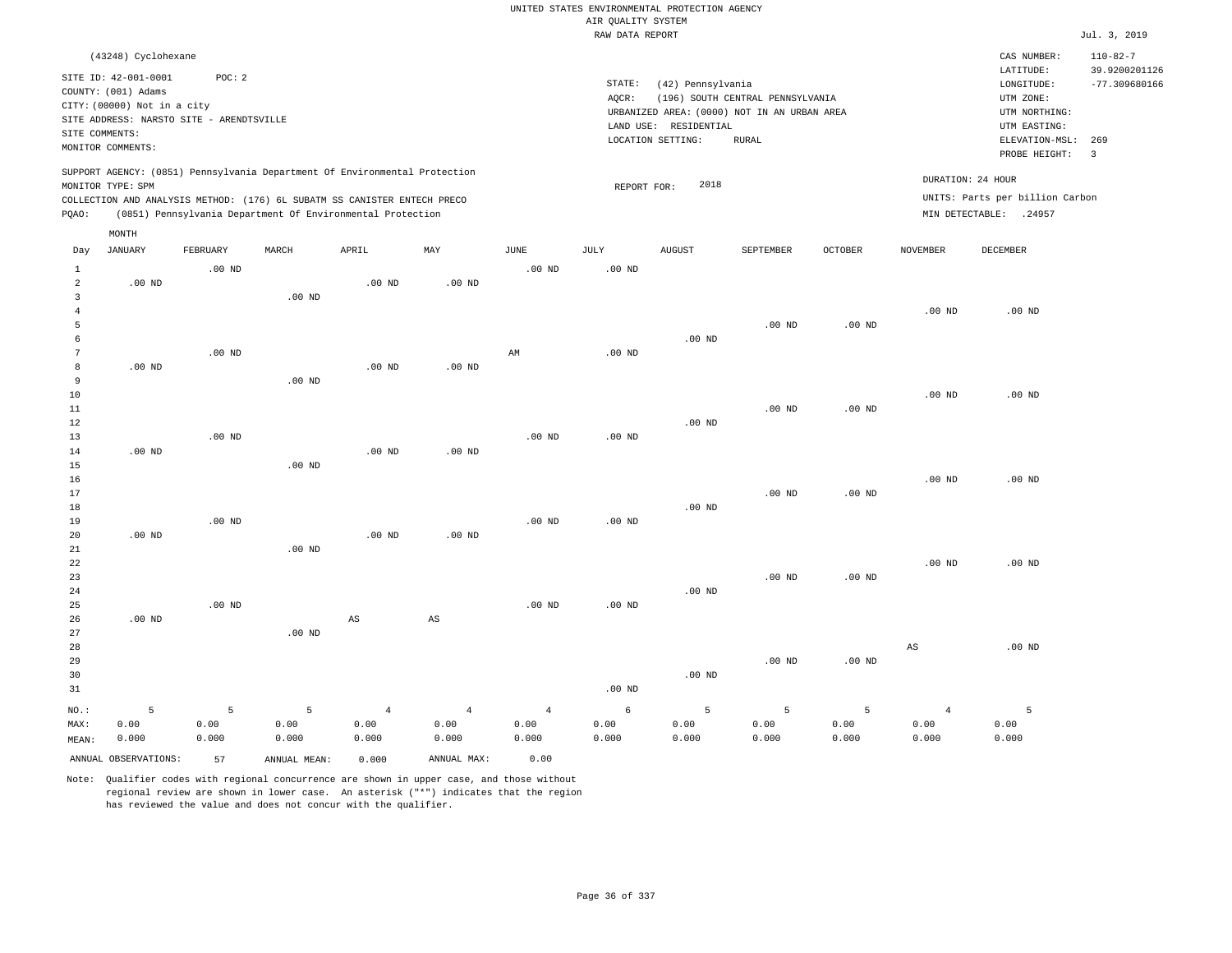UNITED STATES ENVIRONMENTAL PROTECTION AGENCY
AIR QUALITY SYSTEM
RAW DATA REPORT

Jul. 3, 2019

(43248) Cyclohexane

SITE ID: 42-001-0001 POC: 2
COUNTY: (001) Adams
CITY: (00000) Not in a city
SITE ADDRESS: NARSTO SITE - ARENDTSVILLE
SITE COMMENTS:
MONITOR COMMENTS:

STATE: (42) Pennsylvania
AQCR: (196) SOUTH CENTRAL PENNSYLVANIA
URBANIZED AREA: (0000) NOT IN AN URBAN AREA
LAND USE: RESIDENTIAL
LOCATION SETTING: RURAL

CAS NUMBER: 110-82-7
LATITUDE: 39.9200201126
LONGITUDE: -77.309680166
UTM ZONE:
UTM NORTHING:
UTM EASTING:
ELEVATION-MSL: 269
PROBE HEIGHT: 3

SUPPORT AGENCY: (0851) Pennsylvania Department Of Environmental Protection
MONITOR TYPE: SPM
COLLECTION AND ANALYSIS METHOD: (176) 6L SUBATM SS CANISTER ENTECH PRECO
PQAO: (0851) Pennsylvania Department Of Environmental Protection

REPORT FOR: 2018

DURATION: 24 HOUR
UNITS: Parts per billion Carbon
MIN DETECTABLE: .24957

| Day | JANUARY | FEBRUARY | MARCH | APRIL | MAY | JUNE | JULY | AUGUST | SEPTEMBER | OCTOBER | NOVEMBER | DECEMBER |
|---|---|---|---|---|---|---|---|---|---|---|---|---|
| 1 | | .00 ND | | | | .00 ND | .00 ND | | | | | |
| 2 | .00 ND | | | .00 ND | .00 ND | | | | | | | |
| 3 | | | .00 ND | | | | | | | | | |
| 4 | | | | | | | | | | | .00 ND | .00 ND |
| 5 | | | | | | | | | .00 ND | .00 ND | | |
| 6 | | | | | | | | .00 ND | | | | |
| 7 | | .00 ND | | | | AM | .00 ND | | | | | |
| 8 | .00 ND | | | .00 ND | .00 ND | | | | | | | |
| 9 | | | .00 ND | | | | | | | | | |
| 10 | | | | | | | | | | | .00 ND | .00 ND |
| 11 | | | | | | | | | .00 ND | .00 ND | | |
| 12 | | | | | | | | .00 ND | | | | |
| 13 | | .00 ND | | | | .00 ND | .00 ND | | | | | |
| 14 | .00 ND | | | .00 ND | .00 ND | | | | | | | |
| 15 | | | .00 ND | | | | | | | | | |
| 16 | | | | | | | | | | | .00 ND | .00 ND |
| 17 | | | | | | | | | .00 ND | .00 ND | | |
| 18 | | | | | | | | .00 ND | | | | |
| 19 | | .00 ND | | | | .00 ND | .00 ND | | | | | |
| 20 | .00 ND | | | .00 ND | .00 ND | | | | | | | |
| 21 | | | .00 ND | | | | | | | | | |
| 22 | | | | | | | | | | | .00 ND | .00 ND |
| 23 | | | | | | | | | .00 ND | .00 ND | | |
| 24 | | | | | | | | .00 ND | | | | |
| 25 | | .00 ND | | | | .00 ND | .00 ND | | | | | |
| 26 | .00 ND | | | AS | AS | | | | | | | |
| 27 | | | .00 ND | | | | | | | | | |
| 28 | | | | | | | | | | | AS | .00 ND |
| 29 | | | | | | | | | .00 ND | .00 ND | | |
| 30 | | | | | | | | .00 ND | | | | |
| 31 | | | | | | | .00 ND | | | | | |
| NO.: | 5 | 5 | 5 | 4 | 4 | 4 | 6 | 5 | 5 | 5 | 4 | 5 |
| MAX: | 0.00 | 0.00 | 0.00 | 0.00 | 0.00 | 0.00 | 0.00 | 0.00 | 0.00 | 0.00 | 0.00 | 0.00 |
| MEAN: | 0.000 | 0.000 | 0.000 | 0.000 | 0.000 | 0.000 | 0.000 | 0.000 | 0.000 | 0.000 | 0.000 | 0.000 |

ANNUAL OBSERVATIONS: 57 ANNUAL MEAN: 0.000 ANNUAL MAX: 0.00

Note: Qualifier codes with regional concurrence are shown in upper case, and those without regional review are shown in lower case. An asterisk ("*") indicates that the region has reviewed the value and does not concur with the qualifier.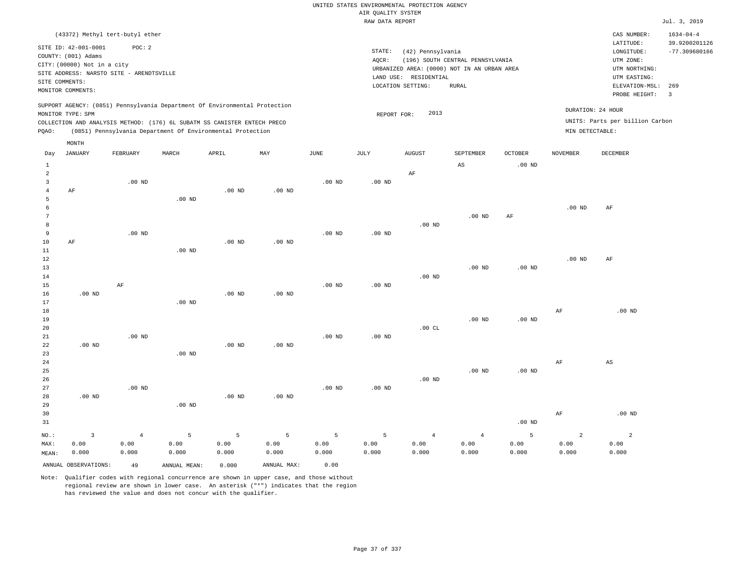UNITED STATES ENVIRONMENTAL PROTECTION AGENCY
AIR QUALITY SYSTEM
RAW DATA REPORT

Jul. 3, 2019

(43372) Methyl tert-butyl ether

SITE ID: 42-001-0001 POC: 2
COUNTY: (001) Adams
CITY: (00000) Not in a city
SITE ADDRESS: NARSTO SITE - ARENDTSVILLE
SITE COMMENTS:
MONITOR COMMENTS:

STATE: (42) Pennsylvania
AQCR: (196) SOUTH CENTRAL PENNSYLVANIA
URBANIZED AREA: (0000) NOT IN AN URBAN AREA
LAND USE: RESIDENTIAL
LOCATION SETTING: RURAL

CAS NUMBER: 1634-04-4
LATITUDE: 39.9200201126
LONGITUDE: -77.309680166
UTM ZONE:
UTM NORTHING:
UTM EASTING:
ELEVATION-MSL: 269
PROBE HEIGHT: 3

SUPPORT AGENCY: (0851) Pennsylvania Department Of Environmental Protection
MONITOR TYPE: SPM
COLLECTION AND ANALYSIS METHOD: (176) 6L SUBATM SS CANISTER ENTECH PRECO
PQAO: (0851) Pennsylvania Department Of Environmental Protection

REPORT FOR: 2013

DURATION: 24 HOUR
UNITS: Parts per billion Carbon
MIN DETECTABLE:

| Day | JANUARY | FEBRUARY | MARCH | APRIL | MAY | JUNE | JULY | AUGUST | SEPTEMBER | OCTOBER | NOVEMBER | DECEMBER |
|---|---|---|---|---|---|---|---|---|---|---|---|---|
| 1 | | | | | | | | | AS | .00 ND | | |
| 2 | | | | | | | | AF | | | | |
| 3 | | .00 ND | | | | .00 ND | .00 ND | | | | | |
| 4 | AF | | | .00 ND | .00 ND | | | | | | | |
| 5 | | | .00 ND | | | | | | | | | |
| 6 | | | | | | | | | | | .00 ND | AF |
| 7 | | | | | | | | | .00 ND | AF | | |
| 8 | | | | | | | | .00 ND | | | | |
| 9 | | .00 ND | | | | .00 ND | .00 ND | | | | | |
| 10 | AF | | | .00 ND | .00 ND | | | | | | | |
| 11 | | | .00 ND | | | | | | | | | |
| 12 | | | | | | | | | | | .00 ND | AF |
| 13 | | | | | | | | | .00 ND | .00 ND | | |
| 14 | | | | | | | | .00 ND | | | | |
| 15 | | AF | | | | .00 ND | .00 ND | | | | | |
| 16 | .00 ND | | | .00 ND | .00 ND | | | | | | | |
| 17 | | | .00 ND | | | | | | | | | |
| 18 | | | | | | | | | | | AF | .00 ND |
| 19 | | | | | | | | | .00 ND | .00 ND | | |
| 20 | | | | | | | | .00 CL | | | | |
| 21 | | .00 ND | | | | .00 ND | .00 ND | | | | | |
| 22 | .00 ND | | | .00 ND | .00 ND | | | | | | | |
| 23 | | | .00 ND | | | | | | | | | |
| 24 | | | | | | | | | | | AF | AS |
| 25 | | | | | | | | | .00 ND | .00 ND | | |
| 26 | | | | | | | | .00 ND | | | | |
| 27 | | .00 ND | | | | .00 ND | .00 ND | | | | | |
| 28 | .00 ND | | | .00 ND | .00 ND | | | | | | | |
| 29 | | | .00 ND | | | | | | | | | |
| 30 | | | | | | | | | | | AF | .00 ND |
| 31 | | | | | | | | | | .00 ND | | |
| NO.: | 3 | 4 | 5 | 5 | 5 | 5 | 5 | 4 | 4 | 5 | 2 | 2 |
| MAX: | 0.00 | 0.00 | 0.00 | 0.00 | 0.00 | 0.00 | 0.00 | 0.00 | 0.00 | 0.00 | 0.00 | 0.00 |
| MEAN: | 0.000 | 0.000 | 0.000 | 0.000 | 0.000 | 0.000 | 0.000 | 0.000 | 0.000 | 0.000 | 0.000 | 0.000 |

ANNUAL OBSERVATIONS: 49 ANNUAL MEAN: 0.000 ANNUAL MAX: 0.00

Note: Qualifier codes with regional concurrence are shown in upper case, and those without regional review are shown in lower case. An asterisk ("*") indicates that the region has reviewed the value and does not concur with the qualifier.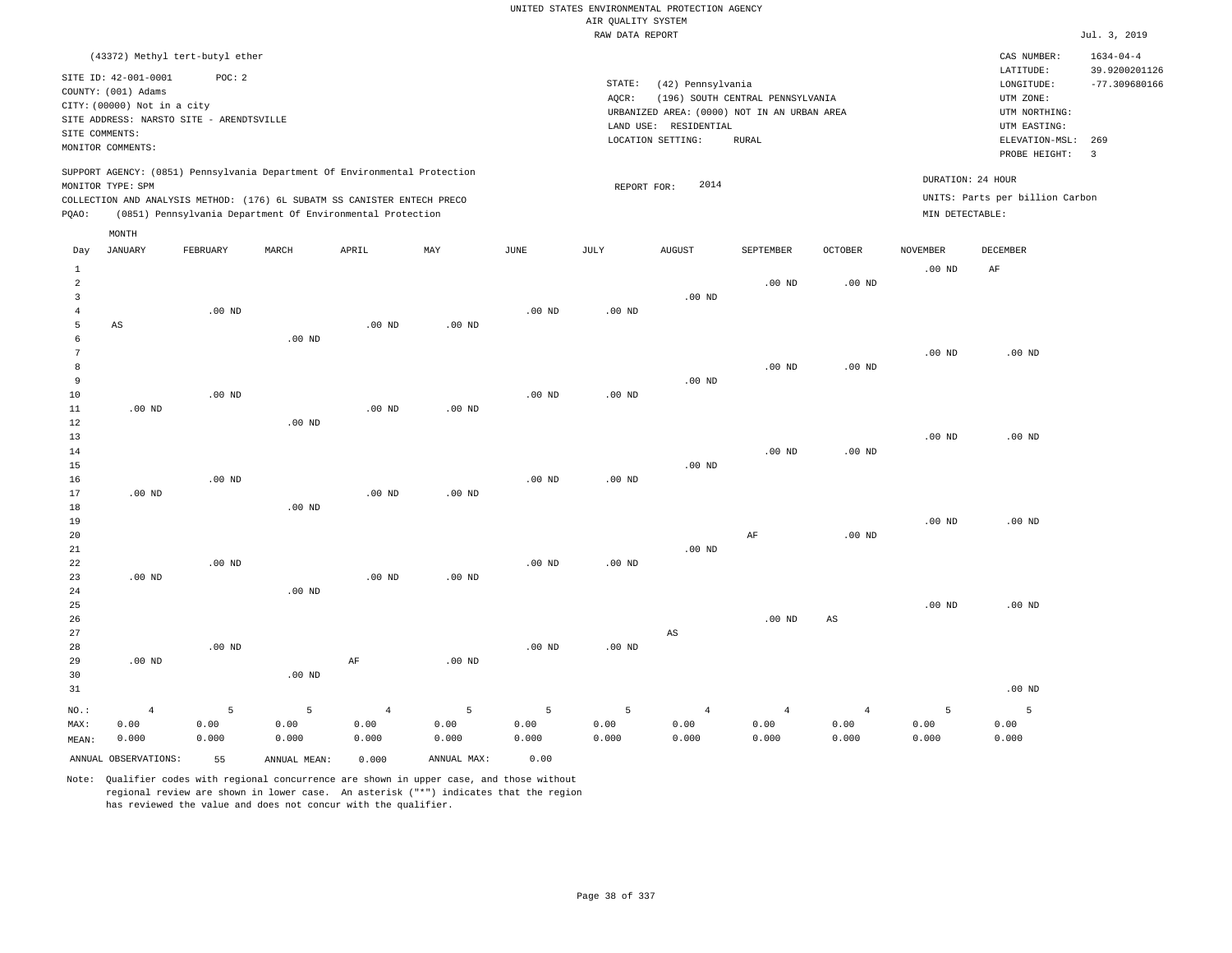UNITED STATES ENVIRONMENTAL PROTECTION AGENCY
AIR QUALITY SYSTEM
RAW DATA REPORT

Jul. 3, 2019

(43372) Methyl tert-butyl ether

SITE ID: 42-001-0001 POC: 2
COUNTY: (001) Adams
CITY: (00000) Not in a city
SITE ADDRESS: NARSTO SITE - ARENDTSVILLE
SITE COMMENTS:
MONITOR COMMENTS:

STATE: (42) Pennsylvania
AQCR: (196) SOUTH CENTRAL PENNSYLVANIA
URBANIZED AREA: (0000) NOT IN AN URBAN AREA
LAND USE: RESIDENTIAL
LOCATION SETTING: RURAL

CAS NUMBER: 1634-04-4
LATITUDE: 39.9200201126
LONGITUDE: -77.309680166
UTM ZONE:
UTM NORTHING:
UTM EASTING:
ELEVATION-MSL: 269
PROBE HEIGHT: 3

SUPPORT AGENCY: (0851) Pennsylvania Department Of Environmental Protection
MONITOR TYPE: SPM
COLLECTION AND ANALYSIS METHOD: (176) 6L SUBATM SS CANISTER ENTECH PRECO
PQAO: (0851) Pennsylvania Department Of Environmental Protection

REPORT FOR: 2014

DURATION: 24 HOUR
UNITS: Parts per billion Carbon
MIN DETECTABLE:

| Day | JANUARY | FEBRUARY | MARCH | APRIL | MAY | JUNE | JULY | AUGUST | SEPTEMBER | OCTOBER | NOVEMBER | DECEMBER |
|---|---|---|---|---|---|---|---|---|---|---|---|---|
| 1 | | | | | | | | | | | .00 ND | AF |
| 2 | | | | | | | | | .00 ND | .00 ND | | |
| 3 | | | | | | | | .00 ND | | | | |
| 4 | | .00 ND | | | | .00 ND | .00 ND | | | | | |
| 5 | AS | | | .00 ND | .00 ND | | | | | | | |
| 6 | | | .00 ND | | | | | | | | | |
| 7 | | | | | | | | | | | .00 ND | .00 ND |
| 8 | | | | | | | | | .00 ND | .00 ND | | |
| 9 | | | | | | | | .00 ND | | | | |
| 10 | | .00 ND | | | | .00 ND | .00 ND | | | | | |
| 11 | .00 ND | | | .00 ND | .00 ND | | | | | | | |
| 12 | | | .00 ND | | | | | | | | | |
| 13 | | | | | | | | | | | .00 ND | .00 ND |
| 14 | | | | | | | | | .00 ND | .00 ND | | |
| 15 | | | | | | | | .00 ND | | | | |
| 16 | | .00 ND | | | | .00 ND | .00 ND | | | | | |
| 17 | .00 ND | | | .00 ND | .00 ND | | | | | | | |
| 18 | | | .00 ND | | | | | | | | | |
| 19 | | | | | | | | | | | .00 ND | .00 ND |
| 20 | | | | | | | | | AF | .00 ND | | |
| 21 | | | | | | | | .00 ND | | | | |
| 22 | | .00 ND | | | | .00 ND | .00 ND | | | | | |
| 23 | .00 ND | | | .00 ND | .00 ND | | | | | | | |
| 24 | | | .00 ND | | | | | | | | | |
| 25 | | | | | | | | | | | .00 ND | .00 ND |
| 26 | | | | | | | | | .00 ND | AS | | |
| 27 | | | | | | | | AS | | | | |
| 28 | | .00 ND | | | | .00 ND | .00 ND | | | | | |
| 29 | .00 ND | | | AF | .00 ND | | | | | | | |
| 30 | | | .00 ND | | | | | | | | | |
| 31 | | | | | | | | | | | | .00 ND |
| NO.: | 4 | 5 | 5 | 4 | 5 | 5 | 5 | 4 | 4 | 4 | 5 | 5 |
| MAX: | 0.00 | 0.00 | 0.00 | 0.00 | 0.00 | 0.00 | 0.00 | 0.00 | 0.00 | 0.00 | 0.00 | 0.00 |
| MEAN: | 0.000 | 0.000 | 0.000 | 0.000 | 0.000 | 0.000 | 0.000 | 0.000 | 0.000 | 0.000 | 0.000 | 0.000 |

ANNUAL OBSERVATIONS: 55 ANNUAL MEAN: 0.000 ANNUAL MAX: 0.00

Note: Qualifier codes with regional concurrence are shown in upper case, and those without regional review are shown in lower case. An asterisk ("*") indicates that the region has reviewed the value and does not concur with the qualifier.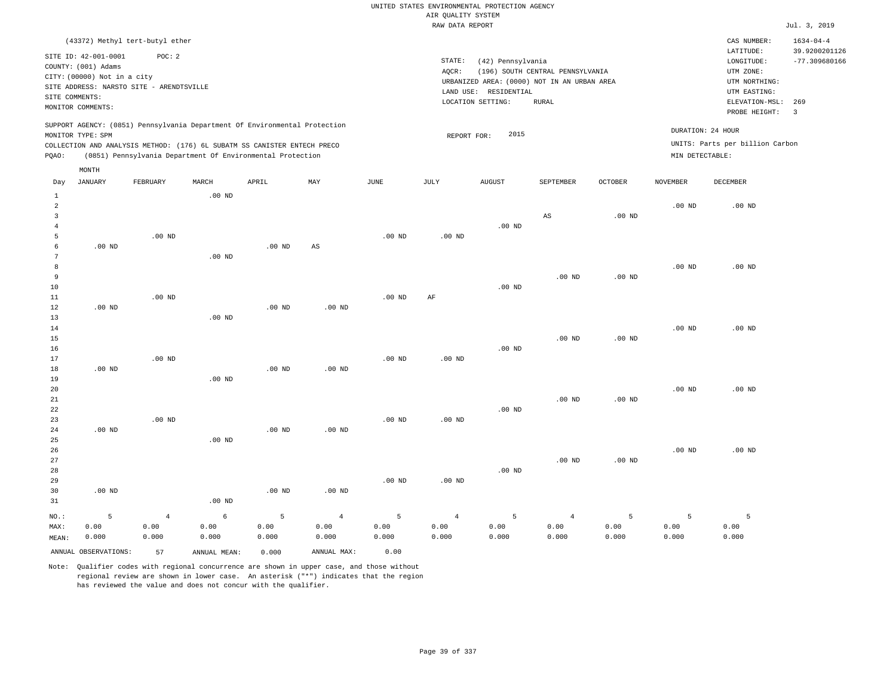UNITED STATES ENVIRONMENTAL PROTECTION AGENCY
AIR QUALITY SYSTEM
RAW DATA REPORT

Jul. 3, 2019

(43372) Methyl tert-butyl ether

SITE ID: 42-001-0001 POC: 2
COUNTY: (001) Adams
CITY: (00000) Not in a city
SITE ADDRESS: NARSTO SITE - ARENDTSVILLE
SITE COMMENTS:
MONITOR COMMENTS:

STATE: (42) Pennsylvania
AQCR: (196) SOUTH CENTRAL PENNSYLVANIA
URBANIZED AREA: (0000) NOT IN AN URBAN AREA
LAND USE: RESIDENTIAL
LOCATION SETTING: RURAL

CAS NUMBER: 1634-04-4
LATITUDE: 39.9200201126
LONGITUDE: -77.309680166
UTM ZONE:
UTM NORTHING:
UTM EASTING:
ELEVATION-MSL: 269
PROBE HEIGHT: 3

SUPPORT AGENCY: (0851) Pennsylvania Department Of Environmental Protection
MONITOR TYPE: SPM
COLLECTION AND ANALYSIS METHOD: (176) 6L SUBATM SS CANISTER ENTECH PRECO
PQAO: (0851) Pennsylvania Department Of Environmental Protection

REPORT FOR: 2015

DURATION: 24 HOUR
UNITS: Parts per billion Carbon
MIN DETECTABLE:

| Day | JANUARY | FEBRUARY | MARCH | APRIL | MAY | JUNE | JULY | AUGUST | SEPTEMBER | OCTOBER | NOVEMBER | DECEMBER |
|---|---|---|---|---|---|---|---|---|---|---|---|---|
| 1 | | | .00 ND | | | | | | | | | |
| 2 | | | | | | | | | | | .00 ND | .00 ND |
| 3 | | | | | | | | | AS | .00 ND | | |
| 4 | | | | | | | | .00 ND | | | | |
| 5 | | .00 ND | | | | .00 ND | .00 ND | | | | | |
| 6 | .00 ND | | | .00 ND | AS | | | | | | | |
| 7 | | | .00 ND | | | | | | | | | |
| 8 | | | | | | | | | | | .00 ND | .00 ND |
| 9 | | | | | | | | | .00 ND | .00 ND | | |
| 10 | | | | | | | | .00 ND | | | | |
| 11 | | .00 ND | | | | .00 ND | AF | | | | | |
| 12 | .00 ND | | | .00 ND | .00 ND | | | | | | | |
| 13 | | | .00 ND | | | | | | | | | |
| 14 | | | | | | | | | | | .00 ND | .00 ND |
| 15 | | | | | | | | | .00 ND | .00 ND | | |
| 16 | | | | | | | | .00 ND | | | | |
| 17 | | .00 ND | | | | .00 ND | .00 ND | | | | | |
| 18 | .00 ND | | | .00 ND | .00 ND | | | | | | | |
| 19 | | | .00 ND | | | | | | | | | |
| 20 | | | | | | | | | | | .00 ND | .00 ND |
| 21 | | | | | | | | | .00 ND | .00 ND | | |
| 22 | | | | | | | | .00 ND | | | | |
| 23 | | .00 ND | | | | .00 ND | .00 ND | | | | | |
| 24 | .00 ND | | | .00 ND | .00 ND | | | | | | | |
| 25 | | | .00 ND | | | | | | | | | |
| 26 | | | | | | | | | | | .00 ND | .00 ND |
| 27 | | | | | | | | | .00 ND | .00 ND | | |
| 28 | | | | | | | | .00 ND | | | | |
| 29 | | | | | | .00 ND | .00 ND | | | | | |
| 30 | .00 ND | | | .00 ND | .00 ND | | | | | | | |
| 31 | | | .00 ND | | | | | | | | | |
| NO.: | 5 | 4 | 6 | 5 | 4 | 5 | 4 | 5 | 4 | 5 | 5 | 5 |
| MAX: | 0.00 | 0.00 | 0.00 | 0.00 | 0.00 | 0.00 | 0.00 | 0.00 | 0.00 | 0.00 | 0.00 | 0.00 |
| MEAN: | 0.000 | 0.000 | 0.000 | 0.000 | 0.000 | 0.000 | 0.000 | 0.000 | 0.000 | 0.000 | 0.000 | 0.000 |

ANNUAL OBSERVATIONS: 57 ANNUAL MEAN: 0.000 ANNUAL MAX: 0.00

Note: Qualifier codes with regional concurrence are shown in upper case, and those without regional review are shown in lower case. An asterisk ("*") indicates that the region has reviewed the value and does not concur with the qualifier.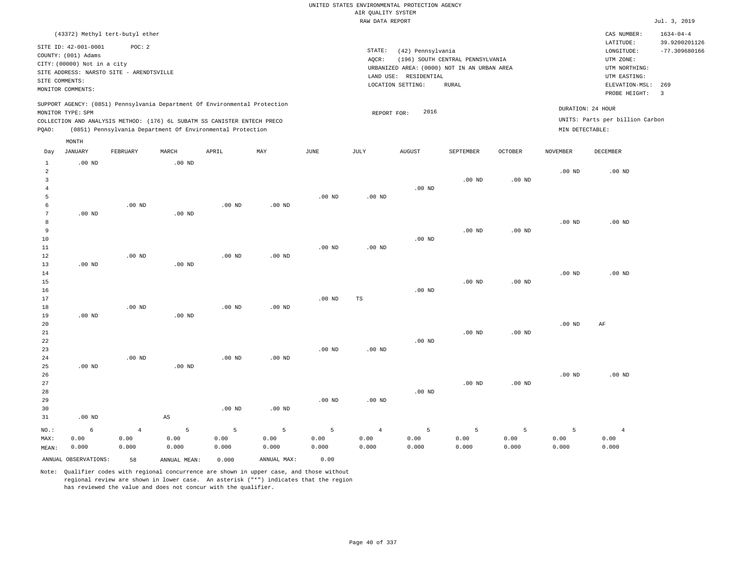UNITED STATES ENVIRONMENTAL PROTECTION AGENCY
AIR QUALITY SYSTEM
RAW DATA REPORT

Jul. 3, 2019

(43372) Methyl tert-butyl ether

SITE ID: 42-001-0001 POC: 2
COUNTY: (001) Adams
CITY: (00000) Not in a city
SITE ADDRESS: NARSTO SITE - ARENDTSVILLE
SITE COMMENTS:
MONITOR COMMENTS:

STATE: (42) Pennsylvania
AQCR: (196) SOUTH CENTRAL PENNSYLVANIA
URBANIZED AREA: (0000) NOT IN AN URBAN AREA
LAND USE: RESIDENTIAL
LOCATION SETTING: RURAL

CAS NUMBER: 1634-04-4
LATITUDE: 39.9200201126
LONGITUDE: -77.309680166
UTM ZONE:
UTM NORTHING:
UTM EASTING:
ELEVATION-MSL: 269
PROBE HEIGHT: 3

SUPPORT AGENCY: (0851) Pennsylvania Department Of Environmental Protection
MONITOR TYPE: SPM
COLLECTION AND ANALYSIS METHOD: (176) 6L SUBATM SS CANISTER ENTECH PRECO
PQAO: (0851) Pennsylvania Department Of Environmental Protection

REPORT FOR: 2016

DURATION: 24 HOUR
UNITS: Parts per billion Carbon
MIN DETECTABLE:

| Day | JANUARY | FEBRUARY | MARCH | APRIL | MAY | JUNE | JULY | AUGUST | SEPTEMBER | OCTOBER | NOVEMBER | DECEMBER |
|---|---|---|---|---|---|---|---|---|---|---|---|---|
| 1 | .00 ND | | .00 ND | | | | | | | | | |
| 2 | | | | | | | | | | | .00 ND | .00 ND |
| 3 | | | | | | | | | .00 ND | .00 ND | | |
| 4 | | | | | | | | .00 ND | | | | |
| 5 | | | | | | .00 ND | .00 ND | | | | | |
| 6 | | .00 ND | | .00 ND | .00 ND | | | | | | | |
| 7 | .00 ND | | .00 ND | | | | | | | | | |
| 8 | | | | | | | | | | | .00 ND | .00 ND |
| 9 | | | | | | | | | .00 ND | .00 ND | | |
| 10 | | | | | | | | .00 ND | | | | |
| 11 | | | | | | .00 ND | .00 ND | | | | | |
| 12 | | .00 ND | | .00 ND | .00 ND | | | | | | | |
| 13 | .00 ND | | .00 ND | | | | | | | | | |
| 14 | | | | | | | | | | | .00 ND | .00 ND |
| 15 | | | | | | | | | .00 ND | .00 ND | | |
| 16 | | | | | | | | .00 ND | | | | |
| 17 | | | | | | .00 ND | TS | | | | | |
| 18 | | .00 ND | | .00 ND | .00 ND | | | | | | | |
| 19 | .00 ND | | .00 ND | | | | | | | | | |
| 20 | | | | | | | | | | | .00 ND | AF |
| 21 | | | | | | | | | .00 ND | .00 ND | | |
| 22 | | | | | | | | .00 ND | | | | |
| 23 | | | | | | .00 ND | .00 ND | | | | | |
| 24 | | .00 ND | | .00 ND | .00 ND | | | | | | | |
| 25 | .00 ND | | .00 ND | | | | | | | | | |
| 26 | | | | | | | | | | | .00 ND | .00 ND |
| 27 | | | | | | | | | .00 ND | .00 ND | | |
| 28 | | | | | | | | .00 ND | | | | |
| 29 | | | | | | .00 ND | .00 ND | | | | | |
| 30 | | | | .00 ND | .00 ND | | | | | | | |
| 31 | .00 ND | | AS | | | | | | | | | |
| NO.: | 6 | 4 | 5 | 5 | 5 | 5 | 4 | 5 | 5 | 5 | 5 | 4 |
| MAX: | 0.00 | 0.00 | 0.00 | 0.00 | 0.00 | 0.00 | 0.00 | 0.00 | 0.00 | 0.00 | 0.00 | 0.00 |
| MEAN: | 0.000 | 0.000 | 0.000 | 0.000 | 0.000 | 0.000 | 0.000 | 0.000 | 0.000 | 0.000 | 0.000 | 0.000 |

ANNUAL OBSERVATIONS: 58 ANNUAL MEAN: 0.000 ANNUAL MAX: 0.00

Note: Qualifier codes with regional concurrence are shown in upper case, and those without regional review are shown in lower case. An asterisk ("*") indicates that the region has reviewed the value and does not concur with the qualifier.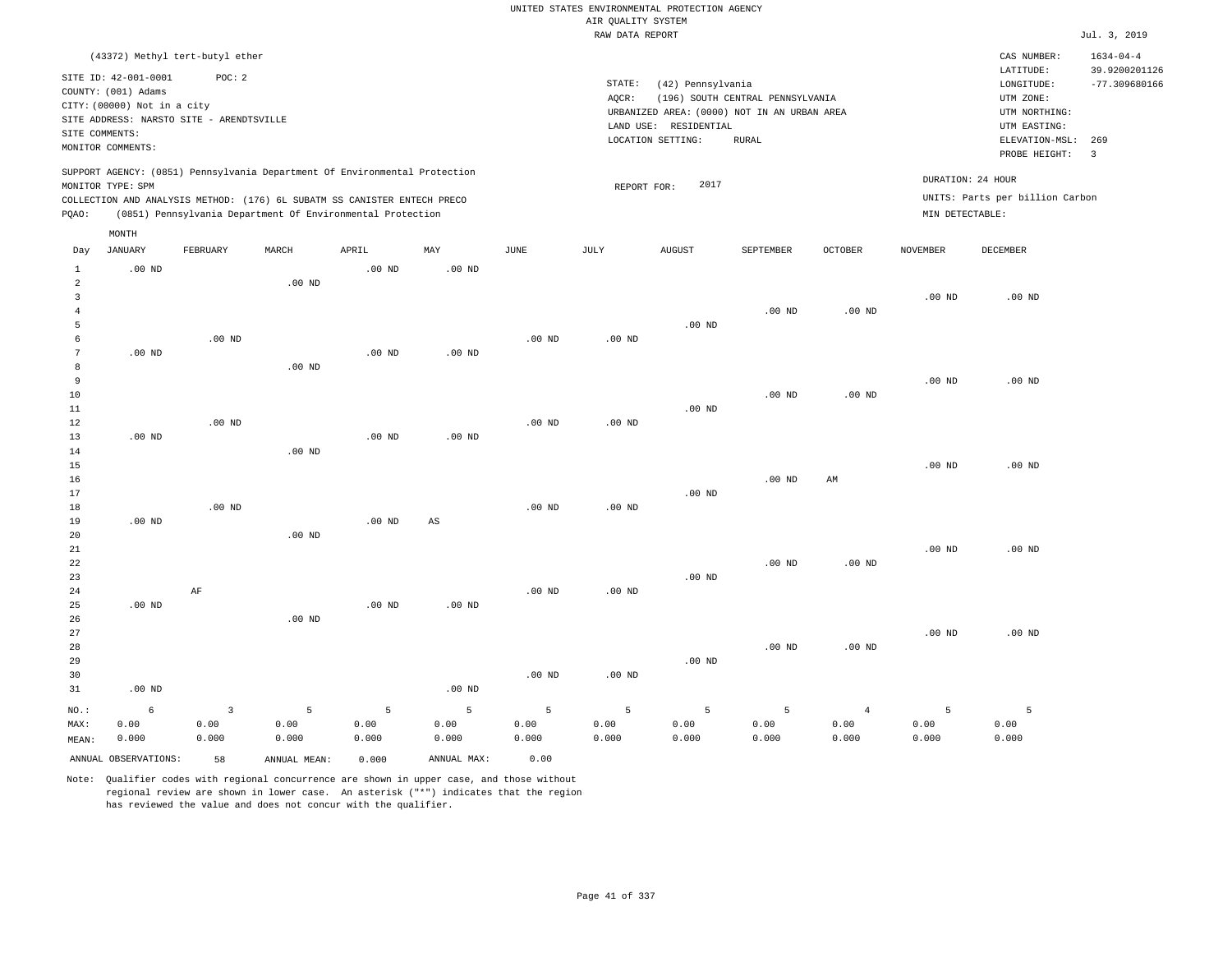UNITED STATES ENVIRONMENTAL PROTECTION AGENCY
AIR QUALITY SYSTEM
RAW DATA REPORT

Jul. 3, 2019

(43372) Methyl tert-butyl ether

SITE ID: 42-001-0001 POC: 2
COUNTY: (001) Adams
CITY: (00000) Not in a city
SITE ADDRESS: NARSTO SITE - ARENDTSVILLE
SITE COMMENTS:
MONITOR COMMENTS:

STATE: (42) Pennsylvania
AQCR: (196) SOUTH CENTRAL PENNSYLVANIA
URBANIZED AREA: (0000) NOT IN AN URBAN AREA
LAND USE: RESIDENTIAL
LOCATION SETTING: RURAL

CAS NUMBER: 1634-04-4
LATITUDE: 39.9200201126
LONGITUDE: -77.309680166
UTM ZONE:
UTM NORTHING:
UTM EASTING:
ELEVATION-MSL: 269
PROBE HEIGHT: 3

SUPPORT AGENCY: (0851) Pennsylvania Department Of Environmental Protection
MONITOR TYPE: SPM
COLLECTION AND ANALYSIS METHOD: (176) 6L SUBATM SS CANISTER ENTECH PRECO
PQAO: (0851) Pennsylvania Department Of Environmental Protection

REPORT FOR: 2017

DURATION: 24 HOUR
UNITS: Parts per billion Carbon
MIN DETECTABLE:

| Day | JANUARY | FEBRUARY | MARCH | APRIL | MAY | JUNE | JULY | AUGUST | SEPTEMBER | OCTOBER | NOVEMBER | DECEMBER |
|---|---|---|---|---|---|---|---|---|---|---|---|---|
| 1 | .00 ND | | | .00 ND | .00 ND | | | | | | | |
| 2 | | | .00 ND | | | | | | | | | |
| 3 | | | | | | | | | | | .00 ND | .00 ND |
| 4 | | | | | | | | | .00 ND | .00 ND | | |
| 5 | | | | | | | | .00 ND | | | | |
| 6 | | .00 ND | | | | .00 ND | .00 ND | | | | | |
| 7 | .00 ND | | | .00 ND | .00 ND | | | | | | | |
| 8 | | | .00 ND | | | | | | | | | |
| 9 | | | | | | | | | | | .00 ND | .00 ND |
| 10 | | | | | | | | | .00 ND | .00 ND | | |
| 11 | | | | | | | | .00 ND | | | | |
| 12 | | .00 ND | | | | .00 ND | .00 ND | | | | | |
| 13 | .00 ND | | | .00 ND | .00 ND | | | | | | | |
| 14 | | | .00 ND | | | | | | | | | |
| 15 | | | | | | | | | | | .00 ND | .00 ND |
| 16 | | | | | | | | | .00 ND | AM | | |
| 17 | | | | | | | | .00 ND | | | | |
| 18 | | .00 ND | | | | .00 ND | .00 ND | | | | | |
| 19 | .00 ND | | | .00 ND | AS | | | | | | | |
| 20 | | | .00 ND | | | | | | | | | |
| 21 | | | | | | | | | | | .00 ND | .00 ND |
| 22 | | | | | | | | | .00 ND | .00 ND | | |
| 23 | | | | | | | | .00 ND | | | | |
| 24 | | AF | | | | .00 ND | .00 ND | | | | | |
| 25 | .00 ND | | | .00 ND | .00 ND | | | | | | | |
| 26 | | | .00 ND | | | | | | | | | |
| 27 | | | | | | | | | | | .00 ND | .00 ND |
| 28 | | | | | | | | | .00 ND | .00 ND | | |
| 29 | | | | | | | | .00 ND | | | | |
| 30 | | | | | | .00 ND | .00 ND | | | | | |
| 31 | .00 ND | | | | .00 ND | | | | | | | |
| NO.: | 6 | 3 | 5 | 5 | 5 | 5 | 5 | 5 | 5 | 4 | 5 | 5 |
| MAX: | 0.00 | 0.00 | 0.00 | 0.00 | 0.00 | 0.00 | 0.00 | 0.00 | 0.00 | 0.00 | 0.00 | 0.00 |
| MEAN: | 0.000 | 0.000 | 0.000 | 0.000 | 0.000 | 0.000 | 0.000 | 0.000 | 0.000 | 0.000 | 0.000 | 0.000 |

ANNUAL OBSERVATIONS: 58 ANNUAL MEAN: 0.000 ANNUAL MAX: 0.00

Note: Qualifier codes with regional concurrence are shown in upper case, and those without regional review are shown in lower case. An asterisk ("*") indicates that the region has reviewed the value and does not concur with the qualifier.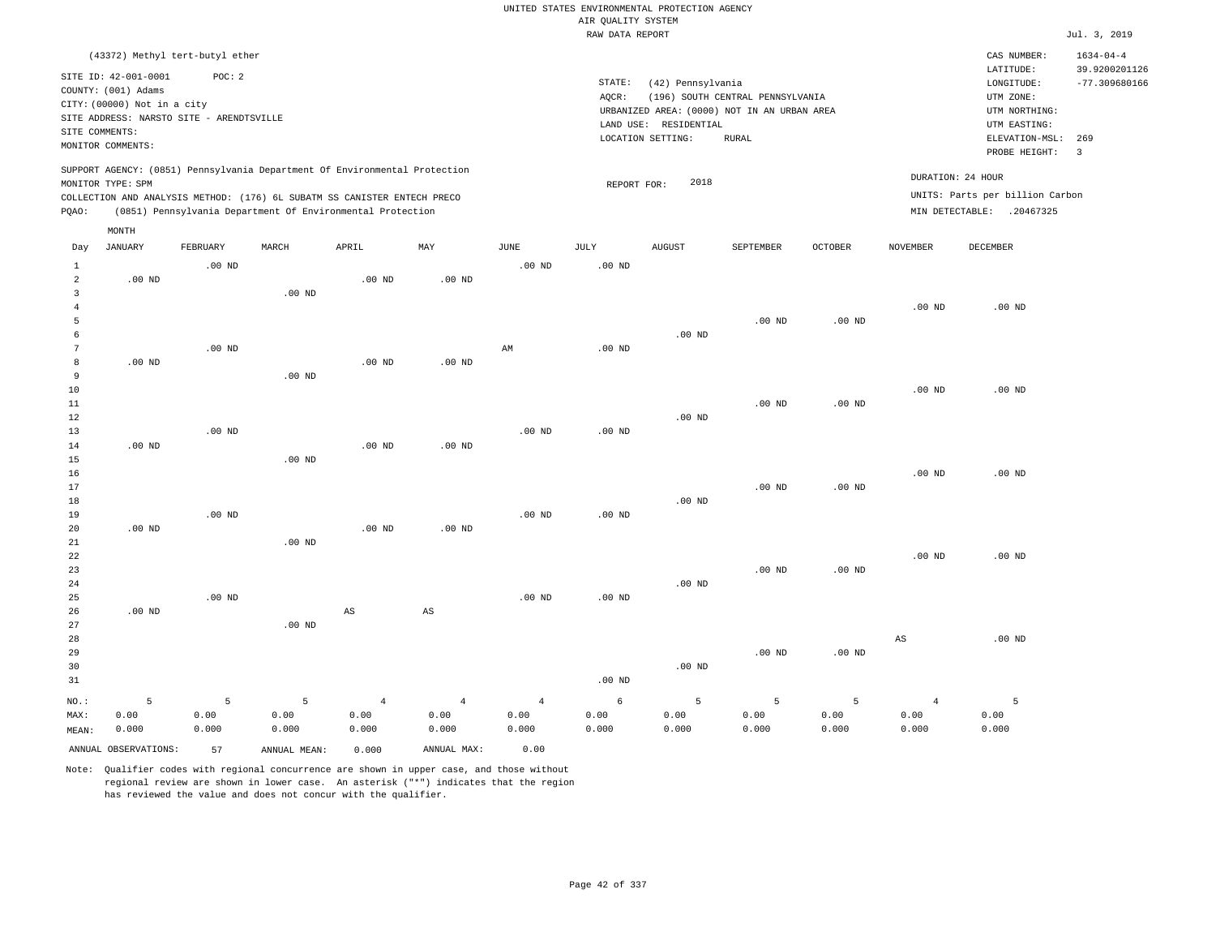UNITED STATES ENVIRONMENTAL PROTECTION AGENCY
AIR QUALITY SYSTEM
RAW DATA REPORT

Jul. 3, 2019

(43372) Methyl tert-butyl ether

SITE ID: 42-001-0001 POC: 2
COUNTY: (001) Adams
CITY: (00000) Not in a city
SITE ADDRESS: NARSTO SITE - ARENDTSVILLE
SITE COMMENTS:
MONITOR COMMENTS:

STATE: (42) Pennsylvania
AQCR: (196) SOUTH CENTRAL PENNSYLVANIA
URBANIZED AREA: (0000) NOT IN AN URBAN AREA
LAND USE: RESIDENTIAL
LOCATION SETTING: RURAL

CAS NUMBER: 1634-04-4
LATITUDE: 39.9200201126
LONGITUDE: -77.309680166
UTM ZONE:
UTM NORTHING:
UTM EASTING:
ELEVATION-MSL: 269
PROBE HEIGHT: 3

SUPPORT AGENCY: (0851) Pennsylvania Department Of Environmental Protection
MONITOR TYPE: SPM
COLLECTION AND ANALYSIS METHOD: (176) 6L SUBATM SS CANISTER ENTECH PRECO
PQAO: (0851) Pennsylvania Department Of Environmental Protection

REPORT FOR: 2018

DURATION: 24 HOUR
UNITS: Parts per billion Carbon
MIN DETECTABLE: .20467325

| Day | JANUARY | FEBRUARY | MARCH | APRIL | MAY | JUNE | JULY | AUGUST | SEPTEMBER | OCTOBER | NOVEMBER | DECEMBER |
|---|---|---|---|---|---|---|---|---|---|---|---|---|
| 1 | | .00 ND | | | | .00 ND | .00 ND | | | | | |
| 2 | .00 ND | | | .00 ND | .00 ND | | | | | | | |
| 3 | | | .00 ND | | | | | | | | | |
| 4 | | | | | | | | | | | .00 ND | .00 ND |
| 5 | | | | | | | | | .00 ND | .00 ND | | |
| 6 | | | | | | | | .00 ND | | | | |
| 7 | | .00 ND | | | | AM | .00 ND | | | | | |
| 8 | .00 ND | | | .00 ND | .00 ND | | | | | | | |
| 9 | | | .00 ND | | | | | | | | | |
| 10 | | | | | | | | | | | .00 ND | .00 ND |
| 11 | | | | | | | | | .00 ND | .00 ND | | |
| 12 | | | | | | | | .00 ND | | | | |
| 13 | | .00 ND | | | | .00 ND | .00 ND | | | | | |
| 14 | .00 ND | | | .00 ND | .00 ND | | | | | | | |
| 15 | | | .00 ND | | | | | | | | | |
| 16 | | | | | | | | | | | .00 ND | .00 ND |
| 17 | | | | | | | | | .00 ND | .00 ND | | |
| 18 | | | | | | | | .00 ND | | | | |
| 19 | | .00 ND | | | | .00 ND | .00 ND | | | | | |
| 20 | .00 ND | | | .00 ND | .00 ND | | | | | | | |
| 21 | | | .00 ND | | | | | | | | | |
| 22 | | | | | | | | | | | .00 ND | .00 ND |
| 23 | | | | | | | | | .00 ND | .00 ND | | |
| 24 | | | | | | | | .00 ND | | | | |
| 25 | | .00 ND | | | | .00 ND | .00 ND | | | | | |
| 26 | .00 ND | | | AS | AS | | | | | | | |
| 27 | | | .00 ND | | | | | | | | | |
| 28 | | | | | | | | | | | AS | .00 ND |
| 29 | | | | | | | | | .00 ND | .00 ND | | |
| 30 | | | | | | | | .00 ND | | | | |
| 31 | | | | | | | .00 ND | | | | | |
| NO.: | 5 | 5 | 5 | 4 | 4 | 4 | 6 | 5 | 5 | 5 | 4 | 5 |
| MAX: | 0.00 | 0.00 | 0.00 | 0.00 | 0.00 | 0.00 | 0.00 | 0.00 | 0.00 | 0.00 | 0.00 | 0.00 |
| MEAN: | 0.000 | 0.000 | 0.000 | 0.000 | 0.000 | 0.000 | 0.000 | 0.000 | 0.000 | 0.000 | 0.000 | 0.000 |

ANNUAL OBSERVATIONS: 57 ANNUAL MEAN: 0.000 ANNUAL MAX: 0.00

Note: Qualifier codes with regional concurrence are shown in upper case, and those without regional review are shown in lower case. An asterisk ("*") indicates that the region has reviewed the value and does not concur with the qualifier.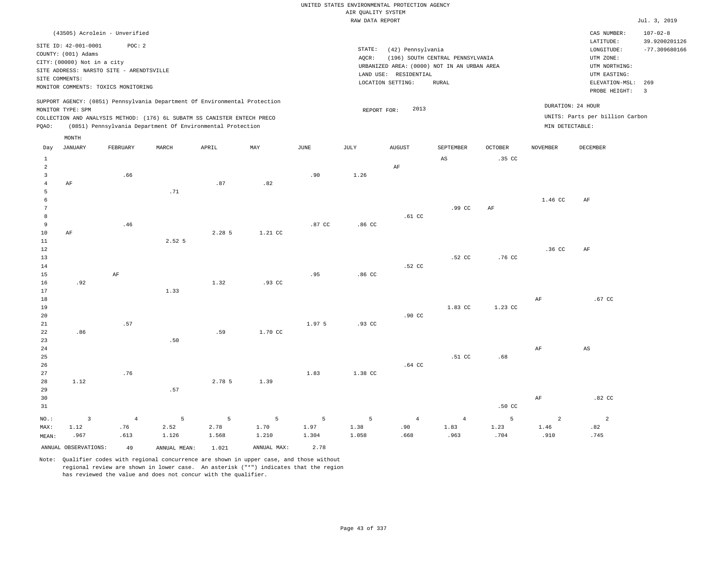UNITED STATES ENVIRONMENTAL PROTECTION AGENCY
AIR QUALITY SYSTEM
RAW DATA REPORT

Jul. 3, 2019

(43505) Acrolein - Unverified

SITE ID: 42-001-0001 POC: 2
COUNTY: (001) Adams
CITY: (00000) Not in a city
SITE ADDRESS: NARSTO SITE - ARENDTSVILLE
SITE COMMENTS:
MONITOR COMMENTS: TOXICS MONITORING

STATE: (42) Pennsylvania
AQCR: (196) SOUTH CENTRAL PENNSYLVANIA
URBANIZED AREA: (0000) NOT IN AN URBAN AREA
LAND USE: RESIDENTIAL
LOCATION SETTING: RURAL

CAS NUMBER: 107-02-8
LATITUDE: 39.9200201126
LONGITUDE: -77.309680166
UTM ZONE:
UTM NORTHING:
UTM EASTING:
ELEVATION-MSL: 269
PROBE HEIGHT: 3

SUPPORT AGENCY: (0851) Pennsylvania Department Of Environmental Protection
MONITOR TYPE: SPM
COLLECTION AND ANALYSIS METHOD: (176) 6L SUBATM SS CANISTER ENTECH PRECO
PQAO: (0851) Pennsylvania Department Of Environmental Protection

REPORT FOR: 2013

DURATION: 24 HOUR
UNITS: Parts per billion Carbon
MIN DETECTABLE:

| Day | JANUARY | FEBRUARY | MARCH | APRIL | MAY | JUNE | JULY | AUGUST | SEPTEMBER | OCTOBER | NOVEMBER | DECEMBER |
|---|---|---|---|---|---|---|---|---|---|---|---|---|
| 1 | | | | | | | | | AS | .35 CC | | |
| 2 | | | | | | | | AF | | | | |
| 3 | | .66 | | | | .90 | 1.26 | | | | | |
| 4 | AF | | | .87 | .82 | | | | | | | |
| 5 | | | .71 | | | | | | | | | |
| 6 | | | | | | | | | | | 1.46 CC | AF |
| 7 | | | | | | | | | .99 CC | AF | | |
| 8 | | | | | | | | .61 CC | | | | |
| 9 | | .46 | | | | .87 CC | .86 CC | | | | | |
| 10 | AF | | | 2.28 5 | 1.21 CC | | | | | | | |
| 11 | | | 2.52 5 | | | | | | | | | |
| 12 | | | | | | | | | | | .36 CC | AF |
| 13 | | | | | | | | | .52 CC | .76 CC | | |
| 14 | | | | | | | | .52 CC | | | | |
| 15 | | AF | | | | .95 | .86 CC | | | | | |
| 16 | .92 | | | 1.32 | .93 CC | | | | | | | |
| 17 | | | 1.33 | | | | | | | | | |
| 18 | | | | | | | | | | | AF | .67 CC |
| 19 | | | | | | | | | 1.83 CC | 1.23 CC | | |
| 20 | | | | | | | | .90 CC | | | | |
| 21 | | .57 | | | | 1.97 5 | .93 CC | | | | | |
| 22 | .86 | | | .59 | 1.70 CC | | | | | | | |
| 23 | | | .50 | | | | | | | | | |
| 24 | | | | | | | | | | | AF | AS |
| 25 | | | | | | | | | .51 CC | .68 | | |
| 26 | | | | | | | | .64 CC | | | | |
| 27 | | .76 | | | | 1.83 | 1.38 CC | | | | | |
| 28 | 1.12 | | | 2.78 5 | 1.39 | | | | | | | |
| 29 | | | .57 | | | | | | | | | |
| 30 | | | | | | | | | | | AF | .82 CC |
| 31 | | | | | | | | | | .50 CC | | |
| NO.: | 3 | 4 | 5 | 5 | 5 | 5 | 5 | 4 | 4 | 5 | 2 | 2 |
| MAX: | 1.12 | .76 | 2.52 | 2.78 | 1.70 | 1.97 | 1.38 | .90 | 1.83 | 1.23 | 1.46 | .82 |
| MEAN: | .967 | .613 | 1.126 | 1.568 | 1.210 | 1.304 | 1.058 | .668 | .963 | .704 | .910 | .745 |

ANNUAL OBSERVATIONS: 49 ANNUAL MEAN: 1.021 ANNUAL MAX: 2.78

Note: Qualifier codes with regional concurrence are shown in upper case, and those without regional review are shown in lower case. An asterisk ("*") indicates that the region has reviewed the value and does not concur with the qualifier.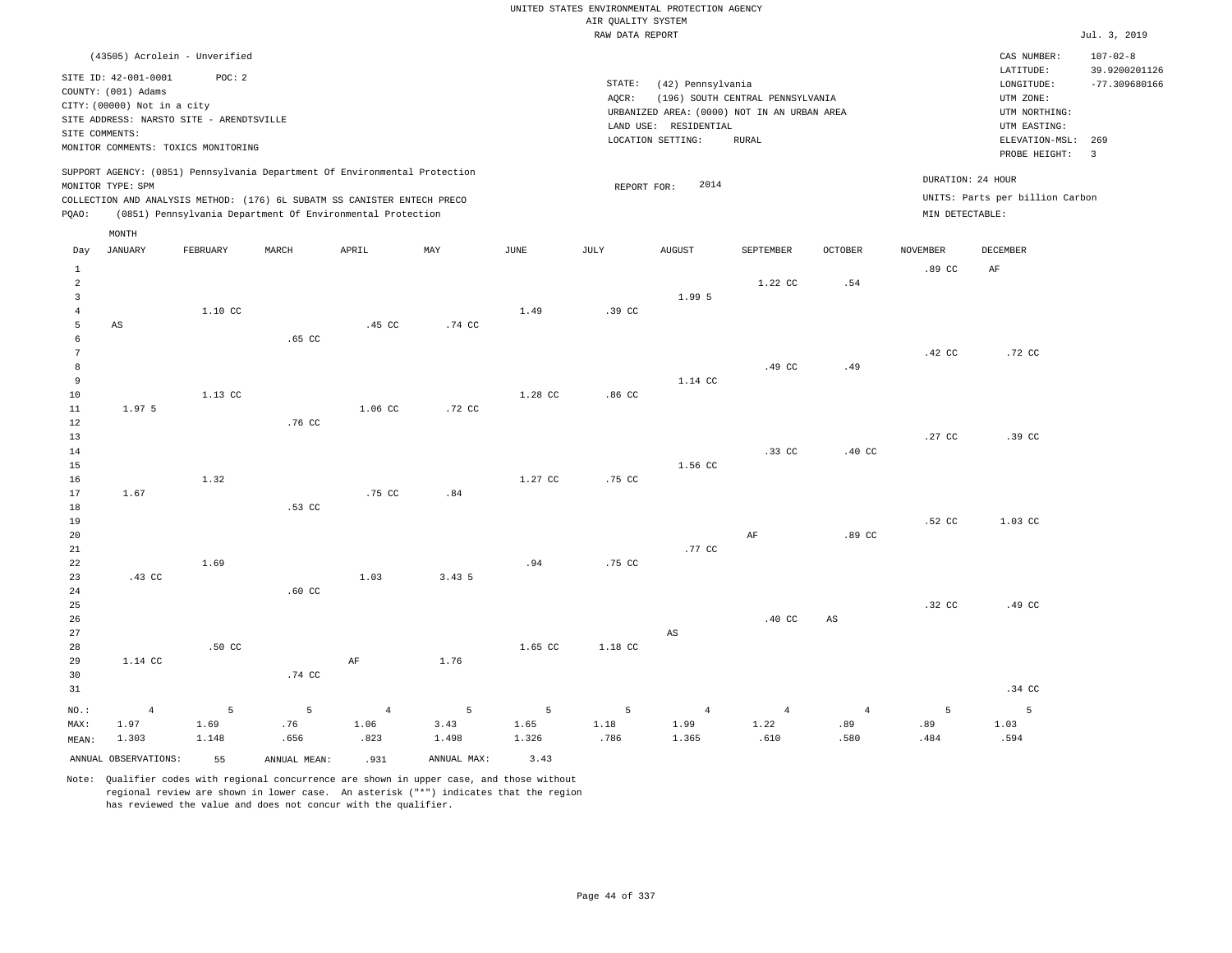UNITED STATES ENVIRONMENTAL PROTECTION AGENCY
AIR QUALITY SYSTEM
RAW DATA REPORT

Jul. 3, 2019

(43505) Acrolein - Unverified

SITE ID: 42-001-0001 POC: 2
COUNTY: (001) Adams
CITY: (00000) Not in a city
SITE ADDRESS: NARSTO SITE - ARENDTSVILLE
SITE COMMENTS:
MONITOR COMMENTS: TOXICS MONITORING

STATE: (42) Pennsylvania
AQCR: (196) SOUTH CENTRAL PENNSYLVANIA
URBANIZED AREA: (0000) NOT IN AN URBAN AREA
LAND USE: RESIDENTIAL
LOCATION SETTING: RURAL

CAS NUMBER: 107-02-8
LATITUDE: 39.9200201126
LONGITUDE: -77.309680166
UTM ZONE:
UTM NORTHING:
UTM EASTING:
ELEVATION-MSL: 269
PROBE HEIGHT: 3

SUPPORT AGENCY: (0851) Pennsylvania Department Of Environmental Protection
MONITOR TYPE: SPM
COLLECTION AND ANALYSIS METHOD: (176) 6L SUBATM SS CANISTER ENTECH PRECO
PQAO: (0851) Pennsylvania Department Of Environmental Protection

REPORT FOR: 2014

DURATION: 24 HOUR
UNITS: Parts per billion Carbon
MIN DETECTABLE:

| Day | JANUARY | FEBRUARY | MARCH | APRIL | MAY | JUNE | JULY | AUGUST | SEPTEMBER | OCTOBER | NOVEMBER | DECEMBER |
|---|---|---|---|---|---|---|---|---|---|---|---|---|
| 1 | | | | | | | | | | | .89 CC | AF |
| 2 | | | | | | | | | 1.22 CC | .54 | | |
| 3 | | | | | | | | 1.99 5 | | | | |
| 4 | | 1.10 CC | | | | 1.49 | .39 CC | | | | | |
| 5 | AS | | | .45 CC | .74 CC | | | | | | | |
| 6 | | | .65 CC | | | | | | | | | |
| 7 | | | | | | | | | | | .42 CC | .72 CC |
| 8 | | | | | | | | | .49 CC | .49 | | |
| 9 | | | | | | | | 1.14 CC | | | | |
| 10 | | 1.13 CC | | | | 1.28 CC | .86 CC | | | | | |
| 11 | 1.97 5 | | | 1.06 CC | .72 CC | | | | | | | |
| 12 | | | .76 CC | | | | | | | | | |
| 13 | | | | | | | | | | | .27 CC | .39 CC |
| 14 | | | | | | | | | .33 CC | .40 CC | | |
| 15 | | | | | | | | 1.56 CC | | | | |
| 16 | | 1.32 | | | | 1.27 CC | .75 CC | | | | | |
| 17 | 1.67 | | | .75 CC | .84 | | | | | | | |
| 18 | | | .53 CC | | | | | | | | | |
| 19 | | | | | | | | | | | .52 CC | 1.03 CC |
| 20 | | | | | | | | | AF | .89 CC | | |
| 21 | | | | | | | | .77 CC | | | | |
| 22 | | 1.69 | | | | .94 | .75 CC | | | | | |
| 23 | .43 CC | | | 1.03 | 3.43 5 | | | | | | | |
| 24 | | | .60 CC | | | | | | | | | |
| 25 | | | | | | | | | | | .32 CC | .49 CC |
| 26 | | | | | | | | | .40 CC | AS | | |
| 27 | | | | | | | | AS | | | | |
| 28 | | .50 CC | | | | 1.65 CC | 1.18 CC | | | | | |
| 29 | 1.14 CC | | | AF | 1.76 | | | | | | | |
| 30 | | | .74 CC | | | | | | | | | |
| 31 | | | | | | | | | | | | .34 CC |
| NO.: | 4 | 5 | 5 | 4 | 5 | 5 | 5 | 4 | 4 | 4 | 5 | 5 |
| MAX: | 1.97 | 1.69 | .76 | 1.06 | 3.43 | 1.65 | 1.18 | 1.99 | 1.22 | .89 | .89 | 1.03 |
| MEAN: | 1.303 | 1.148 | .656 | .823 | 1.498 | 1.326 | .786 | 1.365 | .610 | .580 | .484 | .594 |

ANNUAL OBSERVATIONS: 55 ANNUAL MEAN: .931 ANNUAL MAX: 3.43

Note: Qualifier codes with regional concurrence are shown in upper case, and those without regional review are shown in lower case. An asterisk ("*") indicates that the region has reviewed the value and does not concur with the qualifier.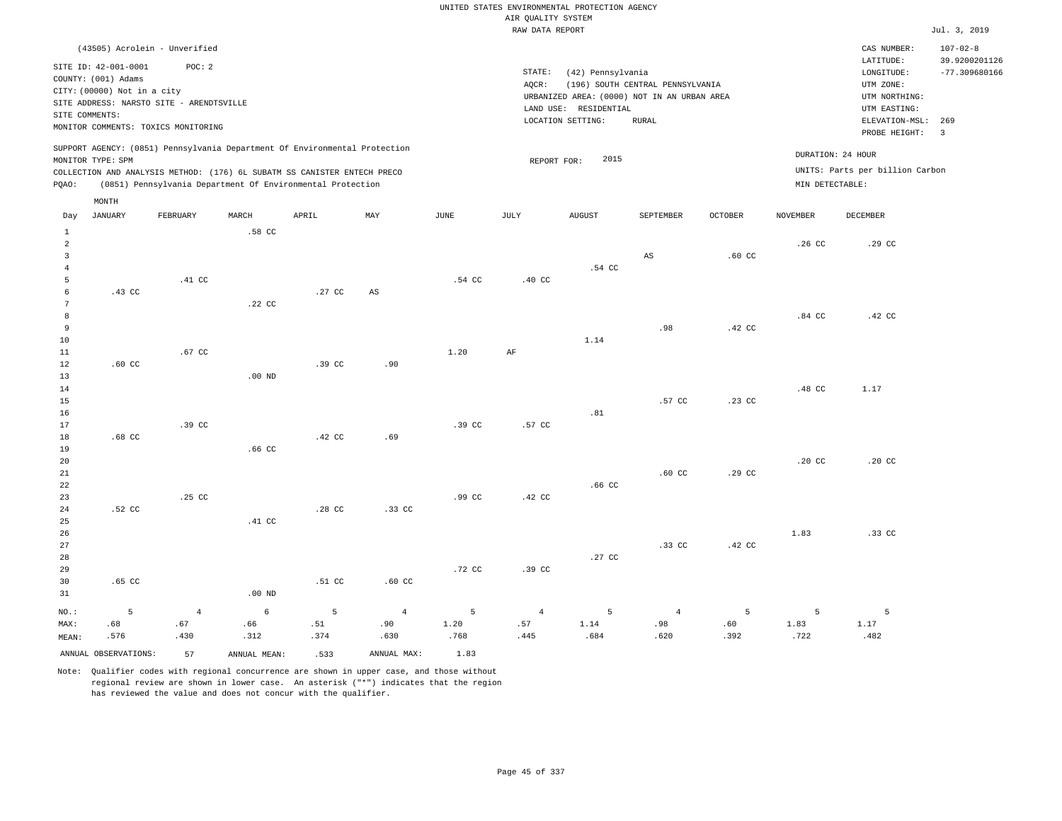UNITED STATES ENVIRONMENTAL PROTECTION AGENCY
AIR QUALITY SYSTEM
RAW DATA REPORT

Jul. 3, 2019

(43505) Acrolein - Unverified

SITE ID: 42-001-0001 POC: 2
COUNTY: (001) Adams
CITY: (00000) Not in a city
SITE ADDRESS: NARSTO SITE - ARENDTSVILLE
SITE COMMENTS:
MONITOR COMMENTS: TOXICS MONITORING

STATE: (42) Pennsylvania
AQCR: (196) SOUTH CENTRAL PENNSYLVANIA
URBANIZED AREA: (0000) NOT IN AN URBAN AREA
LAND USE: RESIDENTIAL
LOCATION SETTING: RURAL

CAS NUMBER: 107-02-8
LATITUDE: 39.9200201126
LONGITUDE: -77.309680166
UTM ZONE:
UTM NORTHING:
UTM EASTING:
ELEVATION-MSL: 269
PROBE HEIGHT: 3

SUPPORT AGENCY: (0851) Pennsylvania Department Of Environmental Protection
MONITOR TYPE: SPM
COLLECTION AND ANALYSIS METHOD: (176) 6L SUBATM SS CANISTER ENTECH PRECO
PQAO: (0851) Pennsylvania Department Of Environmental Protection

REPORT FOR: 2015

DURATION: 24 HOUR
UNITS: Parts per billion Carbon
MIN DETECTABLE:

| Day | JANUARY | FEBRUARY | MARCH | APRIL | MAY | JUNE | JULY | AUGUST | SEPTEMBER | OCTOBER | NOVEMBER | DECEMBER |
|---|---|---|---|---|---|---|---|---|---|---|---|---|
| 1 | | | .58 CC | | | | | | | | | |
| 2 | | | | | | | | | | | .26 CC | .29 CC |
| 3 | | | | | | | | | AS | .60 CC | | |
| 4 | | | | | | | | .54 CC | | | | |
| 5 | | .41 CC | | | | .54 CC | .40 CC | | | | | |
| 6 | .43 CC | | | .27 CC | AS | | | | | | | |
| 7 | | | .22 CC | | | | | | | | | |
| 8 | | | | | | | | | | | .84 CC | .42 CC |
| 9 | | | | | | | | | .98 | .42 CC | | |
| 10 | | | | | | | | 1.14 | | | | |
| 11 | | .67 CC | | | | 1.20 | AF | | | | | |
| 12 | .60 CC | | | .39 CC | .90 | | | | | | | |
| 13 | | | .00 ND | | | | | | | | | |
| 14 | | | | | | | | | | | .48 CC | 1.17 |
| 15 | | | | | | | | | .57 CC | .23 CC | | |
| 16 | | | | | | | | .81 | | | | |
| 17 | | .39 CC | | | | .39 CC | .57 CC | | | | | |
| 18 | .68 CC | | | .42 CC | .69 | | | | | | | |
| 19 | | | .66 CC | | | | | | | | | |
| 20 | | | | | | | | | | | .20 CC | .20 CC |
| 21 | | | | | | | | | .60 CC | .29 CC | | |
| 22 | | | | | | | | .66 CC | | | | |
| 23 | | .25 CC | | | | .99 CC | .42 CC | | | | | |
| 24 | .52 CC | | | .28 CC | .33 CC | | | | | | | |
| 25 | | | .41 CC | | | | | | | | | |
| 26 | | | | | | | | | | | 1.83 | .33 CC |
| 27 | | | | | | | | | .33 CC | .42 CC | | |
| 28 | | | | | | | | .27 CC | | | | |
| 29 | | | | | | .72 CC | .39 CC | | | | | |
| 30 | .65 CC | | | .51 CC | .60 CC | | | | | | | |
| 31 | | | .00 ND | | | | | | | | | |
| NO.: | 5 | 4 | 6 | 5 | 4 | 5 | 4 | 5 | 4 | 5 | 5 | 5 |
| MAX: | .68 | .67 | .66 | .51 | .90 | 1.20 | .57 | 1.14 | .98 | .60 | 1.83 | 1.17 |
| MEAN: | .576 | .430 | .312 | .374 | .630 | .768 | .445 | .684 | .620 | .392 | .722 | .482 |

ANNUAL OBSERVATIONS: 57 ANNUAL MEAN: .533 ANNUAL MAX: 1.83

Note: Qualifier codes with regional concurrence are shown in upper case, and those without regional review are shown in lower case. An asterisk ("*") indicates that the region has reviewed the value and does not concur with the qualifier.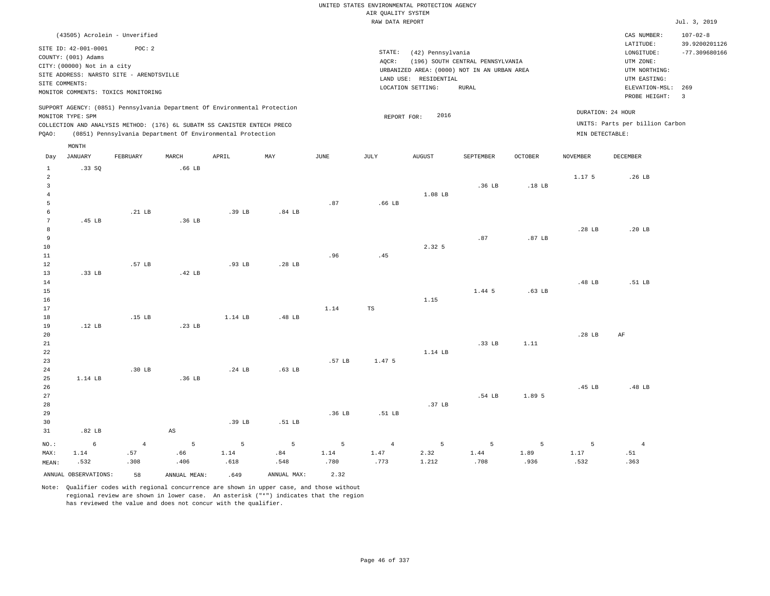UNITED STATES ENVIRONMENTAL PROTECTION AGENCY
AIR QUALITY SYSTEM
RAW DATA REPORT

Jul. 3, 2019

(43505) Acrolein - Unverified

SITE ID: 42-001-0001 POC: 2
COUNTY: (001) Adams
CITY: (00000) Not in a city
SITE ADDRESS: NARSTO SITE - ARENDTSVILLE
SITE COMMENTS:
MONITOR COMMENTS: TOXICS MONITORING

STATE: (42) Pennsylvania
AQCR: (196) SOUTH CENTRAL PENNSYLVANIA
URBANIZED AREA: (0000) NOT IN AN URBAN AREA
LAND USE: RESIDENTIAL
LOCATION SETTING: RURAL

CAS NUMBER: 107-02-8
LATITUDE: 39.9200201126
LONGITUDE: -77.309680166
UTM ZONE:
UTM NORTHING:
UTM EASTING:
ELEVATION-MSL: 269
PROBE HEIGHT: 3

SUPPORT AGENCY: (0851) Pennsylvania Department Of Environmental Protection
MONITOR TYPE: SPM
COLLECTION AND ANALYSIS METHOD: (176) 6L SUBATM SS CANISTER ENTECH PRECO
PQAO: (0851) Pennsylvania Department Of Environmental Protection

REPORT FOR: 2016

DURATION: 24 HOUR
UNITS: Parts per billion Carbon
MIN DETECTABLE:

| Day | JANUARY | FEBRUARY | MARCH | APRIL | MAY | JUNE | JULY | AUGUST | SEPTEMBER | OCTOBER | NOVEMBER | DECEMBER |
|---|---|---|---|---|---|---|---|---|---|---|---|---|
| 1 | .33 SQ | | .66 LB | | | | | | | | | |
| 2 | | | | | | | | | | | 1.17 5 | .26 LB |
| 3 | | | | | | | | | .36 LB | .18 LB | | |
| 4 | | | | | | | | 1.08 LB | | | | |
| 5 | | | | | | .87 | .66 LB | | | | | |
| 6 | | .21 LB | | .39 LB | .84 LB | | | | | | | |
| 7 | .45 LB | | .36 LB | | | | | | | | | |
| 8 | | | | | | | | | | | .28 LB | .20 LB |
| 9 | | | | | | | | | .87 | .87 LB | | |
| 10 | | | | | | | | 2.32 5 | | | | |
| 11 | | | | | | .96 | .45 | | | | | |
| 12 | | .57 LB | | .93 LB | .28 LB | | | | | | | |
| 13 | .33 LB | | .42 LB | | | | | | | | | |
| 14 | | | | | | | | | | | .48 LB | .51 LB |
| 15 | | | | | | | | | 1.44 5 | .63 LB | | |
| 16 | | | | | | | | 1.15 | | | | |
| 17 | | | | | | 1.14 | TS | | | | | |
| 18 | | .15 LB | | 1.14 LB | .48 LB | | | | | | | |
| 19 | .12 LB | | .23 LB | | | | | | | | | |
| 20 | | | | | | | | | | | .28 LB | AF |
| 21 | | | | | | | | | .33 LB | 1.11 | | |
| 22 | | | | | | | | 1.14 LB | | | | |
| 23 | | | | | | .57 LB | 1.47 5 | | | | | |
| 24 | | .30 LB | | .24 LB | .63 LB | | | | | | | |
| 25 | 1.14 LB | | .36 LB | | | | | | | | | |
| 26 | | | | | | | | | | | .45 LB | .48 LB |
| 27 | | | | | | | | | .54 LB | 1.89 5 | | |
| 28 | | | | | | | | .37 LB | | | | |
| 29 | | | | | | .36 LB | .51 LB | | | | | |
| 30 | | | | .39 LB | .51 LB | | | | | | | |
| 31 | .82 LB | | AS | | | | | | | | | |
| NO.: | 6 | 4 | 5 | 5 | 5 | 5 | 4 | 5 | 5 | 5 | 5 | 4 |
| MAX: | 1.14 | .57 | .66 | 1.14 | .84 | 1.14 | 1.47 | 2.32 | 1.44 | 1.89 | 1.17 | .51 |
| MEAN: | .532 | .308 | .406 | .618 | .548 | .780 | .773 | 1.212 | .708 | .936 | .532 | .363 |

ANNUAL OBSERVATIONS: 58 ANNUAL MEAN: .649 ANNUAL MAX: 2.32

Note: Qualifier codes with regional concurrence are shown in upper case, and those without regional review are shown in lower case. An asterisk ("*") indicates that the region has reviewed the value and does not concur with the qualifier.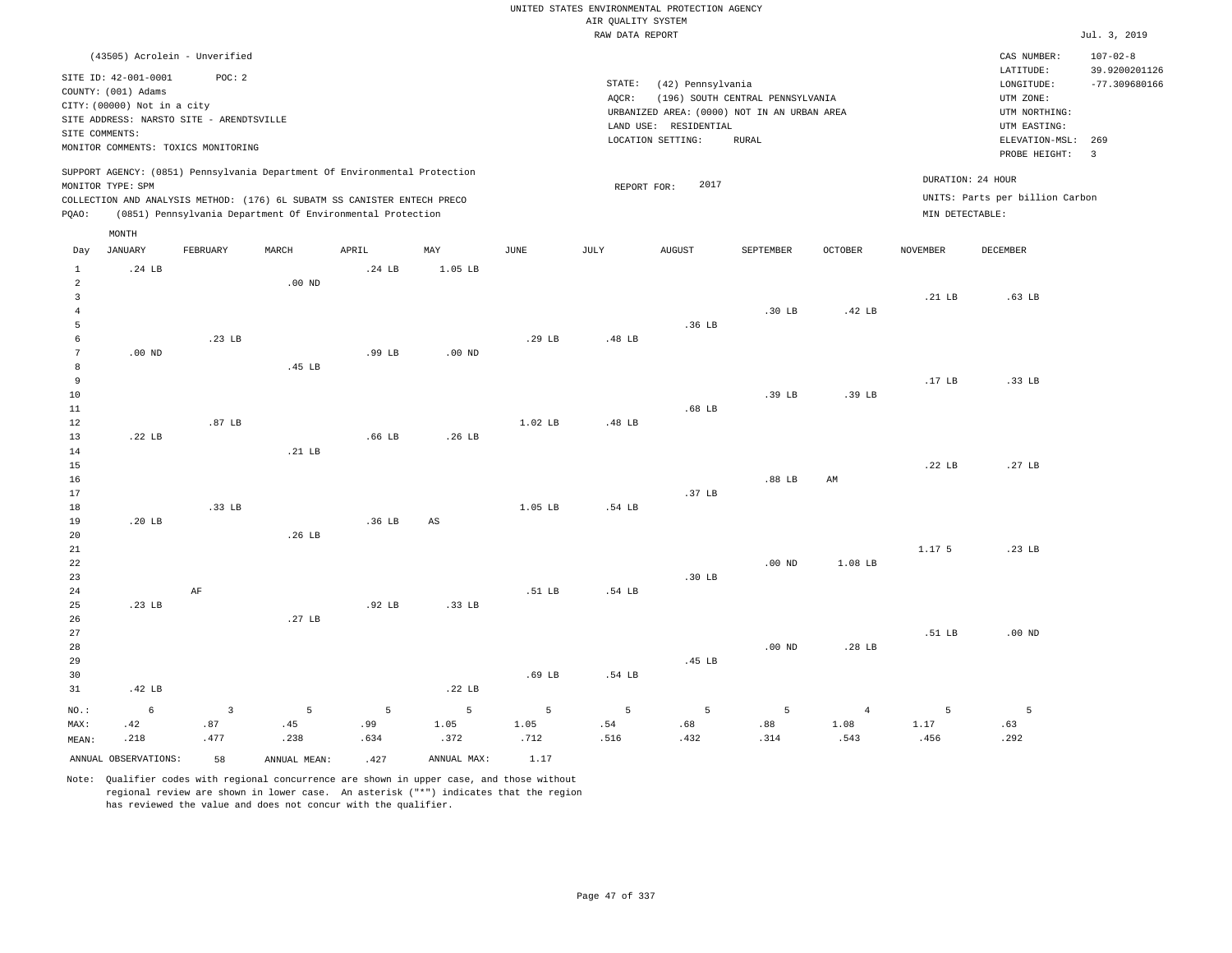UNITED STATES ENVIRONMENTAL PROTECTION AGENCY
AIR QUALITY SYSTEM
RAW DATA REPORT

Jul. 3, 2019

(43505) Acrolein - Unverified

SITE ID: 42-001-0001 POC: 2
COUNTY: (001) Adams
CITY: (00000) Not in a city
SITE ADDRESS: NARSTO SITE - ARENDTSVILLE
SITE COMMENTS:
MONITOR COMMENTS: TOXICS MONITORING

STATE: (42) Pennsylvania
AQCR: (196) SOUTH CENTRAL PENNSYLVANIA
URBANIZED AREA: (0000) NOT IN AN URBAN AREA
LAND USE: RESIDENTIAL
LOCATION SETTING: RURAL

CAS NUMBER: 107-02-8
LATITUDE: 39.9200201126
LONGITUDE: -77.309680166
UTM ZONE:
UTM NORTHING:
UTM EASTING:
ELEVATION-MSL: 269
PROBE HEIGHT: 3

SUPPORT AGENCY: (0851) Pennsylvania Department Of Environmental Protection
MONITOR TYPE: SPM
COLLECTION AND ANALYSIS METHOD: (176) 6L SUBATM SS CANISTER ENTECH PRECO
PQAO: (0851) Pennsylvania Department Of Environmental Protection

REPORT FOR: 2017

DURATION: 24 HOUR
UNITS: Parts per billion Carbon
MIN DETECTABLE:

| Day | JANUARY | FEBRUARY | MARCH | APRIL | MAY | JUNE | JULY | AUGUST | SEPTEMBER | OCTOBER | NOVEMBER | DECEMBER |
|---|---|---|---|---|---|---|---|---|---|---|---|---|
| 1 | .24 LB | | | .24 LB | 1.05 LB | | | | | | | |
| 2 | | | .00 ND | | | | | | | | | |
| 3 | | | | | | | | | | | .21 LB | .63 LB |
| 4 | | | | | | | | | .30 LB | .42 LB | | |
| 5 | | | | | | | | .36 LB | | | | |
| 6 | | .23 LB | | | | .29 LB | .48 LB | | | | | |
| 7 | .00 ND | | | .99 LB | .00 ND | | | | | | | |
| 8 | | | .45 LB | | | | | | | | | |
| 9 | | | | | | | | | | | .17 LB | .33 LB |
| 10 | | | | | | | | | .39 LB | .39 LB | | |
| 11 | | | | | | | | .68 LB | | | | |
| 12 | | .87 LB | | | | 1.02 LB | .48 LB | | | | | |
| 13 | .22 LB | | | .66 LB | .26 LB | | | | | | | |
| 14 | | | .21 LB | | | | | | | | | |
| 15 | | | | | | | | | | | .22 LB | .27 LB |
| 16 | | | | | | | | | .88 LB | AM | | |
| 17 | | | | | | | | .37 LB | | | | |
| 18 | | .33 LB | | | | 1.05 LB | .54 LB | | | | | |
| 19 | .20 LB | | | .36 LB | AS | | | | | | | |
| 20 | | | .26 LB | | | | | | | | | |
| 21 | | | | | | | | | | | 1.17 5 | .23 LB |
| 22 | | | | | | | | | .00 ND | 1.08 LB | | |
| 23 | | | | | | | | .30 LB | | | | |
| 24 | | AF | | | | .51 LB | .54 LB | | | | | |
| 25 | .23 LB | | | .92 LB | .33 LB | | | | | | | |
| 26 | | | .27 LB | | | | | | | | | |
| 27 | | | | | | | | | | | .51 LB | .00 ND |
| 28 | | | | | | | | | .00 ND | .28 LB | | |
| 29 | | | | | | | | .45 LB | | | | |
| 30 | | | | | | .69 LB | .54 LB | | | | | |
| 31 | .42 LB | | | | .22 LB | | | | | | | |
| NO.: | 6 | 3 | 5 | 5 | 5 | 5 | 5 | 5 | 5 | 4 | 5 | 5 |
| MAX: | .42 | .87 | .45 | .99 | 1.05 | 1.05 | .54 | .68 | .88 | 1.08 | 1.17 | .63 |
| MEAN: | .218 | .477 | .238 | .634 | .372 | .712 | .516 | .432 | .314 | .543 | .456 | .292 |

ANNUAL OBSERVATIONS: 58 ANNUAL MEAN: .427 ANNUAL MAX: 1.17

Note: Qualifier codes with regional concurrence are shown in upper case, and those without regional review are shown in lower case. An asterisk ("*") indicates that the region has reviewed the value and does not concur with the qualifier.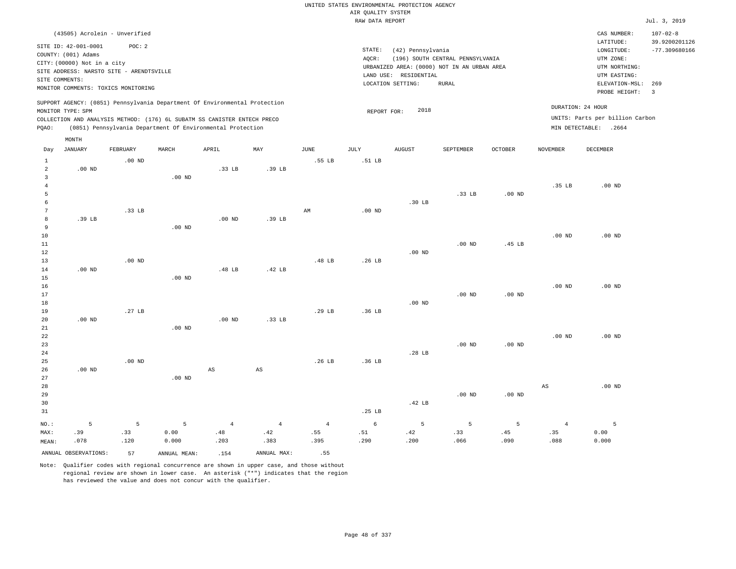UNITED STATES ENVIRONMENTAL PROTECTION AGENCY
AIR QUALITY SYSTEM
RAW DATA REPORT

Jul. 3, 2019

(43505) Acrolein - Unverified

SITE ID: 42-001-0001 POC: 2
COUNTY: (001) Adams
CITY: (00000) Not in a city
SITE ADDRESS: NARSTO SITE - ARENDTSVILLE
SITE COMMENTS:
MONITOR COMMENTS: TOXICS MONITORING

STATE: (42) Pennsylvania
AQCR: (196) SOUTH CENTRAL PENNSYLVANIA
URBANIZED AREA: (0000) NOT IN AN URBAN AREA
LAND USE: RESIDENTIAL
LOCATION SETTING: RURAL

CAS NUMBER: 107-02-8
LATITUDE: 39.9200201126
LONGITUDE: -77.309680166
UTM ZONE:
UTM NORTHING:
UTM EASTING:
ELEVATION-MSL: 269
PROBE HEIGHT: 3

SUPPORT AGENCY: (0851) Pennsylvania Department Of Environmental Protection
MONITOR TYPE: SPM
COLLECTION AND ANALYSIS METHOD: (176) 6L SUBATM SS CANISTER ENTECH PRECO
PQAO: (0851) Pennsylvania Department Of Environmental Protection

REPORT FOR: 2018

DURATION: 24 HOUR
UNITS: Parts per billion Carbon
MIN DETECTABLE: .2664

| Day | JANUARY | FEBRUARY | MARCH | APRIL | MAY | JUNE | JULY | AUGUST | SEPTEMBER | OCTOBER | NOVEMBER | DECEMBER |
|---|---|---|---|---|---|---|---|---|---|---|---|---|
| 1 | | .00 ND | | | | .55 LB | .51 LB | | | | | |
| 2 | .00 ND | | | .33 LB | .39 LB | | | | | | | |
| 3 | | | .00 ND | | | | | | | | | |
| 4 | | | | | | | | | | | .35 LB | .00 ND |
| 5 | | | | | | | | | .33 LB | .00 ND | | |
| 6 | | | | | | | | .30 LB | | | | |
| 7 | | .33 LB | | | | AM | .00 ND | | | | | |
| 8 | .39 LB | | | .00 ND | .39 LB | | | | | | | |
| 9 | | | .00 ND | | | | | | | | | |
| 10 | | | | | | | | | | | .00 ND | .00 ND |
| 11 | | | | | | | | | .00 ND | .45 LB | | |
| 12 | | | | | | | | .00 ND | | | | |
| 13 | | .00 ND | | | | .48 LB | .26 LB | | | | | |
| 14 | .00 ND | | | .48 LB | .42 LB | | | | | | | |
| 15 | | | .00 ND | | | | | | | | | |
| 16 | | | | | | | | | | | .00 ND | .00 ND |
| 17 | | | | | | | | | .00 ND | .00 ND | | |
| 18 | | | | | | | | .00 ND | | | | |
| 19 | | .27 LB | | | | .29 LB | .36 LB | | | | | |
| 20 | .00 ND | | | .00 ND | .33 LB | | | | | | | |
| 21 | | | .00 ND | | | | | | | | | |
| 22 | | | | | | | | | | | .00 ND | .00 ND |
| 23 | | | | | | | | | .00 ND | .00 ND | | |
| 24 | | | | | | | | .28 LB | | | | |
| 25 | | .00 ND | | | | .26 LB | .36 LB | | | | | |
| 26 | .00 ND | | | AS | AS | | | | | | | |
| 27 | | | .00 ND | | | | | | | | | |
| 28 | | | | | | | | | | | AS | .00 ND |
| 29 | | | | | | | | | .00 ND | .00 ND | | |
| 30 | | | | | | | | .42 LB | | | | |
| 31 | | | | | | | .25 LB | | | | | |
| NO.: | 5 | 5 | 5 | 4 | 4 | 4 | 6 | 5 | 5 | 5 | 4 | 5 |
| MAX: | .39 | .33 | 0.00 | .48 | .42 | .55 | .51 | .42 | .33 | .45 | .35 | 0.00 |
| MEAN: | .078 | .120 | 0.000 | .203 | .383 | .395 | .290 | .200 | .066 | .090 | .088 | 0.000 |

ANNUAL OBSERVATIONS: 57 ANNUAL MEAN: .154 ANNUAL MAX: .55

Note: Qualifier codes with regional concurrence are shown in upper case, and those without regional review are shown in lower case. An asterisk ("*") indicates that the region has reviewed the value and does not concur with the qualifier.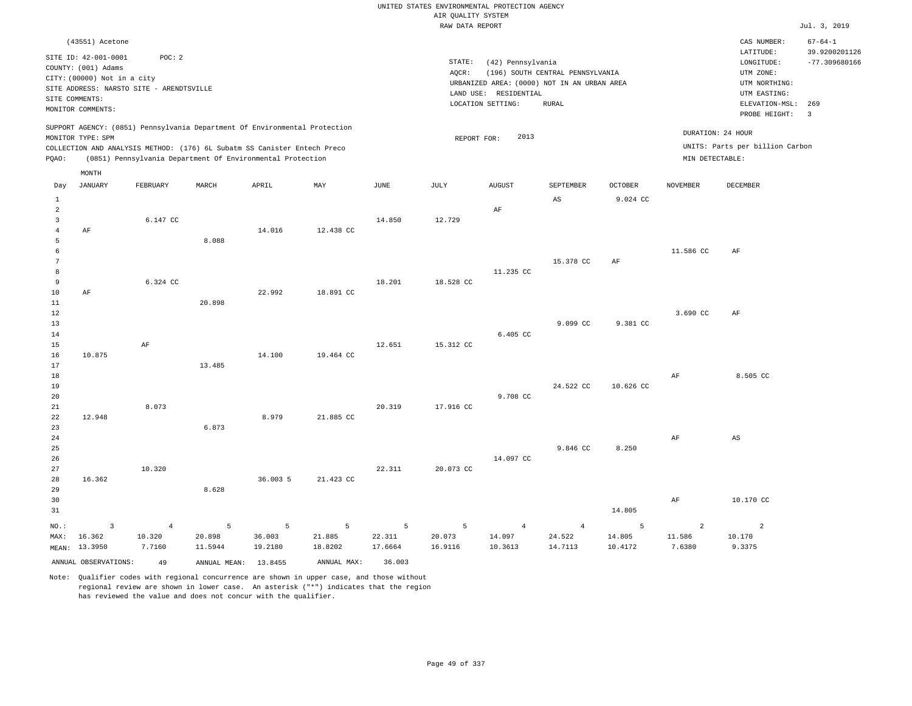UNITED STATES ENVIRONMENTAL PROTECTION AGENCY
AIR QUALITY SYSTEM
RAW DATA REPORT

Jul. 3, 2019

(43551) Acetone

SITE ID: 42-001-0001 POC: 2
COUNTY: (001) Adams
CITY: (00000) Not in a city
SITE ADDRESS: NARSTO SITE - ARENDTSVILLE
SITE COMMENTS:
MONITOR COMMENTS:

STATE: (42) Pennsylvania
AQCR: (196) SOUTH CENTRAL PENNSYLVANIA
URBANIZED AREA: (0000) NOT IN AN URBAN AREA
LAND USE: RESIDENTIAL
LOCATION SETTING: RURAL

CAS NUMBER: 67-64-1
LATITUDE: 39.9200201126
LONGITUDE: -77.309680166
UTM ZONE:
UTM NORTHING:
UTM EASTING:
ELEVATION-MSL: 269
PROBE HEIGHT: 3

SUPPORT AGENCY: (0851) Pennsylvania Department Of Environmental Protection
MONITOR TYPE: SPM
COLLECTION AND ANALYSIS METHOD: (176) 6L Subatm SS Canister Entech Preco
PQAO: (0851) Pennsylvania Department Of Environmental Protection

REPORT FOR: 2013

DURATION: 24 HOUR
UNITS: Parts per billion Carbon
MIN DETECTABLE:

| Day | JANUARY | FEBRUARY | MARCH | APRIL | MAY | JUNE | JULY | AUGUST | SEPTEMBER | OCTOBER | NOVEMBER | DECEMBER |
|---|---|---|---|---|---|---|---|---|---|---|---|---|
| 1 | | | | | | | | | AS | 9.024 CC | | |
| 2 | | | | | | | | AF | | | | |
| 3 | | 6.147 CC | | | | 14.850 | 12.729 | | | | | |
| 4 | AF | | | 14.016 | 12.438 CC | | | | | | | |
| 5 | | | 8.088 | | | | | | | | | |
| 6 | | | | | | | | | | | 11.586 CC | AF |
| 7 | | | | | | | | | 15.378 CC | AF | | |
| 8 | | | | | | | | 11.235 CC | | | | |
| 9 | | 6.324 CC | | | | 18.201 | 18.528 CC | | | | | |
| 10 | AF | | | 22.992 | 18.891 CC | | | | | | | |
| 11 | | | 20.898 | | | | | | | | | |
| 12 | | | | | | | | | | | 3.690 CC | AF |
| 13 | | | | | | | | | 9.099 CC | 9.381 CC | | |
| 14 | | | | | | | | 6.405 CC | | | | |
| 15 | | AF | | | | 12.651 | 15.312 CC | | | | | |
| 16 | 10.875 | | | 14.100 | 19.464 CC | | | | | | | |
| 17 | | | 13.485 | | | | | | | | | |
| 18 | | | | | | | | | | | AF | 8.505 CC |
| 19 | | | | | | | | | 24.522 CC | 10.626 CC | | |
| 20 | | | | | | | | 9.708 CC | | | | |
| 21 | | 8.073 | | | | 20.319 | 17.916 CC | | | | | |
| 22 | 12.948 | | | 8.979 | 21.885 CC | | | | | | | |
| 23 | | | 6.873 | | | | | | | | | |
| 24 | | | | | | | | | | | AF | AS |
| 25 | | | | | | | | | 9.846 CC | 8.250 | | |
| 26 | | | | | | | | 14.097 CC | | | | |
| 27 | | 10.320 | | | | 22.311 | 20.073 CC | | | | | |
| 28 | 16.362 | | | 36.003 5 | 21.423 CC | | | | | | | |
| 29 | | | 8.628 | | | | | | | | | |
| 30 | | | | | | | | | | | AF | 10.170 CC |
| 31 | | | | | | | | | | 14.805 | | |
| NO.: | 3 | 4 | 5 | 5 | 5 | 5 | 5 | 4 | 4 | 5 | 2 | 2 |
| MAX: | 16.362 | 10.320 | 20.898 | 36.003 | 21.885 | 22.311 | 20.073 | 14.097 | 24.522 | 14.805 | 11.586 | 10.170 |
| MEAN: | 13.3950 | 7.7160 | 11.5944 | 19.2180 | 18.8202 | 17.6664 | 16.9116 | 10.3613 | 14.7113 | 10.4172 | 7.6380 | 9.3375 |

ANNUAL OBSERVATIONS: 49 ANNUAL MEAN: 13.8455 ANNUAL MAX: 36.003

Note: Qualifier codes with regional concurrence are shown in upper case, and those without regional review are shown in lower case. An asterisk ("*") indicates that the region has reviewed the value and does not concur with the qualifier.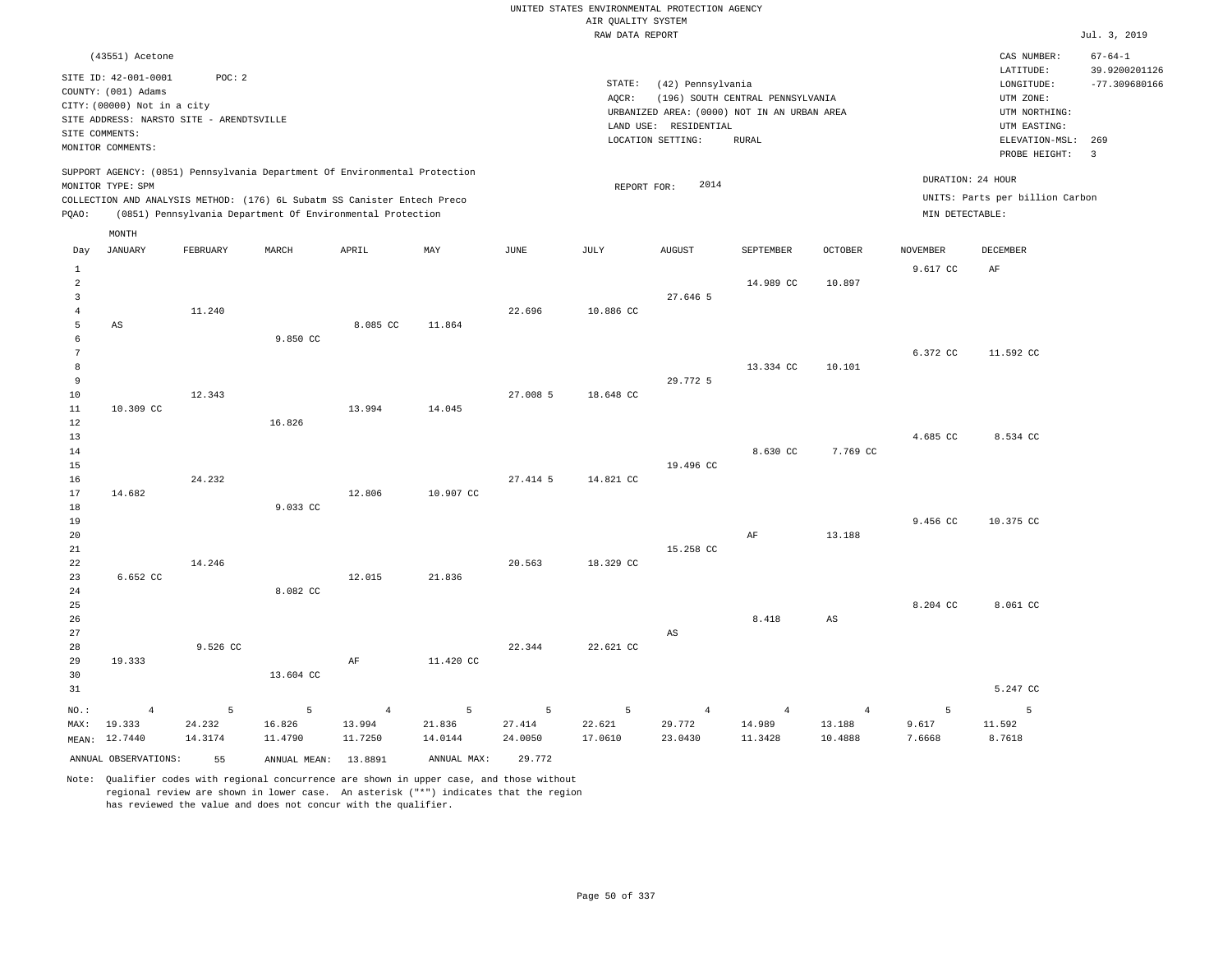UNITED STATES ENVIRONMENTAL PROTECTION AGENCY
AIR QUALITY SYSTEM
RAW DATA REPORT

Jul. 3, 2019

(43551) Acetone

SITE ID: 42-001-0001 POC: 2
COUNTY: (001) Adams
CITY: (00000) Not in a city
SITE ADDRESS: NARSTO SITE - ARENDTSVILLE
SITE COMMENTS:
MONITOR COMMENTS:

STATE: (42) Pennsylvania
AQCR: (196) SOUTH CENTRAL PENNSYLVANIA
URBANIZED AREA: (0000) NOT IN AN URBAN AREA
LAND USE: RESIDENTIAL
LOCATION SETTING: RURAL

CAS NUMBER: 67-64-1
LATITUDE: 39.9200201126
LONGITUDE: -77.309680166
UTM ZONE:
UTM NORTHING:
UTM EASTING:
ELEVATION-MSL: 269
PROBE HEIGHT: 3

SUPPORT AGENCY: (0851) Pennsylvania Department Of Environmental Protection
MONITOR TYPE: SPM
COLLECTION AND ANALYSIS METHOD: (176) 6L Subatm SS Canister Entech Preco
PQAO: (0851) Pennsylvania Department Of Environmental Protection

REPORT FOR: 2014

DURATION: 24 HOUR
UNITS: Parts per billion Carbon
MIN DETECTABLE:

| Day | JANUARY | FEBRUARY | MARCH | APRIL | MAY | JUNE | JULY | AUGUST | SEPTEMBER | OCTOBER | NOVEMBER | DECEMBER |
|---|---|---|---|---|---|---|---|---|---|---|---|---|
| 1 | | | | | | | | | | | 9.617 CC | AF |
| 2 | | | | | | | | | 14.989 CC | 10.897 | | |
| 3 | | | | | | | | 27.646 5 | | | | |
| 4 | | 11.240 | | | | 22.696 | 10.886 CC | | | | | |
| 5 | AS | | | 8.085 CC | 11.864 | | | | | | | |
| 6 | | | 9.850 CC | | | | | | | | | |
| 7 | | | | | | | | | | | 6.372 CC | 11.592 CC |
| 8 | | | | | | | | | 13.334 CC | 10.101 | | |
| 9 | | | | | | | | 29.772 5 | | | | |
| 10 | | 12.343 | | | | 27.008 5 | 18.648 CC | | | | | |
| 11 | 10.309 CC | | | 13.994 | 14.045 | | | | | | | |
| 12 | | | 16.826 | | | | | | | | | |
| 13 | | | | | | | | | | | 4.685 CC | 8.534 CC |
| 14 | | | | | | | | | 8.630 CC | 7.769 CC | | |
| 15 | | | | | | | | 19.496 CC | | | | |
| 16 | | 24.232 | | | | 27.414 5 | 14.821 CC | | | | | |
| 17 | 14.682 | | | 12.806 | 10.907 CC | | | | | | | |
| 18 | | | 9.033 CC | | | | | | | | | |
| 19 | | | | | | | | | | | 9.456 CC | 10.375 CC |
| 20 | | | | | | | | | AF | 13.188 | | |
| 21 | | | | | | | | 15.258 CC | | | | |
| 22 | | 14.246 | | | | 20.563 | 18.329 CC | | | | | |
| 23 | 6.652 CC | | | 12.015 | 21.836 | | | | | | | |
| 24 | | | 8.082 CC | | | | | | | | | |
| 25 | | | | | | | | | | | 8.204 CC | 8.061 CC |
| 26 | | | | | | | | | 8.418 | AS | | |
| 27 | | | | | | | | AS | | | | |
| 28 | | 9.526 CC | | | | 22.344 | 22.621 CC | | | | | |
| 29 | 19.333 | | | AF | 11.420 CC | | | | | | | |
| 30 | | | 13.604 CC | | | | | | | | | |
| 31 | | | | | | | | | | | | 5.247 CC |
| NO.: | 4 | 5 | 5 | 4 | 5 | 5 | 5 | 4 | 4 | 4 | 5 | 5 |
| MAX: | 19.333 | 24.232 | 16.826 | 13.994 | 21.836 | 27.414 | 22.621 | 29.772 | 14.989 | 13.188 | 9.617 | 11.592 |
| MEAN: | 12.7440 | 14.3174 | 11.4790 | 11.7250 | 14.0144 | 24.0050 | 17.0610 | 23.0430 | 11.3428 | 10.4888 | 7.6668 | 8.7618 |

ANNUAL OBSERVATIONS: 55 ANNUAL MEAN: 13.8891 ANNUAL MAX: 29.772

Note: Qualifier codes with regional concurrence are shown in upper case, and those without regional review are shown in lower case. An asterisk ("*") indicates that the region has reviewed the value and does not concur with the qualifier.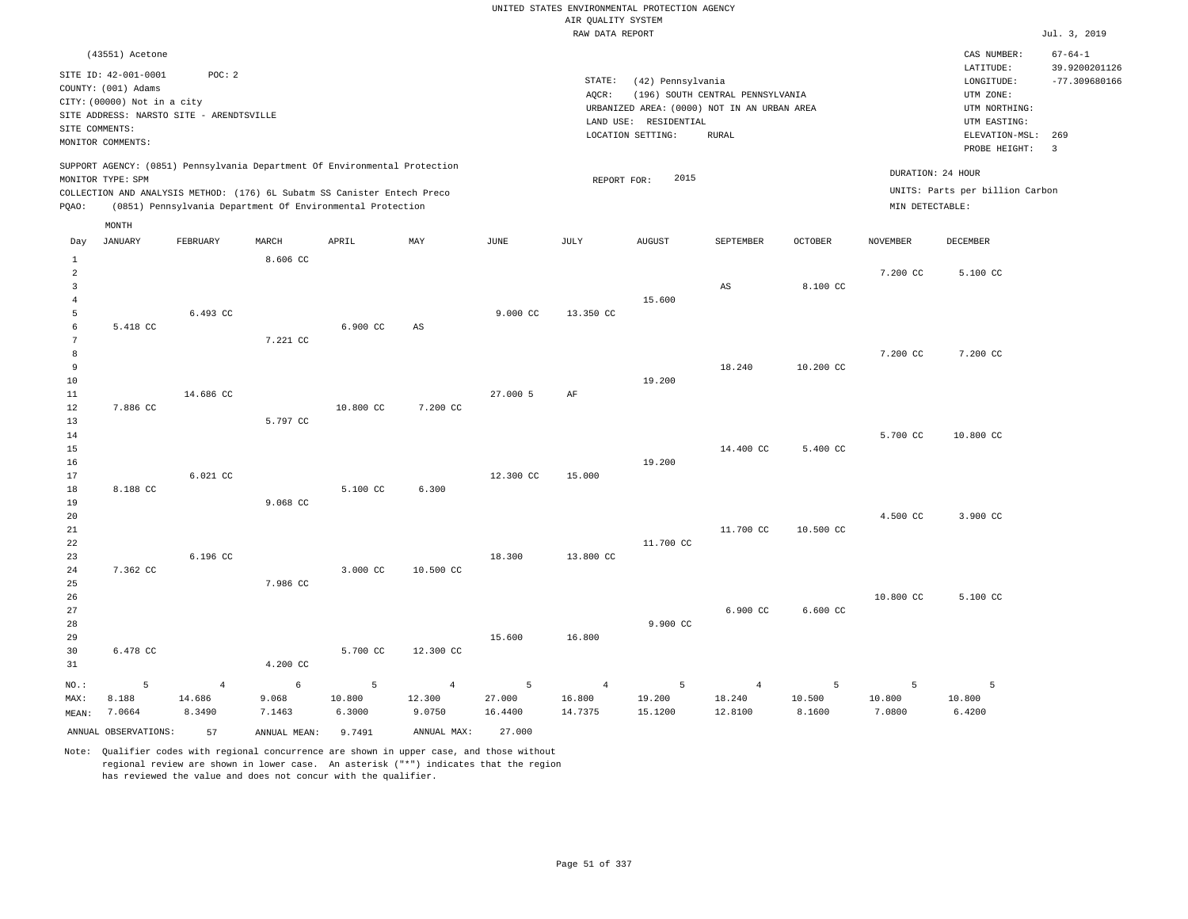UNITED STATES ENVIRONMENTAL PROTECTION AGENCY
AIR QUALITY SYSTEM
RAW DATA REPORT

Jul. 3, 2019

(43551) Acetone

SITE ID: 42-001-0001 POC: 2
COUNTY: (001) Adams
CITY: (00000) Not in a city
SITE ADDRESS: NARSTO SITE - ARENDTSVILLE
SITE COMMENTS:
MONITOR COMMENTS:

STATE: (42) Pennsylvania
AQCR: (196) SOUTH CENTRAL PENNSYLVANIA
URBANIZED AREA: (0000) NOT IN AN URBAN AREA
LAND USE: RESIDENTIAL
LOCATION SETTING: RURAL

CAS NUMBER: 67-64-1
LATITUDE: 39.9200201126
LONGITUDE: -77.309680166
UTM ZONE:
UTM NORTHING:
UTM EASTING:
ELEVATION-MSL: 269
PROBE HEIGHT: 3

SUPPORT AGENCY: (0851) Pennsylvania Department Of Environmental Protection
MONITOR TYPE: SPM
COLLECTION AND ANALYSIS METHOD: (176) 6L Subatm SS Canister Entech Preco
PQAO: (0851) Pennsylvania Department Of Environmental Protection

REPORT FOR: 2015

DURATION: 24 HOUR
UNITS: Parts per billion Carbon
MIN DETECTABLE:

| Day | JANUARY | FEBRUARY | MARCH | APRIL | MAY | JUNE | JULY | AUGUST | SEPTEMBER | OCTOBER | NOVEMBER | DECEMBER |
|---|---|---|---|---|---|---|---|---|---|---|---|---|
| 1 | | | 8.606 CC | | | | | | | | | |
| 2 | | | | | | | | | | | 7.200 CC | 5.100 CC |
| 3 | | | | | | | | | AS | 8.100 CC | | |
| 4 | | | | | | | | 15.600 | | | | |
| 5 | | 6.493 CC | | | | 9.000 CC | 13.350 CC | | | | | |
| 6 | 5.418 CC | | | 6.900 CC | AS | | | | | | | |
| 7 | | | 7.221 CC | | | | | | | | | |
| 8 | | | | | | | | | | | 7.200 CC | 7.200 CC |
| 9 | | | | | | | | | 18.240 | 10.200 CC | | |
| 10 | | | | | | | | 19.200 | | | | |
| 11 | | 14.686 CC | | | | 27.000 5 | AF | | | | | |
| 12 | 7.886 CC | | | 10.800 CC | 7.200 CC | | | | | | | |
| 13 | | | 5.797 CC | | | | | | | | | |
| 14 | | | | | | | | | | | 5.700 CC | 10.800 CC |
| 15 | | | | | | | | | 14.400 CC | 5.400 CC | | |
| 16 | | | | | | | | 19.200 | | | | |
| 17 | | 6.021 CC | | | | 12.300 CC | 15.000 | | | | | |
| 18 | 8.188 CC | | | 5.100 CC | 6.300 | | | | | | | |
| 19 | | | 9.068 CC | | | | | | | | | |
| 20 | | | | | | | | | | | 4.500 CC | 3.900 CC |
| 21 | | | | | | | | | 11.700 CC | 10.500 CC | | |
| 22 | | | | | | | | 11.700 CC | | | | |
| 23 | | 6.196 CC | | | | 18.300 | 13.800 CC | | | | | |
| 24 | 7.362 CC | | | 3.000 CC | 10.500 CC | | | | | | | |
| 25 | | | 7.986 CC | | | | | | | | | |
| 26 | | | | | | | | | | | 10.800 CC | 5.100 CC |
| 27 | | | | | | | | | 6.900 CC | 6.600 CC | | |
| 28 | | | | | | | | 9.900 CC | | | | |
| 29 | | | | | | 15.600 | 16.800 | | | | | |
| 30 | 6.478 CC | | | 5.700 CC | 12.300 CC | | | | | | | |
| 31 | | | 4.200 CC | | | | | | | | | |
| NO.: | 5 | 4 | 6 | 5 | 4 | 5 | 4 | 5 | 4 | 5 | 5 | 5 |
| MAX: | 8.188 | 14.686 | 9.068 | 10.800 | 12.300 | 27.000 | 16.800 | 19.200 | 18.240 | 10.500 | 10.800 | 10.800 |
| MEAN: | 7.0664 | 8.3490 | 7.1463 | 6.3000 | 9.0750 | 16.4400 | 14.7375 | 15.1200 | 12.8100 | 8.1600 | 7.0800 | 6.4200 |

ANNUAL OBSERVATIONS: 57 ANNUAL MEAN: 9.7491 ANNUAL MAX: 27.000

Note: Qualifier codes with regional concurrence are shown in upper case, and those without regional review are shown in lower case. An asterisk ("*") indicates that the region has reviewed the value and does not concur with the qualifier.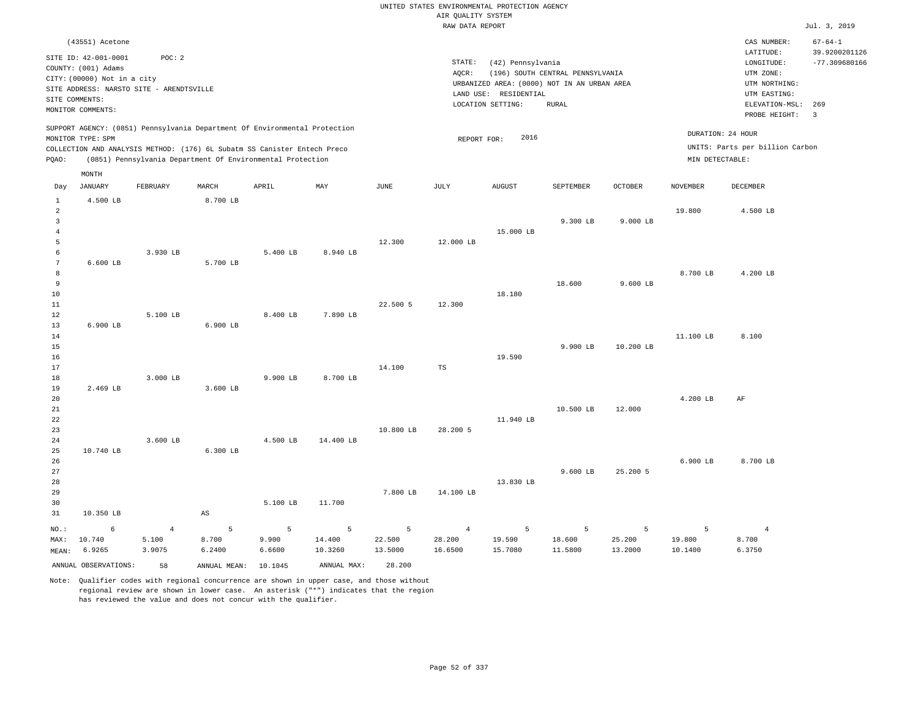UNITED STATES ENVIRONMENTAL PROTECTION AGENCY
AIR QUALITY SYSTEM
RAW DATA REPORT

Jul. 3, 2019

(43551) Acetone

SITE ID: 42-001-0001 POC: 2
COUNTY: (001) Adams
CITY: (00000) Not in a city
SITE ADDRESS: NARSTO SITE - ARENDTSVILLE
SITE COMMENTS:
MONITOR COMMENTS:

STATE: (42) Pennsylvania
AQCR: (196) SOUTH CENTRAL PENNSYLVANIA
URBANIZED AREA: (0000) NOT IN AN URBAN AREA
LAND USE: RESIDENTIAL
LOCATION SETTING: RURAL

CAS NUMBER: 67-64-1
LATITUDE: 39.9200201126
LONGITUDE: -77.309680166
UTM ZONE:
UTM NORTHING:
UTM EASTING:
ELEVATION-MSL: 269
PROBE HEIGHT: 3

SUPPORT AGENCY: (0851) Pennsylvania Department Of Environmental Protection
MONITOR TYPE: SPM
COLLECTION AND ANALYSIS METHOD: (176) 6L Subatm SS Canister Entech Preco
PQAO: (0851) Pennsylvania Department Of Environmental Protection

REPORT FOR: 2016

DURATION: 24 HOUR
UNITS: Parts per billion Carbon
MIN DETECTABLE:

| Day | JANUARY | FEBRUARY | MARCH | APRIL | MAY | JUNE | JULY | AUGUST | SEPTEMBER | OCTOBER | NOVEMBER | DECEMBER |
|---|---|---|---|---|---|---|---|---|---|---|---|---|
| 1 | 4.500 LB | | 8.700 LB | | | | | | | | | |
| 2 | | | | | | | | | | | 19.800 | 4.500 LB |
| 3 | | | | | | | | | 9.300 LB | 9.000 LB | | |
| 4 | | | | | | | | 15.000 LB | | | | |
| 5 | | | | | | 12.300 | 12.000 LB | | | | | |
| 6 | | 3.930 LB | | 5.400 LB | 8.940 LB | | | | | | | |
| 7 | 6.600 LB | | 5.700 LB | | | | | | | | | |
| 8 | | | | | | | | | | | 8.700 LB | 4.200 LB |
| 9 | | | | | | | | | 18.600 | 9.600 LB | | |
| 10 | | | | | | | | 18.180 | | | | |
| 11 | | | | | | 22.500 5 | 12.300 | | | | | |
| 12 | | 5.100 LB | | 8.400 LB | 7.890 LB | | | | | | | |
| 13 | 6.900 LB | | 6.900 LB | | | | | | | | | |
| 14 | | | | | | | | | | | 11.100 LB | 8.100 |
| 15 | | | | | | | | | 9.900 LB | 10.200 LB | | |
| 16 | | | | | | | | 19.590 | | | | |
| 17 | | | | | | 14.100 | TS | | | | | |
| 18 | | 3.000 LB | | 9.900 LB | 8.700 LB | | | | | | | |
| 19 | 2.469 LB | | 3.600 LB | | | | | | | | | |
| 20 | | | | | | | | | | | 4.200 LB | AF |
| 21 | | | | | | | | | 10.500 LB | 12.000 | | |
| 22 | | | | | | | | 11.940 LB | | | | |
| 23 | | | | | | 10.800 LB | 28.200 5 | | | | | |
| 24 | | 3.600 LB | | 4.500 LB | 14.400 LB | | | | | | | |
| 25 | 10.740 LB | | 6.300 LB | | | | | | | | | |
| 26 | | | | | | | | | | | 6.900 LB | 8.700 LB |
| 27 | | | | | | | | | 9.600 LB | 25.200 5 | | |
| 28 | | | | | | | | 13.830 LB | | | | |
| 29 | | | | | | 7.800 LB | 14.100 LB | | | | | |
| 30 | | | | 5.100 LB | 11.700 | | | | | | | |
| 31 | 10.350 LB | | AS | | | | | | | | | |
| NO.: | 6 | 4 | 5 | 5 | 5 | 5 | 4 | 5 | 5 | 5 | 5 | 4 |
| MAX: | 10.740 | 5.100 | 8.700 | 9.900 | 14.400 | 22.500 | 28.200 | 19.590 | 18.600 | 25.200 | 19.800 | 8.700 |
| MEAN: | 6.9265 | 3.9075 | 6.2400 | 6.6600 | 10.3260 | 13.5000 | 16.6500 | 15.7080 | 11.5800 | 13.2000 | 10.1400 | 6.3750 |

ANNUAL OBSERVATIONS: 58 ANNUAL MEAN: 10.1045 ANNUAL MAX: 28.200

Note: Qualifier codes with regional concurrence are shown in upper case, and those without regional review are shown in lower case. An asterisk ("*") indicates that the region has reviewed the value and does not concur with the qualifier.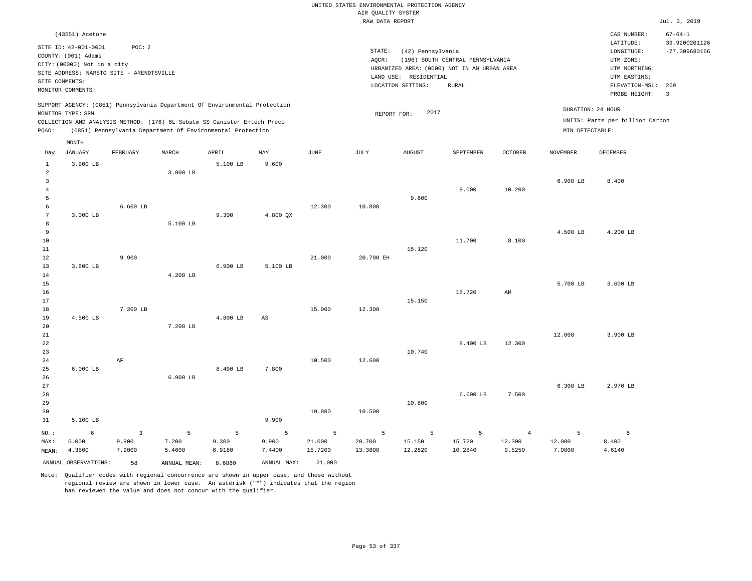UNITED STATES ENVIRONMENTAL PROTECTION AGENCY
AIR QUALITY SYSTEM
RAW DATA REPORT

Jul. 3, 2019

(43551) Acetone

SITE ID: 42-001-0001 POC: 2
COUNTY: (001) Adams
CITY: (00000) Not in a city
SITE ADDRESS: NARSTO SITE - ARENDTSVILLE
SITE COMMENTS:
MONITOR COMMENTS:

STATE: (42) Pennsylvania
AQCR: (196) SOUTH CENTRAL PENNSYLVANIA
URBANIZED AREA: (0000) NOT IN AN URBAN AREA
LAND USE: RESIDENTIAL
LOCATION SETTING: RURAL

CAS NUMBER: 67-64-1
LATITUDE: 39.9200201126
LONGITUDE: -77.309680166
UTM ZONE:
UTM NORTHING:
UTM EASTING:
ELEVATION-MSL: 269
PROBE HEIGHT: 3

SUPPORT AGENCY: (0851) Pennsylvania Department Of Environmental Protection
MONITOR TYPE: SPM
COLLECTION AND ANALYSIS METHOD: (176) 6L Subatm SS Canister Entech Preco
PQAO: (0851) Pennsylvania Department Of Environmental Protection

REPORT FOR: 2017

DURATION: 24 HOUR
UNITS: Parts per billion Carbon
MIN DETECTABLE:

| Day | JANUARY | FEBRUARY | MARCH | APRIL | MAY | JUNE | JULY | AUGUST | SEPTEMBER | OCTOBER | NOVEMBER | DECEMBER |
|---|---|---|---|---|---|---|---|---|---|---|---|---|
| 1 | 3.900 LB | | | 5.100 LB | 9.600 | | | | | | | |
| 2 | | | 3.900 LB | | | | | | | | | |
| 3 | | | | | | | | | | | 6.900 LB | 8.400 |
| 4 | | | | | | | | | 9.000 | 10.200 | | |
| 5 | | | | | | | | 9.600 | | | | |
| 6 | | 6.600 LB | | | | 12.300 | 10.800 | | | | | |
| 7 | 3.000 LB | | | 9.300 | 4.800 QX | | | | | | | |
| 8 | | | 5.100 LB | | | | | | | | | |
| 9 | | | | | | | | | | | 4.500 LB | 4.200 LB |
| 10 | | | | | | | | | 11.700 | 8.100 | | |
| 11 | | | | | | | | 15.120 | | | | |
| 12 | | 9.900 | | | | 21.000 | 20.700 EH | | | | | |
| 13 | 3.600 LB | | | 6.900 LB | 5.100 LB | | | | | | | |
| 14 | | | 4.200 LB | | | | | | | | | |
| 15 | | | | | | | | | | | 5.700 LB | 3.600 LB |
| 16 | | | | | | | | | 15.720 | AM | | |
| 17 | | | | | | | | 15.150 | | | | |
| 18 | | 7.200 LB | | | | 15.000 | 12.300 | | | | | |
| 19 | 4.500 LB | | | 4.800 LB | AS | | | | | | | |
| 20 | | | 7.200 LB | | | | | | | | | |
| 21 | | | | | | | | | | | 12.000 | 3.900 LB |
| 22 | | | | | | | | | 8.400 LB | 12.300 | | |
| 23 | | | | | | | | 10.740 | | | | |
| 24 | | AF | | | | 10.500 | 12.600 | | | | | |
| 25 | 6.000 LB | | | 8.490 LB | 7.800 | | | | | | | |
| 26 | | | 6.900 LB | | | | | | | | | |
| 27 | | | | | | | | | | | 6.300 LB | 2.970 LB |
| 28 | | | | | | | | | 6.600 LB | 7.500 | | |
| 29 | | | | | | | | 10.800 | | | | |
| 30 | | | | | | 19.800 | 10.500 | | | | | |
| 31 | 5.100 LB | | | | 9.900 | | | | | | | |
| NO.: | 6 | 3 | 5 | 5 | 5 | 5 | 5 | 5 | 5 | 4 | 5 | 5 |
| MAX: | 6.000 | 9.900 | 7.200 | 9.300 | 9.900 | 21.000 | 20.700 | 15.150 | 15.720 | 12.300 | 12.000 | 8.400 |
| MEAN: | 4.3500 | 7.9000 | 5.4600 | 6.9180 | 7.4400 | 15.7200 | 13.3800 | 12.2820 | 10.2840 | 9.5250 | 7.0800 | 4.6140 |

ANNUAL OBSERVATIONS: 58 ANNUAL MEAN: 8.6860 ANNUAL MAX: 21.000

Note: Qualifier codes with regional concurrence are shown in upper case, and those without regional review are shown in lower case. An asterisk ("*") indicates that the region has reviewed the value and does not concur with the qualifier.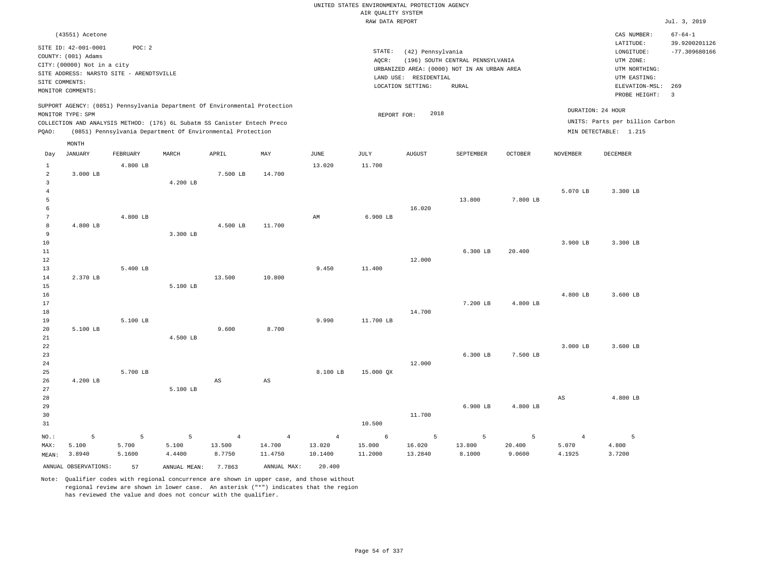UNITED STATES ENVIRONMENTAL PROTECTION AGENCY
AIR QUALITY SYSTEM
RAW DATA REPORT

Jul. 3, 2019

(43551) Acetone

SITE ID: 42-001-0001 POC: 2
COUNTY: (001) Adams
CITY: (00000) Not in a city
SITE ADDRESS: NARSTO SITE - ARENDTSVILLE
SITE COMMENTS:
MONITOR COMMENTS:

STATE: (42) Pennsylvania
AQCR: (196) SOUTH CENTRAL PENNSYLVANIA
URBANIZED AREA: (0000) NOT IN AN URBAN AREA
LAND USE: RESIDENTIAL
LOCATION SETTING: RURAL

CAS NUMBER: 67-64-1
LATITUDE: 39.9200201126
LONGITUDE: -77.309680166
UTM ZONE:
UTM NORTHING:
UTM EASTING:
ELEVATION-MSL: 269
PROBE HEIGHT: 3

SUPPORT AGENCY: (0851) Pennsylvania Department Of Environmental Protection
MONITOR TYPE: SPM
COLLECTION AND ANALYSIS METHOD: (176) 6L Subatm SS Canister Entech Preco
PQAO: (0851) Pennsylvania Department Of Environmental Protection

REPORT FOR: 2018

DURATION: 24 HOUR
UNITS: Parts per billion Carbon
MIN DETECTABLE: 1.215

| Day | JANUARY | FEBRUARY | MARCH | APRIL | MAY | JUNE | JULY | AUGUST | SEPTEMBER | OCTOBER | NOVEMBER | DECEMBER |
|---|---|---|---|---|---|---|---|---|---|---|---|---|
| 1 | | 4.800 LB | | | | 13.020 | 11.700 | | | | | |
| 2 | 3.000 LB | | | 7.500 LB | 14.700 | | | | | | | |
| 3 | | | 4.200 LB | | | | | | | | | |
| 4 | | | | | | | | | | | 5.070 LB | 3.300 LB |
| 5 | | | | | | | | | 13.800 | 7.800 LB | | |
| 6 | | | | | | | | 16.020 | | | | |
| 7 | | 4.800 LB | | | | AM | 6.900 LB | | | | | |
| 8 | 4.800 LB | | | 4.500 LB | 11.700 | | | | | | | |
| 9 | | | 3.300 LB | | | | | | | | | |
| 10 | | | | | | | | | | | 3.900 LB | 3.300 LB |
| 11 | | | | | | | | | 6.300 LB | 20.400 | | |
| 12 | | | | | | | | 12.000 | | | | |
| 13 | | 5.400 LB | | | | 9.450 | 11.400 | | | | | |
| 14 | 2.370 LB | | | 13.500 | 10.800 | | | | | | | |
| 15 | | | 5.100 LB | | | | | | | | | |
| 16 | | | | | | | | | | | 4.800 LB | 3.600 LB |
| 17 | | | | | | | | | 7.200 LB | 4.800 LB | | |
| 18 | | | | | | | | 14.700 | | | | |
| 19 | | 5.100 LB | | | | 9.990 | 11.700 LB | | | | | |
| 20 | 5.100 LB | | | 9.600 | 8.700 | | | | | | | |
| 21 | | | 4.500 LB | | | | | | | | | |
| 22 | | | | | | | | | | | 3.000 LB | 3.600 LB |
| 23 | | | | | | | | | 6.300 LB | 7.500 LB | | |
| 24 | | | | | | | | 12.000 | | | | |
| 25 | | 5.700 LB | | | | 8.100 LB | 15.000 QX | | | | | |
| 26 | 4.200 LB | | | AS | AS | | | | | | | |
| 27 | | | 5.100 LB | | | | | | | | | |
| 28 | | | | | | | | | | | AS | 4.800 LB |
| 29 | | | | | | | | | 6.900 LB | 4.800 LB | | |
| 30 | | | | | | | | 11.700 | | | | |
| 31 | | | | | | | 10.500 | | | | | |
| NO.: | 5 | 5 | 5 | 4 | 4 | 4 | 6 | 5 | 5 | 5 | 4 | 5 |
| MAX: | 5.100 | 5.700 | 5.100 | 13.500 | 14.700 | 13.020 | 15.000 | 16.020 | 13.800 | 20.400 | 5.070 | 4.800 |
| MEAN: | 3.8940 | 5.1600 | 4.4400 | 8.7750 | 11.4750 | 10.1400 | 11.2000 | 13.2840 | 8.1000 | 9.0600 | 4.1925 | 3.7200 |

ANNUAL OBSERVATIONS: 57 ANNUAL MEAN: 7.7863 ANNUAL MAX: 20.400

Note: Qualifier codes with regional concurrence are shown in upper case, and those without regional review are shown in lower case. An asterisk ("*") indicates that the region has reviewed the value and does not concur with the qualifier.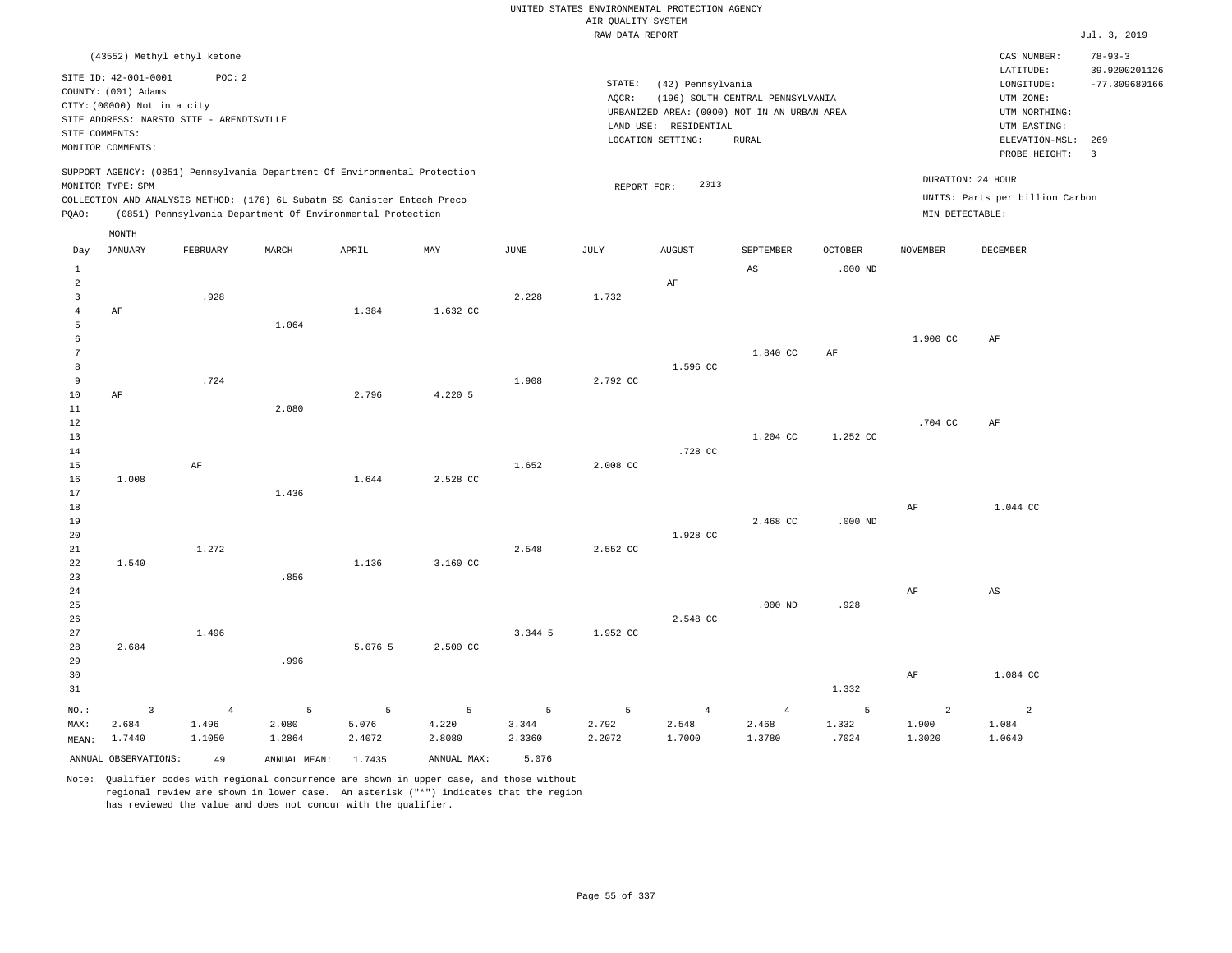UNITED STATES ENVIRONMENTAL PROTECTION AGENCY
AIR QUALITY SYSTEM
RAW DATA REPORT

Jul. 3, 2019

(43552) Methyl ethyl ketone

SITE ID: 42-001-0001 POC: 2
COUNTY: (001) Adams
CITY: (00000) Not in a city
SITE ADDRESS: NARSTO SITE - ARENDTSVILLE
SITE COMMENTS:
MONITOR COMMENTS:

STATE: (42) Pennsylvania
AQCR: (196) SOUTH CENTRAL PENNSYLVANIA
URBANIZED AREA: (0000) NOT IN AN URBAN AREA
LAND USE: RESIDENTIAL
LOCATION SETTING: RURAL

CAS NUMBER: 78-93-3
LATITUDE: 39.9200201126
LONGITUDE: -77.309680166
UTM ZONE:
UTM NORTHING:
UTM EASTING:
ELEVATION-MSL: 269
PROBE HEIGHT: 3

SUPPORT AGENCY: (0851) Pennsylvania Department Of Environmental Protection
MONITOR TYPE: SPM
COLLECTION AND ANALYSIS METHOD: (176) 6L Subatm SS Canister Entech Preco
PQAO: (0851) Pennsylvania Department Of Environmental Protection

REPORT FOR: 2013

DURATION: 24 HOUR
UNITS: Parts per billion Carbon
MIN DETECTABLE:

| Day | JANUARY | FEBRUARY | MARCH | APRIL | MAY | JUNE | JULY | AUGUST | SEPTEMBER | OCTOBER | NOVEMBER | DECEMBER |
|---|---|---|---|---|---|---|---|---|---|---|---|---|
| 1 | | | | | | | | | AS | .000 ND | | |
| 2 | | | | | | | | AF | | | | |
| 3 | | .928 | | | | 2.228 | 1.732 | | | | | |
| 4 | AF | | | 1.384 | 1.632 CC | | | | | | | |
| 5 | | | 1.064 | | | | | | | | | |
| 6 | | | | | | | | | | | 1.900 CC | AF |
| 7 | | | | | | | | | 1.840 CC | AF | | |
| 8 | | | | | | | | 1.596 CC | | | | |
| 9 | | .724 | | | | 1.908 | 2.792 CC | | | | | |
| 10 | AF | | | 2.796 | 4.220 5 | | | | | | | |
| 11 | | | 2.080 | | | | | | | | | |
| 12 | | | | | | | | | | | .704 CC | AF |
| 13 | | | | | | | | | 1.204 CC | 1.252 CC | | |
| 14 | | | | | | | | .728 CC | | | | |
| 15 | | AF | | | | 1.652 | 2.008 CC | | | | | |
| 16 | 1.008 | | | 1.644 | 2.528 CC | | | | | | | |
| 17 | | | 1.436 | | | | | | | | | |
| 18 | | | | | | | | | | | AF | 1.044 CC |
| 19 | | | | | | | | | 2.468 CC | .000 ND | | |
| 20 | | | | | | | | 1.928 CC | | | | |
| 21 | | 1.272 | | | | 2.548 | 2.552 CC | | | | | |
| 22 | 1.540 | | | 1.136 | 3.160 CC | | | | | | | |
| 23 | | | .856 | | | | | | | | | |
| 24 | | | | | | | | | | | AF | AS |
| 25 | | | | | | | | | .000 ND | .928 | | |
| 26 | | | | | | | | 2.548 CC | | | | |
| 27 | | 1.496 | | | | 3.344 5 | 1.952 CC | | | | | |
| 28 | 2.684 | | | 5.076 5 | 2.500 CC | | | | | | | |
| 29 | | | .996 | | | | | | | | | |
| 30 | | | | | | | | | | | AF | 1.084 CC |
| 31 | | | | | | | | | | 1.332 | | |
| NO.: | 3 | 4 | 5 | 5 | 5 | 5 | 5 | 4 | 4 | 5 | 2 | 2 |
| MAX: | 2.684 | 1.496 | 2.080 | 5.076 | 4.220 | 3.344 | 2.792 | 2.548 | 2.468 | 1.332 | 1.900 | 1.084 |
| MEAN: | 1.7440 | 1.1050 | 1.2864 | 2.4072 | 2.8080 | 2.3360 | 2.2072 | 1.7000 | 1.3780 | .7024 | 1.3020 | 1.0640 |

ANNUAL OBSERVATIONS: 49  ANNUAL MEAN: 1.7435  ANNUAL MAX: 5.076

Note: Qualifier codes with regional concurrence are shown in upper case, and those without regional review are shown in lower case. An asterisk ("*") indicates that the region has reviewed the value and does not concur with the qualifier.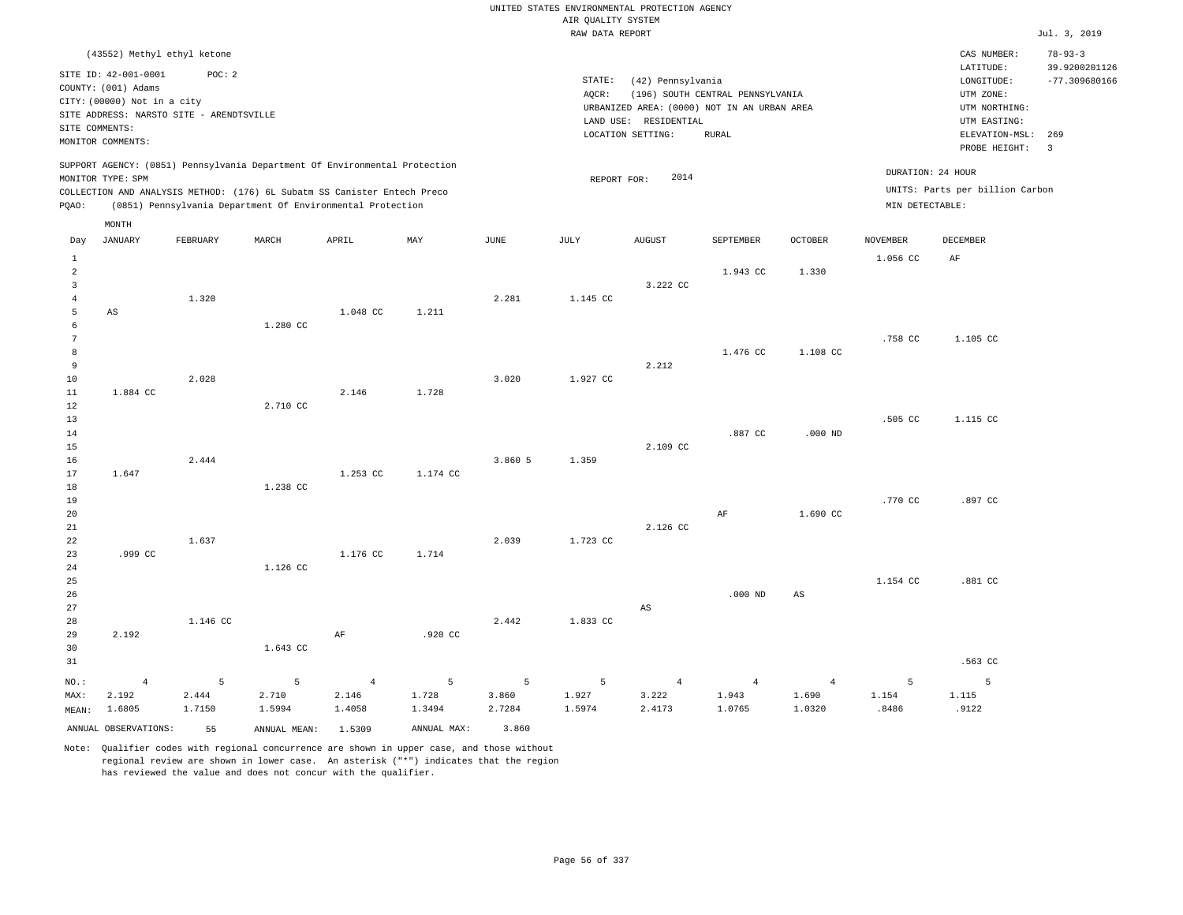UNITED STATES ENVIRONMENTAL PROTECTION AGENCY
AIR QUALITY SYSTEM
RAW DATA REPORT

Jul. 3, 2019

(43552) Methyl ethyl ketone

SITE ID: 42-001-0001 POC: 2
COUNTY: (001) Adams
CITY: (00000) Not in a city
SITE ADDRESS: NARSTO SITE - ARENDTSVILLE
SITE COMMENTS:
MONITOR COMMENTS:

STATE: (42) Pennsylvania
AQCR: (196) SOUTH CENTRAL PENNSYLVANIA
URBANIZED AREA: (0000) NOT IN AN URBAN AREA
LAND USE: RESIDENTIAL
LOCATION SETTING: RURAL

CAS NUMBER: 78-93-3
LATITUDE: 39.9200201126
LONGITUDE: -77.309680166
UTM ZONE:
UTM NORTHING:
UTM EASTING:
ELEVATION-MSL: 269
PROBE HEIGHT: 3

SUPPORT AGENCY: (0851) Pennsylvania Department Of Environmental Protection
MONITOR TYPE: SPM
COLLECTION AND ANALYSIS METHOD: (176) 6L Subatm SS Canister Entech Preco
PQAO: (0851) Pennsylvania Department Of Environmental Protection

REPORT FOR: 2014

DURATION: 24 HOUR
UNITS: Parts per billion Carbon
MIN DETECTABLE:

| Day | JANUARY | FEBRUARY | MARCH | APRIL | MAY | JUNE | JULY | AUGUST | SEPTEMBER | OCTOBER | NOVEMBER | DECEMBER |
|---|---|---|---|---|---|---|---|---|---|---|---|---|
| 1 | | | | | | | | | | | 1.056 CC | AF |
| 2 | | | | | | | | | 1.943 CC | 1.330 | | |
| 3 | | | | | | | | 3.222 CC | | | | |
| 4 | | 1.320 | | | | 2.281 | 1.145 CC | | | | | |
| 5 | AS | | | 1.048 CC | 1.211 | | | | | | | |
| 6 | | | 1.280 CC | | | | | | | | | |
| 7 | | | | | | | | | | | .758 CC | 1.105 CC |
| 8 | | | | | | | | | 1.476 CC | 1.108 CC | | |
| 9 | | | | | | | | 2.212 | | | | |
| 10 | | 2.028 | | | | 3.020 | 1.927 CC | | | | | |
| 11 | 1.884 CC | | | 2.146 | 1.728 | | | | | | | |
| 12 | | | 2.710 CC | | | | | | | | | |
| 13 | | | | | | | | | | | .505 CC | 1.115 CC |
| 14 | | | | | | | | | .887 CC | .000 ND | | |
| 15 | | | | | | | | 2.109 CC | | | | |
| 16 | | 2.444 | | | | 3.860 5 | 1.359 | | | | | |
| 17 | 1.647 | | | 1.253 CC | 1.174 CC | | | | | | | |
| 18 | | | 1.238 CC | | | | | | | | | |
| 19 | | | | | | | | | | | .770 CC | .897 CC |
| 20 | | | | | | | | | AF | 1.690 CC | | |
| 21 | | | | | | | | 2.126 CC | | | | |
| 22 | | 1.637 | | | | 2.039 | 1.723 CC | | | | | |
| 23 | .999 CC | | | 1.176 CC | 1.714 | | | | | | | |
| 24 | | | 1.126 CC | | | | | | | | | |
| 25 | | | | | | | | | | | 1.154 CC | .881 CC |
| 26 | | | | | | | | | .000 ND | AS | | |
| 27 | | | | | | | | AS | | | | |
| 28 | | 1.146 CC | | | | 2.442 | 1.833 CC | | | | | |
| 29 | 2.192 | | | AF | .920 CC | | | | | | | |
| 30 | | | 1.643 CC | | | | | | | | | |
| 31 | | | | | | | | | | | | .563 CC |
| NO.: | 4 | 5 | 5 | 4 | 5 | 5 | 5 | 4 | 4 | 4 | 5 | 5 |
| MAX: | 2.192 | 2.444 | 2.710 | 2.146 | 1.728 | 3.860 | 1.927 | 3.222 | 1.943 | 1.690 | 1.154 | 1.115 |
| MEAN: | 1.6805 | 1.7150 | 1.5994 | 1.4058 | 1.3494 | 2.7284 | 1.5974 | 2.4173 | 1.0765 | 1.0320 | .8486 | .9122 |

ANNUAL OBSERVATIONS: 55 ANNUAL MEAN: 1.5309 ANNUAL MAX: 3.860

Note: Qualifier codes with regional concurrence are shown in upper case, and those without regional review are shown in lower case. An asterisk ("*") indicates that the region has reviewed the value and does not concur with the qualifier.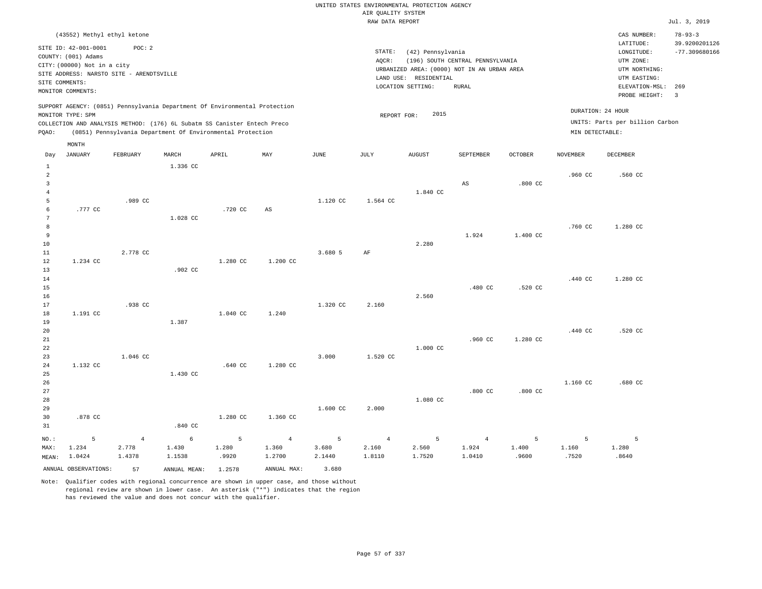UNITED STATES ENVIRONMENTAL PROTECTION AGENCY
AIR QUALITY SYSTEM
RAW DATA REPORT

Jul. 3, 2019

(43552) Methyl ethyl ketone

SITE ID: 42-001-0001    POC: 2
COUNTY: (001) Adams
CITY: (00000) Not in a city
SITE ADDRESS: NARSTO SITE - ARENDTSVILLE
SITE COMMENTS:
MONITOR COMMENTS:

STATE: (42) Pennsylvania
AQCR: (196) SOUTH CENTRAL PENNSYLVANIA
URBANIZED AREA: (0000) NOT IN AN URBAN AREA
LAND USE: RESIDENTIAL
LOCATION SETTING: RURAL

CAS NUMBER: 78-93-3
LATITUDE: 39.9200201126
LONGITUDE: -77.309680166
UTM ZONE:
UTM NORTHING:
UTM EASTING:
ELEVATION-MSL: 269
PROBE HEIGHT: 3

SUPPORT AGENCY: (0851) Pennsylvania Department Of Environmental Protection
MONITOR TYPE: SPM
COLLECTION AND ANALYSIS METHOD: (176) 6L Subatm SS Canister Entech Preco
PQAO: (0851) Pennsylvania Department Of Environmental Protection

REPORT FOR: 2015

DURATION: 24 HOUR
UNITS: Parts per billion Carbon
MIN DETECTABLE:

| Day | JANUARY | FEBRUARY | MARCH | APRIL | MAY | JUNE | JULY | AUGUST | SEPTEMBER | OCTOBER | NOVEMBER | DECEMBER |
|---|---|---|---|---|---|---|---|---|---|---|---|---|
| 1 | | | 1.336 CC | | | | | | | | | |
| 2 | | | | | | | | | | | .960 CC | .560 CC |
| 3 | | | | | | | | | AS | .800 CC | | |
| 4 | | | | | | | | 1.840 CC | | | | |
| 5 | | .989 CC | | | | 1.120 CC | 1.564 CC | | | | | |
| 6 | .777 CC | | | .720 CC | AS | | | | | | | |
| 7 | | | 1.028 CC | | | | | | | | | |
| 8 | | | | | | | | | | | .760 CC | 1.280 CC |
| 9 | | | | | | | | | 1.924 | 1.400 CC | | |
| 10 | | | | | | | | 2.280 | | | | |
| 11 | | 2.778 CC | | | | 3.680 5 | AF | | | | | |
| 12 | 1.234 CC | | | 1.280 CC | 1.200 CC | | | | | | | |
| 13 | | | .902 CC | | | | | | | | | |
| 14 | | | | | | | | | | | .440 CC | 1.280 CC |
| 15 | | | | | | | | | .480 CC | .520 CC | | |
| 16 | | | | | | | | 2.560 | | | | |
| 17 | | .938 CC | | | | 1.320 CC | 2.160 | | | | | |
| 18 | 1.191 CC | | | 1.040 CC | 1.240 | | | | | | | |
| 19 | | | 1.387 | | | | | | | | | |
| 20 | | | | | | | | | | | .440 CC | .520 CC |
| 21 | | | | | | | | | .960 CC | 1.280 CC | | |
| 22 | | | | | | | | 1.000 CC | | | | |
| 23 | | 1.046 CC | | | | 3.000 | 1.520 CC | | | | | |
| 24 | 1.132 CC | | | .640 CC | 1.280 CC | | | | | | | |
| 25 | | | 1.430 CC | | | | | | | | | |
| 26 | | | | | | | | | | | 1.160 CC | .680 CC |
| 27 | | | | | | | | | .800 CC | .800 CC | | |
| 28 | | | | | | | | 1.080 CC | | | | |
| 29 | | | | | | 1.600 CC | 2.000 | | | | | |
| 30 | .878 CC | | | 1.280 CC | 1.360 CC | | | | | | | |
| 31 | | | .840 CC | | | | | | | | | |
| NO.: | 5 | 4 | 6 | 5 | 4 | 5 | 4 | 5 | 4 | 5 | 5 | 5 |
| MAX: | 1.234 | 2.778 | 1.430 | 1.280 | 1.360 | 3.680 | 2.160 | 2.560 | 1.924 | 1.400 | 1.160 | 1.280 |
| MEAN: | 1.0424 | 1.4378 | 1.1538 | .9920 | 1.2700 | 2.1440 | 1.8110 | 1.7520 | 1.0410 | .9600 | .7520 | .8640 |

ANNUAL OBSERVATIONS: 57    ANNUAL MEAN: 1.2578    ANNUAL MAX: 3.680

Note: Qualifier codes with regional concurrence are shown in upper case, and those without regional review are shown in lower case. An asterisk ("*") indicates that the region has reviewed the value and does not concur with the qualifier.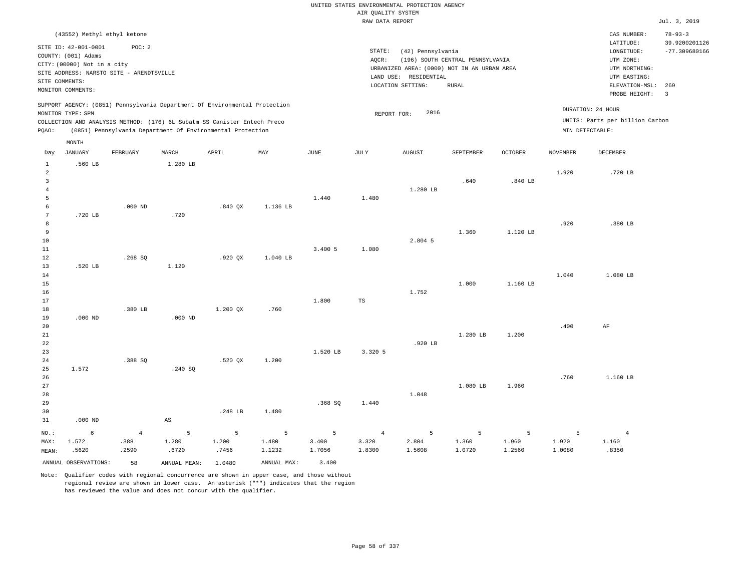UNITED STATES ENVIRONMENTAL PROTECTION AGENCY
AIR QUALITY SYSTEM
RAW DATA REPORT

Jul. 3, 2019

(43552) Methyl ethyl ketone

SITE ID: 42-001-0001 POC: 2
COUNTY: (001) Adams
CITY: (00000) Not in a city
SITE ADDRESS: NARSTO SITE - ARENDTSVILLE
SITE COMMENTS:
MONITOR COMMENTS:

STATE: (42) Pennsylvania
AQCR: (196) SOUTH CENTRAL PENNSYLVANIA
URBANIZED AREA: (0000) NOT IN AN URBAN AREA
LAND USE: RESIDENTIAL
LOCATION SETTING: RURAL

CAS NUMBER: 78-93-3
LATITUDE: 39.9200201126
LONGITUDE: -77.309680166
UTM ZONE:
UTM NORTHING:
UTM EASTING:
ELEVATION-MSL: 269
PROBE HEIGHT: 3

SUPPORT AGENCY: (0851) Pennsylvania Department Of Environmental Protection
MONITOR TYPE: SPM
COLLECTION AND ANALYSIS METHOD: (176) 6L Subatm SS Canister Entech Preco
PQAO: (0851) Pennsylvania Department Of Environmental Protection

REPORT FOR: 2016

DURATION: 24 HOUR
UNITS: Parts per billion Carbon
MIN DETECTABLE:

| Day | JANUARY | FEBRUARY | MARCH | APRIL | MAY | JUNE | JULY | AUGUST | SEPTEMBER | OCTOBER | NOVEMBER | DECEMBER |
|---|---|---|---|---|---|---|---|---|---|---|---|---|
| 1 | .560 LB | | 1.280 LB | | | | | | | | | |
| 2 | | | | | | | | | | | 1.920 | .720 LB |
| 3 | | | | | | | | | .640 | .840 LB | | |
| 4 | | | | | | | | 1.280 LB | | | | |
| 5 | | | | | | 1.440 | 1.480 | | | | | |
| 6 | | .000 ND | | .840 QX | 1.136 LB | | | | | | | |
| 7 | .720 LB | | .720 | | | | | | | | | |
| 8 | | | | | | | | | | | .920 | .380 LB |
| 9 | | | | | | | | | 1.360 | 1.120 LB | | |
| 10 | | | | | | | | 2.804 5 | | | | |
| 11 | | | | | | 3.400 5 | 1.080 | | | | | |
| 12 | | .268 SQ | | .920 QX | 1.040 LB | | | | | | | |
| 13 | .520 LB | | 1.120 | | | | | | | | | |
| 14 | | | | | | | | | | | 1.040 | 1.080 LB |
| 15 | | | | | | | | | 1.000 | 1.160 LB | | |
| 16 | | | | | | | | 1.752 | | | | |
| 17 | | | | | | 1.800 | TS | | | | | |
| 18 | | .380 LB | | 1.200 QX | .760 | | | | | | | |
| 19 | .000 ND | | .000 ND | | | | | | | | | |
| 20 | | | | | | | | | | | .400 | AF |
| 21 | | | | | | | | | 1.280 LB | 1.200 | | |
| 22 | | | | | | | | .920 LB | | | | |
| 23 | | | | | | 1.520 LB | 3.320 5 | | | | | |
| 24 | | .388 SQ | | .520 QX | 1.200 | | | | | | | |
| 25 | 1.572 | | .240 SQ | | | | | | | | | |
| 26 | | | | | | | | | | | .760 | 1.160 LB |
| 27 | | | | | | | | | 1.080 LB | 1.960 | | |
| 28 | | | | | | | | 1.048 | | | | |
| 29 | | | | | | .368 SQ | 1.440 | | | | | |
| 30 | | | | .248 LB | 1.480 | | | | | | | |
| 31 | .000 ND | | AS | | | | | | | | | |
| NO.: | 6 | 4 | 5 | 5 | 5 | 5 | 4 | 5 | 5 | 5 | 5 | 4 |
| MAX: | 1.572 | .388 | 1.280 | 1.200 | 1.480 | 3.400 | 3.320 | 2.804 | 1.360 | 1.960 | 1.920 | 1.160 |
| MEAN: | .5620 | .2590 | .6720 | .7456 | 1.1232 | 1.7056 | 1.8300 | 1.5608 | 1.0720 | 1.2560 | 1.0080 | .8350 |

ANNUAL OBSERVATIONS: 58 ANNUAL MEAN: 1.0480 ANNUAL MAX: 3.400

Note: Qualifier codes with regional concurrence are shown in upper case, and those without regional review are shown in lower case. An asterisk ("*") indicates that the region has reviewed the value and does not concur with the qualifier.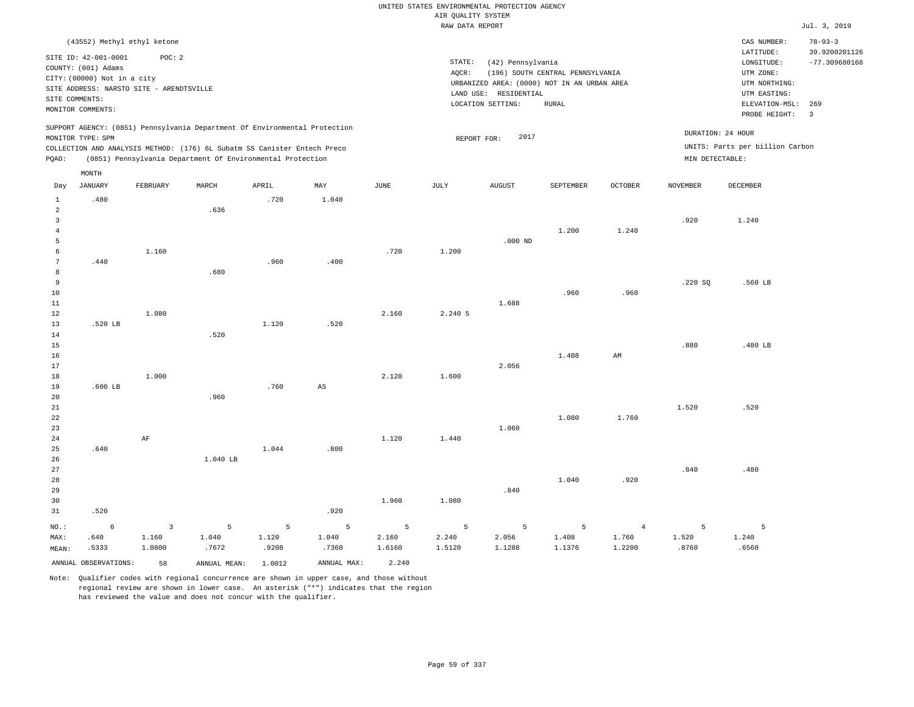UNITED STATES ENVIRONMENTAL PROTECTION AGENCY
AIR QUALITY SYSTEM
RAW DATA REPORT

Jul. 3, 2019

(43552) Methyl ethyl ketone

SITE ID: 42-001-0001 POC: 2
COUNTY: (001) Adams
CITY: (00000) Not in a city
SITE ADDRESS: NARSTO SITE - ARENDTSVILLE
SITE COMMENTS:
MONITOR COMMENTS:

STATE: (42) Pennsylvania
AQCR: (196) SOUTH CENTRAL PENNSYLVANIA
URBANIZED AREA: (0000) NOT IN AN URBAN AREA
LAND USE: RESIDENTIAL
LOCATION SETTING: RURAL

CAS NUMBER: 78-93-3
LATITUDE: 39.9200201126
LONGITUDE: -77.309680166
UTM ZONE:
UTM NORTHING:
UTM EASTING:
ELEVATION-MSL: 269
PROBE HEIGHT: 3

SUPPORT AGENCY: (0851) Pennsylvania Department Of Environmental Protection
MONITOR TYPE: SPM
COLLECTION AND ANALYSIS METHOD: (176) 6L Subatm SS Canister Entech Preco
PQAO: (0851) Pennsylvania Department Of Environmental Protection

REPORT FOR: 2017

DURATION: 24 HOUR
UNITS: Parts per billion Carbon
MIN DETECTABLE:

| Day | JANUARY | FEBRUARY | MARCH | APRIL | MAY | JUNE | JULY | AUGUST | SEPTEMBER | OCTOBER | NOVEMBER | DECEMBER |
|---|---|---|---|---|---|---|---|---|---|---|---|---|
| 1 | .480 | | | .720 | 1.040 | | | | | | | |
| 2 | | | .636 | | | | | | | | | |
| 3 | | | | | | | | | | | .920 | 1.240 |
| 4 | | | | | | | | | 1.200 | 1.240 | | |
| 5 | | | | | | | | .000 ND | | | | |
| 6 | | 1.160 | | | | .720 | 1.200 | | | | | |
| 7 | .440 | | | .960 | .400 | | | | | | | |
| 8 | | | .680 | | | | | | | | | |
| 9 | | | | | | | | | | | .220 SQ | .560 LB |
| 10 | | | | | | | | | .960 | .960 | | |
| 11 | | | | | | | | 1.688 | | | | |
| 12 | | 1.080 | | | | 2.160 | 2.240 5 | | | | | |
| 13 | .520 LB | | | 1.120 | .520 | | | | | | | |
| 14 | | | .520 | | | | | | | | | |
| 15 | | | | | | | | | | | .880 | .480 LB |
| 16 | | | | | | | | | 1.408 | AM | | |
| 17 | | | | | | | | 2.056 | | | | |
| 18 | | 1.000 | | | | 2.120 | 1.600 | | | | | |
| 19 | .600 LB | | | .760 | AS | | | | | | | |
| 20 | | | .960 | | | | | | | | | |
| 21 | | | | | | | | | | | 1.520 | .520 |
| 22 | | | | | | | | | 1.080 | 1.760 | | |
| 23 | | | | | | | | 1.060 | | | | |
| 24 | | AF | | | | 1.120 | 1.440 | | | | | |
| 25 | .640 | | | 1.044 | .800 | | | | | | | |
| 26 | | | 1.040 LB | | | | | | | | | |
| 27 | | | | | | | | | | | .840 | .480 |
| 28 | | | | | | | | | 1.040 | .920 | | |
| 29 | | | | | | | | .840 | | | | |
| 30 | | | | | | 1.960 | 1.080 | | | | | |
| 31 | .520 | | | | .920 | | | | | | | |
| NO.: | 6 | 3 | 5 | 5 | 5 | 5 | 5 | 5 | 5 | 4 | 5 | 5 |
| MAX: | .640 | 1.160 | 1.040 | 1.120 | 1.040 | 2.160 | 2.240 | 2.056 | 1.408 | 1.760 | 1.520 | 1.240 |
| MEAN: | .5333 | 1.0800 | .7672 | .9208 | .7360 | 1.6160 | 1.5120 | 1.1288 | 1.1376 | 1.2200 | .8760 | .6560 |

ANNUAL OBSERVATIONS: 58 ANNUAL MEAN: 1.0012 ANNUAL MAX: 2.240

Note: Qualifier codes with regional concurrence are shown in upper case, and those without regional review are shown in lower case. An asterisk ("*") indicates that the region has reviewed the value and does not concur with the qualifier.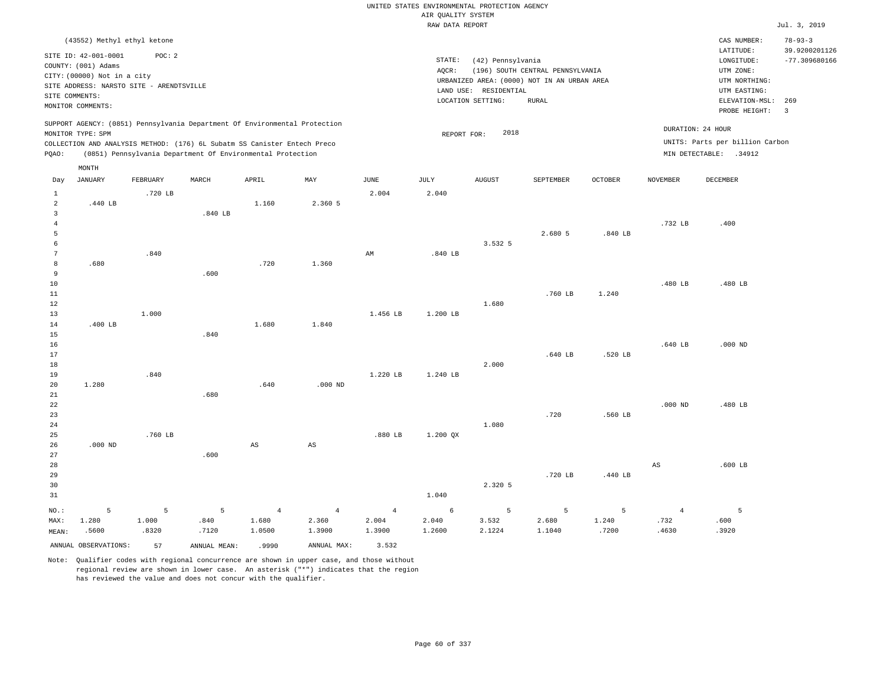UNITED STATES ENVIRONMENTAL PROTECTION AGENCY
AIR QUALITY SYSTEM
RAW DATA REPORT

Jul. 3, 2019

(43552) Methyl ethyl ketone

SITE ID: 42-001-0001 POC: 2
COUNTY: (001) Adams
CITY: (00000) Not in a city
SITE ADDRESS: NARSTO SITE - ARENDTSVILLE
SITE COMMENTS:
MONITOR COMMENTS:

STATE: (42) Pennsylvania
AQCR: (196) SOUTH CENTRAL PENNSYLVANIA
URBANIZED AREA: (0000) NOT IN AN URBAN AREA
LAND USE: RESIDENTIAL
LOCATION SETTING: RURAL

CAS NUMBER: 78-93-3
LATITUDE: 39.9200201126
LONGITUDE: -77.309680166
UTM ZONE:
UTM NORTHING:
UTM EASTING:
ELEVATION-MSL: 269
PROBE HEIGHT: 3

SUPPORT AGENCY: (0851) Pennsylvania Department Of Environmental Protection
MONITOR TYPE: SPM
COLLECTION AND ANALYSIS METHOD: (176) 6L Subatm SS Canister Entech Preco
PQAO: (0851) Pennsylvania Department Of Environmental Protection

REPORT FOR: 2018

DURATION: 24 HOUR
UNITS: Parts per billion Carbon
MIN DETECTABLE: .34912

| Day | JANUARY | FEBRUARY | MARCH | APRIL | MAY | JUNE | JULY | AUGUST | SEPTEMBER | OCTOBER | NOVEMBER | DECEMBER |
|---|---|---|---|---|---|---|---|---|---|---|---|---|
| 1 | | .720 LB | | | | 2.004 | 2.040 | | | | | |
| 2 | .440 LB | | | 1.160 | 2.360 5 | | | | | | | |
| 3 | | | .840 LB | | | | | | | | | |
| 4 | | | | | | | | | | | .732 LB | .400 |
| 5 | | | | | | | | | 2.680 5 | .840 LB | | |
| 6 | | | | | | | | 3.532 5 | | | | |
| 7 | | .840 | | | | AM | .840 LB | | | | | |
| 8 | .680 | | | .720 | 1.360 | | | | | | | |
| 9 | | | .600 | | | | | | | | | |
| 10 | | | | | | | | | | | .480 LB | .480 LB |
| 11 | | | | | | | | | .760 LB | 1.240 | | |
| 12 | | | | | | | | 1.680 | | | | |
| 13 | | 1.000 | | | | 1.456 LB | 1.200 LB | | | | | |
| 14 | .400 LB | | | 1.680 | 1.840 | | | | | | | |
| 15 | | | .840 | | | | | | | | | |
| 16 | | | | | | | | | | | .640 LB | .000 ND |
| 17 | | | | | | | | | .640 LB | .520 LB | | |
| 18 | | | | | | | | 2.000 | | | | |
| 19 | | .840 | | | | 1.220 LB | 1.240 LB | | | | | |
| 20 | 1.280 | | | .640 | .000 ND | | | | | | | |
| 21 | | | .680 | | | | | | | | | |
| 22 | | | | | | | | | | | .000 ND | .480 LB |
| 23 | | | | | | | | | .720 | .560 LB | | |
| 24 | | | | | | | | 1.080 | | | | |
| 25 | | .760 LB | | | | .880 LB | 1.200 QX | | | | | |
| 26 | .000 ND | | | AS | AS | | | | | | | |
| 27 | | | .600 | | | | | | | | | |
| 28 | | | | | | | | | | | AS | .600 LB |
| 29 | | | | | | | | | .720 LB | .440 LB | | |
| 30 | | | | | | | | 2.320 5 | | | | |
| 31 | | | | | | | 1.040 | | | | | |
| NO.: | 5 | 5 | 5 | 4 | 4 | 4 | 6 | 5 | 5 | 5 | 4 | 5 |
| MAX: | 1.280 | 1.000 | .840 | 1.680 | 2.360 | 2.004 | 2.040 | 3.532 | 2.680 | 1.240 | .732 | .600 |
| MEAN: | .5600 | .8320 | .7120 | 1.0500 | 1.3900 | 1.3900 | 1.2600 | 2.1224 | 1.1040 | .7200 | .4630 | .3920 |

ANNUAL OBSERVATIONS: 57 ANNUAL MEAN: .9990 ANNUAL MAX: 3.532

Note: Qualifier codes with regional concurrence are shown in upper case, and those without regional review are shown in lower case. An asterisk ("*") indicates that the region has reviewed the value and does not concur with the qualifier.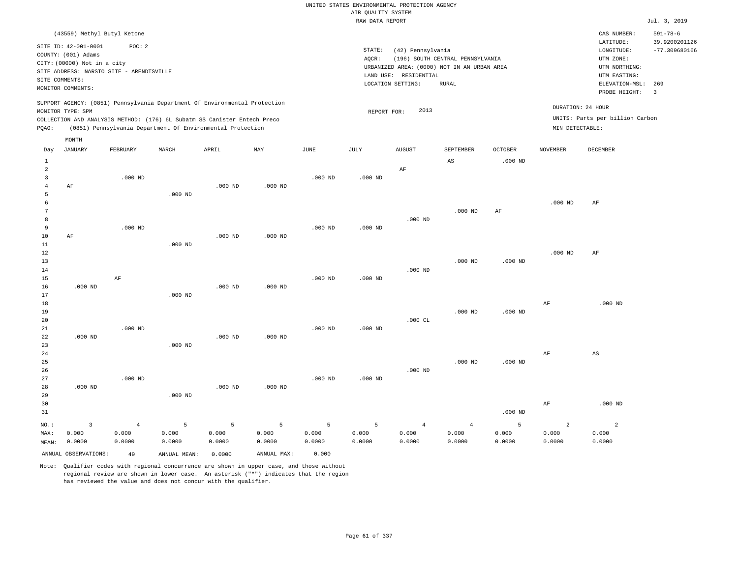UNITED STATES ENVIRONMENTAL PROTECTION AGENCY
AIR QUALITY SYSTEM
RAW DATA REPORT

Jul. 3, 2019

(43559) Methyl Butyl Ketone

SITE ID: 42-001-0001 POC: 2
COUNTY: (001) Adams
CITY: (00000) Not in a city
SITE ADDRESS: NARSTO SITE - ARENDTSVILLE
SITE COMMENTS:
MONITOR COMMENTS:

STATE: (42) Pennsylvania
AQCR: (196) SOUTH CENTRAL PENNSYLVANIA
URBANIZED AREA: (0000) NOT IN AN URBAN AREA
LAND USE: RESIDENTIAL
LOCATION SETTING: RURAL

CAS NUMBER: 591-78-6
LATITUDE: 39.9200201126
LONGITUDE: -77.309680166
UTM ZONE:
UTM NORTHING:
UTM EASTING:
ELEVATION-MSL: 269
PROBE HEIGHT: 3

SUPPORT AGENCY: (0851) Pennsylvania Department Of Environmental Protection
MONITOR TYPE: SPM
COLLECTION AND ANALYSIS METHOD: (176) 6L Subatm SS Canister Entech Preco
PQAO: (0851) Pennsylvania Department Of Environmental Protection

REPORT FOR: 2013

DURATION: 24 HOUR
UNITS: Parts per billion Carbon
MIN DETECTABLE:

| Day | JANUARY | FEBRUARY | MARCH | APRIL | MAY | JUNE | JULY | AUGUST | SEPTEMBER | OCTOBER | NOVEMBER | DECEMBER |
|---|---|---|---|---|---|---|---|---|---|---|---|---|
| 1 | | | | | | | | | AS | .000 ND | | |
| 2 | | | | | | | | AF | | | | |
| 3 | | .000 ND | | | | .000 ND | .000 ND | | | | | |
| 4 | AF | | | .000 ND | .000 ND | | | | | | | |
| 5 | | | .000 ND | | | | | | | | | |
| 6 | | | | | | | | | | | .000 ND | AF |
| 7 | | | | | | | | | .000 ND | AF | | |
| 8 | | | | | | | | .000 ND | | | | |
| 9 | | .000 ND | | | | .000 ND | .000 ND | | | | | |
| 10 | AF | | | .000 ND | .000 ND | | | | | | | |
| 11 | | | .000 ND | | | | | | | | | |
| 12 | | | | | | | | | | | .000 ND | AF |
| 13 | | | | | | | | | .000 ND | .000 ND | | |
| 14 | | | | | | | | .000 ND | | | | |
| 15 | | AF | | | | .000 ND | .000 ND | | | | | |
| 16 | .000 ND | | | .000 ND | .000 ND | | | | | | | |
| 17 | | | .000 ND | | | | | | | | | |
| 18 | | | | | | | | | | | AF | .000 ND |
| 19 | | | | | | | | | .000 ND | .000 ND | | |
| 20 | | | | | | | | .000 CL | | | | |
| 21 | | .000 ND | | | | .000 ND | .000 ND | | | | | |
| 22 | .000 ND | | | .000 ND | .000 ND | | | | | | | |
| 23 | | | .000 ND | | | | | | | | | |
| 24 | | | | | | | | | | | AF | AS |
| 25 | | | | | | | | | .000 ND | .000 ND | | |
| 26 | | | | | | | | .000 ND | | | | |
| 27 | | .000 ND | | | | .000 ND | .000 ND | | | | | |
| 28 | .000 ND | | | .000 ND | .000 ND | | | | | | | |
| 29 | | | .000 ND | | | | | | | | | |
| 30 | | | | | | | | | | | AF | .000 ND |
| 31 | | | | | | | | | | .000 ND | | |
| NO.: | 3 | 4 | 5 | 5 | 5 | 5 | 5 | 4 | 4 | 5 | 2 | 2 |
| MAX: | 0.000 | 0.000 | 0.000 | 0.000 | 0.000 | 0.000 | 0.000 | 0.000 | 0.000 | 0.000 | 0.000 | 0.000 |
| MEAN: | 0.0000 | 0.0000 | 0.0000 | 0.0000 | 0.0000 | 0.0000 | 0.0000 | 0.0000 | 0.0000 | 0.0000 | 0.0000 | 0.0000 |

ANNUAL OBSERVATIONS: 49 ANNUAL MEAN: 0.0000 ANNUAL MAX: 0.000

Note: Qualifier codes with regional concurrence are shown in upper case, and those without regional review are shown in lower case. An asterisk ("*") indicates that the region has reviewed the value and does not concur with the qualifier.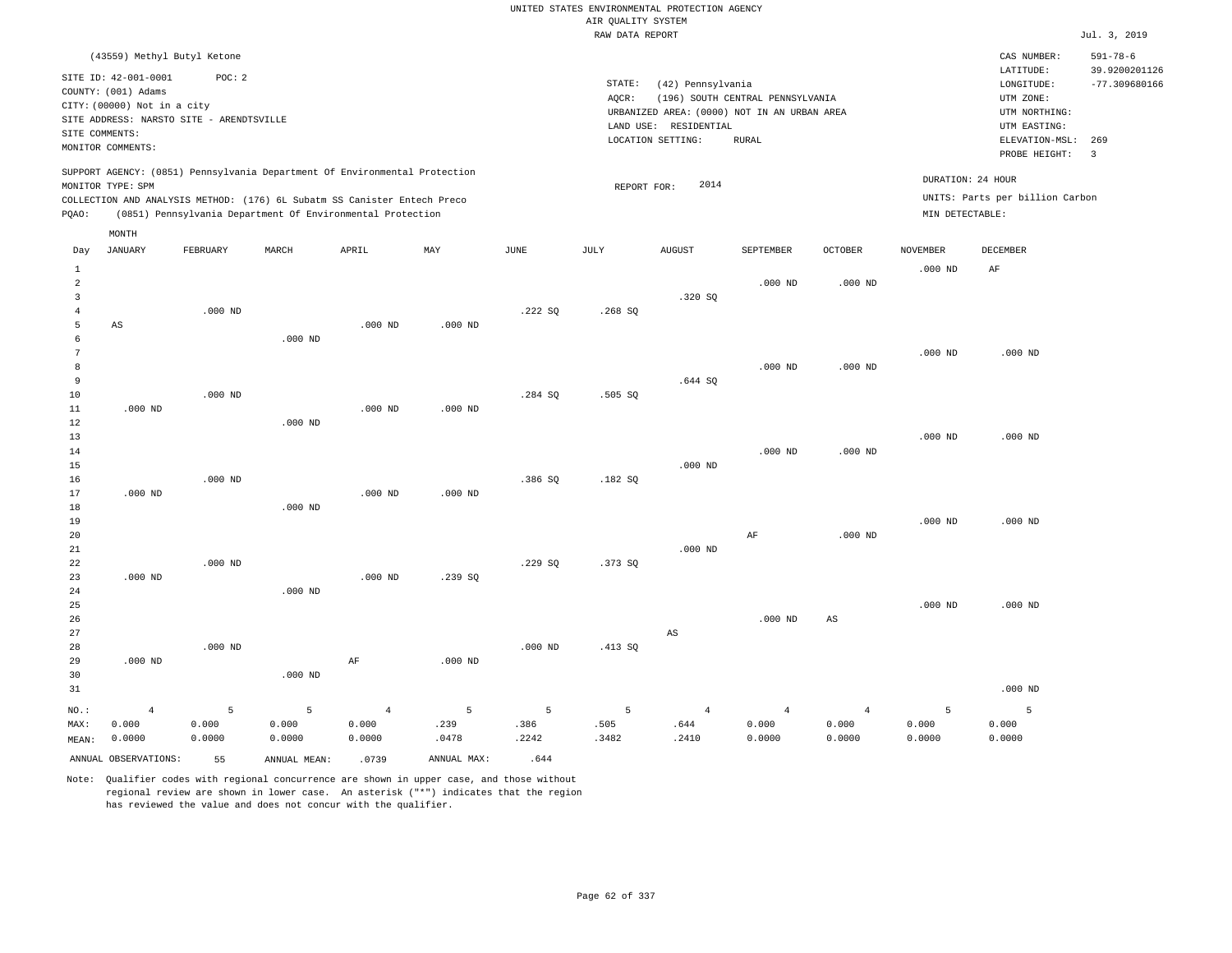UNITED STATES ENVIRONMENTAL PROTECTION AGENCY
AIR QUALITY SYSTEM
RAW DATA REPORT

Jul. 3, 2019

(43559) Methyl Butyl Ketone

SITE ID: 42-001-0001 POC: 2
COUNTY: (001) Adams
CITY: (00000) Not in a city
SITE ADDRESS: NARSTO SITE - ARENDTSVILLE
SITE COMMENTS:
MONITOR COMMENTS:

STATE: (42) Pennsylvania
AQCR: (196) SOUTH CENTRAL PENNSYLVANIA
URBANIZED AREA: (0000) NOT IN AN URBAN AREA
LAND USE: RESIDENTIAL
LOCATION SETTING: RURAL

CAS NUMBER: 591-78-6
LATITUDE: 39.9200201126
LONGITUDE: -77.309680166
UTM ZONE:
UTM NORTHING:
UTM EASTING:
ELEVATION-MSL: 269
PROBE HEIGHT: 3

SUPPORT AGENCY: (0851) Pennsylvania Department Of Environmental Protection
MONITOR TYPE: SPM
COLLECTION AND ANALYSIS METHOD: (176) 6L Subatm SS Canister Entech Preco
PQAO: (0851) Pennsylvania Department Of Environmental Protection

REPORT FOR: 2014

DURATION: 24 HOUR
UNITS: Parts per billion Carbon
MIN DETECTABLE:

| Day | JANUARY | FEBRUARY | MARCH | APRIL | MAY | JUNE | JULY | AUGUST | SEPTEMBER | OCTOBER | NOVEMBER | DECEMBER |
|---|---|---|---|---|---|---|---|---|---|---|---|---|
| 1 | | | | | | | | | | | .000 ND | AF |
| 2 | | | | | | | | | .000 ND | .000 ND | | |
| 3 | | | | | | | | .320 SQ | | | | |
| 4 | | .000 ND | | | | .222 SQ | .268 SQ | | | | | |
| 5 | AS | | | .000 ND | .000 ND | | | | | | | |
| 6 | | | .000 ND | | | | | | | | | |
| 7 | | | | | | | | | | | .000 ND | .000 ND |
| 8 | | | | | | | | | .000 ND | .000 ND | | |
| 9 | | | | | | | | .644 SQ | | | | |
| 10 | | .000 ND | | | | .284 SQ | .505 SQ | | | | | |
| 11 | .000 ND | | | .000 ND | .000 ND | | | | | | | |
| 12 | | | .000 ND | | | | | | | | | |
| 13 | | | | | | | | | | | .000 ND | .000 ND |
| 14 | | | | | | | | | .000 ND | .000 ND | | |
| 15 | | | | | | | | .000 ND | | | | |
| 16 | | .000 ND | | | | .386 SQ | .182 SQ | | | | | |
| 17 | .000 ND | | | .000 ND | .000 ND | | | | | | | |
| 18 | | | .000 ND | | | | | | | | | |
| 19 | | | | | | | | | | | .000 ND | .000 ND |
| 20 | | | | | | | | | AF | .000 ND | | |
| 21 | | | | | | | | .000 ND | | | | |
| 22 | | .000 ND | | | | .229 SQ | .373 SQ | | | | | |
| 23 | .000 ND | | | .000 ND | .239 SQ | | | | | | | |
| 24 | | | .000 ND | | | | | | | | | |
| 25 | | | | | | | | | | | .000 ND | .000 ND |
| 26 | | | | | | | | | .000 ND | AS | | |
| 27 | | | | | | | | AS | | | | |
| 28 | | .000 ND | | | | .000 ND | .413 SQ | | | | | |
| 29 | .000 ND | | | AF | .000 ND | | | | | | | |
| 30 | | | .000 ND | | | | | | | | | |
| 31 | | | | | | | | | | | | .000 ND |
| NO.: | 4 | 5 | 5 | 4 | 5 | 5 | 5 | 4 | 4 | 4 | 5 | 5 |
| MAX: | 0.000 | 0.000 | 0.000 | 0.000 | .239 | .386 | .505 | .644 | 0.000 | 0.000 | 0.000 | 0.000 |
| MEAN: | 0.0000 | 0.0000 | 0.0000 | 0.0000 | .0478 | .2242 | .3482 | .2410 | 0.0000 | 0.0000 | 0.0000 | 0.0000 |

ANNUAL OBSERVATIONS: 55 ANNUAL MEAN: .0739 ANNUAL MAX: .644

Note: Qualifier codes with regional concurrence are shown in upper case, and those without regional review are shown in lower case. An asterisk ("*") indicates that the region has reviewed the value and does not concur with the qualifier.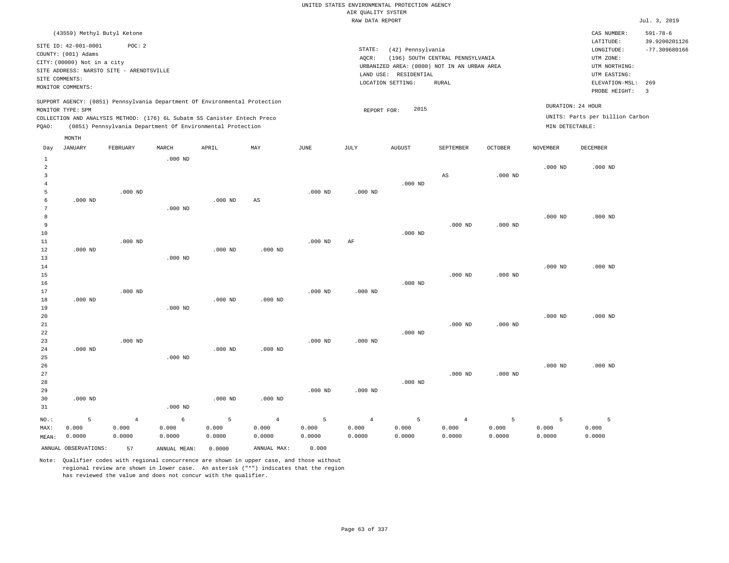UNITED STATES ENVIRONMENTAL PROTECTION AGENCY
AIR QUALITY SYSTEM
RAW DATA REPORT

Jul. 3, 2019

(43559) Methyl Butyl Ketone

SITE ID: 42-001-0001 POC: 2
COUNTY: (001) Adams
CITY: (00000) Not in a city
SITE ADDRESS: NARSTO SITE - ARENDTSVILLE
SITE COMMENTS:
MONITOR COMMENTS:

STATE: (42) Pennsylvania
AQCR: (196) SOUTH CENTRAL PENNSYLVANIA
URBANIZED AREA: (0000) NOT IN AN URBAN AREA
LAND USE: RESIDENTIAL
LOCATION SETTING: RURAL

CAS NUMBER: 591-78-6
LATITUDE: 39.9200201126
LONGITUDE: -77.309680166
UTM ZONE:
UTM NORTHING:
UTM EASTING:
ELEVATION-MSL: 269
PROBE HEIGHT: 3

SUPPORT AGENCY: (0851) Pennsylvania Department Of Environmental Protection
MONITOR TYPE: SPM
COLLECTION AND ANALYSIS METHOD: (176) 6L Subatm SS Canister Entech Preco
PQAO: (0851) Pennsylvania Department Of Environmental Protection

REPORT FOR: 2015

DURATION: 24 HOUR
UNITS: Parts per billion Carbon
MIN DETECTABLE:

| Day | JANUARY | FEBRUARY | MARCH | APRIL | MAY | JUNE | JULY | AUGUST | SEPTEMBER | OCTOBER | NOVEMBER | DECEMBER |
|---|---|---|---|---|---|---|---|---|---|---|---|---|
| 1 | | | .000 ND | | | | | | | | | |
| 2 | | | | | | | | | | | .000 ND | .000 ND |
| 3 | | | | | | | | | AS | .000 ND | | |
| 4 | | | | | | | | .000 ND | | | | |
| 5 | | .000 ND | | | | .000 ND | .000 ND | | | | | |
| 6 | .000 ND | | | .000 ND | AS | | | | | | | |
| 7 | | | .000 ND | | | | | | | | | |
| 8 | | | | | | | | | | | .000 ND | .000 ND |
| 9 | | | | | | | | | .000 ND | .000 ND | | |
| 10 | | | | | | | | .000 ND | | | | |
| 11 | | .000 ND | | | | .000 ND | AF | | | | | |
| 12 | .000 ND | | | .000 ND | .000 ND | | | | | | | |
| 13 | | | .000 ND | | | | | | | | | |
| 14 | | | | | | | | | | | .000 ND | .000 ND |
| 15 | | | | | | | | | .000 ND | .000 ND | | |
| 16 | | | | | | | | .000 ND | | | | |
| 17 | | .000 ND | | | | .000 ND | .000 ND | | | | | |
| 18 | .000 ND | | | .000 ND | .000 ND | | | | | | | |
| 19 | | | .000 ND | | | | | | | | | |
| 20 | | | | | | | | | | | .000 ND | .000 ND |
| 21 | | | | | | | | | .000 ND | .000 ND | | |
| 22 | | | | | | | | .000 ND | | | | |
| 23 | | .000 ND | | | | .000 ND | .000 ND | | | | | |
| 24 | .000 ND | | | .000 ND | .000 ND | | | | | | | |
| 25 | | | .000 ND | | | | | | | | | |
| 26 | | | | | | | | | | | .000 ND | .000 ND |
| 27 | | | | | | | | | .000 ND | .000 ND | | |
| 28 | | | | | | | | .000 ND | | | | |
| 29 | | | | | | .000 ND | .000 ND | | | | | |
| 30 | .000 ND | | | .000 ND | .000 ND | | | | | | | |
| 31 | | | .000 ND | | | | | | | | | |
| NO.: | 5 | 4 | 6 | 5 | 4 | 5 | 4 | 5 | 4 | 5 | 5 | 5 |
| MAX: | 0.000 | 0.000 | 0.000 | 0.000 | 0.000 | 0.000 | 0.000 | 0.000 | 0.000 | 0.000 | 0.000 | 0.000 |
| MEAN: | 0.0000 | 0.0000 | 0.0000 | 0.0000 | 0.0000 | 0.0000 | 0.0000 | 0.0000 | 0.0000 | 0.0000 | 0.0000 | 0.0000 |

ANNUAL OBSERVATIONS: 57 ANNUAL MEAN: 0.0000 ANNUAL MAX: 0.000

Note: Qualifier codes with regional concurrence are shown in upper case, and those without regional review are shown in lower case. An asterisk ("*") indicates that the region has reviewed the value and does not concur with the qualifier.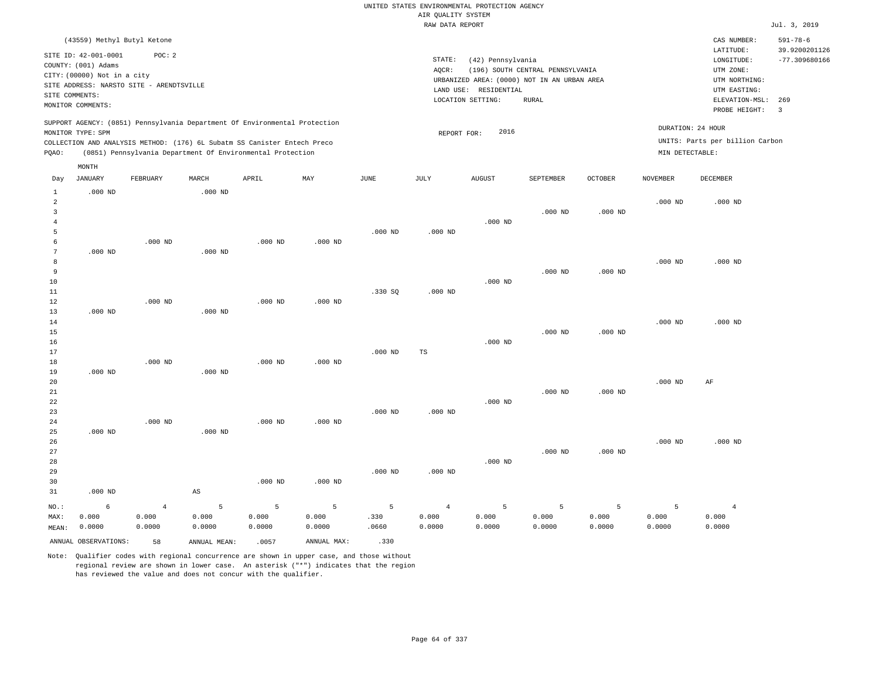UNITED STATES ENVIRONMENTAL PROTECTION AGENCY
AIR QUALITY SYSTEM
RAW DATA REPORT

Jul. 3, 2019

(43559) Methyl Butyl Ketone

SITE ID: 42-001-0001 POC: 2
COUNTY: (001) Adams
CITY: (00000) Not in a city
SITE ADDRESS: NARSTO SITE - ARENDTSVILLE
SITE COMMENTS:
MONITOR COMMENTS:

STATE: (42) Pennsylvania
AQCR: (196) SOUTH CENTRAL PENNSYLVANIA
URBANIZED AREA: (0000) NOT IN AN URBAN AREA
LAND USE: RESIDENTIAL
LOCATION SETTING: RURAL

CAS NUMBER: 591-78-6
LATITUDE: 39.9200201126
LONGITUDE: -77.309680166
UTM ZONE:
UTM NORTHING:
UTM EASTING:
ELEVATION-MSL: 269
PROBE HEIGHT: 3

SUPPORT AGENCY: (0851) Pennsylvania Department Of Environmental Protection
MONITOR TYPE: SPM
COLLECTION AND ANALYSIS METHOD: (176) 6L Subatm SS Canister Entech Preco
PQAO: (0851) Pennsylvania Department Of Environmental Protection

REPORT FOR: 2016

DURATION: 24 HOUR
UNITS: Parts per billion Carbon
MIN DETECTABLE:

| Day | JANUARY | FEBRUARY | MARCH | APRIL | MAY | JUNE | JULY | AUGUST | SEPTEMBER | OCTOBER | NOVEMBER | DECEMBER |
|---|---|---|---|---|---|---|---|---|---|---|---|---|
| 1 | .000 ND | | .000 ND | | | | | | | | | |
| 2 | | | | | | | | | | | .000 ND | .000 ND |
| 3 | | | | | | | | | .000 ND | .000 ND | | |
| 4 | | | | | | | | .000 ND | | | | |
| 5 | | | | | | .000 ND | .000 ND | | | | | |
| 6 | | .000 ND | | .000 ND | .000 ND | | | | | | | |
| 7 | .000 ND | | .000 ND | | | | | | | | | |
| 8 | | | | | | | | | | | .000 ND | .000 ND |
| 9 | | | | | | | | | .000 ND | .000 ND | | |
| 10 | | | | | | | | .000 ND | | | | |
| 11 | | | | | | .330 SQ | .000 ND | | | | | |
| 12 | | .000 ND | | .000 ND | .000 ND | | | | | | | |
| 13 | .000 ND | | .000 ND | | | | | | | | | |
| 14 | | | | | | | | | | | .000 ND | .000 ND |
| 15 | | | | | | | | | .000 ND | .000 ND | | |
| 16 | | | | | | | | .000 ND | | | | |
| 17 | | | | | | .000 ND | TS | | | | | |
| 18 | | .000 ND | | .000 ND | .000 ND | | | | | | | |
| 19 | .000 ND | | .000 ND | | | | | | | | | |
| 20 | | | | | | | | | | | .000 ND | AF |
| 21 | | | | | | | | | .000 ND | .000 ND | | |
| 22 | | | | | | | | .000 ND | | | | |
| 23 | | | | | | .000 ND | .000 ND | | | | | |
| 24 | | .000 ND | | .000 ND | .000 ND | | | | | | | |
| 25 | .000 ND | | .000 ND | | | | | | | | | |
| 26 | | | | | | | | | | | .000 ND | .000 ND |
| 27 | | | | | | | | | .000 ND | .000 ND | | |
| 28 | | | | | | | | .000 ND | | | | |
| 29 | | | | | | .000 ND | .000 ND | | | | | |
| 30 | | | | .000 ND | .000 ND | | | | | | | |
| 31 | .000 ND | | AS | | | | | | | | | |
| NO.: | 6 | 4 | 5 | 5 | 5 | 5 | 4 | 5 | 5 | 5 | 5 | 4 |
| MAX: | 0.000 | 0.000 | 0.000 | 0.000 | 0.000 | .330 | 0.000 | 0.000 | 0.000 | 0.000 | 0.000 | 0.000 |
| MEAN: | 0.0000 | 0.0000 | 0.0000 | 0.0000 | 0.0000 | .0660 | 0.0000 | 0.0000 | 0.0000 | 0.0000 | 0.0000 | 0.0000 |

ANNUAL OBSERVATIONS: 58 ANNUAL MEAN: .0057 ANNUAL MAX: .330

Note: Qualifier codes with regional concurrence are shown in upper case, and those without regional review are shown in lower case. An asterisk ("*") indicates that the region has reviewed the value and does not concur with the qualifier.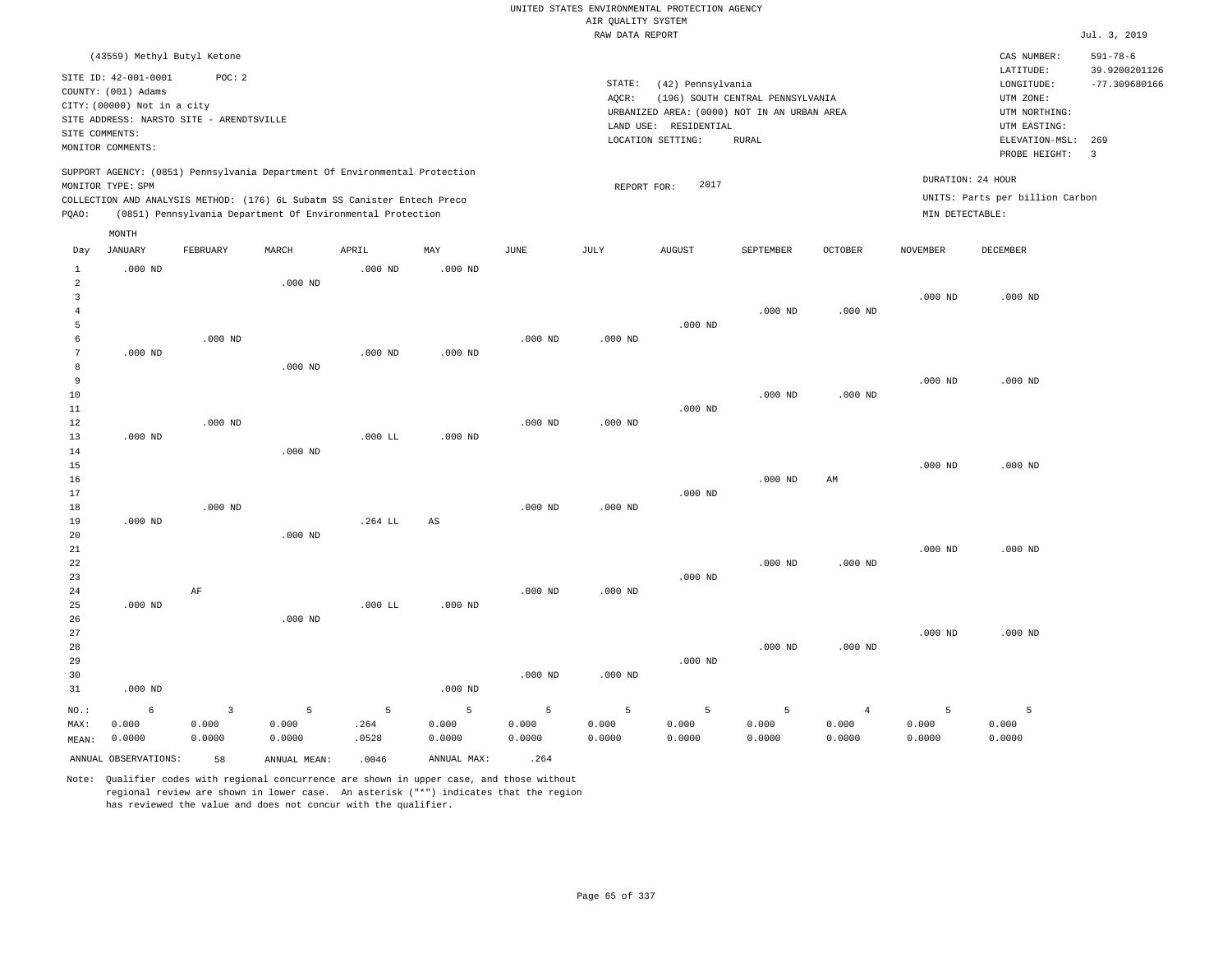UNITED STATES ENVIRONMENTAL PROTECTION AGENCY
AIR QUALITY SYSTEM
RAW DATA REPORT

Jul. 3, 2019

(43559) Methyl Butyl Ketone

SITE ID: 42-001-0001    POC: 2
COUNTY: (001) Adams
CITY: (00000) Not in a city
SITE ADDRESS: NARSTO SITE - ARENDTSVILLE
SITE COMMENTS:
MONITOR COMMENTS:

STATE: (42) Pennsylvania
AQCR: (196) SOUTH CENTRAL PENNSYLVANIA
URBANIZED AREA: (0000) NOT IN AN URBAN AREA
LAND USE: RESIDENTIAL
LOCATION SETTING: RURAL

CAS NUMBER: 591-78-6
LATITUDE: 39.9200201126
LONGITUDE: -77.309680166
UTM ZONE:
UTM NORTHING:
UTM EASTING:
ELEVATION-MSL: 269
PROBE HEIGHT: 3

SUPPORT AGENCY: (0851) Pennsylvania Department Of Environmental Protection
MONITOR TYPE: SPM
COLLECTION AND ANALYSIS METHOD: (176) 6L Subatm SS Canister Entech Preco
PQAO: (0851) Pennsylvania Department Of Environmental Protection

REPORT FOR: 2017

DURATION: 24 HOUR
UNITS: Parts per billion Carbon
MIN DETECTABLE:

| Day | JANUARY | FEBRUARY | MARCH | APRIL | MAY | JUNE | JULY | AUGUST | SEPTEMBER | OCTOBER | NOVEMBER | DECEMBER |
|---|---|---|---|---|---|---|---|---|---|---|---|---|
| 1 | .000 ND | | | .000 ND | .000 ND | | | | | | | |
| 2 | | | .000 ND | | | | | | | | | |
| 3 | | | | | | | | | | | .000 ND | .000 ND |
| 4 | | | | | | | | | .000 ND | .000 ND | | |
| 5 | | | | | | | | .000 ND | | | | |
| 6 | | .000 ND | | | | .000 ND | .000 ND | | | | | |
| 7 | .000 ND | | | .000 ND | .000 ND | | | | | | | |
| 8 | | | .000 ND | | | | | | | | | |
| 9 | | | | | | | | | | | .000 ND | .000 ND |
| 10 | | | | | | | | | .000 ND | .000 ND | | |
| 11 | | | | | | | | .000 ND | | | | |
| 12 | | .000 ND | | | | .000 ND | .000 ND | | | | | |
| 13 | .000 ND | | | .000 LL | .000 ND | | | | | | | |
| 14 | | | .000 ND | | | | | | | | | |
| 15 | | | | | | | | | | | .000 ND | .000 ND |
| 16 | | | | | | | | | .000 ND | AM | | |
| 17 | | | | | | | | .000 ND | | | | |
| 18 | | .000 ND | | | | .000 ND | .000 ND | | | | | |
| 19 | .000 ND | | | .264 LL | AS | | | | | | | |
| 20 | | | .000 ND | | | | | | | | | |
| 21 | | | | | | | | | | | .000 ND | .000 ND |
| 22 | | | | | | | | | .000 ND | .000 ND | | |
| 23 | | | | | | | | .000 ND | | | | |
| 24 | | AF | | | | .000 ND | .000 ND | | | | | |
| 25 | .000 ND | | | .000 LL | .000 ND | | | | | | | |
| 26 | | | .000 ND | | | | | | | | | |
| 27 | | | | | | | | | | | .000 ND | .000 ND |
| 28 | | | | | | | | | .000 ND | .000 ND | | |
| 29 | | | | | | | | .000 ND | | | | |
| 30 | | | | | | .000 ND | .000 ND | | | | | |
| 31 | .000 ND | | | | .000 ND | | | | | | | |
| NO.: | 6 | 3 | 5 | 5 | 5 | 5 | 5 | 5 | 5 | 4 | 5 | 5 |
| MAX: | 0.000 | 0.000 | 0.000 | .264 | 0.000 | 0.000 | 0.000 | 0.000 | 0.000 | 0.000 | 0.000 | 0.000 |
| MEAN: | 0.0000 | 0.0000 | 0.0000 | .0528 | 0.0000 | 0.0000 | 0.0000 | 0.0000 | 0.0000 | 0.0000 | 0.0000 | 0.0000 |

ANNUAL OBSERVATIONS: 58    ANNUAL MEAN: .0046    ANNUAL MAX: .264

Note: Qualifier codes with regional concurrence are shown in upper case, and those without regional review are shown in lower case. An asterisk ("*") indicates that the region has reviewed the value and does not concur with the qualifier.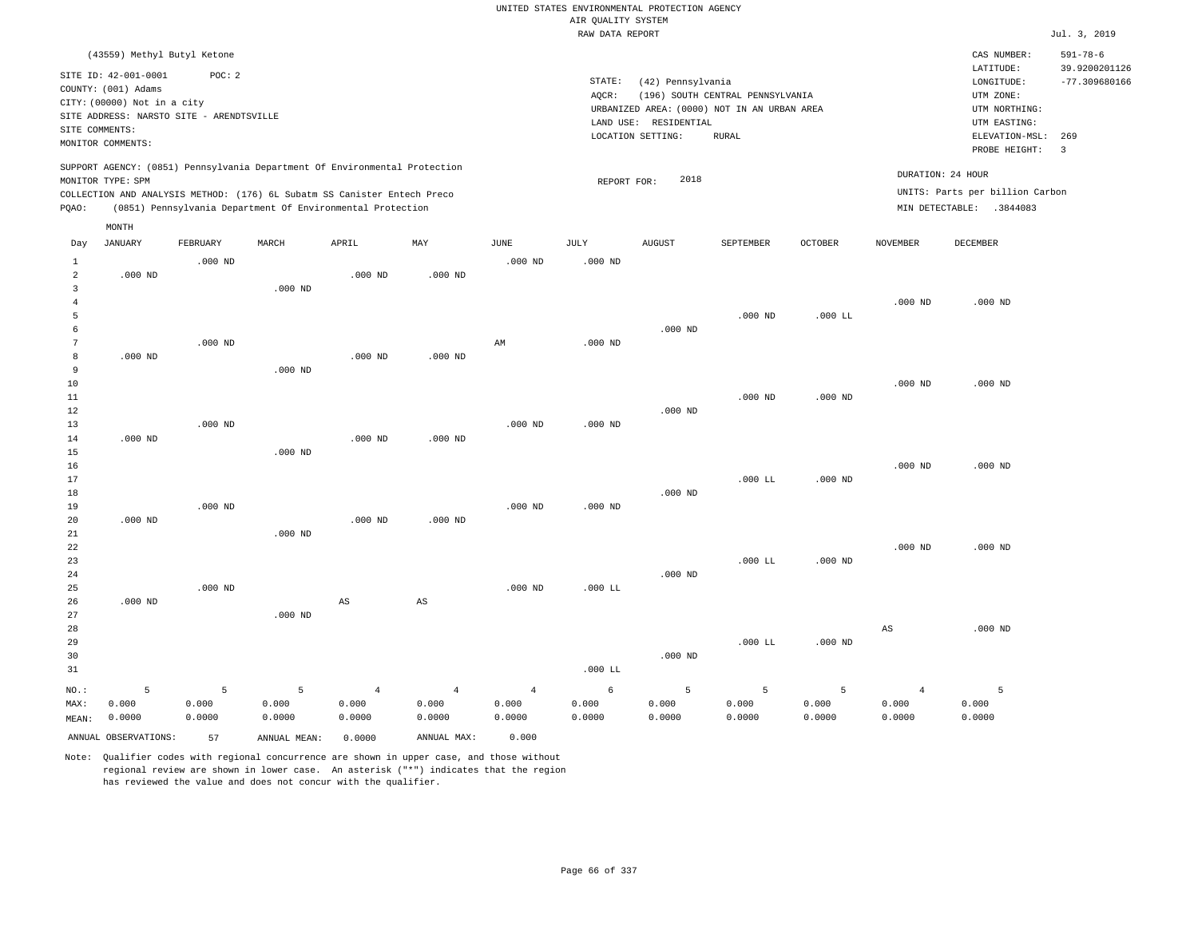UNITED STATES ENVIRONMENTAL PROTECTION AGENCY
AIR QUALITY SYSTEM
RAW DATA REPORT

Jul. 3, 2019

(43559) Methyl Butyl Ketone

SITE ID: 42-001-0001 POC: 2
COUNTY: (001) Adams
CITY: (00000) Not in a city
SITE ADDRESS: NARSTO SITE - ARENDTSVILLE
SITE COMMENTS:
MONITOR COMMENTS:

STATE: (42) Pennsylvania
AQCR: (196) SOUTH CENTRAL PENNSYLVANIA
URBANIZED AREA: (0000) NOT IN AN URBAN AREA
LAND USE: RESIDENTIAL
LOCATION SETTING: RURAL

CAS NUMBER: 591-78-6
LATITUDE: 39.9200201126
LONGITUDE: -77.309680166
UTM ZONE:
UTM NORTHING:
UTM EASTING:
ELEVATION-MSL: 269
PROBE HEIGHT: 3

SUPPORT AGENCY: (0851) Pennsylvania Department Of Environmental Protection
MONITOR TYPE: SPM
COLLECTION AND ANALYSIS METHOD: (176) 6L Subatm SS Canister Entech Preco
PQAO: (0851) Pennsylvania Department Of Environmental Protection

REPORT FOR: 2018

DURATION: 24 HOUR
UNITS: Parts per billion Carbon
MIN DETECTABLE: .3844083

| Day | JANUARY | FEBRUARY | MARCH | APRIL | MAY | JUNE | JULY | AUGUST | SEPTEMBER | OCTOBER | NOVEMBER | DECEMBER |
|---|---|---|---|---|---|---|---|---|---|---|---|---|
| 1 | | .000 ND | | | | .000 ND | .000 ND | | | | | |
| 2 | .000 ND | | | .000 ND | .000 ND | | | | | | | |
| 3 | | | .000 ND | | | | | | | | | |
| 4 | | | | | | | | | | | .000 ND | .000 ND |
| 5 | | | | | | | | | .000 ND | .000 LL | | |
| 6 | | | | | | | | .000 ND | | | | |
| 7 | | .000 ND | | | | AM | .000 ND | | | | | |
| 8 | .000 ND | | | .000 ND | .000 ND | | | | | | | |
| 9 | | | .000 ND | | | | | | | | | |
| 10 | | | | | | | | | | | .000 ND | .000 ND |
| 11 | | | | | | | | | .000 ND | .000 ND | | |
| 12 | | | | | | | | .000 ND | | | | |
| 13 | | .000 ND | | | | .000 ND | .000 ND | | | | | |
| 14 | .000 ND | | | .000 ND | .000 ND | | | | | | | |
| 15 | | | .000 ND | | | | | | | | | |
| 16 | | | | | | | | | | | .000 ND | .000 ND |
| 17 | | | | | | | | | .000 LL | .000 ND | | |
| 18 | | | | | | | | .000 ND | | | | |
| 19 | | .000 ND | | | | .000 ND | .000 ND | | | | | |
| 20 | .000 ND | | | .000 ND | .000 ND | | | | | | | |
| 21 | | | .000 ND | | | | | | | | | |
| 22 | | | | | | | | | | | .000 ND | .000 ND |
| 23 | | | | | | | | | .000 LL | .000 ND | | |
| 24 | | | | | | | | .000 ND | | | | |
| 25 | | .000 ND | | | | .000 ND | .000 LL | | | | | |
| 26 | .000 ND | | | AS | AS | | | | | | | |
| 27 | | | .000 ND | | | | | | | | | |
| 28 | | | | | | | | | | | AS | .000 ND |
| 29 | | | | | | | | | .000 LL | .000 ND | | |
| 30 | | | | | | | | .000 ND | | | | |
| 31 | | | | | | | .000 LL | | | | | |
| NO.: | 5 | 5 | 5 | 4 | 4 | 4 | 6 | 5 | 5 | 5 | 4 | 5 |
| MAX: | 0.000 | 0.000 | 0.000 | 0.000 | 0.000 | 0.000 | 0.000 | 0.000 | 0.000 | 0.000 | 0.000 | 0.000 |
| MEAN: | 0.0000 | 0.0000 | 0.0000 | 0.0000 | 0.0000 | 0.0000 | 0.0000 | 0.0000 | 0.0000 | 0.0000 | 0.0000 | 0.0000 |

ANNUAL OBSERVATIONS: 57 ANNUAL MEAN: 0.0000 ANNUAL MAX: 0.000

Note: Qualifier codes with regional concurrence are shown in upper case, and those without regional review are shown in lower case. An asterisk ("*") indicates that the region has reviewed the value and does not concur with the qualifier.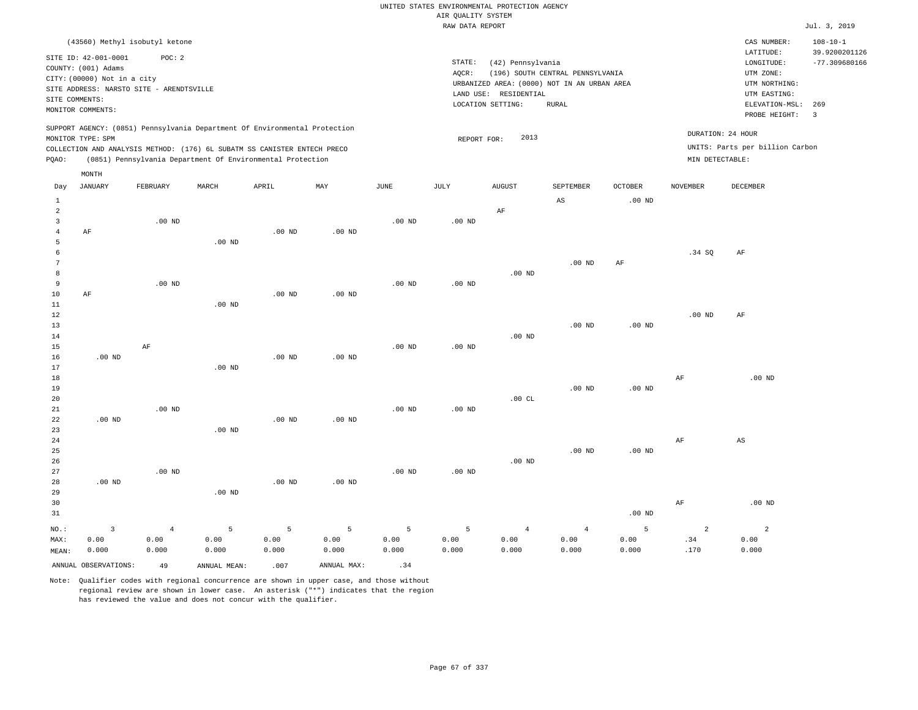UNITED STATES ENVIRONMENTAL PROTECTION AGENCY
AIR QUALITY SYSTEM
RAW DATA REPORT

Jul. 3, 2019

(43560) Methyl isobutyl ketone

SITE ID: 42-001-0001 POC: 2
COUNTY: (001) Adams
CITY: (00000) Not in a city
SITE ADDRESS: NARSTO SITE - ARENDTSVILLE
SITE COMMENTS:
MONITOR COMMENTS:

STATE: (42) Pennsylvania
AQCR: (196) SOUTH CENTRAL PENNSYLVANIA
URBANIZED AREA: (0000) NOT IN AN URBAN AREA
LAND USE: RESIDENTIAL
LOCATION SETTING: RURAL

CAS NUMBER: 108-10-1
LATITUDE: 39.9200201126
LONGITUDE: -77.309680166
UTM ZONE:
UTM NORTHING:
UTM EASTING:
ELEVATION-MSL: 269
PROBE HEIGHT: 3

SUPPORT AGENCY: (0851) Pennsylvania Department Of Environmental Protection
MONITOR TYPE: SPM
COLLECTION AND ANALYSIS METHOD: (176) 6L SUBATM SS CANISTER ENTECH PRECO
PQAO: (0851) Pennsylvania Department Of Environmental Protection

REPORT FOR: 2013

DURATION: 24 HOUR
UNITS: Parts per billion Carbon
MIN DETECTABLE:

| Day | JANUARY | FEBRUARY | MARCH | APRIL | MAY | JUNE | JULY | AUGUST | SEPTEMBER | OCTOBER | NOVEMBER | DECEMBER |
|---|---|---|---|---|---|---|---|---|---|---|---|---|
| 1 | | | | | | | | | AS | .00 ND | | |
| 2 | | | | | | | | AF | | | | |
| 3 | | .00 ND | | | | .00 ND | .00 ND | | | | | |
| 4 | AF | | | .00 ND | .00 ND | | | | | | | |
| 5 | | | .00 ND | | | | | | | | | |
| 6 | | | | | | | | | | | .34 SQ | AF |
| 7 | | | | | | | | | .00 ND | AF | | |
| 8 | | | | | | | | .00 ND | | | | |
| 9 | | .00 ND | | | | .00 ND | .00 ND | | | | | |
| 10 | AF | | | .00 ND | .00 ND | | | | | | | |
| 11 | | | .00 ND | | | | | | | | | |
| 12 | | | | | | | | | | | .00 ND | AF |
| 13 | | | | | | | | | .00 ND | .00 ND | | |
| 14 | | | | | | | | .00 ND | | | | |
| 15 | | AF | | | | .00 ND | .00 ND | | | | | |
| 16 | .00 ND | | | .00 ND | .00 ND | | | | | | | |
| 17 | | | .00 ND | | | | | | | | | |
| 18 | | | | | | | | | | | AF | .00 ND |
| 19 | | | | | | | | | .00 ND | .00 ND | | |
| 20 | | | | | | | | .00 CL | | | | |
| 21 | | .00 ND | | | | .00 ND | .00 ND | | | | | |
| 22 | .00 ND | | | .00 ND | .00 ND | | | | | | | |
| 23 | | | .00 ND | | | | | | | | | |
| 24 | | | | | | | | | | | AF | AS |
| 25 | | | | | | | | | .00 ND | .00 ND | | |
| 26 | | | | | | | | .00 ND | | | | |
| 27 | | .00 ND | | | | .00 ND | .00 ND | | | | | |
| 28 | .00 ND | | | .00 ND | .00 ND | | | | | | | |
| 29 | | | .00 ND | | | | | | | | | |
| 30 | | | | | | | | | | | AF | .00 ND |
| 31 | | | | | | | | | | .00 ND | | |
| NO.: | 3 | 4 | 5 | 5 | 5 | 5 | 5 | 4 | 4 | 5 | 2 | 2 |
| MAX: | 0.00 | 0.00 | 0.00 | 0.00 | 0.00 | 0.00 | 0.00 | 0.00 | 0.00 | 0.00 | .34 | 0.00 |
| MEAN: | 0.000 | 0.000 | 0.000 | 0.000 | 0.000 | 0.000 | 0.000 | 0.000 | 0.000 | 0.000 | .170 | 0.000 |

ANNUAL OBSERVATIONS: 49 ANNUAL MEAN: .007 ANNUAL MAX: .34

Note: Qualifier codes with regional concurrence are shown in upper case, and those without regional review are shown in lower case. An asterisk ("*") indicates that the region has reviewed the value and does not concur with the qualifier.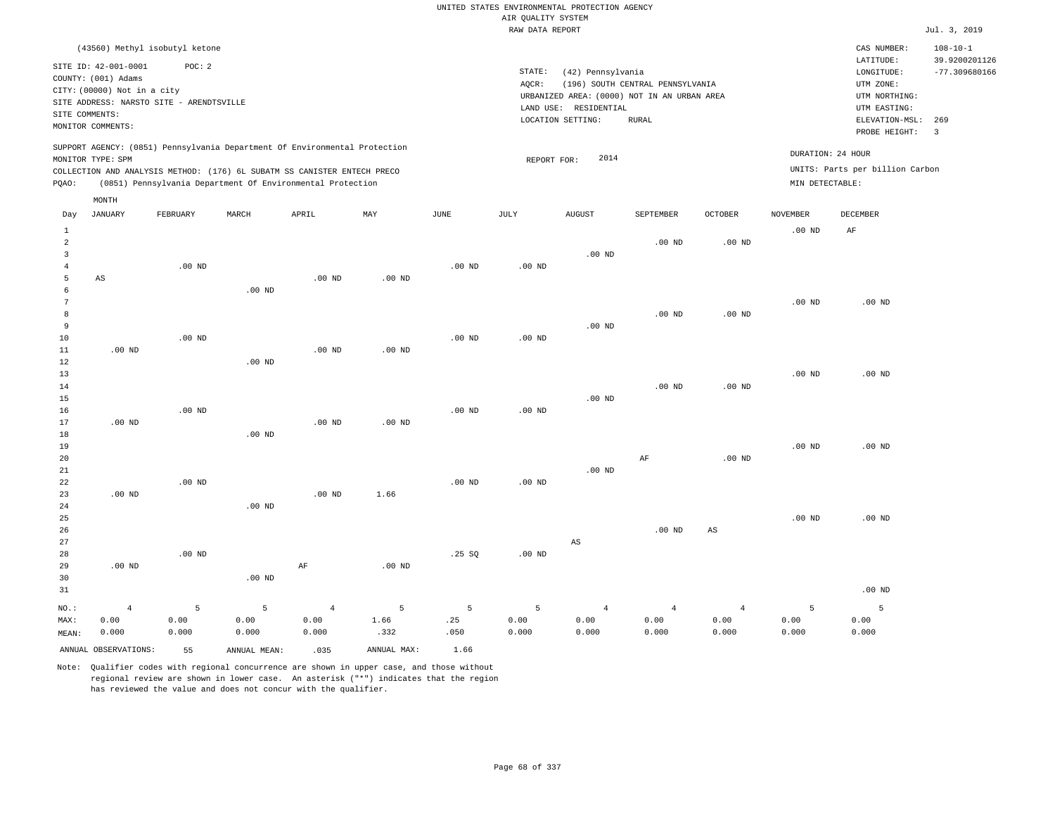UNITED STATES ENVIRONMENTAL PROTECTION AGENCY
AIR QUALITY SYSTEM
RAW DATA REPORT

Jul. 3, 2019

(43560) Methyl isobutyl ketone

SITE ID: 42-001-0001  POC: 2
COUNTY: (001) Adams
CITY: (00000) Not in a city
SITE ADDRESS: NARSTO SITE - ARENDTSVILLE
SITE COMMENTS:
MONITOR COMMENTS:

STATE: (42) Pennsylvania
AQCR: (196) SOUTH CENTRAL PENNSYLVANIA
URBANIZED AREA: (0000) NOT IN AN URBAN AREA
LAND USE: RESIDENTIAL
LOCATION SETTING: RURAL

CAS NUMBER: 108-10-1
LATITUDE: 39.9200201126
LONGITUDE: -77.309680166
UTM ZONE:
UTM NORTHING:
UTM EASTING:
ELEVATION-MSL: 269
PROBE HEIGHT: 3

SUPPORT AGENCY: (0851) Pennsylvania Department Of Environmental Protection
MONITOR TYPE: SPM
COLLECTION AND ANALYSIS METHOD: (176) 6L SUBATM SS CANISTER ENTECH PRECO
PQAO: (0851) Pennsylvania Department Of Environmental Protection

REPORT FOR: 2014

DURATION: 24 HOUR
UNITS: Parts per billion Carbon
MIN DETECTABLE:

| Day | JANUARY | FEBRUARY | MARCH | APRIL | MAY | JUNE | JULY | AUGUST | SEPTEMBER | OCTOBER | NOVEMBER | DECEMBER |
|---|---|---|---|---|---|---|---|---|---|---|---|---|
| 1 | | | | | | | | | | | .00 ND | AF |
| 2 | | | | | | | | | .00 ND | .00 ND | | |
| 3 | | | | | | | | .00 ND | | | | |
| 4 | | .00 ND | | | | .00 ND | .00 ND | | | | | |
| 5 | AS | | | .00 ND | .00 ND | | | | | | | |
| 6 | | | .00 ND | | | | | | | | | |
| 7 | | | | | | | | | | | .00 ND | .00 ND |
| 8 | | | | | | | | | .00 ND | .00 ND | | |
| 9 | | | | | | | | .00 ND | | | | |
| 10 | | .00 ND | | | | .00 ND | .00 ND | | | | | |
| 11 | .00 ND | | | .00 ND | .00 ND | | | | | | | |
| 12 | | | .00 ND | | | | | | | | | |
| 13 | | | | | | | | | | | .00 ND | .00 ND |
| 14 | | | | | | | | | .00 ND | .00 ND | | |
| 15 | | | | | | | | .00 ND | | | | |
| 16 | | .00 ND | | | | .00 ND | .00 ND | | | | | |
| 17 | .00 ND | | | .00 ND | .00 ND | | | | | | | |
| 18 | | | .00 ND | | | | | | | | | |
| 19 | | | | | | | | | | | .00 ND | .00 ND |
| 20 | | | | | | | | | AF | .00 ND | | |
| 21 | | | | | | | | .00 ND | | | | |
| 22 | | .00 ND | | | | .00 ND | .00 ND | | | | | |
| 23 | .00 ND | | | .00 ND | 1.66 | | | | | | | |
| 24 | | | .00 ND | | | | | | | | | |
| 25 | | | | | | | | | | | .00 ND | .00 ND |
| 26 | | | | | | | | | .00 ND | AS | | |
| 27 | | | | | | | | AS | | | | |
| 28 | | .00 ND | | | | .25 SQ | .00 ND | | | | | |
| 29 | .00 ND | | | AF | .00 ND | | | | | | | |
| 30 | | | .00 ND | | | | | | | | | |
| 31 | | | | | | | | | | | | .00 ND |
| NO.: | 4 | 5 | 5 | 4 | 5 | 5 | 5 | 4 | 4 | 4 | 5 | 5 |
| MAX: | 0.00 | 0.00 | 0.00 | 0.00 | 1.66 | .25 | 0.00 | 0.00 | 0.00 | 0.00 | 0.00 | 0.00 |
| MEAN: | 0.000 | 0.000 | 0.000 | 0.000 | .332 | .050 | 0.000 | 0.000 | 0.000 | 0.000 | 0.000 | 0.000 |

ANNUAL OBSERVATIONS: 55  ANNUAL MEAN: .035  ANNUAL MAX: 1.66

Note: Qualifier codes with regional concurrence are shown in upper case, and those without regional review are shown in lower case. An asterisk ("*") indicates that the region has reviewed the value and does not concur with the qualifier.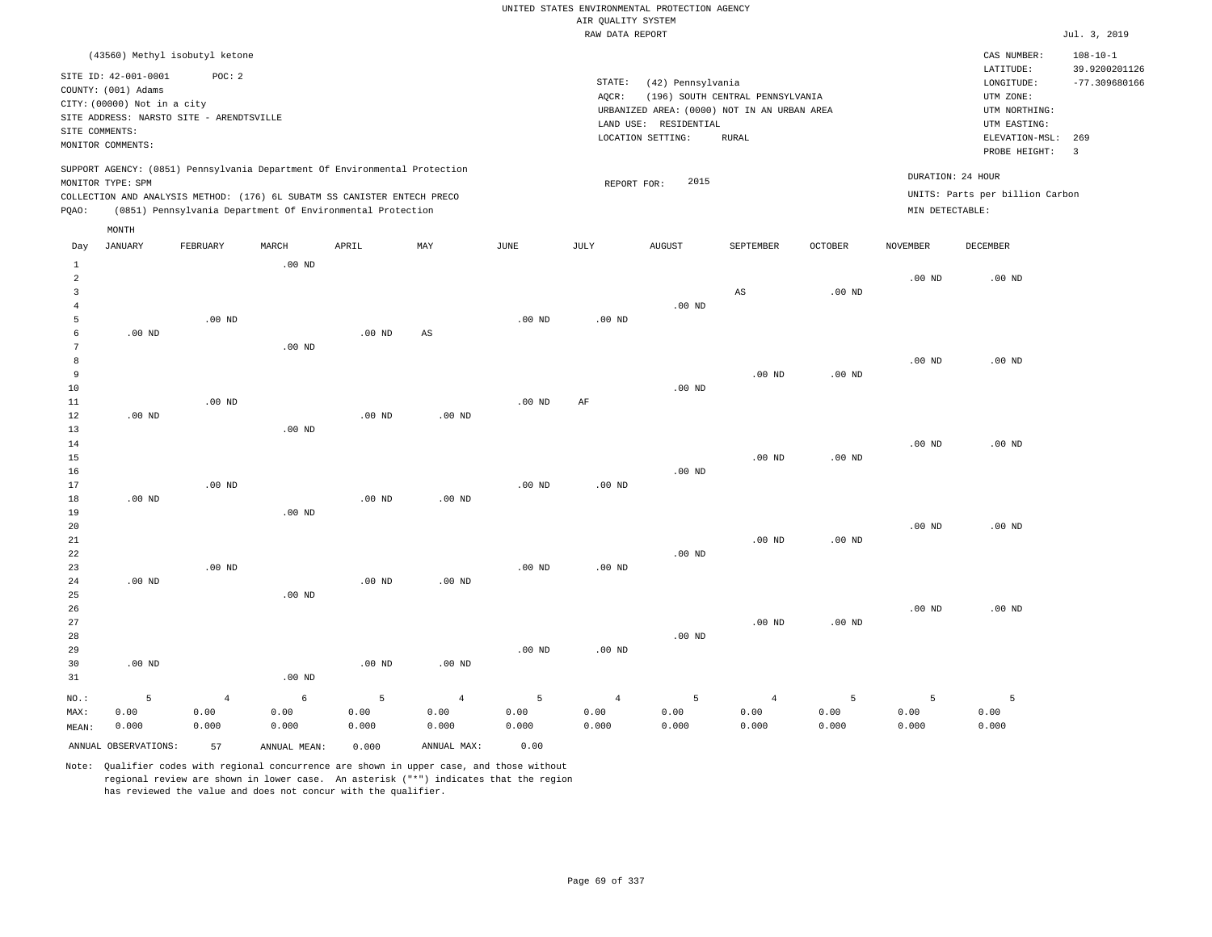UNITED STATES ENVIRONMENTAL PROTECTION AGENCY
AIR QUALITY SYSTEM
RAW DATA REPORT

Jul. 3, 2019

(43560) Methyl isobutyl ketone

SITE ID: 42-001-0001 POC: 2
COUNTY: (001) Adams
CITY: (00000) Not in a city
SITE ADDRESS: NARSTO SITE - ARENDTSVILLE
SITE COMMENTS:
MONITOR COMMENTS:

STATE: (42) Pennsylvania
AQCR: (196) SOUTH CENTRAL PENNSYLVANIA
URBANIZED AREA: (0000) NOT IN AN URBAN AREA
LAND USE: RESIDENTIAL
LOCATION SETTING: RURAL

CAS NUMBER: 108-10-1
LATITUDE: 39.9200201126
LONGITUDE: -77.309680166
UTM ZONE:
UTM NORTHING:
UTM EASTING:
ELEVATION-MSL: 269
PROBE HEIGHT: 3

SUPPORT AGENCY: (0851) Pennsylvania Department Of Environmental Protection
MONITOR TYPE: SPM
COLLECTION AND ANALYSIS METHOD: (176) 6L SUBATM SS CANISTER ENTECH PRECO
PQAO: (0851) Pennsylvania Department Of Environmental Protection

REPORT FOR: 2015

DURATION: 24 HOUR
UNITS: Parts per billion Carbon
MIN DETECTABLE:

| Day | JANUARY | FEBRUARY | MARCH | APRIL | MAY | JUNE | JULY | AUGUST | SEPTEMBER | OCTOBER | NOVEMBER | DECEMBER |
|---|---|---|---|---|---|---|---|---|---|---|---|---|
| 1 | | | .00 ND | | | | | | | | | |
| 2 | | | | | | | | | | | .00 ND | .00 ND |
| 3 | | | | | | | | | AS | .00 ND | | |
| 4 | | | | | | | | .00 ND | | | | |
| 5 | | .00 ND | | | | .00 ND | .00 ND | | | | | |
| 6 | .00 ND | | | .00 ND | AS | | | | | | | |
| 7 | | | .00 ND | | | | | | | | | |
| 8 | | | | | | | | | | | .00 ND | .00 ND |
| 9 | | | | | | | | | .00 ND | .00 ND | | |
| 10 | | | | | | | | .00 ND | | | | |
| 11 | | .00 ND | | | | .00 ND | AF | | | | | |
| 12 | .00 ND | | | .00 ND | .00 ND | | | | | | | |
| 13 | | | .00 ND | | | | | | | | | |
| 14 | | | | | | | | | | | .00 ND | .00 ND |
| 15 | | | | | | | | | .00 ND | .00 ND | | |
| 16 | | | | | | | | .00 ND | | | | |
| 17 | | .00 ND | | | | .00 ND | .00 ND | | | | | |
| 18 | .00 ND | | | .00 ND | .00 ND | | | | | | | |
| 19 | | | .00 ND | | | | | | | | | |
| 20 | | | | | | | | | | | .00 ND | .00 ND |
| 21 | | | | | | | | | .00 ND | .00 ND | | |
| 22 | | | | | | | | .00 ND | | | | |
| 23 | | .00 ND | | | | .00 ND | .00 ND | | | | | |
| 24 | .00 ND | | | .00 ND | .00 ND | | | | | | | |
| 25 | | | .00 ND | | | | | | | | | |
| 26 | | | | | | | | | | | .00 ND | .00 ND |
| 27 | | | | | | | | | .00 ND | .00 ND | | |
| 28 | | | | | | | | .00 ND | | | | |
| 29 | | | | | | .00 ND | .00 ND | | | | | |
| 30 | .00 ND | | | .00 ND | .00 ND | | | | | | | |
| 31 | | | .00 ND | | | | | | | | | |
| NO.: | 5 | 4 | 6 | 5 | 4 | 5 | 4 | 5 | 4 | 5 | 5 | 5 |
| MAX: | 0.00 | 0.00 | 0.00 | 0.00 | 0.00 | 0.00 | 0.00 | 0.00 | 0.00 | 0.00 | 0.00 | 0.00 |
| MEAN: | 0.000 | 0.000 | 0.000 | 0.000 | 0.000 | 0.000 | 0.000 | 0.000 | 0.000 | 0.000 | 0.000 | 0.000 |

ANNUAL OBSERVATIONS: 57 ANNUAL MEAN: 0.000 ANNUAL MAX: 0.00

Note: Qualifier codes with regional concurrence are shown in upper case, and those without regional review are shown in lower case. An asterisk ("*") indicates that the region has reviewed the value and does not concur with the qualifier.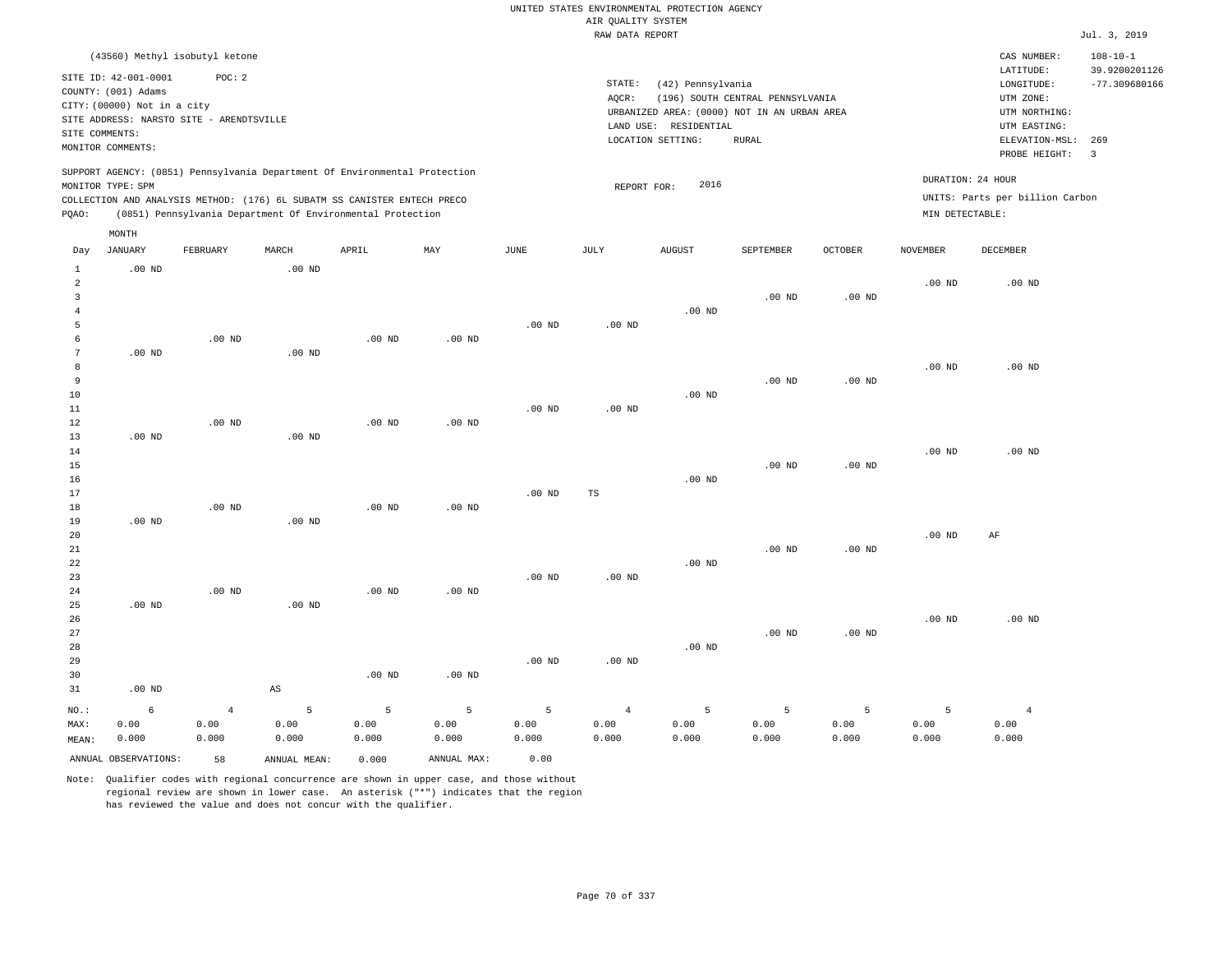UNITED STATES ENVIRONMENTAL PROTECTION AGENCY
AIR QUALITY SYSTEM
RAW DATA REPORT

Jul. 3, 2019

(43560) Methyl isobutyl ketone

SITE ID: 42-001-0001 POC: 2
COUNTY: (001) Adams
CITY: (00000) Not in a city
SITE ADDRESS: NARSTO SITE - ARENDTSVILLE
SITE COMMENTS:
MONITOR COMMENTS:

STATE: (42) Pennsylvania
AQCR: (196) SOUTH CENTRAL PENNSYLVANIA
URBANIZED AREA: (0000) NOT IN AN URBAN AREA
LAND USE: RESIDENTIAL
LOCATION SETTING: RURAL

CAS NUMBER: 108-10-1
LATITUDE: 39.9200201126
LONGITUDE: -77.309680166
UTM ZONE:
UTM NORTHING:
UTM EASTING:
ELEVATION-MSL: 269
PROBE HEIGHT: 3

SUPPORT AGENCY: (0851) Pennsylvania Department Of Environmental Protection
MONITOR TYPE: SPM
COLLECTION AND ANALYSIS METHOD: (176) 6L SUBATM SS CANISTER ENTECH PRECO
PQAO: (0851) Pennsylvania Department Of Environmental Protection

REPORT FOR: 2016

DURATION: 24 HOUR
UNITS: Parts per billion Carbon
MIN DETECTABLE:

| Day | JANUARY | FEBRUARY | MARCH | APRIL | MAY | JUNE | JULY | AUGUST | SEPTEMBER | OCTOBER | NOVEMBER | DECEMBER |
|---|---|---|---|---|---|---|---|---|---|---|---|---|
| 1 | .00 ND | | .00 ND | | | | | | | | | |
| 2 | | | | | | | | | | | .00 ND | .00 ND |
| 3 | | | | | | | | | .00 ND | .00 ND | | |
| 4 | | | | | | | | .00 ND | | | | |
| 5 | | | | | | .00 ND | .00 ND | | | | | |
| 6 | | .00 ND | | .00 ND | .00 ND | | | | | | | |
| 7 | .00 ND | | .00 ND | | | | | | | | | |
| 8 | | | | | | | | | | | .00 ND | .00 ND |
| 9 | | | | | | | | | .00 ND | .00 ND | | |
| 10 | | | | | | | | .00 ND | | | | |
| 11 | | | | | | .00 ND | .00 ND | | | | | |
| 12 | | .00 ND | | .00 ND | .00 ND | | | | | | | |
| 13 | .00 ND | | .00 ND | | | | | | | | | |
| 14 | | | | | | | | | | | .00 ND | .00 ND |
| 15 | | | | | | | | | .00 ND | .00 ND | | |
| 16 | | | | | | | | .00 ND | | | | |
| 17 | | | | | | .00 ND | TS | | | | | |
| 18 | | .00 ND | | .00 ND | .00 ND | | | | | | | |
| 19 | .00 ND | | .00 ND | | | | | | | | | |
| 20 | | | | | | | | | | | .00 ND | AF |
| 21 | | | | | | | | | .00 ND | .00 ND | | |
| 22 | | | | | | | | .00 ND | | | | |
| 23 | | | | | | .00 ND | .00 ND | | | | | |
| 24 | | .00 ND | | .00 ND | .00 ND | | | | | | | |
| 25 | .00 ND | | .00 ND | | | | | | | | | |
| 26 | | | | | | | | | | | .00 ND | .00 ND |
| 27 | | | | | | | | | .00 ND | .00 ND | | |
| 28 | | | | | | | | .00 ND | | | | |
| 29 | | | | | | .00 ND | .00 ND | | | | | |
| 30 | | | | .00 ND | .00 ND | | | | | | | |
| 31 | .00 ND | | AS | | | | | | | | | |
| NO.: | 6 | 4 | 5 | 5 | 5 | 5 | 4 | 5 | 5 | 5 | 5 | 4 |
| MAX: | 0.00 | 0.00 | 0.00 | 0.00 | 0.00 | 0.00 | 0.00 | 0.00 | 0.00 | 0.00 | 0.00 | 0.00 |
| MEAN: | 0.000 | 0.000 | 0.000 | 0.000 | 0.000 | 0.000 | 0.000 | 0.000 | 0.000 | 0.000 | 0.000 | 0.000 |

ANNUAL OBSERVATIONS: 58 ANNUAL MEAN: 0.000 ANNUAL MAX: 0.00

Note: Qualifier codes with regional concurrence are shown in upper case, and those without regional review are shown in lower case. An asterisk ("*") indicates that the region has reviewed the value and does not concur with the qualifier.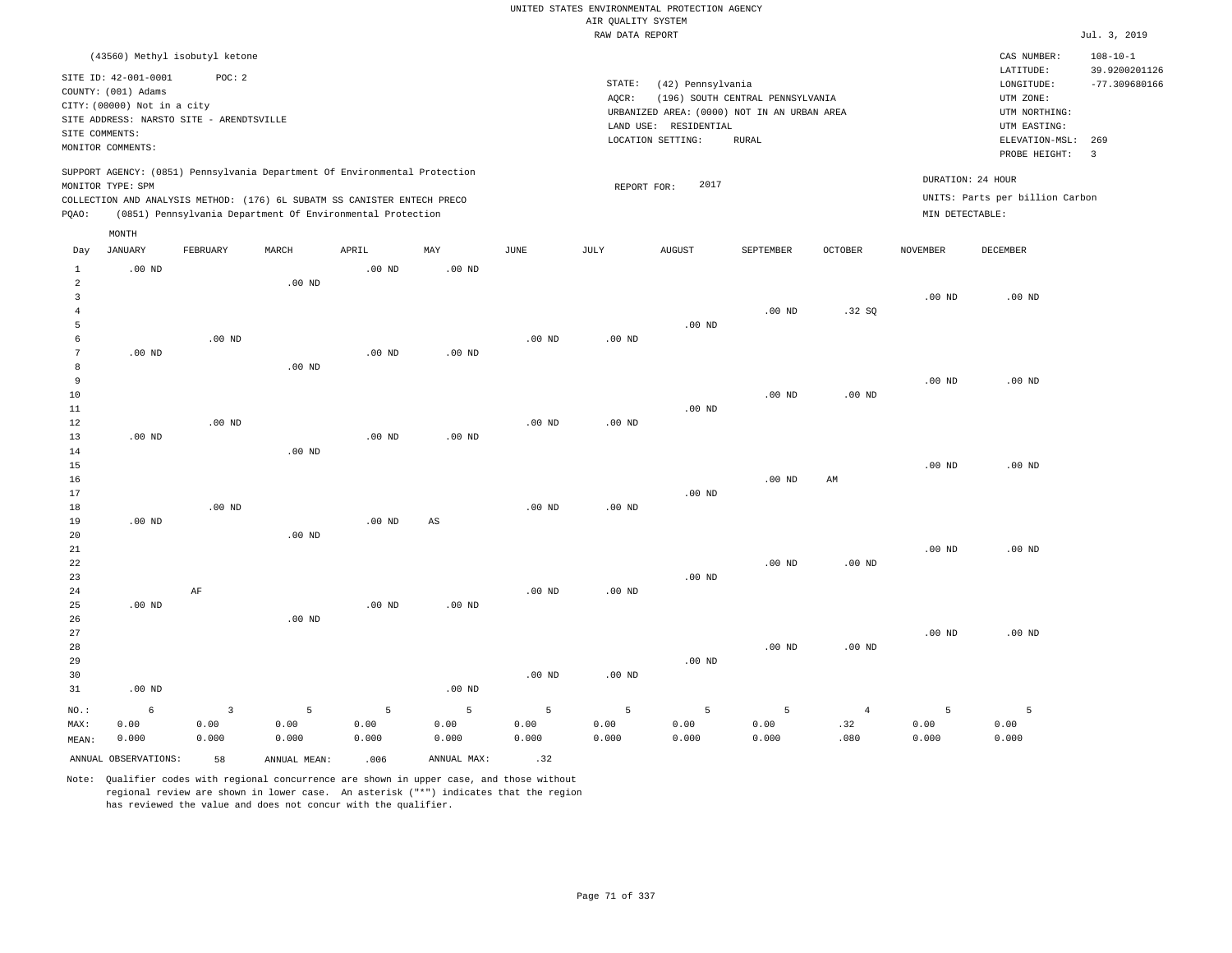UNITED STATES ENVIRONMENTAL PROTECTION AGENCY
AIR QUALITY SYSTEM
RAW DATA REPORT

Jul. 3, 2019

(43560) Methyl isobutyl ketone

SITE ID: 42-001-0001 POC: 2
COUNTY: (001) Adams
CITY: (00000) Not in a city
SITE ADDRESS: NARSTO SITE - ARENDTSVILLE
SITE COMMENTS:
MONITOR COMMENTS:

STATE: (42) Pennsylvania
AQCR: (196) SOUTH CENTRAL PENNSYLVANIA
URBANIZED AREA: (0000) NOT IN AN URBAN AREA
LAND USE: RESIDENTIAL
LOCATION SETTING: RURAL

CAS NUMBER: 108-10-1
LATITUDE: 39.9200201126
LONGITUDE: -77.309680166
UTM ZONE:
UTM NORTHING:
UTM EASTING:
ELEVATION-MSL: 269
PROBE HEIGHT: 3

SUPPORT AGENCY: (0851) Pennsylvania Department Of Environmental Protection
MONITOR TYPE: SPM
COLLECTION AND ANALYSIS METHOD: (176) 6L SUBATM SS CANISTER ENTECH PRECO
PQAO: (0851) Pennsylvania Department Of Environmental Protection

REPORT FOR: 2017

DURATION: 24 HOUR
UNITS: Parts per billion Carbon
MIN DETECTABLE:

| Day | JANUARY | FEBRUARY | MARCH | APRIL | MAY | JUNE | JULY | AUGUST | SEPTEMBER | OCTOBER | NOVEMBER | DECEMBER |
|---|---|---|---|---|---|---|---|---|---|---|---|---|
| 1 | .00 ND | | | .00 ND | .00 ND | | | | | | | |
| 2 | | | .00 ND | | | | | | | | | |
| 3 | | | | | | | | | | | .00 ND | .00 ND |
| 4 | | | | | | | | | .00 ND | .32 SQ | | |
| 5 | | | | | | | | .00 ND | | | | |
| 6 | | .00 ND | | | | .00 ND | .00 ND | | | | | |
| 7 | .00 ND | | | .00 ND | .00 ND | | | | | | | |
| 8 | | | .00 ND | | | | | | | | | |
| 9 | | | | | | | | | | | .00 ND | .00 ND |
| 10 | | | | | | | | | .00 ND | .00 ND | | |
| 11 | | | | | | | | .00 ND | | | | |
| 12 | | .00 ND | | | | .00 ND | .00 ND | | | | | |
| 13 | .00 ND | | | .00 ND | .00 ND | | | | | | | |
| 14 | | | .00 ND | | | | | | | | | |
| 15 | | | | | | | | | | | .00 ND | .00 ND |
| 16 | | | | | | | | | .00 ND | AM | | |
| 17 | | | | | | | | .00 ND | | | | |
| 18 | | .00 ND | | | | .00 ND | .00 ND | | | | | |
| 19 | .00 ND | | | .00 ND | AS | | | | | | | |
| 20 | | | .00 ND | | | | | | | | | |
| 21 | | | | | | | | | | | .00 ND | .00 ND |
| 22 | | | | | | | | | .00 ND | .00 ND | | |
| 23 | | | | | | | | .00 ND | | | | |
| 24 | | AF | | | | .00 ND | .00 ND | | | | | |
| 25 | .00 ND | | | .00 ND | .00 ND | | | | | | | |
| 26 | | | .00 ND | | | | | | | | | |
| 27 | | | | | | | | | | | .00 ND | .00 ND |
| 28 | | | | | | | | | .00 ND | .00 ND | | |
| 29 | | | | | | | | .00 ND | | | | |
| 30 | | | | | | .00 ND | .00 ND | | | | | |
| 31 | .00 ND | | | | .00 ND | | | | | | | |
| NO.: | 6 | 3 | 5 | 5 | 5 | 5 | 5 | 5 | 5 | 4 | 5 | 5 |
| MAX: | 0.00 | 0.00 | 0.00 | 0.00 | 0.00 | 0.00 | 0.00 | 0.00 | 0.00 | .32 | 0.00 | 0.00 |
| MEAN: | 0.000 | 0.000 | 0.000 | 0.000 | 0.000 | 0.000 | 0.000 | 0.000 | 0.000 | .080 | 0.000 | 0.000 |

ANNUAL OBSERVATIONS: 58 ANNUAL MEAN: .006 ANNUAL MAX: .32

Note: Qualifier codes with regional concurrence are shown in upper case, and those without regional review are shown in lower case. An asterisk ("*") indicates that the region has reviewed the value and does not concur with the qualifier.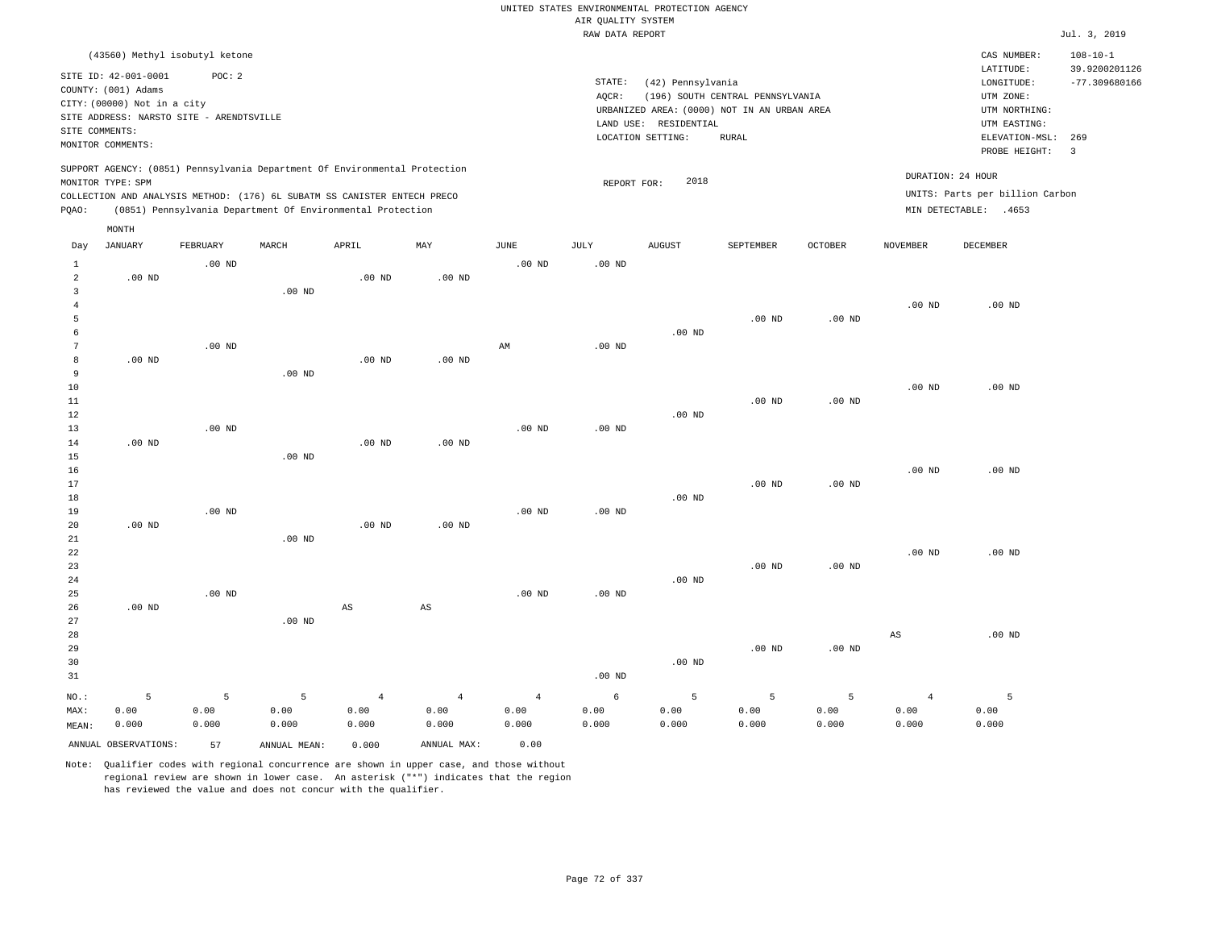UNITED STATES ENVIRONMENTAL PROTECTION AGENCY
AIR QUALITY SYSTEM
RAW DATA REPORT

Jul. 3, 2019

(43560) Methyl isobutyl ketone

SITE ID: 42-001-0001 POC: 2
COUNTY: (001) Adams
CITY: (00000) Not in a city
SITE ADDRESS: NARSTO SITE - ARENDTSVILLE
SITE COMMENTS:
MONITOR COMMENTS:

STATE: (42) Pennsylvania
AQCR: (196) SOUTH CENTRAL PENNSYLVANIA
URBANIZED AREA: (0000) NOT IN AN URBAN AREA
LAND USE: RESIDENTIAL
LOCATION SETTING: RURAL

CAS NUMBER: 108-10-1
LATITUDE: 39.9200201126
LONGITUDE: -77.309680166
UTM ZONE:
UTM NORTHING:
UTM EASTING:
ELEVATION-MSL: 269
PROBE HEIGHT: 3

SUPPORT AGENCY: (0851) Pennsylvania Department Of Environmental Protection
MONITOR TYPE: SPM
COLLECTION AND ANALYSIS METHOD: (176) 6L SUBATM SS CANISTER ENTECH PRECO
PQAO: (0851) Pennsylvania Department Of Environmental Protection

REPORT FOR: 2018

DURATION: 24 HOUR
UNITS: Parts per billion Carbon
MIN DETECTABLE: .4653

| Day | JANUARY | FEBRUARY | MARCH | APRIL | MAY | JUNE | JULY | AUGUST | SEPTEMBER | OCTOBER | NOVEMBER | DECEMBER |
|---|---|---|---|---|---|---|---|---|---|---|---|---|
| 1 | | .00 ND | | | | .00 ND | .00 ND | | | | | |
| 2 | .00 ND | | | .00 ND | .00 ND | | | | | | | |
| 3 | | | .00 ND | | | | | | | | | |
| 4 | | | | | | | | | | | .00 ND | .00 ND |
| 5 | | | | | | | | | .00 ND | .00 ND | | |
| 6 | | | | | | | | .00 ND | | | | |
| 7 | | .00 ND | | | | AM | .00 ND | | | | | |
| 8 | .00 ND | | | .00 ND | .00 ND | | | | | | | |
| 9 | | | .00 ND | | | | | | | | | |
| 10 | | | | | | | | | | | .00 ND | .00 ND |
| 11 | | | | | | | | | .00 ND | .00 ND | | |
| 12 | | | | | | | | .00 ND | | | | |
| 13 | | .00 ND | | | | .00 ND | .00 ND | | | | | |
| 14 | .00 ND | | | .00 ND | .00 ND | | | | | | | |
| 15 | | | .00 ND | | | | | | | | | |
| 16 | | | | | | | | | | | .00 ND | .00 ND |
| 17 | | | | | | | | | .00 ND | .00 ND | | |
| 18 | | | | | | | | .00 ND | | | | |
| 19 | | .00 ND | | | | .00 ND | .00 ND | | | | | |
| 20 | .00 ND | | | .00 ND | .00 ND | | | | | | | |
| 21 | | | .00 ND | | | | | | | | | |
| 22 | | | | | | | | | | | .00 ND | .00 ND |
| 23 | | | | | | | | | .00 ND | .00 ND | | |
| 24 | | | | | | | | .00 ND | | | | |
| 25 | | .00 ND | | | | .00 ND | .00 ND | | | | | |
| 26 | .00 ND | | | AS | AS | | | | | | | |
| 27 | | | .00 ND | | | | | | | | | |
| 28 | | | | | | | | | | | AS | .00 ND |
| 29 | | | | | | | | | .00 ND | .00 ND | | |
| 30 | | | | | | | | .00 ND | | | | |
| 31 | | | | | | | .00 ND | | | | | |
| NO.: | 5 | 5 | 5 | 4 | 4 | 4 | 6 | 5 | 5 | 5 | 4 | 5 |
| MAX: | 0.00 | 0.00 | 0.00 | 0.00 | 0.00 | 0.00 | 0.00 | 0.00 | 0.00 | 0.00 | 0.00 | 0.00 |
| MEAN: | 0.000 | 0.000 | 0.000 | 0.000 | 0.000 | 0.000 | 0.000 | 0.000 | 0.000 | 0.000 | 0.000 | 0.000 |

ANNUAL OBSERVATIONS: 57 ANNUAL MEAN: 0.000 ANNUAL MAX: 0.00

Note: Qualifier codes with regional concurrence are shown in upper case, and those without regional review are shown in lower case. An asterisk ("*") indicates that the region has reviewed the value and does not concur with the qualifier.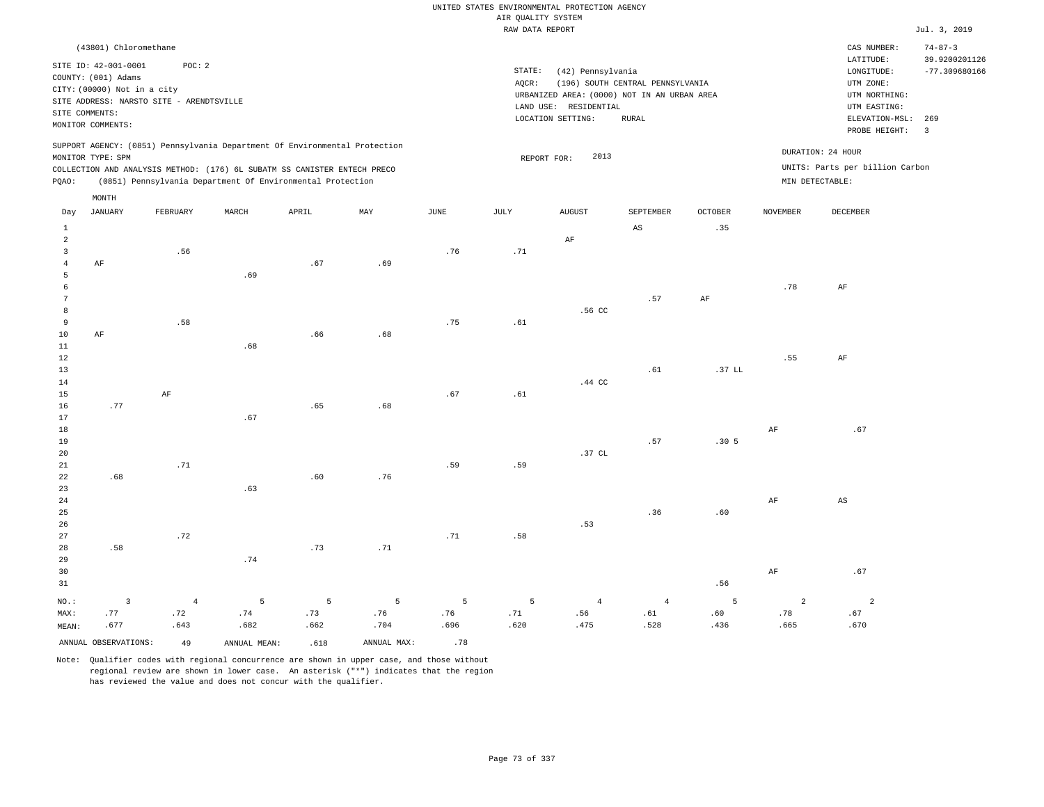UNITED STATES ENVIRONMENTAL PROTECTION AGENCY
AIR QUALITY SYSTEM
RAW DATA REPORT

Jul. 3, 2019

(43801) Chloromethane

SITE ID: 42-001-0001    POC: 2
COUNTY: (001) Adams
CITY: (00000) Not in a city
SITE ADDRESS: NARSTO SITE - ARENDTSVILLE
SITE COMMENTS:
MONITOR COMMENTS:

STATE: (42) Pennsylvania
AQCR: (196) SOUTH CENTRAL PENNSYLVANIA
URBANIZED AREA: (0000) NOT IN AN URBAN AREA
LAND USE: RESIDENTIAL
LOCATION SETTING: RURAL

CAS NUMBER: 74-87-3
LATITUDE: 39.9200201126
LONGITUDE: -77.309680166
UTM ZONE:
UTM NORTHING:
UTM EASTING:
ELEVATION-MSL: 269
PROBE HEIGHT: 3

SUPPORT AGENCY: (0851) Pennsylvania Department Of Environmental Protection
MONITOR TYPE: SPM
COLLECTION AND ANALYSIS METHOD: (176) 6L SUBATM SS CANISTER ENTECH PRECO
PQAO: (0851) Pennsylvania Department Of Environmental Protection

REPORT FOR: 2013

DURATION: 24 HOUR
UNITS: Parts per billion Carbon
MIN DETECTABLE:

| Day | JANUARY | FEBRUARY | MARCH | APRIL | MAY | JUNE | JULY | AUGUST | SEPTEMBER | OCTOBER | NOVEMBER | DECEMBER |
|---|---|---|---|---|---|---|---|---|---|---|---|---|
| 1 | | | | | | | | | AS | .35 | | |
| 2 | | | | | | | | AF | | | | |
| 3 | | .56 | | | | .76 | .71 | | | | | |
| 4 | AF | | | .67 | .69 | | | | | | | |
| 5 | | | .69 | | | | | | | | | |
| 6 | | | | | | | | | | | .78 | AF |
| 7 | | | | | | | | | .57 | AF | | |
| 8 | | | | | | | | .56 CC | | | | |
| 9 | | .58 | | | | .75 | .61 | | | | | |
| 10 | AF | | | .66 | .68 | | | | | | | |
| 11 | | | .68 | | | | | | | | | |
| 12 | | | | | | | | | | | .55 | AF |
| 13 | | | | | | | | | .61 | .37 LL | | |
| 14 | | | | | | | | .44 CC | | | | |
| 15 | | AF | | | | .67 | .61 | | | | | |
| 16 | .77 | | | .65 | .68 | | | | | | | |
| 17 | | | .67 | | | | | | | | | |
| 18 | | | | | | | | | | | AF | .67 |
| 19 | | | | | | | | | .57 | .30 5 | | |
| 20 | | | | | | | | .37 CL | | | | |
| 21 | | .71 | | | | .59 | .59 | | | | | |
| 22 | .68 | | | .60 | .76 | | | | | | | |
| 23 | | | .63 | | | | | | | | | |
| 24 | | | | | | | | | | | AF | AS |
| 25 | | | | | | | | | .36 | .60 | | |
| 26 | | | | | | | | .53 | | | | |
| 27 | | .72 | | | | .71 | .58 | | | | | |
| 28 | .58 | | | .73 | .71 | | | | | | | |
| 29 | | | .74 | | | | | | | | | |
| 30 | | | | | | | | | | | AF | .67 |
| 31 | | | | | | | | | | .56 | | |
| NO.: | 3 | 4 | 5 | 5 | 5 | 5 | 5 | 4 | 4 | 5 | 2 | 2 |
| MAX: | .77 | .72 | .74 | .73 | .76 | .76 | .71 | .56 | .61 | .60 | .78 | .67 |
| MEAN: | .677 | .643 | .682 | .662 | .704 | .696 | .620 | .475 | .528 | .436 | .665 | .670 |

ANNUAL OBSERVATIONS: 49    ANNUAL MEAN: .618    ANNUAL MAX: .78

Note: Qualifier codes with regional concurrence are shown in upper case, and those without regional review are shown in lower case. An asterisk ("*") indicates that the region has reviewed the value and does not concur with the qualifier.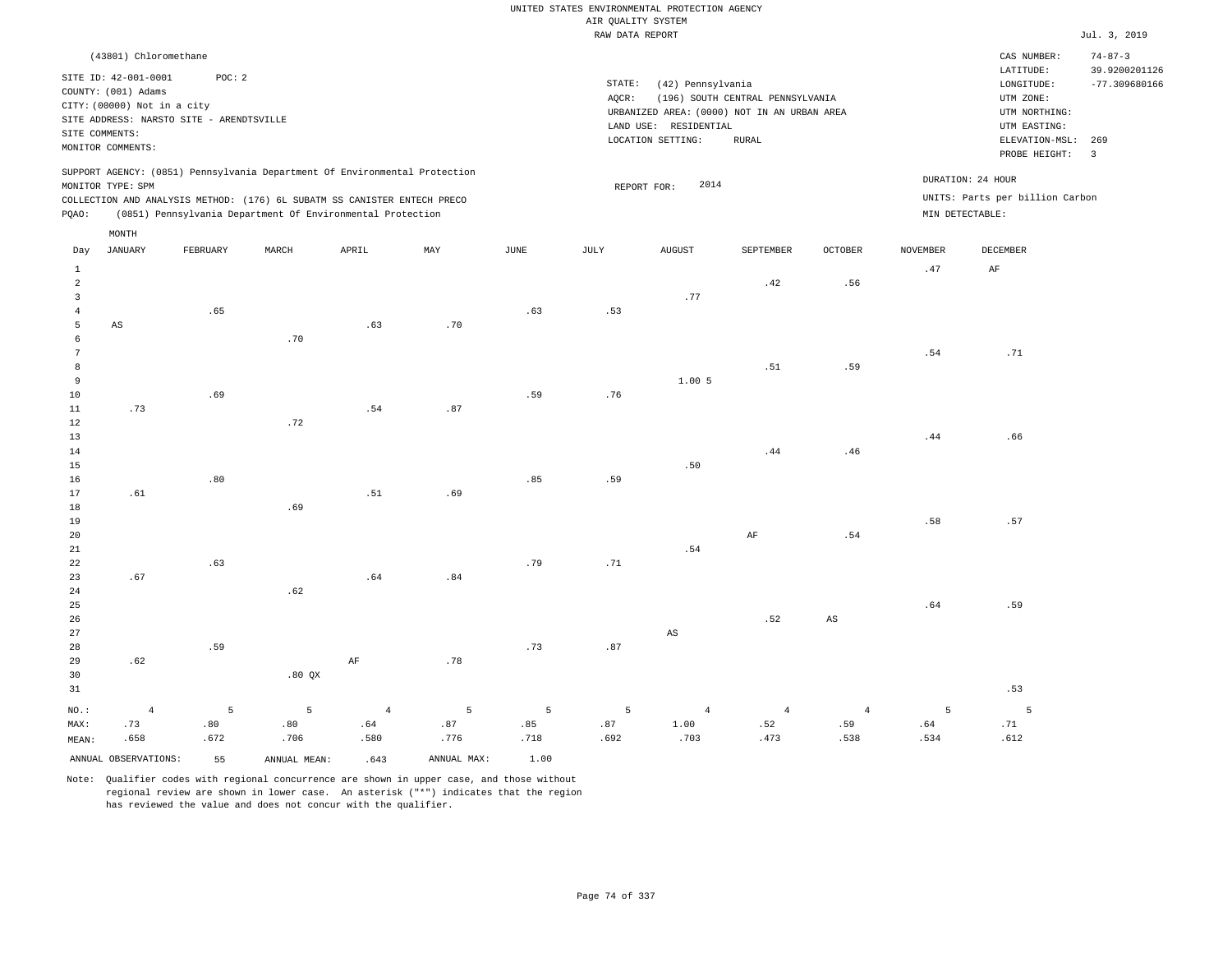UNITED STATES ENVIRONMENTAL PROTECTION AGENCY
AIR QUALITY SYSTEM
RAW DATA REPORT

Jul. 3, 2019

(43801) Chloromethane

SITE ID: 42-001-0001  POC: 2
COUNTY: (001) Adams
CITY: (00000) Not in a city
SITE ADDRESS: NARSTO SITE - ARENDTSVILLE
SITE COMMENTS:
MONITOR COMMENTS:

STATE: (42) Pennsylvania
AQCR: (196) SOUTH CENTRAL PENNSYLVANIA
URBANIZED AREA: (0000) NOT IN AN URBAN AREA
LAND USE: RESIDENTIAL
LOCATION SETTING: RURAL

CAS NUMBER: 74-87-3
LATITUDE: 39.9200201126
LONGITUDE: -77.309680166
UTM ZONE:
UTM NORTHING:
UTM EASTING:
ELEVATION-MSL: 269
PROBE HEIGHT: 3

SUPPORT AGENCY: (0851) Pennsylvania Department Of Environmental Protection
MONITOR TYPE: SPM
COLLECTION AND ANALYSIS METHOD: (176) 6L SUBATM SS CANISTER ENTECH PRECO
PQAO: (0851) Pennsylvania Department Of Environmental Protection

REPORT FOR: 2014

DURATION: 24 HOUR
UNITS: Parts per billion Carbon
MIN DETECTABLE:

| Day | JANUARY | FEBRUARY | MARCH | APRIL | MAY | JUNE | JULY | AUGUST | SEPTEMBER | OCTOBER | NOVEMBER | DECEMBER |
|---|---|---|---|---|---|---|---|---|---|---|---|---|
| 1 | | | | | | | | | | | .47 | AF |
| 2 | | | | | | | | | .42 | .56 | | |
| 3 | | | | | | | | .77 | | | | |
| 4 | | .65 | | | | .63 | .53 | | | | | |
| 5 | AS | | | .63 | .70 | | | | | | | |
| 6 | | | .70 | | | | | | | | | |
| 7 | | | | | | | | | | | .54 | .71 |
| 8 | | | | | | | | | .51 | .59 | | |
| 9 | | | | | | | | 1.00 5 | | | | |
| 10 | | .69 | | | | .59 | .76 | | | | | |
| 11 | .73 | | | .54 | .87 | | | | | | | |
| 12 | | | .72 | | | | | | | | | |
| 13 | | | | | | | | | | | .44 | .66 |
| 14 | | | | | | | | | .44 | .46 | | |
| 15 | | | | | | | | .50 | | | | |
| 16 | | .80 | | | | .85 | .59 | | | | | |
| 17 | .61 | | | .51 | .69 | | | | | | | |
| 18 | | | .69 | | | | | | | | | |
| 19 | | | | | | | | | | | .58 | .57 |
| 20 | | | | | | | | | AF | .54 | | |
| 21 | | | | | | | | .54 | | | | |
| 22 | | .63 | | | | .79 | .71 | | | | | |
| 23 | .67 | | | .64 | .84 | | | | | | | |
| 24 | | | .62 | | | | | | | | | |
| 25 | | | | | | | | | | | .64 | .59 |
| 26 | | | | | | | | | .52 | AS | | |
| 27 | | | | | | | | AS | | | | |
| 28 | | .59 | | | | .73 | .87 | | | | | |
| 29 | .62 | | | AF | .78 | | | | | | | |
| 30 | | | .80 QX | | | | | | | | | |
| 31 | | | | | | | | | | | | .53 |
| NO.: | 4 | 5 | 5 | 4 | 5 | 5 | 5 | 4 | 4 | 4 | 5 | 5 |
| MAX: | .73 | .80 | .80 | .64 | .87 | .85 | .87 | 1.00 | .52 | .59 | .64 | .71 |
| MEAN: | .658 | .672 | .706 | .580 | .776 | .718 | .692 | .703 | .473 | .538 | .534 | .612 |

ANNUAL OBSERVATIONS: 55  ANNUAL MEAN: .643  ANNUAL MAX: 1.00

Note: Qualifier codes with regional concurrence are shown in upper case, and those without regional review are shown in lower case. An asterisk ("*") indicates that the region has reviewed the value and does not concur with the qualifier.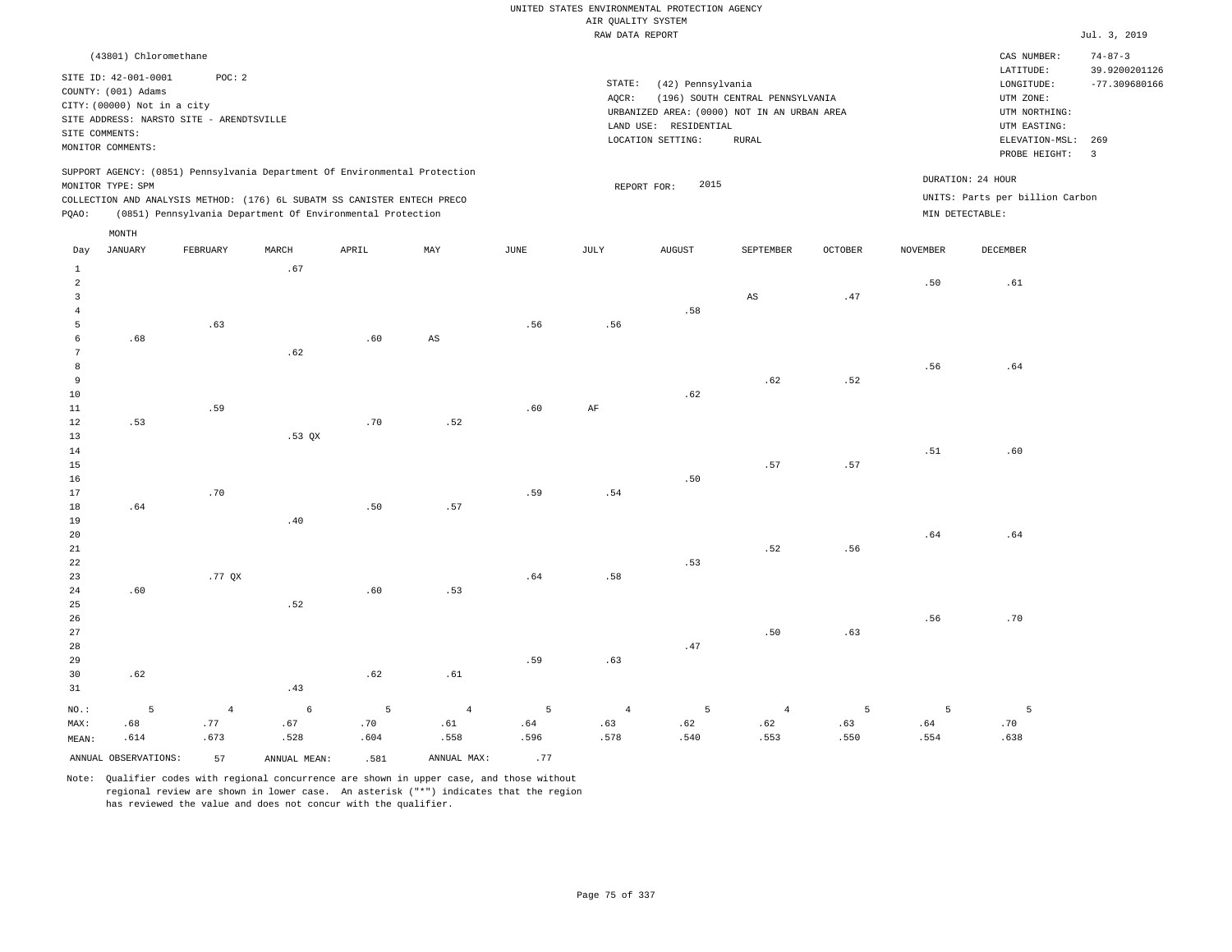UNITED STATES ENVIRONMENTAL PROTECTION AGENCY
AIR QUALITY SYSTEM
RAW DATA REPORT

Jul. 3, 2019

(43801) Chloromethane

SITE ID: 42-001-0001 POC: 2
COUNTY: (001) Adams
CITY: (00000) Not in a city
SITE ADDRESS: NARSTO SITE - ARENDTSVILLE
SITE COMMENTS:
MONITOR COMMENTS:

STATE: (42) Pennsylvania
AQCR: (196) SOUTH CENTRAL PENNSYLVANIA
URBANIZED AREA: (0000) NOT IN AN URBAN AREA
LAND USE: RESIDENTIAL
LOCATION SETTING: RURAL

CAS NUMBER: 74-87-3
LATITUDE: 39.9200201126
LONGITUDE: -77.309680166
UTM ZONE:
UTM NORTHING:
UTM EASTING:
ELEVATION-MSL: 269
PROBE HEIGHT: 3

SUPPORT AGENCY: (0851) Pennsylvania Department Of Environmental Protection
MONITOR TYPE: SPM
COLLECTION AND ANALYSIS METHOD: (176) 6L SUBATM SS CANISTER ENTECH PRECO
PQAO: (0851) Pennsylvania Department Of Environmental Protection

REPORT FOR: 2015

DURATION: 24 HOUR
UNITS: Parts per billion Carbon
MIN DETECTABLE:

| Day | JANUARY | FEBRUARY | MARCH | APRIL | MAY | JUNE | JULY | AUGUST | SEPTEMBER | OCTOBER | NOVEMBER | DECEMBER |
|---|---|---|---|---|---|---|---|---|---|---|---|---|
| 1 | | | .67 | | | | | | | | | |
| 2 | | | | | | | | | | | .50 | .61 |
| 3 | | | | | | | | | AS | .47 | | |
| 4 | | | | | | | | .58 | | | | |
| 5 | | .63 | | | | .56 | .56 | | | | | |
| 6 | .68 | | | .60 | AS | | | | | | | |
| 7 | | | .62 | | | | | | | | | |
| 8 | | | | | | | | | | | .56 | .64 |
| 9 | | | | | | | | | .62 | .52 | | |
| 10 | | | | | | | | .62 | | | | |
| 11 | | .59 | | | | .60 | AF | | | | | |
| 12 | .53 | | | .70 | .52 | | | | | | | |
| 13 | | | .53 QX | | | | | | | | | |
| 14 | | | | | | | | | | | .51 | .60 |
| 15 | | | | | | | | | .57 | .57 | | |
| 16 | | | | | | | | .50 | | | | |
| 17 | | .70 | | | | .59 | .54 | | | | | |
| 18 | .64 | | | .50 | .57 | | | | | | | |
| 19 | | | .40 | | | | | | | | | |
| 20 | | | | | | | | | | | .64 | .64 |
| 21 | | | | | | | | | .52 | .56 | | |
| 22 | | | | | | | | .53 | | | | |
| 23 | | .77 QX | | | | .64 | .58 | | | | | |
| 24 | .60 | | | .60 | .53 | | | | | | | |
| 25 | | | .52 | | | | | | | | | |
| 26 | | | | | | | | | | | .56 | .70 |
| 27 | | | | | | | | | .50 | .63 | | |
| 28 | | | | | | | | .47 | | | | |
| 29 | | | | | | .59 | .63 | | | | | |
| 30 | .62 | | | .62 | .61 | | | | | | | |
| 31 | | | .43 | | | | | | | | | |
| NO.: | 5 | 4 | 6 | 5 | 4 | 5 | 4 | 5 | 4 | 5 | 5 | 5 |
| MAX: | .68 | .77 | .67 | .70 | .61 | .64 | .63 | .62 | .62 | .63 | .64 | .70 |
| MEAN: | .614 | .673 | .528 | .604 | .558 | .596 | .578 | .540 | .553 | .550 | .554 | .638 |

ANNUAL OBSERVATIONS: 57 ANNUAL MEAN: .581 ANNUAL MAX: .77

Note: Qualifier codes with regional concurrence are shown in upper case, and those without regional review are shown in lower case. An asterisk ("*") indicates that the region has reviewed the value and does not concur with the qualifier.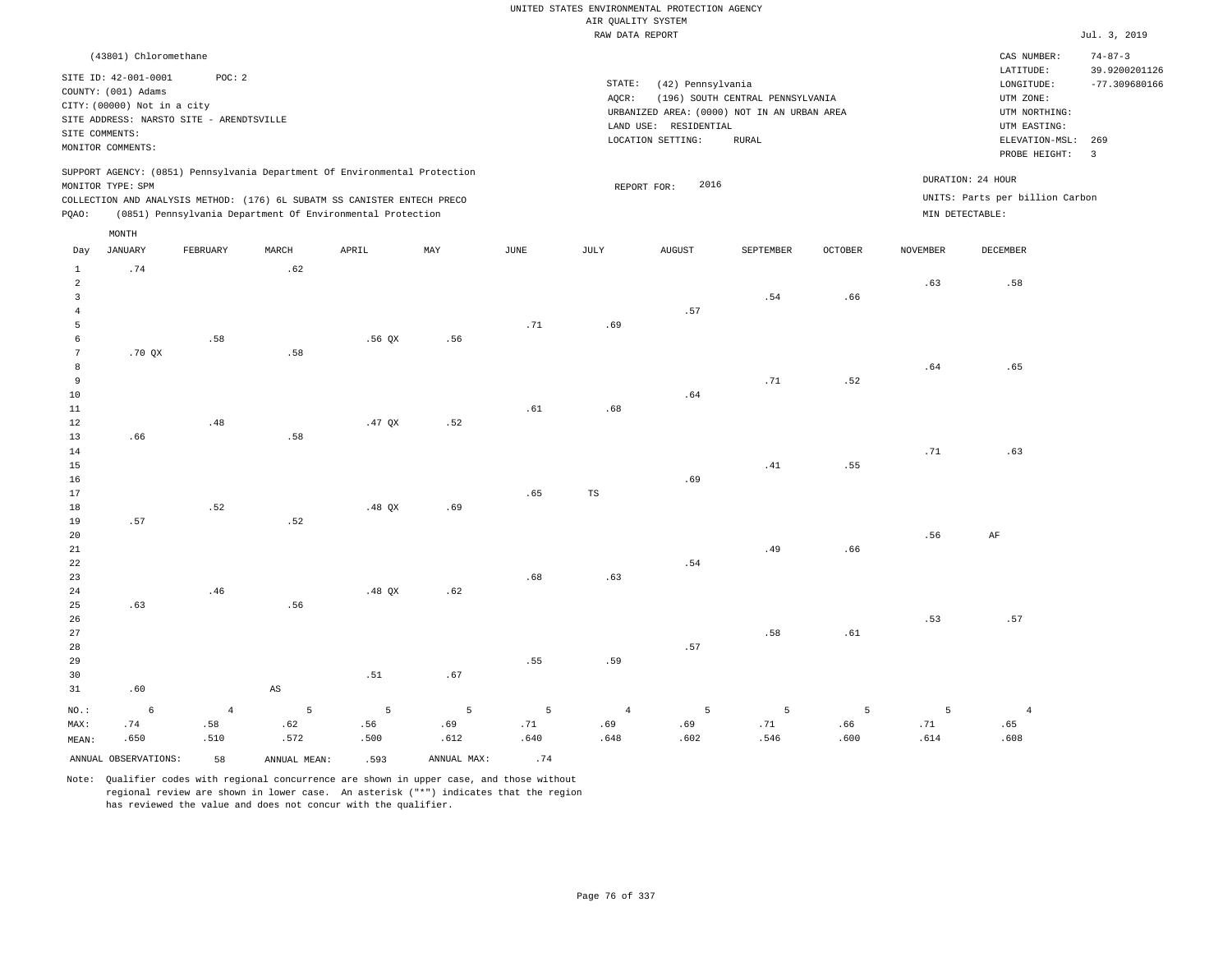UNITED STATES ENVIRONMENTAL PROTECTION AGENCY
AIR QUALITY SYSTEM
RAW DATA REPORT

Jul. 3, 2019

(43801) Chloromethane

SITE ID: 42-001-0001 POC: 2
COUNTY: (001) Adams
CITY: (00000) Not in a city
SITE ADDRESS: NARSTO SITE - ARENDTSVILLE
SITE COMMENTS:
MONITOR COMMENTS:

STATE: (42) Pennsylvania
AQCR: (196) SOUTH CENTRAL PENNSYLVANIA
URBANIZED AREA: (0000) NOT IN AN URBAN AREA
LAND USE: RESIDENTIAL
LOCATION SETTING: RURAL

CAS NUMBER: 74-87-3
LATITUDE: 39.9200201126
LONGITUDE: -77.309680166
UTM ZONE:
UTM NORTHING:
UTM EASTING:
ELEVATION-MSL: 269
PROBE HEIGHT: 3

SUPPORT AGENCY: (0851) Pennsylvania Department Of Environmental Protection
MONITOR TYPE: SPM
COLLECTION AND ANALYSIS METHOD: (176) 6L SUBATM SS CANISTER ENTECH PRECO
PQAO: (0851) Pennsylvania Department Of Environmental Protection

REPORT FOR: 2016

DURATION: 24 HOUR
UNITS: Parts per billion Carbon
MIN DETECTABLE:

| Day | JANUARY | FEBRUARY | MARCH | APRIL | MAY | JUNE | JULY | AUGUST | SEPTEMBER | OCTOBER | NOVEMBER | DECEMBER |
|---|---|---|---|---|---|---|---|---|---|---|---|---|
| 1 | .74 | | .62 | | | | | | | | | |
| 2 | | | | | | | | | | | .63 | .58 |
| 3 | | | | | | | | | .54 | .66 | | |
| 4 | | | | | | | | .57 | | | | |
| 5 | | | | | | .71 | .69 | | | | | |
| 6 | | .58 | | .56 QX | .56 | | | | | | | |
| 7 | .70 QX | | .58 | | | | | | | | | |
| 8 | | | | | | | | | | | .64 | .65 |
| 9 | | | | | | | | | .71 | .52 | | |
| 10 | | | | | | | | .64 | | | | |
| 11 | | | | | | .61 | .68 | | | | | |
| 12 | | .48 | | .47 QX | .52 | | | | | | | |
| 13 | .66 | | .58 | | | | | | | | | |
| 14 | | | | | | | | | | | .71 | .63 |
| 15 | | | | | | | | | .41 | .55 | | |
| 16 | | | | | | | | .69 | | | | |
| 17 | | | | | | .65 | TS | | | | | |
| 18 | | .52 | | .48 QX | .69 | | | | | | | |
| 19 | .57 | | .52 | | | | | | | | | |
| 20 | | | | | | | | | | | .56 | AF |
| 21 | | | | | | | | | .49 | .66 | | |
| 22 | | | | | | | | .54 | | | | |
| 23 | | | | | | .68 | .63 | | | | | |
| 24 | | .46 | | .48 QX | .62 | | | | | | | |
| 25 | .63 | | .56 | | | | | | | | | |
| 26 | | | | | | | | | | | .53 | .57 |
| 27 | | | | | | | | | .58 | .61 | | |
| 28 | | | | | | | | .57 | | | | |
| 29 | | | | | | .55 | .59 | | | | | |
| 30 | | | | .51 | .67 | | | | | | | |
| 31 | .60 | | AS | | | | | | | | | |
| NO.: | 6 | 4 | 5 | 5 | 5 | 5 | 4 | 5 | 5 | 5 | 5 | 4 |
| MAX: | .74 | .58 | .62 | .56 | .69 | .71 | .69 | .69 | .71 | .66 | .71 | .65 |
| MEAN: | .650 | .510 | .572 | .500 | .612 | .640 | .648 | .602 | .546 | .600 | .614 | .608 |

ANNUAL OBSERVATIONS: 58 ANNUAL MEAN: .593 ANNUAL MAX: .74

Note: Qualifier codes with regional concurrence are shown in upper case, and those without regional review are shown in lower case. An asterisk ("*") indicates that the region has reviewed the value and does not concur with the qualifier.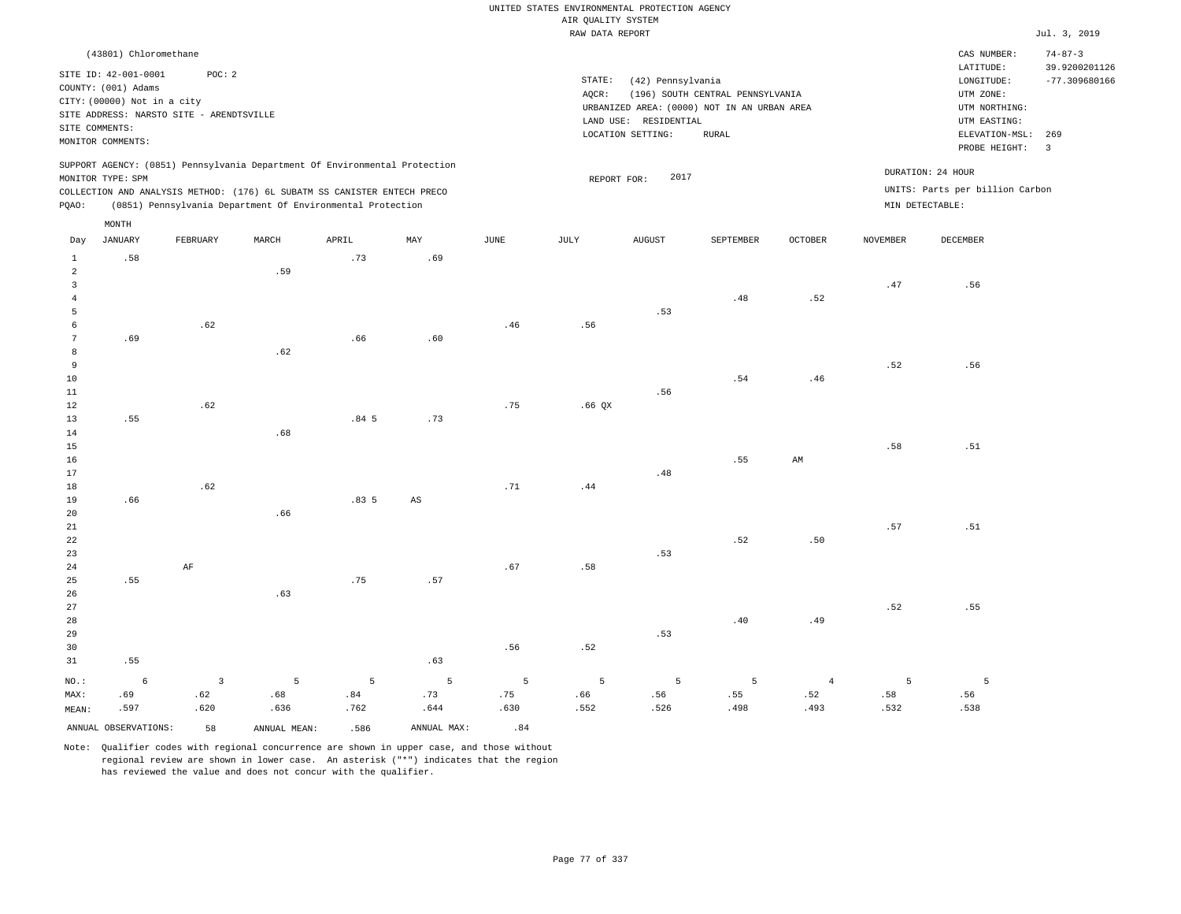UNITED STATES ENVIRONMENTAL PROTECTION AGENCY
AIR QUALITY SYSTEM
RAW DATA REPORT

Jul. 3, 2019

(43801) Chloromethane

SITE ID: 42-001-0001 POC: 2
COUNTY: (001) Adams
CITY: (00000) Not in a city
SITE ADDRESS: NARSTO SITE - ARENDTSVILLE
SITE COMMENTS:
MONITOR COMMENTS:

STATE: (42) Pennsylvania
AQCR: (196) SOUTH CENTRAL PENNSYLVANIA
URBANIZED AREA: (0000) NOT IN AN URBAN AREA
LAND USE: RESIDENTIAL
LOCATION SETTING: RURAL

CAS NUMBER: 74-87-3
LATITUDE: 39.9200201126
LONGITUDE: -77.309680166
UTM ZONE:
UTM NORTHING:
UTM EASTING:
ELEVATION-MSL: 269
PROBE HEIGHT: 3

SUPPORT AGENCY: (0851) Pennsylvania Department Of Environmental Protection
MONITOR TYPE: SPM
COLLECTION AND ANALYSIS METHOD: (176) 6L SUBATM SS CANISTER ENTECH PRECO
PQAO: (0851) Pennsylvania Department Of Environmental Protection

REPORT FOR: 2017

DURATION: 24 HOUR
UNITS: Parts per billion Carbon
MIN DETECTABLE:

| Day | JANUARY | FEBRUARY | MARCH | APRIL | MAY | JUNE | JULY | AUGUST | SEPTEMBER | OCTOBER | NOVEMBER | DECEMBER |
|---|---|---|---|---|---|---|---|---|---|---|---|---|
| 1 | .58 | | | .73 | .69 | | | | | | | |
| 2 | | | .59 | | | | | | | | | |
| 3 | | | | | | | | | | | .47 | .56 |
| 4 | | | | | | | | | .48 | .52 | | |
| 5 | | | | | | | | .53 | | | | |
| 6 | | .62 | | | | .46 | .56 | | | | | |
| 7 | .69 | | | .66 | .60 | | | | | | | |
| 8 | | | .62 | | | | | | | | | |
| 9 | | | | | | | | | | | .52 | .56 |
| 10 | | | | | | | | | .54 | .46 | | |
| 11 | | | | | | | | .56 | | | | |
| 12 | | .62 | | | | .75 | .66 QX | | | | | |
| 13 | .55 | | | .84 5 | .73 | | | | | | | |
| 14 | | | .68 | | | | | | | | | |
| 15 | | | | | | | | | | | .58 | .51 |
| 16 | | | | | | | | | .55 | AM | | |
| 17 | | | | | | | | .48 | | | | |
| 18 | | .62 | | | | .71 | .44 | | | | | |
| 19 | .66 | | | .83 5 | AS | | | | | | | |
| 20 | | | .66 | | | | | | | | | |
| 21 | | | | | | | | | | | .57 | .51 |
| 22 | | | | | | | | | .52 | .50 | | |
| 23 | | | | | | | | .53 | | | | |
| 24 | | AF | | | | .67 | .58 | | | | | |
| 25 | .55 | | | .75 | .57 | | | | | | | |
| 26 | | | .63 | | | | | | | | | |
| 27 | | | | | | | | | | | .52 | .55 |
| 28 | | | | | | | | | .40 | .49 | | |
| 29 | | | | | | | | .53 | | | | |
| 30 | | | | | | .56 | .52 | | | | | |
| 31 | .55 | | | | .63 | | | | | | | |
| NO.: | 6 | 3 | 5 | 5 | 5 | 5 | 5 | 5 | 5 | 4 | 5 | 5 |
| MAX: | .69 | .62 | .68 | .84 | .73 | .75 | .66 | .56 | .55 | .52 | .58 | .56 |
| MEAN: | .597 | .620 | .636 | .762 | .644 | .630 | .552 | .526 | .498 | .493 | .532 | .538 |

ANNUAL OBSERVATIONS: 58 ANNUAL MEAN: .586 ANNUAL MAX: .84

Note: Qualifier codes with regional concurrence are shown in upper case, and those without regional review are shown in lower case. An asterisk ("*") indicates that the region has reviewed the value and does not concur with the qualifier.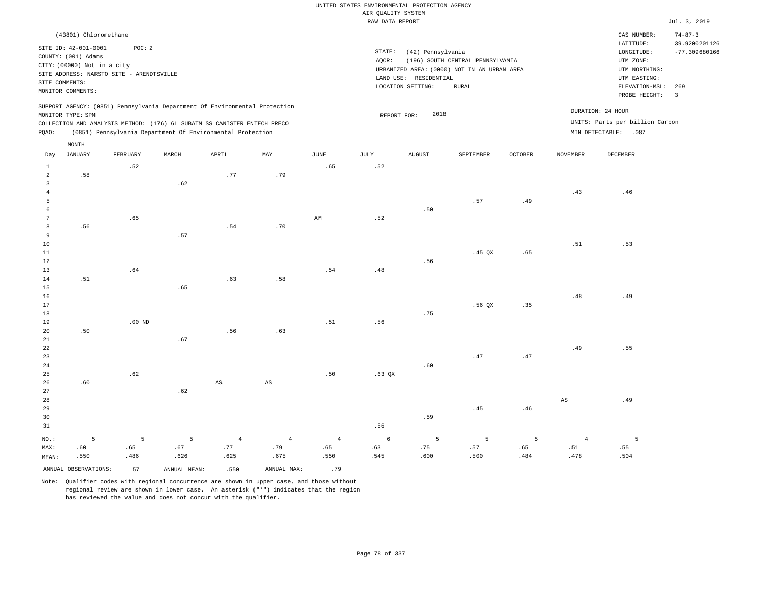UNITED STATES ENVIRONMENTAL PROTECTION AGENCY
AIR QUALITY SYSTEM
RAW DATA REPORT

Jul. 3, 2019

(43801) Chloromethane

SITE ID: 42-001-0001 POC: 2
COUNTY: (001) Adams
CITY: (00000) Not in a city
SITE ADDRESS: NARSTO SITE - ARENDTSVILLE
SITE COMMENTS:
MONITOR COMMENTS:

STATE: (42) Pennsylvania
AQCR: (196) SOUTH CENTRAL PENNSYLVANIA
URBANIZED AREA: (0000) NOT IN AN URBAN AREA
LAND USE: RESIDENTIAL
LOCATION SETTING: RURAL

CAS NUMBER: 74-87-3
LATITUDE: 39.9200201126
LONGITUDE: -77.309680166
UTM ZONE:
UTM NORTHING:
UTM EASTING:
ELEVATION-MSL: 269
PROBE HEIGHT: 3

SUPPORT AGENCY: (0851) Pennsylvania Department Of Environmental Protection
MONITOR TYPE: SPM
COLLECTION AND ANALYSIS METHOD: (176) 6L SUBATM SS CANISTER ENTECH PRECO
PQAO: (0851) Pennsylvania Department Of Environmental Protection

REPORT FOR: 2018

DURATION: 24 HOUR
UNITS: Parts per billion Carbon
MIN DETECTABLE: .087

| Day | JANUARY | FEBRUARY | MARCH | APRIL | MAY | JUNE | JULY | AUGUST | SEPTEMBER | OCTOBER | NOVEMBER | DECEMBER |
|---|---|---|---|---|---|---|---|---|---|---|---|---|
| 1 | | .52 | | | | .65 | .52 | | | | | |
| 2 | .58 | | | .77 | .79 | | | | | | | |
| 3 | | | .62 | | | | | | | | | |
| 4 | | | | | | | | | | | .43 | .46 |
| 5 | | | | | | | | | .57 | .49 | | |
| 6 | | | | | | | | .50 | | | | |
| 7 | | .65 | | | | AM | .52 | | | | | |
| 8 | .56 | | | .54 | .70 | | | | | | | |
| 9 | | | .57 | | | | | | | | | |
| 10 | | | | | | | | | | | .51 | .53 |
| 11 | | | | | | | | | .45 QX | .65 | | |
| 12 | | | | | | | | .56 | | | | |
| 13 | | .64 | | | | .54 | .48 | | | | | |
| 14 | .51 | | | .63 | .58 | | | | | | | |
| 15 | | | .65 | | | | | | | | | |
| 16 | | | | | | | | | | | .48 | .49 |
| 17 | | | | | | | | | .56 QX | .35 | | |
| 18 | | | | | | | | .75 | | | | |
| 19 | | .00 ND | | | | .51 | .56 | | | | | |
| 20 | .50 | | | .56 | .63 | | | | | | | |
| 21 | | | .67 | | | | | | | | | |
| 22 | | | | | | | | | | | .49 | .55 |
| 23 | | | | | | | | | .47 | .47 | | |
| 24 | | | | | | | | .60 | | | | |
| 25 | | .62 | | | | .50 | .63 QX | | | | | |
| 26 | .60 | | | AS | AS | | | | | | | |
| 27 | | | .62 | | | | | | | | | |
| 28 | | | | | | | | | | | AS | .49 |
| 29 | | | | | | | | | .45 | .46 | | |
| 30 | | | | | | | | .59 | | | | |
| 31 | | | | | | | .56 | | | | | |
| NO.: | 5 | 5 | 5 | 4 | 4 | 4 | 6 | 5 | 5 | 5 | 4 | 5 |
| MAX: | .60 | .65 | .67 | .77 | .79 | .65 | .63 | .75 | .57 | .65 | .51 | .55 |
| MEAN: | .550 | .486 | .626 | .625 | .675 | .550 | .545 | .600 | .500 | .484 | .478 | .504 |

ANNUAL OBSERVATIONS: 57 ANNUAL MEAN: .550 ANNUAL MAX: .79

Note: Qualifier codes with regional concurrence are shown in upper case, and those without regional review are shown in lower case. An asterisk ("*") indicates that the region has reviewed the value and does not concur with the qualifier.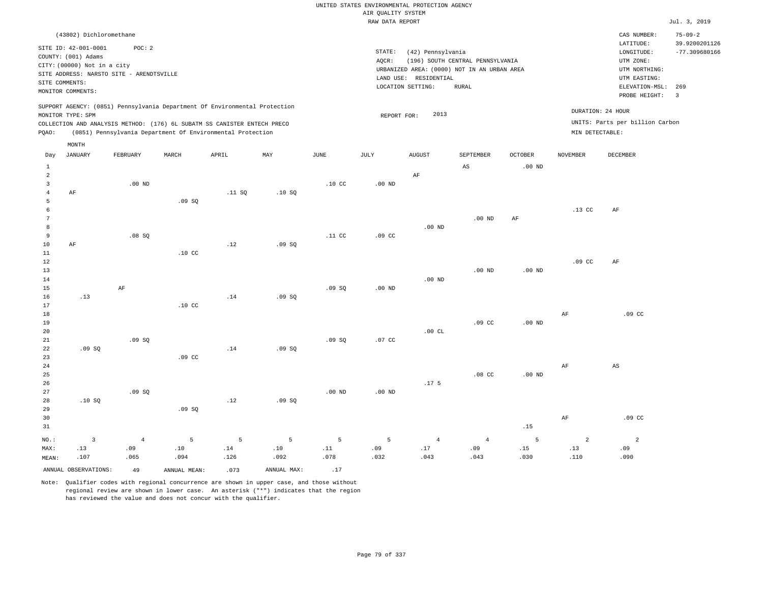UNITED STATES ENVIRONMENTAL PROTECTION AGENCY
AIR QUALITY SYSTEM
RAW DATA REPORT

Jul. 3, 2019

(43802) Dichloromethane

SITE ID: 42-001-0001 POC: 2
COUNTY: (001) Adams
CITY: (00000) Not in a city
SITE ADDRESS: NARSTO SITE - ARENDTSVILLE
SITE COMMENTS:
MONITOR COMMENTS:

STATE: (42) Pennsylvania
AQCR: (196) SOUTH CENTRAL PENNSYLVANIA
URBANIZED AREA: (0000) NOT IN AN URBAN AREA
LAND USE: RESIDENTIAL
LOCATION SETTING: RURAL

CAS NUMBER: 75-09-2
LATITUDE: 39.9200201126
LONGITUDE: -77.309680166
UTM ZONE:
UTM NORTHING:
UTM EASTING:
ELEVATION-MSL: 269
PROBE HEIGHT: 3

SUPPORT AGENCY: (0851) Pennsylvania Department Of Environmental Protection
MONITOR TYPE: SPM
COLLECTION AND ANALYSIS METHOD: (176) 6L SUBATM SS CANISTER ENTECH PRECO
PQAO: (0851) Pennsylvania Department Of Environmental Protection

REPORT FOR: 2013

DURATION: 24 HOUR
UNITS: Parts per billion Carbon
MIN DETECTABLE:

| Day | JANUARY | FEBRUARY | MARCH | APRIL | MAY | JUNE | JULY | AUGUST | SEPTEMBER | OCTOBER | NOVEMBER | DECEMBER |
|---|---|---|---|---|---|---|---|---|---|---|---|---|
| 1 | | | | | | | | | AS | .00 ND | | |
| 2 | | | | | | | | AF | | | | |
| 3 | | .00 ND | | | | .10 CC | .00 ND | | | | | |
| 4 | AF | | | .11 SQ | .10 SQ | | | | | | | |
| 5 | | | .09 SQ | | | | | | | | | |
| 6 | | | | | | | | | | | .13 CC | AF |
| 7 | | | | | | | | | .00 ND | AF | | |
| 8 | | | | | | | | .00 ND | | | | |
| 9 | | .08 SQ | | | | .11 CC | .09 CC | | | | | |
| 10 | AF | | | .12 | .09 SQ | | | | | | | |
| 11 | | | .10 CC | | | | | | | | | |
| 12 | | | | | | | | | | | .09 CC | AF |
| 13 | | | | | | | | | .00 ND | .00 ND | | |
| 14 | | | | | | | | .00 ND | | | | |
| 15 | | AF | | | | .09 SQ | .00 ND | | | | | |
| 16 | .13 | | | .14 | .09 SQ | | | | | | | |
| 17 | | | .10 CC | | | | | | | | | |
| 18 | | | | | | | | | | | AF | .09 CC |
| 19 | | | | | | | | | .09 CC | .00 ND | | |
| 20 | | | | | | | | .00 CL | | | | |
| 21 | | .09 SQ | | | | .09 SQ | .07 CC | | | | | |
| 22 | .09 SQ | | | .14 | .09 SQ | | | | | | | |
| 23 | | | .09 CC | | | | | | | | | |
| 24 | | | | | | | | | | | AF | AS |
| 25 | | | | | | | | | .08 CC | .00 ND | | |
| 26 | | | | | | | | .17 5 | | | | |
| 27 | | .09 SQ | | | | .00 ND | .00 ND | | | | | |
| 28 | .10 SQ | | | .12 | .09 SQ | | | | | | | |
| 29 | | | .09 SQ | | | | | | | | | |
| 30 | | | | | | | | | | | AF | .09 CC |
| 31 | | | | | | | | | | .15 | | |
| NO.: | 3 | 4 | 5 | 5 | 5 | 5 | 5 | 4 | 4 | 5 | 2 | 2 |
| MAX: | .13 | .09 | .10 | .14 | .10 | .11 | .09 | .17 | .09 | .15 | .13 | .09 |
| MEAN: | .107 | .065 | .094 | .126 | .092 | .078 | .032 | .043 | .043 | .030 | .110 | .090 |

ANNUAL OBSERVATIONS: 49 ANNUAL MEAN: .073 ANNUAL MAX: .17

Note: Qualifier codes with regional concurrence are shown in upper case, and those without regional review are shown in lower case. An asterisk ("*") indicates that the region has reviewed the value and does not concur with the qualifier.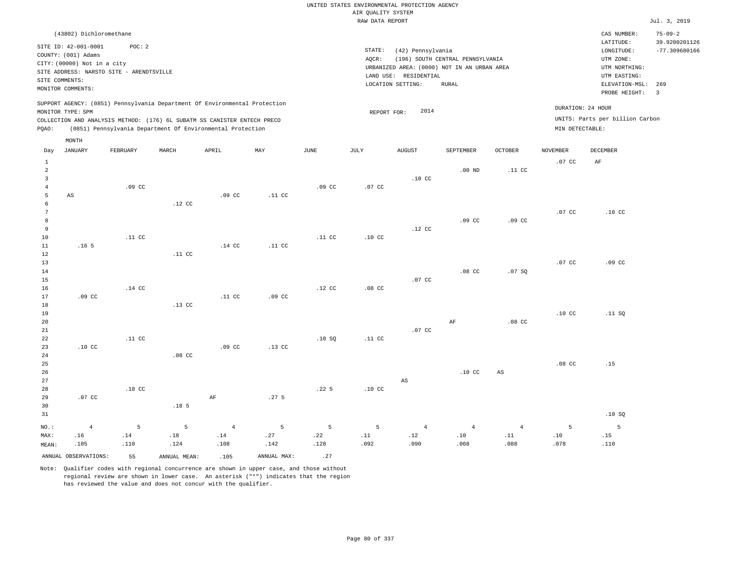UNITED STATES ENVIRONMENTAL PROTECTION AGENCY
AIR QUALITY SYSTEM
RAW DATA REPORT

Jul. 3, 2019

(43802) Dichloromethane

SITE ID: 42-001-0001 POC: 2
COUNTY: (001) Adams
CITY: (00000) Not in a city
SITE ADDRESS: NARSTO SITE - ARENDTSVILLE
SITE COMMENTS:
MONITOR COMMENTS:

STATE: (42) Pennsylvania
AQCR: (196) SOUTH CENTRAL PENNSYLVANIA
URBANIZED AREA: (0000) NOT IN AN URBAN AREA
LAND USE: RESIDENTIAL
LOCATION SETTING: RURAL

CAS NUMBER: 75-09-2
LATITUDE: 39.9200201126
LONGITUDE: -77.309680166
UTM ZONE:
UTM NORTHING:
UTM EASTING:
ELEVATION-MSL: 269
PROBE HEIGHT: 3

SUPPORT AGENCY: (0851) Pennsylvania Department Of Environmental Protection
MONITOR TYPE: SPM
COLLECTION AND ANALYSIS METHOD: (176) 6L SUBATM SS CANISTER ENTECH PRECO
PQAO: (0851) Pennsylvania Department Of Environmental Protection

REPORT FOR: 2014

DURATION: 24 HOUR
UNITS: Parts per billion Carbon
MIN DETECTABLE:

| Day | JANUARY | FEBRUARY | MARCH | APRIL | MAY | JUNE | JULY | AUGUST | SEPTEMBER | OCTOBER | NOVEMBER | DECEMBER |
|---|---|---|---|---|---|---|---|---|---|---|---|---|
| 1 | | | | | | | | | | | .07 CC | AF |
| 2 | | | | | | | | | .00 ND | .11 CC | | |
| 3 | | | | | | | | .10 CC | | | | |
| 4 | | .09 CC | | | | .09 CC | .07 CC | | | | | |
| 5 | AS | | | .09 CC | .11 CC | | | | | | | |
| 6 | | | .12 CC | | | | | | | | | |
| 7 | | | | | | | | | | | .07 CC | .10 CC |
| 8 | | | | | | | | | .09 CC | .09 CC | | |
| 9 | | | | | | | | .12 CC | | | | |
| 10 | | .11 CC | | | | .11 CC | .10 CC | | | | | |
| 11 | .16 5 | | | .14 CC | .11 CC | | | | | | | |
| 12 | | | .11 CC | | | | | | | | | |
| 13 | | | | | | | | | | | .07 CC | .09 CC |
| 14 | | | | | | | | | .08 CC | .07 SQ | | |
| 15 | | | | | | | | .07 CC | | | | |
| 16 | | .14 CC | | | | .12 CC | .08 CC | | | | | |
| 17 | .09 CC | | | .11 CC | .09 CC | | | | | | | |
| 18 | | | .13 CC | | | | | | | | | |
| 19 | | | | | | | | | | | .10 CC | .11 SQ |
| 20 | | | | | | | | | AF | .08 CC | | |
| 21 | | | | | | | | .07 CC | | | | |
| 22 | | .11 CC | | | | .10 SQ | .11 CC | | | | | |
| 23 | .10 CC | | | .09 CC | .13 CC | | | | | | | |
| 24 | | | .08 CC | | | | | | | | | |
| 25 | | | | | | | | | | | .08 CC | .15 |
| 26 | | | | | | | | | .10 CC | AS | | |
| 27 | | | | | | | | AS | | | | |
| 28 | | .10 CC | | | | .22 5 | .10 CC | | | | | |
| 29 | .07 CC | | | AF | .27 5 | | | | | | | |
| 30 | | | .18 5 | | | | | | | | | |
| 31 | | | | | | | | | | | | .10 SQ |
| NO.: | 4 | 5 | 5 | 4 | 5 | 5 | 5 | 4 | 4 | 4 | 5 | 5 |
| MAX: | .16 | .14 | .18 | .14 | .27 | .22 | .11 | .12 | .10 | .11 | .10 | .15 |
| MEAN: | .105 | .110 | .124 | .108 | .142 | .128 | .092 | .090 | .068 | .088 | .078 | .110 |

ANNUAL OBSERVATIONS: 55 ANNUAL MEAN: .105 ANNUAL MAX: .27

Note: Qualifier codes with regional concurrence are shown in upper case, and those without regional review are shown in lower case. An asterisk ("*") indicates that the region has reviewed the value and does not concur with the qualifier.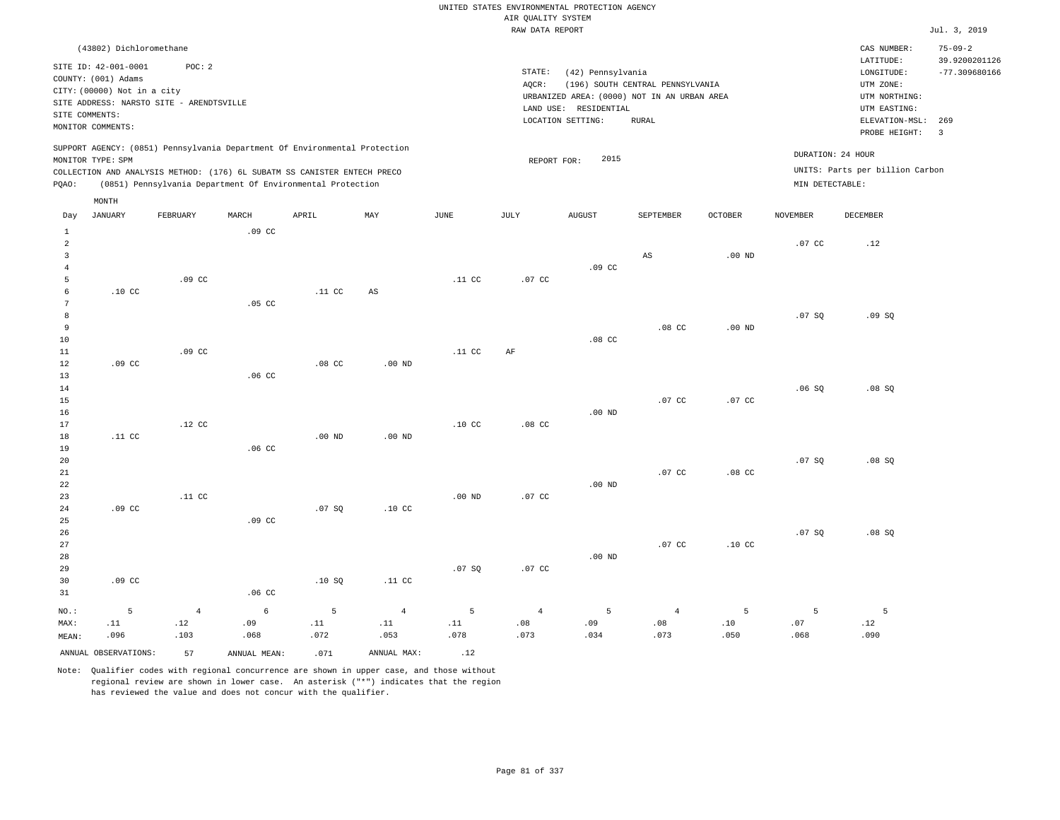UNITED STATES ENVIRONMENTAL PROTECTION AGENCY
AIR QUALITY SYSTEM
RAW DATA REPORT

Jul. 3, 2019

(43802) Dichloromethane

SITE ID: 42-001-0001 POC: 2
COUNTY: (001) Adams
CITY: (00000) Not in a city
SITE ADDRESS: NARSTO SITE - ARENDTSVILLE
SITE COMMENTS:
MONITOR COMMENTS:

STATE: (42) Pennsylvania
AQCR: (196) SOUTH CENTRAL PENNSYLVANIA
URBANIZED AREA: (0000) NOT IN AN URBAN AREA
LAND USE: RESIDENTIAL
LOCATION SETTING: RURAL

CAS NUMBER: 75-09-2
LATITUDE: 39.9200201126
LONGITUDE: -77.309680166
UTM ZONE:
UTM NORTHING:
UTM EASTING:
ELEVATION-MSL: 269
PROBE HEIGHT: 3

SUPPORT AGENCY: (0851) Pennsylvania Department Of Environmental Protection
MONITOR TYPE: SPM
COLLECTION AND ANALYSIS METHOD: (176) 6L SUBATM SS CANISTER ENTECH PRECO
PQAO: (0851) Pennsylvania Department Of Environmental Protection

REPORT FOR: 2015

DURATION: 24 HOUR
UNITS: Parts per billion Carbon
MIN DETECTABLE:

| Day | JANUARY | FEBRUARY | MARCH | APRIL | MAY | JUNE | JULY | AUGUST | SEPTEMBER | OCTOBER | NOVEMBER | DECEMBER |
|---|---|---|---|---|---|---|---|---|---|---|---|---|
| 1 | | | .09 CC | | | | | | | | | |
| 2 | | | | | | | | | | | .07 CC | .12 |
| 3 | | | | | | | | | AS | .00 ND | | |
| 4 | | | | | | | | .09 CC | | | | |
| 5 | | .09 CC | | | | .11 CC | .07 CC | | | | | |
| 6 | .10 CC | | | .11 CC | AS | | | | | | | |
| 7 | | | .05 CC | | | | | | | | | |
| 8 | | | | | | | | | | | .07 SQ | .09 SQ |
| 9 | | | | | | | | | .08 CC | .00 ND | | |
| 10 | | | | | | | | .08 CC | | | | |
| 11 | | .09 CC | | | | .11 CC | AF | | | | | |
| 12 | .09 CC | | | .08 CC | .00 ND | | | | | | | |
| 13 | | | .06 CC | | | | | | | | | |
| 14 | | | | | | | | | | | .06 SQ | .08 SQ |
| 15 | | | | | | | | | .07 CC | .07 CC | | |
| 16 | | | | | | | | .00 ND | | | | |
| 17 | | .12 CC | | | | .10 CC | .08 CC | | | | | |
| 18 | .11 CC | | | .00 ND | .00 ND | | | | | | | |
| 19 | | | .06 CC | | | | | | | | | |
| 20 | | | | | | | | | | | .07 SQ | .08 SQ |
| 21 | | | | | | | | | .07 CC | .08 CC | | |
| 22 | | | | | | | | .00 ND | | | | |
| 23 | | .11 CC | | | | .00 ND | .07 CC | | | | | |
| 24 | .09 CC | | | .07 SQ | .10 CC | | | | | | | |
| 25 | | | .09 CC | | | | | | | | | |
| 26 | | | | | | | | | | | .07 SQ | .08 SQ |
| 27 | | | | | | | | | .07 CC | .10 CC | | |
| 28 | | | | | | | | .00 ND | | | | |
| 29 | | | | | | .07 SQ | .07 CC | | | | | |
| 30 | .09 CC | | | .10 SQ | .11 CC | | | | | | | |
| 31 | | | .06 CC | | | | | | | | | |
| NO.: | 5 | 4 | 6 | 5 | 4 | 5 | 4 | 5 | 4 | 5 | 5 | 5 |
| MAX: | .11 | .12 | .09 | .11 | .11 | .11 | .08 | .09 | .08 | .10 | .07 | .12 |
| MEAN: | .096 | .103 | .068 | .072 | .053 | .078 | .073 | .034 | .073 | .050 | .068 | .090 |

ANNUAL OBSERVATIONS: 57 ANNUAL MEAN: .071 ANNUAL MAX: .12

Note: Qualifier codes with regional concurrence are shown in upper case, and those without regional review are shown in lower case. An asterisk ("*") indicates that the region has reviewed the value and does not concur with the qualifier.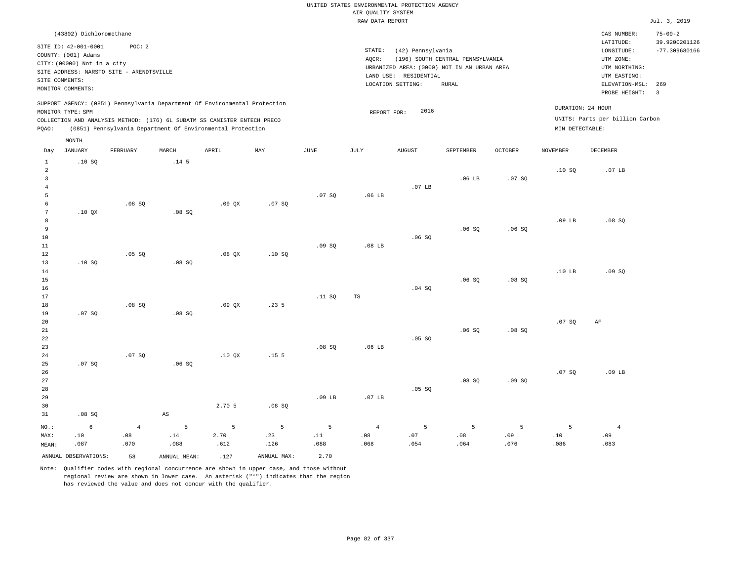UNITED STATES ENVIRONMENTAL PROTECTION AGENCY
AIR QUALITY SYSTEM
RAW DATA REPORT

Jul. 3, 2019

(43802) Dichloromethane

SITE ID: 42-001-0001 POC: 2
COUNTY: (001) Adams
CITY: (00000) Not in a city
SITE ADDRESS: NARSTO SITE - ARENDTSVILLE
SITE COMMENTS:
MONITOR COMMENTS:

STATE: (42) Pennsylvania
AQCR: (196) SOUTH CENTRAL PENNSYLVANIA
URBANIZED AREA: (0000) NOT IN AN URBAN AREA
LAND USE: RESIDENTIAL
LOCATION SETTING: RURAL

CAS NUMBER: 75-09-2
LATITUDE: 39.9200201126
LONGITUDE: -77.309680166
UTM ZONE:
UTM NORTHING:
UTM EASTING:
ELEVATION-MSL: 269
PROBE HEIGHT: 3

SUPPORT AGENCY: (0851) Pennsylvania Department Of Environmental Protection
MONITOR TYPE: SPM
COLLECTION AND ANALYSIS METHOD: (176) 6L SUBATM SS CANISTER ENTECH PRECO
PQAO: (0851) Pennsylvania Department Of Environmental Protection

REPORT FOR: 2016

DURATION: 24 HOUR
UNITS: Parts per billion Carbon
MIN DETECTABLE:

| Day | JANUARY | FEBRUARY | MARCH | APRIL | MAY | JUNE | JULY | AUGUST | SEPTEMBER | OCTOBER | NOVEMBER | DECEMBER |
|---|---|---|---|---|---|---|---|---|---|---|---|---|
| 1 | .10 SQ | | .14 5 | | | | | | | | | |
| 2 | | | | | | | | | | | .10 SQ | .07 LB |
| 3 | | | | | | | | | .06 LB | .07 SQ | | |
| 4 | | | | | | | | .07 LB | | | | |
| 5 | | | | | | .07 SQ | .06 LB | | | | | |
| 6 | | .08 SQ | | .09 QX | .07 SQ | | | | | | | |
| 7 | .10 QX | | .08 SQ | | | | | | | | | |
| 8 | | | | | | | | | | | .09 LB | .08 SQ |
| 9 | | | | | | | | | .06 SQ | .06 SQ | | |
| 10 | | | | | | | | .06 SQ | | | | |
| 11 | | | | | | .09 SQ | .08 LB | | | | | |
| 12 | | .05 SQ | | .08 QX | .10 SQ | | | | | | | |
| 13 | .10 SQ | | .08 SQ | | | | | | | | | |
| 14 | | | | | | | | | | | .10 LB | .09 SQ |
| 15 | | | | | | | | | .06 SQ | .08 SQ | | |
| 16 | | | | | | | | .04 SQ | | | | |
| 17 | | | | | | .11 SQ | TS | | | | | |
| 18 | | .08 SQ | | .09 QX | .23 5 | | | | | | | |
| 19 | .07 SQ | | .08 SQ | | | | | | | | | |
| 20 | | | | | | | | | | | .07 SQ | AF |
| 21 | | | | | | | | | .06 SQ | .08 SQ | | |
| 22 | | | | | | | | .05 SQ | | | | |
| 23 | | | | | | .08 SQ | .06 LB | | | | | |
| 24 | | .07 SQ | | .10 QX | .15 5 | | | | | | | |
| 25 | .07 SQ | | .06 SQ | | | | | | | | | |
| 26 | | | | | | | | | | | .07 SQ | .09 LB |
| 27 | | | | | | | | | .08 SQ | .09 SQ | | |
| 28 | | | | | | | | .05 SQ | | | | |
| 29 | | | | | | .09 LB | .07 LB | | | | | |
| 30 | | | | 2.70 5 | .08 SQ | | | | | | | |
| 31 | .08 SQ | | AS | | | | | | | | | |
| NO.: | 6 | 4 | 5 | 5 | 5 | 5 | 4 | 5 | 5 | 5 | 5 | 4 |
| MAX: | .10 | .08 | .14 | 2.70 | .23 | .11 | .08 | .07 | .08 | .09 | .10 | .09 |
| MEAN: | .087 | .070 | .088 | .612 | .126 | .088 | .068 | .054 | .064 | .076 | .086 | .083 |

ANNUAL OBSERVATIONS: 58 ANNUAL MEAN: .127 ANNUAL MAX: 2.70

Note: Qualifier codes with regional concurrence are shown in upper case, and those without regional review are shown in lower case. An asterisk ("*") indicates that the region has reviewed the value and does not concur with the qualifier.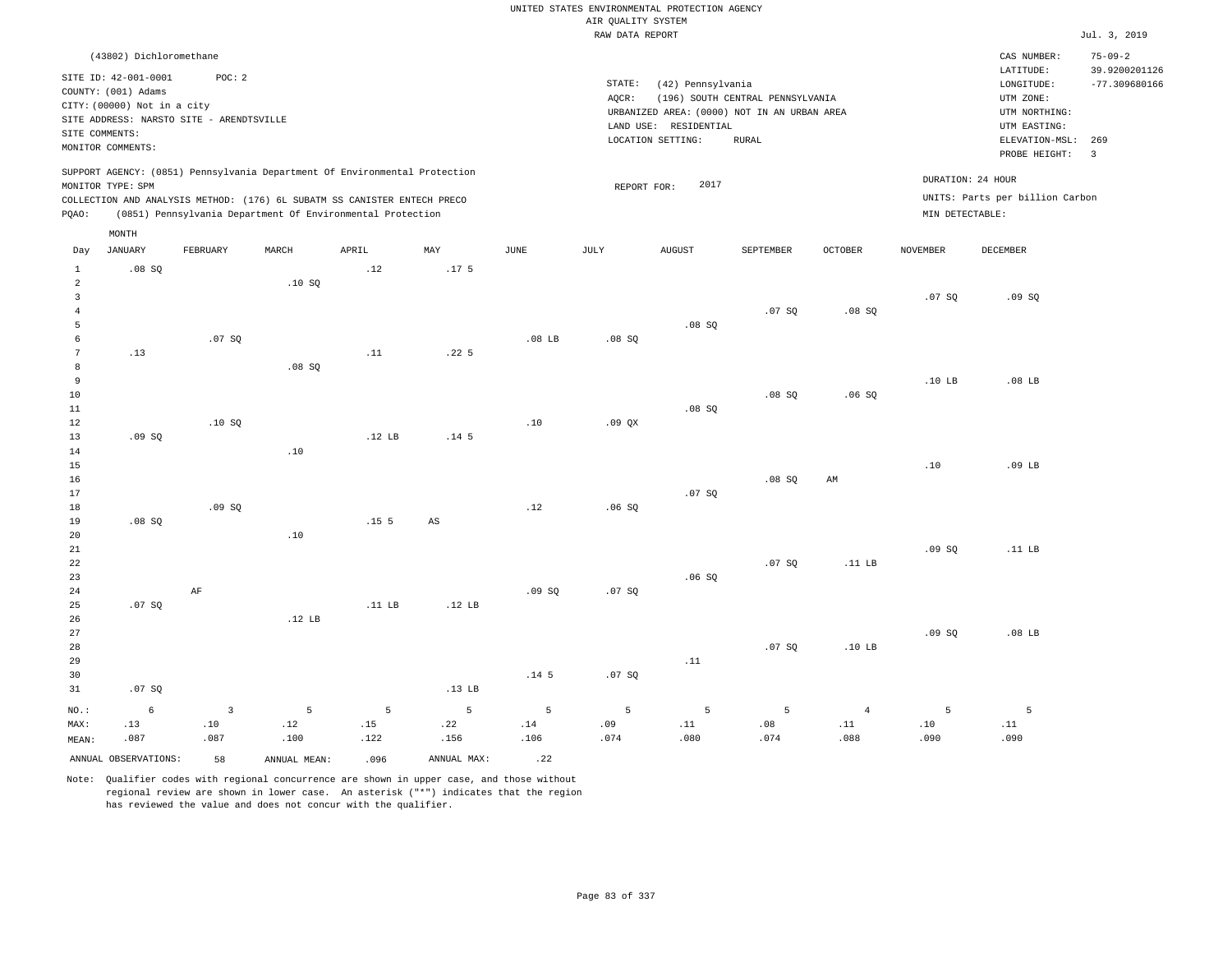UNITED STATES ENVIRONMENTAL PROTECTION AGENCY
AIR QUALITY SYSTEM
RAW DATA REPORT

Jul. 3, 2019

(43802) Dichloromethane

SITE ID: 42-001-0001 POC: 2
COUNTY: (001) Adams
CITY: (00000) Not in a city
SITE ADDRESS: NARSTO SITE - ARENDTSVILLE
SITE COMMENTS:
MONITOR COMMENTS:

STATE: (42) Pennsylvania
AQCR: (196) SOUTH CENTRAL PENNSYLVANIA
URBANIZED AREA: (0000) NOT IN AN URBAN AREA
LAND USE: RESIDENTIAL
LOCATION SETTING: RURAL

CAS NUMBER: 75-09-2
LATITUDE: 39.9200201126
LONGITUDE: -77.309680166
UTM ZONE:
UTM NORTHING:
UTM EASTING:
ELEVATION-MSL: 269
PROBE HEIGHT: 3

SUPPORT AGENCY: (0851) Pennsylvania Department Of Environmental Protection
MONITOR TYPE: SPM
COLLECTION AND ANALYSIS METHOD: (176) 6L SUBATM SS CANISTER ENTECH PRECO
PQAO: (0851) Pennsylvania Department Of Environmental Protection

REPORT FOR: 2017

DURATION: 24 HOUR
UNITS: Parts per billion Carbon
MIN DETECTABLE:

| Day | JANUARY | FEBRUARY | MARCH | APRIL | MAY | JUNE | JULY | AUGUST | SEPTEMBER | OCTOBER | NOVEMBER | DECEMBER |
|---|---|---|---|---|---|---|---|---|---|---|---|---|
| 1 | .08 SQ | | | .12 | .17 5 | | | | | | | |
| 2 | | | .10 SQ | | | | | | | | | |
| 3 | | | | | | | | | | | .07 SQ | .09 SQ |
| 4 | | | | | | | | | .07 SQ | .08 SQ | | |
| 5 | | | | | | | | .08 SQ | | | | |
| 6 | | .07 SQ | | | | .08 LB | .08 SQ | | | | | |
| 7 | .13 | | | .11 | .22 5 | | | | | | | |
| 8 | | | .08 SQ | | | | | | | | | |
| 9 | | | | | | | | | | | .10 LB | .08 LB |
| 10 | | | | | | | | | .08 SQ | .06 SQ | | |
| 11 | | | | | | | | .08 SQ | | | | |
| 12 | | .10 SQ | | | | .10 | .09 QX | | | | | |
| 13 | .09 SQ | | | .12 LB | .14 5 | | | | | | | |
| 14 | | | .10 | | | | | | | | | |
| 15 | | | | | | | | | | | .10 | .09 LB |
| 16 | | | | | | | | | .08 SQ | AM | | |
| 17 | | | | | | | | .07 SQ | | | | |
| 18 | | .09 SQ | | | | .12 | .06 SQ | | | | | |
| 19 | .08 SQ | | | .15 5 | AS | | | | | | | |
| 20 | | | .10 | | | | | | | | | |
| 21 | | | | | | | | | | | .09 SQ | .11 LB |
| 22 | | | | | | | | | .07 SQ | .11 LB | | |
| 23 | | | | | | | | .06 SQ | | | | |
| 24 | | AF | | | | .09 SQ | .07 SQ | | | | | |
| 25 | .07 SQ | | | .11 LB | .12 LB | | | | | | | |
| 26 | | | .12 LB | | | | | | | | | |
| 27 | | | | | | | | | | | .09 SQ | .08 LB |
| 28 | | | | | | | | | .07 SQ | .10 LB | | |
| 29 | | | | | | | | .11 | | | | |
| 30 | | | | | | .14 5 | .07 SQ | | | | | |
| 31 | .07 SQ | | | | .13 LB | | | | | | | |
| NO.: | 6 | 3 | 5 | 5 | 5 | 5 | 5 | 5 | 5 | 4 | 5 | 5 |
| MAX: | .13 | .10 | .12 | .15 | .22 | .14 | .09 | .11 | .08 | .11 | .10 | .11 |
| MEAN: | .087 | .087 | .100 | .122 | .156 | .106 | .074 | .080 | .074 | .088 | .090 | .090 |

ANNUAL OBSERVATIONS: 58 ANNUAL MEAN: .096 ANNUAL MAX: .22

Note: Qualifier codes with regional concurrence are shown in upper case, and those without regional review are shown in lower case. An asterisk ("*") indicates that the region has reviewed the value and does not concur with the qualifier.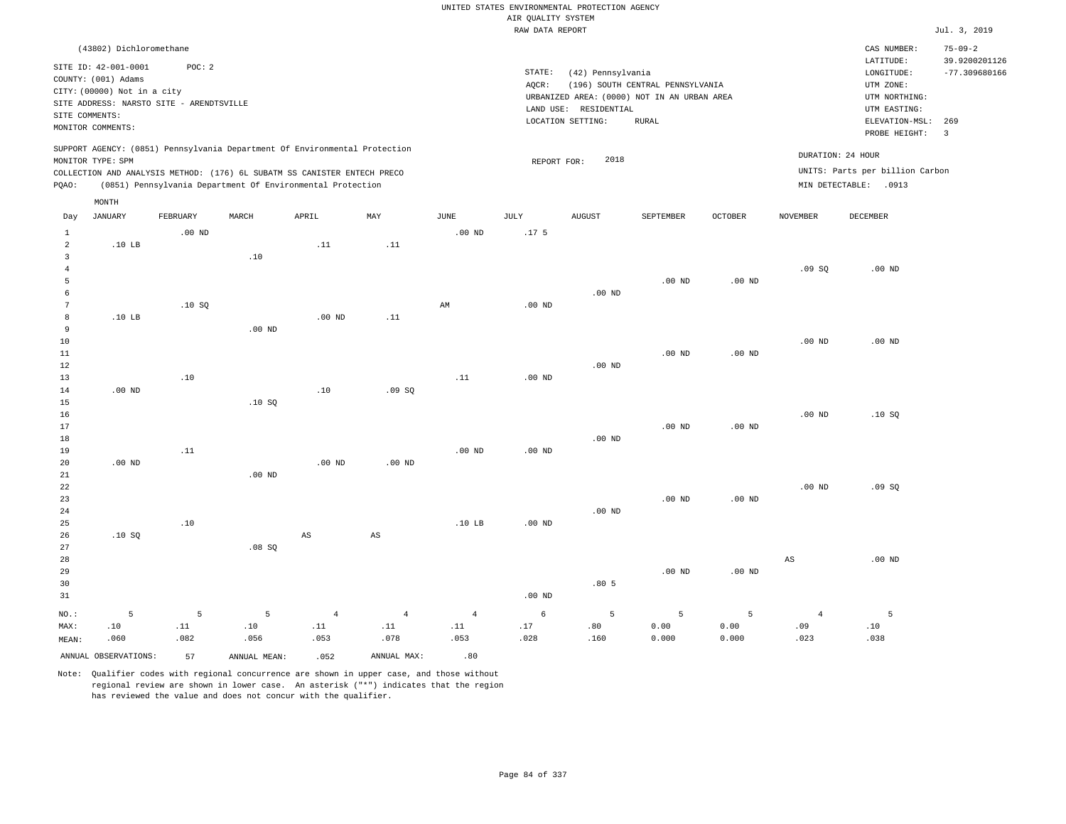UNITED STATES ENVIRONMENTAL PROTECTION AGENCY
AIR QUALITY SYSTEM
RAW DATA REPORT

Jul. 3, 2019

(43802) Dichloromethane

SITE ID: 42-001-0001    POC: 2
COUNTY: (001) Adams
CITY: (00000) Not in a city
SITE ADDRESS: NARSTO SITE - ARENDTSVILLE
SITE COMMENTS:
MONITOR COMMENTS:

STATE: (42) Pennsylvania
AQCR: (196) SOUTH CENTRAL PENNSYLVANIA
URBANIZED AREA: (0000) NOT IN AN URBAN AREA
LAND USE: RESIDENTIAL
LOCATION SETTING: RURAL

CAS NUMBER: 75-09-2
LATITUDE: 39.9200201126
LONGITUDE: -77.309680166
UTM ZONE:
UTM NORTHING:
UTM EASTING:
ELEVATION-MSL: 269
PROBE HEIGHT: 3

SUPPORT AGENCY: (0851) Pennsylvania Department Of Environmental Protection
MONITOR TYPE: SPM
COLLECTION AND ANALYSIS METHOD: (176) 6L SUBATM SS CANISTER ENTECH PRECO
PQAO: (0851) Pennsylvania Department Of Environmental Protection

REPORT FOR: 2018

DURATION: 24 HOUR
UNITS: Parts per billion Carbon
MIN DETECTABLE: .0913

| Day | JANUARY | FEBRUARY | MARCH | APRIL | MAY | JUNE | JULY | AUGUST | SEPTEMBER | OCTOBER | NOVEMBER | DECEMBER |
|---|---|---|---|---|---|---|---|---|---|---|---|---|
| 1 | | .00 ND | | | | .00 ND | .17 5 | | | | | |
| 2 | .10 LB | | | .11 | .11 | | | | | | | |
| 3 | | | .10 | | | | | | | | | |
| 4 | | | | | | | | | | | .09 SQ | .00 ND |
| 5 | | | | | | | | | .00 ND | .00 ND | | |
| 6 | | | | | | | | .00 ND | | | | |
| 7 | | .10 SQ | | | | AM | .00 ND | | | | | |
| 8 | .10 LB | | | .00 ND | .11 | | | | | | | |
| 9 | | | .00 ND | | | | | | | | | |
| 10 | | | | | | | | | | | .00 ND | .00 ND |
| 11 | | | | | | | | | .00 ND | .00 ND | | |
| 12 | | | | | | | | .00 ND | | | | |
| 13 | | .10 | | | | .11 | .00 ND | | | | | |
| 14 | .00 ND | | | .10 | .09 SQ | | | | | | | |
| 15 | | | .10 SQ | | | | | | | | | |
| 16 | | | | | | | | | | | .00 ND | .10 SQ |
| 17 | | | | | | | | | .00 ND | .00 ND | | |
| 18 | | | | | | | | .00 ND | | | | |
| 19 | | .11 | | | | .00 ND | .00 ND | | | | | |
| 20 | .00 ND | | | .00 ND | .00 ND | | | | | | | |
| 21 | | | .00 ND | | | | | | | | | |
| 22 | | | | | | | | | | | .00 ND | .09 SQ |
| 23 | | | | | | | | | .00 ND | .00 ND | | |
| 24 | | | | | | | | .00 ND | | | | |
| 25 | | .10 | | | | .10 LB | .00 ND | | | | | |
| 26 | .10 SQ | | | AS | AS | | | | | | | |
| 27 | | | .08 SQ | | | | | | | | | |
| 28 | | | | | | | | | | | AS | .00 ND |
| 29 | | | | | | | | | .00 ND | .00 ND | | |
| 30 | | | | | | | | .80 5 | | | | |
| 31 | | | | | | | .00 ND | | | | | |
| NO.: | 5 | 5 | 5 | 4 | 4 | 4 | 6 | 5 | 5 | 5 | 4 | 5 |
| MAX: | .10 | .11 | .10 | .11 | .11 | .11 | .17 | .80 | 0.00 | 0.00 | .09 | .10 |
| MEAN: | .060 | .082 | .056 | .053 | .078 | .053 | .028 | .160 | 0.000 | 0.000 | .023 | .038 |

ANNUAL OBSERVATIONS: 57    ANNUAL MEAN: .052    ANNUAL MAX: .80

Note: Qualifier codes with regional concurrence are shown in upper case, and those without regional review are shown in lower case. An asterisk ("*") indicates that the region has reviewed the value and does not concur with the qualifier.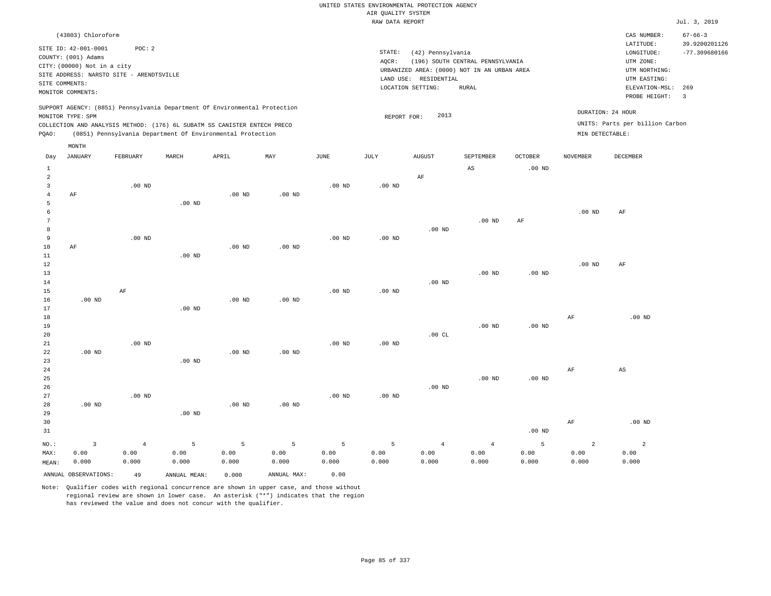UNITED STATES ENVIRONMENTAL PROTECTION AGENCY
AIR QUALITY SYSTEM
RAW DATA REPORT

Jul. 3, 2019

(43803) Chloroform

SITE ID: 42-001-0001    POC: 2
COUNTY: (001) Adams
CITY: (00000) Not in a city
SITE ADDRESS: NARSTO SITE - ARENDTSVILLE
SITE COMMENTS:
MONITOR COMMENTS:

STATE: (42) Pennsylvania
AQCR: (196) SOUTH CENTRAL PENNSYLVANIA
URBANIZED AREA: (0000) NOT IN AN URBAN AREA
LAND USE: RESIDENTIAL
LOCATION SETTING: RURAL

CAS NUMBER: 67-66-3
LATITUDE: 39.9200201126
LONGITUDE: -77.309680166
UTM ZONE:
UTM NORTHING:
UTM EASTING:
ELEVATION-MSL: 269
PROBE HEIGHT: 3

SUPPORT AGENCY: (0851) Pennsylvania Department Of Environmental Protection
MONITOR TYPE: SPM
COLLECTION AND ANALYSIS METHOD: (176) 6L SUBATM SS CANISTER ENTECH PRECO
PQAO: (0851) Pennsylvania Department Of Environmental Protection

REPORT FOR: 2013

DURATION: 24 HOUR
UNITS: Parts per billion Carbon
MIN DETECTABLE:

| Day | JANUARY | FEBRUARY | MARCH | APRIL | MAY | JUNE | JULY | AUGUST | SEPTEMBER | OCTOBER | NOVEMBER | DECEMBER |
|---|---|---|---|---|---|---|---|---|---|---|---|---|
| 1 | | | | | | | | | AS | .00 ND | | |
| 2 | | | | | | | | AF | | | | |
| 3 | | .00 ND | | | | .00 ND | .00 ND | | | | | |
| 4 | AF | | | .00 ND | .00 ND | | | | | | | |
| 5 | | | .00 ND | | | | | | | | | |
| 6 | | | | | | | | | | | .00 ND | AF |
| 7 | | | | | | | | | .00 ND | AF | | |
| 8 | | | | | | | | .00 ND | | | | |
| 9 | | .00 ND | | | | .00 ND | .00 ND | | | | | |
| 10 | AF | | | .00 ND | .00 ND | | | | | | | |
| 11 | | | .00 ND | | | | | | | | | |
| 12 | | | | | | | | | | | .00 ND | AF |
| 13 | | | | | | | | | .00 ND | .00 ND | | |
| 14 | | | | | | | | .00 ND | | | | |
| 15 | | AF | | | | .00 ND | .00 ND | | | | | |
| 16 | .00 ND | | | .00 ND | .00 ND | | | | | | | |
| 17 | | | .00 ND | | | | | | | | | |
| 18 | | | | | | | | | | | AF | .00 ND |
| 19 | | | | | | | | | .00 ND | .00 ND | | |
| 20 | | | | | | | | .00 CL | | | | |
| 21 | | .00 ND | | | | .00 ND | .00 ND | | | | | |
| 22 | .00 ND | | | .00 ND | .00 ND | | | | | | | |
| 23 | | | .00 ND | | | | | | | | | |
| 24 | | | | | | | | | | | AF | AS |
| 25 | | | | | | | | | .00 ND | .00 ND | | |
| 26 | | | | | | | | .00 ND | | | | |
| 27 | | .00 ND | | | | .00 ND | .00 ND | | | | | |
| 28 | .00 ND | | | .00 ND | .00 ND | | | | | | | |
| 29 | | | .00 ND | | | | | | | | | |
| 30 | | | | | | | | | | | AF | .00 ND |
| 31 | | | | | | | | | | .00 ND | | |
| NO.: | 3 | 4 | 5 | 5 | 5 | 5 | 5 | 4 | 4 | 5 | 2 | 2 |
| MAX: | 0.00 | 0.00 | 0.00 | 0.00 | 0.00 | 0.00 | 0.00 | 0.00 | 0.00 | 0.00 | 0.00 | 0.00 |
| MEAN: | 0.000 | 0.000 | 0.000 | 0.000 | 0.000 | 0.000 | 0.000 | 0.000 | 0.000 | 0.000 | 0.000 | 0.000 |

ANNUAL OBSERVATIONS: 49    ANNUAL MEAN: 0.000    ANNUAL MAX: 0.00

Note: Qualifier codes with regional concurrence are shown in upper case, and those without regional review are shown in lower case. An asterisk ("*") indicates that the region has reviewed the value and does not concur with the qualifier.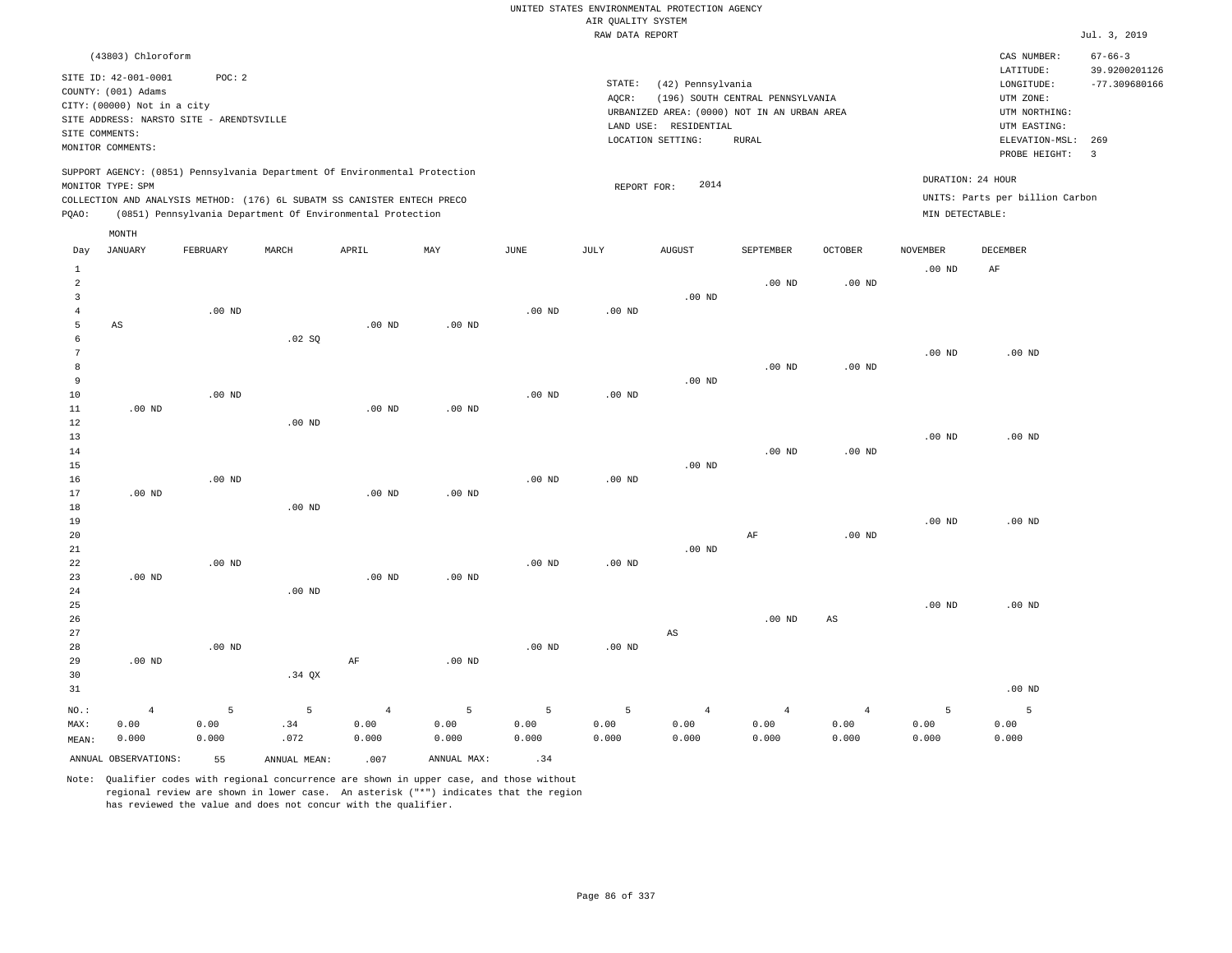UNITED STATES ENVIRONMENTAL PROTECTION AGENCY
AIR QUALITY SYSTEM
RAW DATA REPORT

Jul. 3, 2019

(43803) Chloroform

SITE ID: 42-001-0001  POC: 2
COUNTY: (001) Adams
CITY: (00000) Not in a city
SITE ADDRESS: NARSTO SITE - ARENDTSVILLE
SITE COMMENTS:
MONITOR COMMENTS:

STATE: (42) Pennsylvania
AQCR: (196) SOUTH CENTRAL PENNSYLVANIA
URBANIZED AREA: (0000) NOT IN AN URBAN AREA
LAND USE: RESIDENTIAL
LOCATION SETTING: RURAL

CAS NUMBER: 67-66-3
LATITUDE: 39.9200201126
LONGITUDE: -77.309680166
UTM ZONE:
UTM NORTHING:
UTM EASTING:
ELEVATION-MSL: 269
PROBE HEIGHT: 3

SUPPORT AGENCY: (0851) Pennsylvania Department Of Environmental Protection
MONITOR TYPE: SPM
COLLECTION AND ANALYSIS METHOD: (176) 6L SUBATM SS CANISTER ENTECH PRECO
PQAO: (0851) Pennsylvania Department Of Environmental Protection

REPORT FOR: 2014

DURATION: 24 HOUR
UNITS: Parts per billion Carbon
MIN DETECTABLE:

| Day | JANUARY | FEBRUARY | MARCH | APRIL | MAY | JUNE | JULY | AUGUST | SEPTEMBER | OCTOBER | NOVEMBER | DECEMBER |
|---|---|---|---|---|---|---|---|---|---|---|---|---|
| 1 | | | | | | | | | | | .00 ND | AF |
| 2 | | | | | | | | | .00 ND | .00 ND | | |
| 3 | | | | | | | | .00 ND | | | | |
| 4 | | .00 ND | | | | .00 ND | .00 ND | | | | | |
| 5 | AS | | | .00 ND | .00 ND | | | | | | | |
| 6 | | | .02 SQ | | | | | | | | | |
| 7 | | | | | | | | | | | .00 ND | .00 ND |
| 8 | | | | | | | | | .00 ND | .00 ND | | |
| 9 | | | | | | | | .00 ND | | | | |
| 10 | | .00 ND | | | | .00 ND | .00 ND | | | | | |
| 11 | .00 ND | | | .00 ND | .00 ND | | | | | | | |
| 12 | | | .00 ND | | | | | | | | | |
| 13 | | | | | | | | | | | .00 ND | .00 ND |
| 14 | | | | | | | | | .00 ND | .00 ND | | |
| 15 | | | | | | | | .00 ND | | | | |
| 16 | | .00 ND | | | | .00 ND | .00 ND | | | | | |
| 17 | .00 ND | | | .00 ND | .00 ND | | | | | | | |
| 18 | | | .00 ND | | | | | | | | | |
| 19 | | | | | | | | | | | .00 ND | .00 ND |
| 20 | | | | | | | | | AF | .00 ND | | |
| 21 | | | | | | | | .00 ND | | | | |
| 22 | | .00 ND | | | | .00 ND | .00 ND | | | | | |
| 23 | .00 ND | | | .00 ND | .00 ND | | | | | | | |
| 24 | | | .00 ND | | | | | | | | | |
| 25 | | | | | | | | | | | .00 ND | .00 ND |
| 26 | | | | | | | | | .00 ND | AS | | |
| 27 | | | | | | | | AS | | | | |
| 28 | | .00 ND | | | | .00 ND | .00 ND | | | | | |
| 29 | .00 ND | | | AF | .00 ND | | | | | | | |
| 30 | | | .34 QX | | | | | | | | | |
| 31 | | | | | | | | | | | | .00 ND |
| NO.: | 4 | 5 | 5 | 4 | 5 | 5 | 5 | 4 | 4 | 4 | 5 | 5 |
| MAX: | 0.00 | 0.00 | .34 | 0.00 | 0.00 | 0.00 | 0.00 | 0.00 | 0.00 | 0.00 | 0.00 | 0.00 |
| MEAN: | 0.000 | 0.000 | .072 | 0.000 | 0.000 | 0.000 | 0.000 | 0.000 | 0.000 | 0.000 | 0.000 | 0.000 |

ANNUAL OBSERVATIONS: 55  ANNUAL MEAN: .007  ANNUAL MAX: .34

Note: Qualifier codes with regional concurrence are shown in upper case, and those without regional review are shown in lower case. An asterisk ("*") indicates that the region has reviewed the value and does not concur with the qualifier.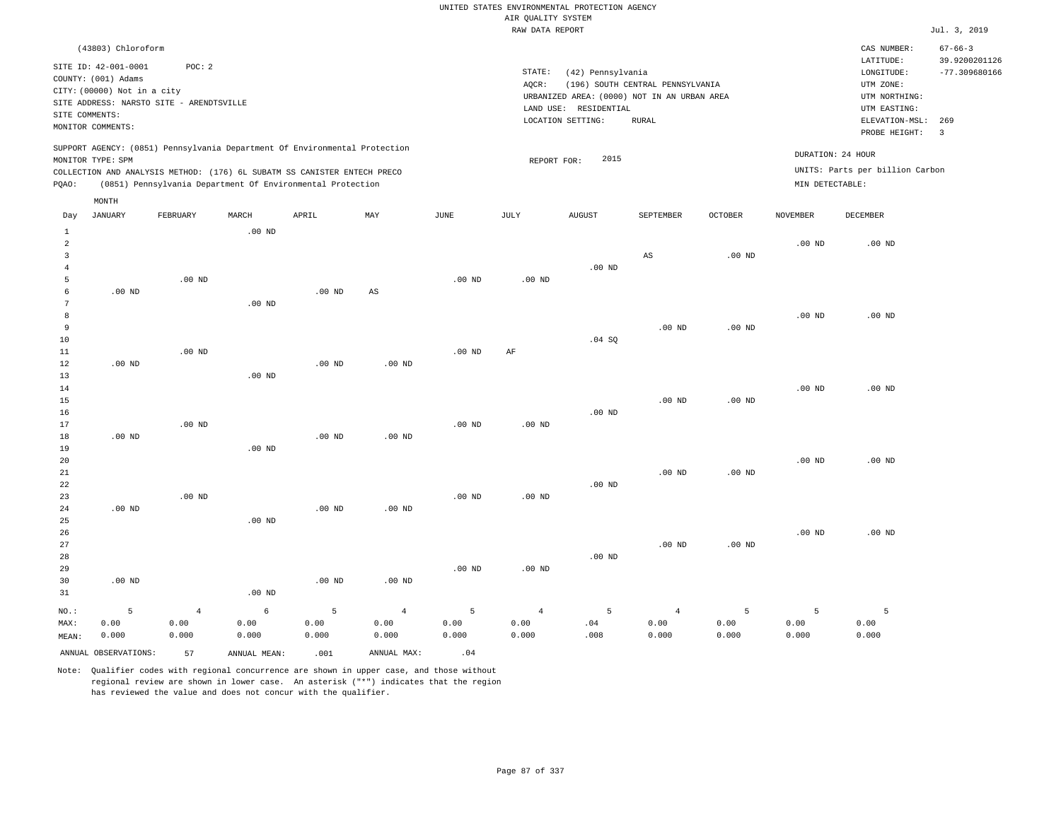UNITED STATES ENVIRONMENTAL PROTECTION AGENCY
AIR QUALITY SYSTEM
RAW DATA REPORT

Jul. 3, 2019

(43803) Chloroform

SITE ID: 42-001-0001 POC: 2
COUNTY: (001) Adams
CITY: (00000) Not in a city
SITE ADDRESS: NARSTO SITE - ARENDTSVILLE
SITE COMMENTS:
MONITOR COMMENTS:

STATE: (42) Pennsylvania
AQCR: (196) SOUTH CENTRAL PENNSYLVANIA
URBANIZED AREA: (0000) NOT IN AN URBAN AREA
LAND USE: RESIDENTIAL
LOCATION SETTING: RURAL

CAS NUMBER: 67-66-3
LATITUDE: 39.9200201126
LONGITUDE: -77.309680166
UTM ZONE:
UTM NORTHING:
UTM EASTING:
ELEVATION-MSL: 269
PROBE HEIGHT: 3

SUPPORT AGENCY: (0851) Pennsylvania Department Of Environmental Protection
MONITOR TYPE: SPM
COLLECTION AND ANALYSIS METHOD: (176) 6L SUBATM SS CANISTER ENTECH PRECO
PQAO: (0851) Pennsylvania Department Of Environmental Protection

REPORT FOR: 2015

DURATION: 24 HOUR
UNITS: Parts per billion Carbon
MIN DETECTABLE:

| Day | JANUARY | FEBRUARY | MARCH | APRIL | MAY | JUNE | JULY | AUGUST | SEPTEMBER | OCTOBER | NOVEMBER | DECEMBER |
|---|---|---|---|---|---|---|---|---|---|---|---|---|
| 1 | | | .00 ND | | | | | | | | | |
| 2 | | | | | | | | | | | .00 ND | .00 ND |
| 3 | | | | | | | | | AS | .00 ND | | |
| 4 | | | | | | | | .00 ND | | | | |
| 5 | | .00 ND | | | | .00 ND | .00 ND | | | | | |
| 6 | .00 ND | | | .00 ND | AS | | | | | | | |
| 7 | | | .00 ND | | | | | | | | | |
| 8 | | | | | | | | | | | .00 ND | .00 ND |
| 9 | | | | | | | | | .00 ND | .00 ND | | |
| 10 | | | | | | | | .04 SQ | | | | |
| 11 | | .00 ND | | | | .00 ND | AF | | | | | |
| 12 | .00 ND | | | .00 ND | .00 ND | | | | | | | |
| 13 | | | .00 ND | | | | | | | | | |
| 14 | | | | | | | | | | | .00 ND | .00 ND |
| 15 | | | | | | | | | .00 ND | .00 ND | | |
| 16 | | | | | | | | .00 ND | | | | |
| 17 | | .00 ND | | | | .00 ND | .00 ND | | | | | |
| 18 | .00 ND | | | .00 ND | .00 ND | | | | | | | |
| 19 | | | .00 ND | | | | | | | | | |
| 20 | | | | | | | | | | | .00 ND | .00 ND |
| 21 | | | | | | | | | .00 ND | .00 ND | | |
| 22 | | | | | | | | .00 ND | | | | |
| 23 | | .00 ND | | | | .00 ND | .00 ND | | | | | |
| 24 | .00 ND | | | .00 ND | .00 ND | | | | | | | |
| 25 | | | .00 ND | | | | | | | | | |
| 26 | | | | | | | | | | | .00 ND | .00 ND |
| 27 | | | | | | | | | .00 ND | .00 ND | | |
| 28 | | | | | | | | .00 ND | | | | |
| 29 | | | | | | .00 ND | .00 ND | | | | | |
| 30 | .00 ND | | | .00 ND | .00 ND | | | | | | | |
| 31 | | | .00 ND | | | | | | | | | |
| NO.: | 5 | 4 | 6 | 5 | 4 | 5 | 4 | 5 | 4 | 5 | 5 | 5 |
| MAX: | 0.00 | 0.00 | 0.00 | 0.00 | 0.00 | 0.00 | 0.00 | .04 | 0.00 | 0.00 | 0.00 | 0.00 |
| MEAN: | 0.000 | 0.000 | 0.000 | 0.000 | 0.000 | 0.000 | 0.000 | .008 | 0.000 | 0.000 | 0.000 | 0.000 |

ANNUAL OBSERVATIONS: 57 ANNUAL MEAN: .001 ANNUAL MAX: .04

Note: Qualifier codes with regional concurrence are shown in upper case, and those without regional review are shown in lower case. An asterisk ("*") indicates that the region has reviewed the value and does not concur with the qualifier.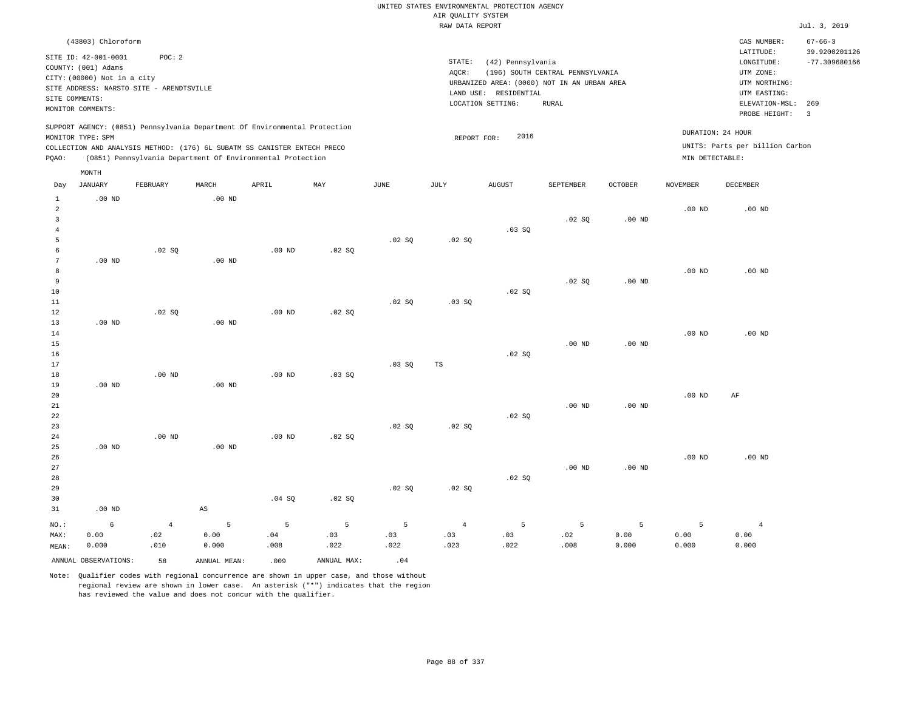UNITED STATES ENVIRONMENTAL PROTECTION AGENCY
AIR QUALITY SYSTEM
RAW DATA REPORT

Jul. 3, 2019

(43803) Chloroform

SITE ID: 42-001-0001 POC: 2
COUNTY: (001) Adams
CITY: (00000) Not in a city
SITE ADDRESS: NARSTO SITE - ARENDTSVILLE
SITE COMMENTS:
MONITOR COMMENTS:

STATE: (42) Pennsylvania
AQCR: (196) SOUTH CENTRAL PENNSYLVANIA
URBANIZED AREA: (0000) NOT IN AN URBAN AREA
LAND USE: RESIDENTIAL
LOCATION SETTING: RURAL

CAS NUMBER: 67-66-3
LATITUDE: 39.9200201126
LONGITUDE: -77.309680166
UTM ZONE:
UTM NORTHING:
UTM EASTING:
ELEVATION-MSL: 269
PROBE HEIGHT: 3

SUPPORT AGENCY: (0851) Pennsylvania Department Of Environmental Protection
MONITOR TYPE: SPM
COLLECTION AND ANALYSIS METHOD: (176) 6L SUBATM SS CANISTER ENTECH PRECO
PQAO: (0851) Pennsylvania Department Of Environmental Protection

REPORT FOR: 2016

DURATION: 24 HOUR
UNITS: Parts per billion Carbon
MIN DETECTABLE:

| Day | JANUARY | FEBRUARY | MARCH | APRIL | MAY | JUNE | JULY | AUGUST | SEPTEMBER | OCTOBER | NOVEMBER | DECEMBER |
|---|---|---|---|---|---|---|---|---|---|---|---|---|
| 1 | .00 ND | | .00 ND | | | | | | | | | |
| 2 | | | | | | | | | | | .00 ND | .00 ND |
| 3 | | | | | | | | | .02 SQ | .00 ND | | |
| 4 | | | | | | | | .03 SQ | | | | |
| 5 | | | | | | .02 SQ | .02 SQ | | | | | |
| 6 | | .02 SQ | | .00 ND | .02 SQ | | | | | | | |
| 7 | .00 ND | | .00 ND | | | | | | | | | |
| 8 | | | | | | | | | | | .00 ND | .00 ND |
| 9 | | | | | | | | | .02 SQ | .00 ND | | |
| 10 | | | | | | | | .02 SQ | | | | |
| 11 | | | | | | .02 SQ | .03 SQ | | | | | |
| 12 | | .02 SQ | | .00 ND | .02 SQ | | | | | | | |
| 13 | .00 ND | | .00 ND | | | | | | | | | |
| 14 | | | | | | | | | | | .00 ND | .00 ND |
| 15 | | | | | | | | | .00 ND | .00 ND | | |
| 16 | | | | | | | | .02 SQ | | | | |
| 17 | | | | | | .03 SQ | TS | | | | | |
| 18 | | .00 ND | | .00 ND | .03 SQ | | | | | | | |
| 19 | .00 ND | | .00 ND | | | | | | | | | |
| 20 | | | | | | | | | | | .00 ND | AF |
| 21 | | | | | | | | | .00 ND | .00 ND | | |
| 22 | | | | | | | | .02 SQ | | | | |
| 23 | | | | | | .02 SQ | .02 SQ | | | | | |
| 24 | | .00 ND | | .00 ND | .02 SQ | | | | | | | |
| 25 | .00 ND | | .00 ND | | | | | | | | | |
| 26 | | | | | | | | | | | .00 ND | .00 ND |
| 27 | | | | | | | | | .00 ND | .00 ND | | |
| 28 | | | | | | | | .02 SQ | | | | |
| 29 | | | | | | .02 SQ | .02 SQ | | | | | |
| 30 | | | | .04 SQ | .02 SQ | | | | | | | |
| 31 | .00 ND | | AS | | | | | | | | | |
| NO.: | 6 | 4 | 5 | 5 | 5 | 5 | 4 | 5 | 5 | 5 | 5 | 4 |
| MAX: | 0.00 | .02 | 0.00 | .04 | .03 | .03 | .03 | .03 | .02 | 0.00 | 0.00 | 0.00 |
| MEAN: | 0.000 | .010 | 0.000 | .008 | .022 | .022 | .023 | .022 | .008 | 0.000 | 0.000 | 0.000 |

ANNUAL OBSERVATIONS: 58 ANNUAL MEAN: .009 ANNUAL MAX: .04

Note: Qualifier codes with regional concurrence are shown in upper case, and those without regional review are shown in lower case. An asterisk ("*") indicates that the region has reviewed the value and does not concur with the qualifier.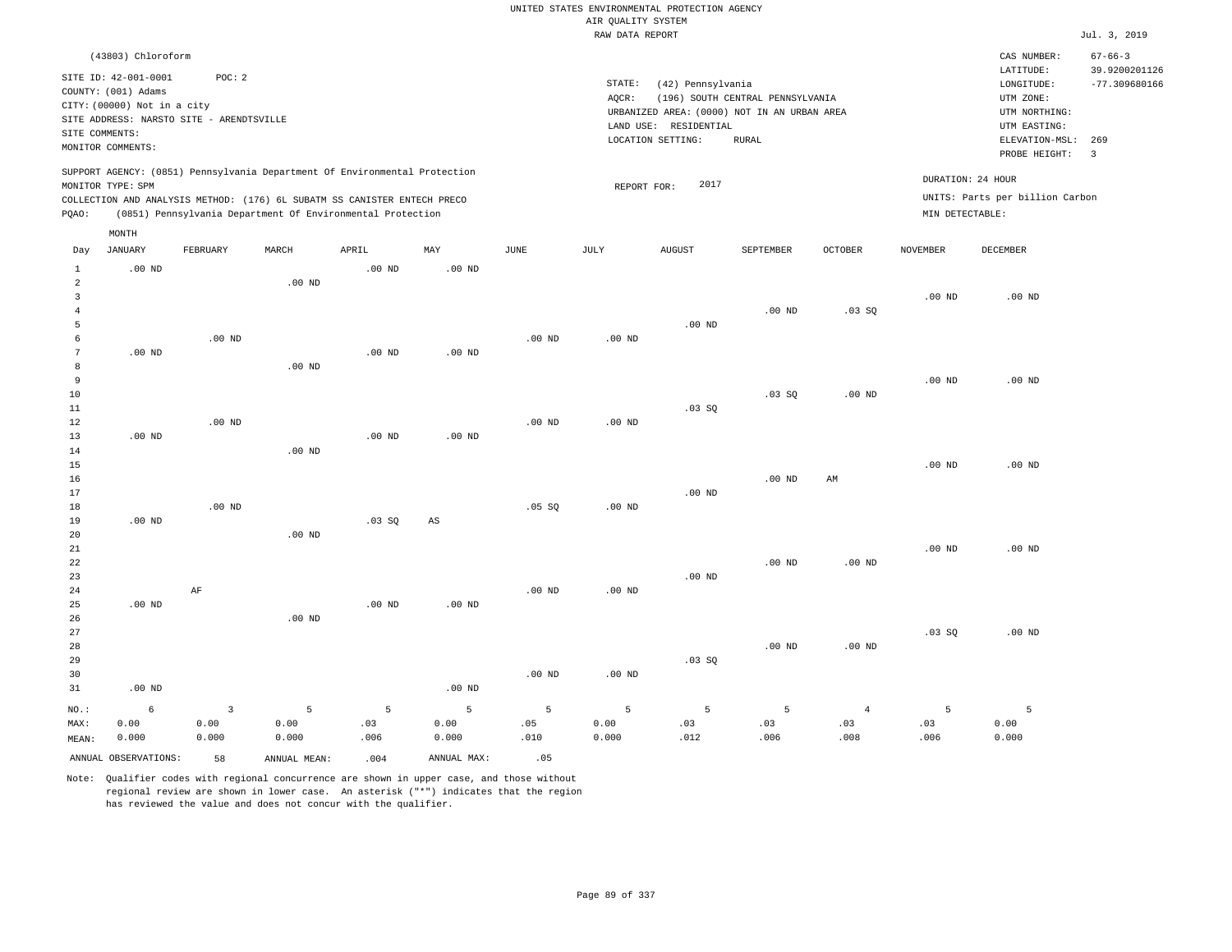UNITED STATES ENVIRONMENTAL PROTECTION AGENCY
AIR QUALITY SYSTEM
RAW DATA REPORT

Jul. 3, 2019

(43803) Chloroform

SITE ID: 42-001-0001 POC: 2
COUNTY: (001) Adams
CITY: (00000) Not in a city
SITE ADDRESS: NARSTO SITE - ARENDTSVILLE
SITE COMMENTS:
MONITOR COMMENTS:

STATE: (42) Pennsylvania
AQCR: (196) SOUTH CENTRAL PENNSYLVANIA
URBANIZED AREA: (0000) NOT IN AN URBAN AREA
LAND USE: RESIDENTIAL
LOCATION SETTING: RURAL

CAS NUMBER: 67-66-3
LATITUDE: 39.9200201126
LONGITUDE: -77.309680166
UTM ZONE:
UTM NORTHING:
UTM EASTING:
ELEVATION-MSL: 269
PROBE HEIGHT: 3

SUPPORT AGENCY: (0851) Pennsylvania Department Of Environmental Protection
MONITOR TYPE: SPM
COLLECTION AND ANALYSIS METHOD: (176) 6L SUBATM SS CANISTER ENTECH PRECO
PQAO: (0851) Pennsylvania Department Of Environmental Protection

REPORT FOR: 2017

DURATION: 24 HOUR
UNITS: Parts per billion Carbon
MIN DETECTABLE:

| Day | JANUARY | FEBRUARY | MARCH | APRIL | MAY | JUNE | JULY | AUGUST | SEPTEMBER | OCTOBER | NOVEMBER | DECEMBER |
|---|---|---|---|---|---|---|---|---|---|---|---|---|
| 1 | .00 ND | | | .00 ND | .00 ND | | | | | | | |
| 2 | | | .00 ND | | | | | | | | | |
| 3 | | | | | | | | | | | .00 ND | .00 ND |
| 4 | | | | | | | | | .00 ND | .03 SQ | | |
| 5 | | | | | | | | .00 ND | | | | |
| 6 | | .00 ND | | | | .00 ND | .00 ND | | | | | |
| 7 | .00 ND | | | .00 ND | .00 ND | | | | | | | |
| 8 | | | .00 ND | | | | | | | | | |
| 9 | | | | | | | | | | | .00 ND | .00 ND |
| 10 | | | | | | | | | .03 SQ | .00 ND | | |
| 11 | | | | | | | | .03 SQ | | | | |
| 12 | | .00 ND | | | | .00 ND | .00 ND | | | | | |
| 13 | .00 ND | | | .00 ND | .00 ND | | | | | | | |
| 14 | | | .00 ND | | | | | | | | | |
| 15 | | | | | | | | | | | .00 ND | .00 ND |
| 16 | | | | | | | | | .00 ND | AM | | |
| 17 | | | | | | | | .00 ND | | | | |
| 18 | | .00 ND | | | | .05 SQ | .00 ND | | | | | |
| 19 | .00 ND | | | .03 SQ | AS | | | | | | | |
| 20 | | | .00 ND | | | | | | | | | |
| 21 | | | | | | | | | | | .00 ND | .00 ND |
| 22 | | | | | | | | | .00 ND | .00 ND | | |
| 23 | | | | | | | | .00 ND | | | | |
| 24 | | AF | | | | .00 ND | .00 ND | | | | | |
| 25 | .00 ND | | | .00 ND | .00 ND | | | | | | | |
| 26 | | | .00 ND | | | | | | | | | |
| 27 | | | | | | | | | | | .03 SQ | .00 ND |
| 28 | | | | | | | | | .00 ND | .00 ND | | |
| 29 | | | | | | | | .03 SQ | | | | |
| 30 | | | | | | .00 ND | .00 ND | | | | | |
| 31 | .00 ND | | | | .00 ND | | | | | | | |
| NO.: | 6 | 3 | 5 | 5 | 5 | 5 | 5 | 5 | 5 | 4 | 5 | 5 |
| MAX: | 0.00 | 0.00 | 0.00 | .03 | 0.00 | .05 | 0.00 | .03 | .03 | .03 | .03 | 0.00 |
| MEAN: | 0.000 | 0.000 | 0.000 | .006 | 0.000 | .010 | 0.000 | .012 | .006 | .008 | .006 | 0.000 |

ANNUAL OBSERVATIONS: 58 ANNUAL MEAN: .004 ANNUAL MAX: .05

Note: Qualifier codes with regional concurrence are shown in upper case, and those without regional review are shown in lower case. An asterisk ("*") indicates that the region has reviewed the value and does not concur with the qualifier.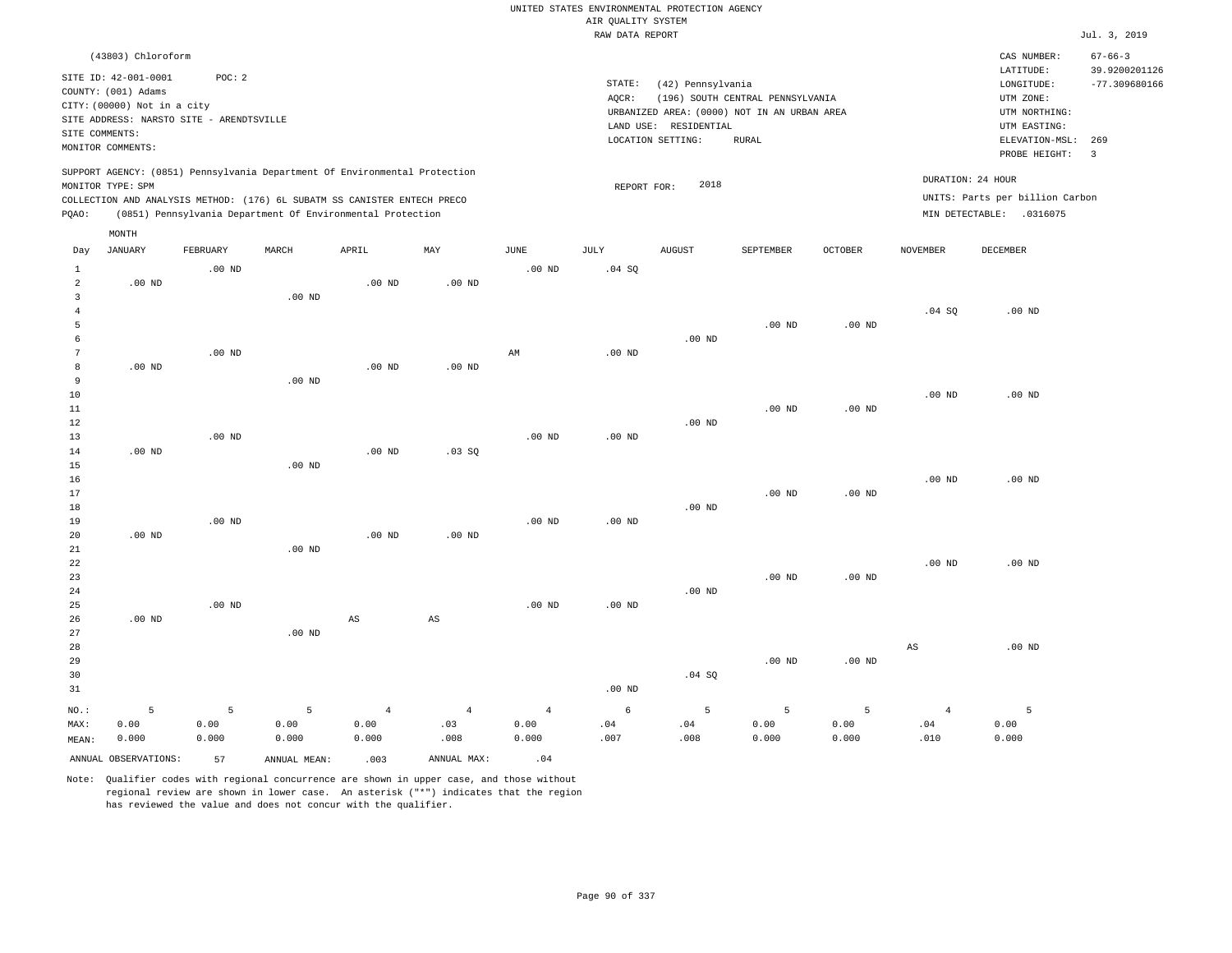UNITED STATES ENVIRONMENTAL PROTECTION AGENCY
AIR QUALITY SYSTEM
RAW DATA REPORT

Jul. 3, 2019

(43803) Chloroform

SITE ID: 42-001-0001 POC: 2
COUNTY: (001) Adams
CITY: (00000) Not in a city
SITE ADDRESS: NARSTO SITE - ARENDTSVILLE
SITE COMMENTS:
MONITOR COMMENTS:

STATE: (42) Pennsylvania
AQCR: (196) SOUTH CENTRAL PENNSYLVANIA
URBANIZED AREA: (0000) NOT IN AN URBAN AREA
LAND USE: RESIDENTIAL
LOCATION SETTING: RURAL

CAS NUMBER: 67-66-3
LATITUDE: 39.9200201126
LONGITUDE: -77.309680166
UTM ZONE:
UTM NORTHING:
UTM EASTING:
ELEVATION-MSL: 269
PROBE HEIGHT: 3

SUPPORT AGENCY: (0851) Pennsylvania Department Of Environmental Protection
MONITOR TYPE: SPM
COLLECTION AND ANALYSIS METHOD: (176) 6L SUBATM SS CANISTER ENTECH PRECO
PQAO: (0851) Pennsylvania Department Of Environmental Protection

REPORT FOR: 2018

DURATION: 24 HOUR
UNITS: Parts per billion Carbon
MIN DETECTABLE: .0316075

| Day | JANUARY | FEBRUARY | MARCH | APRIL | MAY | JUNE | JULY | AUGUST | SEPTEMBER | OCTOBER | NOVEMBER | DECEMBER |
|---|---|---|---|---|---|---|---|---|---|---|---|---|
| 1 | | .00 ND | | | | .00 ND | .04 SQ | | | | | |
| 2 | .00 ND | | | .00 ND | .00 ND | | | | | | | |
| 3 | | | .00 ND | | | | | | | | | |
| 4 | | | | | | | | | | | .04 SQ | .00 ND |
| 5 | | | | | | | | | .00 ND | .00 ND | | |
| 6 | | | | | | | | .00 ND | | | | |
| 7 | | .00 ND | | | | AM | .00 ND | | | | | |
| 8 | .00 ND | | | .00 ND | .00 ND | | | | | | | |
| 9 | | | .00 ND | | | | | | | | | |
| 10 | | | | | | | | | | | .00 ND | .00 ND |
| 11 | | | | | | | | | .00 ND | .00 ND | | |
| 12 | | | | | | | | .00 ND | | | | |
| 13 | | .00 ND | | | | .00 ND | .00 ND | | | | | |
| 14 | .00 ND | | | .00 ND | .03 SQ | | | | | | | |
| 15 | | | .00 ND | | | | | | | | | |
| 16 | | | | | | | | | | | .00 ND | .00 ND |
| 17 | | | | | | | | | .00 ND | .00 ND | | |
| 18 | | | | | | | | .00 ND | | | | |
| 19 | | .00 ND | | | | .00 ND | .00 ND | | | | | |
| 20 | .00 ND | | | .00 ND | .00 ND | | | | | | | |
| 21 | | | .00 ND | | | | | | | | | |
| 22 | | | | | | | | | | | .00 ND | .00 ND |
| 23 | | | | | | | | | .00 ND | .00 ND | | |
| 24 | | | | | | | | .00 ND | | | | |
| 25 | | .00 ND | | | | .00 ND | .00 ND | | | | | |
| 26 | .00 ND | | | AS | AS | | | | | | | |
| 27 | | | .00 ND | | | | | | | | | |
| 28 | | | | | | | | | | | AS | .00 ND |
| 29 | | | | | | | | | .00 ND | .00 ND | | |
| 30 | | | | | | | | .04 SQ | | | | |
| 31 | | | | | | | .00 ND | | | | | |
| NO.: | 5 | 5 | 5 | 4 | 4 | 4 | 6 | 5 | 5 | 5 | 4 | 5 |
| MAX: | 0.00 | 0.00 | 0.00 | 0.00 | .03 | 0.00 | .04 | .04 | 0.00 | 0.00 | .04 | 0.00 |
| MEAN: | 0.000 | 0.000 | 0.000 | 0.000 | .008 | 0.000 | .007 | .008 | 0.000 | 0.000 | .010 | 0.000 |

ANNUAL OBSERVATIONS: 57 ANNUAL MEAN: .003 ANNUAL MAX: .04

Note: Qualifier codes with regional concurrence are shown in upper case, and those without regional review are shown in lower case. An asterisk ("*") indicates that the region has reviewed the value and does not concur with the qualifier.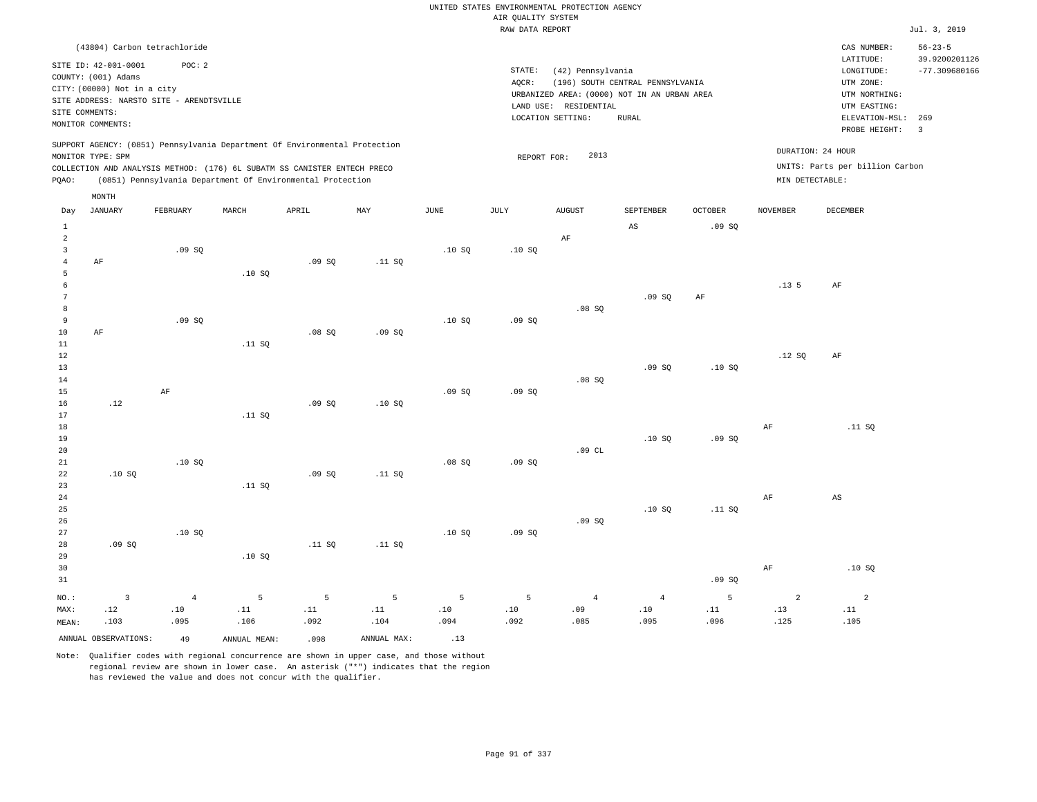UNITED STATES ENVIRONMENTAL PROTECTION AGENCY
AIR QUALITY SYSTEM
RAW DATA REPORT

Jul. 3, 2019

(43804) Carbon tetrachloride

SITE ID: 42-001-0001 POC: 2
COUNTY: (001) Adams
CITY: (00000) Not in a city
SITE ADDRESS: NARSTO SITE - ARENDTSVILLE
SITE COMMENTS:
MONITOR COMMENTS:

STATE: (42) Pennsylvania
AQCR: (196) SOUTH CENTRAL PENNSYLVANIA
URBANIZED AREA: (0000) NOT IN AN URBAN AREA
LAND USE: RESIDENTIAL
LOCATION SETTING: RURAL

CAS NUMBER: 56-23-5
LATITUDE: 39.9200201126
LONGITUDE: -77.309680166
UTM ZONE:
UTM NORTHING:
UTM EASTING:
ELEVATION-MSL: 269
PROBE HEIGHT: 3

SUPPORT AGENCY: (0851) Pennsylvania Department Of Environmental Protection
MONITOR TYPE: SPM
COLLECTION AND ANALYSIS METHOD: (176) 6L SUBATM SS CANISTER ENTECH PRECO
PQAO: (0851) Pennsylvania Department Of Environmental Protection

REPORT FOR: 2013

DURATION: 24 HOUR
UNITS: Parts per billion Carbon
MIN DETECTABLE:

| Day | JANUARY | FEBRUARY | MARCH | APRIL | MAY | JUNE | JULY | AUGUST | SEPTEMBER | OCTOBER | NOVEMBER | DECEMBER |
|---|---|---|---|---|---|---|---|---|---|---|---|---|
| 1 | | | | | | | | | AS | .09 SQ | | |
| 2 | | | | | | | | AF | | | | |
| 3 | | .09 SQ | | | | .10 SQ | .10 SQ | | | | | |
| 4 | AF | | | .09 SQ | .11 SQ | | | | | | | |
| 5 | | | .10 SQ | | | | | | | | | |
| 6 | | | | | | | | | | | .13 5 | AF |
| 7 | | | | | | | | | .09 SQ | AF | | |
| 8 | | | | | | | | .08 SQ | | | | |
| 9 | | .09 SQ | | | | .10 SQ | .09 SQ | | | | | |
| 10 | AF | | | .08 SQ | .09 SQ | | | | | | | |
| 11 | | | .11 SQ | | | | | | | | | |
| 12 | | | | | | | | | | | .12 SQ | AF |
| 13 | | | | | | | | | .09 SQ | .10 SQ | | |
| 14 | | | | | | | | .08 SQ | | | | |
| 15 | | AF | | | | .09 SQ | .09 SQ | | | | | |
| 16 | .12 | | | .09 SQ | .10 SQ | | | | | | | |
| 17 | | | .11 SQ | | | | | | | | | |
| 18 | | | | | | | | | | | AF | .11 SQ |
| 19 | | | | | | | | | .10 SQ | .09 SQ | | |
| 20 | | | | | | | | .09 CL | | | | |
| 21 | | .10 SQ | | | | .08 SQ | .09 SQ | | | | | |
| 22 | .10 SQ | | | .09 SQ | .11 SQ | | | | | | | |
| 23 | | | .11 SQ | | | | | | | | | |
| 24 | | | | | | | | | | | AF | AS |
| 25 | | | | | | | | | .10 SQ | .11 SQ | | |
| 26 | | | | | | | | .09 SQ | | | | |
| 27 | | .10 SQ | | | | .10 SQ | .09 SQ | | | | | |
| 28 | .09 SQ | | | .11 SQ | .11 SQ | | | | | | | |
| 29 | | | .10 SQ | | | | | | | | | |
| 30 | | | | | | | | | | | AF | .10 SQ |
| 31 | | | | | | | | | | .09 SQ | | |
| NO.: | 3 | 4 | 5 | 5 | 5 | 5 | 5 | 4 | 4 | 5 | 2 | 2 |
| MAX: | .12 | .10 | .11 | .11 | .11 | .10 | .10 | .09 | .10 | .11 | .13 | .11 |
| MEAN: | .103 | .095 | .106 | .092 | .104 | .094 | .092 | .085 | .095 | .096 | .125 | .105 |

ANNUAL OBSERVATIONS: 49 ANNUAL MEAN: .098 ANNUAL MAX: .13

Note: Qualifier codes with regional concurrence are shown in upper case, and those without regional review are shown in lower case. An asterisk ("*") indicates that the region has reviewed the value and does not concur with the qualifier.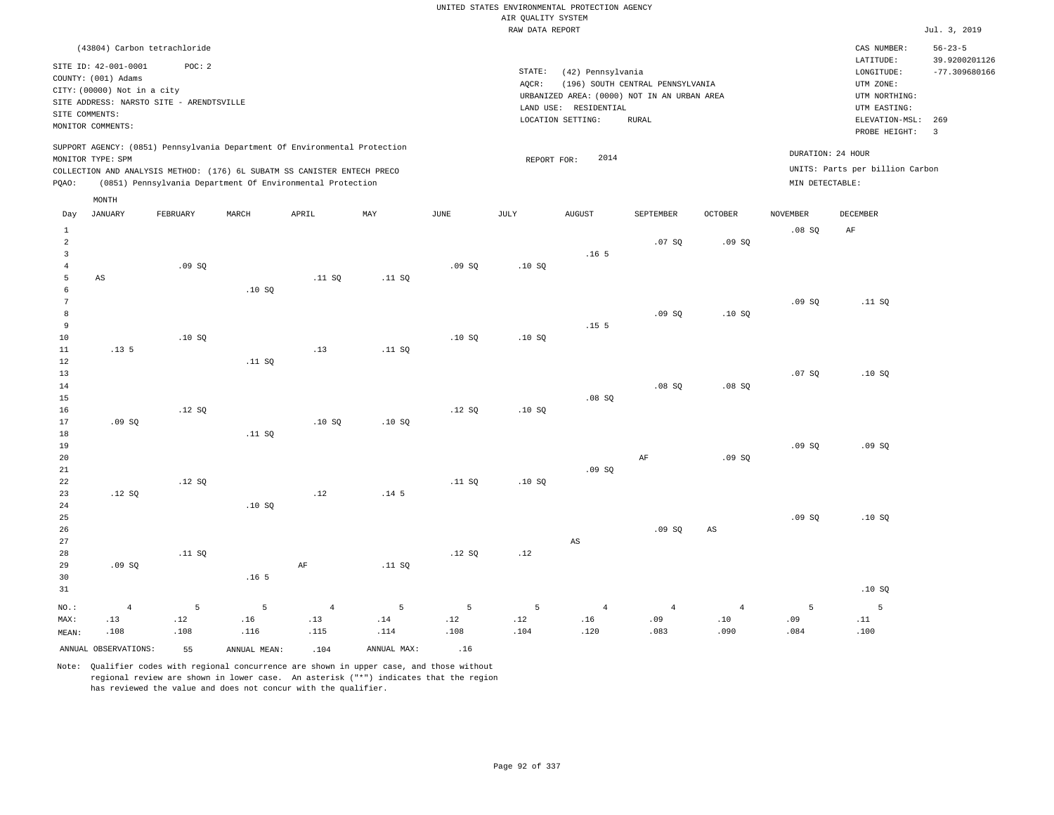UNITED STATES ENVIRONMENTAL PROTECTION AGENCY
AIR QUALITY SYSTEM
RAW DATA REPORT

Jul. 3, 2019

(43804) Carbon tetrachloride

SITE ID: 42-001-0001    POC: 2
COUNTY: (001) Adams
CITY: (00000) Not in a city
SITE ADDRESS: NARSTO SITE - ARENDTSVILLE
SITE COMMENTS:
MONITOR COMMENTS:

STATE: (42) Pennsylvania
AQCR: (196) SOUTH CENTRAL PENNSYLVANIA
URBANIZED AREA: (0000) NOT IN AN URBAN AREA
LAND USE: RESIDENTIAL
LOCATION SETTING: RURAL

CAS NUMBER: 56-23-5
LATITUDE: 39.9200201126
LONGITUDE: -77.309680166
UTM ZONE:
UTM NORTHING:
UTM EASTING:
ELEVATION-MSL: 269
PROBE HEIGHT: 3

SUPPORT AGENCY: (0851) Pennsylvania Department Of Environmental Protection
MONITOR TYPE: SPM
COLLECTION AND ANALYSIS METHOD: (176) 6L SUBATM SS CANISTER ENTECH PRECO
PQAO: (0851) Pennsylvania Department Of Environmental Protection

REPORT FOR: 2014

DURATION: 24 HOUR
UNITS: Parts per billion Carbon
MIN DETECTABLE:

| Day | JANUARY | FEBRUARY | MARCH | APRIL | MAY | JUNE | JULY | AUGUST | SEPTEMBER | OCTOBER | NOVEMBER | DECEMBER |
|---|---|---|---|---|---|---|---|---|---|---|---|---|
| 1 | | | | | | | | | | | .08 SQ | AF |
| 2 | | | | | | | | | .07 SQ | .09 SQ | | |
| 3 | | | | | | | | .16 5 | | | | |
| 4 | | .09 SQ | | | | .09 SQ | .10 SQ | | | | | |
| 5 | AS | | | .11 SQ | .11 SQ | | | | | | | |
| 6 | | | .10 SQ | | | | | | | | | |
| 7 | | | | | | | | | | | .09 SQ | .11 SQ |
| 8 | | | | | | | | | .09 SQ | .10 SQ | | |
| 9 | | | | | | | | .15 5 | | | | |
| 10 | | .10 SQ | | | | .10 SQ | .10 SQ | | | | | |
| 11 | .13 5 | | | .13 | .11 SQ | | | | | | | |
| 12 | | | .11 SQ | | | | | | | | | |
| 13 | | | | | | | | | | | .07 SQ | .10 SQ |
| 14 | | | | | | | | | .08 SQ | .08 SQ | | |
| 15 | | | | | | | | .08 SQ | | | | |
| 16 | | .12 SQ | | | | .12 SQ | .10 SQ | | | | | |
| 17 | .09 SQ | | | .10 SQ | .10 SQ | | | | | | | |
| 18 | | | .11 SQ | | | | | | | | | |
| 19 | | | | | | | | | | | .09 SQ | .09 SQ |
| 20 | | | | | | | | | AF | .09 SQ | | |
| 21 | | | | | | | | .09 SQ | | | | |
| 22 | | .12 SQ | | | | .11 SQ | .10 SQ | | | | | |
| 23 | .12 SQ | | | .12 | .14 5 | | | | | | | |
| 24 | | | .10 SQ | | | | | | | | | |
| 25 | | | | | | | | | | | .09 SQ | .10 SQ |
| 26 | | | | | | | | | .09 SQ | AS | | |
| 27 | | | | | | | | AS | | | | |
| 28 | | .11 SQ | | | | .12 SQ | .12 | | | | | |
| 29 | .09 SQ | | | AF | .11 SQ | | | | | | | |
| 30 | | | .16 5 | | | | | | | | | |
| 31 | | | | | | | | | | | | .10 SQ |
| NO.: | 4 | 5 | 5 | 4 | 5 | 5 | 5 | 4 | 4 | 4 | 5 | 5 |
| MAX: | .13 | .12 | .16 | .13 | .14 | .12 | .12 | .16 | .09 | .10 | .09 | .11 |
| MEAN: | .108 | .108 | .116 | .115 | .114 | .108 | .104 | .120 | .083 | .090 | .084 | .100 |

ANNUAL OBSERVATIONS: 55    ANNUAL MEAN: .104    ANNUAL MAX: .16

Note: Qualifier codes with regional concurrence are shown in upper case, and those without regional review are shown in lower case. An asterisk ("*") indicates that the region has reviewed the value and does not concur with the qualifier.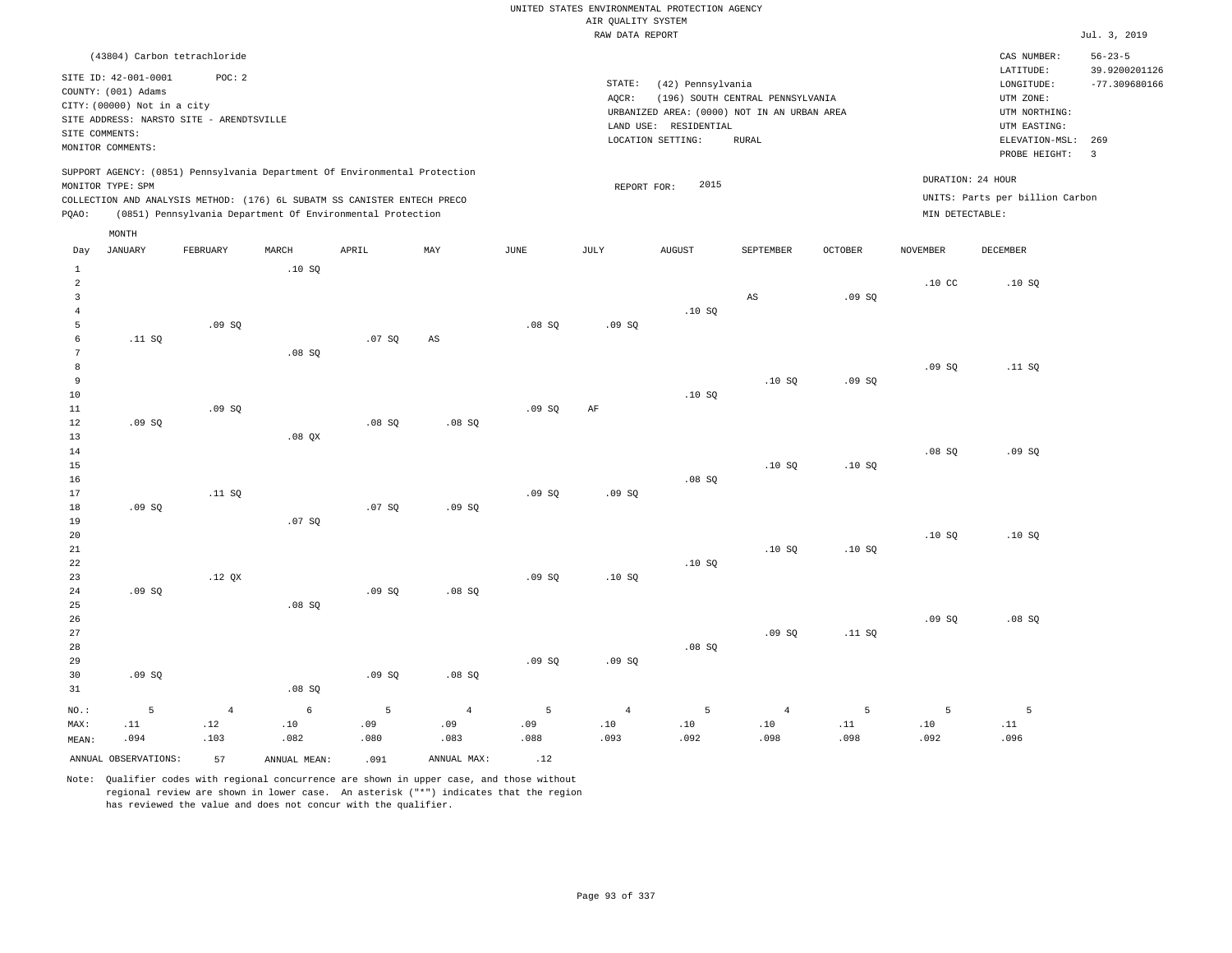UNITED STATES ENVIRONMENTAL PROTECTION AGENCY
AIR QUALITY SYSTEM
RAW DATA REPORT

Jul. 3, 2019

(43804) Carbon tetrachloride

SITE ID: 42-001-0001 POC: 2
COUNTY: (001) Adams
CITY: (00000) Not in a city
SITE ADDRESS: NARSTO SITE - ARENDTSVILLE
SITE COMMENTS:
MONITOR COMMENTS:

STATE: (42) Pennsylvania
AQCR: (196) SOUTH CENTRAL PENNSYLVANIA
URBANIZED AREA: (0000) NOT IN AN URBAN AREA
LAND USE: RESIDENTIAL
LOCATION SETTING: RURAL

CAS NUMBER: 56-23-5
LATITUDE: 39.9200201126
LONGITUDE: -77.309680166
UTM ZONE:
UTM NORTHING:
UTM EASTING:
ELEVATION-MSL: 269
PROBE HEIGHT: 3

SUPPORT AGENCY: (0851) Pennsylvania Department Of Environmental Protection
MONITOR TYPE: SPM
COLLECTION AND ANALYSIS METHOD: (176) 6L SUBATM SS CANISTER ENTECH PRECO
PQAO: (0851) Pennsylvania Department Of Environmental Protection

REPORT FOR: 2015

DURATION: 24 HOUR
UNITS: Parts per billion Carbon
MIN DETECTABLE:

| Day | JANUARY | FEBRUARY | MARCH | APRIL | MAY | JUNE | JULY | AUGUST | SEPTEMBER | OCTOBER | NOVEMBER | DECEMBER |
|---|---|---|---|---|---|---|---|---|---|---|---|---|
| 1 | | | .10 SQ | | | | | | | | | |
| 2 | | | | | | | | | | | .10 CC | .10 SQ |
| 3 | | | | | | | | | AS | .09 SQ | | |
| 4 | | | | | | | | .10 SQ | | | | |
| 5 | | .09 SQ | | | | .08 SQ | .09 SQ | | | | | |
| 6 | .11 SQ | | | .07 SQ | AS | | | | | | | |
| 7 | | | .08 SQ | | | | | | | | | |
| 8 | | | | | | | | | | | .09 SQ | .11 SQ |
| 9 | | | | | | | | | .10 SQ | .09 SQ | | |
| 10 | | | | | | | | .10 SQ | | | | |
| 11 | | .09 SQ | | | | .09 SQ | AF | | | | | |
| 12 | .09 SQ | | | .08 SQ | .08 SQ | | | | | | | |
| 13 | | | .08 QX | | | | | | | | | |
| 14 | | | | | | | | | | | .08 SQ | .09 SQ |
| 15 | | | | | | | | | .10 SQ | .10 SQ | | |
| 16 | | | | | | | | .08 SQ | | | | |
| 17 | | .11 SQ | | | | .09 SQ | .09 SQ | | | | | |
| 18 | .09 SQ | | | .07 SQ | .09 SQ | | | | | | | |
| 19 | | | .07 SQ | | | | | | | | | |
| 20 | | | | | | | | | | | .10 SQ | .10 SQ |
| 21 | | | | | | | | | .10 SQ | .10 SQ | | |
| 22 | | | | | | | | .10 SQ | | | | |
| 23 | | .12 QX | | | | .09 SQ | .10 SQ | | | | | |
| 24 | .09 SQ | | | .09 SQ | .08 SQ | | | | | | | |
| 25 | | | .08 SQ | | | | | | | | | |
| 26 | | | | | | | | | | | .09 SQ | .08 SQ |
| 27 | | | | | | | | | .09 SQ | .11 SQ | | |
| 28 | | | | | | | | .08 SQ | | | | |
| 29 | | | | | | .09 SQ | .09 SQ | | | | | |
| 30 | .09 SQ | | | .09 SQ | .08 SQ | | | | | | | |
| 31 | | | .08 SQ | | | | | | | | | |
| NO.: | 5 | 4 | 6 | 5 | 4 | 5 | 4 | 5 | 4 | 5 | 5 | 5 |
| MAX: | .11 | .12 | .10 | .09 | .09 | .09 | .10 | .10 | .10 | .11 | .10 | .11 |
| MEAN: | .094 | .103 | .082 | .080 | .083 | .088 | .093 | .092 | .098 | .098 | .092 | .096 |

ANNUAL OBSERVATIONS: 57 ANNUAL MEAN: .091 ANNUAL MAX: .12

Note: Qualifier codes with regional concurrence are shown in upper case, and those without regional review are shown in lower case. An asterisk ("*") indicates that the region has reviewed the value and does not concur with the qualifier.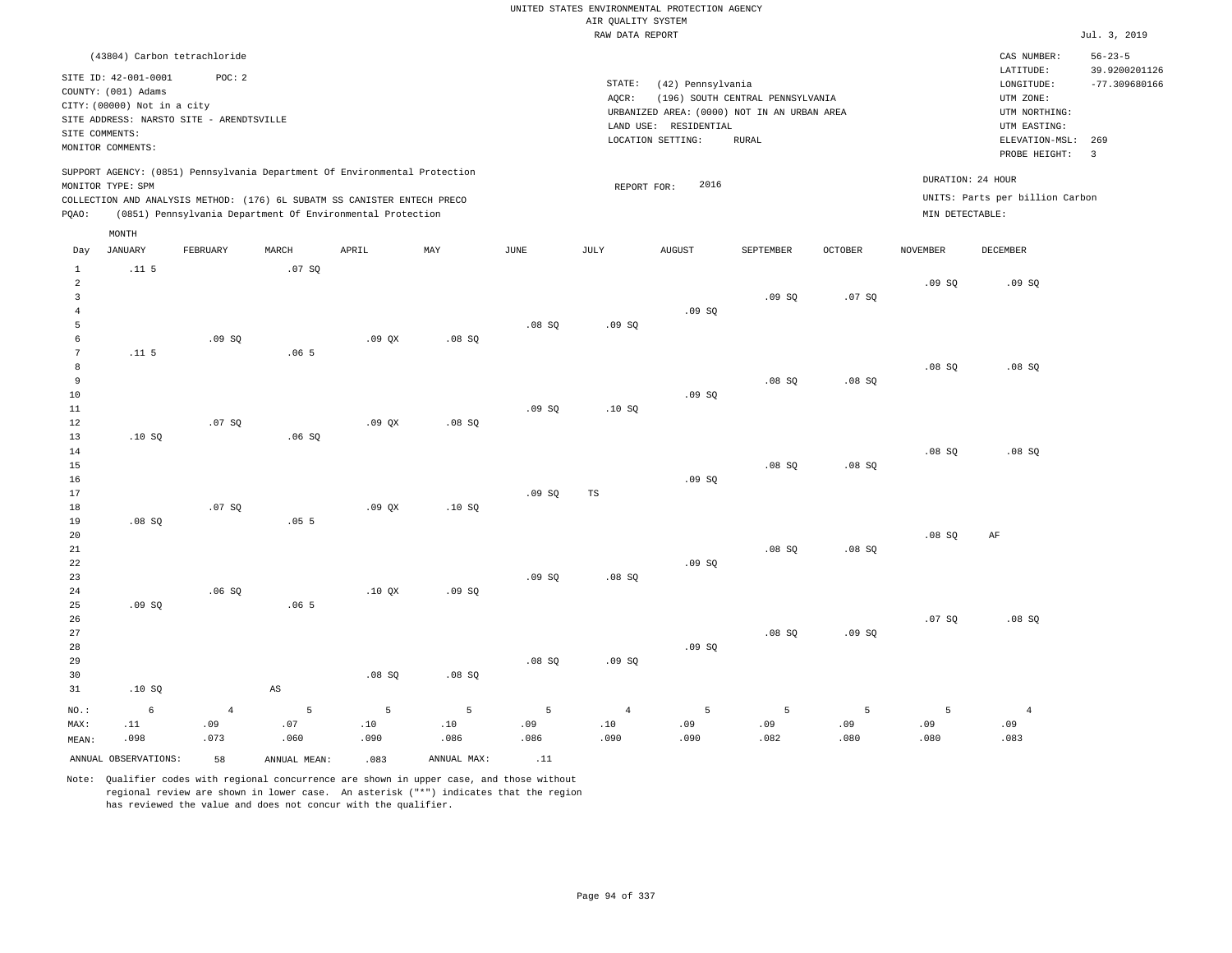UNITED STATES ENVIRONMENTAL PROTECTION AGENCY
AIR QUALITY SYSTEM
RAW DATA REPORT

Jul. 3, 2019

(43804) Carbon tetrachloride

SITE ID: 42-001-0001 POC: 2
COUNTY: (001) Adams
CITY: (00000) Not in a city
SITE ADDRESS: NARSTO SITE - ARENDTSVILLE
SITE COMMENTS:
MONITOR COMMENTS:

STATE: (42) Pennsylvania
AQCR: (196) SOUTH CENTRAL PENNSYLVANIA
URBANIZED AREA: (0000) NOT IN AN URBAN AREA
LAND USE: RESIDENTIAL
LOCATION SETTING: RURAL

CAS NUMBER: 56-23-5
LATITUDE: 39.9200201126
LONGITUDE: -77.309680166
UTM ZONE:
UTM NORTHING:
UTM EASTING:
ELEVATION-MSL: 269
PROBE HEIGHT: 3

SUPPORT AGENCY: (0851) Pennsylvania Department Of Environmental Protection
MONITOR TYPE: SPM
COLLECTION AND ANALYSIS METHOD: (176) 6L SUBATM SS CANISTER ENTECH PRECO
PQAO: (0851) Pennsylvania Department Of Environmental Protection

REPORT FOR: 2016

DURATION: 24 HOUR
UNITS: Parts per billion Carbon
MIN DETECTABLE:

| Day | JANUARY | FEBRUARY | MARCH | APRIL | MAY | JUNE | JULY | AUGUST | SEPTEMBER | OCTOBER | NOVEMBER | DECEMBER |
|---|---|---|---|---|---|---|---|---|---|---|---|---|
| 1 | .11 5 | | .07 SQ | | | | | | | | | |
| 2 | | | | | | | | | | | .09 SQ | .09 SQ |
| 3 | | | | | | | | | .09 SQ | .07 SQ | | |
| 4 | | | | | | | | .09 SQ | | | | |
| 5 | | | | | | .08 SQ | .09 SQ | | | | | |
| 6 | | .09 SQ | | .09 QX | .08 SQ | | | | | | | |
| 7 | .11 5 | | .06 5 | | | | | | | | | |
| 8 | | | | | | | | | | | .08 SQ | .08 SQ |
| 9 | | | | | | | | | .08 SQ | .08 SQ | | |
| 10 | | | | | | | | .09 SQ | | | | |
| 11 | | | | | | .09 SQ | .10 SQ | | | | | |
| 12 | | .07 SQ | | .09 QX | .08 SQ | | | | | | | |
| 13 | .10 SQ | | .06 SQ | | | | | | | | | |
| 14 | | | | | | | | | | | .08 SQ | .08 SQ |
| 15 | | | | | | | | | .08 SQ | .08 SQ | | |
| 16 | | | | | | | | .09 SQ | | | | |
| 17 | | | | | | .09 SQ | TS | | | | | |
| 18 | | .07 SQ | | .09 QX | .10 SQ | | | | | | | |
| 19 | .08 SQ | | .05 5 | | | | | | | | | |
| 20 | | | | | | | | | | | .08 SQ | AF |
| 21 | | | | | | | | | .08 SQ | .08 SQ | | |
| 22 | | | | | | | | .09 SQ | | | | |
| 23 | | | | | | .09 SQ | .08 SQ | | | | | |
| 24 | | .06 SQ | | .10 QX | .09 SQ | | | | | | | |
| 25 | .09 SQ | | .06 5 | | | | | | | | | |
| 26 | | | | | | | | | | | .07 SQ | .08 SQ |
| 27 | | | | | | | | | .08 SQ | .09 SQ | | |
| 28 | | | | | | | | .09 SQ | | | | |
| 29 | | | | | | .08 SQ | .09 SQ | | | | | |
| 30 | | | | .08 SQ | .08 SQ | | | | | | | |
| 31 | .10 SQ | | AS | | | | | | | | | |
| NO.: | 6 | 4 | 5 | 5 | 5 | 5 | 4 | 5 | 5 | 5 | 5 | 4 |
| MAX: | .11 | .09 | .07 | .10 | .10 | .09 | .10 | .09 | .09 | .09 | .09 | .09 |
| MEAN: | .098 | .073 | .060 | .090 | .086 | .086 | .090 | .090 | .082 | .080 | .080 | .083 |

ANNUAL OBSERVATIONS: 58 ANNUAL MEAN: .083 ANNUAL MAX: .11

Note: Qualifier codes with regional concurrence are shown in upper case, and those without regional review are shown in lower case. An asterisk ("*") indicates that the region has reviewed the value and does not concur with the qualifier.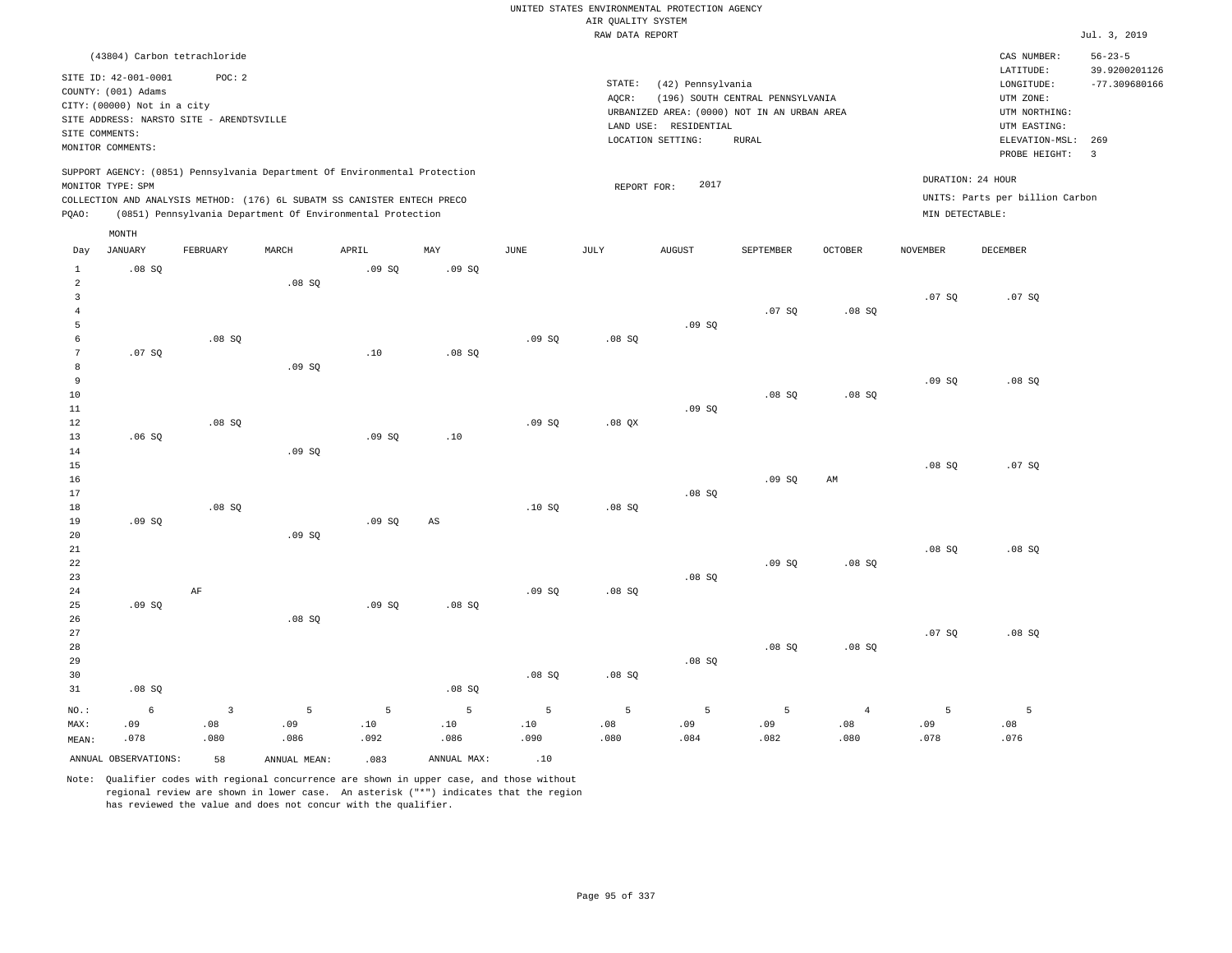UNITED STATES ENVIRONMENTAL PROTECTION AGENCY
AIR QUALITY SYSTEM
RAW DATA REPORT

Jul. 3, 2019

(43804) Carbon tetrachloride

SITE ID: 42-001-0001 POC: 2
COUNTY: (001) Adams
CITY: (00000) Not in a city
SITE ADDRESS: NARSTO SITE - ARENDTSVILLE
SITE COMMENTS:
MONITOR COMMENTS:

STATE: (42) Pennsylvania
AQCR: (196) SOUTH CENTRAL PENNSYLVANIA
URBANIZED AREA: (0000) NOT IN AN URBAN AREA
LAND USE: RESIDENTIAL
LOCATION SETTING: RURAL

CAS NUMBER: 56-23-5
LATITUDE: 39.9200201126
LONGITUDE: -77.309680166
UTM ZONE:
UTM NORTHING:
UTM EASTING:
ELEVATION-MSL: 269
PROBE HEIGHT: 3

SUPPORT AGENCY: (0851) Pennsylvania Department Of Environmental Protection
MONITOR TYPE: SPM
COLLECTION AND ANALYSIS METHOD: (176) 6L SUBATM SS CANISTER ENTECH PRECO
PQAO: (0851) Pennsylvania Department Of Environmental Protection

REPORT FOR: 2017

DURATION: 24 HOUR
UNITS: Parts per billion Carbon
MIN DETECTABLE:

| Day | JANUARY | FEBRUARY | MARCH | APRIL | MAY | JUNE | JULY | AUGUST | SEPTEMBER | OCTOBER | NOVEMBER | DECEMBER |
|---|---|---|---|---|---|---|---|---|---|---|---|---|
| 1 | .08 SQ | | | .09 SQ | .09 SQ | | | | | | | |
| 2 | | | .08 SQ | | | | | | | | | |
| 3 | | | | | | | | | | | .07 SQ | .07 SQ |
| 4 | | | | | | | | | .07 SQ | .08 SQ | | |
| 5 | | | | | | | | .09 SQ | | | | |
| 6 | | .08 SQ | | | | .09 SQ | .08 SQ | | | | | |
| 7 | .07 SQ | | | .10 | .08 SQ | | | | | | | |
| 8 | | | .09 SQ | | | | | | | | | |
| 9 | | | | | | | | | | | .09 SQ | .08 SQ |
| 10 | | | | | | | | | .08 SQ | .08 SQ | | |
| 11 | | | | | | | | .09 SQ | | | | |
| 12 | | .08 SQ | | | | .09 SQ | .08 QX | | | | | |
| 13 | .06 SQ | | | .09 SQ | .10 | | | | | | | |
| 14 | | | .09 SQ | | | | | | | | | |
| 15 | | | | | | | | | | | .08 SQ | .07 SQ |
| 16 | | | | | | | | | .09 SQ | AM | | |
| 17 | | | | | | | | .08 SQ | | | | |
| 18 | | .08 SQ | | | | .10 SQ | .08 SQ | | | | | |
| 19 | .09 SQ | | | .09 SQ | AS | | | | | | | |
| 20 | | | .09 SQ | | | | | | | | | |
| 21 | | | | | | | | | | | .08 SQ | .08 SQ |
| 22 | | | | | | | | | .09 SQ | .08 SQ | | |
| 23 | | | | | | | | .08 SQ | | | | |
| 24 | | AF | | | | .09 SQ | .08 SQ | | | | | |
| 25 | .09 SQ | | | .09 SQ | .08 SQ | | | | | | | |
| 26 | | | .08 SQ | | | | | | | | | |
| 27 | | | | | | | | | | | .07 SQ | .08 SQ |
| 28 | | | | | | | | | .08 SQ | .08 SQ | | |
| 29 | | | | | | | | .08 SQ | | | | |
| 30 | | | | | | .08 SQ | .08 SQ | | | | | |
| 31 | .08 SQ | | | | .08 SQ | | | | | | | |
| NO.: | 6 | 3 | 5 | 5 | 5 | 5 | 5 | 5 | 5 | 4 | 5 | 5 |
| MAX: | .09 | .08 | .09 | .10 | .10 | .10 | .08 | .09 | .09 | .08 | .09 | .08 |
| MEAN: | .078 | .080 | .086 | .092 | .086 | .090 | .080 | .084 | .082 | .080 | .078 | .076 |

ANNUAL OBSERVATIONS: 58 ANNUAL MEAN: .083 ANNUAL MAX: .10

Note: Qualifier codes with regional concurrence are shown in upper case, and those without regional review are shown in lower case. An asterisk ("*") indicates that the region has reviewed the value and does not concur with the qualifier.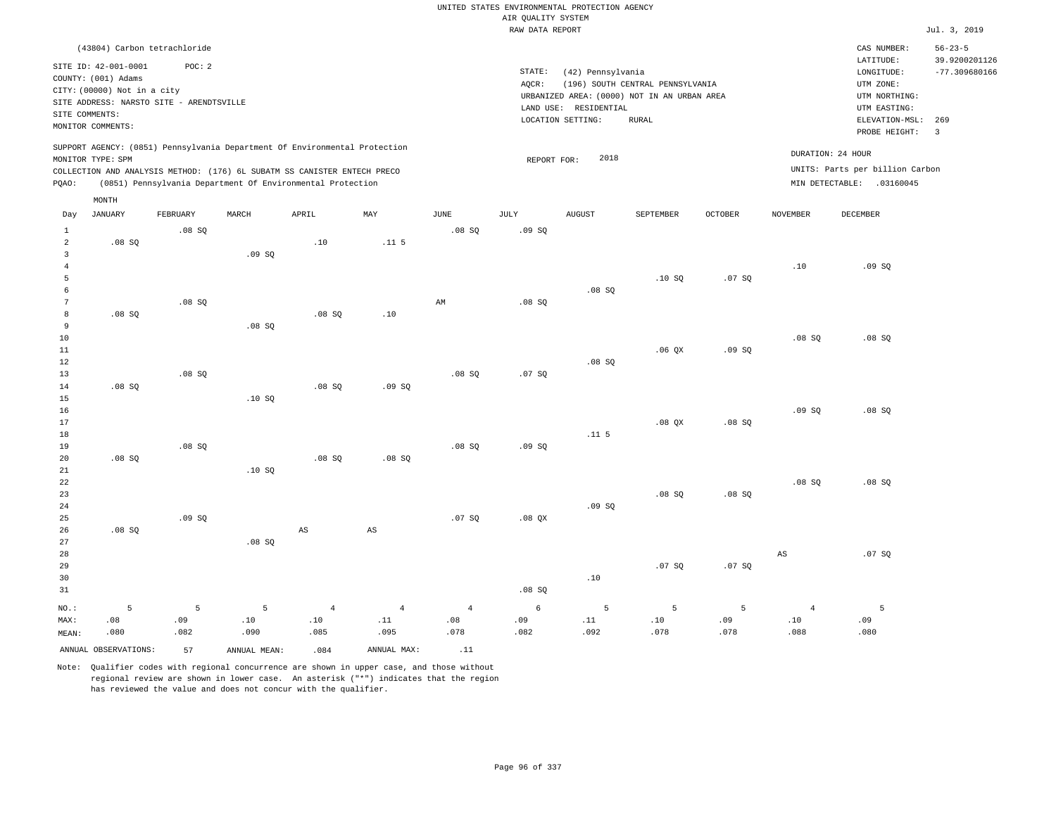UNITED STATES ENVIRONMENTAL PROTECTION AGENCY
AIR QUALITY SYSTEM
RAW DATA REPORT

Jul. 3, 2019

(43804) Carbon tetrachloride

SITE ID: 42-001-0001 POC: 2
COUNTY: (001) Adams
CITY: (00000) Not in a city
SITE ADDRESS: NARSTO SITE - ARENDTSVILLE
SITE COMMENTS:
MONITOR COMMENTS:

STATE: (42) Pennsylvania
AQCR: (196) SOUTH CENTRAL PENNSYLVANIA
URBANIZED AREA: (0000) NOT IN AN URBAN AREA
LAND USE: RESIDENTIAL
LOCATION SETTING: RURAL

CAS NUMBER: 56-23-5
LATITUDE: 39.9200201126
LONGITUDE: -77.309680166
UTM ZONE:
UTM NORTHING:
UTM EASTING:
ELEVATION-MSL: 269
PROBE HEIGHT: 3

SUPPORT AGENCY: (0851) Pennsylvania Department Of Environmental Protection
MONITOR TYPE: SPM
COLLECTION AND ANALYSIS METHOD: (176) 6L SUBATM SS CANISTER ENTECH PRECO
PQAO: (0851) Pennsylvania Department Of Environmental Protection

REPORT FOR: 2018

DURATION: 24 HOUR
UNITS: Parts per billion Carbon
MIN DETECTABLE: .03160045

| Day | JANUARY | FEBRUARY | MARCH | APRIL | MAY | JUNE | JULY | AUGUST | SEPTEMBER | OCTOBER | NOVEMBER | DECEMBER |
|---|---|---|---|---|---|---|---|---|---|---|---|---|
| 1 | | .08 SQ | | | | .08 SQ | .09 SQ | | | | | |
| 2 | .08 SQ | | | .10 | .11 5 | | | | | | | |
| 3 | | | .09 SQ | | | | | | | | | |
| 4 | | | | | | | | | | | .10 | .09 SQ |
| 5 | | | | | | | | | .10 SQ | .07 SQ | | |
| 6 | | | | | | | | .08 SQ | | | | |
| 7 | | .08 SQ | | | | AM | .08 SQ | | | | | |
| 8 | .08 SQ | | | .08 SQ | .10 | | | | | | | |
| 9 | | | .08 SQ | | | | | | | | | |
| 10 | | | | | | | | | | | .08 SQ | .08 SQ |
| 11 | | | | | | | | | .06 QX | .09 SQ | | |
| 12 | | | | | | | | .08 SQ | | | | |
| 13 | | .08 SQ | | | | .08 SQ | .07 SQ | | | | | |
| 14 | .08 SQ | | | .08 SQ | .09 SQ | | | | | | | |
| 15 | | | .10 SQ | | | | | | | | | |
| 16 | | | | | | | | | | | .09 SQ | .08 SQ |
| 17 | | | | | | | | | .08 QX | .08 SQ | | |
| 18 | | | | | | | | .11 5 | | | | |
| 19 | | .08 SQ | | | | .08 SQ | .09 SQ | | | | | |
| 20 | .08 SQ | | | .08 SQ | .08 SQ | | | | | | | |
| 21 | | | .10 SQ | | | | | | | | | |
| 22 | | | | | | | | | | | .08 SQ | .08 SQ |
| 23 | | | | | | | | | .08 SQ | .08 SQ | | |
| 24 | | | | | | | | .09 SQ | | | | |
| 25 | | .09 SQ | | | | .07 SQ | .08 QX | | | | | |
| 26 | .08 SQ | | | AS | AS | | | | | | | |
| 27 | | | .08 SQ | | | | | | | | | |
| 28 | | | | | | | | | | | AS | .07 SQ |
| 29 | | | | | | | | | .07 SQ | .07 SQ | | |
| 30 | | | | | | | | .10 | | | | |
| 31 | | | | | | | .08 SQ | | | | | |
| NO.: | 5 | 5 | 5 | 4 | 4 | 4 | 6 | 5 | 5 | 5 | 4 | 5 |
| MAX: | .08 | .09 | .10 | .10 | .11 | .08 | .09 | .11 | .10 | .09 | .10 | .09 |
| MEAN: | .080 | .082 | .090 | .085 | .095 | .078 | .082 | .092 | .078 | .078 | .088 | .080 |

ANNUAL OBSERVATIONS: 57 ANNUAL MEAN: .084 ANNUAL MAX: .11

Note: Qualifier codes with regional concurrence are shown in upper case, and those without regional review are shown in lower case. An asterisk ("*") indicates that the region has reviewed the value and does not concur with the qualifier.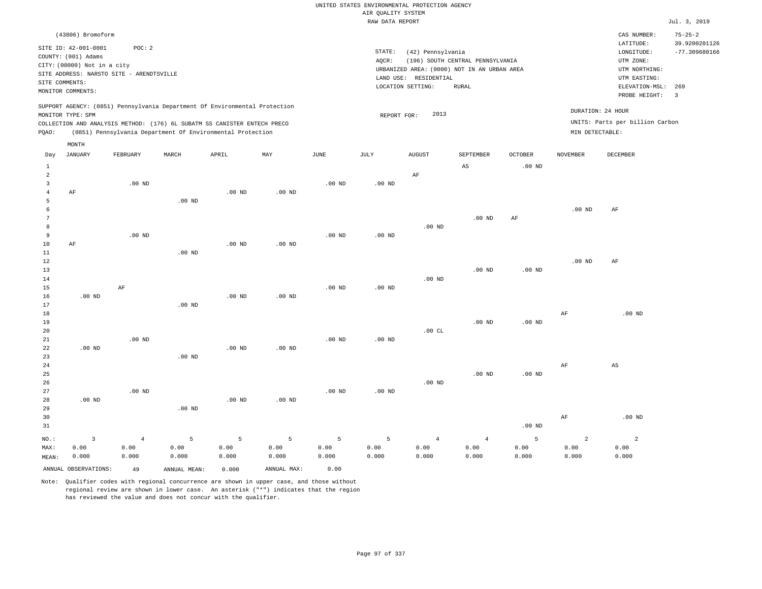UNITED STATES ENVIRONMENTAL PROTECTION AGENCY
AIR QUALITY SYSTEM
RAW DATA REPORT

Jul. 3, 2019

(43806) Bromoform

SITE ID: 42-001-0001 POC: 2
COUNTY: (001) Adams
CITY: (00000) Not in a city
SITE ADDRESS: NARSTO SITE - ARENDTSVILLE
SITE COMMENTS:
MONITOR COMMENTS:

STATE: (42) Pennsylvania
AQCR: (196) SOUTH CENTRAL PENNSYLVANIA
URBANIZED AREA: (0000) NOT IN AN URBAN AREA
LAND USE: RESIDENTIAL
LOCATION SETTING: RURAL

CAS NUMBER: 75-25-2
LATITUDE: 39.9200201126
LONGITUDE: -77.309680166
UTM ZONE:
UTM NORTHING:
UTM EASTING:
ELEVATION-MSL: 269
PROBE HEIGHT: 3

SUPPORT AGENCY: (0851) Pennsylvania Department Of Environmental Protection
MONITOR TYPE: SPM
COLLECTION AND ANALYSIS METHOD: (176) 6L SUBATM SS CANISTER ENTECH PRECO
PQAO: (0851) Pennsylvania Department Of Environmental Protection

REPORT FOR: 2013

DURATION: 24 HOUR
UNITS: Parts per billion Carbon
MIN DETECTABLE:

| Day | JANUARY | FEBRUARY | MARCH | APRIL | MAY | JUNE | JULY | AUGUST | SEPTEMBER | OCTOBER | NOVEMBER | DECEMBER |
|---|---|---|---|---|---|---|---|---|---|---|---|---|
| 1 | | | | | | | | | AS | .00 ND | | |
| 2 | | | | | | | | AF | | | | |
| 3 | | .00 ND | | | | .00 ND | .00 ND | | | | | |
| 4 | AF | | | .00 ND | .00 ND | | | | | | | |
| 5 | | | .00 ND | | | | | | | | | |
| 6 | | | | | | | | | | | .00 ND | AF |
| 7 | | | | | | | | | .00 ND | AF | | |
| 8 | | | | | | | | .00 ND | | | | |
| 9 | | .00 ND | | | | .00 ND | .00 ND | | | | | |
| 10 | AF | | | .00 ND | .00 ND | | | | | | | |
| 11 | | | .00 ND | | | | | | | | | |
| 12 | | | | | | | | | | | .00 ND | AF |
| 13 | | | | | | | | | .00 ND | .00 ND | | |
| 14 | | | | | | | | .00 ND | | | | |
| 15 | | AF | | | | .00 ND | .00 ND | | | | | |
| 16 | .00 ND | | | .00 ND | .00 ND | | | | | | | |
| 17 | | | .00 ND | | | | | | | | | |
| 18 | | | | | | | | | | | AF | .00 ND |
| 19 | | | | | | | | | .00 ND | .00 ND | | |
| 20 | | | | | | | | .00 CL | | | | |
| 21 | | .00 ND | | | | .00 ND | .00 ND | | | | | |
| 22 | .00 ND | | | .00 ND | .00 ND | | | | | | | |
| 23 | | | .00 ND | | | | | | | | | |
| 24 | | | | | | | | | | | AF | AS |
| 25 | | | | | | | | | .00 ND | .00 ND | | |
| 26 | | | | | | | | .00 ND | | | | |
| 27 | | .00 ND | | | | .00 ND | .00 ND | | | | | |
| 28 | .00 ND | | | .00 ND | .00 ND | | | | | | | |
| 29 | | | .00 ND | | | | | | | | | |
| 30 | | | | | | | | | | | AF | .00 ND |
| 31 | | | | | | | | | | .00 ND | | |
| NO.: | 3 | 4 | 5 | 5 | 5 | 5 | 5 | 4 | 4 | 5 | 2 | 2 |
| MAX: | 0.00 | 0.00 | 0.00 | 0.00 | 0.00 | 0.00 | 0.00 | 0.00 | 0.00 | 0.00 | 0.00 | 0.00 |
| MEAN: | 0.000 | 0.000 | 0.000 | 0.000 | 0.000 | 0.000 | 0.000 | 0.000 | 0.000 | 0.000 | 0.000 | 0.000 |

ANNUAL OBSERVATIONS: 49 ANNUAL MEAN: 0.000 ANNUAL MAX: 0.00

Note: Qualifier codes with regional concurrence are shown in upper case, and those without regional review are shown in lower case. An asterisk ("*") indicates that the region has reviewed the value and does not concur with the qualifier.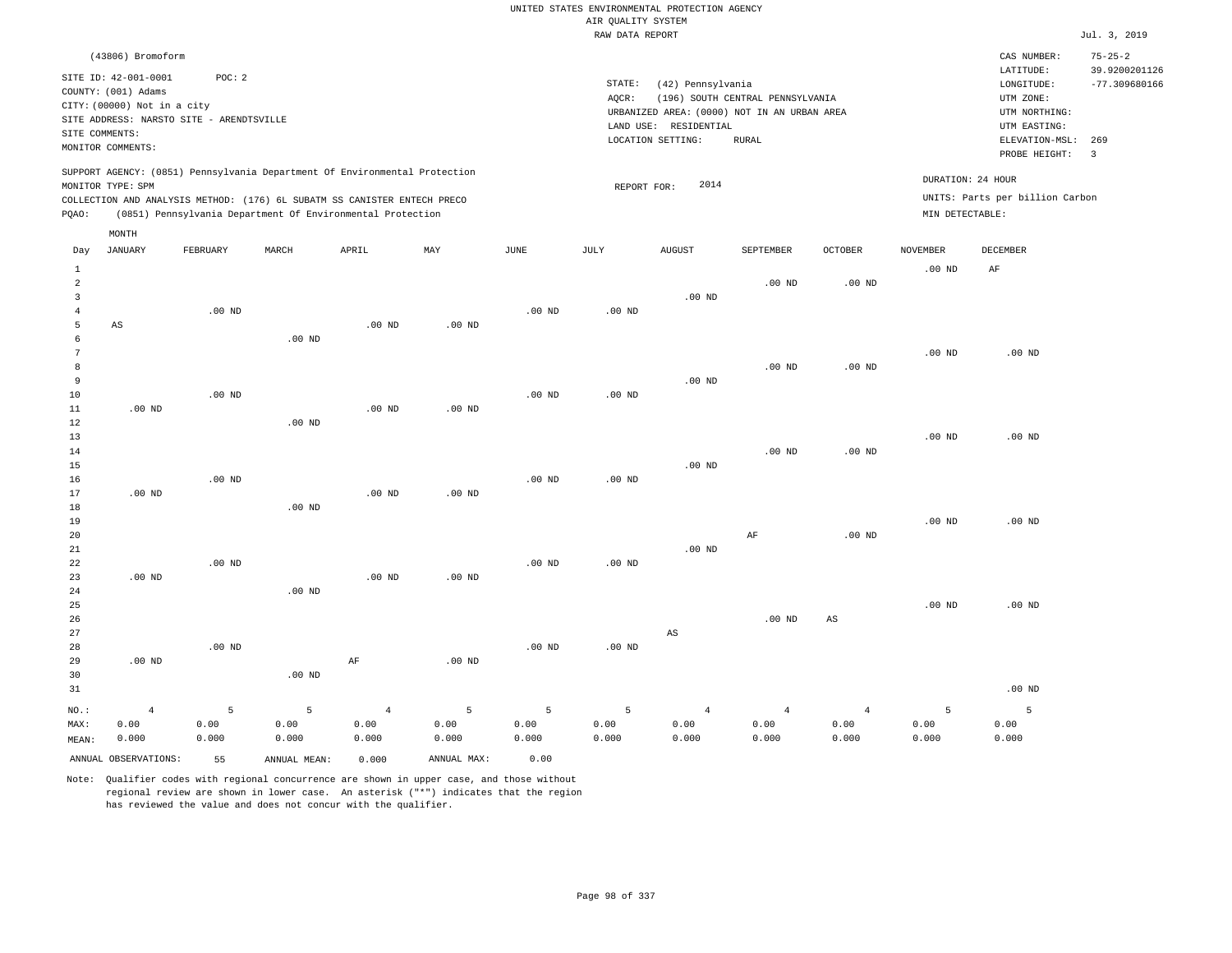UNITED STATES ENVIRONMENTAL PROTECTION AGENCY
AIR QUALITY SYSTEM
RAW DATA REPORT

Jul. 3, 2019

(43806) Bromoform

SITE ID: 42-001-0001 POC: 2
COUNTY: (001) Adams
CITY: (00000) Not in a city
SITE ADDRESS: NARSTO SITE - ARENDTSVILLE
SITE COMMENTS:
MONITOR COMMENTS:

STATE: (42) Pennsylvania
AQCR: (196) SOUTH CENTRAL PENNSYLVANIA
URBANIZED AREA: (0000) NOT IN AN URBAN AREA
LAND USE: RESIDENTIAL
LOCATION SETTING: RURAL

CAS NUMBER: 75-25-2
LATITUDE: 39.9200201126
LONGITUDE: -77.309680166
UTM ZONE:
UTM NORTHING:
UTM EASTING:
ELEVATION-MSL: 269
PROBE HEIGHT: 3

SUPPORT AGENCY: (0851) Pennsylvania Department Of Environmental Protection
MONITOR TYPE: SPM
COLLECTION AND ANALYSIS METHOD: (176) 6L SUBATM SS CANISTER ENTECH PRECO
PQAO: (0851) Pennsylvania Department Of Environmental Protection

REPORT FOR: 2014

DURATION: 24 HOUR
UNITS: Parts per billion Carbon
MIN DETECTABLE:

| Day | JANUARY | FEBRUARY | MARCH | APRIL | MAY | JUNE | JULY | AUGUST | SEPTEMBER | OCTOBER | NOVEMBER | DECEMBER |
|---|---|---|---|---|---|---|---|---|---|---|---|---|
| 1 | | | | | | | | | | | .00 ND | AF |
| 2 | | | | | | | | | .00 ND | .00 ND | | |
| 3 | | | | | | | | .00 ND | | | | |
| 4 | | .00 ND | | | | .00 ND | .00 ND | | | | | |
| 5 | AS | | | .00 ND | .00 ND | | | | | | | |
| 6 | | | .00 ND | | | | | | | | | |
| 7 | | | | | | | | | | | .00 ND | .00 ND |
| 8 | | | | | | | | | .00 ND | .00 ND | | |
| 9 | | | | | | | | .00 ND | | | | |
| 10 | | .00 ND | | | | .00 ND | .00 ND | | | | | |
| 11 | .00 ND | | | .00 ND | .00 ND | | | | | | | |
| 12 | | | .00 ND | | | | | | | | | |
| 13 | | | | | | | | | | | .00 ND | .00 ND |
| 14 | | | | | | | | | .00 ND | .00 ND | | |
| 15 | | | | | | | | .00 ND | | | | |
| 16 | | .00 ND | | | | .00 ND | .00 ND | | | | | |
| 17 | .00 ND | | | .00 ND | .00 ND | | | | | | | |
| 18 | | | .00 ND | | | | | | | | | |
| 19 | | | | | | | | | | | .00 ND | .00 ND |
| 20 | | | | | | | | | AF | .00 ND | | |
| 21 | | | | | | | | .00 ND | | | | |
| 22 | | .00 ND | | | | .00 ND | .00 ND | | | | | |
| 23 | .00 ND | | | .00 ND | .00 ND | | | | | | | |
| 24 | | | .00 ND | | | | | | | | | |
| 25 | | | | | | | | | | | .00 ND | .00 ND |
| 26 | | | | | | | | | .00 ND | AS | | |
| 27 | | | | | | | | AS | | | | |
| 28 | | .00 ND | | | | .00 ND | .00 ND | | | | | |
| 29 | .00 ND | | | AF | .00 ND | | | | | | | |
| 30 | | | .00 ND | | | | | | | | | |
| 31 | | | | | | | | | | | | .00 ND |
| NO.: | 4 | 5 | 5 | 4 | 5 | 5 | 5 | 4 | 4 | 4 | 5 | 5 |
| MAX: | 0.00 | 0.00 | 0.00 | 0.00 | 0.00 | 0.00 | 0.00 | 0.00 | 0.00 | 0.00 | 0.00 | 0.00 |
| MEAN: | 0.000 | 0.000 | 0.000 | 0.000 | 0.000 | 0.000 | 0.000 | 0.000 | 0.000 | 0.000 | 0.000 | 0.000 |

ANNUAL OBSERVATIONS: 55 ANNUAL MEAN: 0.000 ANNUAL MAX: 0.00

Note: Qualifier codes with regional concurrence are shown in upper case, and those without regional review are shown in lower case. An asterisk ("*") indicates that the region has reviewed the value and does not concur with the qualifier.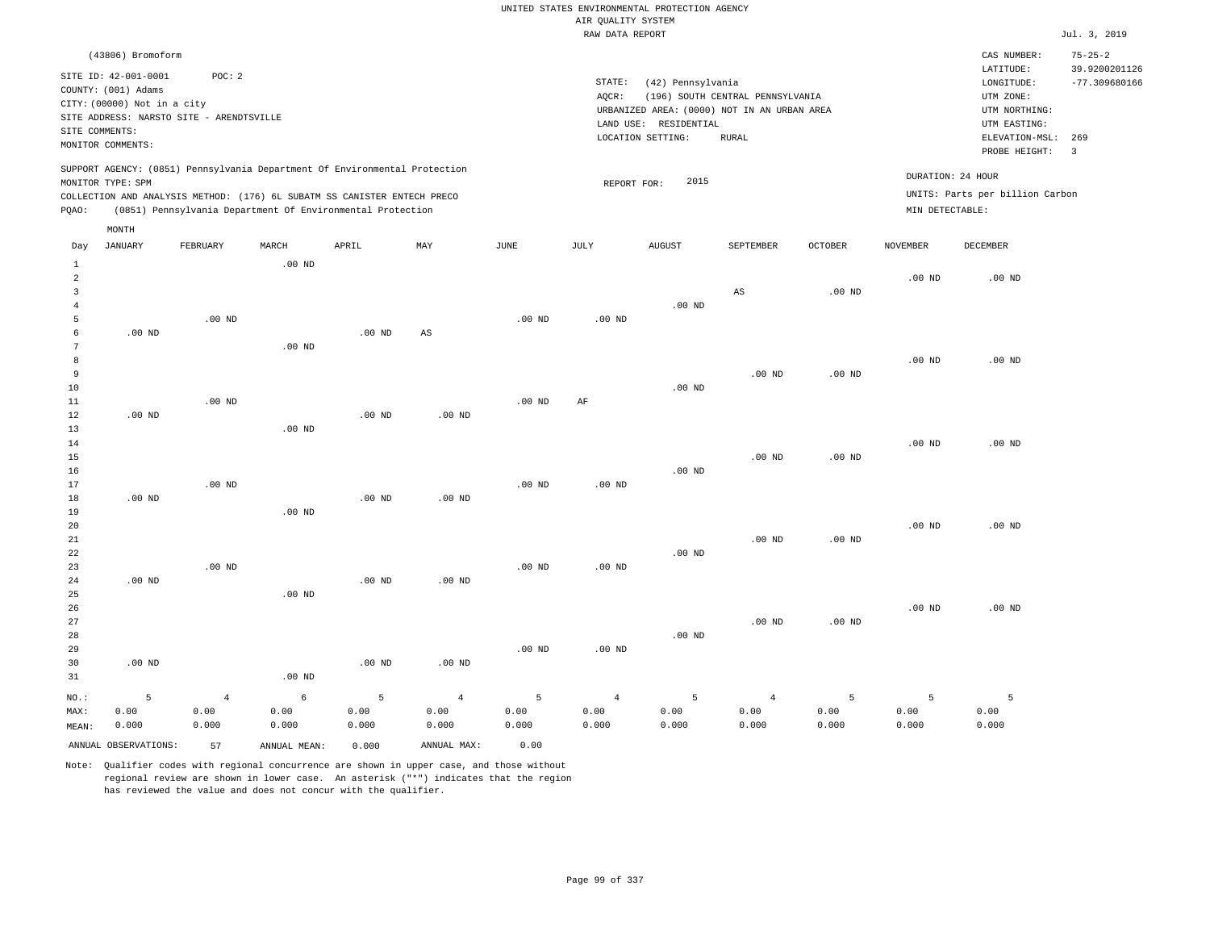UNITED STATES ENVIRONMENTAL PROTECTION AGENCY
AIR QUALITY SYSTEM
RAW DATA REPORT

Jul. 3, 2019

(43806) Bromoform

SITE ID: 42-001-0001  POC: 2
COUNTY: (001) Adams
CITY: (00000) Not in a city
SITE ADDRESS: NARSTO SITE - ARENDTSVILLE
SITE COMMENTS:
MONITOR COMMENTS:

STATE: (42) Pennsylvania
AQCR: (196) SOUTH CENTRAL PENNSYLVANIA
URBANIZED AREA: (0000) NOT IN AN URBAN AREA
LAND USE: RESIDENTIAL
LOCATION SETTING: RURAL

CAS NUMBER: 75-25-2
LATITUDE: 39.9200201126
LONGITUDE: -77.309680166
UTM ZONE:
UTM NORTHING:
UTM EASTING:
ELEVATION-MSL: 269
PROBE HEIGHT: 3

SUPPORT AGENCY: (0851) Pennsylvania Department Of Environmental Protection
MONITOR TYPE: SPM
COLLECTION AND ANALYSIS METHOD: (176) 6L SUBATM SS CANISTER ENTECH PRECO
PQAO: (0851) Pennsylvania Department Of Environmental Protection

REPORT FOR: 2015

DURATION: 24 HOUR
UNITS: Parts per billion Carbon
MIN DETECTABLE:

| Day | JANUARY | FEBRUARY | MARCH | APRIL | MAY | JUNE | JULY | AUGUST | SEPTEMBER | OCTOBER | NOVEMBER | DECEMBER |
|---|---|---|---|---|---|---|---|---|---|---|---|---|
| 1 | | | .00 ND | | | | | | | | | |
| 2 | | | | | | | | | | | .00 ND | .00 ND |
| 3 | | | | | | | | | AS | .00 ND | | |
| 4 | | | | | | | | .00 ND | | | | |
| 5 | | .00 ND | | | | .00 ND | .00 ND | | | | | |
| 6 | .00 ND | | | .00 ND | AS | | | | | | | |
| 7 | | | .00 ND | | | | | | | | | |
| 8 | | | | | | | | | | | .00 ND | .00 ND |
| 9 | | | | | | | | | .00 ND | .00 ND | | |
| 10 | | | | | | | | .00 ND | | | | |
| 11 | | .00 ND | | | | .00 ND | AF | | | | | |
| 12 | .00 ND | | | .00 ND | .00 ND | | | | | | | |
| 13 | | | .00 ND | | | | | | | | | |
| 14 | | | | | | | | | | | .00 ND | .00 ND |
| 15 | | | | | | | | | .00 ND | .00 ND | | |
| 16 | | | | | | | | .00 ND | | | | |
| 17 | | .00 ND | | | | .00 ND | .00 ND | | | | | |
| 18 | .00 ND | | | .00 ND | .00 ND | | | | | | | |
| 19 | | | .00 ND | | | | | | | | | |
| 20 | | | | | | | | | | | .00 ND | .00 ND |
| 21 | | | | | | | | | .00 ND | .00 ND | | |
| 22 | | | | | | | | .00 ND | | | | |
| 23 | | .00 ND | | | | .00 ND | .00 ND | | | | | |
| 24 | .00 ND | | | .00 ND | .00 ND | | | | | | | |
| 25 | | | .00 ND | | | | | | | | | |
| 26 | | | | | | | | | | | .00 ND | .00 ND |
| 27 | | | | | | | | | .00 ND | .00 ND | | |
| 28 | | | | | | | | .00 ND | | | | |
| 29 | | | | | | .00 ND | .00 ND | | | | | |
| 30 | .00 ND | | | .00 ND | .00 ND | | | | | | | |
| 31 | | | .00 ND | | | | | | | | | |
| NO.: | 5 | 4 | 6 | 5 | 4 | 5 | 4 | 5 | 4 | 5 | 5 | 5 |
| MAX: | 0.00 | 0.00 | 0.00 | 0.00 | 0.00 | 0.00 | 0.00 | 0.00 | 0.00 | 0.00 | 0.00 | 0.00 |
| MEAN: | 0.000 | 0.000 | 0.000 | 0.000 | 0.000 | 0.000 | 0.000 | 0.000 | 0.000 | 0.000 | 0.000 | 0.000 |

ANNUAL OBSERVATIONS: 57  ANNUAL MEAN: 0.000  ANNUAL MAX: 0.00

Note: Qualifier codes with regional concurrence are shown in upper case, and those without regional review are shown in lower case. An asterisk ("*") indicates that the region has reviewed the value and does not concur with the qualifier.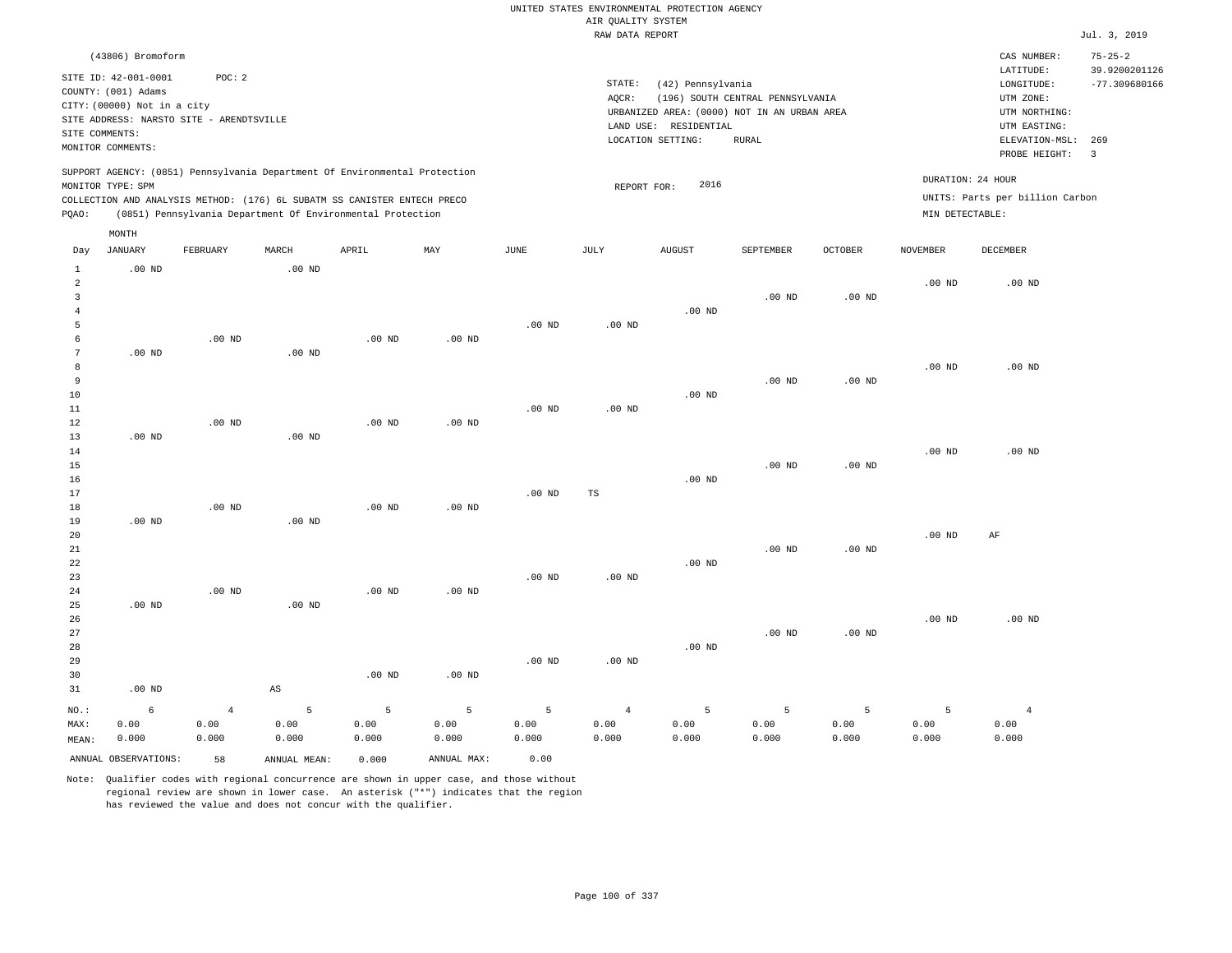UNITED STATES ENVIRONMENTAL PROTECTION AGENCY
AIR QUALITY SYSTEM
RAW DATA REPORT

Jul. 3, 2019

(43806) Bromoform

SITE ID: 42-001-0001 POC: 2
COUNTY: (001) Adams
CITY: (00000) Not in a city
SITE ADDRESS: NARSTO SITE - ARENDTSVILLE
SITE COMMENTS:
MONITOR COMMENTS:

STATE: (42) Pennsylvania
AQCR: (196) SOUTH CENTRAL PENNSYLVANIA
URBANIZED AREA: (0000) NOT IN AN URBAN AREA
LAND USE: RESIDENTIAL
LOCATION SETTING: RURAL

CAS NUMBER: 75-25-2
LATITUDE: 39.9200201126
LONGITUDE: -77.309680166
UTM ZONE:
UTM NORTHING:
UTM EASTING:
ELEVATION-MSL: 269
PROBE HEIGHT: 3

SUPPORT AGENCY: (0851) Pennsylvania Department Of Environmental Protection
MONITOR TYPE: SPM
COLLECTION AND ANALYSIS METHOD: (176) 6L SUBATM SS CANISTER ENTECH PRECO
PQAO: (0851) Pennsylvania Department Of Environmental Protection

REPORT FOR: 2016

DURATION: 24 HOUR
UNITS: Parts per billion Carbon
MIN DETECTABLE:

| Day | JANUARY | FEBRUARY | MARCH | APRIL | MAY | JUNE | JULY | AUGUST | SEPTEMBER | OCTOBER | NOVEMBER | DECEMBER |
|---|---|---|---|---|---|---|---|---|---|---|---|---|
| 1 | .00 ND | | .00 ND | | | | | | | | | |
| 2 | | | | | | | | | | | .00 ND | .00 ND |
| 3 | | | | | | | | | .00 ND | .00 ND | | |
| 4 | | | | | | | | .00 ND | | | | |
| 5 | | | | | | .00 ND | .00 ND | | | | | |
| 6 | | .00 ND | | .00 ND | .00 ND | | | | | | | |
| 7 | .00 ND | | .00 ND | | | | | | | | | |
| 8 | | | | | | | | | | | .00 ND | .00 ND |
| 9 | | | | | | | | | .00 ND | .00 ND | | |
| 10 | | | | | | | | .00 ND | | | | |
| 11 | | | | | | .00 ND | .00 ND | | | | | |
| 12 | | .00 ND | | .00 ND | .00 ND | | | | | | | |
| 13 | .00 ND | | .00 ND | | | | | | | | | |
| 14 | | | | | | | | | | | .00 ND | .00 ND |
| 15 | | | | | | | | | .00 ND | .00 ND | | |
| 16 | | | | | | | | .00 ND | | | | |
| 17 | | | | | | .00 ND | TS | | | | | |
| 18 | | .00 ND | | .00 ND | .00 ND | | | | | | | |
| 19 | .00 ND | | .00 ND | | | | | | | | | |
| 20 | | | | | | | | | | | .00 ND | AF |
| 21 | | | | | | | | | .00 ND | .00 ND | | |
| 22 | | | | | | | | .00 ND | | | | |
| 23 | | | | | | .00 ND | .00 ND | | | | | |
| 24 | | .00 ND | | .00 ND | .00 ND | | | | | | | |
| 25 | .00 ND | | .00 ND | | | | | | | | | |
| 26 | | | | | | | | | | | .00 ND | .00 ND |
| 27 | | | | | | | | | .00 ND | .00 ND | | |
| 28 | | | | | | | | .00 ND | | | | |
| 29 | | | | | | .00 ND | .00 ND | | | | | |
| 30 | | | | .00 ND | .00 ND | | | | | | | |
| 31 | .00 ND | | AS | | | | | | | | | |
| NO.: | 6 | 4 | 5 | 5 | 5 | 5 | 4 | 5 | 5 | 5 | 5 | 4 |
| MAX: | 0.00 | 0.00 | 0.00 | 0.00 | 0.00 | 0.00 | 0.00 | 0.00 | 0.00 | 0.00 | 0.00 | 0.00 |
| MEAN: | 0.000 | 0.000 | 0.000 | 0.000 | 0.000 | 0.000 | 0.000 | 0.000 | 0.000 | 0.000 | 0.000 | 0.000 |

ANNUAL OBSERVATIONS: 58 ANNUAL MEAN: 0.000 ANNUAL MAX: 0.00

Note: Qualifier codes with regional concurrence are shown in upper case, and those without regional review are shown in lower case. An asterisk ("*") indicates that the region has reviewed the value and does not concur with the qualifier.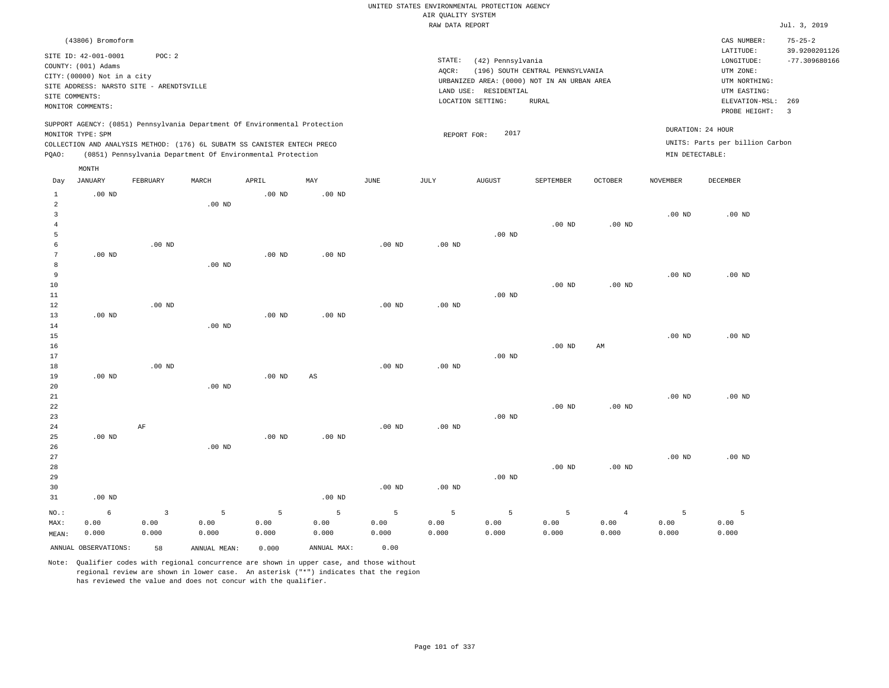UNITED STATES ENVIRONMENTAL PROTECTION AGENCY
AIR QUALITY SYSTEM
RAW DATA REPORT

Jul. 3, 2019

(43806) Bromoform

SITE ID: 42-001-0001 POC: 2
COUNTY: (001) Adams
CITY: (00000) Not in a city
SITE ADDRESS: NARSTO SITE - ARENDTSVILLE
SITE COMMENTS:
MONITOR COMMENTS:

STATE: (42) Pennsylvania
AQCR: (196) SOUTH CENTRAL PENNSYLVANIA
URBANIZED AREA: (0000) NOT IN AN URBAN AREA
LAND USE: RESIDENTIAL
LOCATION SETTING: RURAL

CAS NUMBER: 75-25-2
LATITUDE: 39.9200201126
LONGITUDE: -77.309680166
UTM ZONE:
UTM NORTHING:
UTM EASTING:
ELEVATION-MSL: 269
PROBE HEIGHT: 3

SUPPORT AGENCY: (0851) Pennsylvania Department Of Environmental Protection
MONITOR TYPE: SPM
COLLECTION AND ANALYSIS METHOD: (176) 6L SUBATM SS CANISTER ENTECH PRECO
PQAO: (0851) Pennsylvania Department Of Environmental Protection

REPORT FOR: 2017

DURATION: 24 HOUR
UNITS: Parts per billion Carbon
MIN DETECTABLE:

| Day | JANUARY | FEBRUARY | MARCH | APRIL | MAY | JUNE | JULY | AUGUST | SEPTEMBER | OCTOBER | NOVEMBER | DECEMBER |
|---|---|---|---|---|---|---|---|---|---|---|---|---|
| 1 | .00 ND | | | .00 ND | .00 ND | | | | | | | |
| 2 | | | .00 ND | | | | | | | | | |
| 3 | | | | | | | | | | | .00 ND | .00 ND |
| 4 | | | | | | | | | .00 ND | .00 ND | | |
| 5 | | | | | | | | .00 ND | | | | |
| 6 | | .00 ND | | | | .00 ND | .00 ND | | | | | |
| 7 | .00 ND | | | .00 ND | .00 ND | | | | | | | |
| 8 | | | .00 ND | | | | | | | | | |
| 9 | | | | | | | | | | | .00 ND | .00 ND |
| 10 | | | | | | | | | .00 ND | .00 ND | | |
| 11 | | | | | | | | .00 ND | | | | |
| 12 | | .00 ND | | | | .00 ND | .00 ND | | | | | |
| 13 | .00 ND | | | .00 ND | .00 ND | | | | | | | |
| 14 | | | .00 ND | | | | | | | | | |
| 15 | | | | | | | | | | | .00 ND | .00 ND |
| 16 | | | | | | | | | .00 ND | AM | | |
| 17 | | | | | | | | .00 ND | | | | |
| 18 | | .00 ND | | | | .00 ND | .00 ND | | | | | |
| 19 | .00 ND | | | .00 ND | AS | | | | | | | |
| 20 | | | .00 ND | | | | | | | | | |
| 21 | | | | | | | | | | | .00 ND | .00 ND |
| 22 | | | | | | | | | .00 ND | .00 ND | | |
| 23 | | | | | | | | .00 ND | | | | |
| 24 | | AF | | | | .00 ND | .00 ND | | | | | |
| 25 | .00 ND | | | .00 ND | .00 ND | | | | | | | |
| 26 | | | .00 ND | | | | | | | | | |
| 27 | | | | | | | | | | | .00 ND | .00 ND |
| 28 | | | | | | | | | .00 ND | .00 ND | | |
| 29 | | | | | | | | .00 ND | | | | |
| 30 | | | | | | .00 ND | .00 ND | | | | | |
| 31 | .00 ND | | | | .00 ND | | | | | | | |
| NO.: | 6 | 3 | 5 | 5 | 5 | 5 | 5 | 5 | 5 | 4 | 5 | 5 |
| MAX: | 0.00 | 0.00 | 0.00 | 0.00 | 0.00 | 0.00 | 0.00 | 0.00 | 0.00 | 0.00 | 0.00 | 0.00 |
| MEAN: | 0.000 | 0.000 | 0.000 | 0.000 | 0.000 | 0.000 | 0.000 | 0.000 | 0.000 | 0.000 | 0.000 | 0.000 |

ANNUAL OBSERVATIONS: 58 ANNUAL MEAN: 0.000 ANNUAL MAX: 0.00

Note: Qualifier codes with regional concurrence are shown in upper case, and those without regional review are shown in lower case. An asterisk ("*") indicates that the region has reviewed the value and does not concur with the qualifier.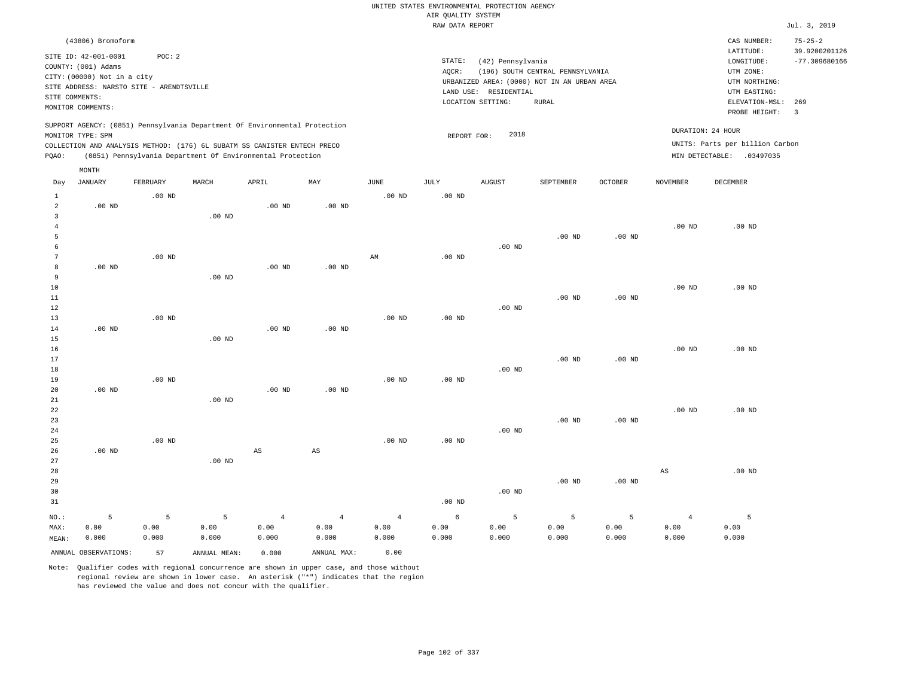UNITED STATES ENVIRONMENTAL PROTECTION AGENCY
AIR QUALITY SYSTEM
RAW DATA REPORT

Jul. 3, 2019

(43806) Bromoform

SITE ID: 42-001-0001 POC: 2
COUNTY: (001) Adams
CITY: (00000) Not in a city
SITE ADDRESS: NARSTO SITE - ARENDTSVILLE
SITE COMMENTS:
MONITOR COMMENTS:

STATE: (42) Pennsylvania
AQCR: (196) SOUTH CENTRAL PENNSYLVANIA
URBANIZED AREA: (0000) NOT IN AN URBAN AREA
LAND USE: RESIDENTIAL
LOCATION SETTING: RURAL

CAS NUMBER: 75-25-2
LATITUDE: 39.9200201126
LONGITUDE: -77.309680166
UTM ZONE:
UTM NORTHING:
UTM EASTING:
ELEVATION-MSL: 269
PROBE HEIGHT: 3

SUPPORT AGENCY: (0851) Pennsylvania Department Of Environmental Protection
MONITOR TYPE: SPM
COLLECTION AND ANALYSIS METHOD: (176) 6L SUBATM SS CANISTER ENTECH PRECO
PQAO: (0851) Pennsylvania Department Of Environmental Protection

REPORT FOR: 2018

DURATION: 24 HOUR
UNITS: Parts per billion Carbon
MIN DETECTABLE: .03497035

| Day | JANUARY | FEBRUARY | MARCH | APRIL | MAY | JUNE | JULY | AUGUST | SEPTEMBER | OCTOBER | NOVEMBER | DECEMBER |
|---|---|---|---|---|---|---|---|---|---|---|---|---|
| 1 | | .00 ND | | | | .00 ND | .00 ND | | | | | |
| 2 | .00 ND | | | .00 ND | .00 ND | | | | | | | |
| 3 | | | .00 ND | | | | | | | | | |
| 4 | | | | | | | | | | | .00 ND | .00 ND |
| 5 | | | | | | | | | .00 ND | .00 ND | | |
| 6 | | | | | | | | .00 ND | | | | |
| 7 | | .00 ND | | | | AM | .00 ND | | | | | |
| 8 | .00 ND | | | .00 ND | .00 ND | | | | | | | |
| 9 | | | .00 ND | | | | | | | | | |
| 10 | | | | | | | | | | | .00 ND | .00 ND |
| 11 | | | | | | | | | .00 ND | .00 ND | | |
| 12 | | | | | | | | .00 ND | | | | |
| 13 | | .00 ND | | | | .00 ND | .00 ND | | | | | |
| 14 | .00 ND | | | .00 ND | .00 ND | | | | | | | |
| 15 | | | .00 ND | | | | | | | | | |
| 16 | | | | | | | | | | | .00 ND | .00 ND |
| 17 | | | | | | | | | .00 ND | .00 ND | | |
| 18 | | | | | | | | .00 ND | | | | |
| 19 | | .00 ND | | | | .00 ND | .00 ND | | | | | |
| 20 | .00 ND | | | .00 ND | .00 ND | | | | | | | |
| 21 | | | .00 ND | | | | | | | | | |
| 22 | | | | | | | | | | | .00 ND | .00 ND |
| 23 | | | | | | | | | .00 ND | .00 ND | | |
| 24 | | | | | | | | .00 ND | | | | |
| 25 | | .00 ND | | | | .00 ND | .00 ND | | | | | |
| 26 | .00 ND | | | AS | AS | | | | | | | |
| 27 | | | .00 ND | | | | | | | | | |
| 28 | | | | | | | | | | | AS | .00 ND |
| 29 | | | | | | | | | .00 ND | .00 ND | | |
| 30 | | | | | | | | .00 ND | | | | |
| 31 | | | | | | | .00 ND | | | | | |
| NO.: | 5 | 5 | 5 | 4 | 4 | 4 | 6 | 5 | 5 | 5 | 4 | 5 |
| MAX: | 0.00 | 0.00 | 0.00 | 0.00 | 0.00 | 0.00 | 0.00 | 0.00 | 0.00 | 0.00 | 0.00 | 0.00 |
| MEAN: | 0.000 | 0.000 | 0.000 | 0.000 | 0.000 | 0.000 | 0.000 | 0.000 | 0.000 | 0.000 | 0.000 | 0.000 |

ANNUAL OBSERVATIONS: 57 ANNUAL MEAN: 0.000 ANNUAL MAX: 0.00

Note: Qualifier codes with regional concurrence are shown in upper case, and those without regional review are shown in lower case. An asterisk ("*") indicates that the region has reviewed the value and does not concur with the qualifier.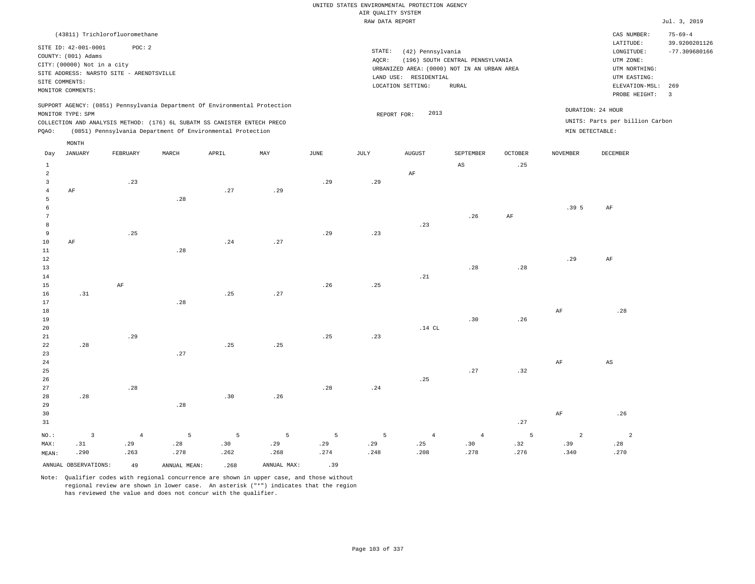UNITED STATES ENVIRONMENTAL PROTECTION AGENCY
AIR QUALITY SYSTEM
RAW DATA REPORT

Jul. 3, 2019

(43811) Trichlorofluoromethane

SITE ID: 42-001-0001 POC: 2
COUNTY: (001) Adams
CITY: (00000) Not in a city
SITE ADDRESS: NARSTO SITE - ARENDTSVILLE
SITE COMMENTS:
MONITOR COMMENTS:

STATE: (42) Pennsylvania
AQCR: (196) SOUTH CENTRAL PENNSYLVANIA
URBANIZED AREA: (0000) NOT IN AN URBAN AREA
LAND USE: RESIDENTIAL
LOCATION SETTING: RURAL

CAS NUMBER: 75-69-4
LATITUDE: 39.9200201126
LONGITUDE: -77.309680166
UTM ZONE:
UTM NORTHING:
UTM EASTING:
ELEVATION-MSL: 269
PROBE HEIGHT: 3

SUPPORT AGENCY: (0851) Pennsylvania Department Of Environmental Protection
MONITOR TYPE: SPM
COLLECTION AND ANALYSIS METHOD: (176) 6L SUBATM SS CANISTER ENTECH PRECO
PQAO: (0851) Pennsylvania Department Of Environmental Protection

REPORT FOR: 2013

DURATION: 24 HOUR
UNITS: Parts per billion Carbon
MIN DETECTABLE:

| Day | JANUARY | FEBRUARY | MARCH | APRIL | MAY | JUNE | JULY | AUGUST | SEPTEMBER | OCTOBER | NOVEMBER | DECEMBER |
|---|---|---|---|---|---|---|---|---|---|---|---|---|
| 1 | | | | | | | | | AS | .25 | | |
| 2 | | | | | | | | AF | | | | |
| 3 | | .23 | | | | .29 | .29 | | | | | |
| 4 | AF | | | .27 | .29 | | | | | | | |
| 5 | | | .28 | | | | | | | | | |
| 6 | | | | | | | | | | | .39 5 | AF |
| 7 | | | | | | | | | .26 | AF | | |
| 8 | | | | | | | | .23 | | | | |
| 9 | | .25 | | | | .29 | .23 | | | | | |
| 10 | AF | | | .24 | .27 | | | | | | | |
| 11 | | | .28 | | | | | | | | | |
| 12 | | | | | | | | | | | .29 | AF |
| 13 | | | | | | | | | .28 | .28 | | |
| 14 | | | | | | | | .21 | | | | |
| 15 | | AF | | | | .26 | .25 | | | | | |
| 16 | .31 | | | .25 | .27 | | | | | | | |
| 17 | | | .28 | | | | | | | | | |
| 18 | | | | | | | | | | | AF | .28 |
| 19 | | | | | | | | | .30 | .26 | | |
| 20 | | | | | | | | .14 CL | | | | |
| 21 | | .29 | | | | .25 | .23 | | | | | |
| 22 | .28 | | | .25 | .25 | | | | | | | |
| 23 | | | .27 | | | | | | | | | |
| 24 | | | | | | | | | | | AF | AS |
| 25 | | | | | | | | | .27 | .32 | | |
| 26 | | | | | | | | .25 | | | | |
| 27 | | .28 | | | | .28 | .24 | | | | | |
| 28 | .28 | | | .30 | .26 | | | | | | | |
| 29 | | | .28 | | | | | | | | | |
| 30 | | | | | | | | | | | AF | .26 |
| 31 | | | | | | | | | | .27 | | |
| NO.: | 3 | 4 | 5 | 5 | 5 | 5 | 5 | 4 | 4 | 5 | 2 | 2 |
| MAX: | .31 | .29 | .28 | .30 | .29 | .29 | .29 | .25 | .30 | .32 | .39 | .28 |
| MEAN: | .290 | .263 | .278 | .262 | .268 | .274 | .248 | .208 | .278 | .276 | .340 | .270 |

ANNUAL OBSERVATIONS: 49 ANNUAL MEAN: .268 ANNUAL MAX: .39

Note: Qualifier codes with regional concurrence are shown in upper case, and those without regional review are shown in lower case. An asterisk ("*") indicates that the region has reviewed the value and does not concur with the qualifier.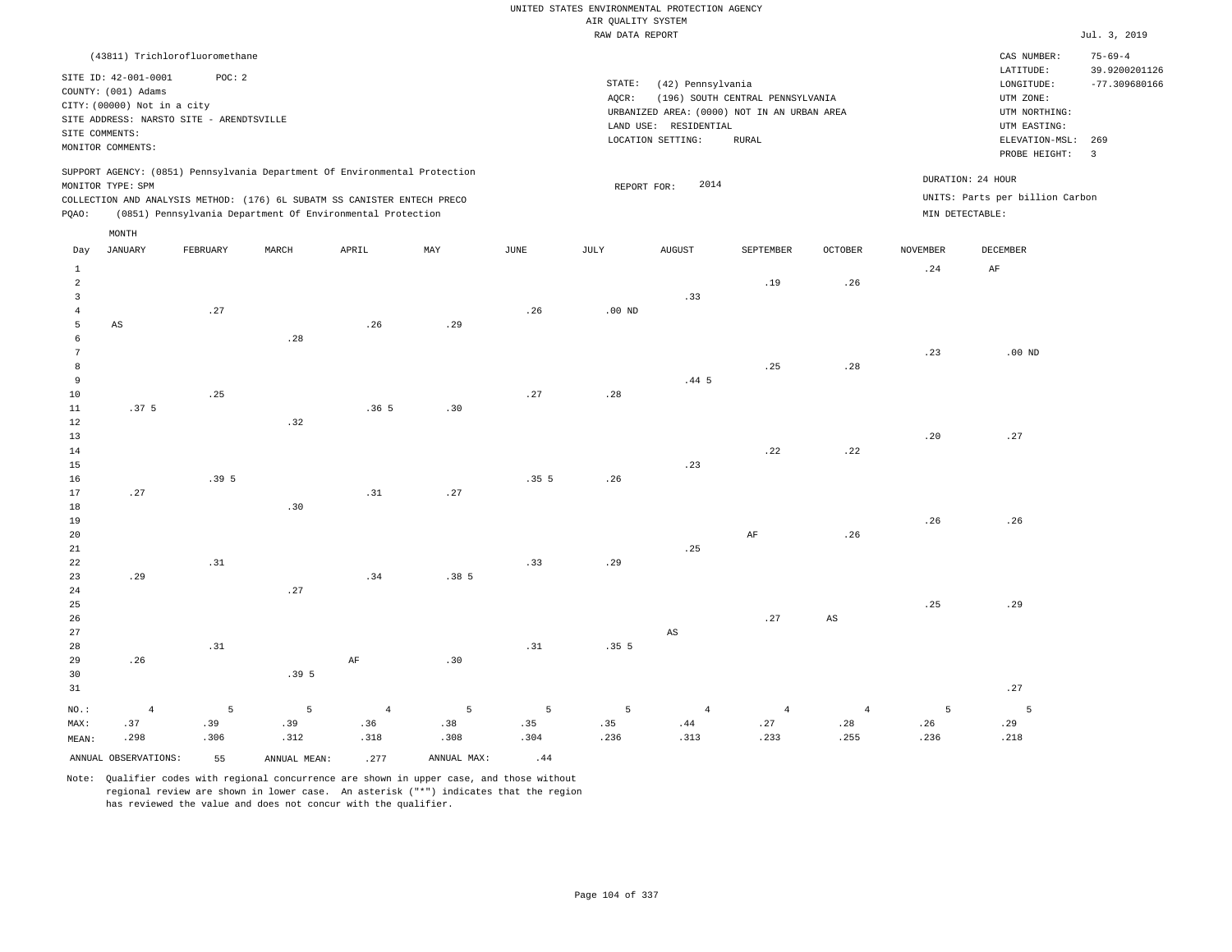UNITED STATES ENVIRONMENTAL PROTECTION AGENCY
AIR QUALITY SYSTEM
RAW DATA REPORT

Jul. 3, 2019

(43811) Trichlorofluoromethane

SITE ID: 42-001-0001 POC: 2
COUNTY: (001) Adams
CITY: (00000) Not in a city
SITE ADDRESS: NARSTO SITE - ARENDTSVILLE
SITE COMMENTS:
MONITOR COMMENTS:

STATE: (42) Pennsylvania
AQCR: (196) SOUTH CENTRAL PENNSYLVANIA
URBANIZED AREA: (0000) NOT IN AN URBAN AREA
LAND USE: RESIDENTIAL
LOCATION SETTING: RURAL

CAS NUMBER: 75-69-4
LATITUDE: 39.9200201126
LONGITUDE: -77.309680166
UTM ZONE:
UTM NORTHING:
UTM EASTING:
ELEVATION-MSL: 269
PROBE HEIGHT: 3

SUPPORT AGENCY: (0851) Pennsylvania Department Of Environmental Protection
MONITOR TYPE: SPM
COLLECTION AND ANALYSIS METHOD: (176) 6L SUBATM SS CANISTER ENTECH PRECO
PQAO: (0851) Pennsylvania Department Of Environmental Protection

REPORT FOR: 2014

DURATION: 24 HOUR
UNITS: Parts per billion Carbon
MIN DETECTABLE:

| Day | JANUARY | FEBRUARY | MARCH | APRIL | MAY | JUNE | JULY | AUGUST | SEPTEMBER | OCTOBER | NOVEMBER | DECEMBER |
|---|---|---|---|---|---|---|---|---|---|---|---|---|
| 1 | | | | | | | | | | | .24 | AF |
| 2 | | | | | | | | | .19 | .26 | | |
| 3 | | | | | | | | .33 | | | | |
| 4 | | .27 | | | | .26 | .00 ND | | | | | |
| 5 | AS | | | .26 | .29 | | | | | | | |
| 6 | | | .28 | | | | | | | | | |
| 7 | | | | | | | | | | | .23 | .00 ND |
| 8 | | | | | | | | | .25 | .28 | | |
| 9 | | | | | | | | .44 5 | | | | |
| 10 | | .25 | | | | .27 | .28 | | | | | |
| 11 | .37 5 | | | .36 5 | .30 | | | | | | | |
| 12 | | | .32 | | | | | | | | | |
| 13 | | | | | | | | | | | .20 | .27 |
| 14 | | | | | | | | | .22 | .22 | | |
| 15 | | | | | | | | .23 | | | | |
| 16 | | .39 5 | | | | .35 5 | .26 | | | | | |
| 17 | .27 | | | .31 | .27 | | | | | | | |
| 18 | | | .30 | | | | | | | | | |
| 19 | | | | | | | | | | | .26 | .26 |
| 20 | | | | | | | | | AF | .26 | | |
| 21 | | | | | | | | .25 | | | | |
| 22 | | .31 | | | | .33 | .29 | | | | | |
| 23 | .29 | | | .34 | .38 5 | | | | | | | |
| 24 | | | .27 | | | | | | | | | |
| 25 | | | | | | | | | | | .25 | .29 |
| 26 | | | | | | | | | .27 | AS | | |
| 27 | | | | | | | | AS | | | | |
| 28 | | .31 | | | | .31 | .35 5 | | | | | |
| 29 | .26 | | | AF | .30 | | | | | | | |
| 30 | | | .39 5 | | | | | | | | | |
| 31 | | | | | | | | | | | | .27 |
| NO.: | 4 | 5 | 5 | 4 | 5 | 5 | 5 | 4 | 4 | 4 | 5 | 5 |
| MAX: | .37 | .39 | .39 | .36 | .38 | .35 | .35 | .44 | .27 | .28 | .26 | .29 |
| MEAN: | .298 | .306 | .312 | .318 | .308 | .304 | .236 | .313 | .233 | .255 | .236 | .218 |

ANNUAL OBSERVATIONS: 55 ANNUAL MEAN: .277 ANNUAL MAX: .44

Note: Qualifier codes with regional concurrence are shown in upper case, and those without regional review are shown in lower case. An asterisk ("*") indicates that the region has reviewed the value and does not concur with the qualifier.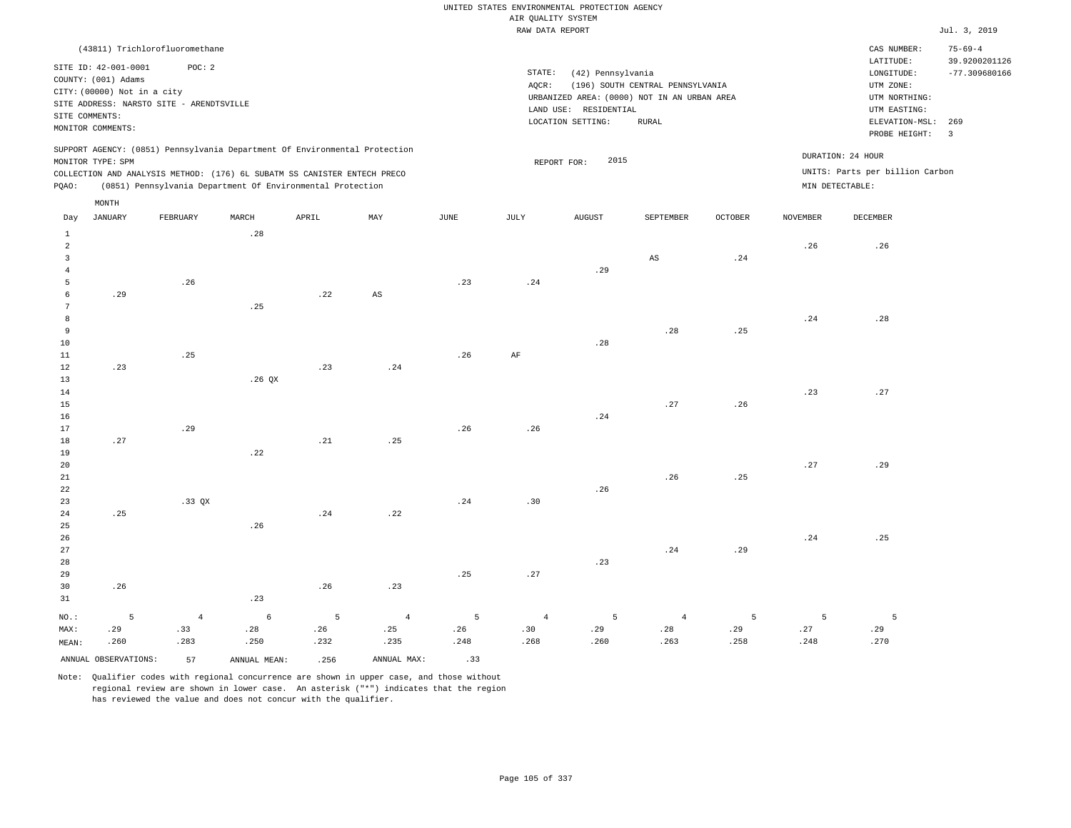UNITED STATES ENVIRONMENTAL PROTECTION AGENCY
AIR QUALITY SYSTEM
RAW DATA REPORT

Jul. 3, 2019

(43811) Trichlorofluoromethane

SITE ID: 42-001-0001 POC: 2
COUNTY: (001) Adams
CITY: (00000) Not in a city
SITE ADDRESS: NARSTO SITE - ARENDTSVILLE
SITE COMMENTS:
MONITOR COMMENTS:

STATE: (42) Pennsylvania
AQCR: (196) SOUTH CENTRAL PENNSYLVANIA
URBANIZED AREA: (0000) NOT IN AN URBAN AREA
LAND USE: RESIDENTIAL
LOCATION SETTING: RURAL

CAS NUMBER: 75-69-4
LATITUDE: 39.9200201126
LONGITUDE: -77.309680166
UTM ZONE:
UTM NORTHING:
UTM EASTING:
ELEVATION-MSL: 269
PROBE HEIGHT: 3

SUPPORT AGENCY: (0851) Pennsylvania Department Of Environmental Protection
MONITOR TYPE: SPM
COLLECTION AND ANALYSIS METHOD: (176) 6L SUBATM SS CANISTER ENTECH PRECO
PQAO: (0851) Pennsylvania Department Of Environmental Protection

REPORT FOR: 2015

DURATION: 24 HOUR
UNITS: Parts per billion Carbon
MIN DETECTABLE:

| Day | JANUARY | FEBRUARY | MARCH | APRIL | MAY | JUNE | JULY | AUGUST | SEPTEMBER | OCTOBER | NOVEMBER | DECEMBER |
|---|---|---|---|---|---|---|---|---|---|---|---|---|
| 1 | | | .28 | | | | | | | | | |
| 2 | | | | | | | | | | | .26 | .26 |
| 3 | | | | | | | | | AS | .24 | | |
| 4 | | | | | | | | .29 | | | | |
| 5 | | .26 | | | | .23 | .24 | | | | | |
| 6 | .29 | | | .22 | AS | | | | | | | |
| 7 | | | .25 | | | | | | | | | |
| 8 | | | | | | | | | | | .24 | .28 |
| 9 | | | | | | | | | .28 | .25 | | |
| 10 | | | | | | | | .28 | | | | |
| 11 | | .25 | | | | .26 | AF | | | | | |
| 12 | .23 | | | .23 | .24 | | | | | | | |
| 13 | | | .26 QX | | | | | | | | | |
| 14 | | | | | | | | | | | .23 | .27 |
| 15 | | | | | | | | | .27 | .26 | | |
| 16 | | | | | | | | .24 | | | | |
| 17 | | .29 | | | | .26 | .26 | | | | | |
| 18 | .27 | | | .21 | .25 | | | | | | | |
| 19 | | | .22 | | | | | | | | | |
| 20 | | | | | | | | | | | .27 | .29 |
| 21 | | | | | | | | | .26 | .25 | | |
| 22 | | | | | | | | .26 | | | | |
| 23 | | .33 QX | | | | .24 | .30 | | | | | |
| 24 | .25 | | | .24 | .22 | | | | | | | |
| 25 | | | .26 | | | | | | | | | |
| 26 | | | | | | | | | | | .24 | .25 |
| 27 | | | | | | | | | .24 | .29 | | |
| 28 | | | | | | | | .23 | | | | |
| 29 | | | | | | .25 | .27 | | | | | |
| 30 | .26 | | | .26 | .23 | | | | | | | |
| 31 | | | .23 | | | | | | | | | |
| NO.: | 5 | 4 | 6 | 5 | 4 | 5 | 4 | 5 | 4 | 5 | 5 | 5 |
| MAX: | .29 | .33 | .28 | .26 | .25 | .26 | .30 | .29 | .28 | .29 | .27 | .29 |
| MEAN: | .260 | .283 | .250 | .232 | .235 | .248 | .268 | .260 | .263 | .258 | .248 | .270 |

ANNUAL OBSERVATIONS: 57 ANNUAL MEAN: .256 ANNUAL MAX: .33

Note: Qualifier codes with regional concurrence are shown in upper case, and those without regional review are shown in lower case. An asterisk ("*") indicates that the region has reviewed the value and does not concur with the qualifier.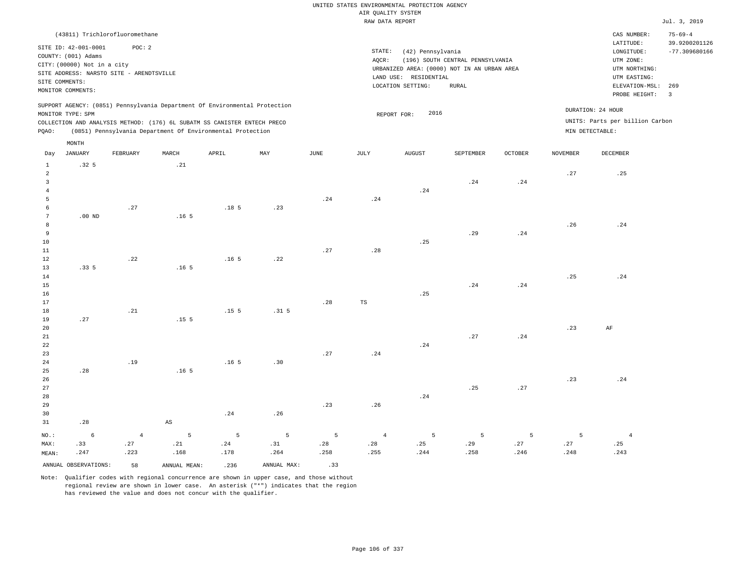UNITED STATES ENVIRONMENTAL PROTECTION AGENCY
AIR QUALITY SYSTEM
RAW DATA REPORT

Jul. 3, 2019

(43811) Trichlorofluoromethane

SITE ID: 42-001-0001 POC: 2
COUNTY: (001) Adams
CITY: (00000) Not in a city
SITE ADDRESS: NARSTO SITE - ARENDTSVILLE
SITE COMMENTS:
MONITOR COMMENTS:

STATE: (42) Pennsylvania
AQCR: (196) SOUTH CENTRAL PENNSYLVANIA
URBANIZED AREA: (0000) NOT IN AN URBAN AREA
LAND USE: RESIDENTIAL
LOCATION SETTING: RURAL

CAS NUMBER: 75-69-4
LATITUDE: 39.9200201126
LONGITUDE: -77.309680166
UTM ZONE:
UTM NORTHING:
UTM EASTING:
ELEVATION-MSL: 269
PROBE HEIGHT: 3

SUPPORT AGENCY: (0851) Pennsylvania Department Of Environmental Protection
MONITOR TYPE: SPM
COLLECTION AND ANALYSIS METHOD: (176) 6L SUBATM SS CANISTER ENTECH PRECO
PQAO: (0851) Pennsylvania Department Of Environmental Protection

REPORT FOR: 2016

DURATION: 24 HOUR
UNITS: Parts per billion Carbon
MIN DETECTABLE:

| Day | JANUARY | FEBRUARY | MARCH | APRIL | MAY | JUNE | JULY | AUGUST | SEPTEMBER | OCTOBER | NOVEMBER | DECEMBER |
|---|---|---|---|---|---|---|---|---|---|---|---|---|
| 1 | .32 5 | | .21 | | | | | | | | | |
| 2 | | | | | | | | | | | .27 | .25 |
| 3 | | | | | | | | | .24 | .24 | | |
| 4 | | | | | | | | .24 | | | | |
| 5 | | | | | | .24 | .24 | | | | | |
| 6 | | .27 | | .18 5 | .23 | | | | | | | |
| 7 | .00 ND | | .16 5 | | | | | | | | | |
| 8 | | | | | | | | | | | .26 | .24 |
| 9 | | | | | | | | | .29 | .24 | | |
| 10 | | | | | | | | .25 | | | | |
| 11 | | | | | | .27 | .28 | | | | | |
| 12 | | .22 | | .16 5 | .22 | | | | | | | |
| 13 | .33 5 | | .16 5 | | | | | | | | | |
| 14 | | | | | | | | | | | .25 | .24 |
| 15 | | | | | | | | | .24 | .24 | | |
| 16 | | | | | | | | .25 | | | | |
| 17 | | | | | | .28 | TS | | | | | |
| 18 | | .21 | | .15 5 | .31 5 | | | | | | | |
| 19 | .27 | | .15 5 | | | | | | | | | |
| 20 | | | | | | | | | | | .23 | AF |
| 21 | | | | | | | | | .27 | .24 | | |
| 22 | | | | | | | | .24 | | | | |
| 23 | | | | | | .27 | .24 | | | | | |
| 24 | | .19 | | .16 5 | .30 | | | | | | | |
| 25 | .28 | | .16 5 | | | | | | | | | |
| 26 | | | | | | | | | | | .23 | .24 |
| 27 | | | | | | | | | .25 | .27 | | |
| 28 | | | | | | | | .24 | | | | |
| 29 | | | | | | .23 | .26 | | | | | |
| 30 | | | | .24 | .26 | | | | | | | |
| 31 | .28 | | AS | | | | | | | | | |
| NO.: | 6 | 4 | 5 | 5 | 5 | 5 | 4 | 5 | 5 | 5 | 5 | 4 |
| MAX: | .33 | .27 | .21 | .24 | .31 | .28 | .28 | .25 | .29 | .27 | .27 | .25 |
| MEAN: | .247 | .223 | .168 | .178 | .264 | .258 | .255 | .244 | .258 | .246 | .248 | .243 |

ANNUAL OBSERVATIONS: 58 ANNUAL MEAN: .236 ANNUAL MAX: .33

Note: Qualifier codes with regional concurrence are shown in upper case, and those without regional review are shown in lower case. An asterisk ("*") indicates that the region has reviewed the value and does not concur with the qualifier.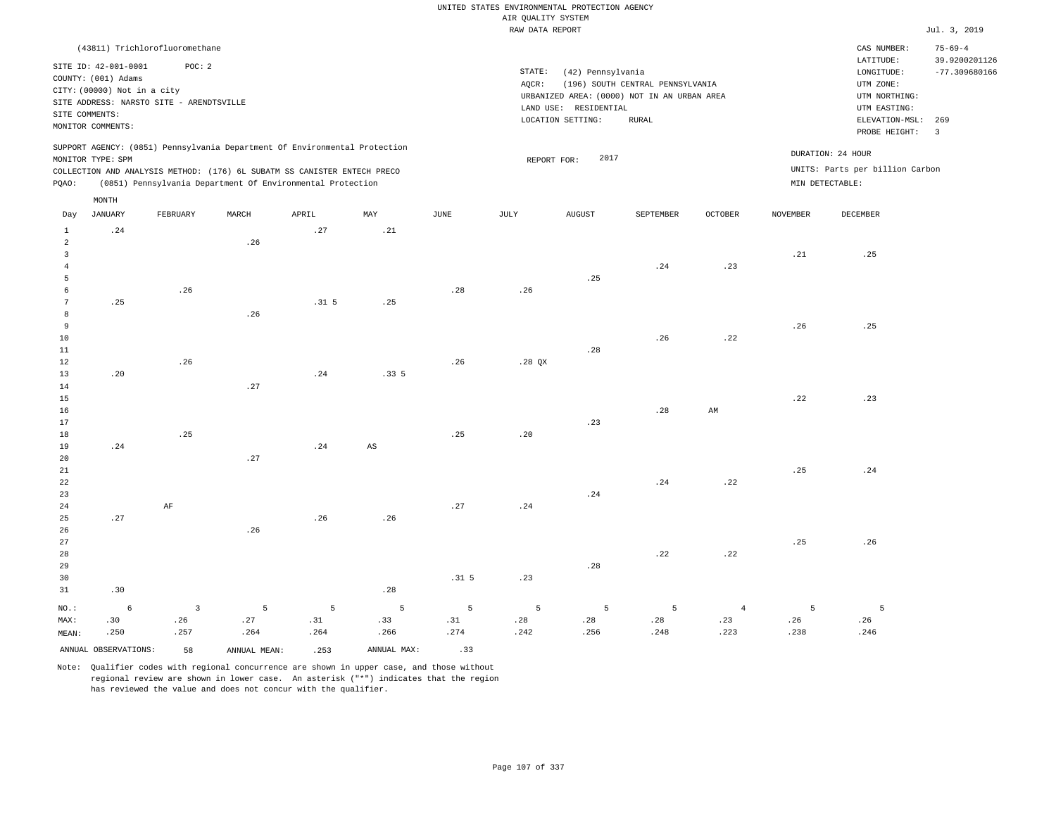UNITED STATES ENVIRONMENTAL PROTECTION AGENCY
AIR QUALITY SYSTEM
RAW DATA REPORT

Jul. 3, 2019

(43811) Trichlorofluoromethane

SITE ID: 42-001-0001 POC: 2
COUNTY: (001) Adams
CITY: (00000) Not in a city
SITE ADDRESS: NARSTO SITE - ARENDTSVILLE
SITE COMMENTS:
MONITOR COMMENTS:

STATE: (42) Pennsylvania
AQCR: (196) SOUTH CENTRAL PENNSYLVANIA
URBANIZED AREA: (0000) NOT IN AN URBAN AREA
LAND USE: RESIDENTIAL
LOCATION SETTING: RURAL

CAS NUMBER: 75-69-4
LATITUDE: 39.9200201126
LONGITUDE: -77.309680166
UTM ZONE:
UTM NORTHING:
UTM EASTING:
ELEVATION-MSL: 269
PROBE HEIGHT: 3

SUPPORT AGENCY: (0851) Pennsylvania Department Of Environmental Protection
MONITOR TYPE: SPM
COLLECTION AND ANALYSIS METHOD: (176) 6L SUBATM SS CANISTER ENTECH PRECO
PQAO: (0851) Pennsylvania Department Of Environmental Protection

REPORT FOR: 2017

DURATION: 24 HOUR
UNITS: Parts per billion Carbon
MIN DETECTABLE:

| Day | JANUARY | FEBRUARY | MARCH | APRIL | MAY | JUNE | JULY | AUGUST | SEPTEMBER | OCTOBER | NOVEMBER | DECEMBER |
|---|---|---|---|---|---|---|---|---|---|---|---|---|
| 1 | .24 | | | .27 | .21 | | | | | | | |
| 2 | | | .26 | | | | | | | | | |
| 3 | | | | | | | | | | | .21 | .25 |
| 4 | | | | | | | | | .24 | .23 | | |
| 5 | | | | | | | | .25 | | | | |
| 6 | | .26 | | | | .28 | .26 | | | | | |
| 7 | .25 | | | .31 5 | .25 | | | | | | | |
| 8 | | | .26 | | | | | | | | | |
| 9 | | | | | | | | | | | .26 | .25 |
| 10 | | | | | | | | | .26 | .22 | | |
| 11 | | | | | | | | .28 | | | | |
| 12 | | .26 | | | | .26 | .28 QX | | | | | |
| 13 | .20 | | | .24 | .33 5 | | | | | | | |
| 14 | | | .27 | | | | | | | | | |
| 15 | | | | | | | | | | | .22 | .23 |
| 16 | | | | | | | | | .28 | AM | | |
| 17 | | | | | | | | .23 | | | | |
| 18 | | .25 | | | | .25 | .20 | | | | | |
| 19 | .24 | | | .24 | AS | | | | | | | |
| 20 | | | .27 | | | | | | | | | |
| 21 | | | | | | | | | | | .25 | .24 |
| 22 | | | | | | | | | .24 | .22 | | |
| 23 | | | | | | | | .24 | | | | |
| 24 | | AF | | | | .27 | .24 | | | | | |
| 25 | .27 | | | .26 | .26 | | | | | | | |
| 26 | | | .26 | | | | | | | | | |
| 27 | | | | | | | | | | | .25 | .26 |
| 28 | | | | | | | | | .22 | .22 | | |
| 29 | | | | | | | | .28 | | | | |
| 30 | | | | | | .31 5 | .23 | | | | | |
| 31 | .30 | | | | .28 | | | | | | | |
| NO.: | 6 | 3 | 5 | 5 | 5 | 5 | 5 | 5 | 5 | 4 | 5 | 5 |
| MAX: | .30 | .26 | .27 | .31 | .33 | .31 | .28 | .28 | .28 | .23 | .26 | .26 |
| MEAN: | .250 | .257 | .264 | .264 | .266 | .274 | .242 | .256 | .248 | .223 | .238 | .246 |

ANNUAL OBSERVATIONS: 58 ANNUAL MEAN: .253 ANNUAL MAX: .33

Note: Qualifier codes with regional concurrence are shown in upper case, and those without regional review are shown in lower case. An asterisk ("*") indicates that the region has reviewed the value and does not concur with the qualifier.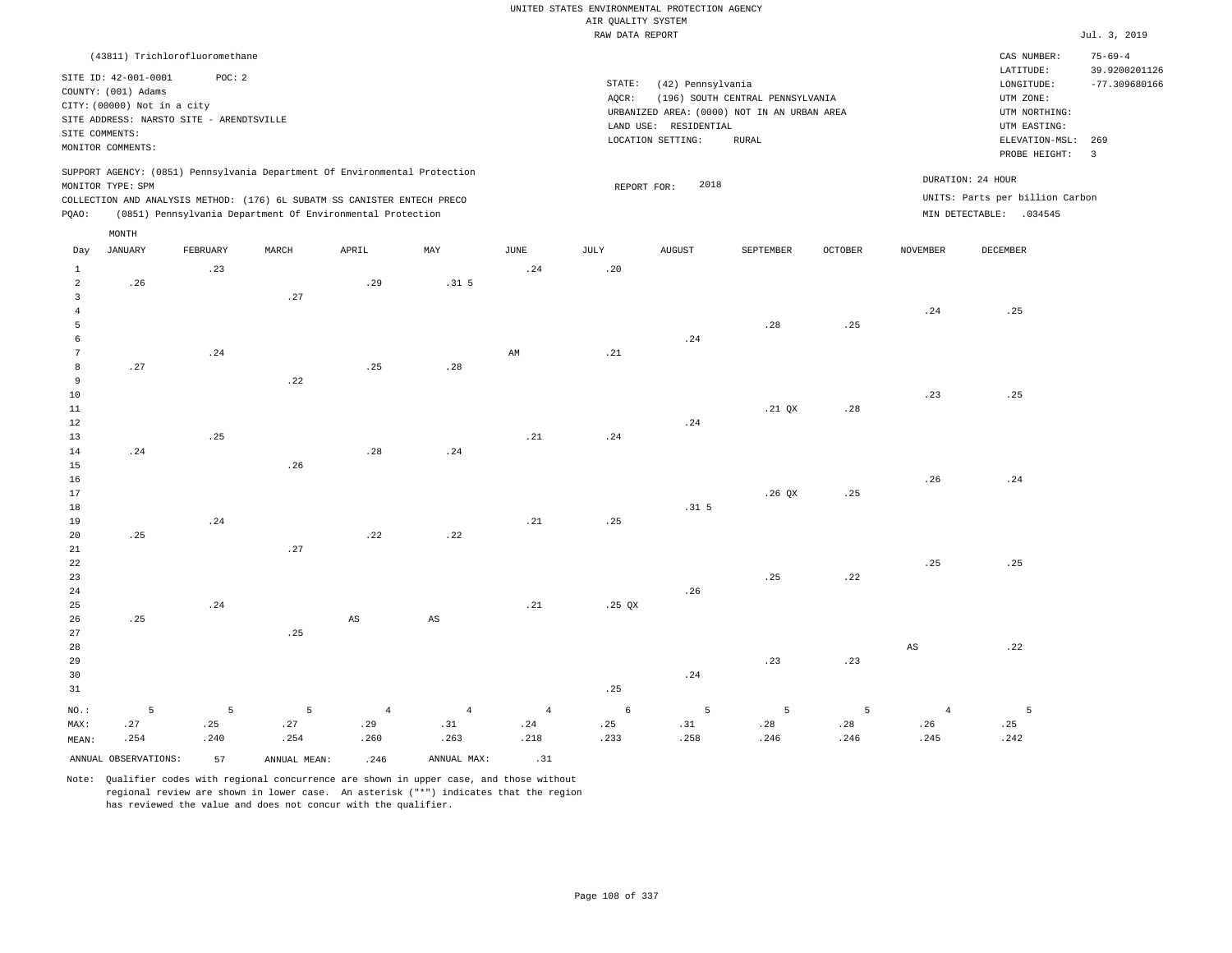UNITED STATES ENVIRONMENTAL PROTECTION AGENCY
AIR QUALITY SYSTEM
RAW DATA REPORT

Jul. 3, 2019

(43811) Trichlorofluoromethane

SITE ID: 42-001-0001 POC: 2
COUNTY: (001) Adams
CITY: (00000) Not in a city
SITE ADDRESS: NARSTO SITE - ARENDTSVILLE
SITE COMMENTS:
MONITOR COMMENTS:

STATE: (42) Pennsylvania
AQCR: (196) SOUTH CENTRAL PENNSYLVANIA
URBANIZED AREA: (0000) NOT IN AN URBAN AREA
LAND USE: RESIDENTIAL
LOCATION SETTING: RURAL

CAS NUMBER: 75-69-4
LATITUDE: 39.9200201126
LONGITUDE: -77.309680166
UTM ZONE:
UTM NORTHING:
UTM EASTING:
ELEVATION-MSL: 269
PROBE HEIGHT: 3

SUPPORT AGENCY: (0851) Pennsylvania Department Of Environmental Protection
MONITOR TYPE: SPM
COLLECTION AND ANALYSIS METHOD: (176) 6L SUBATM SS CANISTER ENTECH PRECO
PQAO: (0851) Pennsylvania Department Of Environmental Protection

REPORT FOR: 2018

DURATION: 24 HOUR
UNITS: Parts per billion Carbon
MIN DETECTABLE: .034545

| Day | JANUARY | FEBRUARY | MARCH | APRIL | MAY | JUNE | JULY | AUGUST | SEPTEMBER | OCTOBER | NOVEMBER | DECEMBER |
|---|---|---|---|---|---|---|---|---|---|---|---|---|
| 1 | | .23 | | | | .24 | .20 | | | | | |
| 2 | .26 | | | .29 | .31 5 | | | | | | | |
| 3 | | | .27 | | | | | | | | | |
| 4 | | | | | | | | | | | .24 | .25 |
| 5 | | | | | | | | | .28 | .25 | | |
| 6 | | | | | | | | .24 | | | | |
| 7 | | .24 | | | | AM | .21 | | | | | |
| 8 | .27 | | | .25 | .28 | | | | | | | |
| 9 | | | .22 | | | | | | | | | |
| 10 | | | | | | | | | | | .23 | .25 |
| 11 | | | | | | | | | .21 QX | .28 | | |
| 12 | | | | | | | | .24 | | | | |
| 13 | | .25 | | | | .21 | .24 | | | | | |
| 14 | .24 | | | .28 | .24 | | | | | | | |
| 15 | | | .26 | | | | | | | | | |
| 16 | | | | | | | | | | | .26 | .24 |
| 17 | | | | | | | | | .26 QX | .25 | | |
| 18 | | | | | | | | .31 5 | | | | |
| 19 | | .24 | | | | .21 | .25 | | | | | |
| 20 | .25 | | | .22 | .22 | | | | | | | |
| 21 | | | .27 | | | | | | | | | |
| 22 | | | | | | | | | | | .25 | .25 |
| 23 | | | | | | | | | .25 | .22 | | |
| 24 | | | | | | | | .26 | | | | |
| 25 | | .24 | | | | .21 | .25 QX | | | | | |
| 26 | .25 | | | AS | AS | | | | | | | |
| 27 | | | .25 | | | | | | | | | |
| 28 | | | | | | | | | | | AS | .22 |
| 29 | | | | | | | | | .23 | .23 | | |
| 30 | | | | | | | | .24 | | | | |
| 31 | | | | | | | .25 | | | | | |
| NO.: | 5 | 5 | 5 | 4 | 4 | 4 | 6 | 5 | 5 | 5 | 4 | 5 |
| MAX: | .27 | .25 | .27 | .29 | .31 | .24 | .25 | .31 | .28 | .28 | .26 | .25 |
| MEAN: | .254 | .240 | .254 | .260 | .263 | .218 | .233 | .258 | .246 | .246 | .245 | .242 |

ANNUAL OBSERVATIONS: 57 ANNUAL MEAN: .246 ANNUAL MAX: .31

Note: Qualifier codes with regional concurrence are shown in upper case, and those without regional review are shown in lower case. An asterisk ("*") indicates that the region has reviewed the value and does not concur with the qualifier.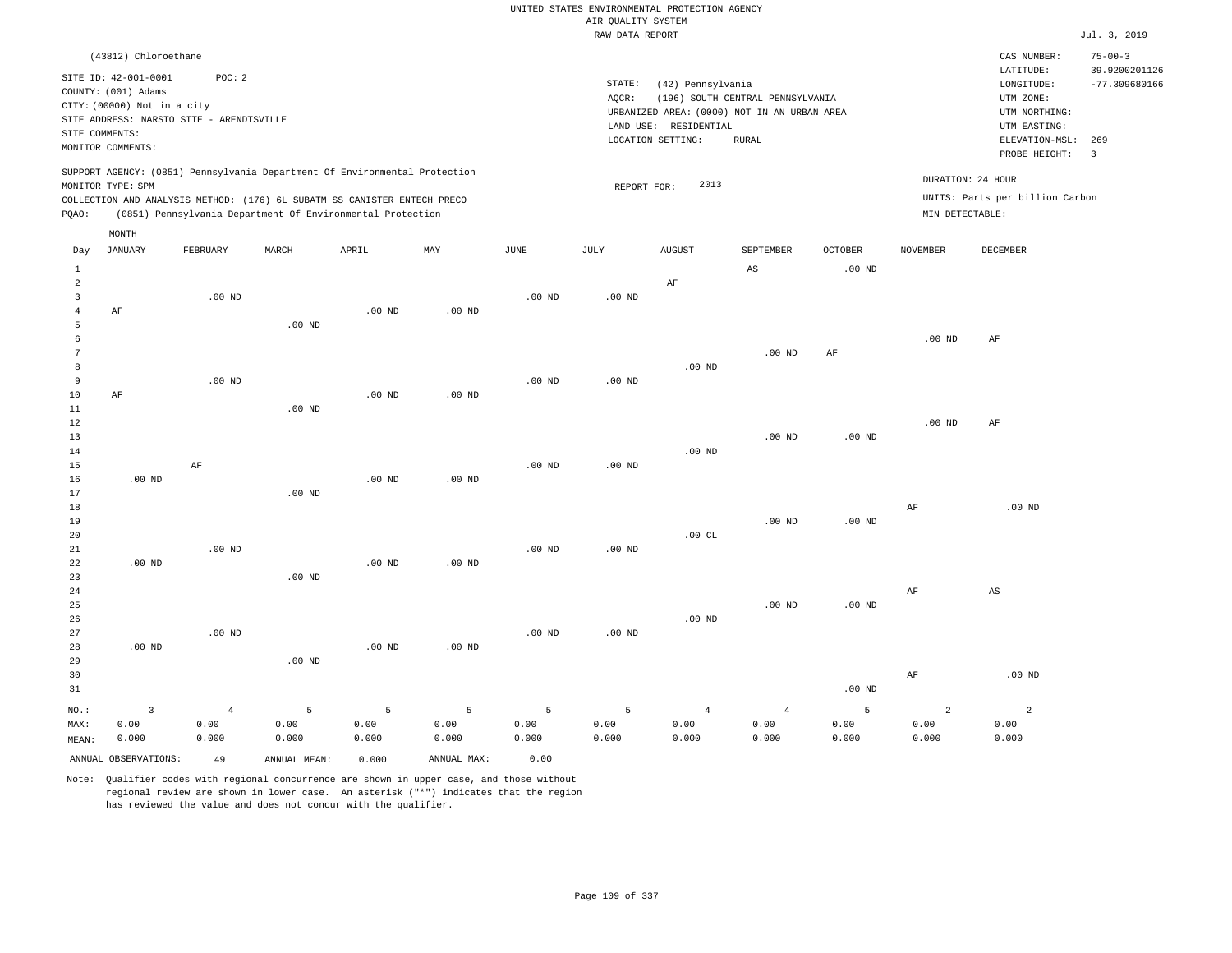UNITED STATES ENVIRONMENTAL PROTECTION AGENCY
AIR QUALITY SYSTEM
RAW DATA REPORT

Jul. 3, 2019

(43812) Chloroethane

SITE ID: 42-001-0001 POC: 2
COUNTY: (001) Adams
CITY: (00000) Not in a city
SITE ADDRESS: NARSTO SITE - ARENDTSVILLE
SITE COMMENTS:
MONITOR COMMENTS:

STATE: (42) Pennsylvania
AQCR: (196) SOUTH CENTRAL PENNSYLVANIA
URBANIZED AREA: (0000) NOT IN AN URBAN AREA
LAND USE: RESIDENTIAL
LOCATION SETTING: RURAL

CAS NUMBER: 75-00-3
LATITUDE: 39.9200201126
LONGITUDE: -77.309680166
UTM ZONE:
UTM NORTHING:
UTM EASTING:
ELEVATION-MSL: 269
PROBE HEIGHT: 3

SUPPORT AGENCY: (0851) Pennsylvania Department Of Environmental Protection
MONITOR TYPE: SPM
COLLECTION AND ANALYSIS METHOD: (176) 6L SUBATM SS CANISTER ENTECH PRECO
PQAO: (0851) Pennsylvania Department Of Environmental Protection

REPORT FOR: 2013

DURATION: 24 HOUR
UNITS: Parts per billion Carbon
MIN DETECTABLE:

| Day | JANUARY | FEBRUARY | MARCH | APRIL | MAY | JUNE | JULY | AUGUST | SEPTEMBER | OCTOBER | NOVEMBER | DECEMBER |
|---|---|---|---|---|---|---|---|---|---|---|---|---|
| 1 | | | | | | | | | AS | .00 ND | | |
| 2 | | | | | | | | AF | | | | |
| 3 | | .00 ND | | | | .00 ND | .00 ND | | | | | |
| 4 | AF | | | .00 ND | .00 ND | | | | | | | |
| 5 | | | .00 ND | | | | | | | | | |
| 6 | | | | | | | | | | | .00 ND | AF |
| 7 | | | | | | | | | .00 ND | AF | | |
| 8 | | | | | | | | .00 ND | | | | |
| 9 | | .00 ND | | | | .00 ND | .00 ND | | | | | |
| 10 | AF | | | .00 ND | .00 ND | | | | | | | |
| 11 | | | .00 ND | | | | | | | | | |
| 12 | | | | | | | | | | | .00 ND | AF |
| 13 | | | | | | | | | .00 ND | .00 ND | | |
| 14 | | | | | | | | .00 ND | | | | |
| 15 | | AF | | | | .00 ND | .00 ND | | | | | |
| 16 | .00 ND | | | .00 ND | .00 ND | | | | | | | |
| 17 | | | .00 ND | | | | | | | | | |
| 18 | | | | | | | | | | | AF | .00 ND |
| 19 | | | | | | | | | .00 ND | .00 ND | | |
| 20 | | | | | | | | .00 CL | | | | |
| 21 | | .00 ND | | | | .00 ND | .00 ND | | | | | |
| 22 | .00 ND | | | .00 ND | .00 ND | | | | | | | |
| 23 | | | .00 ND | | | | | | | | | |
| 24 | | | | | | | | | | | AF | AS |
| 25 | | | | | | | | | .00 ND | .00 ND | | |
| 26 | | | | | | | | .00 ND | | | | |
| 27 | | .00 ND | | | | .00 ND | .00 ND | | | | | |
| 28 | .00 ND | | | .00 ND | .00 ND | | | | | | | |
| 29 | | | .00 ND | | | | | | | | | |
| 30 | | | | | | | | | | | AF | .00 ND |
| 31 | | | | | | | | | | .00 ND | | |
| NO.: | 3 | 4 | 5 | 5 | 5 | 5 | 5 | 4 | 4 | 5 | 2 | 2 |
| MAX: | 0.00 | 0.00 | 0.00 | 0.00 | 0.00 | 0.00 | 0.00 | 0.00 | 0.00 | 0.00 | 0.00 | 0.00 |
| MEAN: | 0.000 | 0.000 | 0.000 | 0.000 | 0.000 | 0.000 | 0.000 | 0.000 | 0.000 | 0.000 | 0.000 | 0.000 |

ANNUAL OBSERVATIONS: 49 ANNUAL MEAN: 0.000 ANNUAL MAX: 0.00

Note: Qualifier codes with regional concurrence are shown in upper case, and those without regional review are shown in lower case. An asterisk ("*") indicates that the region has reviewed the value and does not concur with the qualifier.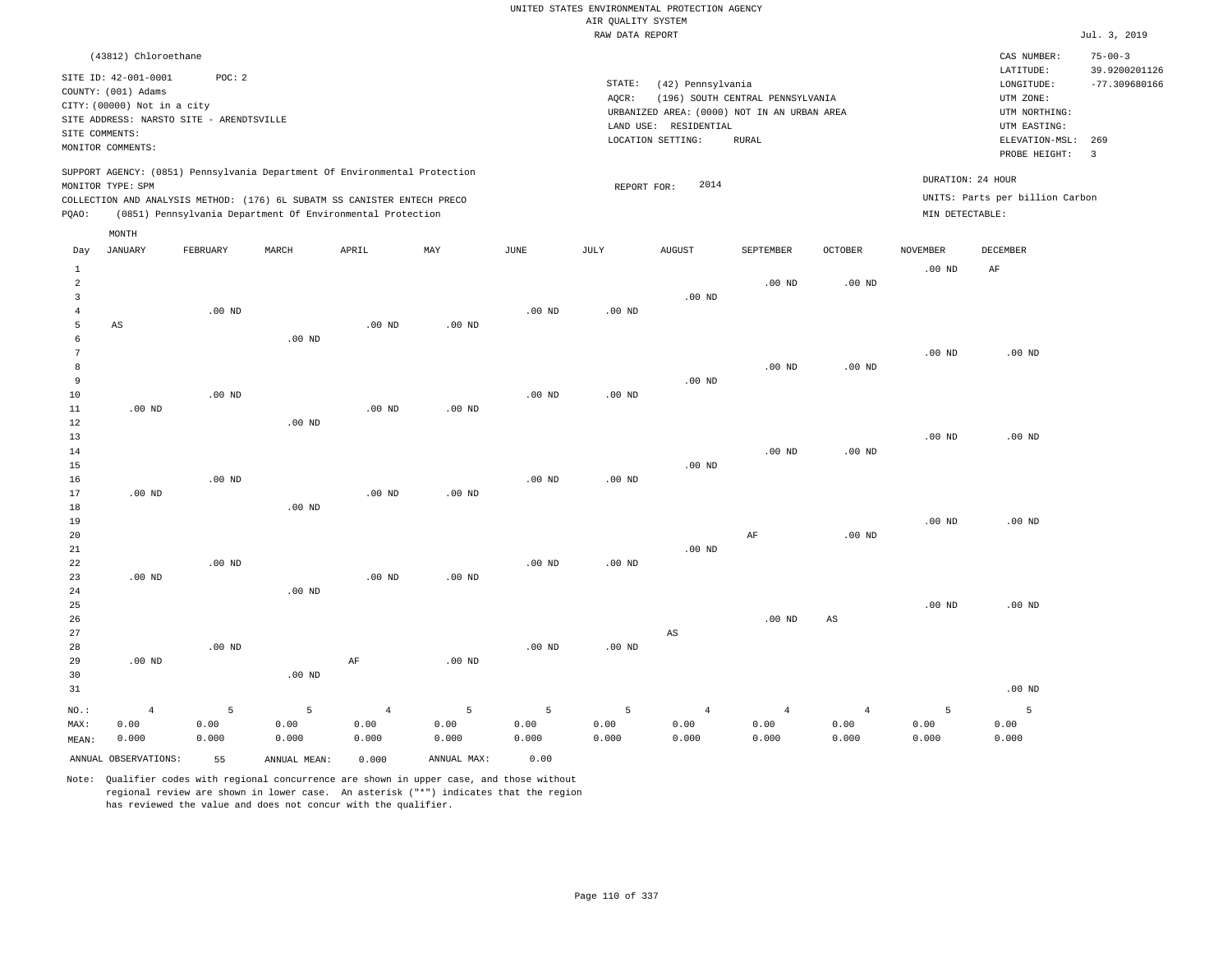UNITED STATES ENVIRONMENTAL PROTECTION AGENCY
AIR QUALITY SYSTEM
RAW DATA REPORT

Jul. 3, 2019

(43812) Chloroethane

SITE ID: 42-001-0001  POC: 2
COUNTY: (001) Adams
CITY: (00000) Not in a city
SITE ADDRESS: NARSTO SITE - ARENDTSVILLE
SITE COMMENTS:
MONITOR COMMENTS:

STATE: (42) Pennsylvania
AQCR: (196) SOUTH CENTRAL PENNSYLVANIA
URBANIZED AREA: (0000) NOT IN AN URBAN AREA
LAND USE: RESIDENTIAL
LOCATION SETTING: RURAL

CAS NUMBER: 75-00-3
LATITUDE: 39.9200201126
LONGITUDE: -77.309680166
UTM ZONE:
UTM NORTHING:
UTM EASTING:
ELEVATION-MSL: 269
PROBE HEIGHT: 3

SUPPORT AGENCY: (0851) Pennsylvania Department Of Environmental Protection
MONITOR TYPE: SPM
COLLECTION AND ANALYSIS METHOD: (176) 6L SUBATM SS CANISTER ENTECH PRECO
PQAO: (0851) Pennsylvania Department Of Environmental Protection

REPORT FOR: 2014

DURATION: 24 HOUR
UNITS: Parts per billion Carbon
MIN DETECTABLE:

| Day | JANUARY | FEBRUARY | MARCH | APRIL | MAY | JUNE | JULY | AUGUST | SEPTEMBER | OCTOBER | NOVEMBER | DECEMBER |
|---|---|---|---|---|---|---|---|---|---|---|---|---|
| 1 | | | | | | | | | | | .00 ND | AF |
| 2 | | | | | | | | | .00 ND | .00 ND | | |
| 3 | | | | | | | | .00 ND | | | | |
| 4 | | .00 ND | | | | .00 ND | .00 ND | | | | | |
| 5 | AS | | | .00 ND | .00 ND | | | | | | | |
| 6 | | | .00 ND | | | | | | | | | |
| 7 | | | | | | | | | | | .00 ND | .00 ND |
| 8 | | | | | | | | | .00 ND | .00 ND | | |
| 9 | | | | | | | | .00 ND | | | | |
| 10 | | .00 ND | | | | .00 ND | .00 ND | | | | | |
| 11 | .00 ND | | | .00 ND | .00 ND | | | | | | | |
| 12 | | | .00 ND | | | | | | | | | |
| 13 | | | | | | | | | | | .00 ND | .00 ND |
| 14 | | | | | | | | | .00 ND | .00 ND | | |
| 15 | | | | | | | | .00 ND | | | | |
| 16 | | .00 ND | | | | .00 ND | .00 ND | | | | | |
| 17 | .00 ND | | | .00 ND | .00 ND | | | | | | | |
| 18 | | | .00 ND | | | | | | | | | |
| 19 | | | | | | | | | | | .00 ND | .00 ND |
| 20 | | | | | | | | | AF | .00 ND | | |
| 21 | | | | | | | | .00 ND | | | | |
| 22 | | .00 ND | | | | .00 ND | .00 ND | | | | | |
| 23 | .00 ND | | | .00 ND | .00 ND | | | | | | | |
| 24 | | | .00 ND | | | | | | | | | |
| 25 | | | | | | | | | | | .00 ND | .00 ND |
| 26 | | | | | | | | | .00 ND | AS | | |
| 27 | | | | | | | | AS | | | | |
| 28 | | .00 ND | | | | .00 ND | .00 ND | | | | | |
| 29 | .00 ND | | | AF | .00 ND | | | | | | | |
| 30 | | | .00 ND | | | | | | | | | |
| 31 | | | | | | | | | | | | .00 ND |
| NO.: | 4 | 5 | 5 | 4 | 5 | 5 | 5 | 4 | 4 | 4 | 5 | 5 |
| MAX: | 0.00 | 0.00 | 0.00 | 0.00 | 0.00 | 0.00 | 0.00 | 0.00 | 0.00 | 0.00 | 0.00 | 0.00 |
| MEAN: | 0.000 | 0.000 | 0.000 | 0.000 | 0.000 | 0.000 | 0.000 | 0.000 | 0.000 | 0.000 | 0.000 | 0.000 |

ANNUAL OBSERVATIONS: 55  ANNUAL MEAN: 0.000  ANNUAL MAX: 0.00

Note: Qualifier codes with regional concurrence are shown in upper case, and those without regional review are shown in lower case. An asterisk ("*") indicates that the region has reviewed the value and does not concur with the qualifier.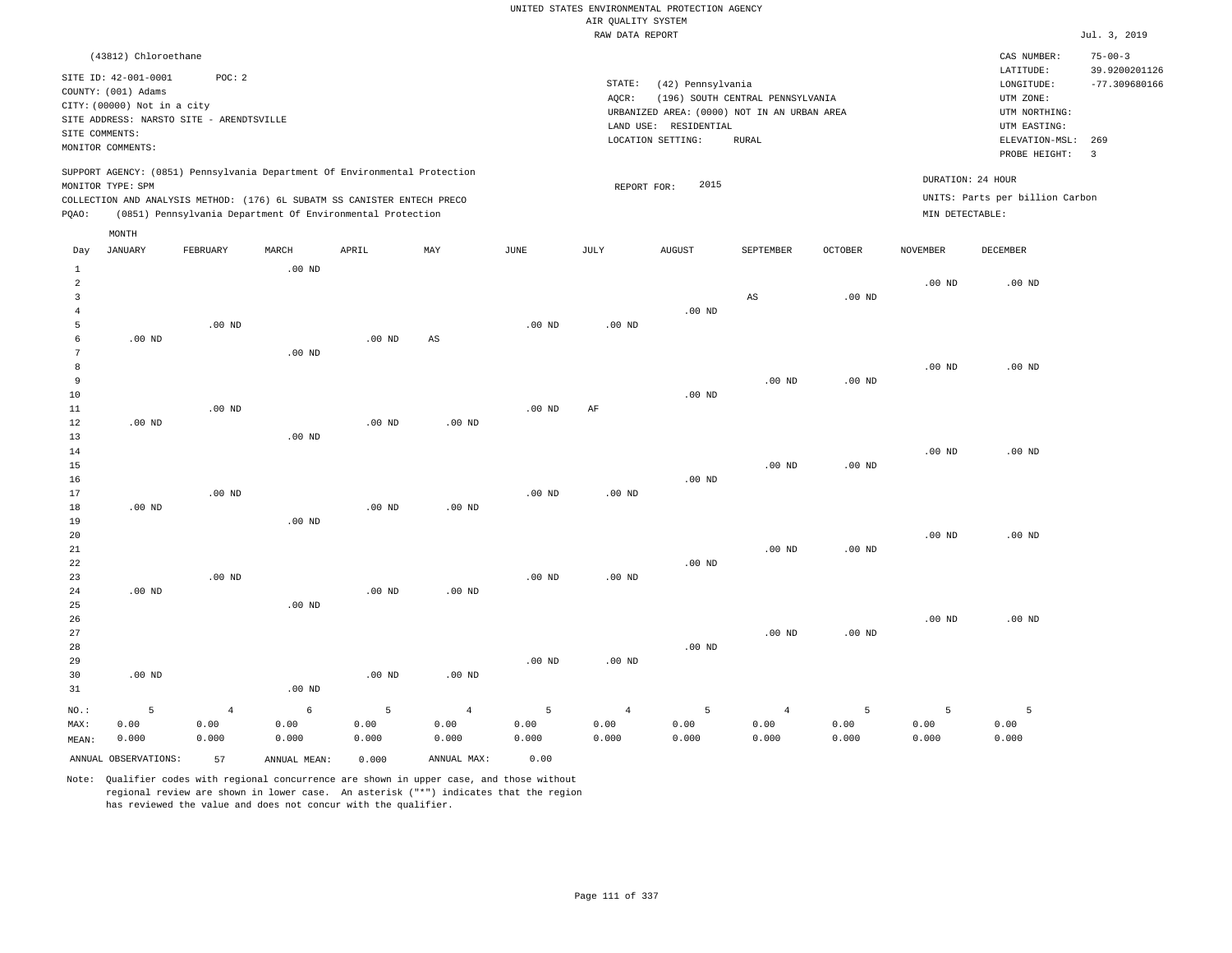UNITED STATES ENVIRONMENTAL PROTECTION AGENCY
AIR QUALITY SYSTEM
RAW DATA REPORT

Jul. 3, 2019

(43812) Chloroethane

SITE ID: 42-001-0001 POC: 2
COUNTY: (001) Adams
CITY: (00000) Not in a city
SITE ADDRESS: NARSTO SITE - ARENDTSVILLE
SITE COMMENTS:
MONITOR COMMENTS:

STATE: (42) Pennsylvania
AQCR: (196) SOUTH CENTRAL PENNSYLVANIA
URBANIZED AREA: (0000) NOT IN AN URBAN AREA
LAND USE: RESIDENTIAL
LOCATION SETTING: RURAL

CAS NUMBER: 75-00-3
LATITUDE: 39.9200201126
LONGITUDE: -77.309680166
UTM ZONE:
UTM NORTHING:
UTM EASTING:
ELEVATION-MSL: 269
PROBE HEIGHT: 3

SUPPORT AGENCY: (0851) Pennsylvania Department Of Environmental Protection
MONITOR TYPE: SPM
COLLECTION AND ANALYSIS METHOD: (176) 6L SUBATM SS CANISTER ENTECH PRECO
PQAO: (0851) Pennsylvania Department Of Environmental Protection

REPORT FOR: 2015

DURATION: 24 HOUR
UNITS: Parts per billion Carbon
MIN DETECTABLE:

| Day | JANUARY | FEBRUARY | MARCH | APRIL | MAY | JUNE | JULY | AUGUST | SEPTEMBER | OCTOBER | NOVEMBER | DECEMBER |
|---|---|---|---|---|---|---|---|---|---|---|---|---|
| 1 | | | .00 ND | | | | | | | | | |
| 2 | | | | | | | | | | | .00 ND | .00 ND |
| 3 | | | | | | | | | AS | .00 ND | | |
| 4 | | | | | | | | .00 ND | | | | |
| 5 | | .00 ND | | | | .00 ND | .00 ND | | | | | |
| 6 | .00 ND | | | .00 ND | AS | | | | | | | |
| 7 | | | .00 ND | | | | | | | | | |
| 8 | | | | | | | | | | | .00 ND | .00 ND |
| 9 | | | | | | | | | .00 ND | .00 ND | | |
| 10 | | | | | | | | .00 ND | | | | |
| 11 | | .00 ND | | | | .00 ND | AF | | | | | |
| 12 | .00 ND | | | .00 ND | .00 ND | | | | | | | |
| 13 | | | .00 ND | | | | | | | | | |
| 14 | | | | | | | | | | | .00 ND | .00 ND |
| 15 | | | | | | | | | .00 ND | .00 ND | | |
| 16 | | | | | | | | .00 ND | | | | |
| 17 | | .00 ND | | | | .00 ND | .00 ND | | | | | |
| 18 | .00 ND | | | .00 ND | .00 ND | | | | | | | |
| 19 | | | .00 ND | | | | | | | | | |
| 20 | | | | | | | | | | | .00 ND | .00 ND |
| 21 | | | | | | | | | .00 ND | .00 ND | | |
| 22 | | | | | | | | .00 ND | | | | |
| 23 | | .00 ND | | | | .00 ND | .00 ND | | | | | |
| 24 | .00 ND | | | .00 ND | .00 ND | | | | | | | |
| 25 | | | .00 ND | | | | | | | | | |
| 26 | | | | | | | | | | | .00 ND | .00 ND |
| 27 | | | | | | | | | .00 ND | .00 ND | | |
| 28 | | | | | | | | .00 ND | | | | |
| 29 | | | | | | .00 ND | .00 ND | | | | | |
| 30 | .00 ND | | | .00 ND | .00 ND | | | | | | | |
| 31 | | | .00 ND | | | | | | | | | |
| NO.: | 5 | 4 | 6 | 5 | 4 | 5 | 4 | 5 | 4 | 5 | 5 | 5 |
| MAX: | 0.00 | 0.00 | 0.00 | 0.00 | 0.00 | 0.00 | 0.00 | 0.00 | 0.00 | 0.00 | 0.00 | 0.00 |
| MEAN: | 0.000 | 0.000 | 0.000 | 0.000 | 0.000 | 0.000 | 0.000 | 0.000 | 0.000 | 0.000 | 0.000 | 0.000 |

ANNUAL OBSERVATIONS: 57 ANNUAL MEAN: 0.000 ANNUAL MAX: 0.00

Note: Qualifier codes with regional concurrence are shown in upper case, and those without regional review are shown in lower case. An asterisk ("*") indicates that the region has reviewed the value and does not concur with the qualifier.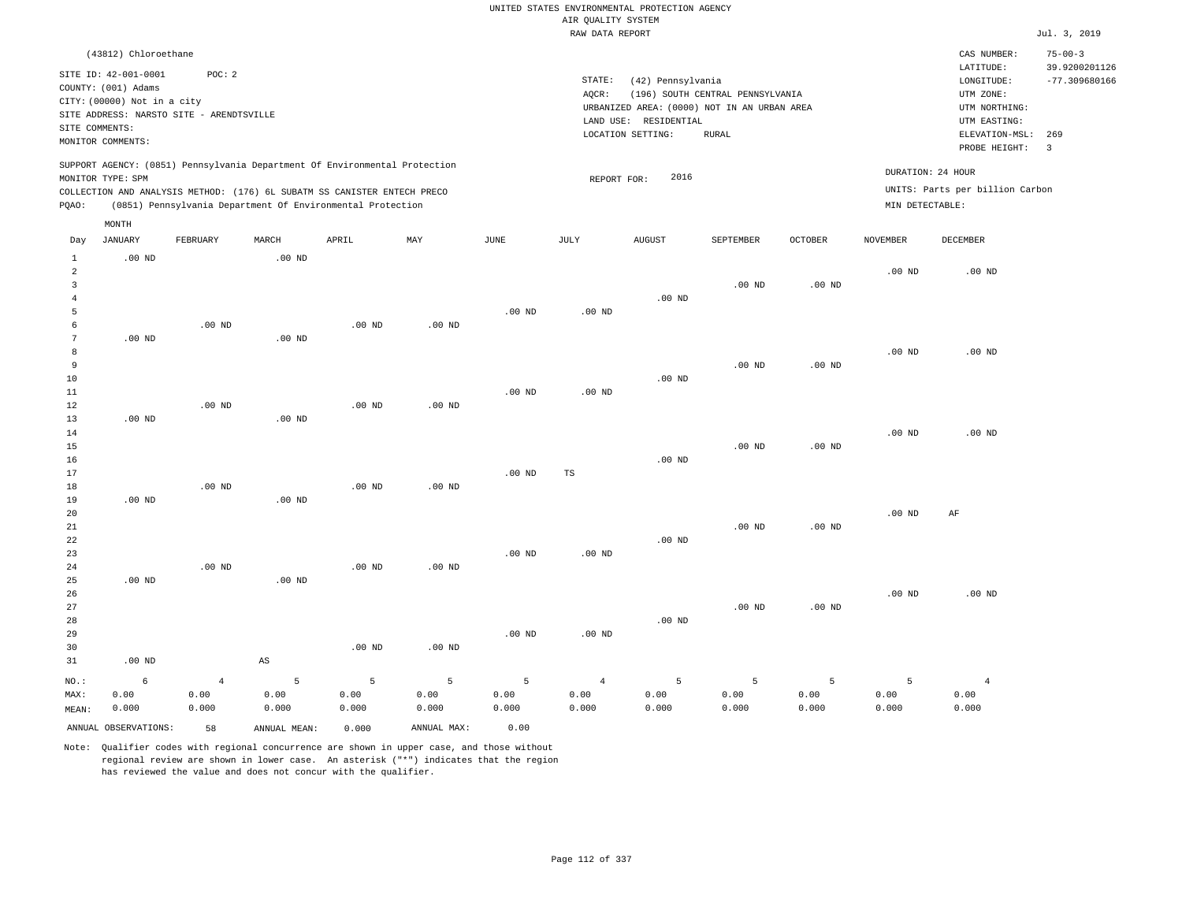UNITED STATES ENVIRONMENTAL PROTECTION AGENCY
AIR QUALITY SYSTEM
RAW DATA REPORT

Jul. 3, 2019

(43812) Chloroethane

SITE ID: 42-001-0001 POC: 2
COUNTY: (001) Adams
CITY: (00000) Not in a city
SITE ADDRESS: NARSTO SITE - ARENDTSVILLE
SITE COMMENTS:
MONITOR COMMENTS:

STATE: (42) Pennsylvania
AQCR: (196) SOUTH CENTRAL PENNSYLVANIA
URBANIZED AREA: (0000) NOT IN AN URBAN AREA
LAND USE: RESIDENTIAL
LOCATION SETTING: RURAL

CAS NUMBER: 75-00-3
LATITUDE: 39.9200201126
LONGITUDE: -77.309680166
UTM ZONE:
UTM NORTHING:
UTM EASTING:
ELEVATION-MSL: 269
PROBE HEIGHT: 3

SUPPORT AGENCY: (0851) Pennsylvania Department Of Environmental Protection
MONITOR TYPE: SPM
COLLECTION AND ANALYSIS METHOD: (176) 6L SUBATM SS CANISTER ENTECH PRECO
PQAO: (0851) Pennsylvania Department Of Environmental Protection

REPORT FOR: 2016

DURATION: 24 HOUR
UNITS: Parts per billion Carbon
MIN DETECTABLE:

| Day | JANUARY | FEBRUARY | MARCH | APRIL | MAY | JUNE | JULY | AUGUST | SEPTEMBER | OCTOBER | NOVEMBER | DECEMBER |
|---|---|---|---|---|---|---|---|---|---|---|---|---|
| 1 | .00 ND | | .00 ND | | | | | | | | | |
| 2 | | | | | | | | | | | .00 ND | .00 ND |
| 3 | | | | | | | | | .00 ND | .00 ND | | |
| 4 | | | | | | | | .00 ND | | | | |
| 5 | | | | | | .00 ND | .00 ND | | | | | |
| 6 | | .00 ND | | .00 ND | .00 ND | | | | | | | |
| 7 | .00 ND | | .00 ND | | | | | | | | | |
| 8 | | | | | | | | | | | .00 ND | .00 ND |
| 9 | | | | | | | | | .00 ND | .00 ND | | |
| 10 | | | | | | | | .00 ND | | | | |
| 11 | | | | | | .00 ND | .00 ND | | | | | |
| 12 | | .00 ND | | .00 ND | .00 ND | | | | | | | |
| 13 | .00 ND | | .00 ND | | | | | | | | | |
| 14 | | | | | | | | | | | .00 ND | .00 ND |
| 15 | | | | | | | | | .00 ND | .00 ND | | |
| 16 | | | | | | | | .00 ND | | | | |
| 17 | | | | | | .00 ND | TS | | | | | |
| 18 | | .00 ND | | .00 ND | .00 ND | | | | | | | |
| 19 | .00 ND | | .00 ND | | | | | | | | | |
| 20 | | | | | | | | | | | .00 ND | AF |
| 21 | | | | | | | | | .00 ND | .00 ND | | |
| 22 | | | | | | | | .00 ND | | | | |
| 23 | | | | | | .00 ND | .00 ND | | | | | |
| 24 | | .00 ND | | .00 ND | .00 ND | | | | | | | |
| 25 | .00 ND | | .00 ND | | | | | | | | | |
| 26 | | | | | | | | | | | .00 ND | .00 ND |
| 27 | | | | | | | | | .00 ND | .00 ND | | |
| 28 | | | | | | | | .00 ND | | | | |
| 29 | | | | | | .00 ND | .00 ND | | | | | |
| 30 | | | | .00 ND | .00 ND | | | | | | | |
| 31 | .00 ND | | AS | | | | | | | | | |
| NO.: | 6 | 4 | 5 | 5 | 5 | 5 | 4 | 5 | 5 | 5 | 5 | 4 |
| MAX: | 0.00 | 0.00 | 0.00 | 0.00 | 0.00 | 0.00 | 0.00 | 0.00 | 0.00 | 0.00 | 0.00 | 0.00 |
| MEAN: | 0.000 | 0.000 | 0.000 | 0.000 | 0.000 | 0.000 | 0.000 | 0.000 | 0.000 | 0.000 | 0.000 | 0.000 |

ANNUAL OBSERVATIONS: 58 ANNUAL MEAN: 0.000 ANNUAL MAX: 0.00

Note: Qualifier codes with regional concurrence are shown in upper case, and those without regional review are shown in lower case. An asterisk ("*") indicates that the region has reviewed the value and does not concur with the qualifier.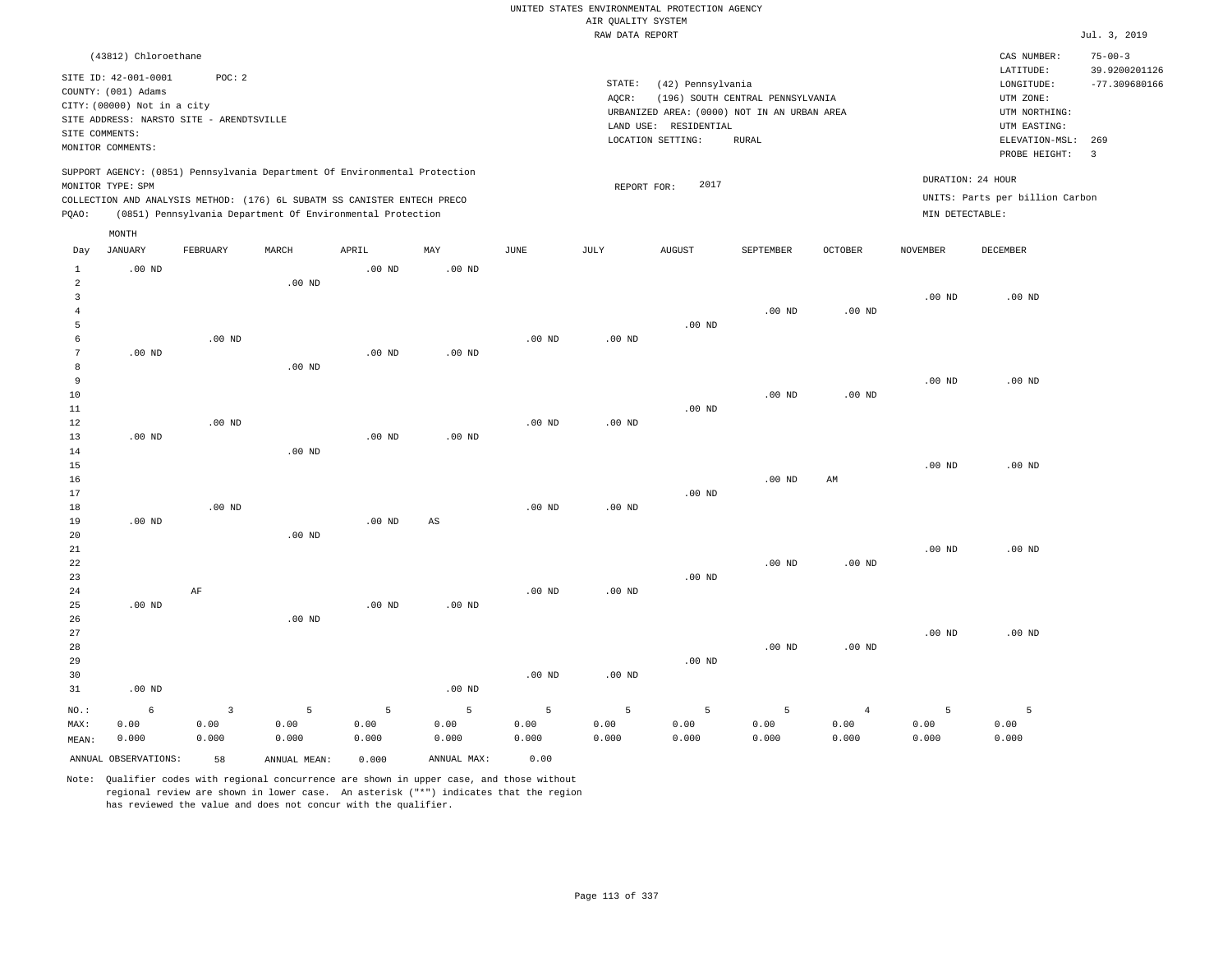UNITED STATES ENVIRONMENTAL PROTECTION AGENCY
AIR QUALITY SYSTEM
RAW DATA REPORT

Jul. 3, 2019

(43812) Chloroethane

SITE ID: 42-001-0001 POC: 2
COUNTY: (001) Adams
CITY: (00000) Not in a city
SITE ADDRESS: NARSTO SITE - ARENDTSVILLE
SITE COMMENTS:
MONITOR COMMENTS:

STATE: (42) Pennsylvania
AQCR: (196) SOUTH CENTRAL PENNSYLVANIA
URBANIZED AREA: (0000) NOT IN AN URBAN AREA
LAND USE: RESIDENTIAL
LOCATION SETTING: RURAL

CAS NUMBER: 75-00-3
LATITUDE: 39.9200201126
LONGITUDE: -77.309680166
UTM ZONE:
UTM NORTHING:
UTM EASTING:
ELEVATION-MSL: 269
PROBE HEIGHT: 3

SUPPORT AGENCY: (0851) Pennsylvania Department Of Environmental Protection
MONITOR TYPE: SPM
COLLECTION AND ANALYSIS METHOD: (176) 6L SUBATM SS CANISTER ENTECH PRECO
PQAO: (0851) Pennsylvania Department Of Environmental Protection

REPORT FOR: 2017

DURATION: 24 HOUR
UNITS: Parts per billion Carbon
MIN DETECTABLE:

| Day | JANUARY | FEBRUARY | MARCH | APRIL | MAY | JUNE | JULY | AUGUST | SEPTEMBER | OCTOBER | NOVEMBER | DECEMBER |
|---|---|---|---|---|---|---|---|---|---|---|---|---|
| 1 | .00 ND | | | .00 ND | .00 ND | | | | | | | |
| 2 | | | .00 ND | | | | | | | | | |
| 3 | | | | | | | | | | | .00 ND | .00 ND |
| 4 | | | | | | | | | .00 ND | .00 ND | | |
| 5 | | | | | | | | .00 ND | | | | |
| 6 | | .00 ND | | | | .00 ND | .00 ND | | | | | |
| 7 | .00 ND | | | .00 ND | .00 ND | | | | | | | |
| 8 | | | .00 ND | | | | | | | | | |
| 9 | | | | | | | | | | | .00 ND | .00 ND |
| 10 | | | | | | | | | .00 ND | .00 ND | | |
| 11 | | | | | | | | .00 ND | | | | |
| 12 | | .00 ND | | | | .00 ND | .00 ND | | | | | |
| 13 | .00 ND | | | .00 ND | .00 ND | | | | | | | |
| 14 | | | .00 ND | | | | | | | | | |
| 15 | | | | | | | | | | | .00 ND | .00 ND |
| 16 | | | | | | | | | .00 ND | AM | | |
| 17 | | | | | | | | .00 ND | | | | |
| 18 | | .00 ND | | | | .00 ND | .00 ND | | | | | |
| 19 | .00 ND | | | .00 ND | AS | | | | | | | |
| 20 | | | .00 ND | | | | | | | | | |
| 21 | | | | | | | | | | | .00 ND | .00 ND |
| 22 | | | | | | | | | .00 ND | .00 ND | | |
| 23 | | | | | | | | .00 ND | | | | |
| 24 | | AF | | | | .00 ND | .00 ND | | | | | |
| 25 | .00 ND | | | .00 ND | .00 ND | | | | | | | |
| 26 | | | .00 ND | | | | | | | | | |
| 27 | | | | | | | | | | | .00 ND | .00 ND |
| 28 | | | | | | | | | .00 ND | .00 ND | | |
| 29 | | | | | | | | .00 ND | | | | |
| 30 | | | | | | .00 ND | .00 ND | | | | | |
| 31 | .00 ND | | | | .00 ND | | | | | | | |
| NO.: | 6 | 3 | 5 | 5 | 5 | 5 | 5 | 5 | 5 | 4 | 5 | 5 |
| MAX: | 0.00 | 0.00 | 0.00 | 0.00 | 0.00 | 0.00 | 0.00 | 0.00 | 0.00 | 0.00 | 0.00 | 0.00 |
| MEAN: | 0.000 | 0.000 | 0.000 | 0.000 | 0.000 | 0.000 | 0.000 | 0.000 | 0.000 | 0.000 | 0.000 | 0.000 |

ANNUAL OBSERVATIONS: 58 ANNUAL MEAN: 0.000 ANNUAL MAX: 0.00

Note: Qualifier codes with regional concurrence are shown in upper case, and those without regional review are shown in lower case. An asterisk ("*") indicates that the region has reviewed the value and does not concur with the qualifier.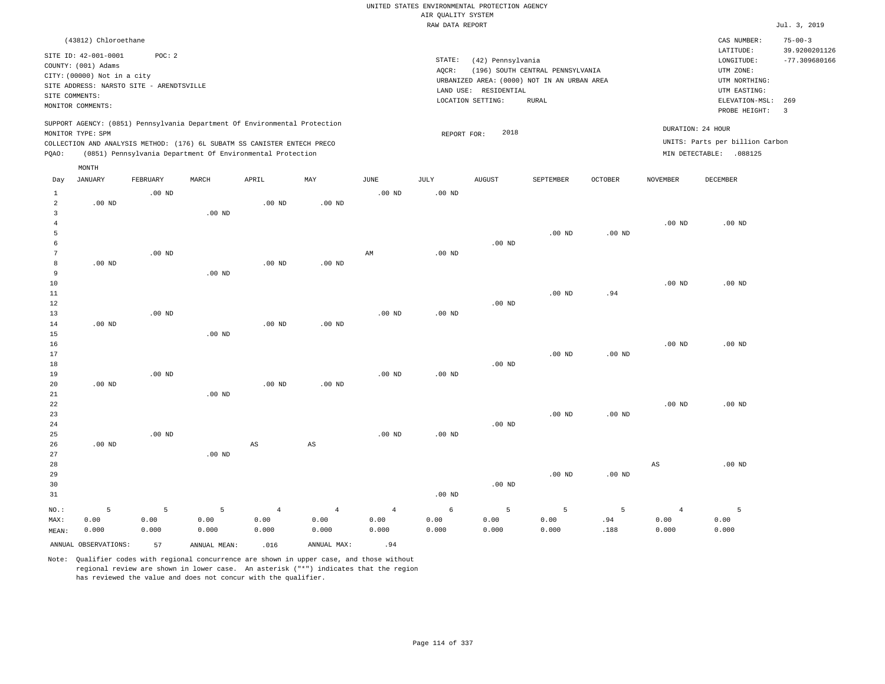UNITED STATES ENVIRONMENTAL PROTECTION AGENCY
AIR QUALITY SYSTEM
RAW DATA REPORT

Jul. 3, 2019

(43812) Chloroethane

SITE ID: 42-001-0001 POC: 2
COUNTY: (001) Adams
CITY: (00000) Not in a city
SITE ADDRESS: NARSTO SITE - ARENDTSVILLE
SITE COMMENTS:
MONITOR COMMENTS:

STATE: (42) Pennsylvania
AQCR: (196) SOUTH CENTRAL PENNSYLVANIA
URBANIZED AREA: (0000) NOT IN AN URBAN AREA
LAND USE: RESIDENTIAL
LOCATION SETTING: RURAL

CAS NUMBER: 75-00-3
LATITUDE: 39.9200201126
LONGITUDE: -77.309680166
UTM ZONE:
UTM NORTHING:
UTM EASTING:
ELEVATION-MSL: 269
PROBE HEIGHT: 3

SUPPORT AGENCY: (0851) Pennsylvania Department Of Environmental Protection
MONITOR TYPE: SPM
COLLECTION AND ANALYSIS METHOD: (176) 6L SUBATM SS CANISTER ENTECH PRECO
PQAO: (0851) Pennsylvania Department Of Environmental Protection

REPORT FOR: 2018

DURATION: 24 HOUR
UNITS: Parts per billion Carbon
MIN DETECTABLE: .088125

| Day | JANUARY | FEBRUARY | MARCH | APRIL | MAY | JUNE | JULY | AUGUST | SEPTEMBER | OCTOBER | NOVEMBER | DECEMBER |
|---|---|---|---|---|---|---|---|---|---|---|---|---|
| 1 | | .00 ND | | | | .00 ND | .00 ND | | | | | |
| 2 | .00 ND | | | .00 ND | .00 ND | | | | | | | |
| 3 | | | .00 ND | | | | | | | | | |
| 4 | | | | | | | | | | | .00 ND | .00 ND |
| 5 | | | | | | | | | .00 ND | .00 ND | | |
| 6 | | | | | | | | .00 ND | | | | |
| 7 | | .00 ND | | | | AM | .00 ND | | | | | |
| 8 | .00 ND | | | .00 ND | .00 ND | | | | | | | |
| 9 | | | .00 ND | | | | | | | | | |
| 10 | | | | | | | | | | | .00 ND | .00 ND |
| 11 | | | | | | | | | .00 ND | .94 | | |
| 12 | | | | | | | | .00 ND | | | | |
| 13 | | .00 ND | | | | .00 ND | .00 ND | | | | | |
| 14 | .00 ND | | | .00 ND | .00 ND | | | | | | | |
| 15 | | | .00 ND | | | | | | | | | |
| 16 | | | | | | | | | | | .00 ND | .00 ND |
| 17 | | | | | | | | | .00 ND | .00 ND | | |
| 18 | | | | | | | | .00 ND | | | | |
| 19 | | .00 ND | | | | .00 ND | .00 ND | | | | | |
| 20 | .00 ND | | | .00 ND | .00 ND | | | | | | | |
| 21 | | | .00 ND | | | | | | | | | |
| 22 | | | | | | | | | | | .00 ND | .00 ND |
| 23 | | | | | | | | | .00 ND | .00 ND | | |
| 24 | | | | | | | | .00 ND | | | | |
| 25 | | .00 ND | | | | .00 ND | .00 ND | | | | | |
| 26 | .00 ND | | | AS | AS | | | | | | | |
| 27 | | | .00 ND | | | | | | | | | |
| 28 | | | | | | | | | | | AS | .00 ND |
| 29 | | | | | | | | | .00 ND | .00 ND | | |
| 30 | | | | | | | | .00 ND | | | | |
| 31 | | | | | | | .00 ND | | | | | |
| NO.: | 5 | 5 | 5 | 4 | 4 | 4 | 6 | 5 | 5 | 5 | 4 | 5 |
| MAX: | 0.00 | 0.00 | 0.00 | 0.00 | 0.00 | 0.00 | 0.00 | 0.00 | 0.00 | .94 | 0.00 | 0.00 |
| MEAN: | 0.000 | 0.000 | 0.000 | 0.000 | 0.000 | 0.000 | 0.000 | 0.000 | 0.000 | .188 | 0.000 | 0.000 |

ANNUAL OBSERVATIONS: 57 ANNUAL MEAN: .016 ANNUAL MAX: .94

Note: Qualifier codes with regional concurrence are shown in upper case, and those without regional review are shown in lower case. An asterisk ("*") indicates that the region has reviewed the value and does not concur with the qualifier.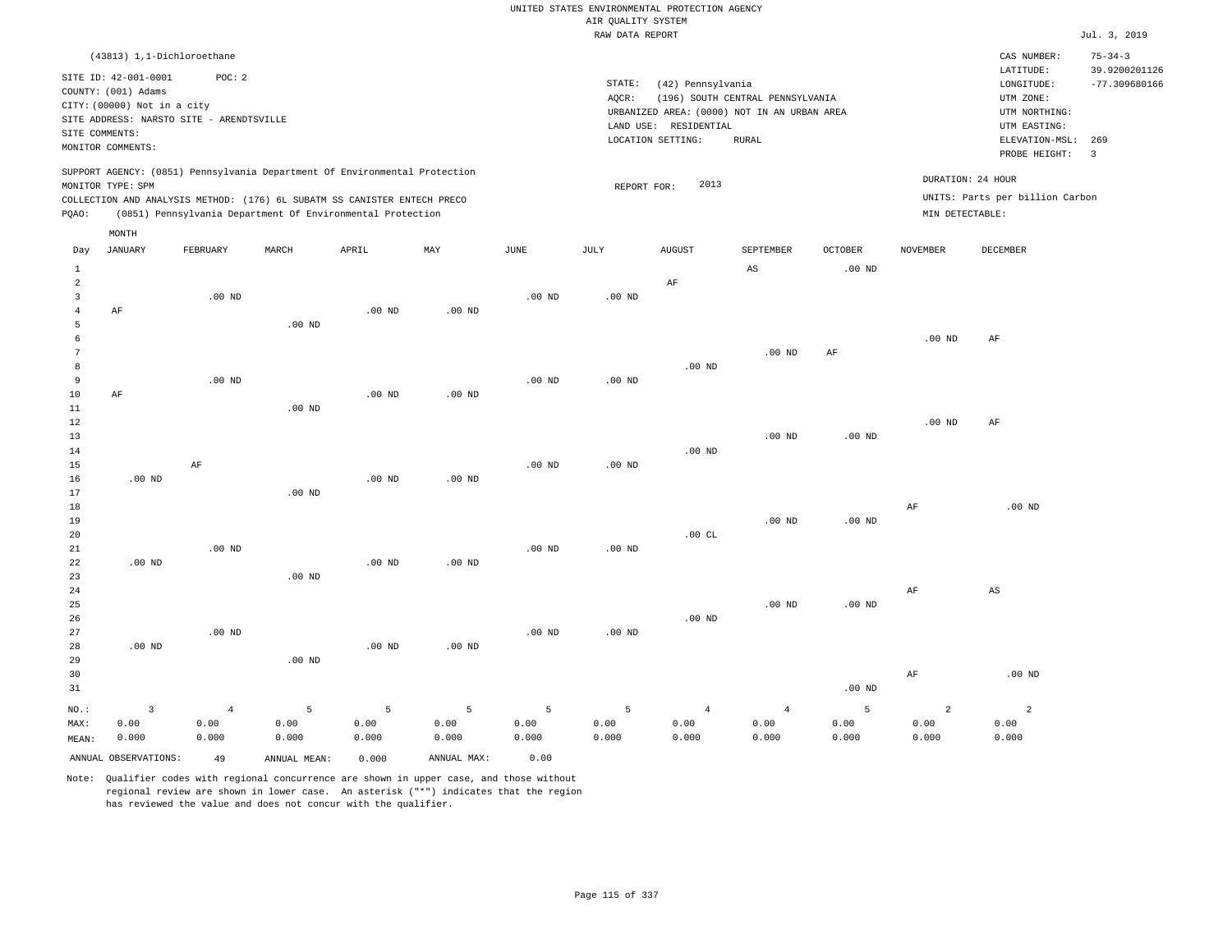UNITED STATES ENVIRONMENTAL PROTECTION AGENCY
AIR QUALITY SYSTEM
RAW DATA REPORT

Jul. 3, 2019

(43813) 1,1-Dichloroethane

SITE ID: 42-001-0001 POC: 2
COUNTY: (001) Adams
CITY: (00000) Not in a city
SITE ADDRESS: NARSTO SITE - ARENDTSVILLE
SITE COMMENTS:
MONITOR COMMENTS:

STATE: (42) Pennsylvania
AQCR: (196) SOUTH CENTRAL PENNSYLVANIA
URBANIZED AREA: (0000) NOT IN AN URBAN AREA
LAND USE: RESIDENTIAL
LOCATION SETTING: RURAL

CAS NUMBER: 75-34-3
LATITUDE: 39.9200201126
LONGITUDE: -77.309680166
UTM ZONE:
UTM NORTHING:
UTM EASTING:
ELEVATION-MSL: 269
PROBE HEIGHT: 3

SUPPORT AGENCY: (0851) Pennsylvania Department Of Environmental Protection
MONITOR TYPE: SPM
COLLECTION AND ANALYSIS METHOD: (176) 6L SUBATM SS CANISTER ENTECH PRECO
PQAO: (0851) Pennsylvania Department Of Environmental Protection

REPORT FOR: 2013

DURATION: 24 HOUR
UNITS: Parts per billion Carbon
MIN DETECTABLE:

| Day | JANUARY | FEBRUARY | MARCH | APRIL | MAY | JUNE | JULY | AUGUST | SEPTEMBER | OCTOBER | NOVEMBER | DECEMBER |
|---|---|---|---|---|---|---|---|---|---|---|---|---|
| 1 | | | | | | | | | AS | .00 ND | | |
| 2 | | | | | | | | AF | | | | |
| 3 | | .00 ND | | | | .00 ND | .00 ND | | | | | |
| 4 | AF | | | .00 ND | .00 ND | | | | | | | |
| 5 | | | .00 ND | | | | | | | | | |
| 6 | | | | | | | | | | | .00 ND | AF |
| 7 | | | | | | | | | .00 ND | AF | | |
| 8 | | | | | | | | .00 ND | | | | |
| 9 | | .00 ND | | | | .00 ND | .00 ND | | | | | |
| 10 | AF | | | .00 ND | .00 ND | | | | | | | |
| 11 | | | .00 ND | | | | | | | | | |
| 12 | | | | | | | | | | | .00 ND | AF |
| 13 | | | | | | | | | .00 ND | .00 ND | | |
| 14 | | | | | | | | .00 ND | | | | |
| 15 | | AF | | | | .00 ND | .00 ND | | | | | |
| 16 | .00 ND | | | .00 ND | .00 ND | | | | | | | |
| 17 | | | .00 ND | | | | | | | | | |
| 18 | | | | | | | | | | | AF | .00 ND |
| 19 | | | | | | | | | .00 ND | .00 ND | | |
| 20 | | | | | | | | .00 CL | | | | |
| 21 | | .00 ND | | | | .00 ND | .00 ND | | | | | |
| 22 | .00 ND | | | .00 ND | .00 ND | | | | | | | |
| 23 | | | .00 ND | | | | | | | | | |
| 24 | | | | | | | | | | | AF | AS |
| 25 | | | | | | | | | .00 ND | .00 ND | | |
| 26 | | | | | | | | .00 ND | | | | |
| 27 | | .00 ND | | | | .00 ND | .00 ND | | | | | |
| 28 | .00 ND | | | .00 ND | .00 ND | | | | | | | |
| 29 | | | .00 ND | | | | | | | | | |
| 30 | | | | | | | | | | | AF | .00 ND |
| 31 | | | | | | | | | | .00 ND | | |
| NO.: | 3 | 4 | 5 | 5 | 5 | 5 | 5 | 4 | 4 | 5 | 2 | 2 |
| MAX: | 0.00 | 0.00 | 0.00 | 0.00 | 0.00 | 0.00 | 0.00 | 0.00 | 0.00 | 0.00 | 0.00 | 0.00 |
| MEAN: | 0.000 | 0.000 | 0.000 | 0.000 | 0.000 | 0.000 | 0.000 | 0.000 | 0.000 | 0.000 | 0.000 | 0.000 |

ANNUAL OBSERVATIONS: 49 ANNUAL MEAN: 0.000 ANNUAL MAX: 0.00

Note: Qualifier codes with regional concurrence are shown in upper case, and those without regional review are shown in lower case. An asterisk ("*") indicates that the region has reviewed the value and does not concur with the qualifier.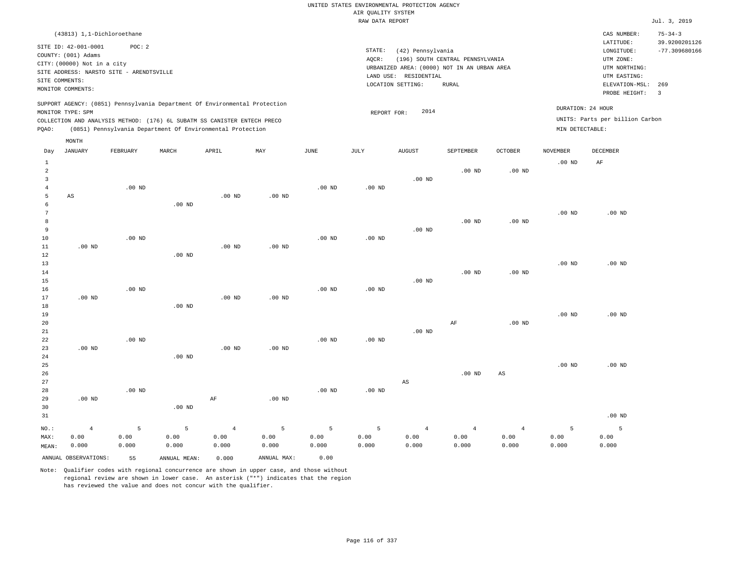UNITED STATES ENVIRONMENTAL PROTECTION AGENCY
AIR QUALITY SYSTEM
RAW DATA REPORT

Jul. 3, 2019

(43813) 1,1-Dichloroethane

SITE ID: 42-001-0001 POC: 2
COUNTY: (001) Adams
CITY: (00000) Not in a city
SITE ADDRESS: NARSTO SITE - ARENDTSVILLE
SITE COMMENTS:
MONITOR COMMENTS:

STATE: (42) Pennsylvania
AQCR: (196) SOUTH CENTRAL PENNSYLVANIA
URBANIZED AREA: (0000) NOT IN AN URBAN AREA
LAND USE: RESIDENTIAL
LOCATION SETTING: RURAL

CAS NUMBER: 75-34-3
LATITUDE: 39.9200201126
LONGITUDE: -77.309680166
UTM ZONE:
UTM NORTHING:
UTM EASTING:
ELEVATION-MSL: 269
PROBE HEIGHT: 3

SUPPORT AGENCY: (0851) Pennsylvania Department Of Environmental Protection
MONITOR TYPE: SPM
COLLECTION AND ANALYSIS METHOD: (176) 6L SUBATM SS CANISTER ENTECH PRECO
PQAO: (0851) Pennsylvania Department Of Environmental Protection

REPORT FOR: 2014

DURATION: 24 HOUR
UNITS: Parts per billion Carbon
MIN DETECTABLE:

| Day | JANUARY | FEBRUARY | MARCH | APRIL | MAY | JUNE | JULY | AUGUST | SEPTEMBER | OCTOBER | NOVEMBER | DECEMBER |
|---|---|---|---|---|---|---|---|---|---|---|---|---|
| 1 | | | | | | | | | | | .00 ND | AF |
| 2 | | | | | | | | | .00 ND | .00 ND | | |
| 3 | | | | | | | | .00 ND | | | | |
| 4 | | .00 ND | | | | .00 ND | .00 ND | | | | | |
| 5 | AS | | | .00 ND | .00 ND | | | | | | | |
| 6 | | | .00 ND | | | | | | | | | |
| 7 | | | | | | | | | | | .00 ND | .00 ND |
| 8 | | | | | | | | | .00 ND | .00 ND | | |
| 9 | | | | | | | | .00 ND | | | | |
| 10 | | .00 ND | | | | .00 ND | .00 ND | | | | | |
| 11 | .00 ND | | | .00 ND | .00 ND | | | | | | | |
| 12 | | | .00 ND | | | | | | | | | |
| 13 | | | | | | | | | | | .00 ND | .00 ND |
| 14 | | | | | | | | | .00 ND | .00 ND | | |
| 15 | | | | | | | | .00 ND | | | | |
| 16 | | .00 ND | | | | .00 ND | .00 ND | | | | | |
| 17 | .00 ND | | | .00 ND | .00 ND | | | | | | | |
| 18 | | | .00 ND | | | | | | | | | |
| 19 | | | | | | | | | | | .00 ND | .00 ND |
| 20 | | | | | | | | | AF | .00 ND | | |
| 21 | | | | | | | | .00 ND | | | | |
| 22 | | .00 ND | | | | .00 ND | .00 ND | | | | | |
| 23 | .00 ND | | | .00 ND | .00 ND | | | | | | | |
| 24 | | | .00 ND | | | | | | | | | |
| 25 | | | | | | | | | | | .00 ND | .00 ND |
| 26 | | | | | | | | | .00 ND | AS | | |
| 27 | | | | | | | | AS | | | | |
| 28 | | .00 ND | | | | .00 ND | .00 ND | | | | | |
| 29 | .00 ND | | | AF | .00 ND | | | | | | | |
| 30 | | | .00 ND | | | | | | | | | |
| 31 | | | | | | | | | | | | .00 ND |
| NO.: | 4 | 5 | 5 | 4 | 5 | 5 | 5 | 4 | 4 | 4 | 5 | 5 |
| MAX: | 0.00 | 0.00 | 0.00 | 0.00 | 0.00 | 0.00 | 0.00 | 0.00 | 0.00 | 0.00 | 0.00 | 0.00 |
| MEAN: | 0.000 | 0.000 | 0.000 | 0.000 | 0.000 | 0.000 | 0.000 | 0.000 | 0.000 | 0.000 | 0.000 | 0.000 |

ANNUAL OBSERVATIONS: 55 ANNUAL MEAN: 0.000 ANNUAL MAX: 0.00

Note: Qualifier codes with regional concurrence are shown in upper case, and those without regional review are shown in lower case. An asterisk ("*") indicates that the region has reviewed the value and does not concur with the qualifier.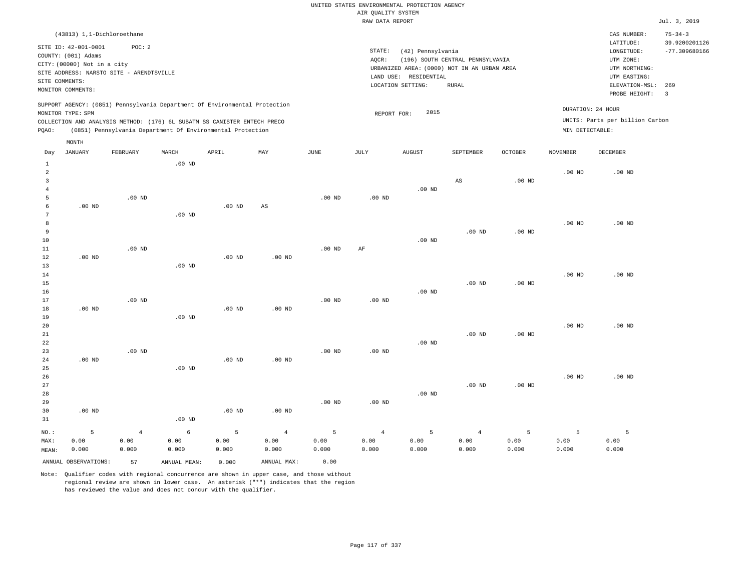UNITED STATES ENVIRONMENTAL PROTECTION AGENCY
AIR QUALITY SYSTEM
RAW DATA REPORT

Jul. 3, 2019

(43813) 1,1-Dichloroethane

SITE ID: 42-001-0001 POC: 2
COUNTY: (001) Adams
CITY: (00000) Not in a city
SITE ADDRESS: NARSTO SITE - ARENDTSVILLE
SITE COMMENTS:
MONITOR COMMENTS:

STATE: (42) Pennsylvania
AQCR: (196) SOUTH CENTRAL PENNSYLVANIA
URBANIZED AREA: (0000) NOT IN AN URBAN AREA
LAND USE: RESIDENTIAL
LOCATION SETTING: RURAL

CAS NUMBER: 75-34-3
LATITUDE: 39.9200201126
LONGITUDE: -77.309680166
UTM ZONE:
UTM NORTHING:
UTM EASTING:
ELEVATION-MSL: 269
PROBE HEIGHT: 3

SUPPORT AGENCY: (0851) Pennsylvania Department Of Environmental Protection
MONITOR TYPE: SPM
COLLECTION AND ANALYSIS METHOD: (176) 6L SUBATM SS CANISTER ENTECH PRECO
PQAO: (0851) Pennsylvania Department Of Environmental Protection

REPORT FOR: 2015

DURATION: 24 HOUR
UNITS: Parts per billion Carbon
MIN DETECTABLE:

| Day | JANUARY | FEBRUARY | MARCH | APRIL | MAY | JUNE | JULY | AUGUST | SEPTEMBER | OCTOBER | NOVEMBER | DECEMBER |
|---|---|---|---|---|---|---|---|---|---|---|---|---|
| 1 | | | .00 ND | | | | | | | | | |
| 2 | | | | | | | | | | | .00 ND | .00 ND |
| 3 | | | | | | | | | AS | .00 ND | | |
| 4 | | | | | | | | .00 ND | | | | |
| 5 | | .00 ND | | | | .00 ND | .00 ND | | | | | |
| 6 | .00 ND | | | .00 ND | AS | | | | | | | |
| 7 | | | .00 ND | | | | | | | | | |
| 8 | | | | | | | | | | | .00 ND | .00 ND |
| 9 | | | | | | | | | .00 ND | .00 ND | | |
| 10 | | | | | | | | .00 ND | | | | |
| 11 | | .00 ND | | | | .00 ND | AF | | | | | |
| 12 | .00 ND | | | .00 ND | .00 ND | | | | | | | |
| 13 | | | .00 ND | | | | | | | | | |
| 14 | | | | | | | | | | | .00 ND | .00 ND |
| 15 | | | | | | | | | .00 ND | .00 ND | | |
| 16 | | | | | | | | .00 ND | | | | |
| 17 | | .00 ND | | | | .00 ND | .00 ND | | | | | |
| 18 | .00 ND | | | .00 ND | .00 ND | | | | | | | |
| 19 | | | .00 ND | | | | | | | | | |
| 20 | | | | | | | | | | | .00 ND | .00 ND |
| 21 | | | | | | | | | .00 ND | .00 ND | | |
| 22 | | | | | | | | .00 ND | | | | |
| 23 | | .00 ND | | | | .00 ND | .00 ND | | | | | |
| 24 | .00 ND | | | .00 ND | .00 ND | | | | | | | |
| 25 | | | .00 ND | | | | | | | | | |
| 26 | | | | | | | | | | | .00 ND | .00 ND |
| 27 | | | | | | | | | .00 ND | .00 ND | | |
| 28 | | | | | | | | .00 ND | | | | |
| 29 | | | | | | .00 ND | .00 ND | | | | | |
| 30 | .00 ND | | | .00 ND | .00 ND | | | | | | | |
| 31 | | | .00 ND | | | | | | | | | |
| NO.: | 5 | 4 | 6 | 5 | 4 | 5 | 4 | 5 | 4 | 5 | 5 | 5 |
| MAX: | 0.00 | 0.00 | 0.00 | 0.00 | 0.00 | 0.00 | 0.00 | 0.00 | 0.00 | 0.00 | 0.00 | 0.00 |
| MEAN: | 0.000 | 0.000 | 0.000 | 0.000 | 0.000 | 0.000 | 0.000 | 0.000 | 0.000 | 0.000 | 0.000 | 0.000 |

ANNUAL OBSERVATIONS: 57 ANNUAL MEAN: 0.000 ANNUAL MAX: 0.00

Note: Qualifier codes with regional concurrence are shown in upper case, and those without regional review are shown in lower case. An asterisk ("*") indicates that the region has reviewed the value and does not concur with the qualifier.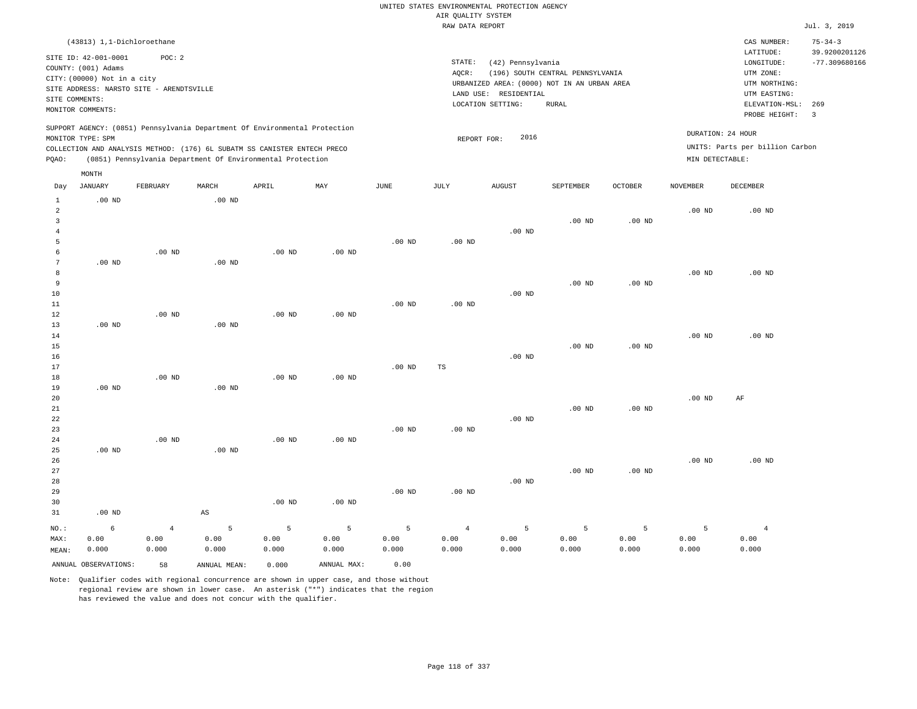UNITED STATES ENVIRONMENTAL PROTECTION AGENCY
AIR QUALITY SYSTEM
RAW DATA REPORT

Jul. 3, 2019

(43813) 1,1-Dichloroethane

SITE ID: 42-001-0001 POC: 2
COUNTY: (001) Adams
CITY: (00000) Not in a city
SITE ADDRESS: NARSTO SITE - ARENDTSVILLE
SITE COMMENTS:
MONITOR COMMENTS:

STATE: (42) Pennsylvania
AQCR: (196) SOUTH CENTRAL PENNSYLVANIA
URBANIZED AREA: (0000) NOT IN AN URBAN AREA
LAND USE: RESIDENTIAL
LOCATION SETTING: RURAL

CAS NUMBER: 75-34-3
LATITUDE: 39.9200201126
LONGITUDE: -77.309680166
UTM ZONE:
UTM NORTHING:
UTM EASTING:
ELEVATION-MSL: 269
PROBE HEIGHT: 3

SUPPORT AGENCY: (0851) Pennsylvania Department Of Environmental Protection
MONITOR TYPE: SPM
COLLECTION AND ANALYSIS METHOD: (176) 6L SUBATM SS CANISTER ENTECH PRECO
PQAO: (0851) Pennsylvania Department Of Environmental Protection

REPORT FOR: 2016

DURATION: 24 HOUR
UNITS: Parts per billion Carbon
MIN DETECTABLE:

| Day | JANUARY | FEBRUARY | MARCH | APRIL | MAY | JUNE | JULY | AUGUST | SEPTEMBER | OCTOBER | NOVEMBER | DECEMBER |
|---|---|---|---|---|---|---|---|---|---|---|---|---|
| 1 | .00 ND | | .00 ND | | | | | | | | | |
| 2 | | | | | | | | | | | .00 ND | .00 ND |
| 3 | | | | | | | | | .00 ND | .00 ND | | |
| 4 | | | | | | | | .00 ND | | | | |
| 5 | | | | | | .00 ND | .00 ND | | | | | |
| 6 | | .00 ND | | .00 ND | .00 ND | | | | | | | |
| 7 | .00 ND | | .00 ND | | | | | | | | | |
| 8 | | | | | | | | | | | .00 ND | .00 ND |
| 9 | | | | | | | | | .00 ND | .00 ND | | |
| 10 | | | | | | | | .00 ND | | | | |
| 11 | | | | | | .00 ND | .00 ND | | | | | |
| 12 | | .00 ND | | .00 ND | .00 ND | | | | | | | |
| 13 | .00 ND | | .00 ND | | | | | | | | | |
| 14 | | | | | | | | | | | .00 ND | .00 ND |
| 15 | | | | | | | | | .00 ND | .00 ND | | |
| 16 | | | | | | | | .00 ND | | | | |
| 17 | | | | | | .00 ND | TS | | | | | |
| 18 | | .00 ND | | .00 ND | .00 ND | | | | | | | |
| 19 | .00 ND | | .00 ND | | | | | | | | | |
| 20 | | | | | | | | | | | .00 ND | AF |
| 21 | | | | | | | | | .00 ND | .00 ND | | |
| 22 | | | | | | | | .00 ND | | | | |
| 23 | | | | | | .00 ND | .00 ND | | | | | |
| 24 | | .00 ND | | .00 ND | .00 ND | | | | | | | |
| 25 | .00 ND | | .00 ND | | | | | | | | | |
| 26 | | | | | | | | | | | .00 ND | .00 ND |
| 27 | | | | | | | | | .00 ND | .00 ND | | |
| 28 | | | | | | | | .00 ND | | | | |
| 29 | | | | | | .00 ND | .00 ND | | | | | |
| 30 | | | | .00 ND | .00 ND | | | | | | | |
| 31 | .00 ND | | AS | | | | | | | | | |
| NO.: | 6 | 4 | 5 | 5 | 5 | 5 | 4 | 5 | 5 | 5 | 5 | 4 |
| MAX: | 0.00 | 0.00 | 0.00 | 0.00 | 0.00 | 0.00 | 0.00 | 0.00 | 0.00 | 0.00 | 0.00 | 0.00 |
| MEAN: | 0.000 | 0.000 | 0.000 | 0.000 | 0.000 | 0.000 | 0.000 | 0.000 | 0.000 | 0.000 | 0.000 | 0.000 |

ANNUAL OBSERVATIONS: 58 ANNUAL MEAN: 0.000 ANNUAL MAX: 0.00

Note: Qualifier codes with regional concurrence are shown in upper case, and those without regional review are shown in lower case. An asterisk ("*") indicates that the region has reviewed the value and does not concur with the qualifier.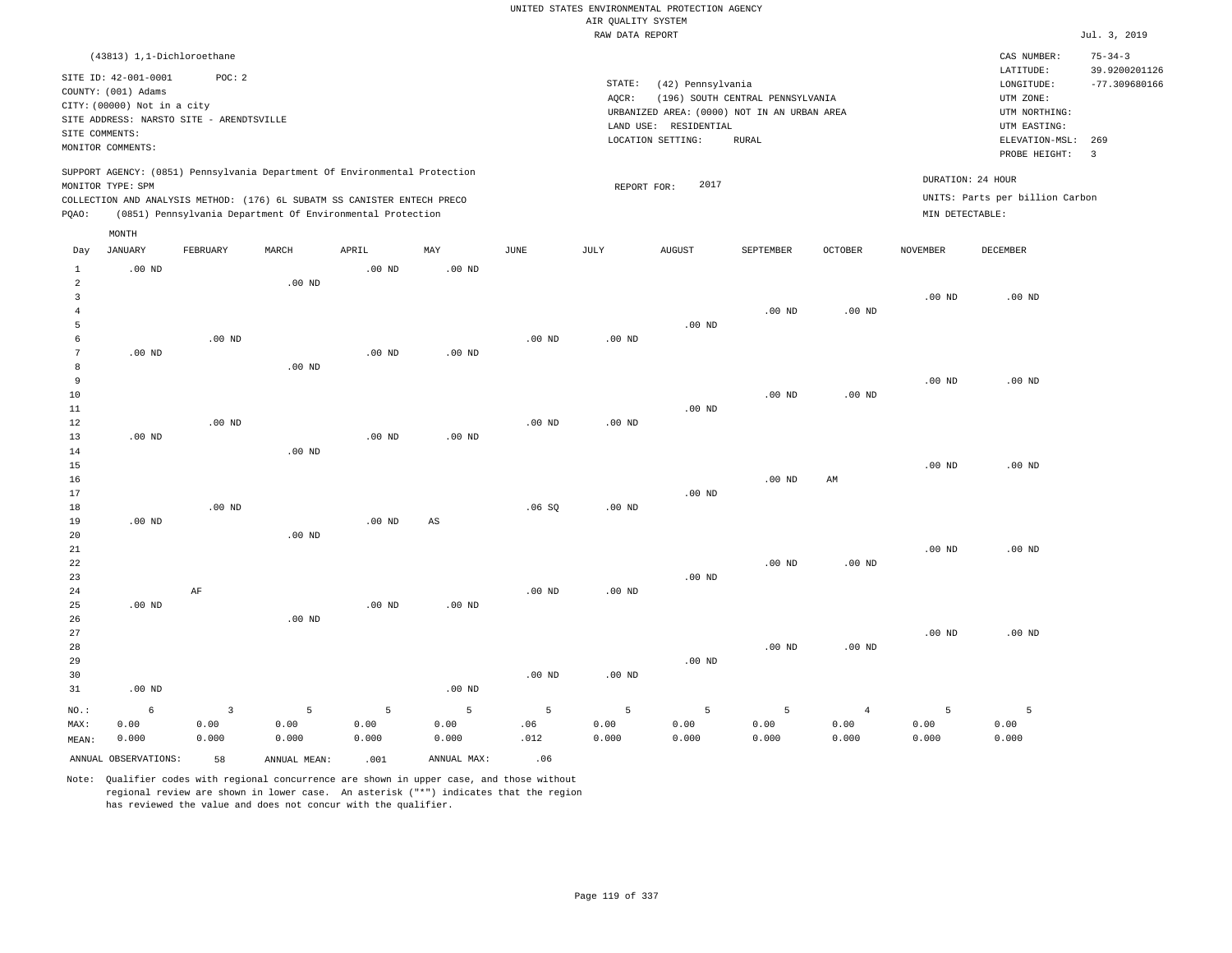UNITED STATES ENVIRONMENTAL PROTECTION AGENCY
AIR QUALITY SYSTEM
RAW DATA REPORT

Jul. 3, 2019

(43813) 1,1-Dichloroethane

SITE ID: 42-001-0001 POC: 2
COUNTY: (001) Adams
CITY: (00000) Not in a city
SITE ADDRESS: NARSTO SITE - ARENDTSVILLE
SITE COMMENTS:
MONITOR COMMENTS:

STATE: (42) Pennsylvania
AQCR: (196) SOUTH CENTRAL PENNSYLVANIA
URBANIZED AREA: (0000) NOT IN AN URBAN AREA
LAND USE: RESIDENTIAL
LOCATION SETTING: RURAL

CAS NUMBER: 75-34-3
LATITUDE: 39.9200201126
LONGITUDE: -77.309680166
UTM ZONE:
UTM NORTHING:
UTM EASTING:
ELEVATION-MSL: 269
PROBE HEIGHT: 3

SUPPORT AGENCY: (0851) Pennsylvania Department Of Environmental Protection
MONITOR TYPE: SPM
COLLECTION AND ANALYSIS METHOD: (176) 6L SUBATM SS CANISTER ENTECH PRECO
PQAO: (0851) Pennsylvania Department Of Environmental Protection

REPORT FOR: 2017

DURATION: 24 HOUR
UNITS: Parts per billion Carbon
MIN DETECTABLE:

| Day | JANUARY | FEBRUARY | MARCH | APRIL | MAY | JUNE | JULY | AUGUST | SEPTEMBER | OCTOBER | NOVEMBER | DECEMBER |
|---|---|---|---|---|---|---|---|---|---|---|---|---|
| 1 | .00 ND | | | .00 ND | .00 ND | | | | | | | |
| 2 | | | .00 ND | | | | | | | | | |
| 3 | | | | | | | | | | | .00 ND | .00 ND |
| 4 | | | | | | | | | .00 ND | .00 ND | | |
| 5 | | | | | | | | .00 ND | | | | |
| 6 | | .00 ND | | | | .00 ND | .00 ND | | | | | |
| 7 | .00 ND | | | .00 ND | .00 ND | | | | | | | |
| 8 | | | .00 ND | | | | | | | | | |
| 9 | | | | | | | | | | | .00 ND | .00 ND |
| 10 | | | | | | | | | .00 ND | .00 ND | | |
| 11 | | | | | | | | .00 ND | | | | |
| 12 | | .00 ND | | | | .00 ND | .00 ND | | | | | |
| 13 | .00 ND | | | .00 ND | .00 ND | | | | | | | |
| 14 | | | .00 ND | | | | | | | | | |
| 15 | | | | | | | | | | | .00 ND | .00 ND |
| 16 | | | | | | | | | .00 ND | AM | | |
| 17 | | | | | | | | .00 ND | | | | |
| 18 | | .00 ND | | | | .06 SQ | .00 ND | | | | | |
| 19 | .00 ND | | | .00 ND | AS | | | | | | | |
| 20 | | | .00 ND | | | | | | | | | |
| 21 | | | | | | | | | | | .00 ND | .00 ND |
| 22 | | | | | | | | | .00 ND | .00 ND | | |
| 23 | | | | | | | | .00 ND | | | | |
| 24 | | AF | | | | .00 ND | .00 ND | | | | | |
| 25 | .00 ND | | | .00 ND | .00 ND | | | | | | | |
| 26 | | | .00 ND | | | | | | | | | |
| 27 | | | | | | | | | | | .00 ND | .00 ND |
| 28 | | | | | | | | | .00 ND | .00 ND | | |
| 29 | | | | | | | | .00 ND | | | | |
| 30 | | | | | | .00 ND | .00 ND | | | | | |
| 31 | .00 ND | | | | .00 ND | | | | | | | |
| NO.: | 6 | 3 | 5 | 5 | 5 | 5 | 5 | 5 | 5 | 4 | 5 | 5 |
| MAX: | 0.00 | 0.00 | 0.00 | 0.00 | 0.00 | .06 | 0.00 | 0.00 | 0.00 | 0.00 | 0.00 | 0.00 |
| MEAN: | 0.000 | 0.000 | 0.000 | 0.000 | 0.000 | .012 | 0.000 | 0.000 | 0.000 | 0.000 | 0.000 | 0.000 |

ANNUAL OBSERVATIONS: 58 ANNUAL MEAN: .001 ANNUAL MAX: .06

Note: Qualifier codes with regional concurrence are shown in upper case, and those without regional review are shown in lower case. An asterisk ("*") indicates that the region has reviewed the value and does not concur with the qualifier.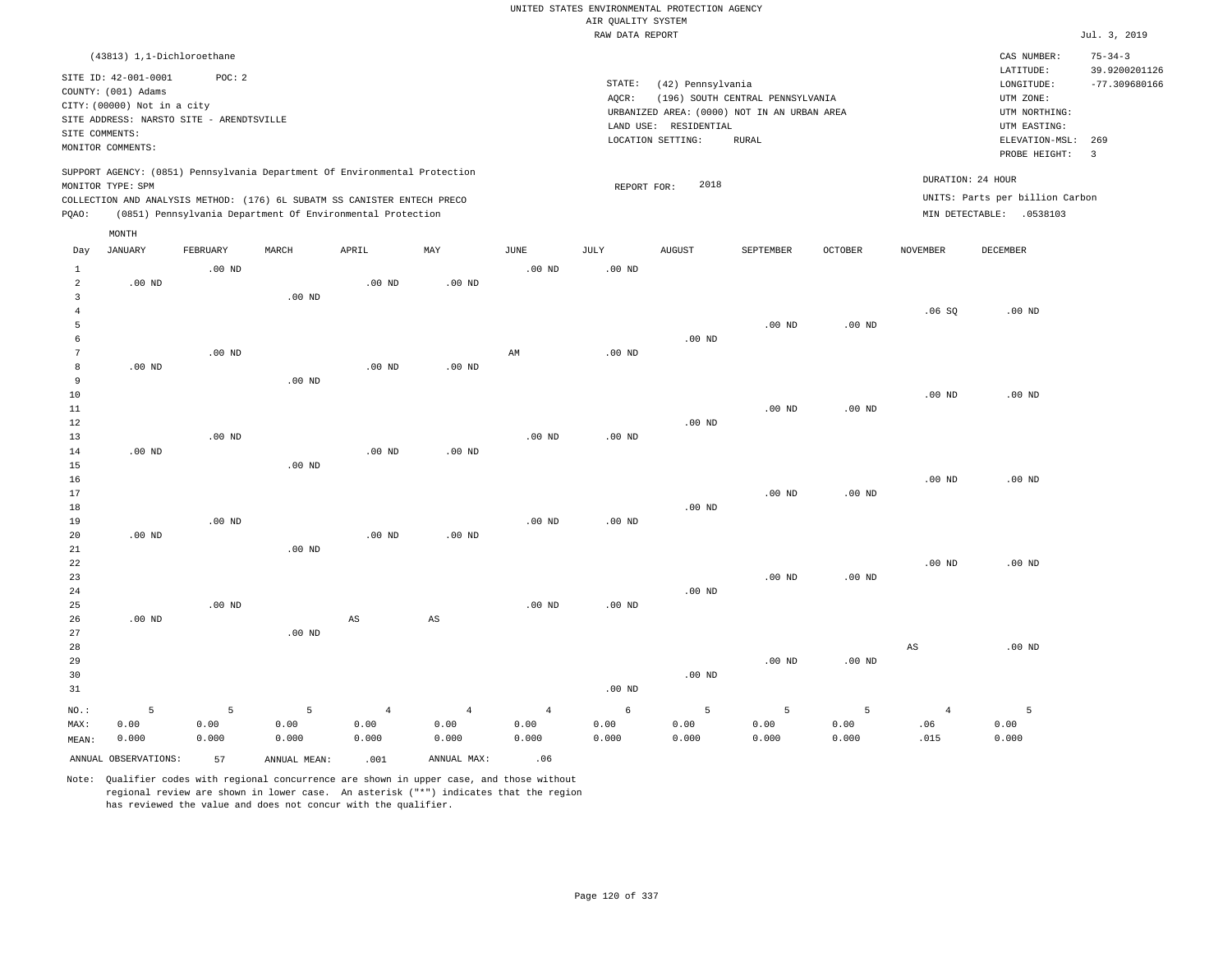UNITED STATES ENVIRONMENTAL PROTECTION AGENCY
AIR QUALITY SYSTEM
RAW DATA REPORT

Jul. 3, 2019

(43813) 1,1-Dichloroethane

SITE ID: 42-001-0001 POC: 2
COUNTY: (001) Adams
CITY: (00000) Not in a city
SITE ADDRESS: NARSTO SITE - ARENDTSVILLE
SITE COMMENTS:
MONITOR COMMENTS:

STATE: (42) Pennsylvania
AQCR: (196) SOUTH CENTRAL PENNSYLVANIA
URBANIZED AREA: (0000) NOT IN AN URBAN AREA
LAND USE: RESIDENTIAL
LOCATION SETTING: RURAL

CAS NUMBER: 75-34-3
LATITUDE: 39.9200201126
LONGITUDE: -77.309680166
UTM ZONE:
UTM NORTHING:
UTM EASTING:
ELEVATION-MSL: 269
PROBE HEIGHT: 3

SUPPORT AGENCY: (0851) Pennsylvania Department Of Environmental Protection
MONITOR TYPE: SPM
COLLECTION AND ANALYSIS METHOD: (176) 6L SUBATM SS CANISTER ENTECH PRECO
PQAO: (0851) Pennsylvania Department Of Environmental Protection

REPORT FOR: 2018

DURATION: 24 HOUR
UNITS: Parts per billion Carbon
MIN DETECTABLE: .0538103

| Day | JANUARY | FEBRUARY | MARCH | APRIL | MAY | JUNE | JULY | AUGUST | SEPTEMBER | OCTOBER | NOVEMBER | DECEMBER |
|---|---|---|---|---|---|---|---|---|---|---|---|---|
| 1 | | .00 ND | | | | .00 ND | .00 ND | | | | | |
| 2 | .00 ND | | | .00 ND | .00 ND | | | | | | | |
| 3 | | | .00 ND | | | | | | | | | |
| 4 | | | | | | | | | | | .06 SQ | .00 ND |
| 5 | | | | | | | | | .00 ND | .00 ND | | |
| 6 | | | | | | | | .00 ND | | | | |
| 7 | | .00 ND | | | | AM | .00 ND | | | | | |
| 8 | .00 ND | | | .00 ND | .00 ND | | | | | | | |
| 9 | | | .00 ND | | | | | | | | | |
| 10 | | | | | | | | | | | .00 ND | .00 ND |
| 11 | | | | | | | | | .00 ND | .00 ND | | |
| 12 | | | | | | | | .00 ND | | | | |
| 13 | | .00 ND | | | | .00 ND | .00 ND | | | | | |
| 14 | .00 ND | | | .00 ND | .00 ND | | | | | | | |
| 15 | | | .00 ND | | | | | | | | | |
| 16 | | | | | | | | | | | .00 ND | .00 ND |
| 17 | | | | | | | | | .00 ND | .00 ND | | |
| 18 | | | | | | | | .00 ND | | | | |
| 19 | | .00 ND | | | | .00 ND | .00 ND | | | | | |
| 20 | .00 ND | | | .00 ND | .00 ND | | | | | | | |
| 21 | | | .00 ND | | | | | | | | | |
| 22 | | | | | | | | | | | .00 ND | .00 ND |
| 23 | | | | | | | | | .00 ND | .00 ND | | |
| 24 | | | | | | | | .00 ND | | | | |
| 25 | | .00 ND | | | | .00 ND | .00 ND | | | | | |
| 26 | .00 ND | | | AS | AS | | | | | | | |
| 27 | | | .00 ND | | | | | | | | | |
| 28 | | | | | | | | | | | AS | .00 ND |
| 29 | | | | | | | | | .00 ND | .00 ND | | |
| 30 | | | | | | | | .00 ND | | | | |
| 31 | | | | | | | .00 ND | | | | | |
| NO.: | 5 | 5 | 5 | 4 | 4 | 4 | 6 | 5 | 5 | 5 | 4 | 5 |
| MAX: | 0.00 | 0.00 | 0.00 | 0.00 | 0.00 | 0.00 | 0.00 | 0.00 | 0.00 | 0.00 | .06 | 0.00 |
| MEAN: | 0.000 | 0.000 | 0.000 | 0.000 | 0.000 | 0.000 | 0.000 | 0.000 | 0.000 | 0.000 | .015 | 0.000 |

ANNUAL OBSERVATIONS: 57 ANNUAL MEAN: .001 ANNUAL MAX: .06

Note: Qualifier codes with regional concurrence are shown in upper case, and those without regional review are shown in lower case. An asterisk ("*") indicates that the region has reviewed the value and does not concur with the qualifier.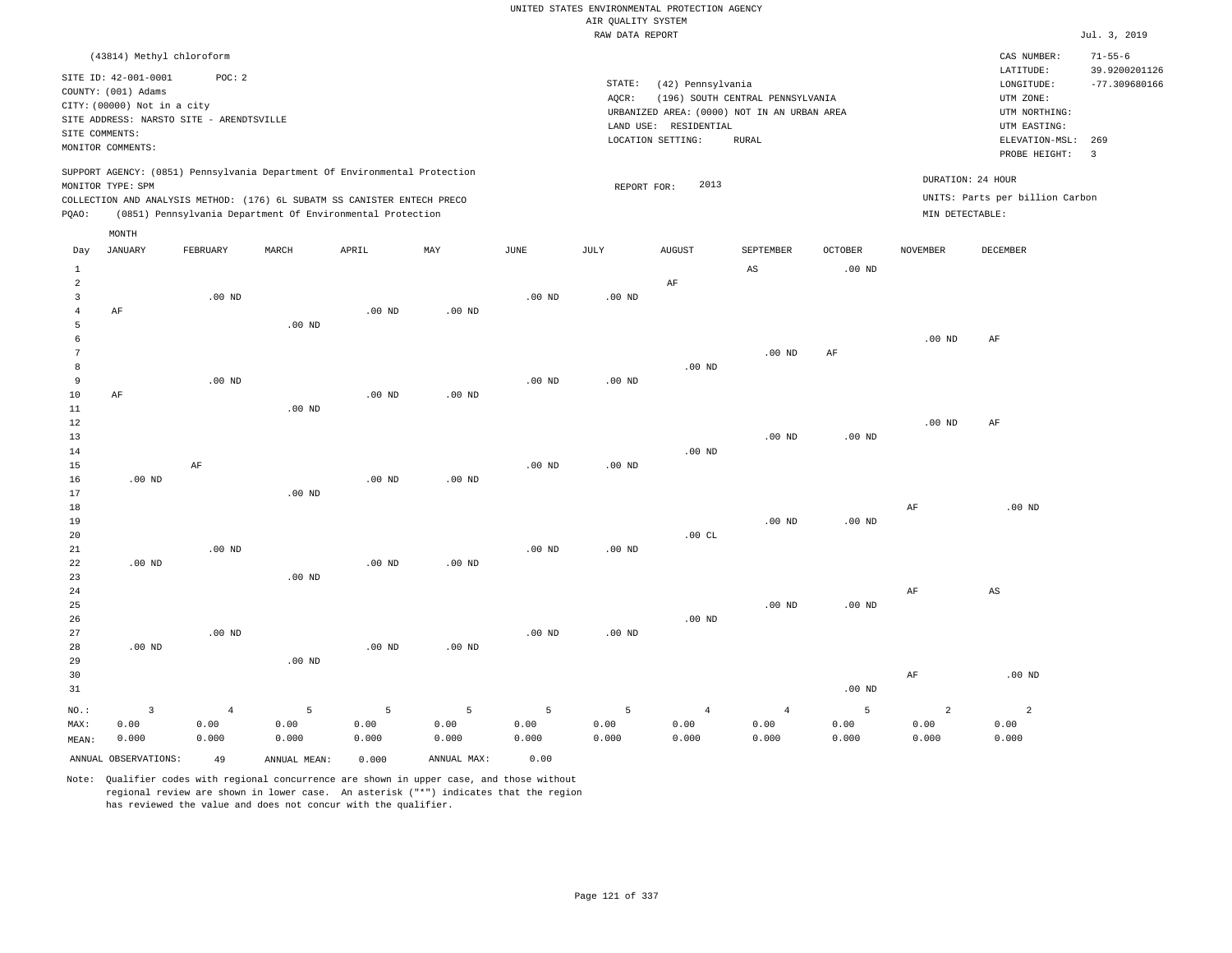UNITED STATES ENVIRONMENTAL PROTECTION AGENCY
AIR QUALITY SYSTEM
RAW DATA REPORT

Jul. 3, 2019

(43814) Methyl chloroform

SITE ID: 42-001-0001 POC: 2
COUNTY: (001) Adams
CITY: (00000) Not in a city
SITE ADDRESS: NARSTO SITE - ARENDTSVILLE
SITE COMMENTS:
MONITOR COMMENTS:

STATE: (42) Pennsylvania
AQCR: (196) SOUTH CENTRAL PENNSYLVANIA
URBANIZED AREA: (0000) NOT IN AN URBAN AREA
LAND USE: RESIDENTIAL
LOCATION SETTING: RURAL

CAS NUMBER: 71-55-6
LATITUDE: 39.9200201126
LONGITUDE: -77.309680166
UTM ZONE:
UTM NORTHING:
UTM EASTING:
ELEVATION-MSL: 269
PROBE HEIGHT: 3

SUPPORT AGENCY: (0851) Pennsylvania Department Of Environmental Protection
MONITOR TYPE: SPM
COLLECTION AND ANALYSIS METHOD: (176) 6L SUBATM SS CANISTER ENTECH PRECO
PQAO: (0851) Pennsylvania Department Of Environmental Protection

REPORT FOR: 2013

DURATION: 24 HOUR
UNITS: Parts per billion Carbon
MIN DETECTABLE:

| Day | JANUARY | FEBRUARY | MARCH | APRIL | MAY | JUNE | JULY | AUGUST | SEPTEMBER | OCTOBER | NOVEMBER | DECEMBER |
|---|---|---|---|---|---|---|---|---|---|---|---|---|
| 1 | | | | | | | | | AS | .00 ND | | |
| 2 | | | | | | | | AF | | | | |
| 3 | | .00 ND | | | | .00 ND | .00 ND | | | | | |
| 4 | AF | | | .00 ND | .00 ND | | | | | | | |
| 5 | | | .00 ND | | | | | | | | | |
| 6 | | | | | | | | | | | .00 ND | AF |
| 7 | | | | | | | | | .00 ND | AF | | |
| 8 | | | | | | | | .00 ND | | | | |
| 9 | | .00 ND | | | | .00 ND | .00 ND | | | | | |
| 10 | AF | | | .00 ND | .00 ND | | | | | | | |
| 11 | | | .00 ND | | | | | | | | | |
| 12 | | | | | | | | | | | .00 ND | AF |
| 13 | | | | | | | | | .00 ND | .00 ND | | |
| 14 | | | | | | | | .00 ND | | | | |
| 15 | | AF | | | | .00 ND | .00 ND | | | | | |
| 16 | .00 ND | | | .00 ND | .00 ND | | | | | | | |
| 17 | | | .00 ND | | | | | | | | | |
| 18 | | | | | | | | | | | AF | .00 ND |
| 19 | | | | | | | | | .00 ND | .00 ND | | |
| 20 | | | | | | | | .00 CL | | | | |
| 21 | | .00 ND | | | | .00 ND | .00 ND | | | | | |
| 22 | .00 ND | | | .00 ND | .00 ND | | | | | | | |
| 23 | | | .00 ND | | | | | | | | | |
| 24 | | | | | | | | | | | AF | AS |
| 25 | | | | | | | | | .00 ND | .00 ND | | |
| 26 | | | | | | | | .00 ND | | | | |
| 27 | | .00 ND | | | | .00 ND | .00 ND | | | | | |
| 28 | .00 ND | | | .00 ND | .00 ND | | | | | | | |
| 29 | | | .00 ND | | | | | | | | | |
| 30 | | | | | | | | | | | AF | .00 ND |
| 31 | | | | | | | | | | .00 ND | | |
| NO.: | 3 | 4 | 5 | 5 | 5 | 5 | 5 | 4 | 4 | 5 | 2 | 2 |
| MAX: | 0.00 | 0.00 | 0.00 | 0.00 | 0.00 | 0.00 | 0.00 | 0.00 | 0.00 | 0.00 | 0.00 | 0.00 |
| MEAN: | 0.000 | 0.000 | 0.000 | 0.000 | 0.000 | 0.000 | 0.000 | 0.000 | 0.000 | 0.000 | 0.000 | 0.000 |

ANNUAL OBSERVATIONS: 49 ANNUAL MEAN: 0.000 ANNUAL MAX: 0.00

Note: Qualifier codes with regional concurrence are shown in upper case, and those without regional review are shown in lower case. An asterisk ("*") indicates that the region has reviewed the value and does not concur with the qualifier.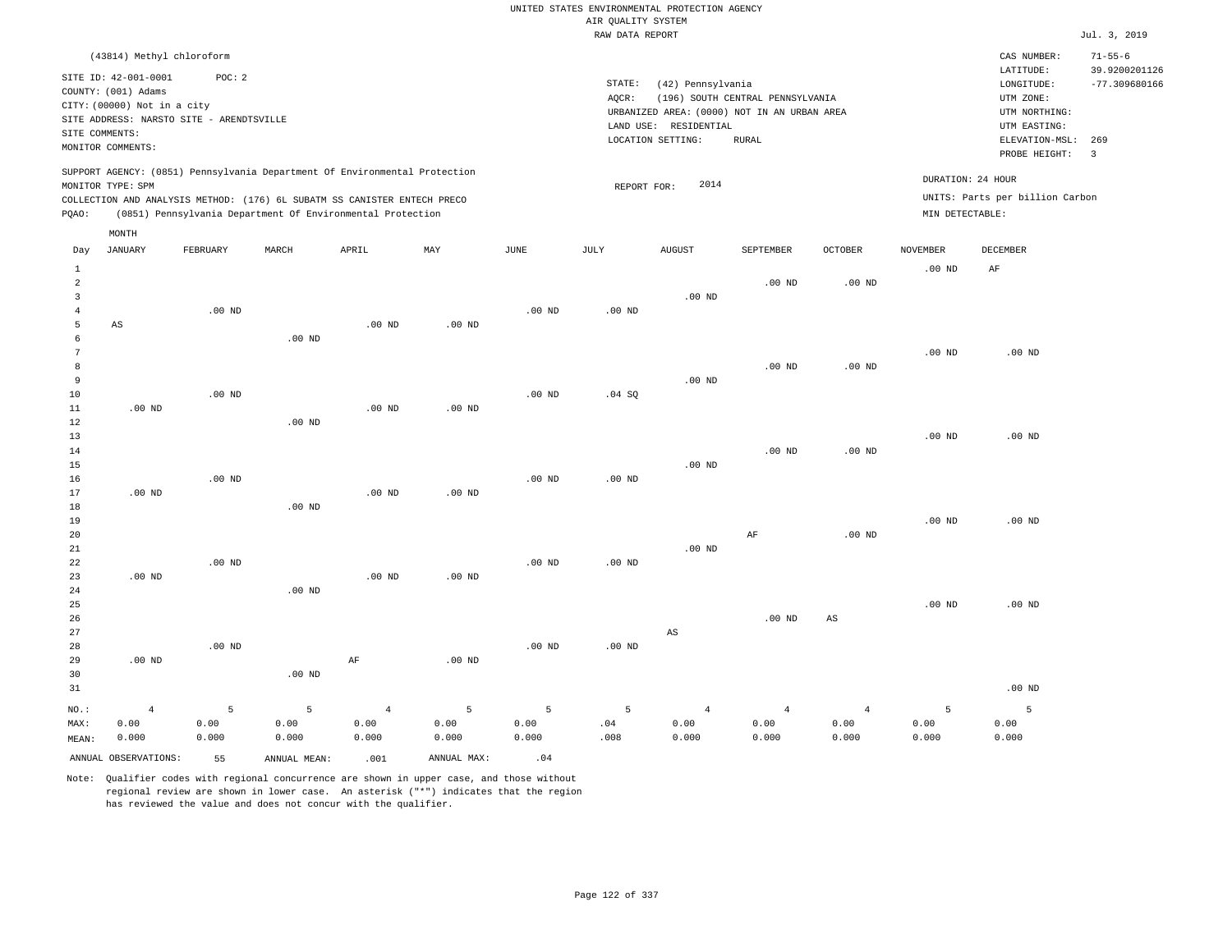UNITED STATES ENVIRONMENTAL PROTECTION AGENCY
AIR QUALITY SYSTEM
RAW DATA REPORT

Jul. 3, 2019

(43814) Methyl chloroform

SITE ID: 42-001-0001 POC: 2
COUNTY: (001) Adams
CITY: (00000) Not in a city
SITE ADDRESS: NARSTO SITE - ARENDTSVILLE
SITE COMMENTS:
MONITOR COMMENTS:

STATE: (42) Pennsylvania
AQCR: (196) SOUTH CENTRAL PENNSYLVANIA
URBANIZED AREA: (0000) NOT IN AN URBAN AREA
LAND USE: RESIDENTIAL
LOCATION SETTING: RURAL

CAS NUMBER: 71-55-6
LATITUDE: 39.9200201126
LONGITUDE: -77.309680166
UTM ZONE:
UTM NORTHING:
UTM EASTING:
ELEVATION-MSL: 269
PROBE HEIGHT: 3

SUPPORT AGENCY: (0851) Pennsylvania Department Of Environmental Protection
MONITOR TYPE: SPM
COLLECTION AND ANALYSIS METHOD: (176) 6L SUBATM SS CANISTER ENTECH PRECO
PQAO: (0851) Pennsylvania Department Of Environmental Protection

REPORT FOR: 2014

DURATION: 24 HOUR
UNITS: Parts per billion Carbon
MIN DETECTABLE:

| Day | JANUARY | FEBRUARY | MARCH | APRIL | MAY | JUNE | JULY | AUGUST | SEPTEMBER | OCTOBER | NOVEMBER | DECEMBER |
|---|---|---|---|---|---|---|---|---|---|---|---|---|
| 1 | | | | | | | | | | | .00 ND | AF |
| 2 | | | | | | | | | .00 ND | .00 ND | | |
| 3 | | | | | | | | .00 ND | | | | |
| 4 | | .00 ND | | | | .00 ND | .00 ND | | | | | |
| 5 | AS | | | .00 ND | .00 ND | | | | | | | |
| 6 | | | .00 ND | | | | | | | | | |
| 7 | | | | | | | | | | | .00 ND | .00 ND |
| 8 | | | | | | | | | .00 ND | .00 ND | | |
| 9 | | | | | | | | .00 ND | | | | |
| 10 | | .00 ND | | | | .00 ND | .04 SQ | | | | | |
| 11 | .00 ND | | | .00 ND | .00 ND | | | | | | | |
| 12 | | | .00 ND | | | | | | | | | |
| 13 | | | | | | | | | | | .00 ND | .00 ND |
| 14 | | | | | | | | | .00 ND | .00 ND | | |
| 15 | | | | | | | | .00 ND | | | | |
| 16 | | .00 ND | | | | .00 ND | .00 ND | | | | | |
| 17 | .00 ND | | | .00 ND | .00 ND | | | | | | | |
| 18 | | | .00 ND | | | | | | | | | |
| 19 | | | | | | | | | | | .00 ND | .00 ND |
| 20 | | | | | | | | | AF | .00 ND | | |
| 21 | | | | | | | | .00 ND | | | | |
| 22 | | .00 ND | | | | .00 ND | .00 ND | | | | | |
| 23 | .00 ND | | | .00 ND | .00 ND | | | | | | | |
| 24 | | | .00 ND | | | | | | | | | |
| 25 | | | | | | | | | | | .00 ND | .00 ND |
| 26 | | | | | | | | | .00 ND | AS | | |
| 27 | | | | | | | | AS | | | | |
| 28 | | .00 ND | | | | .00 ND | .00 ND | | | | | |
| 29 | .00 ND | | | AF | .00 ND | | | | | | | |
| 30 | | | .00 ND | | | | | | | | | |
| 31 | | | | | | | | | | | | .00 ND |
| NO.: | 4 | 5 | 5 | 4 | 5 | 5 | 5 | 4 | 4 | 4 | 5 | 5 |
| MAX: | 0.00 | 0.00 | 0.00 | 0.00 | 0.00 | 0.00 | .04 | 0.00 | 0.00 | 0.00 | 0.00 | 0.00 |
| MEAN: | 0.000 | 0.000 | 0.000 | 0.000 | 0.000 | 0.000 | .008 | 0.000 | 0.000 | 0.000 | 0.000 | 0.000 |

ANNUAL OBSERVATIONS: 55 ANNUAL MEAN: .001 ANNUAL MAX: .04

Note: Qualifier codes with regional concurrence are shown in upper case, and those without regional review are shown in lower case. An asterisk ("*") indicates that the region has reviewed the value and does not concur with the qualifier.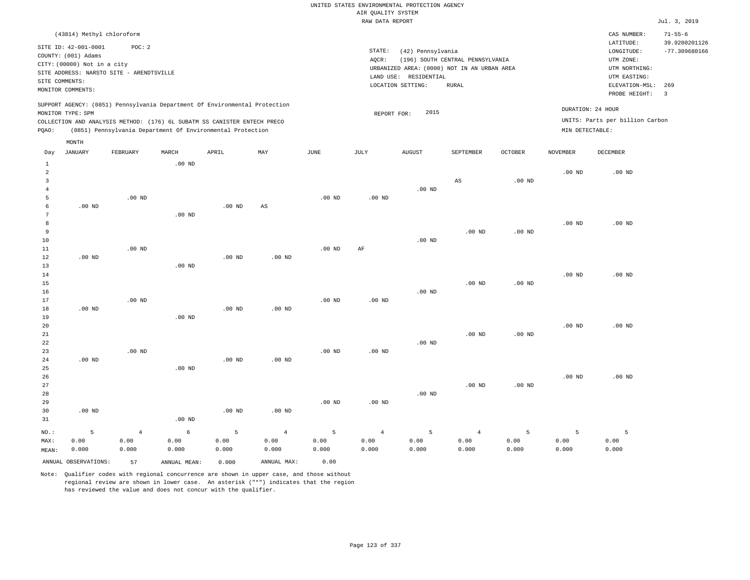UNITED STATES ENVIRONMENTAL PROTECTION AGENCY
AIR QUALITY SYSTEM
RAW DATA REPORT

Jul. 3, 2019

(43814) Methyl chloroform

SITE ID: 42-001-0001 POC: 2
COUNTY: (001) Adams
CITY: (00000) Not in a city
SITE ADDRESS: NARSTO SITE - ARENDTSVILLE
SITE COMMENTS:
MONITOR COMMENTS:

STATE: (42) Pennsylvania
AQCR: (196) SOUTH CENTRAL PENNSYLVANIA
URBANIZED AREA: (0000) NOT IN AN URBAN AREA
LAND USE: RESIDENTIAL
LOCATION SETTING: RURAL

CAS NUMBER: 71-55-6
LATITUDE: 39.9200201126
LONGITUDE: -77.309680166
UTM ZONE:
UTM NORTHING:
UTM EASTING:
ELEVATION-MSL: 269
PROBE HEIGHT: 3

SUPPORT AGENCY: (0851) Pennsylvania Department Of Environmental Protection
MONITOR TYPE: SPM
COLLECTION AND ANALYSIS METHOD: (176) 6L SUBATM SS CANISTER ENTECH PRECO
PQAO: (0851) Pennsylvania Department Of Environmental Protection

REPORT FOR: 2015

DURATION: 24 HOUR
UNITS: Parts per billion Carbon
MIN DETECTABLE:

| Day | JANUARY | FEBRUARY | MARCH | APRIL | MAY | JUNE | JULY | AUGUST | SEPTEMBER | OCTOBER | NOVEMBER | DECEMBER |
|---|---|---|---|---|---|---|---|---|---|---|---|---|
| 1 | | | .00 ND | | | | | | | | | |
| 2 | | | | | | | | | | | .00 ND | .00 ND |
| 3 | | | | | | | | | AS | .00 ND | | |
| 4 | | | | | | | | .00 ND | | | | |
| 5 | | .00 ND | | | | .00 ND | .00 ND | | | | | |
| 6 | .00 ND | | | .00 ND | AS | | | | | | | |
| 7 | | | .00 ND | | | | | | | | | |
| 8 | | | | | | | | | | | .00 ND | .00 ND |
| 9 | | | | | | | | | .00 ND | .00 ND | | |
| 10 | | | | | | | | .00 ND | | | | |
| 11 | | .00 ND | | | | .00 ND | AF | | | | | |
| 12 | .00 ND | | | .00 ND | .00 ND | | | | | | | |
| 13 | | | .00 ND | | | | | | | | | |
| 14 | | | | | | | | | | | .00 ND | .00 ND |
| 15 | | | | | | | | | .00 ND | .00 ND | | |
| 16 | | | | | | | | .00 ND | | | | |
| 17 | | .00 ND | | | | .00 ND | .00 ND | | | | | |
| 18 | .00 ND | | | .00 ND | .00 ND | | | | | | | |
| 19 | | | .00 ND | | | | | | | | | |
| 20 | | | | | | | | | | | .00 ND | .00 ND |
| 21 | | | | | | | | | .00 ND | .00 ND | | |
| 22 | | | | | | | | .00 ND | | | | |
| 23 | | .00 ND | | | | .00 ND | .00 ND | | | | | |
| 24 | .00 ND | | | .00 ND | .00 ND | | | | | | | |
| 25 | | | .00 ND | | | | | | | | | |
| 26 | | | | | | | | | | | .00 ND | .00 ND |
| 27 | | | | | | | | | .00 ND | .00 ND | | |
| 28 | | | | | | | | .00 ND | | | | |
| 29 | | | | | | .00 ND | .00 ND | | | | | |
| 30 | .00 ND | | | .00 ND | .00 ND | | | | | | | |
| 31 | | | .00 ND | | | | | | | | | |
| NO.: | 5 | 4 | 6 | 5 | 4 | 5 | 4 | 5 | 4 | 5 | 5 | 5 |
| MAX: | 0.00 | 0.00 | 0.00 | 0.00 | 0.00 | 0.00 | 0.00 | 0.00 | 0.00 | 0.00 | 0.00 | 0.00 |
| MEAN: | 0.000 | 0.000 | 0.000 | 0.000 | 0.000 | 0.000 | 0.000 | 0.000 | 0.000 | 0.000 | 0.000 | 0.000 |

ANNUAL OBSERVATIONS: 57 ANNUAL MEAN: 0.000 ANNUAL MAX: 0.00

Note: Qualifier codes with regional concurrence are shown in upper case, and those without regional review are shown in lower case. An asterisk ("*") indicates that the region has reviewed the value and does not concur with the qualifier.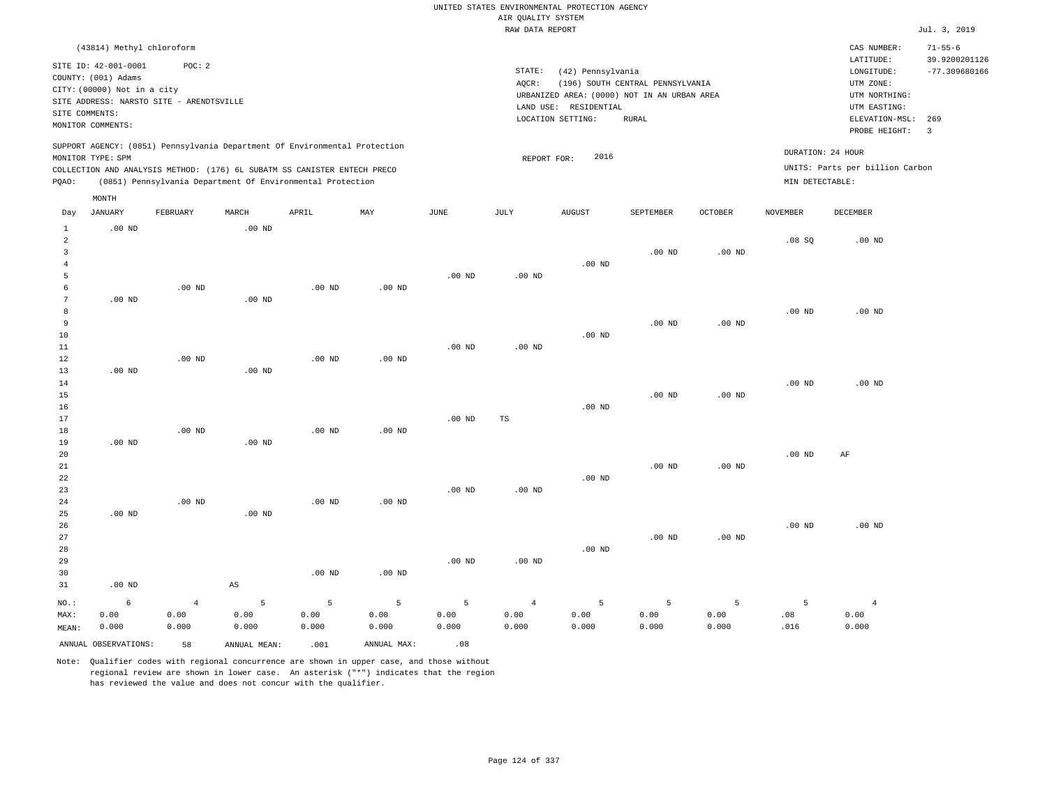UNITED STATES ENVIRONMENTAL PROTECTION AGENCY
AIR QUALITY SYSTEM
RAW DATA REPORT

Jul. 3, 2019

(43814) Methyl chloroform

SITE ID: 42-001-0001 POC: 2
COUNTY: (001) Adams
CITY: (00000) Not in a city
SITE ADDRESS: NARSTO SITE - ARENDTSVILLE
SITE COMMENTS:
MONITOR COMMENTS:

STATE: (42) Pennsylvania
AQCR: (196) SOUTH CENTRAL PENNSYLVANIA
URBANIZED AREA: (0000) NOT IN AN URBAN AREA
LAND USE: RESIDENTIAL
LOCATION SETTING: RURAL

CAS NUMBER: 71-55-6
LATITUDE: 39.9200201126
LONGITUDE: -77.309680166
UTM ZONE:
UTM NORTHING:
UTM EASTING:
ELEVATION-MSL: 269
PROBE HEIGHT: 3

SUPPORT AGENCY: (0851) Pennsylvania Department Of Environmental Protection
MONITOR TYPE: SPM
COLLECTION AND ANALYSIS METHOD: (176) 6L SUBATM SS CANISTER ENTECH PRECO
PQAO: (0851) Pennsylvania Department Of Environmental Protection

REPORT FOR: 2016

DURATION: 24 HOUR
UNITS: Parts per billion Carbon
MIN DETECTABLE:

| Day | JANUARY | FEBRUARY | MARCH | APRIL | MAY | JUNE | JULY | AUGUST | SEPTEMBER | OCTOBER | NOVEMBER | DECEMBER |
|---|---|---|---|---|---|---|---|---|---|---|---|---|
| 1 | .00 ND | | .00 ND | | | | | | | | | |
| 2 | | | | | | | | | | | .08 SQ | .00 ND |
| 3 | | | | | | | | | .00 ND | .00 ND | | |
| 4 | | | | | | | | .00 ND | | | | |
| 5 | | | | | | .00 ND | .00 ND | | | | | |
| 6 | | .00 ND | | .00 ND | .00 ND | | | | | | | |
| 7 | .00 ND | | .00 ND | | | | | | | | | |
| 8 | | | | | | | | | | | .00 ND | .00 ND |
| 9 | | | | | | | | | .00 ND | .00 ND | | |
| 10 | | | | | | | | .00 ND | | | | |
| 11 | | | | | | .00 ND | .00 ND | | | | | |
| 12 | | .00 ND | | .00 ND | .00 ND | | | | | | | |
| 13 | .00 ND | | .00 ND | | | | | | | | | |
| 14 | | | | | | | | | | | .00 ND | .00 ND |
| 15 | | | | | | | | | .00 ND | .00 ND | | |
| 16 | | | | | | | | .00 ND | | | | |
| 17 | | | | | | .00 ND | TS | | | | | |
| 18 | | .00 ND | | .00 ND | .00 ND | | | | | | | |
| 19 | .00 ND | | .00 ND | | | | | | | | | |
| 20 | | | | | | | | | | | .00 ND | AF |
| 21 | | | | | | | | | .00 ND | .00 ND | | |
| 22 | | | | | | | | .00 ND | | | | |
| 23 | | | | | | .00 ND | .00 ND | | | | | |
| 24 | | .00 ND | | .00 ND | .00 ND | | | | | | | |
| 25 | .00 ND | | .00 ND | | | | | | | | | |
| 26 | | | | | | | | | | | .00 ND | .00 ND |
| 27 | | | | | | | | | .00 ND | .00 ND | | |
| 28 | | | | | | | | .00 ND | | | | |
| 29 | | | | | | .00 ND | .00 ND | | | | | |
| 30 | | | | .00 ND | .00 ND | | | | | | | |
| 31 | .00 ND | | AS | | | | | | | | | |
| NO.: | 6 | 4 | 5 | 5 | 5 | 5 | 4 | 5 | 5 | 5 | 5 | 4 |
| MAX: | 0.00 | 0.00 | 0.00 | 0.00 | 0.00 | 0.00 | 0.00 | 0.00 | 0.00 | 0.00 | .08 | 0.00 |
| MEAN: | 0.000 | 0.000 | 0.000 | 0.000 | 0.000 | 0.000 | 0.000 | 0.000 | 0.000 | 0.000 | .016 | 0.000 |

ANNUAL OBSERVATIONS: 58 ANNUAL MEAN: .001 ANNUAL MAX: .08

Note: Qualifier codes with regional concurrence are shown in upper case, and those without regional review are shown in lower case. An asterisk ("*") indicates that the region has reviewed the value and does not concur with the qualifier.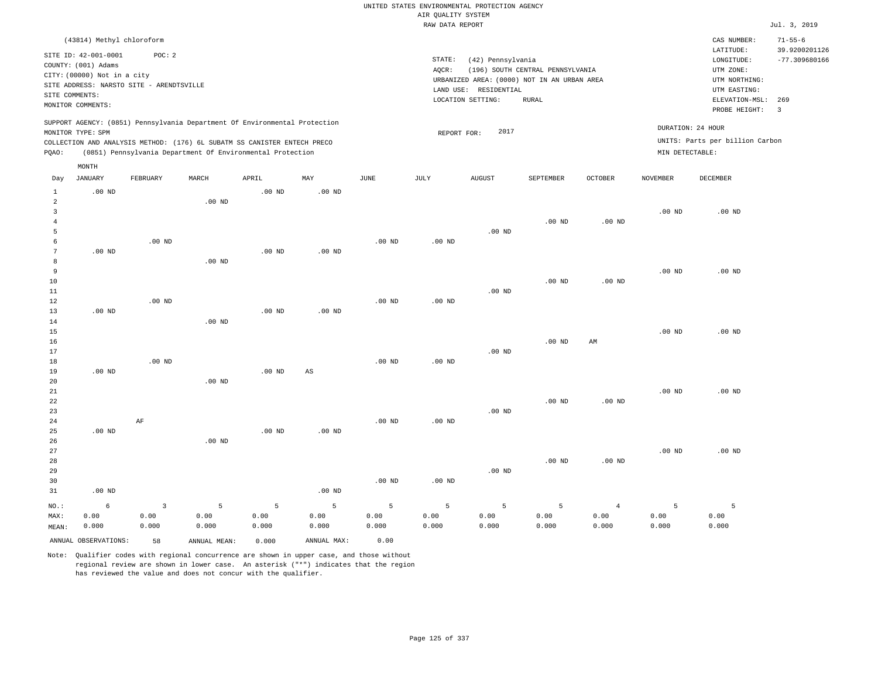UNITED STATES ENVIRONMENTAL PROTECTION AGENCY
AIR QUALITY SYSTEM
RAW DATA REPORT

Jul. 3, 2019

(43814) Methyl chloroform

SITE ID: 42-001-0001 POC: 2
COUNTY: (001) Adams
CITY: (00000) Not in a city
SITE ADDRESS: NARSTO SITE - ARENDTSVILLE
SITE COMMENTS:
MONITOR COMMENTS:

STATE: (42) Pennsylvania
AQCR: (196) SOUTH CENTRAL PENNSYLVANIA
URBANIZED AREA: (0000) NOT IN AN URBAN AREA
LAND USE: RESIDENTIAL
LOCATION SETTING: RURAL

CAS NUMBER: 71-55-6
LATITUDE: 39.9200201126
LONGITUDE: -77.309680166
UTM ZONE:
UTM NORTHING:
UTM EASTING:
ELEVATION-MSL: 269
PROBE HEIGHT: 3

SUPPORT AGENCY: (0851) Pennsylvania Department Of Environmental Protection
MONITOR TYPE: SPM
COLLECTION AND ANALYSIS METHOD: (176) 6L SUBATM SS CANISTER ENTECH PRECO
PQAO: (0851) Pennsylvania Department Of Environmental Protection

REPORT FOR: 2017

DURATION: 24 HOUR
UNITS: Parts per billion Carbon
MIN DETECTABLE:

| Day | JANUARY | FEBRUARY | MARCH | APRIL | MAY | JUNE | JULY | AUGUST | SEPTEMBER | OCTOBER | NOVEMBER | DECEMBER |
|---|---|---|---|---|---|---|---|---|---|---|---|---|
| 1 | .00 ND | | | .00 ND | .00 ND | | | | | | | |
| 2 | | | .00 ND | | | | | | | | | |
| 3 | | | | | | | | | | | .00 ND | .00 ND |
| 4 | | | | | | | | | .00 ND | .00 ND | | |
| 5 | | | | | | | | .00 ND | | | | |
| 6 | | .00 ND | | | | .00 ND | .00 ND | | | | | |
| 7 | .00 ND | | | .00 ND | .00 ND | | | | | | | |
| 8 | | | .00 ND | | | | | | | | | |
| 9 | | | | | | | | | | | .00 ND | .00 ND |
| 10 | | | | | | | | | .00 ND | .00 ND | | |
| 11 | | | | | | | | .00 ND | | | | |
| 12 | | .00 ND | | | | .00 ND | .00 ND | | | | | |
| 13 | .00 ND | | | .00 ND | .00 ND | | | | | | | |
| 14 | | | .00 ND | | | | | | | | | |
| 15 | | | | | | | | | | | .00 ND | .00 ND |
| 16 | | | | | | | | | .00 ND | AM | | |
| 17 | | | | | | | | .00 ND | | | | |
| 18 | | .00 ND | | | | .00 ND | .00 ND | | | | | |
| 19 | .00 ND | | | .00 ND | AS | | | | | | | |
| 20 | | | .00 ND | | | | | | | | | |
| 21 | | | | | | | | | | | .00 ND | .00 ND |
| 22 | | | | | | | | | .00 ND | .00 ND | | |
| 23 | | | | | | | | .00 ND | | | | |
| 24 | | AF | | | | .00 ND | .00 ND | | | | | |
| 25 | .00 ND | | | .00 ND | .00 ND | | | | | | | |
| 26 | | | .00 ND | | | | | | | | | |
| 27 | | | | | | | | | | | .00 ND | .00 ND |
| 28 | | | | | | | | | .00 ND | .00 ND | | |
| 29 | | | | | | | | .00 ND | | | | |
| 30 | | | | | | .00 ND | .00 ND | | | | | |
| 31 | .00 ND | | | | .00 ND | | | | | | | |
| NO.: | 6 | 3 | 5 | 5 | 5 | 5 | 5 | 5 | 5 | 4 | 5 | 5 |
| MAX: | 0.00 | 0.00 | 0.00 | 0.00 | 0.00 | 0.00 | 0.00 | 0.00 | 0.00 | 0.00 | 0.00 | 0.00 |
| MEAN: | 0.000 | 0.000 | 0.000 | 0.000 | 0.000 | 0.000 | 0.000 | 0.000 | 0.000 | 0.000 | 0.000 | 0.000 |

ANNUAL OBSERVATIONS: 58 ANNUAL MEAN: 0.000 ANNUAL MAX: 0.00

Note: Qualifier codes with regional concurrence are shown in upper case, and those without regional review are shown in lower case. An asterisk ("*") indicates that the region has reviewed the value and does not concur with the qualifier.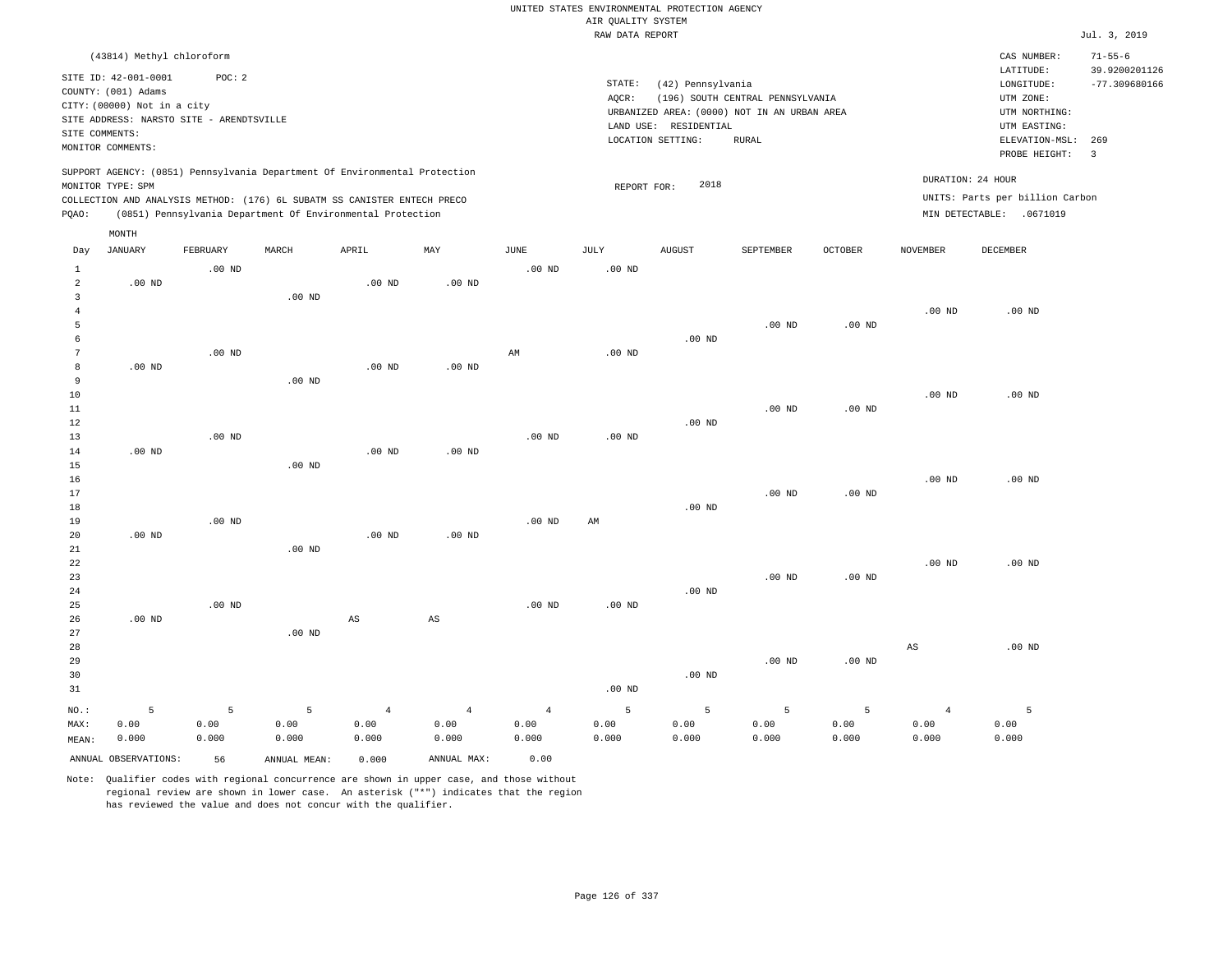UNITED STATES ENVIRONMENTAL PROTECTION AGENCY
AIR QUALITY SYSTEM
RAW DATA REPORT

Jul. 3, 2019

(43814) Methyl chloroform

SITE ID: 42-001-0001  POC: 2
COUNTY: (001) Adams
CITY: (00000) Not in a city
SITE ADDRESS: NARSTO SITE - ARENDTSVILLE
SITE COMMENTS:
MONITOR COMMENTS:

STATE: (42) Pennsylvania
AQCR: (196) SOUTH CENTRAL PENNSYLVANIA
URBANIZED AREA: (0000) NOT IN AN URBAN AREA
LAND USE: RESIDENTIAL
LOCATION SETTING: RURAL

CAS NUMBER: 71-55-6
LATITUDE: 39.9200201126
LONGITUDE: -77.309680166
UTM ZONE:
UTM NORTHING:
UTM EASTING:
ELEVATION-MSL: 269
PROBE HEIGHT: 3

SUPPORT AGENCY: (0851) Pennsylvania Department Of Environmental Protection
MONITOR TYPE: SPM
COLLECTION AND ANALYSIS METHOD: (176) 6L SUBATM SS CANISTER ENTECH PRECO
PQAO: (0851) Pennsylvania Department Of Environmental Protection

REPORT FOR: 2018

DURATION: 24 HOUR
UNITS: Parts per billion Carbon
MIN DETECTABLE: .0671019

| Day | JANUARY | FEBRUARY | MARCH | APRIL | MAY | JUNE | JULY | AUGUST | SEPTEMBER | OCTOBER | NOVEMBER | DECEMBER |
|---|---|---|---|---|---|---|---|---|---|---|---|---|
| 1 | | .00 ND | | | | .00 ND | .00 ND | | | | | |
| 2 | .00 ND | | | .00 ND | .00 ND | | | | | | | |
| 3 | | | .00 ND | | | | | | | | | |
| 4 | | | | | | | | | | | .00 ND | .00 ND |
| 5 | | | | | | | | | .00 ND | .00 ND | | |
| 6 | | | | | | | | .00 ND | | | | |
| 7 | | .00 ND | | | | AM | .00 ND | | | | | |
| 8 | .00 ND | | | .00 ND | .00 ND | | | | | | | |
| 9 | | | .00 ND | | | | | | | | | |
| 10 | | | | | | | | | | | .00 ND | .00 ND |
| 11 | | | | | | | | | .00 ND | .00 ND | | |
| 12 | | | | | | | | .00 ND | | | | |
| 13 | | .00 ND | | | | .00 ND | .00 ND | | | | | |
| 14 | .00 ND | | | .00 ND | .00 ND | | | | | | | |
| 15 | | | .00 ND | | | | | | | | | |
| 16 | | | | | | | | | | | .00 ND | .00 ND |
| 17 | | | | | | | | | .00 ND | .00 ND | | |
| 18 | | | | | | | | .00 ND | | | | |
| 19 | | .00 ND | | | | .00 ND | AM | | | | | |
| 20 | .00 ND | | | .00 ND | .00 ND | | | | | | | |
| 21 | | | .00 ND | | | | | | | | | |
| 22 | | | | | | | | | | | .00 ND | .00 ND |
| 23 | | | | | | | | | .00 ND | .00 ND | | |
| 24 | | | | | | | | .00 ND | | | | |
| 25 | | .00 ND | | | | .00 ND | .00 ND | | | | | |
| 26 | .00 ND | | | AS | AS | | | | | | | |
| 27 | | | .00 ND | | | | | | | | | |
| 28 | | | | | | | | | | | AS | .00 ND |
| 29 | | | | | | | | | .00 ND | .00 ND | | |
| 30 | | | | | | | | .00 ND | | | | |
| 31 | | | | | | | .00 ND | | | | | |
| NO.: | 5 | 5 | 5 | 4 | 4 | 4 | 5 | 5 | 5 | 5 | 4 | 5 |
| MAX: | 0.00 | 0.00 | 0.00 | 0.00 | 0.00 | 0.00 | 0.00 | 0.00 | 0.00 | 0.00 | 0.00 | 0.00 |
| MEAN: | 0.000 | 0.000 | 0.000 | 0.000 | 0.000 | 0.000 | 0.000 | 0.000 | 0.000 | 0.000 | 0.000 | 0.000 |

ANNUAL OBSERVATIONS: 56  ANNUAL MEAN: 0.000  ANNUAL MAX: 0.00

Note: Qualifier codes with regional concurrence are shown in upper case, and those without regional review are shown in lower case. An asterisk ("*") indicates that the region has reviewed the value and does not concur with the qualifier.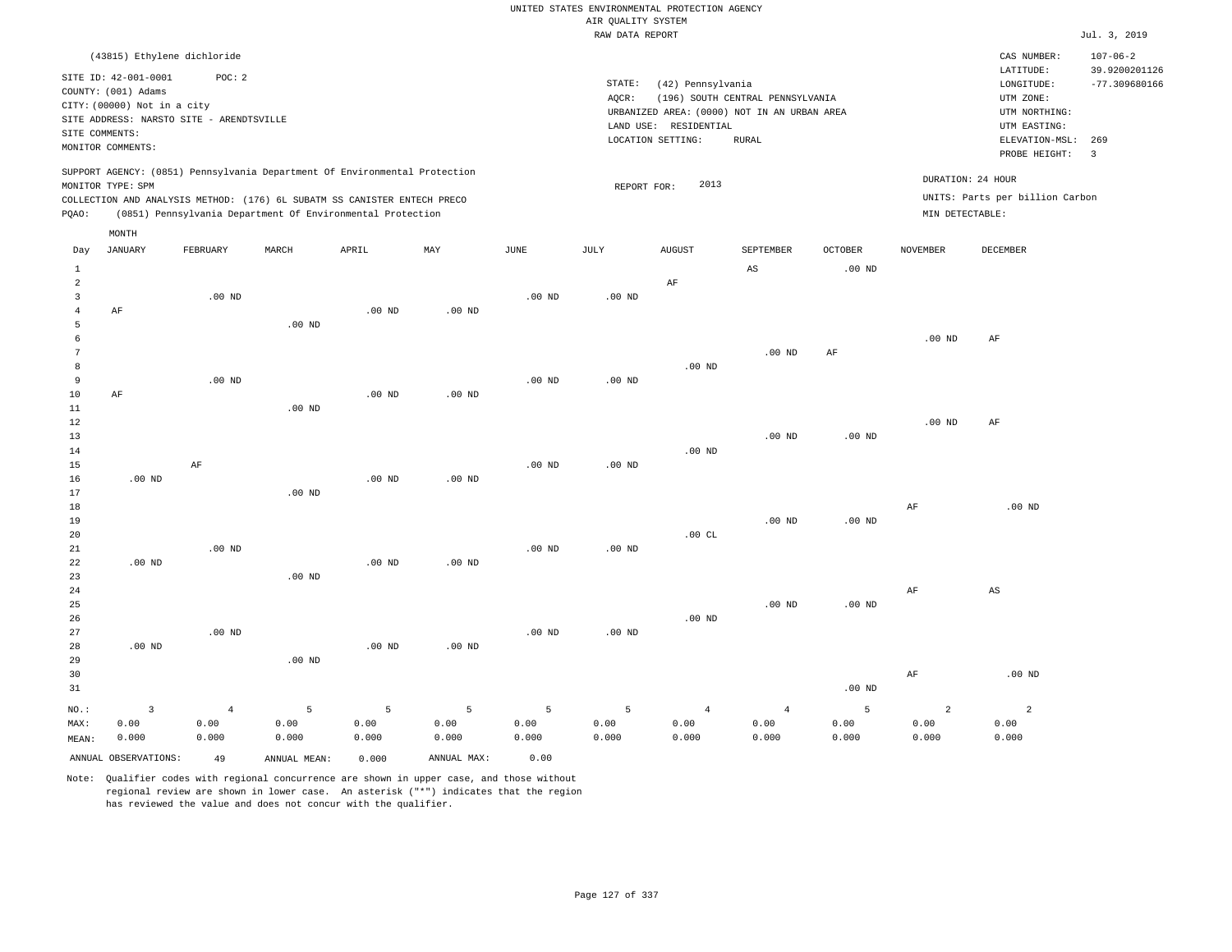UNITED STATES ENVIRONMENTAL PROTECTION AGENCY
AIR QUALITY SYSTEM
RAW DATA REPORT

Jul. 3, 2019

(43815) Ethylene dichloride

SITE ID: 42-001-0001 POC: 2
COUNTY: (001) Adams
CITY: (00000) Not in a city
SITE ADDRESS: NARSTO SITE - ARENDTSVILLE
SITE COMMENTS:
MONITOR COMMENTS:

STATE: (42) Pennsylvania
AQCR: (196) SOUTH CENTRAL PENNSYLVANIA
URBANIZED AREA: (0000) NOT IN AN URBAN AREA
LAND USE: RESIDENTIAL
LOCATION SETTING: RURAL

CAS NUMBER: 107-06-2
LATITUDE: 39.9200201126
LONGITUDE: -77.309680166
UTM ZONE:
UTM NORTHING:
UTM EASTING:
ELEVATION-MSL: 269
PROBE HEIGHT: 3

SUPPORT AGENCY: (0851) Pennsylvania Department Of Environmental Protection
MONITOR TYPE: SPM
COLLECTION AND ANALYSIS METHOD: (176) 6L SUBATM SS CANISTER ENTECH PRECO
PQAO: (0851) Pennsylvania Department Of Environmental Protection

REPORT FOR: 2013

DURATION: 24 HOUR
UNITS: Parts per billion Carbon
MIN DETECTABLE:

| Day | JANUARY | FEBRUARY | MARCH | APRIL | MAY | JUNE | JULY | AUGUST | SEPTEMBER | OCTOBER | NOVEMBER | DECEMBER |
|---|---|---|---|---|---|---|---|---|---|---|---|---|
| 1 | | | | | | | | | AS | .00 ND | | |
| 2 | | | | | | | | AF | | | | |
| 3 | | .00 ND | | | | .00 ND | .00 ND | | | | | |
| 4 | AF | | | .00 ND | .00 ND | | | | | | | |
| 5 | | | .00 ND | | | | | | | | | |
| 6 | | | | | | | | | | | .00 ND | AF |
| 7 | | | | | | | | | .00 ND | AF | | |
| 8 | | | | | | | | .00 ND | | | | |
| 9 | | .00 ND | | | | .00 ND | .00 ND | | | | | |
| 10 | AF | | | .00 ND | .00 ND | | | | | | | |
| 11 | | | .00 ND | | | | | | | | | |
| 12 | | | | | | | | | | | .00 ND | AF |
| 13 | | | | | | | | | .00 ND | .00 ND | | |
| 14 | | | | | | | | .00 ND | | | | |
| 15 | | AF | | | | .00 ND | .00 ND | | | | | |
| 16 | .00 ND | | | .00 ND | .00 ND | | | | | | | |
| 17 | | | .00 ND | | | | | | | | | |
| 18 | | | | | | | | | | | AF | .00 ND |
| 19 | | | | | | | | | .00 ND | .00 ND | | |
| 20 | | | | | | | | .00 CL | | | | |
| 21 | | .00 ND | | | | .00 ND | .00 ND | | | | | |
| 22 | .00 ND | | | .00 ND | .00 ND | | | | | | | |
| 23 | | | .00 ND | | | | | | | | | |
| 24 | | | | | | | | | | | AF | AS |
| 25 | | | | | | | | | .00 ND | .00 ND | | |
| 26 | | | | | | | | .00 ND | | | | |
| 27 | | .00 ND | | | | .00 ND | .00 ND | | | | | |
| 28 | .00 ND | | | .00 ND | .00 ND | | | | | | | |
| 29 | | | .00 ND | | | | | | | | | |
| 30 | | | | | | | | | | | AF | .00 ND |
| 31 | | | | | | | | | | .00 ND | | |
| NO.: | 3 | 4 | 5 | 5 | 5 | 5 | 5 | 4 | 4 | 5 | 2 | 2 |
| MAX: | 0.00 | 0.00 | 0.00 | 0.00 | 0.00 | 0.00 | 0.00 | 0.00 | 0.00 | 0.00 | 0.00 | 0.00 |
| MEAN: | 0.000 | 0.000 | 0.000 | 0.000 | 0.000 | 0.000 | 0.000 | 0.000 | 0.000 | 0.000 | 0.000 | 0.000 |

ANNUAL OBSERVATIONS: 49 ANNUAL MEAN: 0.000 ANNUAL MAX: 0.00

Note: Qualifier codes with regional concurrence are shown in upper case, and those without regional review are shown in lower case. An asterisk ("*") indicates that the region has reviewed the value and does not concur with the qualifier.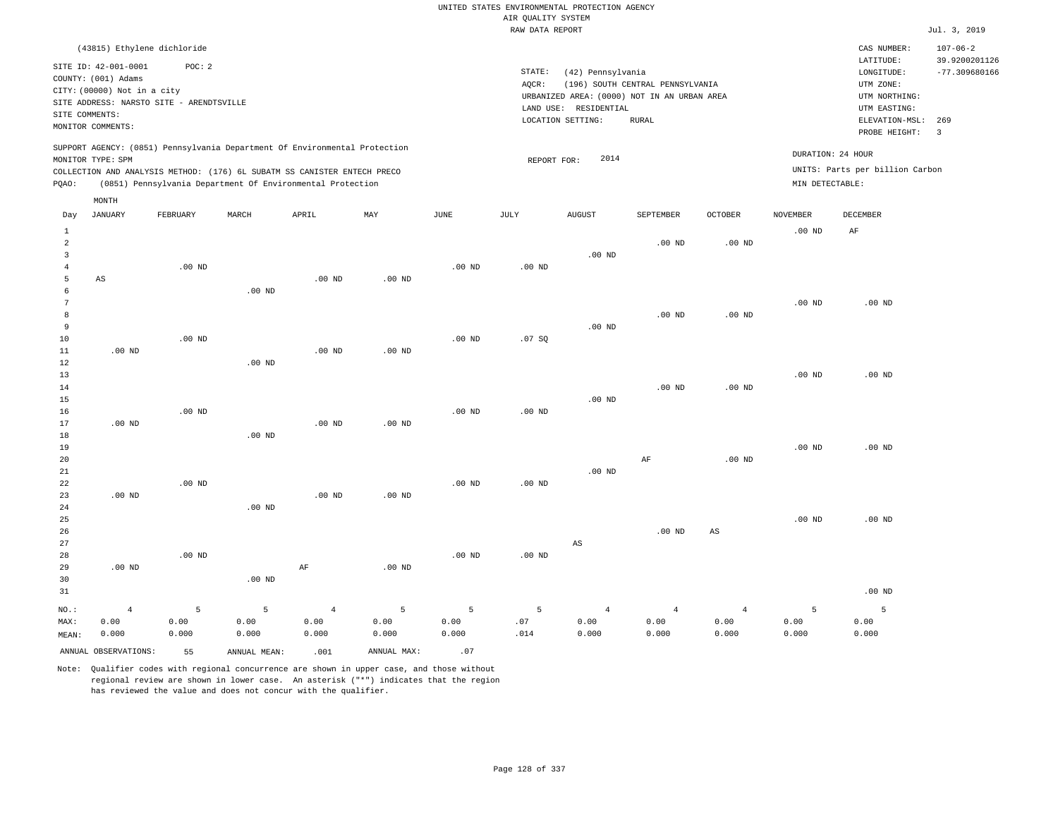UNITED STATES ENVIRONMENTAL PROTECTION AGENCY
AIR QUALITY SYSTEM
RAW DATA REPORT

Jul. 3, 2019

(43815) Ethylene dichloride

SITE ID: 42-001-0001 POC: 2
COUNTY: (001) Adams
CITY: (00000) Not in a city
SITE ADDRESS: NARSTO SITE - ARENDTSVILLE
SITE COMMENTS:
MONITOR COMMENTS:

STATE: (42) Pennsylvania
AQCR: (196) SOUTH CENTRAL PENNSYLVANIA
URBANIZED AREA: (0000) NOT IN AN URBAN AREA
LAND USE: RESIDENTIAL
LOCATION SETTING: RURAL

CAS NUMBER: 107-06-2
LATITUDE: 39.9200201126
LONGITUDE: -77.309680166
UTM ZONE:
UTM NORTHING:
UTM EASTING:
ELEVATION-MSL: 269
PROBE HEIGHT: 3

SUPPORT AGENCY: (0851) Pennsylvania Department Of Environmental Protection
MONITOR TYPE: SPM
COLLECTION AND ANALYSIS METHOD: (176) 6L SUBATM SS CANISTER ENTECH PRECO
PQAO: (0851) Pennsylvania Department Of Environmental Protection

REPORT FOR: 2014

DURATION: 24 HOUR
UNITS: Parts per billion Carbon
MIN DETECTABLE:

| Day | JANUARY | FEBRUARY | MARCH | APRIL | MAY | JUNE | JULY | AUGUST | SEPTEMBER | OCTOBER | NOVEMBER | DECEMBER |
|---|---|---|---|---|---|---|---|---|---|---|---|---|
| 1 | | | | | | | | | | | .00 ND | AF |
| 2 | | | | | | | | | .00 ND | .00 ND | | |
| 3 | | | | | | | | .00 ND | | | | |
| 4 | | .00 ND | | | | .00 ND | .00 ND | | | | | |
| 5 | AS | | | .00 ND | .00 ND | | | | | | | |
| 6 | | | .00 ND | | | | | | | | | |
| 7 | | | | | | | | | | | .00 ND | .00 ND |
| 8 | | | | | | | | | .00 ND | .00 ND | | |
| 9 | | | | | | | | .00 ND | | | | |
| 10 | | .00 ND | | | | .00 ND | .07 SQ | | | | | |
| 11 | .00 ND | | | .00 ND | .00 ND | | | | | | | |
| 12 | | | .00 ND | | | | | | | | | |
| 13 | | | | | | | | | | | .00 ND | .00 ND |
| 14 | | | | | | | | | .00 ND | .00 ND | | |
| 15 | | | | | | | | .00 ND | | | | |
| 16 | | .00 ND | | | | .00 ND | .00 ND | | | | | |
| 17 | .00 ND | | | .00 ND | .00 ND | | | | | | | |
| 18 | | | .00 ND | | | | | | | | | |
| 19 | | | | | | | | | | | .00 ND | .00 ND |
| 20 | | | | | | | | | AF | .00 ND | | |
| 21 | | | | | | | | .00 ND | | | | |
| 22 | | .00 ND | | | | .00 ND | .00 ND | | | | | |
| 23 | .00 ND | | | .00 ND | .00 ND | | | | | | | |
| 24 | | | .00 ND | | | | | | | | | |
| 25 | | | | | | | | | | | .00 ND | .00 ND |
| 26 | | | | | | | | | .00 ND | AS | | |
| 27 | | | | | | | | AS | | | | |
| 28 | | .00 ND | | | | .00 ND | .00 ND | | | | | |
| 29 | .00 ND | | | AF | .00 ND | | | | | | | |
| 30 | | | .00 ND | | | | | | | | | |
| 31 | | | | | | | | | | | | .00 ND |
| NO.: | 4 | 5 | 5 | 4 | 5 | 5 | 5 | 4 | 4 | 4 | 5 | 5 |
| MAX: | 0.00 | 0.00 | 0.00 | 0.00 | 0.00 | 0.00 | .07 | 0.00 | 0.00 | 0.00 | 0.00 | 0.00 |
| MEAN: | 0.000 | 0.000 | 0.000 | 0.000 | 0.000 | 0.000 | .014 | 0.000 | 0.000 | 0.000 | 0.000 | 0.000 |

ANNUAL OBSERVATIONS: 55 ANNUAL MEAN: .001 ANNUAL MAX: .07

Note: Qualifier codes with regional concurrence are shown in upper case, and those without regional review are shown in lower case. An asterisk ("*") indicates that the region has reviewed the value and does not concur with the qualifier.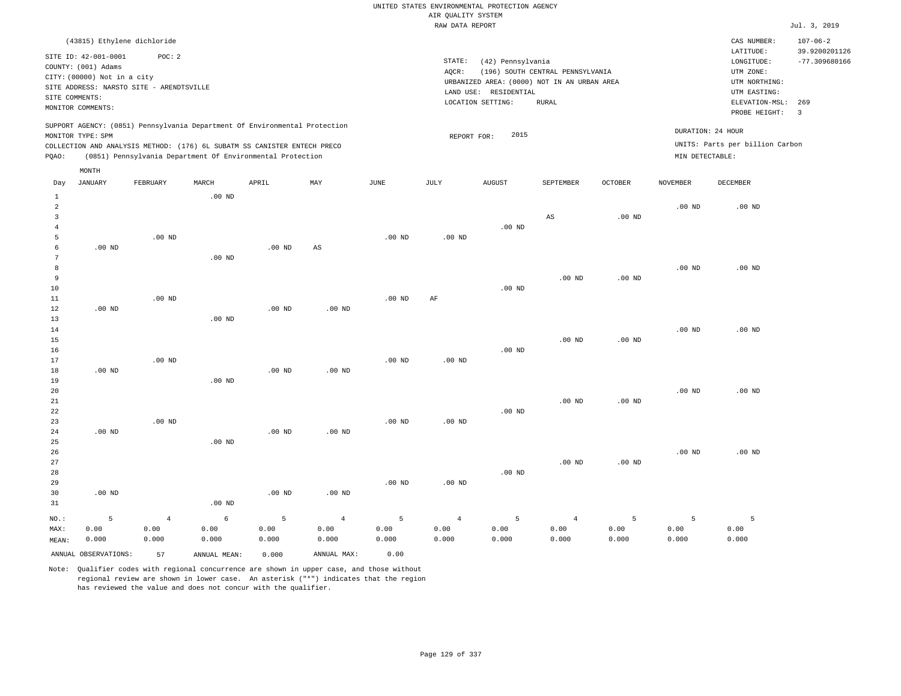UNITED STATES ENVIRONMENTAL PROTECTION AGENCY
AIR QUALITY SYSTEM
RAW DATA REPORT

Jul. 3, 2019

(43815) Ethylene dichloride

SITE ID: 42-001-0001 POC: 2
COUNTY: (001) Adams
CITY: (00000) Not in a city
SITE ADDRESS: NARSTO SITE - ARENDTSVILLE
SITE COMMENTS:
MONITOR COMMENTS:

STATE: (42) Pennsylvania
AQCR: (196) SOUTH CENTRAL PENNSYLVANIA
URBANIZED AREA: (0000) NOT IN AN URBAN AREA
LAND USE: RESIDENTIAL
LOCATION SETTING: RURAL

CAS NUMBER: 107-06-2
LATITUDE: 39.9200201126
LONGITUDE: -77.309680166
UTM ZONE:
UTM NORTHING:
UTM EASTING:
ELEVATION-MSL: 269
PROBE HEIGHT: 3

SUPPORT AGENCY: (0851) Pennsylvania Department Of Environmental Protection
MONITOR TYPE: SPM
COLLECTION AND ANALYSIS METHOD: (176) 6L SUBATM SS CANISTER ENTECH PRECO
PQAO: (0851) Pennsylvania Department Of Environmental Protection

REPORT FOR: 2015

DURATION: 24 HOUR
UNITS: Parts per billion Carbon
MIN DETECTABLE:

| Day | JANUARY | FEBRUARY | MARCH | APRIL | MAY | JUNE | JULY | AUGUST | SEPTEMBER | OCTOBER | NOVEMBER | DECEMBER |
|---|---|---|---|---|---|---|---|---|---|---|---|---|
| 1 | | | .00 ND | | | | | | | | | |
| 2 | | | | | | | | | | | .00 ND | .00 ND |
| 3 | | | | | | | | | AS | .00 ND | | |
| 4 | | | | | | | | .00 ND | | | | |
| 5 | | .00 ND | | | | .00 ND | .00 ND | | | | | |
| 6 | .00 ND | | | .00 ND | AS | | | | | | | |
| 7 | | | .00 ND | | | | | | | | | |
| 8 | | | | | | | | | | | .00 ND | .00 ND |
| 9 | | | | | | | | | .00 ND | .00 ND | | |
| 10 | | | | | | | | .00 ND | | | | |
| 11 | | .00 ND | | | | .00 ND | AF | | | | | |
| 12 | .00 ND | | | .00 ND | .00 ND | | | | | | | |
| 13 | | | .00 ND | | | | | | | | | |
| 14 | | | | | | | | | | | .00 ND | .00 ND |
| 15 | | | | | | | | | .00 ND | .00 ND | | |
| 16 | | | | | | | | .00 ND | | | | |
| 17 | | .00 ND | | | | .00 ND | .00 ND | | | | | |
| 18 | .00 ND | | | .00 ND | .00 ND | | | | | | | |
| 19 | | | .00 ND | | | | | | | | | |
| 20 | | | | | | | | | | | .00 ND | .00 ND |
| 21 | | | | | | | | | .00 ND | .00 ND | | |
| 22 | | | | | | | | .00 ND | | | | |
| 23 | | .00 ND | | | | .00 ND | .00 ND | | | | | |
| 24 | .00 ND | | | .00 ND | .00 ND | | | | | | | |
| 25 | | | .00 ND | | | | | | | | | |
| 26 | | | | | | | | | | | .00 ND | .00 ND |
| 27 | | | | | | | | | .00 ND | .00 ND | | |
| 28 | | | | | | | | .00 ND | | | | |
| 29 | | | | | | .00 ND | .00 ND | | | | | |
| 30 | .00 ND | | | .00 ND | .00 ND | | | | | | | |
| 31 | | | .00 ND | | | | | | | | | |
| NO.: | 5 | 4 | 6 | 5 | 4 | 5 | 4 | 5 | 4 | 5 | 5 | 5 |
| MAX: | 0.00 | 0.00 | 0.00 | 0.00 | 0.00 | 0.00 | 0.00 | 0.00 | 0.00 | 0.00 | 0.00 | 0.00 |
| MEAN: | 0.000 | 0.000 | 0.000 | 0.000 | 0.000 | 0.000 | 0.000 | 0.000 | 0.000 | 0.000 | 0.000 | 0.000 |

ANNUAL OBSERVATIONS: 57 ANNUAL MEAN: 0.000 ANNUAL MAX: 0.00

Note: Qualifier codes with regional concurrence are shown in upper case, and those without regional review are shown in lower case. An asterisk ("*") indicates that the region has reviewed the value and does not concur with the qualifier.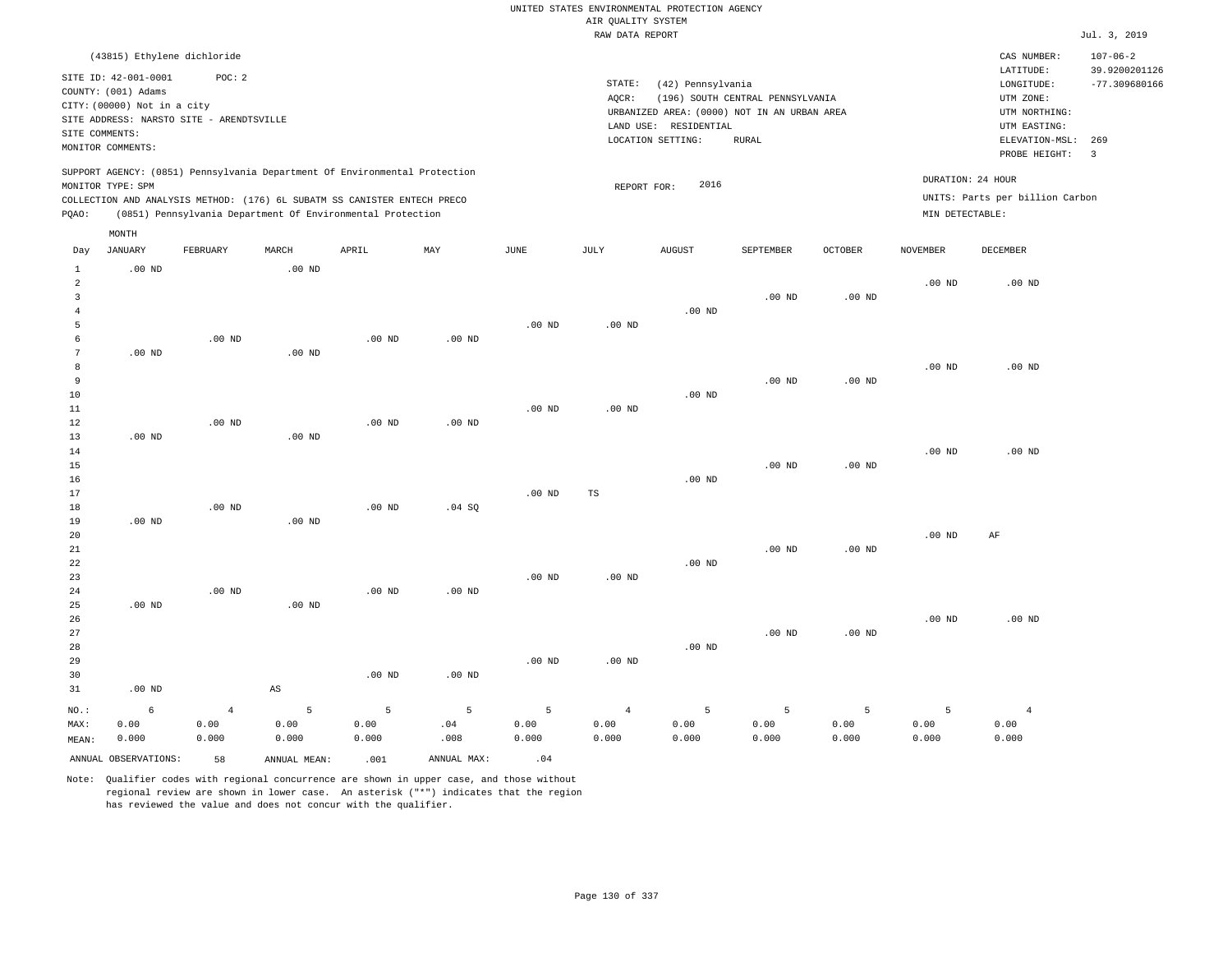UNITED STATES ENVIRONMENTAL PROTECTION AGENCY
AIR QUALITY SYSTEM
RAW DATA REPORT

Jul. 3, 2019

(43815) Ethylene dichloride

SITE ID: 42-001-0001 POC: 2
COUNTY: (001) Adams
CITY: (00000) Not in a city
SITE ADDRESS: NARSTO SITE - ARENDTSVILLE
SITE COMMENTS:
MONITOR COMMENTS:

STATE: (42) Pennsylvania
AQCR: (196) SOUTH CENTRAL PENNSYLVANIA
URBANIZED AREA: (0000) NOT IN AN URBAN AREA
LAND USE: RESIDENTIAL
LOCATION SETTING: RURAL

CAS NUMBER: 107-06-2
LATITUDE: 39.9200201126
LONGITUDE: -77.309680166
UTM ZONE:
UTM NORTHING:
UTM EASTING:
ELEVATION-MSL: 269
PROBE HEIGHT: 3

SUPPORT AGENCY: (0851) Pennsylvania Department Of Environmental Protection
MONITOR TYPE: SPM
COLLECTION AND ANALYSIS METHOD: (176) 6L SUBATM SS CANISTER ENTECH PRECO
PQAO: (0851) Pennsylvania Department Of Environmental Protection

REPORT FOR: 2016

DURATION: 24 HOUR
UNITS: Parts per billion Carbon
MIN DETECTABLE:

| Day | JANUARY | FEBRUARY | MARCH | APRIL | MAY | JUNE | JULY | AUGUST | SEPTEMBER | OCTOBER | NOVEMBER | DECEMBER |
|---|---|---|---|---|---|---|---|---|---|---|---|---|
| 1 | .00 ND | | .00 ND | | | | | | | | | |
| 2 | | | | | | | | | | | .00 ND | .00 ND |
| 3 | | | | | | | | | .00 ND | .00 ND | | |
| 4 | | | | | | | | .00 ND | | | | |
| 5 | | | | | | .00 ND | .00 ND | | | | | |
| 6 | | .00 ND | | .00 ND | .00 ND | | | | | | | |
| 7 | .00 ND | | .00 ND | | | | | | | | | |
| 8 | | | | | | | | | | | .00 ND | .00 ND |
| 9 | | | | | | | | | .00 ND | .00 ND | | |
| 10 | | | | | | | | .00 ND | | | | |
| 11 | | | | | | .00 ND | .00 ND | | | | | |
| 12 | | .00 ND | | .00 ND | .00 ND | | | | | | | |
| 13 | .00 ND | | .00 ND | | | | | | | | | |
| 14 | | | | | | | | | | | .00 ND | .00 ND |
| 15 | | | | | | | | | .00 ND | .00 ND | | |
| 16 | | | | | | | | .00 ND | | | | |
| 17 | | | | | | .00 ND | TS | | | | | |
| 18 | | .00 ND | | .00 ND | .04 SQ | | | | | | | |
| 19 | .00 ND | | .00 ND | | | | | | | | | |
| 20 | | | | | | | | | | | .00 ND | AF |
| 21 | | | | | | | | | .00 ND | .00 ND | | |
| 22 | | | | | | | | .00 ND | | | | |
| 23 | | | | | | .00 ND | .00 ND | | | | | |
| 24 | | .00 ND | | .00 ND | .00 ND | | | | | | | |
| 25 | .00 ND | | .00 ND | | | | | | | | | |
| 26 | | | | | | | | | | | .00 ND | .00 ND |
| 27 | | | | | | | | | .00 ND | .00 ND | | |
| 28 | | | | | | | | .00 ND | | | | |
| 29 | | | | | | .00 ND | .00 ND | | | | | |
| 30 | | | | .00 ND | .00 ND | | | | | | | |
| 31 | .00 ND | | AS | | | | | | | | | |
| NO.: | 6 | 4 | 5 | 5 | 5 | 5 | 4 | 5 | 5 | 5 | 5 | 4 |
| MAX: | 0.00 | 0.00 | 0.00 | 0.00 | .04 | 0.00 | 0.00 | 0.00 | 0.00 | 0.00 | 0.00 | 0.00 |
| MEAN: | 0.000 | 0.000 | 0.000 | 0.000 | .008 | 0.000 | 0.000 | 0.000 | 0.000 | 0.000 | 0.000 | 0.000 |

ANNUAL OBSERVATIONS: 58 ANNUAL MEAN: .001 ANNUAL MAX: .04

Note: Qualifier codes with regional concurrence are shown in upper case, and those without regional review are shown in lower case. An asterisk ("*") indicates that the region has reviewed the value and does not concur with the qualifier.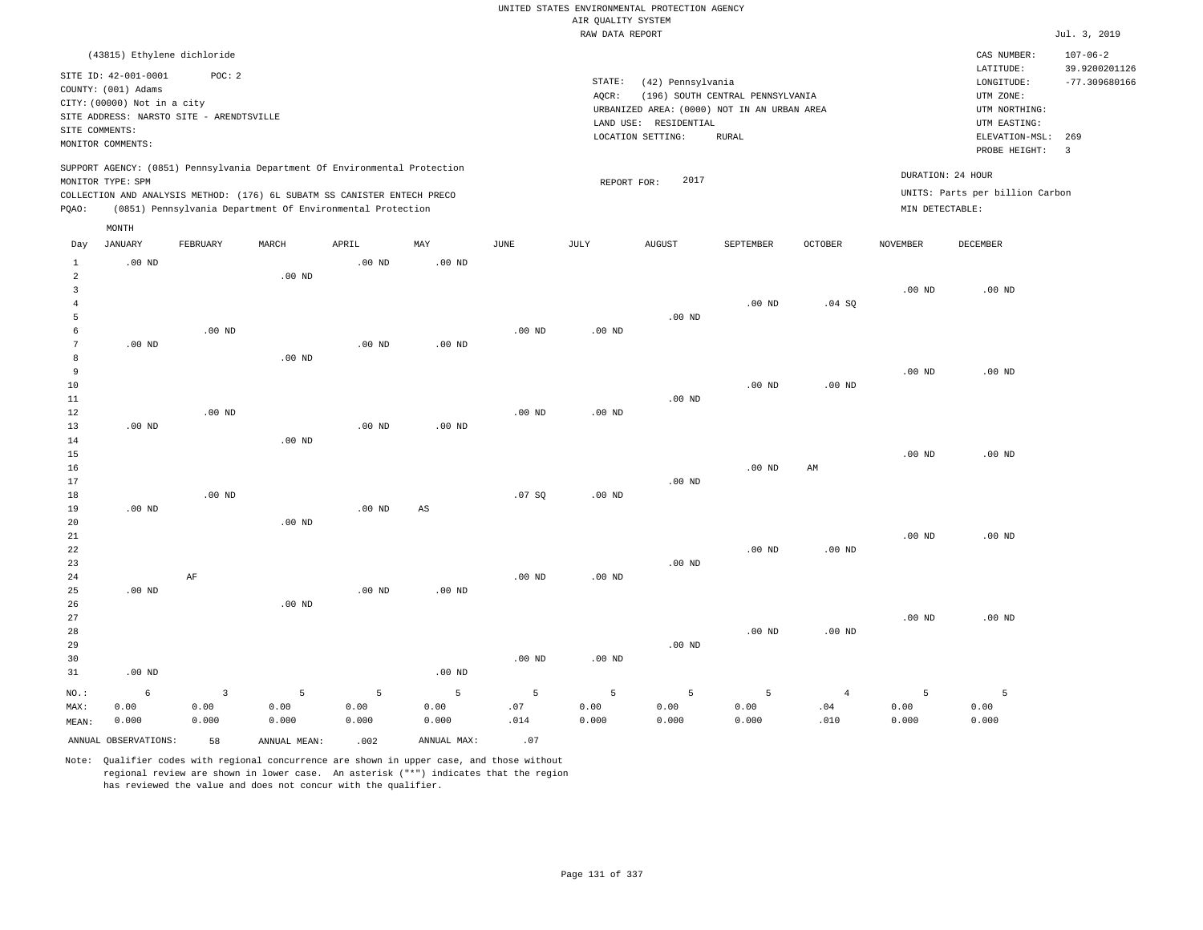UNITED STATES ENVIRONMENTAL PROTECTION AGENCY
AIR QUALITY SYSTEM
RAW DATA REPORT

Jul. 3, 2019

(43815) Ethylene dichloride

SITE ID: 42-001-0001 POC: 2
COUNTY: (001) Adams
CITY: (00000) Not in a city
SITE ADDRESS: NARSTO SITE - ARENDTSVILLE
SITE COMMENTS:
MONITOR COMMENTS:

STATE: (42) Pennsylvania
AQCR: (196) SOUTH CENTRAL PENNSYLVANIA
URBANIZED AREA: (0000) NOT IN AN URBAN AREA
LAND USE: RESIDENTIAL
LOCATION SETTING: RURAL

CAS NUMBER: 107-06-2
LATITUDE: 39.9200201126
LONGITUDE: -77.309680166
UTM ZONE:
UTM NORTHING:
UTM EASTING:
ELEVATION-MSL: 269
PROBE HEIGHT: 3

SUPPORT AGENCY: (0851) Pennsylvania Department Of Environmental Protection
MONITOR TYPE: SPM
COLLECTION AND ANALYSIS METHOD: (176) 6L SUBATM SS CANISTER ENTECH PRECO
PQAO: (0851) Pennsylvania Department Of Environmental Protection

REPORT FOR: 2017

DURATION: 24 HOUR
UNITS: Parts per billion Carbon
MIN DETECTABLE:

| Day | JANUARY | FEBRUARY | MARCH | APRIL | MAY | JUNE | JULY | AUGUST | SEPTEMBER | OCTOBER | NOVEMBER | DECEMBER |
|---|---|---|---|---|---|---|---|---|---|---|---|---|
| 1 | .00 ND | | | .00 ND | .00 ND | | | | | | | |
| 2 | | | .00 ND | | | | | | | | | |
| 3 | | | | | | | | | | | .00 ND | .00 ND |
| 4 | | | | | | | | | .00 ND | .04 SQ | | |
| 5 | | | | | | | | .00 ND | | | | |
| 6 | | .00 ND | | | | .00 ND | .00 ND | | | | | |
| 7 | .00 ND | | | .00 ND | .00 ND | | | | | | | |
| 8 | | | .00 ND | | | | | | | | | |
| 9 | | | | | | | | | | | .00 ND | .00 ND |
| 10 | | | | | | | | | .00 ND | .00 ND | | |
| 11 | | | | | | | | .00 ND | | | | |
| 12 | | .00 ND | | | | .00 ND | .00 ND | | | | | |
| 13 | .00 ND | | | .00 ND | .00 ND | | | | | | | |
| 14 | | | .00 ND | | | | | | | | | |
| 15 | | | | | | | | | | | .00 ND | .00 ND |
| 16 | | | | | | | | | .00 ND | AM | | |
| 17 | | | | | | | | .00 ND | | | | |
| 18 | | .00 ND | | | | .07 SQ | .00 ND | | | | | |
| 19 | .00 ND | | | .00 ND | AS | | | | | | | |
| 20 | | | .00 ND | | | | | | | | | |
| 21 | | | | | | | | | | | .00 ND | .00 ND |
| 22 | | | | | | | | | .00 ND | .00 ND | | |
| 23 | | | | | | | | .00 ND | | | | |
| 24 | | AF | | | | .00 ND | .00 ND | | | | | |
| 25 | .00 ND | | | .00 ND | .00 ND | | | | | | | |
| 26 | | | .00 ND | | | | | | | | | |
| 27 | | | | | | | | | | | .00 ND | .00 ND |
| 28 | | | | | | | | | .00 ND | .00 ND | | |
| 29 | | | | | | | | .00 ND | | | | |
| 30 | | | | | | .00 ND | .00 ND | | | | | |
| 31 | .00 ND | | | | .00 ND | | | | | | | |
| NO.: | 6 | 3 | 5 | 5 | 5 | 5 | 5 | 5 | 5 | 4 | 5 | 5 |
| MAX: | 0.00 | 0.00 | 0.00 | 0.00 | 0.00 | .07 | 0.00 | 0.00 | 0.00 | .04 | 0.00 | 0.00 |
| MEAN: | 0.000 | 0.000 | 0.000 | 0.000 | 0.000 | .014 | 0.000 | 0.000 | 0.000 | .010 | 0.000 | 0.000 |

ANNUAL OBSERVATIONS: 58 ANNUAL MEAN: .002 ANNUAL MAX: .07

Note: Qualifier codes with regional concurrence are shown in upper case, and those without regional review are shown in lower case. An asterisk ("*") indicates that the region has reviewed the value and does not concur with the qualifier.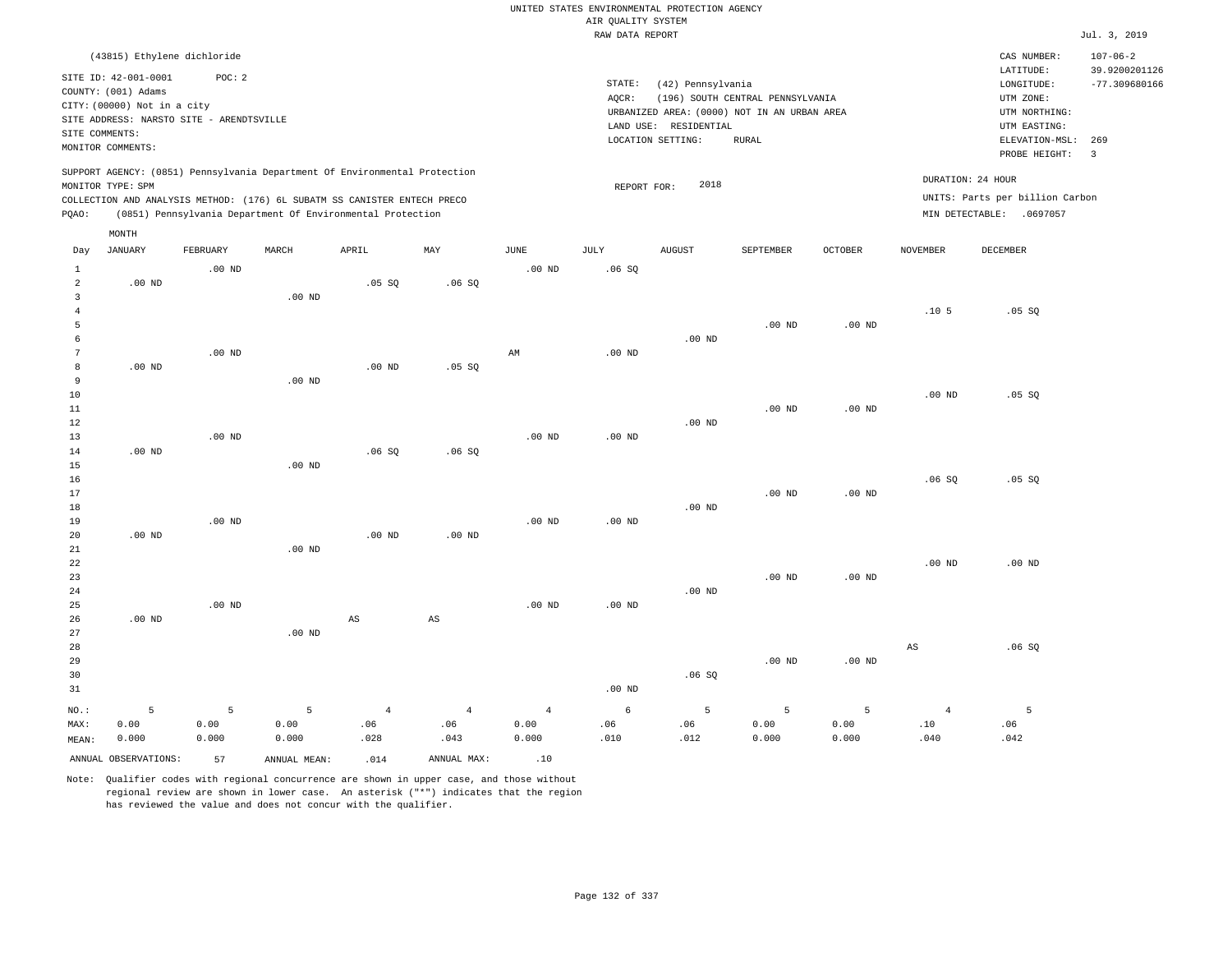UNITED STATES ENVIRONMENTAL PROTECTION AGENCY
AIR QUALITY SYSTEM
RAW DATA REPORT

Jul. 3, 2019

(43815) Ethylene dichloride

SITE ID: 42-001-0001 POC: 2
COUNTY: (001) Adams
CITY: (00000) Not in a city
SITE ADDRESS: NARSTO SITE - ARENDTSVILLE
SITE COMMENTS:
MONITOR COMMENTS:

STATE: (42) Pennsylvania
AQCR: (196) SOUTH CENTRAL PENNSYLVANIA
URBANIZED AREA: (0000) NOT IN AN URBAN AREA
LAND USE: RESIDENTIAL
LOCATION SETTING: RURAL

CAS NUMBER: 107-06-2
LATITUDE: 39.9200201126
LONGITUDE: -77.309680166
UTM ZONE:
UTM NORTHING:
UTM EASTING:
ELEVATION-MSL: 269
PROBE HEIGHT: 3

SUPPORT AGENCY: (0851) Pennsylvania Department Of Environmental Protection
MONITOR TYPE: SPM
COLLECTION AND ANALYSIS METHOD: (176) 6L SUBATM SS CANISTER ENTECH PRECO
PQAO: (0851) Pennsylvania Department Of Environmental Protection

REPORT FOR: 2018

DURATION: 24 HOUR
UNITS: Parts per billion Carbon
MIN DETECTABLE: .0697057

| Day | JANUARY | FEBRUARY | MARCH | APRIL | MAY | JUNE | JULY | AUGUST | SEPTEMBER | OCTOBER | NOVEMBER | DECEMBER |
|---|---|---|---|---|---|---|---|---|---|---|---|---|
| 1 | | .00 ND | | | | .00 ND | .06 SQ | | | | | |
| 2 | .00 ND | | | .05 SQ | .06 SQ | | | | | | | |
| 3 | | | .00 ND | | | | | | | | | |
| 4 | | | | | | | | | | | .10 5 | .05 SQ |
| 5 | | | | | | | | | .00 ND | .00 ND | | |
| 6 | | | | | | | | .00 ND | | | | |
| 7 | | .00 ND | | | | AM | .00 ND | | | | | |
| 8 | .00 ND | | | .00 ND | .05 SQ | | | | | | | |
| 9 | | | .00 ND | | | | | | | | | |
| 10 | | | | | | | | | | | .00 ND | .05 SQ |
| 11 | | | | | | | | | .00 ND | .00 ND | | |
| 12 | | | | | | | | .00 ND | | | | |
| 13 | | .00 ND | | | | .00 ND | .00 ND | | | | | |
| 14 | .00 ND | | | .06 SQ | .06 SQ | | | | | | | |
| 15 | | | .00 ND | | | | | | | | | |
| 16 | | | | | | | | | | | .06 SQ | .05 SQ |
| 17 | | | | | | | | | .00 ND | .00 ND | | |
| 18 | | | | | | | | .00 ND | | | | |
| 19 | | .00 ND | | | | .00 ND | .00 ND | | | | | |
| 20 | .00 ND | | | .00 ND | .00 ND | | | | | | | |
| 21 | | | .00 ND | | | | | | | | | |
| 22 | | | | | | | | | | | .00 ND | .00 ND |
| 23 | | | | | | | | | .00 ND | .00 ND | | |
| 24 | | | | | | | | .00 ND | | | | |
| 25 | | .00 ND | | | | .00 ND | .00 ND | | | | | |
| 26 | .00 ND | | | AS | AS | | | | | | | |
| 27 | | | .00 ND | | | | | | | | | |
| 28 | | | | | | | | | | | AS | .06 SQ |
| 29 | | | | | | | | | .00 ND | .00 ND | | |
| 30 | | | | | | | | .06 SQ | | | | |
| 31 | | | | | | | .00 ND | | | | | |
| NO.: | 5 | 5 | 5 | 4 | 4 | 4 | 6 | 5 | 5 | 5 | 4 | 5 |
| MAX: | 0.00 | 0.00 | 0.00 | .06 | .06 | 0.00 | .06 | .06 | 0.00 | 0.00 | .10 | .06 |
| MEAN: | 0.000 | 0.000 | 0.000 | .028 | .043 | 0.000 | .010 | .012 | 0.000 | 0.000 | .040 | .042 |

ANNUAL OBSERVATIONS: 57 ANNUAL MEAN: .014 ANNUAL MAX: .10

Note: Qualifier codes with regional concurrence are shown in upper case, and those without regional review are shown in lower case. An asterisk ("*") indicates that the region has reviewed the value and does not concur with the qualifier.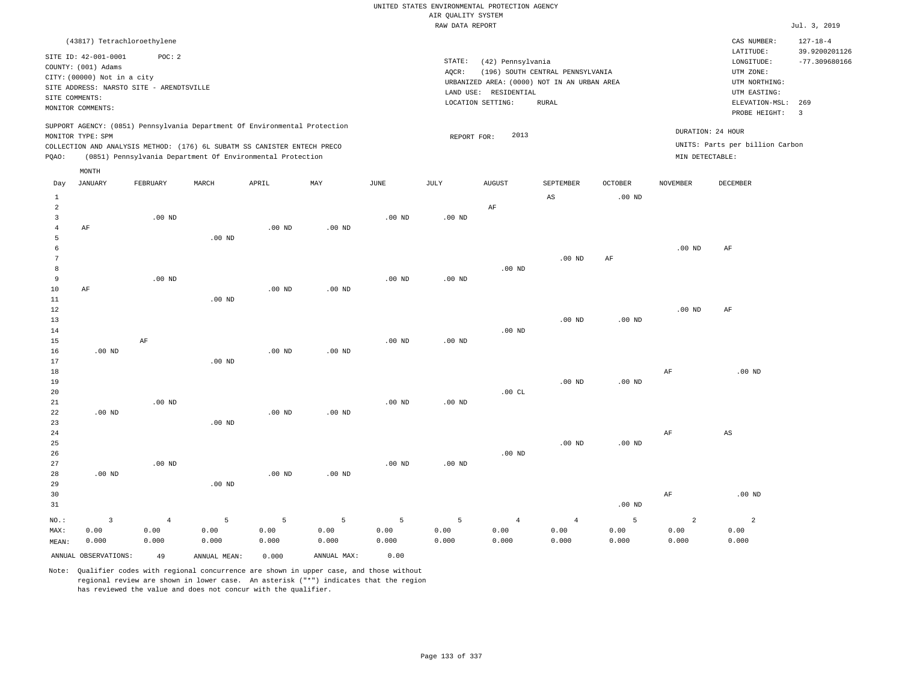UNITED STATES ENVIRONMENTAL PROTECTION AGENCY
AIR QUALITY SYSTEM
RAW DATA REPORT

Jul. 3, 2019

(43817) Tetrachloroethylene

SITE ID: 42-001-0001 POC: 2
COUNTY: (001) Adams
CITY: (00000) Not in a city
SITE ADDRESS: NARSTO SITE - ARENDTSVILLE
SITE COMMENTS:
MONITOR COMMENTS:

STATE: (42) Pennsylvania
AQCR: (196) SOUTH CENTRAL PENNSYLVANIA
URBANIZED AREA: (0000) NOT IN AN URBAN AREA
LAND USE: RESIDENTIAL
LOCATION SETTING: RURAL

CAS NUMBER: 127-18-4
LATITUDE: 39.9200201126
LONGITUDE: -77.309680166
UTM ZONE:
UTM NORTHING:
UTM EASTING:
ELEVATION-MSL: 269
PROBE HEIGHT: 3

SUPPORT AGENCY: (0851) Pennsylvania Department Of Environmental Protection
MONITOR TYPE: SPM
COLLECTION AND ANALYSIS METHOD: (176) 6L SUBATM SS CANISTER ENTECH PRECO
PQAO: (0851) Pennsylvania Department Of Environmental Protection

REPORT FOR: 2013

DURATION: 24 HOUR
UNITS: Parts per billion Carbon
MIN DETECTABLE:

| Day | JANUARY | FEBRUARY | MARCH | APRIL | MAY | JUNE | JULY | AUGUST | SEPTEMBER | OCTOBER | NOVEMBER | DECEMBER |
|---|---|---|---|---|---|---|---|---|---|---|---|---|
| 1 | | | | | | | | | AS | .00 ND | | |
| 2 | | | | | | | | AF | | | | |
| 3 | | .00 ND | | | | .00 ND | .00 ND | | | | | |
| 4 | AF | | | .00 ND | .00 ND | | | | | | | |
| 5 | | | .00 ND | | | | | | | | | |
| 6 | | | | | | | | | | | .00 ND | AF |
| 7 | | | | | | | | | .00 ND | AF | | |
| 8 | | | | | | | | .00 ND | | | | |
| 9 | | .00 ND | | | | .00 ND | .00 ND | | | | | |
| 10 | AF | | | .00 ND | .00 ND | | | | | | | |
| 11 | | | .00 ND | | | | | | | | | |
| 12 | | | | | | | | | | | .00 ND | AF |
| 13 | | | | | | | | | .00 ND | .00 ND | | |
| 14 | | | | | | | | .00 ND | | | | |
| 15 | | AF | | | | .00 ND | .00 ND | | | | | |
| 16 | .00 ND | | | .00 ND | .00 ND | | | | | | | |
| 17 | | | .00 ND | | | | | | | | | |
| 18 | | | | | | | | | | | AF | .00 ND |
| 19 | | | | | | | | | .00 ND | .00 ND | | |
| 20 | | | | | | | | .00 CL | | | | |
| 21 | | .00 ND | | | | .00 ND | .00 ND | | | | | |
| 22 | .00 ND | | | .00 ND | .00 ND | | | | | | | |
| 23 | | | .00 ND | | | | | | | | | |
| 24 | | | | | | | | | | | AF | AS |
| 25 | | | | | | | | | .00 ND | .00 ND | | |
| 26 | | | | | | | | .00 ND | | | | |
| 27 | | .00 ND | | | | .00 ND | .00 ND | | | | | |
| 28 | .00 ND | | | .00 ND | .00 ND | | | | | | | |
| 29 | | | .00 ND | | | | | | | | | |
| 30 | | | | | | | | | | | AF | .00 ND |
| 31 | | | | | | | | | | .00 ND | | |
| NO.: | 3 | 4 | 5 | 5 | 5 | 5 | 5 | 4 | 4 | 5 | 2 | 2 |
| MAX: | 0.00 | 0.00 | 0.00 | 0.00 | 0.00 | 0.00 | 0.00 | 0.00 | 0.00 | 0.00 | 0.00 | 0.00 |
| MEAN: | 0.000 | 0.000 | 0.000 | 0.000 | 0.000 | 0.000 | 0.000 | 0.000 | 0.000 | 0.000 | 0.000 | 0.000 |

ANNUAL OBSERVATIONS: 49 ANNUAL MEAN: 0.000 ANNUAL MAX: 0.00

Note: Qualifier codes with regional concurrence are shown in upper case, and those without regional review are shown in lower case. An asterisk ("*") indicates that the region has reviewed the value and does not concur with the qualifier.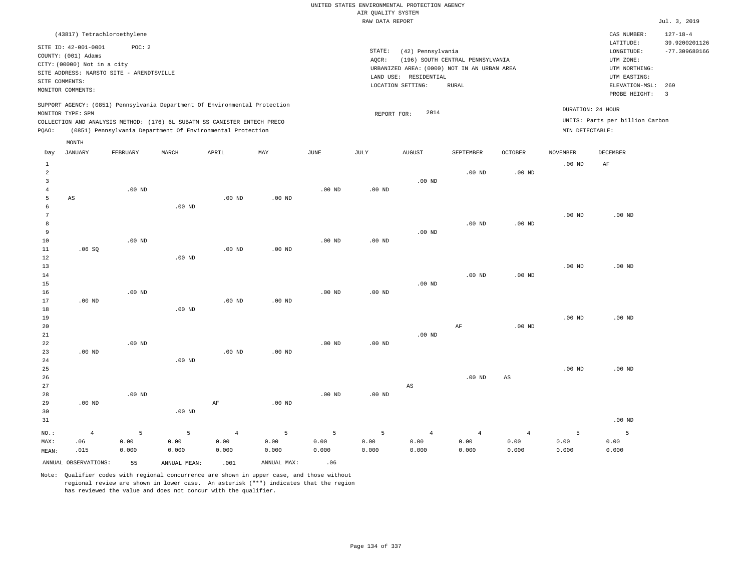UNITED STATES ENVIRONMENTAL PROTECTION AGENCY
AIR QUALITY SYSTEM
RAW DATA REPORT

Jul. 3, 2019

(43817) Tetrachloroethylene

SITE ID: 42-001-0001 POC: 2
COUNTY: (001) Adams
CITY: (00000) Not in a city
SITE ADDRESS: NARSTO SITE - ARENDTSVILLE
SITE COMMENTS:
MONITOR COMMENTS:

STATE: (42) Pennsylvania
AQCR: (196) SOUTH CENTRAL PENNSYLVANIA
URBANIZED AREA: (0000) NOT IN AN URBAN AREA
LAND USE: RESIDENTIAL
LOCATION SETTING: RURAL

CAS NUMBER: 127-18-4
LATITUDE: 39.9200201126
LONGITUDE: -77.309680166
UTM ZONE:
UTM NORTHING:
UTM EASTING:
ELEVATION-MSL: 269
PROBE HEIGHT: 3

SUPPORT AGENCY: (0851) Pennsylvania Department Of Environmental Protection
MONITOR TYPE: SPM
COLLECTION AND ANALYSIS METHOD: (176) 6L SUBATM SS CANISTER ENTECH PRECO
PQAO: (0851) Pennsylvania Department Of Environmental Protection

REPORT FOR: 2014

DURATION: 24 HOUR
UNITS: Parts per billion Carbon
MIN DETECTABLE:

| Day | JANUARY | FEBRUARY | MARCH | APRIL | MAY | JUNE | JULY | AUGUST | SEPTEMBER | OCTOBER | NOVEMBER | DECEMBER |
|---|---|---|---|---|---|---|---|---|---|---|---|---|
| 1 | | | | | | | | | | | .00 ND | AF |
| 2 | | | | | | | | | .00 ND | .00 ND | | |
| 3 | | | | | | | | .00 ND | | | | |
| 4 | | .00 ND | | | | .00 ND | .00 ND | | | | | |
| 5 | AS | | | .00 ND | .00 ND | | | | | | | |
| 6 | | | .00 ND | | | | | | | | | |
| 7 | | | | | | | | | | | .00 ND | .00 ND |
| 8 | | | | | | | | | .00 ND | .00 ND | | |
| 9 | | | | | | | | .00 ND | | | | |
| 10 | | .00 ND | | | | .00 ND | .00 ND | | | | | |
| 11 | .06 SQ | | | .00 ND | .00 ND | | | | | | | |
| 12 | | | .00 ND | | | | | | | | | |
| 13 | | | | | | | | | | | .00 ND | .00 ND |
| 14 | | | | | | | | | .00 ND | .00 ND | | |
| 15 | | | | | | | | .00 ND | | | | |
| 16 | | .00 ND | | | | .00 ND | .00 ND | | | | | |
| 17 | .00 ND | | | .00 ND | .00 ND | | | | | | | |
| 18 | | | .00 ND | | | | | | | | | |
| 19 | | | | | | | | | | | .00 ND | .00 ND |
| 20 | | | | | | | | | AF | .00 ND | | |
| 21 | | | | | | | | .00 ND | | | | |
| 22 | | .00 ND | | | | .00 ND | .00 ND | | | | | |
| 23 | .00 ND | | | .00 ND | .00 ND | | | | | | | |
| 24 | | | .00 ND | | | | | | | | | |
| 25 | | | | | | | | | | | .00 ND | .00 ND |
| 26 | | | | | | | | | .00 ND | AS | | |
| 27 | | | | | | | | AS | | | | |
| 28 | | .00 ND | | | | .00 ND | .00 ND | | | | | |
| 29 | .00 ND | | | AF | .00 ND | | | | | | | |
| 30 | | | .00 ND | | | | | | | | | |
| 31 | | | | | | | | | | | | .00 ND |
| NO.: | 4 | 5 | 5 | 4 | 5 | 5 | 5 | 4 | 4 | 4 | 5 | 5 |
| MAX: | .06 | 0.00 | 0.00 | 0.00 | 0.00 | 0.00 | 0.00 | 0.00 | 0.00 | 0.00 | 0.00 | 0.00 |
| MEAN: | .015 | 0.000 | 0.000 | 0.000 | 0.000 | 0.000 | 0.000 | 0.000 | 0.000 | 0.000 | 0.000 | 0.000 |

ANNUAL OBSERVATIONS: 55 ANNUAL MEAN: .001 ANNUAL MAX: .06

Note: Qualifier codes with regional concurrence are shown in upper case, and those without regional review are shown in lower case. An asterisk ("*") indicates that the region has reviewed the value and does not concur with the qualifier.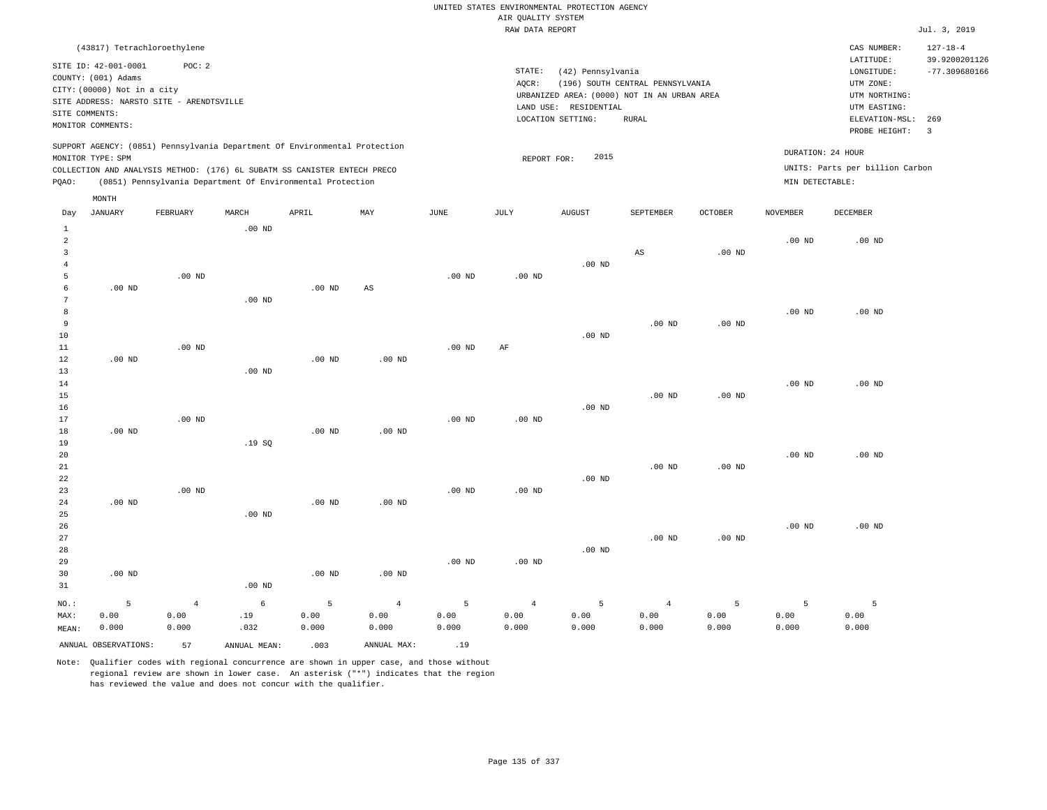UNITED STATES ENVIRONMENTAL PROTECTION AGENCY
AIR QUALITY SYSTEM
RAW DATA REPORT

Jul. 3, 2019

(43817) Tetrachloroethylene

SITE ID: 42-001-0001 POC: 2
COUNTY: (001) Adams
CITY: (00000) Not in a city
SITE ADDRESS: NARSTO SITE - ARENDTSVILLE
SITE COMMENTS:
MONITOR COMMENTS:

STATE: (42) Pennsylvania
AQCR: (196) SOUTH CENTRAL PENNSYLVANIA
URBANIZED AREA: (0000) NOT IN AN URBAN AREA
LAND USE: RESIDENTIAL
LOCATION SETTING: RURAL

CAS NUMBER: 127-18-4
LATITUDE: 39.9200201126
LONGITUDE: -77.309680166
UTM ZONE:
UTM NORTHING:
UTM EASTING:
ELEVATION-MSL: 269
PROBE HEIGHT: 3

SUPPORT AGENCY: (0851) Pennsylvania Department Of Environmental Protection
MONITOR TYPE: SPM
COLLECTION AND ANALYSIS METHOD: (176) 6L SUBATM SS CANISTER ENTECH PRECO
PQAO: (0851) Pennsylvania Department Of Environmental Protection

REPORT FOR: 2015

DURATION: 24 HOUR
UNITS: Parts per billion Carbon
MIN DETECTABLE:

| Day | JANUARY | FEBRUARY | MARCH | APRIL | MAY | JUNE | JULY | AUGUST | SEPTEMBER | OCTOBER | NOVEMBER | DECEMBER |
|---|---|---|---|---|---|---|---|---|---|---|---|---|
| 1 | | | .00 ND | | | | | | | | | |
| 2 | | | | | | | | | | | .00 ND | .00 ND |
| 3 | | | | | | | | | AS | .00 ND | | |
| 4 | | | | | | | | .00 ND | | | | |
| 5 | | .00 ND | | | | .00 ND | .00 ND | | | | | |
| 6 | .00 ND | | | .00 ND | AS | | | | | | | |
| 7 | | | .00 ND | | | | | | | | | |
| 8 | | | | | | | | | | | .00 ND | .00 ND |
| 9 | | | | | | | | | .00 ND | .00 ND | | |
| 10 | | | | | | | | .00 ND | | | | |
| 11 | | .00 ND | | | | .00 ND | AF | | | | | |
| 12 | .00 ND | | | .00 ND | .00 ND | | | | | | | |
| 13 | | | .00 ND | | | | | | | | | |
| 14 | | | | | | | | | | | .00 ND | .00 ND |
| 15 | | | | | | | | | .00 ND | .00 ND | | |
| 16 | | | | | | | | .00 ND | | | | |
| 17 | | .00 ND | | | | .00 ND | .00 ND | | | | | |
| 18 | .00 ND | | | .00 ND | .00 ND | | | | | | | |
| 19 | | | .19 SQ | | | | | | | | | |
| 20 | | | | | | | | | | | .00 ND | .00 ND |
| 21 | | | | | | | | | .00 ND | .00 ND | | |
| 22 | | | | | | | | .00 ND | | | | |
| 23 | | .00 ND | | | | .00 ND | .00 ND | | | | | |
| 24 | .00 ND | | | .00 ND | .00 ND | | | | | | | |
| 25 | | | .00 ND | | | | | | | | | |
| 26 | | | | | | | | | | | .00 ND | .00 ND |
| 27 | | | | | | | | | .00 ND | .00 ND | | |
| 28 | | | | | | | | .00 ND | | | | |
| 29 | | | | | | .00 ND | .00 ND | | | | | |
| 30 | .00 ND | | | .00 ND | .00 ND | | | | | | | |
| 31 | | | .00 ND | | | | | | | | | |
| NO.: | 5 | 4 | 6 | 5 | 4 | 5 | 4 | 5 | 4 | 5 | 5 | 5 |
| MAX: | 0.00 | 0.00 | .19 | 0.00 | 0.00 | 0.00 | 0.00 | 0.00 | 0.00 | 0.00 | 0.00 | 0.00 |
| MEAN: | 0.000 | 0.000 | .032 | 0.000 | 0.000 | 0.000 | 0.000 | 0.000 | 0.000 | 0.000 | 0.000 | 0.000 |

ANNUAL OBSERVATIONS: 57 ANNUAL MEAN: .003 ANNUAL MAX: .19

Note: Qualifier codes with regional concurrence are shown in upper case, and those without regional review are shown in lower case. An asterisk ("*") indicates that the region has reviewed the value and does not concur with the qualifier.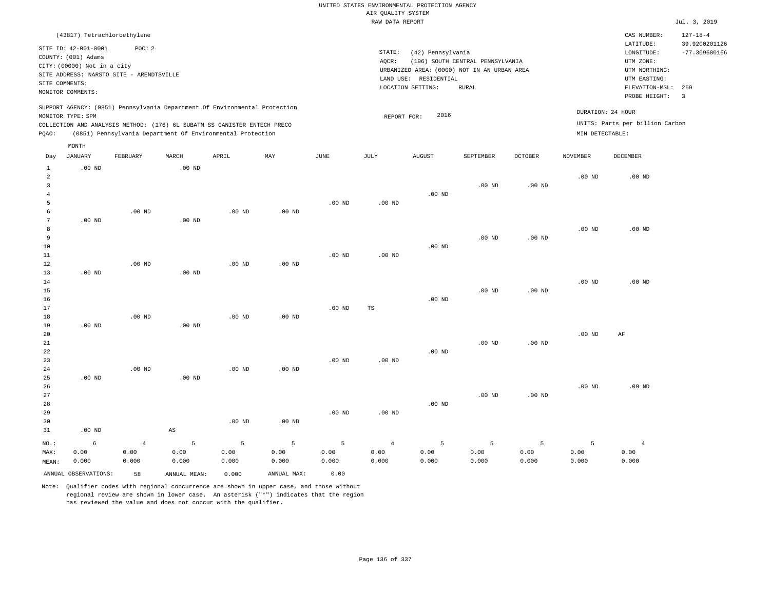UNITED STATES ENVIRONMENTAL PROTECTION AGENCY
AIR QUALITY SYSTEM
RAW DATA REPORT

Jul. 3, 2019

(43817) Tetrachloroethylene

SITE ID: 42-001-0001 POC: 2
COUNTY: (001) Adams
CITY: (00000) Not in a city
SITE ADDRESS: NARSTO SITE - ARENDTSVILLE
SITE COMMENTS:
MONITOR COMMENTS:

STATE: (42) Pennsylvania
AQCR: (196) SOUTH CENTRAL PENNSYLVANIA
URBANIZED AREA: (0000) NOT IN AN URBAN AREA
LAND USE: RESIDENTIAL
LOCATION SETTING: RURAL

CAS NUMBER: 127-18-4
LATITUDE: 39.9200201126
LONGITUDE: -77.309680166
UTM ZONE:
UTM NORTHING:
UTM EASTING:
ELEVATION-MSL: 269
PROBE HEIGHT: 3

SUPPORT AGENCY: (0851) Pennsylvania Department Of Environmental Protection
MONITOR TYPE: SPM
COLLECTION AND ANALYSIS METHOD: (176) 6L SUBATM SS CANISTER ENTECH PRECO
PQAO: (0851) Pennsylvania Department Of Environmental Protection

REPORT FOR: 2016

DURATION: 24 HOUR
UNITS: Parts per billion Carbon
MIN DETECTABLE:

| Day | JANUARY | FEBRUARY | MARCH | APRIL | MAY | JUNE | JULY | AUGUST | SEPTEMBER | OCTOBER | NOVEMBER | DECEMBER |
|---|---|---|---|---|---|---|---|---|---|---|---|---|
| 1 | .00 ND | | .00 ND | | | | | | | | | |
| 2 | | | | | | | | | | | .00 ND | .00 ND |
| 3 | | | | | | | | | .00 ND | .00 ND | | |
| 4 | | | | | | | | .00 ND | | | | |
| 5 | | | | | | .00 ND | .00 ND | | | | | |
| 6 | | .00 ND | | .00 ND | .00 ND | | | | | | | |
| 7 | .00 ND | | .00 ND | | | | | | | | | |
| 8 | | | | | | | | | | | .00 ND | .00 ND |
| 9 | | | | | | | | | .00 ND | .00 ND | | |
| 10 | | | | | | | | .00 ND | | | | |
| 11 | | | | | | .00 ND | .00 ND | | | | | |
| 12 | | .00 ND | | .00 ND | .00 ND | | | | | | | |
| 13 | .00 ND | | .00 ND | | | | | | | | | |
| 14 | | | | | | | | | | | .00 ND | .00 ND |
| 15 | | | | | | | | | .00 ND | .00 ND | | |
| 16 | | | | | | | | .00 ND | | | | |
| 17 | | | | | | .00 ND | TS | | | | | |
| 18 | | .00 ND | | .00 ND | .00 ND | | | | | | | |
| 19 | .00 ND | | .00 ND | | | | | | | | | |
| 20 | | | | | | | | | | | .00 ND | AF |
| 21 | | | | | | | | | .00 ND | .00 ND | | |
| 22 | | | | | | | | .00 ND | | | | |
| 23 | | | | | | .00 ND | .00 ND | | | | | |
| 24 | | .00 ND | | .00 ND | .00 ND | | | | | | | |
| 25 | .00 ND | | .00 ND | | | | | | | | | |
| 26 | | | | | | | | | | | .00 ND | .00 ND |
| 27 | | | | | | | | | .00 ND | .00 ND | | |
| 28 | | | | | | | | .00 ND | | | | |
| 29 | | | | | | .00 ND | .00 ND | | | | | |
| 30 | | | | .00 ND | .00 ND | | | | | | | |
| 31 | .00 ND | | AS | | | | | | | | | |
| NO.: | 6 | 4 | 5 | 5 | 5 | 5 | 4 | 5 | 5 | 5 | 5 | 4 |
| MAX: | 0.00 | 0.00 | 0.00 | 0.00 | 0.00 | 0.00 | 0.00 | 0.00 | 0.00 | 0.00 | 0.00 | 0.00 |
| MEAN: | 0.000 | 0.000 | 0.000 | 0.000 | 0.000 | 0.000 | 0.000 | 0.000 | 0.000 | 0.000 | 0.000 | 0.000 |

ANNUAL OBSERVATIONS: 58 ANNUAL MEAN: 0.000 ANNUAL MAX: 0.00

Note: Qualifier codes with regional concurrence are shown in upper case, and those without regional review are shown in lower case. An asterisk ("*") indicates that the region has reviewed the value and does not concur with the qualifier.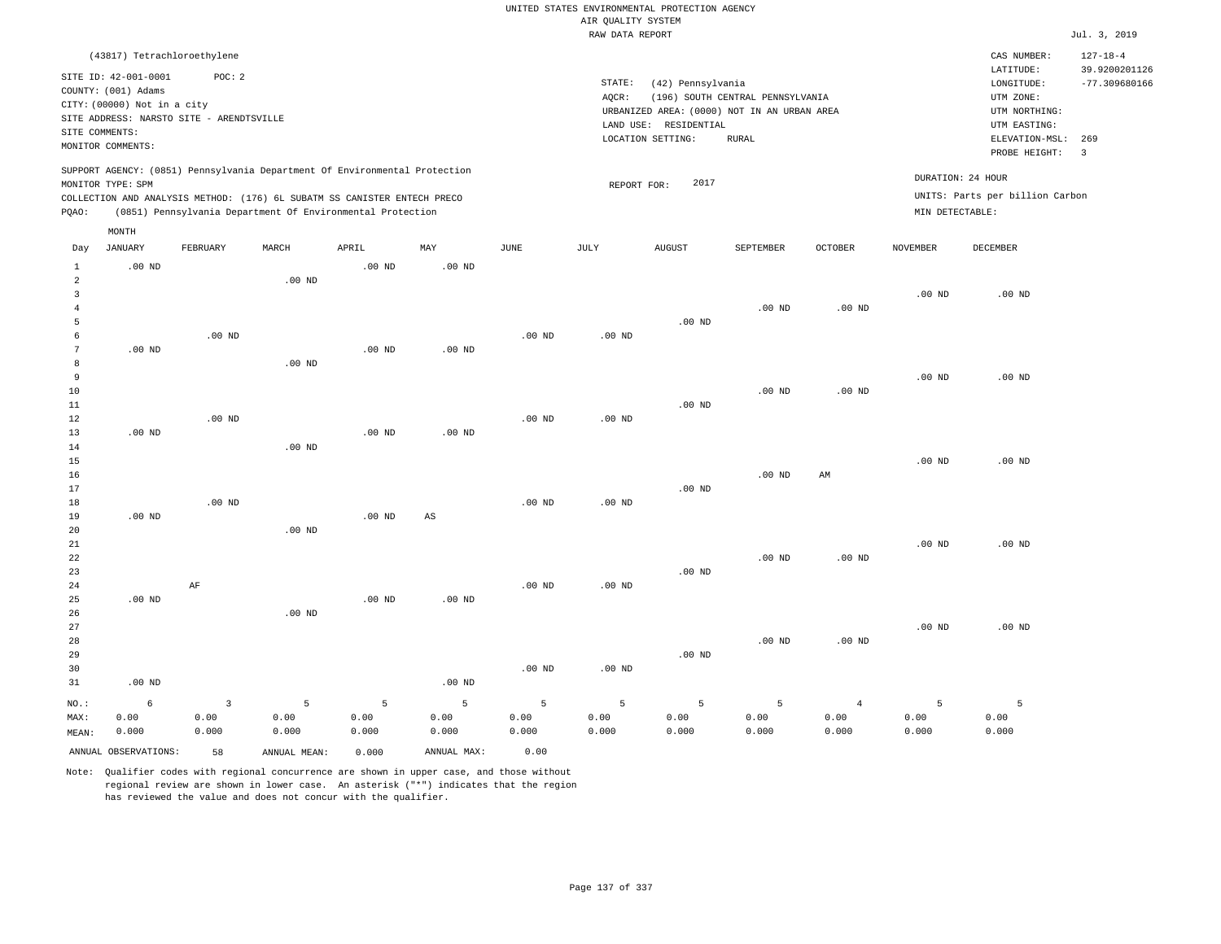UNITED STATES ENVIRONMENTAL PROTECTION AGENCY
AIR QUALITY SYSTEM
RAW DATA REPORT

Jul. 3, 2019

(43817) Tetrachloroethylene

SITE ID: 42-001-0001 POC: 2
COUNTY: (001) Adams
CITY: (00000) Not in a city
SITE ADDRESS: NARSTO SITE - ARENDTSVILLE
SITE COMMENTS:
MONITOR COMMENTS:

STATE: (42) Pennsylvania
AQCR: (196) SOUTH CENTRAL PENNSYLVANIA
URBANIZED AREA: (0000) NOT IN AN URBAN AREA
LAND USE: RESIDENTIAL
LOCATION SETTING: RURAL

CAS NUMBER: 127-18-4
LATITUDE: 39.9200201126
LONGITUDE: -77.309680166
UTM ZONE:
UTM NORTHING:
UTM EASTING:
ELEVATION-MSL: 269
PROBE HEIGHT: 3

SUPPORT AGENCY: (0851) Pennsylvania Department Of Environmental Protection
MONITOR TYPE: SPM
COLLECTION AND ANALYSIS METHOD: (176) 6L SUBATM SS CANISTER ENTECH PRECO
PQAO: (0851) Pennsylvania Department Of Environmental Protection

REPORT FOR: 2017

DURATION: 24 HOUR
UNITS: Parts per billion Carbon
MIN DETECTABLE:

| Day | JANUARY | FEBRUARY | MARCH | APRIL | MAY | JUNE | JULY | AUGUST | SEPTEMBER | OCTOBER | NOVEMBER | DECEMBER |
|---|---|---|---|---|---|---|---|---|---|---|---|---|
| 1 | .00 ND | | | .00 ND | .00 ND | | | | | | | |
| 2 | | | .00 ND | | | | | | | | | |
| 3 | | | | | | | | | | | .00 ND | .00 ND |
| 4 | | | | | | | | | .00 ND | .00 ND | | |
| 5 | | | | | | | | .00 ND | | | | |
| 6 | | .00 ND | | | | .00 ND | .00 ND | | | | | |
| 7 | .00 ND | | | .00 ND | .00 ND | | | | | | | |
| 8 | | | .00 ND | | | | | | | | | |
| 9 | | | | | | | | | | | .00 ND | .00 ND |
| 10 | | | | | | | | | .00 ND | .00 ND | | |
| 11 | | | | | | | | .00 ND | | | | |
| 12 | | .00 ND | | | | .00 ND | .00 ND | | | | | |
| 13 | .00 ND | | | .00 ND | .00 ND | | | | | | | |
| 14 | | | .00 ND | | | | | | | | | |
| 15 | | | | | | | | | | | .00 ND | .00 ND |
| 16 | | | | | | | | | .00 ND | AM | | |
| 17 | | | | | | | | .00 ND | | | | |
| 18 | | .00 ND | | | | .00 ND | .00 ND | | | | | |
| 19 | .00 ND | | | .00 ND | AS | | | | | | | |
| 20 | | | .00 ND | | | | | | | | | |
| 21 | | | | | | | | | | | .00 ND | .00 ND |
| 22 | | | | | | | | | .00 ND | .00 ND | | |
| 23 | | | | | | | | .00 ND | | | | |
| 24 | | AF | | | | .00 ND | .00 ND | | | | | |
| 25 | .00 ND | | | .00 ND | .00 ND | | | | | | | |
| 26 | | | .00 ND | | | | | | | | | |
| 27 | | | | | | | | | | | .00 ND | .00 ND |
| 28 | | | | | | | | | .00 ND | .00 ND | | |
| 29 | | | | | | | | .00 ND | | | | |
| 30 | | | | | | .00 ND | .00 ND | | | | | |
| 31 | .00 ND | | | | .00 ND | | | | | | | |
| NO.: | 6 | 3 | 5 | 5 | 5 | 5 | 5 | 5 | 5 | 4 | 5 | 5 |
| MAX: | 0.00 | 0.00 | 0.00 | 0.00 | 0.00 | 0.00 | 0.00 | 0.00 | 0.00 | 0.00 | 0.00 | 0.00 |
| MEAN: | 0.000 | 0.000 | 0.000 | 0.000 | 0.000 | 0.000 | 0.000 | 0.000 | 0.000 | 0.000 | 0.000 | 0.000 |

ANNUAL OBSERVATIONS: 58 ANNUAL MEAN: 0.000 ANNUAL MAX: 0.00

Note: Qualifier codes with regional concurrence are shown in upper case, and those without regional review are shown in lower case. An asterisk ("*") indicates that the region has reviewed the value and does not concur with the qualifier.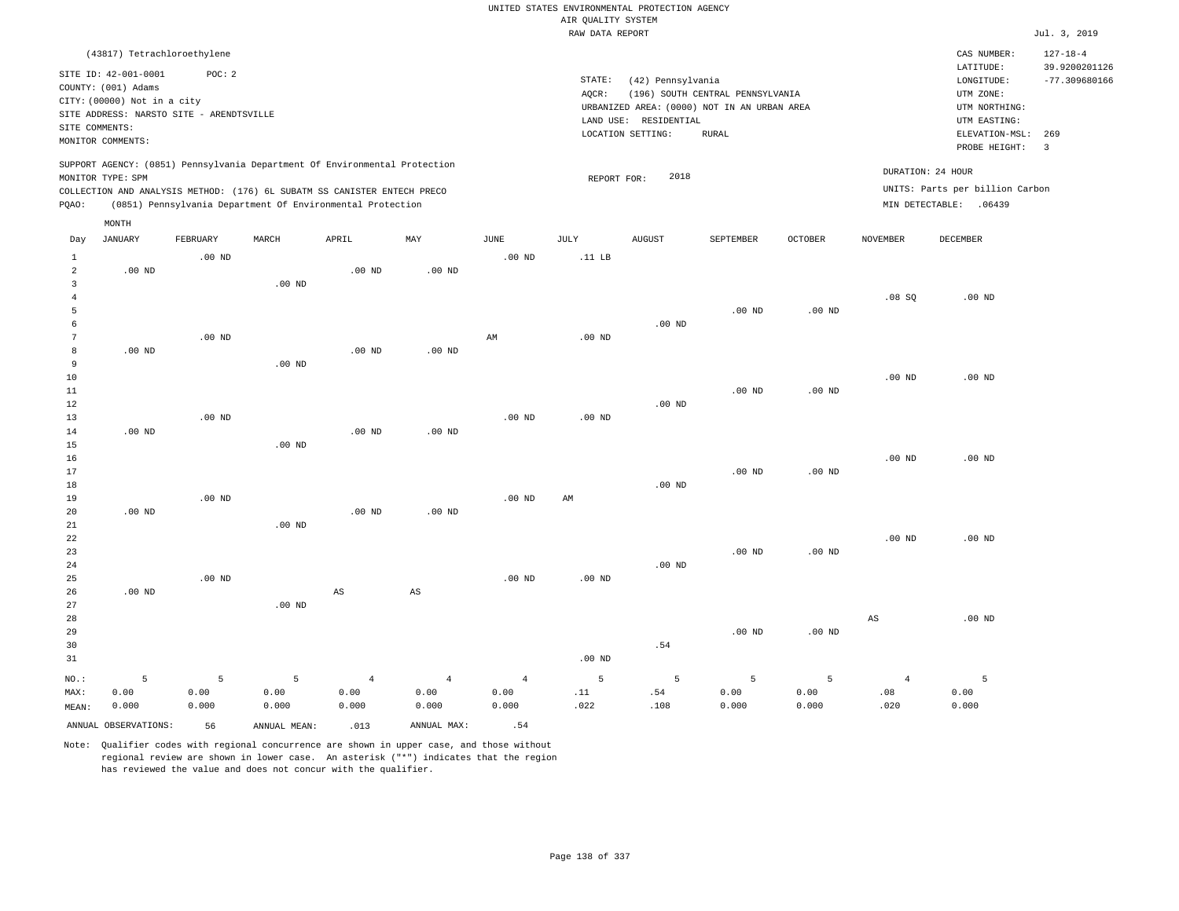UNITED STATES ENVIRONMENTAL PROTECTION AGENCY
AIR QUALITY SYSTEM
RAW DATA REPORT

Jul. 3, 2019

(43817) Tetrachloroethylene

SITE ID: 42-001-0001 POC: 2
COUNTY: (001) Adams
CITY: (00000) Not in a city
SITE ADDRESS: NARSTO SITE - ARENDTSVILLE
SITE COMMENTS:
MONITOR COMMENTS:

STATE: (42) Pennsylvania
AQCR: (196) SOUTH CENTRAL PENNSYLVANIA
URBANIZED AREA: (0000) NOT IN AN URBAN AREA
LAND USE: RESIDENTIAL
LOCATION SETTING: RURAL

CAS NUMBER: 127-18-4
LATITUDE: 39.9200201126
LONGITUDE: -77.309680166
UTM ZONE:
UTM NORTHING:
UTM EASTING:
ELEVATION-MSL: 269
PROBE HEIGHT: 3

SUPPORT AGENCY: (0851) Pennsylvania Department Of Environmental Protection
MONITOR TYPE: SPM
COLLECTION AND ANALYSIS METHOD: (176) 6L SUBATM SS CANISTER ENTECH PRECO
PQAO: (0851) Pennsylvania Department Of Environmental Protection

REPORT FOR: 2018

DURATION: 24 HOUR
UNITS: Parts per billion Carbon
MIN DETECTABLE: .06439

| Day | JANUARY | FEBRUARY | MARCH | APRIL | MAY | JUNE | JULY | AUGUST | SEPTEMBER | OCTOBER | NOVEMBER | DECEMBER |
|---|---|---|---|---|---|---|---|---|---|---|---|---|
| 1 | | .00 ND | | | | .00 ND | .11 LB | | | | | |
| 2 | .00 ND | | | .00 ND | .00 ND | | | | | | | |
| 3 | | | .00 ND | | | | | | | | | |
| 4 | | | | | | | | | | | .08 SQ | .00 ND |
| 5 | | | | | | | | | .00 ND | .00 ND | | |
| 6 | | | | | | | | .00 ND | | | | |
| 7 | | .00 ND | | | | AM | .00 ND | | | | | |
| 8 | .00 ND | | | .00 ND | .00 ND | | | | | | | |
| 9 | | | .00 ND | | | | | | | | | |
| 10 | | | | | | | | | | | .00 ND | .00 ND |
| 11 | | | | | | | | | .00 ND | .00 ND | | |
| 12 | | | | | | | | .00 ND | | | | |
| 13 | | .00 ND | | | | .00 ND | .00 ND | | | | | |
| 14 | .00 ND | | | .00 ND | .00 ND | | | | | | | |
| 15 | | | .00 ND | | | | | | | | | |
| 16 | | | | | | | | | | | .00 ND | .00 ND |
| 17 | | | | | | | | | .00 ND | .00 ND | | |
| 18 | | | | | | | | .00 ND | | | | |
| 19 | | .00 ND | | | | .00 ND | AM | | | | | |
| 20 | .00 ND | | | .00 ND | .00 ND | | | | | | | |
| 21 | | | .00 ND | | | | | | | | | |
| 22 | | | | | | | | | | | .00 ND | .00 ND |
| 23 | | | | | | | | | .00 ND | .00 ND | | |
| 24 | | | | | | | | .00 ND | | | | |
| 25 | | .00 ND | | | | .00 ND | .00 ND | | | | | |
| 26 | .00 ND | | | AS | AS | | | | | | | |
| 27 | | | .00 ND | | | | | | | | | |
| 28 | | | | | | | | | | | AS | .00 ND |
| 29 | | | | | | | | | .00 ND | .00 ND | | |
| 30 | | | | | | | | .54 | | | | |
| 31 | | | | | | | .00 ND | | | | | |
| NO.: | 5 | 5 | 5 | 4 | 4 | 4 | 5 | 5 | 5 | 5 | 4 | 5 |
| MAX: | 0.00 | 0.00 | 0.00 | 0.00 | 0.00 | 0.00 | .11 | .54 | 0.00 | 0.00 | .08 | 0.00 |
| MEAN: | 0.000 | 0.000 | 0.000 | 0.000 | 0.000 | 0.000 | .022 | .108 | 0.000 | 0.000 | .020 | 0.000 |

ANNUAL OBSERVATIONS: 56 ANNUAL MEAN: .013 ANNUAL MAX: .54

Note: Qualifier codes with regional concurrence are shown in upper case, and those without regional review are shown in lower case. An asterisk ("*") indicates that the region has reviewed the value and does not concur with the qualifier.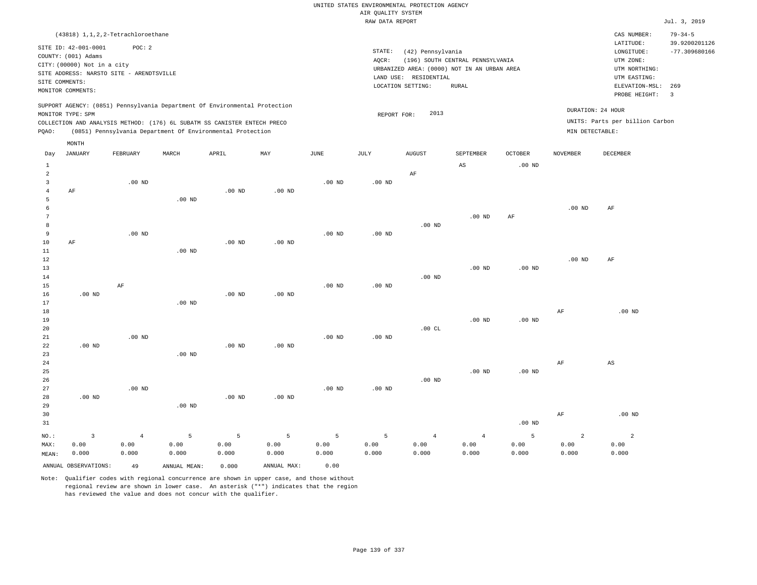UNITED STATES ENVIRONMENTAL PROTECTION AGENCY
AIR QUALITY SYSTEM
RAW DATA REPORT

Jul. 3, 2019

(43818) 1,1,2,2-Tetrachloroethane

SITE ID: 42-001-0001 POC: 2
COUNTY: (001) Adams
CITY: (00000) Not in a city
SITE ADDRESS: NARSTO SITE - ARENDTSVILLE
SITE COMMENTS:
MONITOR COMMENTS:

STATE: (42) Pennsylvania
AQCR: (196) SOUTH CENTRAL PENNSYLVANIA
URBANIZED AREA: (0000) NOT IN AN URBAN AREA
LAND USE: RESIDENTIAL
LOCATION SETTING: RURAL

CAS NUMBER: 79-34-5
LATITUDE: 39.9200201126
LONGITUDE: -77.309680166
UTM ZONE:
UTM NORTHING:
UTM EASTING:
ELEVATION-MSL: 269
PROBE HEIGHT: 3

SUPPORT AGENCY: (0851) Pennsylvania Department Of Environmental Protection
MONITOR TYPE: SPM
COLLECTION AND ANALYSIS METHOD: (176) 6L SUBATM SS CANISTER ENTECH PRECO
PQAO: (0851) Pennsylvania Department Of Environmental Protection

REPORT FOR: 2013

DURATION: 24 HOUR
UNITS: Parts per billion Carbon
MIN DETECTABLE:

| Day | JANUARY | FEBRUARY | MARCH | APRIL | MAY | JUNE | JULY | AUGUST | SEPTEMBER | OCTOBER | NOVEMBER | DECEMBER |
|---|---|---|---|---|---|---|---|---|---|---|---|---|
| 1 | | | | | | | | | AS | .00 ND | | |
| 2 | | | | | | | | AF | | | | |
| 3 | | .00 ND | | | | .00 ND | .00 ND | | | | | |
| 4 | AF | | | .00 ND | .00 ND | | | | | | | |
| 5 | | | .00 ND | | | | | | | | | |
| 6 | | | | | | | | | | | .00 ND | AF |
| 7 | | | | | | | | | .00 ND | AF | | |
| 8 | | | | | | | | .00 ND | | | | |
| 9 | | .00 ND | | | | .00 ND | .00 ND | | | | | |
| 10 | AF | | | .00 ND | .00 ND | | | | | | | |
| 11 | | | .00 ND | | | | | | | | | |
| 12 | | | | | | | | | | | .00 ND | AF |
| 13 | | | | | | | | | .00 ND | .00 ND | | |
| 14 | | | | | | | | .00 ND | | | | |
| 15 | | AF | | | | .00 ND | .00 ND | | | | | |
| 16 | .00 ND | | | .00 ND | .00 ND | | | | | | | |
| 17 | | | .00 ND | | | | | | | | | |
| 18 | | | | | | | | | | | AF | .00 ND |
| 19 | | | | | | | | | .00 ND | .00 ND | | |
| 20 | | | | | | | | .00 CL | | | | |
| 21 | | .00 ND | | | | .00 ND | .00 ND | | | | | |
| 22 | .00 ND | | | .00 ND | .00 ND | | | | | | | |
| 23 | | | .00 ND | | | | | | | | | |
| 24 | | | | | | | | | | | AF | AS |
| 25 | | | | | | | | | .00 ND | .00 ND | | |
| 26 | | | | | | | | .00 ND | | | | |
| 27 | | .00 ND | | | | .00 ND | .00 ND | | | | | |
| 28 | .00 ND | | | .00 ND | .00 ND | | | | | | | |
| 29 | | | .00 ND | | | | | | | | | |
| 30 | | | | | | | | | | | AF | .00 ND |
| 31 | | | | | | | | | | .00 ND | | |
| NO.: | 3 | 4 | 5 | 5 | 5 | 5 | 5 | 4 | 4 | 5 | 2 | 2 |
| MAX: | 0.00 | 0.00 | 0.00 | 0.00 | 0.00 | 0.00 | 0.00 | 0.00 | 0.00 | 0.00 | 0.00 | 0.00 |
| MEAN: | 0.000 | 0.000 | 0.000 | 0.000 | 0.000 | 0.000 | 0.000 | 0.000 | 0.000 | 0.000 | 0.000 | 0.000 |

ANNUAL OBSERVATIONS: 49 ANNUAL MEAN: 0.000 ANNUAL MAX: 0.00

Note: Qualifier codes with regional concurrence are shown in upper case, and those without regional review are shown in lower case. An asterisk ("*") indicates that the region has reviewed the value and does not concur with the qualifier.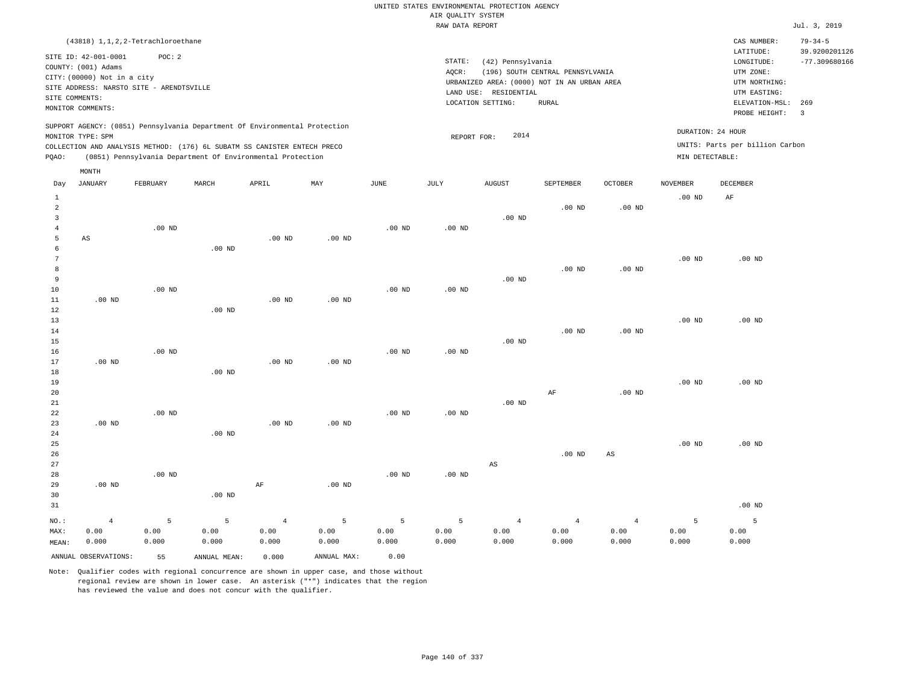UNITED STATES ENVIRONMENTAL PROTECTION AGENCY
AIR QUALITY SYSTEM
RAW DATA REPORT

Jul. 3, 2019

(43818) 1,1,2,2-Tetrachloroethane

SITE ID: 42-001-0001 POC: 2
COUNTY: (001) Adams
CITY: (00000) Not in a city
SITE ADDRESS: NARSTO SITE - ARENDTSVILLE
SITE COMMENTS:
MONITOR COMMENTS:

STATE: (42) Pennsylvania
AQCR: (196) SOUTH CENTRAL PENNSYLVANIA
URBANIZED AREA: (0000) NOT IN AN URBAN AREA
LAND USE: RESIDENTIAL
LOCATION SETTING: RURAL

CAS NUMBER: 79-34-5
LATITUDE: 39.9200201126
LONGITUDE: -77.309680166
UTM ZONE:
UTM NORTHING:
UTM EASTING:
ELEVATION-MSL: 269
PROBE HEIGHT: 3

SUPPORT AGENCY: (0851) Pennsylvania Department Of Environmental Protection
MONITOR TYPE: SPM
COLLECTION AND ANALYSIS METHOD: (176) 6L SUBATM SS CANISTER ENTECH PRECO
PQAO: (0851) Pennsylvania Department Of Environmental Protection

REPORT FOR: 2014

DURATION: 24 HOUR
UNITS: Parts per billion Carbon
MIN DETECTABLE:

| Day | JANUARY | FEBRUARY | MARCH | APRIL | MAY | JUNE | JULY | AUGUST | SEPTEMBER | OCTOBER | NOVEMBER | DECEMBER |
|---|---|---|---|---|---|---|---|---|---|---|---|---|
| 1 | | | | | | | | | | | .00 ND | AF |
| 2 | | | | | | | | | .00 ND | .00 ND | | |
| 3 | | | | | | | | .00 ND | | | | |
| 4 | | .00 ND | | | | .00 ND | .00 ND | | | | | |
| 5 | AS | | | .00 ND | .00 ND | | | | | | | |
| 6 | | | .00 ND | | | | | | | | | |
| 7 | | | | | | | | | | | .00 ND | .00 ND |
| 8 | | | | | | | | | .00 ND | .00 ND | | |
| 9 | | | | | | | | .00 ND | | | | |
| 10 | | .00 ND | | | | .00 ND | .00 ND | | | | | |
| 11 | .00 ND | | | .00 ND | .00 ND | | | | | | | |
| 12 | | | .00 ND | | | | | | | | | |
| 13 | | | | | | | | | | | .00 ND | .00 ND |
| 14 | | | | | | | | | .00 ND | .00 ND | | |
| 15 | | | | | | | | .00 ND | | | | |
| 16 | | .00 ND | | | | .00 ND | .00 ND | | | | | |
| 17 | .00 ND | | | .00 ND | .00 ND | | | | | | | |
| 18 | | | .00 ND | | | | | | | | | |
| 19 | | | | | | | | | | | .00 ND | .00 ND |
| 20 | | | | | | | | | AF | .00 ND | | |
| 21 | | | | | | | | .00 ND | | | | |
| 22 | | .00 ND | | | | .00 ND | .00 ND | | | | | |
| 23 | .00 ND | | | .00 ND | .00 ND | | | | | | | |
| 24 | | | .00 ND | | | | | | | | | |
| 25 | | | | | | | | | | | .00 ND | .00 ND |
| 26 | | | | | | | | | .00 ND | AS | | |
| 27 | | | | | | | | AS | | | | |
| 28 | | .00 ND | | | | .00 ND | .00 ND | | | | | |
| 29 | .00 ND | | | AF | .00 ND | | | | | | | |
| 30 | | | .00 ND | | | | | | | | | |
| 31 | | | | | | | | | | | | .00 ND |
| NO.: | 4 | 5 | 5 | 4 | 5 | 5 | 5 | 4 | 4 | 4 | 5 | 5 |
| MAX: | 0.00 | 0.00 | 0.00 | 0.00 | 0.00 | 0.00 | 0.00 | 0.00 | 0.00 | 0.00 | 0.00 | 0.00 |
| MEAN: | 0.000 | 0.000 | 0.000 | 0.000 | 0.000 | 0.000 | 0.000 | 0.000 | 0.000 | 0.000 | 0.000 | 0.000 |

ANNUAL OBSERVATIONS: 55 ANNUAL MEAN: 0.000 ANNUAL MAX: 0.00

Note: Qualifier codes with regional concurrence are shown in upper case, and those without regional review are shown in lower case. An asterisk ("*") indicates that the region has reviewed the value and does not concur with the qualifier.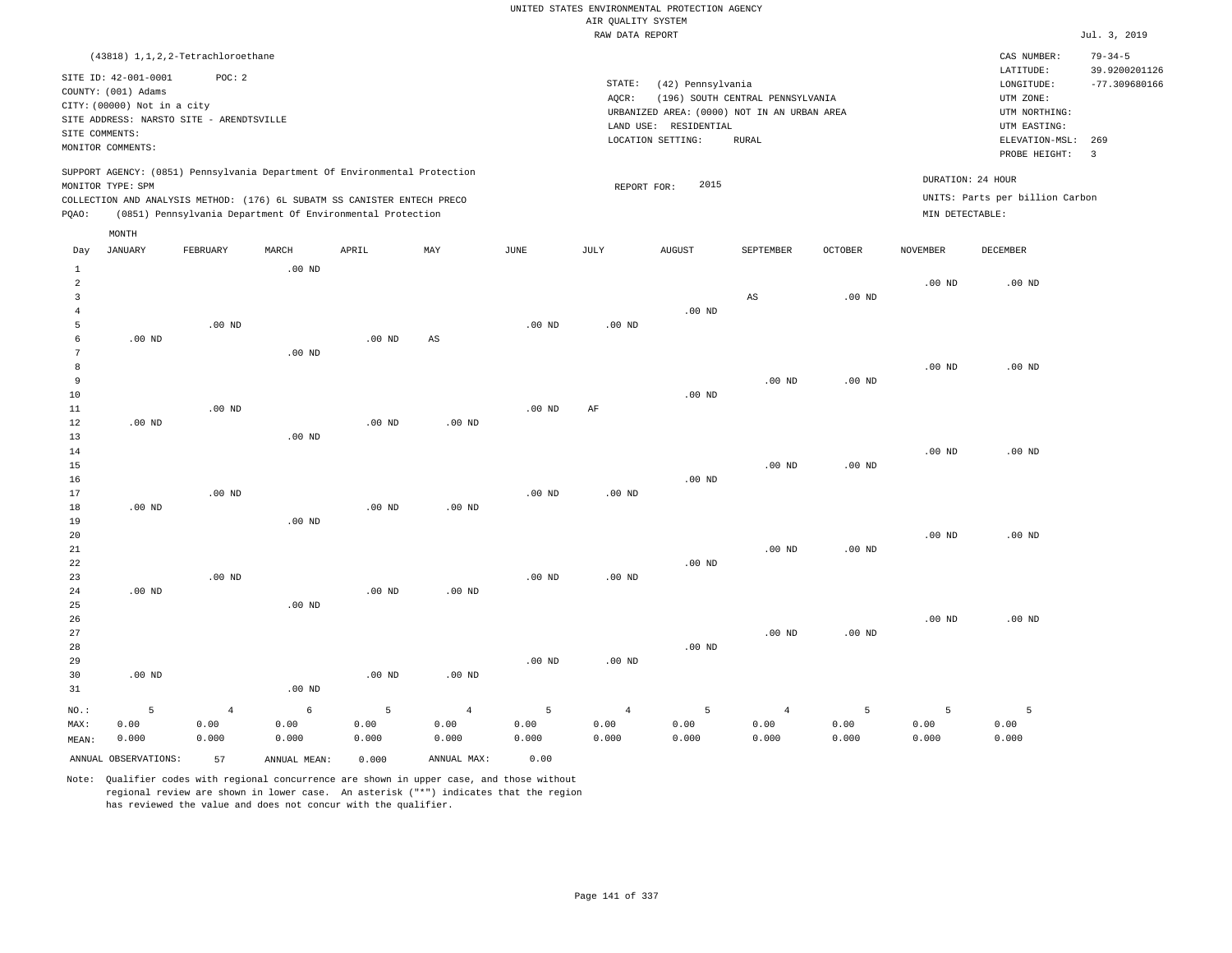UNITED STATES ENVIRONMENTAL PROTECTION AGENCY
AIR QUALITY SYSTEM
RAW DATA REPORT

Jul. 3, 2019

(43818) 1,1,2,2-Tetrachloroethane

SITE ID: 42-001-0001 POC: 2
COUNTY: (001) Adams
CITY: (00000) Not in a city
SITE ADDRESS: NARSTO SITE - ARENDTSVILLE
SITE COMMENTS:
MONITOR COMMENTS:

STATE: (42) Pennsylvania
AQCR: (196) SOUTH CENTRAL PENNSYLVANIA
URBANIZED AREA: (0000) NOT IN AN URBAN AREA
LAND USE: RESIDENTIAL
LOCATION SETTING: RURAL

CAS NUMBER: 79-34-5
LATITUDE: 39.9200201126
LONGITUDE: -77.309680166
UTM ZONE:
UTM NORTHING:
UTM EASTING:
ELEVATION-MSL: 269
PROBE HEIGHT: 3

SUPPORT AGENCY: (0851) Pennsylvania Department Of Environmental Protection
MONITOR TYPE: SPM
COLLECTION AND ANALYSIS METHOD: (176) 6L SUBATM SS CANISTER ENTECH PRECO
PQAO: (0851) Pennsylvania Department Of Environmental Protection

REPORT FOR: 2015

DURATION: 24 HOUR
UNITS: Parts per billion Carbon
MIN DETECTABLE:

| Day | JANUARY | FEBRUARY | MARCH | APRIL | MAY | JUNE | JULY | AUGUST | SEPTEMBER | OCTOBER | NOVEMBER | DECEMBER |
|---|---|---|---|---|---|---|---|---|---|---|---|---|
| 1 | | | .00 ND | | | | | | | | | |
| 2 | | | | | | | | | | | .00 ND | .00 ND |
| 3 | | | | | | | | | AS | .00 ND | | |
| 4 | | | | | | | | .00 ND | | | | |
| 5 | | .00 ND | | | | .00 ND | .00 ND | | | | | |
| 6 | .00 ND | | | .00 ND | AS | | | | | | | |
| 7 | | | .00 ND | | | | | | | | | |
| 8 | | | | | | | | | | | .00 ND | .00 ND |
| 9 | | | | | | | | | .00 ND | .00 ND | | |
| 10 | | | | | | | | .00 ND | | | | |
| 11 | | .00 ND | | | | .00 ND | AF | | | | | |
| 12 | .00 ND | | | .00 ND | .00 ND | | | | | | | |
| 13 | | | .00 ND | | | | | | | | | |
| 14 | | | | | | | | | | | .00 ND | .00 ND |
| 15 | | | | | | | | | .00 ND | .00 ND | | |
| 16 | | | | | | | | .00 ND | | | | |
| 17 | | .00 ND | | | | .00 ND | .00 ND | | | | | |
| 18 | .00 ND | | | .00 ND | .00 ND | | | | | | | |
| 19 | | | .00 ND | | | | | | | | | |
| 20 | | | | | | | | | | | .00 ND | .00 ND |
| 21 | | | | | | | | | .00 ND | .00 ND | | |
| 22 | | | | | | | | .00 ND | | | | |
| 23 | | .00 ND | | | | .00 ND | .00 ND | | | | | |
| 24 | .00 ND | | | .00 ND | .00 ND | | | | | | | |
| 25 | | | .00 ND | | | | | | | | | |
| 26 | | | | | | | | | | | .00 ND | .00 ND |
| 27 | | | | | | | | | .00 ND | .00 ND | | |
| 28 | | | | | | | | .00 ND | | | | |
| 29 | | | | | | .00 ND | .00 ND | | | | | |
| 30 | .00 ND | | | .00 ND | .00 ND | | | | | | | |
| 31 | | | .00 ND | | | | | | | | | |
| NO.: | 5 | 4 | 6 | 5 | 4 | 5 | 4 | 5 | 4 | 5 | 5 | 5 |
| MAX: | 0.00 | 0.00 | 0.00 | 0.00 | 0.00 | 0.00 | 0.00 | 0.00 | 0.00 | 0.00 | 0.00 | 0.00 |
| MEAN: | 0.000 | 0.000 | 0.000 | 0.000 | 0.000 | 0.000 | 0.000 | 0.000 | 0.000 | 0.000 | 0.000 | 0.000 |

ANNUAL OBSERVATIONS: 57 ANNUAL MEAN: 0.000 ANNUAL MAX: 0.00

Note: Qualifier codes with regional concurrence are shown in upper case, and those without regional review are shown in lower case. An asterisk ("*") indicates that the region has reviewed the value and does not concur with the qualifier.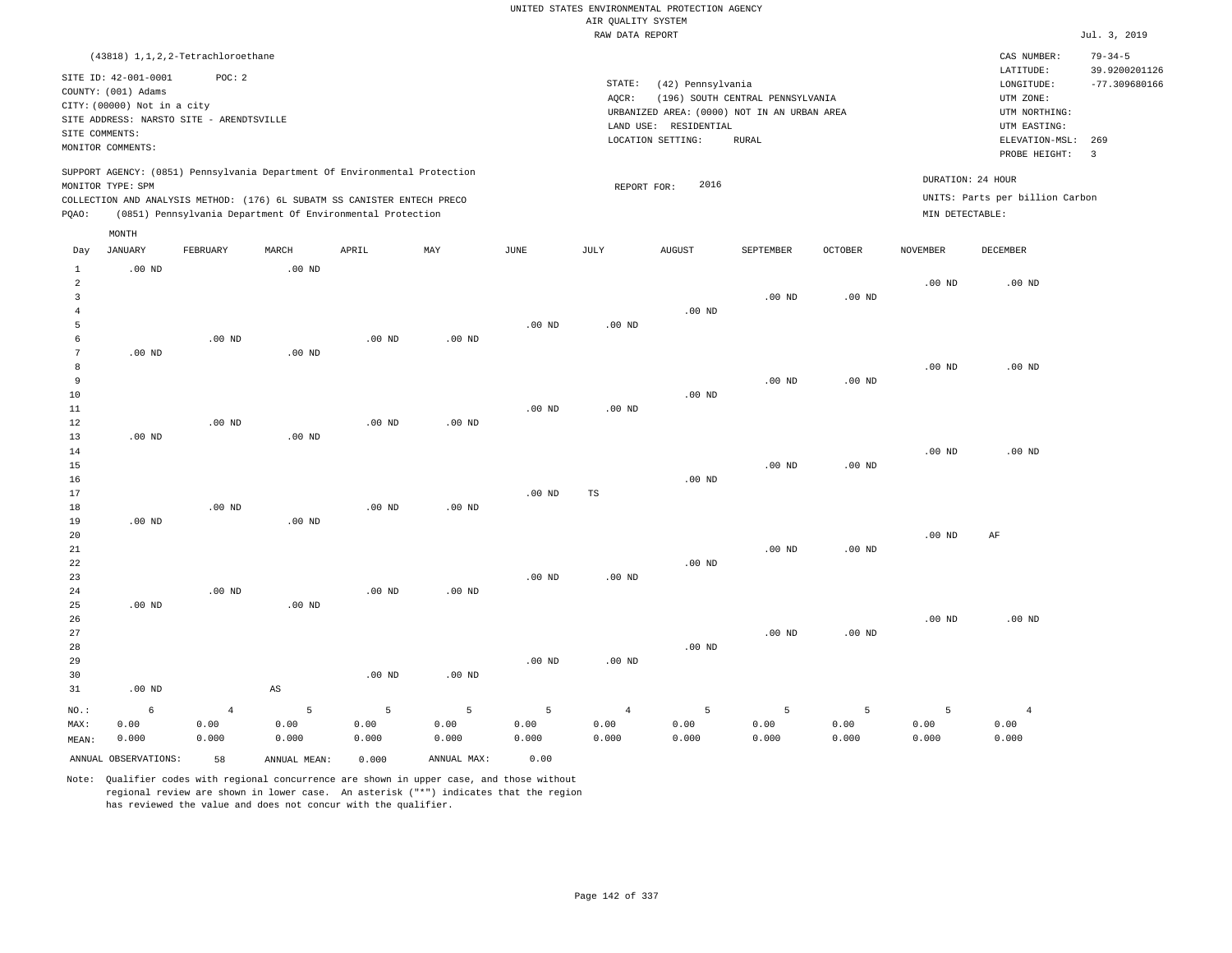UNITED STATES ENVIRONMENTAL PROTECTION AGENCY
AIR QUALITY SYSTEM
RAW DATA REPORT

Jul. 3, 2019

(43818) 1,1,2,2-Tetrachloroethane

SITE ID: 42-001-0001  POC: 2
COUNTY: (001) Adams
CITY: (00000) Not in a city
SITE ADDRESS: NARSTO SITE - ARENDTSVILLE
SITE COMMENTS:
MONITOR COMMENTS:

STATE: (42) Pennsylvania
AQCR: (196) SOUTH CENTRAL PENNSYLVANIA
URBANIZED AREA: (0000) NOT IN AN URBAN AREA
LAND USE: RESIDENTIAL
LOCATION SETTING: RURAL

CAS NUMBER: 79-34-5
LATITUDE: 39.9200201126
LONGITUDE: -77.309680166
UTM ZONE:
UTM NORTHING:
UTM EASTING:
ELEVATION-MSL: 269
PROBE HEIGHT: 3

SUPPORT AGENCY: (0851) Pennsylvania Department Of Environmental Protection
MONITOR TYPE: SPM
COLLECTION AND ANALYSIS METHOD: (176) 6L SUBATM SS CANISTER ENTECH PRECO
PQAO: (0851) Pennsylvania Department Of Environmental Protection

REPORT FOR: 2016

DURATION: 24 HOUR
UNITS: Parts per billion Carbon
MIN DETECTABLE:

| Day | JANUARY | FEBRUARY | MARCH | APRIL | MAY | JUNE | JULY | AUGUST | SEPTEMBER | OCTOBER | NOVEMBER | DECEMBER |
|---|---|---|---|---|---|---|---|---|---|---|---|---|
| 1 | .00 ND | | .00 ND | | | | | | | | | |
| 2 | | | | | | | | | | | .00 ND | .00 ND |
| 3 | | | | | | | | | .00 ND | .00 ND | | |
| 4 | | | | | | | | .00 ND | | | | |
| 5 | | | | | | .00 ND | .00 ND | | | | | |
| 6 | | .00 ND | | .00 ND | .00 ND | | | | | | | |
| 7 | .00 ND | | .00 ND | | | | | | | | | |
| 8 | | | | | | | | | | | .00 ND | .00 ND |
| 9 | | | | | | | | | .00 ND | .00 ND | | |
| 10 | | | | | | | | .00 ND | | | | |
| 11 | | | | | | .00 ND | .00 ND | | | | | |
| 12 | | .00 ND | | .00 ND | .00 ND | | | | | | | |
| 13 | .00 ND | | .00 ND | | | | | | | | | |
| 14 | | | | | | | | | | | .00 ND | .00 ND |
| 15 | | | | | | | | | .00 ND | .00 ND | | |
| 16 | | | | | | | | .00 ND | | | | |
| 17 | | | | | | .00 ND | TS | | | | | |
| 18 | | .00 ND | | .00 ND | .00 ND | | | | | | | |
| 19 | .00 ND | | .00 ND | | | | | | | | | |
| 20 | | | | | | | | | | | .00 ND | AF |
| 21 | | | | | | | | | .00 ND | .00 ND | | |
| 22 | | | | | | | | .00 ND | | | | |
| 23 | | | | | | .00 ND | .00 ND | | | | | |
| 24 | | .00 ND | | .00 ND | .00 ND | | | | | | | |
| 25 | .00 ND | | .00 ND | | | | | | | | | |
| 26 | | | | | | | | | | | .00 ND | .00 ND |
| 27 | | | | | | | | | .00 ND | .00 ND | | |
| 28 | | | | | | | | .00 ND | | | | |
| 29 | | | | | | .00 ND | .00 ND | | | | | |
| 30 | | | | .00 ND | .00 ND | | | | | | | |
| 31 | .00 ND | | AS | | | | | | | | | |
| NO.: | 6 | 4 | 5 | 5 | 5 | 5 | 4 | 5 | 5 | 5 | 5 | 4 |
| MAX: | 0.00 | 0.00 | 0.00 | 0.00 | 0.00 | 0.00 | 0.00 | 0.00 | 0.00 | 0.00 | 0.00 | 0.00 |
| MEAN: | 0.000 | 0.000 | 0.000 | 0.000 | 0.000 | 0.000 | 0.000 | 0.000 | 0.000 | 0.000 | 0.000 | 0.000 |

ANNUAL OBSERVATIONS: 58   ANNUAL MEAN: 0.000   ANNUAL MAX: 0.00

Note: Qualifier codes with regional concurrence are shown in upper case, and those without regional review are shown in lower case. An asterisk ("*") indicates that the region has reviewed the value and does not concur with the qualifier.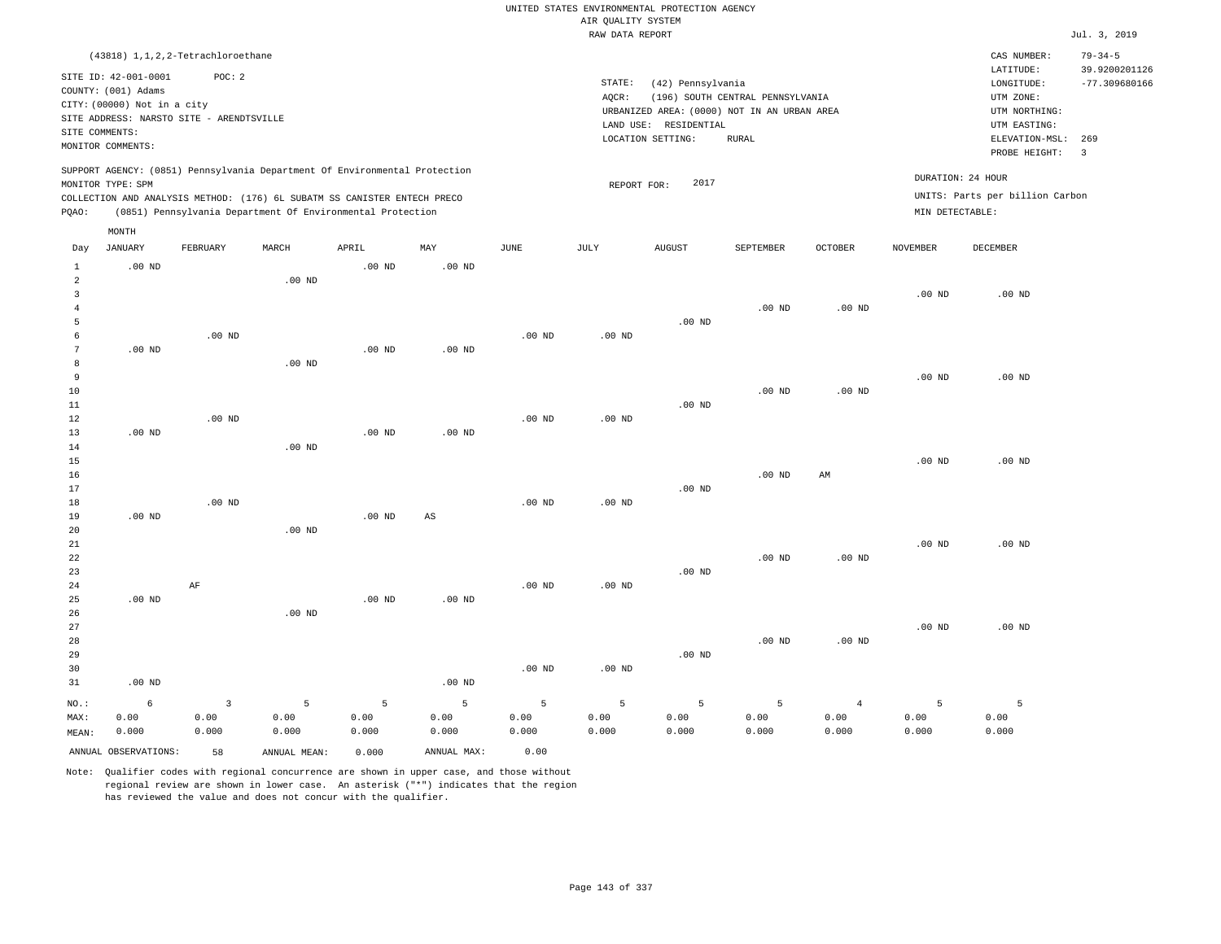UNITED STATES ENVIRONMENTAL PROTECTION AGENCY
AIR QUALITY SYSTEM
RAW DATA REPORT

Jul. 3, 2019

(43818) 1,1,2,2-Tetrachloroethane

SITE ID: 42-001-0001 POC: 2
COUNTY: (001) Adams
CITY: (00000) Not in a city
SITE ADDRESS: NARSTO SITE - ARENDTSVILLE
SITE COMMENTS:
MONITOR COMMENTS:

STATE: (42) Pennsylvania
AQCR: (196) SOUTH CENTRAL PENNSYLVANIA
URBANIZED AREA: (0000) NOT IN AN URBAN AREA
LAND USE: RESIDENTIAL
LOCATION SETTING: RURAL

CAS NUMBER: 79-34-5
LATITUDE: 39.9200201126
LONGITUDE: -77.309680166
UTM ZONE:
UTM NORTHING:
UTM EASTING:
ELEVATION-MSL: 269
PROBE HEIGHT: 3

SUPPORT AGENCY: (0851) Pennsylvania Department Of Environmental Protection
MONITOR TYPE: SPM
COLLECTION AND ANALYSIS METHOD: (176) 6L SUBATM SS CANISTER ENTECH PRECO
PQAO: (0851) Pennsylvania Department Of Environmental Protection

REPORT FOR: 2017

DURATION: 24 HOUR
UNITS: Parts per billion Carbon
MIN DETECTABLE:

| Day | JANUARY | FEBRUARY | MARCH | APRIL | MAY | JUNE | JULY | AUGUST | SEPTEMBER | OCTOBER | NOVEMBER | DECEMBER |
|---|---|---|---|---|---|---|---|---|---|---|---|---|
| 1 | .00 ND | | | .00 ND | .00 ND | | | | | | | |
| 2 | | | .00 ND | | | | | | | | | |
| 3 | | | | | | | | | | | .00 ND | .00 ND |
| 4 | | | | | | | | | .00 ND | .00 ND | | |
| 5 | | | | | | | | .00 ND | | | | |
| 6 | | .00 ND | | | | .00 ND | .00 ND | | | | | |
| 7 | .00 ND | | | .00 ND | .00 ND | | | | | | | |
| 8 | | | .00 ND | | | | | | | | | |
| 9 | | | | | | | | | | | .00 ND | .00 ND |
| 10 | | | | | | | | | .00 ND | .00 ND | | |
| 11 | | | | | | | | .00 ND | | | | |
| 12 | | .00 ND | | | | .00 ND | .00 ND | | | | | |
| 13 | .00 ND | | | .00 ND | .00 ND | | | | | | | |
| 14 | | | .00 ND | | | | | | | | | |
| 15 | | | | | | | | | | | .00 ND | .00 ND |
| 16 | | | | | | | | | .00 ND | AM | | |
| 17 | | | | | | | | .00 ND | | | | |
| 18 | | .00 ND | | | | .00 ND | .00 ND | | | | | |
| 19 | .00 ND | | | .00 ND | AS | | | | | | | |
| 20 | | | .00 ND | | | | | | | | | |
| 21 | | | | | | | | | | | .00 ND | .00 ND |
| 22 | | | | | | | | | .00 ND | .00 ND | | |
| 23 | | | | | | | | .00 ND | | | | |
| 24 | | AF | | | | .00 ND | .00 ND | | | | | |
| 25 | .00 ND | | | .00 ND | .00 ND | | | | | | | |
| 26 | | | .00 ND | | | | | | | | | |
| 27 | | | | | | | | | | | .00 ND | .00 ND |
| 28 | | | | | | | | | .00 ND | .00 ND | | |
| 29 | | | | | | | | .00 ND | | | | |
| 30 | | | | | | .00 ND | .00 ND | | | | | |
| 31 | .00 ND | | | | .00 ND | | | | | | | |
| NO.: | 6 | 3 | 5 | 5 | 5 | 5 | 5 | 5 | 5 | 4 | 5 | 5 |
| MAX: | 0.00 | 0.00 | 0.00 | 0.00 | 0.00 | 0.00 | 0.00 | 0.00 | 0.00 | 0.00 | 0.00 | 0.00 |
| MEAN: | 0.000 | 0.000 | 0.000 | 0.000 | 0.000 | 0.000 | 0.000 | 0.000 | 0.000 | 0.000 | 0.000 | 0.000 |

ANNUAL OBSERVATIONS: 58 ANNUAL MEAN: 0.000 ANNUAL MAX: 0.00

Note: Qualifier codes with regional concurrence are shown in upper case, and those without regional review are shown in lower case. An asterisk ("*") indicates that the region has reviewed the value and does not concur with the qualifier.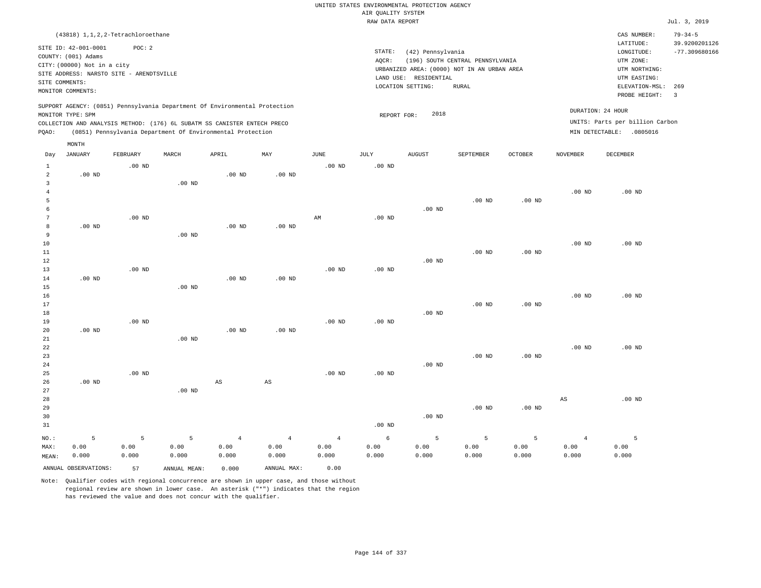UNITED STATES ENVIRONMENTAL PROTECTION AGENCY
AIR QUALITY SYSTEM
RAW DATA REPORT

Jul. 3, 2019

(43818) 1,1,2,2-Tetrachloroethane

SITE ID: 42-001-0001 POC: 2
COUNTY: (001) Adams
CITY: (00000) Not in a city
SITE ADDRESS: NARSTO SITE - ARENDTSVILLE
SITE COMMENTS:
MONITOR COMMENTS:

STATE: (42) Pennsylvania
AQCR: (196) SOUTH CENTRAL PENNSYLVANIA
URBANIZED AREA: (0000) NOT IN AN URBAN AREA
LAND USE: RESIDENTIAL
LOCATION SETTING: RURAL

CAS NUMBER: 79-34-5
LATITUDE: 39.9200201126
LONGITUDE: -77.309680166
UTM ZONE:
UTM NORTHING:
UTM EASTING:
ELEVATION-MSL: 269
PROBE HEIGHT: 3

SUPPORT AGENCY: (0851) Pennsylvania Department Of Environmental Protection
MONITOR TYPE: SPM
COLLECTION AND ANALYSIS METHOD: (176) 6L SUBATM SS CANISTER ENTECH PRECO
PQAO: (0851) Pennsylvania Department Of Environmental Protection

REPORT FOR: 2018

DURATION: 24 HOUR
UNITS: Parts per billion Carbon
MIN DETECTABLE: .0805016

| Day | JANUARY | FEBRUARY | MARCH | APRIL | MAY | JUNE | JULY | AUGUST | SEPTEMBER | OCTOBER | NOVEMBER | DECEMBER |
|---|---|---|---|---|---|---|---|---|---|---|---|---|
| 1 | | .00 ND | | | | .00 ND | .00 ND | | | | | |
| 2 | .00 ND | | | .00 ND | .00 ND | | | | | | | |
| 3 | | | .00 ND | | | | | | | | | |
| 4 | | | | | | | | | | | .00 ND | .00 ND |
| 5 | | | | | | | | | .00 ND | .00 ND | | |
| 6 | | | | | | | | .00 ND | | | | |
| 7 | | .00 ND | | | | AM | .00 ND | | | | | |
| 8 | .00 ND | | | .00 ND | .00 ND | | | | | | | |
| 9 | | | .00 ND | | | | | | | | | |
| 10 | | | | | | | | | | | .00 ND | .00 ND |
| 11 | | | | | | | | | .00 ND | .00 ND | | |
| 12 | | | | | | | | .00 ND | | | | |
| 13 | | .00 ND | | | | .00 ND | .00 ND | | | | | |
| 14 | .00 ND | | | .00 ND | .00 ND | | | | | | | |
| 15 | | | .00 ND | | | | | | | | | |
| 16 | | | | | | | | | | | .00 ND | .00 ND |
| 17 | | | | | | | | | .00 ND | .00 ND | | |
| 18 | | | | | | | | .00 ND | | | | |
| 19 | | .00 ND | | | | .00 ND | .00 ND | | | | | |
| 20 | .00 ND | | | .00 ND | .00 ND | | | | | | | |
| 21 | | | .00 ND | | | | | | | | | |
| 22 | | | | | | | | | | | .00 ND | .00 ND |
| 23 | | | | | | | | | .00 ND | .00 ND | | |
| 24 | | | | | | | | .00 ND | | | | |
| 25 | | .00 ND | | | | .00 ND | .00 ND | | | | | |
| 26 | .00 ND | | | AS | AS | | | | | | | |
| 27 | | | .00 ND | | | | | | | | | |
| 28 | | | | | | | | | | | AS | .00 ND |
| 29 | | | | | | | | | .00 ND | .00 ND | | |
| 30 | | | | | | | | .00 ND | | | | |
| 31 | | | | | | | .00 ND | | | | | |
| NO.: | 5 | 5 | 5 | 4 | 4 | 4 | 6 | 5 | 5 | 5 | 4 | 5 |
| MAX: | 0.00 | 0.00 | 0.00 | 0.00 | 0.00 | 0.00 | 0.00 | 0.00 | 0.00 | 0.00 | 0.00 | 0.00 |
| MEAN: | 0.000 | 0.000 | 0.000 | 0.000 | 0.000 | 0.000 | 0.000 | 0.000 | 0.000 | 0.000 | 0.000 | 0.000 |

ANNUAL OBSERVATIONS: 57 ANNUAL MEAN: 0.000 ANNUAL MAX: 0.00

Note: Qualifier codes with regional concurrence are shown in upper case, and those without regional review are shown in lower case. An asterisk ("*") indicates that the region has reviewed the value and does not concur with the qualifier.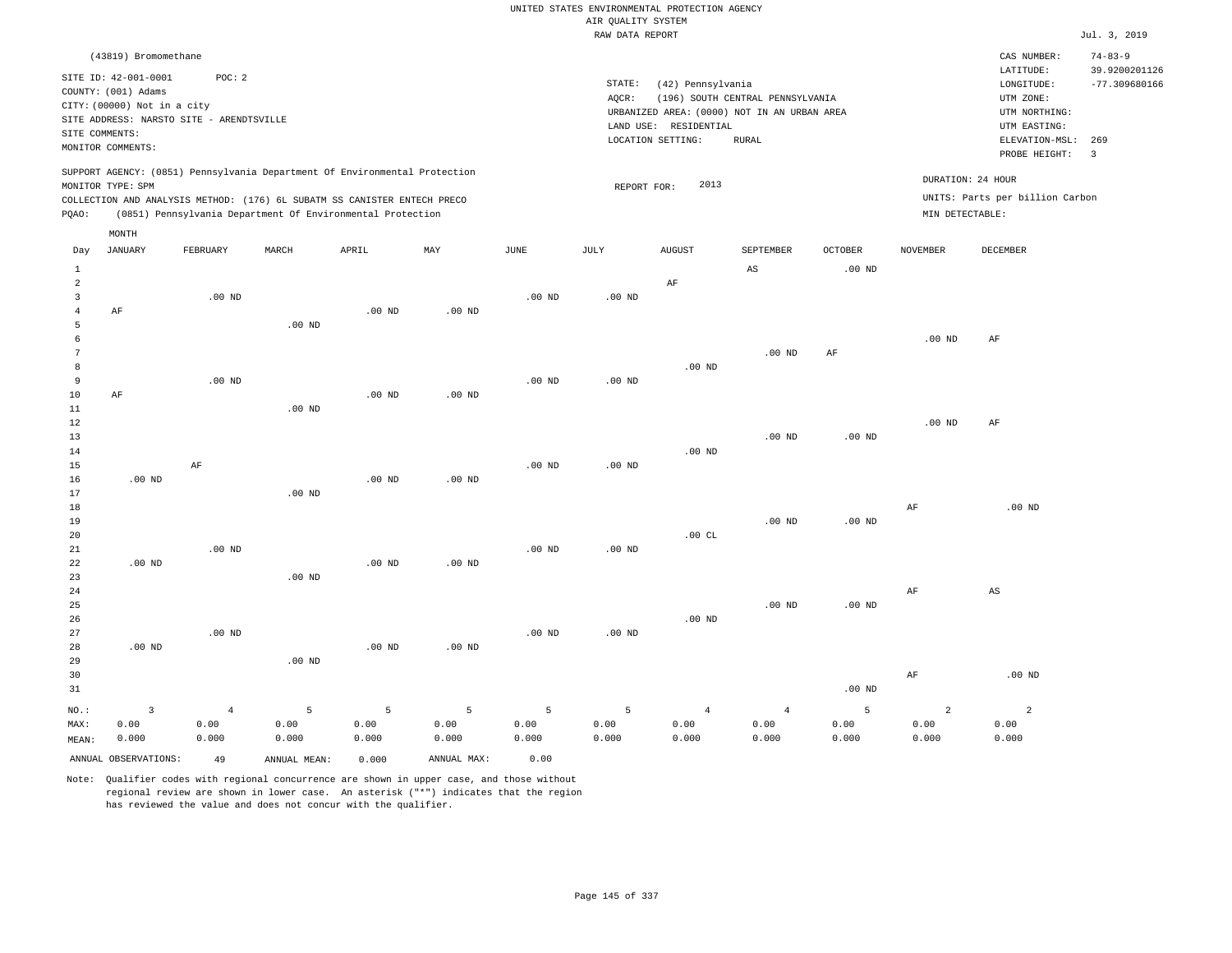UNITED STATES ENVIRONMENTAL PROTECTION AGENCY
AIR QUALITY SYSTEM
RAW DATA REPORT

Jul. 3, 2019

(43819) Bromomethane

SITE ID: 42-001-0001 POC: 2
COUNTY: (001) Adams
CITY: (00000) Not in a city
SITE ADDRESS: NARSTO SITE - ARENDTSVILLE
SITE COMMENTS:
MONITOR COMMENTS:

STATE: (42) Pennsylvania
AQCR: (196) SOUTH CENTRAL PENNSYLVANIA
URBANIZED AREA: (0000) NOT IN AN URBAN AREA
LAND USE: RESIDENTIAL
LOCATION SETTING: RURAL

CAS NUMBER: 74-83-9
LATITUDE: 39.9200201126
LONGITUDE: -77.309680166
UTM ZONE:
UTM NORTHING:
UTM EASTING:
ELEVATION-MSL: 269
PROBE HEIGHT: 3

SUPPORT AGENCY: (0851) Pennsylvania Department Of Environmental Protection
MONITOR TYPE: SPM
COLLECTION AND ANALYSIS METHOD: (176) 6L SUBATM SS CANISTER ENTECH PRECO
PQAO: (0851) Pennsylvania Department Of Environmental Protection

REPORT FOR: 2013

DURATION: 24 HOUR
UNITS: Parts per billion Carbon
MIN DETECTABLE:

| Day | JANUARY | FEBRUARY | MARCH | APRIL | MAY | JUNE | JULY | AUGUST | SEPTEMBER | OCTOBER | NOVEMBER | DECEMBER |
|---|---|---|---|---|---|---|---|---|---|---|---|---|
| 1 | | | | | | | | | AS | .00 ND | | |
| 2 | | | | | | | | AF | | | | |
| 3 | | .00 ND | | | | .00 ND | .00 ND | | | | | |
| 4 | AF | | | .00 ND | .00 ND | | | | | | | |
| 5 | | | .00 ND | | | | | | | | | |
| 6 | | | | | | | | | | | .00 ND | AF |
| 7 | | | | | | | | | .00 ND | AF | | |
| 8 | | | | | | | | .00 ND | | | | |
| 9 | | .00 ND | | | | .00 ND | .00 ND | | | | | |
| 10 | AF | | | .00 ND | .00 ND | | | | | | | |
| 11 | | | .00 ND | | | | | | | | | |
| 12 | | | | | | | | | | | .00 ND | AF |
| 13 | | | | | | | | | .00 ND | .00 ND | | |
| 14 | | | | | | | | .00 ND | | | | |
| 15 | | AF | | | | .00 ND | .00 ND | | | | | |
| 16 | .00 ND | | | .00 ND | .00 ND | | | | | | | |
| 17 | | | .00 ND | | | | | | | | | |
| 18 | | | | | | | | | | | AF | .00 ND |
| 19 | | | | | | | | | .00 ND | .00 ND | | |
| 20 | | | | | | | | .00 CL | | | | |
| 21 | | .00 ND | | | | .00 ND | .00 ND | | | | | |
| 22 | .00 ND | | | .00 ND | .00 ND | | | | | | | |
| 23 | | | .00 ND | | | | | | | | | |
| 24 | | | | | | | | | | | AF | AS |
| 25 | | | | | | | | | .00 ND | .00 ND | | |
| 26 | | | | | | | | .00 ND | | | | |
| 27 | | .00 ND | | | | .00 ND | .00 ND | | | | | |
| 28 | .00 ND | | | .00 ND | .00 ND | | | | | | | |
| 29 | | | .00 ND | | | | | | | | | |
| 30 | | | | | | | | | | | AF | .00 ND |
| 31 | | | | | | | | | | .00 ND | | |
| NO.: | 3 | 4 | 5 | 5 | 5 | 5 | 5 | 4 | 4 | 5 | 2 | 2 |
| MAX: | 0.00 | 0.00 | 0.00 | 0.00 | 0.00 | 0.00 | 0.00 | 0.00 | 0.00 | 0.00 | 0.00 | 0.00 |
| MEAN: | 0.000 | 0.000 | 0.000 | 0.000 | 0.000 | 0.000 | 0.000 | 0.000 | 0.000 | 0.000 | 0.000 | 0.000 |

ANNUAL OBSERVATIONS: 49 ANNUAL MEAN: 0.000 ANNUAL MAX: 0.00

Note: Qualifier codes with regional concurrence are shown in upper case, and those without regional review are shown in lower case. An asterisk ("*") indicates that the region has reviewed the value and does not concur with the qualifier.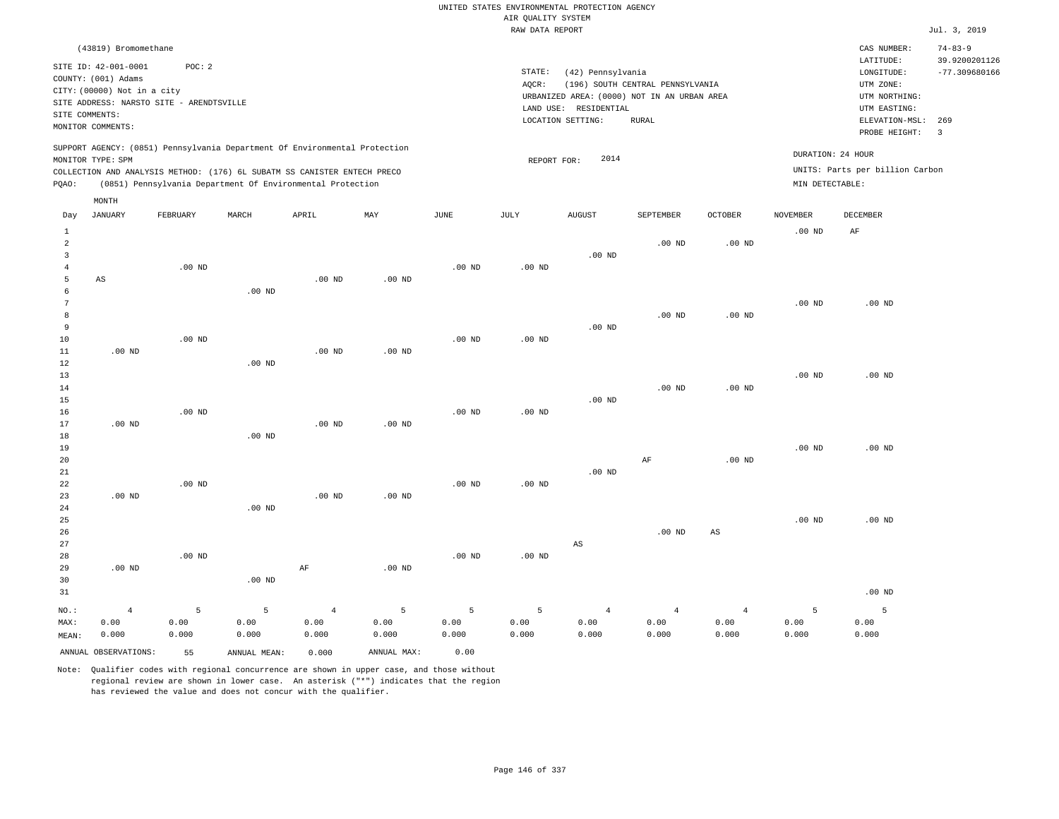UNITED STATES ENVIRONMENTAL PROTECTION AGENCY
AIR QUALITY SYSTEM
RAW DATA REPORT

Jul. 3, 2019

(43819) Bromomethane

SITE ID: 42-001-0001    POC: 2
COUNTY: (001) Adams
CITY: (00000) Not in a city
SITE ADDRESS: NARSTO SITE - ARENDTSVILLE
SITE COMMENTS:
MONITOR COMMENTS:

STATE: (42) Pennsylvania
AQCR: (196) SOUTH CENTRAL PENNSYLVANIA
URBANIZED AREA: (0000) NOT IN AN URBAN AREA
LAND USE: RESIDENTIAL
LOCATION SETTING: RURAL

CAS NUMBER: 74-83-9
LATITUDE: 39.9200201126
LONGITUDE: -77.309680166
UTM ZONE:
UTM NORTHING:
UTM EASTING:
ELEVATION-MSL: 269
PROBE HEIGHT: 3

SUPPORT AGENCY: (0851) Pennsylvania Department Of Environmental Protection
MONITOR TYPE: SPM
COLLECTION AND ANALYSIS METHOD: (176) 6L SUBATM SS CANISTER ENTECH PRECO
PQAO: (0851) Pennsylvania Department Of Environmental Protection

REPORT FOR: 2014

DURATION: 24 HOUR
UNITS: Parts per billion Carbon
MIN DETECTABLE:

| Day | JANUARY | FEBRUARY | MARCH | APRIL | MAY | JUNE | JULY | AUGUST | SEPTEMBER | OCTOBER | NOVEMBER | DECEMBER |
|---|---|---|---|---|---|---|---|---|---|---|---|---|
| 1 | | | | | | | | | | | .00 ND | AF |
| 2 | | | | | | | | | .00 ND | .00 ND | | |
| 3 | | | | | | | | .00 ND | | | | |
| 4 | | .00 ND | | | | .00 ND | .00 ND | | | | | |
| 5 | AS | | | .00 ND | .00 ND | | | | | | | |
| 6 | | | .00 ND | | | | | | | | | |
| 7 | | | | | | | | | | | .00 ND | .00 ND |
| 8 | | | | | | | | | .00 ND | .00 ND | | |
| 9 | | | | | | | | .00 ND | | | | |
| 10 | | .00 ND | | | | .00 ND | .00 ND | | | | | |
| 11 | .00 ND | | | .00 ND | .00 ND | | | | | | | |
| 12 | | | .00 ND | | | | | | | | | |
| 13 | | | | | | | | | | | .00 ND | .00 ND |
| 14 | | | | | | | | | .00 ND | .00 ND | | |
| 15 | | | | | | | | .00 ND | | | | |
| 16 | | .00 ND | | | | .00 ND | .00 ND | | | | | |
| 17 | .00 ND | | | .00 ND | .00 ND | | | | | | | |
| 18 | | | .00 ND | | | | | | | | | |
| 19 | | | | | | | | | | | .00 ND | .00 ND |
| 20 | | | | | | | | | AF | .00 ND | | |
| 21 | | | | | | | | .00 ND | | | | |
| 22 | | .00 ND | | | | .00 ND | .00 ND | | | | | |
| 23 | .00 ND | | | .00 ND | .00 ND | | | | | | | |
| 24 | | | .00 ND | | | | | | | | | |
| 25 | | | | | | | | | | | .00 ND | .00 ND |
| 26 | | | | | | | | | .00 ND | AS | | |
| 27 | | | | | | | | AS | | | | |
| 28 | | .00 ND | | | | .00 ND | .00 ND | | | | | |
| 29 | .00 ND | | | AF | .00 ND | | | | | | | |
| 30 | | | .00 ND | | | | | | | | | |
| 31 | | | | | | | | | | | | .00 ND |
| NO.: | 4 | 5 | 5 | 4 | 5 | 5 | 5 | 4 | 4 | 4 | 5 | 5 |
| MAX: | 0.00 | 0.00 | 0.00 | 0.00 | 0.00 | 0.00 | 0.00 | 0.00 | 0.00 | 0.00 | 0.00 | 0.00 |
| MEAN: | 0.000 | 0.000 | 0.000 | 0.000 | 0.000 | 0.000 | 0.000 | 0.000 | 0.000 | 0.000 | 0.000 | 0.000 |

ANNUAL OBSERVATIONS: 55    ANNUAL MEAN: 0.000    ANNUAL MAX: 0.00

Note: Qualifier codes with regional concurrence are shown in upper case, and those without regional review are shown in lower case. An asterisk ("*") indicates that the region has reviewed the value and does not concur with the qualifier.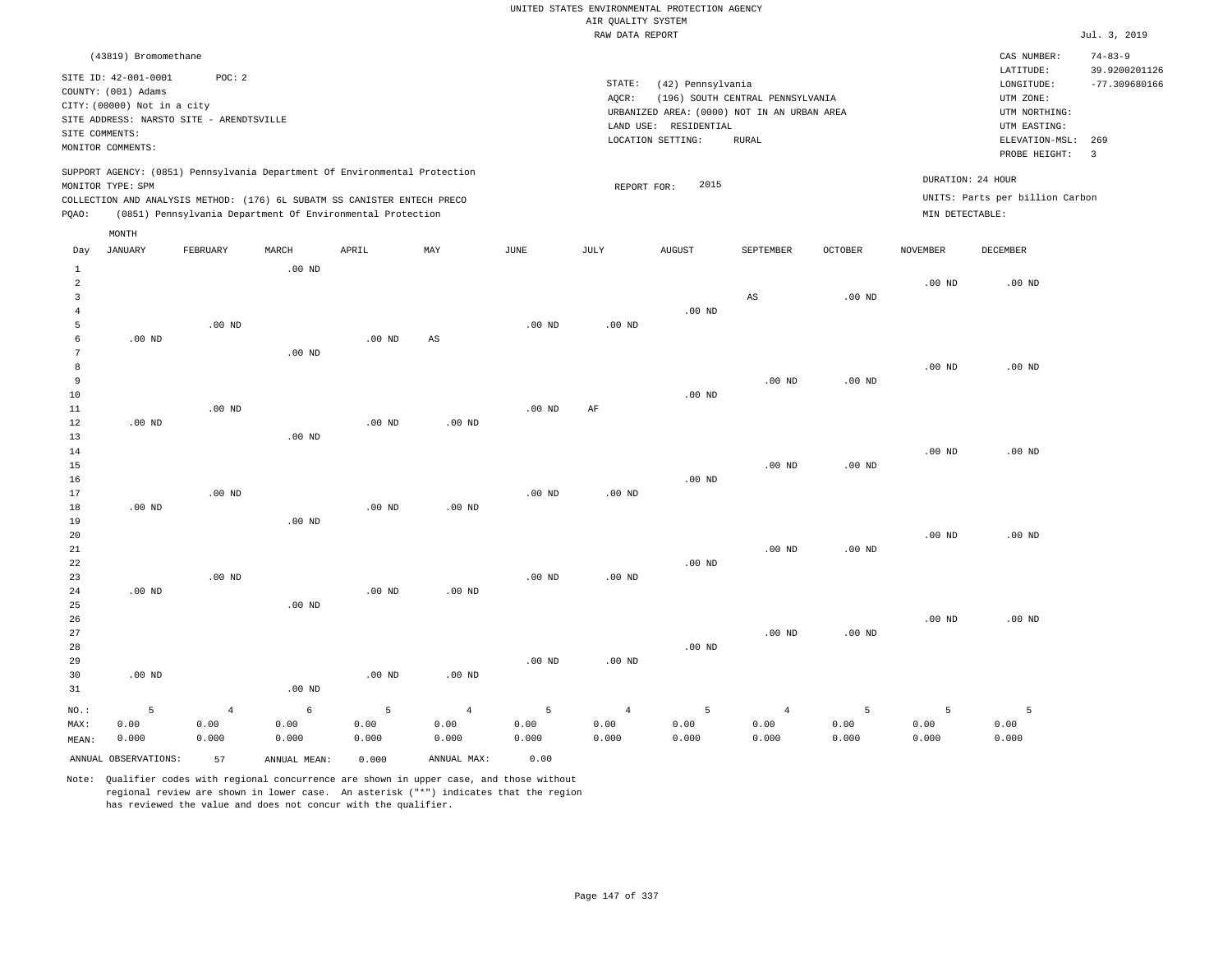UNITED STATES ENVIRONMENTAL PROTECTION AGENCY
AIR QUALITY SYSTEM
RAW DATA REPORT

Jul. 3, 2019

(43819) Bromomethane

SITE ID: 42-001-0001 POC: 2
COUNTY: (001) Adams
CITY: (00000) Not in a city
SITE ADDRESS: NARSTO SITE - ARENDTSVILLE
SITE COMMENTS:
MONITOR COMMENTS:

STATE: (42) Pennsylvania
AQCR: (196) SOUTH CENTRAL PENNSYLVANIA
URBANIZED AREA: (0000) NOT IN AN URBAN AREA
LAND USE: RESIDENTIAL
LOCATION SETTING: RURAL

CAS NUMBER: 74-83-9
LATITUDE: 39.9200201126
LONGITUDE: -77.309680166
UTM ZONE:
UTM NORTHING:
UTM EASTING:
ELEVATION-MSL: 269
PROBE HEIGHT: 3

SUPPORT AGENCY: (0851) Pennsylvania Department Of Environmental Protection
MONITOR TYPE: SPM
COLLECTION AND ANALYSIS METHOD: (176) 6L SUBATM SS CANISTER ENTECH PRECO
PQAO: (0851) Pennsylvania Department Of Environmental Protection

REPORT FOR: 2015

DURATION: 24 HOUR
UNITS: Parts per billion Carbon
MIN DETECTABLE:

| Day | JANUARY | FEBRUARY | MARCH | APRIL | MAY | JUNE | JULY | AUGUST | SEPTEMBER | OCTOBER | NOVEMBER | DECEMBER |
|---|---|---|---|---|---|---|---|---|---|---|---|---|
| 1 | | | .00 ND | | | | | | | | | |
| 2 | | | | | | | | | | | .00 ND | .00 ND |
| 3 | | | | | | | | | AS | .00 ND | | |
| 4 | | | | | | | | .00 ND | | | | |
| 5 | | .00 ND | | | | .00 ND | .00 ND | | | | | |
| 6 | .00 ND | | | .00 ND | AS | | | | | | | |
| 7 | | | .00 ND | | | | | | | | | |
| 8 | | | | | | | | | | | .00 ND | .00 ND |
| 9 | | | | | | | | | .00 ND | .00 ND | | |
| 10 | | | | | | | | .00 ND | | | | |
| 11 | | .00 ND | | | | .00 ND | AF | | | | | |
| 12 | .00 ND | | | .00 ND | .00 ND | | | | | | | |
| 13 | | | .00 ND | | | | | | | | | |
| 14 | | | | | | | | | | | .00 ND | .00 ND |
| 15 | | | | | | | | | .00 ND | .00 ND | | |
| 16 | | | | | | | | .00 ND | | | | |
| 17 | | .00 ND | | | | .00 ND | .00 ND | | | | | |
| 18 | .00 ND | | | .00 ND | .00 ND | | | | | | | |
| 19 | | | .00 ND | | | | | | | | | |
| 20 | | | | | | | | | | | .00 ND | .00 ND |
| 21 | | | | | | | | | .00 ND | .00 ND | | |
| 22 | | | | | | | | .00 ND | | | | |
| 23 | | .00 ND | | | | .00 ND | .00 ND | | | | | |
| 24 | .00 ND | | | .00 ND | .00 ND | | | | | | | |
| 25 | | | .00 ND | | | | | | | | | |
| 26 | | | | | | | | | | | .00 ND | .00 ND |
| 27 | | | | | | | | | .00 ND | .00 ND | | |
| 28 | | | | | | | | .00 ND | | | | |
| 29 | | | | | | .00 ND | .00 ND | | | | | |
| 30 | .00 ND | | | .00 ND | .00 ND | | | | | | | |
| 31 | | | .00 ND | | | | | | | | | |
| NO.: | 5 | 4 | 6 | 5 | 4 | 5 | 4 | 5 | 4 | 5 | 5 | 5 |
| MAX: | 0.00 | 0.00 | 0.00 | 0.00 | 0.00 | 0.00 | 0.00 | 0.00 | 0.00 | 0.00 | 0.00 | 0.00 |
| MEAN: | 0.000 | 0.000 | 0.000 | 0.000 | 0.000 | 0.000 | 0.000 | 0.000 | 0.000 | 0.000 | 0.000 | 0.000 |

ANNUAL OBSERVATIONS: 57 ANNUAL MEAN: 0.000 ANNUAL MAX: 0.00

Note: Qualifier codes with regional concurrence are shown in upper case, and those without regional review are shown in lower case. An asterisk ("*") indicates that the region has reviewed the value and does not concur with the qualifier.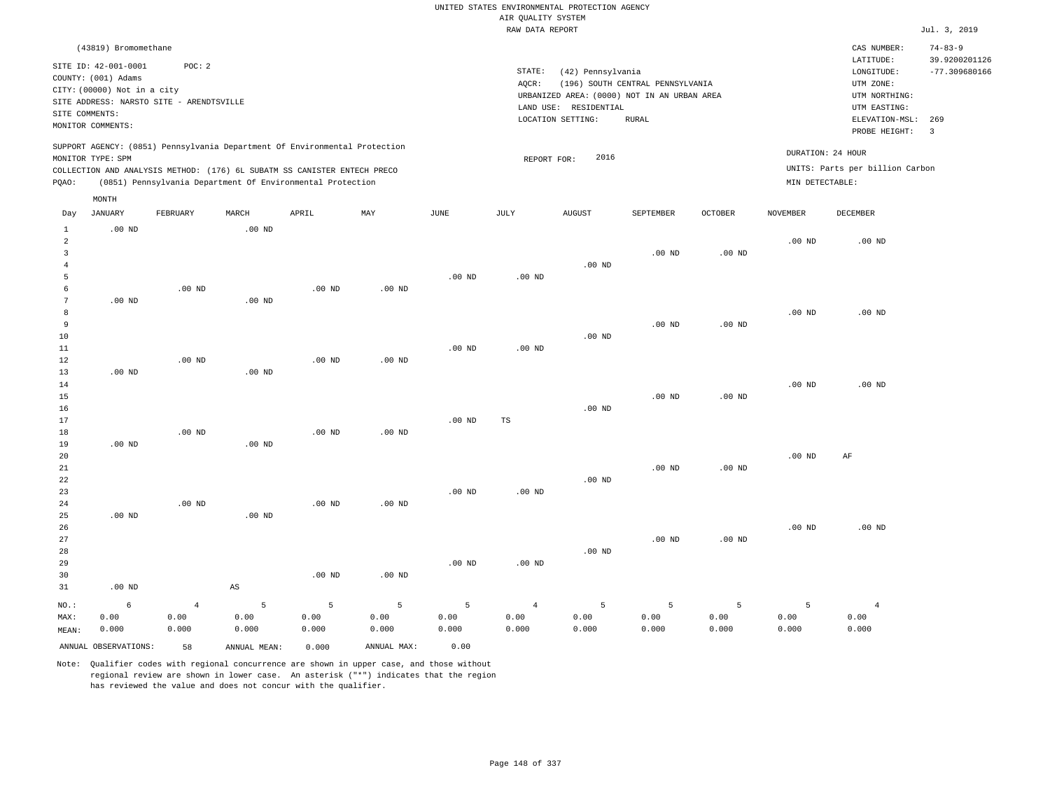UNITED STATES ENVIRONMENTAL PROTECTION AGENCY
AIR QUALITY SYSTEM
RAW DATA REPORT

Jul. 3, 2019

(43819) Bromomethane

SITE ID: 42-001-0001 POC: 2
COUNTY: (001) Adams
CITY: (00000) Not in a city
SITE ADDRESS: NARSTO SITE - ARENDTSVILLE
SITE COMMENTS:
MONITOR COMMENTS:

STATE: (42) Pennsylvania
AQCR: (196) SOUTH CENTRAL PENNSYLVANIA
URBANIZED AREA: (0000) NOT IN AN URBAN AREA
LAND USE: RESIDENTIAL
LOCATION SETTING: RURAL

CAS NUMBER: 74-83-9
LATITUDE: 39.9200201126
LONGITUDE: -77.309680166
UTM ZONE:
UTM NORTHING:
UTM EASTING:
ELEVATION-MSL: 269
PROBE HEIGHT: 3

SUPPORT AGENCY: (0851) Pennsylvania Department Of Environmental Protection
MONITOR TYPE: SPM
COLLECTION AND ANALYSIS METHOD: (176) 6L SUBATM SS CANISTER ENTECH PRECO
PQAO: (0851) Pennsylvania Department Of Environmental Protection

REPORT FOR: 2016

DURATION: 24 HOUR
UNITS: Parts per billion Carbon
MIN DETECTABLE:

| Day | JANUARY | FEBRUARY | MARCH | APRIL | MAY | JUNE | JULY | AUGUST | SEPTEMBER | OCTOBER | NOVEMBER | DECEMBER |
|---|---|---|---|---|---|---|---|---|---|---|---|---|
| 1 | .00 ND | | .00 ND | | | | | | | | | |
| 2 | | | | | | | | | | | .00 ND | .00 ND |
| 3 | | | | | | | | | .00 ND | .00 ND | | |
| 4 | | | | | | | | .00 ND | | | | |
| 5 | | | | | | .00 ND | .00 ND | | | | | |
| 6 | | .00 ND | | .00 ND | .00 ND | | | | | | | |
| 7 | .00 ND | | .00 ND | | | | | | | | | |
| 8 | | | | | | | | | | | .00 ND | .00 ND |
| 9 | | | | | | | | | .00 ND | .00 ND | | |
| 10 | | | | | | | | .00 ND | | | | |
| 11 | | | | | | .00 ND | .00 ND | | | | | |
| 12 | | .00 ND | | .00 ND | .00 ND | | | | | | | |
| 13 | .00 ND | | .00 ND | | | | | | | | | |
| 14 | | | | | | | | | | | .00 ND | .00 ND |
| 15 | | | | | | | | | .00 ND | .00 ND | | |
| 16 | | | | | | | | .00 ND | | | | |
| 17 | | | | | | .00 ND | TS | | | | | |
| 18 | | .00 ND | | .00 ND | .00 ND | | | | | | | |
| 19 | .00 ND | | .00 ND | | | | | | | | | |
| 20 | | | | | | | | | | | .00 ND | AF |
| 21 | | | | | | | | | .00 ND | .00 ND | | |
| 22 | | | | | | | | .00 ND | | | | |
| 23 | | | | | | .00 ND | .00 ND | | | | | |
| 24 | | .00 ND | | .00 ND | .00 ND | | | | | | | |
| 25 | .00 ND | | .00 ND | | | | | | | | | |
| 26 | | | | | | | | | | | .00 ND | .00 ND |
| 27 | | | | | | | | | .00 ND | .00 ND | | |
| 28 | | | | | | | | .00 ND | | | | |
| 29 | | | | | | .00 ND | .00 ND | | | | | |
| 30 | | | | .00 ND | .00 ND | | | | | | | |
| 31 | .00 ND | | AS | | | | | | | | | |
| NO.: | 6 | 4 | 5 | 5 | 5 | 5 | 4 | 5 | 5 | 5 | 5 | 4 |
| MAX: | 0.00 | 0.00 | 0.00 | 0.00 | 0.00 | 0.00 | 0.00 | 0.00 | 0.00 | 0.00 | 0.00 | 0.00 |
| MEAN: | 0.000 | 0.000 | 0.000 | 0.000 | 0.000 | 0.000 | 0.000 | 0.000 | 0.000 | 0.000 | 0.000 | 0.000 |

ANNUAL OBSERVATIONS: 58 ANNUAL MEAN: 0.000 ANNUAL MAX: 0.00

Note: Qualifier codes with regional concurrence are shown in upper case, and those without regional review are shown in lower case. An asterisk ("*") indicates that the region has reviewed the value and does not concur with the qualifier.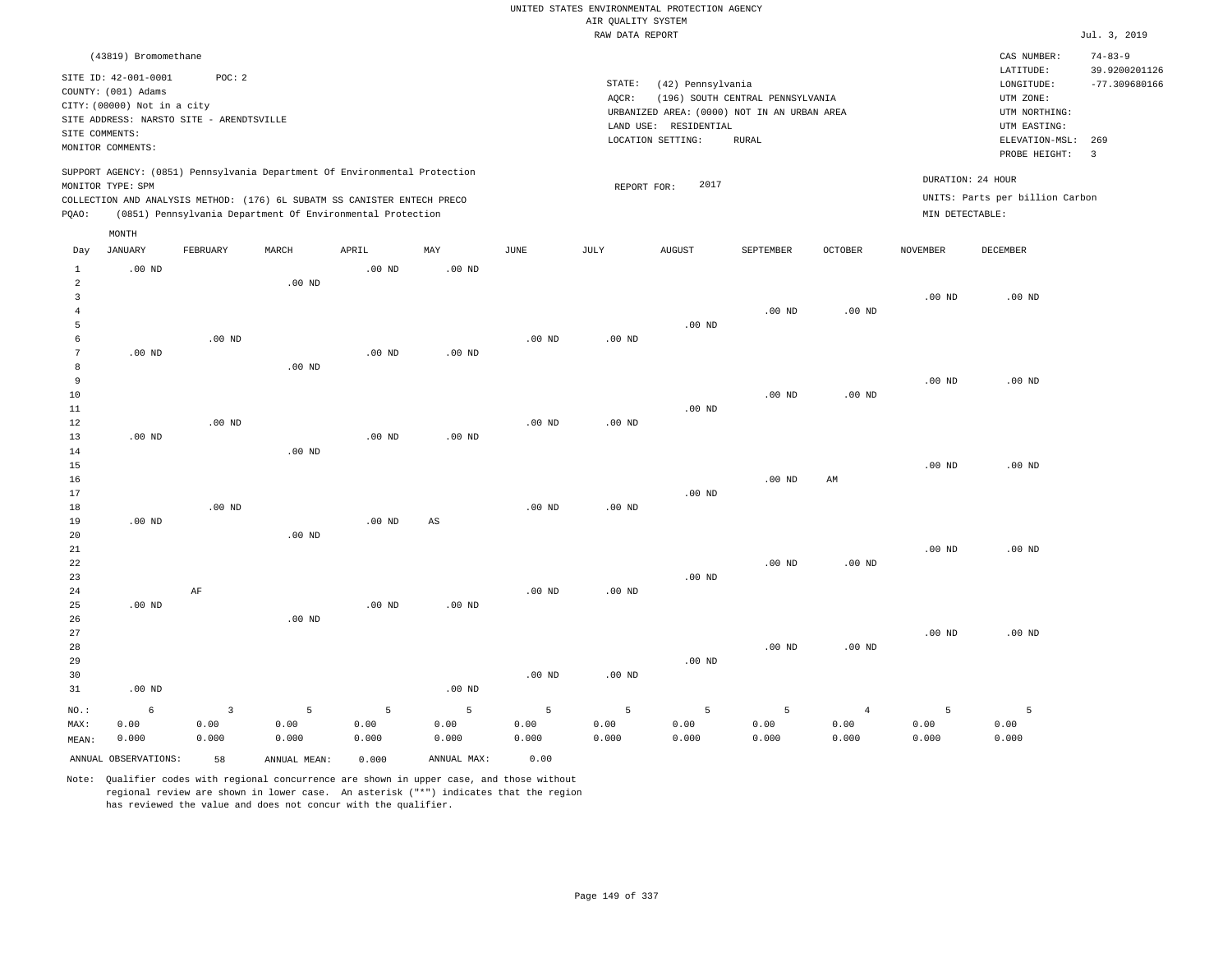UNITED STATES ENVIRONMENTAL PROTECTION AGENCY
AIR QUALITY SYSTEM
RAW DATA REPORT

Jul. 3, 2019

(43819) Bromomethane

SITE ID: 42-001-0001 POC: 2
COUNTY: (001) Adams
CITY: (00000) Not in a city
SITE ADDRESS: NARSTO SITE - ARENDTSVILLE
SITE COMMENTS:
MONITOR COMMENTS:

STATE: (42) Pennsylvania
AQCR: (196) SOUTH CENTRAL PENNSYLVANIA
URBANIZED AREA: (0000) NOT IN AN URBAN AREA
LAND USE: RESIDENTIAL
LOCATION SETTING: RURAL

CAS NUMBER: 74-83-9
LATITUDE: 39.9200201126
LONGITUDE: -77.309680166
UTM ZONE:
UTM NORTHING:
UTM EASTING:
ELEVATION-MSL: 269
PROBE HEIGHT: 3

SUPPORT AGENCY: (0851) Pennsylvania Department Of Environmental Protection
MONITOR TYPE: SPM
COLLECTION AND ANALYSIS METHOD: (176) 6L SUBATM SS CANISTER ENTECH PRECO
PQAO: (0851) Pennsylvania Department Of Environmental Protection

REPORT FOR: 2017

DURATION: 24 HOUR
UNITS: Parts per billion Carbon
MIN DETECTABLE:

| Day | JANUARY | FEBRUARY | MARCH | APRIL | MAY | JUNE | JULY | AUGUST | SEPTEMBER | OCTOBER | NOVEMBER | DECEMBER |
|---|---|---|---|---|---|---|---|---|---|---|---|---|
| 1 | .00 ND | | | .00 ND | .00 ND | | | | | | | |
| 2 | | | .00 ND | | | | | | | | | |
| 3 | | | | | | | | | | | .00 ND | .00 ND |
| 4 | | | | | | | | | .00 ND | .00 ND | | |
| 5 | | | | | | | | .00 ND | | | | |
| 6 | | .00 ND | | | | .00 ND | .00 ND | | | | | |
| 7 | .00 ND | | | .00 ND | .00 ND | | | | | | | |
| 8 | | | .00 ND | | | | | | | | | |
| 9 | | | | | | | | | | | .00 ND | .00 ND |
| 10 | | | | | | | | | .00 ND | .00 ND | | |
| 11 | | | | | | | | .00 ND | | | | |
| 12 | | .00 ND | | | | .00 ND | .00 ND | | | | | |
| 13 | .00 ND | | | .00 ND | .00 ND | | | | | | | |
| 14 | | | .00 ND | | | | | | | | | |
| 15 | | | | | | | | | | | .00 ND | .00 ND |
| 16 | | | | | | | | | .00 ND | AM | | |
| 17 | | | | | | | | .00 ND | | | | |
| 18 | | .00 ND | | | | .00 ND | .00 ND | | | | | |
| 19 | .00 ND | | | .00 ND | AS | | | | | | | |
| 20 | | | .00 ND | | | | | | | | | |
| 21 | | | | | | | | | | | .00 ND | .00 ND |
| 22 | | | | | | | | | .00 ND | .00 ND | | |
| 23 | | | | | | | | .00 ND | | | | |
| 24 | | AF | | | | .00 ND | .00 ND | | | | | |
| 25 | .00 ND | | | .00 ND | .00 ND | | | | | | | |
| 26 | | | .00 ND | | | | | | | | | |
| 27 | | | | | | | | | | | .00 ND | .00 ND |
| 28 | | | | | | | | | .00 ND | .00 ND | | |
| 29 | | | | | | | | .00 ND | | | | |
| 30 | | | | | | .00 ND | .00 ND | | | | | |
| 31 | .00 ND | | | | .00 ND | | | | | | | |
| NO.: | 6 | 3 | 5 | 5 | 5 | 5 | 5 | 5 | 5 | 4 | 5 | 5 |
| MAX: | 0.00 | 0.00 | 0.00 | 0.00 | 0.00 | 0.00 | 0.00 | 0.00 | 0.00 | 0.00 | 0.00 | 0.00 |
| MEAN: | 0.000 | 0.000 | 0.000 | 0.000 | 0.000 | 0.000 | 0.000 | 0.000 | 0.000 | 0.000 | 0.000 | 0.000 |

ANNUAL OBSERVATIONS: 58 ANNUAL MEAN: 0.000 ANNUAL MAX: 0.00

Note: Qualifier codes with regional concurrence are shown in upper case, and those without regional review are shown in lower case. An asterisk ("*") indicates that the region has reviewed the value and does not concur with the qualifier.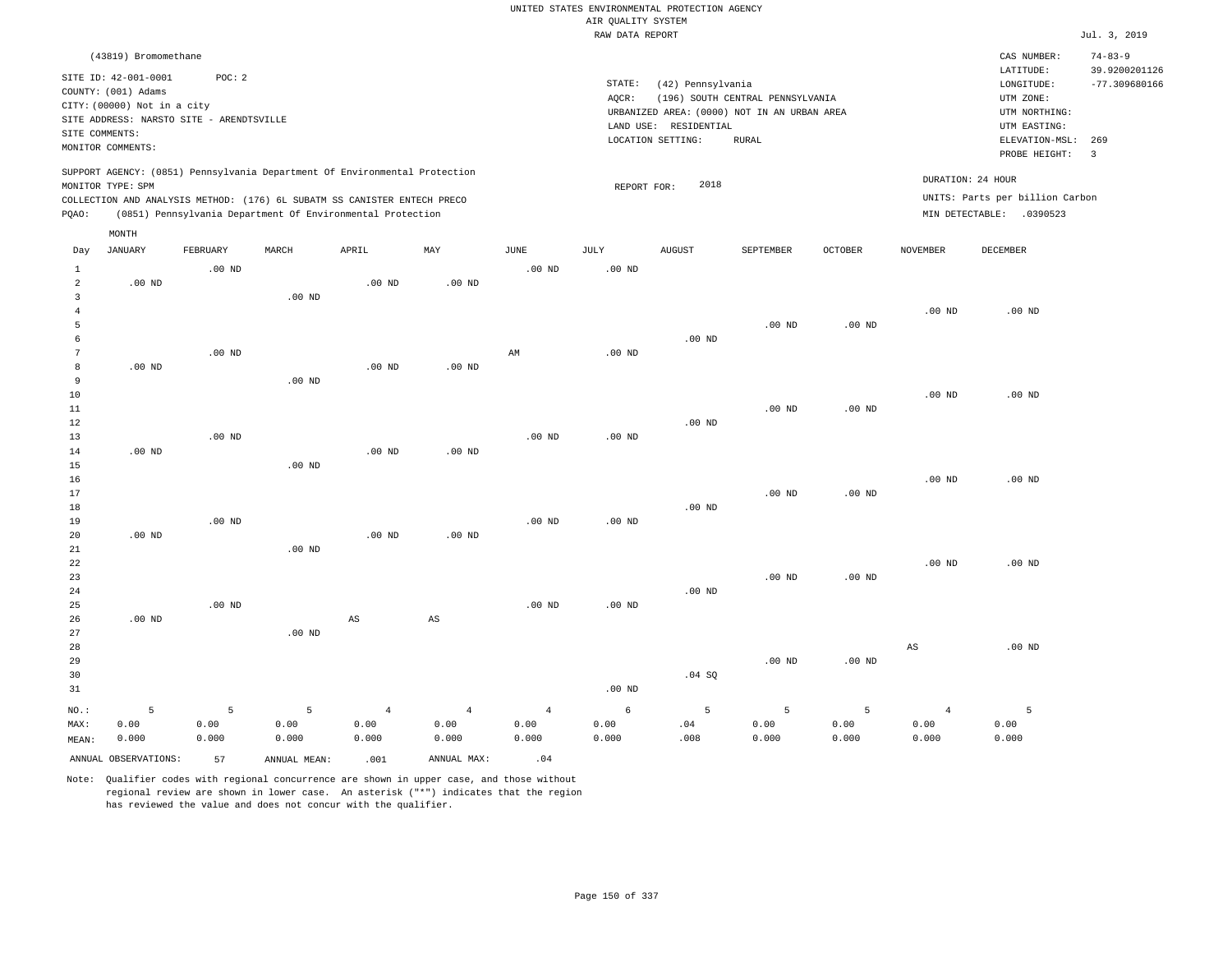UNITED STATES ENVIRONMENTAL PROTECTION AGENCY
AIR QUALITY SYSTEM
RAW DATA REPORT

Jul. 3, 2019

(43819) Bromomethane

SITE ID: 42-001-0001 POC: 2
COUNTY: (001) Adams
CITY: (00000) Not in a city
SITE ADDRESS: NARSTO SITE - ARENDTSVILLE
SITE COMMENTS:
MONITOR COMMENTS:

STATE: (42) Pennsylvania
AQCR: (196) SOUTH CENTRAL PENNSYLVANIA
URBANIZED AREA: (0000) NOT IN AN URBAN AREA
LAND USE: RESIDENTIAL
LOCATION SETTING: RURAL

CAS NUMBER: 74-83-9
LATITUDE: 39.9200201126
LONGITUDE: -77.309680166
UTM ZONE:
UTM NORTHING:
UTM EASTING:
ELEVATION-MSL: 269
PROBE HEIGHT: 3

SUPPORT AGENCY: (0851) Pennsylvania Department Of Environmental Protection
MONITOR TYPE: SPM
COLLECTION AND ANALYSIS METHOD: (176) 6L SUBATM SS CANISTER ENTECH PRECO
PQAO: (0851) Pennsylvania Department Of Environmental Protection

REPORT FOR: 2018

DURATION: 24 HOUR
UNITS: Parts per billion Carbon
MIN DETECTABLE: .0390523

| Day | JANUARY | FEBRUARY | MARCH | APRIL | MAY | JUNE | JULY | AUGUST | SEPTEMBER | OCTOBER | NOVEMBER | DECEMBER |
|---|---|---|---|---|---|---|---|---|---|---|---|---|
| 1 | | .00 ND | | | | .00 ND | .00 ND | | | | | |
| 2 | .00 ND | | | .00 ND | .00 ND | | | | | | | |
| 3 | | | .00 ND | | | | | | | | | |
| 4 | | | | | | | | | | | .00 ND | .00 ND |
| 5 | | | | | | | | | .00 ND | .00 ND | | |
| 6 | | | | | | | | .00 ND | | | | |
| 7 | | .00 ND | | | | AM | .00 ND | | | | | |
| 8 | .00 ND | | | .00 ND | .00 ND | | | | | | | |
| 9 | | | .00 ND | | | | | | | | | |
| 10 | | | | | | | | | | | .00 ND | .00 ND |
| 11 | | | | | | | | | .00 ND | .00 ND | | |
| 12 | | | | | | | | .00 ND | | | | |
| 13 | | .00 ND | | | | .00 ND | .00 ND | | | | | |
| 14 | .00 ND | | | .00 ND | .00 ND | | | | | | | |
| 15 | | | .00 ND | | | | | | | | | |
| 16 | | | | | | | | | | | .00 ND | .00 ND |
| 17 | | | | | | | | | .00 ND | .00 ND | | |
| 18 | | | | | | | | .00 ND | | | | |
| 19 | | .00 ND | | | | .00 ND | .00 ND | | | | | |
| 20 | .00 ND | | | .00 ND | .00 ND | | | | | | | |
| 21 | | | .00 ND | | | | | | | | | |
| 22 | | | | | | | | | | | .00 ND | .00 ND |
| 23 | | | | | | | | | .00 ND | .00 ND | | |
| 24 | | | | | | | | .00 ND | | | | |
| 25 | | .00 ND | | | | .00 ND | .00 ND | | | | | |
| 26 | .00 ND | | | AS | AS | | | | | | | |
| 27 | | | .00 ND | | | | | | | | | |
| 28 | | | | | | | | | | | AS | .00 ND |
| 29 | | | | | | | | | .00 ND | .00 ND | | |
| 30 | | | | | | | | .04 SQ | | | | |
| 31 | | | | | | | .00 ND | | | | | |
| NO.: | 5 | 5 | 5 | 4 | 4 | 4 | 6 | 5 | 5 | 5 | 4 | 5 |
| MAX: | 0.00 | 0.00 | 0.00 | 0.00 | 0.00 | 0.00 | 0.00 | .04 | 0.00 | 0.00 | 0.00 | 0.00 |
| MEAN: | 0.000 | 0.000 | 0.000 | 0.000 | 0.000 | 0.000 | 0.000 | .008 | 0.000 | 0.000 | 0.000 | 0.000 |

ANNUAL OBSERVATIONS: 57 ANNUAL MEAN: .001 ANNUAL MAX: .04

Note: Qualifier codes with regional concurrence are shown in upper case, and those without regional review are shown in lower case. An asterisk ("*") indicates that the region has reviewed the value and does not concur with the qualifier.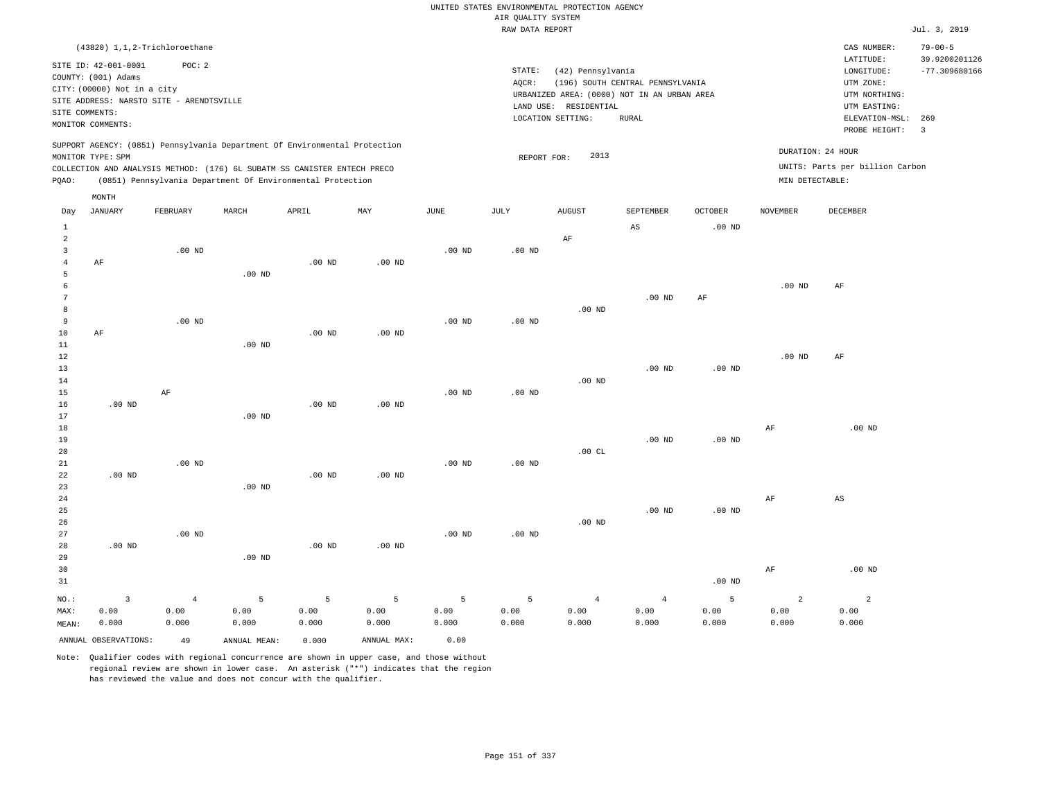UNITED STATES ENVIRONMENTAL PROTECTION AGENCY
AIR QUALITY SYSTEM
RAW DATA REPORT

Jul. 3, 2019

(43820) 1,1,2-Trichloroethane

SITE ID: 42-001-0001 POC: 2
COUNTY: (001) Adams
CITY: (00000) Not in a city
SITE ADDRESS: NARSTO SITE - ARENDTSVILLE
SITE COMMENTS:
MONITOR COMMENTS:

STATE: (42) Pennsylvania
AQCR: (196) SOUTH CENTRAL PENNSYLVANIA
URBANIZED AREA: (0000) NOT IN AN URBAN AREA
LAND USE: RESIDENTIAL
LOCATION SETTING: RURAL

CAS NUMBER: 79-00-5
LATITUDE: 39.9200201126
LONGITUDE: -77.309680166
UTM ZONE:
UTM NORTHING:
UTM EASTING:
ELEVATION-MSL: 269
PROBE HEIGHT: 3

SUPPORT AGENCY: (0851) Pennsylvania Department Of Environmental Protection
MONITOR TYPE: SPM
COLLECTION AND ANALYSIS METHOD: (176) 6L SUBATM SS CANISTER ENTECH PRECO
PQAO: (0851) Pennsylvania Department Of Environmental Protection

REPORT FOR: 2013

DURATION: 24 HOUR
UNITS: Parts per billion Carbon
MIN DETECTABLE:

| Day | JANUARY | FEBRUARY | MARCH | APRIL | MAY | JUNE | JULY | AUGUST | SEPTEMBER | OCTOBER | NOVEMBER | DECEMBER |
|---|---|---|---|---|---|---|---|---|---|---|---|---|
| 1 | | | | | | | | | AS | .00 ND | | |
| 2 | | | | | | | | AF | | | | |
| 3 | | .00 ND | | | | .00 ND | .00 ND | | | | | |
| 4 | AF | | | .00 ND | .00 ND | | | | | | | |
| 5 | | | .00 ND | | | | | | | | | |
| 6 | | | | | | | | | | | .00 ND | AF |
| 7 | | | | | | | | | .00 ND | AF | | |
| 8 | | | | | | | | .00 ND | | | | |
| 9 | | .00 ND | | | | .00 ND | .00 ND | | | | | |
| 10 | AF | | | .00 ND | .00 ND | | | | | | | |
| 11 | | | .00 ND | | | | | | | | | |
| 12 | | | | | | | | | | | .00 ND | AF |
| 13 | | | | | | | | | .00 ND | .00 ND | | |
| 14 | | | | | | | | .00 ND | | | | |
| 15 | | AF | | | | .00 ND | .00 ND | | | | | |
| 16 | .00 ND | | | .00 ND | .00 ND | | | | | | | |
| 17 | | | .00 ND | | | | | | | | | |
| 18 | | | | | | | | | | | AF | .00 ND |
| 19 | | | | | | | | | .00 ND | .00 ND | | |
| 20 | | | | | | | | .00 CL | | | | |
| 21 | | .00 ND | | | | .00 ND | .00 ND | | | | | |
| 22 | .00 ND | | | .00 ND | .00 ND | | | | | | | |
| 23 | | | .00 ND | | | | | | | | | |
| 24 | | | | | | | | | | | AF | AS |
| 25 | | | | | | | | | .00 ND | .00 ND | | |
| 26 | | | | | | | | .00 ND | | | | |
| 27 | | .00 ND | | | | .00 ND | .00 ND | | | | | |
| 28 | .00 ND | | | .00 ND | .00 ND | | | | | | | |
| 29 | | | .00 ND | | | | | | | | | |
| 30 | | | | | | | | | | | AF | .00 ND |
| 31 | | | | | | | | | | .00 ND | | |
| NO.: | 3 | 4 | 5 | 5 | 5 | 5 | 5 | 4 | 4 | 5 | 2 | 2 |
| MAX: | 0.00 | 0.00 | 0.00 | 0.00 | 0.00 | 0.00 | 0.00 | 0.00 | 0.00 | 0.00 | 0.00 | 0.00 |
| MEAN: | 0.000 | 0.000 | 0.000 | 0.000 | 0.000 | 0.000 | 0.000 | 0.000 | 0.000 | 0.000 | 0.000 | 0.000 |

ANNUAL OBSERVATIONS: 49 ANNUAL MEAN: 0.000 ANNUAL MAX: 0.00

Note: Qualifier codes with regional concurrence are shown in upper case, and those without regional review are shown in lower case. An asterisk ("*") indicates that the region has reviewed the value and does not concur with the qualifier.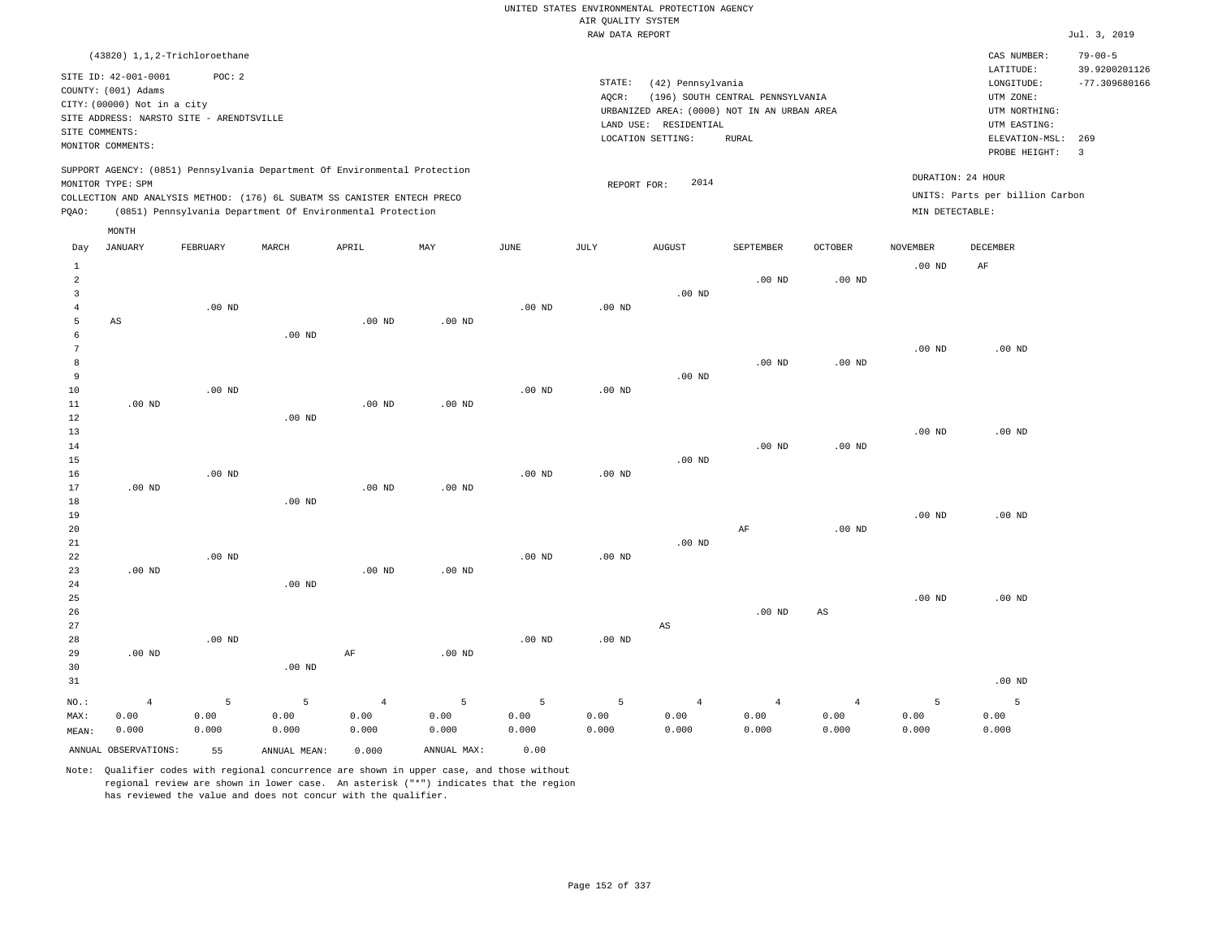UNITED STATES ENVIRONMENTAL PROTECTION AGENCY
AIR QUALITY SYSTEM
RAW DATA REPORT

Jul. 3, 2019

(43820) 1,1,2-Trichloroethane

SITE ID: 42-001-0001 POC: 2
COUNTY: (001) Adams
CITY: (00000) Not in a city
SITE ADDRESS: NARSTO SITE - ARENDTSVILLE
SITE COMMENTS:
MONITOR COMMENTS:

STATE: (42) Pennsylvania
AQCR: (196) SOUTH CENTRAL PENNSYLVANIA
URBANIZED AREA: (0000) NOT IN AN URBAN AREA
LAND USE: RESIDENTIAL
LOCATION SETTING: RURAL

CAS NUMBER: 79-00-5
LATITUDE: 39.9200201126
LONGITUDE: -77.309680166
UTM ZONE:
UTM NORTHING:
UTM EASTING:
ELEVATION-MSL: 269
PROBE HEIGHT: 3

SUPPORT AGENCY: (0851) Pennsylvania Department Of Environmental Protection
MONITOR TYPE: SPM
COLLECTION AND ANALYSIS METHOD: (176) 6L SUBATM SS CANISTER ENTECH PRECO
PQAO: (0851) Pennsylvania Department Of Environmental Protection

REPORT FOR: 2014

DURATION: 24 HOUR
UNITS: Parts per billion Carbon
MIN DETECTABLE:

| Day | JANUARY | FEBRUARY | MARCH | APRIL | MAY | JUNE | JULY | AUGUST | SEPTEMBER | OCTOBER | NOVEMBER | DECEMBER |
|---|---|---|---|---|---|---|---|---|---|---|---|---|
| 1 | | | | | | | | | | | .00 ND | AF |
| 2 | | | | | | | | | .00 ND | .00 ND | | |
| 3 | | | | | | | | .00 ND | | | | |
| 4 | | .00 ND | | | | .00 ND | .00 ND | | | | | |
| 5 | AS | | | .00 ND | .00 ND | | | | | | | |
| 6 | | | .00 ND | | | | | | | | | |
| 7 | | | | | | | | | | | .00 ND | .00 ND |
| 8 | | | | | | | | | .00 ND | .00 ND | | |
| 9 | | | | | | | | .00 ND | | | | |
| 10 | | .00 ND | | | | .00 ND | .00 ND | | | | | |
| 11 | .00 ND | | | .00 ND | .00 ND | | | | | | | |
| 12 | | | .00 ND | | | | | | | | | |
| 13 | | | | | | | | | | | .00 ND | .00 ND |
| 14 | | | | | | | | | .00 ND | .00 ND | | |
| 15 | | | | | | | | .00 ND | | | | |
| 16 | | .00 ND | | | | .00 ND | .00 ND | | | | | |
| 17 | .00 ND | | | .00 ND | .00 ND | | | | | | | |
| 18 | | | .00 ND | | | | | | | | | |
| 19 | | | | | | | | | | | .00 ND | .00 ND |
| 20 | | | | | | | | | AF | .00 ND | | |
| 21 | | | | | | | | .00 ND | | | | |
| 22 | | .00 ND | | | | .00 ND | .00 ND | | | | | |
| 23 | .00 ND | | | .00 ND | .00 ND | | | | | | | |
| 24 | | | .00 ND | | | | | | | | | |
| 25 | | | | | | | | | | | .00 ND | .00 ND |
| 26 | | | | | | | | | .00 ND | AS | | |
| 27 | | | | | | | | AS | | | | |
| 28 | | .00 ND | | | | .00 ND | .00 ND | | | | | |
| 29 | .00 ND | | | AF | .00 ND | | | | | | | |
| 30 | | | .00 ND | | | | | | | | | |
| 31 | | | | | | | | | | | | .00 ND |
| NO.: | 4 | 5 | 5 | 4 | 5 | 5 | 5 | 4 | 4 | 4 | 5 | 5 |
| MAX: | 0.00 | 0.00 | 0.00 | 0.00 | 0.00 | 0.00 | 0.00 | 0.00 | 0.00 | 0.00 | 0.00 | 0.00 |
| MEAN: | 0.000 | 0.000 | 0.000 | 0.000 | 0.000 | 0.000 | 0.000 | 0.000 | 0.000 | 0.000 | 0.000 | 0.000 |

ANNUAL OBSERVATIONS: 55 ANNUAL MEAN: 0.000 ANNUAL MAX: 0.00

Note: Qualifier codes with regional concurrence are shown in upper case, and those without regional review are shown in lower case. An asterisk ("*") indicates that the region has reviewed the value and does not concur with the qualifier.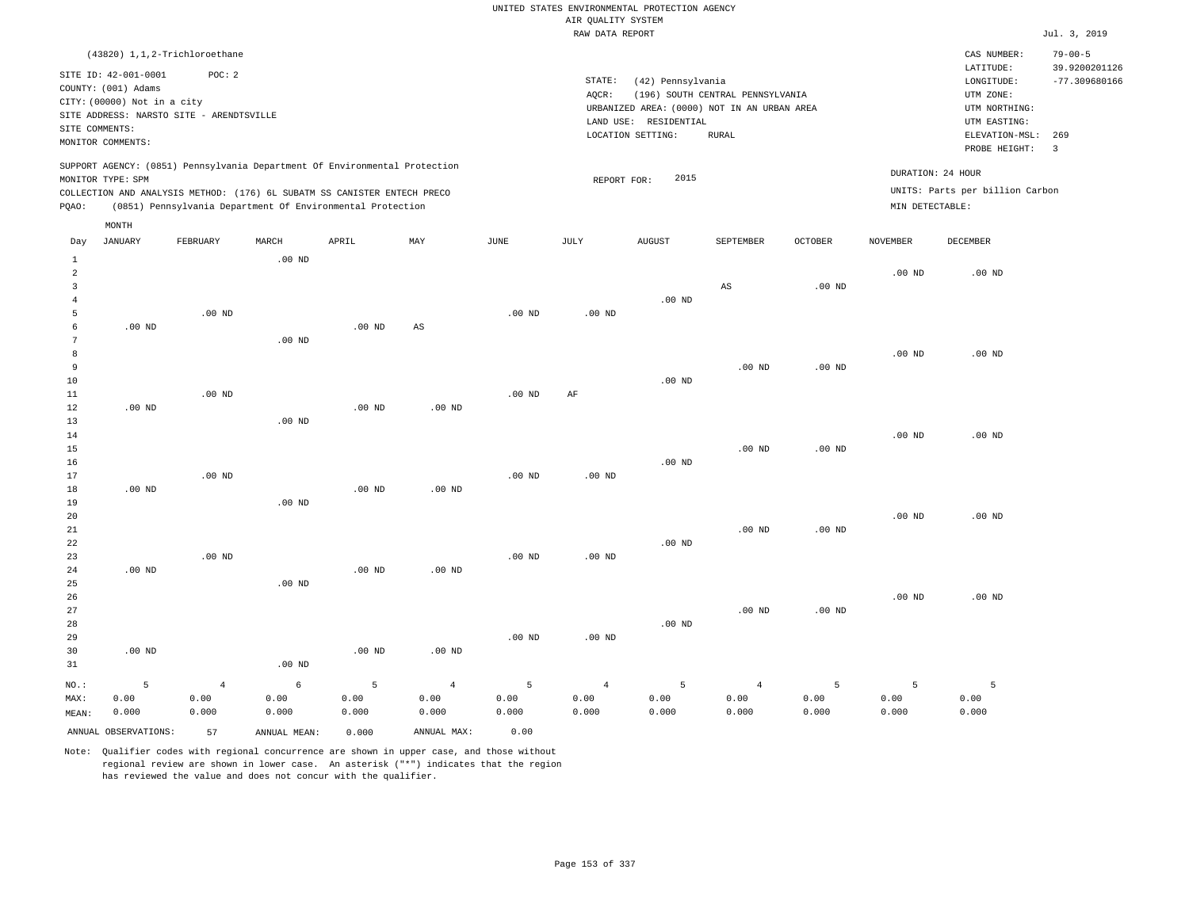UNITED STATES ENVIRONMENTAL PROTECTION AGENCY
AIR QUALITY SYSTEM
RAW DATA REPORT

Jul. 3, 2019

(43820) 1,1,2-Trichloroethane

SITE ID: 42-001-0001 POC: 2
COUNTY: (001) Adams
CITY: (00000) Not in a city
SITE ADDRESS: NARSTO SITE - ARENDTSVILLE
SITE COMMENTS:
MONITOR COMMENTS:

STATE: (42) Pennsylvania
AQCR: (196) SOUTH CENTRAL PENNSYLVANIA
URBANIZED AREA: (0000) NOT IN AN URBAN AREA
LAND USE: RESIDENTIAL
LOCATION SETTING: RURAL

CAS NUMBER: 79-00-5
LATITUDE: 39.9200201126
LONGITUDE: -77.309680166
UTM ZONE:
UTM NORTHING:
UTM EASTING:
ELEVATION-MSL: 269
PROBE HEIGHT: 3

SUPPORT AGENCY: (0851) Pennsylvania Department Of Environmental Protection
MONITOR TYPE: SPM
COLLECTION AND ANALYSIS METHOD: (176) 6L SUBATM SS CANISTER ENTECH PRECO
PQAO: (0851) Pennsylvania Department Of Environmental Protection

REPORT FOR: 2015

DURATION: 24 HOUR
UNITS: Parts per billion Carbon
MIN DETECTABLE:

| Day | JANUARY | FEBRUARY | MARCH | APRIL | MAY | JUNE | JULY | AUGUST | SEPTEMBER | OCTOBER | NOVEMBER | DECEMBER |
|---|---|---|---|---|---|---|---|---|---|---|---|---|
| 1 | | | .00 ND | | | | | | | | | |
| 2 | | | | | | | | | | | .00 ND | .00 ND |
| 3 | | | | | | | | | AS | .00 ND | | |
| 4 | | | | | | | | .00 ND | | | | |
| 5 | | .00 ND | | | | .00 ND | .00 ND | | | | | |
| 6 | .00 ND | | | .00 ND | AS | | | | | | | |
| 7 | | | .00 ND | | | | | | | | | |
| 8 | | | | | | | | | | | .00 ND | .00 ND |
| 9 | | | | | | | | | .00 ND | .00 ND | | |
| 10 | | | | | | | | .00 ND | | | | |
| 11 | | .00 ND | | | | .00 ND | AF | | | | | |
| 12 | .00 ND | | | .00 ND | .00 ND | | | | | | | |
| 13 | | | .00 ND | | | | | | | | | |
| 14 | | | | | | | | | | | .00 ND | .00 ND |
| 15 | | | | | | | | | .00 ND | .00 ND | | |
| 16 | | | | | | | | .00 ND | | | | |
| 17 | | .00 ND | | | | .00 ND | .00 ND | | | | | |
| 18 | .00 ND | | | .00 ND | .00 ND | | | | | | | |
| 19 | | | .00 ND | | | | | | | | | |
| 20 | | | | | | | | | | | .00 ND | .00 ND |
| 21 | | | | | | | | | .00 ND | .00 ND | | |
| 22 | | | | | | | | .00 ND | | | | |
| 23 | | .00 ND | | | | .00 ND | .00 ND | | | | | |
| 24 | .00 ND | | | .00 ND | .00 ND | | | | | | | |
| 25 | | | .00 ND | | | | | | | | | |
| 26 | | | | | | | | | | | .00 ND | .00 ND |
| 27 | | | | | | | | | .00 ND | .00 ND | | |
| 28 | | | | | | | | .00 ND | | | | |
| 29 | | | | | | .00 ND | .00 ND | | | | | |
| 30 | .00 ND | | | .00 ND | .00 ND | | | | | | | |
| 31 | | | .00 ND | | | | | | | | | |
| NO.: | 5 | 4 | 6 | 5 | 4 | 5 | 4 | 5 | 4 | 5 | 5 | 5 |
| MAX: | 0.00 | 0.00 | 0.00 | 0.00 | 0.00 | 0.00 | 0.00 | 0.00 | 0.00 | 0.00 | 0.00 | 0.00 |
| MEAN: | 0.000 | 0.000 | 0.000 | 0.000 | 0.000 | 0.000 | 0.000 | 0.000 | 0.000 | 0.000 | 0.000 | 0.000 |

ANNUAL OBSERVATIONS: 57 ANNUAL MEAN: 0.000 ANNUAL MAX: 0.00

Note: Qualifier codes with regional concurrence are shown in upper case, and those without regional review are shown in lower case. An asterisk ("*") indicates that the region has reviewed the value and does not concur with the qualifier.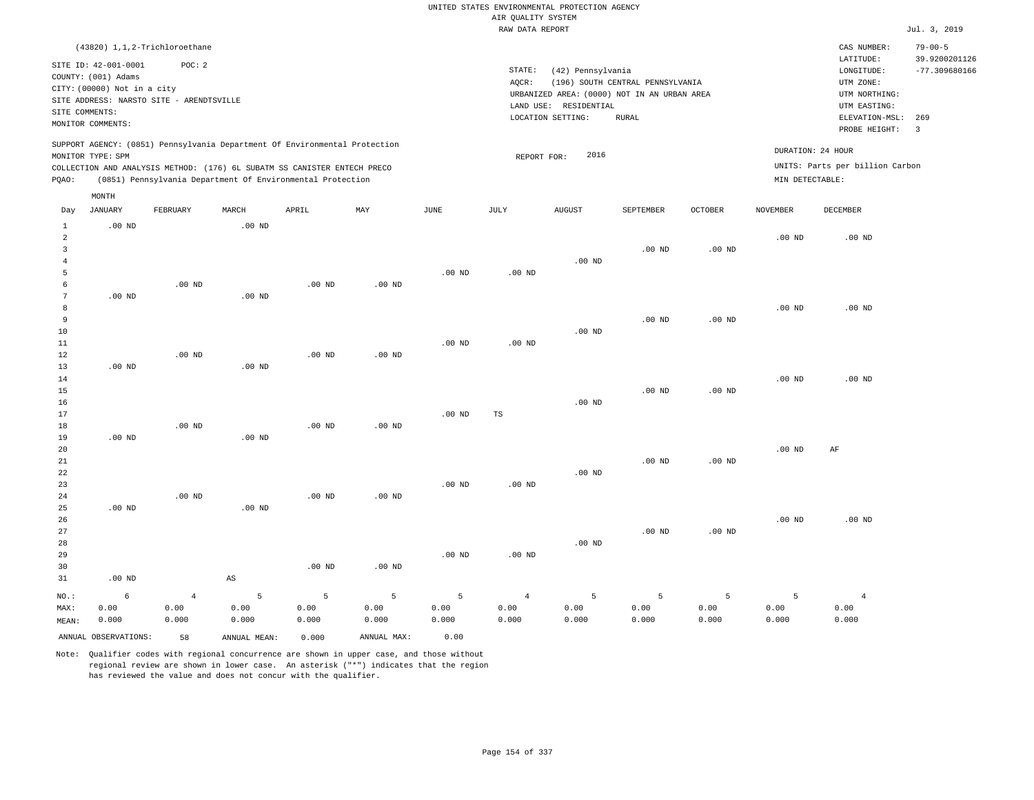UNITED STATES ENVIRONMENTAL PROTECTION AGENCY
AIR QUALITY SYSTEM
RAW DATA REPORT

Jul. 3, 2019

(43820) 1,1,2-Trichloroethane

SITE ID: 42-001-0001 POC: 2
COUNTY: (001) Adams
CITY: (00000) Not in a city
SITE ADDRESS: NARSTO SITE - ARENDTSVILLE
SITE COMMENTS:
MONITOR COMMENTS:

STATE: (42) Pennsylvania
AQCR: (196) SOUTH CENTRAL PENNSYLVANIA
URBANIZED AREA: (0000) NOT IN AN URBAN AREA
LAND USE: RESIDENTIAL
LOCATION SETTING: RURAL

CAS NUMBER: 79-00-5
LATITUDE: 39.9200201126
LONGITUDE: -77.309680166
UTM ZONE:
UTM NORTHING:
UTM EASTING:
ELEVATION-MSL: 269
PROBE HEIGHT: 3

SUPPORT AGENCY: (0851) Pennsylvania Department Of Environmental Protection
MONITOR TYPE: SPM
COLLECTION AND ANALYSIS METHOD: (176) 6L SUBATM SS CANISTER ENTECH PRECO
PQAO: (0851) Pennsylvania Department Of Environmental Protection

REPORT FOR: 2016

DURATION: 24 HOUR
UNITS: Parts per billion Carbon
MIN DETECTABLE:

| Day | JANUARY | FEBRUARY | MARCH | APRIL | MAY | JUNE | JULY | AUGUST | SEPTEMBER | OCTOBER | NOVEMBER | DECEMBER |
|---|---|---|---|---|---|---|---|---|---|---|---|---|
| 1 | .00 ND | | .00 ND | | | | | | | | | |
| 2 | | | | | | | | | | | .00 ND | .00 ND |
| 3 | | | | | | | | | .00 ND | .00 ND | | |
| 4 | | | | | | | | .00 ND | | | | |
| 5 | | | | | | .00 ND | .00 ND | | | | | |
| 6 | | .00 ND | | .00 ND | .00 ND | | | | | | | |
| 7 | .00 ND | | .00 ND | | | | | | | | | |
| 8 | | | | | | | | | | | .00 ND | .00 ND |
| 9 | | | | | | | | | .00 ND | .00 ND | | |
| 10 | | | | | | | | .00 ND | | | | |
| 11 | | | | | | .00 ND | .00 ND | | | | | |
| 12 | | .00 ND | | .00 ND | .00 ND | | | | | | | |
| 13 | .00 ND | | .00 ND | | | | | | | | | |
| 14 | | | | | | | | | | | .00 ND | .00 ND |
| 15 | | | | | | | | | .00 ND | .00 ND | | |
| 16 | | | | | | | | .00 ND | | | | |
| 17 | | | | | | .00 ND | TS | | | | | |
| 18 | | .00 ND | | .00 ND | .00 ND | | | | | | | |
| 19 | .00 ND | | .00 ND | | | | | | | | | |
| 20 | | | | | | | | | | | .00 ND | AF |
| 21 | | | | | | | | | .00 ND | .00 ND | | |
| 22 | | | | | | | | .00 ND | | | | |
| 23 | | | | | | .00 ND | .00 ND | | | | | |
| 24 | | .00 ND | | .00 ND | .00 ND | | | | | | | |
| 25 | .00 ND | | .00 ND | | | | | | | | | |
| 26 | | | | | | | | | | | .00 ND | .00 ND |
| 27 | | | | | | | | | .00 ND | .00 ND | | |
| 28 | | | | | | | | .00 ND | | | | |
| 29 | | | | | | .00 ND | .00 ND | | | | | |
| 30 | | | | .00 ND | .00 ND | | | | | | | |
| 31 | .00 ND | | AS | | | | | | | | | |
| NO.: | 6 | 4 | 5 | 5 | 5 | 5 | 4 | 5 | 5 | 5 | 5 | 4 |
| MAX: | 0.00 | 0.00 | 0.00 | 0.00 | 0.00 | 0.00 | 0.00 | 0.00 | 0.00 | 0.00 | 0.00 | 0.00 |
| MEAN: | 0.000 | 0.000 | 0.000 | 0.000 | 0.000 | 0.000 | 0.000 | 0.000 | 0.000 | 0.000 | 0.000 | 0.000 |

ANNUAL OBSERVATIONS: 58 ANNUAL MEAN: 0.000 ANNUAL MAX: 0.00

Note: Qualifier codes with regional concurrence are shown in upper case, and those without regional review are shown in lower case. An asterisk ("*") indicates that the region has reviewed the value and does not concur with the qualifier.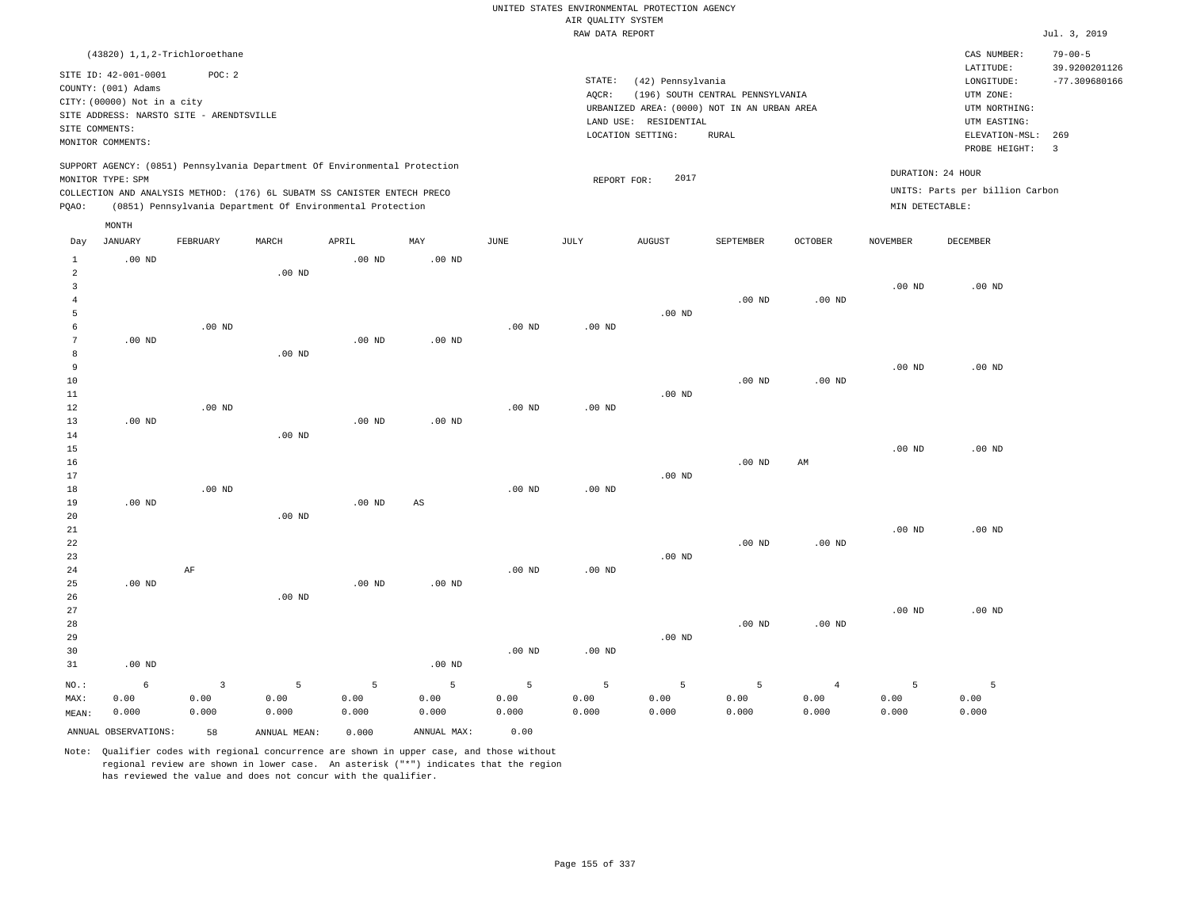UNITED STATES ENVIRONMENTAL PROTECTION AGENCY
AIR QUALITY SYSTEM
RAW DATA REPORT

Jul. 3, 2019

(43820) 1,1,2-Trichloroethane

SITE ID: 42-001-0001 POC: 2
COUNTY: (001) Adams
CITY: (00000) Not in a city
SITE ADDRESS: NARSTO SITE - ARENDTSVILLE
SITE COMMENTS:
MONITOR COMMENTS:

STATE: (42) Pennsylvania
AQCR: (196) SOUTH CENTRAL PENNSYLVANIA
URBANIZED AREA: (0000) NOT IN AN URBAN AREA
LAND USE: RESIDENTIAL
LOCATION SETTING: RURAL

CAS NUMBER: 79-00-5
LATITUDE: 39.9200201126
LONGITUDE: -77.309680166
UTM ZONE:
UTM NORTHING:
UTM EASTING:
ELEVATION-MSL: 269
PROBE HEIGHT: 3

SUPPORT AGENCY: (0851) Pennsylvania Department Of Environmental Protection
MONITOR TYPE: SPM
COLLECTION AND ANALYSIS METHOD: (176) 6L SUBATM SS CANISTER ENTECH PRECO
PQAO: (0851) Pennsylvania Department Of Environmental Protection

REPORT FOR: 2017

DURATION: 24 HOUR
UNITS: Parts per billion Carbon
MIN DETECTABLE:

| Day | JANUARY | FEBRUARY | MARCH | APRIL | MAY | JUNE | JULY | AUGUST | SEPTEMBER | OCTOBER | NOVEMBER | DECEMBER |
|---|---|---|---|---|---|---|---|---|---|---|---|---|
| 1 | .00 ND | | | .00 ND | .00 ND | | | | | | | |
| 2 | | | .00 ND | | | | | | | | | |
| 3 | | | | | | | | | | | .00 ND | .00 ND |
| 4 | | | | | | | | | .00 ND | .00 ND | | |
| 5 | | | | | | | | .00 ND | | | | |
| 6 | | .00 ND | | | | .00 ND | .00 ND | | | | | |
| 7 | .00 ND | | | .00 ND | .00 ND | | | | | | | |
| 8 | | | .00 ND | | | | | | | | | |
| 9 | | | | | | | | | | | .00 ND | .00 ND |
| 10 | | | | | | | | | .00 ND | .00 ND | | |
| 11 | | | | | | | | .00 ND | | | | |
| 12 | | .00 ND | | | | .00 ND | .00 ND | | | | | |
| 13 | .00 ND | | | .00 ND | .00 ND | | | | | | | |
| 14 | | | .00 ND | | | | | | | | | |
| 15 | | | | | | | | | | | .00 ND | .00 ND |
| 16 | | | | | | | | | .00 ND | AM | | |
| 17 | | | | | | | | .00 ND | | | | |
| 18 | | .00 ND | | | | .00 ND | .00 ND | | | | | |
| 19 | .00 ND | | | .00 ND | AS | | | | | | | |
| 20 | | | .00 ND | | | | | | | | | |
| 21 | | | | | | | | | | | .00 ND | .00 ND |
| 22 | | | | | | | | | .00 ND | .00 ND | | |
| 23 | | | | | | | | .00 ND | | | | |
| 24 | | AF | | | | .00 ND | .00 ND | | | | | |
| 25 | .00 ND | | | .00 ND | .00 ND | | | | | | | |
| 26 | | | .00 ND | | | | | | | | | |
| 27 | | | | | | | | | | | .00 ND | .00 ND |
| 28 | | | | | | | | | .00 ND | .00 ND | | |
| 29 | | | | | | | | .00 ND | | | | |
| 30 | | | | | | .00 ND | .00 ND | | | | | |
| 31 | .00 ND | | | | .00 ND | | | | | | | |
| NO.: | 6 | 3 | 5 | 5 | 5 | 5 | 5 | 5 | 5 | 4 | 5 | 5 |
| MAX: | 0.00 | 0.00 | 0.00 | 0.00 | 0.00 | 0.00 | 0.00 | 0.00 | 0.00 | 0.00 | 0.00 | 0.00 |
| MEAN: | 0.000 | 0.000 | 0.000 | 0.000 | 0.000 | 0.000 | 0.000 | 0.000 | 0.000 | 0.000 | 0.000 | 0.000 |

ANNUAL OBSERVATIONS: 58 ANNUAL MEAN: 0.000 ANNUAL MAX: 0.00

Note: Qualifier codes with regional concurrence are shown in upper case, and those without regional review are shown in lower case. An asterisk ("*") indicates that the region has reviewed the value and does not concur with the qualifier.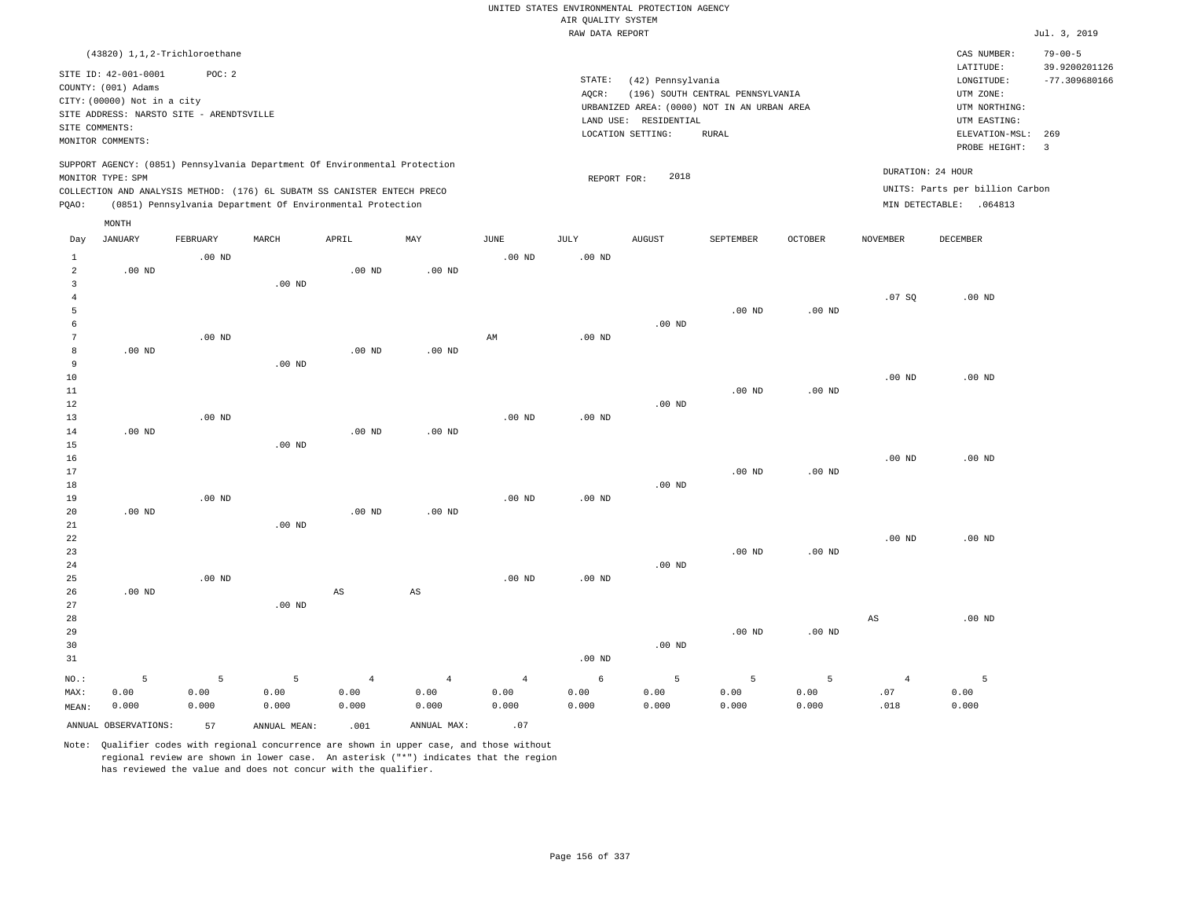UNITED STATES ENVIRONMENTAL PROTECTION AGENCY
AIR QUALITY SYSTEM
RAW DATA REPORT

Jul. 3, 2019

(43820) 1,1,2-Trichloroethane

SITE ID: 42-001-0001 POC: 2
COUNTY: (001) Adams
CITY: (00000) Not in a city
SITE ADDRESS: NARSTO SITE - ARENDTSVILLE
SITE COMMENTS:
MONITOR COMMENTS:

STATE: (42) Pennsylvania
AQCR: (196) SOUTH CENTRAL PENNSYLVANIA
URBANIZED AREA: (0000) NOT IN AN URBAN AREA
LAND USE: RESIDENTIAL
LOCATION SETTING: RURAL

CAS NUMBER: 79-00-5
LATITUDE: 39.9200201126
LONGITUDE: -77.309680166
UTM ZONE:
UTM NORTHING:
UTM EASTING:
ELEVATION-MSL: 269
PROBE HEIGHT: 3

SUPPORT AGENCY: (0851) Pennsylvania Department Of Environmental Protection
MONITOR TYPE: SPM
COLLECTION AND ANALYSIS METHOD: (176) 6L SUBATM SS CANISTER ENTECH PRECO
PQAO: (0851) Pennsylvania Department Of Environmental Protection

REPORT FOR: 2018

DURATION: 24 HOUR
UNITS: Parts per billion Carbon
MIN DETECTABLE: .064813

| Day | JANUARY | FEBRUARY | MARCH | APRIL | MAY | JUNE | JULY | AUGUST | SEPTEMBER | OCTOBER | NOVEMBER | DECEMBER |
|---|---|---|---|---|---|---|---|---|---|---|---|---|
| 1 | | .00 ND | | | | .00 ND | .00 ND | | | | | |
| 2 | .00 ND | | | .00 ND | .00 ND | | | | | | | |
| 3 | | | .00 ND | | | | | | | | | |
| 4 | | | | | | | | | | | .07 SQ | .00 ND |
| 5 | | | | | | | | | .00 ND | .00 ND | | |
| 6 | | | | | | | | .00 ND | | | | |
| 7 | | .00 ND | | | | AM | .00 ND | | | | | |
| 8 | .00 ND | | | .00 ND | .00 ND | | | | | | | |
| 9 | | | .00 ND | | | | | | | | | |
| 10 | | | | | | | | | | | .00 ND | .00 ND |
| 11 | | | | | | | | | .00 ND | .00 ND | | |
| 12 | | | | | | | | .00 ND | | | | |
| 13 | | .00 ND | | | | .00 ND | .00 ND | | | | | |
| 14 | .00 ND | | | .00 ND | .00 ND | | | | | | | |
| 15 | | | .00 ND | | | | | | | | | |
| 16 | | | | | | | | | | | .00 ND | .00 ND |
| 17 | | | | | | | | | .00 ND | .00 ND | | |
| 18 | | | | | | | | .00 ND | | | | |
| 19 | | .00 ND | | | | .00 ND | .00 ND | | | | | |
| 20 | .00 ND | | | .00 ND | .00 ND | | | | | | | |
| 21 | | | .00 ND | | | | | | | | | |
| 22 | | | | | | | | | | | .00 ND | .00 ND |
| 23 | | | | | | | | | .00 ND | .00 ND | | |
| 24 | | | | | | | | .00 ND | | | | |
| 25 | | .00 ND | | | | .00 ND | .00 ND | | | | | |
| 26 | .00 ND | | | AS | AS | | | | | | | |
| 27 | | | .00 ND | | | | | | | | | |
| 28 | | | | | | | | | | | AS | .00 ND |
| 29 | | | | | | | | | .00 ND | .00 ND | | |
| 30 | | | | | | | | .00 ND | | | | |
| 31 | | | | | | | .00 ND | | | | | |
| NO.: | 5 | 5 | 5 | 4 | 4 | 4 | 6 | 5 | 5 | 5 | 4 | 5 |
| MAX: | 0.00 | 0.00 | 0.00 | 0.00 | 0.00 | 0.00 | 0.00 | 0.00 | 0.00 | 0.00 | .07 | 0.00 |
| MEAN: | 0.000 | 0.000 | 0.000 | 0.000 | 0.000 | 0.000 | 0.000 | 0.000 | 0.000 | 0.000 | .018 | 0.000 |

ANNUAL OBSERVATIONS: 57 ANNUAL MEAN: .001 ANNUAL MAX: .07

Note: Qualifier codes with regional concurrence are shown in upper case, and those without regional review are shown in lower case. An asterisk ("*") indicates that the region has reviewed the value and does not concur with the qualifier.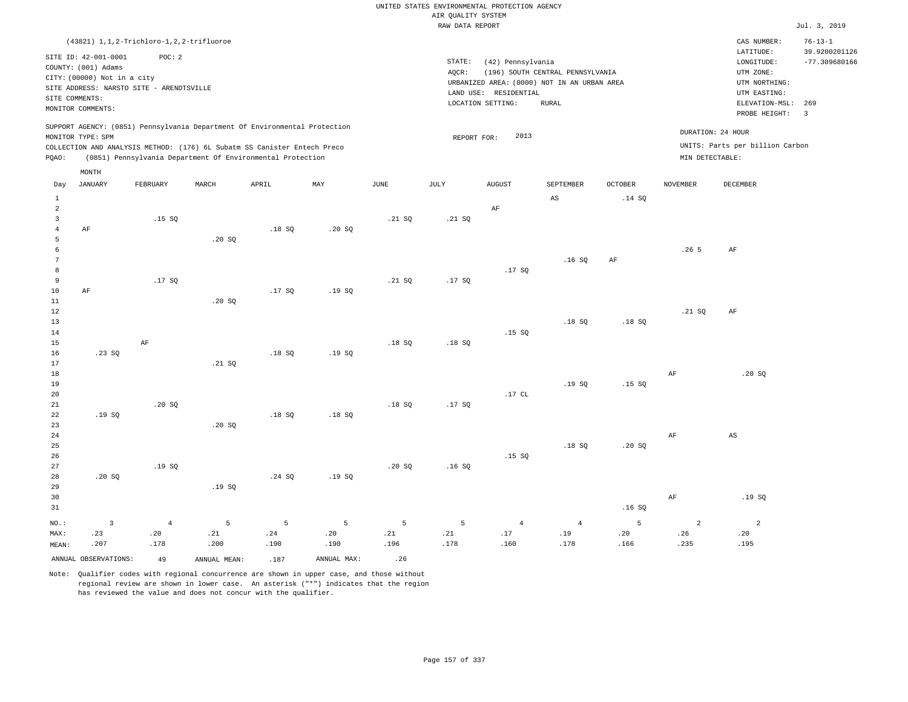UNITED STATES ENVIRONMENTAL PROTECTION AGENCY
AIR QUALITY SYSTEM
RAW DATA REPORT

Jul. 3, 2019

(43821) 1,1,2-Trichloro-1,2,2-trifluoroe

SITE ID: 42-001-0001 POC: 2
COUNTY: (001) Adams
CITY: (00000) Not in a city
SITE ADDRESS: NARSTO SITE - ARENDTSVILLE
SITE COMMENTS:
MONITOR COMMENTS:

STATE: (42) Pennsylvania
AQCR: (196) SOUTH CENTRAL PENNSYLVANIA
URBANIZED AREA: (0000) NOT IN AN URBAN AREA
LAND USE: RESIDENTIAL
LOCATION SETTING: RURAL

CAS NUMBER: 76-13-1
LATITUDE: 39.9200201126
LONGITUDE: -77.309680166
UTM ZONE:
UTM NORTHING:
UTM EASTING:
ELEVATION-MSL: 269
PROBE HEIGHT: 3

SUPPORT AGENCY: (0851) Pennsylvania Department Of Environmental Protection
MONITOR TYPE: SPM
COLLECTION AND ANALYSIS METHOD: (176) 6L Subatm SS Canister Entech Preco
PQAO: (0851) Pennsylvania Department Of Environmental Protection

REPORT FOR: 2013

DURATION: 24 HOUR
UNITS: Parts per billion Carbon
MIN DETECTABLE:

| Day | JANUARY | FEBRUARY | MARCH | APRIL | MAY | JUNE | JULY | AUGUST | SEPTEMBER | OCTOBER | NOVEMBER | DECEMBER |
|---|---|---|---|---|---|---|---|---|---|---|---|---|
| 1 | | | | | | | | | AS | .14 SQ | | |
| 2 | | | | | | | | AF | | | | |
| 3 | | .15 SQ | | | | .21 SQ | .21 SQ | | | | | |
| 4 | AF | | | .18 SQ | .20 SQ | | | | | | | |
| 5 | | | .20 SQ | | | | | | | | | |
| 6 | | | | | | | | | | | .26 5 | AF |
| 7 | | | | | | | | | .16 SQ | AF | | |
| 8 | | | | | | | | .17 SQ | | | | |
| 9 | | .17 SQ | | | | .21 SQ | .17 SQ | | | | | |
| 10 | AF | | | .17 SQ | .19 SQ | | | | | | | |
| 11 | | | .20 SQ | | | | | | | | | |
| 12 | | | | | | | | | | | .21 SQ | AF |
| 13 | | | | | | | | | .18 SQ | .18 SQ | | |
| 14 | | | | | | | | .15 SQ | | | | |
| 15 | | AF | | | | .18 SQ | .18 SQ | | | | | |
| 16 | .23 SQ | | | .18 SQ | .19 SQ | | | | | | | |
| 17 | | | .21 SQ | | | | | | | | | |
| 18 | | | | | | | | | | | AF | .20 SQ |
| 19 | | | | | | | | | .19 SQ | .15 SQ | | |
| 20 | | | | | | | | .17 CL | | | | |
| 21 | | .20 SQ | | | | .18 SQ | .17 SQ | | | | | |
| 22 | .19 SQ | | | .18 SQ | .18 SQ | | | | | | | |
| 23 | | | .20 SQ | | | | | | | | | |
| 24 | | | | | | | | | | | AF | AS |
| 25 | | | | | | | | | .18 SQ | .20 SQ | | |
| 26 | | | | | | | | .15 SQ | | | | |
| 27 | | .19 SQ | | | | .20 SQ | .16 SQ | | | | | |
| 28 | .20 SQ | | | .24 SQ | .19 SQ | | | | | | | |
| 29 | | | .19 SQ | | | | | | | | | |
| 30 | | | | | | | | | | | AF | .19 SQ |
| 31 | | | | | | | | | | .16 SQ | | |
| NO.: | 3 | 4 | 5 | 5 | 5 | 5 | 5 | 4 | 4 | 5 | 2 | 2 |
| MAX: | .23 | .20 | .21 | .24 | .20 | .21 | .21 | .17 | .19 | .20 | .26 | .20 |
| MEAN: | .207 | .178 | .200 | .190 | .190 | .196 | .178 | .160 | .178 | .166 | .235 | .195 |

ANNUAL OBSERVATIONS: 49 ANNUAL MEAN: .187 ANNUAL MAX: .26

Note: Qualifier codes with regional concurrence are shown in upper case, and those without regional review are shown in lower case. An asterisk ("*") indicates that the region has reviewed the value and does not concur with the qualifier.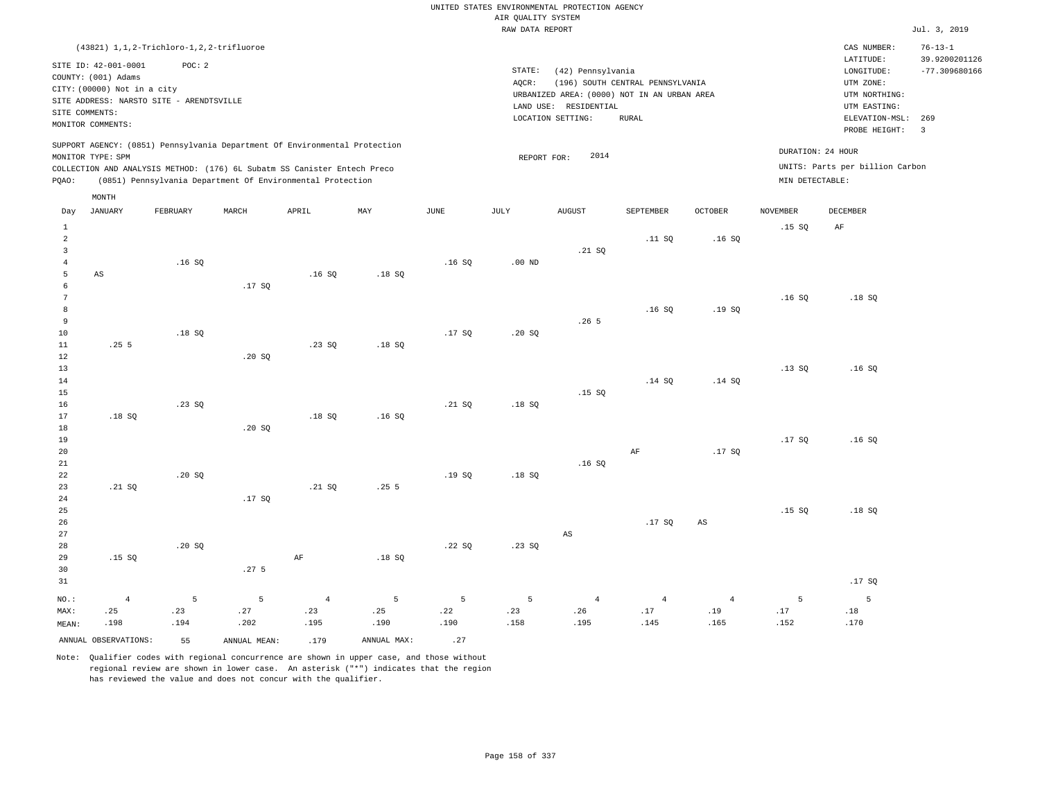UNITED STATES ENVIRONMENTAL PROTECTION AGENCY
AIR QUALITY SYSTEM
RAW DATA REPORT

Jul. 3, 2019

(43821) 1,1,2-Trichloro-1,2,2-trifluoroe

SITE ID: 42-001-0001 POC: 2
COUNTY: (001) Adams
CITY: (00000) Not in a city
SITE ADDRESS: NARSTO SITE - ARENDTSVILLE
SITE COMMENTS:
MONITOR COMMENTS:

STATE: (42) Pennsylvania
AQCR: (196) SOUTH CENTRAL PENNSYLVANIA
URBANIZED AREA: (0000) NOT IN AN URBAN AREA
LAND USE: RESIDENTIAL
LOCATION SETTING: RURAL

CAS NUMBER: 76-13-1
LATITUDE: 39.9200201126
LONGITUDE: -77.309680166
UTM ZONE:
UTM NORTHING:
UTM EASTING:
ELEVATION-MSL: 269
PROBE HEIGHT: 3

SUPPORT AGENCY: (0851) Pennsylvania Department Of Environmental Protection
MONITOR TYPE: SPM
COLLECTION AND ANALYSIS METHOD: (176) 6L Subatm SS Canister Entech Preco
PQAO: (0851) Pennsylvania Department Of Environmental Protection

REPORT FOR: 2014

DURATION: 24 HOUR
UNITS: Parts per billion Carbon
MIN DETECTABLE:

| Day | JANUARY | FEBRUARY | MARCH | APRIL | MAY | JUNE | JULY | AUGUST | SEPTEMBER | OCTOBER | NOVEMBER | DECEMBER |
|---|---|---|---|---|---|---|---|---|---|---|---|---|
| 1 | | | | | | | | | | | .15 SQ | AF |
| 2 | | | | | | | | | .11 SQ | .16 SQ | | |
| 3 | | | | | | | | .21 SQ | | | | |
| 4 | | .16 SQ | | | | .16 SQ | .00 ND | | | | | |
| 5 | AS | | | .16 SQ | .18 SQ | | | | | | | |
| 6 | | | .17 SQ | | | | | | | | | |
| 7 | | | | | | | | | | | .16 SQ | .18 SQ |
| 8 | | | | | | | | | .16 SQ | .19 SQ | | |
| 9 | | | | | | | | .26 5 | | | | |
| 10 | | .18 SQ | | | | .17 SQ | .20 SQ | | | | | |
| 11 | .25 5 | | | .23 SQ | .18 SQ | | | | | | | |
| 12 | | | .20 SQ | | | | | | | | | |
| 13 | | | | | | | | | | | .13 SQ | .16 SQ |
| 14 | | | | | | | | | .14 SQ | .14 SQ | | |
| 15 | | | | | | | | .15 SQ | | | | |
| 16 | | .23 SQ | | | | .21 SQ | .18 SQ | | | | | |
| 17 | .18 SQ | | | .18 SQ | .16 SQ | | | | | | | |
| 18 | | | .20 SQ | | | | | | | | | |
| 19 | | | | | | | | | | | .17 SQ | .16 SQ |
| 20 | | | | | | | | | AF | .17 SQ | | |
| 21 | | | | | | | | .16 SQ | | | | |
| 22 | | .20 SQ | | | | .19 SQ | .18 SQ | | | | | |
| 23 | .21 SQ | | | .21 SQ | .25 5 | | | | | | | |
| 24 | | | .17 SQ | | | | | | | | | |
| 25 | | | | | | | | | | | .15 SQ | .18 SQ |
| 26 | | | | | | | | | .17 SQ | AS | | |
| 27 | | | | | | | | AS | | | | |
| 28 | | .20 SQ | | | | .22 SQ | .23 SQ | | | | | |
| 29 | .15 SQ | | | AF | .18 SQ | | | | | | | |
| 30 | | | .27 5 | | | | | | | | | |
| 31 | | | | | | | | | | | | .17 SQ |
| NO.: | 4 | 5 | 5 | 4 | 5 | 5 | 5 | 4 | 4 | 4 | 5 | 5 |
| MAX: | .25 | .23 | .27 | .23 | .25 | .22 | .23 | .26 | .17 | .19 | .17 | .18 |
| MEAN: | .198 | .194 | .202 | .195 | .190 | .190 | .158 | .195 | .145 | .165 | .152 | .170 |

ANNUAL OBSERVATIONS: 55 ANNUAL MEAN: .179 ANNUAL MAX: .27

Note: Qualifier codes with regional concurrence are shown in upper case, and those without regional review are shown in lower case. An asterisk ("*") indicates that the region has reviewed the value and does not concur with the qualifier.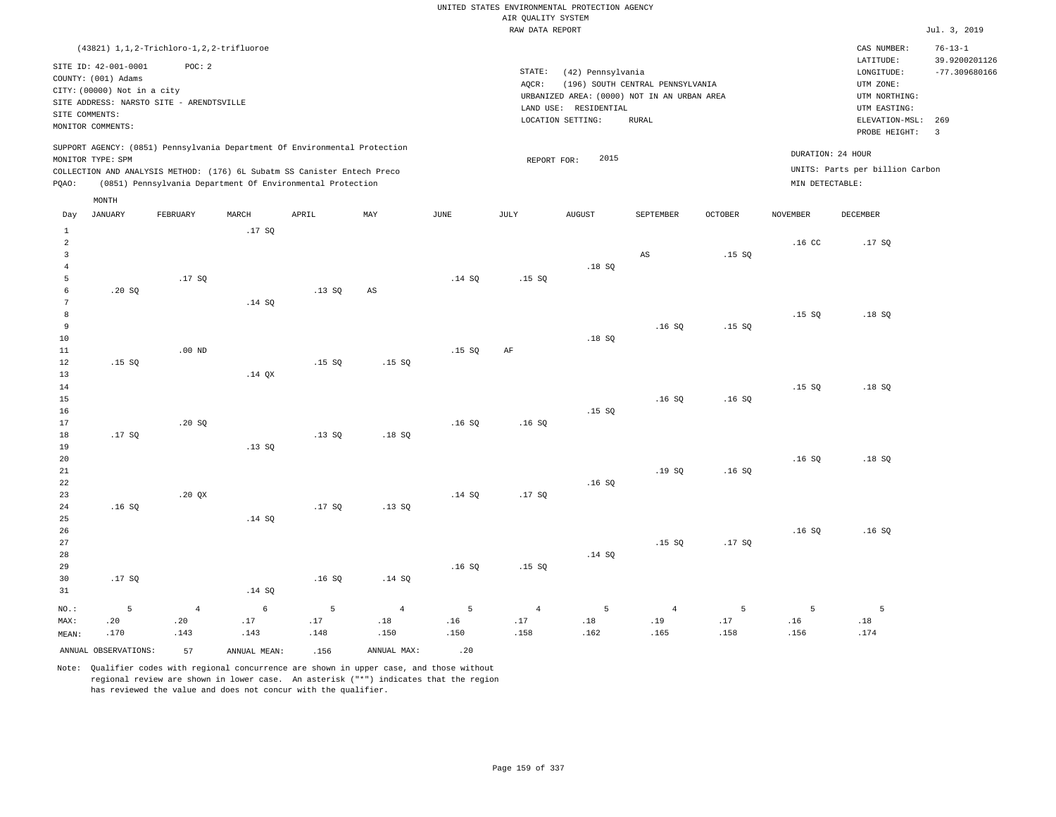UNITED STATES ENVIRONMENTAL PROTECTION AGENCY
AIR QUALITY SYSTEM
RAW DATA REPORT

Jul. 3, 2019

(43821) 1,1,2-Trichloro-1,2,2-trifluoroe

SITE ID: 42-001-0001 POC: 2
COUNTY: (001) Adams
CITY: (00000) Not in a city
SITE ADDRESS: NARSTO SITE - ARENDTSVILLE
SITE COMMENTS:
MONITOR COMMENTS:

STATE: (42) Pennsylvania
AQCR: (196) SOUTH CENTRAL PENNSYLVANIA
URBANIZED AREA: (0000) NOT IN AN URBAN AREA
LAND USE: RESIDENTIAL
LOCATION SETTING: RURAL

CAS NUMBER: 76-13-1
LATITUDE: 39.9200201126
LONGITUDE: -77.309680166
UTM ZONE:
UTM NORTHING:
UTM EASTING:
ELEVATION-MSL: 269
PROBE HEIGHT: 3

SUPPORT AGENCY: (0851) Pennsylvania Department Of Environmental Protection
MONITOR TYPE: SPM
COLLECTION AND ANALYSIS METHOD: (176) 6L Subatm SS Canister Entech Preco
PQAO: (0851) Pennsylvania Department Of Environmental Protection

REPORT FOR: 2015

DURATION: 24 HOUR
UNITS: Parts per billion Carbon
MIN DETECTABLE:

| Day | JANUARY | FEBRUARY | MARCH | APRIL | MAY | JUNE | JULY | AUGUST | SEPTEMBER | OCTOBER | NOVEMBER | DECEMBER |
|---|---|---|---|---|---|---|---|---|---|---|---|---|
| 1 | | | .17 SQ | | | | | | | | | |
| 2 | | | | | | | | | | | .16 CC | .17 SQ |
| 3 | | | | | | | | | AS | .15 SQ | | |
| 4 | | | | | | | | .18 SQ | | | | |
| 5 | | .17 SQ | | | | .14 SQ | .15 SQ | | | | | |
| 6 | .20 SQ | | | .13 SQ | AS | | | | | | | |
| 7 | | | .14 SQ | | | | | | | | | |
| 8 | | | | | | | | | | | .15 SQ | .18 SQ |
| 9 | | | | | | | | | .16 SQ | .15 SQ | | |
| 10 | | | | | | | | .18 SQ | | | | |
| 11 | | .00 ND | | | | .15 SQ | AF | | | | | |
| 12 | .15 SQ | | | .15 SQ | .15 SQ | | | | | | | |
| 13 | | | .14 QX | | | | | | | | | |
| 14 | | | | | | | | | | | .15 SQ | .18 SQ |
| 15 | | | | | | | | | .16 SQ | .16 SQ | | |
| 16 | | | | | | | | .15 SQ | | | | |
| 17 | | .20 SQ | | | | .16 SQ | .16 SQ | | | | | |
| 18 | .17 SQ | | | .13 SQ | .18 SQ | | | | | | | |
| 19 | | | .13 SQ | | | | | | | | | |
| 20 | | | | | | | | | | | .16 SQ | .18 SQ |
| 21 | | | | | | | | | .19 SQ | .16 SQ | | |
| 22 | | | | | | | | .16 SQ | | | | |
| 23 | | .20 QX | | | | .14 SQ | .17 SQ | | | | | |
| 24 | .16 SQ | | | .17 SQ | .13 SQ | | | | | | | |
| 25 | | | .14 SQ | | | | | | | | | |
| 26 | | | | | | | | | | | .16 SQ | .16 SQ |
| 27 | | | | | | | | | .15 SQ | .17 SQ | | |
| 28 | | | | | | | | .14 SQ | | | | |
| 29 | | | | | | .16 SQ | .15 SQ | | | | | |
| 30 | .17 SQ | | | .16 SQ | .14 SQ | | | | | | | |
| 31 | | | .14 SQ | | | | | | | | | |
| NO.: | 5 | 4 | 6 | 5 | 4 | 5 | 4 | 5 | 4 | 5 | 5 | 5 |
| MAX: | .20 | .20 | .17 | .17 | .18 | .16 | .17 | .18 | .19 | .17 | .16 | .18 |
| MEAN: | .170 | .143 | .143 | .148 | .150 | .150 | .158 | .162 | .165 | .158 | .156 | .174 |

ANNUAL OBSERVATIONS: 57 ANNUAL MEAN: .156 ANNUAL MAX: .20

Note: Qualifier codes with regional concurrence are shown in upper case, and those without regional review are shown in lower case. An asterisk ("*") indicates that the region has reviewed the value and does not concur with the qualifier.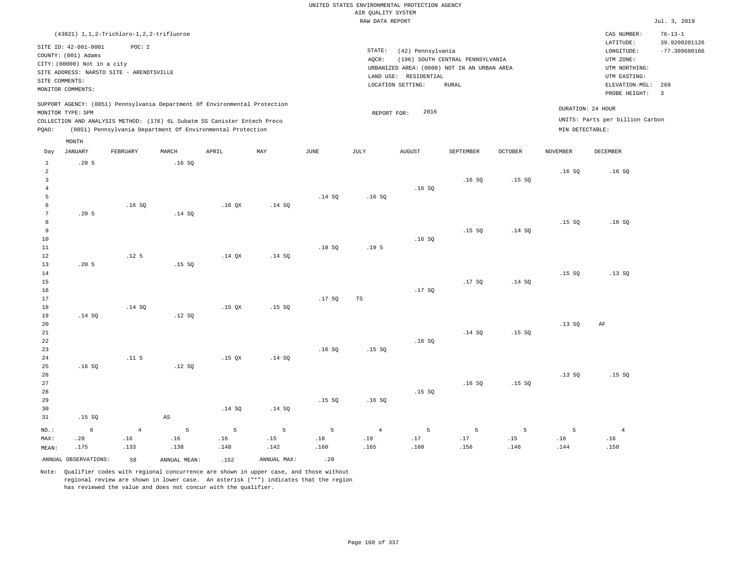UNITED STATES ENVIRONMENTAL PROTECTION AGENCY
AIR QUALITY SYSTEM
RAW DATA REPORT

Jul. 3, 2019

(43821) 1,1,2-Trichloro-1,2,2-trifluoroe

SITE ID: 42-001-0001 POC: 2
COUNTY: (001) Adams
CITY: (00000) Not in a city
SITE ADDRESS: NARSTO SITE - ARENDTSVILLE
SITE COMMENTS:
MONITOR COMMENTS:

STATE: (42) Pennsylvania
AQCR: (196) SOUTH CENTRAL PENNSYLVANIA
URBANIZED AREA: (0000) NOT IN AN URBAN AREA
LAND USE: RESIDENTIAL
LOCATION SETTING: RURAL

CAS NUMBER: 76-13-1
LATITUDE: 39.9200201126
LONGITUDE: -77.309680166
UTM ZONE:
UTM NORTHING:
UTM EASTING:
ELEVATION-MSL: 269
PROBE HEIGHT: 3

SUPPORT AGENCY: (0851) Pennsylvania Department Of Environmental Protection
MONITOR TYPE: SPM
COLLECTION AND ANALYSIS METHOD: (176) 6L Subatm SS Canister Entech Preco
PQAO: (0851) Pennsylvania Department Of Environmental Protection

REPORT FOR: 2016

DURATION: 24 HOUR
UNITS: Parts per billion Carbon
MIN DETECTABLE:

| Day | JANUARY | FEBRUARY | MARCH | APRIL | MAY | JUNE | JULY | AUGUST | SEPTEMBER | OCTOBER | NOVEMBER | DECEMBER |
|---|---|---|---|---|---|---|---|---|---|---|---|---|
| 1 | .20 5 | | .16 SQ | | | | | | | | | |
| 2 | | | | | | | | | | | .16 SQ | .16 SQ |
| 3 | | | | | | | | | .16 SQ | .15 SQ | | |
| 4 | | | | | | | | .16 SQ | | | | |
| 5 | | | | | | .14 SQ | .16 SQ | | | | | |
| 6 | | .16 SQ | | .16 QX | .14 SQ | | | | | | | |
| 7 | .20 5 | | .14 SQ | | | | | | | | | |
| 8 | | | | | | | | | | | .15 SQ | .16 SQ |
| 9 | | | | | | | | | .15 SQ | .14 SQ | | |
| 10 | | | | | | | | .16 SQ | | | | |
| 11 | | | | | | .18 SQ | .19 5 | | | | | |
| 12 | | .12 5 | | .14 QX | .14 SQ | | | | | | | |
| 13 | .20 5 | | .15 SQ | | | | | | | | | |
| 14 | | | | | | | | | | | .15 SQ | .13 SQ |
| 15 | | | | | | | | | .17 SQ | .14 SQ | | |
| 16 | | | | | | | | .17 SQ | | | | |
| 17 | | | | | | .17 SQ | TS | | | | | |
| 18 | | .14 SQ | | .15 QX | .15 SQ | | | | | | | |
| 19 | .14 SQ | | .12 SQ | | | | | | | | | |
| 20 | | | | | | | | | | | .13 SQ | AF |
| 21 | | | | | | | | | .14 SQ | .15 SQ | | |
| 22 | | | | | | | | .16 SQ | | | | |
| 23 | | | | | | .16 SQ | .15 SQ | | | | | |
| 24 | | .11 5 | | .15 QX | .14 SQ | | | | | | | |
| 25 | .16 SQ | | .12 SQ | | | | | | | | | |
| 26 | | | | | | | | | | | .13 SQ | .15 SQ |
| 27 | | | | | | | | | .16 SQ | .15 SQ | | |
| 28 | | | | | | | | .15 SQ | | | | |
| 29 | | | | | | .15 SQ | .16 SQ | | | | | |
| 30 | | | | .14 SQ | .14 SQ | | | | | | | |
| 31 | .15 SQ | | AS | | | | | | | | | |
| NO.: | 6 | 4 | 5 | 5 | 5 | 5 | 4 | 5 | 5 | 5 | 5 | 4 |
| MAX: | .20 | .16 | .16 | .16 | .15 | .18 | .19 | .17 | .17 | .15 | .16 | .16 |
| MEAN: | .175 | .133 | .138 | .148 | .142 | .160 | .165 | .160 | .156 | .146 | .144 | .150 |

ANNUAL OBSERVATIONS: 58 ANNUAL MEAN: .152 ANNUAL MAX: .20

Note: Qualifier codes with regional concurrence are shown in upper case, and those without regional review are shown in lower case. An asterisk ("*") indicates that the region has reviewed the value and does not concur with the qualifier.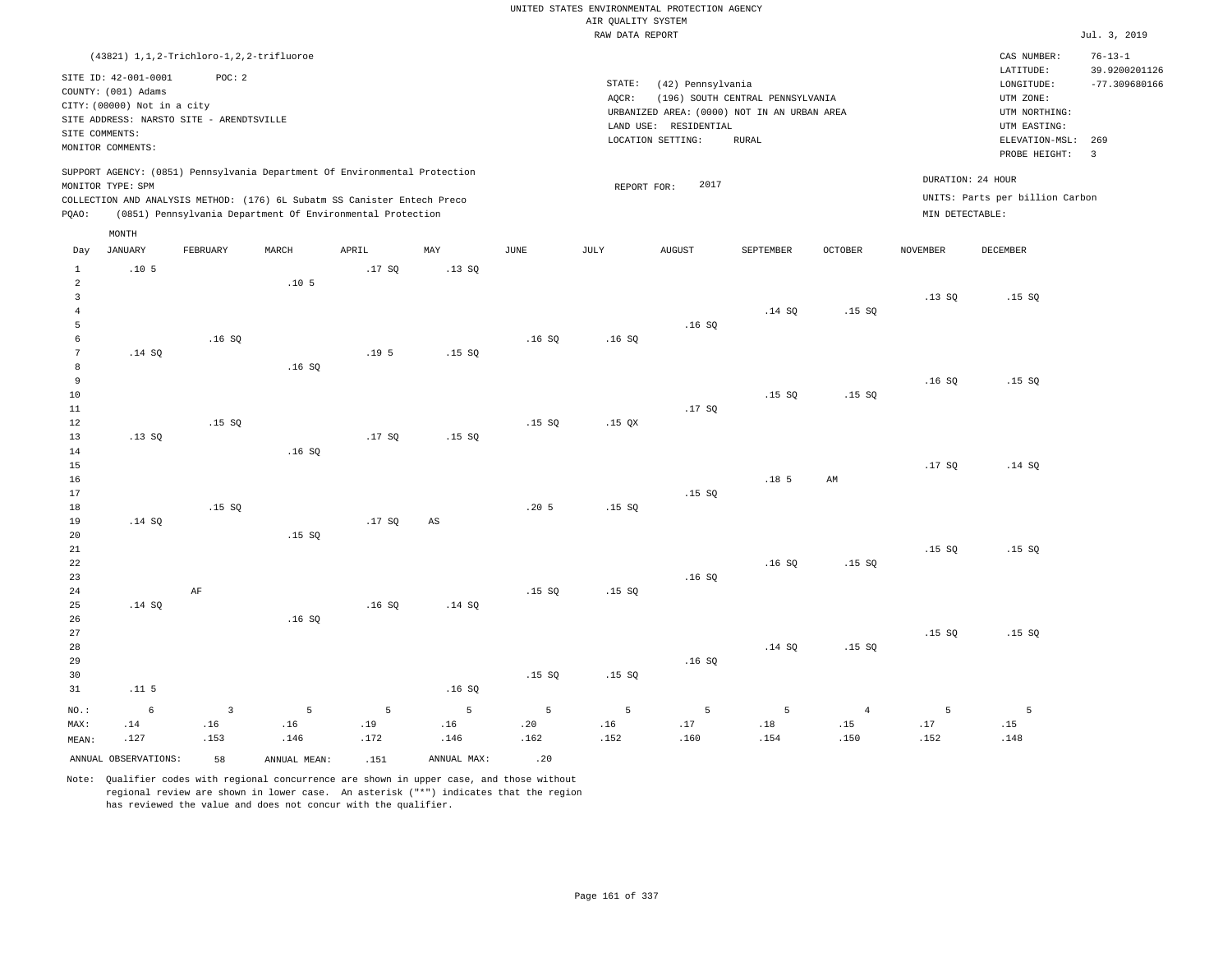UNITED STATES ENVIRONMENTAL PROTECTION AGENCY
AIR QUALITY SYSTEM
RAW DATA REPORT

Jul. 3, 2019

(43821) 1,1,2-Trichloro-1,2,2-trifluoroe

SITE ID: 42-001-0001 POC: 2
COUNTY: (001) Adams
CITY: (00000) Not in a city
SITE ADDRESS: NARSTO SITE - ARENDTSVILLE
SITE COMMENTS:
MONITOR COMMENTS:

STATE: (42) Pennsylvania
AQCR: (196) SOUTH CENTRAL PENNSYLVANIA
URBANIZED AREA: (0000) NOT IN AN URBAN AREA
LAND USE: RESIDENTIAL
LOCATION SETTING: RURAL

CAS NUMBER: 76-13-1
LATITUDE: 39.9200201126
LONGITUDE: -77.309680166
UTM ZONE:
UTM NORTHING:
UTM EASTING:
ELEVATION-MSL: 269
PROBE HEIGHT: 3

SUPPORT AGENCY: (0851) Pennsylvania Department Of Environmental Protection
MONITOR TYPE: SPM
COLLECTION AND ANALYSIS METHOD: (176) 6L Subatm SS Canister Entech Preco
PQAO: (0851) Pennsylvania Department Of Environmental Protection

REPORT FOR: 2017

DURATION: 24 HOUR
UNITS: Parts per billion Carbon
MIN DETECTABLE:

| Day | JANUARY | FEBRUARY | MARCH | APRIL | MAY | JUNE | JULY | AUGUST | SEPTEMBER | OCTOBER | NOVEMBER | DECEMBER |
|---|---|---|---|---|---|---|---|---|---|---|---|---|
| 1 | .10 5 | | | .17 SQ | .13 SQ | | | | | | | |
| 2 | | | .10 5 | | | | | | | | | |
| 3 | | | | | | | | | | | .13 SQ | .15 SQ |
| 4 | | | | | | | | | .14 SQ | .15 SQ | | |
| 5 | | | | | | | | .16 SQ | | | | |
| 6 | | .16 SQ | | | | .16 SQ | .16 SQ | | | | | |
| 7 | .14 SQ | | | .19 5 | .15 SQ | | | | | | | |
| 8 | | | .16 SQ | | | | | | | | | |
| 9 | | | | | | | | | | | .16 SQ | .15 SQ |
| 10 | | | | | | | | | .15 SQ | .15 SQ | | |
| 11 | | | | | | | | .17 SQ | | | | |
| 12 | | .15 SQ | | | | .15 SQ | .15 QX | | | | | |
| 13 | .13 SQ | | | .17 SQ | .15 SQ | | | | | | | |
| 14 | | | .16 SQ | | | | | | | | | |
| 15 | | | | | | | | | | | .17 SQ | .14 SQ |
| 16 | | | | | | | | | .18 5 | AM | | |
| 17 | | | | | | | | .15 SQ | | | | |
| 18 | | .15 SQ | | | | .20 5 | .15 SQ | | | | | |
| 19 | .14 SQ | | | .17 SQ | AS | | | | | | | |
| 20 | | | .15 SQ | | | | | | | | | |
| 21 | | | | | | | | | | | .15 SQ | .15 SQ |
| 22 | | | | | | | | | .16 SQ | .15 SQ | | |
| 23 | | | | | | | | .16 SQ | | | | |
| 24 | | AF | | | | .15 SQ | .15 SQ | | | | | |
| 25 | .14 SQ | | | .16 SQ | .14 SQ | | | | | | | |
| 26 | | | .16 SQ | | | | | | | | | |
| 27 | | | | | | | | | | | .15 SQ | .15 SQ |
| 28 | | | | | | | | | .14 SQ | .15 SQ | | |
| 29 | | | | | | | | .16 SQ | | | | |
| 30 | | | | | | .15 SQ | .15 SQ | | | | | |
| 31 | .11 5 | | | | .16 SQ | | | | | | | |
| NO.: | 6 | 3 | 5 | 5 | 5 | 5 | 5 | 5 | 5 | 4 | 5 | 5 |
| MAX: | .14 | .16 | .16 | .19 | .16 | .20 | .16 | .17 | .18 | .15 | .17 | .15 |
| MEAN: | .127 | .153 | .146 | .172 | .146 | .162 | .152 | .160 | .154 | .150 | .152 | .148 |

ANNUAL OBSERVATIONS: 58 ANNUAL MEAN: .151 ANNUAL MAX: .20

Note: Qualifier codes with regional concurrence are shown in upper case, and those without regional review are shown in lower case. An asterisk ("*") indicates that the region has reviewed the value and does not concur with the qualifier.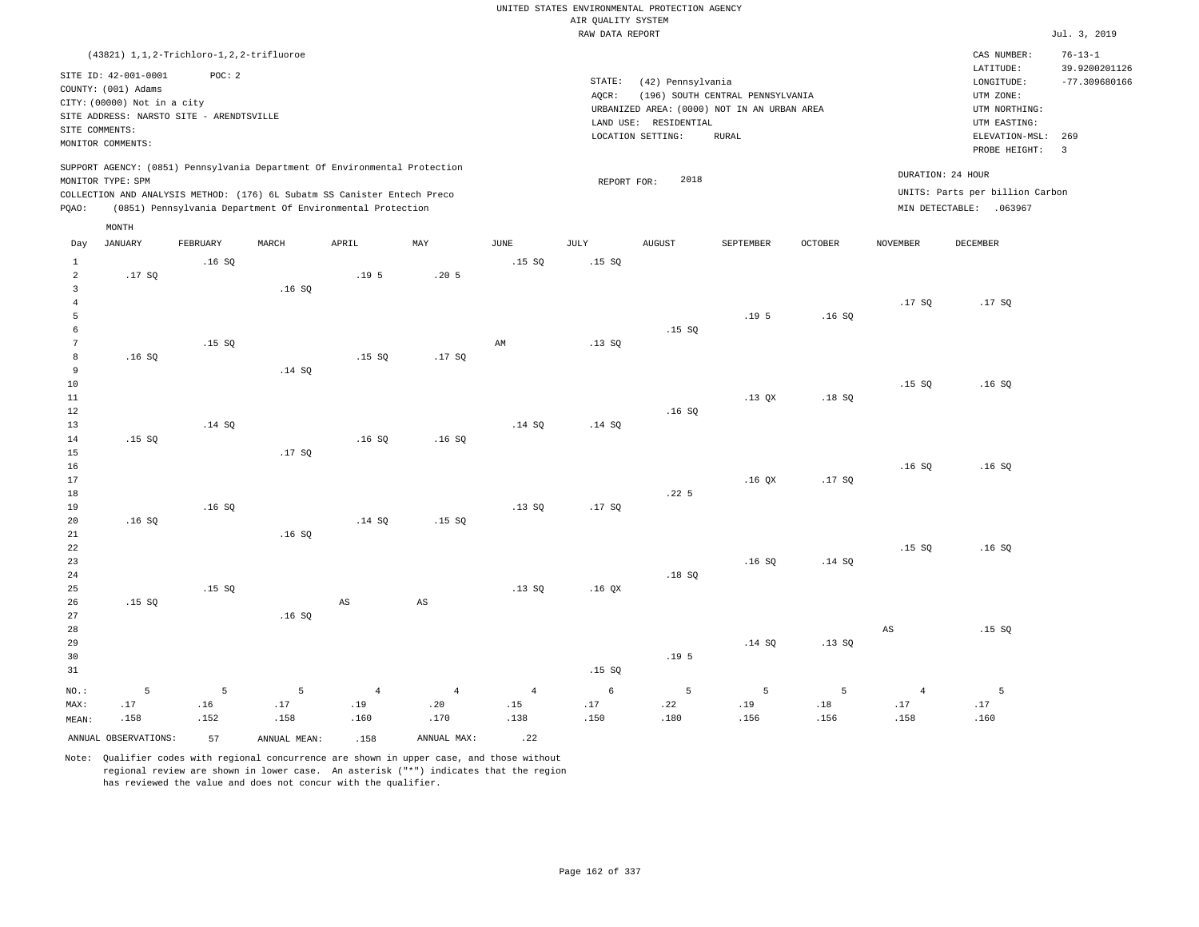UNITED STATES ENVIRONMENTAL PROTECTION AGENCY
AIR QUALITY SYSTEM
RAW DATA REPORT

Jul. 3, 2019

(43821) 1,1,2-Trichloro-1,2,2-trifluoroe

SITE ID: 42-001-0001 POC: 2
COUNTY: (001) Adams
CITY: (00000) Not in a city
SITE ADDRESS: NARSTO SITE - ARENDTSVILLE
SITE COMMENTS:
MONITOR COMMENTS:

STATE: (42) Pennsylvania
AQCR: (196) SOUTH CENTRAL PENNSYLVANIA
URBANIZED AREA: (0000) NOT IN AN URBAN AREA
LAND USE: RESIDENTIAL
LOCATION SETTING: RURAL

CAS NUMBER: 76-13-1
LATITUDE: 39.9200201126
LONGITUDE: -77.309680166
UTM ZONE:
UTM NORTHING:
UTM EASTING:
ELEVATION-MSL: 269
PROBE HEIGHT: 3

SUPPORT AGENCY: (0851) Pennsylvania Department Of Environmental Protection
MONITOR TYPE: SPM
COLLECTION AND ANALYSIS METHOD: (176) 6L Subatm SS Canister Entech Preco
PQAO: (0851) Pennsylvania Department Of Environmental Protection

REPORT FOR: 2018

DURATION: 24 HOUR
UNITS: Parts per billion Carbon
MIN DETECTABLE: .063967

| Day | JANUARY | FEBRUARY | MARCH | APRIL | MAY | JUNE | JULY | AUGUST | SEPTEMBER | OCTOBER | NOVEMBER | DECEMBER |
|---|---|---|---|---|---|---|---|---|---|---|---|---|
| 1 | | .16 SQ | | | | .15 SQ | .15 SQ | | | | | |
| 2 | .17 SQ | | | .19 5 | .20 5 | | | | | | | |
| 3 | | | .16 SQ | | | | | | | | | |
| 4 | | | | | | | | | | | .17 SQ | .17 SQ |
| 5 | | | | | | | | | .19 5 | .16 SQ | | |
| 6 | | | | | | | | .15 SQ | | | | |
| 7 | | .15 SQ | | | | AM | .13 SQ | | | | | |
| 8 | .16 SQ | | | .15 SQ | .17 SQ | | | | | | | |
| 9 | | | .14 SQ | | | | | | | | | |
| 10 | | | | | | | | | | | .15 SQ | .16 SQ |
| 11 | | | | | | | | | .13 QX | .18 SQ | | |
| 12 | | | | | | | | .16 SQ | | | | |
| 13 | | .14 SQ | | | | .14 SQ | .14 SQ | | | | | |
| 14 | .15 SQ | | | .16 SQ | .16 SQ | | | | | | | |
| 15 | | | .17 SQ | | | | | | | | | |
| 16 | | | | | | | | | | | .16 SQ | .16 SQ |
| 17 | | | | | | | | | .16 QX | .17 SQ | | |
| 18 | | | | | | | | .22 5 | | | | |
| 19 | | .16 SQ | | | | .13 SQ | .17 SQ | | | | | |
| 20 | .16 SQ | | | .14 SQ | .15 SQ | | | | | | | |
| 21 | | | .16 SQ | | | | | | | | | |
| 22 | | | | | | | | | | | .15 SQ | .16 SQ |
| 23 | | | | | | | | | .16 SQ | .14 SQ | | |
| 24 | | | | | | | | .18 SQ | | | | |
| 25 | | .15 SQ | | | | .13 SQ | .16 QX | | | | | |
| 26 | .15 SQ | | | AS | AS | | | | | | | |
| 27 | | | .16 SQ | | | | | | | | | |
| 28 | | | | | | | | | | | AS | .15 SQ |
| 29 | | | | | | | | | .14 SQ | .13 SQ | | |
| 30 | | | | | | | | .19 5 | | | | |
| 31 | | | | | | | .15 SQ | | | | | |
| NO.: | 5 | 5 | 5 | 4 | 4 | 4 | 6 | 5 | 5 | 5 | 4 | 5 |
| MAX: | .17 | .16 | .17 | .19 | .20 | .15 | .17 | .22 | .19 | .18 | .17 | .17 |
| MEAN: | .158 | .152 | .158 | .160 | .170 | .138 | .150 | .180 | .156 | .156 | .158 | .160 |

ANNUAL OBSERVATIONS: 57 ANNUAL MEAN: .158 ANNUAL MAX: .22

Note: Qualifier codes with regional concurrence are shown in upper case, and those without regional review are shown in lower case. An asterisk ("*") indicates that the region has reviewed the value and does not concur with the qualifier.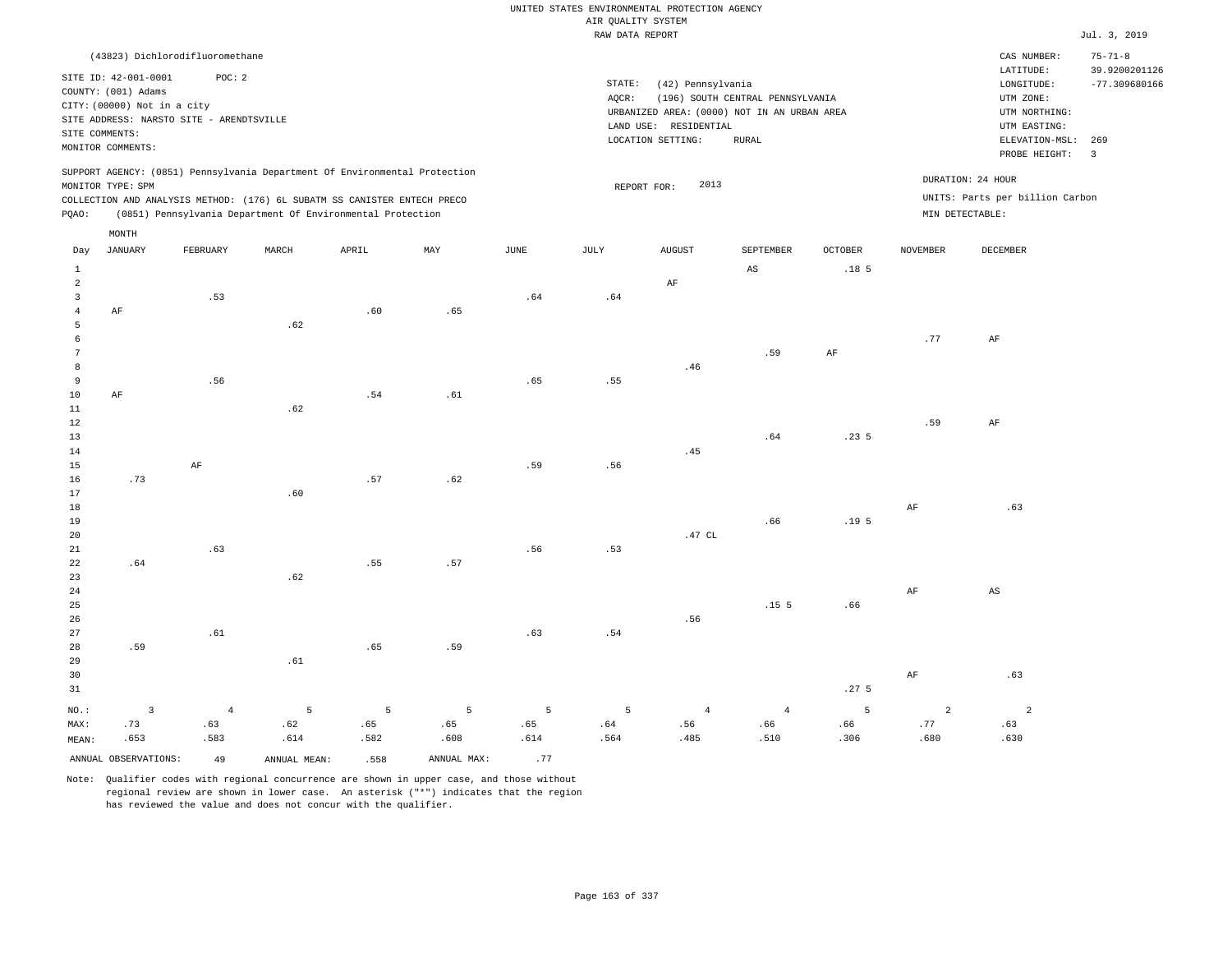UNITED STATES ENVIRONMENTAL PROTECTION AGENCY
AIR QUALITY SYSTEM
RAW DATA REPORT

Jul. 3, 2019

(43823) Dichlorodifluoromethane

SITE ID: 42-001-0001 POC: 2
COUNTY: (001) Adams
CITY: (00000) Not in a city
SITE ADDRESS: NARSTO SITE - ARENDTSVILLE
SITE COMMENTS:
MONITOR COMMENTS:

STATE: (42) Pennsylvania
AQCR: (196) SOUTH CENTRAL PENNSYLVANIA
URBANIZED AREA: (0000) NOT IN AN URBAN AREA
LAND USE: RESIDENTIAL
LOCATION SETTING: RURAL

CAS NUMBER: 75-71-8
LATITUDE: 39.9200201126
LONGITUDE: -77.309680166
UTM ZONE:
UTM NORTHING:
UTM EASTING:
ELEVATION-MSL: 269
PROBE HEIGHT: 3

SUPPORT AGENCY: (0851) Pennsylvania Department Of Environmental Protection
MONITOR TYPE: SPM
COLLECTION AND ANALYSIS METHOD: (176) 6L SUBATM SS CANISTER ENTECH PRECO
PQAO: (0851) Pennsylvania Department Of Environmental Protection

REPORT FOR: 2013

DURATION: 24 HOUR
UNITS: Parts per billion Carbon
MIN DETECTABLE:

| Day | JANUARY | FEBRUARY | MARCH | APRIL | MAY | JUNE | JULY | AUGUST | SEPTEMBER | OCTOBER | NOVEMBER | DECEMBER |
|---|---|---|---|---|---|---|---|---|---|---|---|---|
| 1 | | | | | | | | | AS | .18 5 | | |
| 2 | | | | | | | | AF | | | | |
| 3 | | .53 | | | | .64 | .64 | | | | | |
| 4 | AF | | | .60 | .65 | | | | | | | |
| 5 | | | .62 | | | | | | | | | |
| 6 | | | | | | | | | | | .77 | AF |
| 7 | | | | | | | | | .59 | AF | | |
| 8 | | | | | | | | .46 | | | | |
| 9 | | .56 | | | | .65 | .55 | | | | | |
| 10 | AF | | | .54 | .61 | | | | | | | |
| 11 | | | .62 | | | | | | | | | |
| 12 | | | | | | | | | | | .59 | AF |
| 13 | | | | | | | | | .64 | .23 5 | | |
| 14 | | | | | | | | .45 | | | | |
| 15 | | AF | | | | .59 | .56 | | | | | |
| 16 | .73 | | | .57 | .62 | | | | | | | |
| 17 | | | .60 | | | | | | | | | |
| 18 | | | | | | | | | | | AF | .63 |
| 19 | | | | | | | | | .66 | .19 5 | | |
| 20 | | | | | | | | .47 CL | | | | |
| 21 | | .63 | | | | .56 | .53 | | | | | |
| 22 | .64 | | | .55 | .57 | | | | | | | |
| 23 | | | .62 | | | | | | | | | |
| 24 | | | | | | | | | | | AF | AS |
| 25 | | | | | | | | | .15 5 | .66 | | |
| 26 | | | | | | | | .56 | | | | |
| 27 | | .61 | | | | .63 | .54 | | | | | |
| 28 | .59 | | | .65 | .59 | | | | | | | |
| 29 | | | .61 | | | | | | | | | |
| 30 | | | | | | | | | | | AF | .63 |
| 31 | | | | | | | | | | .27 5 | | |
| NO.: | 3 | 4 | 5 | 5 | 5 | 5 | 5 | 4 | 4 | 5 | 2 | 2 |
| MAX: | .73 | .63 | .62 | .65 | .65 | .65 | .64 | .56 | .66 | .66 | .77 | .63 |
| MEAN: | .653 | .583 | .614 | .582 | .608 | .614 | .564 | .485 | .510 | .306 | .680 | .630 |

ANNUAL OBSERVATIONS: 49 ANNUAL MEAN: .558 ANNUAL MAX: .77

Note: Qualifier codes with regional concurrence are shown in upper case, and those without regional review are shown in lower case. An asterisk ("*") indicates that the region has reviewed the value and does not concur with the qualifier.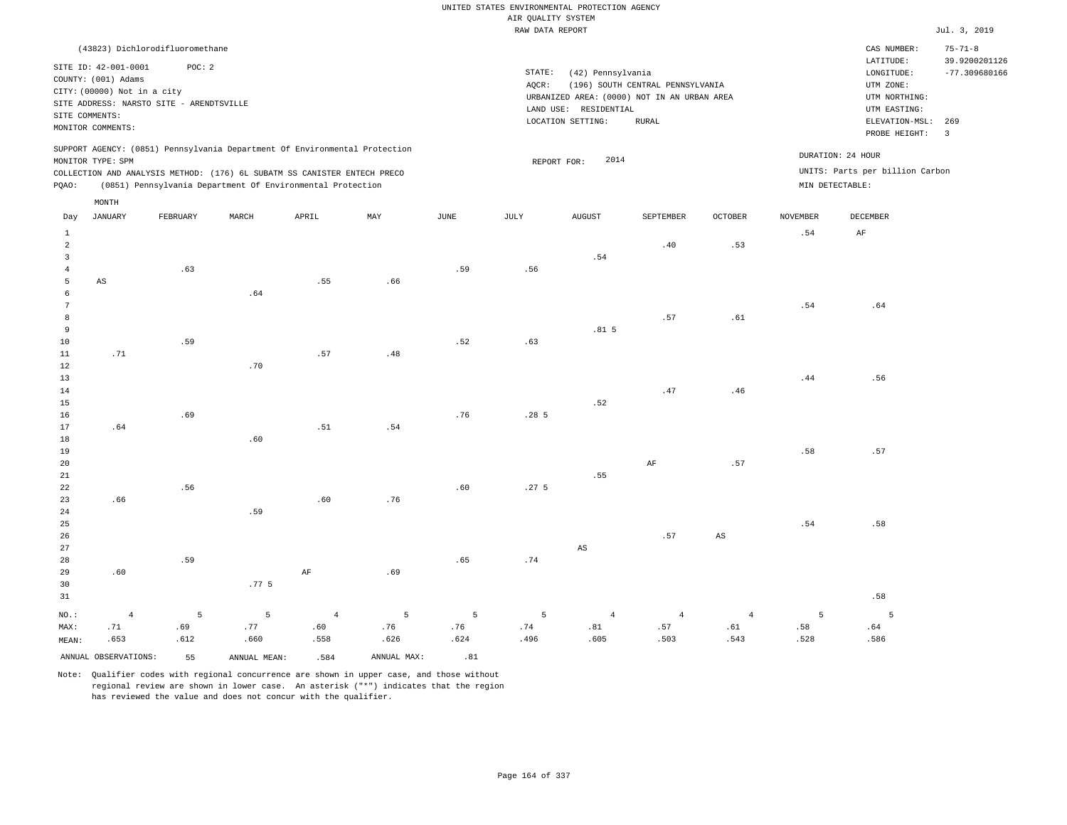UNITED STATES ENVIRONMENTAL PROTECTION AGENCY
AIR QUALITY SYSTEM
RAW DATA REPORT

Jul. 3, 2019

(43823) Dichlorodifluoromethane

SITE ID: 42-001-0001 POC: 2
COUNTY: (001) Adams
CITY: (00000) Not in a city
SITE ADDRESS: NARSTO SITE - ARENDTSVILLE
SITE COMMENTS:
MONITOR COMMENTS:

STATE: (42) Pennsylvania
AQCR: (196) SOUTH CENTRAL PENNSYLVANIA
URBANIZED AREA: (0000) NOT IN AN URBAN AREA
LAND USE: RESIDENTIAL
LOCATION SETTING: RURAL

CAS NUMBER: 75-71-8
LATITUDE: 39.9200201126
LONGITUDE: -77.309680166
UTM ZONE:
UTM NORTHING:
UTM EASTING:
ELEVATION-MSL: 269
PROBE HEIGHT: 3

SUPPORT AGENCY: (0851) Pennsylvania Department Of Environmental Protection
MONITOR TYPE: SPM
COLLECTION AND ANALYSIS METHOD: (176) 6L SUBATM SS CANISTER ENTECH PRECO
PQAO: (0851) Pennsylvania Department Of Environmental Protection

REPORT FOR: 2014

DURATION: 24 HOUR
UNITS: Parts per billion Carbon
MIN DETECTABLE:

| Day | JANUARY | FEBRUARY | MARCH | APRIL | MAY | JUNE | JULY | AUGUST | SEPTEMBER | OCTOBER | NOVEMBER | DECEMBER |
|---|---|---|---|---|---|---|---|---|---|---|---|---|
| 1 | | | | | | | | | | | .54 | AF |
| 2 | | | | | | | | | .40 | .53 | | |
| 3 | | | | | | | | .54 | | | | |
| 4 | | .63 | | | | .59 | .56 | | | | | |
| 5 | AS | | | .55 | .66 | | | | | | | |
| 6 | | | .64 | | | | | | | | | |
| 7 | | | | | | | | | | | .54 | .64 |
| 8 | | | | | | | | | .57 | .61 | | |
| 9 | | | | | | | | .81 5 | | | | |
| 10 | | .59 | | | | .52 | .63 | | | | | |
| 11 | .71 | | | .57 | .48 | | | | | | | |
| 12 | | | .70 | | | | | | | | | |
| 13 | | | | | | | | | | | .44 | .56 |
| 14 | | | | | | | | | .47 | .46 | | |
| 15 | | | | | | | | .52 | | | | |
| 16 | | .69 | | | | .76 | .28 5 | | | | | |
| 17 | .64 | | | .51 | .54 | | | | | | | |
| 18 | | | .60 | | | | | | | | | |
| 19 | | | | | | | | | | | .58 | .57 |
| 20 | | | | | | | | | AF | .57 | | |
| 21 | | | | | | | | .55 | | | | |
| 22 | | .56 | | | | .60 | .27 5 | | | | | |
| 23 | .66 | | | .60 | .76 | | | | | | | |
| 24 | | | .59 | | | | | | | | | |
| 25 | | | | | | | | | | | .54 | .58 |
| 26 | | | | | | | | | .57 | AS | | |
| 27 | | | | | | | | AS | | | | |
| 28 | | .59 | | | | .65 | .74 | | | | | |
| 29 | .60 | | | AF | .69 | | | | | | | |
| 30 | | | .77 5 | | | | | | | | | |
| 31 | | | | | | | | | | | | .58 |
| NO.: | 4 | 5 | 5 | 4 | 5 | 5 | 5 | 4 | 4 | 4 | 5 | 5 |
| MAX: | .71 | .69 | .77 | .60 | .76 | .76 | .74 | .81 | .57 | .61 | .58 | .64 |
| MEAN: | .653 | .612 | .660 | .558 | .626 | .624 | .496 | .605 | .503 | .543 | .528 | .586 |

ANNUAL OBSERVATIONS: 55 ANNUAL MEAN: .584 ANNUAL MAX: .81

Note: Qualifier codes with regional concurrence are shown in upper case, and those without regional review are shown in lower case. An asterisk ("*") indicates that the region has reviewed the value and does not concur with the qualifier.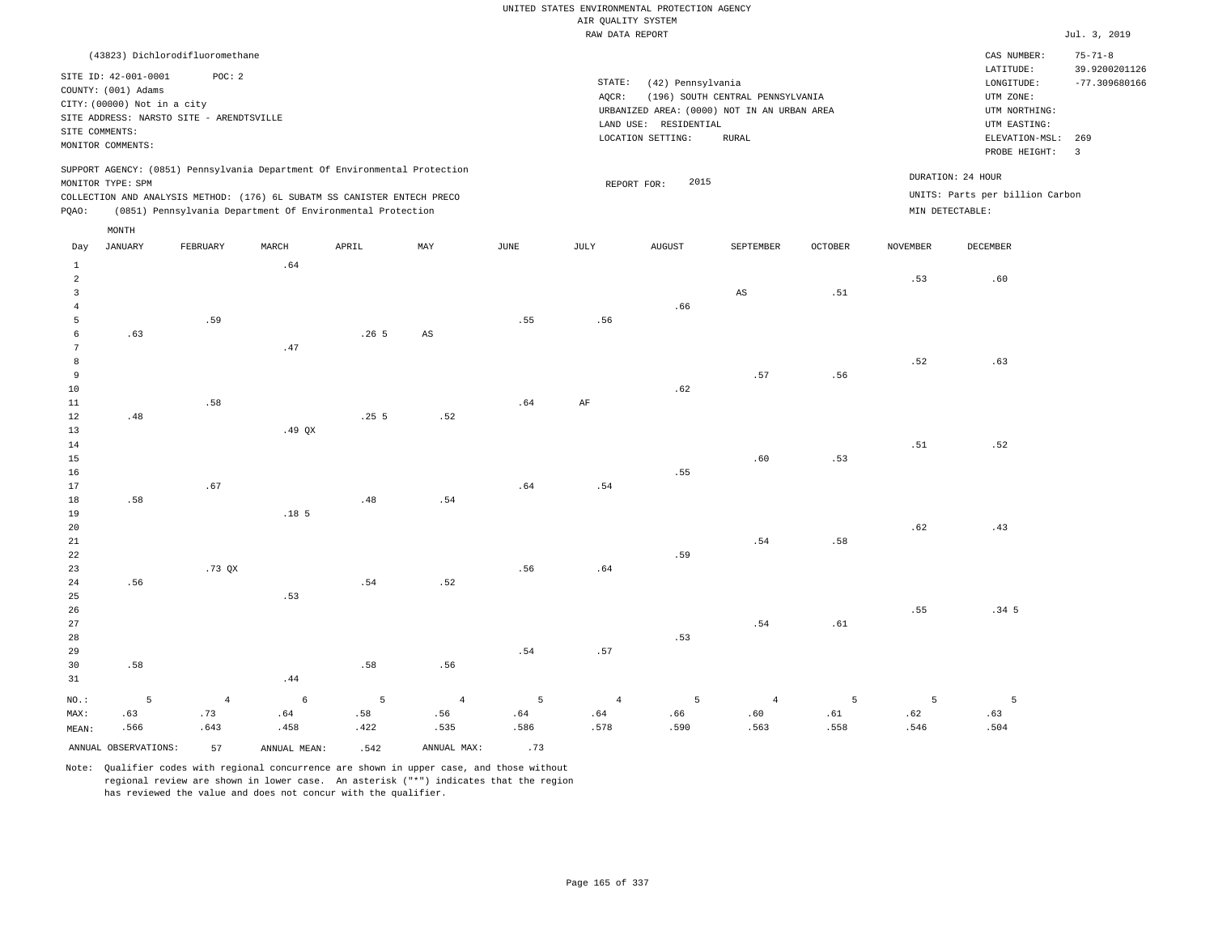UNITED STATES ENVIRONMENTAL PROTECTION AGENCY
AIR QUALITY SYSTEM
RAW DATA REPORT

Jul. 3, 2019

(43823) Dichlorodifluoromethane

SITE ID: 42-001-0001 POC: 2
COUNTY: (001) Adams
CITY: (00000) Not in a city
SITE ADDRESS: NARSTO SITE - ARENDTSVILLE
SITE COMMENTS:
MONITOR COMMENTS:

STATE: (42) Pennsylvania
AQCR: (196) SOUTH CENTRAL PENNSYLVANIA
URBANIZED AREA: (0000) NOT IN AN URBAN AREA
LAND USE: RESIDENTIAL
LOCATION SETTING: RURAL

CAS NUMBER: 75-71-8
LATITUDE: 39.9200201126
LONGITUDE: -77.309680166
UTM ZONE:
UTM NORTHING:
UTM EASTING:
ELEVATION-MSL: 269
PROBE HEIGHT: 3

SUPPORT AGENCY: (0851) Pennsylvania Department Of Environmental Protection
MONITOR TYPE: SPM
COLLECTION AND ANALYSIS METHOD: (176) 6L SUBATM SS CANISTER ENTECH PRECO
PQAO: (0851) Pennsylvania Department Of Environmental Protection

REPORT FOR: 2015

DURATION: 24 HOUR
UNITS: Parts per billion Carbon
MIN DETECTABLE:

| Day | JANUARY | FEBRUARY | MARCH | APRIL | MAY | JUNE | JULY | AUGUST | SEPTEMBER | OCTOBER | NOVEMBER | DECEMBER |
|---|---|---|---|---|---|---|---|---|---|---|---|---|
| 1 | | | .64 | | | | | | | | | |
| 2 | | | | | | | | | | | .53 | .60 |
| 3 | | | | | | | | | AS | .51 | | |
| 4 | | | | | | | | .66 | | | | |
| 5 | | .59 | | | | .55 | .56 | | | | | |
| 6 | .63 | | | .26 5 | AS | | | | | | | |
| 7 | | | .47 | | | | | | | | | |
| 8 | | | | | | | | | | | .52 | .63 |
| 9 | | | | | | | | | .57 | .56 | | |
| 10 | | | | | | | | .62 | | | | |
| 11 | | .58 | | | | .64 | AF | | | | | |
| 12 | .48 | | | .25 5 | .52 | | | | | | | |
| 13 | | | .49 QX | | | | | | | | | |
| 14 | | | | | | | | | | | .51 | .52 |
| 15 | | | | | | | | | .60 | .53 | | |
| 16 | | | | | | | | .55 | | | | |
| 17 | | .67 | | | | .64 | .54 | | | | | |
| 18 | .58 | | | .48 | .54 | | | | | | | |
| 19 | | | .18 5 | | | | | | | | | |
| 20 | | | | | | | | | | | .62 | .43 |
| 21 | | | | | | | | | .54 | .58 | | |
| 22 | | | | | | | | .59 | | | | |
| 23 | | .73 QX | | | | .56 | .64 | | | | | |
| 24 | .56 | | | .54 | .52 | | | | | | | |
| 25 | | | .53 | | | | | | | | | |
| 26 | | | | | | | | | | | .55 | .34 5 |
| 27 | | | | | | | | | .54 | .61 | | |
| 28 | | | | | | | | .53 | | | | |
| 29 | | | | | | .54 | .57 | | | | | |
| 30 | .58 | | | .58 | .56 | | | | | | | |
| 31 | | | .44 | | | | | | | | | |
| NO.: | 5 | 4 | 6 | 5 | 4 | 5 | 4 | 5 | 4 | 5 | 5 | 5 |
| MAX: | .63 | .73 | .64 | .58 | .56 | .64 | .64 | .66 | .60 | .61 | .62 | .63 |
| MEAN: | .566 | .643 | .458 | .422 | .535 | .586 | .578 | .590 | .563 | .558 | .546 | .504 |

ANNUAL OBSERVATIONS: 57 ANNUAL MEAN: .542 ANNUAL MAX: .73

Note: Qualifier codes with regional concurrence are shown in upper case, and those without regional review are shown in lower case. An asterisk ("*") indicates that the region has reviewed the value and does not concur with the qualifier.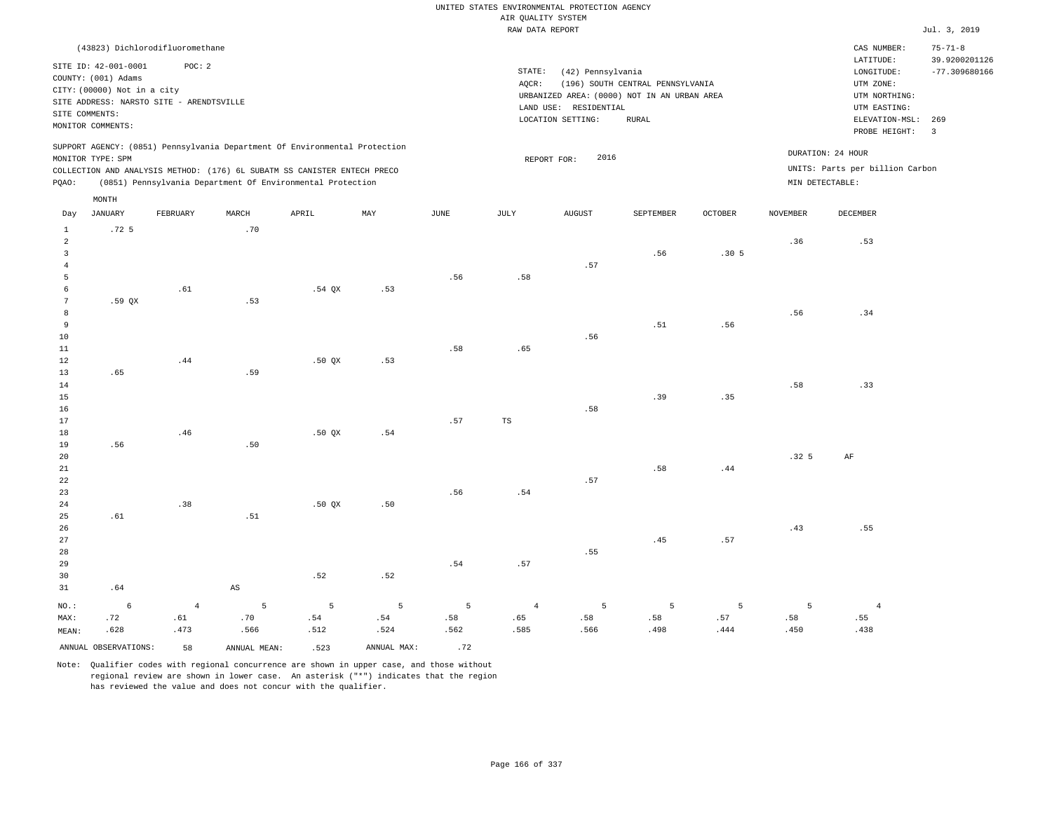UNITED STATES ENVIRONMENTAL PROTECTION AGENCY
AIR QUALITY SYSTEM
RAW DATA REPORT

Jul. 3, 2019

(43823) Dichlorodifluoromethane

SITE ID: 42-001-0001 POC: 2
COUNTY: (001) Adams
CITY: (00000) Not in a city
SITE ADDRESS: NARSTO SITE - ARENDTSVILLE
SITE COMMENTS:
MONITOR COMMENTS:

STATE: (42) Pennsylvania
AQCR: (196) SOUTH CENTRAL PENNSYLVANIA
URBANIZED AREA: (0000) NOT IN AN URBAN AREA
LAND USE: RESIDENTIAL
LOCATION SETTING: RURAL

CAS NUMBER: 75-71-8
LATITUDE: 39.9200201126
LONGITUDE: -77.309680166
UTM ZONE:
UTM NORTHING:
UTM EASTING:
ELEVATION-MSL: 269
PROBE HEIGHT: 3

SUPPORT AGENCY: (0851) Pennsylvania Department Of Environmental Protection
MONITOR TYPE: SPM
COLLECTION AND ANALYSIS METHOD: (176) 6L SUBATM SS CANISTER ENTECH PRECO
PQAO: (0851) Pennsylvania Department Of Environmental Protection

REPORT FOR: 2016

DURATION: 24 HOUR
UNITS: Parts per billion Carbon
MIN DETECTABLE:

| Day | JANUARY | FEBRUARY | MARCH | APRIL | MAY | JUNE | JULY | AUGUST | SEPTEMBER | OCTOBER | NOVEMBER | DECEMBER |
|---|---|---|---|---|---|---|---|---|---|---|---|---|
| 1 | .72 5 | | .70 | | | | | | | | | |
| 2 | | | | | | | | | | | .36 | .53 |
| 3 | | | | | | | | | .56 | .30 5 | | |
| 4 | | | | | | | | .57 | | | | |
| 5 | | | | | | .56 | .58 | | | | | |
| 6 | | .61 | | .54 QX | .53 | | | | | | | |
| 7 | .59 QX | | .53 | | | | | | | | | |
| 8 | | | | | | | | | | | .56 | .34 |
| 9 | | | | | | | | | .51 | .56 | | |
| 10 | | | | | | | | .56 | | | | |
| 11 | | | | | | .58 | .65 | | | | | |
| 12 | | .44 | | .50 QX | .53 | | | | | | | |
| 13 | .65 | | .59 | | | | | | | | | |
| 14 | | | | | | | | | | | .58 | .33 |
| 15 | | | | | | | | | .39 | .35 | | |
| 16 | | | | | | | | .58 | | | | |
| 17 | | | | | | .57 | TS | | | | | |
| 18 | | .46 | | .50 QX | .54 | | | | | | | |
| 19 | .56 | | .50 | | | | | | | | | |
| 20 | | | | | | | | | | | .32 5 | AF |
| 21 | | | | | | | | | .58 | .44 | | |
| 22 | | | | | | | | .57 | | | | |
| 23 | | | | | | .56 | .54 | | | | | |
| 24 | | .38 | | .50 QX | .50 | | | | | | | |
| 25 | .61 | | .51 | | | | | | | | | |
| 26 | | | | | | | | | | | .43 | .55 |
| 27 | | | | | | | | | .45 | .57 | | |
| 28 | | | | | | | | .55 | | | | |
| 29 | | | | | | .54 | .57 | | | | | |
| 30 | | | | .52 | .52 | | | | | | | |
| 31 | .64 | | AS | | | | | | | | | |
| NO.: | 6 | 4 | 5 | 5 | 5 | 5 | 4 | 5 | 5 | 5 | 5 | 4 |
| MAX: | .72 | .61 | .70 | .54 | .54 | .58 | .65 | .58 | .58 | .57 | .58 | .55 |
| MEAN: | .628 | .473 | .566 | .512 | .524 | .562 | .585 | .566 | .498 | .444 | .450 | .438 |

ANNUAL OBSERVATIONS: 58 ANNUAL MEAN: .523 ANNUAL MAX: .72

Note: Qualifier codes with regional concurrence are shown in upper case, and those without regional review are shown in lower case. An asterisk ("*") indicates that the region has reviewed the value and does not concur with the qualifier.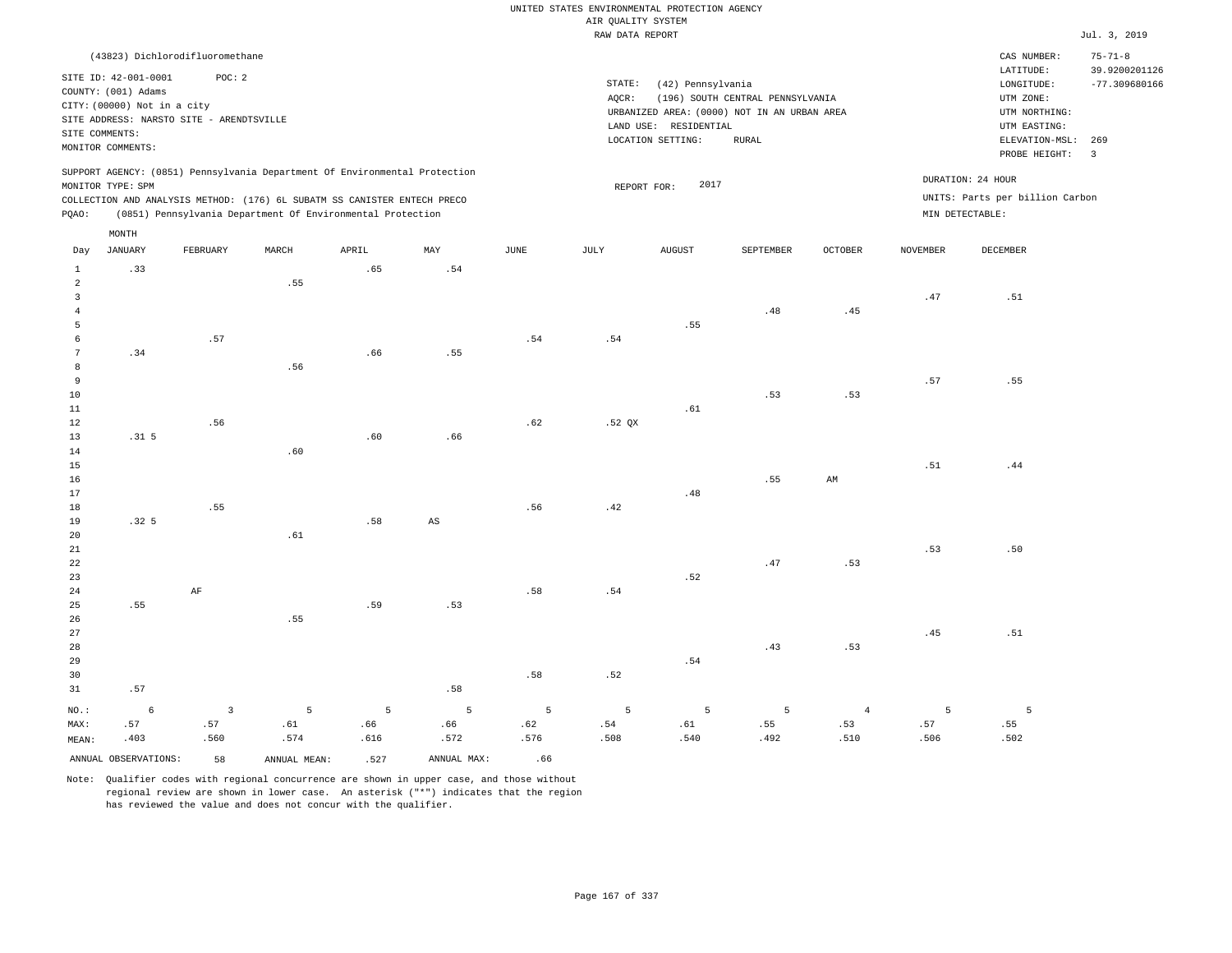UNITED STATES ENVIRONMENTAL PROTECTION AGENCY
AIR QUALITY SYSTEM
RAW DATA REPORT

Jul. 3, 2019

(43823) Dichlorodifluoromethane

SITE ID: 42-001-0001 POC: 2
COUNTY: (001) Adams
CITY: (00000) Not in a city
SITE ADDRESS: NARSTO SITE - ARENDTSVILLE
SITE COMMENTS:
MONITOR COMMENTS:

STATE: (42) Pennsylvania
AQCR: (196) SOUTH CENTRAL PENNSYLVANIA
URBANIZED AREA: (0000) NOT IN AN URBAN AREA
LAND USE: RESIDENTIAL
LOCATION SETTING: RURAL

CAS NUMBER: 75-71-8
LATITUDE: 39.9200201126
LONGITUDE: -77.309680166
UTM ZONE:
UTM NORTHING:
UTM EASTING:
ELEVATION-MSL: 269
PROBE HEIGHT: 3

SUPPORT AGENCY: (0851) Pennsylvania Department Of Environmental Protection
MONITOR TYPE: SPM
COLLECTION AND ANALYSIS METHOD: (176) 6L SUBATM SS CANISTER ENTECH PRECO
PQAO: (0851) Pennsylvania Department Of Environmental Protection

REPORT FOR: 2017

DURATION: 24 HOUR
UNITS: Parts per billion Carbon
MIN DETECTABLE:

| Day | JANUARY | FEBRUARY | MARCH | APRIL | MAY | JUNE | JULY | AUGUST | SEPTEMBER | OCTOBER | NOVEMBER | DECEMBER |
|---|---|---|---|---|---|---|---|---|---|---|---|---|
| 1 | .33 | | | .65 | .54 | | | | | | | |
| 2 | | | .55 | | | | | | | | | |
| 3 | | | | | | | | | | | .47 | .51 |
| 4 | | | | | | | | | .48 | .45 | | |
| 5 | | | | | | | | .55 | | | | |
| 6 | | .57 | | | | .54 | .54 | | | | | |
| 7 | .34 | | | .66 | .55 | | | | | | | |
| 8 | | | .56 | | | | | | | | | |
| 9 | | | | | | | | | | | .57 | .55 |
| 10 | | | | | | | | | .53 | .53 | | |
| 11 | | | | | | | | .61 | | | | |
| 12 | | .56 | | | | .62 | .52 QX | | | | | |
| 13 | .31 5 | | | .60 | .66 | | | | | | | |
| 14 | | | .60 | | | | | | | | | |
| 15 | | | | | | | | | | | .51 | .44 |
| 16 | | | | | | | | | .55 | AM | | |
| 17 | | | | | | | | .48 | | | | |
| 18 | | .55 | | | | .56 | .42 | | | | | |
| 19 | .32 5 | | | .58 | AS | | | | | | | |
| 20 | | | .61 | | | | | | | | | |
| 21 | | | | | | | | | | | .53 | .50 |
| 22 | | | | | | | | | .47 | .53 | | |
| 23 | | | | | | | | .52 | | | | |
| 24 | | AF | | | | .58 | .54 | | | | | |
| 25 | .55 | | | .59 | .53 | | | | | | | |
| 26 | | | .55 | | | | | | | | | |
| 27 | | | | | | | | | | | .45 | .51 |
| 28 | | | | | | | | | .43 | .53 | | |
| 29 | | | | | | | | .54 | | | | |
| 30 | | | | | | .58 | .52 | | | | | |
| 31 | .57 | | | | .58 | | | | | | | |
| NO.: | 6 | 3 | 5 | 5 | 5 | 5 | 5 | 5 | 5 | 4 | 5 | 5 |
| MAX: | .57 | .57 | .61 | .66 | .66 | .62 | .54 | .61 | .55 | .53 | .57 | .55 |
| MEAN: | .403 | .560 | .574 | .616 | .572 | .576 | .508 | .540 | .492 | .510 | .506 | .502 |

ANNUAL OBSERVATIONS: 58 ANNUAL MEAN: .527 ANNUAL MAX: .66

Note: Qualifier codes with regional concurrence are shown in upper case, and those without regional review are shown in lower case. An asterisk ("*") indicates that the region has reviewed the value and does not concur with the qualifier.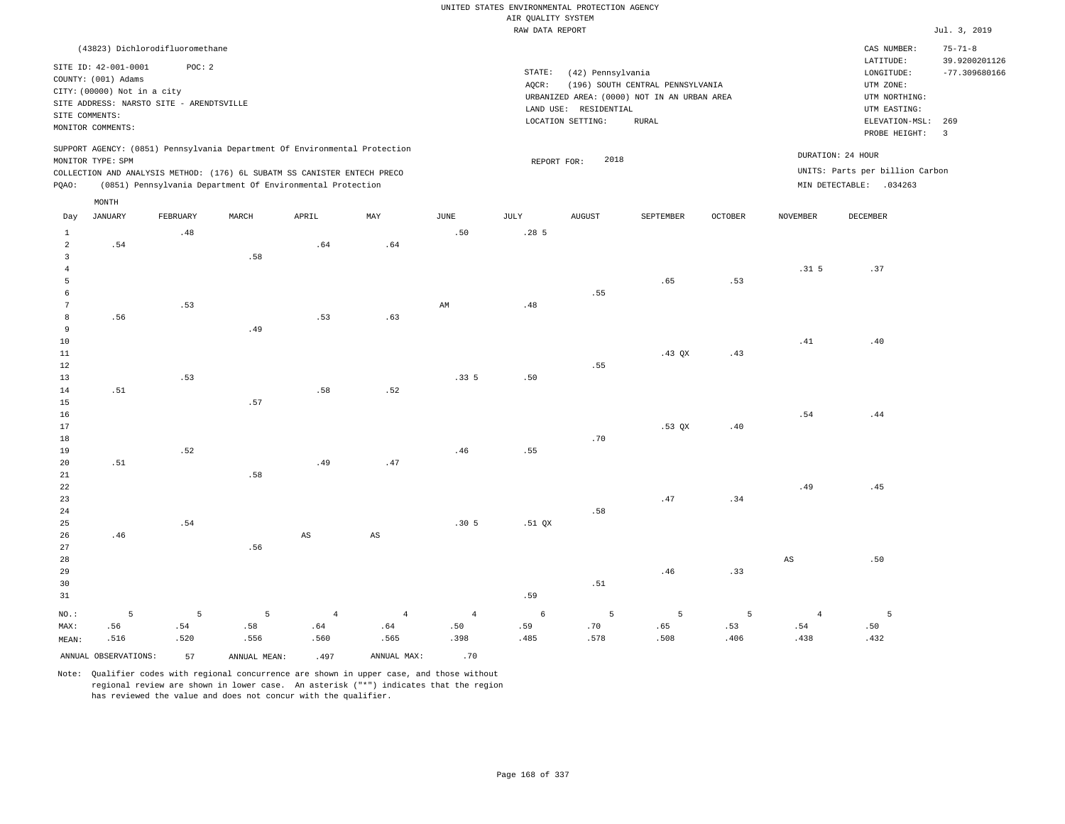UNITED STATES ENVIRONMENTAL PROTECTION AGENCY
AIR QUALITY SYSTEM
RAW DATA REPORT

Jul. 3, 2019

(43823) Dichlorodifluoromethane

SITE ID: 42-001-0001 POC: 2
COUNTY: (001) Adams
CITY: (00000) Not in a city
SITE ADDRESS: NARSTO SITE - ARENDTSVILLE
SITE COMMENTS:
MONITOR COMMENTS:

STATE: (42) Pennsylvania
AQCR: (196) SOUTH CENTRAL PENNSYLVANIA
URBANIZED AREA: (0000) NOT IN AN URBAN AREA
LAND USE: RESIDENTIAL
LOCATION SETTING: RURAL

CAS NUMBER: 75-71-8
LATITUDE: 39.9200201126
LONGITUDE: -77.309680166
UTM ZONE:
UTM NORTHING:
UTM EASTING:
ELEVATION-MSL: 269
PROBE HEIGHT: 3

SUPPORT AGENCY: (0851) Pennsylvania Department Of Environmental Protection
MONITOR TYPE: SPM
COLLECTION AND ANALYSIS METHOD: (176) 6L SUBATM SS CANISTER ENTECH PRECO
PQAO: (0851) Pennsylvania Department Of Environmental Protection

REPORT FOR: 2018

DURATION: 24 HOUR
UNITS: Parts per billion Carbon
MIN DETECTABLE: .034263

| Day | JANUARY | FEBRUARY | MARCH | APRIL | MAY | JUNE | JULY | AUGUST | SEPTEMBER | OCTOBER | NOVEMBER | DECEMBER |
|---|---|---|---|---|---|---|---|---|---|---|---|---|
| 1 | | .48 | | | | .50 | .28 5 | | | | | |
| 2 | .54 | | | .64 | .64 | | | | | | | |
| 3 | | | .58 | | | | | | | | | |
| 4 | | | | | | | | | | | .31 5 | .37 |
| 5 | | | | | | | | | .65 | .53 | | |
| 6 | | | | | | | | .55 | | | | |
| 7 | | .53 | | | | AM | .48 | | | | | |
| 8 | .56 | | | .53 | .63 | | | | | | | |
| 9 | | | .49 | | | | | | | | | |
| 10 | | | | | | | | | | | .41 | .40 |
| 11 | | | | | | | | | .43 QX | .43 | | |
| 12 | | | | | | | | .55 | | | | |
| 13 | | .53 | | | | .33 5 | .50 | | | | | |
| 14 | .51 | | | .58 | .52 | | | | | | | |
| 15 | | | .57 | | | | | | | | | |
| 16 | | | | | | | | | | | .54 | .44 |
| 17 | | | | | | | | | .53 QX | .40 | | |
| 18 | | | | | | | | .70 | | | | |
| 19 | | .52 | | | | .46 | .55 | | | | | |
| 20 | .51 | | | .49 | .47 | | | | | | | |
| 21 | | | .58 | | | | | | | | | |
| 22 | | | | | | | | | | | .49 | .45 |
| 23 | | | | | | | | | .47 | .34 | | |
| 24 | | | | | | | | .58 | | | | |
| 25 | | .54 | | | | .30 5 | .51 QX | | | | | |
| 26 | .46 | | | AS | AS | | | | | | | |
| 27 | | | .56 | | | | | | | | | |
| 28 | | | | | | | | | | | AS | .50 |
| 29 | | | | | | | | | .46 | .33 | | |
| 30 | | | | | | | | .51 | | | | |
| 31 | | | | | | | .59 | | | | | |
| NO.: | 5 | 5 | 5 | 4 | 4 | 4 | 6 | 5 | 5 | 5 | 4 | 5 |
| MAX: | .56 | .54 | .58 | .64 | .64 | .50 | .59 | .70 | .65 | .53 | .54 | .50 |
| MEAN: | .516 | .520 | .556 | .560 | .565 | .398 | .485 | .578 | .508 | .406 | .438 | .432 |

ANNUAL OBSERVATIONS: 57 ANNUAL MEAN: .497 ANNUAL MAX: .70

Note: Qualifier codes with regional concurrence are shown in upper case, and those without regional review are shown in lower case. An asterisk ("*") indicates that the region has reviewed the value and does not concur with the qualifier.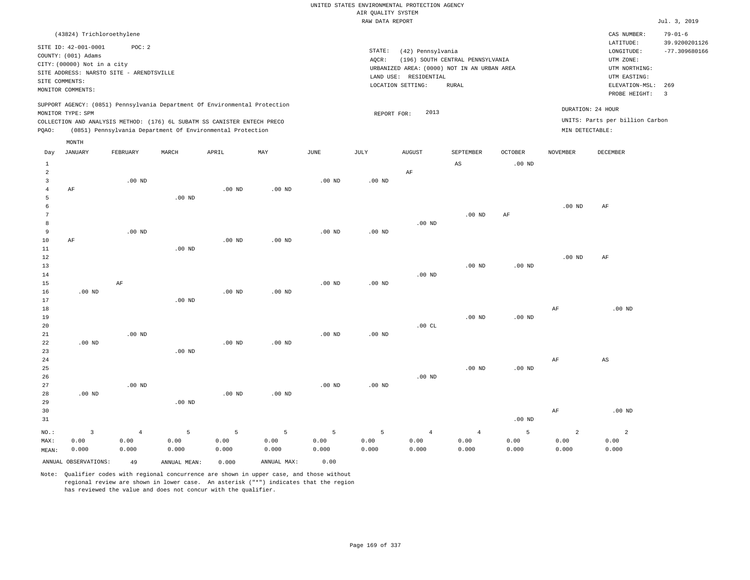UNITED STATES ENVIRONMENTAL PROTECTION AGENCY
AIR QUALITY SYSTEM
RAW DATA REPORT

Jul. 3, 2019

(43824) Trichloroethylene

SITE ID: 42-001-0001 POC: 2
COUNTY: (001) Adams
CITY: (00000) Not in a city
SITE ADDRESS: NARSTO SITE - ARENDTSVILLE
SITE COMMENTS:
MONITOR COMMENTS:

STATE: (42) Pennsylvania
AQCR: (196) SOUTH CENTRAL PENNSYLVANIA
URBANIZED AREA: (0000) NOT IN AN URBAN AREA
LAND USE: RESIDENTIAL
LOCATION SETTING: RURAL

CAS NUMBER: 79-01-6
LATITUDE: 39.9200201126
LONGITUDE: -77.309680166
UTM ZONE:
UTM NORTHING:
UTM EASTING:
ELEVATION-MSL: 269
PROBE HEIGHT: 3

SUPPORT AGENCY: (0851) Pennsylvania Department Of Environmental Protection
MONITOR TYPE: SPM
COLLECTION AND ANALYSIS METHOD: (176) 6L SUBATM SS CANISTER ENTECH PRECO
PQAO: (0851) Pennsylvania Department Of Environmental Protection

REPORT FOR: 2013

DURATION: 24 HOUR
UNITS: Parts per billion Carbon
MIN DETECTABLE:

| Day | JANUARY | FEBRUARY | MARCH | APRIL | MAY | JUNE | JULY | AUGUST | SEPTEMBER | OCTOBER | NOVEMBER | DECEMBER |
|---|---|---|---|---|---|---|---|---|---|---|---|---|
| 1 | | | | | | | | | AS | .00 ND | | |
| 2 | | | | | | | | AF | | | | |
| 3 | | .00 ND | | | | .00 ND | .00 ND | | | | | |
| 4 | AF | | | .00 ND | .00 ND | | | | | | | |
| 5 | | | .00 ND | | | | | | | | | |
| 6 | | | | | | | | | | | .00 ND | AF |
| 7 | | | | | | | | | .00 ND | AF | | |
| 8 | | | | | | | | .00 ND | | | | |
| 9 | | .00 ND | | | | .00 ND | .00 ND | | | | | |
| 10 | AF | | | .00 ND | .00 ND | | | | | | | |
| 11 | | | .00 ND | | | | | | | | | |
| 12 | | | | | | | | | | | .00 ND | AF |
| 13 | | | | | | | | | .00 ND | .00 ND | | |
| 14 | | | | | | | | .00 ND | | | | |
| 15 | | AF | | | | .00 ND | .00 ND | | | | | |
| 16 | .00 ND | | | .00 ND | .00 ND | | | | | | | |
| 17 | | | .00 ND | | | | | | | | | |
| 18 | | | | | | | | | | | AF | .00 ND |
| 19 | | | | | | | | | .00 ND | .00 ND | | |
| 20 | | | | | | | | .00 CL | | | | |
| 21 | | .00 ND | | | | .00 ND | .00 ND | | | | | |
| 22 | .00 ND | | | .00 ND | .00 ND | | | | | | | |
| 23 | | | .00 ND | | | | | | | | | |
| 24 | | | | | | | | | | | AF | AS |
| 25 | | | | | | | | | .00 ND | .00 ND | | |
| 26 | | | | | | | | .00 ND | | | | |
| 27 | | .00 ND | | | | .00 ND | .00 ND | | | | | |
| 28 | .00 ND | | | .00 ND | .00 ND | | | | | | | |
| 29 | | | .00 ND | | | | | | | | | |
| 30 | | | | | | | | | | | AF | .00 ND |
| 31 | | | | | | | | | | .00 ND | | |
| NO.: | 3 | 4 | 5 | 5 | 5 | 5 | 5 | 4 | 4 | 5 | 2 | 2 |
| MAX: | 0.00 | 0.00 | 0.00 | 0.00 | 0.00 | 0.00 | 0.00 | 0.00 | 0.00 | 0.00 | 0.00 | 0.00 |
| MEAN: | 0.000 | 0.000 | 0.000 | 0.000 | 0.000 | 0.000 | 0.000 | 0.000 | 0.000 | 0.000 | 0.000 | 0.000 |

ANNUAL OBSERVATIONS: 49 ANNUAL MEAN: 0.000 ANNUAL MAX: 0.00

Note: Qualifier codes with regional concurrence are shown in upper case, and those without regional review are shown in lower case. An asterisk ("*") indicates that the region has reviewed the value and does not concur with the qualifier.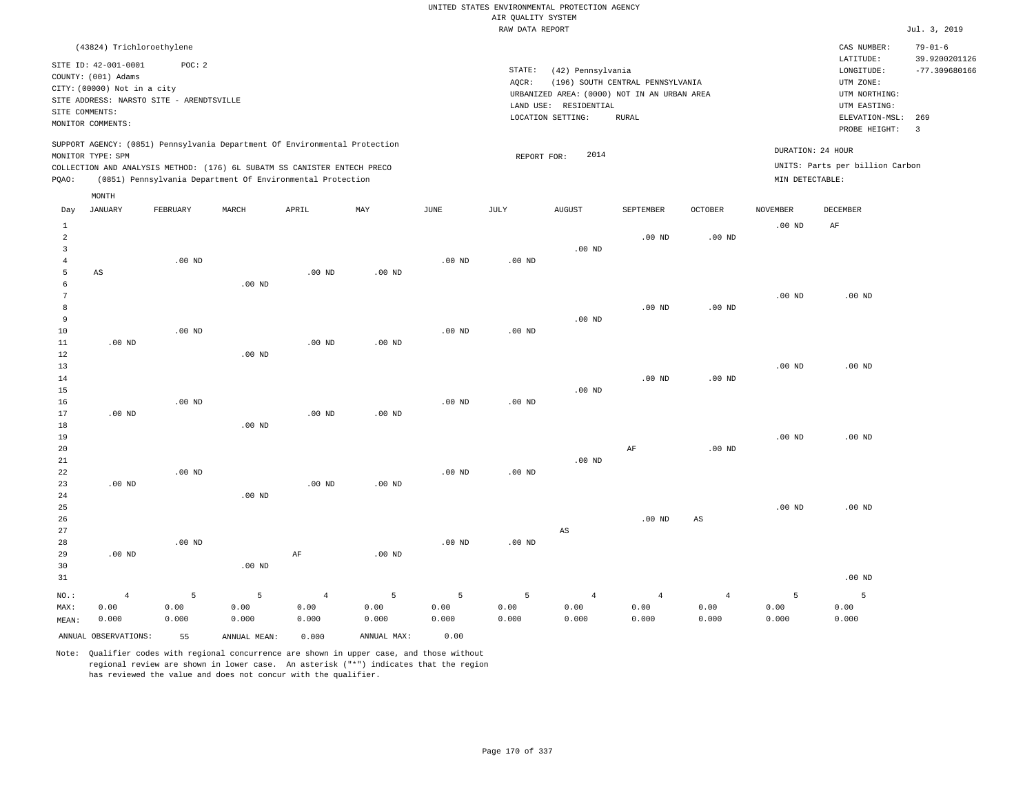UNITED STATES ENVIRONMENTAL PROTECTION AGENCY
AIR QUALITY SYSTEM
RAW DATA REPORT

Jul. 3, 2019

(43824) Trichloroethylene

SITE ID: 42-001-0001 POC: 2
COUNTY: (001) Adams
CITY: (00000) Not in a city
SITE ADDRESS: NARSTO SITE - ARENDTSVILLE
SITE COMMENTS:
MONITOR COMMENTS:

STATE: (42) Pennsylvania
AQCR: (196) SOUTH CENTRAL PENNSYLVANIA
URBANIZED AREA: (0000) NOT IN AN URBAN AREA
LAND USE: RESIDENTIAL
LOCATION SETTING: RURAL

CAS NUMBER: 79-01-6
LATITUDE: 39.9200201126
LONGITUDE: -77.309680166
UTM ZONE:
UTM NORTHING:
UTM EASTING:
ELEVATION-MSL: 269
PROBE HEIGHT: 3

SUPPORT AGENCY: (0851) Pennsylvania Department Of Environmental Protection
MONITOR TYPE: SPM
COLLECTION AND ANALYSIS METHOD: (176) 6L SUBATM SS CANISTER ENTECH PRECO
PQAO: (0851) Pennsylvania Department Of Environmental Protection

REPORT FOR: 2014

DURATION: 24 HOUR
UNITS: Parts per billion Carbon
MIN DETECTABLE:

| Day | JANUARY | FEBRUARY | MARCH | APRIL | MAY | JUNE | JULY | AUGUST | SEPTEMBER | OCTOBER | NOVEMBER | DECEMBER |
|---|---|---|---|---|---|---|---|---|---|---|---|---|
| 1 | | | | | | | | | | | .00 ND | AF |
| 2 | | | | | | | | | .00 ND | .00 ND | | |
| 3 | | | | | | | | .00 ND | | | | |
| 4 | | .00 ND | | | | .00 ND | .00 ND | | | | | |
| 5 | AS | | | .00 ND | .00 ND | | | | | | | |
| 6 | | | .00 ND | | | | | | | | | |
| 7 | | | | | | | | | | | .00 ND | .00 ND |
| 8 | | | | | | | | | .00 ND | .00 ND | | |
| 9 | | | | | | | | .00 ND | | | | |
| 10 | | .00 ND | | | | .00 ND | .00 ND | | | | | |
| 11 | .00 ND | | | .00 ND | .00 ND | | | | | | | |
| 12 | | | .00 ND | | | | | | | | | |
| 13 | | | | | | | | | | | .00 ND | .00 ND |
| 14 | | | | | | | | | .00 ND | .00 ND | | |
| 15 | | | | | | | | .00 ND | | | | |
| 16 | | .00 ND | | | | .00 ND | .00 ND | | | | | |
| 17 | .00 ND | | | .00 ND | .00 ND | | | | | | | |
| 18 | | | .00 ND | | | | | | | | | |
| 19 | | | | | | | | | | | .00 ND | .00 ND |
| 20 | | | | | | | | | AF | .00 ND | | |
| 21 | | | | | | | | .00 ND | | | | |
| 22 | | .00 ND | | | | .00 ND | .00 ND | | | | | |
| 23 | .00 ND | | | .00 ND | .00 ND | | | | | | | |
| 24 | | | .00 ND | | | | | | | | | |
| 25 | | | | | | | | | | | .00 ND | .00 ND |
| 26 | | | | | | | | | .00 ND | AS | | |
| 27 | | | | | | | | AS | | | | |
| 28 | | .00 ND | | | | .00 ND | .00 ND | | | | | |
| 29 | .00 ND | | | AF | .00 ND | | | | | | | |
| 30 | | | .00 ND | | | | | | | | | |
| 31 | | | | | | | | | | | | .00 ND |
| NO.: | 4 | 5 | 5 | 4 | 5 | 5 | 5 | 4 | 4 | 4 | 5 | 5 |
| MAX: | 0.00 | 0.00 | 0.00 | 0.00 | 0.00 | 0.00 | 0.00 | 0.00 | 0.00 | 0.00 | 0.00 | 0.00 |
| MEAN: | 0.000 | 0.000 | 0.000 | 0.000 | 0.000 | 0.000 | 0.000 | 0.000 | 0.000 | 0.000 | 0.000 | 0.000 |

ANNUAL OBSERVATIONS: 55   ANNUAL MEAN: 0.000   ANNUAL MAX: 0.00

Note: Qualifier codes with regional concurrence are shown in upper case, and those without regional review are shown in lower case. An asterisk ("*") indicates that the region has reviewed the value and does not concur with the qualifier.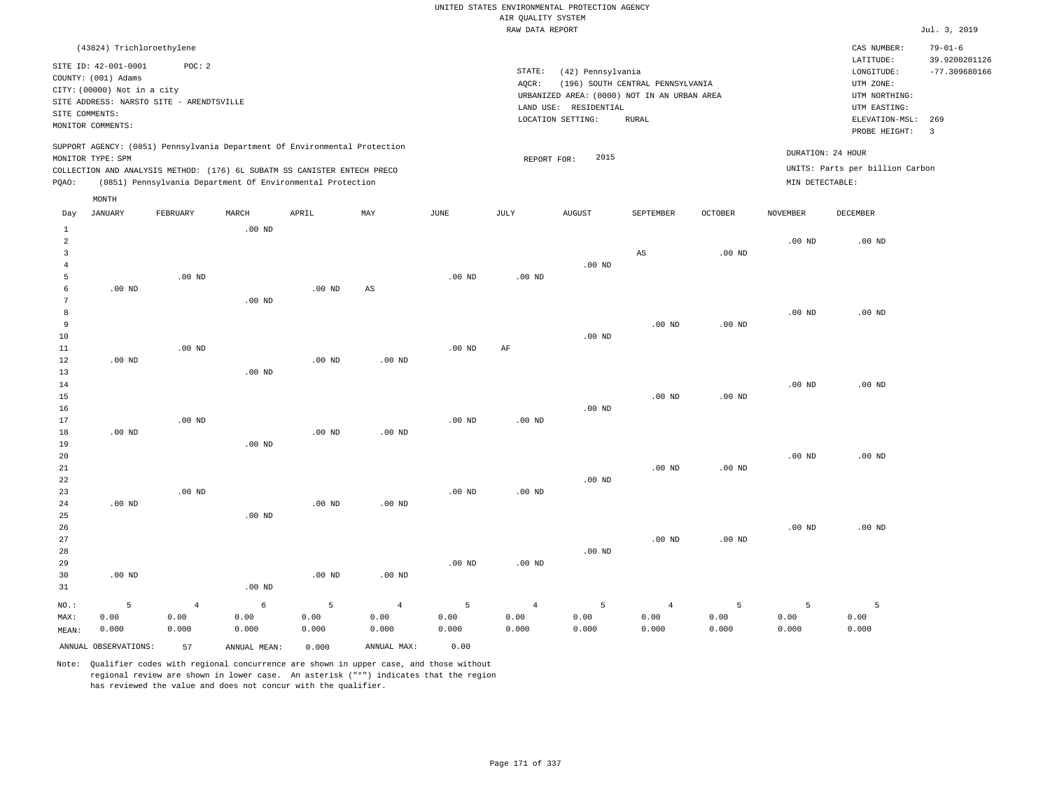UNITED STATES ENVIRONMENTAL PROTECTION AGENCY
AIR QUALITY SYSTEM
RAW DATA REPORT

Jul. 3, 2019

(43824) Trichloroethylene

SITE ID: 42-001-0001 POC: 2
COUNTY: (001) Adams
CITY: (00000) Not in a city
SITE ADDRESS: NARSTO SITE - ARENDTSVILLE
SITE COMMENTS:
MONITOR COMMENTS:

STATE: (42) Pennsylvania
AQCR: (196) SOUTH CENTRAL PENNSYLVANIA
URBANIZED AREA: (0000) NOT IN AN URBAN AREA
LAND USE: RESIDENTIAL
LOCATION SETTING: RURAL

CAS NUMBER: 79-01-6
LATITUDE: 39.9200201126
LONGITUDE: -77.309680166
UTM ZONE:
UTM NORTHING:
UTM EASTING:
ELEVATION-MSL: 269
PROBE HEIGHT: 3

SUPPORT AGENCY: (0851) Pennsylvania Department Of Environmental Protection
MONITOR TYPE: SPM
COLLECTION AND ANALYSIS METHOD: (176) 6L SUBATM SS CANISTER ENTECH PRECO
PQAO: (0851) Pennsylvania Department Of Environmental Protection

REPORT FOR: 2015

DURATION: 24 HOUR
UNITS: Parts per billion Carbon
MIN DETECTABLE:

| Day | JANUARY | FEBRUARY | MARCH | APRIL | MAY | JUNE | JULY | AUGUST | SEPTEMBER | OCTOBER | NOVEMBER | DECEMBER |
|---|---|---|---|---|---|---|---|---|---|---|---|---|
| 1 | | | .00 ND | | | | | | | | | |
| 2 | | | | | | | | | | | .00 ND | .00 ND |
| 3 | | | | | | | | | AS | .00 ND | | |
| 4 | | | | | | | | .00 ND | | | | |
| 5 | | .00 ND | | | | .00 ND | .00 ND | | | | | |
| 6 | .00 ND | | | .00 ND | AS | | | | | | | |
| 7 | | | .00 ND | | | | | | | | | |
| 8 | | | | | | | | | | | .00 ND | .00 ND |
| 9 | | | | | | | | | .00 ND | .00 ND | | |
| 10 | | | | | | | | .00 ND | | | | |
| 11 | | .00 ND | | | | .00 ND | AF | | | | | |
| 12 | .00 ND | | | .00 ND | .00 ND | | | | | | | |
| 13 | | | .00 ND | | | | | | | | | |
| 14 | | | | | | | | | | | .00 ND | .00 ND |
| 15 | | | | | | | | | .00 ND | .00 ND | | |
| 16 | | | | | | | | .00 ND | | | | |
| 17 | | .00 ND | | | | .00 ND | .00 ND | | | | | |
| 18 | .00 ND | | | .00 ND | .00 ND | | | | | | | |
| 19 | | | .00 ND | | | | | | | | | |
| 20 | | | | | | | | | | | .00 ND | .00 ND |
| 21 | | | | | | | | | .00 ND | .00 ND | | |
| 22 | | | | | | | | .00 ND | | | | |
| 23 | | .00 ND | | | | .00 ND | .00 ND | | | | | |
| 24 | .00 ND | | | .00 ND | .00 ND | | | | | | | |
| 25 | | | .00 ND | | | | | | | | | |
| 26 | | | | | | | | | | | .00 ND | .00 ND |
| 27 | | | | | | | | | .00 ND | .00 ND | | |
| 28 | | | | | | | | .00 ND | | | | |
| 29 | | | | | | .00 ND | .00 ND | | | | | |
| 30 | .00 ND | | | .00 ND | .00 ND | | | | | | | |
| 31 | | | .00 ND | | | | | | | | | |
| NO.: | 5 | 4 | 6 | 5 | 4 | 5 | 4 | 5 | 4 | 5 | 5 | 5 |
| MAX: | 0.00 | 0.00 | 0.00 | 0.00 | 0.00 | 0.00 | 0.00 | 0.00 | 0.00 | 0.00 | 0.00 | 0.00 |
| MEAN: | 0.000 | 0.000 | 0.000 | 0.000 | 0.000 | 0.000 | 0.000 | 0.000 | 0.000 | 0.000 | 0.000 | 0.000 |

ANNUAL OBSERVATIONS: 57 ANNUAL MEAN: 0.000 ANNUAL MAX: 0.00

Note: Qualifier codes with regional concurrence are shown in upper case, and those without regional review are shown in lower case. An asterisk ("*") indicates that the region has reviewed the value and does not concur with the qualifier.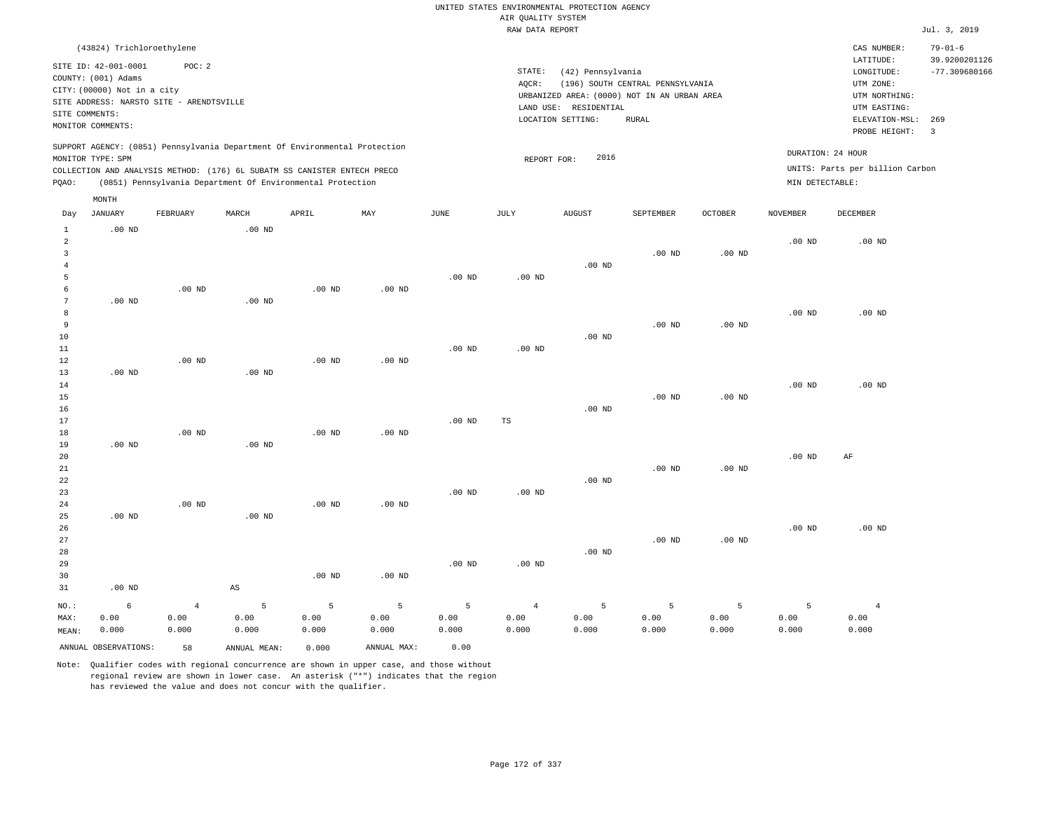UNITED STATES ENVIRONMENTAL PROTECTION AGENCY
AIR QUALITY SYSTEM
RAW DATA REPORT

Jul. 3, 2019

(43824) Trichloroethylene

SITE ID: 42-001-0001 POC: 2
COUNTY: (001) Adams
CITY: (00000) Not in a city
SITE ADDRESS: NARSTO SITE - ARENDTSVILLE
SITE COMMENTS:
MONITOR COMMENTS:

STATE: (42) Pennsylvania
AQCR: (196) SOUTH CENTRAL PENNSYLVANIA
URBANIZED AREA: (0000) NOT IN AN URBAN AREA
LAND USE: RESIDENTIAL
LOCATION SETTING: RURAL

CAS NUMBER: 79-01-6
LATITUDE: 39.9200201126
LONGITUDE: -77.309680166
UTM ZONE:
UTM NORTHING:
UTM EASTING:
ELEVATION-MSL: 269
PROBE HEIGHT: 3

SUPPORT AGENCY: (0851) Pennsylvania Department Of Environmental Protection
MONITOR TYPE: SPM
COLLECTION AND ANALYSIS METHOD: (176) 6L SUBATM SS CANISTER ENTECH PRECO
PQAO: (0851) Pennsylvania Department Of Environmental Protection

REPORT FOR: 2016

DURATION: 24 HOUR
UNITS: Parts per billion Carbon
MIN DETECTABLE:

| Day | JANUARY | FEBRUARY | MARCH | APRIL | MAY | JUNE | JULY | AUGUST | SEPTEMBER | OCTOBER | NOVEMBER | DECEMBER |
|---|---|---|---|---|---|---|---|---|---|---|---|---|
| 1 | .00 ND | | .00 ND | | | | | | | | | |
| 2 | | | | | | | | | | | .00 ND | .00 ND |
| 3 | | | | | | | | | .00 ND | .00 ND | | |
| 4 | | | | | | | | .00 ND | | | | |
| 5 | | | | | | .00 ND | .00 ND | | | | | |
| 6 | | .00 ND | | .00 ND | .00 ND | | | | | | | |
| 7 | .00 ND | | .00 ND | | | | | | | | | |
| 8 | | | | | | | | | | | .00 ND | .00 ND |
| 9 | | | | | | | | | .00 ND | .00 ND | | |
| 10 | | | | | | | | .00 ND | | | | |
| 11 | | | | | | .00 ND | .00 ND | | | | | |
| 12 | | .00 ND | | .00 ND | .00 ND | | | | | | | |
| 13 | .00 ND | | .00 ND | | | | | | | | | |
| 14 | | | | | | | | | | | .00 ND | .00 ND |
| 15 | | | | | | | | | .00 ND | .00 ND | | |
| 16 | | | | | | | | .00 ND | | | | |
| 17 | | | | | | .00 ND | TS | | | | | |
| 18 | | .00 ND | | .00 ND | .00 ND | | | | | | | |
| 19 | .00 ND | | .00 ND | | | | | | | | | |
| 20 | | | | | | | | | | | .00 ND | AF |
| 21 | | | | | | | | | .00 ND | .00 ND | | |
| 22 | | | | | | | | .00 ND | | | | |
| 23 | | | | | | .00 ND | .00 ND | | | | | |
| 24 | | .00 ND | | .00 ND | .00 ND | | | | | | | |
| 25 | .00 ND | | .00 ND | | | | | | | | | |
| 26 | | | | | | | | | | | .00 ND | .00 ND |
| 27 | | | | | | | | | .00 ND | .00 ND | | |
| 28 | | | | | | | | .00 ND | | | | |
| 29 | | | | | | .00 ND | .00 ND | | | | | |
| 30 | | | | .00 ND | .00 ND | | | | | | | |
| 31 | .00 ND | | AS | | | | | | | | | |
| NO.: | 6 | 4 | 5 | 5 | 5 | 5 | 4 | 5 | 5 | 5 | 5 | 4 |
| MAX: | 0.00 | 0.00 | 0.00 | 0.00 | 0.00 | 0.00 | 0.00 | 0.00 | 0.00 | 0.00 | 0.00 | 0.00 |
| MEAN: | 0.000 | 0.000 | 0.000 | 0.000 | 0.000 | 0.000 | 0.000 | 0.000 | 0.000 | 0.000 | 0.000 | 0.000 |

ANNUAL OBSERVATIONS: 58 ANNUAL MEAN: 0.000 ANNUAL MAX: 0.00

Note: Qualifier codes with regional concurrence are shown in upper case, and those without regional review are shown in lower case. An asterisk ("*") indicates that the region has reviewed the value and does not concur with the qualifier.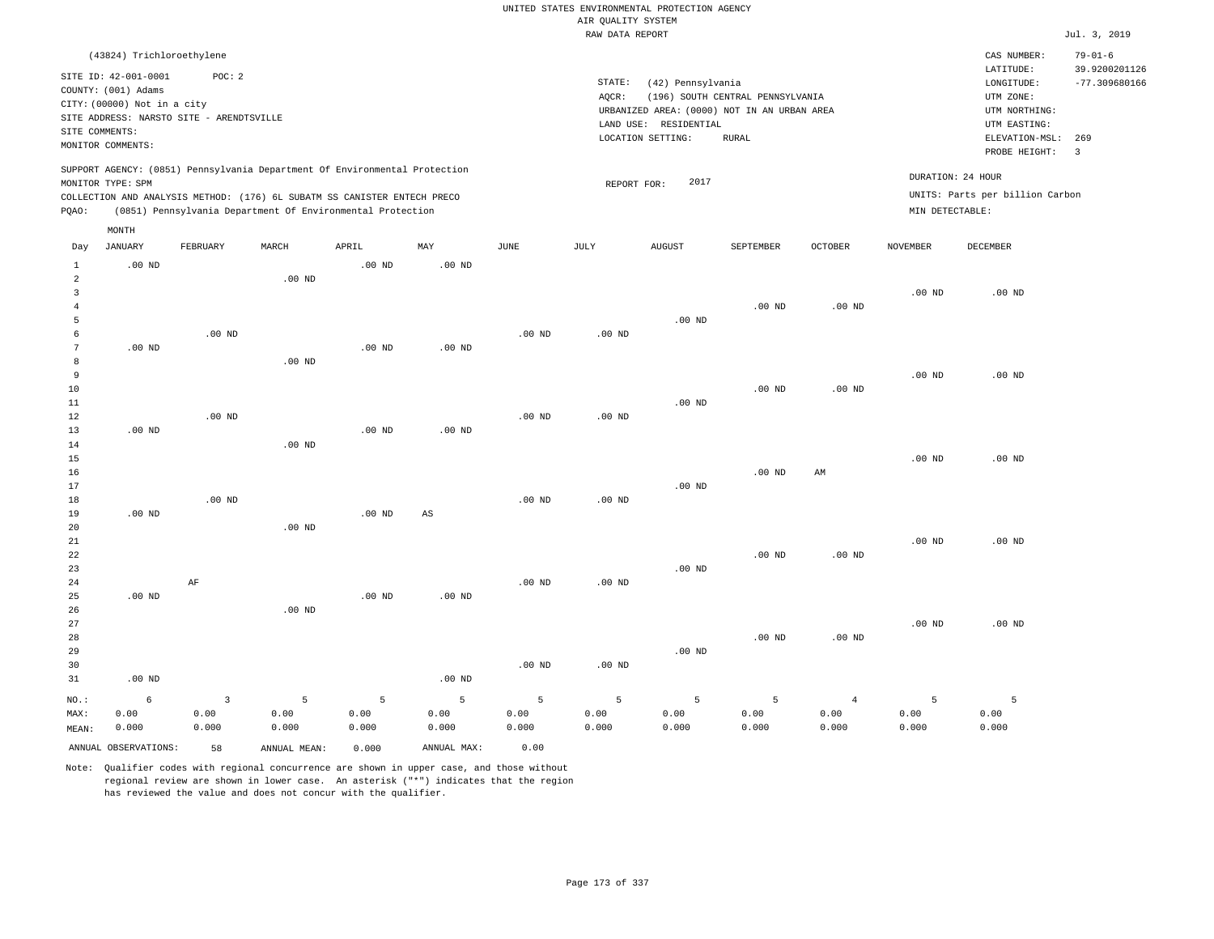UNITED STATES ENVIRONMENTAL PROTECTION AGENCY
AIR QUALITY SYSTEM
RAW DATA REPORT

Jul. 3, 2019

(43824) Trichloroethylene

SITE ID: 42-001-0001 POC: 2
COUNTY: (001) Adams
CITY: (00000) Not in a city
SITE ADDRESS: NARSTO SITE - ARENDTSVILLE
SITE COMMENTS:
MONITOR COMMENTS:

STATE: (42) Pennsylvania
AQCR: (196) SOUTH CENTRAL PENNSYLVANIA
URBANIZED AREA: (0000) NOT IN AN URBAN AREA
LAND USE: RESIDENTIAL
LOCATION SETTING: RURAL

CAS NUMBER: 79-01-6
LATITUDE: 39.9200201126
LONGITUDE: -77.309680166
UTM ZONE:
UTM NORTHING:
UTM EASTING:
ELEVATION-MSL: 269
PROBE HEIGHT: 3

SUPPORT AGENCY: (0851) Pennsylvania Department Of Environmental Protection
MONITOR TYPE: SPM
COLLECTION AND ANALYSIS METHOD: (176) 6L SUBATM SS CANISTER ENTECH PRECO
PQAO: (0851) Pennsylvania Department Of Environmental Protection

REPORT FOR: 2017

DURATION: 24 HOUR
UNITS: Parts per billion Carbon
MIN DETECTABLE:

| Day | JANUARY | FEBRUARY | MARCH | APRIL | MAY | JUNE | JULY | AUGUST | SEPTEMBER | OCTOBER | NOVEMBER | DECEMBER |
|---|---|---|---|---|---|---|---|---|---|---|---|---|
| 1 | .00 ND | | | .00 ND | .00 ND | | | | | | | |
| 2 | | | .00 ND | | | | | | | | | |
| 3 | | | | | | | | | | | .00 ND | .00 ND |
| 4 | | | | | | | | | .00 ND | .00 ND | | |
| 5 | | | | | | | | .00 ND | | | | |
| 6 | | .00 ND | | | | .00 ND | .00 ND | | | | | |
| 7 | .00 ND | | | .00 ND | .00 ND | | | | | | | |
| 8 | | | .00 ND | | | | | | | | | |
| 9 | | | | | | | | | | | .00 ND | .00 ND |
| 10 | | | | | | | | | .00 ND | .00 ND | | |
| 11 | | | | | | | | .00 ND | | | | |
| 12 | | .00 ND | | | | .00 ND | .00 ND | | | | | |
| 13 | .00 ND | | | .00 ND | .00 ND | | | | | | | |
| 14 | | | .00 ND | | | | | | | | | |
| 15 | | | | | | | | | | | .00 ND | .00 ND |
| 16 | | | | | | | | | .00 ND | AM | | |
| 17 | | | | | | | | .00 ND | | | | |
| 18 | | .00 ND | | | | .00 ND | .00 ND | | | | | |
| 19 | .00 ND | | | .00 ND | AS | | | | | | | |
| 20 | | | .00 ND | | | | | | | | | |
| 21 | | | | | | | | | | | .00 ND | .00 ND |
| 22 | | | | | | | | | .00 ND | .00 ND | | |
| 23 | | | | | | | | .00 ND | | | | |
| 24 | | AF | | | | .00 ND | .00 ND | | | | | |
| 25 | .00 ND | | | .00 ND | .00 ND | | | | | | | |
| 26 | | | .00 ND | | | | | | | | | |
| 27 | | | | | | | | | | | .00 ND | .00 ND |
| 28 | | | | | | | | | .00 ND | .00 ND | | |
| 29 | | | | | | | | .00 ND | | | | |
| 30 | | | | | | .00 ND | .00 ND | | | | | |
| 31 | .00 ND | | | | .00 ND | | | | | | | |
| NO.: | 6 | 3 | 5 | 5 | 5 | 5 | 5 | 5 | 5 | 4 | 5 | 5 |
| MAX: | 0.00 | 0.00 | 0.00 | 0.00 | 0.00 | 0.00 | 0.00 | 0.00 | 0.00 | 0.00 | 0.00 | 0.00 |
| MEAN: | 0.000 | 0.000 | 0.000 | 0.000 | 0.000 | 0.000 | 0.000 | 0.000 | 0.000 | 0.000 | 0.000 | 0.000 |

ANNUAL OBSERVATIONS: 58 ANNUAL MEAN: 0.000 ANNUAL MAX: 0.00

Note: Qualifier codes with regional concurrence are shown in upper case, and those without regional review are shown in lower case. An asterisk ("*") indicates that the region has reviewed the value and does not concur with the qualifier.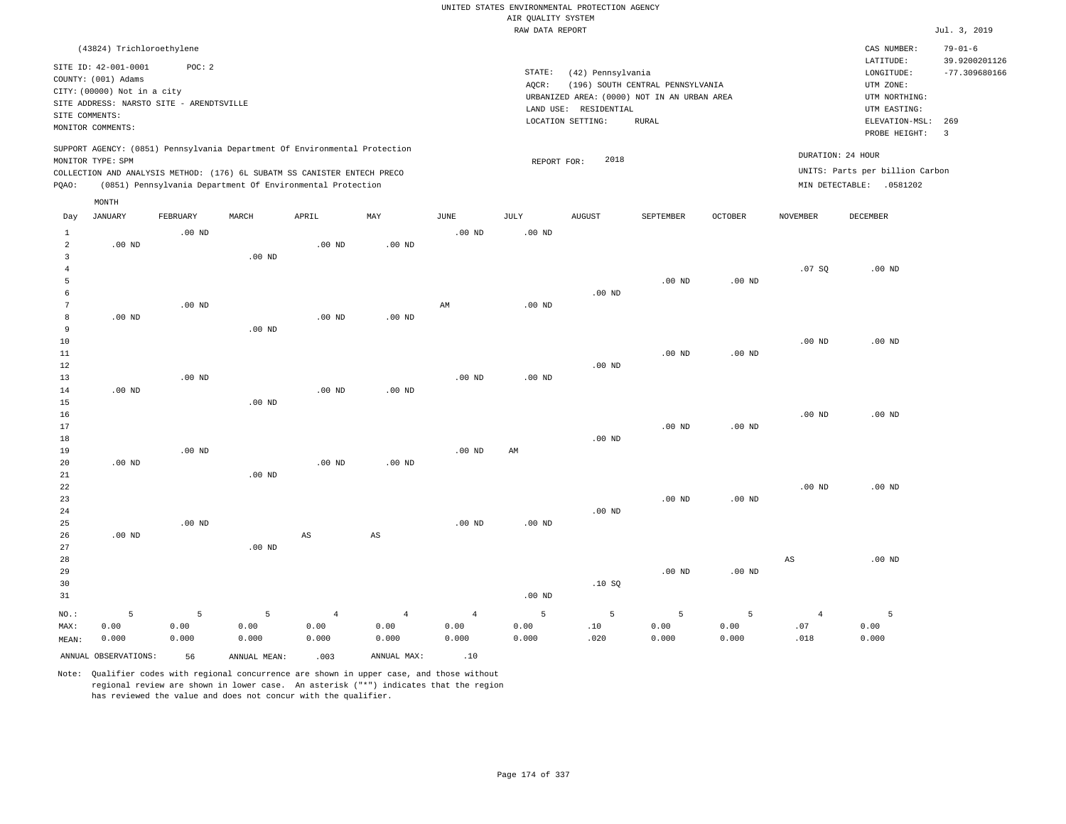UNITED STATES ENVIRONMENTAL PROTECTION AGENCY
AIR QUALITY SYSTEM
RAW DATA REPORT

Jul. 3, 2019

(43824) Trichloroethylene

SITE ID: 42-001-0001 POC: 2
COUNTY: (001) Adams
CITY: (00000) Not in a city
SITE ADDRESS: NARSTO SITE - ARENDTSVILLE
SITE COMMENTS:
MONITOR COMMENTS:

STATE: (42) Pennsylvania
AQCR: (196) SOUTH CENTRAL PENNSYLVANIA
URBANIZED AREA: (0000) NOT IN AN URBAN AREA
LAND USE: RESIDENTIAL
LOCATION SETTING: RURAL

CAS NUMBER: 79-01-6
LATITUDE: 39.9200201126
LONGITUDE: -77.309680166
UTM ZONE:
UTM NORTHING:
UTM EASTING:
ELEVATION-MSL: 269
PROBE HEIGHT: 3

SUPPORT AGENCY: (0851) Pennsylvania Department Of Environmental Protection
MONITOR TYPE: SPM
COLLECTION AND ANALYSIS METHOD: (176) 6L SUBATM SS CANISTER ENTECH PRECO
PQAO: (0851) Pennsylvania Department Of Environmental Protection

REPORT FOR: 2018

DURATION: 24 HOUR
UNITS: Parts per billion Carbon
MIN DETECTABLE: .0581202

| Day | JANUARY | FEBRUARY | MARCH | APRIL | MAY | JUNE | JULY | AUGUST | SEPTEMBER | OCTOBER | NOVEMBER | DECEMBER |
|---|---|---|---|---|---|---|---|---|---|---|---|---|
| 1 | | .00 ND | | | | .00 ND | .00 ND | | | | | |
| 2 | .00 ND | | | .00 ND | .00 ND | | | | | | | |
| 3 | | | .00 ND | | | | | | | | | |
| 4 | | | | | | | | | | | .07 SQ | .00 ND |
| 5 | | | | | | | | | .00 ND | .00 ND | | |
| 6 | | | | | | | | .00 ND | | | | |
| 7 | | .00 ND | | | | AM | .00 ND | | | | | |
| 8 | .00 ND | | | .00 ND | .00 ND | | | | | | | |
| 9 | | | .00 ND | | | | | | | | | |
| 10 | | | | | | | | | | | .00 ND | .00 ND |
| 11 | | | | | | | | | .00 ND | .00 ND | | |
| 12 | | | | | | | | .00 ND | | | | |
| 13 | | .00 ND | | | | .00 ND | .00 ND | | | | | |
| 14 | .00 ND | | | .00 ND | .00 ND | | | | | | | |
| 15 | | | .00 ND | | | | | | | | | |
| 16 | | | | | | | | | | | .00 ND | .00 ND |
| 17 | | | | | | | | | .00 ND | .00 ND | | |
| 18 | | | | | | | | .00 ND | | | | |
| 19 | | .00 ND | | | | .00 ND | AM | | | | | |
| 20 | .00 ND | | | .00 ND | .00 ND | | | | | | | |
| 21 | | | .00 ND | | | | | | | | | |
| 22 | | | | | | | | | | | .00 ND | .00 ND |
| 23 | | | | | | | | | .00 ND | .00 ND | | |
| 24 | | | | | | | | .00 ND | | | | |
| 25 | | .00 ND | | | | .00 ND | .00 ND | | | | | |
| 26 | .00 ND | | | AS | AS | | | | | | | |
| 27 | | | .00 ND | | | | | | | | | |
| 28 | | | | | | | | | | | AS | .00 ND |
| 29 | | | | | | | | | .00 ND | .00 ND | | |
| 30 | | | | | | | | .10 SQ | | | | |
| 31 | | | | | | | .00 ND | | | | | |
| NO.: | 5 | 5 | 5 | 4 | 4 | 4 | 5 | 5 | 5 | 5 | 4 | 5 |
| MAX: | 0.00 | 0.00 | 0.00 | 0.00 | 0.00 | 0.00 | 0.00 | .10 | 0.00 | 0.00 | .07 | 0.00 |
| MEAN: | 0.000 | 0.000 | 0.000 | 0.000 | 0.000 | 0.000 | 0.000 | .020 | 0.000 | 0.000 | .018 | 0.000 |

ANNUAL OBSERVATIONS: 56 ANNUAL MEAN: .003 ANNUAL MAX: .10

Note: Qualifier codes with regional concurrence are shown in upper case, and those without regional review are shown in lower case. An asterisk ("*") indicates that the region has reviewed the value and does not concur with the qualifier.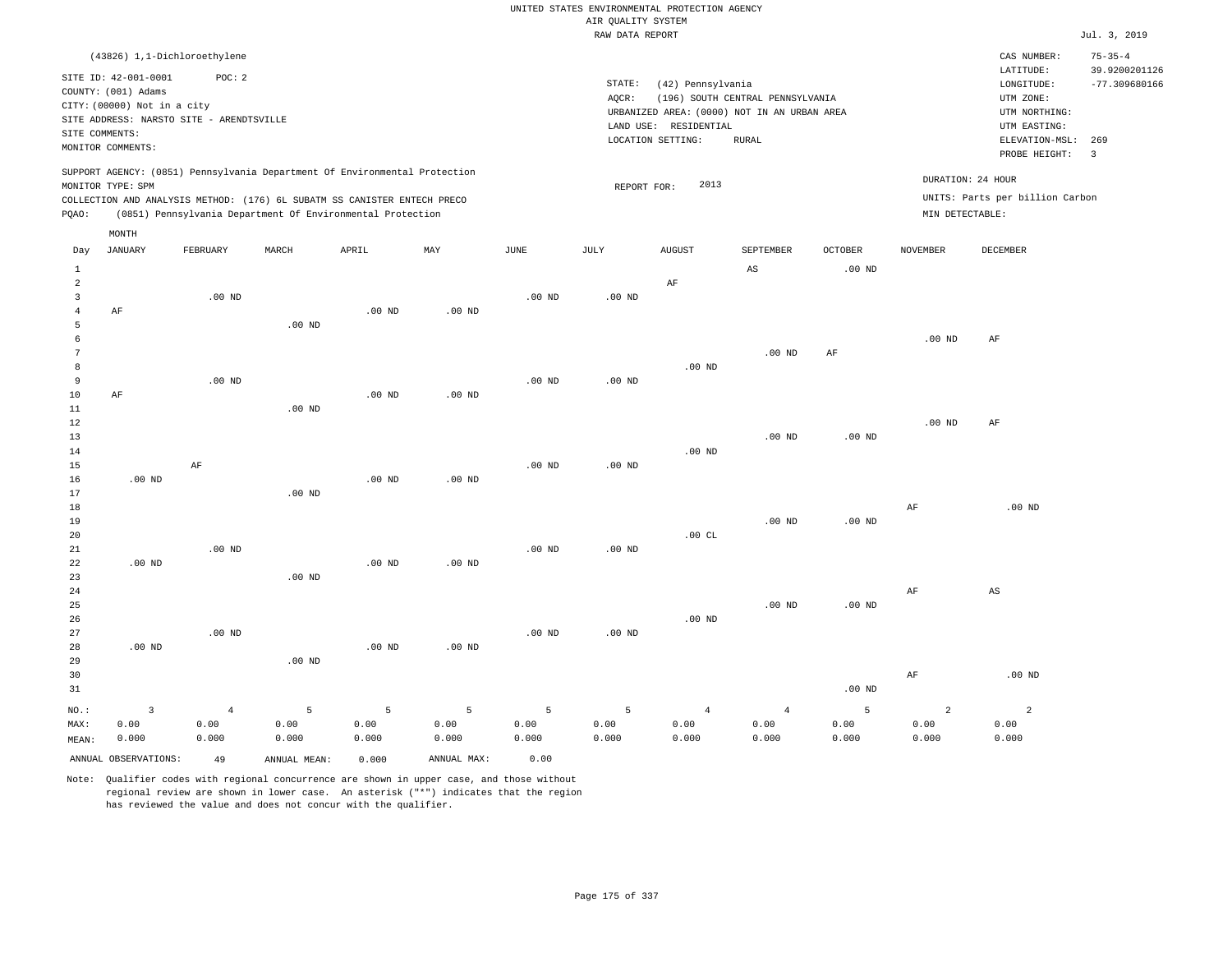UNITED STATES ENVIRONMENTAL PROTECTION AGENCY
AIR QUALITY SYSTEM
RAW DATA REPORT

Jul. 3, 2019

(43826) 1,1-Dichloroethylene

SITE ID: 42-001-0001 POC: 2
COUNTY: (001) Adams
CITY: (00000) Not in a city
SITE ADDRESS: NARSTO SITE - ARENDTSVILLE
SITE COMMENTS:
MONITOR COMMENTS:

STATE: (42) Pennsylvania
AQCR: (196) SOUTH CENTRAL PENNSYLVANIA
URBANIZED AREA: (0000) NOT IN AN URBAN AREA
LAND USE: RESIDENTIAL
LOCATION SETTING: RURAL

CAS NUMBER: 75-35-4
LATITUDE: 39.9200201126
LONGITUDE: -77.309680166
UTM ZONE:
UTM NORTHING:
UTM EASTING:
ELEVATION-MSL: 269
PROBE HEIGHT: 3

SUPPORT AGENCY: (0851) Pennsylvania Department Of Environmental Protection
MONITOR TYPE: SPM
COLLECTION AND ANALYSIS METHOD: (176) 6L SUBATM SS CANISTER ENTECH PRECO
PQAO: (0851) Pennsylvania Department Of Environmental Protection

REPORT FOR: 2013

DURATION: 24 HOUR
UNITS: Parts per billion Carbon
MIN DETECTABLE:

| Day | JANUARY | FEBRUARY | MARCH | APRIL | MAY | JUNE | JULY | AUGUST | SEPTEMBER | OCTOBER | NOVEMBER | DECEMBER |
|---|---|---|---|---|---|---|---|---|---|---|---|---|
| 1 | | | | | | | | | AS | .00 ND | | |
| 2 | | | | | | | | AF | | | | |
| 3 | | .00 ND | | | | .00 ND | .00 ND | | | | | |
| 4 | AF | | | .00 ND | .00 ND | | | | | | | |
| 5 | | | .00 ND | | | | | | | | | |
| 6 | | | | | | | | | | | .00 ND | AF |
| 7 | | | | | | | | | .00 ND | AF | | |
| 8 | | | | | | | | .00 ND | | | | |
| 9 | | .00 ND | | | | .00 ND | .00 ND | | | | | |
| 10 | AF | | | .00 ND | .00 ND | | | | | | | |
| 11 | | | .00 ND | | | | | | | | | |
| 12 | | | | | | | | | | | .00 ND | AF |
| 13 | | | | | | | | | .00 ND | .00 ND | | |
| 14 | | | | | | | | .00 ND | | | | |
| 15 | | AF | | | | .00 ND | .00 ND | | | | | |
| 16 | .00 ND | | | .00 ND | .00 ND | | | | | | | |
| 17 | | | .00 ND | | | | | | | | | |
| 18 | | | | | | | | | | | AF | .00 ND |
| 19 | | | | | | | | | .00 ND | .00 ND | | |
| 20 | | | | | | | | .00 CL | | | | |
| 21 | | .00 ND | | | | .00 ND | .00 ND | | | | | |
| 22 | .00 ND | | | .00 ND | .00 ND | | | | | | | |
| 23 | | | .00 ND | | | | | | | | | |
| 24 | | | | | | | | | | | AF | AS |
| 25 | | | | | | | | | .00 ND | .00 ND | | |
| 26 | | | | | | | | .00 ND | | | | |
| 27 | | .00 ND | | | | .00 ND | .00 ND | | | | | |
| 28 | .00 ND | | | .00 ND | .00 ND | | | | | | | |
| 29 | | | .00 ND | | | | | | | | | |
| 30 | | | | | | | | | | | AF | .00 ND |
| 31 | | | | | | | | | | .00 ND | | |
| NO.: | 3 | 4 | 5 | 5 | 5 | 5 | 5 | 4 | 4 | 5 | 2 | 2 |
| MAX: | 0.00 | 0.00 | 0.00 | 0.00 | 0.00 | 0.00 | 0.00 | 0.00 | 0.00 | 0.00 | 0.00 | 0.00 |
| MEAN: | 0.000 | 0.000 | 0.000 | 0.000 | 0.000 | 0.000 | 0.000 | 0.000 | 0.000 | 0.000 | 0.000 | 0.000 |

ANNUAL OBSERVATIONS: 49 ANNUAL MEAN: 0.000 ANNUAL MAX: 0.00

Note: Qualifier codes with regional concurrence are shown in upper case, and those without regional review are shown in lower case. An asterisk ("*") indicates that the region has reviewed the value and does not concur with the qualifier.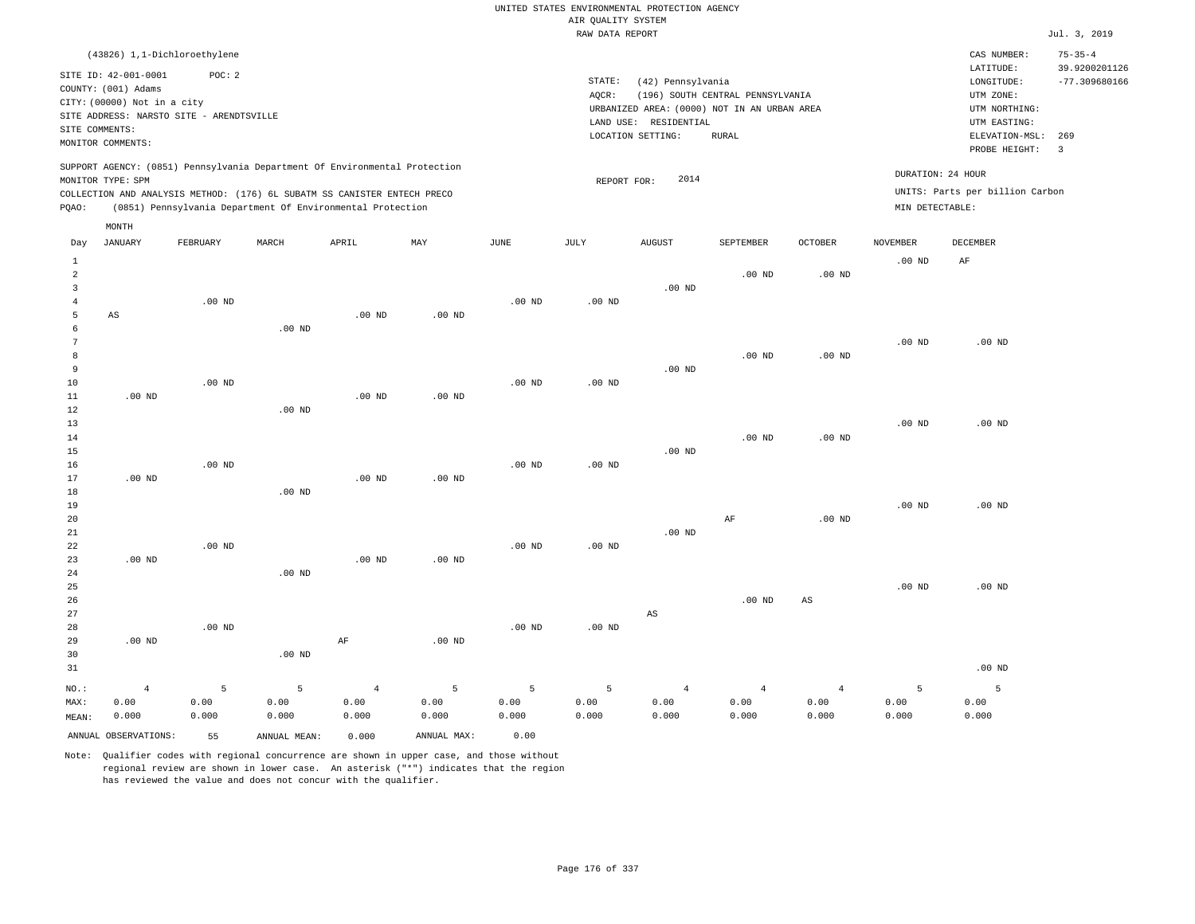UNITED STATES ENVIRONMENTAL PROTECTION AGENCY
AIR QUALITY SYSTEM
RAW DATA REPORT

Jul. 3, 2019

(43826) 1,1-Dichloroethylene

SITE ID: 42-001-0001 POC: 2
COUNTY: (001) Adams
CITY: (00000) Not in a city
SITE ADDRESS: NARSTO SITE - ARENDTSVILLE
SITE COMMENTS:
MONITOR COMMENTS:

STATE: (42) Pennsylvania
AQCR: (196) SOUTH CENTRAL PENNSYLVANIA
URBANIZED AREA: (0000) NOT IN AN URBAN AREA
LAND USE: RESIDENTIAL
LOCATION SETTING: RURAL

CAS NUMBER: 75-35-4
LATITUDE: 39.9200201126
LONGITUDE: -77.309680166
UTM ZONE:
UTM NORTHING:
UTM EASTING:
ELEVATION-MSL: 269
PROBE HEIGHT: 3

SUPPORT AGENCY: (0851) Pennsylvania Department Of Environmental Protection
MONITOR TYPE: SPM
COLLECTION AND ANALYSIS METHOD: (176) 6L SUBATM SS CANISTER ENTECH PRECO
PQAO: (0851) Pennsylvania Department Of Environmental Protection

REPORT FOR: 2014

DURATION: 24 HOUR
UNITS: Parts per billion Carbon
MIN DETECTABLE:

| Day | JANUARY | FEBRUARY | MARCH | APRIL | MAY | JUNE | JULY | AUGUST | SEPTEMBER | OCTOBER | NOVEMBER | DECEMBER |
|---|---|---|---|---|---|---|---|---|---|---|---|---|
| 1 | | | | | | | | | | | .00 ND | AF |
| 2 | | | | | | | | | .00 ND | .00 ND | | |
| 3 | | | | | | | | .00 ND | | | | |
| 4 | | .00 ND | | | | .00 ND | .00 ND | | | | | |
| 5 | AS | | | .00 ND | .00 ND | | | | | | | |
| 6 | | | .00 ND | | | | | | | | | |
| 7 | | | | | | | | | | | .00 ND | .00 ND |
| 8 | | | | | | | | | .00 ND | .00 ND | | |
| 9 | | | | | | | | .00 ND | | | | |
| 10 | | .00 ND | | | | .00 ND | .00 ND | | | | | |
| 11 | .00 ND | | | .00 ND | .00 ND | | | | | | | |
| 12 | | | .00 ND | | | | | | | | | |
| 13 | | | | | | | | | | | .00 ND | .00 ND |
| 14 | | | | | | | | | .00 ND | .00 ND | | |
| 15 | | | | | | | | .00 ND | | | | |
| 16 | | .00 ND | | | | .00 ND | .00 ND | | | | | |
| 17 | .00 ND | | | .00 ND | .00 ND | | | | | | | |
| 18 | | | .00 ND | | | | | | | | | |
| 19 | | | | | | | | | | | .00 ND | .00 ND |
| 20 | | | | | | | | | AF | .00 ND | | |
| 21 | | | | | | | | .00 ND | | | | |
| 22 | | .00 ND | | | | .00 ND | .00 ND | | | | | |
| 23 | .00 ND | | | .00 ND | .00 ND | | | | | | | |
| 24 | | | .00 ND | | | | | | | | | |
| 25 | | | | | | | | | | | .00 ND | .00 ND |
| 26 | | | | | | | | | .00 ND | AS | | |
| 27 | | | | | | | | AS | | | | |
| 28 | | .00 ND | | | | .00 ND | .00 ND | | | | | |
| 29 | .00 ND | | | AF | .00 ND | | | | | | | |
| 30 | | | .00 ND | | | | | | | | | |
| 31 | | | | | | | | | | | | .00 ND |
| NO.: | 4 | 5 | 5 | 4 | 5 | 5 | 5 | 4 | 4 | 4 | 5 | 5 |
| MAX: | 0.00 | 0.00 | 0.00 | 0.00 | 0.00 | 0.00 | 0.00 | 0.00 | 0.00 | 0.00 | 0.00 | 0.00 |
| MEAN: | 0.000 | 0.000 | 0.000 | 0.000 | 0.000 | 0.000 | 0.000 | 0.000 | 0.000 | 0.000 | 0.000 | 0.000 |

ANNUAL OBSERVATIONS: 55 ANNUAL MEAN: 0.000 ANNUAL MAX: 0.00

Note: Qualifier codes with regional concurrence are shown in upper case, and those without regional review are shown in lower case. An asterisk ("*") indicates that the region has reviewed the value and does not concur with the qualifier.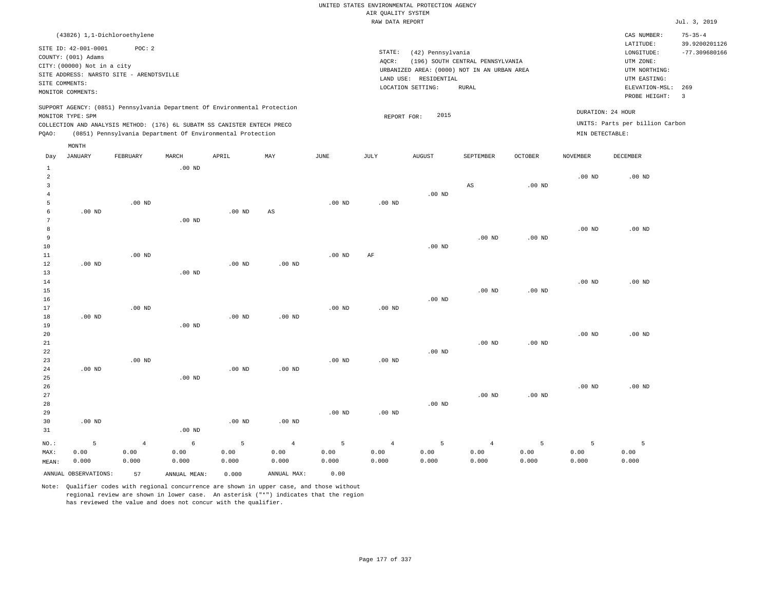UNITED STATES ENVIRONMENTAL PROTECTION AGENCY
AIR QUALITY SYSTEM
RAW DATA REPORT

Jul. 3, 2019

(43826) 1,1-Dichloroethylene

SITE ID: 42-001-0001 POC: 2
COUNTY: (001) Adams
CITY: (00000) Not in a city
SITE ADDRESS: NARSTO SITE - ARENDTSVILLE
SITE COMMENTS:
MONITOR COMMENTS:

STATE: (42) Pennsylvania
AQCR: (196) SOUTH CENTRAL PENNSYLVANIA
URBANIZED AREA: (0000) NOT IN AN URBAN AREA
LAND USE: RESIDENTIAL
LOCATION SETTING: RURAL

CAS NUMBER: 75-35-4
LATITUDE: 39.9200201126
LONGITUDE: -77.309680166
UTM ZONE:
UTM NORTHING:
UTM EASTING:
ELEVATION-MSL: 269
PROBE HEIGHT: 3

SUPPORT AGENCY: (0851) Pennsylvania Department Of Environmental Protection
MONITOR TYPE: SPM
COLLECTION AND ANALYSIS METHOD: (176) 6L SUBATM SS CANISTER ENTECH PRECO
PQAO: (0851) Pennsylvania Department Of Environmental Protection

REPORT FOR: 2015

DURATION: 24 HOUR
UNITS: Parts per billion Carbon
MIN DETECTABLE:

| Day | JANUARY | FEBRUARY | MARCH | APRIL | MAY | JUNE | JULY | AUGUST | SEPTEMBER | OCTOBER | NOVEMBER | DECEMBER |
|---|---|---|---|---|---|---|---|---|---|---|---|---|
| 1 | | | .00 ND | | | | | | | | | |
| 2 | | | | | | | | | | | .00 ND | .00 ND |
| 3 | | | | | | | | | AS | .00 ND | | |
| 4 | | | | | | | | .00 ND | | | | |
| 5 | | .00 ND | | | | .00 ND | .00 ND | | | | | |
| 6 | .00 ND | | | .00 ND | AS | | | | | | | |
| 7 | | | .00 ND | | | | | | | | | |
| 8 | | | | | | | | | | | .00 ND | .00 ND |
| 9 | | | | | | | | | .00 ND | .00 ND | | |
| 10 | | | | | | | | .00 ND | | | | |
| 11 | | .00 ND | | | | .00 ND | AF | | | | | |
| 12 | .00 ND | | | .00 ND | .00 ND | | | | | | | |
| 13 | | | .00 ND | | | | | | | | | |
| 14 | | | | | | | | | | | .00 ND | .00 ND |
| 15 | | | | | | | | | .00 ND | .00 ND | | |
| 16 | | | | | | | | .00 ND | | | | |
| 17 | | .00 ND | | | | .00 ND | .00 ND | | | | | |
| 18 | .00 ND | | | .00 ND | .00 ND | | | | | | | |
| 19 | | | .00 ND | | | | | | | | | |
| 20 | | | | | | | | | | | .00 ND | .00 ND |
| 21 | | | | | | | | | .00 ND | .00 ND | | |
| 22 | | | | | | | | .00 ND | | | | |
| 23 | | .00 ND | | | | .00 ND | .00 ND | | | | | |
| 24 | .00 ND | | | .00 ND | .00 ND | | | | | | | |
| 25 | | | .00 ND | | | | | | | | | |
| 26 | | | | | | | | | | | .00 ND | .00 ND |
| 27 | | | | | | | | | .00 ND | .00 ND | | |
| 28 | | | | | | | | .00 ND | | | | |
| 29 | | | | | | .00 ND | .00 ND | | | | | |
| 30 | .00 ND | | | .00 ND | .00 ND | | | | | | | |
| 31 | | | .00 ND | | | | | | | | | |
| NO.: | 5 | 4 | 6 | 5 | 4 | 5 | 4 | 5 | 4 | 5 | 5 | 5 |
| MAX: | 0.00 | 0.00 | 0.00 | 0.00 | 0.00 | 0.00 | 0.00 | 0.00 | 0.00 | 0.00 | 0.00 | 0.00 |
| MEAN: | 0.000 | 0.000 | 0.000 | 0.000 | 0.000 | 0.000 | 0.000 | 0.000 | 0.000 | 0.000 | 0.000 | 0.000 |

ANNUAL OBSERVATIONS: 57 ANNUAL MEAN: 0.000 ANNUAL MAX: 0.00

Note: Qualifier codes with regional concurrence are shown in upper case, and those without regional review are shown in lower case. An asterisk ("*") indicates that the region has reviewed the value and does not concur with the qualifier.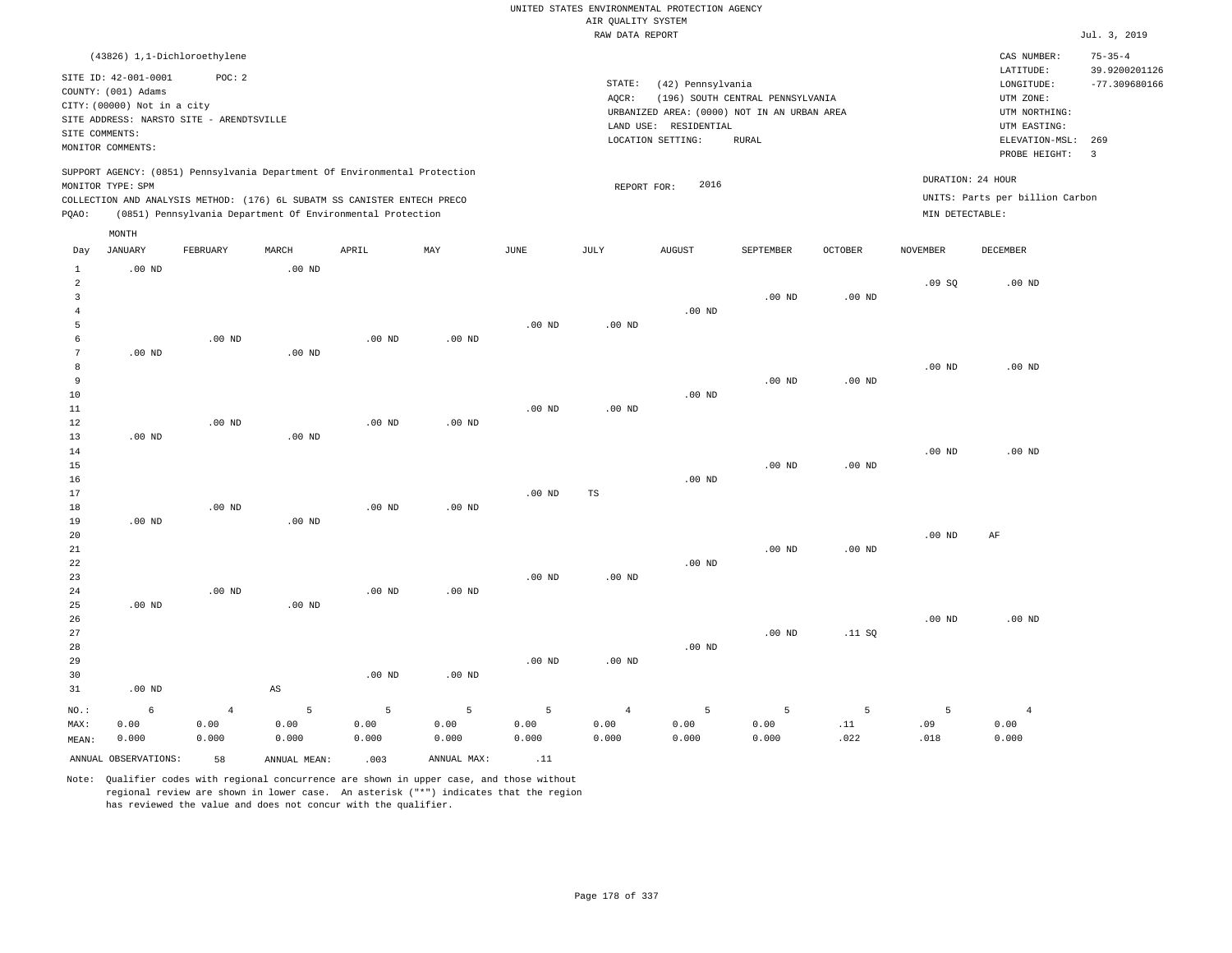UNITED STATES ENVIRONMENTAL PROTECTION AGENCY
AIR QUALITY SYSTEM
RAW DATA REPORT

Jul. 3, 2019

(43826) 1,1-Dichloroethylene

SITE ID: 42-001-0001 POC: 2
COUNTY: (001) Adams
CITY: (00000) Not in a city
SITE ADDRESS: NARSTO SITE - ARENDTSVILLE
SITE COMMENTS:
MONITOR COMMENTS:

STATE: (42) Pennsylvania
AQCR: (196) SOUTH CENTRAL PENNSYLVANIA
URBANIZED AREA: (0000) NOT IN AN URBAN AREA
LAND USE: RESIDENTIAL
LOCATION SETTING: RURAL

CAS NUMBER: 75-35-4
LATITUDE: 39.9200201126
LONGITUDE: -77.309680166
UTM ZONE:
UTM NORTHING:
UTM EASTING:
ELEVATION-MSL: 269
PROBE HEIGHT: 3

SUPPORT AGENCY: (0851) Pennsylvania Department Of Environmental Protection
MONITOR TYPE: SPM
COLLECTION AND ANALYSIS METHOD: (176) 6L SUBATM SS CANISTER ENTECH PRECO
PQAO: (0851) Pennsylvania Department Of Environmental Protection

REPORT FOR: 2016

DURATION: 24 HOUR
UNITS: Parts per billion Carbon
MIN DETECTABLE:

| Day | JANUARY | FEBRUARY | MARCH | APRIL | MAY | JUNE | JULY | AUGUST | SEPTEMBER | OCTOBER | NOVEMBER | DECEMBER |
|---|---|---|---|---|---|---|---|---|---|---|---|---|
| 1 | .00 ND | | .00 ND | | | | | | | | | |
| 2 | | | | | | | | | | | .09 SQ | .00 ND |
| 3 | | | | | | | | | .00 ND | .00 ND | | |
| 4 | | | | | | | | .00 ND | | | | |
| 5 | | | | | | .00 ND | .00 ND | | | | | |
| 6 | | .00 ND | | .00 ND | .00 ND | | | | | | | |
| 7 | .00 ND | | .00 ND | | | | | | | | | |
| 8 | | | | | | | | | | | .00 ND | .00 ND |
| 9 | | | | | | | | | .00 ND | .00 ND | | |
| 10 | | | | | | | | .00 ND | | | | |
| 11 | | | | | | .00 ND | .00 ND | | | | | |
| 12 | | .00 ND | | .00 ND | .00 ND | | | | | | | |
| 13 | .00 ND | | .00 ND | | | | | | | | | |
| 14 | | | | | | | | | | | .00 ND | .00 ND |
| 15 | | | | | | | | | .00 ND | .00 ND | | |
| 16 | | | | | | | | .00 ND | | | | |
| 17 | | | | | | .00 ND | TS | | | | | |
| 18 | | .00 ND | | .00 ND | .00 ND | | | | | | | |
| 19 | .00 ND | | .00 ND | | | | | | | | | |
| 20 | | | | | | | | | | | .00 ND | AF |
| 21 | | | | | | | | | .00 ND | .00 ND | | |
| 22 | | | | | | | | .00 ND | | | | |
| 23 | | | | | | .00 ND | .00 ND | | | | | |
| 24 | | .00 ND | | .00 ND | .00 ND | | | | | | | |
| 25 | .00 ND | | .00 ND | | | | | | | | | |
| 26 | | | | | | | | | | | .00 ND | .00 ND |
| 27 | | | | | | | | | .00 ND | .11 SQ | | |
| 28 | | | | | | | | .00 ND | | | | |
| 29 | | | | | | .00 ND | .00 ND | | | | | |
| 30 | | | | .00 ND | .00 ND | | | | | | | |
| 31 | .00 ND | | AS | | | | | | | | | |
| NO.: | 6 | 4 | 5 | 5 | 5 | 5 | 4 | 5 | 5 | 5 | 5 | 4 |
| MAX: | 0.00 | 0.00 | 0.00 | 0.00 | 0.00 | 0.00 | 0.00 | 0.00 | 0.00 | .11 | .09 | 0.00 |
| MEAN: | 0.000 | 0.000 | 0.000 | 0.000 | 0.000 | 0.000 | 0.000 | 0.000 | 0.000 | .022 | .018 | 0.000 |

ANNUAL OBSERVATIONS: 58 ANNUAL MEAN: .003 ANNUAL MAX: .11

Note: Qualifier codes with regional concurrence are shown in upper case, and those without regional review are shown in lower case. An asterisk ("*") indicates that the region has reviewed the value and does not concur with the qualifier.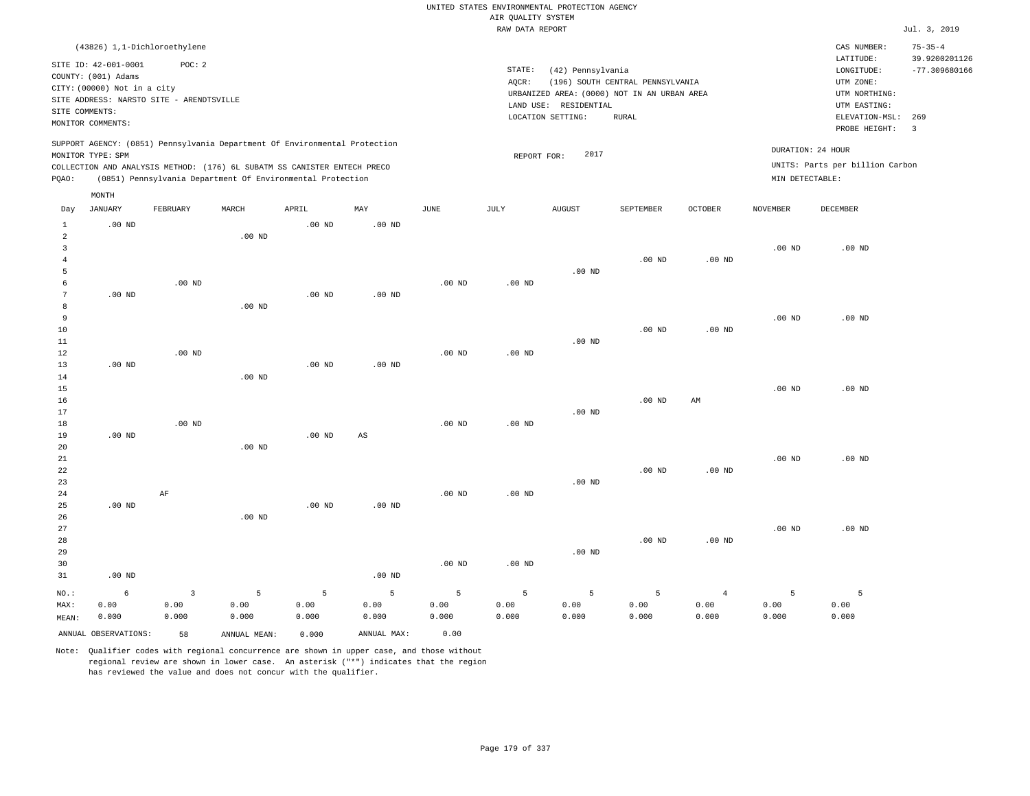UNITED STATES ENVIRONMENTAL PROTECTION AGENCY
AIR QUALITY SYSTEM
RAW DATA REPORT

Jul. 3, 2019

(43826) 1,1-Dichloroethylene

SITE ID: 42-001-0001 POC: 2
COUNTY: (001) Adams
CITY: (00000) Not in a city
SITE ADDRESS: NARSTO SITE - ARENDTSVILLE
SITE COMMENTS:
MONITOR COMMENTS:

STATE: (42) Pennsylvania
AQCR: (196) SOUTH CENTRAL PENNSYLVANIA
URBANIZED AREA: (0000) NOT IN AN URBAN AREA
LAND USE: RESIDENTIAL
LOCATION SETTING: RURAL

CAS NUMBER: 75-35-4
LATITUDE: 39.9200201126
LONGITUDE: -77.309680166
UTM ZONE:
UTM NORTHING:
UTM EASTING:
ELEVATION-MSL: 269
PROBE HEIGHT: 3

SUPPORT AGENCY: (0851) Pennsylvania Department Of Environmental Protection
MONITOR TYPE: SPM
COLLECTION AND ANALYSIS METHOD: (176) 6L SUBATM SS CANISTER ENTECH PRECO
PQAO: (0851) Pennsylvania Department Of Environmental Protection

REPORT FOR: 2017

DURATION: 24 HOUR
UNITS: Parts per billion Carbon
MIN DETECTABLE:

| Day | JANUARY | FEBRUARY | MARCH | APRIL | MAY | JUNE | JULY | AUGUST | SEPTEMBER | OCTOBER | NOVEMBER | DECEMBER |
|---|---|---|---|---|---|---|---|---|---|---|---|---|
| 1 | .00 ND | | | .00 ND | .00 ND | | | | | | | |
| 2 | | | .00 ND | | | | | | | | | |
| 3 | | | | | | | | | | | .00 ND | .00 ND |
| 4 | | | | | | | | | .00 ND | .00 ND | | |
| 5 | | | | | | | | .00 ND | | | | |
| 6 | | .00 ND | | | | .00 ND | .00 ND | | | | | |
| 7 | .00 ND | | | .00 ND | .00 ND | | | | | | | |
| 8 | | | .00 ND | | | | | | | | | |
| 9 | | | | | | | | | | | .00 ND | .00 ND |
| 10 | | | | | | | | | .00 ND | .00 ND | | |
| 11 | | | | | | | | .00 ND | | | | |
| 12 | | .00 ND | | | | .00 ND | .00 ND | | | | | |
| 13 | .00 ND | | | .00 ND | .00 ND | | | | | | | |
| 14 | | | .00 ND | | | | | | | | | |
| 15 | | | | | | | | | | | .00 ND | .00 ND |
| 16 | | | | | | | | | .00 ND | AM | | |
| 17 | | | | | | | | .00 ND | | | | |
| 18 | | .00 ND | | | | .00 ND | .00 ND | | | | | |
| 19 | .00 ND | | | .00 ND | AS | | | | | | | |
| 20 | | | .00 ND | | | | | | | | | |
| 21 | | | | | | | | | | | .00 ND | .00 ND |
| 22 | | | | | | | | | .00 ND | .00 ND | | |
| 23 | | | | | | | | .00 ND | | | | |
| 24 | | AF | | | | .00 ND | .00 ND | | | | | |
| 25 | .00 ND | | | .00 ND | .00 ND | | | | | | | |
| 26 | | | .00 ND | | | | | | | | | |
| 27 | | | | | | | | | | | .00 ND | .00 ND |
| 28 | | | | | | | | | .00 ND | .00 ND | | |
| 29 | | | | | | | | .00 ND | | | | |
| 30 | | | | | | .00 ND | .00 ND | | | | | |
| 31 | .00 ND | | | | .00 ND | | | | | | | |
| NO.: | 6 | 3 | 5 | 5 | 5 | 5 | 5 | 5 | 5 | 4 | 5 | 5 |
| MAX: | 0.00 | 0.00 | 0.00 | 0.00 | 0.00 | 0.00 | 0.00 | 0.00 | 0.00 | 0.00 | 0.00 | 0.00 |
| MEAN: | 0.000 | 0.000 | 0.000 | 0.000 | 0.000 | 0.000 | 0.000 | 0.000 | 0.000 | 0.000 | 0.000 | 0.000 |

ANNUAL OBSERVATIONS: 58 ANNUAL MEAN: 0.000 ANNUAL MAX: 0.00

Note: Qualifier codes with regional concurrence are shown in upper case, and those without regional review are shown in lower case. An asterisk ("*") indicates that the region has reviewed the value and does not concur with the qualifier.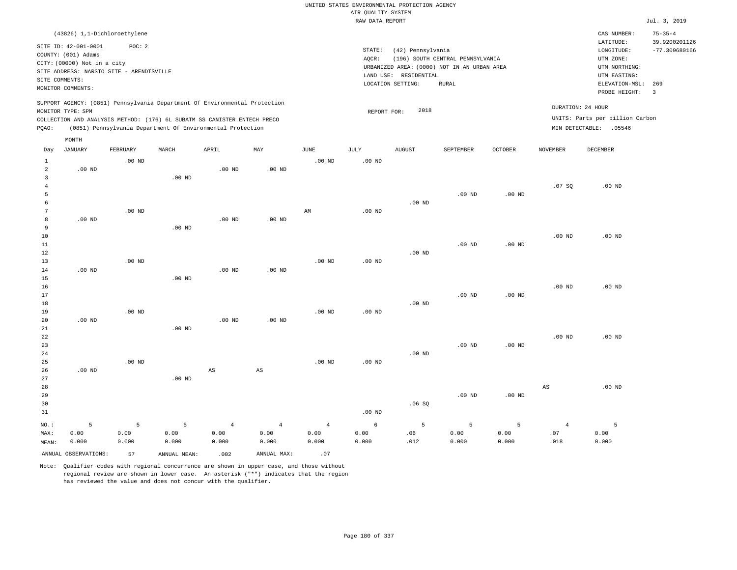UNITED STATES ENVIRONMENTAL PROTECTION AGENCY
AIR QUALITY SYSTEM
RAW DATA REPORT

Jul. 3, 2019

(43826) 1,1-Dichloroethylene

SITE ID: 42-001-0001 POC: 2
COUNTY: (001) Adams
CITY: (00000) Not in a city
SITE ADDRESS: NARSTO SITE - ARENDTSVILLE
SITE COMMENTS:
MONITOR COMMENTS:

STATE: (42) Pennsylvania
AQCR: (196) SOUTH CENTRAL PENNSYLVANIA
URBANIZED AREA: (0000) NOT IN AN URBAN AREA
LAND USE: RESIDENTIAL
LOCATION SETTING: RURAL

CAS NUMBER: 75-35-4
LATITUDE: 39.9200201126
LONGITUDE: -77.309680166
UTM ZONE:
UTM NORTHING:
UTM EASTING:
ELEVATION-MSL: 269
PROBE HEIGHT: 3

SUPPORT AGENCY: (0851) Pennsylvania Department Of Environmental Protection
MONITOR TYPE: SPM
COLLECTION AND ANALYSIS METHOD: (176) 6L SUBATM SS CANISTER ENTECH PRECO
PQAO: (0851) Pennsylvania Department Of Environmental Protection

REPORT FOR: 2018

DURATION: 24 HOUR
UNITS: Parts per billion Carbon
MIN DETECTABLE: .05546

| Day | JANUARY | FEBRUARY | MARCH | APRIL | MAY | JUNE | JULY | AUGUST | SEPTEMBER | OCTOBER | NOVEMBER | DECEMBER |
|---|---|---|---|---|---|---|---|---|---|---|---|---|
| 1 | | .00 ND | | | | .00 ND | .00 ND | | | | | |
| 2 | .00 ND | | | .00 ND | .00 ND | | | | | | | |
| 3 | | | .00 ND | | | | | | | | | |
| 4 | | | | | | | | | | | .07 SQ | .00 ND |
| 5 | | | | | | | | | .00 ND | .00 ND | | |
| 6 | | | | | | | | .00 ND | | | | |
| 7 | | .00 ND | | | | AM | .00 ND | | | | | |
| 8 | .00 ND | | | .00 ND | .00 ND | | | | | | | |
| 9 | | | .00 ND | | | | | | | | | |
| 10 | | | | | | | | | | | .00 ND | .00 ND |
| 11 | | | | | | | | | .00 ND | .00 ND | | |
| 12 | | | | | | | | .00 ND | | | | |
| 13 | | .00 ND | | | | .00 ND | .00 ND | | | | | |
| 14 | .00 ND | | | .00 ND | .00 ND | | | | | | | |
| 15 | | | .00 ND | | | | | | | | | |
| 16 | | | | | | | | | | | .00 ND | .00 ND |
| 17 | | | | | | | | | .00 ND | .00 ND | | |
| 18 | | | | | | | | .00 ND | | | | |
| 19 | | .00 ND | | | | .00 ND | .00 ND | | | | | |
| 20 | .00 ND | | | .00 ND | .00 ND | | | | | | | |
| 21 | | | .00 ND | | | | | | | | | |
| 22 | | | | | | | | | | | .00 ND | .00 ND |
| 23 | | | | | | | | | .00 ND | .00 ND | | |
| 24 | | | | | | | | .00 ND | | | | |
| 25 | | .00 ND | | | | .00 ND | .00 ND | | | | | |
| 26 | .00 ND | | | AS | AS | | | | | | | |
| 27 | | | .00 ND | | | | | | | | | |
| 28 | | | | | | | | | | | AS | .00 ND |
| 29 | | | | | | | | | .00 ND | .00 ND | | |
| 30 | | | | | | | | .06 SQ | | | | |
| 31 | | | | | | | .00 ND | | | | | |
| NO.: | 5 | 5 | 5 | 4 | 4 | 4 | 6 | 5 | 5 | 5 | 4 | 5 |
| MAX: | 0.00 | 0.00 | 0.00 | 0.00 | 0.00 | 0.00 | 0.00 | .06 | 0.00 | 0.00 | .07 | 0.00 |
| MEAN: | 0.000 | 0.000 | 0.000 | 0.000 | 0.000 | 0.000 | 0.000 | .012 | 0.000 | 0.000 | .018 | 0.000 |

ANNUAL OBSERVATIONS: 57 ANNUAL MEAN: .002 ANNUAL MAX: .07

Note: Qualifier codes with regional concurrence are shown in upper case, and those without regional review are shown in lower case. An asterisk ("*") indicates that the region has reviewed the value and does not concur with the qualifier.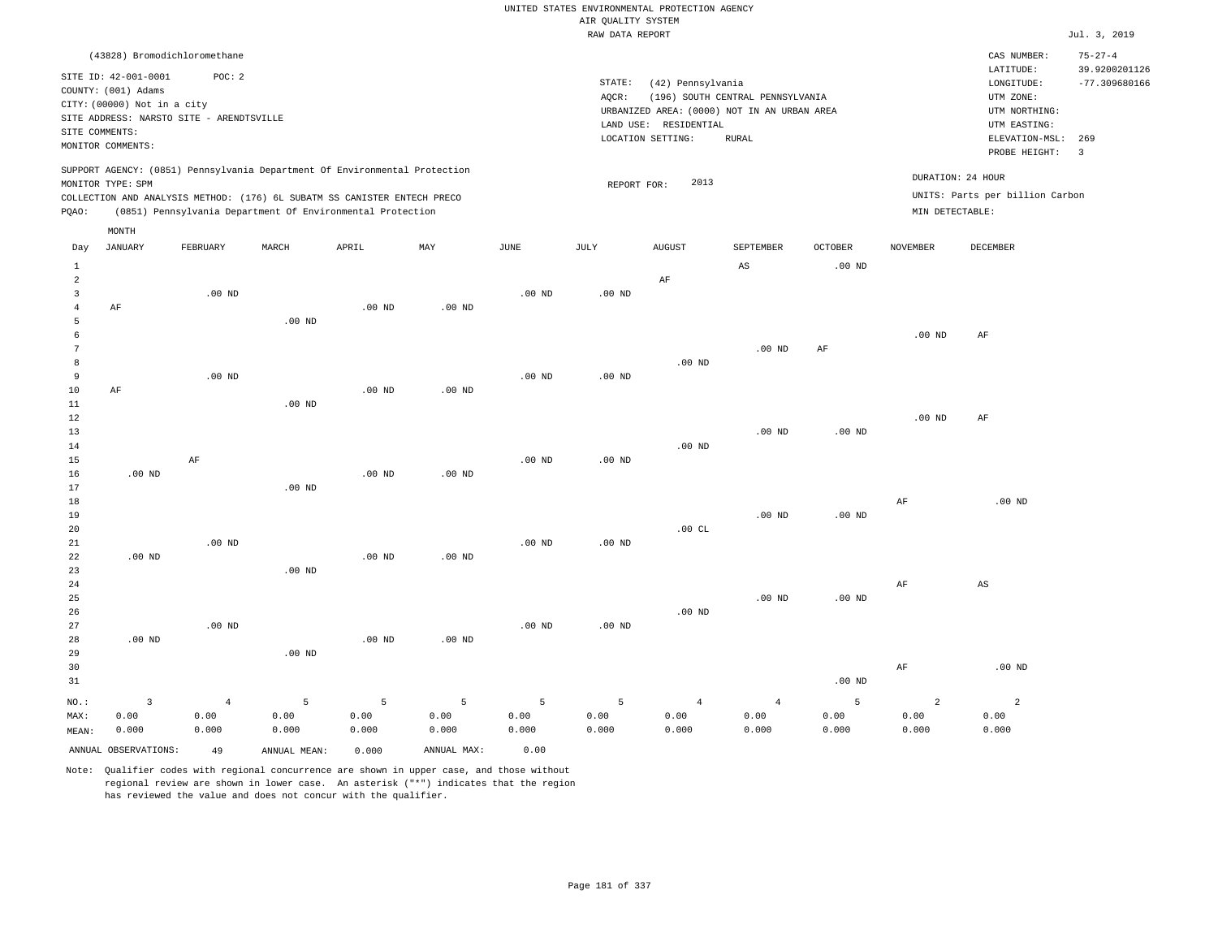UNITED STATES ENVIRONMENTAL PROTECTION AGENCY
AIR QUALITY SYSTEM
RAW DATA REPORT

Jul. 3, 2019

(43828) Bromodichloromethane

SITE ID: 42-001-0001 POC: 2
COUNTY: (001) Adams
CITY: (00000) Not in a city
SITE ADDRESS: NARSTO SITE - ARENDTSVILLE
SITE COMMENTS:
MONITOR COMMENTS:

STATE: (42) Pennsylvania
AQCR: (196) SOUTH CENTRAL PENNSYLVANIA
URBANIZED AREA: (0000) NOT IN AN URBAN AREA
LAND USE: RESIDENTIAL
LOCATION SETTING: RURAL

CAS NUMBER: 75-27-4
LATITUDE: 39.9200201126
LONGITUDE: -77.309680166
UTM ZONE:
UTM NORTHING:
UTM EASTING:
ELEVATION-MSL: 269
PROBE HEIGHT: 3

SUPPORT AGENCY: (0851) Pennsylvania Department Of Environmental Protection
MONITOR TYPE: SPM
COLLECTION AND ANALYSIS METHOD: (176) 6L SUBATM SS CANISTER ENTECH PRECO
PQAO: (0851) Pennsylvania Department Of Environmental Protection

REPORT FOR: 2013

DURATION: 24 HOUR
UNITS: Parts per billion Carbon
MIN DETECTABLE:

| Day | JANUARY | FEBRUARY | MARCH | APRIL | MAY | JUNE | JULY | AUGUST | SEPTEMBER | OCTOBER | NOVEMBER | DECEMBER |
|---|---|---|---|---|---|---|---|---|---|---|---|---|
| 1 | | | | | | | | | AS | .00 ND | | |
| 2 | | | | | | | | AF | | | | |
| 3 | | .00 ND | | | | .00 ND | .00 ND | | | | | |
| 4 | AF | | | .00 ND | .00 ND | | | | | | | |
| 5 | | | .00 ND | | | | | | | | | |
| 6 | | | | | | | | | | | .00 ND | AF |
| 7 | | | | | | | | | .00 ND | AF | | |
| 8 | | | | | | | | .00 ND | | | | |
| 9 | | .00 ND | | | | .00 ND | .00 ND | | | | | |
| 10 | AF | | | .00 ND | .00 ND | | | | | | | |
| 11 | | | .00 ND | | | | | | | | | |
| 12 | | | | | | | | | | | .00 ND | AF |
| 13 | | | | | | | | | .00 ND | .00 ND | | |
| 14 | | | | | | | | .00 ND | | | | |
| 15 | | AF | | | | .00 ND | .00 ND | | | | | |
| 16 | .00 ND | | | .00 ND | .00 ND | | | | | | | |
| 17 | | | .00 ND | | | | | | | | | |
| 18 | | | | | | | | | | | AF | .00 ND |
| 19 | | | | | | | | | .00 ND | .00 ND | | |
| 20 | | | | | | | | .00 CL | | | | |
| 21 | | .00 ND | | | | .00 ND | .00 ND | | | | | |
| 22 | .00 ND | | | .00 ND | .00 ND | | | | | | | |
| 23 | | | .00 ND | | | | | | | | | |
| 24 | | | | | | | | | | | AF | AS |
| 25 | | | | | | | | | .00 ND | .00 ND | | |
| 26 | | | | | | | | .00 ND | | | | |
| 27 | | .00 ND | | | | .00 ND | .00 ND | | | | | |
| 28 | .00 ND | | | .00 ND | .00 ND | | | | | | | |
| 29 | | | .00 ND | | | | | | | | | |
| 30 | | | | | | | | | | | AF | .00 ND |
| 31 | | | | | | | | | | .00 ND | | |
| NO.: | 3 | 4 | 5 | 5 | 5 | 5 | 5 | 4 | 4 | 5 | 2 | 2 |
| MAX: | 0.00 | 0.00 | 0.00 | 0.00 | 0.00 | 0.00 | 0.00 | 0.00 | 0.00 | 0.00 | 0.00 | 0.00 |
| MEAN: | 0.000 | 0.000 | 0.000 | 0.000 | 0.000 | 0.000 | 0.000 | 0.000 | 0.000 | 0.000 | 0.000 | 0.000 |

ANNUAL OBSERVATIONS: 49 ANNUAL MEAN: 0.000 ANNUAL MAX: 0.00

Note: Qualifier codes with regional concurrence are shown in upper case, and those without regional review are shown in lower case. An asterisk ("*") indicates that the region has reviewed the value and does not concur with the qualifier.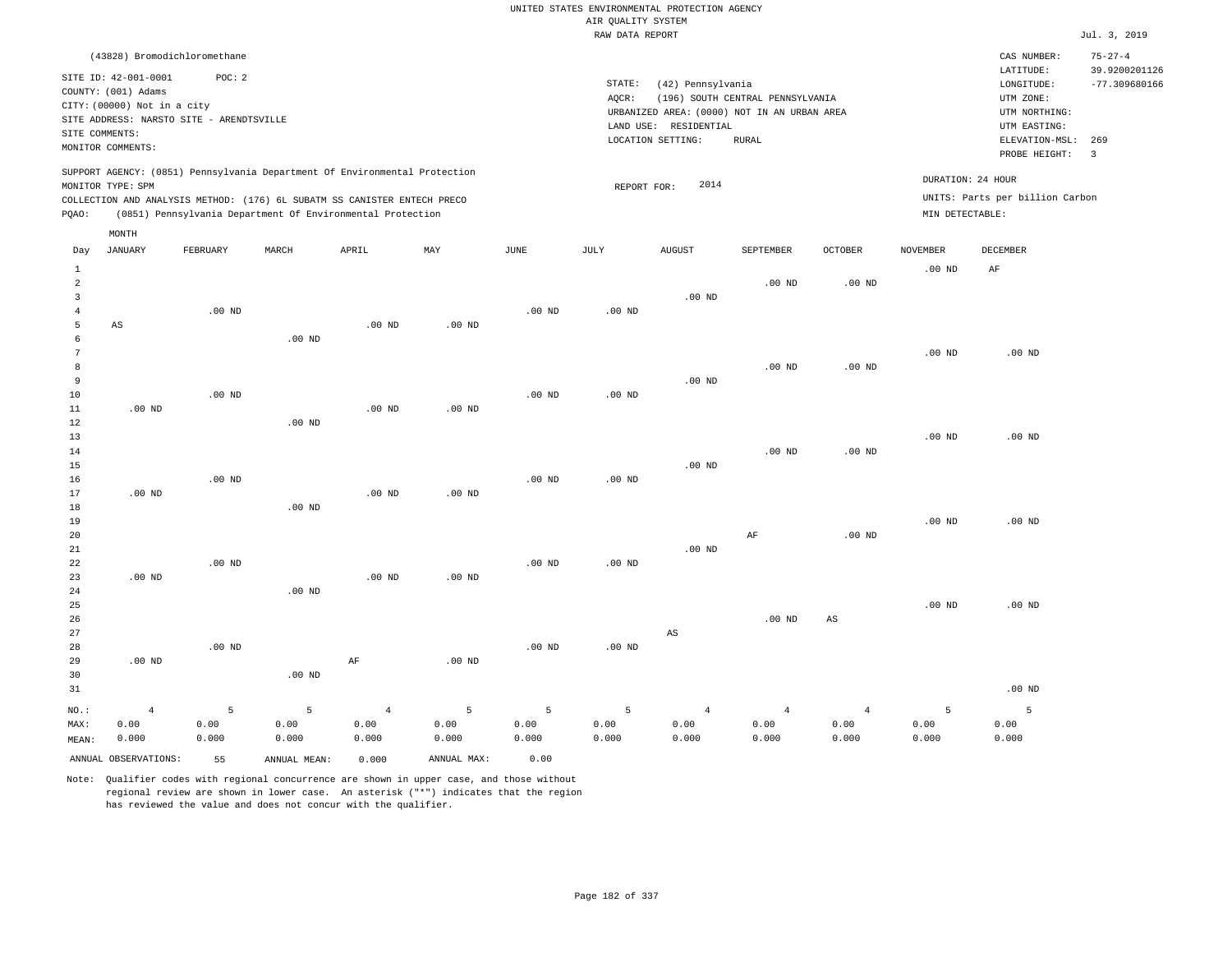UNITED STATES ENVIRONMENTAL PROTECTION AGENCY
AIR QUALITY SYSTEM
RAW DATA REPORT

Jul. 3, 2019

(43828) Bromodichloromethane

SITE ID: 42-001-0001 POC: 2
COUNTY: (001) Adams
CITY: (00000) Not in a city
SITE ADDRESS: NARSTO SITE - ARENDTSVILLE
SITE COMMENTS:
MONITOR COMMENTS:

STATE: (42) Pennsylvania
AQCR: (196) SOUTH CENTRAL PENNSYLVANIA
URBANIZED AREA: (0000) NOT IN AN URBAN AREA
LAND USE: RESIDENTIAL
LOCATION SETTING: RURAL

CAS NUMBER: 75-27-4
LATITUDE: 39.9200201126
LONGITUDE: -77.309680166
UTM ZONE:
UTM NORTHING:
UTM EASTING:
ELEVATION-MSL: 269
PROBE HEIGHT: 3

SUPPORT AGENCY: (0851) Pennsylvania Department Of Environmental Protection
MONITOR TYPE: SPM
COLLECTION AND ANALYSIS METHOD: (176) 6L SUBATM SS CANISTER ENTECH PRECO
PQAO: (0851) Pennsylvania Department Of Environmental Protection

REPORT FOR: 2014

DURATION: 24 HOUR
UNITS: Parts per billion Carbon
MIN DETECTABLE:

| Day | JANUARY | FEBRUARY | MARCH | APRIL | MAY | JUNE | JULY | AUGUST | SEPTEMBER | OCTOBER | NOVEMBER | DECEMBER |
|---|---|---|---|---|---|---|---|---|---|---|---|---|
| 1 | | | | | | | | | | | .00 ND | AF |
| 2 | | | | | | | | | .00 ND | .00 ND | | |
| 3 | | | | | | | | .00 ND | | | | |
| 4 | | .00 ND | | | | .00 ND | .00 ND | | | | | |
| 5 | AS | | | .00 ND | .00 ND | | | | | | | |
| 6 | | | .00 ND | | | | | | | | | |
| 7 | | | | | | | | | | | .00 ND | .00 ND |
| 8 | | | | | | | | | .00 ND | .00 ND | | |
| 9 | | | | | | | | .00 ND | | | | |
| 10 | | .00 ND | | | | .00 ND | .00 ND | | | | | |
| 11 | .00 ND | | | .00 ND | .00 ND | | | | | | | |
| 12 | | | .00 ND | | | | | | | | | |
| 13 | | | | | | | | | | | .00 ND | .00 ND |
| 14 | | | | | | | | | .00 ND | .00 ND | | |
| 15 | | | | | | | | .00 ND | | | | |
| 16 | | .00 ND | | | | .00 ND | .00 ND | | | | | |
| 17 | .00 ND | | | .00 ND | .00 ND | | | | | | | |
| 18 | | | .00 ND | | | | | | | | | |
| 19 | | | | | | | | | | | .00 ND | .00 ND |
| 20 | | | | | | | | | AF | .00 ND | | |
| 21 | | | | | | | | .00 ND | | | | |
| 22 | | .00 ND | | | | .00 ND | .00 ND | | | | | |
| 23 | .00 ND | | | .00 ND | .00 ND | | | | | | | |
| 24 | | | .00 ND | | | | | | | | | |
| 25 | | | | | | | | | | | .00 ND | .00 ND |
| 26 | | | | | | | | | .00 ND | AS | | |
| 27 | | | | | | | | AS | | | | |
| 28 | | .00 ND | | | | .00 ND | .00 ND | | | | | |
| 29 | .00 ND | | | AF | .00 ND | | | | | | | |
| 30 | | | .00 ND | | | | | | | | | |
| 31 | | | | | | | | | | | | .00 ND |
| NO.: | 4 | 5 | 5 | 4 | 5 | 5 | 5 | 4 | 4 | 4 | 5 | 5 |
| MAX: | 0.00 | 0.00 | 0.00 | 0.00 | 0.00 | 0.00 | 0.00 | 0.00 | 0.00 | 0.00 | 0.00 | 0.00 |
| MEAN: | 0.000 | 0.000 | 0.000 | 0.000 | 0.000 | 0.000 | 0.000 | 0.000 | 0.000 | 0.000 | 0.000 | 0.000 |

ANNUAL OBSERVATIONS: 55 ANNUAL MEAN: 0.000 ANNUAL MAX: 0.00

Note: Qualifier codes with regional concurrence are shown in upper case, and those without regional review are shown in lower case. An asterisk ("*") indicates that the region has reviewed the value and does not concur with the qualifier.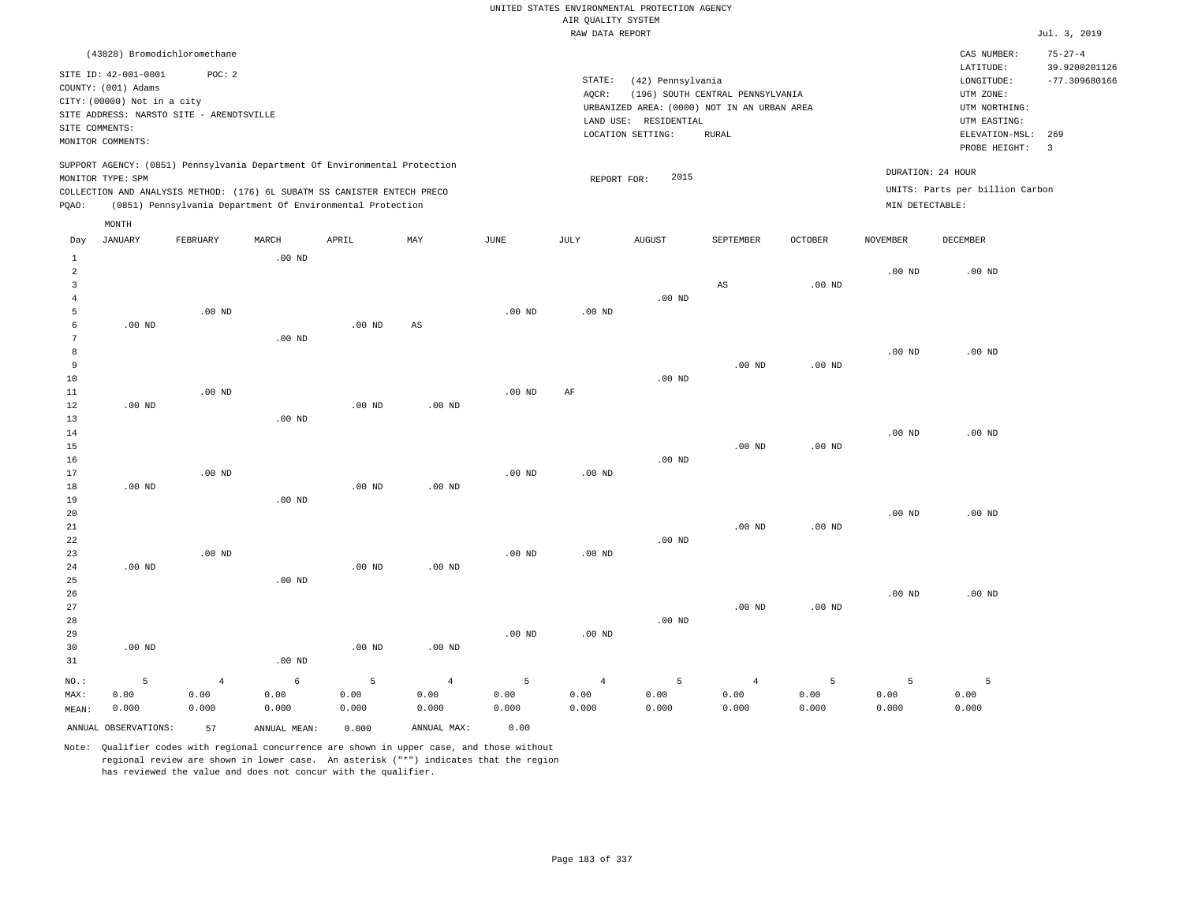UNITED STATES ENVIRONMENTAL PROTECTION AGENCY
AIR QUALITY SYSTEM
RAW DATA REPORT

Jul. 3, 2019

(43828) Bromodichloromethane

SITE ID: 42-001-0001 POC: 2
COUNTY: (001) Adams
CITY: (00000) Not in a city
SITE ADDRESS: NARSTO SITE - ARENDTSVILLE
SITE COMMENTS:
MONITOR COMMENTS:

STATE: (42) Pennsylvania
AQCR: (196) SOUTH CENTRAL PENNSYLVANIA
URBANIZED AREA: (0000) NOT IN AN URBAN AREA
LAND USE: RESIDENTIAL
LOCATION SETTING: RURAL

CAS NUMBER: 75-27-4
LATITUDE: 39.9200201126
LONGITUDE: -77.309680166
UTM ZONE:
UTM NORTHING:
UTM EASTING:
ELEVATION-MSL: 269
PROBE HEIGHT: 3

SUPPORT AGENCY: (0851) Pennsylvania Department Of Environmental Protection
MONITOR TYPE: SPM
COLLECTION AND ANALYSIS METHOD: (176) 6L SUBATM SS CANISTER ENTECH PRECO
PQAO: (0851) Pennsylvania Department Of Environmental Protection

REPORT FOR: 2015

DURATION: 24 HOUR
UNITS: Parts per billion Carbon
MIN DETECTABLE:

| Day | JANUARY | FEBRUARY | MARCH | APRIL | MAY | JUNE | JULY | AUGUST | SEPTEMBER | OCTOBER | NOVEMBER | DECEMBER |
|---|---|---|---|---|---|---|---|---|---|---|---|---|
| 1 | | | .00 ND | | | | | | | | | |
| 2 | | | | | | | | | | | .00 ND | .00 ND |
| 3 | | | | | | | | | AS | .00 ND | | |
| 4 | | | | | | | | .00 ND | | | | |
| 5 | | .00 ND | | | | .00 ND | .00 ND | | | | | |
| 6 | .00 ND | | | .00 ND | AS | | | | | | | |
| 7 | | | .00 ND | | | | | | | | | |
| 8 | | | | | | | | | | | .00 ND | .00 ND |
| 9 | | | | | | | | | .00 ND | .00 ND | | |
| 10 | | | | | | | | .00 ND | | | | |
| 11 | | .00 ND | | | | .00 ND | AF | | | | | |
| 12 | .00 ND | | | .00 ND | .00 ND | | | | | | | |
| 13 | | | .00 ND | | | | | | | | | |
| 14 | | | | | | | | | | | .00 ND | .00 ND |
| 15 | | | | | | | | | .00 ND | .00 ND | | |
| 16 | | | | | | | | .00 ND | | | | |
| 17 | | .00 ND | | | | .00 ND | .00 ND | | | | | |
| 18 | .00 ND | | | .00 ND | .00 ND | | | | | | | |
| 19 | | | .00 ND | | | | | | | | | |
| 20 | | | | | | | | | | | .00 ND | .00 ND |
| 21 | | | | | | | | | .00 ND | .00 ND | | |
| 22 | | | | | | | | .00 ND | | | | |
| 23 | | .00 ND | | | | .00 ND | .00 ND | | | | | |
| 24 | .00 ND | | | .00 ND | .00 ND | | | | | | | |
| 25 | | | .00 ND | | | | | | | | | |
| 26 | | | | | | | | | | | .00 ND | .00 ND |
| 27 | | | | | | | | | .00 ND | .00 ND | | |
| 28 | | | | | | | | .00 ND | | | | |
| 29 | | | | | | .00 ND | .00 ND | | | | | |
| 30 | .00 ND | | | .00 ND | .00 ND | | | | | | | |
| 31 | | | .00 ND | | | | | | | | | |
| NO.: | 5 | 4 | 6 | 5 | 4 | 5 | 4 | 5 | 4 | 5 | 5 | 5 |
| MAX: | 0.00 | 0.00 | 0.00 | 0.00 | 0.00 | 0.00 | 0.00 | 0.00 | 0.00 | 0.00 | 0.00 | 0.00 |
| MEAN: | 0.000 | 0.000 | 0.000 | 0.000 | 0.000 | 0.000 | 0.000 | 0.000 | 0.000 | 0.000 | 0.000 | 0.000 |

ANNUAL OBSERVATIONS: 57 ANNUAL MEAN: 0.000 ANNUAL MAX: 0.00

Note: Qualifier codes with regional concurrence are shown in upper case, and those without regional review are shown in lower case. An asterisk ("*") indicates that the region has reviewed the value and does not concur with the qualifier.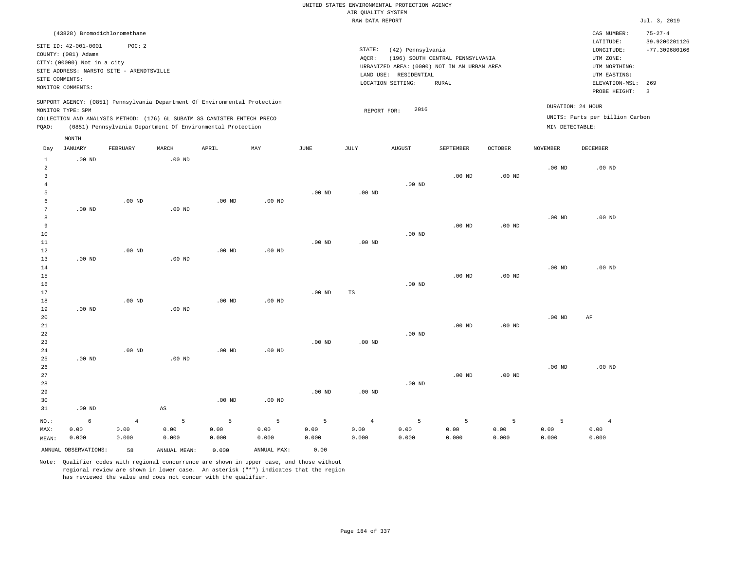UNITED STATES ENVIRONMENTAL PROTECTION AGENCY
AIR QUALITY SYSTEM
RAW DATA REPORT

Jul. 3, 2019

(43828) Bromodichloromethane

SITE ID: 42-001-0001 POC: 2
COUNTY: (001) Adams
CITY: (00000) Not in a city
SITE ADDRESS: NARSTO SITE - ARENDTSVILLE
SITE COMMENTS:
MONITOR COMMENTS:

STATE: (42) Pennsylvania
AQCR: (196) SOUTH CENTRAL PENNSYLVANIA
URBANIZED AREA: (0000) NOT IN AN URBAN AREA
LAND USE: RESIDENTIAL
LOCATION SETTING: RURAL

CAS NUMBER: 75-27-4
LATITUDE: 39.9200201126
LONGITUDE: -77.309680166
UTM ZONE:
UTM NORTHING:
UTM EASTING:
ELEVATION-MSL: 269
PROBE HEIGHT: 3

SUPPORT AGENCY: (0851) Pennsylvania Department Of Environmental Protection
MONITOR TYPE: SPM
COLLECTION AND ANALYSIS METHOD: (176) 6L SUBATM SS CANISTER ENTECH PRECO
PQAO: (0851) Pennsylvania Department Of Environmental Protection

REPORT FOR: 2016

DURATION: 24 HOUR
UNITS: Parts per billion Carbon
MIN DETECTABLE:

| Day | JANUARY | FEBRUARY | MARCH | APRIL | MAY | JUNE | JULY | AUGUST | SEPTEMBER | OCTOBER | NOVEMBER | DECEMBER |
|---|---|---|---|---|---|---|---|---|---|---|---|---|
| 1 | .00 ND | | .00 ND | | | | | | | | | |
| 2 | | | | | | | | | | | .00 ND | .00 ND |
| 3 | | | | | | | | | .00 ND | .00 ND | | |
| 4 | | | | | | | | .00 ND | | | | |
| 5 | | | | | | .00 ND | .00 ND | | | | | |
| 6 | | .00 ND | | .00 ND | .00 ND | | | | | | | |
| 7 | .00 ND | | .00 ND | | | | | | | | | |
| 8 | | | | | | | | | | | .00 ND | .00 ND |
| 9 | | | | | | | | | .00 ND | .00 ND | | |
| 10 | | | | | | | | .00 ND | | | | |
| 11 | | | | | | .00 ND | .00 ND | | | | | |
| 12 | | .00 ND | | .00 ND | .00 ND | | | | | | | |
| 13 | .00 ND | | .00 ND | | | | | | | | | |
| 14 | | | | | | | | | | | .00 ND | .00 ND |
| 15 | | | | | | | | | .00 ND | .00 ND | | |
| 16 | | | | | | | | .00 ND | | | | |
| 17 | | | | | | .00 ND | TS | | | | | |
| 18 | | .00 ND | | .00 ND | .00 ND | | | | | | | |
| 19 | .00 ND | | .00 ND | | | | | | | | | |
| 20 | | | | | | | | | | | .00 ND | AF |
| 21 | | | | | | | | | .00 ND | .00 ND | | |
| 22 | | | | | | | | .00 ND | | | | |
| 23 | | | | | | .00 ND | .00 ND | | | | | |
| 24 | | .00 ND | | .00 ND | .00 ND | | | | | | | |
| 25 | .00 ND | | .00 ND | | | | | | | | | |
| 26 | | | | | | | | | | | .00 ND | .00 ND |
| 27 | | | | | | | | | .00 ND | .00 ND | | |
| 28 | | | | | | | | .00 ND | | | | |
| 29 | | | | | | .00 ND | .00 ND | | | | | |
| 30 | | | | .00 ND | .00 ND | | | | | | | |
| 31 | .00 ND | | AS | | | | | | | | | |
| NO.: | 6 | 4 | 5 | 5 | 5 | 5 | 4 | 5 | 5 | 5 | 5 | 4 |
| MAX: | 0.00 | 0.00 | 0.00 | 0.00 | 0.00 | 0.00 | 0.00 | 0.00 | 0.00 | 0.00 | 0.00 | 0.00 |
| MEAN: | 0.000 | 0.000 | 0.000 | 0.000 | 0.000 | 0.000 | 0.000 | 0.000 | 0.000 | 0.000 | 0.000 | 0.000 |

ANNUAL OBSERVATIONS: 58 ANNUAL MEAN: 0.000 ANNUAL MAX: 0.00

Note: Qualifier codes with regional concurrence are shown in upper case, and those without regional review are shown in lower case. An asterisk ("*") indicates that the region has reviewed the value and does not concur with the qualifier.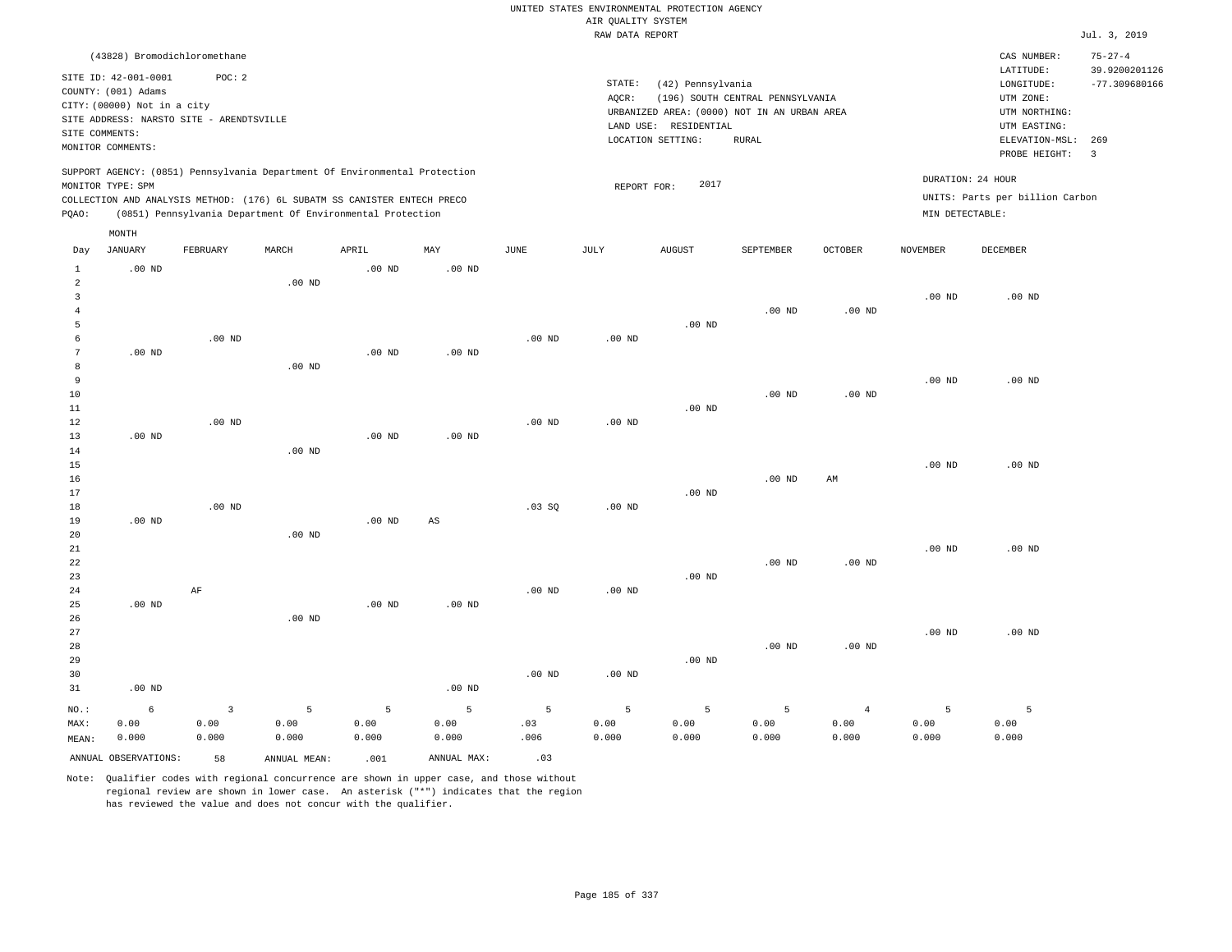UNITED STATES ENVIRONMENTAL PROTECTION AGENCY
AIR QUALITY SYSTEM
RAW DATA REPORT

Jul. 3, 2019

(43828) Bromodichloromethane

SITE ID: 42-001-0001 POC: 2
COUNTY: (001) Adams
CITY: (00000) Not in a city
SITE ADDRESS: NARSTO SITE - ARENDTSVILLE
SITE COMMENTS:
MONITOR COMMENTS:

STATE: (42) Pennsylvania
AQCR: (196) SOUTH CENTRAL PENNSYLVANIA
URBANIZED AREA: (0000) NOT IN AN URBAN AREA
LAND USE: RESIDENTIAL
LOCATION SETTING: RURAL

CAS NUMBER: 75-27-4
LATITUDE: 39.9200201126
LONGITUDE: -77.309680166
UTM ZONE:
UTM NORTHING:
UTM EASTING:
ELEVATION-MSL: 269
PROBE HEIGHT: 3

SUPPORT AGENCY: (0851) Pennsylvania Department Of Environmental Protection
MONITOR TYPE: SPM
COLLECTION AND ANALYSIS METHOD: (176) 6L SUBATM SS CANISTER ENTECH PRECO
PQAO: (0851) Pennsylvania Department Of Environmental Protection

REPORT FOR: 2017

DURATION: 24 HOUR
UNITS: Parts per billion Carbon
MIN DETECTABLE:

| Day | JANUARY | FEBRUARY | MARCH | APRIL | MAY | JUNE | JULY | AUGUST | SEPTEMBER | OCTOBER | NOVEMBER | DECEMBER |
|---|---|---|---|---|---|---|---|---|---|---|---|---|
| 1 | .00 ND | | | .00 ND | .00 ND | | | | | | | |
| 2 | | | .00 ND | | | | | | | | | |
| 3 | | | | | | | | | | | .00 ND | .00 ND |
| 4 | | | | | | | | | .00 ND | .00 ND | | |
| 5 | | | | | | | | .00 ND | | | | |
| 6 | | .00 ND | | | | .00 ND | .00 ND | | | | | |
| 7 | .00 ND | | | .00 ND | .00 ND | | | | | | | |
| 8 | | | .00 ND | | | | | | | | | |
| 9 | | | | | | | | | | | .00 ND | .00 ND |
| 10 | | | | | | | | | .00 ND | .00 ND | | |
| 11 | | | | | | | | .00 ND | | | | |
| 12 | | .00 ND | | | | .00 ND | .00 ND | | | | | |
| 13 | .00 ND | | | .00 ND | .00 ND | | | | | | | |
| 14 | | | .00 ND | | | | | | | | | |
| 15 | | | | | | | | | | | .00 ND | .00 ND |
| 16 | | | | | | | | | .00 ND | AM | | |
| 17 | | | | | | | | .00 ND | | | | |
| 18 | | .00 ND | | | | .03 SQ | .00 ND | | | | | |
| 19 | .00 ND | | | .00 ND | AS | | | | | | | |
| 20 | | | .00 ND | | | | | | | | | |
| 21 | | | | | | | | | | | .00 ND | .00 ND |
| 22 | | | | | | | | | .00 ND | .00 ND | | |
| 23 | | | | | | | | .00 ND | | | | |
| 24 | | AF | | | | .00 ND | .00 ND | | | | | |
| 25 | .00 ND | | | .00 ND | .00 ND | | | | | | | |
| 26 | | | .00 ND | | | | | | | | | |
| 27 | | | | | | | | | | | .00 ND | .00 ND |
| 28 | | | | | | | | | .00 ND | .00 ND | | |
| 29 | | | | | | | | .00 ND | | | | |
| 30 | | | | | | .00 ND | .00 ND | | | | | |
| 31 | .00 ND | | | | .00 ND | | | | | | | |
| NO.: | 6 | 3 | 5 | 5 | 5 | 5 | 5 | 5 | 5 | 4 | 5 | 5 |
| MAX: | 0.00 | 0.00 | 0.00 | 0.00 | 0.00 | .03 | 0.00 | 0.00 | 0.00 | 0.00 | 0.00 | 0.00 |
| MEAN: | 0.000 | 0.000 | 0.000 | 0.000 | 0.000 | .006 | 0.000 | 0.000 | 0.000 | 0.000 | 0.000 | 0.000 |

ANNUAL OBSERVATIONS: 58 ANNUAL MEAN: .001 ANNUAL MAX: .03

Note: Qualifier codes with regional concurrence are shown in upper case, and those without regional review are shown in lower case. An asterisk ("*") indicates that the region has reviewed the value and does not concur with the qualifier.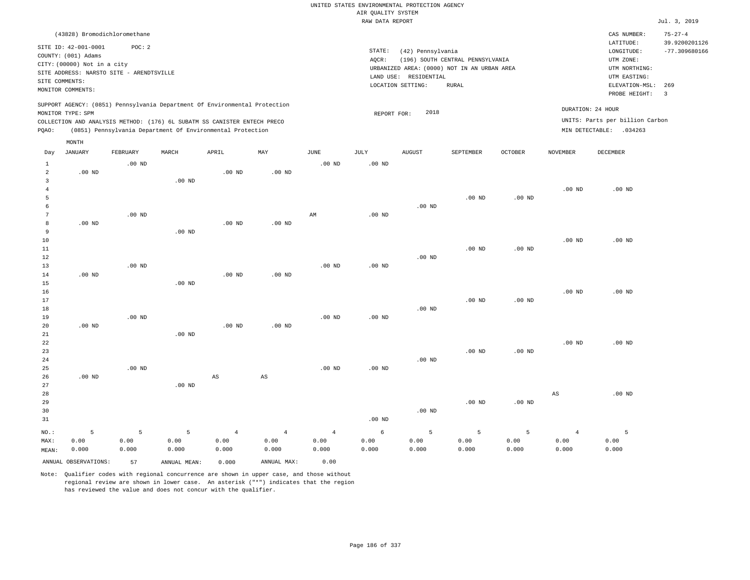UNITED STATES ENVIRONMENTAL PROTECTION AGENCY
AIR QUALITY SYSTEM
RAW DATA REPORT

Jul. 3, 2019

(43828) Bromodichloromethane

SITE ID: 42-001-0001 POC: 2
COUNTY: (001) Adams
CITY: (00000) Not in a city
SITE ADDRESS: NARSTO SITE - ARENDTSVILLE
SITE COMMENTS:
MONITOR COMMENTS:

STATE: (42) Pennsylvania
AQCR: (196) SOUTH CENTRAL PENNSYLVANIA
URBANIZED AREA: (0000) NOT IN AN URBAN AREA
LAND USE: RESIDENTIAL
LOCATION SETTING: RURAL

CAS NUMBER: 75-27-4
LATITUDE: 39.9200201126
LONGITUDE: -77.309680166
UTM ZONE:
UTM NORTHING:
UTM EASTING:
ELEVATION-MSL: 269
PROBE HEIGHT: 3

SUPPORT AGENCY: (0851) Pennsylvania Department Of Environmental Protection
MONITOR TYPE: SPM
COLLECTION AND ANALYSIS METHOD: (176) 6L SUBATM SS CANISTER ENTECH PRECO
PQAO: (0851) Pennsylvania Department Of Environmental Protection

REPORT FOR: 2018

DURATION: 24 HOUR
UNITS: Parts per billion Carbon
MIN DETECTABLE: .034263

| Day | JANUARY | FEBRUARY | MARCH | APRIL | MAY | JUNE | JULY | AUGUST | SEPTEMBER | OCTOBER | NOVEMBER | DECEMBER |
|---|---|---|---|---|---|---|---|---|---|---|---|---|
| 1 | | .00 ND | | | | .00 ND | .00 ND | | | | | |
| 2 | .00 ND | | | .00 ND | .00 ND | | | | | | | |
| 3 | | | .00 ND | | | | | | | | | |
| 4 | | | | | | | | | | | .00 ND | .00 ND |
| 5 | | | | | | | | | .00 ND | .00 ND | | |
| 6 | | | | | | | | .00 ND | | | | |
| 7 | | .00 ND | | | | AM | .00 ND | | | | | |
| 8 | .00 ND | | | .00 ND | .00 ND | | | | | | | |
| 9 | | | .00 ND | | | | | | | | | |
| 10 | | | | | | | | | | | .00 ND | .00 ND |
| 11 | | | | | | | | | .00 ND | .00 ND | | |
| 12 | | | | | | | | .00 ND | | | | |
| 13 | | .00 ND | | | | .00 ND | .00 ND | | | | | |
| 14 | .00 ND | | | .00 ND | .00 ND | | | | | | | |
| 15 | | | .00 ND | | | | | | | | | |
| 16 | | | | | | | | | | | .00 ND | .00 ND |
| 17 | | | | | | | | | .00 ND | .00 ND | | |
| 18 | | | | | | | | .00 ND | | | | |
| 19 | | .00 ND | | | | .00 ND | .00 ND | | | | | |
| 20 | .00 ND | | | .00 ND | .00 ND | | | | | | | |
| 21 | | | .00 ND | | | | | | | | | |
| 22 | | | | | | | | | | | .00 ND | .00 ND |
| 23 | | | | | | | | | .00 ND | .00 ND | | |
| 24 | | | | | | | | .00 ND | | | | |
| 25 | | .00 ND | | | | .00 ND | .00 ND | | | | | |
| 26 | .00 ND | | | AS | AS | | | | | | | |
| 27 | | | .00 ND | | | | | | | | | |
| 28 | | | | | | | | | | | AS | .00 ND |
| 29 | | | | | | | | | .00 ND | .00 ND | | |
| 30 | | | | | | | | .00 ND | | | | |
| 31 | | | | | | | .00 ND | | | | | |
| NO.: | 5 | 5 | 5 | 4 | 4 | 4 | 6 | 5 | 5 | 5 | 4 | 5 |
| MAX: | 0.00 | 0.00 | 0.00 | 0.00 | 0.00 | 0.00 | 0.00 | 0.00 | 0.00 | 0.00 | 0.00 | 0.00 |
| MEAN: | 0.000 | 0.000 | 0.000 | 0.000 | 0.000 | 0.000 | 0.000 | 0.000 | 0.000 | 0.000 | 0.000 | 0.000 |

ANNUAL OBSERVATIONS: 57 ANNUAL MEAN: 0.000 ANNUAL MAX: 0.00

Note: Qualifier codes with regional concurrence are shown in upper case, and those without regional review are shown in lower case. An asterisk ("*") indicates that the region has reviewed the value and does not concur with the qualifier.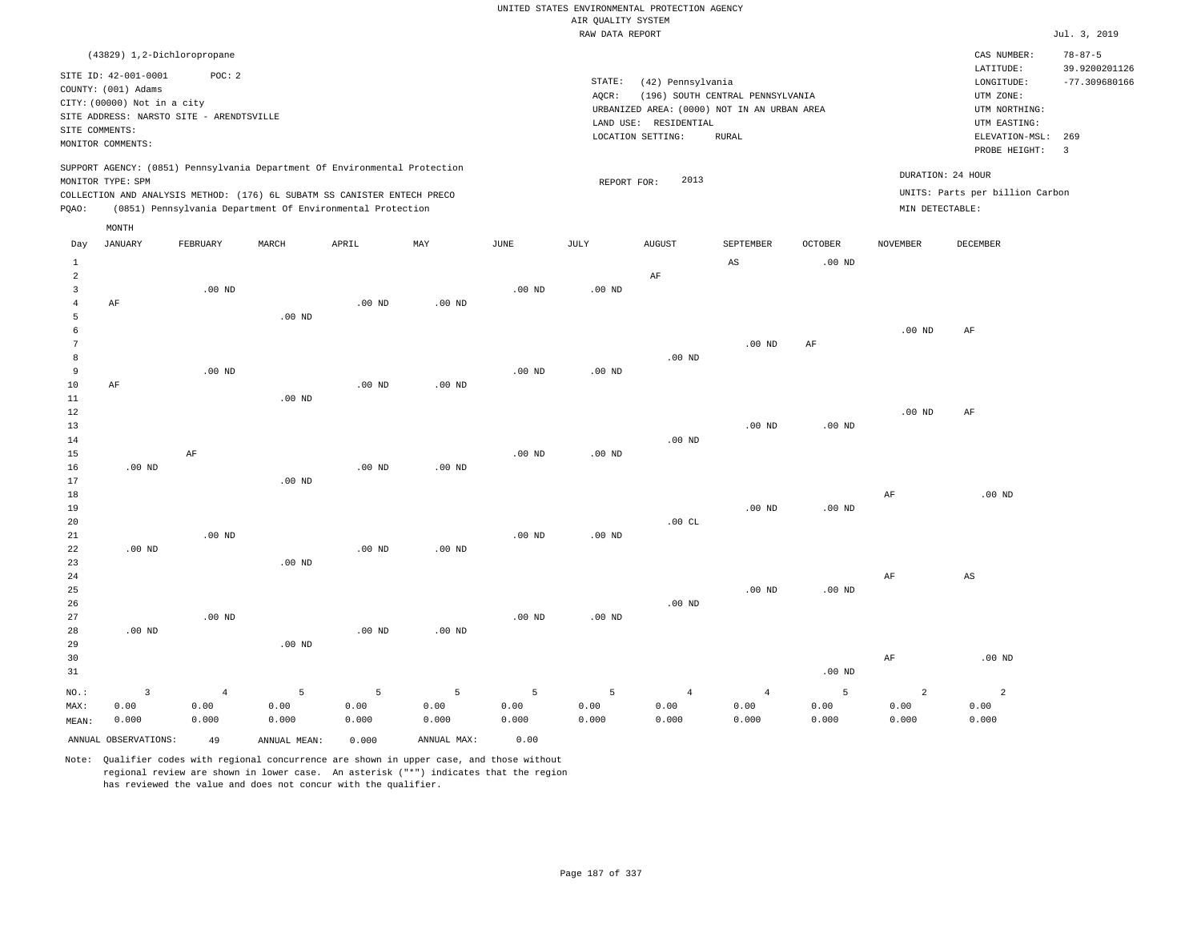UNITED STATES ENVIRONMENTAL PROTECTION AGENCY
AIR QUALITY SYSTEM
RAW DATA REPORT

Jul. 3, 2019

(43829) 1,2-Dichloropropane

SITE ID: 42-001-0001 POC: 2
COUNTY: (001) Adams
CITY: (00000) Not in a city
SITE ADDRESS: NARSTO SITE - ARENDTSVILLE
SITE COMMENTS:
MONITOR COMMENTS:

STATE: (42) Pennsylvania
AQCR: (196) SOUTH CENTRAL PENNSYLVANIA
URBANIZED AREA: (0000) NOT IN AN URBAN AREA
LAND USE: RESIDENTIAL
LOCATION SETTING: RURAL

CAS NUMBER: 78-87-5
LATITUDE: 39.9200201126
LONGITUDE: -77.309680166
UTM ZONE:
UTM NORTHING:
UTM EASTING:
ELEVATION-MSL: 269
PROBE HEIGHT: 3

SUPPORT AGENCY: (0851) Pennsylvania Department Of Environmental Protection
MONITOR TYPE: SPM
COLLECTION AND ANALYSIS METHOD: (176) 6L SUBATM SS CANISTER ENTECH PRECO
PQAO: (0851) Pennsylvania Department Of Environmental Protection

REPORT FOR: 2013

DURATION: 24 HOUR
UNITS: Parts per billion Carbon
MIN DETECTABLE:

| Day | JANUARY | FEBRUARY | MARCH | APRIL | MAY | JUNE | JULY | AUGUST | SEPTEMBER | OCTOBER | NOVEMBER | DECEMBER |
|---|---|---|---|---|---|---|---|---|---|---|---|---|
| 1 | | | | | | | | | AS | .00 ND | | |
| 2 | | | | | | | | AF | | | | |
| 3 | | .00 ND | | | | .00 ND | .00 ND | | | | | |
| 4 | AF | | | .00 ND | .00 ND | | | | | | | |
| 5 | | | .00 ND | | | | | | | | | |
| 6 | | | | | | | | | | | .00 ND | AF |
| 7 | | | | | | | | | .00 ND | AF | | |
| 8 | | | | | | | | .00 ND | | | | |
| 9 | | .00 ND | | | | .00 ND | .00 ND | | | | | |
| 10 | AF | | | .00 ND | .00 ND | | | | | | | |
| 11 | | | .00 ND | | | | | | | | | |
| 12 | | | | | | | | | | | .00 ND | AF |
| 13 | | | | | | | | | .00 ND | .00 ND | | |
| 14 | | | | | | | | .00 ND | | | | |
| 15 | | AF | | | | .00 ND | .00 ND | | | | | |
| 16 | .00 ND | | | .00 ND | .00 ND | | | | | | | |
| 17 | | | .00 ND | | | | | | | | | |
| 18 | | | | | | | | | | | AF | .00 ND |
| 19 | | | | | | | | | .00 ND | .00 ND | | |
| 20 | | | | | | | | .00 CL | | | | |
| 21 | | .00 ND | | | | .00 ND | .00 ND | | | | | |
| 22 | .00 ND | | | .00 ND | .00 ND | | | | | | | |
| 23 | | | .00 ND | | | | | | | | | |
| 24 | | | | | | | | | | | AF | AS |
| 25 | | | | | | | | | .00 ND | .00 ND | | |
| 26 | | | | | | | | .00 ND | | | | |
| 27 | | .00 ND | | | | .00 ND | .00 ND | | | | | |
| 28 | .00 ND | | | .00 ND | .00 ND | | | | | | | |
| 29 | | | .00 ND | | | | | | | | | |
| 30 | | | | | | | | | | | AF | .00 ND |
| 31 | | | | | | | | | | .00 ND | | |
| NO.: | 3 | 4 | 5 | 5 | 5 | 5 | 5 | 4 | 4 | 5 | 2 | 2 |
| MAX: | 0.00 | 0.00 | 0.00 | 0.00 | 0.00 | 0.00 | 0.00 | 0.00 | 0.00 | 0.00 | 0.00 | 0.00 |
| MEAN: | 0.000 | 0.000 | 0.000 | 0.000 | 0.000 | 0.000 | 0.000 | 0.000 | 0.000 | 0.000 | 0.000 | 0.000 |

ANNUAL OBSERVATIONS: 49 ANNUAL MEAN: 0.000 ANNUAL MAX: 0.00

Note: Qualifier codes with regional concurrence are shown in upper case, and those without regional review are shown in lower case. An asterisk ("*") indicates that the region has reviewed the value and does not concur with the qualifier.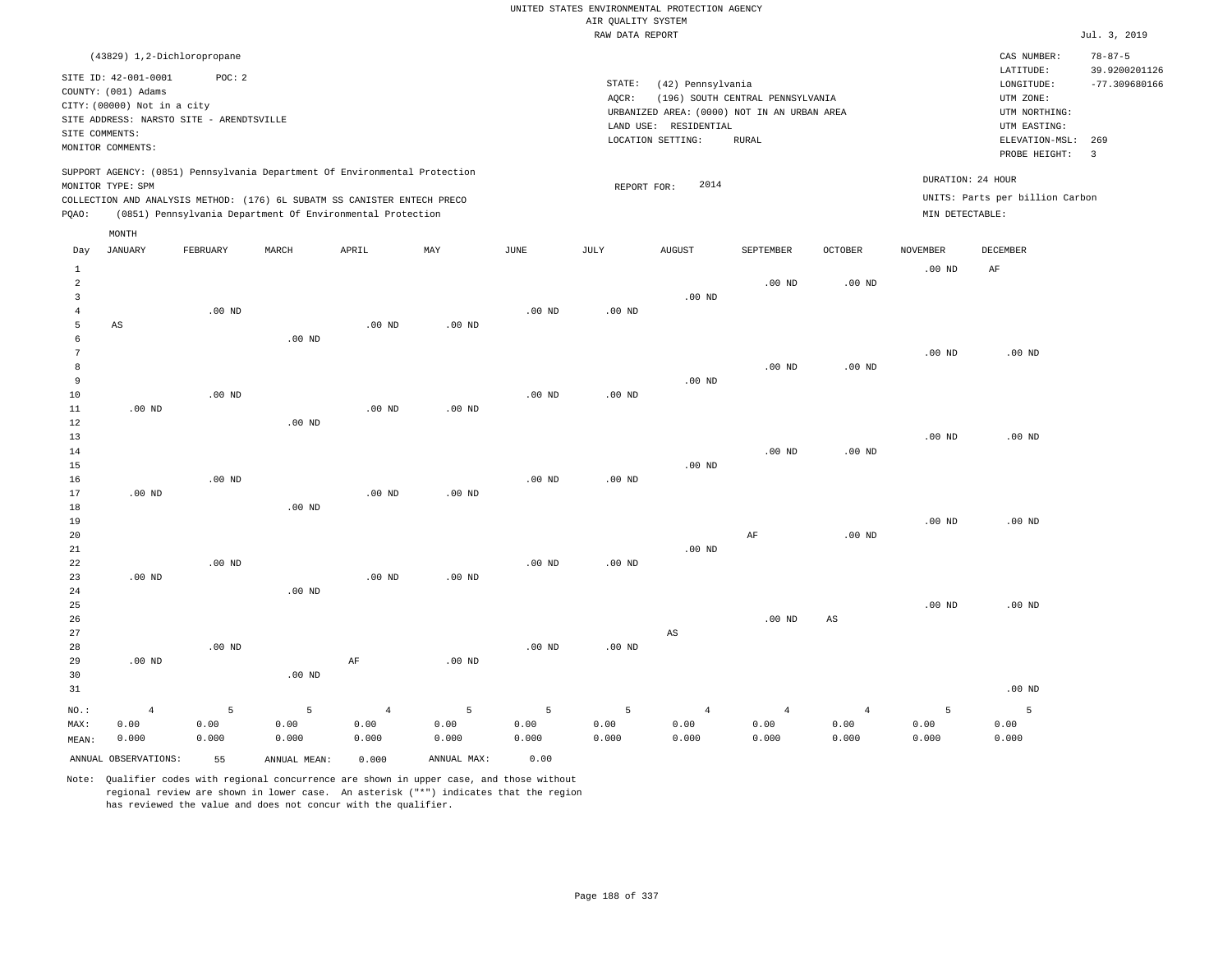UNITED STATES ENVIRONMENTAL PROTECTION AGENCY
AIR QUALITY SYSTEM
RAW DATA REPORT

Jul. 3, 2019

(43829) 1,2-Dichloropropane

SITE ID: 42-001-0001 POC: 2
COUNTY: (001) Adams
CITY: (00000) Not in a city
SITE ADDRESS: NARSTO SITE - ARENDTSVILLE
SITE COMMENTS:
MONITOR COMMENTS:

STATE: (42) Pennsylvania
AQCR: (196) SOUTH CENTRAL PENNSYLVANIA
URBANIZED AREA: (0000) NOT IN AN URBAN AREA
LAND USE: RESIDENTIAL
LOCATION SETTING: RURAL

CAS NUMBER: 78-87-5
LATITUDE: 39.9200201126
LONGITUDE: -77.309680166
UTM ZONE:
UTM NORTHING:
UTM EASTING:
ELEVATION-MSL: 269
PROBE HEIGHT: 3

SUPPORT AGENCY: (0851) Pennsylvania Department Of Environmental Protection
MONITOR TYPE: SPM
COLLECTION AND ANALYSIS METHOD: (176) 6L SUBATM SS CANISTER ENTECH PRECO
PQAO: (0851) Pennsylvania Department Of Environmental Protection

REPORT FOR: 2014

DURATION: 24 HOUR
UNITS: Parts per billion Carbon
MIN DETECTABLE:

| Day | JANUARY | FEBRUARY | MARCH | APRIL | MAY | JUNE | JULY | AUGUST | SEPTEMBER | OCTOBER | NOVEMBER | DECEMBER |
|---|---|---|---|---|---|---|---|---|---|---|---|---|
| 1 | | | | | | | | | | | .00 ND | AF |
| 2 | | | | | | | | | .00 ND | .00 ND | | |
| 3 | | | | | | | | .00 ND | | | | |
| 4 | | .00 ND | | | | .00 ND | .00 ND | | | | | |
| 5 | AS | | | .00 ND | .00 ND | | | | | | | |
| 6 | | | .00 ND | | | | | | | | | |
| 7 | | | | | | | | | | | .00 ND | .00 ND |
| 8 | | | | | | | | | .00 ND | .00 ND | | |
| 9 | | | | | | | | .00 ND | | | | |
| 10 | | .00 ND | | | | .00 ND | .00 ND | | | | | |
| 11 | .00 ND | | | .00 ND | .00 ND | | | | | | | |
| 12 | | | .00 ND | | | | | | | | | |
| 13 | | | | | | | | | | | .00 ND | .00 ND |
| 14 | | | | | | | | | .00 ND | .00 ND | | |
| 15 | | | | | | | | .00 ND | | | | |
| 16 | | .00 ND | | | | .00 ND | .00 ND | | | | | |
| 17 | .00 ND | | | .00 ND | .00 ND | | | | | | | |
| 18 | | | .00 ND | | | | | | | | | |
| 19 | | | | | | | | | | | .00 ND | .00 ND |
| 20 | | | | | | | | | AF | .00 ND | | |
| 21 | | | | | | | | .00 ND | | | | |
| 22 | | .00 ND | | | | .00 ND | .00 ND | | | | | |
| 23 | .00 ND | | | .00 ND | .00 ND | | | | | | | |
| 24 | | | .00 ND | | | | | | | | | |
| 25 | | | | | | | | | | | .00 ND | .00 ND |
| 26 | | | | | | | | | .00 ND | AS | | |
| 27 | | | | | | | | AS | | | | |
| 28 | | .00 ND | | | | .00 ND | .00 ND | | | | | |
| 29 | .00 ND | | | AF | .00 ND | | | | | | | |
| 30 | | | .00 ND | | | | | | | | | |
| 31 | | | | | | | | | | | | .00 ND |
| NO.: | 4 | 5 | 5 | 4 | 5 | 5 | 5 | 4 | 4 | 4 | 5 | 5 |
| MAX: | 0.00 | 0.00 | 0.00 | 0.00 | 0.00 | 0.00 | 0.00 | 0.00 | 0.00 | 0.00 | 0.00 | 0.00 |
| MEAN: | 0.000 | 0.000 | 0.000 | 0.000 | 0.000 | 0.000 | 0.000 | 0.000 | 0.000 | 0.000 | 0.000 | 0.000 |

ANNUAL OBSERVATIONS: 55   ANNUAL MEAN: 0.000   ANNUAL MAX: 0.00

Note: Qualifier codes with regional concurrence are shown in upper case, and those without regional review are shown in lower case. An asterisk ("*") indicates that the region has reviewed the value and does not concur with the qualifier.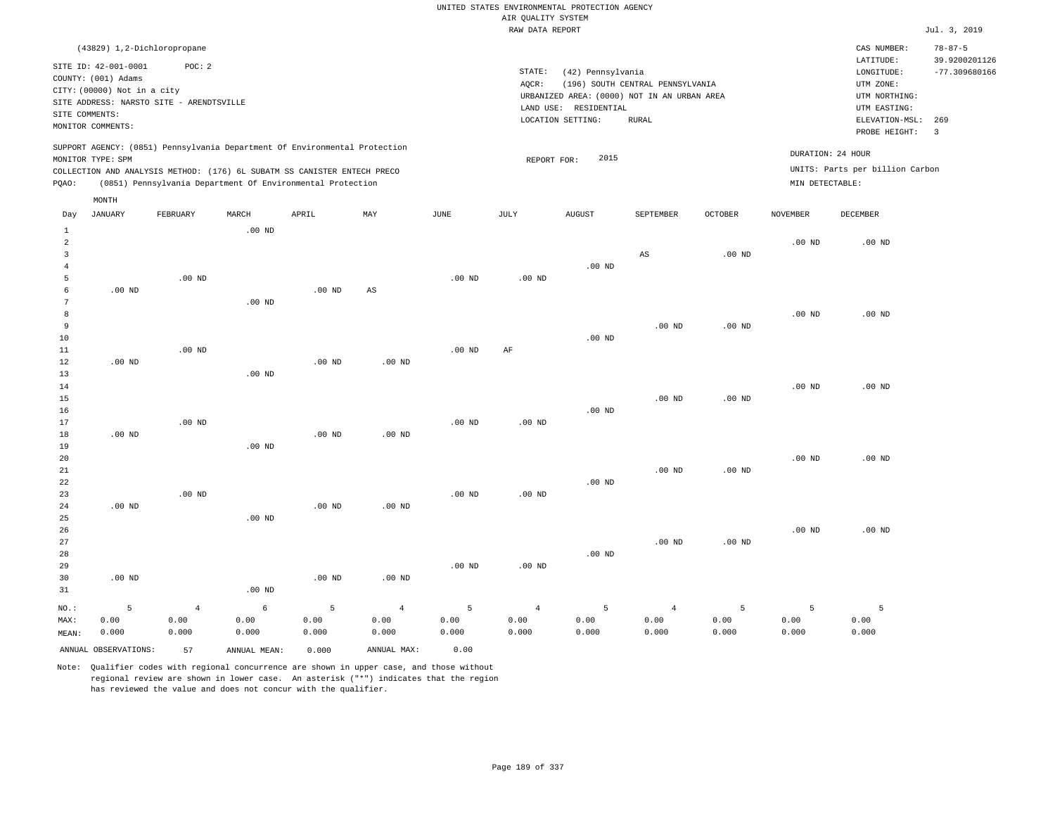UNITED STATES ENVIRONMENTAL PROTECTION AGENCY
AIR QUALITY SYSTEM
RAW DATA REPORT

Jul. 3, 2019

(43829) 1,2-Dichloropropane

SITE ID: 42-001-0001 POC: 2
COUNTY: (001) Adams
CITY: (00000) Not in a city
SITE ADDRESS: NARSTO SITE - ARENDTSVILLE
SITE COMMENTS:
MONITOR COMMENTS:

STATE: (42) Pennsylvania
AQCR: (196) SOUTH CENTRAL PENNSYLVANIA
URBANIZED AREA: (0000) NOT IN AN URBAN AREA
LAND USE: RESIDENTIAL
LOCATION SETTING: RURAL

CAS NUMBER: 78-87-5
LATITUDE: 39.9200201126
LONGITUDE: -77.309680166
UTM ZONE:
UTM NORTHING:
UTM EASTING:
ELEVATION-MSL: 269
PROBE HEIGHT: 3

SUPPORT AGENCY: (0851) Pennsylvania Department Of Environmental Protection
MONITOR TYPE: SPM
COLLECTION AND ANALYSIS METHOD: (176) 6L SUBATM SS CANISTER ENTECH PRECO
PQAO: (0851) Pennsylvania Department Of Environmental Protection

REPORT FOR: 2015

DURATION: 24 HOUR
UNITS: Parts per billion Carbon
MIN DETECTABLE:

| Day | JANUARY | FEBRUARY | MARCH | APRIL | MAY | JUNE | JULY | AUGUST | SEPTEMBER | OCTOBER | NOVEMBER | DECEMBER |
|---|---|---|---|---|---|---|---|---|---|---|---|---|
| 1 | | | .00 ND | | | | | | | | | |
| 2 | | | | | | | | | | | .00 ND | .00 ND |
| 3 | | | | | | | | | AS | .00 ND | | |
| 4 | | | | | | | | .00 ND | | | | |
| 5 | | .00 ND | | | | .00 ND | .00 ND | | | | | |
| 6 | .00 ND | | | .00 ND | AS | | | | | | | |
| 7 | | | .00 ND | | | | | | | | | |
| 8 | | | | | | | | | | | .00 ND | .00 ND |
| 9 | | | | | | | | | .00 ND | .00 ND | | |
| 10 | | | | | | | | .00 ND | | | | |
| 11 | | .00 ND | | | | .00 ND | AF | | | | | |
| 12 | .00 ND | | | .00 ND | .00 ND | | | | | | | |
| 13 | | | .00 ND | | | | | | | | | |
| 14 | | | | | | | | | | | .00 ND | .00 ND |
| 15 | | | | | | | | | .00 ND | .00 ND | | |
| 16 | | | | | | | | .00 ND | | | | |
| 17 | | .00 ND | | | | .00 ND | .00 ND | | | | | |
| 18 | .00 ND | | | .00 ND | .00 ND | | | | | | | |
| 19 | | | .00 ND | | | | | | | | | |
| 20 | | | | | | | | | | | .00 ND | .00 ND |
| 21 | | | | | | | | | .00 ND | .00 ND | | |
| 22 | | | | | | | | .00 ND | | | | |
| 23 | | .00 ND | | | | .00 ND | .00 ND | | | | | |
| 24 | .00 ND | | | .00 ND | .00 ND | | | | | | | |
| 25 | | | .00 ND | | | | | | | | | |
| 26 | | | | | | | | | | | .00 ND | .00 ND |
| 27 | | | | | | | | | .00 ND | .00 ND | | |
| 28 | | | | | | | | .00 ND | | | | |
| 29 | | | | | | .00 ND | .00 ND | | | | | |
| 30 | .00 ND | | | .00 ND | .00 ND | | | | | | | |
| 31 | | | .00 ND | | | | | | | | | |
| NO.: | 5 | 4 | 6 | 5 | 4 | 5 | 4 | 5 | 4 | 5 | 5 | 5 |
| MAX: | 0.00 | 0.00 | 0.00 | 0.00 | 0.00 | 0.00 | 0.00 | 0.00 | 0.00 | 0.00 | 0.00 | 0.00 |
| MEAN: | 0.000 | 0.000 | 0.000 | 0.000 | 0.000 | 0.000 | 0.000 | 0.000 | 0.000 | 0.000 | 0.000 | 0.000 |

ANNUAL OBSERVATIONS: 57 ANNUAL MEAN: 0.000 ANNUAL MAX: 0.00

Note: Qualifier codes with regional concurrence are shown in upper case, and those without regional review are shown in lower case. An asterisk ("*") indicates that the region has reviewed the value and does not concur with the qualifier.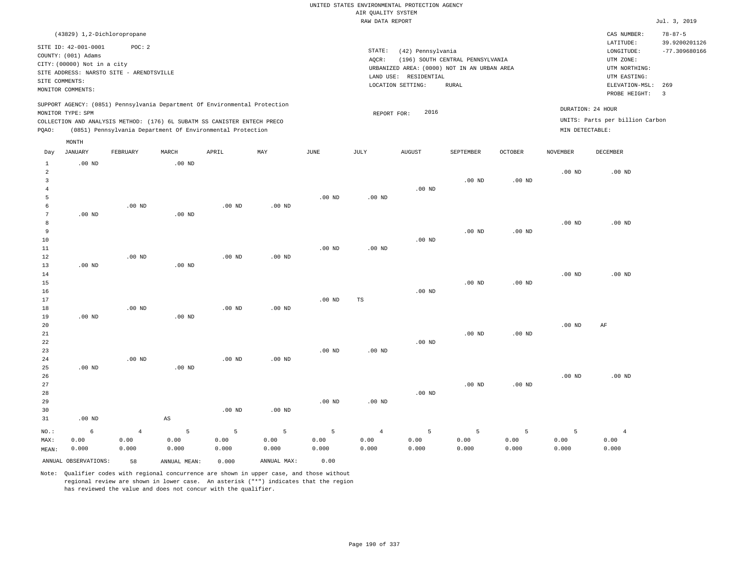UNITED STATES ENVIRONMENTAL PROTECTION AGENCY
AIR QUALITY SYSTEM
RAW DATA REPORT

Jul. 3, 2019

(43829) 1,2-Dichloropropane

SITE ID: 42-001-0001 POC: 2
COUNTY: (001) Adams
CITY: (00000) Not in a city
SITE ADDRESS: NARSTO SITE - ARENDTSVILLE
SITE COMMENTS:
MONITOR COMMENTS:

STATE: (42) Pennsylvania
AQCR: (196) SOUTH CENTRAL PENNSYLVANIA
URBANIZED AREA: (0000) NOT IN AN URBAN AREA
LAND USE: RESIDENTIAL
LOCATION SETTING: RURAL

CAS NUMBER: 78-87-5
LATITUDE: 39.9200201126
LONGITUDE: -77.309680166
UTM ZONE:
UTM NORTHING:
UTM EASTING:
ELEVATION-MSL: 269
PROBE HEIGHT: 3

SUPPORT AGENCY: (0851) Pennsylvania Department Of Environmental Protection
MONITOR TYPE: SPM
COLLECTION AND ANALYSIS METHOD: (176) 6L SUBATM SS CANISTER ENTECH PRECO
PQAO: (0851) Pennsylvania Department Of Environmental Protection

REPORT FOR: 2016

DURATION: 24 HOUR
UNITS: Parts per billion Carbon
MIN DETECTABLE:

| Day | JANUARY | FEBRUARY | MARCH | APRIL | MAY | JUNE | JULY | AUGUST | SEPTEMBER | OCTOBER | NOVEMBER | DECEMBER |
|---|---|---|---|---|---|---|---|---|---|---|---|---|
| 1 | .00 ND | | .00 ND | | | | | | | | | |
| 2 | | | | | | | | | | | .00 ND | .00 ND |
| 3 | | | | | | | | | .00 ND | .00 ND | | |
| 4 | | | | | | | | .00 ND | | | | |
| 5 | | | | | | .00 ND | .00 ND | | | | | |
| 6 | | .00 ND | | .00 ND | .00 ND | | | | | | | |
| 7 | .00 ND | | .00 ND | | | | | | | | | |
| 8 | | | | | | | | | | | .00 ND | .00 ND |
| 9 | | | | | | | | | .00 ND | .00 ND | | |
| 10 | | | | | | | | .00 ND | | | | |
| 11 | | | | | | .00 ND | .00 ND | | | | | |
| 12 | | .00 ND | | .00 ND | .00 ND | | | | | | | |
| 13 | .00 ND | | .00 ND | | | | | | | | | |
| 14 | | | | | | | | | | | .00 ND | .00 ND |
| 15 | | | | | | | | | .00 ND | .00 ND | | |
| 16 | | | | | | | | .00 ND | | | | |
| 17 | | | | | | .00 ND | TS | | | | | |
| 18 | | .00 ND | | .00 ND | .00 ND | | | | | | | |
| 19 | .00 ND | | .00 ND | | | | | | | | | |
| 20 | | | | | | | | | | | .00 ND | AF |
| 21 | | | | | | | | | .00 ND | .00 ND | | |
| 22 | | | | | | | | .00 ND | | | | |
| 23 | | | | | | .00 ND | .00 ND | | | | | |
| 24 | | .00 ND | | .00 ND | .00 ND | | | | | | | |
| 25 | .00 ND | | .00 ND | | | | | | | | | |
| 26 | | | | | | | | | | | .00 ND | .00 ND |
| 27 | | | | | | | | | .00 ND | .00 ND | | |
| 28 | | | | | | | | .00 ND | | | | |
| 29 | | | | | | .00 ND | .00 ND | | | | | |
| 30 | | | | .00 ND | .00 ND | | | | | | | |
| 31 | .00 ND | | AS | | | | | | | | | |
| NO.: | 6 | 4 | 5 | 5 | 5 | 5 | 4 | 5 | 5 | 5 | 5 | 4 |
| MAX: | 0.00 | 0.00 | 0.00 | 0.00 | 0.00 | 0.00 | 0.00 | 0.00 | 0.00 | 0.00 | 0.00 | 0.00 |
| MEAN: | 0.000 | 0.000 | 0.000 | 0.000 | 0.000 | 0.000 | 0.000 | 0.000 | 0.000 | 0.000 | 0.000 | 0.000 |

ANNUAL OBSERVATIONS: 58 ANNUAL MEAN: 0.000 ANNUAL MAX: 0.00

Note: Qualifier codes with regional concurrence are shown in upper case, and those without regional review are shown in lower case. An asterisk ("*") indicates that the region has reviewed the value and does not concur with the qualifier.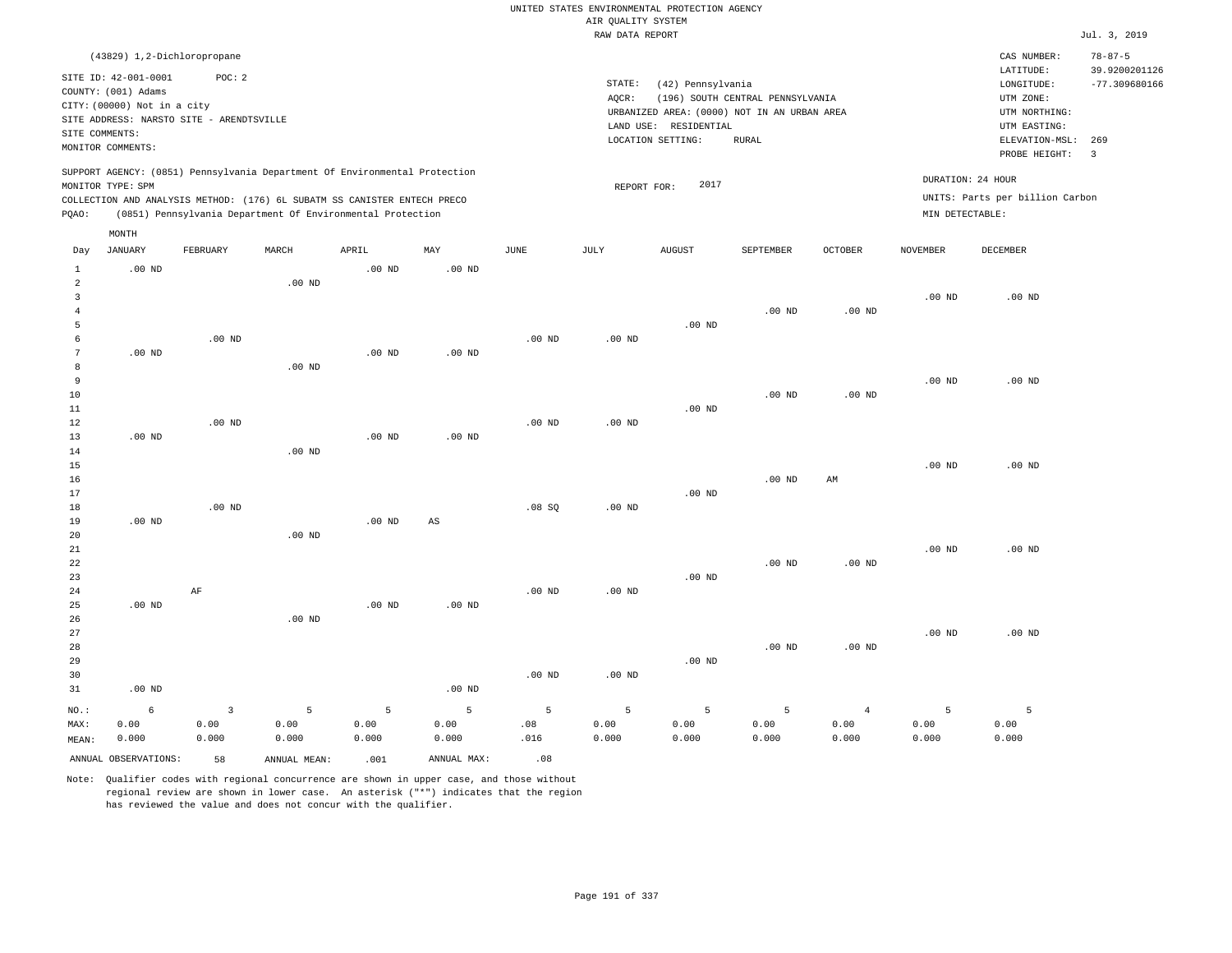UNITED STATES ENVIRONMENTAL PROTECTION AGENCY
AIR QUALITY SYSTEM
RAW DATA REPORT

Jul. 3, 2019

(43829) 1,2-Dichloropropane

SITE ID: 42-001-0001 POC: 2
COUNTY: (001) Adams
CITY: (00000) Not in a city
SITE ADDRESS: NARSTO SITE - ARENDTSVILLE
SITE COMMENTS:
MONITOR COMMENTS:

STATE: (42) Pennsylvania
AQCR: (196) SOUTH CENTRAL PENNSYLVANIA
URBANIZED AREA: (0000) NOT IN AN URBAN AREA
LAND USE: RESIDENTIAL
LOCATION SETTING: RURAL

CAS NUMBER: 78-87-5
LATITUDE: 39.9200201126
LONGITUDE: -77.309680166
UTM ZONE:
UTM NORTHING:
UTM EASTING:
ELEVATION-MSL: 269
PROBE HEIGHT: 3

SUPPORT AGENCY: (0851) Pennsylvania Department Of Environmental Protection
MONITOR TYPE: SPM
COLLECTION AND ANALYSIS METHOD: (176) 6L SUBATM SS CANISTER ENTECH PRECO
PQAO: (0851) Pennsylvania Department Of Environmental Protection

REPORT FOR: 2017

DURATION: 24 HOUR
UNITS: Parts per billion Carbon
MIN DETECTABLE:

| Day | JANUARY | FEBRUARY | MARCH | APRIL | MAY | JUNE | JULY | AUGUST | SEPTEMBER | OCTOBER | NOVEMBER | DECEMBER |
|---|---|---|---|---|---|---|---|---|---|---|---|---|
| 1 | .00 ND | | | .00 ND | .00 ND | | | | | | | |
| 2 | | | .00 ND | | | | | | | | | |
| 3 | | | | | | | | | | | .00 ND | .00 ND |
| 4 | | | | | | | | | .00 ND | .00 ND | | |
| 5 | | | | | | | | .00 ND | | | | |
| 6 | | .00 ND | | | | .00 ND | .00 ND | | | | | |
| 7 | .00 ND | | | .00 ND | .00 ND | | | | | | | |
| 8 | | | .00 ND | | | | | | | | | |
| 9 | | | | | | | | | | | .00 ND | .00 ND |
| 10 | | | | | | | | | .00 ND | .00 ND | | |
| 11 | | | | | | | | .00 ND | | | | |
| 12 | | .00 ND | | | | .00 ND | .00 ND | | | | | |
| 13 | .00 ND | | | .00 ND | .00 ND | | | | | | | |
| 14 | | | .00 ND | | | | | | | | | |
| 15 | | | | | | | | | | | .00 ND | .00 ND |
| 16 | | | | | | | | | .00 ND | AM | | |
| 17 | | | | | | | | .00 ND | | | | |
| 18 | | .00 ND | | | | .08 SQ | .00 ND | | | | | |
| 19 | .00 ND | | | .00 ND | AS | | | | | | | |
| 20 | | | .00 ND | | | | | | | | | |
| 21 | | | | | | | | | | | .00 ND | .00 ND |
| 22 | | | | | | | | | .00 ND | .00 ND | | |
| 23 | | | | | | | | .00 ND | | | | |
| 24 | | AF | | | | .00 ND | .00 ND | | | | | |
| 25 | .00 ND | | | .00 ND | .00 ND | | | | | | | |
| 26 | | | .00 ND | | | | | | | | | |
| 27 | | | | | | | | | | | .00 ND | .00 ND |
| 28 | | | | | | | | | .00 ND | .00 ND | | |
| 29 | | | | | | | | .00 ND | | | | |
| 30 | | | | | | .00 ND | .00 ND | | | | | |
| 31 | .00 ND | | | | .00 ND | | | | | | | |
| NO.: | 6 | 3 | 5 | 5 | 5 | 5 | 5 | 5 | 5 | 4 | 5 | 5 |
| MAX: | 0.00 | 0.00 | 0.00 | 0.00 | 0.00 | .08 | 0.00 | 0.00 | 0.00 | 0.00 | 0.00 | 0.00 |
| MEAN: | 0.000 | 0.000 | 0.000 | 0.000 | 0.000 | .016 | 0.000 | 0.000 | 0.000 | 0.000 | 0.000 | 0.000 |

ANNUAL OBSERVATIONS: 58 ANNUAL MEAN: .001 ANNUAL MAX: .08

Note: Qualifier codes with regional concurrence are shown in upper case, and those without regional review are shown in lower case. An asterisk ("*") indicates that the region has reviewed the value and does not concur with the qualifier.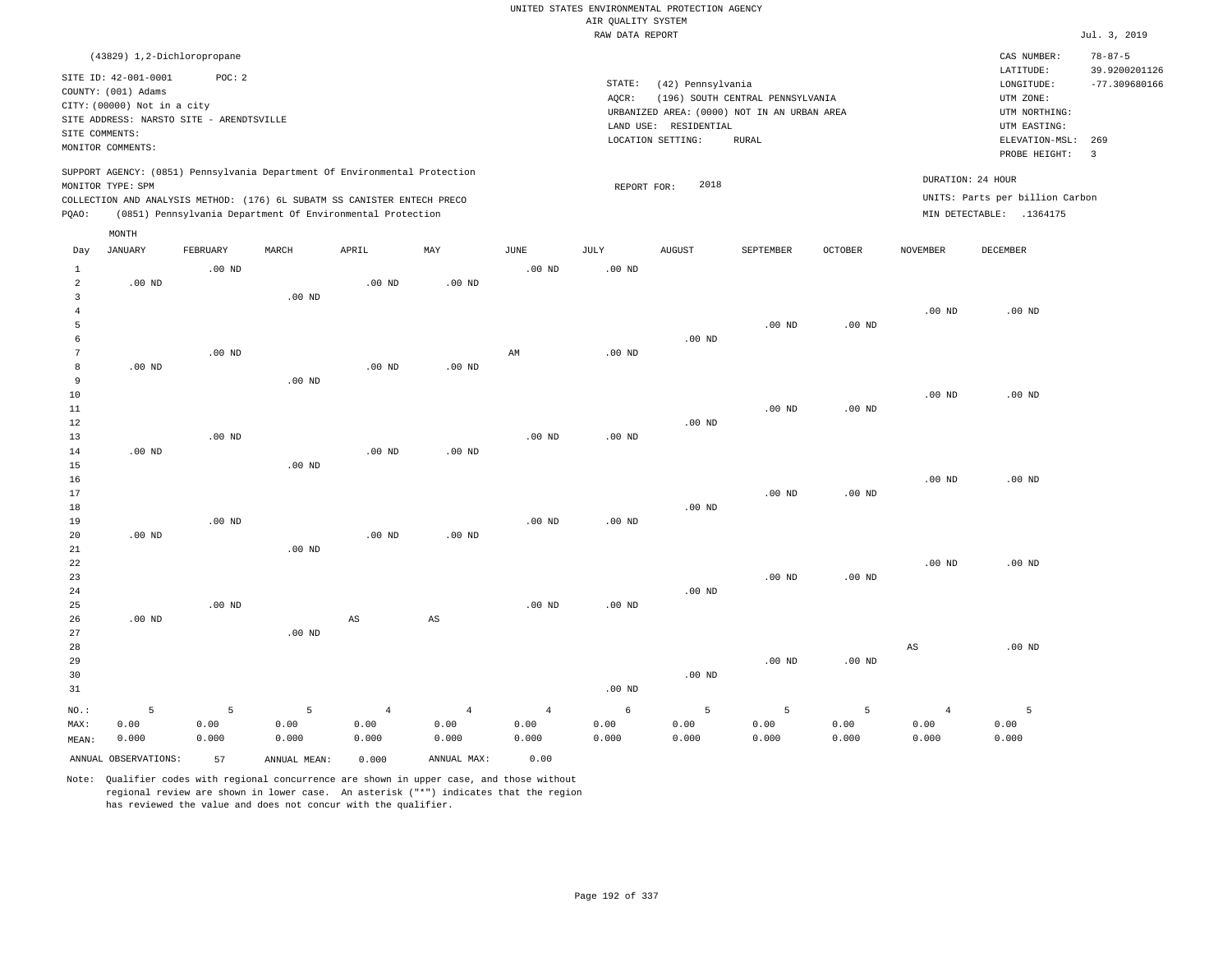UNITED STATES ENVIRONMENTAL PROTECTION AGENCY
AIR QUALITY SYSTEM
RAW DATA REPORT

Jul. 3, 2019

(43829) 1,2-Dichloropropane

SITE ID: 42-001-0001 POC: 2
COUNTY: (001) Adams
CITY: (00000) Not in a city
SITE ADDRESS: NARSTO SITE - ARENDTSVILLE
SITE COMMENTS:
MONITOR COMMENTS:

STATE: (42) Pennsylvania
AQCR: (196) SOUTH CENTRAL PENNSYLVANIA
URBANIZED AREA: (0000) NOT IN AN URBAN AREA
LAND USE: RESIDENTIAL
LOCATION SETTING: RURAL

CAS NUMBER: 78-87-5
LATITUDE: 39.9200201126
LONGITUDE: -77.309680166
UTM ZONE:
UTM NORTHING:
UTM EASTING:
ELEVATION-MSL: 269
PROBE HEIGHT: 3

SUPPORT AGENCY: (0851) Pennsylvania Department Of Environmental Protection
MONITOR TYPE: SPM
COLLECTION AND ANALYSIS METHOD: (176) 6L SUBATM SS CANISTER ENTECH PRECO
PQAO: (0851) Pennsylvania Department Of Environmental Protection

REPORT FOR: 2018

DURATION: 24 HOUR
UNITS: Parts per billion Carbon
MIN DETECTABLE: .1364175

| Day | JANUARY | FEBRUARY | MARCH | APRIL | MAY | JUNE | JULY | AUGUST | SEPTEMBER | OCTOBER | NOVEMBER | DECEMBER |
|---|---|---|---|---|---|---|---|---|---|---|---|---|
| 1 | | .00 ND | | | | .00 ND | .00 ND | | | | | |
| 2 | .00 ND | | | .00 ND | .00 ND | | | | | | | |
| 3 | | | .00 ND | | | | | | | | | |
| 4 | | | | | | | | | | | .00 ND | .00 ND |
| 5 | | | | | | | | | .00 ND | .00 ND | | |
| 6 | | | | | | | | .00 ND | | | | |
| 7 | | .00 ND | | | | AM | .00 ND | | | | | |
| 8 | .00 ND | | | .00 ND | .00 ND | | | | | | | |
| 9 | | | .00 ND | | | | | | | | | |
| 10 | | | | | | | | | | | .00 ND | .00 ND |
| 11 | | | | | | | | | .00 ND | .00 ND | | |
| 12 | | | | | | | | .00 ND | | | | |
| 13 | | .00 ND | | | | .00 ND | .00 ND | | | | | |
| 14 | .00 ND | | | .00 ND | .00 ND | | | | | | | |
| 15 | | | .00 ND | | | | | | | | | |
| 16 | | | | | | | | | | | .00 ND | .00 ND |
| 17 | | | | | | | | | .00 ND | .00 ND | | |
| 18 | | | | | | | | .00 ND | | | | |
| 19 | | .00 ND | | | | .00 ND | .00 ND | | | | | |
| 20 | .00 ND | | | .00 ND | .00 ND | | | | | | | |
| 21 | | | .00 ND | | | | | | | | | |
| 22 | | | | | | | | | | | .00 ND | .00 ND |
| 23 | | | | | | | | | .00 ND | .00 ND | | |
| 24 | | | | | | | | .00 ND | | | | |
| 25 | | .00 ND | | | | .00 ND | .00 ND | | | | | |
| 26 | .00 ND | | | AS | AS | | | | | | | |
| 27 | | | .00 ND | | | | | | | | | |
| 28 | | | | | | | | | | | AS | .00 ND |
| 29 | | | | | | | | | .00 ND | .00 ND | | |
| 30 | | | | | | | | .00 ND | | | | |
| 31 | | | | | | | .00 ND | | | | | |
| NO.: | 5 | 5 | 5 | 4 | 4 | 4 | 6 | 5 | 5 | 5 | 4 | 5 |
| MAX: | 0.00 | 0.00 | 0.00 | 0.00 | 0.00 | 0.00 | 0.00 | 0.00 | 0.00 | 0.00 | 0.00 | 0.00 |
| MEAN: | 0.000 | 0.000 | 0.000 | 0.000 | 0.000 | 0.000 | 0.000 | 0.000 | 0.000 | 0.000 | 0.000 | 0.000 |

ANNUAL OBSERVATIONS: 57 ANNUAL MEAN: 0.000 ANNUAL MAX: 0.00

Note: Qualifier codes with regional concurrence are shown in upper case, and those without regional review are shown in lower case. An asterisk ("*") indicates that the region has reviewed the value and does not concur with the qualifier.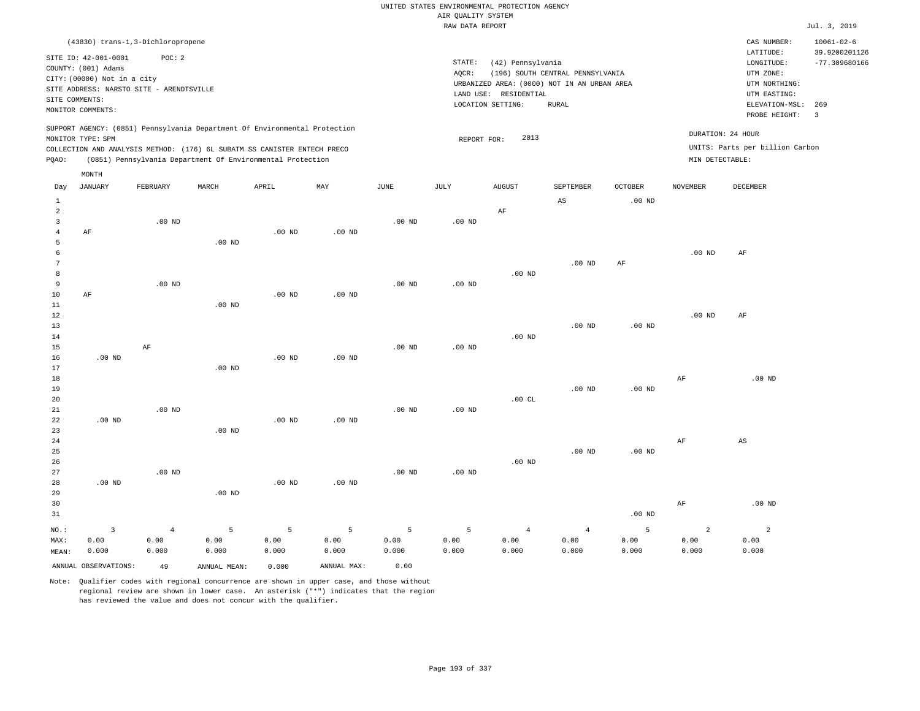UNITED STATES ENVIRONMENTAL PROTECTION AGENCY
AIR QUALITY SYSTEM
RAW DATA REPORT

Jul. 3, 2019

(43830) trans-1,3-Dichloropropene

SITE ID: 42-001-0001 POC: 2
COUNTY: (001) Adams
CITY: (00000) Not in a city
SITE ADDRESS: NARSTO SITE - ARENDTSVILLE
SITE COMMENTS:
MONITOR COMMENTS:

STATE: (42) Pennsylvania
AQCR: (196) SOUTH CENTRAL PENNSYLVANIA
URBANIZED AREA: (0000) NOT IN AN URBAN AREA
LAND USE: RESIDENTIAL
LOCATION SETTING: RURAL

CAS NUMBER: 10061-02-6
LATITUDE: 39.9200201126
LONGITUDE: -77.309680166
UTM ZONE:
UTM NORTHING:
UTM EASTING:
ELEVATION-MSL: 269
PROBE HEIGHT: 3

SUPPORT AGENCY: (0851) Pennsylvania Department Of Environmental Protection
MONITOR TYPE: SPM
COLLECTION AND ANALYSIS METHOD: (176) 6L SUBATM SS CANISTER ENTECH PRECO
PQAO: (0851) Pennsylvania Department Of Environmental Protection

REPORT FOR: 2013

DURATION: 24 HOUR
UNITS: Parts per billion Carbon
MIN DETECTABLE:

| Day | JANUARY | FEBRUARY | MARCH | APRIL | MAY | JUNE | JULY | AUGUST | SEPTEMBER | OCTOBER | NOVEMBER | DECEMBER |
|---|---|---|---|---|---|---|---|---|---|---|---|---|
| 1 | | | | | | | | | AS | .00 ND | | |
| 2 | | | | | | | | AF | | | | |
| 3 | | .00 ND | | | | .00 ND | .00 ND | | | | | |
| 4 | AF | | | .00 ND | .00 ND | | | | | | | |
| 5 | | | .00 ND | | | | | | | | | |
| 6 | | | | | | | | | | | .00 ND | AF |
| 7 | | | | | | | | | .00 ND | AF | | |
| 8 | | | | | | | | .00 ND | | | | |
| 9 | | .00 ND | | | | .00 ND | .00 ND | | | | | |
| 10 | AF | | | .00 ND | .00 ND | | | | | | | |
| 11 | | | .00 ND | | | | | | | | | |
| 12 | | | | | | | | | | | .00 ND | AF |
| 13 | | | | | | | | | .00 ND | .00 ND | | |
| 14 | | | | | | | | .00 ND | | | | |
| 15 | | AF | | | | .00 ND | .00 ND | | | | | |
| 16 | .00 ND | | | .00 ND | .00 ND | | | | | | | |
| 17 | | | .00 ND | | | | | | | | | |
| 18 | | | | | | | | | | | AF | .00 ND |
| 19 | | | | | | | | | .00 ND | .00 ND | | |
| 20 | | | | | | | | .00 CL | | | | |
| 21 | | .00 ND | | | | .00 ND | .00 ND | | | | | |
| 22 | .00 ND | | | .00 ND | .00 ND | | | | | | | |
| 23 | | | .00 ND | | | | | | | | | |
| 24 | | | | | | | | | | | AF | AS |
| 25 | | | | | | | | | .00 ND | .00 ND | | |
| 26 | | | | | | | | .00 ND | | | | |
| 27 | | .00 ND | | | | .00 ND | .00 ND | | | | | |
| 28 | .00 ND | | | .00 ND | .00 ND | | | | | | | |
| 29 | | | .00 ND | | | | | | | | | |
| 30 | | | | | | | | | | | AF | .00 ND |
| 31 | | | | | | | | | | .00 ND | | |
| NO.: | 3 | 4 | 5 | 5 | 5 | 5 | 5 | 4 | 4 | 5 | 2 | 2 |
| MAX: | 0.00 | 0.00 | 0.00 | 0.00 | 0.00 | 0.00 | 0.00 | 0.00 | 0.00 | 0.00 | 0.00 | 0.00 |
| MEAN: | 0.000 | 0.000 | 0.000 | 0.000 | 0.000 | 0.000 | 0.000 | 0.000 | 0.000 | 0.000 | 0.000 | 0.000 |

ANNUAL OBSERVATIONS: 49 ANNUAL MEAN: 0.000 ANNUAL MAX: 0.00

Note: Qualifier codes with regional concurrence are shown in upper case, and those without regional review are shown in lower case. An asterisk ("*") indicates that the region has reviewed the value and does not concur with the qualifier.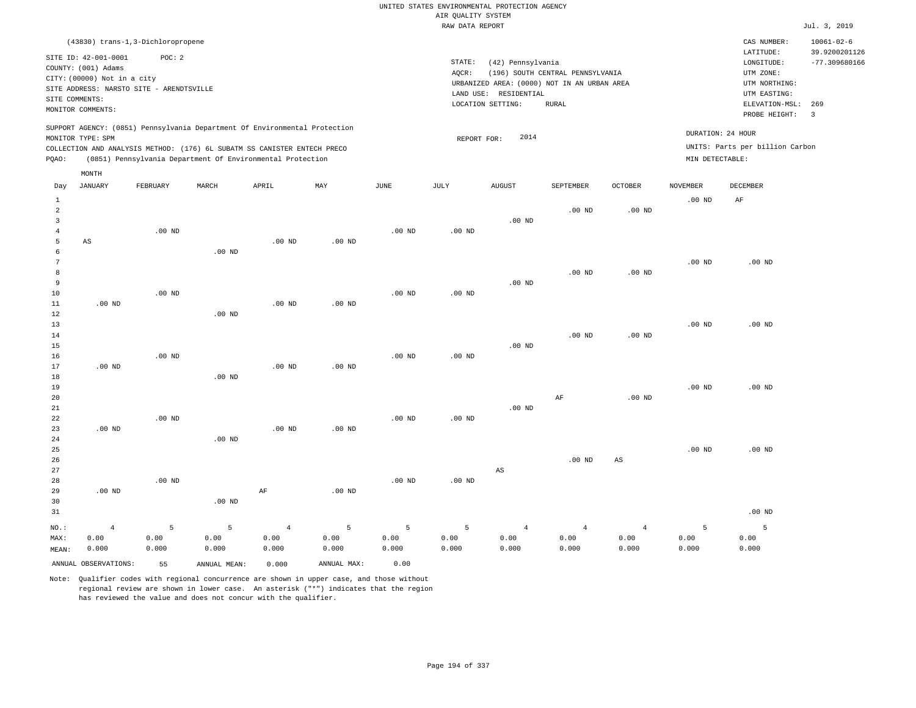UNITED STATES ENVIRONMENTAL PROTECTION AGENCY
AIR QUALITY SYSTEM
RAW DATA REPORT

Jul. 3, 2019

(43830) trans-1,3-Dichloropropene

SITE ID: 42-001-0001   POC: 2
COUNTY: (001) Adams
CITY: (00000) Not in a city
SITE ADDRESS: NARSTO SITE - ARENDTSVILLE
SITE COMMENTS:
MONITOR COMMENTS:

STATE: (42) Pennsylvania
AQCR: (196) SOUTH CENTRAL PENNSYLVANIA
URBANIZED AREA: (0000) NOT IN AN URBAN AREA
LAND USE: RESIDENTIAL
LOCATION SETTING: RURAL

CAS NUMBER: 10061-02-6
LATITUDE: 39.9200201126
LONGITUDE: -77.309680166
UTM ZONE:
UTM NORTHING:
UTM EASTING:
ELEVATION-MSL: 269
PROBE HEIGHT: 3

SUPPORT AGENCY: (0851) Pennsylvania Department Of Environmental Protection
MONITOR TYPE: SPM
COLLECTION AND ANALYSIS METHOD: (176) 6L SUBATM SS CANISTER ENTECH PRECO
PQAO: (0851) Pennsylvania Department Of Environmental Protection

REPORT FOR: 2014

DURATION: 24 HOUR
UNITS: Parts per billion Carbon
MIN DETECTABLE:

| Day | JANUARY | FEBRUARY | MARCH | APRIL | MAY | JUNE | JULY | AUGUST | SEPTEMBER | OCTOBER | NOVEMBER | DECEMBER |
|---|---|---|---|---|---|---|---|---|---|---|---|---|
| 1 | | | | | | | | | | | .00 ND | AF |
| 2 | | | | | | | | | .00 ND | .00 ND | | |
| 3 | | | | | | | | .00 ND | | | | |
| 4 | | .00 ND | | | | .00 ND | .00 ND | | | | | |
| 5 | AS | | | .00 ND | .00 ND | | | | | | | |
| 6 | | | .00 ND | | | | | | | | | |
| 7 | | | | | | | | | | | .00 ND | .00 ND |
| 8 | | | | | | | | | .00 ND | .00 ND | | |
| 9 | | | | | | | | .00 ND | | | | |
| 10 | | .00 ND | | | | .00 ND | .00 ND | | | | | |
| 11 | .00 ND | | | .00 ND | .00 ND | | | | | | | |
| 12 | | | .00 ND | | | | | | | | | |
| 13 | | | | | | | | | | | .00 ND | .00 ND |
| 14 | | | | | | | | | .00 ND | .00 ND | | |
| 15 | | | | | | | | .00 ND | | | | |
| 16 | | .00 ND | | | | .00 ND | .00 ND | | | | | |
| 17 | .00 ND | | | .00 ND | .00 ND | | | | | | | |
| 18 | | | .00 ND | | | | | | | | | |
| 19 | | | | | | | | | | | .00 ND | .00 ND |
| 20 | | | | | | | | | AF | .00 ND | | |
| 21 | | | | | | | | .00 ND | | | | |
| 22 | | .00 ND | | | | .00 ND | .00 ND | | | | | |
| 23 | .00 ND | | | .00 ND | .00 ND | | | | | | | |
| 24 | | | .00 ND | | | | | | | | | |
| 25 | | | | | | | | | | | .00 ND | .00 ND |
| 26 | | | | | | | | | .00 ND | AS | | |
| 27 | | | | | | | | AS | | | | |
| 28 | | .00 ND | | | | .00 ND | .00 ND | | | | | |
| 29 | .00 ND | | | AF | .00 ND | | | | | | | |
| 30 | | | .00 ND | | | | | | | | | |
| 31 | | | | | | | | | | | | .00 ND |
| NO.: | 4 | 5 | 5 | 4 | 5 | 5 | 5 | 4 | 4 | 4 | 5 | 5 |
| MAX: | 0.00 | 0.00 | 0.00 | 0.00 | 0.00 | 0.00 | 0.00 | 0.00 | 0.00 | 0.00 | 0.00 | 0.00 |
| MEAN: | 0.000 | 0.000 | 0.000 | 0.000 | 0.000 | 0.000 | 0.000 | 0.000 | 0.000 | 0.000 | 0.000 | 0.000 |

ANNUAL OBSERVATIONS: 55   ANNUAL MEAN: 0.000   ANNUAL MAX: 0.00

Note: Qualifier codes with regional concurrence are shown in upper case, and those without regional review are shown in lower case. An asterisk ("*") indicates that the region has reviewed the value and does not concur with the qualifier.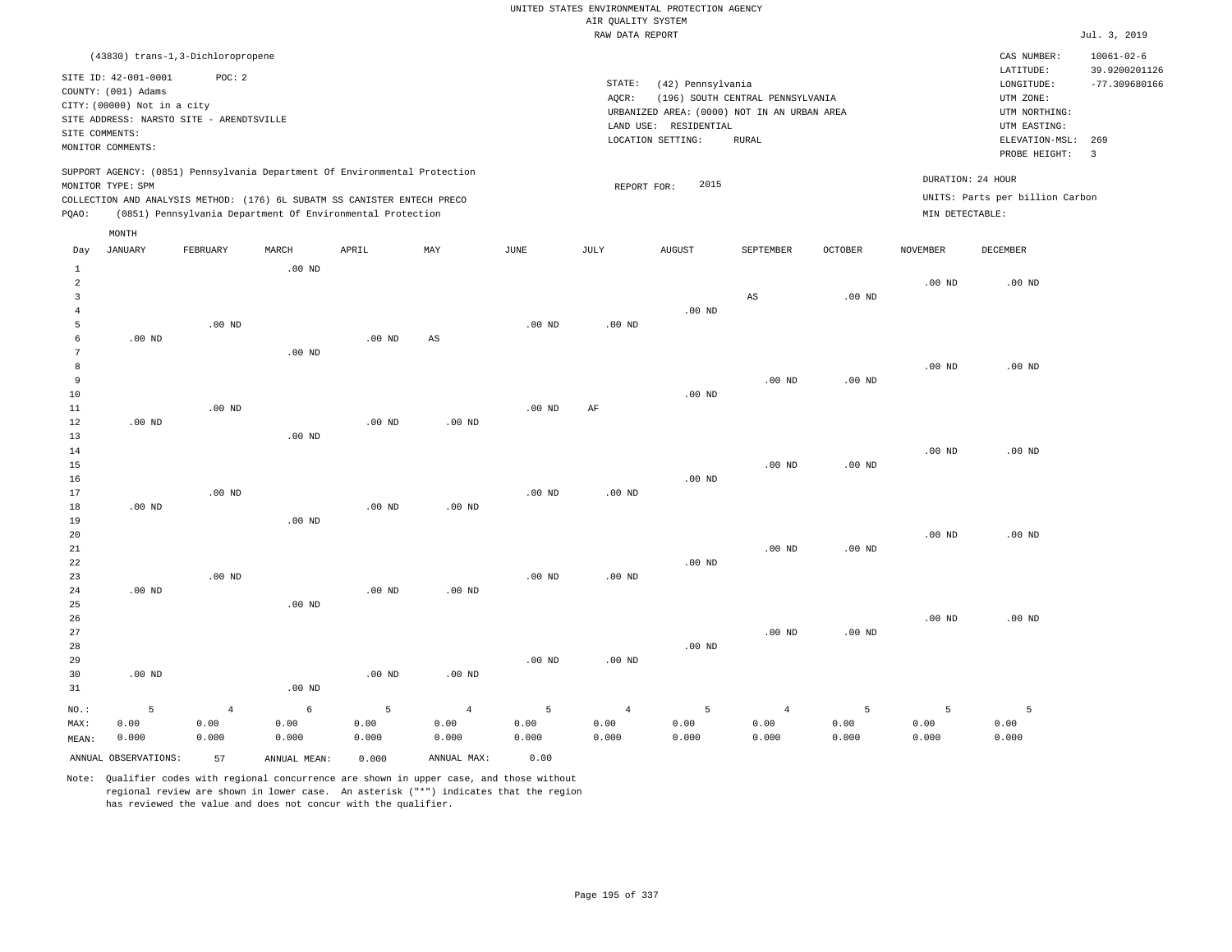UNITED STATES ENVIRONMENTAL PROTECTION AGENCY
AIR QUALITY SYSTEM
RAW DATA REPORT

Jul. 3, 2019

(43830) trans-1,3-Dichloropropene

SITE ID: 42-001-0001 POC: 2
COUNTY: (001) Adams
CITY: (00000) Not in a city
SITE ADDRESS: NARSTO SITE - ARENDTSVILLE
SITE COMMENTS:
MONITOR COMMENTS:

STATE: (42) Pennsylvania
AQCR: (196) SOUTH CENTRAL PENNSYLVANIA
URBANIZED AREA: (0000) NOT IN AN URBAN AREA
LAND USE: RESIDENTIAL
LOCATION SETTING: RURAL

CAS NUMBER: 10061-02-6
LATITUDE: 39.9200201126
LONGITUDE: -77.309680166
UTM ZONE:
UTM NORTHING:
UTM EASTING:
ELEVATION-MSL: 269
PROBE HEIGHT: 3

SUPPORT AGENCY: (0851) Pennsylvania Department Of Environmental Protection
MONITOR TYPE: SPM
COLLECTION AND ANALYSIS METHOD: (176) 6L SUBATM SS CANISTER ENTECH PRECO
PQAO: (0851) Pennsylvania Department Of Environmental Protection

REPORT FOR: 2015

DURATION: 24 HOUR
UNITS: Parts per billion Carbon
MIN DETECTABLE:

| Day | JANUARY | FEBRUARY | MARCH | APRIL | MAY | JUNE | JULY | AUGUST | SEPTEMBER | OCTOBER | NOVEMBER | DECEMBER |
|---|---|---|---|---|---|---|---|---|---|---|---|---|
| 1 | | | .00 ND | | | | | | | | | |
| 2 | | | | | | | | | | | .00 ND | .00 ND |
| 3 | | | | | | | | | AS | .00 ND | | |
| 4 | | | | | | | | .00 ND | | | | |
| 5 | | .00 ND | | | | .00 ND | .00 ND | | | | | |
| 6 | .00 ND | | | .00 ND | AS | | | | | | | |
| 7 | | | .00 ND | | | | | | | | | |
| 8 | | | | | | | | | | | .00 ND | .00 ND |
| 9 | | | | | | | | | .00 ND | .00 ND | | |
| 10 | | | | | | | | .00 ND | | | | |
| 11 | | .00 ND | | | | .00 ND | AF | | | | | |
| 12 | .00 ND | | | .00 ND | .00 ND | | | | | | | |
| 13 | | | .00 ND | | | | | | | | | |
| 14 | | | | | | | | | | | .00 ND | .00 ND |
| 15 | | | | | | | | | .00 ND | .00 ND | | |
| 16 | | | | | | | | .00 ND | | | | |
| 17 | | .00 ND | | | | .00 ND | .00 ND | | | | | |
| 18 | .00 ND | | | .00 ND | .00 ND | | | | | | | |
| 19 | | | .00 ND | | | | | | | | | |
| 20 | | | | | | | | | | | .00 ND | .00 ND |
| 21 | | | | | | | | | .00 ND | .00 ND | | |
| 22 | | | | | | | | .00 ND | | | | |
| 23 | | .00 ND | | | | .00 ND | .00 ND | | | | | |
| 24 | .00 ND | | | .00 ND | .00 ND | | | | | | | |
| 25 | | | .00 ND | | | | | | | | | |
| 26 | | | | | | | | | | | .00 ND | .00 ND |
| 27 | | | | | | | | | .00 ND | .00 ND | | |
| 28 | | | | | | | | .00 ND | | | | |
| 29 | | | | | | .00 ND | .00 ND | | | | | |
| 30 | .00 ND | | | .00 ND | .00 ND | | | | | | | |
| 31 | | | .00 ND | | | | | | | | | |
| NO.: | 5 | 4 | 6 | 5 | 4 | 5 | 4 | 5 | 4 | 5 | 5 | 5 |
| MAX: | 0.00 | 0.00 | 0.00 | 0.00 | 0.00 | 0.00 | 0.00 | 0.00 | 0.00 | 0.00 | 0.00 | 0.00 |
| MEAN: | 0.000 | 0.000 | 0.000 | 0.000 | 0.000 | 0.000 | 0.000 | 0.000 | 0.000 | 0.000 | 0.000 | 0.000 |

ANNUAL OBSERVATIONS: 57 ANNUAL MEAN: 0.000 ANNUAL MAX: 0.00

Note: Qualifier codes with regional concurrence are shown in upper case, and those without regional review are shown in lower case. An asterisk ("*") indicates that the region has reviewed the value and does not concur with the qualifier.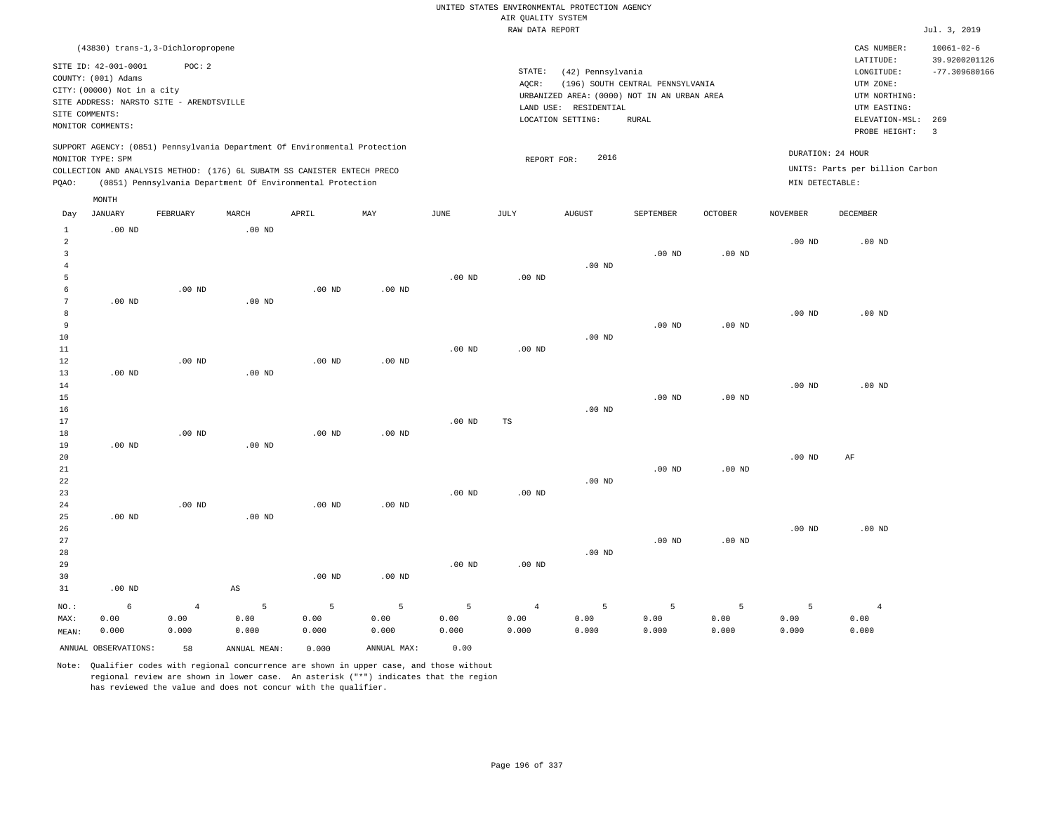UNITED STATES ENVIRONMENTAL PROTECTION AGENCY
AIR QUALITY SYSTEM
RAW DATA REPORT

Jul. 3, 2019

(43830) trans-1,3-Dichloropropene

SITE ID: 42-001-0001 POC: 2
COUNTY: (001) Adams
CITY: (00000) Not in a city
SITE ADDRESS: NARSTO SITE - ARENDTSVILLE
SITE COMMENTS:
MONITOR COMMENTS:

STATE: (42) Pennsylvania
AQCR: (196) SOUTH CENTRAL PENNSYLVANIA
URBANIZED AREA: (0000) NOT IN AN URBAN AREA
LAND USE: RESIDENTIAL
LOCATION SETTING: RURAL

CAS NUMBER: 10061-02-6
LATITUDE: 39.9200201126
LONGITUDE: -77.309680166
UTM ZONE:
UTM NORTHING:
UTM EASTING:
ELEVATION-MSL: 269
PROBE HEIGHT: 3

SUPPORT AGENCY: (0851) Pennsylvania Department Of Environmental Protection
MONITOR TYPE: SPM
COLLECTION AND ANALYSIS METHOD: (176) 6L SUBATM SS CANISTER ENTECH PRECO
PQAO: (0851) Pennsylvania Department Of Environmental Protection

REPORT FOR: 2016

DURATION: 24 HOUR
UNITS: Parts per billion Carbon
MIN DETECTABLE:

| Day | JANUARY | FEBRUARY | MARCH | APRIL | MAY | JUNE | JULY | AUGUST | SEPTEMBER | OCTOBER | NOVEMBER | DECEMBER |
|---|---|---|---|---|---|---|---|---|---|---|---|---|
| 1 | .00 ND | | .00 ND | | | | | | | | | |
| 2 | | | | | | | | | | | .00 ND | .00 ND |
| 3 | | | | | | | | | .00 ND | .00 ND | | |
| 4 | | | | | | | | .00 ND | | | | |
| 5 | | | | | | .00 ND | .00 ND | | | | | |
| 6 | | .00 ND | | .00 ND | .00 ND | | | | | | | |
| 7 | .00 ND | | .00 ND | | | | | | | | | |
| 8 | | | | | | | | | | | .00 ND | .00 ND |
| 9 | | | | | | | | | .00 ND | .00 ND | | |
| 10 | | | | | | | | .00 ND | | | | |
| 11 | | | | | | .00 ND | .00 ND | | | | | |
| 12 | | .00 ND | | .00 ND | .00 ND | | | | | | | |
| 13 | .00 ND | | .00 ND | | | | | | | | | |
| 14 | | | | | | | | | | | .00 ND | .00 ND |
| 15 | | | | | | | | | .00 ND | .00 ND | | |
| 16 | | | | | | | | .00 ND | | | | |
| 17 | | | | | | .00 ND | TS | | | | | |
| 18 | | .00 ND | | .00 ND | .00 ND | | | | | | | |
| 19 | .00 ND | | .00 ND | | | | | | | | | |
| 20 | | | | | | | | | | | .00 ND | AF |
| 21 | | | | | | | | | .00 ND | .00 ND | | |
| 22 | | | | | | | | .00 ND | | | | |
| 23 | | | | | | .00 ND | .00 ND | | | | | |
| 24 | | .00 ND | | .00 ND | .00 ND | | | | | | | |
| 25 | .00 ND | | .00 ND | | | | | | | | | |
| 26 | | | | | | | | | | | .00 ND | .00 ND |
| 27 | | | | | | | | | .00 ND | .00 ND | | |
| 28 | | | | | | | | .00 ND | | | | |
| 29 | | | | | | .00 ND | .00 ND | | | | | |
| 30 | | | | .00 ND | .00 ND | | | | | | | |
| 31 | .00 ND | | AS | | | | | | | | | |
| NO.: | 6 | 4 | 5 | 5 | 5 | 5 | 4 | 5 | 5 | 5 | 5 | 4 |
| MAX: | 0.00 | 0.00 | 0.00 | 0.00 | 0.00 | 0.00 | 0.00 | 0.00 | 0.00 | 0.00 | 0.00 | 0.00 |
| MEAN: | 0.000 | 0.000 | 0.000 | 0.000 | 0.000 | 0.000 | 0.000 | 0.000 | 0.000 | 0.000 | 0.000 | 0.000 |

ANNUAL OBSERVATIONS: 58 ANNUAL MEAN: 0.000 ANNUAL MAX: 0.00

Note: Qualifier codes with regional concurrence are shown in upper case, and those without regional review are shown in lower case. An asterisk ("*") indicates that the region has reviewed the value and does not concur with the qualifier.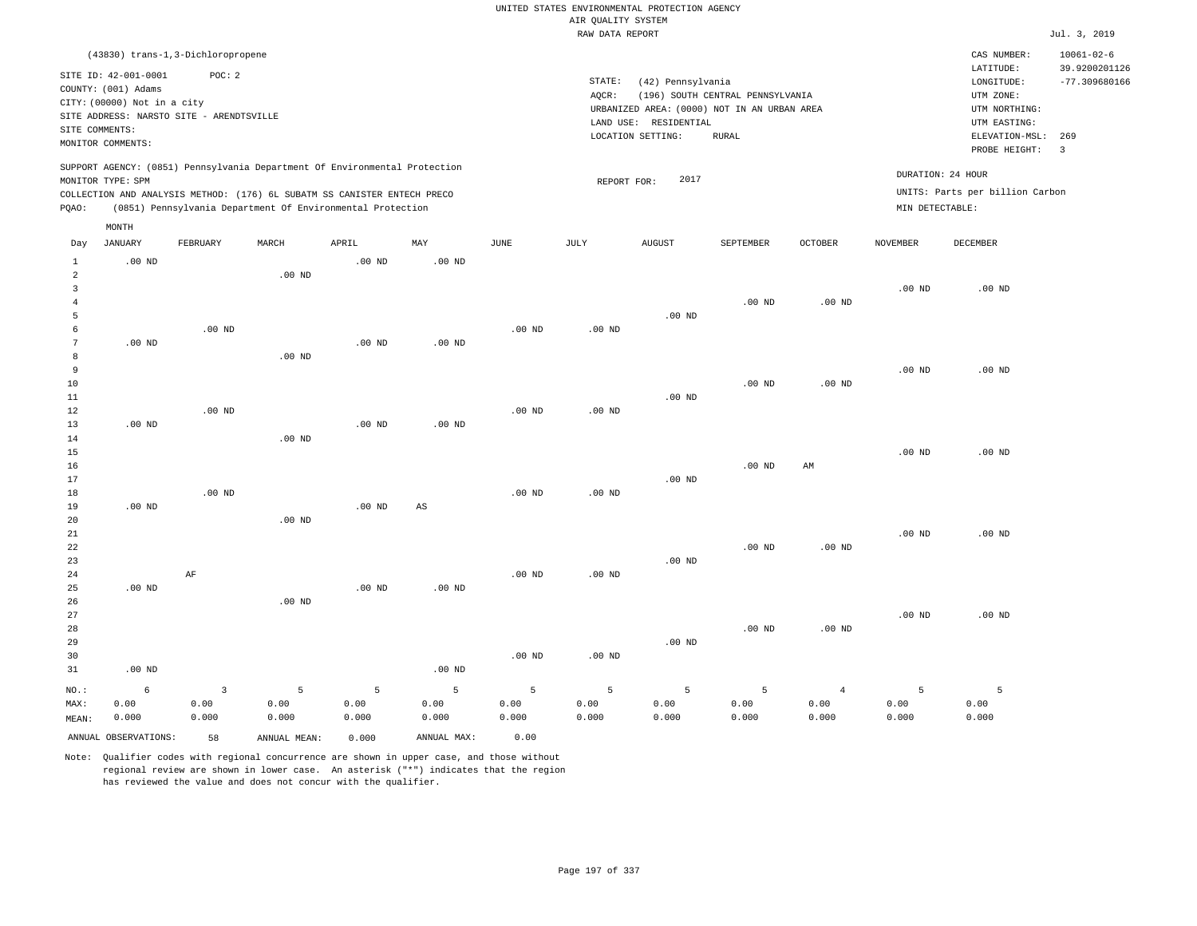UNITED STATES ENVIRONMENTAL PROTECTION AGENCY
AIR QUALITY SYSTEM
RAW DATA REPORT

Jul. 3, 2019

(43830) trans-1,3-Dichloropropene

SITE ID: 42-001-0001 POC: 2
COUNTY: (001) Adams
CITY: (00000) Not in a city
SITE ADDRESS: NARSTO SITE - ARENDTSVILLE
SITE COMMENTS:
MONITOR COMMENTS:

STATE: (42) Pennsylvania
AQCR: (196) SOUTH CENTRAL PENNSYLVANIA
URBANIZED AREA: (0000) NOT IN AN URBAN AREA
LAND USE: RESIDENTIAL
LOCATION SETTING: RURAL

CAS NUMBER: 10061-02-6
LATITUDE: 39.9200201126
LONGITUDE: -77.309680166
UTM ZONE:
UTM NORTHING:
UTM EASTING:
ELEVATION-MSL: 269
PROBE HEIGHT: 3

SUPPORT AGENCY: (0851) Pennsylvania Department Of Environmental Protection
MONITOR TYPE: SPM
COLLECTION AND ANALYSIS METHOD: (176) 6L SUBATM SS CANISTER ENTECH PRECO
PQAO: (0851) Pennsylvania Department Of Environmental Protection

REPORT FOR: 2017

DURATION: 24 HOUR
UNITS: Parts per billion Carbon
MIN DETECTABLE:

| Day | JANUARY | FEBRUARY | MARCH | APRIL | MAY | JUNE | JULY | AUGUST | SEPTEMBER | OCTOBER | NOVEMBER | DECEMBER |
|---|---|---|---|---|---|---|---|---|---|---|---|---|
| 1 | .00 ND | | | .00 ND | .00 ND | | | | | | | |
| 2 | | | .00 ND | | | | | | | | | |
| 3 | | | | | | | | | | | .00 ND | .00 ND |
| 4 | | | | | | | | | .00 ND | .00 ND | | |
| 5 | | | | | | | | .00 ND | | | | |
| 6 | | .00 ND | | | | .00 ND | .00 ND | | | | | |
| 7 | .00 ND | | | .00 ND | .00 ND | | | | | | | |
| 8 | | | .00 ND | | | | | | | | | |
| 9 | | | | | | | | | | | .00 ND | .00 ND |
| 10 | | | | | | | | | .00 ND | .00 ND | | |
| 11 | | | | | | | | .00 ND | | | | |
| 12 | | .00 ND | | | | .00 ND | .00 ND | | | | | |
| 13 | .00 ND | | | .00 ND | .00 ND | | | | | | | |
| 14 | | | .00 ND | | | | | | | | | |
| 15 | | | | | | | | | | | .00 ND | .00 ND |
| 16 | | | | | | | | | .00 ND | AM | | |
| 17 | | | | | | | | .00 ND | | | | |
| 18 | | .00 ND | | | | .00 ND | .00 ND | | | | | |
| 19 | .00 ND | | | .00 ND | AS | | | | | | | |
| 20 | | | .00 ND | | | | | | | | | |
| 21 | | | | | | | | | | | .00 ND | .00 ND |
| 22 | | | | | | | | | .00 ND | .00 ND | | |
| 23 | | | | | | | | .00 ND | | | | |
| 24 | | AF | | | | .00 ND | .00 ND | | | | | |
| 25 | .00 ND | | | .00 ND | .00 ND | | | | | | | |
| 26 | | | .00 ND | | | | | | | | | |
| 27 | | | | | | | | | | | .00 ND | .00 ND |
| 28 | | | | | | | | | .00 ND | .00 ND | | |
| 29 | | | | | | | | .00 ND | | | | |
| 30 | | | | | | .00 ND | .00 ND | | | | | |
| 31 | .00 ND | | | | .00 ND | | | | | | | |
| NO.: | 6 | 3 | 5 | 5 | 5 | 5 | 5 | 5 | 5 | 4 | 5 | 5 |
| MAX: | 0.00 | 0.00 | 0.00 | 0.00 | 0.00 | 0.00 | 0.00 | 0.00 | 0.00 | 0.00 | 0.00 | 0.00 |
| MEAN: | 0.000 | 0.000 | 0.000 | 0.000 | 0.000 | 0.000 | 0.000 | 0.000 | 0.000 | 0.000 | 0.000 | 0.000 |

ANNUAL OBSERVATIONS: 58 ANNUAL MEAN: 0.000 ANNUAL MAX: 0.00

Note: Qualifier codes with regional concurrence are shown in upper case, and those without regional review are shown in lower case. An asterisk ("*") indicates that the region has reviewed the value and does not concur with the qualifier.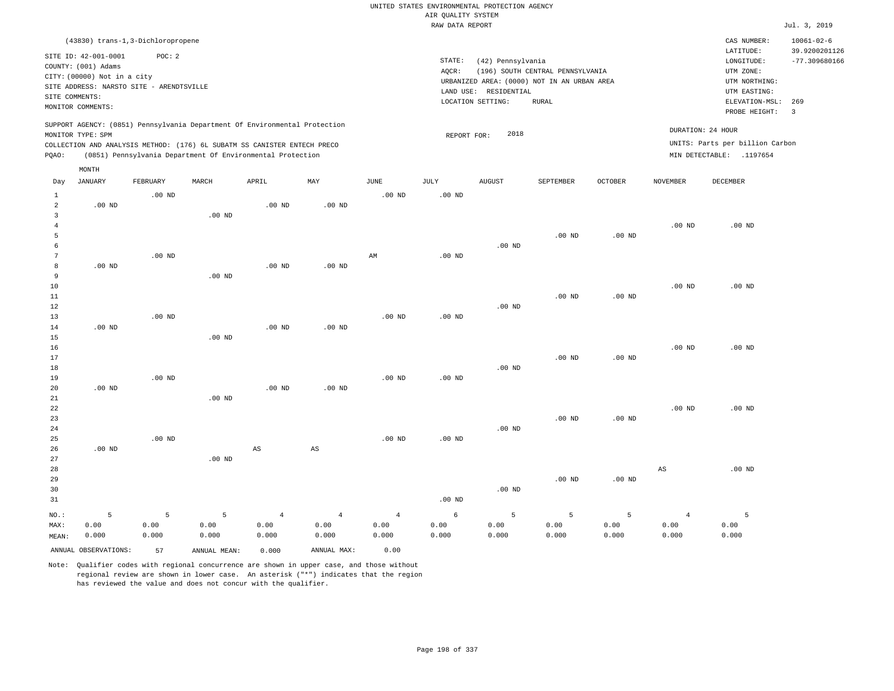UNITED STATES ENVIRONMENTAL PROTECTION AGENCY
AIR QUALITY SYSTEM
RAW DATA REPORT

Jul. 3, 2019

(43830) trans-1,3-Dichloropropene

SITE ID: 42-001-0001 POC: 2
COUNTY: (001) Adams
CITY: (00000) Not in a city
SITE ADDRESS: NARSTO SITE - ARENDTSVILLE
SITE COMMENTS:
MONITOR COMMENTS:

STATE: (42) Pennsylvania
AQCR: (196) SOUTH CENTRAL PENNSYLVANIA
URBANIZED AREA: (0000) NOT IN AN URBAN AREA
LAND USE: RESIDENTIAL
LOCATION SETTING: RURAL

CAS NUMBER: 10061-02-6
LATITUDE: 39.9200201126
LONGITUDE: -77.309680166
UTM ZONE:
UTM NORTHING:
UTM EASTING:
ELEVATION-MSL: 269
PROBE HEIGHT: 3

SUPPORT AGENCY: (0851) Pennsylvania Department Of Environmental Protection
MONITOR TYPE: SPM
COLLECTION AND ANALYSIS METHOD: (176) 6L SUBATM SS CANISTER ENTECH PRECO
PQAO: (0851) Pennsylvania Department Of Environmental Protection

REPORT FOR: 2018

DURATION: 24 HOUR
UNITS: Parts per billion Carbon
MIN DETECTABLE: .1197654

| Day | JANUARY | FEBRUARY | MARCH | APRIL | MAY | JUNE | JULY | AUGUST | SEPTEMBER | OCTOBER | NOVEMBER | DECEMBER |
|---|---|---|---|---|---|---|---|---|---|---|---|---|
| 1 | | .00 ND | | | | .00 ND | .00 ND | | | | | |
| 2 | .00 ND | | | .00 ND | .00 ND | | | | | | | |
| 3 | | | .00 ND | | | | | | | | | |
| 4 | | | | | | | | | | | .00 ND | .00 ND |
| 5 | | | | | | | | | .00 ND | .00 ND | | |
| 6 | | | | | | | | .00 ND | | | | |
| 7 | | .00 ND | | | | AM | .00 ND | | | | | |
| 8 | .00 ND | | | .00 ND | .00 ND | | | | | | | |
| 9 | | | .00 ND | | | | | | | | | |
| 10 | | | | | | | | | | | .00 ND | .00 ND |
| 11 | | | | | | | | | .00 ND | .00 ND | | |
| 12 | | | | | | | | .00 ND | | | | |
| 13 | | .00 ND | | | | .00 ND | .00 ND | | | | | |
| 14 | .00 ND | | | .00 ND | .00 ND | | | | | | | |
| 15 | | | .00 ND | | | | | | | | | |
| 16 | | | | | | | | | | | .00 ND | .00 ND |
| 17 | | | | | | | | | .00 ND | .00 ND | | |
| 18 | | | | | | | | .00 ND | | | | |
| 19 | | .00 ND | | | | .00 ND | .00 ND | | | | | |
| 20 | .00 ND | | | .00 ND | .00 ND | | | | | | | |
| 21 | | | .00 ND | | | | | | | | | |
| 22 | | | | | | | | | | | .00 ND | .00 ND |
| 23 | | | | | | | | | .00 ND | .00 ND | | |
| 24 | | | | | | | | .00 ND | | | | |
| 25 | | .00 ND | | | | .00 ND | .00 ND | | | | | |
| 26 | .00 ND | | | AS | AS | | | | | | | |
| 27 | | | .00 ND | | | | | | | | | |
| 28 | | | | | | | | | | | AS | .00 ND |
| 29 | | | | | | | | | .00 ND | .00 ND | | |
| 30 | | | | | | | | .00 ND | | | | |
| 31 | | | | | | | .00 ND | | | | | |
| NO.: | 5 | 5 | 5 | 4 | 4 | 4 | 6 | 5 | 5 | 5 | 4 | 5 |
| MAX: | 0.00 | 0.00 | 0.00 | 0.00 | 0.00 | 0.00 | 0.00 | 0.00 | 0.00 | 0.00 | 0.00 | 0.00 |
| MEAN: | 0.000 | 0.000 | 0.000 | 0.000 | 0.000 | 0.000 | 0.000 | 0.000 | 0.000 | 0.000 | 0.000 | 0.000 |

ANNUAL OBSERVATIONS: 57 ANNUAL MEAN: 0.000 ANNUAL MAX: 0.00

Note: Qualifier codes with regional concurrence are shown in upper case, and those without regional review are shown in lower case. An asterisk ("*") indicates that the region has reviewed the value and does not concur with the qualifier.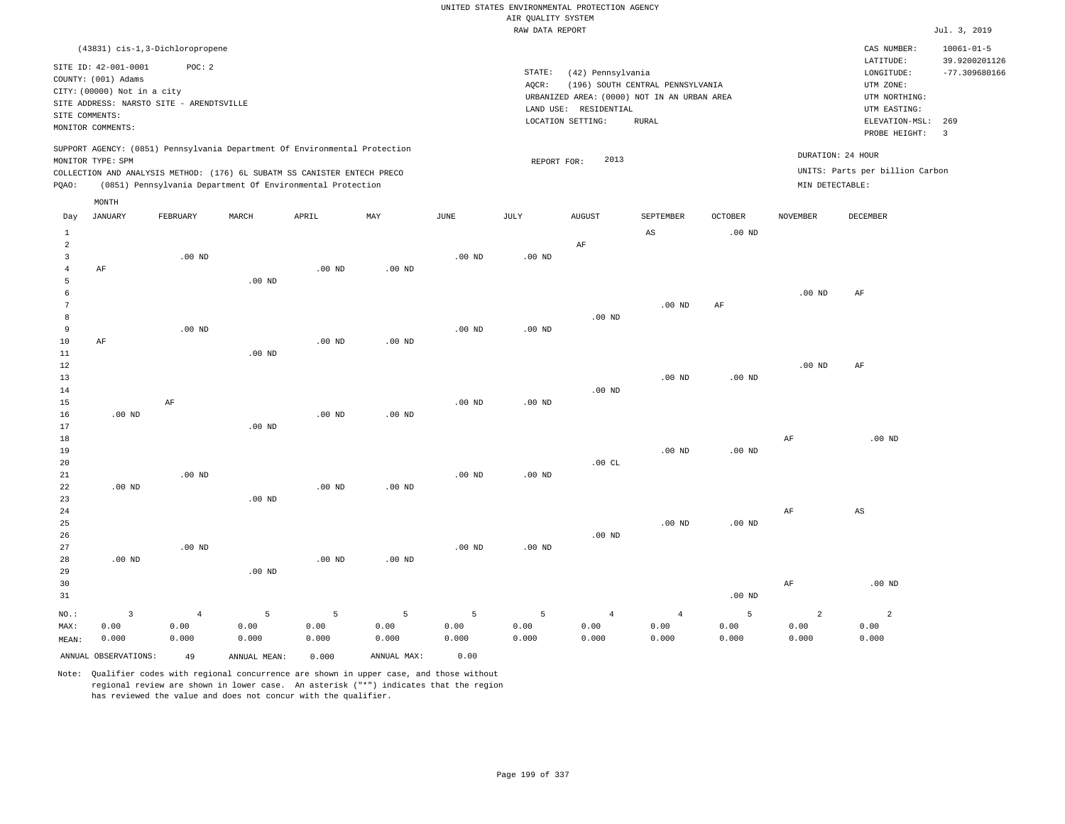UNITED STATES ENVIRONMENTAL PROTECTION AGENCY
AIR QUALITY SYSTEM
RAW DATA REPORT

Jul. 3, 2019

(43831) cis-1,3-Dichloropropene

SITE ID: 42-001-0001 POC: 2
COUNTY: (001) Adams
CITY: (00000) Not in a city
SITE ADDRESS: NARSTO SITE - ARENDTSVILLE
SITE COMMENTS:
MONITOR COMMENTS:

STATE: (42) Pennsylvania
AQCR: (196) SOUTH CENTRAL PENNSYLVANIA
URBANIZED AREA: (0000) NOT IN AN URBAN AREA
LAND USE: RESIDENTIAL
LOCATION SETTING: RURAL

CAS NUMBER: 10061-01-5
LATITUDE: 39.9200201126
LONGITUDE: -77.309680166
UTM ZONE:
UTM NORTHING:
UTM EASTING:
ELEVATION-MSL: 269
PROBE HEIGHT: 3

SUPPORT AGENCY: (0851) Pennsylvania Department Of Environmental Protection
MONITOR TYPE: SPM
COLLECTION AND ANALYSIS METHOD: (176) 6L SUBATM SS CANISTER ENTECH PRECO
PQAO: (0851) Pennsylvania Department Of Environmental Protection

REPORT FOR: 2013

DURATION: 24 HOUR
UNITS: Parts per billion Carbon
MIN DETECTABLE:

| Day | JANUARY | FEBRUARY | MARCH | APRIL | MAY | JUNE | JULY | AUGUST | SEPTEMBER | OCTOBER | NOVEMBER | DECEMBER |
|---|---|---|---|---|---|---|---|---|---|---|---|---|
| 1 | | | | | | | | | AS | .00 ND | | |
| 2 | | | | | | | | AF | | | | |
| 3 | | .00 ND | | | | .00 ND | .00 ND | | | | | |
| 4 | AF | | | .00 ND | .00 ND | | | | | | | |
| 5 | | | .00 ND | | | | | | | | | |
| 6 | | | | | | | | | | | .00 ND | AF |
| 7 | | | | | | | | | .00 ND | AF | | |
| 8 | | | | | | | | .00 ND | | | | |
| 9 | | .00 ND | | | | .00 ND | .00 ND | | | | | |
| 10 | AF | | | .00 ND | .00 ND | | | | | | | |
| 11 | | | .00 ND | | | | | | | | | |
| 12 | | | | | | | | | | | .00 ND | AF |
| 13 | | | | | | | | | .00 ND | .00 ND | | |
| 14 | | | | | | | | .00 ND | | | | |
| 15 | | AF | | | | .00 ND | .00 ND | | | | | |
| 16 | .00 ND | | | .00 ND | .00 ND | | | | | | | |
| 17 | | | .00 ND | | | | | | | | | |
| 18 | | | | | | | | | | | AF | .00 ND |
| 19 | | | | | | | | | .00 ND | .00 ND | | |
| 20 | | | | | | | | .00 CL | | | | |
| 21 | | .00 ND | | | | .00 ND | .00 ND | | | | | |
| 22 | .00 ND | | | .00 ND | .00 ND | | | | | | | |
| 23 | | | .00 ND | | | | | | | | | |
| 24 | | | | | | | | | | | AF | AS |
| 25 | | | | | | | | | .00 ND | .00 ND | | |
| 26 | | | | | | | | .00 ND | | | | |
| 27 | | .00 ND | | | | .00 ND | .00 ND | | | | | |
| 28 | .00 ND | | | .00 ND | .00 ND | | | | | | | |
| 29 | | | .00 ND | | | | | | | | | |
| 30 | | | | | | | | | | | AF | .00 ND |
| 31 | | | | | | | | | | .00 ND | | |
| NO.: | 3 | 4 | 5 | 5 | 5 | 5 | 5 | 4 | 4 | 5 | 2 | 2 |
| MAX: | 0.00 | 0.00 | 0.00 | 0.00 | 0.00 | 0.00 | 0.00 | 0.00 | 0.00 | 0.00 | 0.00 | 0.00 |
| MEAN: | 0.000 | 0.000 | 0.000 | 0.000 | 0.000 | 0.000 | 0.000 | 0.000 | 0.000 | 0.000 | 0.000 | 0.000 |

ANNUAL OBSERVATIONS: 49 ANNUAL MEAN: 0.000 ANNUAL MAX: 0.00

Note: Qualifier codes with regional concurrence are shown in upper case, and those without regional review are shown in lower case. An asterisk ("*") indicates that the region has reviewed the value and does not concur with the qualifier.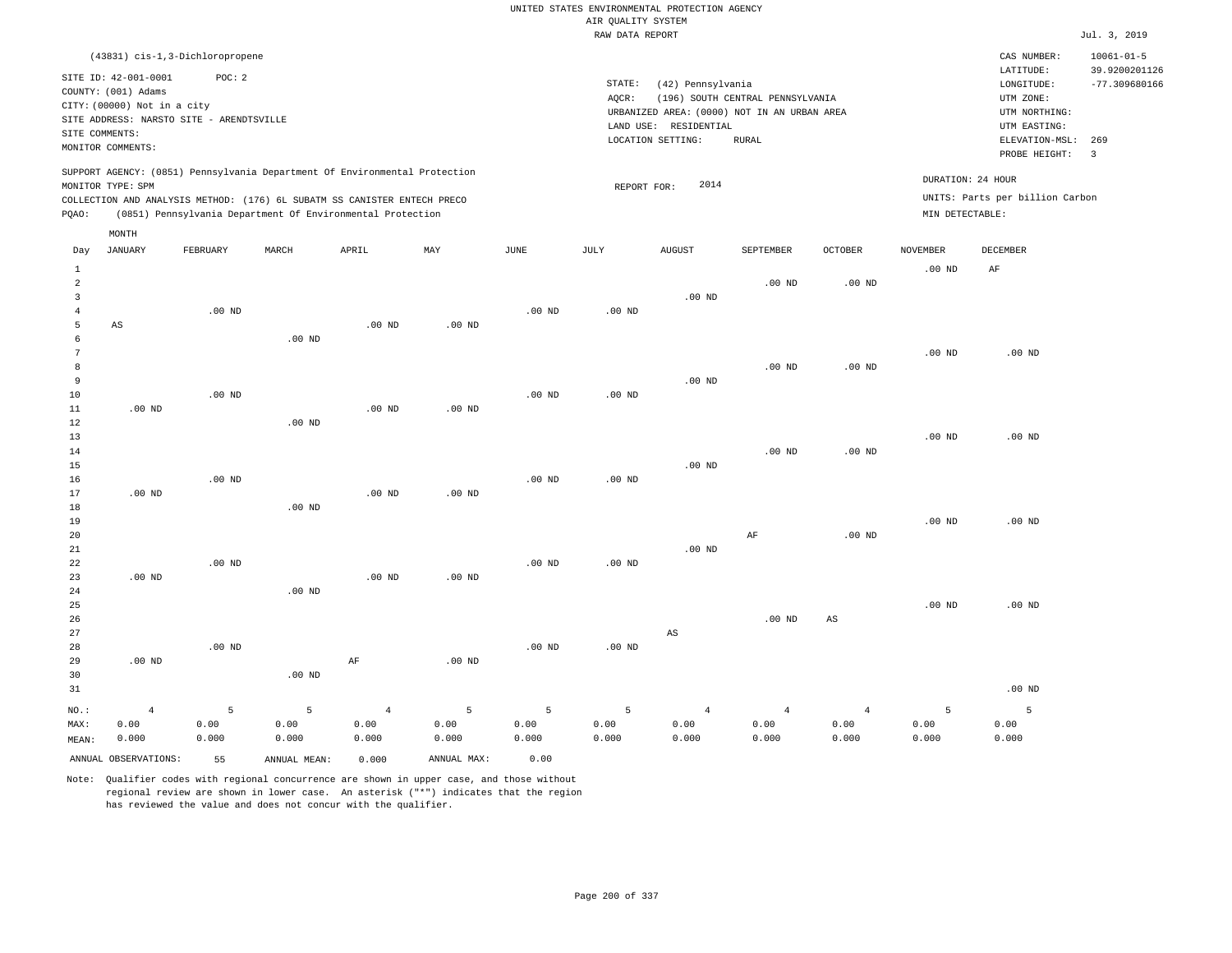UNITED STATES ENVIRONMENTAL PROTECTION AGENCY
AIR QUALITY SYSTEM
RAW DATA REPORT

Jul. 3, 2019

(43831) cis-1,3-Dichloropropene

SITE ID: 42-001-0001 POC: 2
COUNTY: (001) Adams
CITY: (00000) Not in a city
SITE ADDRESS: NARSTO SITE - ARENDTSVILLE
SITE COMMENTS:
MONITOR COMMENTS:

STATE: (42) Pennsylvania
AQCR: (196) SOUTH CENTRAL PENNSYLVANIA
URBANIZED AREA: (0000) NOT IN AN URBAN AREA
LAND USE: RESIDENTIAL
LOCATION SETTING: RURAL

CAS NUMBER: 10061-01-5
LATITUDE: 39.9200201126
LONGITUDE: -77.309680166
UTM ZONE:
UTM NORTHING:
UTM EASTING:
ELEVATION-MSL: 269
PROBE HEIGHT: 3

SUPPORT AGENCY: (0851) Pennsylvania Department Of Environmental Protection
MONITOR TYPE: SPM
COLLECTION AND ANALYSIS METHOD: (176) 6L SUBATM SS CANISTER ENTECH PRECO
PQAO: (0851) Pennsylvania Department Of Environmental Protection

REPORT FOR: 2014

DURATION: 24 HOUR
UNITS: Parts per billion Carbon
MIN DETECTABLE:

| Day | JANUARY | FEBRUARY | MARCH | APRIL | MAY | JUNE | JULY | AUGUST | SEPTEMBER | OCTOBER | NOVEMBER | DECEMBER |
|---|---|---|---|---|---|---|---|---|---|---|---|---|
| 1 | | | | | | | | | | | .00 ND | AF |
| 2 | | | | | | | | | .00 ND | .00 ND | | |
| 3 | | | | | | | | .00 ND | | | | |
| 4 | | .00 ND | | | | .00 ND | .00 ND | | | | | |
| 5 | AS | | | .00 ND | .00 ND | | | | | | | |
| 6 | | | .00 ND | | | | | | | | | |
| 7 | | | | | | | | | | | .00 ND | .00 ND |
| 8 | | | | | | | | | .00 ND | .00 ND | | |
| 9 | | | | | | | | .00 ND | | | | |
| 10 | | .00 ND | | | | .00 ND | .00 ND | | | | | |
| 11 | .00 ND | | | .00 ND | .00 ND | | | | | | | |
| 12 | | | .00 ND | | | | | | | | | |
| 13 | | | | | | | | | | | .00 ND | .00 ND |
| 14 | | | | | | | | | .00 ND | .00 ND | | |
| 15 | | | | | | | | .00 ND | | | | |
| 16 | | .00 ND | | | | .00 ND | .00 ND | | | | | |
| 17 | .00 ND | | | .00 ND | .00 ND | | | | | | | |
| 18 | | | .00 ND | | | | | | | | | |
| 19 | | | | | | | | | | | .00 ND | .00 ND |
| 20 | | | | | | | | | AF | .00 ND | | |
| 21 | | | | | | | | .00 ND | | | | |
| 22 | | .00 ND | | | | .00 ND | .00 ND | | | | | |
| 23 | .00 ND | | | .00 ND | .00 ND | | | | | | | |
| 24 | | | .00 ND | | | | | | | | | |
| 25 | | | | | | | | | | | .00 ND | .00 ND |
| 26 | | | | | | | | | .00 ND | AS | | |
| 27 | | | | | | | | AS | | | | |
| 28 | | .00 ND | | | | .00 ND | .00 ND | | | | | |
| 29 | .00 ND | | | AF | .00 ND | | | | | | | |
| 30 | | | .00 ND | | | | | | | | | |
| 31 | | | | | | | | | | | | .00 ND |
| NO.: | 4 | 5 | 5 | 4 | 5 | 5 | 5 | 4 | 4 | 4 | 5 | 5 |
| MAX: | 0.00 | 0.00 | 0.00 | 0.00 | 0.00 | 0.00 | 0.00 | 0.00 | 0.00 | 0.00 | 0.00 | 0.00 |
| MEAN: | 0.000 | 0.000 | 0.000 | 0.000 | 0.000 | 0.000 | 0.000 | 0.000 | 0.000 | 0.000 | 0.000 | 0.000 |

ANNUAL OBSERVATIONS: 55 ANNUAL MEAN: 0.000 ANNUAL MAX: 0.00

Note: Qualifier codes with regional concurrence are shown in upper case, and those without regional review are shown in lower case. An asterisk ("*") indicates that the region has reviewed the value and does not concur with the qualifier.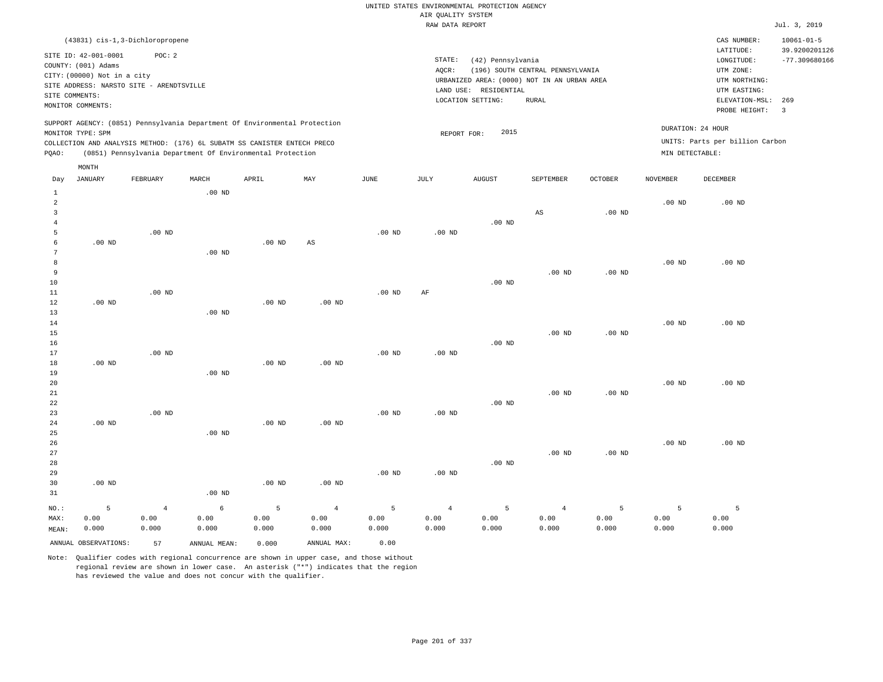UNITED STATES ENVIRONMENTAL PROTECTION AGENCY
AIR QUALITY SYSTEM
RAW DATA REPORT

Jul. 3, 2019

(43831) cis-1,3-Dichloropropene

SITE ID: 42-001-0001 POC: 2
COUNTY: (001) Adams
CITY: (00000) Not in a city
SITE ADDRESS: NARSTO SITE - ARENDTSVILLE
SITE COMMENTS:
MONITOR COMMENTS:

STATE: (42) Pennsylvania
AQCR: (196) SOUTH CENTRAL PENNSYLVANIA
URBANIZED AREA: (0000) NOT IN AN URBAN AREA
LAND USE: RESIDENTIAL
LOCATION SETTING: RURAL

CAS NUMBER: 10061-01-5
LATITUDE: 39.9200201126
LONGITUDE: -77.309680166
UTM ZONE:
UTM NORTHING:
UTM EASTING:
ELEVATION-MSL: 269
PROBE HEIGHT: 3

SUPPORT AGENCY: (0851) Pennsylvania Department Of Environmental Protection
MONITOR TYPE: SPM
COLLECTION AND ANALYSIS METHOD: (176) 6L SUBATM SS CANISTER ENTECH PRECO
PQAO: (0851) Pennsylvania Department Of Environmental Protection

REPORT FOR: 2015

DURATION: 24 HOUR
UNITS: Parts per billion Carbon
MIN DETECTABLE:

| Day | JANUARY | FEBRUARY | MARCH | APRIL | MAY | JUNE | JULY | AUGUST | SEPTEMBER | OCTOBER | NOVEMBER | DECEMBER |
|---|---|---|---|---|---|---|---|---|---|---|---|---|
| 1 | | | .00 ND | | | | | | | | | |
| 2 | | | | | | | | | | | .00 ND | .00 ND |
| 3 | | | | | | | | | AS | .00 ND | | |
| 4 | | | | | | | | .00 ND | | | | |
| 5 | | .00 ND | | | | .00 ND | .00 ND | | | | | |
| 6 | .00 ND | | | .00 ND | AS | | | | | | | |
| 7 | | | .00 ND | | | | | | | | | |
| 8 | | | | | | | | | | | .00 ND | .00 ND |
| 9 | | | | | | | | | .00 ND | .00 ND | | |
| 10 | | | | | | | | .00 ND | | | | |
| 11 | | .00 ND | | | | .00 ND | AF | | | | | |
| 12 | .00 ND | | | .00 ND | .00 ND | | | | | | | |
| 13 | | | .00 ND | | | | | | | | | |
| 14 | | | | | | | | | | | .00 ND | .00 ND |
| 15 | | | | | | | | | .00 ND | .00 ND | | |
| 16 | | | | | | | | .00 ND | | | | |
| 17 | | .00 ND | | | | .00 ND | .00 ND | | | | | |
| 18 | .00 ND | | | .00 ND | .00 ND | | | | | | | |
| 19 | | | .00 ND | | | | | | | | | |
| 20 | | | | | | | | | | | .00 ND | .00 ND |
| 21 | | | | | | | | | .00 ND | .00 ND | | |
| 22 | | | | | | | | .00 ND | | | | |
| 23 | | .00 ND | | | | .00 ND | .00 ND | | | | | |
| 24 | .00 ND | | | .00 ND | .00 ND | | | | | | | |
| 25 | | | .00 ND | | | | | | | | | |
| 26 | | | | | | | | | | | .00 ND | .00 ND |
| 27 | | | | | | | | | .00 ND | .00 ND | | |
| 28 | | | | | | | | .00 ND | | | | |
| 29 | | | | | | .00 ND | .00 ND | | | | | |
| 30 | .00 ND | | | .00 ND | .00 ND | | | | | | | |
| 31 | | | .00 ND | | | | | | | | | |
| NO.: | 5 | 4 | 6 | 5 | 4 | 5 | 4 | 5 | 4 | 5 | 5 | 5 |
| MAX: | 0.00 | 0.00 | 0.00 | 0.00 | 0.00 | 0.00 | 0.00 | 0.00 | 0.00 | 0.00 | 0.00 | 0.00 |
| MEAN: | 0.000 | 0.000 | 0.000 | 0.000 | 0.000 | 0.000 | 0.000 | 0.000 | 0.000 | 0.000 | 0.000 | 0.000 |

ANNUAL OBSERVATIONS: 57 ANNUAL MEAN: 0.000 ANNUAL MAX: 0.00

Note: Qualifier codes with regional concurrence are shown in upper case, and those without regional review are shown in lower case. An asterisk ("*") indicates that the region has reviewed the value and does not concur with the qualifier.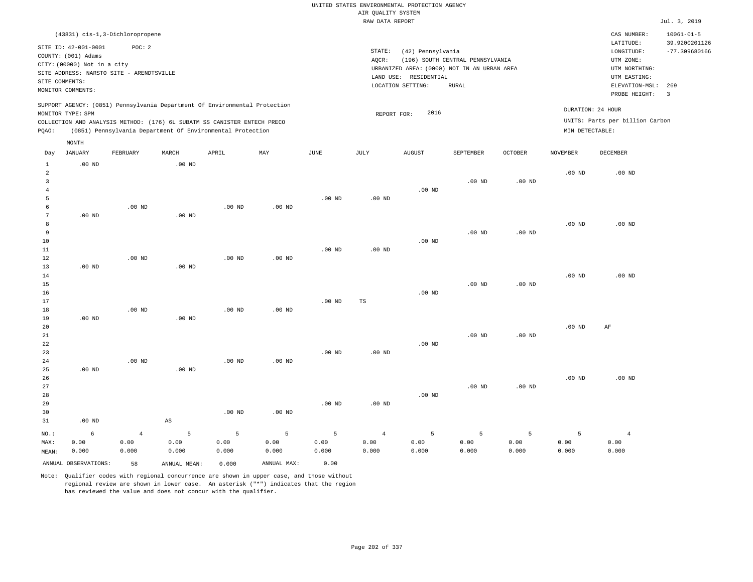UNITED STATES ENVIRONMENTAL PROTECTION AGENCY
AIR QUALITY SYSTEM
RAW DATA REPORT

Jul. 3, 2019

(43831) cis-1,3-Dichloropropene

SITE ID: 42-001-0001 POC: 2
COUNTY: (001) Adams
CITY: (00000) Not in a city
SITE ADDRESS: NARSTO SITE - ARENDTSVILLE
SITE COMMENTS:
MONITOR COMMENTS:

STATE: (42) Pennsylvania
AQCR: (196) SOUTH CENTRAL PENNSYLVANIA
URBANIZED AREA: (0000) NOT IN AN URBAN AREA
LAND USE: RESIDENTIAL
LOCATION SETTING: RURAL

CAS NUMBER: 10061-01-5
LATITUDE: 39.9200201126
LONGITUDE: -77.309680166
UTM ZONE:
UTM NORTHING:
UTM EASTING:
ELEVATION-MSL: 269
PROBE HEIGHT: 3

SUPPORT AGENCY: (0851) Pennsylvania Department Of Environmental Protection
MONITOR TYPE: SPM
COLLECTION AND ANALYSIS METHOD: (176) 6L SUBATM SS CANISTER ENTECH PRECO
PQAO: (0851) Pennsylvania Department Of Environmental Protection

REPORT FOR: 2016

DURATION: 24 HOUR
UNITS: Parts per billion Carbon
MIN DETECTABLE:

| Day | JANUARY | FEBRUARY | MARCH | APRIL | MAY | JUNE | JULY | AUGUST | SEPTEMBER | OCTOBER | NOVEMBER | DECEMBER |
|---|---|---|---|---|---|---|---|---|---|---|---|---|
| 1 | .00 ND | | .00 ND | | | | | | | | | |
| 2 | | | | | | | | | | | .00 ND | .00 ND |
| 3 | | | | | | | | | .00 ND | .00 ND | | |
| 4 | | | | | | | | .00 ND | | | | |
| 5 | | | | | | .00 ND | .00 ND | | | | | |
| 6 | | .00 ND | | .00 ND | .00 ND | | | | | | | |
| 7 | .00 ND | | .00 ND | | | | | | | | | |
| 8 | | | | | | | | | | | .00 ND | .00 ND |
| 9 | | | | | | | | | .00 ND | .00 ND | | |
| 10 | | | | | | | | .00 ND | | | | |
| 11 | | | | | | .00 ND | .00 ND | | | | | |
| 12 | | .00 ND | | .00 ND | .00 ND | | | | | | | |
| 13 | .00 ND | | .00 ND | | | | | | | | | |
| 14 | | | | | | | | | | | .00 ND | .00 ND |
| 15 | | | | | | | | | .00 ND | .00 ND | | |
| 16 | | | | | | | | .00 ND | | | | |
| 17 | | | | | | .00 ND | TS | | | | | |
| 18 | | .00 ND | | .00 ND | .00 ND | | | | | | | |
| 19 | .00 ND | | .00 ND | | | | | | | | | |
| 20 | | | | | | | | | | | .00 ND | AF |
| 21 | | | | | | | | | .00 ND | .00 ND | | |
| 22 | | | | | | | | .00 ND | | | | |
| 23 | | | | | | .00 ND | .00 ND | | | | | |
| 24 | | .00 ND | | .00 ND | .00 ND | | | | | | | |
| 25 | .00 ND | | .00 ND | | | | | | | | | |
| 26 | | | | | | | | | | | .00 ND | .00 ND |
| 27 | | | | | | | | | .00 ND | .00 ND | | |
| 28 | | | | | | | | .00 ND | | | | |
| 29 | | | | | | .00 ND | .00 ND | | | | | |
| 30 | | | | .00 ND | .00 ND | | | | | | | |
| 31 | .00 ND | | AS | | | | | | | | | |
| NO.: | 6 | 4 | 5 | 5 | 5 | 5 | 4 | 5 | 5 | 5 | 5 | 4 |
| MAX: | 0.00 | 0.00 | 0.00 | 0.00 | 0.00 | 0.00 | 0.00 | 0.00 | 0.00 | 0.00 | 0.00 | 0.00 |
| MEAN: | 0.000 | 0.000 | 0.000 | 0.000 | 0.000 | 0.000 | 0.000 | 0.000 | 0.000 | 0.000 | 0.000 | 0.000 |

ANNUAL OBSERVATIONS: 58 ANNUAL MEAN: 0.000 ANNUAL MAX: 0.00

Note: Qualifier codes with regional concurrence are shown in upper case, and those without regional review are shown in lower case. An asterisk ("*") indicates that the region has reviewed the value and does not concur with the qualifier.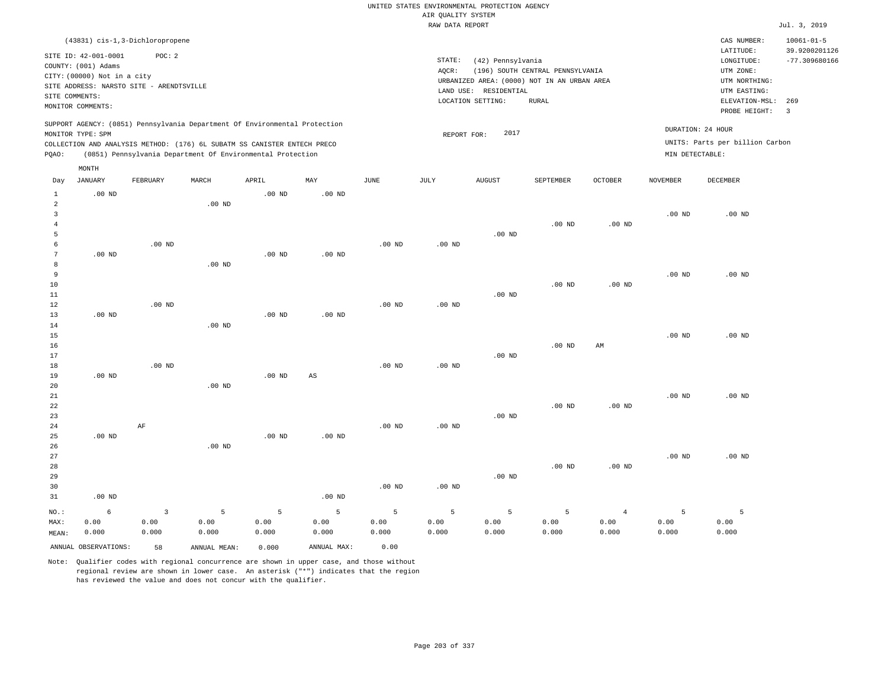UNITED STATES ENVIRONMENTAL PROTECTION AGENCY
AIR QUALITY SYSTEM
RAW DATA REPORT

Jul. 3, 2019

(43831) cis-1,3-Dichloropropene

SITE ID: 42-001-0001 POC: 2
COUNTY: (001) Adams
CITY: (00000) Not in a city
SITE ADDRESS: NARSTO SITE - ARENDTSVILLE
SITE COMMENTS:
MONITOR COMMENTS:

STATE: (42) Pennsylvania
AQCR: (196) SOUTH CENTRAL PENNSYLVANIA
URBANIZED AREA: (0000) NOT IN AN URBAN AREA
LAND USE: RESIDENTIAL
LOCATION SETTING: RURAL

CAS NUMBER: 10061-01-5
LATITUDE: 39.9200201126
LONGITUDE: -77.309680166
UTM ZONE:
UTM NORTHING:
UTM EASTING:
ELEVATION-MSL: 269
PROBE HEIGHT: 3

SUPPORT AGENCY: (0851) Pennsylvania Department Of Environmental Protection
MONITOR TYPE: SPM
COLLECTION AND ANALYSIS METHOD: (176) 6L SUBATM SS CANISTER ENTECH PRECO
PQAO: (0851) Pennsylvania Department Of Environmental Protection

REPORT FOR: 2017

DURATION: 24 HOUR
UNITS: Parts per billion Carbon
MIN DETECTABLE:

| Day | JANUARY | FEBRUARY | MARCH | APRIL | MAY | JUNE | JULY | AUGUST | SEPTEMBER | OCTOBER | NOVEMBER | DECEMBER |
|---|---|---|---|---|---|---|---|---|---|---|---|---|
| 1 | .00 ND | | | .00 ND | .00 ND | | | | | | | |
| 2 | | | .00 ND | | | | | | | | | |
| 3 | | | | | | | | | | | .00 ND | .00 ND |
| 4 | | | | | | | | | .00 ND | .00 ND | | |
| 5 | | | | | | | | .00 ND | | | | |
| 6 | | .00 ND | | | | .00 ND | .00 ND | | | | | |
| 7 | .00 ND | | | .00 ND | .00 ND | | | | | | | |
| 8 | | | .00 ND | | | | | | | | | |
| 9 | | | | | | | | | | | .00 ND | .00 ND |
| 10 | | | | | | | | | .00 ND | .00 ND | | |
| 11 | | | | | | | | .00 ND | | | | |
| 12 | | .00 ND | | | | .00 ND | .00 ND | | | | | |
| 13 | .00 ND | | | .00 ND | .00 ND | | | | | | | |
| 14 | | | .00 ND | | | | | | | | | |
| 15 | | | | | | | | | | | .00 ND | .00 ND |
| 16 | | | | | | | | | .00 ND | AM | | |
| 17 | | | | | | | | .00 ND | | | | |
| 18 | | .00 ND | | | | .00 ND | .00 ND | | | | | |
| 19 | .00 ND | | | .00 ND | AS | | | | | | | |
| 20 | | | .00 ND | | | | | | | | | |
| 21 | | | | | | | | | | | .00 ND | .00 ND |
| 22 | | | | | | | | | .00 ND | .00 ND | | |
| 23 | | | | | | | | .00 ND | | | | |
| 24 | | AF | | | | .00 ND | .00 ND | | | | | |
| 25 | .00 ND | | | .00 ND | .00 ND | | | | | | | |
| 26 | | | .00 ND | | | | | | | | | |
| 27 | | | | | | | | | | | .00 ND | .00 ND |
| 28 | | | | | | | | | .00 ND | .00 ND | | |
| 29 | | | | | | | | .00 ND | | | | |
| 30 | | | | | | .00 ND | .00 ND | | | | | |
| 31 | .00 ND | | | | .00 ND | | | | | | | |
| NO.: | 6 | 3 | 5 | 5 | 5 | 5 | 5 | 5 | 5 | 4 | 5 | 5 |
| MAX: | 0.00 | 0.00 | 0.00 | 0.00 | 0.00 | 0.00 | 0.00 | 0.00 | 0.00 | 0.00 | 0.00 | 0.00 |
| MEAN: | 0.000 | 0.000 | 0.000 | 0.000 | 0.000 | 0.000 | 0.000 | 0.000 | 0.000 | 0.000 | 0.000 | 0.000 |

ANNUAL OBSERVATIONS: 58 ANNUAL MEAN: 0.000 ANNUAL MAX: 0.00

Note: Qualifier codes with regional concurrence are shown in upper case, and those without regional review are shown in lower case. An asterisk ("*") indicates that the region has reviewed the value and does not concur with the qualifier.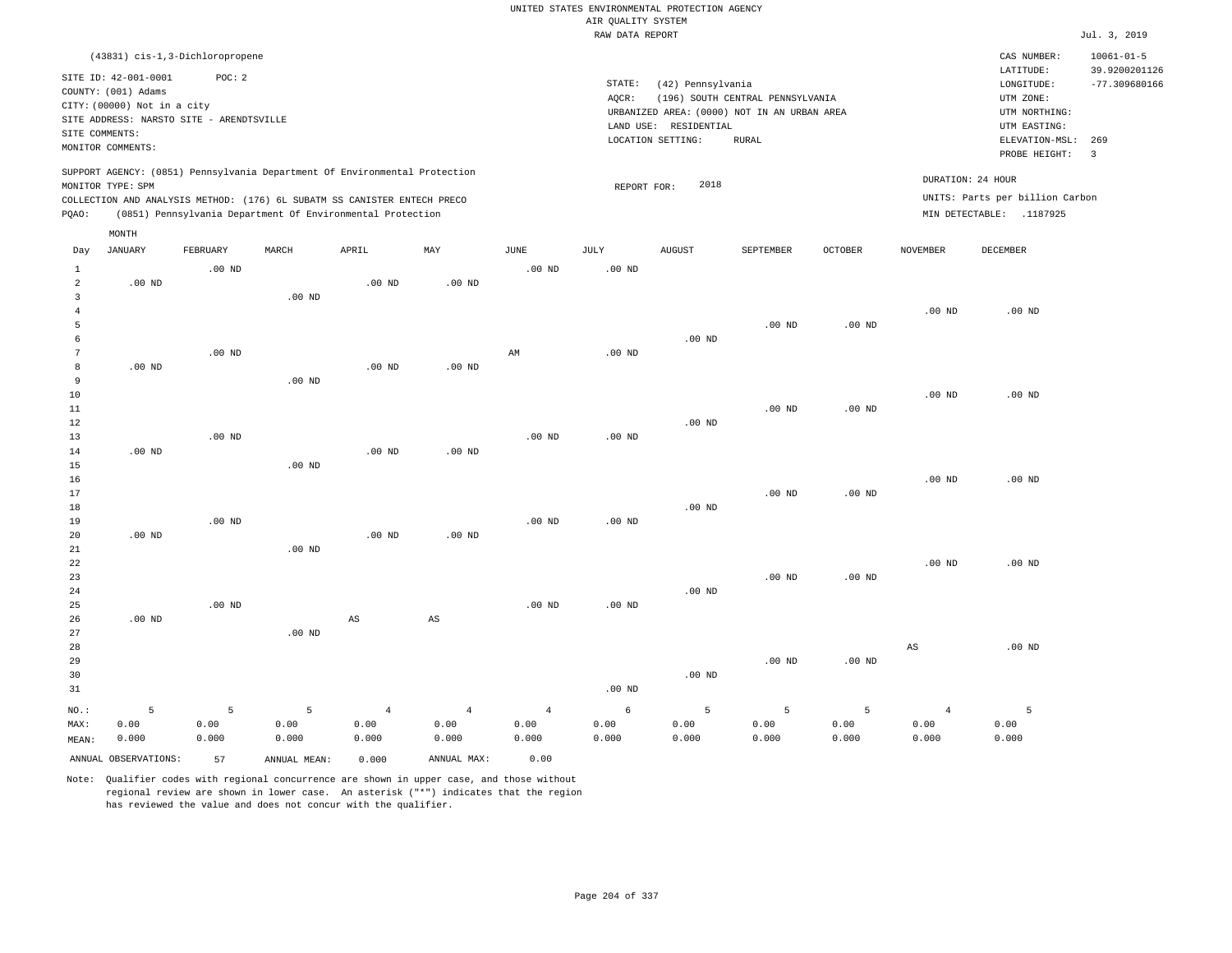UNITED STATES ENVIRONMENTAL PROTECTION AGENCY
AIR QUALITY SYSTEM
RAW DATA REPORT

Jul. 3, 2019

(43831) cis-1,3-Dichloropropene

SITE ID: 42-001-0001 POC: 2
COUNTY: (001) Adams
CITY: (00000) Not in a city
SITE ADDRESS: NARSTO SITE - ARENDTSVILLE
SITE COMMENTS:
MONITOR COMMENTS:

STATE: (42) Pennsylvania
AQCR: (196) SOUTH CENTRAL PENNSYLVANIA
URBANIZED AREA: (0000) NOT IN AN URBAN AREA
LAND USE: RESIDENTIAL
LOCATION SETTING: RURAL

CAS NUMBER: 10061-01-5
LATITUDE: 39.9200201126
LONGITUDE: -77.309680166
UTM ZONE:
UTM NORTHING:
UTM EASTING:
ELEVATION-MSL: 269
PROBE HEIGHT: 3

SUPPORT AGENCY: (0851) Pennsylvania Department Of Environmental Protection
MONITOR TYPE: SPM
COLLECTION AND ANALYSIS METHOD: (176) 6L SUBATM SS CANISTER ENTECH PRECO
PQAO: (0851) Pennsylvania Department Of Environmental Protection

REPORT FOR: 2018

DURATION: 24 HOUR
UNITS: Parts per billion Carbon
MIN DETECTABLE: .1187925

| Day | JANUARY | FEBRUARY | MARCH | APRIL | MAY | JUNE | JULY | AUGUST | SEPTEMBER | OCTOBER | NOVEMBER | DECEMBER |
|---|---|---|---|---|---|---|---|---|---|---|---|---|
| 1 | | .00 ND | | | | .00 ND | .00 ND | | | | | |
| 2 | .00 ND | | | .00 ND | .00 ND | | | | | | | |
| 3 | | | .00 ND | | | | | | | | | |
| 4 | | | | | | | | | | | .00 ND | .00 ND |
| 5 | | | | | | | | | .00 ND | .00 ND | | |
| 6 | | | | | | | | .00 ND | | | | |
| 7 | | .00 ND | | | | AM | .00 ND | | | | | |
| 8 | .00 ND | | | .00 ND | .00 ND | | | | | | | |
| 9 | | | .00 ND | | | | | | | | | |
| 10 | | | | | | | | | | | .00 ND | .00 ND |
| 11 | | | | | | | | | .00 ND | .00 ND | | |
| 12 | | | | | | | | .00 ND | | | | |
| 13 | | .00 ND | | | | .00 ND | .00 ND | | | | | |
| 14 | .00 ND | | | .00 ND | .00 ND | | | | | | | |
| 15 | | | .00 ND | | | | | | | | | |
| 16 | | | | | | | | | | | .00 ND | .00 ND |
| 17 | | | | | | | | | .00 ND | .00 ND | | |
| 18 | | | | | | | | .00 ND | | | | |
| 19 | | .00 ND | | | | .00 ND | .00 ND | | | | | |
| 20 | .00 ND | | | .00 ND | .00 ND | | | | | | | |
| 21 | | | .00 ND | | | | | | | | | |
| 22 | | | | | | | | | | | .00 ND | .00 ND |
| 23 | | | | | | | | | .00 ND | .00 ND | | |
| 24 | | | | | | | | .00 ND | | | | |
| 25 | | .00 ND | | | | .00 ND | .00 ND | | | | | |
| 26 | .00 ND | | | AS | AS | | | | | | | |
| 27 | | | .00 ND | | | | | | | | | |
| 28 | | | | | | | | | | | AS | .00 ND |
| 29 | | | | | | | | | .00 ND | .00 ND | | |
| 30 | | | | | | | | .00 ND | | | | |
| 31 | | | | | | | .00 ND | | | | | |
| NO.: | 5 | 5 | 5 | 4 | 4 | 4 | 6 | 5 | 5 | 5 | 4 | 5 |
| MAX: | 0.00 | 0.00 | 0.00 | 0.00 | 0.00 | 0.00 | 0.00 | 0.00 | 0.00 | 0.00 | 0.00 | 0.00 |
| MEAN: | 0.000 | 0.000 | 0.000 | 0.000 | 0.000 | 0.000 | 0.000 | 0.000 | 0.000 | 0.000 | 0.000 | 0.000 |

ANNUAL OBSERVATIONS: 57 ANNUAL MEAN: 0.000 ANNUAL MAX: 0.00

Note: Qualifier codes with regional concurrence are shown in upper case, and those without regional review are shown in lower case. An asterisk ("*") indicates that the region has reviewed the value and does not concur with the qualifier.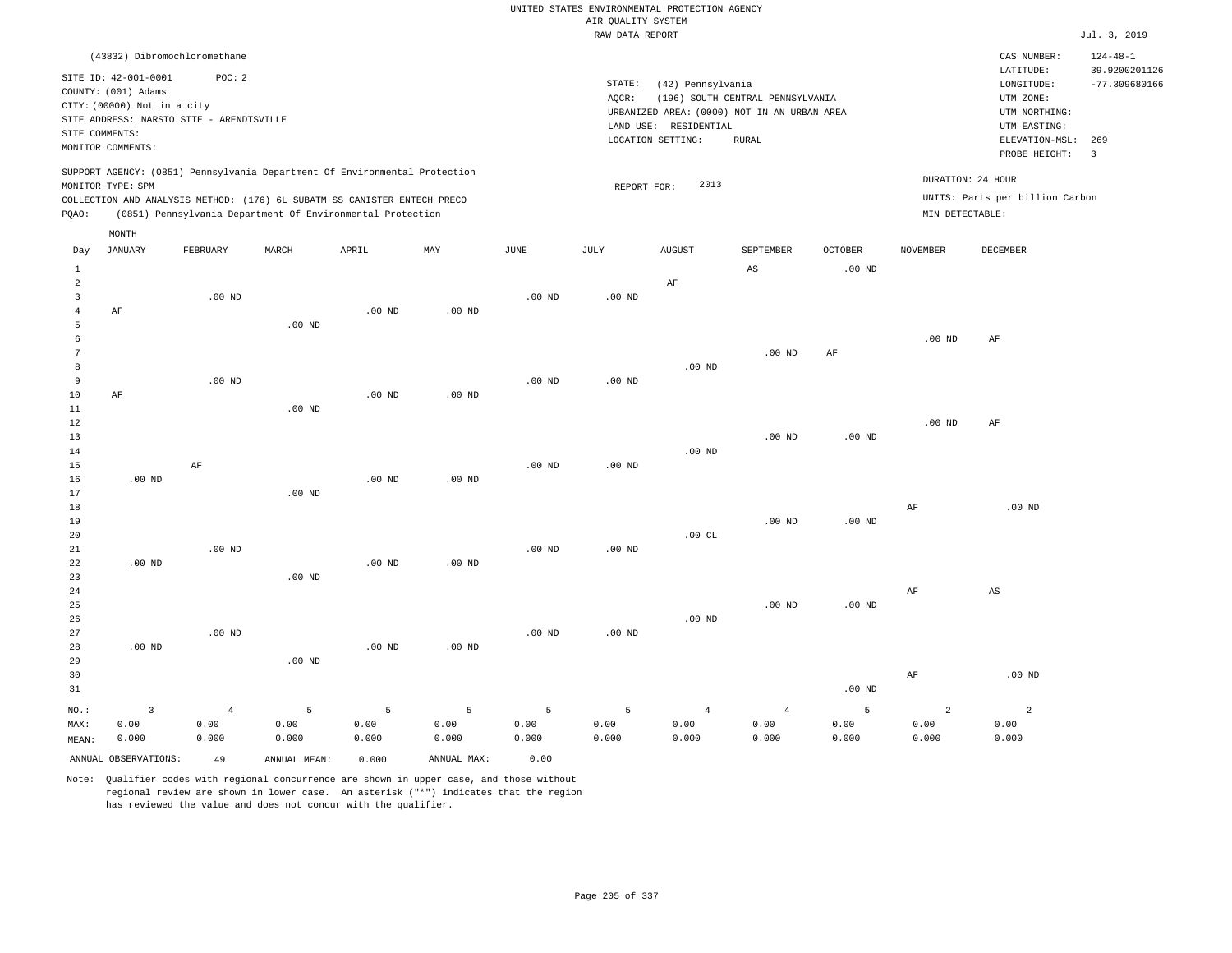UNITED STATES ENVIRONMENTAL PROTECTION AGENCY
AIR QUALITY SYSTEM
RAW DATA REPORT

Jul. 3, 2019

(43832) Dibromochloromethane

SITE ID: 42-001-0001 POC: 2
COUNTY: (001) Adams
CITY: (00000) Not in a city
SITE ADDRESS: NARSTO SITE - ARENDTSVILLE
SITE COMMENTS:
MONITOR COMMENTS:

STATE: (42) Pennsylvania
AQCR: (196) SOUTH CENTRAL PENNSYLVANIA
URBANIZED AREA: (0000) NOT IN AN URBAN AREA
LAND USE: RESIDENTIAL
LOCATION SETTING: RURAL

CAS NUMBER: 124-48-1
LATITUDE: 39.9200201126
LONGITUDE: -77.309680166
UTM ZONE:
UTM NORTHING:
UTM EASTING:
ELEVATION-MSL: 269
PROBE HEIGHT: 3

SUPPORT AGENCY: (0851) Pennsylvania Department Of Environmental Protection
MONITOR TYPE: SPM
COLLECTION AND ANALYSIS METHOD: (176) 6L SUBATM SS CANISTER ENTECH PRECO
PQAO: (0851) Pennsylvania Department Of Environmental Protection

REPORT FOR: 2013

DURATION: 24 HOUR
UNITS: Parts per billion Carbon
MIN DETECTABLE:

| Day | JANUARY | FEBRUARY | MARCH | APRIL | MAY | JUNE | JULY | AUGUST | SEPTEMBER | OCTOBER | NOVEMBER | DECEMBER |
|---|---|---|---|---|---|---|---|---|---|---|---|---|
| 1 | | | | | | | | | AS | .00 ND | | |
| 2 | | | | | | | | AF | | | | |
| 3 | | .00 ND | | | | .00 ND | .00 ND | | | | | |
| 4 | AF | | | .00 ND | .00 ND | | | | | | | |
| 5 | | | .00 ND | | | | | | | | | |
| 6 | | | | | | | | | | | .00 ND | AF |
| 7 | | | | | | | | | .00 ND | AF | | |
| 8 | | | | | | | | .00 ND | | | | |
| 9 | | .00 ND | | | | .00 ND | .00 ND | | | | | |
| 10 | AF | | | .00 ND | .00 ND | | | | | | | |
| 11 | | | .00 ND | | | | | | | | | |
| 12 | | | | | | | | | | | .00 ND | AF |
| 13 | | | | | | | | | .00 ND | .00 ND | | |
| 14 | | | | | | | | .00 ND | | | | |
| 15 | | AF | | | | .00 ND | .00 ND | | | | | |
| 16 | .00 ND | | | .00 ND | .00 ND | | | | | | | |
| 17 | | | .00 ND | | | | | | | | | |
| 18 | | | | | | | | | | | AF | .00 ND |
| 19 | | | | | | | | | .00 ND | .00 ND | | |
| 20 | | | | | | | | .00 CL | | | | |
| 21 | | .00 ND | | | | .00 ND | .00 ND | | | | | |
| 22 | .00 ND | | | .00 ND | .00 ND | | | | | | | |
| 23 | | | .00 ND | | | | | | | | | |
| 24 | | | | | | | | | | | AF | AS |
| 25 | | | | | | | | | .00 ND | .00 ND | | |
| 26 | | | | | | | | .00 ND | | | | |
| 27 | | .00 ND | | | | .00 ND | .00 ND | | | | | |
| 28 | .00 ND | | | .00 ND | .00 ND | | | | | | | |
| 29 | | | .00 ND | | | | | | | | | |
| 30 | | | | | | | | | | | AF | .00 ND |
| 31 | | | | | | | | | | .00 ND | | |
| NO.: | 3 | 4 | 5 | 5 | 5 | 5 | 5 | 4 | 4 | 5 | 2 | 2 |
| MAX: | 0.00 | 0.00 | 0.00 | 0.00 | 0.00 | 0.00 | 0.00 | 0.00 | 0.00 | 0.00 | 0.00 | 0.00 |
| MEAN: | 0.000 | 0.000 | 0.000 | 0.000 | 0.000 | 0.000 | 0.000 | 0.000 | 0.000 | 0.000 | 0.000 | 0.000 |

ANNUAL OBSERVATIONS: 49 ANNUAL MEAN: 0.000 ANNUAL MAX: 0.00

Note: Qualifier codes with regional concurrence are shown in upper case, and those without regional review are shown in lower case. An asterisk ("*") indicates that the region has reviewed the value and does not concur with the qualifier.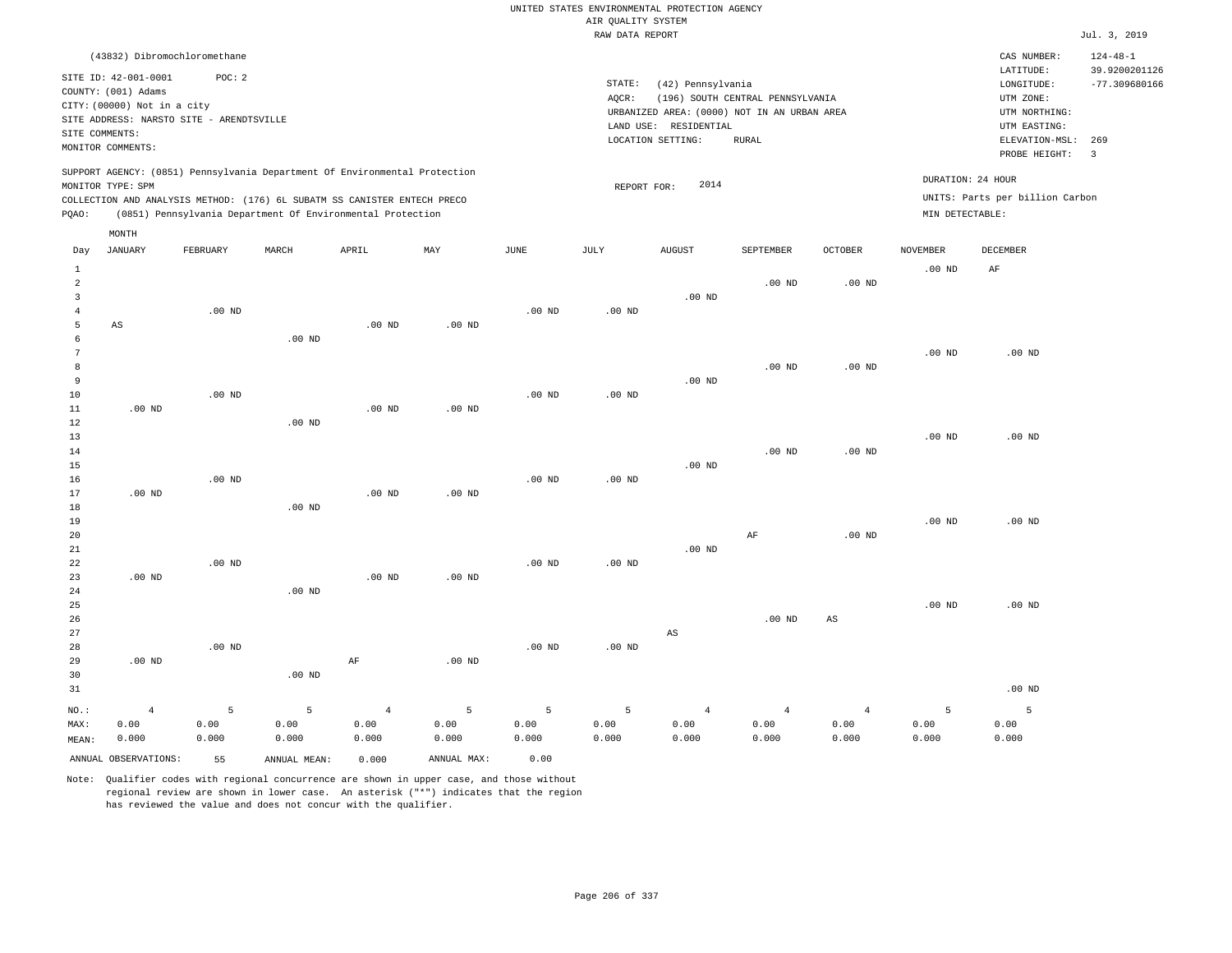UNITED STATES ENVIRONMENTAL PROTECTION AGENCY
AIR QUALITY SYSTEM
RAW DATA REPORT

Jul. 3, 2019

(43832) Dibromochloromethane

SITE ID: 42-001-0001 POC: 2
COUNTY: (001) Adams
CITY: (00000) Not in a city
SITE ADDRESS: NARSTO SITE - ARENDTSVILLE
SITE COMMENTS:
MONITOR COMMENTS:

STATE: (42) Pennsylvania
AQCR: (196) SOUTH CENTRAL PENNSYLVANIA
URBANIZED AREA: (0000) NOT IN AN URBAN AREA
LAND USE: RESIDENTIAL
LOCATION SETTING: RURAL

CAS NUMBER: 124-48-1
LATITUDE: 39.9200201126
LONGITUDE: -77.309680166
UTM ZONE:
UTM NORTHING:
UTM EASTING:
ELEVATION-MSL: 269
PROBE HEIGHT: 3

SUPPORT AGENCY: (0851) Pennsylvania Department Of Environmental Protection
MONITOR TYPE: SPM
COLLECTION AND ANALYSIS METHOD: (176) 6L SUBATM SS CANISTER ENTECH PRECO
PQAO: (0851) Pennsylvania Department Of Environmental Protection

REPORT FOR: 2014

DURATION: 24 HOUR
UNITS: Parts per billion Carbon
MIN DETECTABLE:

| Day | JANUARY | FEBRUARY | MARCH | APRIL | MAY | JUNE | JULY | AUGUST | SEPTEMBER | OCTOBER | NOVEMBER | DECEMBER |
|---|---|---|---|---|---|---|---|---|---|---|---|---|
| 1 | | | | | | | | | | | .00 ND | AF |
| 2 | | | | | | | | | .00 ND | .00 ND | | |
| 3 | | | | | | | | .00 ND | | | | |
| 4 | | .00 ND | | | | .00 ND | .00 ND | | | | | |
| 5 | AS | | | .00 ND | .00 ND | | | | | | | |
| 6 | | | .00 ND | | | | | | | | | |
| 7 | | | | | | | | | | | .00 ND | .00 ND |
| 8 | | | | | | | | | .00 ND | .00 ND | | |
| 9 | | | | | | | | .00 ND | | | | |
| 10 | | .00 ND | | | | .00 ND | .00 ND | | | | | |
| 11 | .00 ND | | | .00 ND | .00 ND | | | | | | | |
| 12 | | | .00 ND | | | | | | | | | |
| 13 | | | | | | | | | | | .00 ND | .00 ND |
| 14 | | | | | | | | | .00 ND | .00 ND | | |
| 15 | | | | | | | | .00 ND | | | | |
| 16 | | .00 ND | | | | .00 ND | .00 ND | | | | | |
| 17 | .00 ND | | | .00 ND | .00 ND | | | | | | | |
| 18 | | | .00 ND | | | | | | | | | |
| 19 | | | | | | | | | | | .00 ND | .00 ND |
| 20 | | | | | | | | | AF | .00 ND | | |
| 21 | | | | | | | | .00 ND | | | | |
| 22 | | .00 ND | | | | .00 ND | .00 ND | | | | | |
| 23 | .00 ND | | | .00 ND | .00 ND | | | | | | | |
| 24 | | | .00 ND | | | | | | | | | |
| 25 | | | | | | | | | | | .00 ND | .00 ND |
| 26 | | | | | | | | | .00 ND | AS | | |
| 27 | | | | | | | | AS | | | | |
| 28 | | .00 ND | | | | .00 ND | .00 ND | | | | | |
| 29 | .00 ND | | | AF | .00 ND | | | | | | | |
| 30 | | | .00 ND | | | | | | | | | |
| 31 | | | | | | | | | | | | .00 ND |
| NO.: | 4 | 5 | 5 | 4 | 5 | 5 | 5 | 4 | 4 | 4 | 5 | 5 |
| MAX: | 0.00 | 0.00 | 0.00 | 0.00 | 0.00 | 0.00 | 0.00 | 0.00 | 0.00 | 0.00 | 0.00 | 0.00 |
| MEAN: | 0.000 | 0.000 | 0.000 | 0.000 | 0.000 | 0.000 | 0.000 | 0.000 | 0.000 | 0.000 | 0.000 | 0.000 |

ANNUAL OBSERVATIONS: 55 ANNUAL MEAN: 0.000 ANNUAL MAX: 0.00

Note: Qualifier codes with regional concurrence are shown in upper case, and those without regional review are shown in lower case. An asterisk ("*") indicates that the region has reviewed the value and does not concur with the qualifier.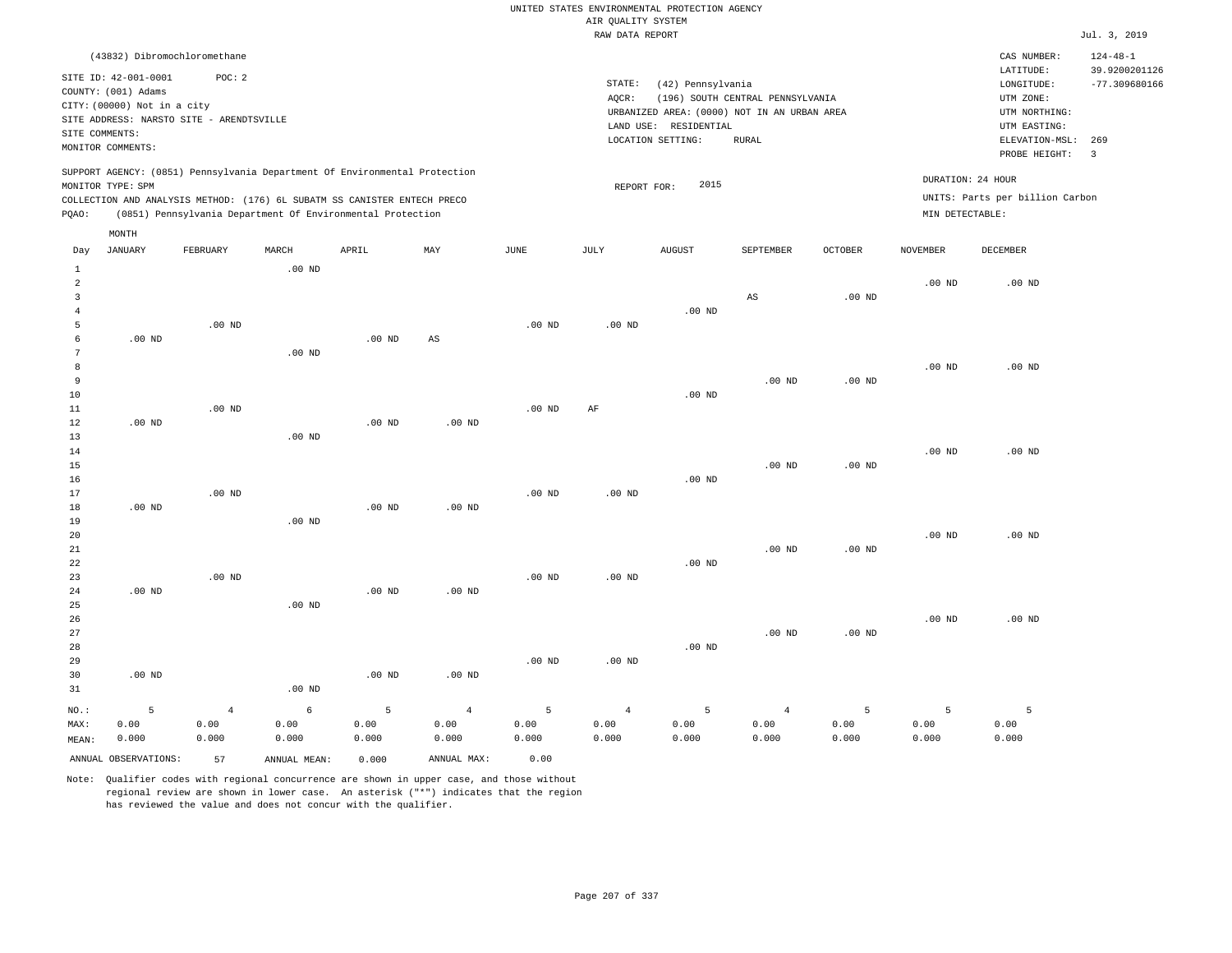UNITED STATES ENVIRONMENTAL PROTECTION AGENCY
AIR QUALITY SYSTEM
RAW DATA REPORT

Jul. 3, 2019

(43832) Dibromochloromethane

SITE ID: 42-001-0001   POC: 2
COUNTY: (001) Adams
CITY: (00000) Not in a city
SITE ADDRESS: NARSTO SITE - ARENDTSVILLE
SITE COMMENTS:
MONITOR COMMENTS:

STATE: (42) Pennsylvania
AQCR: (196) SOUTH CENTRAL PENNSYLVANIA
URBANIZED AREA: (0000) NOT IN AN URBAN AREA
LAND USE: RESIDENTIAL
LOCATION SETTING: RURAL

CAS NUMBER: 124-48-1
LATITUDE: 39.9200201126
LONGITUDE: -77.309680166
UTM ZONE:
UTM NORTHING:
UTM EASTING:
ELEVATION-MSL: 269
PROBE HEIGHT: 3

SUPPORT AGENCY: (0851) Pennsylvania Department Of Environmental Protection
MONITOR TYPE: SPM
COLLECTION AND ANALYSIS METHOD: (176) 6L SUBATM SS CANISTER ENTECH PRECO
PQAO: (0851) Pennsylvania Department Of Environmental Protection

REPORT FOR: 2015

DURATION: 24 HOUR
UNITS: Parts per billion Carbon
MIN DETECTABLE:

| Day | JANUARY | FEBRUARY | MARCH | APRIL | MAY | JUNE | JULY | AUGUST | SEPTEMBER | OCTOBER | NOVEMBER | DECEMBER |
|---|---|---|---|---|---|---|---|---|---|---|---|---|
| 1 | | | .00 ND | | | | | | | | | |
| 2 | | | | | | | | | | | .00 ND | .00 ND |
| 3 | | | | | | | | | AS | .00 ND | | |
| 4 | | | | | | | | .00 ND | | | | |
| 5 | | .00 ND | | | | .00 ND | .00 ND | | | | | |
| 6 | .00 ND | | | .00 ND | AS | | | | | | | |
| 7 | | | .00 ND | | | | | | | | | |
| 8 | | | | | | | | | | | .00 ND | .00 ND |
| 9 | | | | | | | | | .00 ND | .00 ND | | |
| 10 | | | | | | | | .00 ND | | | | |
| 11 | | .00 ND | | | | .00 ND | AF | | | | | |
| 12 | .00 ND | | | .00 ND | .00 ND | | | | | | | |
| 13 | | | .00 ND | | | | | | | | | |
| 14 | | | | | | | | | | | .00 ND | .00 ND |
| 15 | | | | | | | | | .00 ND | .00 ND | | |
| 16 | | | | | | | | .00 ND | | | | |
| 17 | | .00 ND | | | | .00 ND | .00 ND | | | | | |
| 18 | .00 ND | | | .00 ND | .00 ND | | | | | | | |
| 19 | | | .00 ND | | | | | | | | | |
| 20 | | | | | | | | | | | .00 ND | .00 ND |
| 21 | | | | | | | | | .00 ND | .00 ND | | |
| 22 | | | | | | | | .00 ND | | | | |
| 23 | | .00 ND | | | | .00 ND | .00 ND | | | | | |
| 24 | .00 ND | | | .00 ND | .00 ND | | | | | | | |
| 25 | | | .00 ND | | | | | | | | | |
| 26 | | | | | | | | | | | .00 ND | .00 ND |
| 27 | | | | | | | | | .00 ND | .00 ND | | |
| 28 | | | | | | | | .00 ND | | | | |
| 29 | | | | | | .00 ND | .00 ND | | | | | |
| 30 | .00 ND | | | .00 ND | .00 ND | | | | | | | |
| 31 | | | .00 ND | | | | | | | | | |
| NO.: | 5 | 4 | 6 | 5 | 4 | 5 | 4 | 5 | 4 | 5 | 5 | 5 |
| MAX: | 0.00 | 0.00 | 0.00 | 0.00 | 0.00 | 0.00 | 0.00 | 0.00 | 0.00 | 0.00 | 0.00 | 0.00 |
| MEAN: | 0.000 | 0.000 | 0.000 | 0.000 | 0.000 | 0.000 | 0.000 | 0.000 | 0.000 | 0.000 | 0.000 | 0.000 |

ANNUAL OBSERVATIONS: 57   ANNUAL MEAN: 0.000   ANNUAL MAX: 0.00

Note: Qualifier codes with regional concurrence are shown in upper case, and those without regional review are shown in lower case. An asterisk ("*") indicates that the region has reviewed the value and does not concur with the qualifier.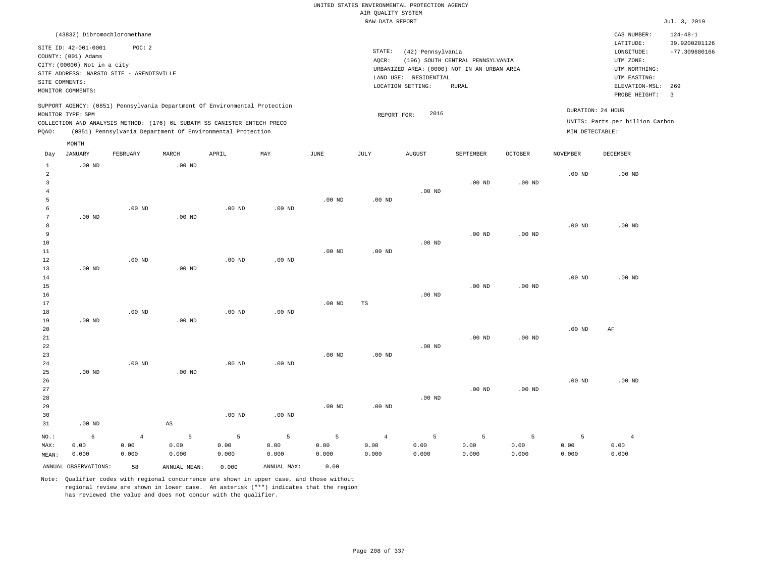UNITED STATES ENVIRONMENTAL PROTECTION AGENCY
AIR QUALITY SYSTEM
RAW DATA REPORT

Jul. 3, 2019

(43832) Dibromochloromethane

SITE ID: 42-001-0001   POC: 2
COUNTY: (001) Adams
CITY: (00000) Not in a city
SITE ADDRESS: NARSTO SITE - ARENDTSVILLE
SITE COMMENTS:
MONITOR COMMENTS:

STATE: (42) Pennsylvania
AQCR: (196) SOUTH CENTRAL PENNSYLVANIA
URBANIZED AREA: (0000) NOT IN AN URBAN AREA
LAND USE: RESIDENTIAL
LOCATION SETTING: RURAL

CAS NUMBER: 124-48-1
LATITUDE: 39.9200201126
LONGITUDE: -77.309680166
UTM ZONE:
UTM NORTHING:
UTM EASTING:
ELEVATION-MSL: 269
PROBE HEIGHT: 3

SUPPORT AGENCY: (0851) Pennsylvania Department Of Environmental Protection
MONITOR TYPE: SPM
COLLECTION AND ANALYSIS METHOD: (176) 6L SUBATM SS CANISTER ENTECH PRECO
PQAO: (0851) Pennsylvania Department Of Environmental Protection

REPORT FOR: 2016

DURATION: 24 HOUR
UNITS: Parts per billion Carbon
MIN DETECTABLE:

| Day | JANUARY | FEBRUARY | MARCH | APRIL | MAY | JUNE | JULY | AUGUST | SEPTEMBER | OCTOBER | NOVEMBER | DECEMBER |
|---|---|---|---|---|---|---|---|---|---|---|---|---|
| 1 | .00 ND | | .00 ND | | | | | | | | | |
| 2 | | | | | | | | | | | .00 ND | .00 ND |
| 3 | | | | | | | | | .00 ND | .00 ND | | |
| 4 | | | | | | | | .00 ND | | | | |
| 5 | | | | | | .00 ND | .00 ND | | | | | |
| 6 | | .00 ND | | .00 ND | .00 ND | | | | | | | |
| 7 | .00 ND | | .00 ND | | | | | | | | | |
| 8 | | | | | | | | | | | .00 ND | .00 ND |
| 9 | | | | | | | | | .00 ND | .00 ND | | |
| 10 | | | | | | | | .00 ND | | | | |
| 11 | | | | | | .00 ND | .00 ND | | | | | |
| 12 | | .00 ND | | .00 ND | .00 ND | | | | | | | |
| 13 | .00 ND | | .00 ND | | | | | | | | | |
| 14 | | | | | | | | | | | .00 ND | .00 ND |
| 15 | | | | | | | | | .00 ND | .00 ND | | |
| 16 | | | | | | | | .00 ND | | | | |
| 17 | | | | | | .00 ND | TS | | | | | |
| 18 | | .00 ND | | .00 ND | .00 ND | | | | | | | |
| 19 | .00 ND | | .00 ND | | | | | | | | | |
| 20 | | | | | | | | | | | .00 ND | AF |
| 21 | | | | | | | | | .00 ND | .00 ND | | |
| 22 | | | | | | | | .00 ND | | | | |
| 23 | | | | | | .00 ND | .00 ND | | | | | |
| 24 | | .00 ND | | .00 ND | .00 ND | | | | | | | |
| 25 | .00 ND | | .00 ND | | | | | | | | | |
| 26 | | | | | | | | | | | .00 ND | .00 ND |
| 27 | | | | | | | | | .00 ND | .00 ND | | |
| 28 | | | | | | | | .00 ND | | | | |
| 29 | | | | | | .00 ND | .00 ND | | | | | |
| 30 | | | | .00 ND | .00 ND | | | | | | | |
| 31 | .00 ND | | AS | | | | | | | | | |
| NO.: | 6 | 4 | 5 | 5 | 5 | 5 | 4 | 5 | 5 | 5 | 5 | 4 |
| MAX: | 0.00 | 0.00 | 0.00 | 0.00 | 0.00 | 0.00 | 0.00 | 0.00 | 0.00 | 0.00 | 0.00 | 0.00 |
| MEAN: | 0.000 | 0.000 | 0.000 | 0.000 | 0.000 | 0.000 | 0.000 | 0.000 | 0.000 | 0.000 | 0.000 | 0.000 |

ANNUAL OBSERVATIONS: 58   ANNUAL MEAN: 0.000   ANNUAL MAX: 0.00

Note: Qualifier codes with regional concurrence are shown in upper case, and those without regional review are shown in lower case. An asterisk ("*") indicates that the region has reviewed the value and does not concur with the qualifier.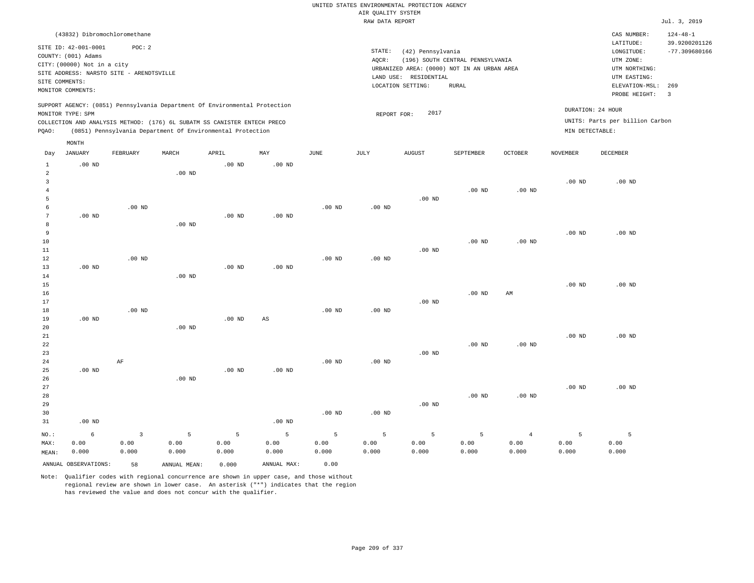UNITED STATES ENVIRONMENTAL PROTECTION AGENCY
AIR QUALITY SYSTEM
RAW DATA REPORT

Jul. 3, 2019

(43832) Dibromochloromethane

SITE ID: 42-001-0001  POC: 2
COUNTY: (001) Adams
CITY: (00000) Not in a city
SITE ADDRESS: NARSTO SITE - ARENDTSVILLE
SITE COMMENTS:
MONITOR COMMENTS:

STATE: (42) Pennsylvania
AQCR: (196) SOUTH CENTRAL PENNSYLVANIA
URBANIZED AREA: (0000) NOT IN AN URBAN AREA
LAND USE: RESIDENTIAL
LOCATION SETTING: RURAL

CAS NUMBER: 124-48-1
LATITUDE: 39.9200201126
LONGITUDE: -77.309680166
UTM ZONE:
UTM NORTHING:
UTM EASTING:
ELEVATION-MSL: 269
PROBE HEIGHT: 3

SUPPORT AGENCY: (0851) Pennsylvania Department Of Environmental Protection
MONITOR TYPE: SPM
COLLECTION AND ANALYSIS METHOD: (176) 6L SUBATM SS CANISTER ENTECH PRECO
PQAO: (0851) Pennsylvania Department Of Environmental Protection

REPORT FOR: 2017

DURATION: 24 HOUR
UNITS: Parts per billion Carbon
MIN DETECTABLE:

| Day | JANUARY | FEBRUARY | MARCH | APRIL | MAY | JUNE | JULY | AUGUST | SEPTEMBER | OCTOBER | NOVEMBER | DECEMBER |
|---|---|---|---|---|---|---|---|---|---|---|---|---|
| 1 | .00 ND | | | .00 ND | .00 ND | | | | | | | |
| 2 | | | .00 ND | | | | | | | | | |
| 3 | | | | | | | | | | | .00 ND | .00 ND |
| 4 | | | | | | | | | .00 ND | .00 ND | | |
| 5 | | | | | | | | .00 ND | | | | |
| 6 | | .00 ND | | | | .00 ND | .00 ND | | | | | |
| 7 | .00 ND | | | .00 ND | .00 ND | | | | | | | |
| 8 | | | .00 ND | | | | | | | | | |
| 9 | | | | | | | | | | | .00 ND | .00 ND |
| 10 | | | | | | | | | .00 ND | .00 ND | | |
| 11 | | | | | | | | .00 ND | | | | |
| 12 | | .00 ND | | | | .00 ND | .00 ND | | | | | |
| 13 | .00 ND | | | .00 ND | .00 ND | | | | | | | |
| 14 | | | .00 ND | | | | | | | | | |
| 15 | | | | | | | | | | | .00 ND | .00 ND |
| 16 | | | | | | | | | .00 ND | AM | | |
| 17 | | | | | | | | .00 ND | | | | |
| 18 | | .00 ND | | | | .00 ND | .00 ND | | | | | |
| 19 | .00 ND | | | .00 ND | AS | | | | | | | |
| 20 | | | .00 ND | | | | | | | | | |
| 21 | | | | | | | | | | | .00 ND | .00 ND |
| 22 | | | | | | | | | .00 ND | .00 ND | | |
| 23 | | | | | | | | .00 ND | | | | |
| 24 | | AF | | | | .00 ND | .00 ND | | | | | |
| 25 | .00 ND | | | .00 ND | .00 ND | | | | | | | |
| 26 | | | .00 ND | | | | | | | | | |
| 27 | | | | | | | | | | | .00 ND | .00 ND |
| 28 | | | | | | | | | .00 ND | .00 ND | | |
| 29 | | | | | | | | .00 ND | | | | |
| 30 | | | | | | .00 ND | .00 ND | | | | | |
| 31 | .00 ND | | | | .00 ND | | | | | | | |
| NO.: | 6 | 3 | 5 | 5 | 5 | 5 | 5 | 5 | 5 | 4 | 5 | 5 |
| MAX: | 0.00 | 0.00 | 0.00 | 0.00 | 0.00 | 0.00 | 0.00 | 0.00 | 0.00 | 0.00 | 0.00 | 0.00 |
| MEAN: | 0.000 | 0.000 | 0.000 | 0.000 | 0.000 | 0.000 | 0.000 | 0.000 | 0.000 | 0.000 | 0.000 | 0.000 |

ANNUAL OBSERVATIONS: 58  ANNUAL MEAN: 0.000  ANNUAL MAX: 0.00

Note: Qualifier codes with regional concurrence are shown in upper case, and those without regional review are shown in lower case. An asterisk ("*") indicates that the region has reviewed the value and does not concur with the qualifier.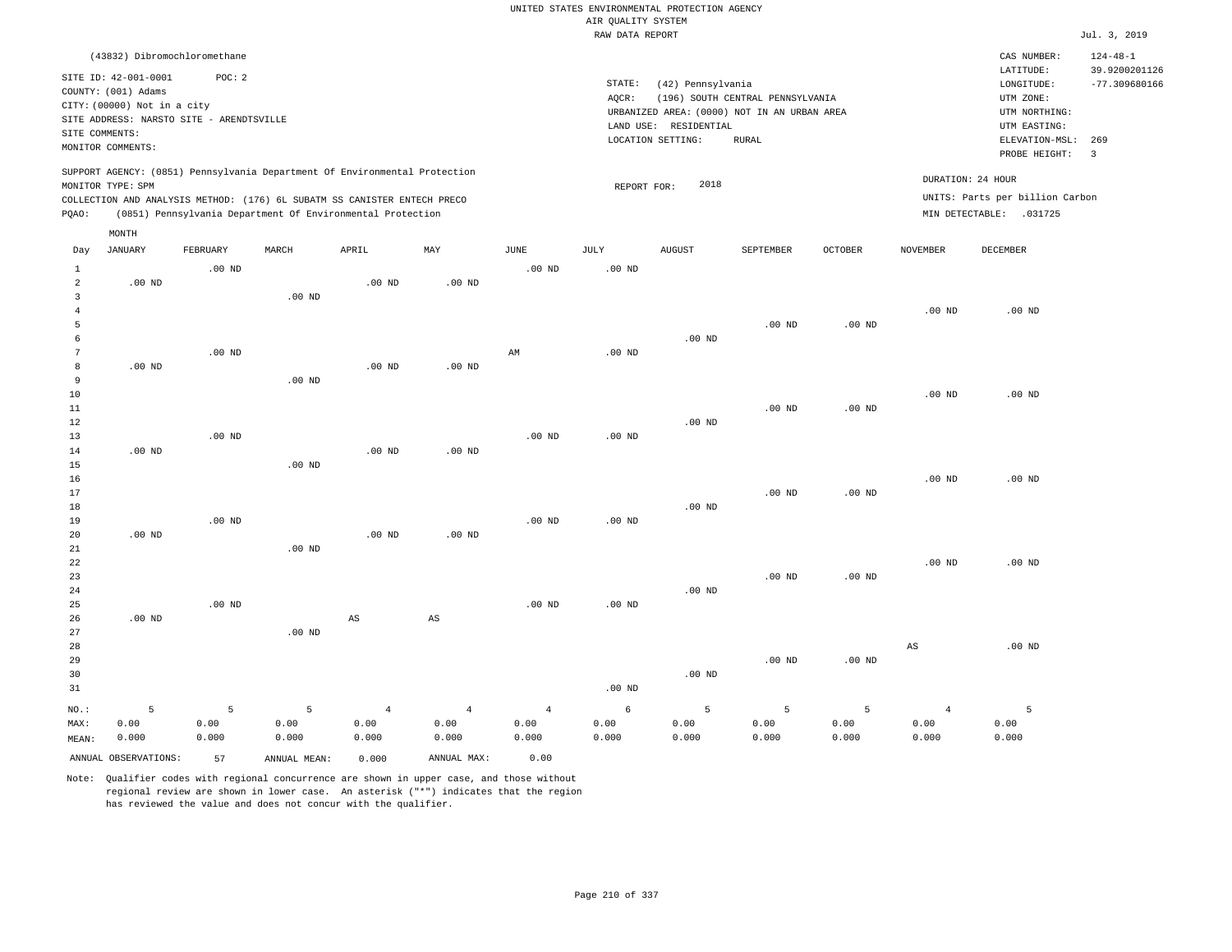UNITED STATES ENVIRONMENTAL PROTECTION AGENCY
AIR QUALITY SYSTEM
RAW DATA REPORT

Jul. 3, 2019

(43832) Dibromochloromethane

SITE ID: 42-001-0001 POC: 2
COUNTY: (001) Adams
CITY: (00000) Not in a city
SITE ADDRESS: NARSTO SITE - ARENDTSVILLE
SITE COMMENTS:
MONITOR COMMENTS:

STATE: (42) Pennsylvania
AQCR: (196) SOUTH CENTRAL PENNSYLVANIA
URBANIZED AREA: (0000) NOT IN AN URBAN AREA
LAND USE: RESIDENTIAL
LOCATION SETTING: RURAL

CAS NUMBER: 124-48-1
LATITUDE: 39.9200201126
LONGITUDE: -77.309680166
UTM ZONE:
UTM NORTHING:
UTM EASTING:
ELEVATION-MSL: 269
PROBE HEIGHT: 3

SUPPORT AGENCY: (0851) Pennsylvania Department Of Environmental Protection
MONITOR TYPE: SPM
COLLECTION AND ANALYSIS METHOD: (176) 6L SUBATM SS CANISTER ENTECH PRECO
PQAO: (0851) Pennsylvania Department Of Environmental Protection

REPORT FOR: 2018

DURATION: 24 HOUR
UNITS: Parts per billion Carbon
MIN DETECTABLE: .031725

| Day | JANUARY | FEBRUARY | MARCH | APRIL | MAY | JUNE | JULY | AUGUST | SEPTEMBER | OCTOBER | NOVEMBER | DECEMBER |
|---|---|---|---|---|---|---|---|---|---|---|---|---|
| 1 | | .00 ND | | | | .00 ND | .00 ND | | | | | |
| 2 | .00 ND | | | .00 ND | .00 ND | | | | | | | |
| 3 | | | .00 ND | | | | | | | | | |
| 4 | | | | | | | | | | | .00 ND | .00 ND |
| 5 | | | | | | | | | .00 ND | .00 ND | | |
| 6 | | | | | | | | .00 ND | | | | |
| 7 | | .00 ND | | | | AM | .00 ND | | | | | |
| 8 | .00 ND | | | .00 ND | .00 ND | | | | | | | |
| 9 | | | .00 ND | | | | | | | | | |
| 10 | | | | | | | | | | | .00 ND | .00 ND |
| 11 | | | | | | | | | .00 ND | .00 ND | | |
| 12 | | | | | | | | .00 ND | | | | |
| 13 | | .00 ND | | | | .00 ND | .00 ND | | | | | |
| 14 | .00 ND | | | .00 ND | .00 ND | | | | | | | |
| 15 | | | .00 ND | | | | | | | | | |
| 16 | | | | | | | | | | | .00 ND | .00 ND |
| 17 | | | | | | | | | .00 ND | .00 ND | | |
| 18 | | | | | | | | .00 ND | | | | |
| 19 | | .00 ND | | | | .00 ND | .00 ND | | | | | |
| 20 | .00 ND | | | .00 ND | .00 ND | | | | | | | |
| 21 | | | .00 ND | | | | | | | | | |
| 22 | | | | | | | | | | | .00 ND | .00 ND |
| 23 | | | | | | | | | .00 ND | .00 ND | | |
| 24 | | | | | | | | .00 ND | | | | |
| 25 | | .00 ND | | | | .00 ND | .00 ND | | | | | |
| 26 | .00 ND | | | AS | AS | | | | | | | |
| 27 | | | .00 ND | | | | | | | | | |
| 28 | | | | | | | | | | | AS | .00 ND |
| 29 | | | | | | | | | .00 ND | .00 ND | | |
| 30 | | | | | | | | .00 ND | | | | |
| 31 | | | | | | | .00 ND | | | | | |
| NO.: | 5 | 5 | 5 | 4 | 4 | 4 | 6 | 5 | 5 | 5 | 4 | 5 |
| MAX: | 0.00 | 0.00 | 0.00 | 0.00 | 0.00 | 0.00 | 0.00 | 0.00 | 0.00 | 0.00 | 0.00 | 0.00 |
| MEAN: | 0.000 | 0.000 | 0.000 | 0.000 | 0.000 | 0.000 | 0.000 | 0.000 | 0.000 | 0.000 | 0.000 | 0.000 |

ANNUAL OBSERVATIONS: 57 ANNUAL MEAN: 0.000 ANNUAL MAX: 0.00

Note: Qualifier codes with regional concurrence are shown in upper case, and those without regional review are shown in lower case. An asterisk ("*") indicates that the region has reviewed the value and does not concur with the qualifier.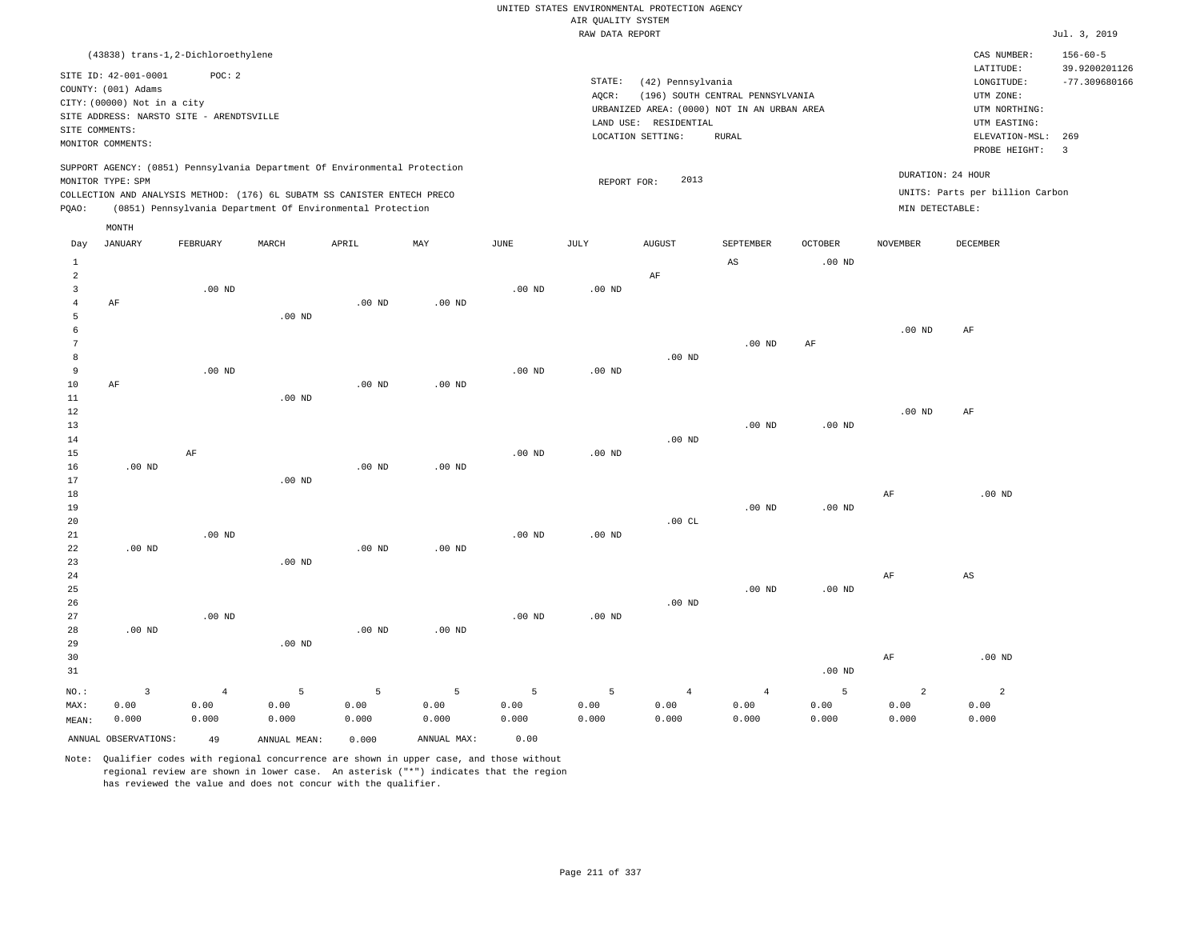UNITED STATES ENVIRONMENTAL PROTECTION AGENCY
AIR QUALITY SYSTEM
RAW DATA REPORT

Jul. 3, 2019

(43838) trans-1,2-Dichloroethylene

SITE ID: 42-001-0001 POC: 2
COUNTY: (001) Adams
CITY: (00000) Not in a city
SITE ADDRESS: NARSTO SITE - ARENDTSVILLE
SITE COMMENTS:
MONITOR COMMENTS:

STATE: (42) Pennsylvania
AQCR: (196) SOUTH CENTRAL PENNSYLVANIA
URBANIZED AREA: (0000) NOT IN AN URBAN AREA
LAND USE: RESIDENTIAL
LOCATION SETTING: RURAL

CAS NUMBER: 156-60-5
LATITUDE: 39.9200201126
LONGITUDE: -77.309680166
UTM ZONE:
UTM NORTHING:
UTM EASTING:
ELEVATION-MSL: 269
PROBE HEIGHT: 3

SUPPORT AGENCY: (0851) Pennsylvania Department Of Environmental Protection
MONITOR TYPE: SPM
COLLECTION AND ANALYSIS METHOD: (176) 6L SUBATM SS CANISTER ENTECH PRECO
PQAO: (0851) Pennsylvania Department Of Environmental Protection

REPORT FOR: 2013

DURATION: 24 HOUR
UNITS: Parts per billion Carbon
MIN DETECTABLE:

| Day | JANUARY | FEBRUARY | MARCH | APRIL | MAY | JUNE | JULY | AUGUST | SEPTEMBER | OCTOBER | NOVEMBER | DECEMBER |
|---|---|---|---|---|---|---|---|---|---|---|---|---|
| 1 | | | | | | | | | AS | .00 ND | | |
| 2 | | | | | | | | AF | | | | |
| 3 | | .00 ND | | | | .00 ND | .00 ND | | | | | |
| 4 | AF | | | .00 ND | .00 ND | | | | | | | |
| 5 | | | .00 ND | | | | | | | | | |
| 6 | | | | | | | | | | | .00 ND | AF |
| 7 | | | | | | | | | .00 ND | AF | | |
| 8 | | | | | | | | .00 ND | | | | |
| 9 | | .00 ND | | | | .00 ND | .00 ND | | | | | |
| 10 | AF | | | .00 ND | .00 ND | | | | | | | |
| 11 | | | .00 ND | | | | | | | | | |
| 12 | | | | | | | | | | | .00 ND | AF |
| 13 | | | | | | | | | .00 ND | .00 ND | | |
| 14 | | | | | | | | .00 ND | | | | |
| 15 | | AF | | | | .00 ND | .00 ND | | | | | |
| 16 | .00 ND | | | .00 ND | .00 ND | | | | | | | |
| 17 | | | .00 ND | | | | | | | | | |
| 18 | | | | | | | | | | | AF | .00 ND |
| 19 | | | | | | | | | .00 ND | .00 ND | | |
| 20 | | | | | | | | .00 CL | | | | |
| 21 | | .00 ND | | | | .00 ND | .00 ND | | | | | |
| 22 | .00 ND | | | .00 ND | .00 ND | | | | | | | |
| 23 | | | .00 ND | | | | | | | | | |
| 24 | | | | | | | | | | | AF | AS |
| 25 | | | | | | | | | .00 ND | .00 ND | | |
| 26 | | | | | | | | .00 ND | | | | |
| 27 | | .00 ND | | | | .00 ND | .00 ND | | | | | |
| 28 | .00 ND | | | .00 ND | .00 ND | | | | | | | |
| 29 | | | .00 ND | | | | | | | | | |
| 30 | | | | | | | | | | | AF | .00 ND |
| 31 | | | | | | | | | | .00 ND | | |
| NO.: | 3 | 4 | 5 | 5 | 5 | 5 | 5 | 4 | 4 | 5 | 2 | 2 |
| MAX: | 0.00 | 0.00 | 0.00 | 0.00 | 0.00 | 0.00 | 0.00 | 0.00 | 0.00 | 0.00 | 0.00 | 0.00 |
| MEAN: | 0.000 | 0.000 | 0.000 | 0.000 | 0.000 | 0.000 | 0.000 | 0.000 | 0.000 | 0.000 | 0.000 | 0.000 |

ANNUAL OBSERVATIONS: 49 ANNUAL MEAN: 0.000 ANNUAL MAX: 0.00

Note: Qualifier codes with regional concurrence are shown in upper case, and those without regional review are shown in lower case. An asterisk ("*") indicates that the region has reviewed the value and does not concur with the qualifier.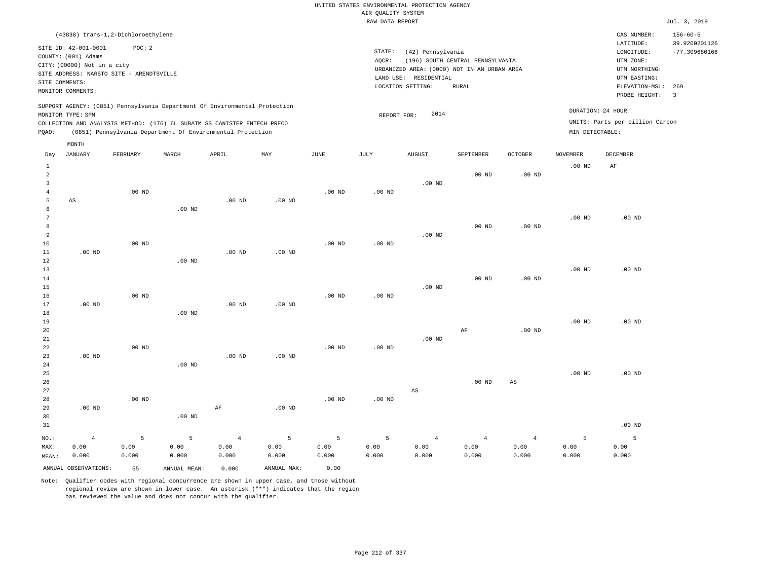UNITED STATES ENVIRONMENTAL PROTECTION AGENCY
AIR QUALITY SYSTEM
RAW DATA REPORT

Jul. 3, 2019

(43838) trans-1,2-Dichloroethylene

SITE ID: 42-001-0001 POC: 2
COUNTY: (001) Adams
CITY: (00000) Not in a city
SITE ADDRESS: NARSTO SITE - ARENDTSVILLE
SITE COMMENTS:
MONITOR COMMENTS:

STATE: (42) Pennsylvania
AQCR: (196) SOUTH CENTRAL PENNSYLVANIA
URBANIZED AREA: (0000) NOT IN AN URBAN AREA
LAND USE: RESIDENTIAL
LOCATION SETTING: RURAL

CAS NUMBER: 156-60-5
LATITUDE: 39.9200201126
LONGITUDE: -77.309680166
UTM ZONE:
UTM NORTHING:
UTM EASTING:
ELEVATION-MSL: 269
PROBE HEIGHT: 3

SUPPORT AGENCY: (0851) Pennsylvania Department Of Environmental Protection
MONITOR TYPE: SPM
COLLECTION AND ANALYSIS METHOD: (176) 6L SUBATM SS CANISTER ENTECH PRECO
PQAO: (0851) Pennsylvania Department Of Environmental Protection

REPORT FOR: 2014

DURATION: 24 HOUR
UNITS: Parts per billion Carbon
MIN DETECTABLE:

| Day | JANUARY | FEBRUARY | MARCH | APRIL | MAY | JUNE | JULY | AUGUST | SEPTEMBER | OCTOBER | NOVEMBER | DECEMBER |
|---|---|---|---|---|---|---|---|---|---|---|---|---|
| 1 | | | | | | | | | | | .00 ND | AF |
| 2 | | | | | | | | | .00 ND | .00 ND | | |
| 3 | | | | | | | | .00 ND | | | | |
| 4 | | .00 ND | | | | .00 ND | .00 ND | | | | | |
| 5 | AS | | | .00 ND | .00 ND | | | | | | | |
| 6 | | | .00 ND | | | | | | | | | |
| 7 | | | | | | | | | | | .00 ND | .00 ND |
| 8 | | | | | | | | | .00 ND | .00 ND | | |
| 9 | | | | | | | | .00 ND | | | | |
| 10 | | .00 ND | | | | .00 ND | .00 ND | | | | | |
| 11 | .00 ND | | | .00 ND | .00 ND | | | | | | | |
| 12 | | | .00 ND | | | | | | | | | |
| 13 | | | | | | | | | | | .00 ND | .00 ND |
| 14 | | | | | | | | | .00 ND | .00 ND | | |
| 15 | | | | | | | | .00 ND | | | | |
| 16 | | .00 ND | | | | .00 ND | .00 ND | | | | | |
| 17 | .00 ND | | | .00 ND | .00 ND | | | | | | | |
| 18 | | | .00 ND | | | | | | | | | |
| 19 | | | | | | | | | | | .00 ND | .00 ND |
| 20 | | | | | | | | | AF | .00 ND | | |
| 21 | | | | | | | | .00 ND | | | | |
| 22 | | .00 ND | | | | .00 ND | .00 ND | | | | | |
| 23 | .00 ND | | | .00 ND | .00 ND | | | | | | | |
| 24 | | | .00 ND | | | | | | | | | |
| 25 | | | | | | | | | | | .00 ND | .00 ND |
| 26 | | | | | | | | | .00 ND | AS | | |
| 27 | | | | | | | | AS | | | | |
| 28 | | .00 ND | | | | .00 ND | .00 ND | | | | | |
| 29 | .00 ND | | | AF | .00 ND | | | | | | | |
| 30 | | | .00 ND | | | | | | | | | |
| 31 | | | | | | | | | | | | .00 ND |
| NO.: | 4 | 5 | 5 | 4 | 5 | 5 | 5 | 4 | 4 | 4 | 5 | 5 |
| MAX: | 0.00 | 0.00 | 0.00 | 0.00 | 0.00 | 0.00 | 0.00 | 0.00 | 0.00 | 0.00 | 0.00 | 0.00 |
| MEAN: | 0.000 | 0.000 | 0.000 | 0.000 | 0.000 | 0.000 | 0.000 | 0.000 | 0.000 | 0.000 | 0.000 | 0.000 |

ANNUAL OBSERVATIONS: 55 ANNUAL MEAN: 0.000 ANNUAL MAX: 0.00

Note: Qualifier codes with regional concurrence are shown in upper case, and those without regional review are shown in lower case. An asterisk ("*") indicates that the region has reviewed the value and does not concur with the qualifier.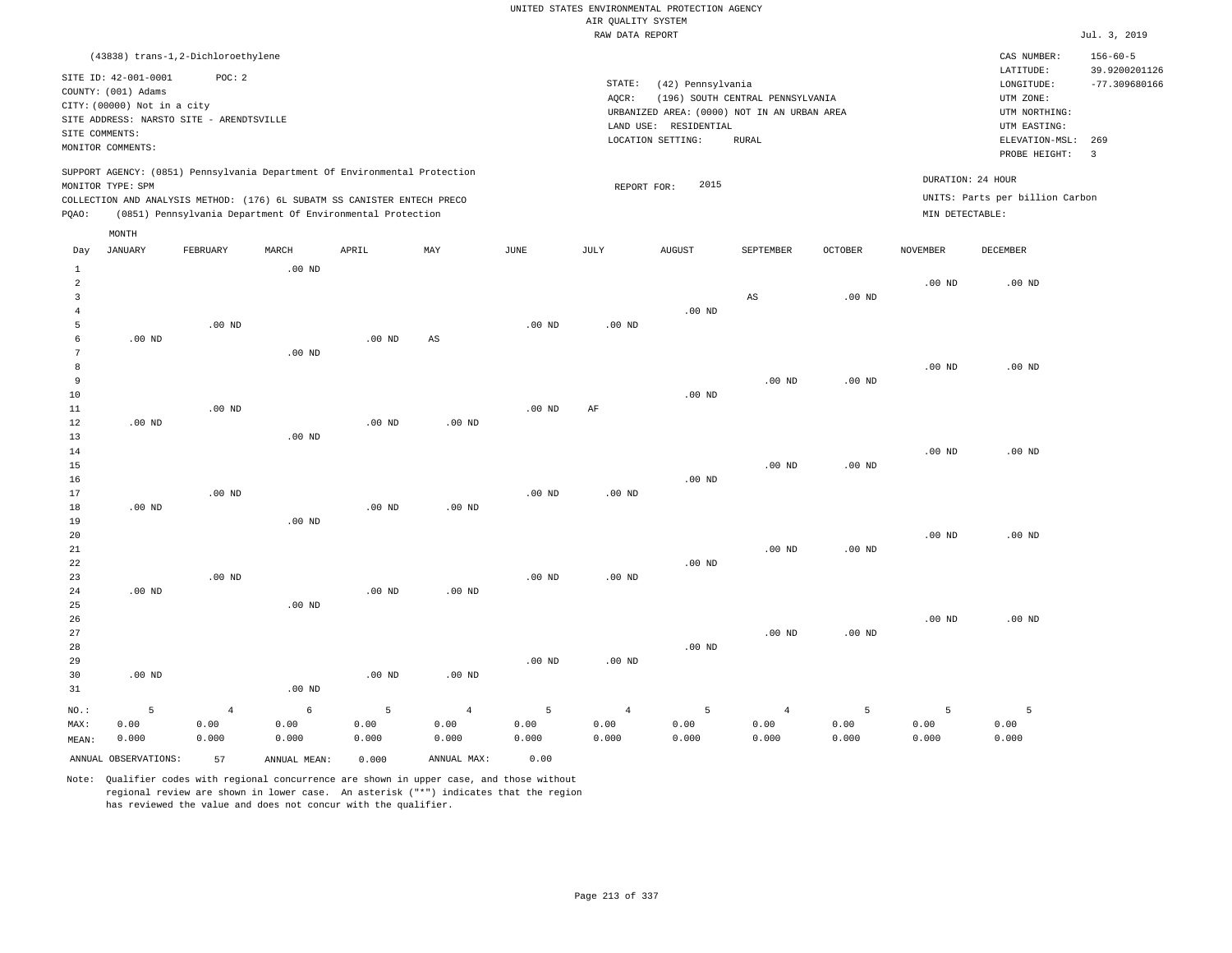UNITED STATES ENVIRONMENTAL PROTECTION AGENCY
AIR QUALITY SYSTEM
RAW DATA REPORT

Jul. 3, 2019

(43838) trans-1,2-Dichloroethylene

SITE ID: 42-001-0001    POC: 2
COUNTY: (001) Adams
CITY: (00000) Not in a city
SITE ADDRESS: NARSTO SITE - ARENDTSVILLE
SITE COMMENTS:
MONITOR COMMENTS:

STATE: (42) Pennsylvania
AQCR: (196) SOUTH CENTRAL PENNSYLVANIA
URBANIZED AREA: (0000) NOT IN AN URBAN AREA
LAND USE: RESIDENTIAL
LOCATION SETTING: RURAL

CAS NUMBER: 156-60-5
LATITUDE: 39.9200201126
LONGITUDE: -77.309680166
UTM ZONE:
UTM NORTHING:
UTM EASTING:
ELEVATION-MSL: 269
PROBE HEIGHT: 3

SUPPORT AGENCY: (0851) Pennsylvania Department Of Environmental Protection
MONITOR TYPE: SPM
COLLECTION AND ANALYSIS METHOD: (176) 6L SUBATM SS CANISTER ENTECH PRECO
PQAO: (0851) Pennsylvania Department Of Environmental Protection

REPORT FOR: 2015

DURATION: 24 HOUR
UNITS: Parts per billion Carbon
MIN DETECTABLE:

| Day | JANUARY | FEBRUARY | MARCH | APRIL | MAY | JUNE | JULY | AUGUST | SEPTEMBER | OCTOBER | NOVEMBER | DECEMBER |
|---|---|---|---|---|---|---|---|---|---|---|---|---|
| 1 | | | .00 ND | | | | | | | | | |
| 2 | | | | | | | | | | | .00 ND | .00 ND |
| 3 | | | | | | | | | AS | .00 ND | | |
| 4 | | | | | | | | .00 ND | | | | |
| 5 | | .00 ND | | | | .00 ND | .00 ND | | | | | |
| 6 | .00 ND | | | .00 ND | AS | | | | | | | |
| 7 | | | .00 ND | | | | | | | | | |
| 8 | | | | | | | | | | | .00 ND | .00 ND |
| 9 | | | | | | | | | .00 ND | .00 ND | | |
| 10 | | | | | | | | .00 ND | | | | |
| 11 | | .00 ND | | | | .00 ND | AF | | | | | |
| 12 | .00 ND | | | .00 ND | .00 ND | | | | | | | |
| 13 | | | .00 ND | | | | | | | | | |
| 14 | | | | | | | | | | | .00 ND | .00 ND |
| 15 | | | | | | | | | .00 ND | .00 ND | | |
| 16 | | | | | | | | .00 ND | | | | |
| 17 | | .00 ND | | | | .00 ND | .00 ND | | | | | |
| 18 | .00 ND | | | .00 ND | .00 ND | | | | | | | |
| 19 | | | .00 ND | | | | | | | | | |
| 20 | | | | | | | | | | | .00 ND | .00 ND |
| 21 | | | | | | | | | .00 ND | .00 ND | | |
| 22 | | | | | | | | .00 ND | | | | |
| 23 | | .00 ND | | | | .00 ND | .00 ND | | | | | |
| 24 | .00 ND | | | .00 ND | .00 ND | | | | | | | |
| 25 | | | .00 ND | | | | | | | | | |
| 26 | | | | | | | | | | | .00 ND | .00 ND |
| 27 | | | | | | | | | .00 ND | .00 ND | | |
| 28 | | | | | | | | .00 ND | | | | |
| 29 | | | | | | .00 ND | .00 ND | | | | | |
| 30 | .00 ND | | | .00 ND | .00 ND | | | | | | | |
| 31 | | | .00 ND | | | | | | | | | |
| NO.: | 5 | 4 | 6 | 5 | 4 | 5 | 4 | 5 | 4 | 5 | 5 | 5 |
| MAX: | 0.00 | 0.00 | 0.00 | 0.00 | 0.00 | 0.00 | 0.00 | 0.00 | 0.00 | 0.00 | 0.00 | 0.00 |
| MEAN: | 0.000 | 0.000 | 0.000 | 0.000 | 0.000 | 0.000 | 0.000 | 0.000 | 0.000 | 0.000 | 0.000 | 0.000 |

ANNUAL OBSERVATIONS: 57    ANNUAL MEAN: 0.000    ANNUAL MAX: 0.00

Note: Qualifier codes with regional concurrence are shown in upper case, and those without regional review are shown in lower case. An asterisk ("*") indicates that the region has reviewed the value and does not concur with the qualifier.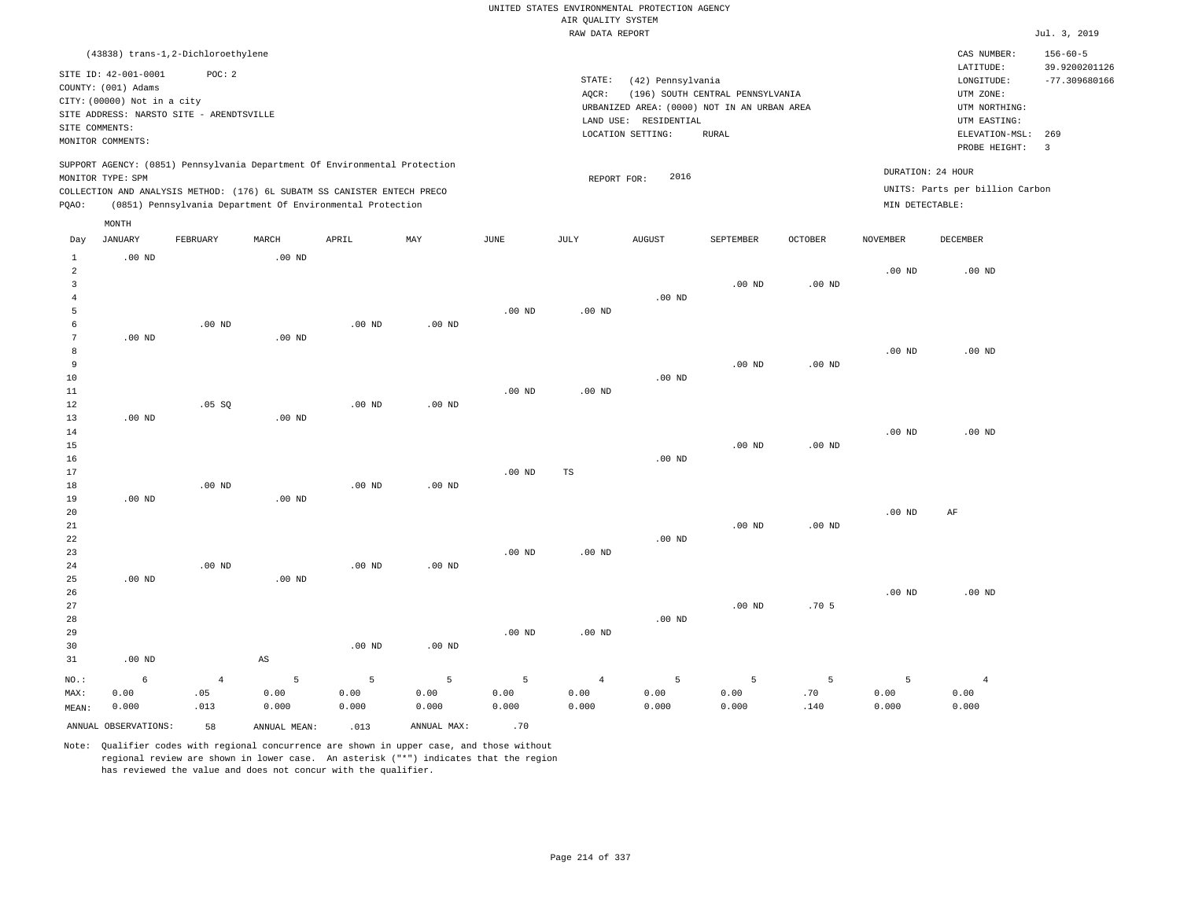UNITED STATES ENVIRONMENTAL PROTECTION AGENCY
AIR QUALITY SYSTEM
RAW DATA REPORT

Jul. 3, 2019

(43838) trans-1,2-Dichloroethylene

SITE ID: 42-001-0001 POC: 2
COUNTY: (001) Adams
CITY: (00000) Not in a city
SITE ADDRESS: NARSTO SITE - ARENDTSVILLE
SITE COMMENTS:
MONITOR COMMENTS:

STATE: (42) Pennsylvania
AQCR: (196) SOUTH CENTRAL PENNSYLVANIA
URBANIZED AREA: (0000) NOT IN AN URBAN AREA
LAND USE: RESIDENTIAL
LOCATION SETTING: RURAL

CAS NUMBER: 156-60-5
LATITUDE: 39.9200201126
LONGITUDE: -77.309680166
UTM ZONE:
UTM NORTHING:
UTM EASTING:
ELEVATION-MSL: 269
PROBE HEIGHT: 3

SUPPORT AGENCY: (0851) Pennsylvania Department Of Environmental Protection
MONITOR TYPE: SPM
COLLECTION AND ANALYSIS METHOD: (176) 6L SUBATM SS CANISTER ENTECH PRECO
PQAO: (0851) Pennsylvania Department Of Environmental Protection

REPORT FOR: 2016

DURATION: 24 HOUR
UNITS: Parts per billion Carbon
MIN DETECTABLE:

| Day | JANUARY | FEBRUARY | MARCH | APRIL | MAY | JUNE | JULY | AUGUST | SEPTEMBER | OCTOBER | NOVEMBER | DECEMBER |
|---|---|---|---|---|---|---|---|---|---|---|---|---|
| 1 | .00 ND | | .00 ND | | | | | | | | | |
| 2 | | | | | | | | | | | .00 ND | .00 ND |
| 3 | | | | | | | | | .00 ND | .00 ND | | |
| 4 | | | | | | | | .00 ND | | | | |
| 5 | | | | | | .00 ND | .00 ND | | | | | |
| 6 | | .00 ND | | .00 ND | .00 ND | | | | | | | |
| 7 | .00 ND | | .00 ND | | | | | | | | | |
| 8 | | | | | | | | | | | .00 ND | .00 ND |
| 9 | | | | | | | | | .00 ND | .00 ND | | |
| 10 | | | | | | | | .00 ND | | | | |
| 11 | | | | | | .00 ND | .00 ND | | | | | |
| 12 | | .05 SQ | | .00 ND | .00 ND | | | | | | | |
| 13 | .00 ND | | .00 ND | | | | | | | | | |
| 14 | | | | | | | | | | | .00 ND | .00 ND |
| 15 | | | | | | | | | .00 ND | .00 ND | | |
| 16 | | | | | | | | .00 ND | | | | |
| 17 | | | | | | .00 ND | TS | | | | | |
| 18 | | .00 ND | | .00 ND | .00 ND | | | | | | | |
| 19 | .00 ND | | .00 ND | | | | | | | | | |
| 20 | | | | | | | | | | | .00 ND | AF |
| 21 | | | | | | | | | .00 ND | .00 ND | | |
| 22 | | | | | | | | .00 ND | | | | |
| 23 | | | | | | .00 ND | .00 ND | | | | | |
| 24 | | .00 ND | | .00 ND | .00 ND | | | | | | | |
| 25 | .00 ND | | .00 ND | | | | | | | | | |
| 26 | | | | | | | | | | | .00 ND | .00 ND |
| 27 | | | | | | | | | .00 ND | .70 5 | | |
| 28 | | | | | | | | .00 ND | | | | |
| 29 | | | | | | .00 ND | .00 ND | | | | | |
| 30 | | | | .00 ND | .00 ND | | | | | | | |
| 31 | .00 ND | | AS | | | | | | | | | |
| NO.: | 6 | 4 | 5 | 5 | 5 | 5 | 4 | 5 | 5 | 5 | 5 | 4 |
| MAX: | 0.00 | .05 | 0.00 | 0.00 | 0.00 | 0.00 | 0.00 | 0.00 | 0.00 | .70 | 0.00 | 0.00 |
| MEAN: | 0.000 | .013 | 0.000 | 0.000 | 0.000 | 0.000 | 0.000 | 0.000 | 0.000 | .140 | 0.000 | 0.000 |

ANNUAL OBSERVATIONS: 58 ANNUAL MEAN: .013 ANNUAL MAX: .70

Note: Qualifier codes with regional concurrence are shown in upper case, and those without regional review are shown in lower case. An asterisk ("*") indicates that the region has reviewed the value and does not concur with the qualifier.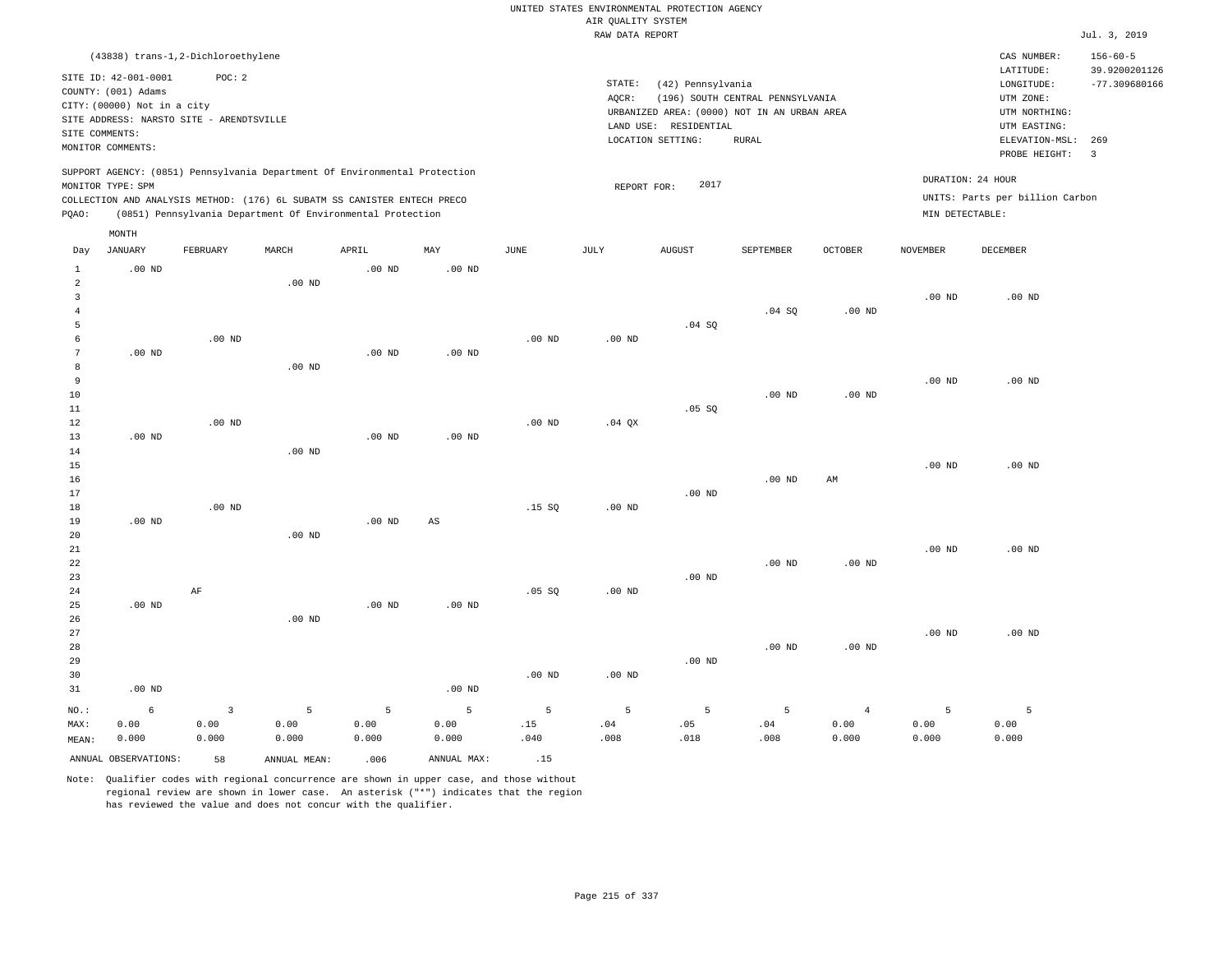UNITED STATES ENVIRONMENTAL PROTECTION AGENCY
AIR QUALITY SYSTEM
RAW DATA REPORT

Jul. 3, 2019

(43838) trans-1,2-Dichloroethylene

SITE ID: 42-001-0001 POC: 2
COUNTY: (001) Adams
CITY: (00000) Not in a city
SITE ADDRESS: NARSTO SITE - ARENDTSVILLE
SITE COMMENTS:
MONITOR COMMENTS:

STATE: (42) Pennsylvania
AQCR: (196) SOUTH CENTRAL PENNSYLVANIA
URBANIZED AREA: (0000) NOT IN AN URBAN AREA
LAND USE: RESIDENTIAL
LOCATION SETTING: RURAL

CAS NUMBER: 156-60-5
LATITUDE: 39.9200201126
LONGITUDE: -77.309680166
UTM ZONE:
UTM NORTHING:
UTM EASTING:
ELEVATION-MSL: 269
PROBE HEIGHT: 3

SUPPORT AGENCY: (0851) Pennsylvania Department Of Environmental Protection
MONITOR TYPE: SPM
COLLECTION AND ANALYSIS METHOD: (176) 6L SUBATM SS CANISTER ENTECH PRECO
PQAO: (0851) Pennsylvania Department Of Environmental Protection

REPORT FOR: 2017

DURATION: 24 HOUR
UNITS: Parts per billion Carbon
MIN DETECTABLE:

| Day | JANUARY | FEBRUARY | MARCH | APRIL | MAY | JUNE | JULY | AUGUST | SEPTEMBER | OCTOBER | NOVEMBER | DECEMBER |
|---|---|---|---|---|---|---|---|---|---|---|---|---|
| 1 | .00 ND | | | .00 ND | .00 ND | | | | | | | |
| 2 | | | .00 ND | | | | | | | | | |
| 3 | | | | | | | | | | | .00 ND | .00 ND |
| 4 | | | | | | | | | .04 SQ | .00 ND | | |
| 5 | | | | | | | | .04 SQ | | | | |
| 6 | | .00 ND | | | | .00 ND | .00 ND | | | | | |
| 7 | .00 ND | | | .00 ND | .00 ND | | | | | | | |
| 8 | | | .00 ND | | | | | | | | | |
| 9 | | | | | | | | | | | .00 ND | .00 ND |
| 10 | | | | | | | | | .00 ND | .00 ND | | |
| 11 | | | | | | | | .05 SQ | | | | |
| 12 | | .00 ND | | | | .00 ND | .04 QX | | | | | |
| 13 | .00 ND | | | .00 ND | .00 ND | | | | | | | |
| 14 | | | .00 ND | | | | | | | | | |
| 15 | | | | | | | | | | | .00 ND | .00 ND |
| 16 | | | | | | | | | .00 ND | AM | | |
| 17 | | | | | | | | .00 ND | | | | |
| 18 | | .00 ND | | | | .15 SQ | .00 ND | | | | | |
| 19 | .00 ND | | | .00 ND | AS | | | | | | | |
| 20 | | | .00 ND | | | | | | | | | |
| 21 | | | | | | | | | | | .00 ND | .00 ND |
| 22 | | | | | | | | | .00 ND | .00 ND | | |
| 23 | | | | | | | | .00 ND | | | | |
| 24 | | AF | | | | .05 SQ | .00 ND | | | | | |
| 25 | .00 ND | | | .00 ND | .00 ND | | | | | | | |
| 26 | | | .00 ND | | | | | | | | | |
| 27 | | | | | | | | | | | .00 ND | .00 ND |
| 28 | | | | | | | | | .00 ND | .00 ND | | |
| 29 | | | | | | | | .00 ND | | | | |
| 30 | | | | | | .00 ND | .00 ND | | | | | |
| 31 | .00 ND | | | | .00 ND | | | | | | | |
| NO.: | 6 | 3 | 5 | 5 | 5 | 5 | 5 | 5 | 5 | 4 | 5 | 5 |
| MAX: | 0.00 | 0.00 | 0.00 | 0.00 | 0.00 | .15 | .04 | .05 | .04 | 0.00 | 0.00 | 0.00 |
| MEAN: | 0.000 | 0.000 | 0.000 | 0.000 | 0.000 | .040 | .008 | .018 | .008 | 0.000 | 0.000 | 0.000 |

ANNUAL OBSERVATIONS: 58  ANNUAL MEAN: .006  ANNUAL MAX: .15

Note: Qualifier codes with regional concurrence are shown in upper case, and those without regional review are shown in lower case. An asterisk ("*") indicates that the region has reviewed the value and does not concur with the qualifier.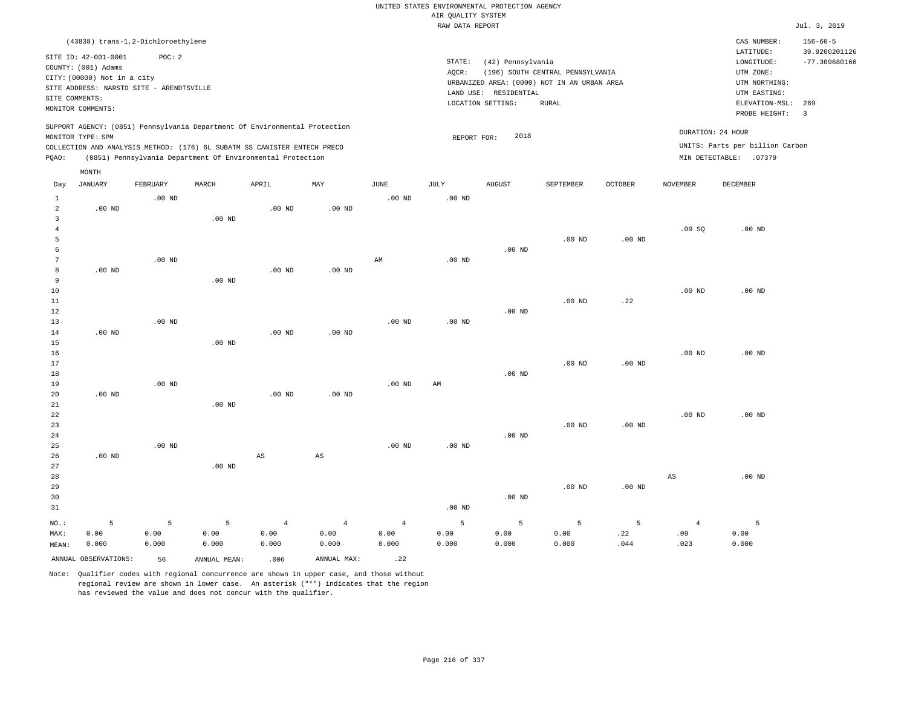UNITED STATES ENVIRONMENTAL PROTECTION AGENCY
AIR QUALITY SYSTEM
RAW DATA REPORT

Jul. 3, 2019

(43838) trans-1,2-Dichloroethylene

| | | | |
|---|---|---|---|
| SITE ID: 42-001-0001 POC: 2 | STATE: (42) Pennsylvania | CAS NUMBER: | 156-60-5 |
| COUNTY: (001) Adams | AQCR: (196) SOUTH CENTRAL PENNSYLVANIA | LATITUDE: | 39.9200201126 |
| CITY: (00000) Not in a city | URBANIZED AREA: (0000) NOT IN AN URBAN AREA | LONGITUDE: | -77.309680166 |
| SITE ADDRESS: NARSTO SITE - ARENDTSVILLE | LAND USE: RESIDENTIAL | UTM ZONE: | |
| SITE COMMENTS: | LOCATION SETTING: RURAL | UTM NORTHING: | |
| MONITOR COMMENTS: | | UTM EASTING: | |
| | | ELEVATION-MSL: | 269 |
| | | PROBE HEIGHT: | 3 |

SUPPORT AGENCY: (0851) Pennsylvania Department Of Environmental Protection
MONITOR TYPE: SPM
COLLECTION AND ANALYSIS METHOD: (176) 6L SUBATM SS CANISTER ENTECH PRECO
PQAO: (0851) Pennsylvania Department Of Environmental Protection

REPORT FOR: 2018

DURATION: 24 HOUR
UNITS: Parts per billion Carbon
MIN DETECTABLE: .07379

| Day | JANUARY | FEBRUARY | MARCH | APRIL | MAY | JUNE | JULY | AUGUST | SEPTEMBER | OCTOBER | NOVEMBER | DECEMBER |
|---|---|---|---|---|---|---|---|---|---|---|---|---|
| 1 | | .00 ND | | | | .00 ND | .00 ND | | | | | |
| 2 | .00 ND | | | .00 ND | .00 ND | | | | | | | |
| 3 | | | .00 ND | | | | | | | | | |
| 4 | | | | | | | | | | | .09 SQ | .00 ND |
| 5 | | | | | | | | | .00 ND | .00 ND | | |
| 6 | | | | | | | | .00 ND | | | | |
| 7 | | .00 ND | | | | AM | .00 ND | | | | | |
| 8 | .00 ND | | | .00 ND | .00 ND | | | | | | | |
| 9 | | | .00 ND | | | | | | | | | |
| 10 | | | | | | | | | | | .00 ND | .00 ND |
| 11 | | | | | | | | | .00 ND | .22 | | |
| 12 | | | | | | | | .00 ND | | | | |
| 13 | | .00 ND | | | | .00 ND | .00 ND | | | | | |
| 14 | .00 ND | | | .00 ND | .00 ND | | | | | | | |
| 15 | | | .00 ND | | | | | | | | | |
| 16 | | | | | | | | | | | .00 ND | .00 ND |
| 17 | | | | | | | | | .00 ND | .00 ND | | |
| 18 | | | | | | | | .00 ND | | | | |
| 19 | | .00 ND | | | | .00 ND | AM | | | | | |
| 20 | .00 ND | | | .00 ND | .00 ND | | | | | | | |
| 21 | | | .00 ND | | | | | | | | | |
| 22 | | | | | | | | | | | .00 ND | .00 ND |
| 23 | | | | | | | | | .00 ND | .00 ND | | |
| 24 | | | | | | | | .00 ND | | | | |
| 25 | | .00 ND | | | | .00 ND | .00 ND | | | | | |
| 26 | .00 ND | | | AS | AS | | | | | | | |
| 27 | | | .00 ND | | | | | | | | | |
| 28 | | | | | | | | | | | AS | .00 ND |
| 29 | | | | | | | | | .00 ND | .00 ND | | |
| 30 | | | | | | | | .00 ND | | | | |
| 31 | | | | | | | .00 ND | | | | | |
| NO.: | 5 | 5 | 5 | 4 | 4 | 4 | 5 | 5 | 5 | 5 | 4 | 5 |
| MAX: | 0.00 | 0.00 | 0.00 | 0.00 | 0.00 | 0.00 | 0.00 | 0.00 | 0.00 | .22 | .09 | 0.00 |
| MEAN: | 0.000 | 0.000 | 0.000 | 0.000 | 0.000 | 0.000 | 0.000 | 0.000 | 0.000 | .044 | .023 | 0.000 |

ANNUAL OBSERVATIONS: 56 ANNUAL MEAN: .006 ANNUAL MAX: .22

Note: Qualifier codes with regional concurrence are shown in upper case, and those without regional review are shown in lower case. An asterisk ("*") indicates that the region has reviewed the value and does not concur with the qualifier.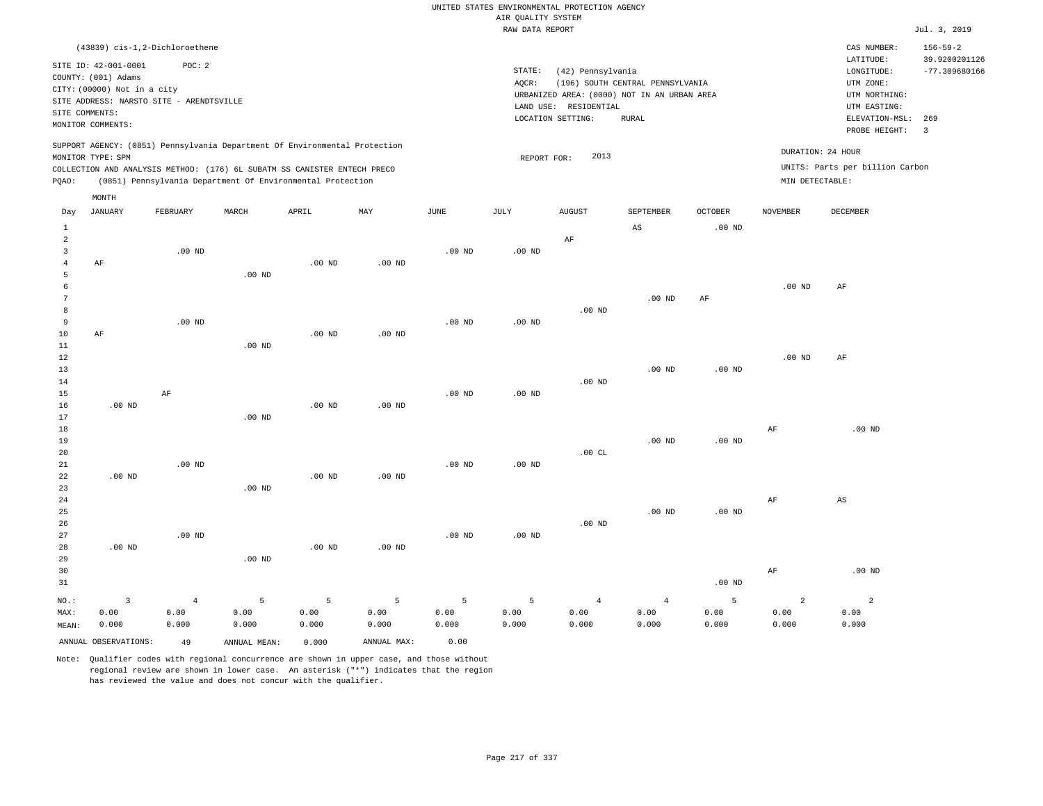UNITED STATES ENVIRONMENTAL PROTECTION AGENCY
AIR QUALITY SYSTEM
RAW DATA REPORT

Jul. 3, 2019

(43839) cis-1,2-Dichloroethene

SITE ID: 42-001-0001 POC: 2
COUNTY: (001) Adams
CITY: (00000) Not in a city
SITE ADDRESS: NARSTO SITE - ARENDTSVILLE
SITE COMMENTS:
MONITOR COMMENTS:

STATE: (42) Pennsylvania
AQCR: (196) SOUTH CENTRAL PENNSYLVANIA
URBANIZED AREA: (0000) NOT IN AN URBAN AREA
LAND USE: RESIDENTIAL
LOCATION SETTING: RURAL

CAS NUMBER: 156-59-2
LATITUDE: 39.9200201126
LONGITUDE: -77.309680166
UTM ZONE:
UTM NORTHING:
UTM EASTING:
ELEVATION-MSL: 269
PROBE HEIGHT: 3

SUPPORT AGENCY: (0851) Pennsylvania Department Of Environmental Protection
MONITOR TYPE: SPM
COLLECTION AND ANALYSIS METHOD: (176) 6L SUBATM SS CANISTER ENTECH PRECO
PQAO: (0851) Pennsylvania Department Of Environmental Protection

REPORT FOR: 2013

DURATION: 24 HOUR
UNITS: Parts per billion Carbon
MIN DETECTABLE:

| Day | JANUARY | FEBRUARY | MARCH | APRIL | MAY | JUNE | JULY | AUGUST | SEPTEMBER | OCTOBER | NOVEMBER | DECEMBER |
|---|---|---|---|---|---|---|---|---|---|---|---|---|
| 1 | | | | | | | | | AS | .00 ND | | |
| 2 | | | | | | | | AF | | | | |
| 3 | | .00 ND | | | | .00 ND | .00 ND | | | | | |
| 4 | AF | | | .00 ND | .00 ND | | | | | | | |
| 5 | | | .00 ND | | | | | | | | | |
| 6 | | | | | | | | | | | .00 ND | AF |
| 7 | | | | | | | | | .00 ND | AF | | |
| 8 | | | | | | | | .00 ND | | | | |
| 9 | | .00 ND | | | | .00 ND | .00 ND | | | | | |
| 10 | AF | | | .00 ND | .00 ND | | | | | | | |
| 11 | | | .00 ND | | | | | | | | | |
| 12 | | | | | | | | | | | .00 ND | AF |
| 13 | | | | | | | | | .00 ND | .00 ND | | |
| 14 | | | | | | | | .00 ND | | | | |
| 15 | | AF | | | | .00 ND | .00 ND | | | | | |
| 16 | .00 ND | | | .00 ND | .00 ND | | | | | | | |
| 17 | | | .00 ND | | | | | | | | | |
| 18 | | | | | | | | | | | AF | .00 ND |
| 19 | | | | | | | | | .00 ND | .00 ND | | |
| 20 | | | | | | | | .00 CL | | | | |
| 21 | | .00 ND | | | | .00 ND | .00 ND | | | | | |
| 22 | .00 ND | | | .00 ND | .00 ND | | | | | | | |
| 23 | | | .00 ND | | | | | | | | | |
| 24 | | | | | | | | | | | AF | AS |
| 25 | | | | | | | | | .00 ND | .00 ND | | |
| 26 | | | | | | | | .00 ND | | | | |
| 27 | | .00 ND | | | | .00 ND | .00 ND | | | | | |
| 28 | .00 ND | | | .00 ND | .00 ND | | | | | | | |
| 29 | | | .00 ND | | | | | | | | | |
| 30 | | | | | | | | | | | AF | .00 ND |
| 31 | | | | | | | | | | .00 ND | | |
| NO.: | 3 | 4 | 5 | 5 | 5 | 5 | 5 | 4 | 4 | 5 | 2 | 2 |
| MAX: | 0.00 | 0.00 | 0.00 | 0.00 | 0.00 | 0.00 | 0.00 | 0.00 | 0.00 | 0.00 | 0.00 | 0.00 |
| MEAN: | 0.000 | 0.000 | 0.000 | 0.000 | 0.000 | 0.000 | 0.000 | 0.000 | 0.000 | 0.000 | 0.000 | 0.000 |

ANNUAL OBSERVATIONS: 49 ANNUAL MEAN: 0.000 ANNUAL MAX: 0.00

Note: Qualifier codes with regional concurrence are shown in upper case, and those without regional review are shown in lower case. An asterisk ("*") indicates that the region has reviewed the value and does not concur with the qualifier.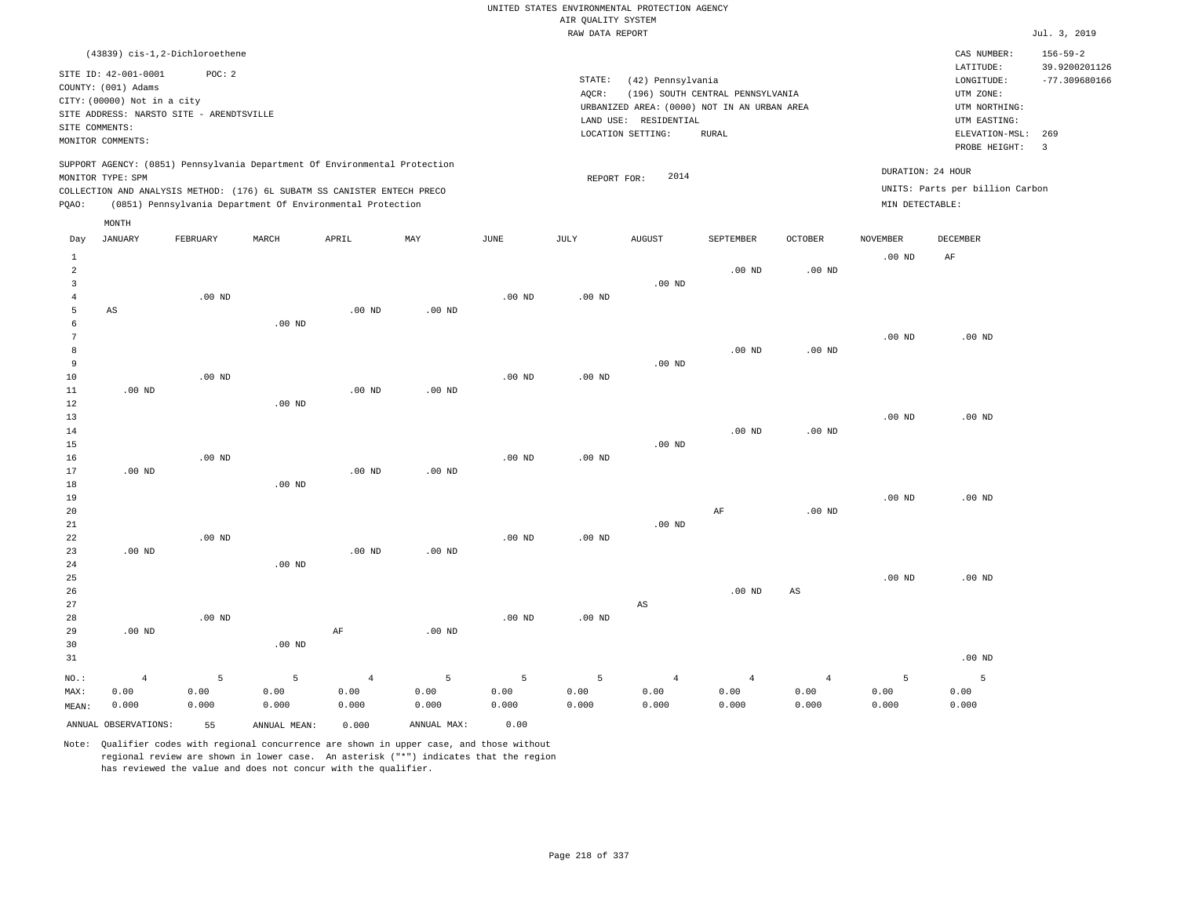UNITED STATES ENVIRONMENTAL PROTECTION AGENCY
AIR QUALITY SYSTEM
RAW DATA REPORT

Jul. 3, 2019

(43839) cis-1,2-Dichloroethene

SITE ID: 42-001-0001 POC: 2
COUNTY: (001) Adams
CITY: (00000) Not in a city
SITE ADDRESS: NARSTO SITE - ARENDTSVILLE
SITE COMMENTS:
MONITOR COMMENTS:

STATE: (42) Pennsylvania
AQCR: (196) SOUTH CENTRAL PENNSYLVANIA
URBANIZED AREA: (0000) NOT IN AN URBAN AREA
LAND USE: RESIDENTIAL
LOCATION SETTING: RURAL

CAS NUMBER: 156-59-2
LATITUDE: 39.9200201126
LONGITUDE: -77.309680166
UTM ZONE:
UTM NORTHING:
UTM EASTING:
ELEVATION-MSL: 269
PROBE HEIGHT: 3

SUPPORT AGENCY: (0851) Pennsylvania Department Of Environmental Protection
MONITOR TYPE: SPM
COLLECTION AND ANALYSIS METHOD: (176) 6L SUBATM SS CANISTER ENTECH PRECO
PQAO: (0851) Pennsylvania Department Of Environmental Protection

REPORT FOR: 2014

DURATION: 24 HOUR
UNITS: Parts per billion Carbon
MIN DETECTABLE:

| Day | JANUARY | FEBRUARY | MARCH | APRIL | MAY | JUNE | JULY | AUGUST | SEPTEMBER | OCTOBER | NOVEMBER | DECEMBER |
|---|---|---|---|---|---|---|---|---|---|---|---|---|
| 1 | | | | | | | | | | | .00 ND | AF |
| 2 | | | | | | | | | .00 ND | .00 ND | | |
| 3 | | | | | | | | .00 ND | | | | |
| 4 | | .00 ND | | | | .00 ND | .00 ND | | | | | |
| 5 | AS | | | .00 ND | .00 ND | | | | | | | |
| 6 | | | .00 ND | | | | | | | | | |
| 7 | | | | | | | | | | | .00 ND | .00 ND |
| 8 | | | | | | | | | .00 ND | .00 ND | | |
| 9 | | | | | | | | .00 ND | | | | |
| 10 | | .00 ND | | | | .00 ND | .00 ND | | | | | |
| 11 | .00 ND | | | .00 ND | .00 ND | | | | | | | |
| 12 | | | .00 ND | | | | | | | | | |
| 13 | | | | | | | | | | | .00 ND | .00 ND |
| 14 | | | | | | | | | .00 ND | .00 ND | | |
| 15 | | | | | | | | .00 ND | | | | |
| 16 | | .00 ND | | | | .00 ND | .00 ND | | | | | |
| 17 | .00 ND | | | .00 ND | .00 ND | | | | | | | |
| 18 | | | .00 ND | | | | | | | | | |
| 19 | | | | | | | | | | | .00 ND | .00 ND |
| 20 | | | | | | | | | AF | .00 ND | | |
| 21 | | | | | | | | .00 ND | | | | |
| 22 | | .00 ND | | | | .00 ND | .00 ND | | | | | |
| 23 | .00 ND | | | .00 ND | .00 ND | | | | | | | |
| 24 | | | .00 ND | | | | | | | | | |
| 25 | | | | | | | | | | | .00 ND | .00 ND |
| 26 | | | | | | | | | .00 ND | AS | | |
| 27 | | | | | | | | AS | | | | |
| 28 | | .00 ND | | | | .00 ND | .00 ND | | | | | |
| 29 | .00 ND | | | AF | .00 ND | | | | | | | |
| 30 | | | .00 ND | | | | | | | | | |
| 31 | | | | | | | | | | | | .00 ND |
| NO.: | 4 | 5 | 5 | 4 | 5 | 5 | 5 | 4 | 4 | 4 | 5 | 5 |
| MAX: | 0.00 | 0.00 | 0.00 | 0.00 | 0.00 | 0.00 | 0.00 | 0.00 | 0.00 | 0.00 | 0.00 | 0.00 |
| MEAN: | 0.000 | 0.000 | 0.000 | 0.000 | 0.000 | 0.000 | 0.000 | 0.000 | 0.000 | 0.000 | 0.000 | 0.000 |

ANNUAL OBSERVATIONS: 55 ANNUAL MEAN: 0.000 ANNUAL MAX: 0.00

Note: Qualifier codes with regional concurrence are shown in upper case, and those without regional review are shown in lower case. An asterisk ("*") indicates that the region has reviewed the value and does not concur with the qualifier.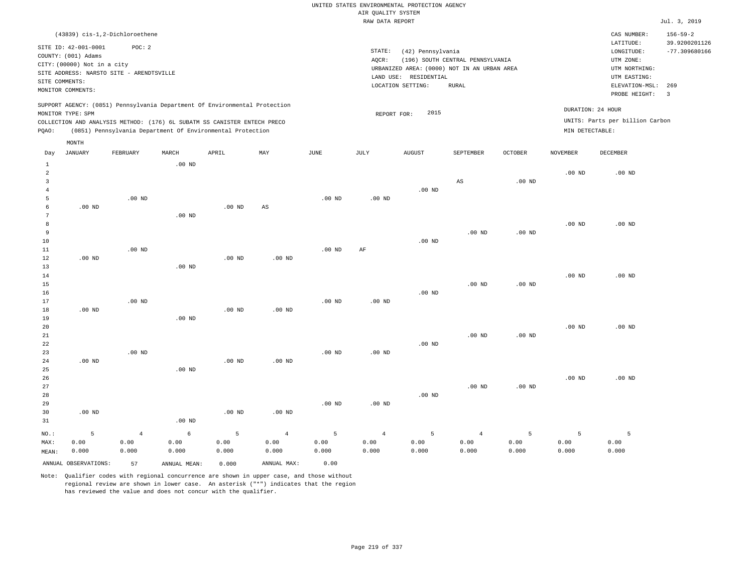UNITED STATES ENVIRONMENTAL PROTECTION AGENCY
AIR QUALITY SYSTEM
RAW DATA REPORT

Jul. 3, 2019

(43839) cis-1,2-Dichloroethene

SITE ID: 42-001-0001    POC: 2
COUNTY: (001) Adams
CITY: (00000) Not in a city
SITE ADDRESS: NARSTO SITE - ARENDTSVILLE
SITE COMMENTS:
MONITOR COMMENTS:

STATE: (42) Pennsylvania
AQCR: (196) SOUTH CENTRAL PENNSYLVANIA
URBANIZED AREA: (0000) NOT IN AN URBAN AREA
LAND USE: RESIDENTIAL
LOCATION SETTING: RURAL

CAS NUMBER: 156-59-2
LATITUDE: 39.9200201126
LONGITUDE: -77.309680166
UTM ZONE:
UTM NORTHING:
UTM EASTING:
ELEVATION-MSL: 269
PROBE HEIGHT: 3

SUPPORT AGENCY: (0851) Pennsylvania Department Of Environmental Protection
MONITOR TYPE: SPM
COLLECTION AND ANALYSIS METHOD: (176) 6L SUBATM SS CANISTER ENTECH PRECO
PQAO: (0851) Pennsylvania Department Of Environmental Protection

REPORT FOR: 2015

DURATION: 24 HOUR
UNITS: Parts per billion Carbon
MIN DETECTABLE:

| Day | JANUARY | FEBRUARY | MARCH | APRIL | MAY | JUNE | JULY | AUGUST | SEPTEMBER | OCTOBER | NOVEMBER | DECEMBER |
|---|---|---|---|---|---|---|---|---|---|---|---|---|
| 1 | | | .00 ND | | | | | | | | | |
| 2 | | | | | | | | | | | .00 ND | .00 ND |
| 3 | | | | | | | | | AS | .00 ND | | |
| 4 | | | | | | | | .00 ND | | | | |
| 5 | | .00 ND | | | | .00 ND | .00 ND | | | | | |
| 6 | .00 ND | | | .00 ND | AS | | | | | | | |
| 7 | | | .00 ND | | | | | | | | | |
| 8 | | | | | | | | | | | .00 ND | .00 ND |
| 9 | | | | | | | | | .00 ND | .00 ND | | |
| 10 | | | | | | | | .00 ND | | | | |
| 11 | | .00 ND | | | | .00 ND | AF | | | | | |
| 12 | .00 ND | | | .00 ND | .00 ND | | | | | | | |
| 13 | | | .00 ND | | | | | | | | | |
| 14 | | | | | | | | | | | .00 ND | .00 ND |
| 15 | | | | | | | | | .00 ND | .00 ND | | |
| 16 | | | | | | | | .00 ND | | | | |
| 17 | | .00 ND | | | | .00 ND | .00 ND | | | | | |
| 18 | .00 ND | | | .00 ND | .00 ND | | | | | | | |
| 19 | | | .00 ND | | | | | | | | | |
| 20 | | | | | | | | | | | .00 ND | .00 ND |
| 21 | | | | | | | | | .00 ND | .00 ND | | |
| 22 | | | | | | | | .00 ND | | | | |
| 23 | | .00 ND | | | | .00 ND | .00 ND | | | | | |
| 24 | .00 ND | | | .00 ND | .00 ND | | | | | | | |
| 25 | | | .00 ND | | | | | | | | | |
| 26 | | | | | | | | | | | .00 ND | .00 ND |
| 27 | | | | | | | | | .00 ND | .00 ND | | |
| 28 | | | | | | | | .00 ND | | | | |
| 29 | | | | | | .00 ND | .00 ND | | | | | |
| 30 | .00 ND | | | .00 ND | .00 ND | | | | | | | |
| 31 | | | .00 ND | | | | | | | | | |
| NO.: | 5 | 4 | 6 | 5 | 4 | 5 | 4 | 5 | 4 | 5 | 5 | 5 |
| MAX: | 0.00 | 0.00 | 0.00 | 0.00 | 0.00 | 0.00 | 0.00 | 0.00 | 0.00 | 0.00 | 0.00 | 0.00 |
| MEAN: | 0.000 | 0.000 | 0.000 | 0.000 | 0.000 | 0.000 | 0.000 | 0.000 | 0.000 | 0.000 | 0.000 | 0.000 |

ANNUAL OBSERVATIONS: 57    ANNUAL MEAN: 0.000    ANNUAL MAX: 0.00

Note: Qualifier codes with regional concurrence are shown in upper case, and those without regional review are shown in lower case. An asterisk ("*") indicates that the region has reviewed the value and does not concur with the qualifier.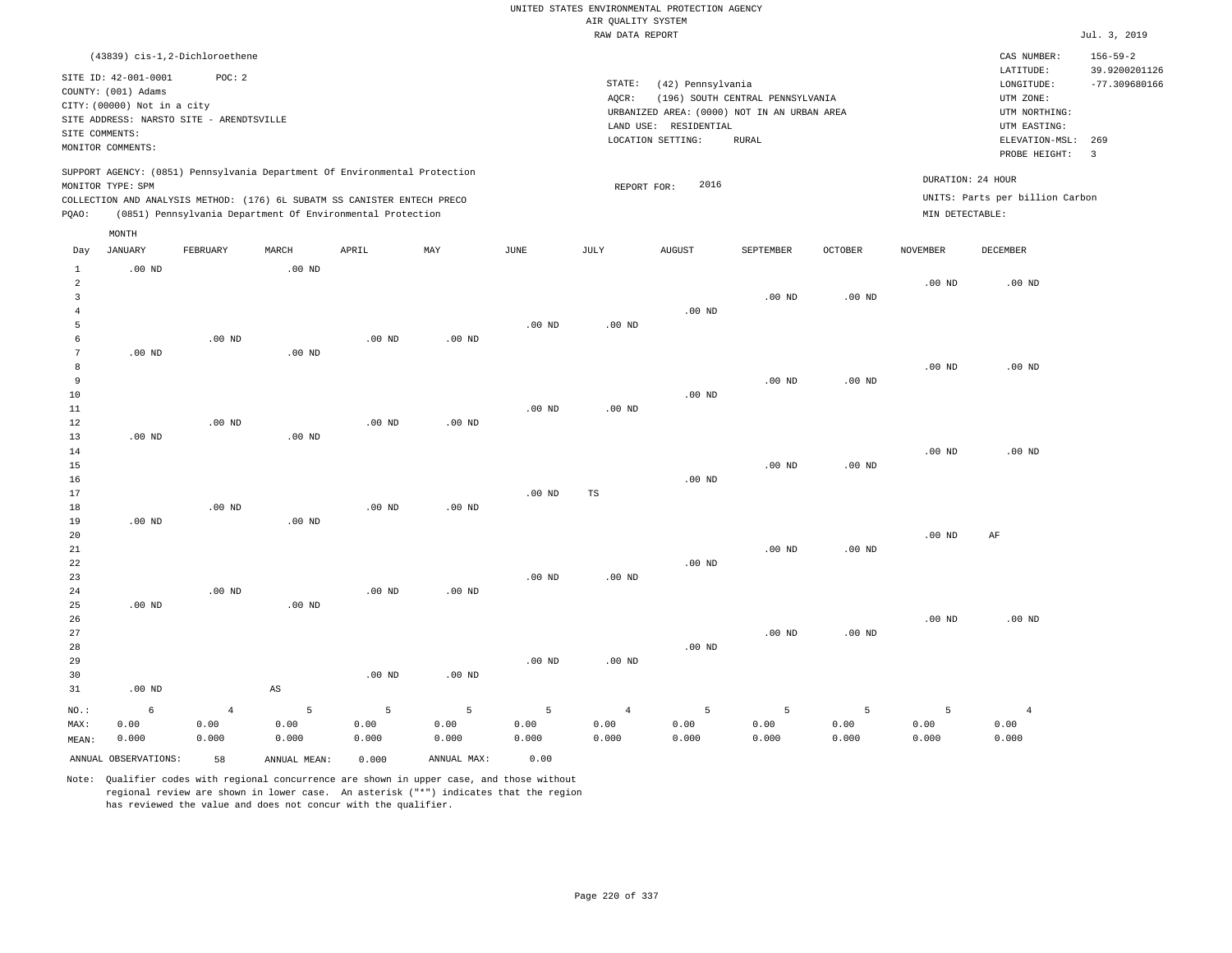UNITED STATES ENVIRONMENTAL PROTECTION AGENCY
AIR QUALITY SYSTEM
RAW DATA REPORT

Jul. 3, 2019

(43839) cis-1,2-Dichloroethene

SITE ID: 42-001-0001 POC: 2
COUNTY: (001) Adams
CITY: (00000) Not in a city
SITE ADDRESS: NARSTO SITE - ARENDTSVILLE
SITE COMMENTS:
MONITOR COMMENTS:

STATE: (42) Pennsylvania
AQCR: (196) SOUTH CENTRAL PENNSYLVANIA
URBANIZED AREA: (0000) NOT IN AN URBAN AREA
LAND USE: RESIDENTIAL
LOCATION SETTING: RURAL

CAS NUMBER: 156-59-2
LATITUDE: 39.9200201126
LONGITUDE: -77.309680166
UTM ZONE:
UTM NORTHING:
UTM EASTING:
ELEVATION-MSL: 269
PROBE HEIGHT: 3

SUPPORT AGENCY: (0851) Pennsylvania Department Of Environmental Protection
MONITOR TYPE: SPM
COLLECTION AND ANALYSIS METHOD: (176) 6L SUBATM SS CANISTER ENTECH PRECO
PQAO: (0851) Pennsylvania Department Of Environmental Protection

REPORT FOR: 2016

DURATION: 24 HOUR
UNITS: Parts per billion Carbon
MIN DETECTABLE:

| Day | JANUARY | FEBRUARY | MARCH | APRIL | MAY | JUNE | JULY | AUGUST | SEPTEMBER | OCTOBER | NOVEMBER | DECEMBER |
|---|---|---|---|---|---|---|---|---|---|---|---|---|
| 1 | .00 ND | | .00 ND | | | | | | | | | |
| 2 | | | | | | | | | | | .00 ND | .00 ND |
| 3 | | | | | | | | | .00 ND | .00 ND | | |
| 4 | | | | | | | | .00 ND | | | | |
| 5 | | | | | | .00 ND | .00 ND | | | | | |
| 6 | | .00 ND | | .00 ND | .00 ND | | | | | | | |
| 7 | .00 ND | | .00 ND | | | | | | | | | |
| 8 | | | | | | | | | | | .00 ND | .00 ND |
| 9 | | | | | | | | | .00 ND | .00 ND | | |
| 10 | | | | | | | | .00 ND | | | | |
| 11 | | | | | | .00 ND | .00 ND | | | | | |
| 12 | | .00 ND | | .00 ND | .00 ND | | | | | | | |
| 13 | .00 ND | | .00 ND | | | | | | | | | |
| 14 | | | | | | | | | | | .00 ND | .00 ND |
| 15 | | | | | | | | | .00 ND | .00 ND | | |
| 16 | | | | | | | | .00 ND | | | | |
| 17 | | | | | | .00 ND | TS | | | | | |
| 18 | | .00 ND | | .00 ND | .00 ND | | | | | | | |
| 19 | .00 ND | | .00 ND | | | | | | | | | |
| 20 | | | | | | | | | | | .00 ND | AF |
| 21 | | | | | | | | | .00 ND | .00 ND | | |
| 22 | | | | | | | | .00 ND | | | | |
| 23 | | | | | | .00 ND | .00 ND | | | | | |
| 24 | | .00 ND | | .00 ND | .00 ND | | | | | | | |
| 25 | .00 ND | | .00 ND | | | | | | | | | |
| 26 | | | | | | | | | | | .00 ND | .00 ND |
| 27 | | | | | | | | | .00 ND | .00 ND | | |
| 28 | | | | | | | | .00 ND | | | | |
| 29 | | | | | | .00 ND | .00 ND | | | | | |
| 30 | | | | .00 ND | .00 ND | | | | | | | |
| 31 | .00 ND | | AS | | | | | | | | | |
| NO.: | 6 | 4 | 5 | 5 | 5 | 5 | 4 | 5 | 5 | 5 | 5 | 4 |
| MAX: | 0.00 | 0.00 | 0.00 | 0.00 | 0.00 | 0.00 | 0.00 | 0.00 | 0.00 | 0.00 | 0.00 | 0.00 |
| MEAN: | 0.000 | 0.000 | 0.000 | 0.000 | 0.000 | 0.000 | 0.000 | 0.000 | 0.000 | 0.000 | 0.000 | 0.000 |

ANNUAL OBSERVATIONS: 58 ANNUAL MEAN: 0.000 ANNUAL MAX: 0.00

Note: Qualifier codes with regional concurrence are shown in upper case, and those without regional review are shown in lower case. An asterisk ("*") indicates that the region has reviewed the value and does not concur with the qualifier.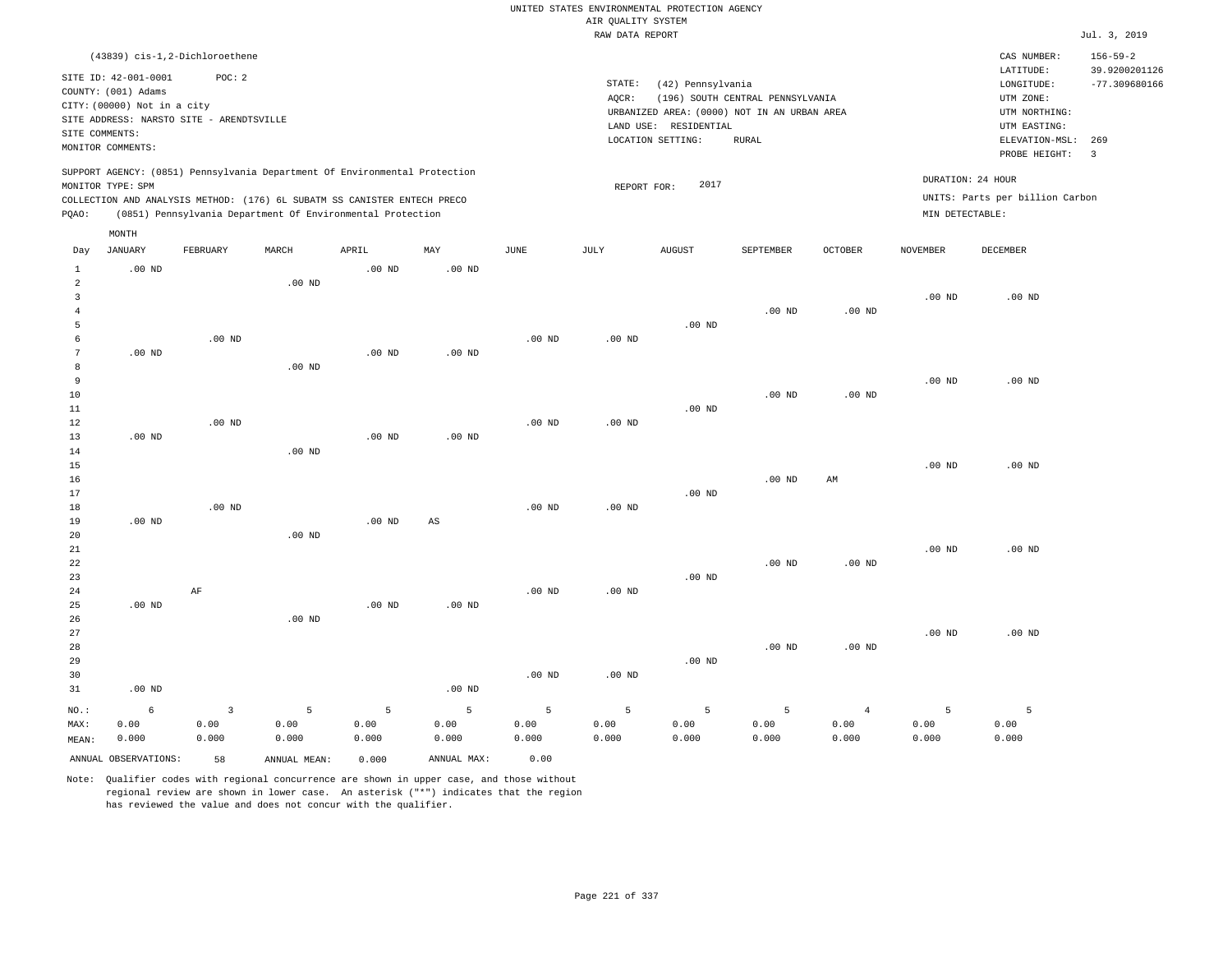UNITED STATES ENVIRONMENTAL PROTECTION AGENCY
AIR QUALITY SYSTEM
RAW DATA REPORT

Jul. 3, 2019

(43839) cis-1,2-Dichloroethene

SITE ID: 42-001-0001 POC: 2
COUNTY: (001) Adams
CITY: (00000) Not in a city
SITE ADDRESS: NARSTO SITE - ARENDTSVILLE
SITE COMMENTS:
MONITOR COMMENTS:

STATE: (42) Pennsylvania
AQCR: (196) SOUTH CENTRAL PENNSYLVANIA
URBANIZED AREA: (0000) NOT IN AN URBAN AREA
LAND USE: RESIDENTIAL
LOCATION SETTING: RURAL

CAS NUMBER: 156-59-2
LATITUDE: 39.9200201126
LONGITUDE: -77.309680166
UTM ZONE:
UTM NORTHING:
UTM EASTING:
ELEVATION-MSL: 269
PROBE HEIGHT: 3

SUPPORT AGENCY: (0851) Pennsylvania Department Of Environmental Protection
MONITOR TYPE: SPM
COLLECTION AND ANALYSIS METHOD: (176) 6L SUBATM SS CANISTER ENTECH PRECO
PQAO: (0851) Pennsylvania Department Of Environmental Protection

REPORT FOR: 2017

DURATION: 24 HOUR
UNITS: Parts per billion Carbon
MIN DETECTABLE:

| Day | JANUARY | FEBRUARY | MARCH | APRIL | MAY | JUNE | JULY | AUGUST | SEPTEMBER | OCTOBER | NOVEMBER | DECEMBER |
|---|---|---|---|---|---|---|---|---|---|---|---|---|
| 1 | .00 ND | | | .00 ND | .00 ND | | | | | | | |
| 2 | | | .00 ND | | | | | | | | | |
| 3 | | | | | | | | | | | .00 ND | .00 ND |
| 4 | | | | | | | | | .00 ND | .00 ND | | |
| 5 | | | | | | | | .00 ND | | | | |
| 6 | | .00 ND | | | | .00 ND | .00 ND | | | | | |
| 7 | .00 ND | | | .00 ND | .00 ND | | | | | | | |
| 8 | | | .00 ND | | | | | | | | | |
| 9 | | | | | | | | | | | .00 ND | .00 ND |
| 10 | | | | | | | | | .00 ND | .00 ND | | |
| 11 | | | | | | | | .00 ND | | | | |
| 12 | | .00 ND | | | | .00 ND | .00 ND | | | | | |
| 13 | .00 ND | | | .00 ND | .00 ND | | | | | | | |
| 14 | | | .00 ND | | | | | | | | | |
| 15 | | | | | | | | | | | .00 ND | .00 ND |
| 16 | | | | | | | | | .00 ND | AM | | |
| 17 | | | | | | | | .00 ND | | | | |
| 18 | | .00 ND | | | | .00 ND | .00 ND | | | | | |
| 19 | .00 ND | | | .00 ND | AS | | | | | | | |
| 20 | | | .00 ND | | | | | | | | | |
| 21 | | | | | | | | | | | .00 ND | .00 ND |
| 22 | | | | | | | | | .00 ND | .00 ND | | |
| 23 | | | | | | | | .00 ND | | | | |
| 24 | | AF | | | | .00 ND | .00 ND | | | | | |
| 25 | .00 ND | | | .00 ND | .00 ND | | | | | | | |
| 26 | | | .00 ND | | | | | | | | | |
| 27 | | | | | | | | | | | .00 ND | .00 ND |
| 28 | | | | | | | | | .00 ND | .00 ND | | |
| 29 | | | | | | | | .00 ND | | | | |
| 30 | | | | | | .00 ND | .00 ND | | | | | |
| 31 | .00 ND | | | | .00 ND | | | | | | | |
| NO.: | 6 | 3 | 5 | 5 | 5 | 5 | 5 | 5 | 5 | 4 | 5 | 5 |
| MAX: | 0.00 | 0.00 | 0.00 | 0.00 | 0.00 | 0.00 | 0.00 | 0.00 | 0.00 | 0.00 | 0.00 | 0.00 |
| MEAN: | 0.000 | 0.000 | 0.000 | 0.000 | 0.000 | 0.000 | 0.000 | 0.000 | 0.000 | 0.000 | 0.000 | 0.000 |

ANNUAL OBSERVATIONS: 58 ANNUAL MEAN: 0.000 ANNUAL MAX: 0.00

Note: Qualifier codes with regional concurrence are shown in upper case, and those without regional review are shown in lower case. An asterisk ("*") indicates that the region has reviewed the value and does not concur with the qualifier.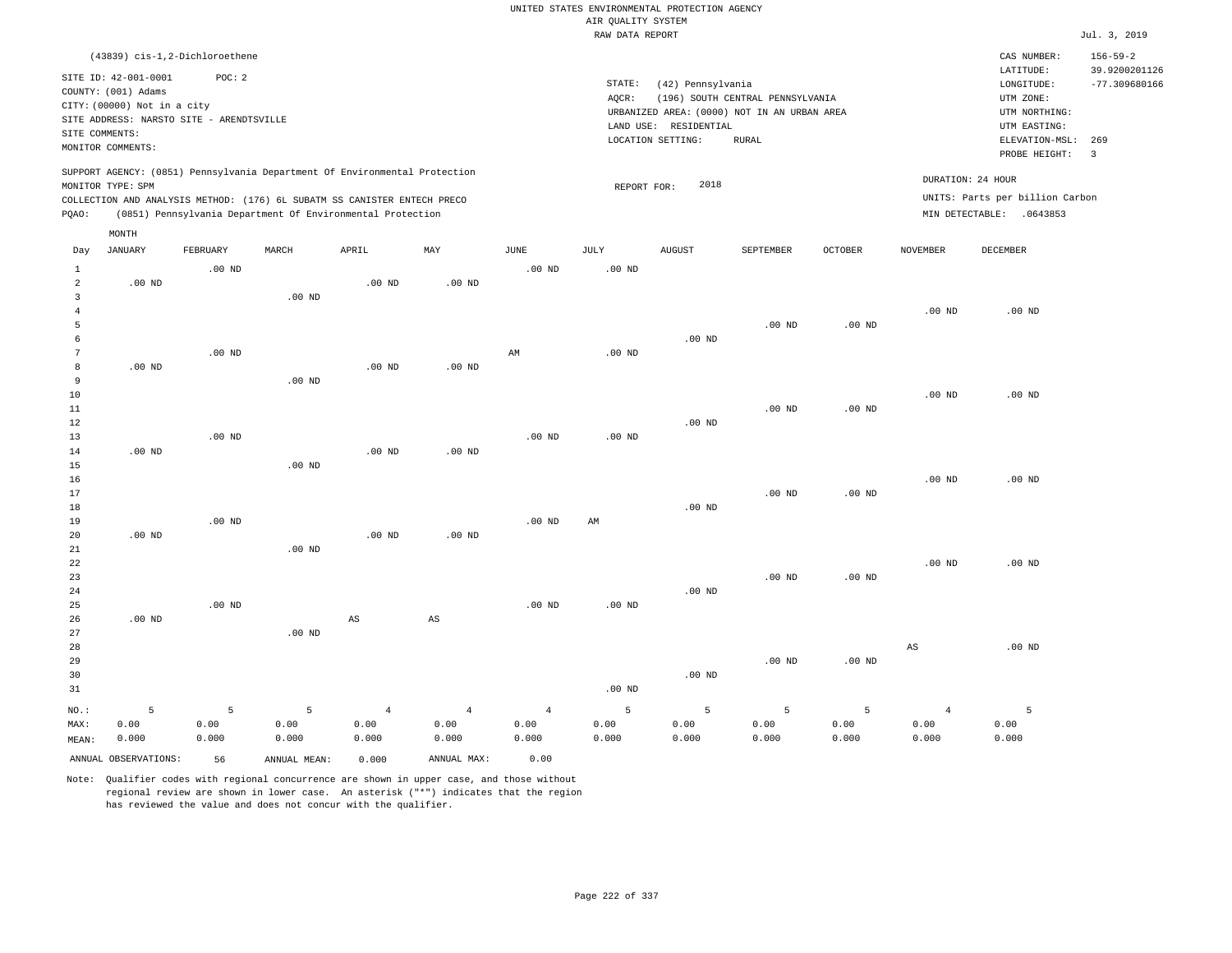UNITED STATES ENVIRONMENTAL PROTECTION AGENCY
AIR QUALITY SYSTEM
RAW DATA REPORT

Jul. 3, 2019

(43839) cis-1,2-Dichloroethene

SITE ID: 42-001-0001 POC: 2
COUNTY: (001) Adams
CITY: (00000) Not in a city
SITE ADDRESS: NARSTO SITE - ARENDTSVILLE
SITE COMMENTS:
MONITOR COMMENTS:

STATE: (42) Pennsylvania
AQCR: (196) SOUTH CENTRAL PENNSYLVANIA
URBANIZED AREA: (0000) NOT IN AN URBAN AREA
LAND USE: RESIDENTIAL
LOCATION SETTING: RURAL

CAS NUMBER: 156-59-2
LATITUDE: 39.9200201126
LONGITUDE: -77.309680166
UTM ZONE:
UTM NORTHING:
UTM EASTING:
ELEVATION-MSL: 269
PROBE HEIGHT: 3

SUPPORT AGENCY: (0851) Pennsylvania Department Of Environmental Protection
MONITOR TYPE: SPM
COLLECTION AND ANALYSIS METHOD: (176) 6L SUBATM SS CANISTER ENTECH PRECO
PQAO: (0851) Pennsylvania Department Of Environmental Protection

REPORT FOR: 2018

DURATION: 24 HOUR
UNITS: Parts per billion Carbon
MIN DETECTABLE: .0643853

| Day | JANUARY | FEBRUARY | MARCH | APRIL | MAY | JUNE | JULY | AUGUST | SEPTEMBER | OCTOBER | NOVEMBER | DECEMBER |
|---|---|---|---|---|---|---|---|---|---|---|---|---|
| 1 | | .00 ND | | | | .00 ND | .00 ND | | | | | |
| 2 | .00 ND | | | .00 ND | .00 ND | | | | | | | |
| 3 | | | .00 ND | | | | | | | | | |
| 4 | | | | | | | | | | | .00 ND | .00 ND |
| 5 | | | | | | | | | .00 ND | .00 ND | | |
| 6 | | | | | | | | .00 ND | | | | |
| 7 | | .00 ND | | | | AM | .00 ND | | | | | |
| 8 | .00 ND | | | .00 ND | .00 ND | | | | | | | |
| 9 | | | .00 ND | | | | | | | | | |
| 10 | | | | | | | | | | | .00 ND | .00 ND |
| 11 | | | | | | | | | .00 ND | .00 ND | | |
| 12 | | | | | | | | .00 ND | | | | |
| 13 | | .00 ND | | | | .00 ND | .00 ND | | | | | |
| 14 | .00 ND | | | .00 ND | .00 ND | | | | | | | |
| 15 | | | .00 ND | | | | | | | | | |
| 16 | | | | | | | | | | | .00 ND | .00 ND |
| 17 | | | | | | | | | .00 ND | .00 ND | | |
| 18 | | | | | | | | .00 ND | | | | |
| 19 | | .00 ND | | | | .00 ND | AM | | | | | |
| 20 | .00 ND | | | .00 ND | .00 ND | | | | | | | |
| 21 | | | .00 ND | | | | | | | | | |
| 22 | | | | | | | | | | | .00 ND | .00 ND |
| 23 | | | | | | | | | .00 ND | .00 ND | | |
| 24 | | | | | | | | .00 ND | | | | |
| 25 | | .00 ND | | | | .00 ND | .00 ND | | | | | |
| 26 | .00 ND | | | AS | AS | | | | | | | |
| 27 | | | .00 ND | | | | | | | | | |
| 28 | | | | | | | | | | | AS | .00 ND |
| 29 | | | | | | | | | .00 ND | .00 ND | | |
| 30 | | | | | | | | .00 ND | | | | |
| 31 | | | | | | | .00 ND | | | | | |
| NO.: | 5 | 5 | 5 | 4 | 4 | 4 | 5 | 5 | 5 | 5 | 4 | 5 |
| MAX: | 0.00 | 0.00 | 0.00 | 0.00 | 0.00 | 0.00 | 0.00 | 0.00 | 0.00 | 0.00 | 0.00 | 0.00 |
| MEAN: | 0.000 | 0.000 | 0.000 | 0.000 | 0.000 | 0.000 | 0.000 | 0.000 | 0.000 | 0.000 | 0.000 | 0.000 |

ANNUAL OBSERVATIONS: 56 ANNUAL MEAN: 0.000 ANNUAL MAX: 0.00

Note: Qualifier codes with regional concurrence are shown in upper case, and those without regional review are shown in lower case. An asterisk ("*") indicates that the region has reviewed the value and does not concur with the qualifier.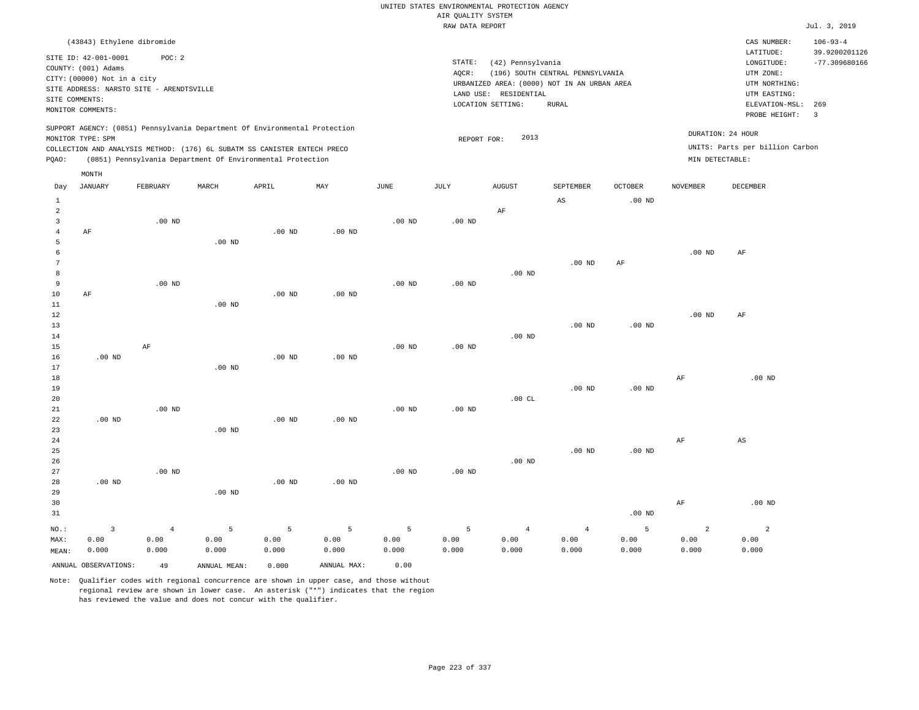UNITED STATES ENVIRONMENTAL PROTECTION AGENCY
AIR QUALITY SYSTEM
RAW DATA REPORT

Jul. 3, 2019

(43843) Ethylene dibromide

SITE ID: 42-001-0001 POC: 2
COUNTY: (001) Adams
CITY: (00000) Not in a city
SITE ADDRESS: NARSTO SITE - ARENDTSVILLE
SITE COMMENTS:
MONITOR COMMENTS:

STATE: (42) Pennsylvania
AQCR: (196) SOUTH CENTRAL PENNSYLVANIA
URBANIZED AREA: (0000) NOT IN AN URBAN AREA
LAND USE: RESIDENTIAL
LOCATION SETTING: RURAL

CAS NUMBER: 106-93-4
LATITUDE: 39.9200201126
LONGITUDE: -77.309680166
UTM ZONE:
UTM NORTHING:
UTM EASTING:
ELEVATION-MSL: 269
PROBE HEIGHT: 3

SUPPORT AGENCY: (0851) Pennsylvania Department Of Environmental Protection
MONITOR TYPE: SPM
COLLECTION AND ANALYSIS METHOD: (176) 6L SUBATM SS CANISTER ENTECH PRECO
PQAO: (0851) Pennsylvania Department Of Environmental Protection

REPORT FOR: 2013

DURATION: 24 HOUR
UNITS: Parts per billion Carbon
MIN DETECTABLE:

| Day | JANUARY | FEBRUARY | MARCH | APRIL | MAY | JUNE | JULY | AUGUST | SEPTEMBER | OCTOBER | NOVEMBER | DECEMBER |
|---|---|---|---|---|---|---|---|---|---|---|---|---|
| 1 | | | | | | | | | AS | .00 ND | | |
| 2 | | | | | | | | AF | | | | |
| 3 | | .00 ND | | | | .00 ND | .00 ND | | | | | |
| 4 | AF | | | .00 ND | .00 ND | | | | | | | |
| 5 | | | .00 ND | | | | | | | | | |
| 6 | | | | | | | | | | | .00 ND | AF |
| 7 | | | | | | | | | .00 ND | AF | | |
| 8 | | | | | | | | .00 ND | | | | |
| 9 | | .00 ND | | | | .00 ND | .00 ND | | | | | |
| 10 | AF | | | .00 ND | .00 ND | | | | | | | |
| 11 | | | .00 ND | | | | | | | | | |
| 12 | | | | | | | | | | | .00 ND | AF |
| 13 | | | | | | | | | .00 ND | .00 ND | | |
| 14 | | | | | | | | .00 ND | | | | |
| 15 | | AF | | | | .00 ND | .00 ND | | | | | |
| 16 | .00 ND | | | .00 ND | .00 ND | | | | | | | |
| 17 | | | .00 ND | | | | | | | | | |
| 18 | | | | | | | | | | | AF | .00 ND |
| 19 | | | | | | | | | .00 ND | .00 ND | | |
| 20 | | | | | | | | .00 CL | | | | |
| 21 | | .00 ND | | | | .00 ND | .00 ND | | | | | |
| 22 | .00 ND | | | .00 ND | .00 ND | | | | | | | |
| 23 | | | .00 ND | | | | | | | | | |
| 24 | | | | | | | | | | | AF | AS |
| 25 | | | | | | | | | .00 ND | .00 ND | | |
| 26 | | | | | | | | .00 ND | | | | |
| 27 | | .00 ND | | | | .00 ND | .00 ND | | | | | |
| 28 | .00 ND | | | .00 ND | .00 ND | | | | | | | |
| 29 | | | .00 ND | | | | | | | | | |
| 30 | | | | | | | | | | | AF | .00 ND |
| 31 | | | | | | | | | | .00 ND | | |
| NO.: | 3 | 4 | 5 | 5 | 5 | 5 | 5 | 4 | 4 | 5 | 2 | 2 |
| MAX: | 0.00 | 0.00 | 0.00 | 0.00 | 0.00 | 0.00 | 0.00 | 0.00 | 0.00 | 0.00 | 0.00 | 0.00 |
| MEAN: | 0.000 | 0.000 | 0.000 | 0.000 | 0.000 | 0.000 | 0.000 | 0.000 | 0.000 | 0.000 | 0.000 | 0.000 |

ANNUAL OBSERVATIONS: 49 ANNUAL MEAN: 0.000 ANNUAL MAX: 0.00

Note: Qualifier codes with regional concurrence are shown in upper case, and those without regional review are shown in lower case. An asterisk ("*") indicates that the region has reviewed the value and does not concur with the qualifier.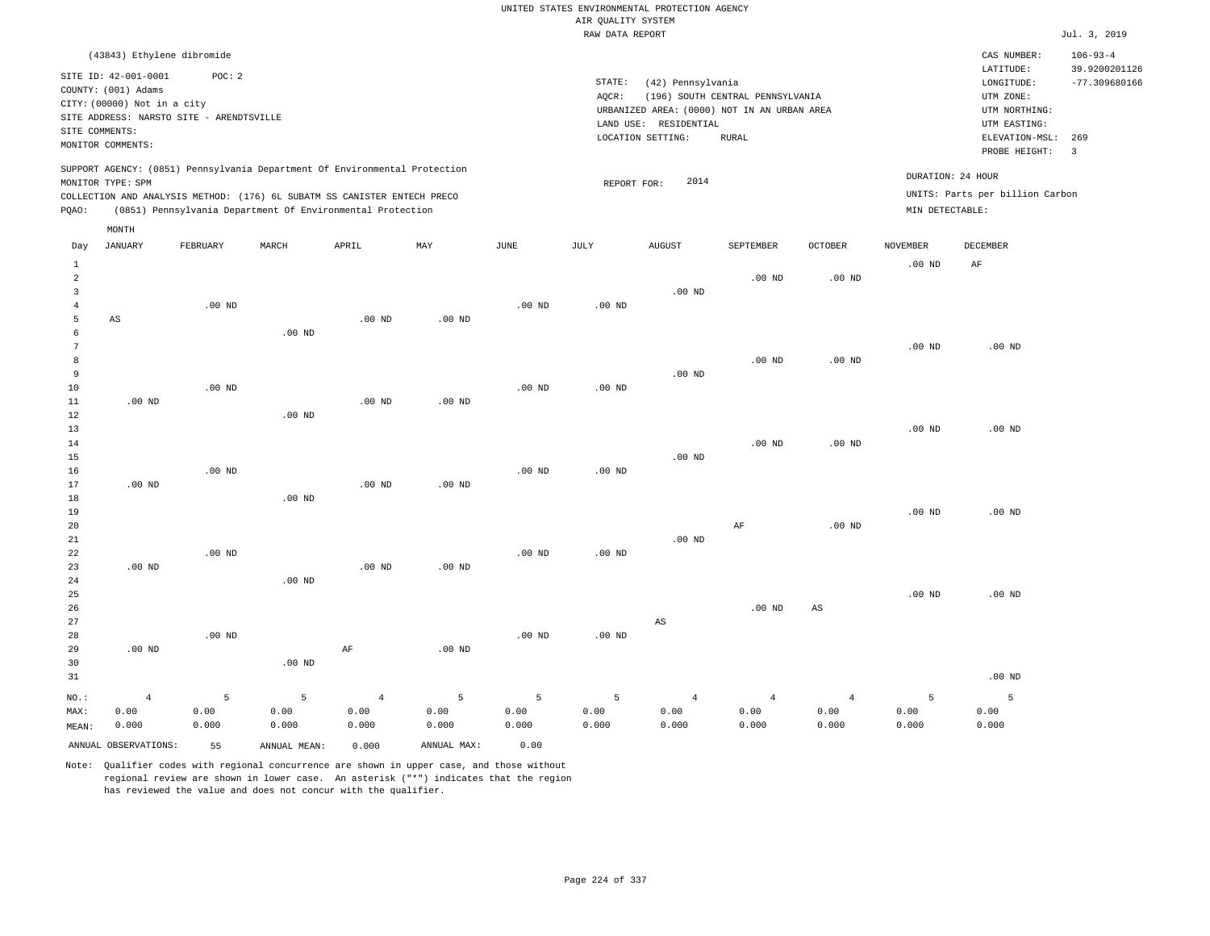UNITED STATES ENVIRONMENTAL PROTECTION AGENCY
AIR QUALITY SYSTEM
RAW DATA REPORT

Jul. 3, 2019

(43843) Ethylene dibromide

SITE ID: 42-001-0001 POC: 2
COUNTY: (001) Adams
CITY: (00000) Not in a city
SITE ADDRESS: NARSTO SITE - ARENDTSVILLE
SITE COMMENTS:
MONITOR COMMENTS:

STATE: (42) Pennsylvania
AQCR: (196) SOUTH CENTRAL PENNSYLVANIA
URBANIZED AREA: (0000) NOT IN AN URBAN AREA
LAND USE: RESIDENTIAL
LOCATION SETTING: RURAL

CAS NUMBER: 106-93-4
LATITUDE: 39.9200201126
LONGITUDE: -77.309680166
UTM ZONE:
UTM NORTHING:
UTM EASTING:
ELEVATION-MSL: 269
PROBE HEIGHT: 3

SUPPORT AGENCY: (0851) Pennsylvania Department Of Environmental Protection
MONITOR TYPE: SPM
COLLECTION AND ANALYSIS METHOD: (176) 6L SUBATM SS CANISTER ENTECH PRECO
PQAO: (0851) Pennsylvania Department Of Environmental Protection

REPORT FOR: 2014

DURATION: 24 HOUR
UNITS: Parts per billion Carbon
MIN DETECTABLE:

| Day | JANUARY | FEBRUARY | MARCH | APRIL | MAY | JUNE | JULY | AUGUST | SEPTEMBER | OCTOBER | NOVEMBER | DECEMBER |
|---|---|---|---|---|---|---|---|---|---|---|---|---|
| 1 | | | | | | | | | | | .00 ND | AF |
| 2 | | | | | | | | | .00 ND | .00 ND | | |
| 3 | | | | | | | | .00 ND | | | | |
| 4 | | .00 ND | | | | .00 ND | .00 ND | | | | | |
| 5 | AS | | | .00 ND | .00 ND | | | | | | | |
| 6 | | | .00 ND | | | | | | | | | |
| 7 | | | | | | | | | | | .00 ND | .00 ND |
| 8 | | | | | | | | | .00 ND | .00 ND | | |
| 9 | | | | | | | | .00 ND | | | | |
| 10 | | .00 ND | | | | .00 ND | .00 ND | | | | | |
| 11 | .00 ND | | | .00 ND | .00 ND | | | | | | | |
| 12 | | | .00 ND | | | | | | | | | |
| 13 | | | | | | | | | | | .00 ND | .00 ND |
| 14 | | | | | | | | | .00 ND | .00 ND | | |
| 15 | | | | | | | | .00 ND | | | | |
| 16 | | .00 ND | | | | .00 ND | .00 ND | | | | | |
| 17 | .00 ND | | | .00 ND | .00 ND | | | | | | | |
| 18 | | | .00 ND | | | | | | | | | |
| 19 | | | | | | | | | | | .00 ND | .00 ND |
| 20 | | | | | | | | | AF | .00 ND | | |
| 21 | | | | | | | | .00 ND | | | | |
| 22 | | .00 ND | | | | .00 ND | .00 ND | | | | | |
| 23 | .00 ND | | | .00 ND | .00 ND | | | | | | | |
| 24 | | | .00 ND | | | | | | | | | |
| 25 | | | | | | | | | | | .00 ND | .00 ND |
| 26 | | | | | | | | | .00 ND | AS | | |
| 27 | | | | | | | | AS | | | | |
| 28 | | .00 ND | | | | .00 ND | .00 ND | | | | | |
| 29 | .00 ND | | | AF | .00 ND | | | | | | | |
| 30 | | | .00 ND | | | | | | | | | |
| 31 | | | | | | | | | | | | .00 ND |
| NO.: | 4 | 5 | 5 | 4 | 5 | 5 | 5 | 4 | 4 | 4 | 5 | 5 |
| MAX: | 0.00 | 0.00 | 0.00 | 0.00 | 0.00 | 0.00 | 0.00 | 0.00 | 0.00 | 0.00 | 0.00 | 0.00 |
| MEAN: | 0.000 | 0.000 | 0.000 | 0.000 | 0.000 | 0.000 | 0.000 | 0.000 | 0.000 | 0.000 | 0.000 | 0.000 |

ANNUAL OBSERVATIONS: 55 ANNUAL MEAN: 0.000 ANNUAL MAX: 0.00

Note: Qualifier codes with regional concurrence are shown in upper case, and those without regional review are shown in lower case. An asterisk ("*") indicates that the region has reviewed the value and does not concur with the qualifier.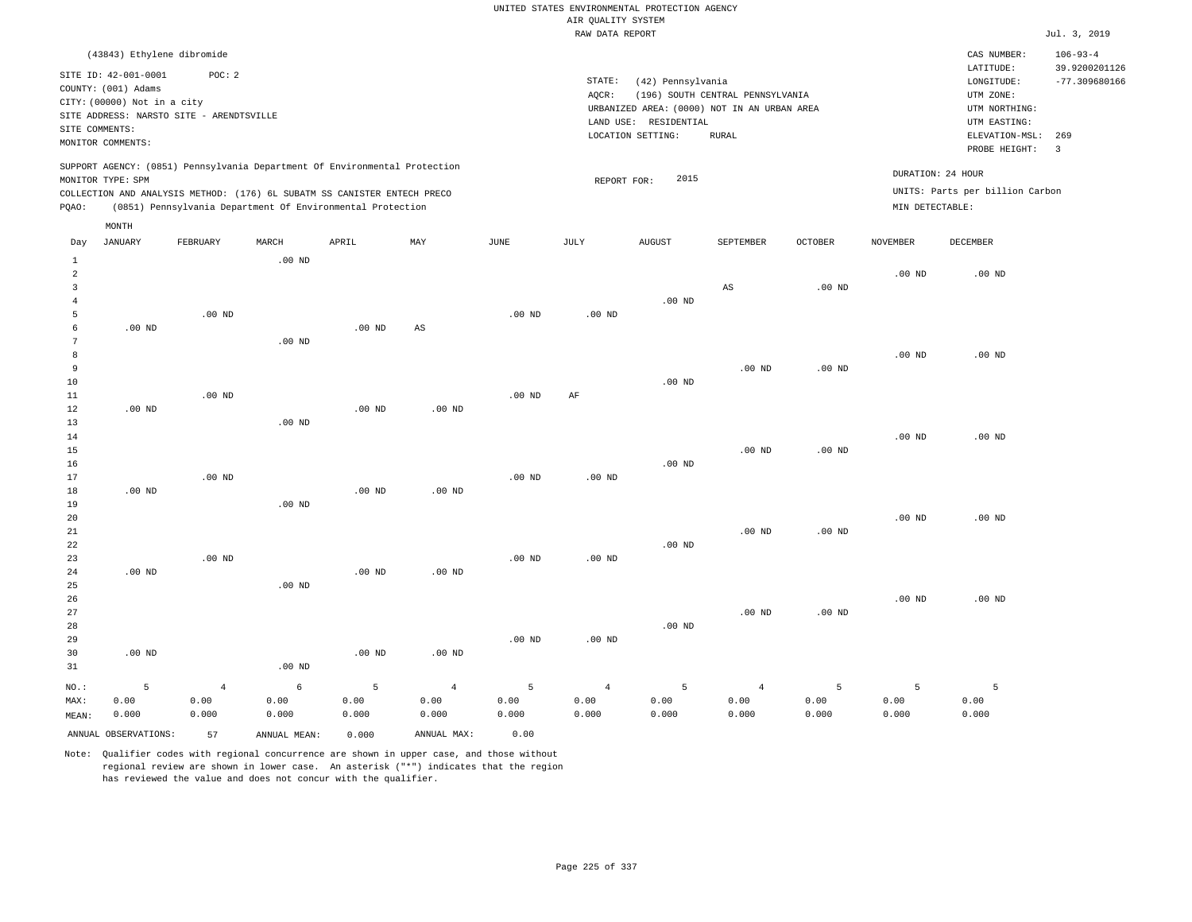UNITED STATES ENVIRONMENTAL PROTECTION AGENCY
AIR QUALITY SYSTEM
RAW DATA REPORT

Jul. 3, 2019

(43843) Ethylene dibromide

SITE ID: 42-001-0001 POC: 2
COUNTY: (001) Adams
CITY: (00000) Not in a city
SITE ADDRESS: NARSTO SITE - ARENDTSVILLE
SITE COMMENTS:
MONITOR COMMENTS:

STATE: (42) Pennsylvania
AQCR: (196) SOUTH CENTRAL PENNSYLVANIA
URBANIZED AREA: (0000) NOT IN AN URBAN AREA
LAND USE: RESIDENTIAL
LOCATION SETTING: RURAL

CAS NUMBER: 106-93-4
LATITUDE: 39.9200201126
LONGITUDE: -77.309680166
UTM ZONE:
UTM NORTHING:
UTM EASTING:
ELEVATION-MSL: 269
PROBE HEIGHT: 3

SUPPORT AGENCY: (0851) Pennsylvania Department Of Environmental Protection
MONITOR TYPE: SPM
COLLECTION AND ANALYSIS METHOD: (176) 6L SUBATM SS CANISTER ENTECH PRECO
PQAO: (0851) Pennsylvania Department Of Environmental Protection

REPORT FOR: 2015

DURATION: 24 HOUR
UNITS: Parts per billion Carbon
MIN DETECTABLE:

| Day | JANUARY | FEBRUARY | MARCH | APRIL | MAY | JUNE | JULY | AUGUST | SEPTEMBER | OCTOBER | NOVEMBER | DECEMBER |
|---|---|---|---|---|---|---|---|---|---|---|---|---|
| 1 | | | .00 ND | | | | | | | | | |
| 2 | | | | | | | | | | | .00 ND | .00 ND |
| 3 | | | | | | | | | AS | .00 ND | | |
| 4 | | | | | | | | .00 ND | | | | |
| 5 | | .00 ND | | | | .00 ND | .00 ND | | | | | |
| 6 | .00 ND | | | .00 ND | AS | | | | | | | |
| 7 | | | .00 ND | | | | | | | | | |
| 8 | | | | | | | | | | | .00 ND | .00 ND |
| 9 | | | | | | | | | .00 ND | .00 ND | | |
| 10 | | | | | | | | .00 ND | | | | |
| 11 | | .00 ND | | | | .00 ND | AF | | | | | |
| 12 | .00 ND | | | .00 ND | .00 ND | | | | | | | |
| 13 | | | .00 ND | | | | | | | | | |
| 14 | | | | | | | | | | | .00 ND | .00 ND |
| 15 | | | | | | | | | .00 ND | .00 ND | | |
| 16 | | | | | | | | .00 ND | | | | |
| 17 | | .00 ND | | | | .00 ND | .00 ND | | | | | |
| 18 | .00 ND | | | .00 ND | .00 ND | | | | | | | |
| 19 | | | .00 ND | | | | | | | | | |
| 20 | | | | | | | | | | | .00 ND | .00 ND |
| 21 | | | | | | | | | .00 ND | .00 ND | | |
| 22 | | | | | | | | .00 ND | | | | |
| 23 | | .00 ND | | | | .00 ND | .00 ND | | | | | |
| 24 | .00 ND | | | .00 ND | .00 ND | | | | | | | |
| 25 | | | .00 ND | | | | | | | | | |
| 26 | | | | | | | | | | | .00 ND | .00 ND |
| 27 | | | | | | | | | .00 ND | .00 ND | | |
| 28 | | | | | | | | .00 ND | | | | |
| 29 | | | | | | .00 ND | .00 ND | | | | | |
| 30 | .00 ND | | | .00 ND | .00 ND | | | | | | | |
| 31 | | | .00 ND | | | | | | | | | |
| NO.: | 5 | 4 | 6 | 5 | 4 | 5 | 4 | 5 | 4 | 5 | 5 | 5 |
| MAX: | 0.00 | 0.00 | 0.00 | 0.00 | 0.00 | 0.00 | 0.00 | 0.00 | 0.00 | 0.00 | 0.00 | 0.00 |
| MEAN: | 0.000 | 0.000 | 0.000 | 0.000 | 0.000 | 0.000 | 0.000 | 0.000 | 0.000 | 0.000 | 0.000 | 0.000 |

ANNUAL OBSERVATIONS: 57 ANNUAL MEAN: 0.000 ANNUAL MAX: 0.00

Note: Qualifier codes with regional concurrence are shown in upper case, and those without regional review are shown in lower case. An asterisk ("*") indicates that the region has reviewed the value and does not concur with the qualifier.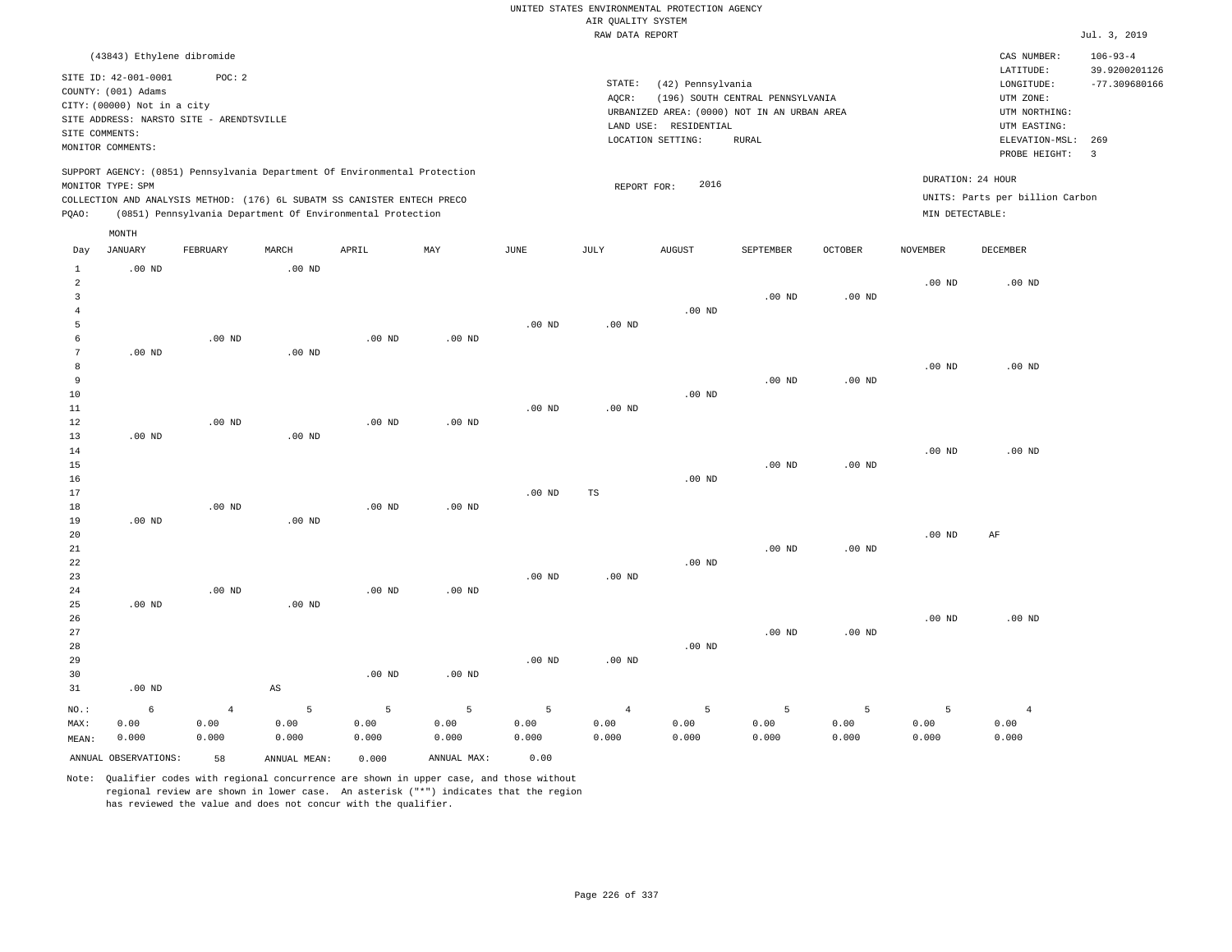UNITED STATES ENVIRONMENTAL PROTECTION AGENCY
AIR QUALITY SYSTEM
RAW DATA REPORT

Jul. 3, 2019

(43843) Ethylene dibromide

SITE ID: 42-001-0001 POC: 2
COUNTY: (001) Adams
CITY: (00000) Not in a city
SITE ADDRESS: NARSTO SITE - ARENDTSVILLE
SITE COMMENTS:
MONITOR COMMENTS:

STATE: (42) Pennsylvania
AQCR: (196) SOUTH CENTRAL PENNSYLVANIA
URBANIZED AREA: (0000) NOT IN AN URBAN AREA
LAND USE: RESIDENTIAL
LOCATION SETTING: RURAL

CAS NUMBER: 106-93-4
LATITUDE: 39.9200201126
LONGITUDE: -77.309680166
UTM ZONE:
UTM NORTHING:
UTM EASTING:
ELEVATION-MSL: 269
PROBE HEIGHT: 3

SUPPORT AGENCY: (0851) Pennsylvania Department Of Environmental Protection
MONITOR TYPE: SPM
COLLECTION AND ANALYSIS METHOD: (176) 6L SUBATM SS CANISTER ENTECH PRECO
PQAO: (0851) Pennsylvania Department Of Environmental Protection

REPORT FOR: 2016

DURATION: 24 HOUR
UNITS: Parts per billion Carbon
MIN DETECTABLE:

| Day | JANUARY | FEBRUARY | MARCH | APRIL | MAY | JUNE | JULY | AUGUST | SEPTEMBER | OCTOBER | NOVEMBER | DECEMBER |
|---|---|---|---|---|---|---|---|---|---|---|---|---|
| 1 | .00 ND | | .00 ND | | | | | | | | | |
| 2 | | | | | | | | | | | .00 ND | .00 ND |
| 3 | | | | | | | | | .00 ND | .00 ND | | |
| 4 | | | | | | | | .00 ND | | | | |
| 5 | | | | | | .00 ND | .00 ND | | | | | |
| 6 | | .00 ND | | .00 ND | .00 ND | | | | | | | |
| 7 | .00 ND | | .00 ND | | | | | | | | | |
| 8 | | | | | | | | | | | .00 ND | .00 ND |
| 9 | | | | | | | | | .00 ND | .00 ND | | |
| 10 | | | | | | | | .00 ND | | | | |
| 11 | | | | | | .00 ND | .00 ND | | | | | |
| 12 | | .00 ND | | .00 ND | .00 ND | | | | | | | |
| 13 | .00 ND | | .00 ND | | | | | | | | | |
| 14 | | | | | | | | | | | .00 ND | .00 ND |
| 15 | | | | | | | | | .00 ND | .00 ND | | |
| 16 | | | | | | | | .00 ND | | | | |
| 17 | | | | | | .00 ND | TS | | | | | |
| 18 | | .00 ND | | .00 ND | .00 ND | | | | | | | |
| 19 | .00 ND | | .00 ND | | | | | | | | | |
| 20 | | | | | | | | | | | .00 ND | AF |
| 21 | | | | | | | | | .00 ND | .00 ND | | |
| 22 | | | | | | | | .00 ND | | | | |
| 23 | | | | | | .00 ND | .00 ND | | | | | |
| 24 | | .00 ND | | .00 ND | .00 ND | | | | | | | |
| 25 | .00 ND | | .00 ND | | | | | | | | | |
| 26 | | | | | | | | | | | .00 ND | .00 ND |
| 27 | | | | | | | | | .00 ND | .00 ND | | |
| 28 | | | | | | | | .00 ND | | | | |
| 29 | | | | | | .00 ND | .00 ND | | | | | |
| 30 | | | | .00 ND | .00 ND | | | | | | | |
| 31 | .00 ND | | AS | | | | | | | | | |
| NO.: | 6 | 4 | 5 | 5 | 5 | 5 | 4 | 5 | 5 | 5 | 5 | 4 |
| MAX: | 0.00 | 0.00 | 0.00 | 0.00 | 0.00 | 0.00 | 0.00 | 0.00 | 0.00 | 0.00 | 0.00 | 0.00 |
| MEAN: | 0.000 | 0.000 | 0.000 | 0.000 | 0.000 | 0.000 | 0.000 | 0.000 | 0.000 | 0.000 | 0.000 | 0.000 |

ANNUAL OBSERVATIONS: 58 ANNUAL MEAN: 0.000 ANNUAL MAX: 0.00

Note: Qualifier codes with regional concurrence are shown in upper case, and those without regional review are shown in lower case. An asterisk ("*") indicates that the region has reviewed the value and does not concur with the qualifier.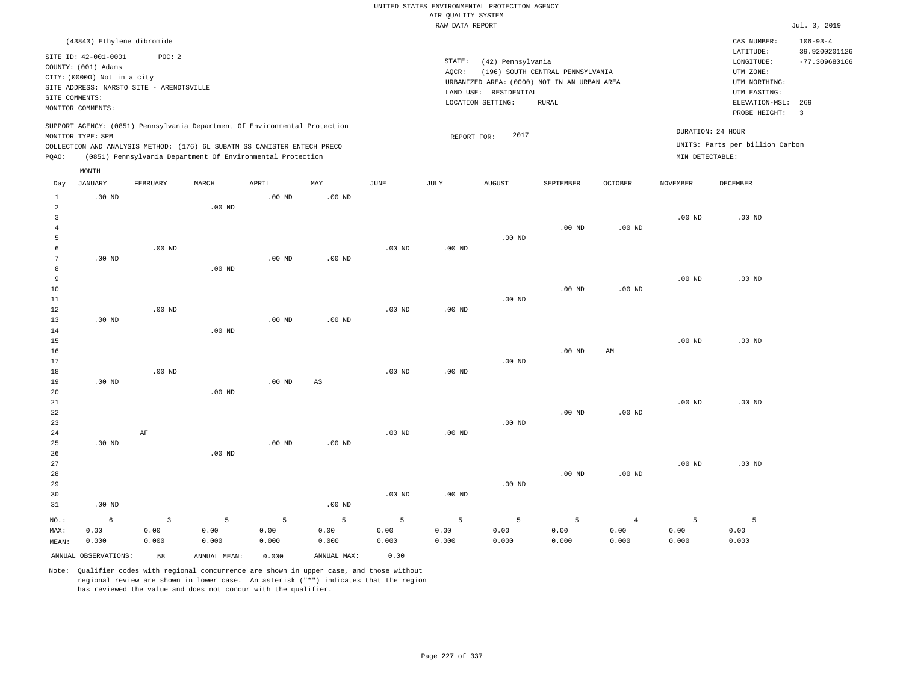UNITED STATES ENVIRONMENTAL PROTECTION AGENCY
AIR QUALITY SYSTEM
RAW DATA REPORT

Jul. 3, 2019

(43843) Ethylene dibromide

SITE ID: 42-001-0001 POC: 2
COUNTY: (001) Adams
CITY: (00000) Not in a city
SITE ADDRESS: NARSTO SITE - ARENDTSVILLE
SITE COMMENTS:
MONITOR COMMENTS:

STATE: (42) Pennsylvania
AQCR: (196) SOUTH CENTRAL PENNSYLVANIA
URBANIZED AREA: (0000) NOT IN AN URBAN AREA
LAND USE: RESIDENTIAL
LOCATION SETTING: RURAL

CAS NUMBER: 106-93-4
LATITUDE: 39.9200201126
LONGITUDE: -77.309680166
UTM ZONE:
UTM NORTHING:
UTM EASTING:
ELEVATION-MSL: 269
PROBE HEIGHT: 3

SUPPORT AGENCY: (0851) Pennsylvania Department Of Environmental Protection
MONITOR TYPE: SPM
COLLECTION AND ANALYSIS METHOD: (176) 6L SUBATM SS CANISTER ENTECH PRECO
PQAO: (0851) Pennsylvania Department Of Environmental Protection

REPORT FOR: 2017

DURATION: 24 HOUR
UNITS: Parts per billion Carbon
MIN DETECTABLE:

| Day | JANUARY | FEBRUARY | MARCH | APRIL | MAY | JUNE | JULY | AUGUST | SEPTEMBER | OCTOBER | NOVEMBER | DECEMBER |
|---|---|---|---|---|---|---|---|---|---|---|---|---|
| 1 | .00 ND | | | .00 ND | .00 ND | | | | | | | |
| 2 | | | .00 ND | | | | | | | | | |
| 3 | | | | | | | | | | | .00 ND | .00 ND |
| 4 | | | | | | | | | .00 ND | .00 ND | | |
| 5 | | | | | | | | .00 ND | | | | |
| 6 | | .00 ND | | | | .00 ND | .00 ND | | | | | |
| 7 | .00 ND | | | .00 ND | .00 ND | | | | | | | |
| 8 | | | .00 ND | | | | | | | | | |
| 9 | | | | | | | | | | | .00 ND | .00 ND |
| 10 | | | | | | | | | .00 ND | .00 ND | | |
| 11 | | | | | | | | .00 ND | | | | |
| 12 | | .00 ND | | | | .00 ND | .00 ND | | | | | |
| 13 | .00 ND | | | .00 ND | .00 ND | | | | | | | |
| 14 | | | .00 ND | | | | | | | | | |
| 15 | | | | | | | | | | | .00 ND | .00 ND |
| 16 | | | | | | | | | .00 ND | AM | | |
| 17 | | | | | | | | .00 ND | | | | |
| 18 | | .00 ND | | | | .00 ND | .00 ND | | | | | |
| 19 | .00 ND | | | .00 ND | AS | | | | | | | |
| 20 | | | .00 ND | | | | | | | | | |
| 21 | | | | | | | | | | | .00 ND | .00 ND |
| 22 | | | | | | | | | .00 ND | .00 ND | | |
| 23 | | | | | | | | .00 ND | | | | |
| 24 | | AF | | | | .00 ND | .00 ND | | | | | |
| 25 | .00 ND | | | .00 ND | .00 ND | | | | | | | |
| 26 | | | .00 ND | | | | | | | | | |
| 27 | | | | | | | | | | | .00 ND | .00 ND |
| 28 | | | | | | | | | .00 ND | .00 ND | | |
| 29 | | | | | | | | .00 ND | | | | |
| 30 | | | | | | .00 ND | .00 ND | | | | | |
| 31 | .00 ND | | | | .00 ND | | | | | | | |
| NO.: | 6 | 3 | 5 | 5 | 5 | 5 | 5 | 5 | 5 | 4 | 5 | 5 |
| MAX: | 0.00 | 0.00 | 0.00 | 0.00 | 0.00 | 0.00 | 0.00 | 0.00 | 0.00 | 0.00 | 0.00 | 0.00 |
| MEAN: | 0.000 | 0.000 | 0.000 | 0.000 | 0.000 | 0.000 | 0.000 | 0.000 | 0.000 | 0.000 | 0.000 | 0.000 |

ANNUAL OBSERVATIONS: 58 ANNUAL MEAN: 0.000 ANNUAL MAX: 0.00

Note: Qualifier codes with regional concurrence are shown in upper case, and those without regional review are shown in lower case. An asterisk ("*") indicates that the region has reviewed the value and does not concur with the qualifier.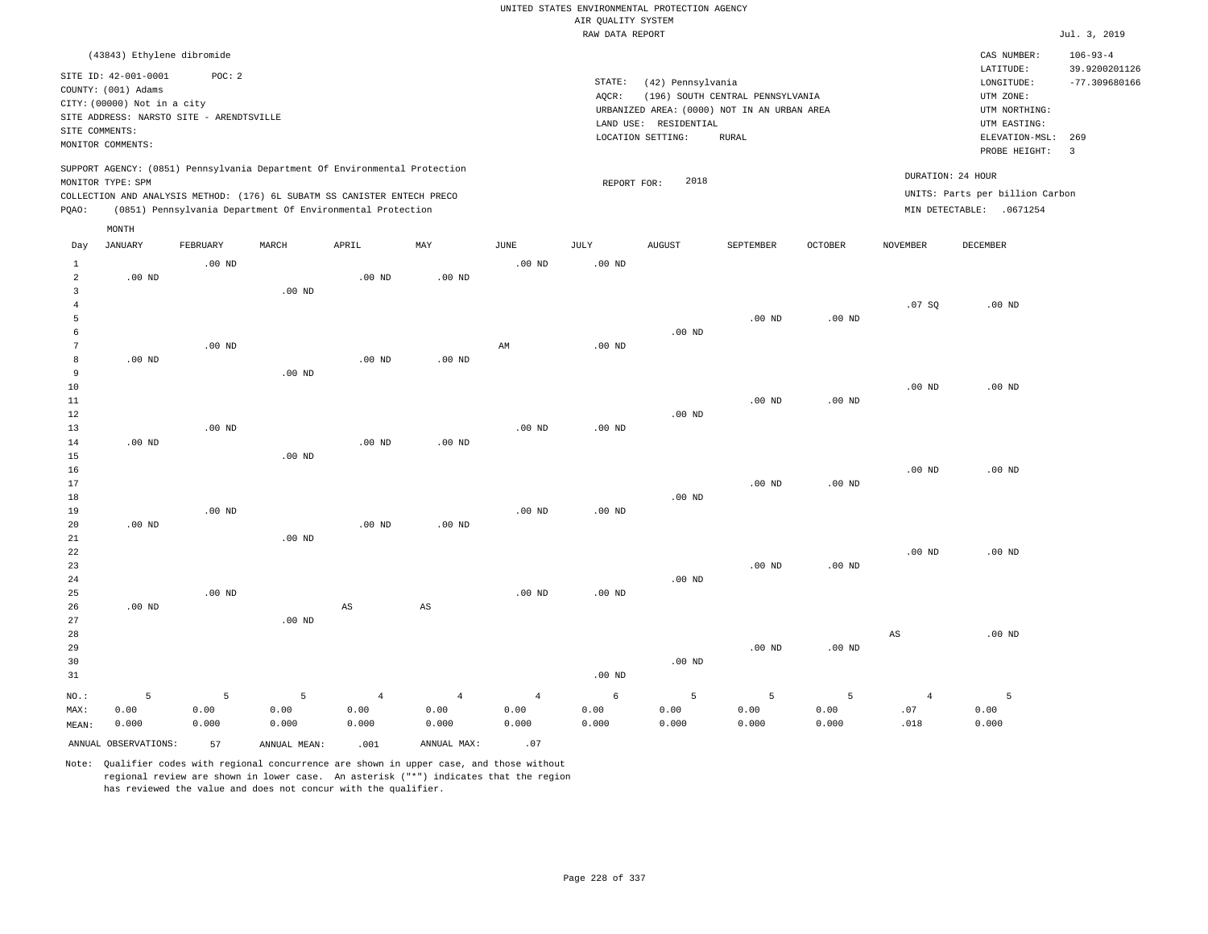UNITED STATES ENVIRONMENTAL PROTECTION AGENCY
AIR QUALITY SYSTEM
RAW DATA REPORT

Jul. 3, 2019

(43843) Ethylene dibromide

SITE ID: 42-001-0001 POC: 2
COUNTY: (001) Adams
CITY: (00000) Not in a city
SITE ADDRESS: NARSTO SITE - ARENDTSVILLE
SITE COMMENTS:
MONITOR COMMENTS:

STATE: (42) Pennsylvania
AQCR: (196) SOUTH CENTRAL PENNSYLVANIA
URBANIZED AREA: (0000) NOT IN AN URBAN AREA
LAND USE: RESIDENTIAL
LOCATION SETTING: RURAL

CAS NUMBER: 106-93-4
LATITUDE: 39.9200201126
LONGITUDE: -77.309680166
UTM ZONE:
UTM NORTHING:
UTM EASTING:
ELEVATION-MSL: 269
PROBE HEIGHT: 3

SUPPORT AGENCY: (0851) Pennsylvania Department Of Environmental Protection
MONITOR TYPE: SPM
COLLECTION AND ANALYSIS METHOD: (176) 6L SUBATM SS CANISTER ENTECH PRECO
PQAO: (0851) Pennsylvania Department Of Environmental Protection

REPORT FOR: 2018

DURATION: 24 HOUR
UNITS: Parts per billion Carbon
MIN DETECTABLE: .0671254

| Day | JANUARY | FEBRUARY | MARCH | APRIL | MAY | JUNE | JULY | AUGUST | SEPTEMBER | OCTOBER | NOVEMBER | DECEMBER |
|---|---|---|---|---|---|---|---|---|---|---|---|---|
| 1 | | .00 ND | | | | .00 ND | .00 ND | | | | | |
| 2 | .00 ND | | | .00 ND | .00 ND | | | | | | | |
| 3 | | | .00 ND | | | | | | | | | |
| 4 | | | | | | | | | | | .07 SQ | .00 ND |
| 5 | | | | | | | | | .00 ND | .00 ND | | |
| 6 | | | | | | | | .00 ND | | | | |
| 7 | | .00 ND | | | | AM | .00 ND | | | | | |
| 8 | .00 ND | | | .00 ND | .00 ND | | | | | | | |
| 9 | | | .00 ND | | | | | | | | | |
| 10 | | | | | | | | | | | .00 ND | .00 ND |
| 11 | | | | | | | | | .00 ND | .00 ND | | |
| 12 | | | | | | | | .00 ND | | | | |
| 13 | | .00 ND | | | | .00 ND | .00 ND | | | | | |
| 14 | .00 ND | | | .00 ND | .00 ND | | | | | | | |
| 15 | | | .00 ND | | | | | | | | | |
| 16 | | | | | | | | | | | .00 ND | .00 ND |
| 17 | | | | | | | | | .00 ND | .00 ND | | |
| 18 | | | | | | | | .00 ND | | | | |
| 19 | | .00 ND | | | | .00 ND | .00 ND | | | | | |
| 20 | .00 ND | | | .00 ND | .00 ND | | | | | | | |
| 21 | | | .00 ND | | | | | | | | | |
| 22 | | | | | | | | | | | .00 ND | .00 ND |
| 23 | | | | | | | | | .00 ND | .00 ND | | |
| 24 | | | | | | | | .00 ND | | | | |
| 25 | | .00 ND | | | | .00 ND | .00 ND | | | | | |
| 26 | .00 ND | | | AS | AS | | | | | | | |
| 27 | | | .00 ND | | | | | | | | | |
| 28 | | | | | | | | | | | AS | .00 ND |
| 29 | | | | | | | | | .00 ND | .00 ND | | |
| 30 | | | | | | | | .00 ND | | | | |
| 31 | | | | | | | .00 ND | | | | | |
| NO.: | 5 | 5 | 5 | 4 | 4 | 4 | 6 | 5 | 5 | 5 | 4 | 5 |
| MAX: | 0.00 | 0.00 | 0.00 | 0.00 | 0.00 | 0.00 | 0.00 | 0.00 | 0.00 | 0.00 | .07 | 0.00 |
| MEAN: | 0.000 | 0.000 | 0.000 | 0.000 | 0.000 | 0.000 | 0.000 | 0.000 | 0.000 | 0.000 | .018 | 0.000 |

ANNUAL OBSERVATIONS: 57 ANNUAL MEAN: .001 ANNUAL MAX: .07

Note: Qualifier codes with regional concurrence are shown in upper case, and those without regional review are shown in lower case. An asterisk ("*") indicates that the region has reviewed the value and does not concur with the qualifier.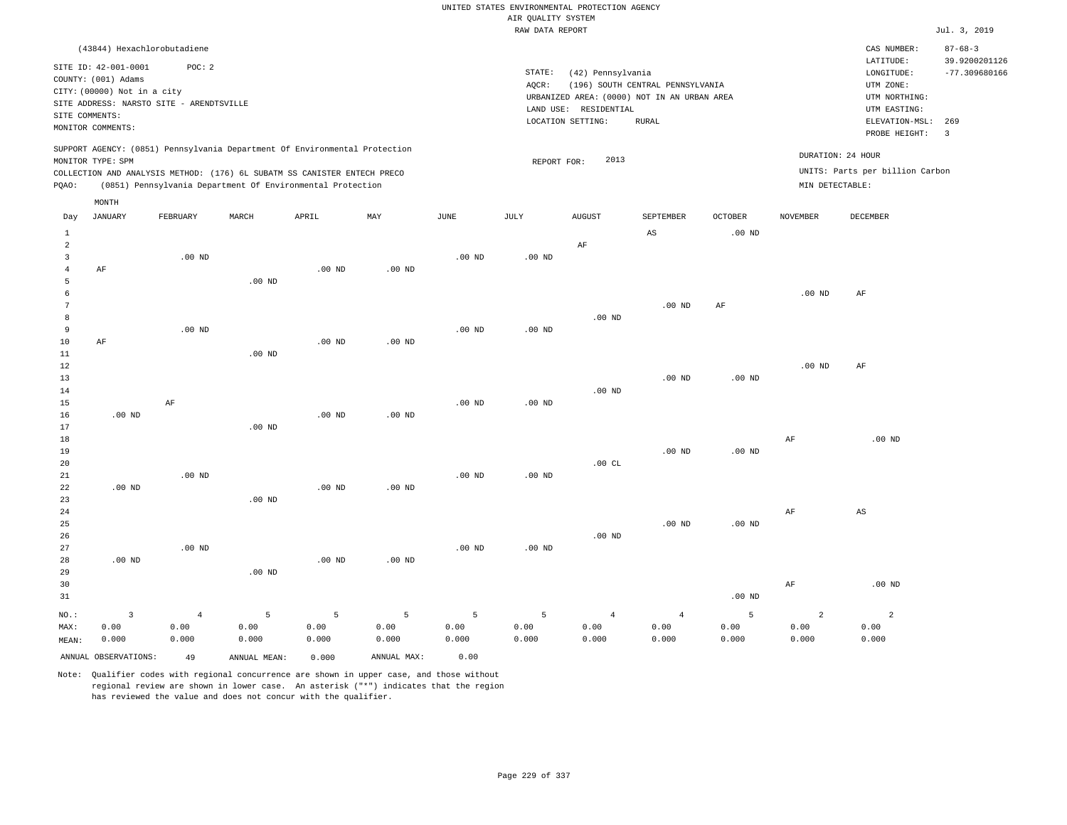UNITED STATES ENVIRONMENTAL PROTECTION AGENCY
AIR QUALITY SYSTEM
RAW DATA REPORT

Jul. 3, 2019

(43844) Hexachlorobutadiene

SITE ID: 42-001-0001 POC: 2
COUNTY: (001) Adams
CITY: (00000) Not in a city
SITE ADDRESS: NARSTO SITE - ARENDTSVILLE
SITE COMMENTS:
MONITOR COMMENTS:

STATE: (42) Pennsylvania
AQCR: (196) SOUTH CENTRAL PENNSYLVANIA
URBANIZED AREA: (0000) NOT IN AN URBAN AREA
LAND USE: RESIDENTIAL
LOCATION SETTING: RURAL

CAS NUMBER: 87-68-3
LATITUDE: 39.9200201126
LONGITUDE: -77.309680166
UTM ZONE:
UTM NORTHING:
UTM EASTING:
ELEVATION-MSL: 269
PROBE HEIGHT: 3

SUPPORT AGENCY: (0851) Pennsylvania Department Of Environmental Protection
MONITOR TYPE: SPM
COLLECTION AND ANALYSIS METHOD: (176) 6L SUBATM SS CANISTER ENTECH PRECO
PQAO: (0851) Pennsylvania Department Of Environmental Protection

REPORT FOR: 2013

DURATION: 24 HOUR
UNITS: Parts per billion Carbon
MIN DETECTABLE:

| Day | JANUARY | FEBRUARY | MARCH | APRIL | MAY | JUNE | JULY | AUGUST | SEPTEMBER | OCTOBER | NOVEMBER | DECEMBER |
|---|---|---|---|---|---|---|---|---|---|---|---|---|
| 1 | | | | | | | | | AS | .00 ND | | |
| 2 | | | | | | | | AF | | | | |
| 3 | | .00 ND | | | | .00 ND | .00 ND | | | | | |
| 4 | AF | | | .00 ND | .00 ND | | | | | | | |
| 5 | | | .00 ND | | | | | | | | | |
| 6 | | | | | | | | | | | .00 ND | AF |
| 7 | | | | | | | | | .00 ND | AF | | |
| 8 | | | | | | | | .00 ND | | | | |
| 9 | | .00 ND | | | | .00 ND | .00 ND | | | | | |
| 10 | AF | | | .00 ND | .00 ND | | | | | | | |
| 11 | | | .00 ND | | | | | | | | | |
| 12 | | | | | | | | | | | .00 ND | AF |
| 13 | | | | | | | | | .00 ND | .00 ND | | |
| 14 | | | | | | | | .00 ND | | | | |
| 15 | | AF | | | | .00 ND | .00 ND | | | | | |
| 16 | .00 ND | | | .00 ND | .00 ND | | | | | | | |
| 17 | | | .00 ND | | | | | | | | | |
| 18 | | | | | | | | | | | AF | .00 ND |
| 19 | | | | | | | | | .00 ND | .00 ND | | |
| 20 | | | | | | | | .00 CL | | | | |
| 21 | | .00 ND | | | | .00 ND | .00 ND | | | | | |
| 22 | .00 ND | | | .00 ND | .00 ND | | | | | | | |
| 23 | | | .00 ND | | | | | | | | | |
| 24 | | | | | | | | | | | AF | AS |
| 25 | | | | | | | | | .00 ND | .00 ND | | |
| 26 | | | | | | | | .00 ND | | | | |
| 27 | | .00 ND | | | | .00 ND | .00 ND | | | | | |
| 28 | .00 ND | | | .00 ND | .00 ND | | | | | | | |
| 29 | | | .00 ND | | | | | | | | | |
| 30 | | | | | | | | | | | AF | .00 ND |
| 31 | | | | | | | | | | .00 ND | | |
| NO.: | 3 | 4 | 5 | 5 | 5 | 5 | 5 | 4 | 4 | 5 | 2 | 2 |
| MAX: | 0.00 | 0.00 | 0.00 | 0.00 | 0.00 | 0.00 | 0.00 | 0.00 | 0.00 | 0.00 | 0.00 | 0.00 |
| MEAN: | 0.000 | 0.000 | 0.000 | 0.000 | 0.000 | 0.000 | 0.000 | 0.000 | 0.000 | 0.000 | 0.000 | 0.000 |

ANNUAL OBSERVATIONS: 49 ANNUAL MEAN: 0.000 ANNUAL MAX: 0.00

Note: Qualifier codes with regional concurrence are shown in upper case, and those without regional review are shown in lower case. An asterisk ("*") indicates that the region has reviewed the value and does not concur with the qualifier.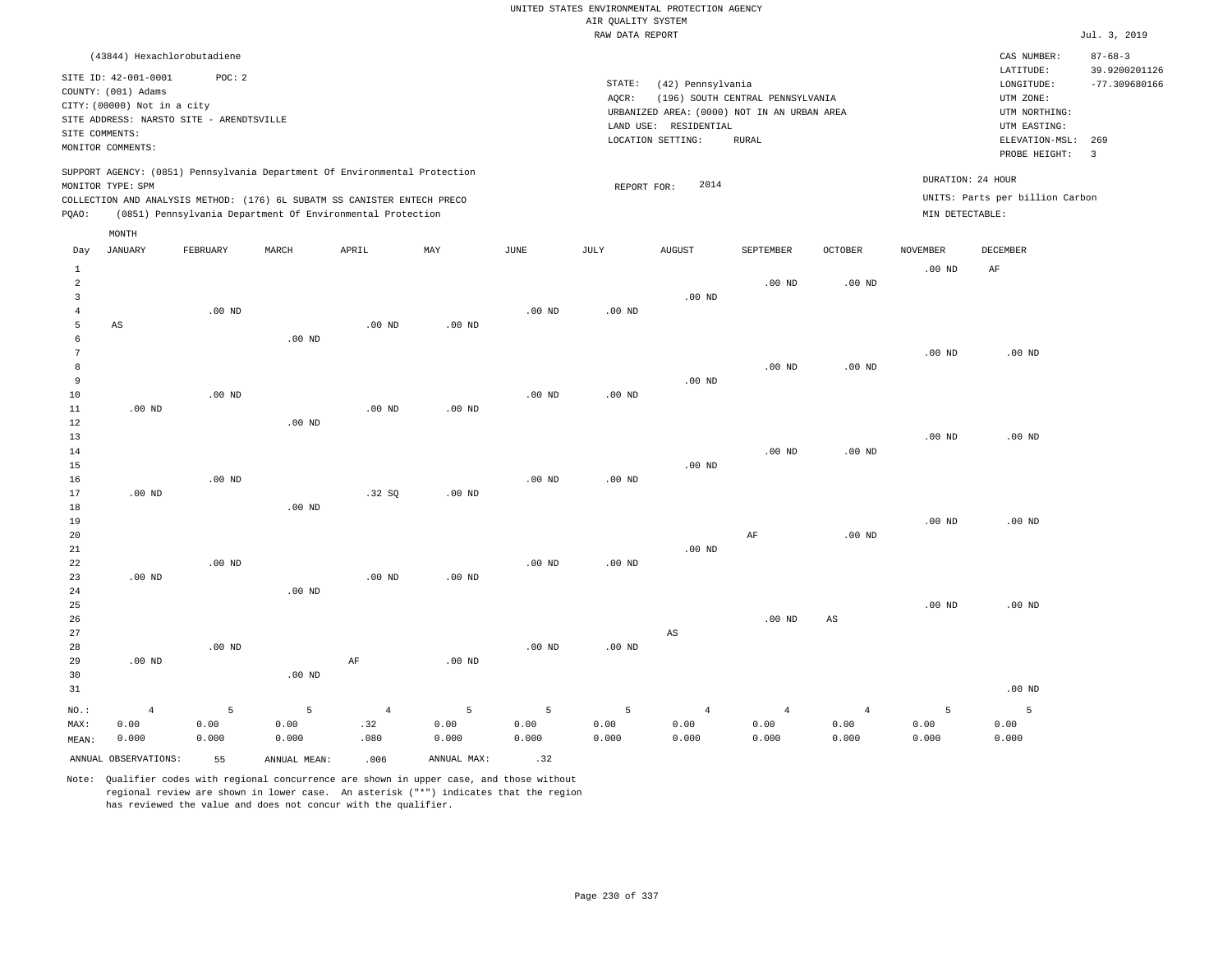UNITED STATES ENVIRONMENTAL PROTECTION AGENCY
AIR QUALITY SYSTEM
RAW DATA REPORT

Jul. 3, 2019

(43844) Hexachlorobutadiene

SITE ID: 42-001-0001 POC: 2
COUNTY: (001) Adams
CITY: (00000) Not in a city
SITE ADDRESS: NARSTO SITE - ARENDTSVILLE
SITE COMMENTS:
MONITOR COMMENTS:

STATE: (42) Pennsylvania
AQCR: (196) SOUTH CENTRAL PENNSYLVANIA
URBANIZED AREA: (0000) NOT IN AN URBAN AREA
LAND USE: RESIDENTIAL
LOCATION SETTING: RURAL

CAS NUMBER: 87-68-3
LATITUDE: 39.9200201126
LONGITUDE: -77.309680166
UTM ZONE:
UTM NORTHING:
UTM EASTING:
ELEVATION-MSL: 269
PROBE HEIGHT: 3

SUPPORT AGENCY: (0851) Pennsylvania Department Of Environmental Protection
MONITOR TYPE: SPM
COLLECTION AND ANALYSIS METHOD: (176) 6L SUBATM SS CANISTER ENTECH PRECO
PQAO: (0851) Pennsylvania Department Of Environmental Protection

REPORT FOR: 2014

DURATION: 24 HOUR
UNITS: Parts per billion Carbon
MIN DETECTABLE:

| Day | JANUARY | FEBRUARY | MARCH | APRIL | MAY | JUNE | JULY | AUGUST | SEPTEMBER | OCTOBER | NOVEMBER | DECEMBER |
|---|---|---|---|---|---|---|---|---|---|---|---|---|
| 1 | | | | | | | | | | | .00 ND | AF |
| 2 | | | | | | | | | .00 ND | .00 ND | | |
| 3 | | | | | | | | .00 ND | | | | |
| 4 | | .00 ND | | | | .00 ND | .00 ND | | | | | |
| 5 | AS | | | .00 ND | .00 ND | | | | | | | |
| 6 | | | .00 ND | | | | | | | | | |
| 7 | | | | | | | | | | | .00 ND | .00 ND |
| 8 | | | | | | | | | .00 ND | .00 ND | | |
| 9 | | | | | | | | .00 ND | | | | |
| 10 | | .00 ND | | | | .00 ND | .00 ND | | | | | |
| 11 | .00 ND | | | .00 ND | .00 ND | | | | | | | |
| 12 | | | .00 ND | | | | | | | | | |
| 13 | | | | | | | | | | | .00 ND | .00 ND |
| 14 | | | | | | | | | .00 ND | .00 ND | | |
| 15 | | | | | | | | .00 ND | | | | |
| 16 | | .00 ND | | | | .00 ND | .00 ND | | | | | |
| 17 | .00 ND | | | .32 SQ | .00 ND | | | | | | | |
| 18 | | | .00 ND | | | | | | | | | |
| 19 | | | | | | | | | | | .00 ND | .00 ND |
| 20 | | | | | | | | | AF | .00 ND | | |
| 21 | | | | | | | | .00 ND | | | | |
| 22 | | .00 ND | | | | .00 ND | .00 ND | | | | | |
| 23 | .00 ND | | | .00 ND | .00 ND | | | | | | | |
| 24 | | | .00 ND | | | | | | | | | |
| 25 | | | | | | | | | | | .00 ND | .00 ND |
| 26 | | | | | | | | | .00 ND | AS | | |
| 27 | | | | | | | | AS | | | | |
| 28 | | .00 ND | | | | .00 ND | .00 ND | | | | | |
| 29 | .00 ND | | | AF | .00 ND | | | | | | | |
| 30 | | | .00 ND | | | | | | | | | |
| 31 | | | | | | | | | | | | .00 ND |
| NO.: | 4 | 5 | 5 | 4 | 5 | 5 | 5 | 4 | 4 | 4 | 5 | 5 |
| MAX: | 0.00 | 0.00 | 0.00 | .32 | 0.00 | 0.00 | 0.00 | 0.00 | 0.00 | 0.00 | 0.00 | 0.00 |
| MEAN: | 0.000 | 0.000 | 0.000 | .080 | 0.000 | 0.000 | 0.000 | 0.000 | 0.000 | 0.000 | 0.000 | 0.000 |

ANNUAL OBSERVATIONS: 55 ANNUAL MEAN: .006 ANNUAL MAX: .32

Note: Qualifier codes with regional concurrence are shown in upper case, and those without regional review are shown in lower case. An asterisk ("*") indicates that the region has reviewed the value and does not concur with the qualifier.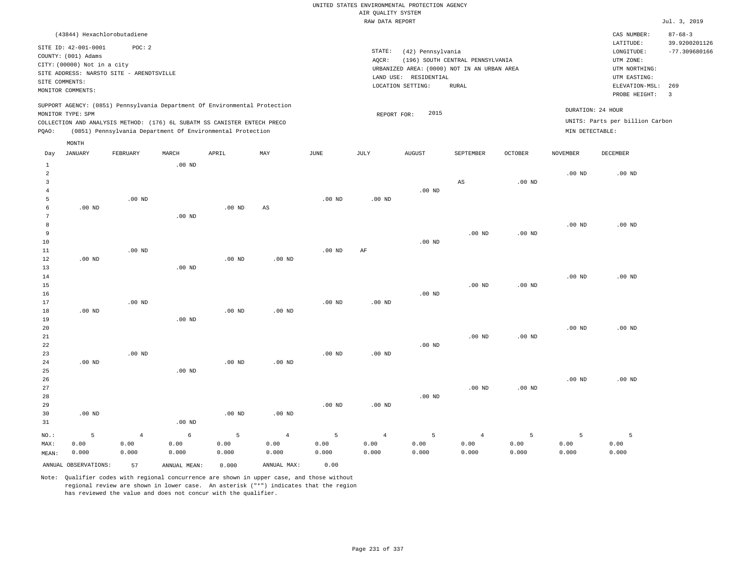UNITED STATES ENVIRONMENTAL PROTECTION AGENCY
AIR QUALITY SYSTEM
RAW DATA REPORT

Jul. 3, 2019

(43844) Hexachlorobutadiene

SITE ID: 42-001-0001 POC: 2
COUNTY: (001) Adams
CITY: (00000) Not in a city
SITE ADDRESS: NARSTO SITE - ARENDTSVILLE
SITE COMMENTS:
MONITOR COMMENTS:

STATE: (42) Pennsylvania
AQCR: (196) SOUTH CENTRAL PENNSYLVANIA
URBANIZED AREA: (0000) NOT IN AN URBAN AREA
LAND USE: RESIDENTIAL
LOCATION SETTING: RURAL

CAS NUMBER: 87-68-3
LATITUDE: 39.9200201126
LONGITUDE: -77.309680166
UTM ZONE:
UTM NORTHING:
UTM EASTING:
ELEVATION-MSL: 269
PROBE HEIGHT: 3

SUPPORT AGENCY: (0851) Pennsylvania Department Of Environmental Protection
MONITOR TYPE: SPM
COLLECTION AND ANALYSIS METHOD: (176) 6L SUBATM SS CANISTER ENTECH PRECO
PQAO: (0851) Pennsylvania Department Of Environmental Protection

REPORT FOR: 2015

DURATION: 24 HOUR
UNITS: Parts per billion Carbon
MIN DETECTABLE:

| Day | JANUARY | FEBRUARY | MARCH | APRIL | MAY | JUNE | JULY | AUGUST | SEPTEMBER | OCTOBER | NOVEMBER | DECEMBER |
|---|---|---|---|---|---|---|---|---|---|---|---|---|
| 1 | | | .00 ND | | | | | | | | | |
| 2 | | | | | | | | | | | .00 ND | .00 ND |
| 3 | | | | | | | | | AS | .00 ND | | |
| 4 | | | | | | | | .00 ND | | | | |
| 5 | | .00 ND | | | | .00 ND | .00 ND | | | | | |
| 6 | .00 ND | | | .00 ND | AS | | | | | | | |
| 7 | | | .00 ND | | | | | | | | | |
| 8 | | | | | | | | | | | .00 ND | .00 ND |
| 9 | | | | | | | | | .00 ND | .00 ND | | |
| 10 | | | | | | | | .00 ND | | | | |
| 11 | | .00 ND | | | | .00 ND | AF | | | | | |
| 12 | .00 ND | | | .00 ND | .00 ND | | | | | | | |
| 13 | | | .00 ND | | | | | | | | | |
| 14 | | | | | | | | | | | .00 ND | .00 ND |
| 15 | | | | | | | | | .00 ND | .00 ND | | |
| 16 | | | | | | | | .00 ND | | | | |
| 17 | | .00 ND | | | | .00 ND | .00 ND | | | | | |
| 18 | .00 ND | | | .00 ND | .00 ND | | | | | | | |
| 19 | | | .00 ND | | | | | | | | | |
| 20 | | | | | | | | | | | .00 ND | .00 ND |
| 21 | | | | | | | | | .00 ND | .00 ND | | |
| 22 | | | | | | | | .00 ND | | | | |
| 23 | | .00 ND | | | | .00 ND | .00 ND | | | | | |
| 24 | .00 ND | | | .00 ND | .00 ND | | | | | | | |
| 25 | | | .00 ND | | | | | | | | | |
| 26 | | | | | | | | | | | .00 ND | .00 ND |
| 27 | | | | | | | | | .00 ND | .00 ND | | |
| 28 | | | | | | | | .00 ND | | | | |
| 29 | | | | | | .00 ND | .00 ND | | | | | |
| 30 | .00 ND | | | .00 ND | .00 ND | | | | | | | |
| 31 | | | .00 ND | | | | | | | | | |
| NO.: | 5 | 4 | 6 | 5 | 4 | 5 | 4 | 5 | 4 | 5 | 5 | 5 |
| MAX: | 0.00 | 0.00 | 0.00 | 0.00 | 0.00 | 0.00 | 0.00 | 0.00 | 0.00 | 0.00 | 0.00 | 0.00 |
| MEAN: | 0.000 | 0.000 | 0.000 | 0.000 | 0.000 | 0.000 | 0.000 | 0.000 | 0.000 | 0.000 | 0.000 | 0.000 |

ANNUAL OBSERVATIONS: 57 ANNUAL MEAN: 0.000 ANNUAL MAX: 0.00

Note: Qualifier codes with regional concurrence are shown in upper case, and those without regional review are shown in lower case. An asterisk ("*") indicates that the region has reviewed the value and does not concur with the qualifier.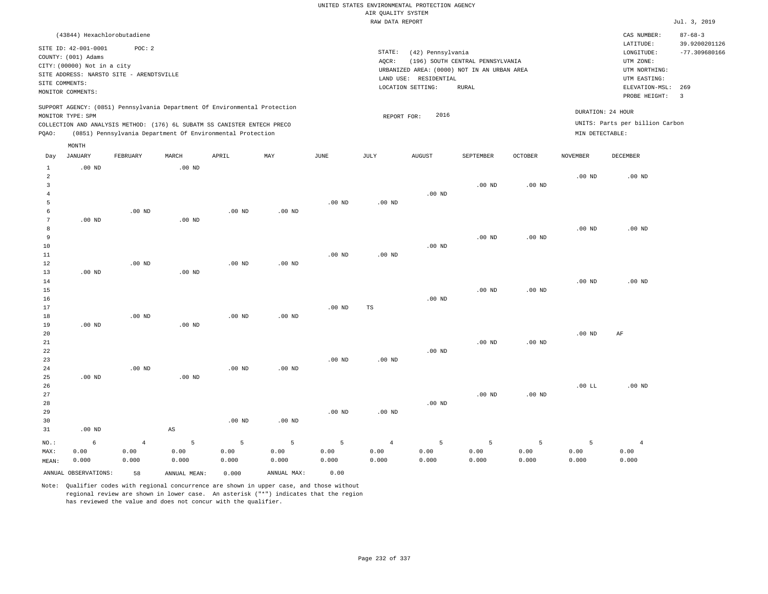UNITED STATES ENVIRONMENTAL PROTECTION AGENCY
AIR QUALITY SYSTEM
RAW DATA REPORT

Jul. 3, 2019

(43844) Hexachlorobutadiene

SITE ID: 42-001-0001 POC: 2
COUNTY: (001) Adams
CITY: (00000) Not in a city
SITE ADDRESS: NARSTO SITE - ARENDTSVILLE
SITE COMMENTS:
MONITOR COMMENTS:

STATE: (42) Pennsylvania
AQCR: (196) SOUTH CENTRAL PENNSYLVANIA
URBANIZED AREA: (0000) NOT IN AN URBAN AREA
LAND USE: RESIDENTIAL
LOCATION SETTING: RURAL

CAS NUMBER: 87-68-3
LATITUDE: 39.9200201126
LONGITUDE: -77.309680166
UTM ZONE:
UTM NORTHING:
UTM EASTING:
ELEVATION-MSL: 269
PROBE HEIGHT: 3

SUPPORT AGENCY: (0851) Pennsylvania Department Of Environmental Protection
MONITOR TYPE: SPM
COLLECTION AND ANALYSIS METHOD: (176) 6L SUBATM SS CANISTER ENTECH PRECO
PQAO: (0851) Pennsylvania Department Of Environmental Protection

REPORT FOR: 2016

DURATION: 24 HOUR
UNITS: Parts per billion Carbon
MIN DETECTABLE:

| Day | JANUARY | FEBRUARY | MARCH | APRIL | MAY | JUNE | JULY | AUGUST | SEPTEMBER | OCTOBER | NOVEMBER | DECEMBER |
|---|---|---|---|---|---|---|---|---|---|---|---|---|
| 1 | .00 ND | | .00 ND | | | | | | | | | |
| 2 | | | | | | | | | | | .00 ND | .00 ND |
| 3 | | | | | | | | | .00 ND | .00 ND | | |
| 4 | | | | | | | | .00 ND | | | | |
| 5 | | | | | | .00 ND | .00 ND | | | | | |
| 6 | | .00 ND | | .00 ND | .00 ND | | | | | | | |
| 7 | .00 ND | | .00 ND | | | | | | | | | |
| 8 | | | | | | | | | | | .00 ND | .00 ND |
| 9 | | | | | | | | | .00 ND | .00 ND | | |
| 10 | | | | | | | | .00 ND | | | | |
| 11 | | | | | | .00 ND | .00 ND | | | | | |
| 12 | | .00 ND | | .00 ND | .00 ND | | | | | | | |
| 13 | .00 ND | | .00 ND | | | | | | | | | |
| 14 | | | | | | | | | | | .00 ND | .00 ND |
| 15 | | | | | | | | | .00 ND | .00 ND | | |
| 16 | | | | | | | | .00 ND | | | | |
| 17 | | | | | | .00 ND | TS | | | | | |
| 18 | | .00 ND | | .00 ND | .00 ND | | | | | | | |
| 19 | .00 ND | | .00 ND | | | | | | | | | |
| 20 | | | | | | | | | | | .00 ND | AF |
| 21 | | | | | | | | | .00 ND | .00 ND | | |
| 22 | | | | | | | | .00 ND | | | | |
| 23 | | | | | | .00 ND | .00 ND | | | | | |
| 24 | | .00 ND | | .00 ND | .00 ND | | | | | | | |
| 25 | .00 ND | | .00 ND | | | | | | | | | |
| 26 | | | | | | | | | | | .00 LL | .00 ND |
| 27 | | | | | | | | | .00 ND | .00 ND | | |
| 28 | | | | | | | | .00 ND | | | | |
| 29 | | | | | | .00 ND | .00 ND | | | | | |
| 30 | | | | .00 ND | .00 ND | | | | | | | |
| 31 | .00 ND | | AS | | | | | | | | | |
| NO.: | 6 | 4 | 5 | 5 | 5 | 5 | 4 | 5 | 5 | 5 | 5 | 4 |
| MAX: | 0.00 | 0.00 | 0.00 | 0.00 | 0.00 | 0.00 | 0.00 | 0.00 | 0.00 | 0.00 | 0.00 | 0.00 |
| MEAN: | 0.000 | 0.000 | 0.000 | 0.000 | 0.000 | 0.000 | 0.000 | 0.000 | 0.000 | 0.000 | 0.000 | 0.000 |

ANNUAL OBSERVATIONS: 58 ANNUAL MEAN: 0.000 ANNUAL MAX: 0.00

Note: Qualifier codes with regional concurrence are shown in upper case, and those without regional review are shown in lower case. An asterisk ("*") indicates that the region has reviewed the value and does not concur with the qualifier.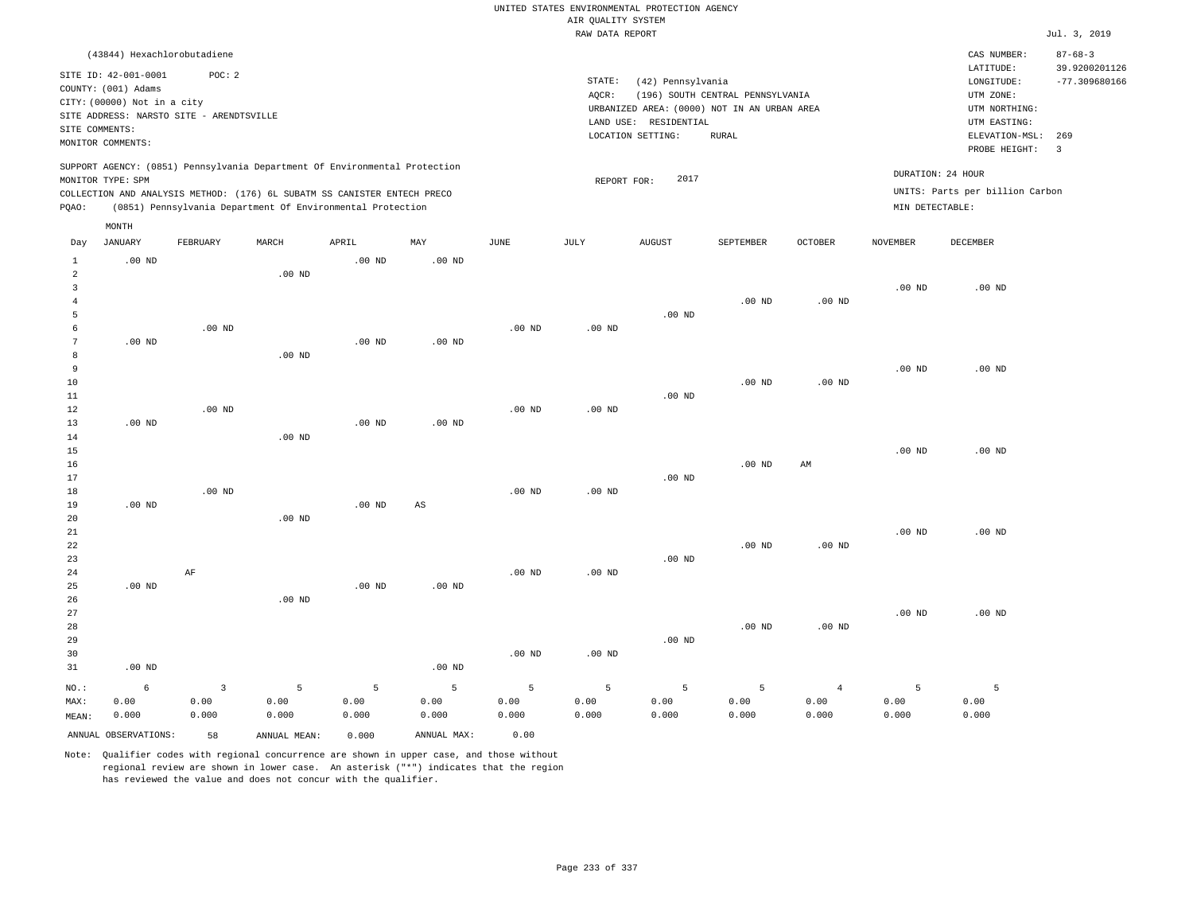UNITED STATES ENVIRONMENTAL PROTECTION AGENCY
AIR QUALITY SYSTEM
RAW DATA REPORT

Jul. 3, 2019

(43844) Hexachlorobutadiene

SITE ID: 42-001-0001 POC: 2
COUNTY: (001) Adams
CITY: (00000) Not in a city
SITE ADDRESS: NARSTO SITE - ARENDTSVILLE
SITE COMMENTS:
MONITOR COMMENTS:

STATE: (42) Pennsylvania
AQCR: (196) SOUTH CENTRAL PENNSYLVANIA
URBANIZED AREA: (0000) NOT IN AN URBAN AREA
LAND USE: RESIDENTIAL
LOCATION SETTING: RURAL

CAS NUMBER: 87-68-3
LATITUDE: 39.9200201126
LONGITUDE: -77.309680166
UTM ZONE:
UTM NORTHING:
UTM EASTING:
ELEVATION-MSL: 269
PROBE HEIGHT: 3

SUPPORT AGENCY: (0851) Pennsylvania Department Of Environmental Protection
MONITOR TYPE: SPM
COLLECTION AND ANALYSIS METHOD: (176) 6L SUBATM SS CANISTER ENTECH PRECO
PQAO: (0851) Pennsylvania Department Of Environmental Protection

REPORT FOR: 2017

DURATION: 24 HOUR
UNITS: Parts per billion Carbon
MIN DETECTABLE:

| Day | JANUARY | FEBRUARY | MARCH | APRIL | MAY | JUNE | JULY | AUGUST | SEPTEMBER | OCTOBER | NOVEMBER | DECEMBER |
|---|---|---|---|---|---|---|---|---|---|---|---|---|
| 1 | .00 ND | | | .00 ND | .00 ND | | | | | | | |
| 2 | | | .00 ND | | | | | | | | | |
| 3 | | | | | | | | | | | .00 ND | .00 ND |
| 4 | | | | | | | | | .00 ND | .00 ND | | |
| 5 | | | | | | | | .00 ND | | | | |
| 6 | | .00 ND | | | | .00 ND | .00 ND | | | | | |
| 7 | .00 ND | | | .00 ND | .00 ND | | | | | | | |
| 8 | | | .00 ND | | | | | | | | | |
| 9 | | | | | | | | | | | .00 ND | .00 ND |
| 10 | | | | | | | | | .00 ND | .00 ND | | |
| 11 | | | | | | | | .00 ND | | | | |
| 12 | | .00 ND | | | | .00 ND | .00 ND | | | | | |
| 13 | .00 ND | | | .00 ND | .00 ND | | | | | | | |
| 14 | | | .00 ND | | | | | | | | | |
| 15 | | | | | | | | | | | .00 ND | .00 ND |
| 16 | | | | | | | | | .00 ND | AM | | |
| 17 | | | | | | | | .00 ND | | | | |
| 18 | | .00 ND | | | | .00 ND | .00 ND | | | | | |
| 19 | .00 ND | | | .00 ND | AS | | | | | | | |
| 20 | | | .00 ND | | | | | | | | | |
| 21 | | | | | | | | | | | .00 ND | .00 ND |
| 22 | | | | | | | | | .00 ND | .00 ND | | |
| 23 | | | | | | | | .00 ND | | | | |
| 24 | | AF | | | | .00 ND | .00 ND | | | | | |
| 25 | .00 ND | | | .00 ND | .00 ND | | | | | | | |
| 26 | | | .00 ND | | | | | | | | | |
| 27 | | | | | | | | | | | .00 ND | .00 ND |
| 28 | | | | | | | | | .00 ND | .00 ND | | |
| 29 | | | | | | | | .00 ND | | | | |
| 30 | | | | | | .00 ND | .00 ND | | | | | |
| 31 | .00 ND | | | | .00 ND | | | | | | | |
| NO.: | 6 | 3 | 5 | 5 | 5 | 5 | 5 | 5 | 5 | 4 | 5 | 5 |
| MAX: | 0.00 | 0.00 | 0.00 | 0.00 | 0.00 | 0.00 | 0.00 | 0.00 | 0.00 | 0.00 | 0.00 | 0.00 |
| MEAN: | 0.000 | 0.000 | 0.000 | 0.000 | 0.000 | 0.000 | 0.000 | 0.000 | 0.000 | 0.000 | 0.000 | 0.000 |

ANNUAL OBSERVATIONS: 58 ANNUAL MEAN: 0.000 ANNUAL MAX: 0.00

Note: Qualifier codes with regional concurrence are shown in upper case, and those without regional review are shown in lower case. An asterisk ("*") indicates that the region has reviewed the value and does not concur with the qualifier.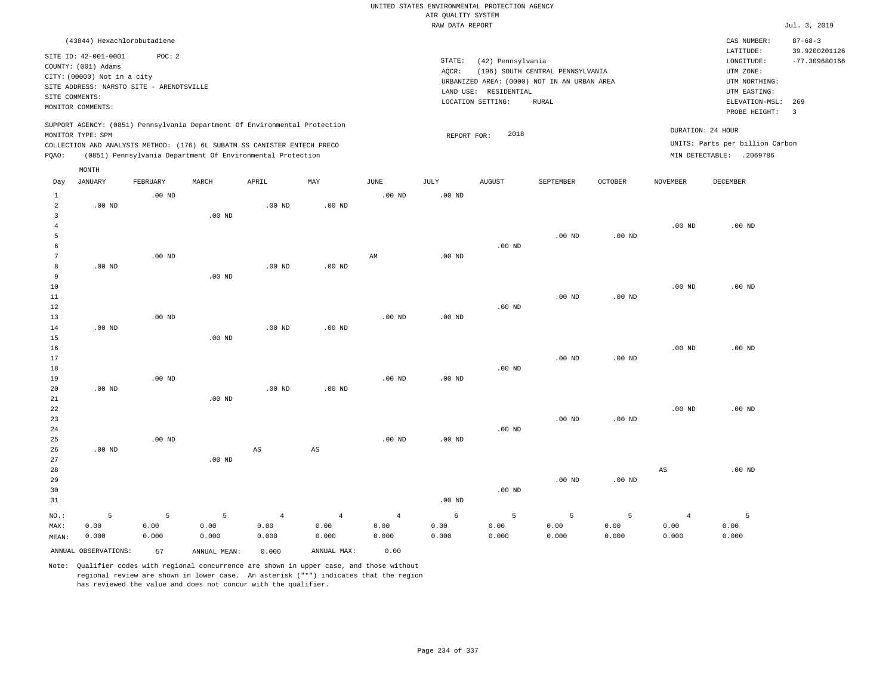UNITED STATES ENVIRONMENTAL PROTECTION AGENCY
AIR QUALITY SYSTEM
RAW DATA REPORT

Jul. 3, 2019

(43844) Hexachlorobutadiene

SITE ID: 42-001-0001 POC: 2
COUNTY: (001) Adams
CITY: (00000) Not in a city
SITE ADDRESS: NARSTO SITE - ARENDTSVILLE
SITE COMMENTS:
MONITOR COMMENTS:

STATE: (42) Pennsylvania
AQCR: (196) SOUTH CENTRAL PENNSYLVANIA
URBANIZED AREA: (0000) NOT IN AN URBAN AREA
LAND USE: RESIDENTIAL
LOCATION SETTING: RURAL

CAS NUMBER: 87-68-3
LATITUDE: 39.9200201126
LONGITUDE: -77.309680166
UTM ZONE:
UTM NORTHING:
UTM EASTING:
ELEVATION-MSL: 269
PROBE HEIGHT: 3

SUPPORT AGENCY: (0851) Pennsylvania Department Of Environmental Protection
MONITOR TYPE: SPM
COLLECTION AND ANALYSIS METHOD: (176) 6L SUBATM SS CANISTER ENTECH PRECO
PQAO: (0851) Pennsylvania Department Of Environmental Protection

REPORT FOR: 2018

DURATION: 24 HOUR
UNITS: Parts per billion Carbon
MIN DETECTABLE: .2069786

| Day | JANUARY | FEBRUARY | MARCH | APRIL | MAY | JUNE | JULY | AUGUST | SEPTEMBER | OCTOBER | NOVEMBER | DECEMBER |
|---|---|---|---|---|---|---|---|---|---|---|---|---|
| 1 | | .00 ND | | | | .00 ND | .00 ND | | | | | |
| 2 | .00 ND | | | .00 ND | .00 ND | | | | | | | |
| 3 | | | .00 ND | | | | | | | | | |
| 4 | | | | | | | | | | | .00 ND | .00 ND |
| 5 | | | | | | | | | .00 ND | .00 ND | | |
| 6 | | | | | | | | .00 ND | | | | |
| 7 | | .00 ND | | | | AM | .00 ND | | | | | |
| 8 | .00 ND | | | .00 ND | .00 ND | | | | | | | |
| 9 | | | .00 ND | | | | | | | | | |
| 10 | | | | | | | | | | | .00 ND | .00 ND |
| 11 | | | | | | | | | .00 ND | .00 ND | | |
| 12 | | | | | | | | .00 ND | | | | |
| 13 | | .00 ND | | | | .00 ND | .00 ND | | | | | |
| 14 | .00 ND | | | .00 ND | .00 ND | | | | | | | |
| 15 | | | .00 ND | | | | | | | | | |
| 16 | | | | | | | | | | | .00 ND | .00 ND |
| 17 | | | | | | | | | .00 ND | .00 ND | | |
| 18 | | | | | | | | .00 ND | | | | |
| 19 | | .00 ND | | | | .00 ND | .00 ND | | | | | |
| 20 | .00 ND | | | .00 ND | .00 ND | | | | | | | |
| 21 | | | .00 ND | | | | | | | | | |
| 22 | | | | | | | | | | | .00 ND | .00 ND |
| 23 | | | | | | | | | .00 ND | .00 ND | | |
| 24 | | | | | | | | .00 ND | | | | |
| 25 | | .00 ND | | | | .00 ND | .00 ND | | | | | |
| 26 | .00 ND | | | AS | AS | | | | | | | |
| 27 | | | .00 ND | | | | | | | | | |
| 28 | | | | | | | | | | | AS | .00 ND |
| 29 | | | | | | | | | .00 ND | .00 ND | | |
| 30 | | | | | | | | .00 ND | | | | |
| 31 | | | | | | | .00 ND | | | | | |
| NO.: | 5 | 5 | 5 | 4 | 4 | 4 | 6 | 5 | 5 | 5 | 4 | 5 |
| MAX: | 0.00 | 0.00 | 0.00 | 0.00 | 0.00 | 0.00 | 0.00 | 0.00 | 0.00 | 0.00 | 0.00 | 0.00 |
| MEAN: | 0.000 | 0.000 | 0.000 | 0.000 | 0.000 | 0.000 | 0.000 | 0.000 | 0.000 | 0.000 | 0.000 | 0.000 |

ANNUAL OBSERVATIONS: 57 ANNUAL MEAN: 0.000 ANNUAL MAX: 0.00

Note: Qualifier codes with regional concurrence are shown in upper case, and those without regional review are shown in lower case. An asterisk ("*") indicates that the region has reviewed the value and does not concur with the qualifier.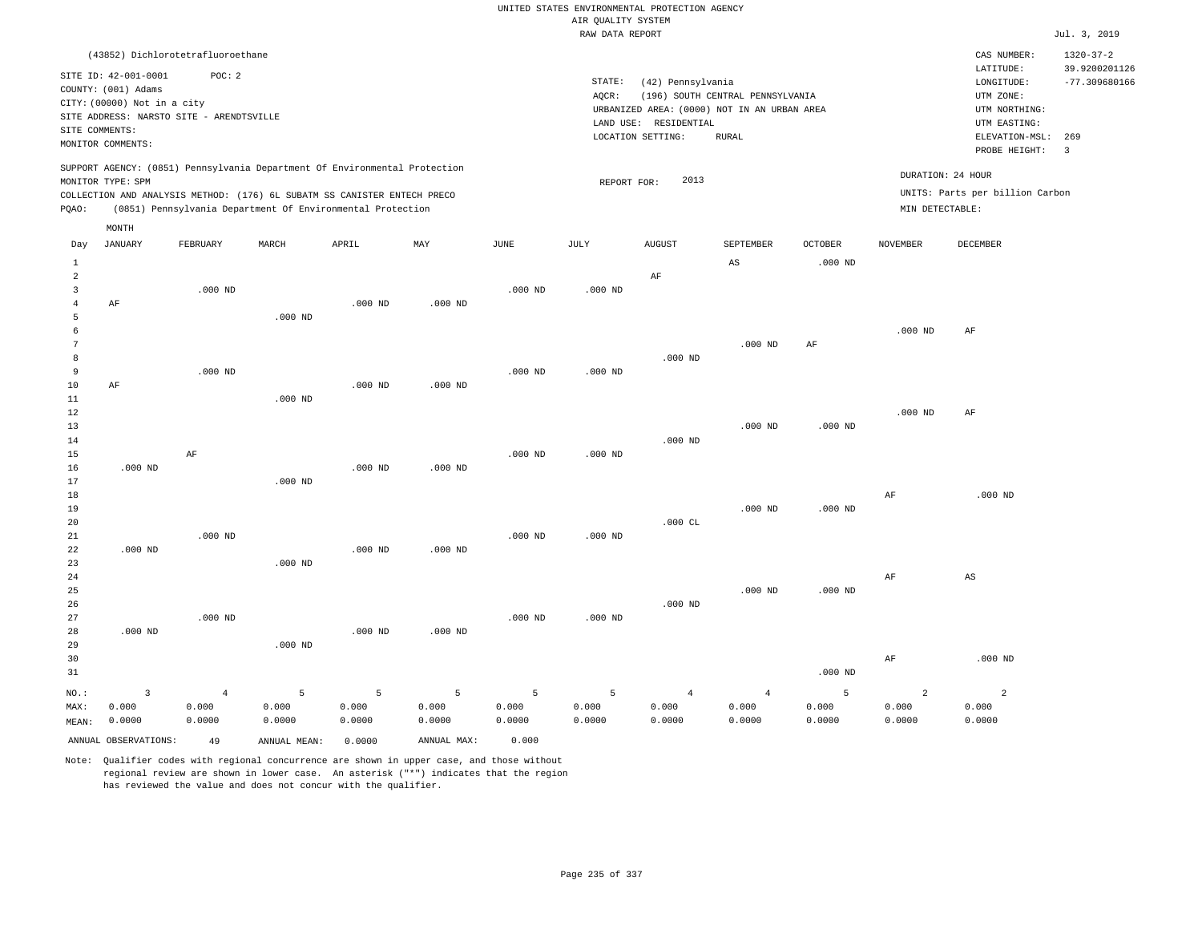UNITED STATES ENVIRONMENTAL PROTECTION AGENCY
AIR QUALITY SYSTEM
RAW DATA REPORT

Jul. 3, 2019

(43852) Dichlorotetrafluoroethane

SITE ID: 42-001-0001 POC: 2
COUNTY: (001) Adams
CITY: (00000) Not in a city
SITE ADDRESS: NARSTO SITE - ARENDTSVILLE
SITE COMMENTS:
MONITOR COMMENTS:

STATE: (42) Pennsylvania
AQCR: (196) SOUTH CENTRAL PENNSYLVANIA
URBANIZED AREA: (0000) NOT IN AN URBAN AREA
LAND USE: RESIDENTIAL
LOCATION SETTING: RURAL

CAS NUMBER: 1320-37-2
LATITUDE: 39.9200201126
LONGITUDE: -77.309680166
UTM ZONE:
UTM NORTHING:
UTM EASTING:
ELEVATION-MSL: 269
PROBE HEIGHT: 3

SUPPORT AGENCY: (0851) Pennsylvania Department Of Environmental Protection
MONITOR TYPE: SPM
COLLECTION AND ANALYSIS METHOD: (176) 6L SUBATM SS CANISTER ENTECH PRECO
PQAO: (0851) Pennsylvania Department Of Environmental Protection

REPORT FOR: 2013

DURATION: 24 HOUR
UNITS: Parts per billion Carbon
MIN DETECTABLE:

| Day | JANUARY | FEBRUARY | MARCH | APRIL | MAY | JUNE | JULY | AUGUST | SEPTEMBER | OCTOBER | NOVEMBER | DECEMBER |
|---|---|---|---|---|---|---|---|---|---|---|---|---|
| 1 | | | | | | | | | AS | .000 ND | | |
| 2 | | | | | | | | AF | | | | |
| 3 | | .000 ND | | | | .000 ND | .000 ND | | | | | |
| 4 | AF | | | .000 ND | .000 ND | | | | | | | |
| 5 | | | .000 ND | | | | | | | | | |
| 6 | | | | | | | | | | | .000 ND | AF |
| 7 | | | | | | | | | .000 ND | AF | | |
| 8 | | | | | | | | .000 ND | | | | |
| 9 | | .000 ND | | | | .000 ND | .000 ND | | | | | |
| 10 | AF | | | .000 ND | .000 ND | | | | | | | |
| 11 | | | .000 ND | | | | | | | | | |
| 12 | | | | | | | | | | | .000 ND | AF |
| 13 | | | | | | | | | .000 ND | .000 ND | | |
| 14 | | | | | | | | .000 ND | | | | |
| 15 | | AF | | | | .000 ND | .000 ND | | | | | |
| 16 | .000 ND | | | .000 ND | .000 ND | | | | | | | |
| 17 | | | .000 ND | | | | | | | | | |
| 18 | | | | | | | | | | | AF | .000 ND |
| 19 | | | | | | | | | .000 ND | .000 ND | | |
| 20 | | | | | | | | .000 CL | | | | |
| 21 | | .000 ND | | | | .000 ND | .000 ND | | | | | |
| 22 | .000 ND | | | .000 ND | .000 ND | | | | | | | |
| 23 | | | .000 ND | | | | | | | | | |
| 24 | | | | | | | | | | | AF | AS |
| 25 | | | | | | | | | .000 ND | .000 ND | | |
| 26 | | | | | | | | .000 ND | | | | |
| 27 | | .000 ND | | | | .000 ND | .000 ND | | | | | |
| 28 | .000 ND | | | .000 ND | .000 ND | | | | | | | |
| 29 | | | .000 ND | | | | | | | | | |
| 30 | | | | | | | | | | | AF | .000 ND |
| 31 | | | | | | | | | | .000 ND | | |
| NO.: | 3 | 4 | 5 | 5 | 5 | 5 | 5 | 4 | 4 | 5 | 2 | 2 |
| MAX: | 0.000 | 0.000 | 0.000 | 0.000 | 0.000 | 0.000 | 0.000 | 0.000 | 0.000 | 0.000 | 0.000 | 0.000 |
| MEAN: | 0.0000 | 0.0000 | 0.0000 | 0.0000 | 0.0000 | 0.0000 | 0.0000 | 0.0000 | 0.0000 | 0.0000 | 0.0000 | 0.0000 |

ANNUAL OBSERVATIONS: 49 ANNUAL MEAN: 0.0000 ANNUAL MAX: 0.000

Note: Qualifier codes with regional concurrence are shown in upper case, and those without regional review are shown in lower case. An asterisk ("*") indicates that the region has reviewed the value and does not concur with the qualifier.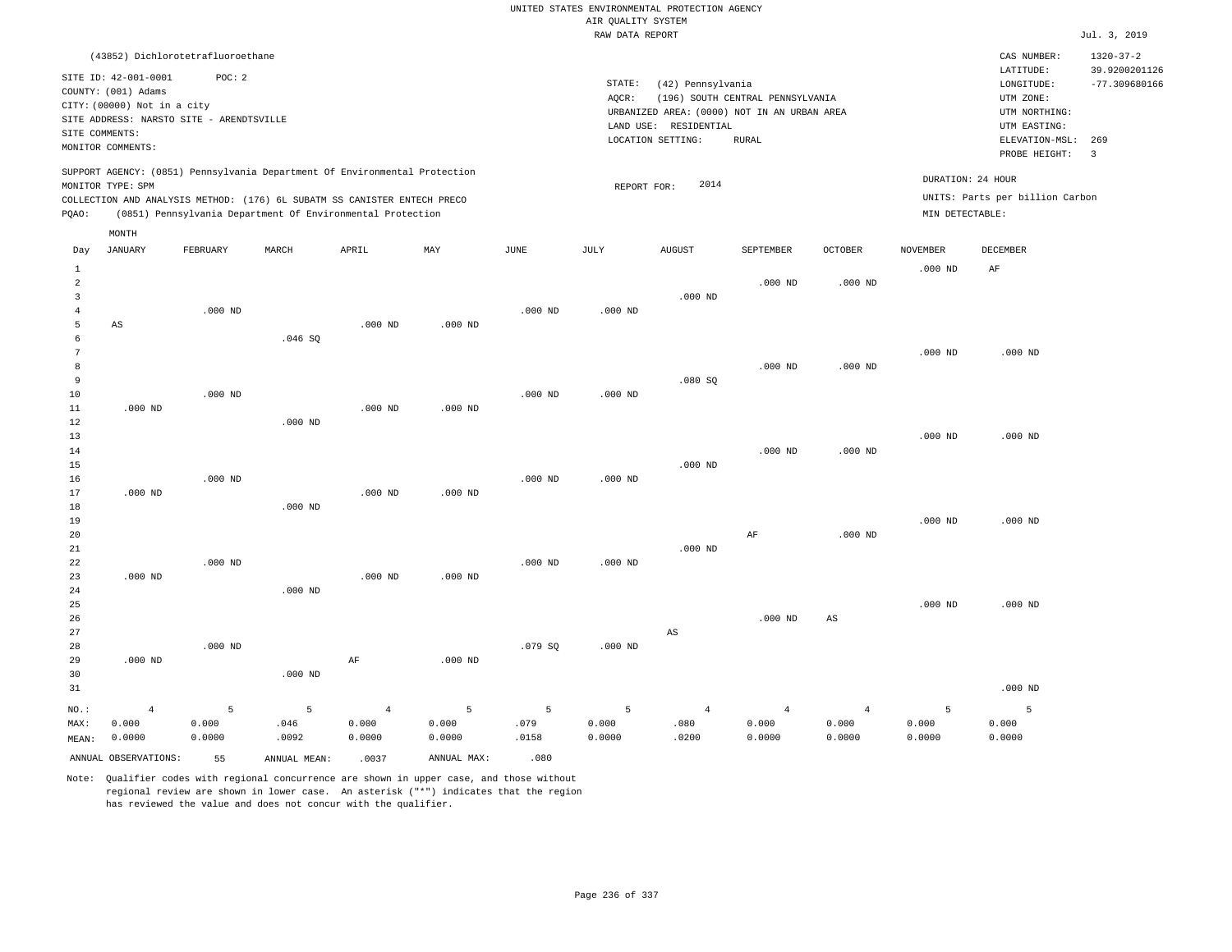UNITED STATES ENVIRONMENTAL PROTECTION AGENCY
AIR QUALITY SYSTEM
RAW DATA REPORT

Jul. 3, 2019

(43852) Dichlorotetrafluoroethane

SITE ID: 42-001-0001 POC: 2
COUNTY: (001) Adams
CITY: (00000) Not in a city
SITE ADDRESS: NARSTO SITE - ARENDTSVILLE
SITE COMMENTS:
MONITOR COMMENTS:

STATE: (42) Pennsylvania
AQCR: (196) SOUTH CENTRAL PENNSYLVANIA
URBANIZED AREA: (0000) NOT IN AN URBAN AREA
LAND USE: RESIDENTIAL
LOCATION SETTING: RURAL

CAS NUMBER: 1320-37-2
LATITUDE: 39.9200201126
LONGITUDE: -77.309680166
UTM ZONE:
UTM NORTHING:
UTM EASTING:
ELEVATION-MSL: 269
PROBE HEIGHT: 3

SUPPORT AGENCY: (0851) Pennsylvania Department Of Environmental Protection
MONITOR TYPE: SPM
COLLECTION AND ANALYSIS METHOD: (176) 6L SUBATM SS CANISTER ENTECH PRECO
PQAO: (0851) Pennsylvania Department Of Environmental Protection

REPORT FOR: 2014

DURATION: 24 HOUR
UNITS: Parts per billion Carbon
MIN DETECTABLE:

| Day | JANUARY | FEBRUARY | MARCH | APRIL | MAY | JUNE | JULY | AUGUST | SEPTEMBER | OCTOBER | NOVEMBER | DECEMBER |
|---|---|---|---|---|---|---|---|---|---|---|---|---|
| 1 | | | | | | | | | | | .000 ND | AF |
| 2 | | | | | | | | | .000 ND | .000 ND | | |
| 3 | | | | | | | | .000 ND | | | | |
| 4 | | .000 ND | | | | .000 ND | .000 ND | | | | | |
| 5 | AS | | | .000 ND | .000 ND | | | | | | | |
| 6 | | | .046 SQ | | | | | | | | | |
| 7 | | | | | | | | | | | .000 ND | .000 ND |
| 8 | | | | | | | | | .000 ND | .000 ND | | |
| 9 | | | | | | | | .080 SQ | | | | |
| 10 | | .000 ND | | | | .000 ND | .000 ND | | | | | |
| 11 | .000 ND | | | .000 ND | .000 ND | | | | | | | |
| 12 | | | .000 ND | | | | | | | | | |
| 13 | | | | | | | | | | | .000 ND | .000 ND |
| 14 | | | | | | | | | .000 ND | .000 ND | | |
| 15 | | | | | | | | .000 ND | | | | |
| 16 | | .000 ND | | | | .000 ND | .000 ND | | | | | |
| 17 | .000 ND | | | .000 ND | .000 ND | | | | | | | |
| 18 | | | .000 ND | | | | | | | | | |
| 19 | | | | | | | | | | | .000 ND | .000 ND |
| 20 | | | | | | | | | AF | .000 ND | | |
| 21 | | | | | | | | .000 ND | | | | |
| 22 | | .000 ND | | | | .000 ND | .000 ND | | | | | |
| 23 | .000 ND | | | .000 ND | .000 ND | | | | | | | |
| 24 | | | .000 ND | | | | | | | | | |
| 25 | | | | | | | | | | | .000 ND | .000 ND |
| 26 | | | | | | | | | .000 ND | AS | | |
| 27 | | | | | | | | AS | | | | |
| 28 | | .000 ND | | | | .079 SQ | .000 ND | | | | | |
| 29 | .000 ND | | | AF | .000 ND | | | | | | | |
| 30 | | | .000 ND | | | | | | | | | |
| 31 | | | | | | | | | | | | .000 ND |
| NO.: | 4 | 5 | 5 | 4 | 5 | 5 | 5 | 4 | 4 | 4 | 5 | 5 |
| MAX: | 0.000 | 0.000 | .046 | 0.000 | 0.000 | .079 | 0.000 | .080 | 0.000 | 0.000 | 0.000 | 0.000 |
| MEAN: | 0.0000 | 0.0000 | .0092 | 0.0000 | 0.0000 | .0158 | 0.0000 | .0200 | 0.0000 | 0.0000 | 0.0000 | 0.0000 |

ANNUAL OBSERVATIONS: 55 ANNUAL MEAN: .0037 ANNUAL MAX: .080

Note: Qualifier codes with regional concurrence are shown in upper case, and those without regional review are shown in lower case. An asterisk ("*") indicates that the region has reviewed the value and does not concur with the qualifier.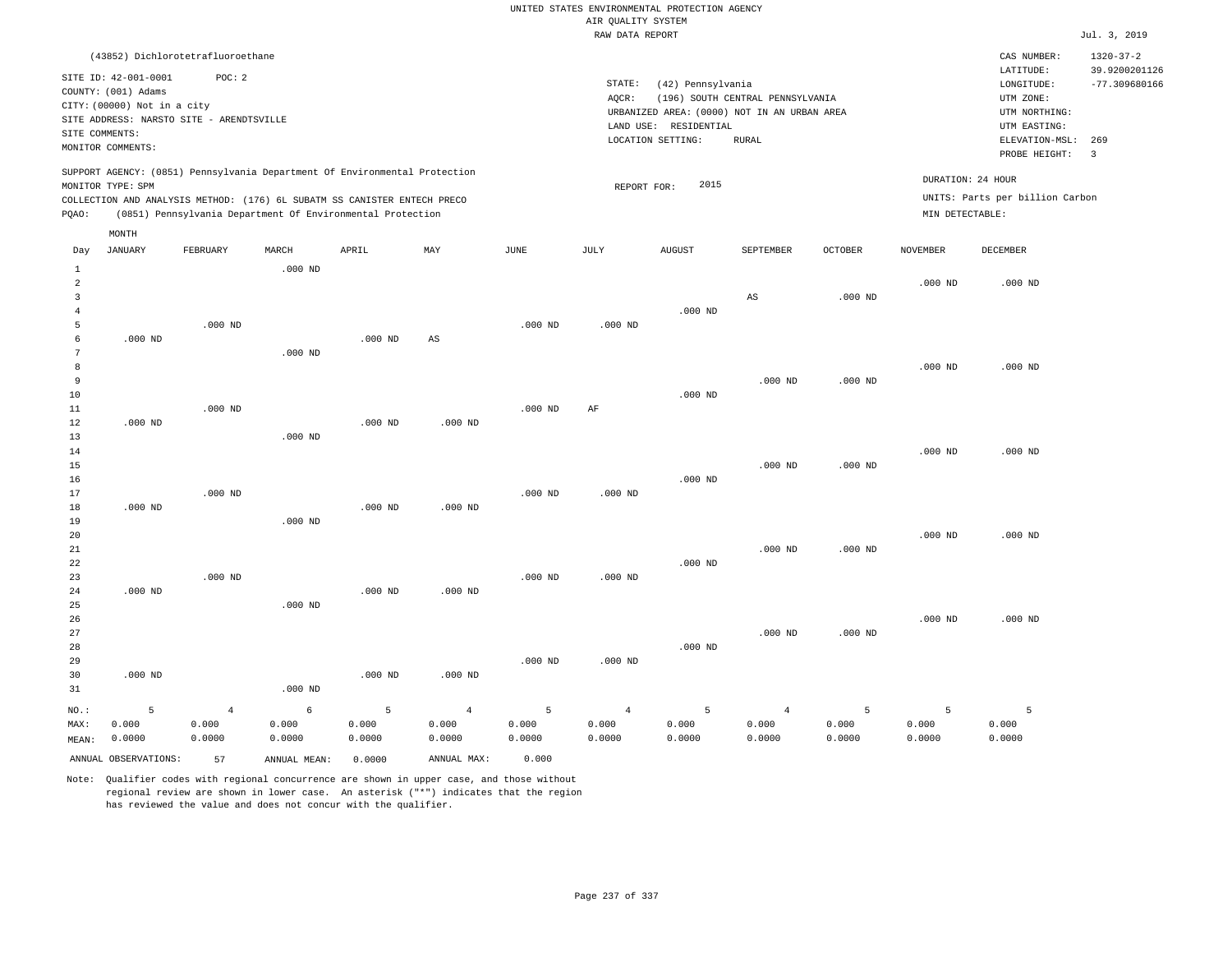UNITED STATES ENVIRONMENTAL PROTECTION AGENCY
AIR QUALITY SYSTEM
RAW DATA REPORT

Jul. 3, 2019

(43852) Dichlorotetrafluoroethane

SITE ID: 42-001-0001 POC: 2
COUNTY: (001) Adams
CITY: (00000) Not in a city
SITE ADDRESS: NARSTO SITE - ARENDTSVILLE
SITE COMMENTS:
MONITOR COMMENTS:

STATE: (42) Pennsylvania
AQCR: (196) SOUTH CENTRAL PENNSYLVANIA
URBANIZED AREA: (0000) NOT IN AN URBAN AREA
LAND USE: RESIDENTIAL
LOCATION SETTING: RURAL

CAS NUMBER: 1320-37-2
LATITUDE: 39.9200201126
LONGITUDE: -77.309680166
UTM ZONE:
UTM NORTHING:
UTM EASTING:
ELEVATION-MSL: 269
PROBE HEIGHT: 3

SUPPORT AGENCY: (0851) Pennsylvania Department Of Environmental Protection
MONITOR TYPE: SPM
COLLECTION AND ANALYSIS METHOD: (176) 6L SUBATM SS CANISTER ENTECH PRECO
PQAO: (0851) Pennsylvania Department Of Environmental Protection

REPORT FOR: 2015

DURATION: 24 HOUR
UNITS: Parts per billion Carbon
MIN DETECTABLE:

| Day | JANUARY | FEBRUARY | MARCH | APRIL | MAY | JUNE | JULY | AUGUST | SEPTEMBER | OCTOBER | NOVEMBER | DECEMBER |
|---|---|---|---|---|---|---|---|---|---|---|---|---|
| 1 | | | .000 ND | | | | | | | | | |
| 2 | | | | | | | | | | | .000 ND | .000 ND |
| 3 | | | | | | | | | AS | .000 ND | | |
| 4 | | | | | | | | .000 ND | | | | |
| 5 | | .000 ND | | | | .000 ND | .000 ND | | | | | |
| 6 | .000 ND | | | .000 ND | AS | | | | | | | |
| 7 | | | .000 ND | | | | | | | | | |
| 8 | | | | | | | | | | | .000 ND | .000 ND |
| 9 | | | | | | | | | .000 ND | .000 ND | | |
| 10 | | | | | | | | .000 ND | | | | |
| 11 | | .000 ND | | | | .000 ND | AF | | | | | |
| 12 | .000 ND | | | .000 ND | .000 ND | | | | | | | |
| 13 | | | .000 ND | | | | | | | | | |
| 14 | | | | | | | | | | | .000 ND | .000 ND |
| 15 | | | | | | | | | .000 ND | .000 ND | | |
| 16 | | | | | | | | .000 ND | | | | |
| 17 | | .000 ND | | | | .000 ND | .000 ND | | | | | |
| 18 | .000 ND | | | .000 ND | .000 ND | | | | | | | |
| 19 | | | .000 ND | | | | | | | | | |
| 20 | | | | | | | | | | | .000 ND | .000 ND |
| 21 | | | | | | | | | .000 ND | .000 ND | | |
| 22 | | | | | | | | .000 ND | | | | |
| 23 | | .000 ND | | | | .000 ND | .000 ND | | | | | |
| 24 | .000 ND | | | .000 ND | .000 ND | | | | | | | |
| 25 | | | .000 ND | | | | | | | | | |
| 26 | | | | | | | | | | | .000 ND | .000 ND |
| 27 | | | | | | | | | .000 ND | .000 ND | | |
| 28 | | | | | | | | .000 ND | | | | |
| 29 | | | | | | .000 ND | .000 ND | | | | | |
| 30 | .000 ND | | | .000 ND | .000 ND | | | | | | | |
| 31 | | | .000 ND | | | | | | | | | |
| NO.: | 5 | 4 | 6 | 5 | 4 | 5 | 4 | 5 | 4 | 5 | 5 | 5 |
| MAX: | 0.000 | 0.000 | 0.000 | 0.000 | 0.000 | 0.000 | 0.000 | 0.000 | 0.000 | 0.000 | 0.000 | 0.000 |
| MEAN: | 0.0000 | 0.0000 | 0.0000 | 0.0000 | 0.0000 | 0.0000 | 0.0000 | 0.0000 | 0.0000 | 0.0000 | 0.0000 | 0.0000 |

ANNUAL OBSERVATIONS: 57 ANNUAL MEAN: 0.0000 ANNUAL MAX: 0.000

Note: Qualifier codes with regional concurrence are shown in upper case, and those without regional review are shown in lower case. An asterisk ("*") indicates that the region has reviewed the value and does not concur with the qualifier.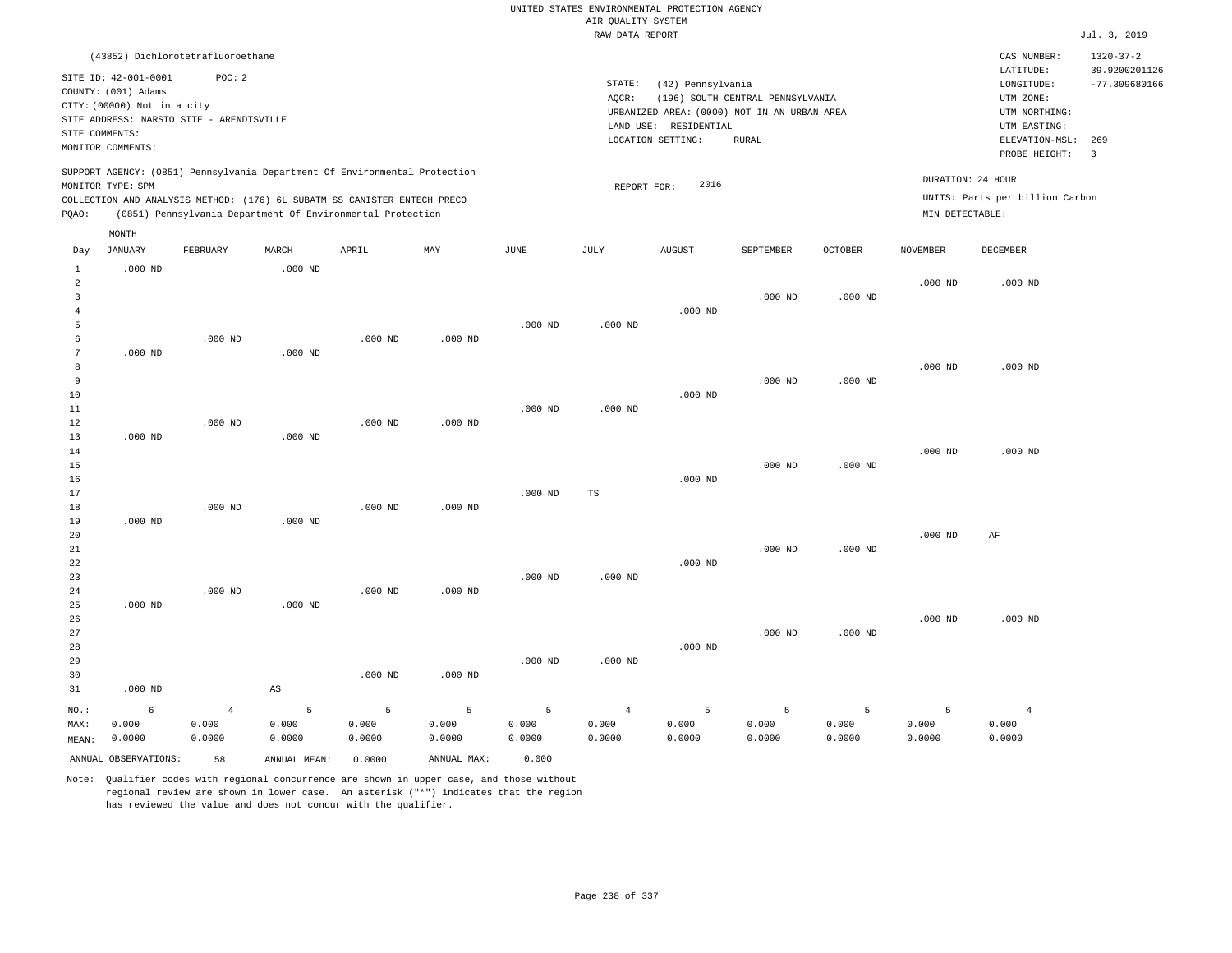UNITED STATES ENVIRONMENTAL PROTECTION AGENCY
AIR QUALITY SYSTEM
RAW DATA REPORT

Jul. 3, 2019

(43852) Dichlorotetrafluoroethane

SITE ID: 42-001-0001 POC: 2
COUNTY: (001) Adams
CITY: (00000) Not in a city
SITE ADDRESS: NARSTO SITE - ARENDTSVILLE
SITE COMMENTS:
MONITOR COMMENTS:

STATE: (42) Pennsylvania
AQCR: (196) SOUTH CENTRAL PENNSYLVANIA
URBANIZED AREA: (0000) NOT IN AN URBAN AREA
LAND USE: RESIDENTIAL
LOCATION SETTING: RURAL

CAS NUMBER: 1320-37-2
LATITUDE: 39.9200201126
LONGITUDE: -77.309680166
UTM ZONE:
UTM NORTHING:
UTM EASTING:
ELEVATION-MSL: 269
PROBE HEIGHT: 3

SUPPORT AGENCY: (0851) Pennsylvania Department Of Environmental Protection
MONITOR TYPE: SPM
COLLECTION AND ANALYSIS METHOD: (176) 6L SUBATM SS CANISTER ENTECH PRECO
PQAO: (0851) Pennsylvania Department Of Environmental Protection

REPORT FOR: 2016

DURATION: 24 HOUR
UNITS: Parts per billion Carbon
MIN DETECTABLE:

| Day | JANUARY | FEBRUARY | MARCH | APRIL | MAY | JUNE | JULY | AUGUST | SEPTEMBER | OCTOBER | NOVEMBER | DECEMBER |
|---|---|---|---|---|---|---|---|---|---|---|---|---|
| 1 | .000 ND | | .000 ND | | | | | | | | | |
| 2 | | | | | | | | | | | .000 ND | .000 ND |
| 3 | | | | | | | | | .000 ND | .000 ND | | |
| 4 | | | | | | | | .000 ND | | | | |
| 5 | | | | | | .000 ND | .000 ND | | | | | |
| 6 | | .000 ND | | .000 ND | .000 ND | | | | | | | |
| 7 | .000 ND | | .000 ND | | | | | | | | | |
| 8 | | | | | | | | | | | .000 ND | .000 ND |
| 9 | | | | | | | | | .000 ND | .000 ND | | |
| 10 | | | | | | | | .000 ND | | | | |
| 11 | | | | | | .000 ND | .000 ND | | | | | |
| 12 | | .000 ND | | .000 ND | .000 ND | | | | | | | |
| 13 | .000 ND | | .000 ND | | | | | | | | | |
| 14 | | | | | | | | | | | .000 ND | .000 ND |
| 15 | | | | | | | | | .000 ND | .000 ND | | |
| 16 | | | | | | | | .000 ND | | | | |
| 17 | | | | | | .000 ND | TS | | | | | |
| 18 | | .000 ND | | .000 ND | .000 ND | | | | | | | |
| 19 | .000 ND | | .000 ND | | | | | | | | | |
| 20 | | | | | | | | | | | .000 ND | AF |
| 21 | | | | | | | | | .000 ND | .000 ND | | |
| 22 | | | | | | | | .000 ND | | | | |
| 23 | | | | | | .000 ND | .000 ND | | | | | |
| 24 | | .000 ND | | .000 ND | .000 ND | | | | | | | |
| 25 | .000 ND | | .000 ND | | | | | | | | | |
| 26 | | | | | | | | | | | .000 ND | .000 ND |
| 27 | | | | | | | | | .000 ND | .000 ND | | |
| 28 | | | | | | | | .000 ND | | | | |
| 29 | | | | | | .000 ND | .000 ND | | | | | |
| 30 | | | | .000 ND | .000 ND | | | | | | | |
| 31 | .000 ND | | AS | | | | | | | | | |
| NO.: | 6 | 4 | 5 | 5 | 5 | 5 | 4 | 5 | 5 | 5 | 5 | 4 |
| MAX: | 0.000 | 0.000 | 0.000 | 0.000 | 0.000 | 0.000 | 0.000 | 0.000 | 0.000 | 0.000 | 0.000 | 0.000 |
| MEAN: | 0.0000 | 0.0000 | 0.0000 | 0.0000 | 0.0000 | 0.0000 | 0.0000 | 0.0000 | 0.0000 | 0.0000 | 0.0000 | 0.0000 |

ANNUAL OBSERVATIONS: 58 ANNUAL MEAN: 0.0000 ANNUAL MAX: 0.000

Note: Qualifier codes with regional concurrence are shown in upper case, and those without regional review are shown in lower case. An asterisk ("*") indicates that the region has reviewed the value and does not concur with the qualifier.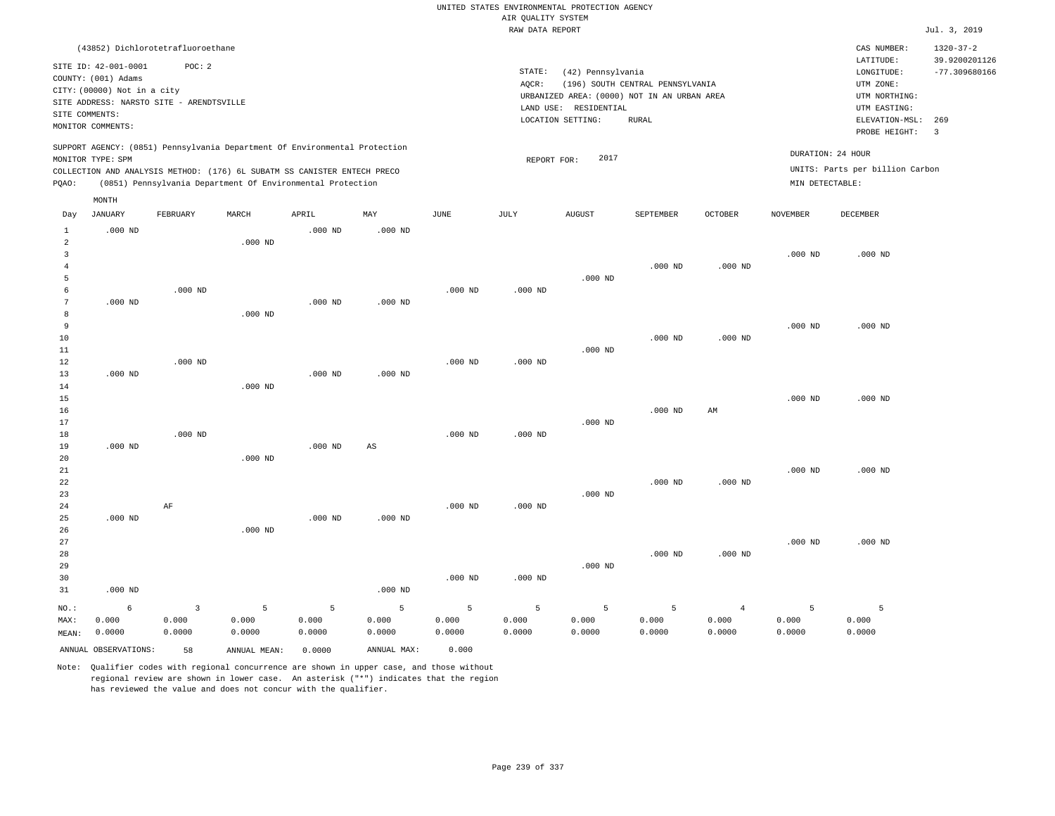UNITED STATES ENVIRONMENTAL PROTECTION AGENCY
AIR QUALITY SYSTEM
RAW DATA REPORT

Jul. 3, 2019

(43852) Dichlorotetrafluoroethane

SITE ID: 42-001-0001 POC: 2
COUNTY: (001) Adams
CITY: (00000) Not in a city
SITE ADDRESS: NARSTO SITE - ARENDTSVILLE
SITE COMMENTS:
MONITOR COMMENTS:

STATE: (42) Pennsylvania
AQCR: (196) SOUTH CENTRAL PENNSYLVANIA
URBANIZED AREA: (0000) NOT IN AN URBAN AREA
LAND USE: RESIDENTIAL
LOCATION SETTING: RURAL

CAS NUMBER: 1320-37-2
LATITUDE: 39.9200201126
LONGITUDE: -77.309680166
UTM ZONE:
UTM NORTHING:
UTM EASTING:
ELEVATION-MSL: 269
PROBE HEIGHT: 3

SUPPORT AGENCY: (0851) Pennsylvania Department Of Environmental Protection
MONITOR TYPE: SPM
COLLECTION AND ANALYSIS METHOD: (176) 6L SUBATM SS CANISTER ENTECH PRECO
PQAO: (0851) Pennsylvania Department Of Environmental Protection

REPORT FOR: 2017

DURATION: 24 HOUR
UNITS: Parts per billion Carbon
MIN DETECTABLE:

| Day | JANUARY | FEBRUARY | MARCH | APRIL | MAY | JUNE | JULY | AUGUST | SEPTEMBER | OCTOBER | NOVEMBER | DECEMBER |
|---|---|---|---|---|---|---|---|---|---|---|---|---|
| 1 | .000 ND | | | .000 ND | .000 ND | | | | | | | |
| 2 | | | .000 ND | | | | | | | | | |
| 3 | | | | | | | | | | | .000 ND | .000 ND |
| 4 | | | | | | | | | .000 ND | .000 ND | | |
| 5 | | | | | | | | .000 ND | | | | |
| 6 | | .000 ND | | | | .000 ND | .000 ND | | | | | |
| 7 | .000 ND | | | .000 ND | .000 ND | | | | | | | |
| 8 | | | .000 ND | | | | | | | | | |
| 9 | | | | | | | | | | | .000 ND | .000 ND |
| 10 | | | | | | | | | .000 ND | .000 ND | | |
| 11 | | | | | | | | .000 ND | | | | |
| 12 | | .000 ND | | | | .000 ND | .000 ND | | | | | |
| 13 | .000 ND | | | .000 ND | .000 ND | | | | | | | |
| 14 | | | .000 ND | | | | | | | | | |
| 15 | | | | | | | | | | | .000 ND | .000 ND |
| 16 | | | | | | | | | .000 ND | AM | | |
| 17 | | | | | | | | .000 ND | | | | |
| 18 | | .000 ND | | | | .000 ND | .000 ND | | | | | |
| 19 | .000 ND | | | .000 ND | AS | | | | | | | |
| 20 | | | .000 ND | | | | | | | | | |
| 21 | | | | | | | | | | | .000 ND | .000 ND |
| 22 | | | | | | | | | .000 ND | .000 ND | | |
| 23 | | | | | | | | .000 ND | | | | |
| 24 | | AF | | | | .000 ND | .000 ND | | | | | |
| 25 | .000 ND | | | .000 ND | .000 ND | | | | | | | |
| 26 | | | .000 ND | | | | | | | | | |
| 27 | | | | | | | | | | | .000 ND | .000 ND |
| 28 | | | | | | | | | .000 ND | .000 ND | | |
| 29 | | | | | | | | .000 ND | | | | |
| 30 | | | | | | .000 ND | .000 ND | | | | | |
| 31 | .000 ND | | | | .000 ND | | | | | | | |
| NO.: | 6 | 3 | 5 | 5 | 5 | 5 | 5 | 5 | 5 | 4 | 5 | 5 |
| MAX: | 0.000 | 0.000 | 0.000 | 0.000 | 0.000 | 0.000 | 0.000 | 0.000 | 0.000 | 0.000 | 0.000 | 0.000 |
| MEAN: | 0.0000 | 0.0000 | 0.0000 | 0.0000 | 0.0000 | 0.0000 | 0.0000 | 0.0000 | 0.0000 | 0.0000 | 0.0000 | 0.0000 |

ANNUAL OBSERVATIONS: 58 ANNUAL MEAN: 0.0000 ANNUAL MAX: 0.000

Note: Qualifier codes with regional concurrence are shown in upper case, and those without regional review are shown in lower case. An asterisk ("*") indicates that the region has reviewed the value and does not concur with the qualifier.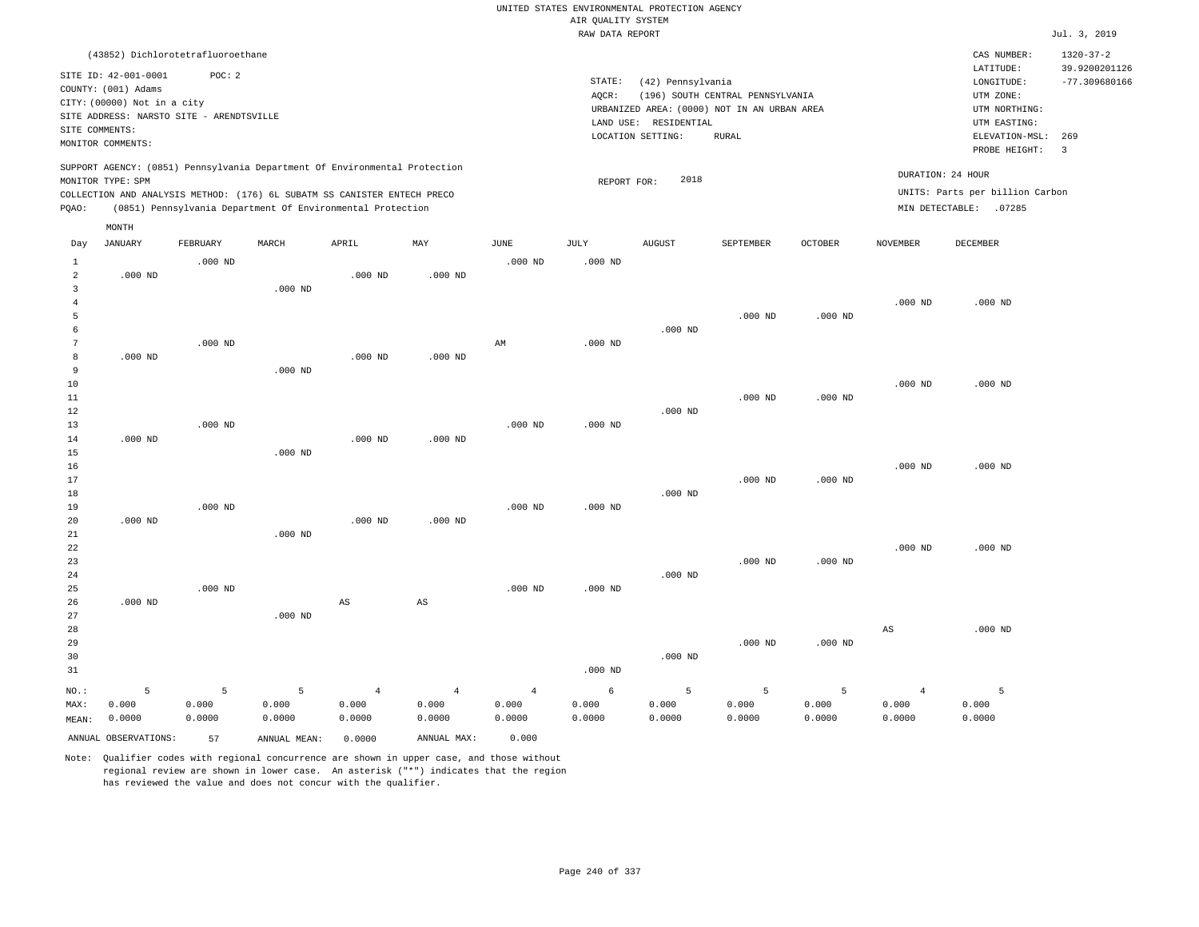UNITED STATES ENVIRONMENTAL PROTECTION AGENCY
AIR QUALITY SYSTEM
RAW DATA REPORT

Jul. 3, 2019

(43852) Dichlorotetrafluoroethane

SITE ID: 42-001-0001 POC: 2
COUNTY: (001) Adams
CITY: (00000) Not in a city
SITE ADDRESS: NARSTO SITE - ARENDTSVILLE
SITE COMMENTS:
MONITOR COMMENTS:

STATE: (42) Pennsylvania
AQCR: (196) SOUTH CENTRAL PENNSYLVANIA
URBANIZED AREA: (0000) NOT IN AN URBAN AREA
LAND USE: RESIDENTIAL
LOCATION SETTING: RURAL

CAS NUMBER: 1320-37-2
LATITUDE: 39.9200201126
LONGITUDE: -77.309680166
UTM ZONE:
UTM NORTHING:
UTM EASTING:
ELEVATION-MSL: 269
PROBE HEIGHT: 3

SUPPORT AGENCY: (0851) Pennsylvania Department Of Environmental Protection
MONITOR TYPE: SPM
COLLECTION AND ANALYSIS METHOD: (176) 6L SUBATM SS CANISTER ENTECH PRECO
PQAO: (0851) Pennsylvania Department Of Environmental Protection

REPORT FOR: 2018

DURATION: 24 HOUR
UNITS: Parts per billion Carbon
MIN DETECTABLE: .07285

| Day | JANUARY | FEBRUARY | MARCH | APRIL | MAY | JUNE | JULY | AUGUST | SEPTEMBER | OCTOBER | NOVEMBER | DECEMBER |
|---|---|---|---|---|---|---|---|---|---|---|---|---|
| 1 | | .000 ND | | | | .000 ND | .000 ND | | | | | |
| 2 | .000 ND | | | .000 ND | .000 ND | | | | | | | |
| 3 | | | .000 ND | | | | | | | | | |
| 4 | | | | | | | | | | | .000 ND | .000 ND |
| 5 | | | | | | | | | .000 ND | .000 ND | | |
| 6 | | | | | | | | .000 ND | | | | |
| 7 | | .000 ND | | | | AM | .000 ND | | | | | |
| 8 | .000 ND | | | .000 ND | .000 ND | | | | | | | |
| 9 | | | .000 ND | | | | | | | | | |
| 10 | | | | | | | | | | | .000 ND | .000 ND |
| 11 | | | | | | | | | .000 ND | .000 ND | | |
| 12 | | | | | | | | .000 ND | | | | |
| 13 | | .000 ND | | | | .000 ND | .000 ND | | | | | |
| 14 | .000 ND | | | .000 ND | .000 ND | | | | | | | |
| 15 | | | .000 ND | | | | | | | | | |
| 16 | | | | | | | | | | | .000 ND | .000 ND |
| 17 | | | | | | | | | .000 ND | .000 ND | | |
| 18 | | | | | | | | .000 ND | | | | |
| 19 | | .000 ND | | | | .000 ND | .000 ND | | | | | |
| 20 | .000 ND | | | .000 ND | .000 ND | | | | | | | |
| 21 | | | .000 ND | | | | | | | | | |
| 22 | | | | | | | | | | | .000 ND | .000 ND |
| 23 | | | | | | | | | .000 ND | .000 ND | | |
| 24 | | | | | | | | .000 ND | | | | |
| 25 | | .000 ND | | | | .000 ND | .000 ND | | | | | |
| 26 | .000 ND | | | AS | AS | | | | | | | |
| 27 | | | .000 ND | | | | | | | | | |
| 28 | | | | | | | | | | | AS | .000 ND |
| 29 | | | | | | | | | .000 ND | .000 ND | | |
| 30 | | | | | | | | .000 ND | | | | |
| 31 | | | | | | | .000 ND | | | | | |
| NO.: | 5 | 5 | 5 | 4 | 4 | 4 | 6 | 5 | 5 | 5 | 4 | 5 |
| MAX: | 0.000 | 0.000 | 0.000 | 0.000 | 0.000 | 0.000 | 0.000 | 0.000 | 0.000 | 0.000 | 0.000 | 0.000 |
| MEAN: | 0.0000 | 0.0000 | 0.0000 | 0.0000 | 0.0000 | 0.0000 | 0.0000 | 0.0000 | 0.0000 | 0.0000 | 0.0000 | 0.0000 |

ANNUAL OBSERVATIONS: 57 ANNUAL MEAN: 0.0000 ANNUAL MAX: 0.000

Note: Qualifier codes with regional concurrence are shown in upper case, and those without regional review are shown in lower case. An asterisk ("*") indicates that the region has reviewed the value and does not concur with the qualifier.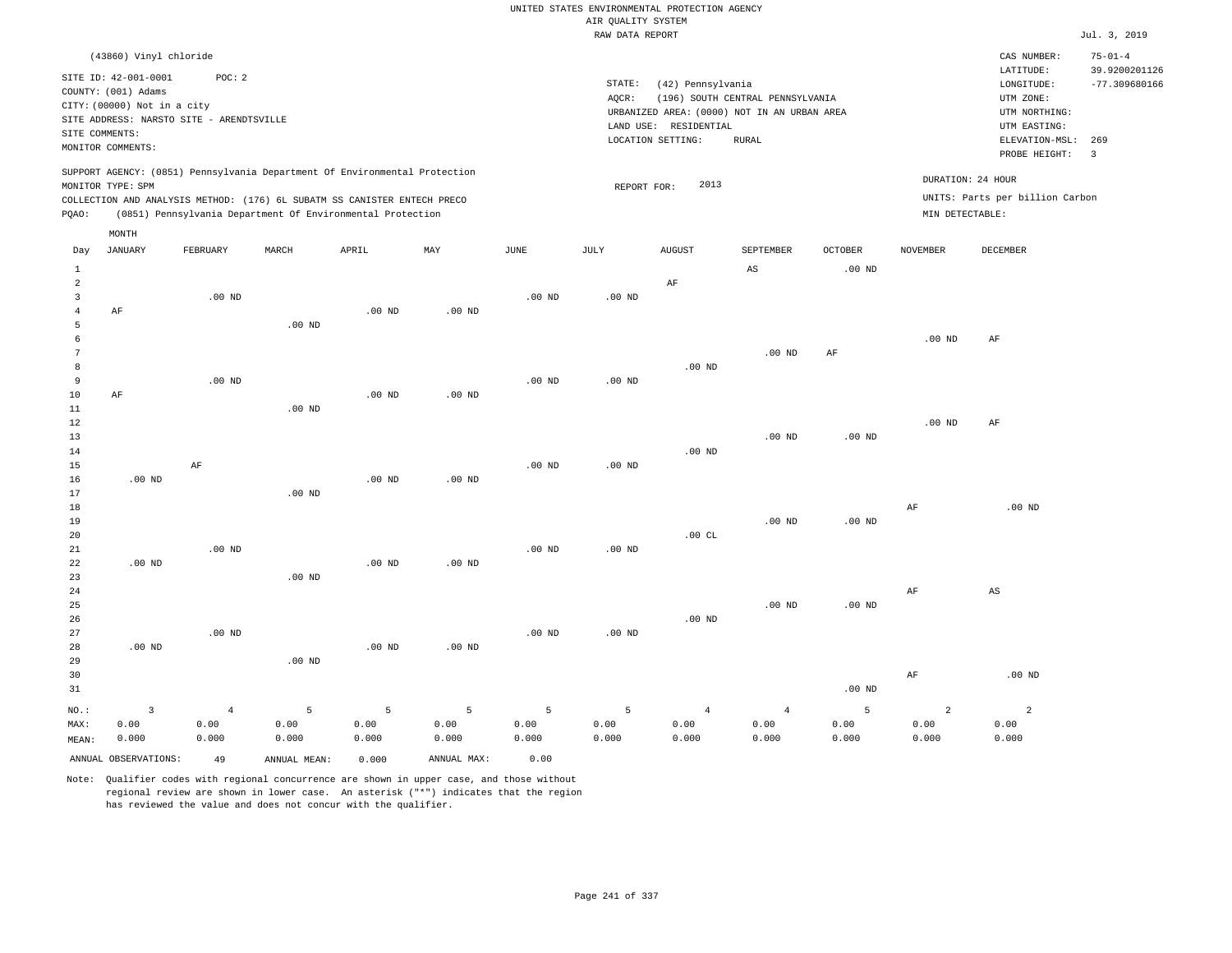UNITED STATES ENVIRONMENTAL PROTECTION AGENCY
AIR QUALITY SYSTEM
RAW DATA REPORT

Jul. 3, 2019

(43860) Vinyl chloride

SITE ID: 42-001-0001 POC: 2
COUNTY: (001) Adams
CITY: (00000) Not in a city
SITE ADDRESS: NARSTO SITE - ARENDTSVILLE
SITE COMMENTS:
MONITOR COMMENTS:

STATE: (42) Pennsylvania
AQCR: (196) SOUTH CENTRAL PENNSYLVANIA
URBANIZED AREA: (0000) NOT IN AN URBAN AREA
LAND USE: RESIDENTIAL
LOCATION SETTING: RURAL

CAS NUMBER: 75-01-4
LATITUDE: 39.9200201126
LONGITUDE: -77.309680166
UTM ZONE:
UTM NORTHING:
UTM EASTING:
ELEVATION-MSL: 269
PROBE HEIGHT: 3

SUPPORT AGENCY: (0851) Pennsylvania Department Of Environmental Protection
MONITOR TYPE: SPM
COLLECTION AND ANALYSIS METHOD: (176) 6L SUBATM SS CANISTER ENTECH PRECO
PQAO: (0851) Pennsylvania Department Of Environmental Protection

REPORT FOR: 2013

DURATION: 24 HOUR
UNITS: Parts per billion Carbon
MIN DETECTABLE:

| Day | JANUARY | FEBRUARY | MARCH | APRIL | MAY | JUNE | JULY | AUGUST | SEPTEMBER | OCTOBER | NOVEMBER | DECEMBER |
|---|---|---|---|---|---|---|---|---|---|---|---|---|
| 1 | | | | | | | | | AS | .00 ND | | |
| 2 | | | | | | | | AF | | | | |
| 3 | | .00 ND | | | | .00 ND | .00 ND | | | | | |
| 4 | AF | | | .00 ND | .00 ND | | | | | | | |
| 5 | | | .00 ND | | | | | | | | | |
| 6 | | | | | | | | | | | .00 ND | AF |
| 7 | | | | | | | | | .00 ND | AF | | |
| 8 | | | | | | | | .00 ND | | | | |
| 9 | | .00 ND | | | | .00 ND | .00 ND | | | | | |
| 10 | AF | | | .00 ND | .00 ND | | | | | | | |
| 11 | | | .00 ND | | | | | | | | | |
| 12 | | | | | | | | | | | .00 ND | AF |
| 13 | | | | | | | | | .00 ND | .00 ND | | |
| 14 | | | | | | | | .00 ND | | | | |
| 15 | | AF | | | | .00 ND | .00 ND | | | | | |
| 16 | .00 ND | | | .00 ND | .00 ND | | | | | | | |
| 17 | | | .00 ND | | | | | | | | | |
| 18 | | | | | | | | | | | AF | .00 ND |
| 19 | | | | | | | | | .00 ND | .00 ND | | |
| 20 | | | | | | | | .00 CL | | | | |
| 21 | | .00 ND | | | | .00 ND | .00 ND | | | | | |
| 22 | .00 ND | | | .00 ND | .00 ND | | | | | | | |
| 23 | | | .00 ND | | | | | | | | | |
| 24 | | | | | | | | | | | AF | AS |
| 25 | | | | | | | | | .00 ND | .00 ND | | |
| 26 | | | | | | | | .00 ND | | | | |
| 27 | | .00 ND | | | | .00 ND | .00 ND | | | | | |
| 28 | .00 ND | | | .00 ND | .00 ND | | | | | | | |
| 29 | | | .00 ND | | | | | | | | | |
| 30 | | | | | | | | | | | AF | .00 ND |
| 31 | | | | | | | | | | .00 ND | | |
| NO.: | 3 | 4 | 5 | 5 | 5 | 5 | 5 | 4 | 4 | 5 | 2 | 2 |
| MAX: | 0.00 | 0.00 | 0.00 | 0.00 | 0.00 | 0.00 | 0.00 | 0.00 | 0.00 | 0.00 | 0.00 | 0.00 |
| MEAN: | 0.000 | 0.000 | 0.000 | 0.000 | 0.000 | 0.000 | 0.000 | 0.000 | 0.000 | 0.000 | 0.000 | 0.000 |

ANNUAL OBSERVATIONS: 49 ANNUAL MEAN: 0.000 ANNUAL MAX: 0.00

Note: Qualifier codes with regional concurrence are shown in upper case, and those without regional review are shown in lower case. An asterisk ("*") indicates that the region has reviewed the value and does not concur with the qualifier.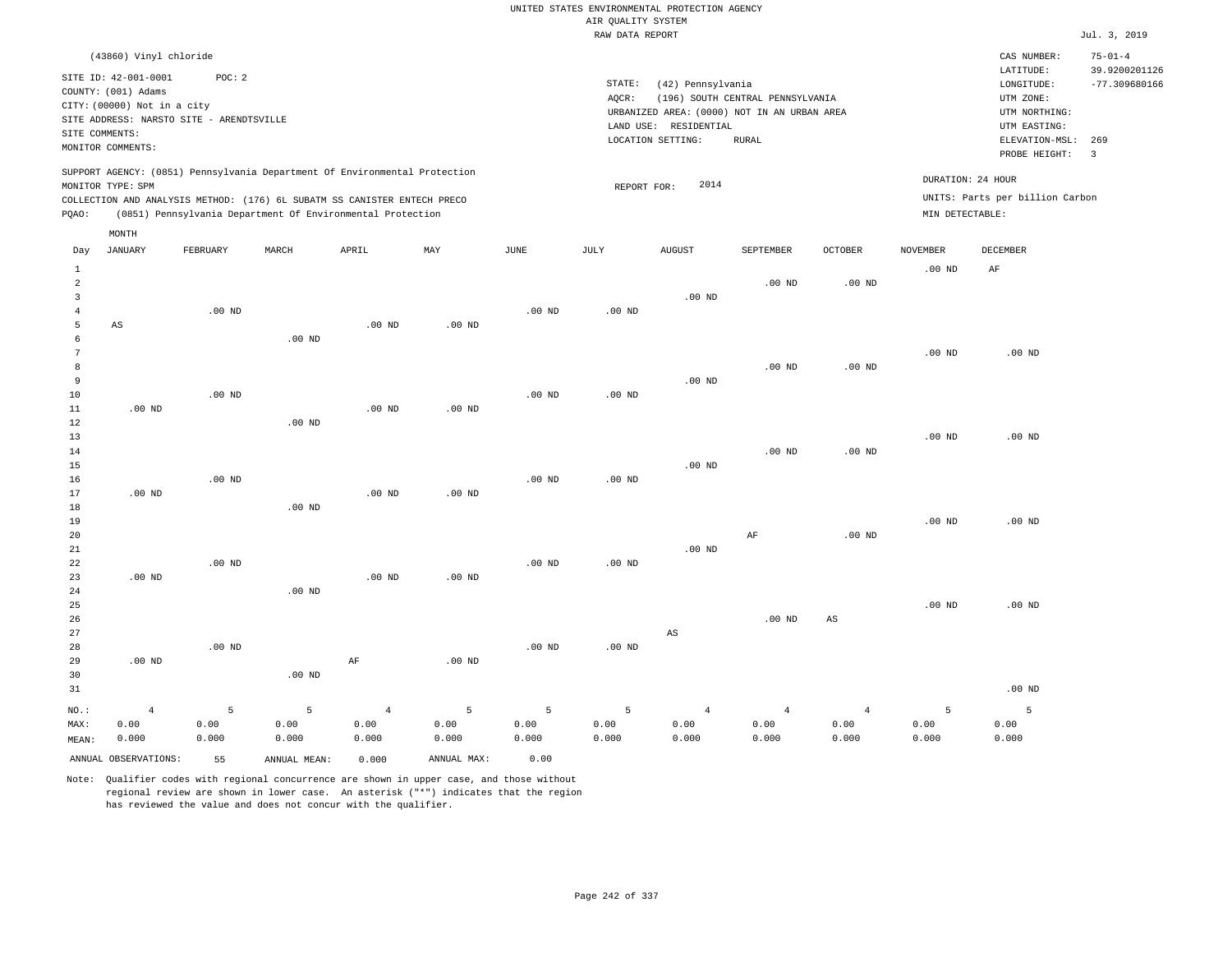UNITED STATES ENVIRONMENTAL PROTECTION AGENCY
AIR QUALITY SYSTEM
RAW DATA REPORT

Jul. 3, 2019

(43860) Vinyl chloride

SITE ID: 42-001-0001 POC: 2
COUNTY: (001) Adams
CITY: (00000) Not in a city
SITE ADDRESS: NARSTO SITE - ARENDTSVILLE
SITE COMMENTS:
MONITOR COMMENTS:

STATE: (42) Pennsylvania
AQCR: (196) SOUTH CENTRAL PENNSYLVANIA
URBANIZED AREA: (0000) NOT IN AN URBAN AREA
LAND USE: RESIDENTIAL
LOCATION SETTING: RURAL

CAS NUMBER: 75-01-4
LATITUDE: 39.9200201126
LONGITUDE: -77.309680166
UTM ZONE:
UTM NORTHING:
UTM EASTING:
ELEVATION-MSL: 269
PROBE HEIGHT: 3

SUPPORT AGENCY: (0851) Pennsylvania Department Of Environmental Protection
MONITOR TYPE: SPM
COLLECTION AND ANALYSIS METHOD: (176) 6L SUBATM SS CANISTER ENTECH PRECO
PQAO: (0851) Pennsylvania Department Of Environmental Protection

REPORT FOR: 2014

DURATION: 24 HOUR
UNITS: Parts per billion Carbon
MIN DETECTABLE:

| Day | JANUARY | FEBRUARY | MARCH | APRIL | MAY | JUNE | JULY | AUGUST | SEPTEMBER | OCTOBER | NOVEMBER | DECEMBER |
|---|---|---|---|---|---|---|---|---|---|---|---|---|
| 1 | | | | | | | | | | | .00 ND | AF |
| 2 | | | | | | | | | .00 ND | .00 ND | | |
| 3 | | | | | | | | .00 ND | | | | |
| 4 | | .00 ND | | | | .00 ND | .00 ND | | | | | |
| 5 | AS | | | .00 ND | .00 ND | | | | | | | |
| 6 | | | .00 ND | | | | | | | | | |
| 7 | | | | | | | | | | | .00 ND | .00 ND |
| 8 | | | | | | | | | .00 ND | .00 ND | | |
| 9 | | | | | | | | .00 ND | | | | |
| 10 | | .00 ND | | | | .00 ND | .00 ND | | | | | |
| 11 | .00 ND | | | .00 ND | .00 ND | | | | | | | |
| 12 | | | .00 ND | | | | | | | | | |
| 13 | | | | | | | | | | | .00 ND | .00 ND |
| 14 | | | | | | | | | .00 ND | .00 ND | | |
| 15 | | | | | | | | .00 ND | | | | |
| 16 | | .00 ND | | | | .00 ND | .00 ND | | | | | |
| 17 | .00 ND | | | .00 ND | .00 ND | | | | | | | |
| 18 | | | .00 ND | | | | | | | | | |
| 19 | | | | | | | | | | | .00 ND | .00 ND |
| 20 | | | | | | | | | AF | .00 ND | | |
| 21 | | | | | | | | .00 ND | | | | |
| 22 | | .00 ND | | | | .00 ND | .00 ND | | | | | |
| 23 | .00 ND | | | .00 ND | .00 ND | | | | | | | |
| 24 | | | .00 ND | | | | | | | | | |
| 25 | | | | | | | | | | | .00 ND | .00 ND |
| 26 | | | | | | | | | .00 ND | AS | | |
| 27 | | | | | | | | AS | | | | |
| 28 | | .00 ND | | | | .00 ND | .00 ND | | | | | |
| 29 | .00 ND | | | AF | .00 ND | | | | | | | |
| 30 | | | .00 ND | | | | | | | | | |
| 31 | | | | | | | | | | | | .00 ND |
| NO.: | 4 | 5 | 5 | 4 | 5 | 5 | 5 | 4 | 4 | 4 | 5 | 5 |
| MAX: | 0.00 | 0.00 | 0.00 | 0.00 | 0.00 | 0.00 | 0.00 | 0.00 | 0.00 | 0.00 | 0.00 | 0.00 |
| MEAN: | 0.000 | 0.000 | 0.000 | 0.000 | 0.000 | 0.000 | 0.000 | 0.000 | 0.000 | 0.000 | 0.000 | 0.000 |

ANNUAL OBSERVATIONS: 55 ANNUAL MEAN: 0.000 ANNUAL MAX: 0.00

Note: Qualifier codes with regional concurrence are shown in upper case, and those without regional review are shown in lower case. An asterisk ("*") indicates that the region has reviewed the value and does not concur with the qualifier.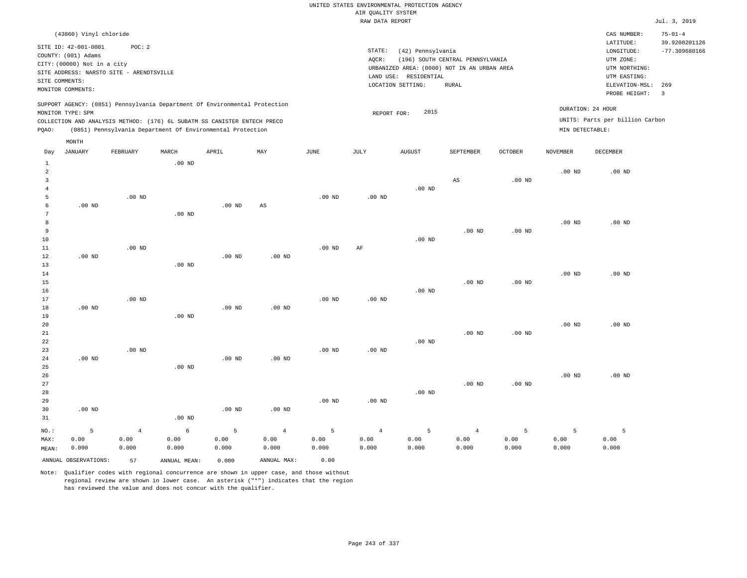UNITED STATES ENVIRONMENTAL PROTECTION AGENCY
AIR QUALITY SYSTEM
RAW DATA REPORT

Jul. 3, 2019

(43860) Vinyl chloride

SITE ID: 42-001-0001    POC: 2
COUNTY: (001) Adams
CITY: (00000) Not in a city
SITE ADDRESS: NARSTO SITE - ARENDTSVILLE
SITE COMMENTS:
MONITOR COMMENTS:

STATE: (42) Pennsylvania
AQCR: (196) SOUTH CENTRAL PENNSYLVANIA
URBANIZED AREA: (0000) NOT IN AN URBAN AREA
LAND USE: RESIDENTIAL
LOCATION SETTING: RURAL

CAS NUMBER: 75-01-4
LATITUDE: 39.9200201126
LONGITUDE: -77.309680166
UTM ZONE:
UTM NORTHING:
UTM EASTING:
ELEVATION-MSL: 269
PROBE HEIGHT: 3

SUPPORT AGENCY: (0851) Pennsylvania Department Of Environmental Protection
MONITOR TYPE: SPM
COLLECTION AND ANALYSIS METHOD: (176) 6L SUBATM SS CANISTER ENTECH PRECO
PQAO: (0851) Pennsylvania Department Of Environmental Protection

REPORT FOR: 2015

DURATION: 24 HOUR
UNITS: Parts per billion Carbon
MIN DETECTABLE:

| Day | JANUARY | FEBRUARY | MARCH | APRIL | MAY | JUNE | JULY | AUGUST | SEPTEMBER | OCTOBER | NOVEMBER | DECEMBER |
|---|---|---|---|---|---|---|---|---|---|---|---|---|
| 1 | | | .00 ND | | | | | | | | | |
| 2 | | | | | | | | | | | .00 ND | .00 ND |
| 3 | | | | | | | | | AS | .00 ND | | |
| 4 | | | | | | | | .00 ND | | | | |
| 5 | | .00 ND | | | | .00 ND | .00 ND | | | | | |
| 6 | .00 ND | | | .00 ND | AS | | | | | | | |
| 7 | | | .00 ND | | | | | | | | | |
| 8 | | | | | | | | | | | .00 ND | .00 ND |
| 9 | | | | | | | | | .00 ND | .00 ND | | |
| 10 | | | | | | | | .00 ND | | | | |
| 11 | | .00 ND | | | | .00 ND | AF | | | | | |
| 12 | .00 ND | | | .00 ND | .00 ND | | | | | | | |
| 13 | | | .00 ND | | | | | | | | | |
| 14 | | | | | | | | | | | .00 ND | .00 ND |
| 15 | | | | | | | | | .00 ND | .00 ND | | |
| 16 | | | | | | | | .00 ND | | | | |
| 17 | | .00 ND | | | | .00 ND | .00 ND | | | | | |
| 18 | .00 ND | | | .00 ND | .00 ND | | | | | | | |
| 19 | | | .00 ND | | | | | | | | | |
| 20 | | | | | | | | | | | .00 ND | .00 ND |
| 21 | | | | | | | | | .00 ND | .00 ND | | |
| 22 | | | | | | | | .00 ND | | | | |
| 23 | | .00 ND | | | | .00 ND | .00 ND | | | | | |
| 24 | .00 ND | | | .00 ND | .00 ND | | | | | | | |
| 25 | | | .00 ND | | | | | | | | | |
| 26 | | | | | | | | | | | .00 ND | .00 ND |
| 27 | | | | | | | | | .00 ND | .00 ND | | |
| 28 | | | | | | | | .00 ND | | | | |
| 29 | | | | | | .00 ND | .00 ND | | | | | |
| 30 | .00 ND | | | .00 ND | .00 ND | | | | | | | |
| 31 | | | .00 ND | | | | | | | | | |
| NO.: | 5 | 4 | 6 | 5 | 4 | 5 | 4 | 5 | 4 | 5 | 5 | 5 |
| MAX: | 0.00 | 0.00 | 0.00 | 0.00 | 0.00 | 0.00 | 0.00 | 0.00 | 0.00 | 0.00 | 0.00 | 0.00 |
| MEAN: | 0.000 | 0.000 | 0.000 | 0.000 | 0.000 | 0.000 | 0.000 | 0.000 | 0.000 | 0.000 | 0.000 | 0.000 |

ANNUAL OBSERVATIONS: 57    ANNUAL MEAN: 0.000    ANNUAL MAX: 0.00

Note: Qualifier codes with regional concurrence are shown in upper case, and those without regional review are shown in lower case. An asterisk ("*") indicates that the region has reviewed the value and does not concur with the qualifier.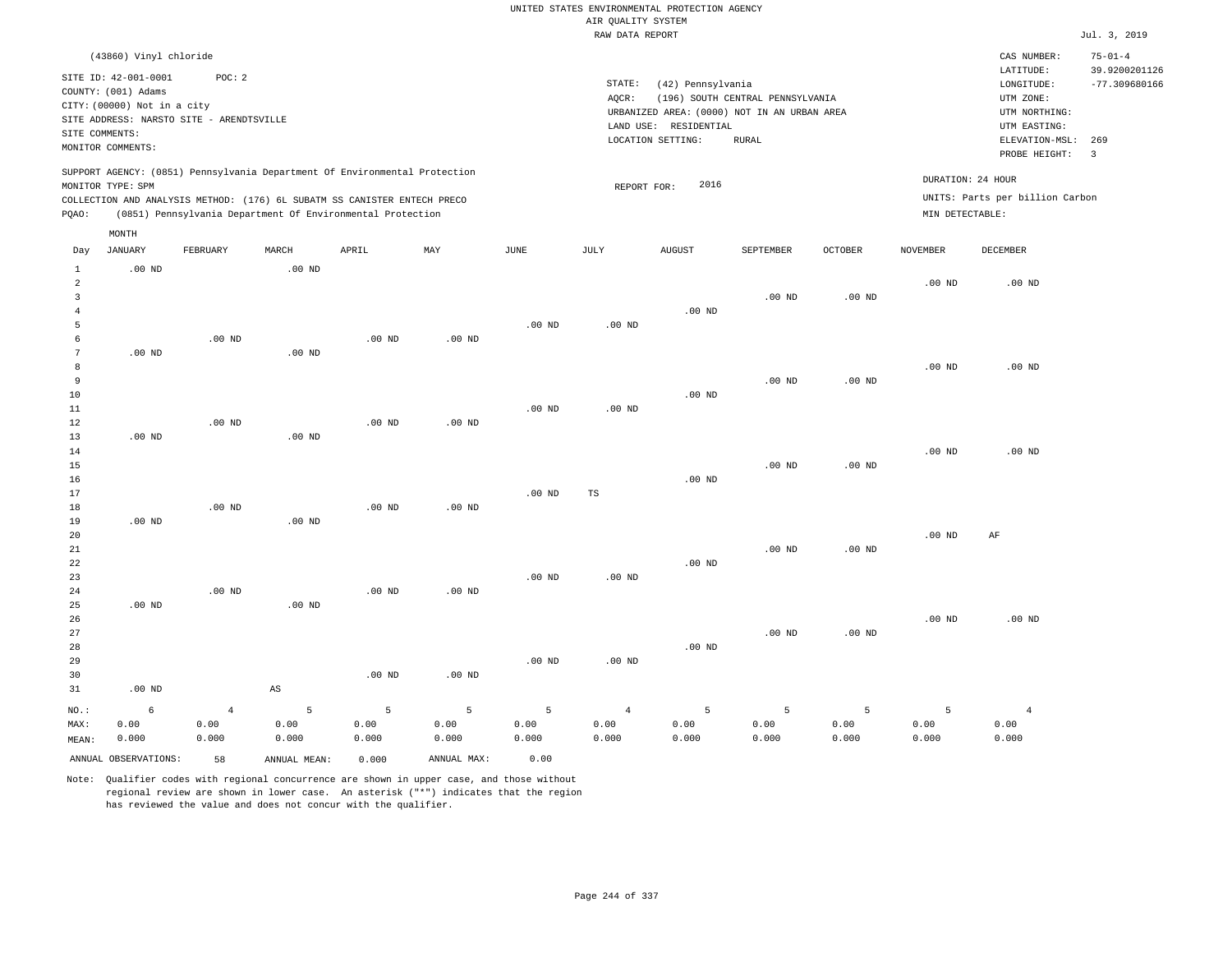UNITED STATES ENVIRONMENTAL PROTECTION AGENCY
AIR QUALITY SYSTEM
RAW DATA REPORT

Jul. 3, 2019

(43860) Vinyl chloride

SITE ID: 42-001-0001 POC: 2
COUNTY: (001) Adams
CITY: (00000) Not in a city
SITE ADDRESS: NARSTO SITE - ARENDTSVILLE
SITE COMMENTS:
MONITOR COMMENTS:

STATE: (42) Pennsylvania
AQCR: (196) SOUTH CENTRAL PENNSYLVANIA
URBANIZED AREA: (0000) NOT IN AN URBAN AREA
LAND USE: RESIDENTIAL
LOCATION SETTING: RURAL

CAS NUMBER: 75-01-4
LATITUDE: 39.9200201126
LONGITUDE: -77.309680166
UTM ZONE:
UTM NORTHING:
UTM EASTING:
ELEVATION-MSL: 269
PROBE HEIGHT: 3

SUPPORT AGENCY: (0851) Pennsylvania Department Of Environmental Protection
MONITOR TYPE: SPM
COLLECTION AND ANALYSIS METHOD: (176) 6L SUBATM SS CANISTER ENTECH PRECO
PQAO: (0851) Pennsylvania Department Of Environmental Protection

REPORT FOR: 2016

DURATION: 24 HOUR
UNITS: Parts per billion Carbon
MIN DETECTABLE:

| Day | JANUARY | FEBRUARY | MARCH | APRIL | MAY | JUNE | JULY | AUGUST | SEPTEMBER | OCTOBER | NOVEMBER | DECEMBER |
|---|---|---|---|---|---|---|---|---|---|---|---|---|
| 1 | .00 ND | | .00 ND | | | | | | | | | |
| 2 | | | | | | | | | | | .00 ND | .00 ND |
| 3 | | | | | | | | | .00 ND | .00 ND | | |
| 4 | | | | | | | | .00 ND | | | | |
| 5 | | | | | | .00 ND | .00 ND | | | | | |
| 6 | | .00 ND | | .00 ND | .00 ND | | | | | | | |
| 7 | .00 ND | | .00 ND | | | | | | | | | |
| 8 | | | | | | | | | | | .00 ND | .00 ND |
| 9 | | | | | | | | | .00 ND | .00 ND | | |
| 10 | | | | | | | | .00 ND | | | | |
| 11 | | | | | | .00 ND | .00 ND | | | | | |
| 12 | | .00 ND | | .00 ND | .00 ND | | | | | | | |
| 13 | .00 ND | | .00 ND | | | | | | | | | |
| 14 | | | | | | | | | | | .00 ND | .00 ND |
| 15 | | | | | | | | | .00 ND | .00 ND | | |
| 16 | | | | | | | | .00 ND | | | | |
| 17 | | | | | | .00 ND | TS | | | | | |
| 18 | | .00 ND | | .00 ND | .00 ND | | | | | | | |
| 19 | .00 ND | | .00 ND | | | | | | | | | |
| 20 | | | | | | | | | | | .00 ND | AF |
| 21 | | | | | | | | | .00 ND | .00 ND | | |
| 22 | | | | | | | | .00 ND | | | | |
| 23 | | | | | | .00 ND | .00 ND | | | | | |
| 24 | | .00 ND | | .00 ND | .00 ND | | | | | | | |
| 25 | .00 ND | | .00 ND | | | | | | | | | |
| 26 | | | | | | | | | | | .00 ND | .00 ND |
| 27 | | | | | | | | | .00 ND | .00 ND | | |
| 28 | | | | | | | | .00 ND | | | | |
| 29 | | | | | | .00 ND | .00 ND | | | | | |
| 30 | | | | .00 ND | .00 ND | | | | | | | |
| 31 | .00 ND | | AS | | | | | | | | | |
| NO.: | 6 | 4 | 5 | 5 | 5 | 5 | 4 | 5 | 5 | 5 | 5 | 4 |
| MAX: | 0.00 | 0.00 | 0.00 | 0.00 | 0.00 | 0.00 | 0.00 | 0.00 | 0.00 | 0.00 | 0.00 | 0.00 |
| MEAN: | 0.000 | 0.000 | 0.000 | 0.000 | 0.000 | 0.000 | 0.000 | 0.000 | 0.000 | 0.000 | 0.000 | 0.000 |

ANNUAL OBSERVATIONS: 58 ANNUAL MEAN: 0.000 ANNUAL MAX: 0.00

Note: Qualifier codes with regional concurrence are shown in upper case, and those without regional review are shown in lower case. An asterisk ("*") indicates that the region has reviewed the value and does not concur with the qualifier.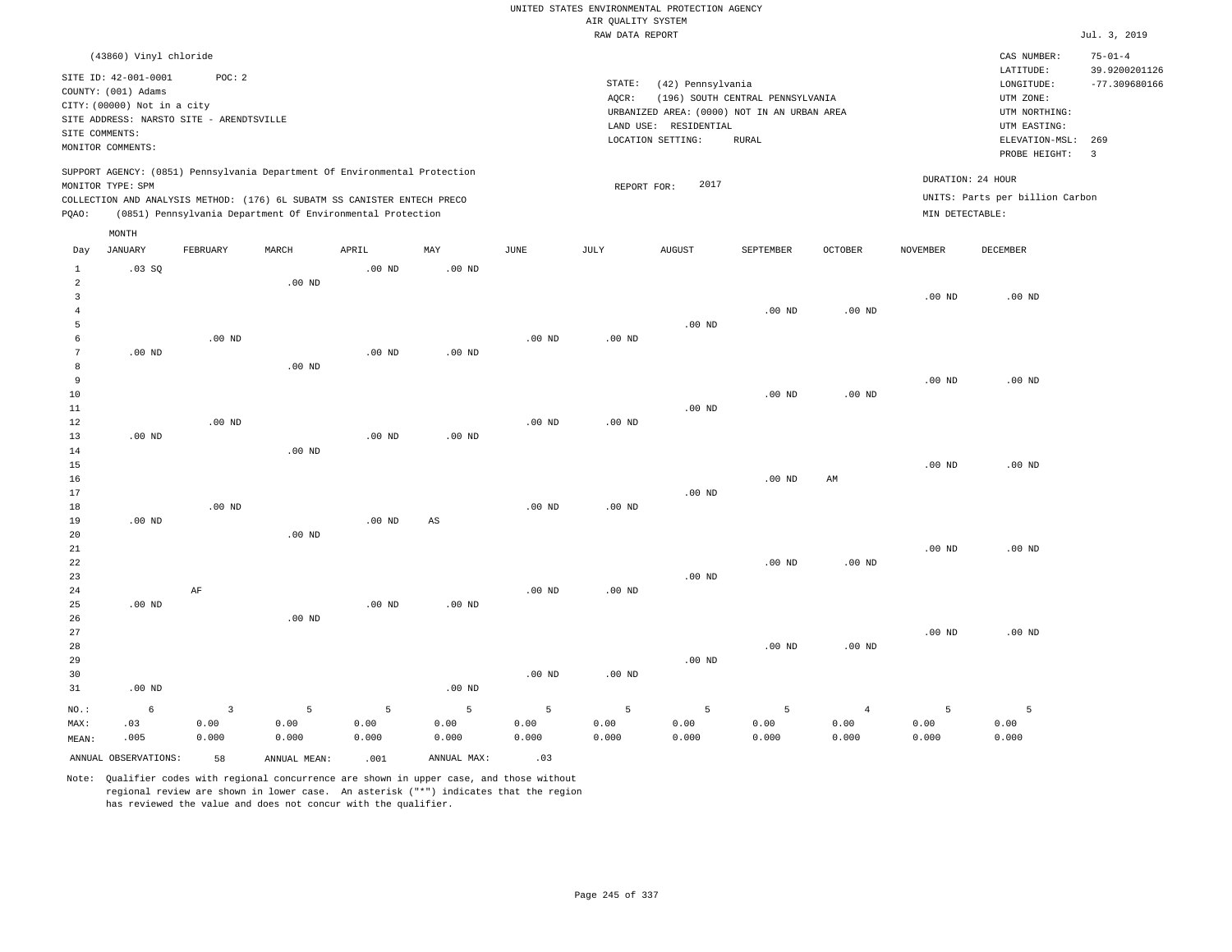UNITED STATES ENVIRONMENTAL PROTECTION AGENCY
AIR QUALITY SYSTEM
RAW DATA REPORT

Jul. 3, 2019

(43860) Vinyl chloride

SITE ID: 42-001-0001 POC: 2
COUNTY: (001) Adams
CITY: (00000) Not in a city
SITE ADDRESS: NARSTO SITE - ARENDTSVILLE
SITE COMMENTS:
MONITOR COMMENTS:

STATE: (42) Pennsylvania
AQCR: (196) SOUTH CENTRAL PENNSYLVANIA
URBANIZED AREA: (0000) NOT IN AN URBAN AREA
LAND USE: RESIDENTIAL
LOCATION SETTING: RURAL

CAS NUMBER: 75-01-4
LATITUDE: 39.9200201126
LONGITUDE: -77.309680166
UTM ZONE:
UTM NORTHING:
UTM EASTING:
ELEVATION-MSL: 269
PROBE HEIGHT: 3

SUPPORT AGENCY: (0851) Pennsylvania Department Of Environmental Protection
MONITOR TYPE: SPM
COLLECTION AND ANALYSIS METHOD: (176) 6L SUBATM SS CANISTER ENTECH PRECO
PQAO: (0851) Pennsylvania Department Of Environmental Protection

REPORT FOR: 2017

DURATION: 24 HOUR
UNITS: Parts per billion Carbon
MIN DETECTABLE:

| Day | JANUARY | FEBRUARY | MARCH | APRIL | MAY | JUNE | JULY | AUGUST | SEPTEMBER | OCTOBER | NOVEMBER | DECEMBER |
|---|---|---|---|---|---|---|---|---|---|---|---|---|
| 1 | .03 SQ | | | .00 ND | .00 ND | | | | | | | |
| 2 | | | .00 ND | | | | | | | | | |
| 3 | | | | | | | | | | | .00 ND | .00 ND |
| 4 | | | | | | | | | .00 ND | .00 ND | | |
| 5 | | | | | | | | .00 ND | | | | |
| 6 | | .00 ND | | | | .00 ND | .00 ND | | | | | |
| 7 | .00 ND | | | .00 ND | .00 ND | | | | | | | |
| 8 | | | .00 ND | | | | | | | | | |
| 9 | | | | | | | | | | | .00 ND | .00 ND |
| 10 | | | | | | | | | .00 ND | .00 ND | | |
| 11 | | | | | | | | .00 ND | | | | |
| 12 | | .00 ND | | | | .00 ND | .00 ND | | | | | |
| 13 | .00 ND | | | .00 ND | .00 ND | | | | | | | |
| 14 | | | .00 ND | | | | | | | | | |
| 15 | | | | | | | | | | | .00 ND | .00 ND |
| 16 | | | | | | | | | .00 ND | AM | | |
| 17 | | | | | | | | .00 ND | | | | |
| 18 | | .00 ND | | | | .00 ND | .00 ND | | | | | |
| 19 | .00 ND | | | .00 ND | AS | | | | | | | |
| 20 | | | .00 ND | | | | | | | | | |
| 21 | | | | | | | | | | | .00 ND | .00 ND |
| 22 | | | | | | | | | .00 ND | .00 ND | | |
| 23 | | | | | | | | .00 ND | | | | |
| 24 | | AF | | | | .00 ND | .00 ND | | | | | |
| 25 | .00 ND | | | .00 ND | .00 ND | | | | | | | |
| 26 | | | .00 ND | | | | | | | | | |
| 27 | | | | | | | | | | | .00 ND | .00 ND |
| 28 | | | | | | | | | .00 ND | .00 ND | | |
| 29 | | | | | | | | .00 ND | | | | |
| 30 | | | | | | .00 ND | .00 ND | | | | | |
| 31 | .00 ND | | | | .00 ND | | | | | | | |
| NO.: | 6 | 3 | 5 | 5 | 5 | 5 | 5 | 5 | 5 | 4 | 5 | 5 |
| MAX: | .03 | 0.00 | 0.00 | 0.00 | 0.00 | 0.00 | 0.00 | 0.00 | 0.00 | 0.00 | 0.00 | 0.00 |
| MEAN: | .005 | 0.000 | 0.000 | 0.000 | 0.000 | 0.000 | 0.000 | 0.000 | 0.000 | 0.000 | 0.000 | 0.000 |

ANNUAL OBSERVATIONS: 58 ANNUAL MEAN: .001 ANNUAL MAX: .03

Note: Qualifier codes with regional concurrence are shown in upper case, and those without regional review are shown in lower case. An asterisk ("*") indicates that the region has reviewed the value and does not concur with the qualifier.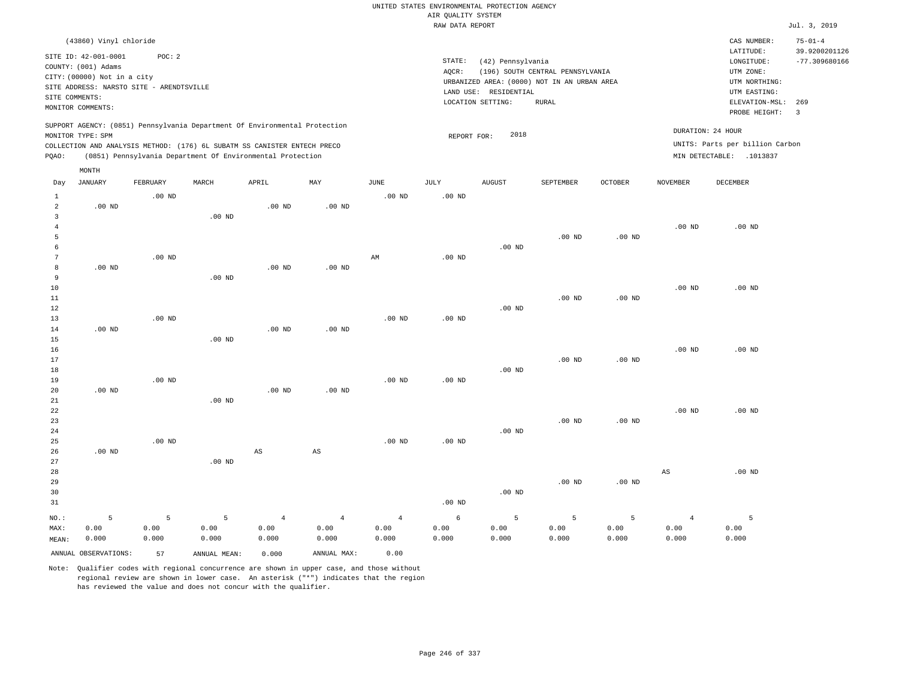UNITED STATES ENVIRONMENTAL PROTECTION AGENCY
AIR QUALITY SYSTEM
RAW DATA REPORT

Jul. 3, 2019

(43860) Vinyl chloride

SITE ID: 42-001-0001 POC: 2
COUNTY: (001) Adams
CITY: (00000) Not in a city
SITE ADDRESS: NARSTO SITE - ARENDTSVILLE
SITE COMMENTS:
MONITOR COMMENTS:

STATE: (42) Pennsylvania
AQCR: (196) SOUTH CENTRAL PENNSYLVANIA
URBANIZED AREA: (0000) NOT IN AN URBAN AREA
LAND USE: RESIDENTIAL
LOCATION SETTING: RURAL

CAS NUMBER: 75-01-4
LATITUDE: 39.9200201126
LONGITUDE: -77.309680166
UTM ZONE:
UTM NORTHING:
UTM EASTING:
ELEVATION-MSL: 269
PROBE HEIGHT: 3

SUPPORT AGENCY: (0851) Pennsylvania Department Of Environmental Protection
MONITOR TYPE: SPM
COLLECTION AND ANALYSIS METHOD: (176) 6L SUBATM SS CANISTER ENTECH PRECO
PQAO: (0851) Pennsylvania Department Of Environmental Protection

REPORT FOR: 2018

DURATION: 24 HOUR
UNITS: Parts per billion Carbon
MIN DETECTABLE: .1013837

| Day | JANUARY | FEBRUARY | MARCH | APRIL | MAY | JUNE | JULY | AUGUST | SEPTEMBER | OCTOBER | NOVEMBER | DECEMBER |
|---|---|---|---|---|---|---|---|---|---|---|---|---|
| 1 | | .00 ND | | | | .00 ND | .00 ND | | | | | |
| 2 | .00 ND | | | .00 ND | .00 ND | | | | | | | |
| 3 | | | .00 ND | | | | | | | | | |
| 4 | | | | | | | | | | | .00 ND | .00 ND |
| 5 | | | | | | | | | .00 ND | .00 ND | | |
| 6 | | | | | | | | .00 ND | | | | |
| 7 | | .00 ND | | | | AM | .00 ND | | | | | |
| 8 | .00 ND | | | .00 ND | .00 ND | | | | | | | |
| 9 | | | .00 ND | | | | | | | | | |
| 10 | | | | | | | | | | | .00 ND | .00 ND |
| 11 | | | | | | | | | .00 ND | .00 ND | | |
| 12 | | | | | | | | .00 ND | | | | |
| 13 | | .00 ND | | | | .00 ND | .00 ND | | | | | |
| 14 | .00 ND | | | .00 ND | .00 ND | | | | | | | |
| 15 | | | .00 ND | | | | | | | | | |
| 16 | | | | | | | | | | | .00 ND | .00 ND |
| 17 | | | | | | | | | .00 ND | .00 ND | | |
| 18 | | | | | | | | .00 ND | | | | |
| 19 | | .00 ND | | | | .00 ND | .00 ND | | | | | |
| 20 | .00 ND | | | .00 ND | .00 ND | | | | | | | |
| 21 | | | .00 ND | | | | | | | | | |
| 22 | | | | | | | | | | | .00 ND | .00 ND |
| 23 | | | | | | | | | .00 ND | .00 ND | | |
| 24 | | | | | | | | .00 ND | | | | |
| 25 | | .00 ND | | | | .00 ND | .00 ND | | | | | |
| 26 | .00 ND | | | AS | AS | | | | | | | |
| 27 | | | .00 ND | | | | | | | | | |
| 28 | | | | | | | | | | | AS | .00 ND |
| 29 | | | | | | | | | .00 ND | .00 ND | | |
| 30 | | | | | | | | .00 ND | | | | |
| 31 | | | | | | | .00 ND | | | | | |
| NO.: | 5 | 5 | 5 | 4 | 4 | 4 | 6 | 5 | 5 | 5 | 4 | 5 |
| MAX: | 0.00 | 0.00 | 0.00 | 0.00 | 0.00 | 0.00 | 0.00 | 0.00 | 0.00 | 0.00 | 0.00 | 0.00 |
| MEAN: | 0.000 | 0.000 | 0.000 | 0.000 | 0.000 | 0.000 | 0.000 | 0.000 | 0.000 | 0.000 | 0.000 | 0.000 |

ANNUAL OBSERVATIONS: 57 ANNUAL MEAN: 0.000 ANNUAL MAX: 0.00

Note: Qualifier codes with regional concurrence are shown in upper case, and those without regional review are shown in lower case. An asterisk ("*") indicates that the region has reviewed the value and does not concur with the qualifier.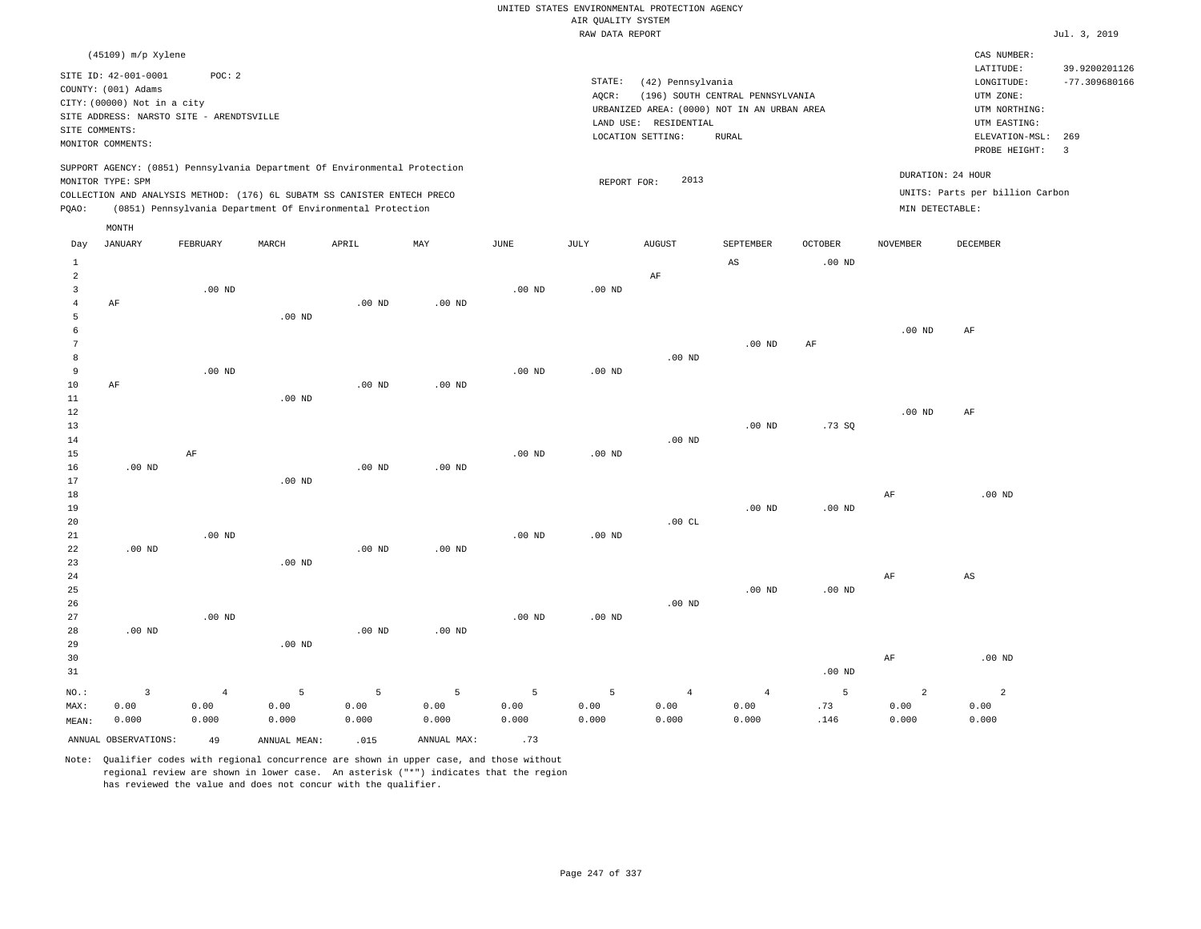UNITED STATES ENVIRONMENTAL PROTECTION AGENCY
AIR QUALITY SYSTEM
RAW DATA REPORT

Jul. 3, 2019

(45109) m/p Xylene

SITE ID: 42-001-0001 POC: 2
COUNTY: (001) Adams
CITY: (00000) Not in a city
SITE ADDRESS: NARSTO SITE - ARENDTSVILLE
SITE COMMENTS:
MONITOR COMMENTS:

STATE: (42) Pennsylvania
AQCR: (196) SOUTH CENTRAL PENNSYLVANIA
URBANIZED AREA: (0000) NOT IN AN URBAN AREA
LAND USE: RESIDENTIAL
LOCATION SETTING: RURAL

CAS NUMBER:
LATITUDE: 39.9200201126
LONGITUDE: -77.309680166
UTM ZONE:
UTM NORTHING:
UTM EASTING:
ELEVATION-MSL: 269
PROBE HEIGHT: 3

SUPPORT AGENCY: (0851) Pennsylvania Department Of Environmental Protection
MONITOR TYPE: SPM
COLLECTION AND ANALYSIS METHOD: (176) 6L SUBATM SS CANISTER ENTECH PRECO
PQAO: (0851) Pennsylvania Department Of Environmental Protection

REPORT FOR: 2013

DURATION: 24 HOUR
UNITS: Parts per billion Carbon
MIN DETECTABLE:

| Day | JANUARY | FEBRUARY | MARCH | APRIL | MAY | JUNE | JULY | AUGUST | SEPTEMBER | OCTOBER | NOVEMBER | DECEMBER |
|---|---|---|---|---|---|---|---|---|---|---|---|---|
| 1 | | | | | | | | | AS | .00 ND | | |
| 2 | | | | | | | | AF | | | | |
| 3 | | .00 ND | | | | .00 ND | .00 ND | | | | | |
| 4 | AF | | | .00 ND | .00 ND | | | | | | | |
| 5 | | | .00 ND | | | | | | | | | |
| 6 | | | | | | | | | | | .00 ND | AF |
| 7 | | | | | | | | | .00 ND | AF | | |
| 8 | | | | | | | | .00 ND | | | | |
| 9 | | .00 ND | | | | .00 ND | .00 ND | | | | | |
| 10 | AF | | | .00 ND | .00 ND | | | | | | | |
| 11 | | | .00 ND | | | | | | | | | |
| 12 | | | | | | | | | | | .00 ND | AF |
| 13 | | | | | | | | | .00 ND | .73 SQ | | |
| 14 | | | | | | | | .00 ND | | | | |
| 15 | | AF | | | | .00 ND | .00 ND | | | | | |
| 16 | .00 ND | | | .00 ND | .00 ND | | | | | | | |
| 17 | | | .00 ND | | | | | | | | | |
| 18 | | | | | | | | | | | AF | .00 ND |
| 19 | | | | | | | | | .00 ND | .00 ND | | |
| 20 | | | | | | | | .00 CL | | | | |
| 21 | | .00 ND | | | | .00 ND | .00 ND | | | | | |
| 22 | .00 ND | | | .00 ND | .00 ND | | | | | | | |
| 23 | | | .00 ND | | | | | | | | | |
| 24 | | | | | | | | | | | AF | AS |
| 25 | | | | | | | | | .00 ND | .00 ND | | |
| 26 | | | | | | | | .00 ND | | | | |
| 27 | | .00 ND | | | | .00 ND | .00 ND | | | | | |
| 28 | .00 ND | | | .00 ND | .00 ND | | | | | | | |
| 29 | | | .00 ND | | | | | | | | | |
| 30 | | | | | | | | | | | AF | .00 ND |
| 31 | | | | | | | | | | .00 ND | | |
| NO.: | 3 | 4 | 5 | 5 | 5 | 5 | 5 | 4 | 4 | 5 | 2 | 2 |
| MAX: | 0.00 | 0.00 | 0.00 | 0.00 | 0.00 | 0.00 | 0.00 | 0.00 | 0.00 | .73 | 0.00 | 0.00 |
| MEAN: | 0.000 | 0.000 | 0.000 | 0.000 | 0.000 | 0.000 | 0.000 | 0.000 | 0.000 | .146 | 0.000 | 0.000 |

ANNUAL OBSERVATIONS: 49 ANNUAL MEAN: .015 ANNUAL MAX: .73

Note: Qualifier codes with regional concurrence are shown in upper case, and those without regional review are shown in lower case. An asterisk ("*") indicates that the region has reviewed the value and does not concur with the qualifier.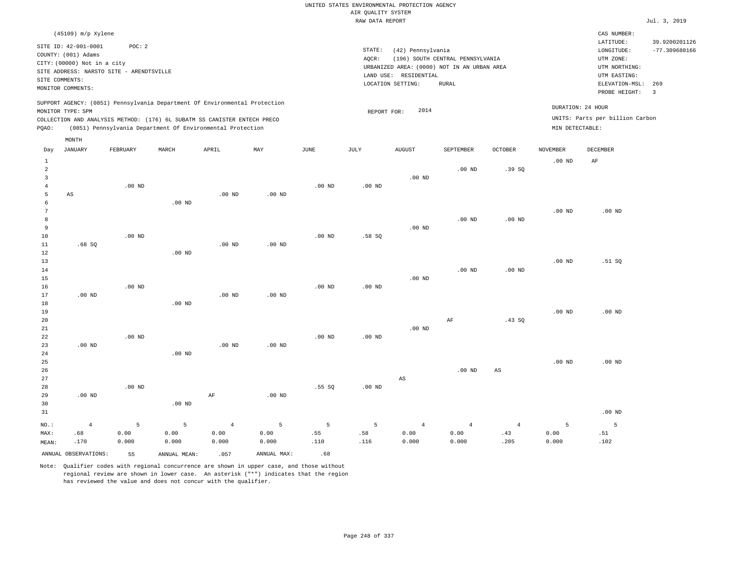UNITED STATES ENVIRONMENTAL PROTECTION AGENCY
AIR QUALITY SYSTEM
RAW DATA REPORT

Jul. 3, 2019

(45109) m/p Xylene

SITE ID: 42-001-0001 POC: 2
COUNTY: (001) Adams
CITY: (00000) Not in a city
SITE ADDRESS: NARSTO SITE - ARENDTSVILLE
SITE COMMENTS:
MONITOR COMMENTS:

STATE: (42) Pennsylvania
AQCR: (196) SOUTH CENTRAL PENNSYLVANIA
URBANIZED AREA: (0000) NOT IN AN URBAN AREA
LAND USE: RESIDENTIAL
LOCATION SETTING: RURAL

CAS NUMBER:
LATITUDE: 39.9200201126
LONGITUDE: -77.309680166
UTM ZONE:
UTM NORTHING:
UTM EASTING:
ELEVATION-MSL: 269
PROBE HEIGHT: 3

SUPPORT AGENCY: (0851) Pennsylvania Department Of Environmental Protection
MONITOR TYPE: SPM
COLLECTION AND ANALYSIS METHOD: (176) 6L SUBATM SS CANISTER ENTECH PRECO
PQAO: (0851) Pennsylvania Department Of Environmental Protection

REPORT FOR: 2014

DURATION: 24 HOUR
UNITS: Parts per billion Carbon
MIN DETECTABLE:

| Day | JANUARY | FEBRUARY | MARCH | APRIL | MAY | JUNE | JULY | AUGUST | SEPTEMBER | OCTOBER | NOVEMBER | DECEMBER |
|---|---|---|---|---|---|---|---|---|---|---|---|---|
| 1 | | | | | | | | | | | .00 ND | AF |
| 2 | | | | | | | | | .00 ND | .39 SQ | | |
| 3 | | | | | | | | .00 ND | | | | |
| 4 | | .00 ND | | | | .00 ND | .00 ND | | | | | |
| 5 | AS | | | .00 ND | .00 ND | | | | | | | |
| 6 | | | .00 ND | | | | | | | | | |
| 7 | | | | | | | | | | | .00 ND | .00 ND |
| 8 | | | | | | | | | .00 ND | .00 ND | | |
| 9 | | | | | | | | .00 ND | | | | |
| 10 | | .00 ND | | | | .00 ND | .58 SQ | | | | | |
| 11 | .68 SQ | | | .00 ND | .00 ND | | | | | | | |
| 12 | | | .00 ND | | | | | | | | | |
| 13 | | | | | | | | | | | .00 ND | .51 SQ |
| 14 | | | | | | | | | .00 ND | .00 ND | | |
| 15 | | | | | | | | .00 ND | | | | |
| 16 | | .00 ND | | | | .00 ND | .00 ND | | | | | |
| 17 | .00 ND | | | .00 ND | .00 ND | | | | | | | |
| 18 | | | .00 ND | | | | | | | | | |
| 19 | | | | | | | | | | | .00 ND | .00 ND |
| 20 | | | | | | | | | AF | .43 SQ | | |
| 21 | | | | | | | | .00 ND | | | | |
| 22 | | .00 ND | | | | .00 ND | .00 ND | | | | | |
| 23 | .00 ND | | | .00 ND | .00 ND | | | | | | | |
| 24 | | | .00 ND | | | | | | | | | |
| 25 | | | | | | | | | | | .00 ND | .00 ND |
| 26 | | | | | | | | | .00 ND | AS | | |
| 27 | | | | | | | | AS | | | | |
| 28 | | .00 ND | | | | .55 SQ | .00 ND | | | | | |
| 29 | .00 ND | | | AF | .00 ND | | | | | | | |
| 30 | | | .00 ND | | | | | | | | | |
| 31 | | | | | | | | | | | | .00 ND |
| NO.: | 4 | 5 | 5 | 4 | 5 | 5 | 5 | 4 | 4 | 4 | 5 | 5 |
| MAX: | .68 | 0.00 | 0.00 | 0.00 | 0.00 | .55 | .58 | 0.00 | 0.00 | .43 | 0.00 | .51 |
| MEAN: | .170 | 0.000 | 0.000 | 0.000 | 0.000 | .110 | .116 | 0.000 | 0.000 | .205 | 0.000 | .102 |

ANNUAL OBSERVATIONS: 55 ANNUAL MEAN: .057 ANNUAL MAX: .68

Note: Qualifier codes with regional concurrence are shown in upper case, and those without regional review are shown in lower case. An asterisk ("*") indicates that the region has reviewed the value and does not concur with the qualifier.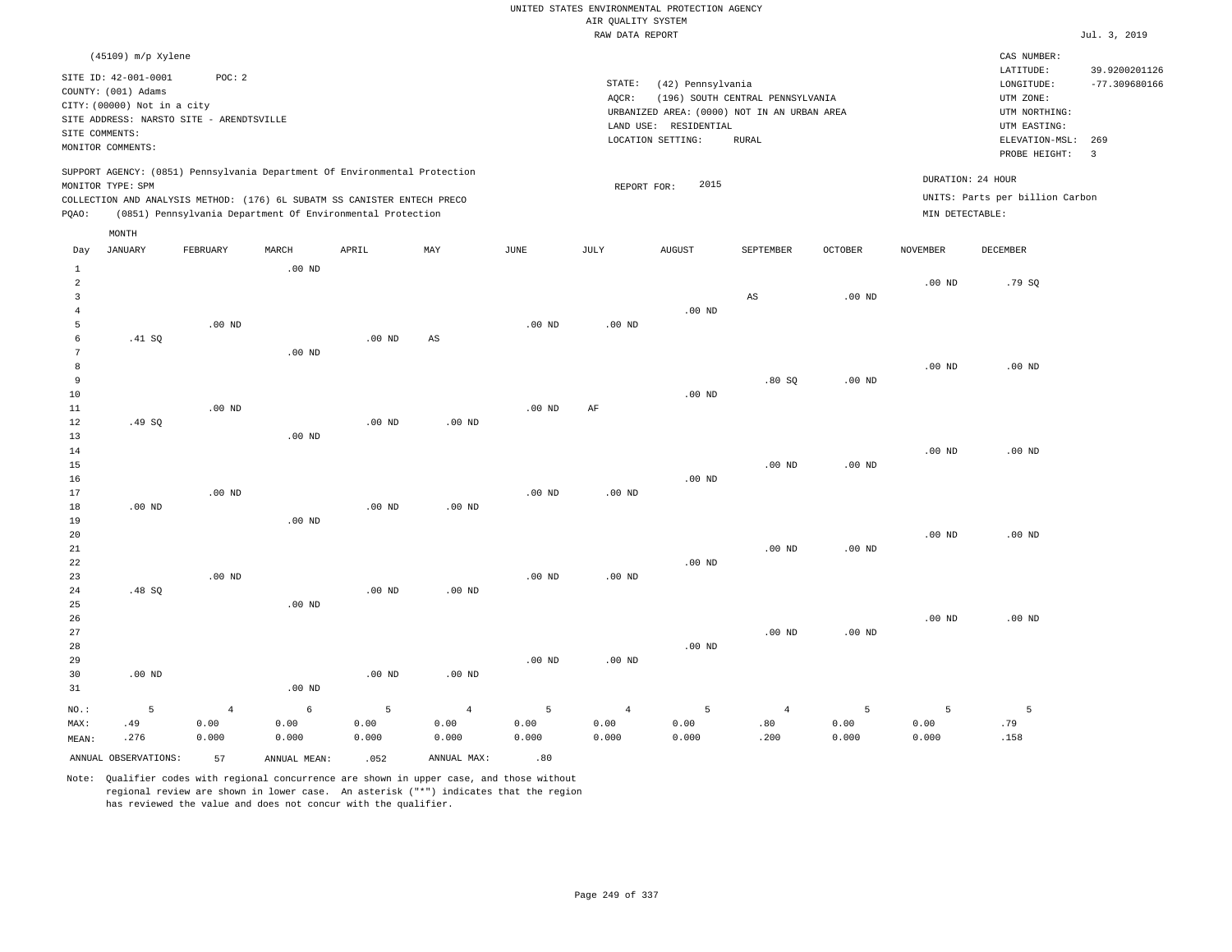UNITED STATES ENVIRONMENTAL PROTECTION AGENCY
AIR QUALITY SYSTEM
RAW DATA REPORT

Jul. 3, 2019

(45109) m/p Xylene

SITE ID: 42-001-0001    POC: 2
COUNTY: (001) Adams
CITY: (00000) Not in a city
SITE ADDRESS: NARSTO SITE - ARENDTSVILLE
SITE COMMENTS:
MONITOR COMMENTS:

STATE: (42) Pennsylvania
AQCR: (196) SOUTH CENTRAL PENNSYLVANIA
URBANIZED AREA: (0000) NOT IN AN URBAN AREA
LAND USE: RESIDENTIAL
LOCATION SETTING: RURAL

CAS NUMBER:
LATITUDE: 39.9200201126
LONGITUDE: -77.309680166
UTM ZONE:
UTM NORTHING:
UTM EASTING:
ELEVATION-MSL: 269
PROBE HEIGHT: 3

SUPPORT AGENCY: (0851) Pennsylvania Department Of Environmental Protection
MONITOR TYPE: SPM
COLLECTION AND ANALYSIS METHOD: (176) 6L SUBATM SS CANISTER ENTECH PRECO
PQAO: (0851) Pennsylvania Department Of Environmental Protection

REPORT FOR: 2015

DURATION: 24 HOUR
UNITS: Parts per billion Carbon
MIN DETECTABLE:

| Day | JANUARY | FEBRUARY | MARCH | APRIL | MAY | JUNE | JULY | AUGUST | SEPTEMBER | OCTOBER | NOVEMBER | DECEMBER |
|---|---|---|---|---|---|---|---|---|---|---|---|---|
| 1 | | | .00 ND | | | | | | | | | |
| 2 | | | | | | | | | | | .00 ND | .79 SQ |
| 3 | | | | | | | | | AS | .00 ND | | |
| 4 | | | | | | | | .00 ND | | | | |
| 5 | | .00 ND | | | | .00 ND | .00 ND | | | | | |
| 6 | .41 SQ | | | .00 ND | AS | | | | | | | |
| 7 | | | .00 ND | | | | | | | | | |
| 8 | | | | | | | | | | | .00 ND | .00 ND |
| 9 | | | | | | | | | .80 SQ | .00 ND | | |
| 10 | | | | | | | | .00 ND | | | | |
| 11 | | .00 ND | | | | .00 ND | AF | | | | | |
| 12 | .49 SQ | | | .00 ND | .00 ND | | | | | | | |
| 13 | | | .00 ND | | | | | | | | | |
| 14 | | | | | | | | | | | .00 ND | .00 ND |
| 15 | | | | | | | | | .00 ND | .00 ND | | |
| 16 | | | | | | | | .00 ND | | | | |
| 17 | | .00 ND | | | | .00 ND | .00 ND | | | | | |
| 18 | .00 ND | | | .00 ND | .00 ND | | | | | | | |
| 19 | | | .00 ND | | | | | | | | | |
| 20 | | | | | | | | | | | .00 ND | .00 ND |
| 21 | | | | | | | | | .00 ND | .00 ND | | |
| 22 | | | | | | | | .00 ND | | | | |
| 23 | | .00 ND | | | | .00 ND | .00 ND | | | | | |
| 24 | .48 SQ | | | .00 ND | .00 ND | | | | | | | |
| 25 | | | .00 ND | | | | | | | | | |
| 26 | | | | | | | | | | | .00 ND | .00 ND |
| 27 | | | | | | | | | .00 ND | .00 ND | | |
| 28 | | | | | | | | .00 ND | | | | |
| 29 | | | | | | .00 ND | .00 ND | | | | | |
| 30 | .00 ND | | | .00 ND | .00 ND | | | | | | | |
| 31 | | | .00 ND | | | | | | | | | |
| NO.: | 5 | 4 | 6 | 5 | 4 | 5 | 4 | 5 | 4 | 5 | 5 | 5 |
| MAX: | .49 | 0.00 | 0.00 | 0.00 | 0.00 | 0.00 | 0.00 | 0.00 | .80 | 0.00 | 0.00 | .79 |
| MEAN: | .276 | 0.000 | 0.000 | 0.000 | 0.000 | 0.000 | 0.000 | 0.000 | .200 | 0.000 | 0.000 | .158 |

ANNUAL OBSERVATIONS: 57    ANNUAL MEAN: .052    ANNUAL MAX: .80

Note: Qualifier codes with regional concurrence are shown in upper case, and those without regional review are shown in lower case. An asterisk ("*") indicates that the region has reviewed the value and does not concur with the qualifier.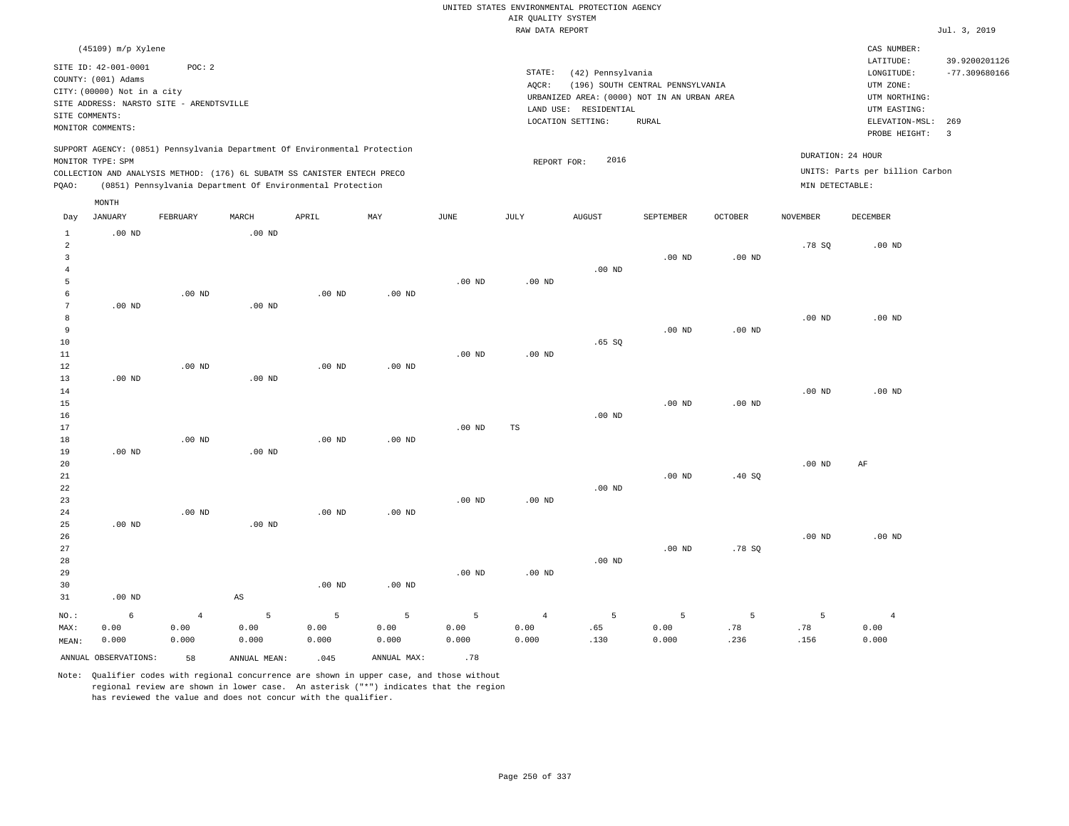UNITED STATES ENVIRONMENTAL PROTECTION AGENCY
AIR QUALITY SYSTEM
RAW DATA REPORT

Jul. 3, 2019

(45109) m/p Xylene

SITE ID: 42-001-0001 POC: 2
COUNTY: (001) Adams
CITY: (00000) Not in a city
SITE ADDRESS: NARSTO SITE - ARENDTSVILLE
SITE COMMENTS:
MONITOR COMMENTS:

STATE: (42) Pennsylvania
AQCR: (196) SOUTH CENTRAL PENNSYLVANIA
URBANIZED AREA: (0000) NOT IN AN URBAN AREA
LAND USE: RESIDENTIAL
LOCATION SETTING: RURAL

CAS NUMBER:
LATITUDE: 39.9200201126
LONGITUDE: -77.309680166
UTM ZONE:
UTM NORTHING:
UTM EASTING:
ELEVATION-MSL: 269
PROBE HEIGHT: 3

SUPPORT AGENCY: (0851) Pennsylvania Department Of Environmental Protection
MONITOR TYPE: SPM
COLLECTION AND ANALYSIS METHOD: (176) 6L SUBATM SS CANISTER ENTECH PRECO
PQAO: (0851) Pennsylvania Department Of Environmental Protection

REPORT FOR: 2016

DURATION: 24 HOUR
UNITS: Parts per billion Carbon
MIN DETECTABLE:

| Day | JANUARY | FEBRUARY | MARCH | APRIL | MAY | JUNE | JULY | AUGUST | SEPTEMBER | OCTOBER | NOVEMBER | DECEMBER |
|---|---|---|---|---|---|---|---|---|---|---|---|---|
| 1 | .00 ND | | .00 ND | | | | | | | | | |
| 2 | | | | | | | | | | | .78 SQ | .00 ND |
| 3 | | | | | | | | | .00 ND | .00 ND | | |
| 4 | | | | | | | | .00 ND | | | | |
| 5 | | | | | | .00 ND | .00 ND | | | | | |
| 6 | | .00 ND | | .00 ND | .00 ND | | | | | | | |
| 7 | .00 ND | | .00 ND | | | | | | | | | |
| 8 | | | | | | | | | | | .00 ND | .00 ND |
| 9 | | | | | | | | | .00 ND | .00 ND | | |
| 10 | | | | | | | | .65 SQ | | | | |
| 11 | | | | | | .00 ND | .00 ND | | | | | |
| 12 | | .00 ND | | .00 ND | .00 ND | | | | | | | |
| 13 | .00 ND | | .00 ND | | | | | | | | | |
| 14 | | | | | | | | | | | .00 ND | .00 ND |
| 15 | | | | | | | | | .00 ND | .00 ND | | |
| 16 | | | | | | | | .00 ND | | | | |
| 17 | | | | | | .00 ND | TS | | | | | |
| 18 | | .00 ND | | .00 ND | .00 ND | | | | | | | |
| 19 | .00 ND | | .00 ND | | | | | | | | | |
| 20 | | | | | | | | | | | .00 ND | AF |
| 21 | | | | | | | | | .00 ND | .40 SQ | | |
| 22 | | | | | | | | .00 ND | | | | |
| 23 | | | | | | .00 ND | .00 ND | | | | | |
| 24 | | .00 ND | | .00 ND | .00 ND | | | | | | | |
| 25 | .00 ND | | .00 ND | | | | | | | | | |
| 26 | | | | | | | | | | | .00 ND | .00 ND |
| 27 | | | | | | | | | .00 ND | .78 SQ | | |
| 28 | | | | | | | | .00 ND | | | | |
| 29 | | | | | | .00 ND | .00 ND | | | | | |
| 30 | | | | .00 ND | .00 ND | | | | | | | |
| 31 | .00 ND | | AS | | | | | | | | | |
| NO.: | 6 | 4 | 5 | 5 | 5 | 5 | 4 | 5 | 5 | 5 | 5 | 4 |
| MAX: | 0.00 | 0.00 | 0.00 | 0.00 | 0.00 | 0.00 | 0.00 | .65 | 0.00 | .78 | .78 | 0.00 |
| MEAN: | 0.000 | 0.000 | 0.000 | 0.000 | 0.000 | 0.000 | 0.000 | .130 | 0.000 | .236 | .156 | 0.000 |

ANNUAL OBSERVATIONS: 58 ANNUAL MEAN: .045 ANNUAL MAX: .78

Note: Qualifier codes with regional concurrence are shown in upper case, and those without regional review are shown in lower case. An asterisk ("*") indicates that the region has reviewed the value and does not concur with the qualifier.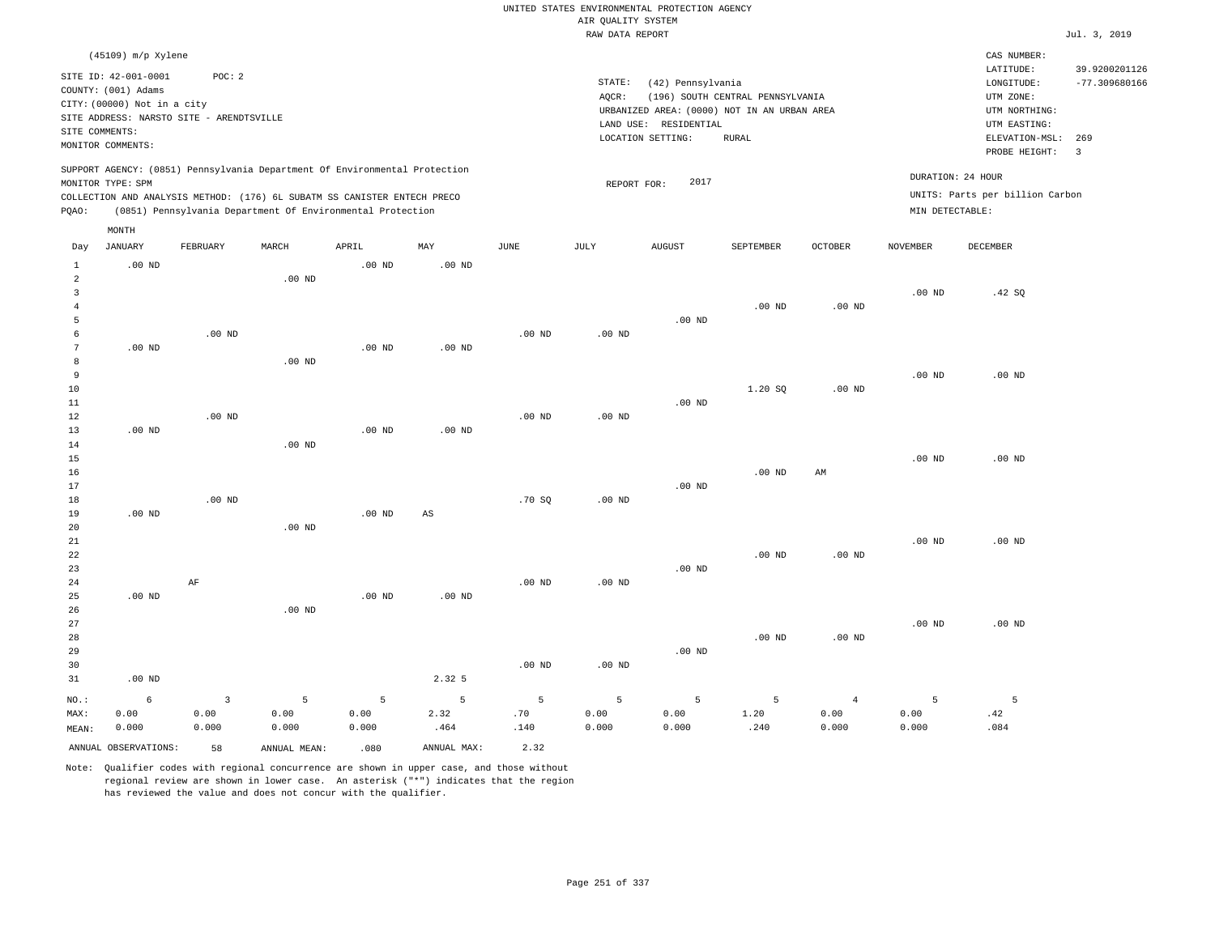UNITED STATES ENVIRONMENTAL PROTECTION AGENCY
AIR QUALITY SYSTEM
RAW DATA REPORT

Jul. 3, 2019

(45109) m/p Xylene

SITE ID: 42-001-0001 POC: 2
COUNTY: (001) Adams
CITY: (00000) Not in a city
SITE ADDRESS: NARSTO SITE - ARENDTSVILLE
SITE COMMENTS:
MONITOR COMMENTS:

STATE: (42) Pennsylvania
AQCR: (196) SOUTH CENTRAL PENNSYLVANIA
URBANIZED AREA: (0000) NOT IN AN URBAN AREA
LAND USE: RESIDENTIAL
LOCATION SETTING: RURAL

CAS NUMBER:
LATITUDE: 39.9200201126
LONGITUDE: -77.309680166
UTM ZONE:
UTM NORTHING:
UTM EASTING:
ELEVATION-MSL: 269
PROBE HEIGHT: 3

SUPPORT AGENCY: (0851) Pennsylvania Department Of Environmental Protection
MONITOR TYPE: SPM
COLLECTION AND ANALYSIS METHOD: (176) 6L SUBATM SS CANISTER ENTECH PRECO
PQAO: (0851) Pennsylvania Department Of Environmental Protection

REPORT FOR: 2017

DURATION: 24 HOUR
UNITS: Parts per billion Carbon
MIN DETECTABLE:

| Day | JANUARY | FEBRUARY | MARCH | APRIL | MAY | JUNE | JULY | AUGUST | SEPTEMBER | OCTOBER | NOVEMBER | DECEMBER |
|---|---|---|---|---|---|---|---|---|---|---|---|---|
| 1 | .00 ND | | | .00 ND | .00 ND | | | | | | | |
| 2 | | | .00 ND | | | | | | | | | |
| 3 | | | | | | | | | | | .00 ND | .42 SQ |
| 4 | | | | | | | | | .00 ND | .00 ND | | |
| 5 | | | | | | | | .00 ND | | | | |
| 6 | | .00 ND | | | | .00 ND | .00 ND | | | | | |
| 7 | .00 ND | | | .00 ND | .00 ND | | | | | | | |
| 8 | | | .00 ND | | | | | | | | | |
| 9 | | | | | | | | | | | .00 ND | .00 ND |
| 10 | | | | | | | | | 1.20 SQ | .00 ND | | |
| 11 | | | | | | | | .00 ND | | | | |
| 12 | | .00 ND | | | | .00 ND | .00 ND | | | | | |
| 13 | .00 ND | | | .00 ND | .00 ND | | | | | | | |
| 14 | | | .00 ND | | | | | | | | | |
| 15 | | | | | | | | | | | .00 ND | .00 ND |
| 16 | | | | | | | | | .00 ND | AM | | |
| 17 | | | | | | | | .00 ND | | | | |
| 18 | | .00 ND | | | | .70 SQ | .00 ND | | | | | |
| 19 | .00 ND | | | .00 ND | AS | | | | | | | |
| 20 | | | .00 ND | | | | | | | | | |
| 21 | | | | | | | | | | | .00 ND | .00 ND |
| 22 | | | | | | | | | .00 ND | .00 ND | | |
| 23 | | | | | | | | .00 ND | | | | |
| 24 | | AF | | | | .00 ND | .00 ND | | | | | |
| 25 | .00 ND | | | .00 ND | .00 ND | | | | | | | |
| 26 | | | .00 ND | | | | | | | | | |
| 27 | | | | | | | | | | | .00 ND | .00 ND |
| 28 | | | | | | | | | .00 ND | .00 ND | | |
| 29 | | | | | | | | .00 ND | | | | |
| 30 | | | | | | .00 ND | .00 ND | | | | | |
| 31 | .00 ND | | | | 2.32 5 | | | | | | | |
| NO.: | 6 | 3 | 5 | 5 | 5 | 5 | 5 | 5 | 5 | 4 | 5 | 5 |
| MAX: | 0.00 | 0.00 | 0.00 | 0.00 | 2.32 | .70 | 0.00 | 0.00 | 1.20 | 0.00 | 0.00 | .42 |
| MEAN: | 0.000 | 0.000 | 0.000 | 0.000 | .464 | .140 | 0.000 | 0.000 | .240 | 0.000 | 0.000 | .084 |

ANNUAL OBSERVATIONS: 58 ANNUAL MEAN: .080 ANNUAL MAX: 2.32

Note: Qualifier codes with regional concurrence are shown in upper case, and those without regional review are shown in lower case. An asterisk ("*") indicates that the region has reviewed the value and does not concur with the qualifier.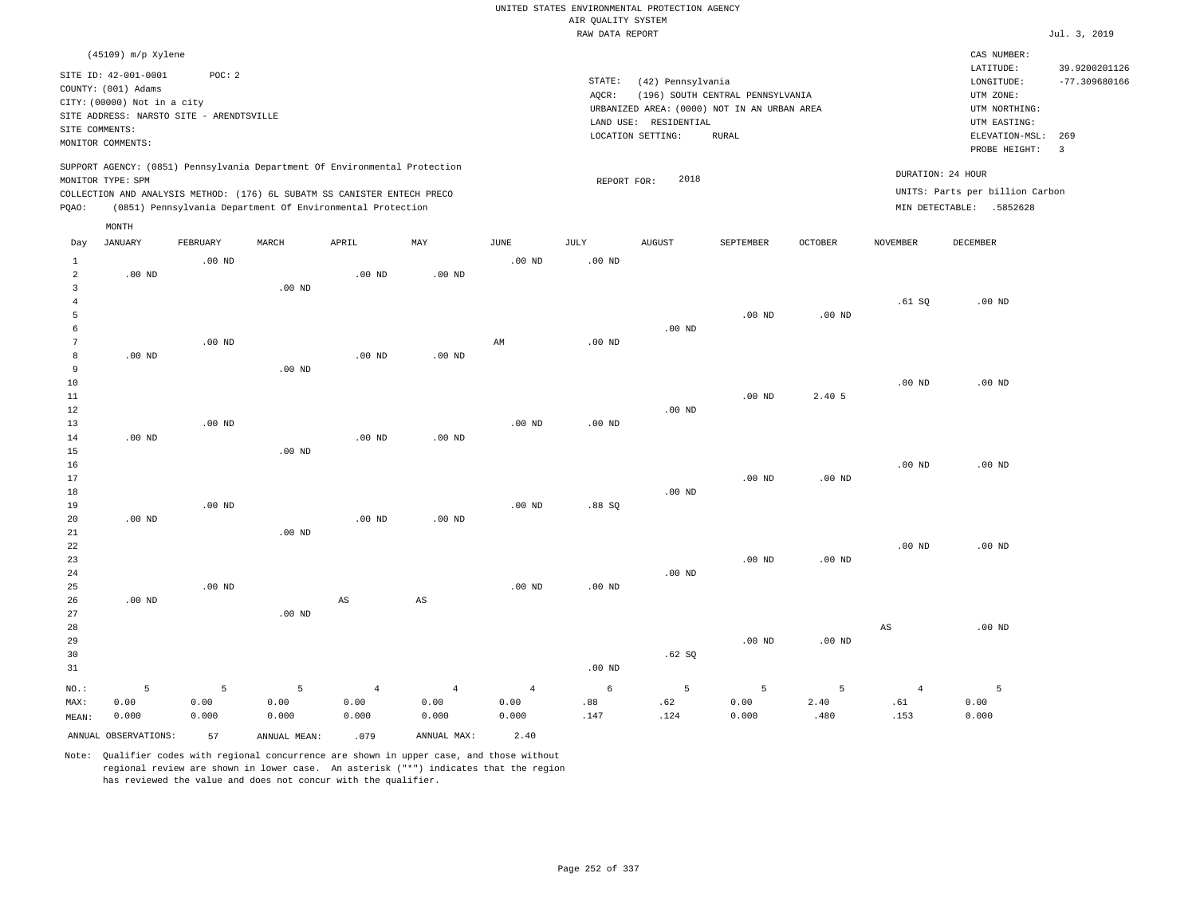UNITED STATES ENVIRONMENTAL PROTECTION AGENCY
AIR QUALITY SYSTEM
RAW DATA REPORT

Jul. 3, 2019

(45109) m/p Xylene

SITE ID: 42-001-0001 POC: 2
COUNTY: (001) Adams
CITY: (00000) Not in a city
SITE ADDRESS: NARSTO SITE - ARENDTSVILLE
SITE COMMENTS:
MONITOR COMMENTS:

STATE: (42) Pennsylvania
AQCR: (196) SOUTH CENTRAL PENNSYLVANIA
URBANIZED AREA: (0000) NOT IN AN URBAN AREA
LAND USE: RESIDENTIAL
LOCATION SETTING: RURAL

CAS NUMBER:
LATITUDE: 39.9200201126
LONGITUDE: -77.309680166
UTM ZONE:
UTM NORTHING:
UTM EASTING:
ELEVATION-MSL: 269
PROBE HEIGHT: 3

SUPPORT AGENCY: (0851) Pennsylvania Department Of Environmental Protection
MONITOR TYPE: SPM
COLLECTION AND ANALYSIS METHOD: (176) 6L SUBATM SS CANISTER ENTECH PRECO
PQAO: (0851) Pennsylvania Department Of Environmental Protection

REPORT FOR: 2018

DURATION: 24 HOUR
UNITS: Parts per billion Carbon
MIN DETECTABLE: .5852628

| Day | JANUARY | FEBRUARY | MARCH | APRIL | MAY | JUNE | JULY | AUGUST | SEPTEMBER | OCTOBER | NOVEMBER | DECEMBER |
|---|---|---|---|---|---|---|---|---|---|---|---|---|
| 1 | | .00 ND | | | | .00 ND | .00 ND | | | | | |
| 2 | .00 ND | | | .00 ND | .00 ND | | | | | | | |
| 3 | | | .00 ND | | | | | | | | | |
| 4 | | | | | | | | | | | .61 SQ | .00 ND |
| 5 | | | | | | | | | .00 ND | .00 ND | | |
| 6 | | | | | | | | .00 ND | | | | |
| 7 | | .00 ND | | | | AM | .00 ND | | | | | |
| 8 | .00 ND | | | .00 ND | .00 ND | | | | | | | |
| 9 | | | .00 ND | | | | | | | | | |
| 10 | | | | | | | | | | | .00 ND | .00 ND |
| 11 | | | | | | | | | .00 ND | 2.40 5 | | |
| 12 | | | | | | | | .00 ND | | | | |
| 13 | | .00 ND | | | | .00 ND | .00 ND | | | | | |
| 14 | .00 ND | | | .00 ND | .00 ND | | | | | | | |
| 15 | | | .00 ND | | | | | | | | | |
| 16 | | | | | | | | | | | .00 ND | .00 ND |
| 17 | | | | | | | | | .00 ND | .00 ND | | |
| 18 | | | | | | | | .00 ND | | | | |
| 19 | | .00 ND | | | | .00 ND | .88 SQ | | | | | |
| 20 | .00 ND | | | .00 ND | .00 ND | | | | | | | |
| 21 | | | .00 ND | | | | | | | | | |
| 22 | | | | | | | | | | | .00 ND | .00 ND |
| 23 | | | | | | | | | .00 ND | .00 ND | | |
| 24 | | | | | | | | .00 ND | | | | |
| 25 | | .00 ND | | | | .00 ND | .00 ND | | | | | |
| 26 | .00 ND | | | AS | AS | | | | | | | |
| 27 | | | .00 ND | | | | | | | | | |
| 28 | | | | | | | | | | | AS | .00 ND |
| 29 | | | | | | | | | .00 ND | .00 ND | | |
| 30 | | | | | | | | .62 SQ | | | | |
| 31 | | | | | | | .00 ND | | | | | |
| NO.: | 5 | 5 | 5 | 4 | 4 | 4 | 6 | 5 | 5 | 5 | 4 | 5 |
| MAX: | 0.00 | 0.00 | 0.00 | 0.00 | 0.00 | 0.00 | .88 | .62 | 0.00 | 2.40 | .61 | 0.00 |
| MEAN: | 0.000 | 0.000 | 0.000 | 0.000 | 0.000 | 0.000 | .147 | .124 | 0.000 | .480 | .153 | 0.000 |

ANNUAL OBSERVATIONS: 57 ANNUAL MEAN: .079 ANNUAL MAX: 2.40

Note: Qualifier codes with regional concurrence are shown in upper case, and those without regional review are shown in lower case. An asterisk ("*") indicates that the region has reviewed the value and does not concur with the qualifier.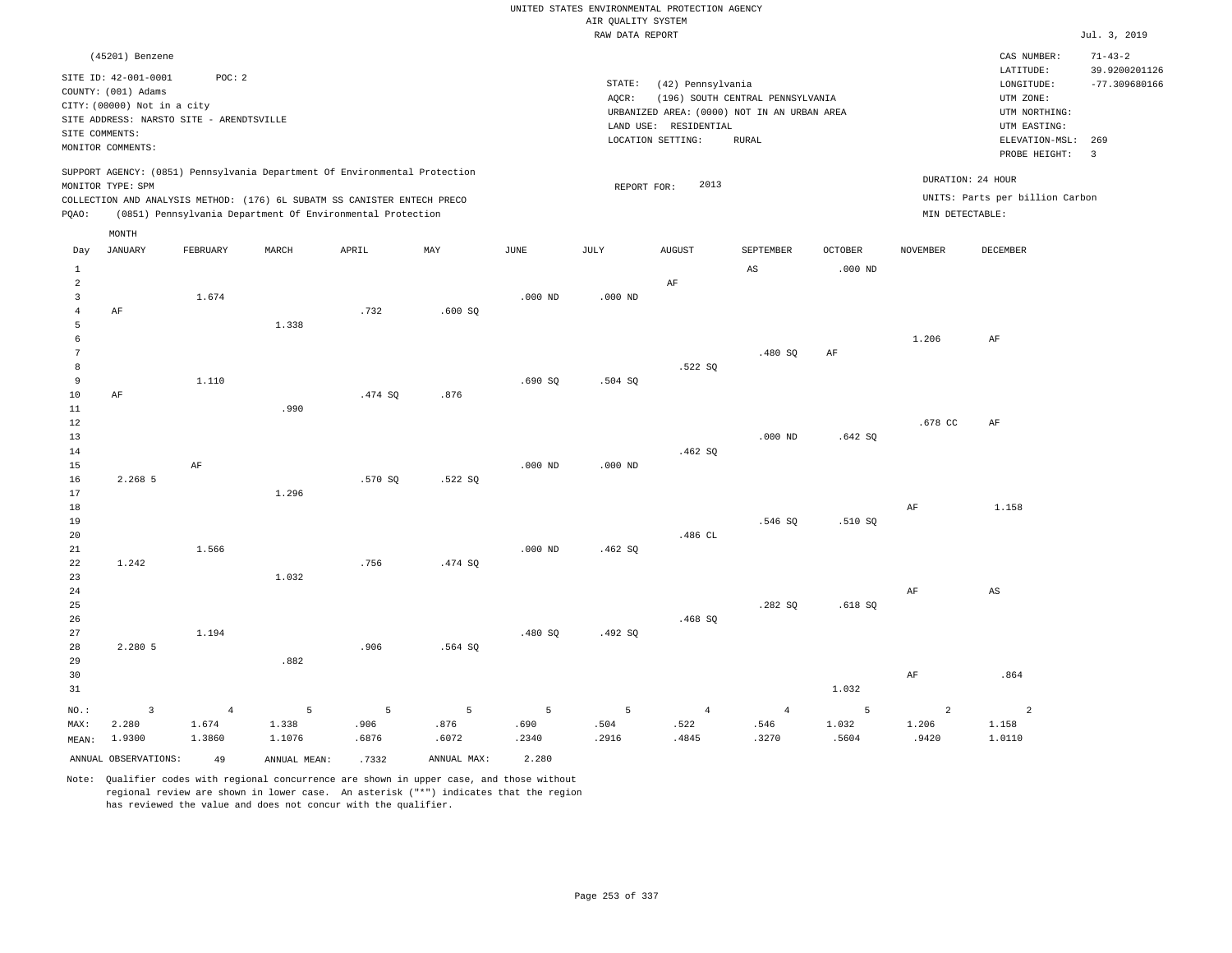UNITED STATES ENVIRONMENTAL PROTECTION AGENCY
AIR QUALITY SYSTEM
RAW DATA REPORT

Jul. 3, 2019

(45201) Benzene

SITE ID: 42-001-0001 POC: 2
COUNTY: (001) Adams
CITY: (00000) Not in a city
SITE ADDRESS: NARSTO SITE - ARENDTSVILLE
SITE COMMENTS:
MONITOR COMMENTS:

STATE: (42) Pennsylvania
AQCR: (196) SOUTH CENTRAL PENNSYLVANIA
URBANIZED AREA: (0000) NOT IN AN URBAN AREA
LAND USE: RESIDENTIAL
LOCATION SETTING: RURAL

CAS NUMBER: 71-43-2
LATITUDE: 39.9200201126
LONGITUDE: -77.309680166
UTM ZONE:
UTM NORTHING:
UTM EASTING:
ELEVATION-MSL: 269
PROBE HEIGHT: 3

SUPPORT AGENCY: (0851) Pennsylvania Department Of Environmental Protection
MONITOR TYPE: SPM
COLLECTION AND ANALYSIS METHOD: (176) 6L SUBATM SS CANISTER ENTECH PRECO
PQAO: (0851) Pennsylvania Department Of Environmental Protection

REPORT FOR: 2013

DURATION: 24 HOUR
UNITS: Parts per billion Carbon
MIN DETECTABLE:

| Day | JANUARY | FEBRUARY | MARCH | APRIL | MAY | JUNE | JULY | AUGUST | SEPTEMBER | OCTOBER | NOVEMBER | DECEMBER |
|---|---|---|---|---|---|---|---|---|---|---|---|---|
| 1 | | | | | | | | | AS | .000 ND | | |
| 2 | | | | | | | | AF | | | | |
| 3 | | 1.674 | | | | .000 ND | .000 ND | | | | | |
| 4 | AF | | | .732 | .600 SQ | | | | | | | |
| 5 | | | 1.338 | | | | | | | | | |
| 6 | | | | | | | | | | | 1.206 | AF |
| 7 | | | | | | | | | .480 SQ | AF | | |
| 8 | | | | | | | | .522 SQ | | | | |
| 9 | | 1.110 | | | | .690 SQ | .504 SQ | | | | | |
| 10 | AF | | | .474 SQ | .876 | | | | | | | |
| 11 | | | .990 | | | | | | | | | |
| 12 | | | | | | | | | | | .678 CC | AF |
| 13 | | | | | | | | | .000 ND | .642 SQ | | |
| 14 | | | | | | | | .462 SQ | | | | |
| 15 | | AF | | | | .000 ND | .000 ND | | | | | |
| 16 | 2.268 5 | | | .570 SQ | .522 SQ | | | | | | | |
| 17 | | | 1.296 | | | | | | | | | |
| 18 | | | | | | | | | | | AF | 1.158 |
| 19 | | | | | | | | | .546 SQ | .510 SQ | | |
| 20 | | | | | | | | .486 CL | | | | |
| 21 | | 1.566 | | | | .000 ND | .462 SQ | | | | | |
| 22 | 1.242 | | | .756 | .474 SQ | | | | | | | |
| 23 | | | 1.032 | | | | | | | | | |
| 24 | | | | | | | | | | | AF | AS |
| 25 | | | | | | | | | .282 SQ | .618 SQ | | |
| 26 | | | | | | | | .468 SQ | | | | |
| 27 | | 1.194 | | | | .480 SQ | .492 SQ | | | | | |
| 28 | 2.280 5 | | | .906 | .564 SQ | | | | | | | |
| 29 | | | .882 | | | | | | | | | |
| 30 | | | | | | | | | | | AF | .864 |
| 31 | | | | | | | | | | 1.032 | | |
| NO.: | 3 | 4 | 5 | 5 | 5 | 5 | 5 | 4 | 4 | 5 | 2 | 2 |
| MAX: | 2.280 | 1.674 | 1.338 | .906 | .876 | .690 | .504 | .522 | .546 | 1.032 | 1.206 | 1.158 |
| MEAN: | 1.9300 | 1.3860 | 1.1076 | .6876 | .6072 | .2340 | .2916 | .4845 | .3270 | .5604 | .9420 | 1.0110 |

ANNUAL OBSERVATIONS: 49 ANNUAL MEAN: .7332 ANNUAL MAX: 2.280

Note: Qualifier codes with regional concurrence are shown in upper case, and those without regional review are shown in lower case. An asterisk ("*") indicates that the region has reviewed the value and does not concur with the qualifier.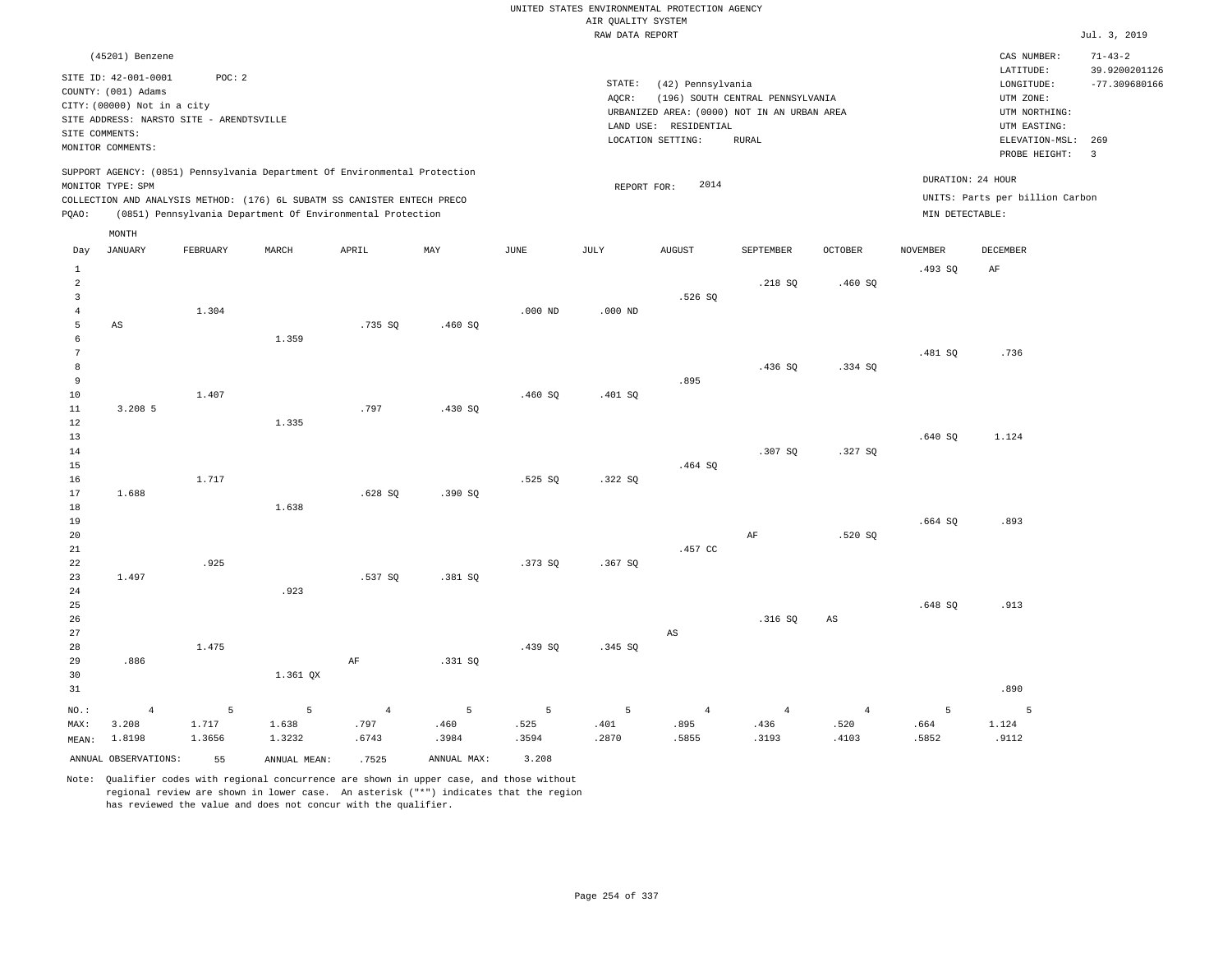UNITED STATES ENVIRONMENTAL PROTECTION AGENCY
AIR QUALITY SYSTEM
RAW DATA REPORT

Jul. 3, 2019

(45201) Benzene

SITE ID: 42-001-0001 POC: 2
COUNTY: (001) Adams
CITY: (00000) Not in a city
SITE ADDRESS: NARSTO SITE - ARENDTSVILLE
SITE COMMENTS:
MONITOR COMMENTS:

STATE: (42) Pennsylvania
AQCR: (196) SOUTH CENTRAL PENNSYLVANIA
URBANIZED AREA: (0000) NOT IN AN URBAN AREA
LAND USE: RESIDENTIAL
LOCATION SETTING: RURAL

CAS NUMBER: 71-43-2
LATITUDE: 39.9200201126
LONGITUDE: -77.309680166
UTM ZONE:
UTM NORTHING:
UTM EASTING:
ELEVATION-MSL: 269
PROBE HEIGHT: 3

SUPPORT AGENCY: (0851) Pennsylvania Department Of Environmental Protection
MONITOR TYPE: SPM
COLLECTION AND ANALYSIS METHOD: (176) 6L SUBATM SS CANISTER ENTECH PRECO
PQAO: (0851) Pennsylvania Department Of Environmental Protection

REPORT FOR: 2014

DURATION: 24 HOUR
UNITS: Parts per billion Carbon
MIN DETECTABLE:

| Day | JANUARY | FEBRUARY | MARCH | APRIL | MAY | JUNE | JULY | AUGUST | SEPTEMBER | OCTOBER | NOVEMBER | DECEMBER |
|---|---|---|---|---|---|---|---|---|---|---|---|---|
| 1 | | | | | | | | | | | .493 SQ | AF |
| 2 | | | | | | | | | .218 SQ | .460 SQ | | |
| 3 | | | | | | | | .526 SQ | | | | |
| 4 | | 1.304 | | | | .000 ND | .000 ND | | | | | |
| 5 | AS | | | .735 SQ | .460 SQ | | | | | | | |
| 6 | | | 1.359 | | | | | | | | | |
| 7 | | | | | | | | | | | .481 SQ | .736 |
| 8 | | | | | | | | | .436 SQ | .334 SQ | | |
| 9 | | | | | | | | .895 | | | | |
| 10 | | 1.407 | | | | .460 SQ | .401 SQ | | | | | |
| 11 | 3.208 5 | | | .797 | .430 SQ | | | | | | | |
| 12 | | | 1.335 | | | | | | | | | |
| 13 | | | | | | | | | | | .640 SQ | 1.124 |
| 14 | | | | | | | | | .307 SQ | .327 SQ | | |
| 15 | | | | | | | | .464 SQ | | | | |
| 16 | | 1.717 | | | | .525 SQ | .322 SQ | | | | | |
| 17 | 1.688 | | | .628 SQ | .390 SQ | | | | | | | |
| 18 | | | 1.638 | | | | | | | | | |
| 19 | | | | | | | | | | | .664 SQ | .893 |
| 20 | | | | | | | | | AF | .520 SQ | | |
| 21 | | | | | | | | .457 CC | | | | |
| 22 | | .925 | | | | .373 SQ | .367 SQ | | | | | |
| 23 | 1.497 | | | .537 SQ | .381 SQ | | | | | | | |
| 24 | | | .923 | | | | | | | | | |
| 25 | | | | | | | | | | | .648 SQ | .913 |
| 26 | | | | | | | | | .316 SQ | AS | | |
| 27 | | | | | | | | AS | | | | |
| 28 | | 1.475 | | | | .439 SQ | .345 SQ | | | | | |
| 29 | .886 | | | AF | .331 SQ | | | | | | | |
| 30 | | | 1.361 QX | | | | | | | | | |
| 31 | | | | | | | | | | | | .890 |
| NO.: | 4 | 5 | 5 | 4 | 5 | 5 | 5 | 4 | 4 | 4 | 5 | 5 |
| MAX: | 3.208 | 1.717 | 1.638 | .797 | .460 | .525 | .401 | .895 | .436 | .520 | .664 | 1.124 |
| MEAN: | 1.8198 | 1.3656 | 1.3232 | .6743 | .3984 | .3594 | .2870 | .5855 | .3193 | .4103 | .5852 | .9112 |

ANNUAL OBSERVATIONS: 55 ANNUAL MEAN: .7525 ANNUAL MAX: 3.208

Note: Qualifier codes with regional concurrence are shown in upper case, and those without regional review are shown in lower case. An asterisk ("*") indicates that the region has reviewed the value and does not concur with the qualifier.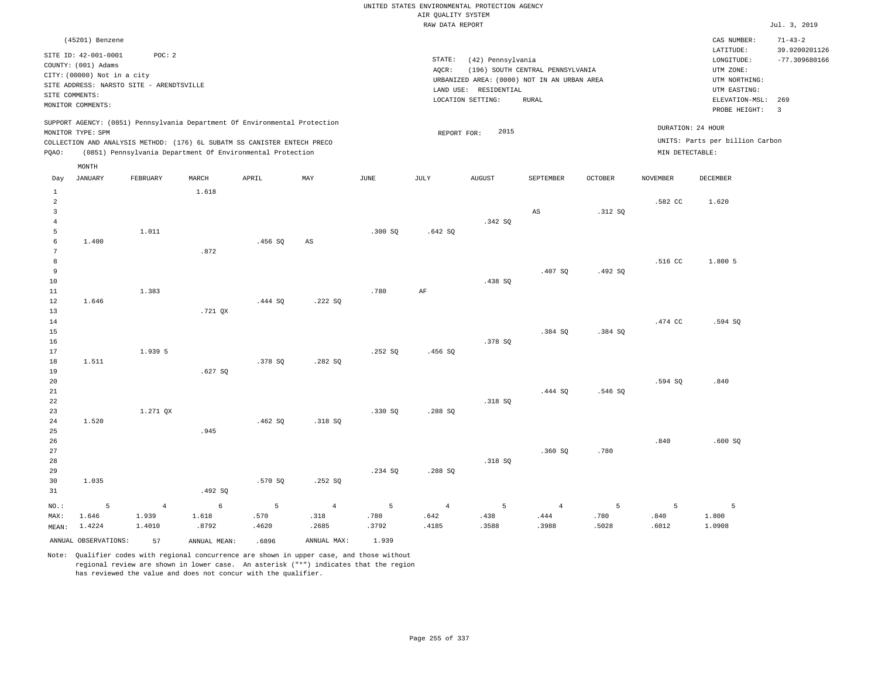UNITED STATES ENVIRONMENTAL PROTECTION AGENCY
AIR QUALITY SYSTEM
RAW DATA REPORT

Jul. 3, 2019

(45201) Benzene

SITE ID: 42-001-0001 POC: 2
COUNTY: (001) Adams
CITY: (00000) Not in a city
SITE ADDRESS: NARSTO SITE - ARENDTSVILLE
SITE COMMENTS:
MONITOR COMMENTS:

STATE: (42) Pennsylvania
AQCR: (196) SOUTH CENTRAL PENNSYLVANIA
URBANIZED AREA: (0000) NOT IN AN URBAN AREA
LAND USE: RESIDENTIAL
LOCATION SETTING: RURAL

CAS NUMBER: 71-43-2
LATITUDE: 39.9200201126
LONGITUDE: -77.309680166
UTM ZONE:
UTM NORTHING:
UTM EASTING:
ELEVATION-MSL: 269
PROBE HEIGHT: 3

SUPPORT AGENCY: (0851) Pennsylvania Department Of Environmental Protection
MONITOR TYPE: SPM
COLLECTION AND ANALYSIS METHOD: (176) 6L SUBATM SS CANISTER ENTECH PRECO
PQAO: (0851) Pennsylvania Department Of Environmental Protection

REPORT FOR: 2015

DURATION: 24 HOUR
UNITS: Parts per billion Carbon
MIN DETECTABLE:

| Day | JANUARY | FEBRUARY | MARCH | APRIL | MAY | JUNE | JULY | AUGUST | SEPTEMBER | OCTOBER | NOVEMBER | DECEMBER |
|---|---|---|---|---|---|---|---|---|---|---|---|---|
| 1 | | | 1.618 | | | | | | | | | |
| 2 | | | | | | | | | | | .582 CC | 1.620 |
| 3 | | | | | | | | | AS | .312 SQ | | |
| 4 | | | | | | | | .342 SQ | | | | |
| 5 | | 1.011 | | | | .300 SQ | .642 SQ | | | | | |
| 6 | 1.400 | | | .456 SQ | AS | | | | | | | |
| 7 | | | .872 | | | | | | | | | |
| 8 | | | | | | | | | | | .516 CC | 1.800 5 |
| 9 | | | | | | | | | .407 SQ | .492 SQ | | |
| 10 | | | | | | | | .438 SQ | | | | |
| 11 | | 1.383 | | | | .780 | AF | | | | | |
| 12 | 1.646 | | | .444 SQ | .222 SQ | | | | | | | |
| 13 | | | .721 QX | | | | | | | | | |
| 14 | | | | | | | | | | | .474 CC | .594 SQ |
| 15 | | | | | | | | | .384 SQ | .384 SQ | | |
| 16 | | | | | | | | .378 SQ | | | | |
| 17 | | 1.939 5 | | | | .252 SQ | .456 SQ | | | | | |
| 18 | 1.511 | | | .378 SQ | .282 SQ | | | | | | | |
| 19 | | | .627 SQ | | | | | | | | | |
| 20 | | | | | | | | | | | .594 SQ | .840 |
| 21 | | | | | | | | | .444 SQ | .546 SQ | | |
| 22 | | | | | | | | .318 SQ | | | | |
| 23 | | 1.271 QX | | | | .330 SQ | .288 SQ | | | | | |
| 24 | 1.520 | | | .462 SQ | .318 SQ | | | | | | | |
| 25 | | | .945 | | | | | | | | | |
| 26 | | | | | | | | | | | .840 | .600 SQ |
| 27 | | | | | | | | | .360 SQ | .780 | | |
| 28 | | | | | | | | .318 SQ | | | | |
| 29 | | | | | | .234 SQ | .288 SQ | | | | | |
| 30 | 1.035 | | | .570 SQ | .252 SQ | | | | | | | |
| 31 | | | .492 SQ | | | | | | | | | |
| NO.: | 5 | 4 | 6 | 5 | 4 | 5 | 4 | 5 | 4 | 5 | 5 | 5 |
| MAX: | 1.646 | 1.939 | 1.618 | .570 | .318 | .780 | .642 | .438 | .444 | .780 | .840 | 1.800 |
| MEAN: | 1.4224 | 1.4010 | .8792 | .4620 | .2685 | .3792 | .4185 | .3588 | .3988 | .5028 | .6012 | 1.0908 |

ANNUAL OBSERVATIONS: 57 ANNUAL MEAN: .6896 ANNUAL MAX: 1.939

Note: Qualifier codes with regional concurrence are shown in upper case, and those without regional review are shown in lower case. An asterisk ("*") indicates that the region has reviewed the value and does not concur with the qualifier.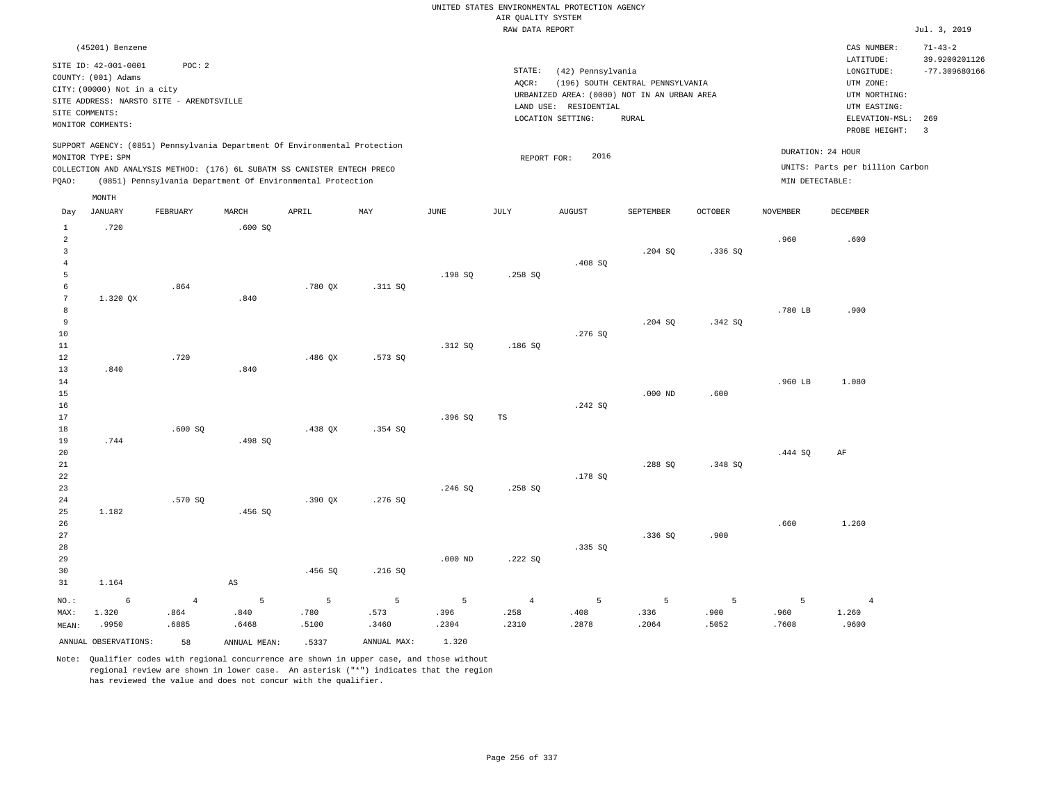UNITED STATES ENVIRONMENTAL PROTECTION AGENCY
AIR QUALITY SYSTEM
RAW DATA REPORT

Jul. 3, 2019

(45201) Benzene

SITE ID: 42-001-0001 POC: 2
COUNTY: (001) Adams
CITY: (00000) Not in a city
SITE ADDRESS: NARSTO SITE - ARENDTSVILLE
SITE COMMENTS:
MONITOR COMMENTS:

STATE: (42) Pennsylvania
AQCR: (196) SOUTH CENTRAL PENNSYLVANIA
URBANIZED AREA: (0000) NOT IN AN URBAN AREA
LAND USE: RESIDENTIAL
LOCATION SETTING: RURAL

CAS NUMBER: 71-43-2
LATITUDE: 39.9200201126
LONGITUDE: -77.309680166
UTM ZONE:
UTM NORTHING:
UTM EASTING:
ELEVATION-MSL: 269
PROBE HEIGHT: 3

SUPPORT AGENCY: (0851) Pennsylvania Department Of Environmental Protection
MONITOR TYPE: SPM
COLLECTION AND ANALYSIS METHOD: (176) 6L SUBATM SS CANISTER ENTECH PRECO
PQAO: (0851) Pennsylvania Department Of Environmental Protection

REPORT FOR: 2016

DURATION: 24 HOUR
UNITS: Parts per billion Carbon
MIN DETECTABLE:

| Day | JANUARY | FEBRUARY | MARCH | APRIL | MAY | JUNE | JULY | AUGUST | SEPTEMBER | OCTOBER | NOVEMBER | DECEMBER |
|---|---|---|---|---|---|---|---|---|---|---|---|---|
| 1 | .720 | | .600 SQ | | | | | | | | | |
| 2 | | | | | | | | | | | .960 | .600 |
| 3 | | | | | | | | | .204 SQ | .336 SQ | | |
| 4 | | | | | | | | .408 SQ | | | | |
| 5 | | | | | | .198 SQ | .258 SQ | | | | | |
| 6 | | .864 | | .780 QX | .311 SQ | | | | | | | |
| 7 | 1.320 QX | | .840 | | | | | | | | | |
| 8 | | | | | | | | | | | .780 LB | .900 |
| 9 | | | | | | | | | .204 SQ | .342 SQ | | |
| 10 | | | | | | | | .276 SQ | | | | |
| 11 | | | | | | .312 SQ | .186 SQ | | | | | |
| 12 | | .720 | | .486 QX | .573 SQ | | | | | | | |
| 13 | .840 | | .840 | | | | | | | | | |
| 14 | | | | | | | | | | | .960 LB | 1.080 |
| 15 | | | | | | | | | .000 ND | .600 | | |
| 16 | | | | | | | | .242 SQ | | | | |
| 17 | | | | | | .396 SQ | TS | | | | | |
| 18 | | .600 SQ | | .438 QX | .354 SQ | | | | | | | |
| 19 | .744 | | .498 SQ | | | | | | | | | |
| 20 | | | | | | | | | | | .444 SQ | AF |
| 21 | | | | | | | | | .288 SQ | .348 SQ | | |
| 22 | | | | | | | | .178 SQ | | | | |
| 23 | | | | | | .246 SQ | .258 SQ | | | | | |
| 24 | | .570 SQ | | .390 QX | .276 SQ | | | | | | | |
| 25 | 1.182 | | .456 SQ | | | | | | | | | |
| 26 | | | | | | | | | | | .660 | 1.260 |
| 27 | | | | | | | | | .336 SQ | .900 | | |
| 28 | | | | | | | | .335 SQ | | | | |
| 29 | | | | | | .000 ND | .222 SQ | | | | | |
| 30 | | | | .456 SQ | .216 SQ | | | | | | | |
| 31 | 1.164 | | AS | | | | | | | | | |
| NO.: | 6 | 4 | 5 | 5 | 5 | 5 | 4 | 5 | 5 | 5 | 5 | 4 |
| MAX: | 1.320 | .864 | .840 | .780 | .573 | .396 | .258 | .408 | .336 | .900 | .960 | 1.260 |
| MEAN: | .9950 | .6885 | .6468 | .5100 | .3460 | .2304 | .2310 | .2878 | .2064 | .5052 | .7608 | .9600 |

ANNUAL OBSERVATIONS: 58 ANNUAL MEAN: .5337 ANNUAL MAX: 1.320

Note: Qualifier codes with regional concurrence are shown in upper case, and those without regional review are shown in lower case. An asterisk ("*") indicates that the region has reviewed the value and does not concur with the qualifier.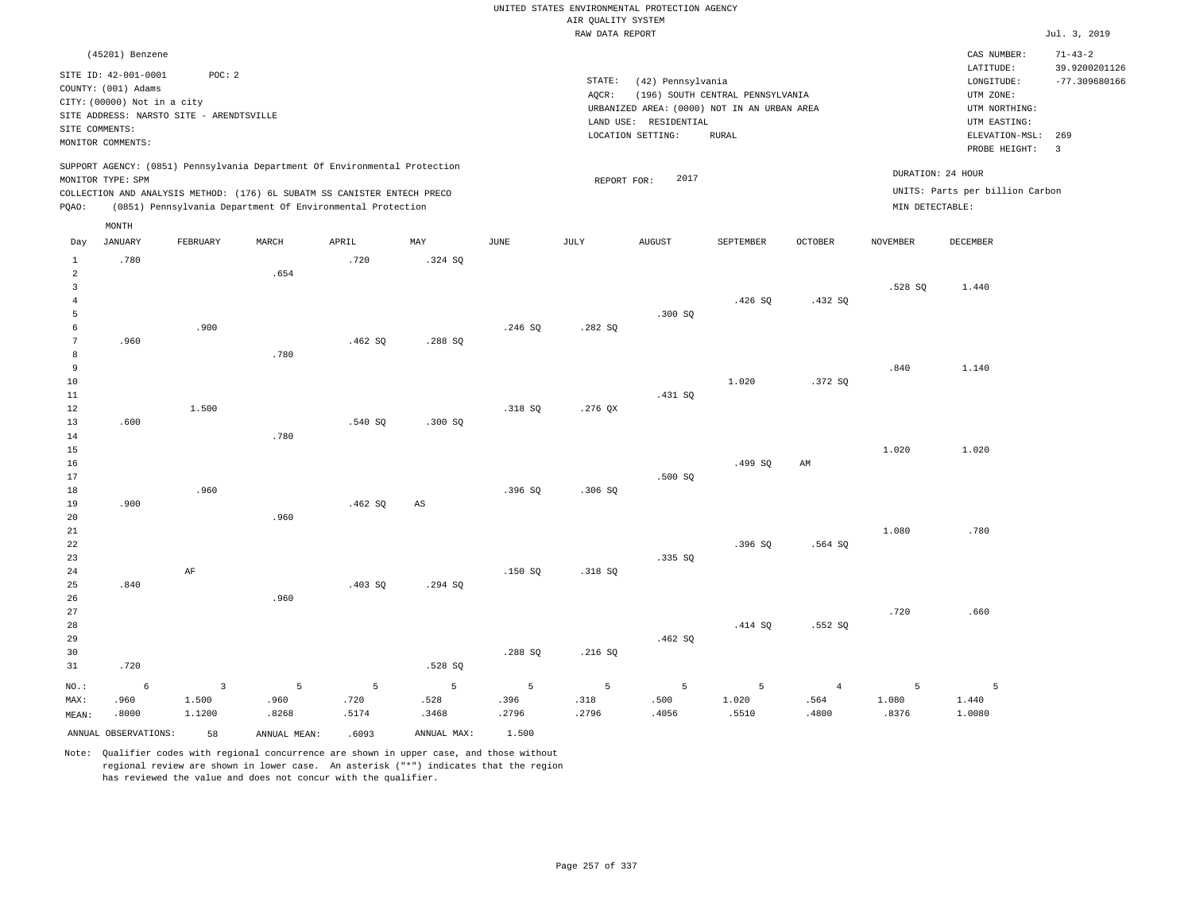UNITED STATES ENVIRONMENTAL PROTECTION AGENCY
AIR QUALITY SYSTEM
RAW DATA REPORT

Jul. 3, 2019

(45201) Benzene

SITE ID: 42-001-0001 POC: 2
COUNTY: (001) Adams
CITY: (00000) Not in a city
SITE ADDRESS: NARSTO SITE - ARENDTSVILLE
SITE COMMENTS:
MONITOR COMMENTS:

STATE: (42) Pennsylvania
AQCR: (196) SOUTH CENTRAL PENNSYLVANIA
URBANIZED AREA: (0000) NOT IN AN URBAN AREA
LAND USE: RESIDENTIAL
LOCATION SETTING: RURAL

CAS NUMBER: 71-43-2
LATITUDE: 39.9200201126
LONGITUDE: -77.309680166
UTM ZONE:
UTM NORTHING:
UTM EASTING:
ELEVATION-MSL: 269
PROBE HEIGHT: 3

SUPPORT AGENCY: (0851) Pennsylvania Department Of Environmental Protection
MONITOR TYPE: SPM
COLLECTION AND ANALYSIS METHOD: (176) 6L SUBATM SS CANISTER ENTECH PRECO
PQAO: (0851) Pennsylvania Department Of Environmental Protection

REPORT FOR: 2017

DURATION: 24 HOUR
UNITS: Parts per billion Carbon
MIN DETECTABLE:

| Day | JANUARY | FEBRUARY | MARCH | APRIL | MAY | JUNE | JULY | AUGUST | SEPTEMBER | OCTOBER | NOVEMBER | DECEMBER |
|---|---|---|---|---|---|---|---|---|---|---|---|---|
| 1 | .780 | | | .720 | .324 SQ | | | | | | | |
| 2 | | | .654 | | | | | | | | | |
| 3 | | | | | | | | | | | .528 SQ | 1.440 |
| 4 | | | | | | | | | .426 SQ | .432 SQ | | |
| 5 | | | | | | | | .300 SQ | | | | |
| 6 | | .900 | | | | .246 SQ | .282 SQ | | | | | |
| 7 | .960 | | | .462 SQ | .288 SQ | | | | | | | |
| 8 | | | .780 | | | | | | | | | |
| 9 | | | | | | | | | | | .840 | 1.140 |
| 10 | | | | | | | | | 1.020 | .372 SQ | | |
| 11 | | | | | | | | .431 SQ | | | | |
| 12 | | 1.500 | | | | .318 SQ | .276 QX | | | | | |
| 13 | .600 | | | .540 SQ | .300 SQ | | | | | | | |
| 14 | | | .780 | | | | | | | | | |
| 15 | | | | | | | | | | | 1.020 | 1.020 |
| 16 | | | | | | | | | .499 SQ | AM | | |
| 17 | | | | | | | | .500 SQ | | | | |
| 18 | | .960 | | | | .396 SQ | .306 SQ | | | | | |
| 19 | .900 | | | .462 SQ | AS | | | | | | | |
| 20 | | | .960 | | | | | | | | | |
| 21 | | | | | | | | | | | 1.080 | .780 |
| 22 | | | | | | | | | .396 SQ | .564 SQ | | |
| 23 | | | | | | | | .335 SQ | | | | |
| 24 | | AF | | | | .150 SQ | .318 SQ | | | | | |
| 25 | .840 | | | .403 SQ | .294 SQ | | | | | | | |
| 26 | | | .960 | | | | | | | | | |
| 27 | | | | | | | | | | | .720 | .660 |
| 28 | | | | | | | | | .414 SQ | .552 SQ | | |
| 29 | | | | | | | | .462 SQ | | | | |
| 30 | | | | | | .288 SQ | .216 SQ | | | | | |
| 31 | .720 | | | | .528 SQ | | | | | | | |
| NO.: | 6 | 3 | 5 | 5 | 5 | 5 | 5 | 5 | 5 | 4 | 5 | 5 |
| MAX: | .960 | 1.500 | .960 | .720 | .528 | .396 | .318 | .500 | 1.020 | .564 | 1.080 | 1.440 |
| MEAN: | .8000 | 1.1200 | .8268 | .5174 | .3468 | .2796 | .2796 | .4056 | .5510 | .4800 | .8376 | 1.0080 |

ANNUAL OBSERVATIONS: 58 ANNUAL MEAN: .6093 ANNUAL MAX: 1.500

Note: Qualifier codes with regional concurrence are shown in upper case, and those without regional review are shown in lower case. An asterisk ("*") indicates that the region has reviewed the value and does not concur with the qualifier.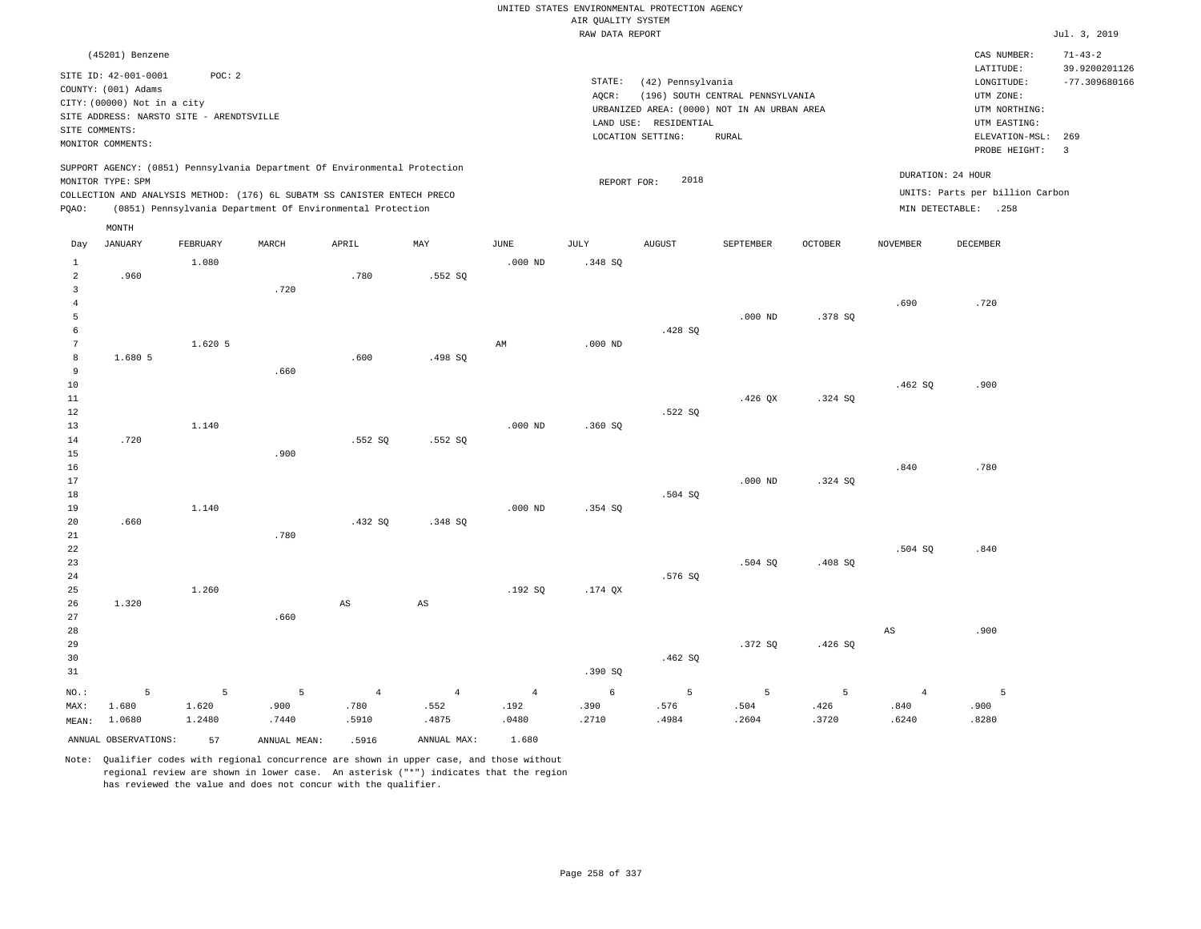UNITED STATES ENVIRONMENTAL PROTECTION AGENCY
AIR QUALITY SYSTEM
RAW DATA REPORT

Jul. 3, 2019

(45201) Benzene

SITE ID: 42-001-0001 POC: 2
COUNTY: (001) Adams
CITY: (00000) Not in a city
SITE ADDRESS: NARSTO SITE - ARENDTSVILLE
SITE COMMENTS:
MONITOR COMMENTS:

STATE: (42) Pennsylvania
AQCR: (196) SOUTH CENTRAL PENNSYLVANIA
URBANIZED AREA: (0000) NOT IN AN URBAN AREA
LAND USE: RESIDENTIAL
LOCATION SETTING: RURAL

CAS NUMBER: 71-43-2
LATITUDE: 39.9200201126
LONGITUDE: -77.309680166
UTM ZONE:
UTM NORTHING:
UTM EASTING:
ELEVATION-MSL: 269
PROBE HEIGHT: 3

SUPPORT AGENCY: (0851) Pennsylvania Department Of Environmental Protection
MONITOR TYPE: SPM
COLLECTION AND ANALYSIS METHOD: (176) 6L SUBATM SS CANISTER ENTECH PRECO
PQAO: (0851) Pennsylvania Department Of Environmental Protection

REPORT FOR: 2018

DURATION: 24 HOUR
UNITS: Parts per billion Carbon
MIN DETECTABLE: .258

| Day | JANUARY | FEBRUARY | MARCH | APRIL | MAY | JUNE | JULY | AUGUST | SEPTEMBER | OCTOBER | NOVEMBER | DECEMBER |
|---|---|---|---|---|---|---|---|---|---|---|---|---|
| 1 | | 1.080 | | | | .000 ND | .348 SQ | | | | | |
| 2 | .960 | | | .780 | .552 SQ | | | | | | | |
| 3 | | | .720 | | | | | | | | | |
| 4 | | | | | | | | | | | .690 | .720 |
| 5 | | | | | | | | | .000 ND | .378 SQ | | |
| 6 | | | | | | | | .428 SQ | | | | |
| 7 | | 1.620 5 | | | | AM | .000 ND | | | | | |
| 8 | 1.680 5 | | | .600 | .498 SQ | | | | | | | |
| 9 | | | .660 | | | | | | | | | |
| 10 | | | | | | | | | | | .462 SQ | .900 |
| 11 | | | | | | | | | .426 QX | .324 SQ | | |
| 12 | | | | | | | | .522 SQ | | | | |
| 13 | | 1.140 | | | | .000 ND | .360 SQ | | | | | |
| 14 | .720 | | | .552 SQ | .552 SQ | | | | | | | |
| 15 | | | .900 | | | | | | | | | |
| 16 | | | | | | | | | | | .840 | .780 |
| 17 | | | | | | | | | .000 ND | .324 SQ | | |
| 18 | | | | | | | | .504 SQ | | | | |
| 19 | | 1.140 | | | | .000 ND | .354 SQ | | | | | |
| 20 | .660 | | | .432 SQ | .348 SQ | | | | | | | |
| 21 | | | .780 | | | | | | | | | |
| 22 | | | | | | | | | | | .504 SQ | .840 |
| 23 | | | | | | | | | .504 SQ | .408 SQ | | |
| 24 | | | | | | | | .576 SQ | | | | |
| 25 | | 1.260 | | | | .192 SQ | .174 QX | | | | | |
| 26 | 1.320 | | | AS | AS | | | | | | | |
| 27 | | | .660 | | | | | | | | | |
| 28 | | | | | | | | | | | AS | .900 |
| 29 | | | | | | | | | .372 SQ | .426 SQ | | |
| 30 | | | | | | | | .462 SQ | | | | |
| 31 | | | | | | | .390 SQ | | | | | |
| NO.: | 5 | 5 | 5 | 4 | 4 | 4 | 6 | 5 | 5 | 5 | 4 | 5 |
| MAX: | 1.680 | 1.620 | .900 | .780 | .552 | .192 | .390 | .576 | .504 | .426 | .840 | .900 |
| MEAN: | 1.0680 | 1.2480 | .7440 | .5910 | .4875 | .0480 | .2710 | .4984 | .2604 | .3720 | .6240 | .8280 |

ANNUAL OBSERVATIONS: 57 ANNUAL MEAN: .5916 ANNUAL MAX: 1.680

Note: Qualifier codes with regional concurrence are shown in upper case, and those without regional review are shown in lower case. An asterisk ("*") indicates that the region has reviewed the value and does not concur with the qualifier.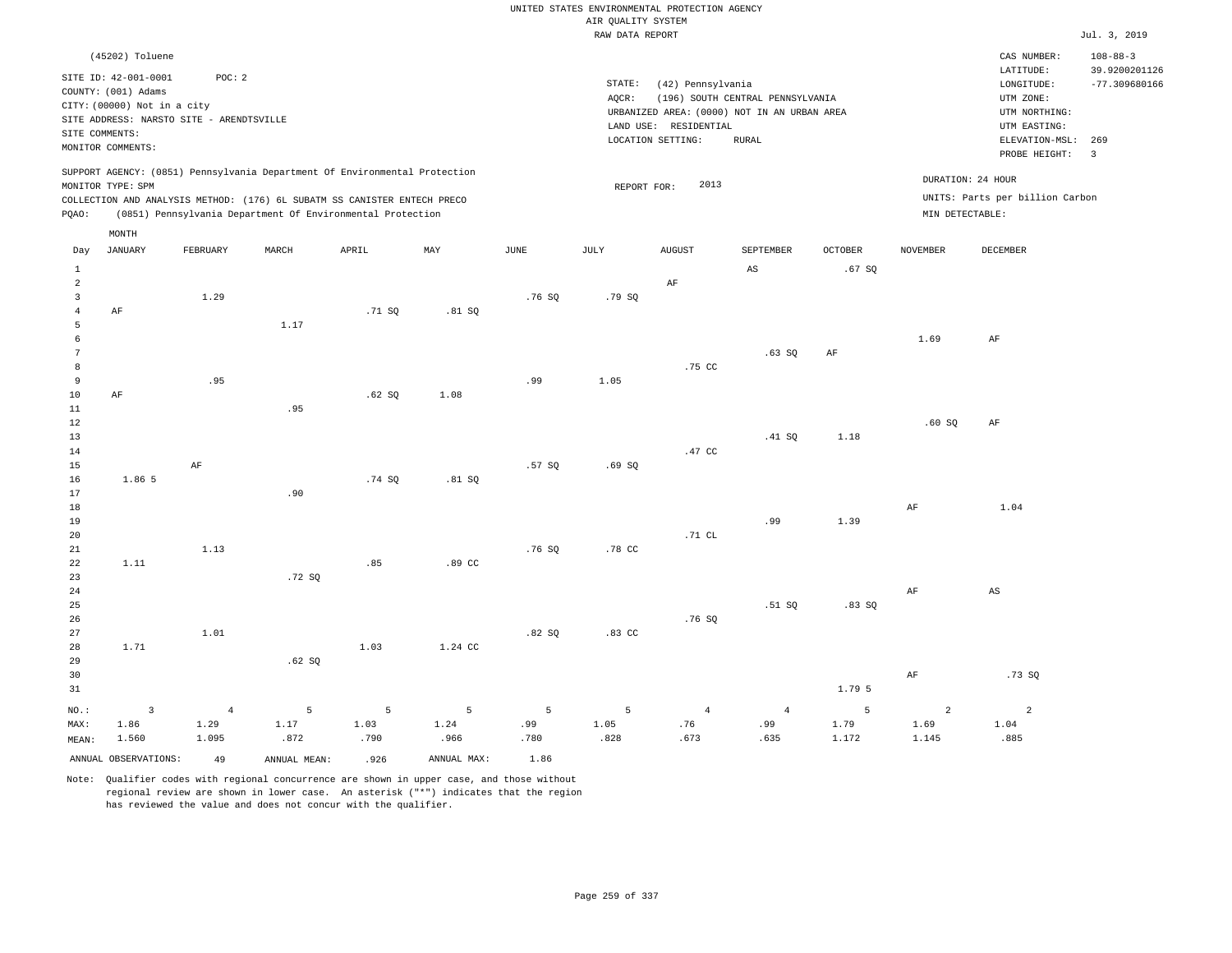UNITED STATES ENVIRONMENTAL PROTECTION AGENCY
AIR QUALITY SYSTEM
RAW DATA REPORT

Jul. 3, 2019

(45202) Toluene

SITE ID: 42-001-0001 POC: 2
COUNTY: (001) Adams
CITY: (00000) Not in a city
SITE ADDRESS: NARSTO SITE - ARENDTSVILLE
SITE COMMENTS:
MONITOR COMMENTS:

STATE: (42) Pennsylvania
AQCR: (196) SOUTH CENTRAL PENNSYLVANIA
URBANIZED AREA: (0000) NOT IN AN URBAN AREA
LAND USE: RESIDENTIAL
LOCATION SETTING: RURAL

CAS NUMBER: 108-88-3
LATITUDE: 39.9200201126
LONGITUDE: -77.309680166
UTM ZONE:
UTM NORTHING:
UTM EASTING:
ELEVATION-MSL: 269
PROBE HEIGHT: 3

SUPPORT AGENCY: (0851) Pennsylvania Department Of Environmental Protection
MONITOR TYPE: SPM
COLLECTION AND ANALYSIS METHOD: (176) 6L SUBATM SS CANISTER ENTECH PRECO
PQAO: (0851) Pennsylvania Department Of Environmental Protection

REPORT FOR: 2013

DURATION: 24 HOUR
UNITS: Parts per billion Carbon
MIN DETECTABLE:

| Day | JANUARY | FEBRUARY | MARCH | APRIL | MAY | JUNE | JULY | AUGUST | SEPTEMBER | OCTOBER | NOVEMBER | DECEMBER |
|---|---|---|---|---|---|---|---|---|---|---|---|---|
| 1 | | | | | | | | | AS | .67 SQ | | |
| 2 | | | | | | | | AF | | | | |
| 3 | | 1.29 | | | | .76 SQ | .79 SQ | | | | | |
| 4 | AF | | | .71 SQ | .81 SQ | | | | | | | |
| 5 | | | 1.17 | | | | | | | | | |
| 6 | | | | | | | | | | | 1.69 | AF |
| 7 | | | | | | | | | .63 SQ | AF | | |
| 8 | | | | | | | | .75 CC | | | | |
| 9 | | .95 | | | | .99 | 1.05 | | | | | |
| 10 | AF | | | .62 SQ | 1.08 | | | | | | | |
| 11 | | | .95 | | | | | | | | | |
| 12 | | | | | | | | | | | .60 SQ | AF |
| 13 | | | | | | | | | .41 SQ | 1.18 | | |
| 14 | | | | | | | | .47 CC | | | | |
| 15 | | AF | | | | .57 SQ | .69 SQ | | | | | |
| 16 | 1.86 5 | | | .74 SQ | .81 SQ | | | | | | | |
| 17 | | | .90 | | | | | | | | | |
| 18 | | | | | | | | | | | AF | 1.04 |
| 19 | | | | | | | | | .99 | 1.39 | | |
| 20 | | | | | | | | .71 CL | | | | |
| 21 | | 1.13 | | | | .76 SQ | .78 CC | | | | | |
| 22 | 1.11 | | | .85 | .89 CC | | | | | | | |
| 23 | | | .72 SQ | | | | | | | | | |
| 24 | | | | | | | | | | | AF | AS |
| 25 | | | | | | | | | .51 SQ | .83 SQ | | |
| 26 | | | | | | | | .76 SQ | | | | |
| 27 | | 1.01 | | | | .82 SQ | .83 CC | | | | | |
| 28 | 1.71 | | | 1.03 | 1.24 CC | | | | | | | |
| 29 | | | .62 SQ | | | | | | | | | |
| 30 | | | | | | | | | | | AF | .73 SQ |
| 31 | | | | | | | | | | 1.79 5 | | |
| NO.: | 3 | 4 | 5 | 5 | 5 | 5 | 5 | 4 | 4 | 5 | 2 | 2 |
| MAX: | 1.86 | 1.29 | 1.17 | 1.03 | 1.24 | .99 | 1.05 | .76 | .99 | 1.79 | 1.69 | 1.04 |
| MEAN: | 1.560 | 1.095 | .872 | .790 | .966 | .780 | .828 | .673 | .635 | 1.172 | 1.145 | .885 |

ANNUAL OBSERVATIONS: 49 ANNUAL MEAN: .926 ANNUAL MAX: 1.86

Note: Qualifier codes with regional concurrence are shown in upper case, and those without regional review are shown in lower case. An asterisk ("*") indicates that the region has reviewed the value and does not concur with the qualifier.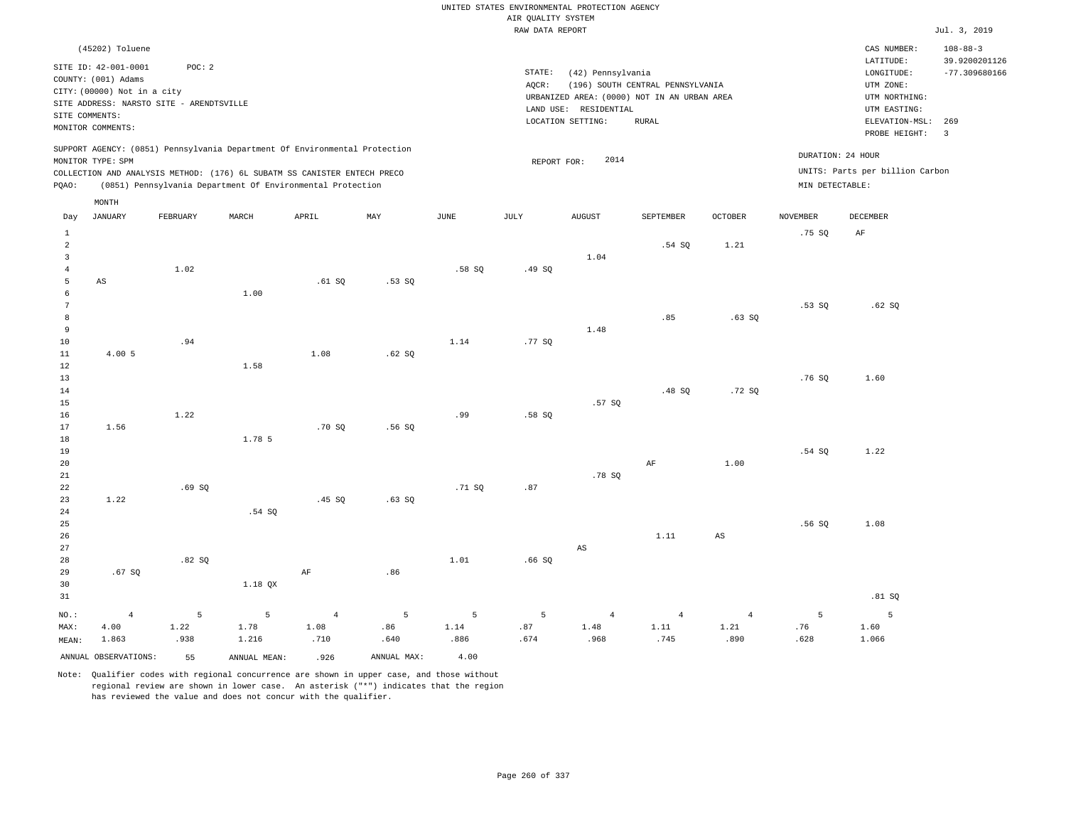UNITED STATES ENVIRONMENTAL PROTECTION AGENCY
AIR QUALITY SYSTEM
RAW DATA REPORT

Jul. 3, 2019

(45202) Toluene

SITE ID: 42-001-0001 POC: 2
COUNTY: (001) Adams
CITY: (00000) Not in a city
SITE ADDRESS: NARSTO SITE - ARENDTSVILLE
SITE COMMENTS:
MONITOR COMMENTS:

STATE: (42) Pennsylvania
AQCR: (196) SOUTH CENTRAL PENNSYLVANIA
URBANIZED AREA: (0000) NOT IN AN URBAN AREA
LAND USE: RESIDENTIAL
LOCATION SETTING: RURAL

CAS NUMBER: 108-88-3
LATITUDE: 39.9200201126
LONGITUDE: -77.309680166
UTM ZONE:
UTM NORTHING:
UTM EASTING:
ELEVATION-MSL: 269
PROBE HEIGHT: 3

SUPPORT AGENCY: (0851) Pennsylvania Department Of Environmental Protection
MONITOR TYPE: SPM
COLLECTION AND ANALYSIS METHOD: (176) 6L SUBATM SS CANISTER ENTECH PRECO
PQAO: (0851) Pennsylvania Department Of Environmental Protection

REPORT FOR: 2014

DURATION: 24 HOUR
UNITS: Parts per billion Carbon
MIN DETECTABLE:

| Day | JANUARY | FEBRUARY | MARCH | APRIL | MAY | JUNE | JULY | AUGUST | SEPTEMBER | OCTOBER | NOVEMBER | DECEMBER |
|---|---|---|---|---|---|---|---|---|---|---|---|---|
| 1 | | | | | | | | | | | .75 SQ | AF |
| 2 | | | | | | | | | .54 SQ | 1.21 | | |
| 3 | | | | | | | | 1.04 | | | | |
| 4 | | 1.02 | | | | .58 SQ | .49 SQ | | | | | |
| 5 | AS | | | .61 SQ | .53 SQ | | | | | | | |
| 6 | | | 1.00 | | | | | | | | | |
| 7 | | | | | | | | | | | .53 SQ | .62 SQ |
| 8 | | | | | | | | | .85 | .63 SQ | | |
| 9 | | | | | | | | 1.48 | | | | |
| 10 | | .94 | | | | 1.14 | .77 SQ | | | | | |
| 11 | 4.00 5 | | | 1.08 | .62 SQ | | | | | | | |
| 12 | | | 1.58 | | | | | | | | | |
| 13 | | | | | | | | | | | .76 SQ | 1.60 |
| 14 | | | | | | | | | .48 SQ | .72 SQ | | |
| 15 | | | | | | | | .57 SQ | | | | |
| 16 | | 1.22 | | | | .99 | .58 SQ | | | | | |
| 17 | 1.56 | | | .70 SQ | .56 SQ | | | | | | | |
| 18 | | | 1.78 5 | | | | | | | | | |
| 19 | | | | | | | | | | | .54 SQ | 1.22 |
| 20 | | | | | | | | | AF | 1.00 | | |
| 21 | | | | | | | | .78 SQ | | | | |
| 22 | | .69 SQ | | | | .71 SQ | .87 | | | | | |
| 23 | 1.22 | | | .45 SQ | .63 SQ | | | | | | | |
| 24 | | | .54 SQ | | | | | | | | | |
| 25 | | | | | | | | | | | .56 SQ | 1.08 |
| 26 | | | | | | | | | 1.11 | AS | | |
| 27 | | | | | | | | AS | | | | |
| 28 | | .82 SQ | | | | 1.01 | .66 SQ | | | | | |
| 29 | .67 SQ | | | AF | .86 | | | | | | | |
| 30 | | | 1.18 QX | | | | | | | | | |
| 31 | | | | | | | | | | | | .81 SQ |
| NO.: | 4 | 5 | 5 | 4 | 5 | 5 | 5 | 4 | 4 | 4 | 5 | 5 |
| MAX: | 4.00 | 1.22 | 1.78 | 1.08 | .86 | 1.14 | .87 | 1.48 | 1.11 | 1.21 | .76 | 1.60 |
| MEAN: | 1.863 | .938 | 1.216 | .710 | .640 | .886 | .674 | .968 | .745 | .890 | .628 | 1.066 |

ANNUAL OBSERVATIONS: 55 ANNUAL MEAN: .926 ANNUAL MAX: 4.00

Note: Qualifier codes with regional concurrence are shown in upper case, and those without regional review are shown in lower case. An asterisk ("*") indicates that the region has reviewed the value and does not concur with the qualifier.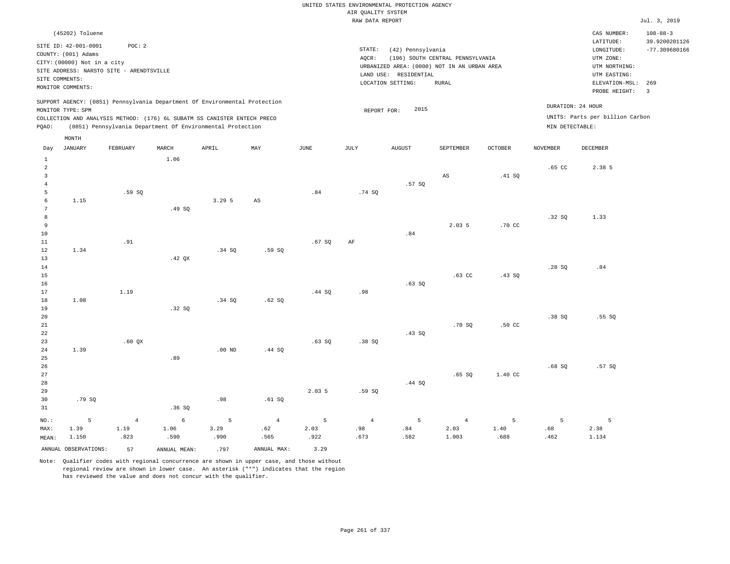UNITED STATES ENVIRONMENTAL PROTECTION AGENCY
AIR QUALITY SYSTEM
RAW DATA REPORT

Jul. 3, 2019

(45202) Toluene

SITE ID: 42-001-0001 POC: 2
COUNTY: (001) Adams
CITY: (00000) Not in a city
SITE ADDRESS: NARSTO SITE - ARENDTSVILLE
SITE COMMENTS:
MONITOR COMMENTS:

STATE: (42) Pennsylvania
AQCR: (196) SOUTH CENTRAL PENNSYLVANIA
URBANIZED AREA: (0000) NOT IN AN URBAN AREA
LAND USE: RESIDENTIAL
LOCATION SETTING: RURAL

CAS NUMBER: 108-88-3
LATITUDE: 39.9200201126
LONGITUDE: -77.309680166
UTM ZONE:
UTM NORTHING:
UTM EASTING:
ELEVATION-MSL: 269
PROBE HEIGHT: 3

SUPPORT AGENCY: (0851) Pennsylvania Department Of Environmental Protection
MONITOR TYPE: SPM
COLLECTION AND ANALYSIS METHOD: (176) 6L SUBATM SS CANISTER ENTECH PRECO
PQAO: (0851) Pennsylvania Department Of Environmental Protection

REPORT FOR: 2015

DURATION: 24 HOUR
UNITS: Parts per billion Carbon
MIN DETECTABLE:

| Day | JANUARY | FEBRUARY | MARCH | APRIL | MAY | JUNE | JULY | AUGUST | SEPTEMBER | OCTOBER | NOVEMBER | DECEMBER |
|---|---|---|---|---|---|---|---|---|---|---|---|---|
| 1 | | | 1.06 | | | | | | | | | |
| 2 | | | | | | | | | | | .65 CC | 2.38 5 |
| 3 | | | | | | | | | AS | .41 SQ | | |
| 4 | | | | | | | | .57 SQ | | | | |
| 5 | | .59 SQ | | | | .84 | .74 SQ | | | | | |
| 6 | 1.15 | | | 3.29 5 | AS | | | | | | | |
| 7 | | | .49 SQ | | | | | | | | | |
| 8 | | | | | | | | | | | .32 SQ | 1.33 |
| 9 | | | | | | | | | 2.03 5 | .70 CC | | |
| 10 | | | | | | | | .84 | | | | |
| 11 | | .91 | | | | .67 SQ | AF | | | | | |
| 12 | 1.34 | | | .34 SQ | .59 SQ | | | | | | | |
| 13 | | | .42 QX | | | | | | | | | |
| 14 | | | | | | | | | | | .28 SQ | .84 |
| 15 | | | | | | | | | .63 CC | .43 SQ | | |
| 16 | | | | | | | | .63 SQ | | | | |
| 17 | | 1.19 | | | | .44 SQ | .98 | | | | | |
| 18 | 1.08 | | | .34 SQ | .62 SQ | | | | | | | |
| 19 | | | .32 SQ | | | | | | | | | |
| 20 | | | | | | | | | | | .38 SQ | .55 SQ |
| 21 | | | | | | | | | .70 SQ | .50 CC | | |
| 22 | | | | | | | | .43 SQ | | | | |
| 23 | | .60 QX | | | | .63 SQ | .38 SQ | | | | | |
| 24 | 1.39 | | | .00 ND | .44 SQ | | | | | | | |
| 25 | | | .89 | | | | | | | | | |
| 26 | | | | | | | | | | | .68 SQ | .57 SQ |
| 27 | | | | | | | | | .65 SQ | 1.40 CC | | |
| 28 | | | | | | | | .44 SQ | | | | |
| 29 | | | | | | 2.03 5 | .59 SQ | | | | | |
| 30 | .79 SQ | | | .98 | .61 SQ | | | | | | | |
| 31 | | | .36 SQ | | | | | | | | | |
| NO.: | 5 | 4 | 6 | 5 | 4 | 5 | 4 | 5 | 4 | 5 | 5 | 5 |
| MAX: | 1.39 | 1.19 | 1.06 | 3.29 | .62 | 2.03 | .98 | .84 | 2.03 | 1.40 | .68 | 2.38 |
| MEAN: | 1.150 | .823 | .590 | .990 | .565 | .922 | .673 | .582 | 1.003 | .688 | .462 | 1.134 |

ANNUAL OBSERVATIONS: 57 ANNUAL MEAN: .797 ANNUAL MAX: 3.29

Note: Qualifier codes with regional concurrence are shown in upper case, and those without regional review are shown in lower case. An asterisk ("*") indicates that the region has reviewed the value and does not concur with the qualifier.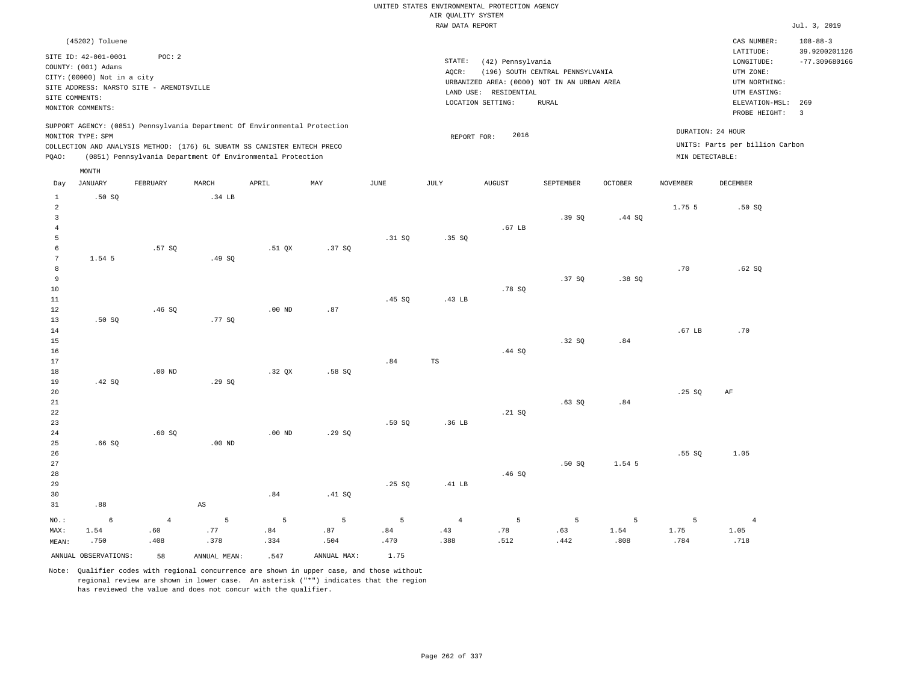UNITED STATES ENVIRONMENTAL PROTECTION AGENCY
AIR QUALITY SYSTEM
RAW DATA REPORT

Jul. 3, 2019

(45202) Toluene

SITE ID: 42-001-0001 POC: 2
COUNTY: (001) Adams
CITY: (00000) Not in a city
SITE ADDRESS: NARSTO SITE - ARENDTSVILLE
SITE COMMENTS:
MONITOR COMMENTS:

STATE: (42) Pennsylvania
AQCR: (196) SOUTH CENTRAL PENNSYLVANIA
URBANIZED AREA: (0000) NOT IN AN URBAN AREA
LAND USE: RESIDENTIAL
LOCATION SETTING: RURAL

CAS NUMBER: 108-88-3
LATITUDE: 39.9200201126
LONGITUDE: -77.309680166
UTM ZONE:
UTM NORTHING:
UTM EASTING:
ELEVATION-MSL: 269
PROBE HEIGHT: 3

SUPPORT AGENCY: (0851) Pennsylvania Department Of Environmental Protection
MONITOR TYPE: SPM
COLLECTION AND ANALYSIS METHOD: (176) 6L SUBATM SS CANISTER ENTECH PRECO
PQAO: (0851) Pennsylvania Department Of Environmental Protection

REPORT FOR: 2016

DURATION: 24 HOUR
UNITS: Parts per billion Carbon
MIN DETECTABLE:

| Day | JANUARY | FEBRUARY | MARCH | APRIL | MAY | JUNE | JULY | AUGUST | SEPTEMBER | OCTOBER | NOVEMBER | DECEMBER |
|---|---|---|---|---|---|---|---|---|---|---|---|---|
| 1 | .50 SQ | | .34 LB | | | | | | | | | |
| 2 | | | | | | | | | | | 1.75 5 | .50 SQ |
| 3 | | | | | | | | | .39 SQ | .44 SQ | | |
| 4 | | | | | | | | .67 LB | | | | |
| 5 | | | | | | .31 SQ | .35 SQ | | | | | |
| 6 | | .57 SQ | | .51 QX | .37 SQ | | | | | | | |
| 7 | 1.54 5 | | .49 SQ | | | | | | | | | |
| 8 | | | | | | | | | | | .70 | .62 SQ |
| 9 | | | | | | | | | .37 SQ | .38 SQ | | |
| 10 | | | | | | | | .78 SQ | | | | |
| 11 | | | | | | .45 SQ | .43 LB | | | | | |
| 12 | | .46 SQ | | .00 ND | .87 | | | | | | | |
| 13 | .50 SQ | | .77 SQ | | | | | | | | | |
| 14 | | | | | | | | | | | .67 LB | .70 |
| 15 | | | | | | | | | .32 SQ | .84 | | |
| 16 | | | | | | | | .44 SQ | | | | |
| 17 | | | | | | .84 | TS | | | | | |
| 18 | | .00 ND | | .32 QX | .58 SQ | | | | | | | |
| 19 | .42 SQ | | .29 SQ | | | | | | | | | |
| 20 | | | | | | | | | | | .25 SQ | AF |
| 21 | | | | | | | | | .63 SQ | .84 | | |
| 22 | | | | | | | | .21 SQ | | | | |
| 23 | | | | | | .50 SQ | .36 LB | | | | | |
| 24 | | .60 SQ | | .00 ND | .29 SQ | | | | | | | |
| 25 | .66 SQ | | .00 ND | | | | | | | | | |
| 26 | | | | | | | | | | | .55 SQ | 1.05 |
| 27 | | | | | | | | | .50 SQ | 1.54 5 | | |
| 28 | | | | | | | | .46 SQ | | | | |
| 29 | | | | | | .25 SQ | .41 LB | | | | | |
| 30 | | | | .84 | .41 SQ | | | | | | | |
| 31 | .88 | | AS | | | | | | | | | |
| NO.: | 6 | 4 | 5 | 5 | 5 | 5 | 4 | 5 | 5 | 5 | 5 | 4 |
| MAX: | 1.54 | .60 | .77 | .84 | .87 | .84 | .43 | .78 | .63 | 1.54 | 1.75 | 1.05 |
| MEAN: | .750 | .408 | .378 | .334 | .504 | .470 | .388 | .512 | .442 | .808 | .784 | .718 |

ANNUAL OBSERVATIONS: 58 ANNUAL MEAN: .547 ANNUAL MAX: 1.75

Note: Qualifier codes with regional concurrence are shown in upper case, and those without regional review are shown in lower case. An asterisk ("*") indicates that the region has reviewed the value and does not concur with the qualifier.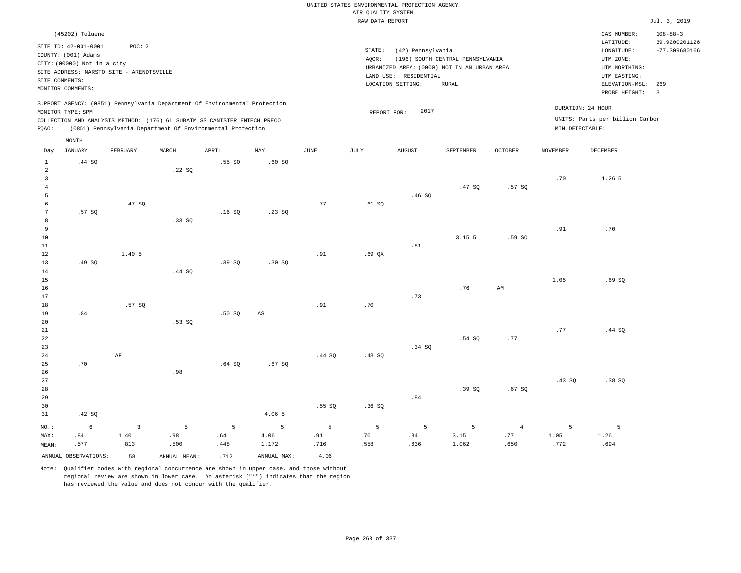UNITED STATES ENVIRONMENTAL PROTECTION AGENCY
AIR QUALITY SYSTEM
RAW DATA REPORT

Jul. 3, 2019

(45202) Toluene

SITE ID: 42-001-0001 POC: 2
COUNTY: (001) Adams
CITY: (00000) Not in a city
SITE ADDRESS: NARSTO SITE - ARENDTSVILLE
SITE COMMENTS:
MONITOR COMMENTS:

STATE: (42) Pennsylvania
AQCR: (196) SOUTH CENTRAL PENNSYLVANIA
URBANIZED AREA: (0000) NOT IN AN URBAN AREA
LAND USE: RESIDENTIAL
LOCATION SETTING: RURAL

CAS NUMBER: 108-88-3
LATITUDE: 39.9200201126
LONGITUDE: -77.309680166
UTM ZONE:
UTM NORTHING:
UTM EASTING:
ELEVATION-MSL: 269
PROBE HEIGHT: 3

SUPPORT AGENCY: (0851) Pennsylvania Department Of Environmental Protection
MONITOR TYPE: SPM
COLLECTION AND ANALYSIS METHOD: (176) 6L SUBATM SS CANISTER ENTECH PRECO
PQAO: (0851) Pennsylvania Department Of Environmental Protection

REPORT FOR: 2017

DURATION: 24 HOUR
UNITS: Parts per billion Carbon
MIN DETECTABLE:

| Day | JANUARY | FEBRUARY | MARCH | APRIL | MAY | JUNE | JULY | AUGUST | SEPTEMBER | OCTOBER | NOVEMBER | DECEMBER |
|---|---|---|---|---|---|---|---|---|---|---|---|---|
| 1 | .44 SQ | | | .55 SQ | .60 SQ | | | | | | | |
| 2 | | | .22 SQ | | | | | | | | | |
| 3 | | | | | | | | | | | .70 | 1.26 5 |
| 4 | | | | | | | | | .47 SQ | .57 SQ | | |
| 5 | | | | | | | | .46 SQ | | | | |
| 6 | | .47 SQ | | | | .77 | .61 SQ | | | | | |
| 7 | .57 SQ | | | .16 SQ | .23 SQ | | | | | | | |
| 8 | | | .33 SQ | | | | | | | | | |
| 9 | | | | | | | | | | | .91 | .70 |
| 10 | | | | | | | | | 3.15 5 | .59 SQ | | |
| 11 | | | | | | | | .81 | | | | |
| 12 | | 1.40 5 | | | | .91 | .69 QX | | | | | |
| 13 | .49 SQ | | | .39 SQ | .30 SQ | | | | | | | |
| 14 | | | .44 SQ | | | | | | | | | |
| 15 | | | | | | | | | | | 1.05 | .69 SQ |
| 16 | | | | | | | | | .76 | AM | | |
| 17 | | | | | | | | .73 | | | | |
| 18 | | .57 SQ | | | | .91 | .70 | | | | | |
| 19 | .84 | | | .50 SQ | AS | | | | | | | |
| 20 | | | .53 SQ | | | | | | | | | |
| 21 | | | | | | | | | | | .77 | .44 SQ |
| 22 | | | | | | | | | .54 SQ | .77 | | |
| 23 | | | | | | | | .34 SQ | | | | |
| 24 | | AF | | | | .44 SQ | .43 SQ | | | | | |
| 25 | .70 | | | .64 SQ | .67 SQ | | | | | | | |
| 26 | | | .98 | | | | | | | | | |
| 27 | | | | | | | | | | | .43 SQ | .38 SQ |
| 28 | | | | | | | | | .39 SQ | .67 SQ | | |
| 29 | | | | | | | | .84 | | | | |
| 30 | | | | | | .55 SQ | .36 SQ | | | | | |
| 31 | .42 SQ | | | | 4.06 5 | | | | | | | |
| NO.: | 6 | 3 | 5 | 5 | 5 | 5 | 5 | 5 | 5 | 4 | 5 | 5 |
| MAX: | .84 | 1.40 | .98 | .64 | 4.06 | .91 | .70 | .84 | 3.15 | .77 | 1.05 | 1.26 |
| MEAN: | .577 | .813 | .500 | .448 | 1.172 | .716 | .558 | .636 | 1.062 | .650 | .772 | .694 |

ANNUAL OBSERVATIONS: 58 ANNUAL MEAN: .712 ANNUAL MAX: 4.06

Note: Qualifier codes with regional concurrence are shown in upper case, and those without regional review are shown in lower case. An asterisk ("*") indicates that the region has reviewed the value and does not concur with the qualifier.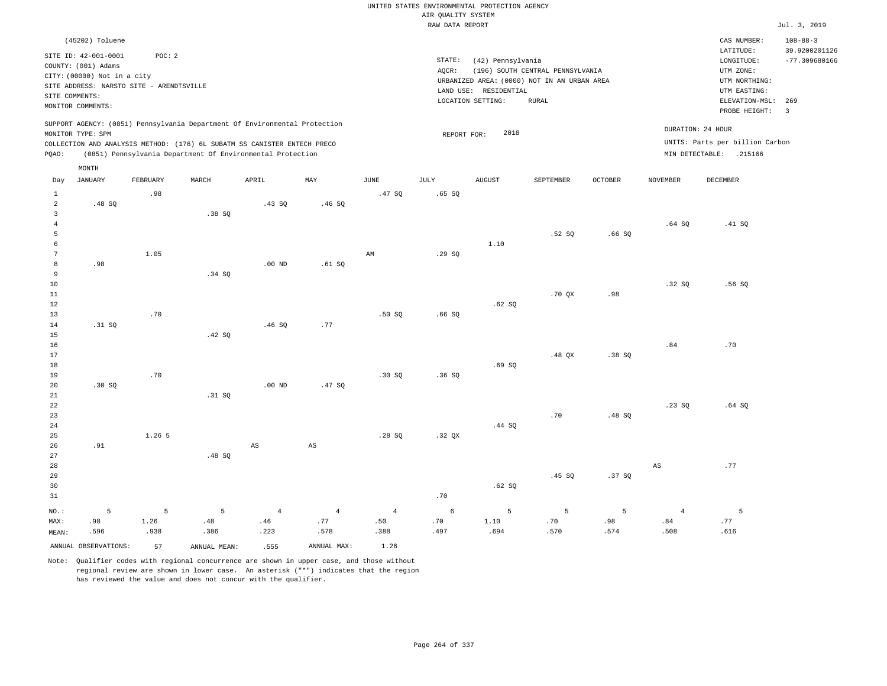UNITED STATES ENVIRONMENTAL PROTECTION AGENCY
AIR QUALITY SYSTEM
RAW DATA REPORT

Jul. 3, 2019

(45202) Toluene

SITE ID: 42-001-0001 POC: 2
COUNTY: (001) Adams
CITY: (00000) Not in a city
SITE ADDRESS: NARSTO SITE - ARENDTSVILLE
SITE COMMENTS:
MONITOR COMMENTS:

STATE: (42) Pennsylvania
AQCR: (196) SOUTH CENTRAL PENNSYLVANIA
URBANIZED AREA: (0000) NOT IN AN URBAN AREA
LAND USE: RESIDENTIAL
LOCATION SETTING: RURAL

CAS NUMBER: 108-88-3
LATITUDE: 39.9200201126
LONGITUDE: -77.309680166
UTM ZONE:
UTM NORTHING:
UTM EASTING:
ELEVATION-MSL: 269
PROBE HEIGHT: 3

SUPPORT AGENCY: (0851) Pennsylvania Department Of Environmental Protection
MONITOR TYPE: SPM
COLLECTION AND ANALYSIS METHOD: (176) 6L SUBATM SS CANISTER ENTECH PRECO
PQAO: (0851) Pennsylvania Department Of Environmental Protection

REPORT FOR: 2018

DURATION: 24 HOUR
UNITS: Parts per billion Carbon
MIN DETECTABLE: .215166

| Day | JANUARY | FEBRUARY | MARCH | APRIL | MAY | JUNE | JULY | AUGUST | SEPTEMBER | OCTOBER | NOVEMBER | DECEMBER |
|---|---|---|---|---|---|---|---|---|---|---|---|---|
| 1 | | .98 | | | | .47 SQ | .65 SQ | | | | | |
| 2 | .48 SQ | | | .43 SQ | .46 SQ | | | | | | | |
| 3 | | | .38 SQ | | | | | | | | | |
| 4 | | | | | | | | | | | .64 SQ | .41 SQ |
| 5 | | | | | | | | | .52 SQ | .66 SQ | | |
| 6 | | | | | | | | 1.10 | | | | |
| 7 | | 1.05 | | | | AM | .29 SQ | | | | | |
| 8 | .98 | | | .00 ND | .61 SQ | | | | | | | |
| 9 | | | .34 SQ | | | | | | | | | |
| 10 | | | | | | | | | | | .32 SQ | .56 SQ |
| 11 | | | | | | | | | .70 QX | .98 | | |
| 12 | | | | | | | | .62 SQ | | | | |
| 13 | | .70 | | | | .50 SQ | .66 SQ | | | | | |
| 14 | .31 SQ | | | .46 SQ | .77 | | | | | | | |
| 15 | | | .42 SQ | | | | | | | | | |
| 16 | | | | | | | | | | | .84 | .70 |
| 17 | | | | | | | | | .48 QX | .38 SQ | | |
| 18 | | | | | | | | .69 SQ | | | | |
| 19 | | .70 | | | | .30 SQ | .36 SQ | | | | | |
| 20 | .30 SQ | | | .00 ND | .47 SQ | | | | | | | |
| 21 | | | .31 SQ | | | | | | | | | |
| 22 | | | | | | | | | | | .23 SQ | .64 SQ |
| 23 | | | | | | | | | .70 | .48 SQ | | |
| 24 | | | | | | | | .44 SQ | | | | |
| 25 | | 1.26 5 | | | | .28 SQ | .32 QX | | | | | |
| 26 | .91 | | | AS | AS | | | | | | | |
| 27 | | | .48 SQ | | | | | | | | | |
| 28 | | | | | | | | | | | AS | .77 |
| 29 | | | | | | | | | .45 SQ | .37 SQ | | |
| 30 | | | | | | | | .62 SQ | | | | |
| 31 | | | | | | | .70 | | | | | |
| NO.: | 5 | 5 | 5 | 4 | 4 | 4 | 6 | 5 | 5 | 5 | 4 | 5 |
| MAX: | .98 | 1.26 | .48 | .46 | .77 | .50 | .70 | 1.10 | .70 | .98 | .84 | .77 |
| MEAN: | .596 | .938 | .386 | .223 | .578 | .388 | .497 | .694 | .570 | .574 | .508 | .616 |

ANNUAL OBSERVATIONS: 57 ANNUAL MEAN: .555 ANNUAL MAX: 1.26

Note: Qualifier codes with regional concurrence are shown in upper case, and those without regional review are shown in lower case. An asterisk ("*") indicates that the region has reviewed the value and does not concur with the qualifier.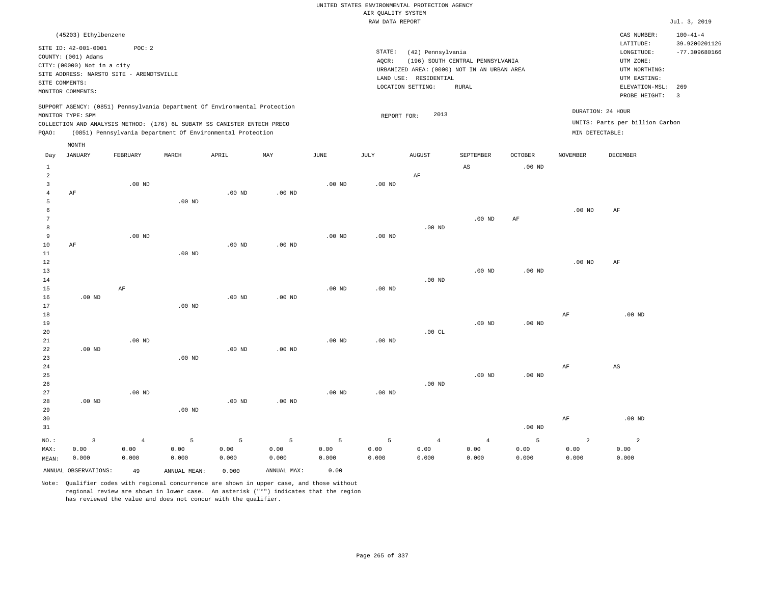UNITED STATES ENVIRONMENTAL PROTECTION AGENCY
AIR QUALITY SYSTEM
RAW DATA REPORT

Jul. 3, 2019

(45203) Ethylbenzene

SITE ID: 42-001-0001 POC: 2
COUNTY: (001) Adams
CITY: (00000) Not in a city
SITE ADDRESS: NARSTO SITE - ARENDTSVILLE
SITE COMMENTS:
MONITOR COMMENTS:

STATE: (42) Pennsylvania
AQCR: (196) SOUTH CENTRAL PENNSYLVANIA
URBANIZED AREA: (0000) NOT IN AN URBAN AREA
LAND USE: RESIDENTIAL
LOCATION SETTING: RURAL

CAS NUMBER: 100-41-4
LATITUDE: 39.9200201126
LONGITUDE: -77.309680166
UTM ZONE:
UTM NORTHING:
UTM EASTING:
ELEVATION-MSL: 269
PROBE HEIGHT: 3

SUPPORT AGENCY: (0851) Pennsylvania Department Of Environmental Protection
MONITOR TYPE: SPM
COLLECTION AND ANALYSIS METHOD: (176) 6L SUBATM SS CANISTER ENTECH PRECO
PQAO: (0851) Pennsylvania Department Of Environmental Protection

REPORT FOR: 2013

DURATION: 24 HOUR
UNITS: Parts per billion Carbon
MIN DETECTABLE:

| Day | JANUARY | FEBRUARY | MARCH | APRIL | MAY | JUNE | JULY | AUGUST | SEPTEMBER | OCTOBER | NOVEMBER | DECEMBER |
|---|---|---|---|---|---|---|---|---|---|---|---|---|
| 1 | | | | | | | | | AS | .00 ND | | |
| 2 | | | | | | | | AF | | | | |
| 3 | | .00 ND | | | | .00 ND | .00 ND | | | | | |
| 4 | AF | | | .00 ND | .00 ND | | | | | | | |
| 5 | | | .00 ND | | | | | | | | | |
| 6 | | | | | | | | | | | .00 ND | AF |
| 7 | | | | | | | | | .00 ND | AF | | |
| 8 | | | | | | | | .00 ND | | | | |
| 9 | | .00 ND | | | | .00 ND | .00 ND | | | | | |
| 10 | AF | | | .00 ND | .00 ND | | | | | | | |
| 11 | | | .00 ND | | | | | | | | | |
| 12 | | | | | | | | | | | .00 ND | AF |
| 13 | | | | | | | | | .00 ND | .00 ND | | |
| 14 | | | | | | | | .00 ND | | | | |
| 15 | | AF | | | | .00 ND | .00 ND | | | | | |
| 16 | .00 ND | | | .00 ND | .00 ND | | | | | | | |
| 17 | | | .00 ND | | | | | | | | | |
| 18 | | | | | | | | | | | AF | .00 ND |
| 19 | | | | | | | | | .00 ND | .00 ND | | |
| 20 | | | | | | | | .00 CL | | | | |
| 21 | | .00 ND | | | | .00 ND | .00 ND | | | | | |
| 22 | .00 ND | | | .00 ND | .00 ND | | | | | | | |
| 23 | | | .00 ND | | | | | | | | | |
| 24 | | | | | | | | | | | AF | AS |
| 25 | | | | | | | | | .00 ND | .00 ND | | |
| 26 | | | | | | | | .00 ND | | | | |
| 27 | | .00 ND | | | | .00 ND | .00 ND | | | | | |
| 28 | .00 ND | | | .00 ND | .00 ND | | | | | | | |
| 29 | | | .00 ND | | | | | | | | | |
| 30 | | | | | | | | | | | AF | .00 ND |
| 31 | | | | | | | | | | .00 ND | | |
| NO.: | 3 | 4 | 5 | 5 | 5 | 5 | 5 | 4 | 4 | 5 | 2 | 2 |
| MAX: | 0.00 | 0.00 | 0.00 | 0.00 | 0.00 | 0.00 | 0.00 | 0.00 | 0.00 | 0.00 | 0.00 | 0.00 |
| MEAN: | 0.000 | 0.000 | 0.000 | 0.000 | 0.000 | 0.000 | 0.000 | 0.000 | 0.000 | 0.000 | 0.000 | 0.000 |

ANNUAL OBSERVATIONS: 49 ANNUAL MEAN: 0.000 ANNUAL MAX: 0.00

Note: Qualifier codes with regional concurrence are shown in upper case, and those without regional review are shown in lower case. An asterisk ("*") indicates that the region has reviewed the value and does not concur with the qualifier.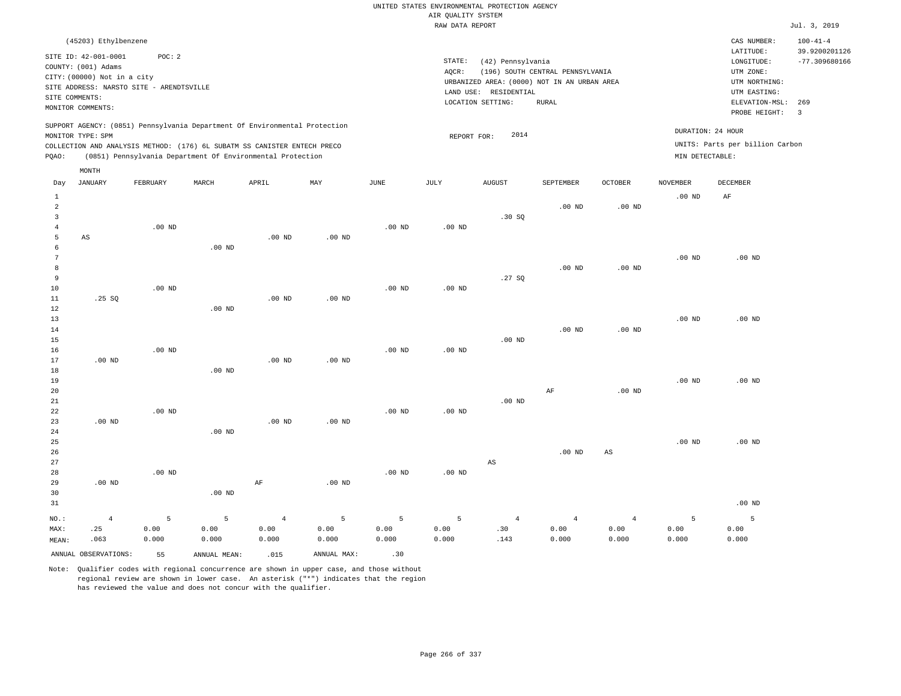UNITED STATES ENVIRONMENTAL PROTECTION AGENCY
AIR QUALITY SYSTEM
RAW DATA REPORT

Jul. 3, 2019

(45203) Ethylbenzene

SITE ID: 42-001-0001 POC: 2
COUNTY: (001) Adams
CITY: (00000) Not in a city
SITE ADDRESS: NARSTO SITE - ARENDTSVILLE
SITE COMMENTS:
MONITOR COMMENTS:

STATE: (42) Pennsylvania
AQCR: (196) SOUTH CENTRAL PENNSYLVANIA
URBANIZED AREA: (0000) NOT IN AN URBAN AREA
LAND USE: RESIDENTIAL
LOCATION SETTING: RURAL

CAS NUMBER: 100-41-4
LATITUDE: 39.9200201126
LONGITUDE: -77.309680166
UTM ZONE:
UTM NORTHING:
UTM EASTING:
ELEVATION-MSL: 269
PROBE HEIGHT: 3

SUPPORT AGENCY: (0851) Pennsylvania Department Of Environmental Protection
MONITOR TYPE: SPM
COLLECTION AND ANALYSIS METHOD: (176) 6L SUBATM SS CANISTER ENTECH PRECO
PQAO: (0851) Pennsylvania Department Of Environmental Protection

REPORT FOR: 2014

DURATION: 24 HOUR
UNITS: Parts per billion Carbon
MIN DETECTABLE:

| Day | JANUARY | FEBRUARY | MARCH | APRIL | MAY | JUNE | JULY | AUGUST | SEPTEMBER | OCTOBER | NOVEMBER | DECEMBER |
|---|---|---|---|---|---|---|---|---|---|---|---|---|
| 1 | | | | | | | | | | | .00 ND | AF |
| 2 | | | | | | | | | .00 ND | .00 ND | | |
| 3 | | | | | | | | .30 SQ | | | | |
| 4 | | .00 ND | | | | .00 ND | .00 ND | | | | | |
| 5 | AS | | | .00 ND | .00 ND | | | | | | | |
| 6 | | | .00 ND | | | | | | | | | |
| 7 | | | | | | | | | | | .00 ND | .00 ND |
| 8 | | | | | | | | | .00 ND | .00 ND | | |
| 9 | | | | | | | | .27 SQ | | | | |
| 10 | | .00 ND | | | | .00 ND | .00 ND | | | | | |
| 11 | .25 SQ | | | .00 ND | .00 ND | | | | | | | |
| 12 | | | .00 ND | | | | | | | | | |
| 13 | | | | | | | | | | | .00 ND | .00 ND |
| 14 | | | | | | | | | .00 ND | .00 ND | | |
| 15 | | | | | | | | .00 ND | | | | |
| 16 | | .00 ND | | | | .00 ND | .00 ND | | | | | |
| 17 | .00 ND | | | .00 ND | .00 ND | | | | | | | |
| 18 | | | .00 ND | | | | | | | | | |
| 19 | | | | | | | | | | | .00 ND | .00 ND |
| 20 | | | | | | | | | AF | .00 ND | | |
| 21 | | | | | | | | .00 ND | | | | |
| 22 | | .00 ND | | | | .00 ND | .00 ND | | | | | |
| 23 | .00 ND | | | .00 ND | .00 ND | | | | | | | |
| 24 | | | .00 ND | | | | | | | | | |
| 25 | | | | | | | | | | | .00 ND | .00 ND |
| 26 | | | | | | | | | .00 ND | AS | | |
| 27 | | | | | | | | AS | | | | |
| 28 | | .00 ND | | | | .00 ND | .00 ND | | | | | |
| 29 | .00 ND | | | AF | .00 ND | | | | | | | |
| 30 | | | .00 ND | | | | | | | | | |
| 31 | | | | | | | | | | | | .00 ND |
| NO.: | 4 | 5 | 5 | 4 | 5 | 5 | 5 | 4 | 4 | 4 | 5 | 5 |
| MAX: | .25 | 0.00 | 0.00 | 0.00 | 0.00 | 0.00 | 0.00 | .30 | 0.00 | 0.00 | 0.00 | 0.00 |
| MEAN: | .063 | 0.000 | 0.000 | 0.000 | 0.000 | 0.000 | 0.000 | .143 | 0.000 | 0.000 | 0.000 | 0.000 |

ANNUAL OBSERVATIONS: 55 ANNUAL MEAN: .015 ANNUAL MAX: .30

Note: Qualifier codes with regional concurrence are shown in upper case, and those without regional review are shown in lower case. An asterisk ("*") indicates that the region has reviewed the value and does not concur with the qualifier.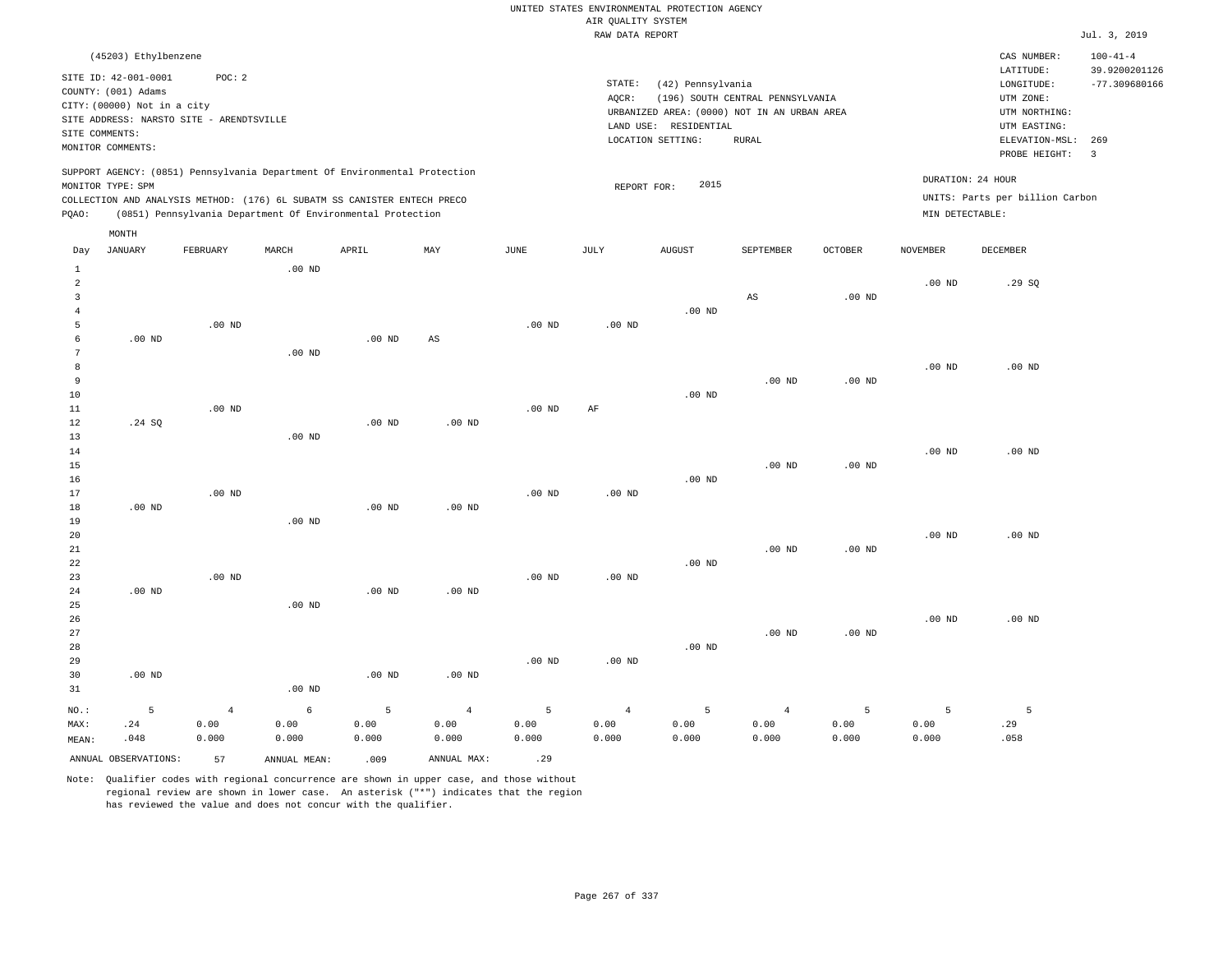UNITED STATES ENVIRONMENTAL PROTECTION AGENCY
AIR QUALITY SYSTEM
RAW DATA REPORT

Jul. 3, 2019

(45203) Ethylbenzene

SITE ID: 42-001-0001 POC: 2
COUNTY: (001) Adams
CITY: (00000) Not in a city
SITE ADDRESS: NARSTO SITE - ARENDTSVILLE
SITE COMMENTS:
MONITOR COMMENTS:

STATE: (42) Pennsylvania
AQCR: (196) SOUTH CENTRAL PENNSYLVANIA
URBANIZED AREA: (0000) NOT IN AN URBAN AREA
LAND USE: RESIDENTIAL
LOCATION SETTING: RURAL

CAS NUMBER: 100-41-4
LATITUDE: 39.9200201126
LONGITUDE: -77.309680166
UTM ZONE:
UTM NORTHING:
UTM EASTING:
ELEVATION-MSL: 269
PROBE HEIGHT: 3

SUPPORT AGENCY: (0851) Pennsylvania Department Of Environmental Protection
MONITOR TYPE: SPM
COLLECTION AND ANALYSIS METHOD: (176) 6L SUBATM SS CANISTER ENTECH PRECO
PQAO: (0851) Pennsylvania Department Of Environmental Protection

REPORT FOR: 2015

DURATION: 24 HOUR
UNITS: Parts per billion Carbon
MIN DETECTABLE:

| Day | JANUARY | FEBRUARY | MARCH | APRIL | MAY | JUNE | JULY | AUGUST | SEPTEMBER | OCTOBER | NOVEMBER | DECEMBER |
|---|---|---|---|---|---|---|---|---|---|---|---|---|
| 1 | | | .00 ND | | | | | | | | | |
| 2 | | | | | | | | | | | .00 ND | .29 SQ |
| 3 | | | | | | | | | AS | .00 ND | | |
| 4 | | | | | | | | .00 ND | | | | |
| 5 | | .00 ND | | | | .00 ND | .00 ND | | | | | |
| 6 | .00 ND | | | .00 ND | AS | | | | | | | |
| 7 | | | .00 ND | | | | | | | | | |
| 8 | | | | | | | | | | | .00 ND | .00 ND |
| 9 | | | | | | | | | .00 ND | .00 ND | | |
| 10 | | | | | | | | .00 ND | | | | |
| 11 | | .00 ND | | | | .00 ND | AF | | | | | |
| 12 | .24 SQ | | | .00 ND | .00 ND | | | | | | | |
| 13 | | | .00 ND | | | | | | | | | |
| 14 | | | | | | | | | | | .00 ND | .00 ND |
| 15 | | | | | | | | | .00 ND | .00 ND | | |
| 16 | | | | | | | | .00 ND | | | | |
| 17 | | .00 ND | | | | .00 ND | .00 ND | | | | | |
| 18 | .00 ND | | | .00 ND | .00 ND | | | | | | | |
| 19 | | | .00 ND | | | | | | | | | |
| 20 | | | | | | | | | | | .00 ND | .00 ND |
| 21 | | | | | | | | | .00 ND | .00 ND | | |
| 22 | | | | | | | | .00 ND | | | | |
| 23 | | .00 ND | | | | .00 ND | .00 ND | | | | | |
| 24 | .00 ND | | | .00 ND | .00 ND | | | | | | | |
| 25 | | | .00 ND | | | | | | | | | |
| 26 | | | | | | | | | | | .00 ND | .00 ND |
| 27 | | | | | | | | | .00 ND | .00 ND | | |
| 28 | | | | | | | | .00 ND | | | | |
| 29 | | | | | | .00 ND | .00 ND | | | | | |
| 30 | .00 ND | | | .00 ND | .00 ND | | | | | | | |
| 31 | | | .00 ND | | | | | | | | | |
| NO.: | 5 | 4 | 6 | 5 | 4 | 5 | 4 | 5 | 4 | 5 | 5 | 5 |
| MAX: | .24 | 0.00 | 0.00 | 0.00 | 0.00 | 0.00 | 0.00 | 0.00 | 0.00 | 0.00 | 0.00 | .29 |
| MEAN: | .048 | 0.000 | 0.000 | 0.000 | 0.000 | 0.000 | 0.000 | 0.000 | 0.000 | 0.000 | 0.000 | .058 |

ANNUAL OBSERVATIONS: 57 ANNUAL MEAN: .009 ANNUAL MAX: .29

Note: Qualifier codes with regional concurrence are shown in upper case, and those without regional review are shown in lower case. An asterisk ("*") indicates that the region has reviewed the value and does not concur with the qualifier.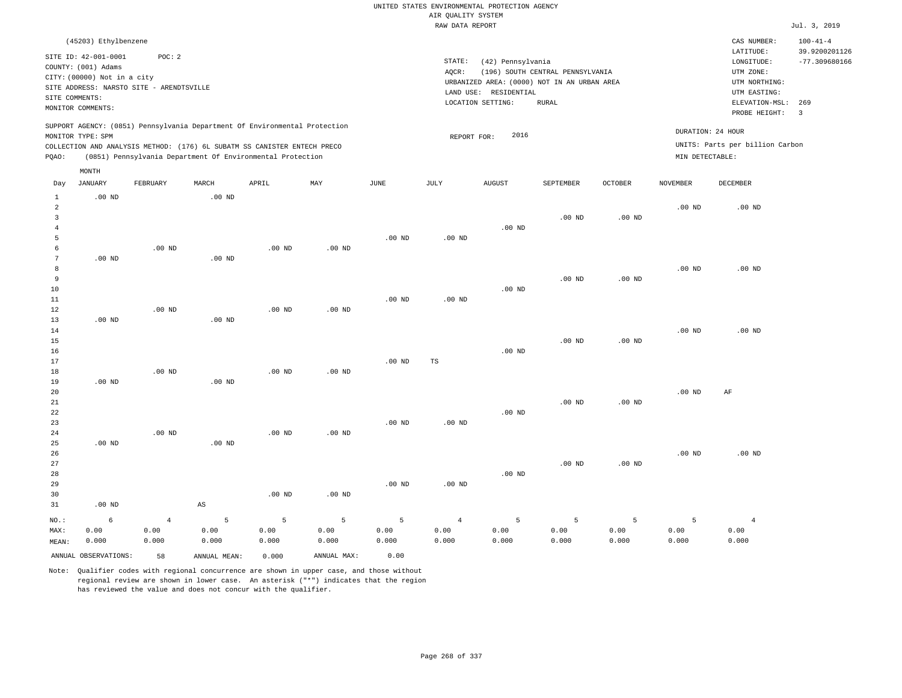UNITED STATES ENVIRONMENTAL PROTECTION AGENCY
AIR QUALITY SYSTEM
RAW DATA REPORT

Jul. 3, 2019

(45203) Ethylbenzene

SITE ID: 42-001-0001 POC: 2
COUNTY: (001) Adams
CITY: (00000) Not in a city
SITE ADDRESS: NARSTO SITE - ARENDTSVILLE
SITE COMMENTS:
MONITOR COMMENTS:

STATE: (42) Pennsylvania
AQCR: (196) SOUTH CENTRAL PENNSYLVANIA
URBANIZED AREA: (0000) NOT IN AN URBAN AREA
LAND USE: RESIDENTIAL
LOCATION SETTING: RURAL

CAS NUMBER: 100-41-4
LATITUDE: 39.9200201126
LONGITUDE: -77.309680166
UTM ZONE:
UTM NORTHING:
UTM EASTING:
ELEVATION-MSL: 269
PROBE HEIGHT: 3

SUPPORT AGENCY: (0851) Pennsylvania Department Of Environmental Protection
MONITOR TYPE: SPM
COLLECTION AND ANALYSIS METHOD: (176) 6L SUBATM SS CANISTER ENTECH PRECO
PQAO: (0851) Pennsylvania Department Of Environmental Protection

REPORT FOR: 2016

DURATION: 24 HOUR
UNITS: Parts per billion Carbon
MIN DETECTABLE:

| Day | JANUARY | FEBRUARY | MARCH | APRIL | MAY | JUNE | JULY | AUGUST | SEPTEMBER | OCTOBER | NOVEMBER | DECEMBER |
|---|---|---|---|---|---|---|---|---|---|---|---|---|
| 1 | .00 ND | | .00 ND | | | | | | | | | |
| 2 | | | | | | | | | | | .00 ND | .00 ND |
| 3 | | | | | | | | | .00 ND | .00 ND | | |
| 4 | | | | | | | | .00 ND | | | | |
| 5 | | | | | | .00 ND | .00 ND | | | | | |
| 6 | | .00 ND | | .00 ND | .00 ND | | | | | | | |
| 7 | .00 ND | | .00 ND | | | | | | | | | |
| 8 | | | | | | | | | | | .00 ND | .00 ND |
| 9 | | | | | | | | | .00 ND | .00 ND | | |
| 10 | | | | | | | | .00 ND | | | | |
| 11 | | | | | | .00 ND | .00 ND | | | | | |
| 12 | | .00 ND | | .00 ND | .00 ND | | | | | | | |
| 13 | .00 ND | | .00 ND | | | | | | | | | |
| 14 | | | | | | | | | | | .00 ND | .00 ND |
| 15 | | | | | | | | | .00 ND | .00 ND | | |
| 16 | | | | | | | | .00 ND | | | | |
| 17 | | | | | | .00 ND | TS | | | | | |
| 18 | | .00 ND | | .00 ND | .00 ND | | | | | | | |
| 19 | .00 ND | | .00 ND | | | | | | | | | |
| 20 | | | | | | | | | | | .00 ND | AF |
| 21 | | | | | | | | | .00 ND | .00 ND | | |
| 22 | | | | | | | | .00 ND | | | | |
| 23 | | | | | | .00 ND | .00 ND | | | | | |
| 24 | | .00 ND | | .00 ND | .00 ND | | | | | | | |
| 25 | .00 ND | | .00 ND | | | | | | | | | |
| 26 | | | | | | | | | | | .00 ND | .00 ND |
| 27 | | | | | | | | | .00 ND | .00 ND | | |
| 28 | | | | | | | | .00 ND | | | | |
| 29 | | | | | | .00 ND | .00 ND | | | | | |
| 30 | | | | .00 ND | .00 ND | | | | | | | |
| 31 | .00 ND | | AS | | | | | | | | | |
| NO.: | 6 | 4 | 5 | 5 | 5 | 5 | 4 | 5 | 5 | 5 | 5 | 4 |
| MAX: | 0.00 | 0.00 | 0.00 | 0.00 | 0.00 | 0.00 | 0.00 | 0.00 | 0.00 | 0.00 | 0.00 | 0.00 |
| MEAN: | 0.000 | 0.000 | 0.000 | 0.000 | 0.000 | 0.000 | 0.000 | 0.000 | 0.000 | 0.000 | 0.000 | 0.000 |

ANNUAL OBSERVATIONS: 58 ANNUAL MEAN: 0.000 ANNUAL MAX: 0.00

Note: Qualifier codes with regional concurrence are shown in upper case, and those without regional review are shown in lower case. An asterisk ("*") indicates that the region has reviewed the value and does not concur with the qualifier.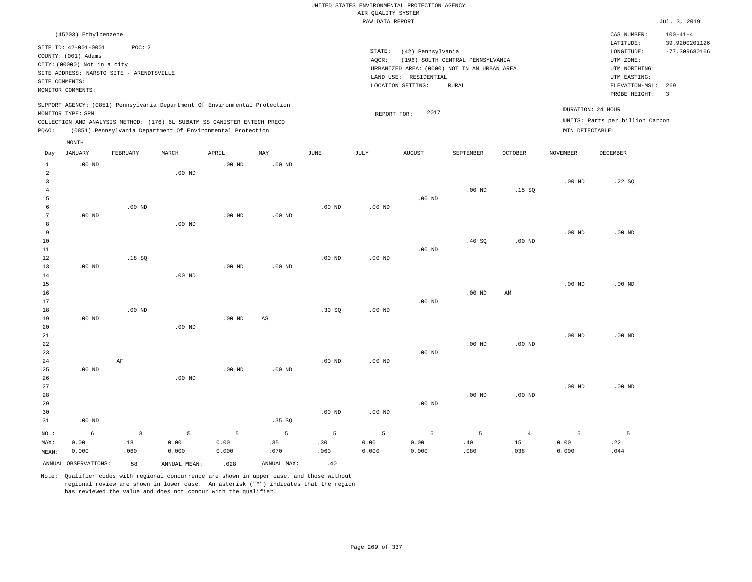UNITED STATES ENVIRONMENTAL PROTECTION AGENCY
AIR QUALITY SYSTEM
RAW DATA REPORT

Jul. 3, 2019

(45203) Ethylbenzene

SITE ID: 42-001-0001 POC: 2
COUNTY: (001) Adams
CITY: (00000) Not in a city
SITE ADDRESS: NARSTO SITE - ARENDTSVILLE
SITE COMMENTS:
MONITOR COMMENTS:

STATE: (42) Pennsylvania
AQCR: (196) SOUTH CENTRAL PENNSYLVANIA
URBANIZED AREA: (0000) NOT IN AN URBAN AREA
LAND USE: RESIDENTIAL
LOCATION SETTING: RURAL

CAS NUMBER: 100-41-4
LATITUDE: 39.9200201126
LONGITUDE: -77.309680166
UTM ZONE:
UTM NORTHING:
UTM EASTING:
ELEVATION-MSL: 269
PROBE HEIGHT: 3

SUPPORT AGENCY: (0851) Pennsylvania Department Of Environmental Protection
MONITOR TYPE: SPM
COLLECTION AND ANALYSIS METHOD: (176) 6L SUBATM SS CANISTER ENTECH PRECO
PQAO: (0851) Pennsylvania Department Of Environmental Protection

REPORT FOR: 2017

DURATION: 24 HOUR
UNITS: Parts per billion Carbon
MIN DETECTABLE:

| Day | JANUARY | FEBRUARY | MARCH | APRIL | MAY | JUNE | JULY | AUGUST | SEPTEMBER | OCTOBER | NOVEMBER | DECEMBER |
|---|---|---|---|---|---|---|---|---|---|---|---|---|
| 1 | .00 ND | | | .00 ND | .00 ND | | | | | | | |
| 2 | | | .00 ND | | | | | | | | | |
| 3 | | | | | | | | | | | .00 ND | .22 SQ |
| 4 | | | | | | | | | .00 ND | .15 SQ | | |
| 5 | | | | | | | | .00 ND | | | | |
| 6 | | .00 ND | | | | .00 ND | .00 ND | | | | | |
| 7 | .00 ND | | | .00 ND | .00 ND | | | | | | | |
| 8 | | | .00 ND | | | | | | | | | |
| 9 | | | | | | | | | | | .00 ND | .00 ND |
| 10 | | | | | | | | | .40 SQ | .00 ND | | |
| 11 | | | | | | | | .00 ND | | | | |
| 12 | | .18 SQ | | | | .00 ND | .00 ND | | | | | |
| 13 | .00 ND | | | .00 ND | .00 ND | | | | | | | |
| 14 | | | .00 ND | | | | | | | | | |
| 15 | | | | | | | | | | | .00 ND | .00 ND |
| 16 | | | | | | | | | .00 ND | AM | | |
| 17 | | | | | | | | .00 ND | | | | |
| 18 | | .00 ND | | | | .30 SQ | .00 ND | | | | | |
| 19 | .00 ND | | | .00 ND | AS | | | | | | | |
| 20 | | | .00 ND | | | | | | | | | |
| 21 | | | | | | | | | | | .00 ND | .00 ND |
| 22 | | | | | | | | | .00 ND | .00 ND | | |
| 23 | | | | | | | | .00 ND | | | | |
| 24 | | AF | | | | .00 ND | .00 ND | | | | | |
| 25 | .00 ND | | | .00 ND | .00 ND | | | | | | | |
| 26 | | | .00 ND | | | | | | | | | |
| 27 | | | | | | | | | | | .00 ND | .00 ND |
| 28 | | | | | | | | | .00 ND | .00 ND | | |
| 29 | | | | | | | | .00 ND | | | | |
| 30 | | | | | | .00 ND | .00 ND | | | | | |
| 31 | .00 ND | | | | .35 SQ | | | | | | | |
| NO.: | 6 | 3 | 5 | 5 | 5 | 5 | 5 | 5 | 5 | 4 | 5 | 5 |
| MAX: | 0.00 | .18 | 0.00 | 0.00 | .35 | .30 | 0.00 | 0.00 | .40 | .15 | 0.00 | .22 |
| MEAN: | 0.000 | .060 | 0.000 | 0.000 | .070 | .060 | 0.000 | 0.000 | .080 | .038 | 0.000 | .044 |

ANNUAL OBSERVATIONS: 58 ANNUAL MEAN: .028 ANNUAL MAX: .40

Note: Qualifier codes with regional concurrence are shown in upper case, and those without regional review are shown in lower case. An asterisk ("*") indicates that the region has reviewed the value and does not concur with the qualifier.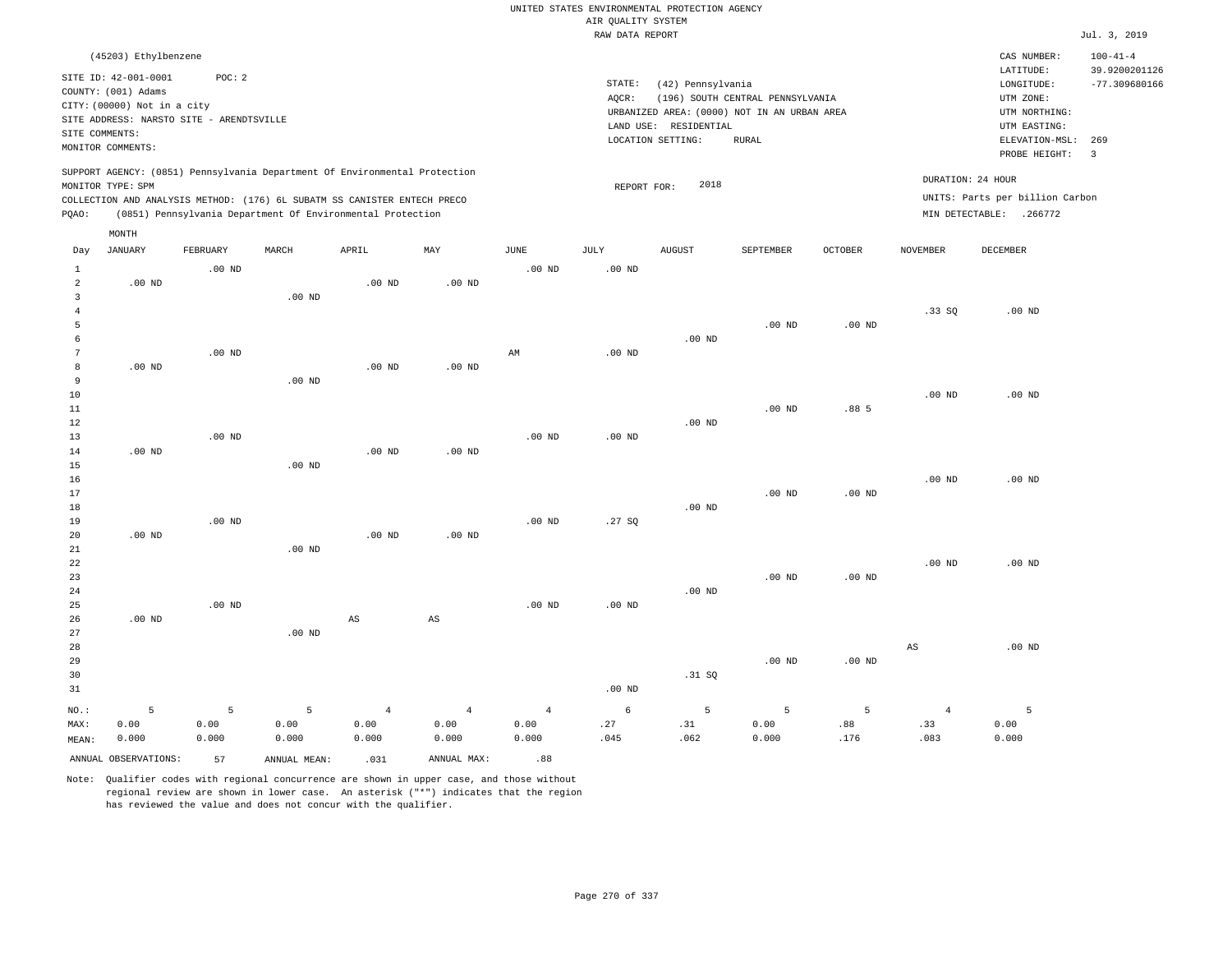UNITED STATES ENVIRONMENTAL PROTECTION AGENCY
AIR QUALITY SYSTEM
RAW DATA REPORT

Jul. 3, 2019

(45203) Ethylbenzene

SITE ID: 42-001-0001 POC: 2
COUNTY: (001) Adams
CITY: (00000) Not in a city
SITE ADDRESS: NARSTO SITE - ARENDTSVILLE
SITE COMMENTS:
MONITOR COMMENTS:

STATE: (42) Pennsylvania
AQCR: (196) SOUTH CENTRAL PENNSYLVANIA
URBANIZED AREA: (0000) NOT IN AN URBAN AREA
LAND USE: RESIDENTIAL
LOCATION SETTING: RURAL

CAS NUMBER: 100-41-4
LATITUDE: 39.9200201126
LONGITUDE: -77.309680166
UTM ZONE:
UTM NORTHING:
UTM EASTING:
ELEVATION-MSL: 269
PROBE HEIGHT: 3

SUPPORT AGENCY: (0851) Pennsylvania Department Of Environmental Protection
MONITOR TYPE: SPM
COLLECTION AND ANALYSIS METHOD: (176) 6L SUBATM SS CANISTER ENTECH PRECO
PQAO: (0851) Pennsylvania Department Of Environmental Protection

REPORT FOR: 2018

DURATION: 24 HOUR
UNITS: Parts per billion Carbon
MIN DETECTABLE: .266772

| Day | JANUARY | FEBRUARY | MARCH | APRIL | MAY | JUNE | JULY | AUGUST | SEPTEMBER | OCTOBER | NOVEMBER | DECEMBER |
|---|---|---|---|---|---|---|---|---|---|---|---|---|
| 1 | | .00 ND | | | | .00 ND | .00 ND | | | | | |
| 2 | .00 ND | | | .00 ND | .00 ND | | | | | | | |
| 3 | | | .00 ND | | | | | | | | | |
| 4 | | | | | | | | | | | .33 SQ | .00 ND |
| 5 | | | | | | | | | .00 ND | .00 ND | | |
| 6 | | | | | | | | .00 ND | | | | |
| 7 | | .00 ND | | | | AM | .00 ND | | | | | |
| 8 | .00 ND | | | .00 ND | .00 ND | | | | | | | |
| 9 | | | .00 ND | | | | | | | | | |
| 10 | | | | | | | | | | | .00 ND | .00 ND |
| 11 | | | | | | | | | .00 ND | .88 5 | | |
| 12 | | | | | | | | .00 ND | | | | |
| 13 | | .00 ND | | | | .00 ND | .00 ND | | | | | |
| 14 | .00 ND | | | .00 ND | .00 ND | | | | | | | |
| 15 | | | .00 ND | | | | | | | | | |
| 16 | | | | | | | | | | | .00 ND | .00 ND |
| 17 | | | | | | | | | .00 ND | .00 ND | | |
| 18 | | | | | | | | .00 ND | | | | |
| 19 | | .00 ND | | | | .00 ND | .27 SQ | | | | | |
| 20 | .00 ND | | | .00 ND | .00 ND | | | | | | | |
| 21 | | | .00 ND | | | | | | | | | |
| 22 | | | | | | | | | | | .00 ND | .00 ND |
| 23 | | | | | | | | | .00 ND | .00 ND | | |
| 24 | | | | | | | | .00 ND | | | | |
| 25 | | .00 ND | | | | .00 ND | .00 ND | | | | | |
| 26 | .00 ND | | | AS | AS | | | | | | | |
| 27 | | | .00 ND | | | | | | | | | |
| 28 | | | | | | | | | | | AS | .00 ND |
| 29 | | | | | | | | | .00 ND | .00 ND | | |
| 30 | | | | | | | | .31 SQ | | | | |
| 31 | | | | | | | .00 ND | | | | | |
| NO.: | 5 | 5 | 5 | 4 | 4 | 4 | 6 | 5 | 5 | 5 | 4 | 5 |
| MAX: | 0.00 | 0.00 | 0.00 | 0.00 | 0.00 | 0.00 | .27 | .31 | 0.00 | .88 | .33 | 0.00 |
| MEAN: | 0.000 | 0.000 | 0.000 | 0.000 | 0.000 | 0.000 | .045 | .062 | 0.000 | .176 | .083 | 0.000 |

ANNUAL OBSERVATIONS: 57 ANNUAL MEAN: .031 ANNUAL MAX: .88

Note: Qualifier codes with regional concurrence are shown in upper case, and those without regional review are shown in lower case. An asterisk ("*") indicates that the region has reviewed the value and does not concur with the qualifier.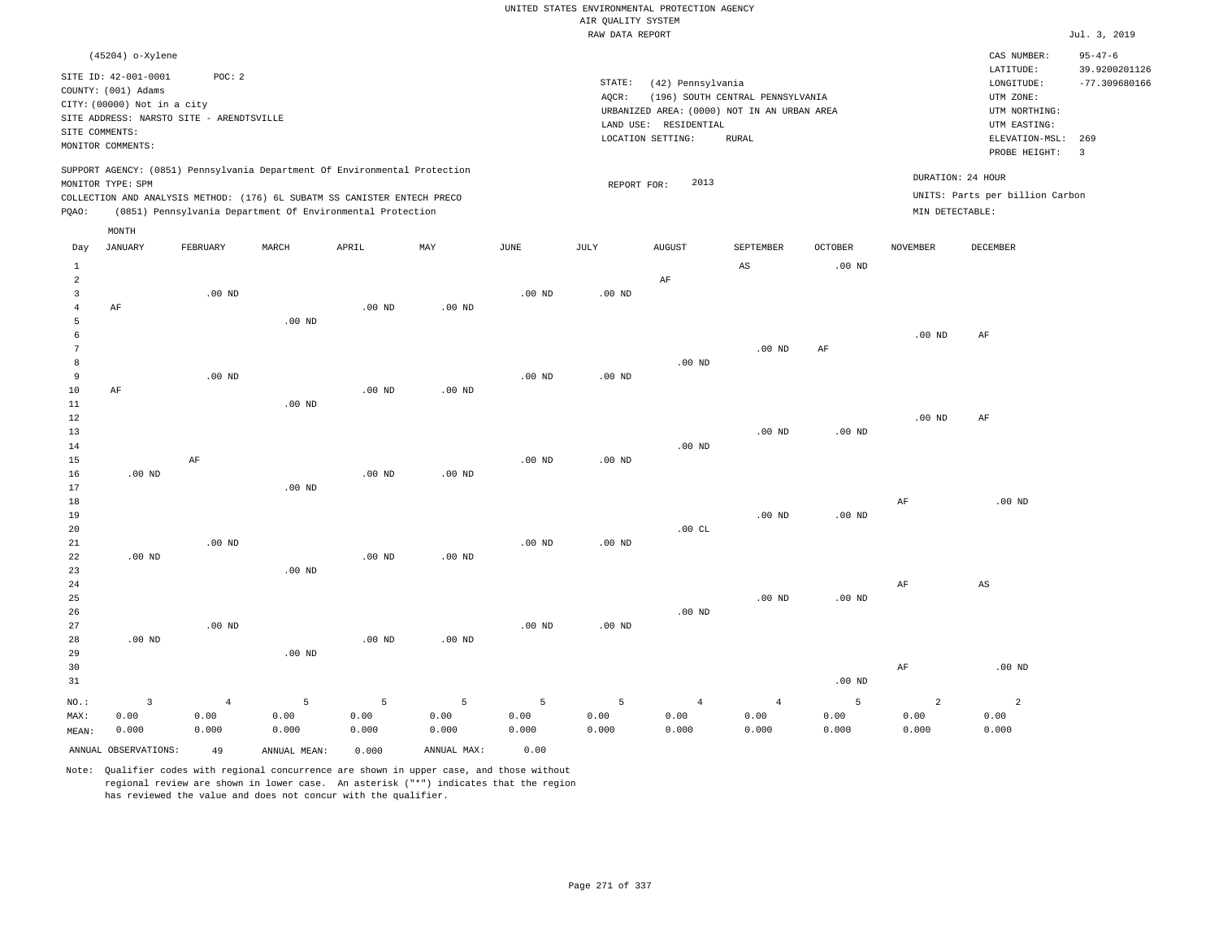UNITED STATES ENVIRONMENTAL PROTECTION AGENCY
AIR QUALITY SYSTEM
RAW DATA REPORT

Jul. 3, 2019

(45204) o-Xylene

SITE ID: 42-001-0001 POC: 2
COUNTY: (001) Adams
CITY: (00000) Not in a city
SITE ADDRESS: NARSTO SITE - ARENDTSVILLE
SITE COMMENTS:
MONITOR COMMENTS:

STATE: (42) Pennsylvania
AQCR: (196) SOUTH CENTRAL PENNSYLVANIA
URBANIZED AREA: (0000) NOT IN AN URBAN AREA
LAND USE: RESIDENTIAL
LOCATION SETTING: RURAL

CAS NUMBER: 95-47-6
LATITUDE: 39.9200201126
LONGITUDE: -77.309680166
UTM ZONE:
UTM NORTHING:
UTM EASTING:
ELEVATION-MSL: 269
PROBE HEIGHT: 3

SUPPORT AGENCY: (0851) Pennsylvania Department Of Environmental Protection
MONITOR TYPE: SPM
COLLECTION AND ANALYSIS METHOD: (176) 6L SUBATM SS CANISTER ENTECH PRECO
PQAO: (0851) Pennsylvania Department Of Environmental Protection

REPORT FOR: 2013

DURATION: 24 HOUR
UNITS: Parts per billion Carbon
MIN DETECTABLE:

| Day | JANUARY | FEBRUARY | MARCH | APRIL | MAY | JUNE | JULY | AUGUST | SEPTEMBER | OCTOBER | NOVEMBER | DECEMBER |
|---|---|---|---|---|---|---|---|---|---|---|---|---|
| 1 | | | | | | | | | AS | .00 ND | | |
| 2 | | | | | | | | AF | | | | |
| 3 | | .00 ND | | | | .00 ND | .00 ND | | | | | |
| 4 | AF | | | .00 ND | .00 ND | | | | | | | |
| 5 | | | .00 ND | | | | | | | | | |
| 6 | | | | | | | | | | | .00 ND | AF |
| 7 | | | | | | | | | .00 ND | AF | | |
| 8 | | | | | | | | .00 ND | | | | |
| 9 | | .00 ND | | | | .00 ND | .00 ND | | | | | |
| 10 | AF | | | .00 ND | .00 ND | | | | | | | |
| 11 | | | .00 ND | | | | | | | | | |
| 12 | | | | | | | | | | | .00 ND | AF |
| 13 | | | | | | | | | .00 ND | .00 ND | | |
| 14 | | | | | | | | .00 ND | | | | |
| 15 | | AF | | | | .00 ND | .00 ND | | | | | |
| 16 | .00 ND | | | .00 ND | .00 ND | | | | | | | |
| 17 | | | .00 ND | | | | | | | | | |
| 18 | | | | | | | | | | | AF | .00 ND |
| 19 | | | | | | | | | .00 ND | .00 ND | | |
| 20 | | | | | | | | .00 CL | | | | |
| 21 | | .00 ND | | | | .00 ND | .00 ND | | | | | |
| 22 | .00 ND | | | .00 ND | .00 ND | | | | | | | |
| 23 | | | .00 ND | | | | | | | | | |
| 24 | | | | | | | | | | | AF | AS |
| 25 | | | | | | | | | .00 ND | .00 ND | | |
| 26 | | | | | | | | .00 ND | | | | |
| 27 | | .00 ND | | | | .00 ND | .00 ND | | | | | |
| 28 | .00 ND | | | .00 ND | .00 ND | | | | | | | |
| 29 | | | .00 ND | | | | | | | | | |
| 30 | | | | | | | | | | | AF | .00 ND |
| 31 | | | | | | | | | | .00 ND | | |
| NO.: | 3 | 4 | 5 | 5 | 5 | 5 | 5 | 4 | 4 | 5 | 2 | 2 |
| MAX: | 0.00 | 0.00 | 0.00 | 0.00 | 0.00 | 0.00 | 0.00 | 0.00 | 0.00 | 0.00 | 0.00 | 0.00 |
| MEAN: | 0.000 | 0.000 | 0.000 | 0.000 | 0.000 | 0.000 | 0.000 | 0.000 | 0.000 | 0.000 | 0.000 | 0.000 |

ANNUAL OBSERVATIONS: 49 ANNUAL MEAN: 0.000 ANNUAL MAX: 0.00

Note: Qualifier codes with regional concurrence are shown in upper case, and those without regional review are shown in lower case. An asterisk ("*") indicates that the region has reviewed the value and does not concur with the qualifier.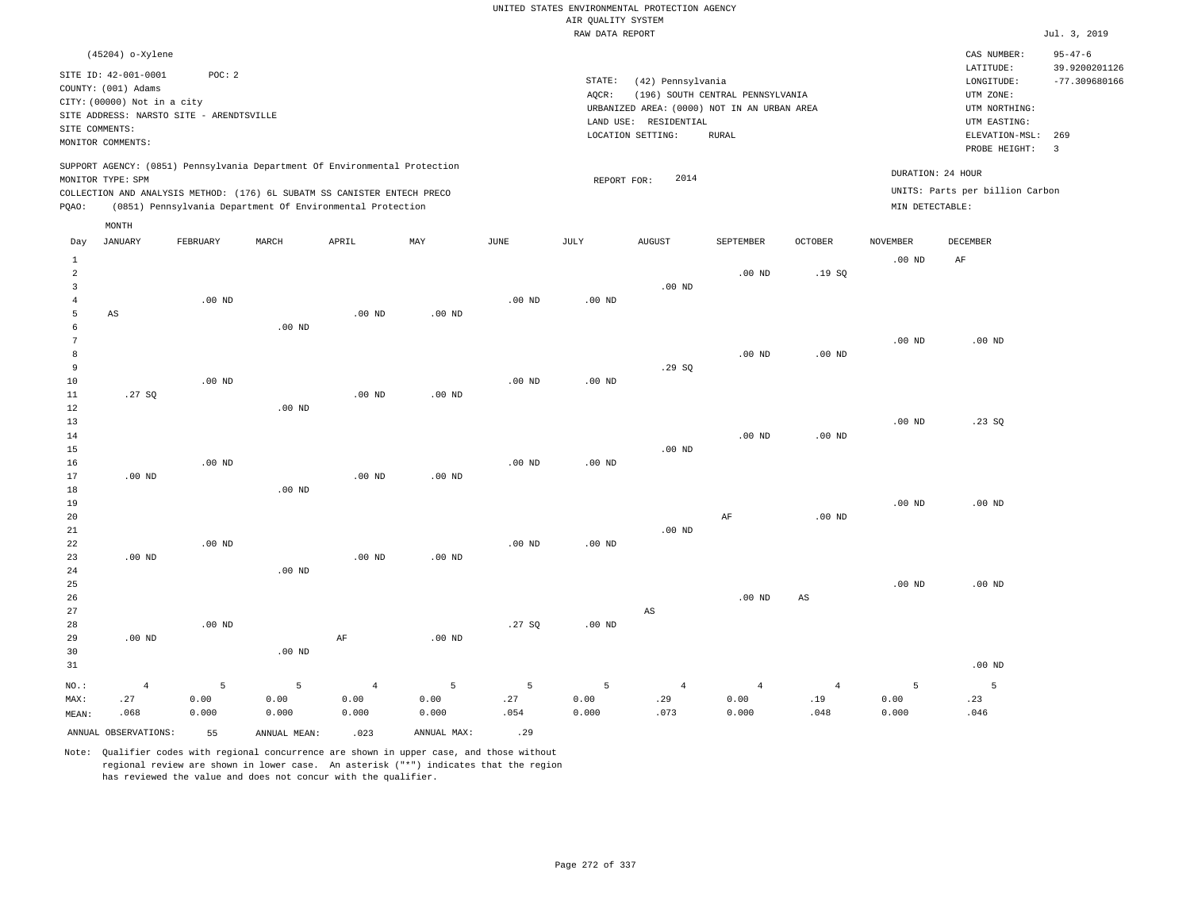UNITED STATES ENVIRONMENTAL PROTECTION AGENCY
AIR QUALITY SYSTEM
RAW DATA REPORT

Jul. 3, 2019

(45204) o-Xylene

SITE ID: 42-001-0001 POC: 2
COUNTY: (001) Adams
CITY: (00000) Not in a city
SITE ADDRESS: NARSTO SITE - ARENDTSVILLE
SITE COMMENTS:
MONITOR COMMENTS:

STATE: (42) Pennsylvania
AQCR: (196) SOUTH CENTRAL PENNSYLVANIA
URBANIZED AREA: (0000) NOT IN AN URBAN AREA
LAND USE: RESIDENTIAL
LOCATION SETTING: RURAL

CAS NUMBER: 95-47-6
LATITUDE: 39.9200201126
LONGITUDE: -77.309680166
UTM ZONE:
UTM NORTHING:
UTM EASTING:
ELEVATION-MSL: 269
PROBE HEIGHT: 3

SUPPORT AGENCY: (0851) Pennsylvania Department Of Environmental Protection
MONITOR TYPE: SPM
COLLECTION AND ANALYSIS METHOD: (176) 6L SUBATM SS CANISTER ENTECH PRECO
PQAO: (0851) Pennsylvania Department Of Environmental Protection

REPORT FOR: 2014

DURATION: 24 HOUR
UNITS: Parts per billion Carbon
MIN DETECTABLE:

| Day | JANUARY | FEBRUARY | MARCH | APRIL | MAY | JUNE | JULY | AUGUST | SEPTEMBER | OCTOBER | NOVEMBER | DECEMBER |
|---|---|---|---|---|---|---|---|---|---|---|---|---|
| 1 | | | | | | | | | | | .00 ND | AF |
| 2 | | | | | | | | | .00 ND | .19 SQ | | |
| 3 | | | | | | | | .00 ND | | | | |
| 4 | | .00 ND | | | | .00 ND | .00 ND | | | | | |
| 5 | AS | | | .00 ND | .00 ND | | | | | | | |
| 6 | | | .00 ND | | | | | | | | | |
| 7 | | | | | | | | | | | .00 ND | .00 ND |
| 8 | | | | | | | | | .00 ND | .00 ND | | |
| 9 | | | | | | | | .29 SQ | | | | |
| 10 | | .00 ND | | | | .00 ND | .00 ND | | | | | |
| 11 | .27 SQ | | | .00 ND | .00 ND | | | | | | | |
| 12 | | | .00 ND | | | | | | | | | |
| 13 | | | | | | | | | | | .00 ND | .23 SQ |
| 14 | | | | | | | | | .00 ND | .00 ND | | |
| 15 | | | | | | | | .00 ND | | | | |
| 16 | | .00 ND | | | | .00 ND | .00 ND | | | | | |
| 17 | .00 ND | | | .00 ND | .00 ND | | | | | | | |
| 18 | | | .00 ND | | | | | | | | | |
| 19 | | | | | | | | | | | .00 ND | .00 ND |
| 20 | | | | | | | | | AF | .00 ND | | |
| 21 | | | | | | | | .00 ND | | | | |
| 22 | | .00 ND | | | | .00 ND | .00 ND | | | | | |
| 23 | .00 ND | | | .00 ND | .00 ND | | | | | | | |
| 24 | | | .00 ND | | | | | | | | | |
| 25 | | | | | | | | | | | .00 ND | .00 ND |
| 26 | | | | | | | | | .00 ND | AS | | |
| 27 | | | | | | | | AS | | | | |
| 28 | | .00 ND | | | | .27 SQ | .00 ND | | | | | |
| 29 | .00 ND | | | AF | .00 ND | | | | | | | |
| 30 | | | .00 ND | | | | | | | | | |
| 31 | | | | | | | | | | | | .00 ND |
| NO.: | 4 | 5 | 5 | 4 | 5 | 5 | 5 | 4 | 4 | 4 | 5 | 5 |
| MAX: | .27 | 0.00 | 0.00 | 0.00 | 0.00 | .27 | 0.00 | .29 | 0.00 | .19 | 0.00 | .23 |
| MEAN: | .068 | 0.000 | 0.000 | 0.000 | 0.000 | .054 | 0.000 | .073 | 0.000 | .048 | 0.000 | .046 |

ANNUAL OBSERVATIONS: 55 ANNUAL MEAN: .023 ANNUAL MAX: .29

Note: Qualifier codes with regional concurrence are shown in upper case, and those without regional review are shown in lower case. An asterisk ("*") indicates that the region has reviewed the value and does not concur with the qualifier.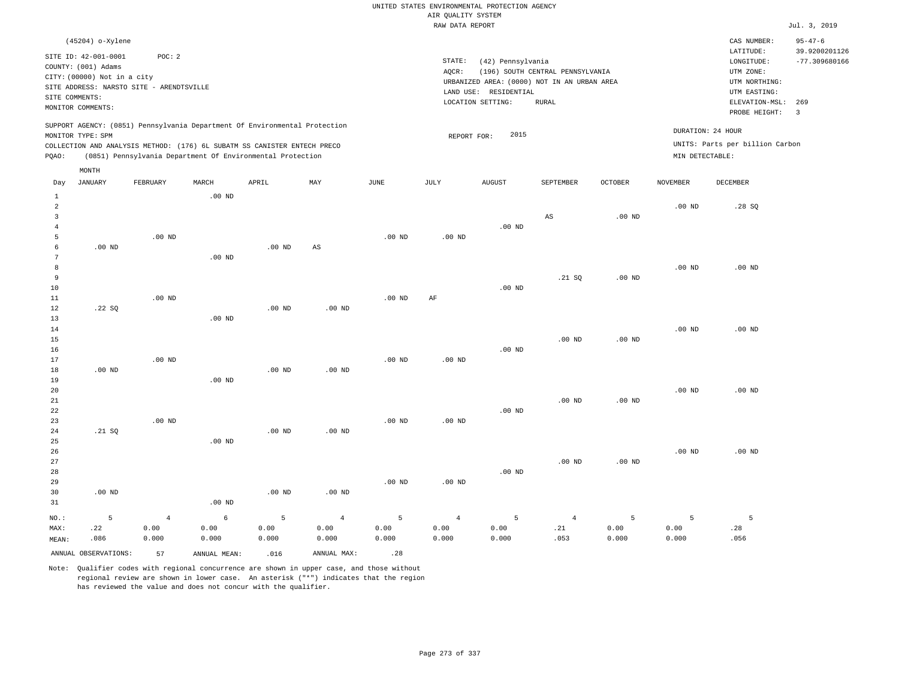UNITED STATES ENVIRONMENTAL PROTECTION AGENCY
AIR QUALITY SYSTEM
RAW DATA REPORT

Jul. 3, 2019

(45204) o-Xylene

SITE ID: 42-001-0001 POC: 2
COUNTY: (001) Adams
CITY: (00000) Not in a city
SITE ADDRESS: NARSTO SITE - ARENDTSVILLE
SITE COMMENTS:
MONITOR COMMENTS:

STATE: (42) Pennsylvania
AQCR: (196) SOUTH CENTRAL PENNSYLVANIA
URBANIZED AREA: (0000) NOT IN AN URBAN AREA
LAND USE: RESIDENTIAL
LOCATION SETTING: RURAL

CAS NUMBER: 95-47-6
LATITUDE: 39.9200201126
LONGITUDE: -77.309680166
UTM ZONE:
UTM NORTHING:
UTM EASTING:
ELEVATION-MSL: 269
PROBE HEIGHT: 3

SUPPORT AGENCY: (0851) Pennsylvania Department Of Environmental Protection
MONITOR TYPE: SPM
COLLECTION AND ANALYSIS METHOD: (176) 6L SUBATM SS CANISTER ENTECH PRECO
PQAO: (0851) Pennsylvania Department Of Environmental Protection

REPORT FOR: 2015

DURATION: 24 HOUR
UNITS: Parts per billion Carbon
MIN DETECTABLE:

| Day | JANUARY | FEBRUARY | MARCH | APRIL | MAY | JUNE | JULY | AUGUST | SEPTEMBER | OCTOBER | NOVEMBER | DECEMBER |
|---|---|---|---|---|---|---|---|---|---|---|---|---|
| 1 | | | .00 ND | | | | | | | | | |
| 2 | | | | | | | | | | | .00 ND | .28 SQ |
| 3 | | | | | | | | | AS | .00 ND | | |
| 4 | | | | | | | | .00 ND | | | | |
| 5 | | .00 ND | | | | .00 ND | .00 ND | | | | | |
| 6 | .00 ND | | | .00 ND | AS | | | | | | | |
| 7 | | | .00 ND | | | | | | | | | |
| 8 | | | | | | | | | | | .00 ND | .00 ND |
| 9 | | | | | | | | | .21 SQ | .00 ND | | |
| 10 | | | | | | | | .00 ND | | | | |
| 11 | | .00 ND | | | | .00 ND | AF | | | | | |
| 12 | .22 SQ | | | .00 ND | .00 ND | | | | | | | |
| 13 | | | .00 ND | | | | | | | | | |
| 14 | | | | | | | | | | | .00 ND | .00 ND |
| 15 | | | | | | | | | .00 ND | .00 ND | | |
| 16 | | | | | | | | .00 ND | | | | |
| 17 | | .00 ND | | | | .00 ND | .00 ND | | | | | |
| 18 | .00 ND | | | .00 ND | .00 ND | | | | | | | |
| 19 | | | .00 ND | | | | | | | | | |
| 20 | | | | | | | | | | | .00 ND | .00 ND |
| 21 | | | | | | | | | .00 ND | .00 ND | | |
| 22 | | | | | | | | .00 ND | | | | |
| 23 | | .00 ND | | | | .00 ND | .00 ND | | | | | |
| 24 | .21 SQ | | | .00 ND | .00 ND | | | | | | | |
| 25 | | | .00 ND | | | | | | | | | |
| 26 | | | | | | | | | | | .00 ND | .00 ND |
| 27 | | | | | | | | | .00 ND | .00 ND | | |
| 28 | | | | | | | | .00 ND | | | | |
| 29 | | | | | | .00 ND | .00 ND | | | | | |
| 30 | .00 ND | | | .00 ND | .00 ND | | | | | | | |
| 31 | | | .00 ND | | | | | | | | | |
| NO.: | 5 | 4 | 6 | 5 | 4 | 5 | 4 | 5 | 4 | 5 | 5 | 5 |
| MAX: | .22 | 0.00 | 0.00 | 0.00 | 0.00 | 0.00 | 0.00 | 0.00 | .21 | 0.00 | 0.00 | .28 |
| MEAN: | .086 | 0.000 | 0.000 | 0.000 | 0.000 | 0.000 | 0.000 | 0.000 | .053 | 0.000 | 0.000 | .056 |

ANNUAL OBSERVATIONS: 57 ANNUAL MEAN: .016 ANNUAL MAX: .28

Note: Qualifier codes with regional concurrence are shown in upper case, and those without regional review are shown in lower case. An asterisk ("*") indicates that the region has reviewed the value and does not concur with the qualifier.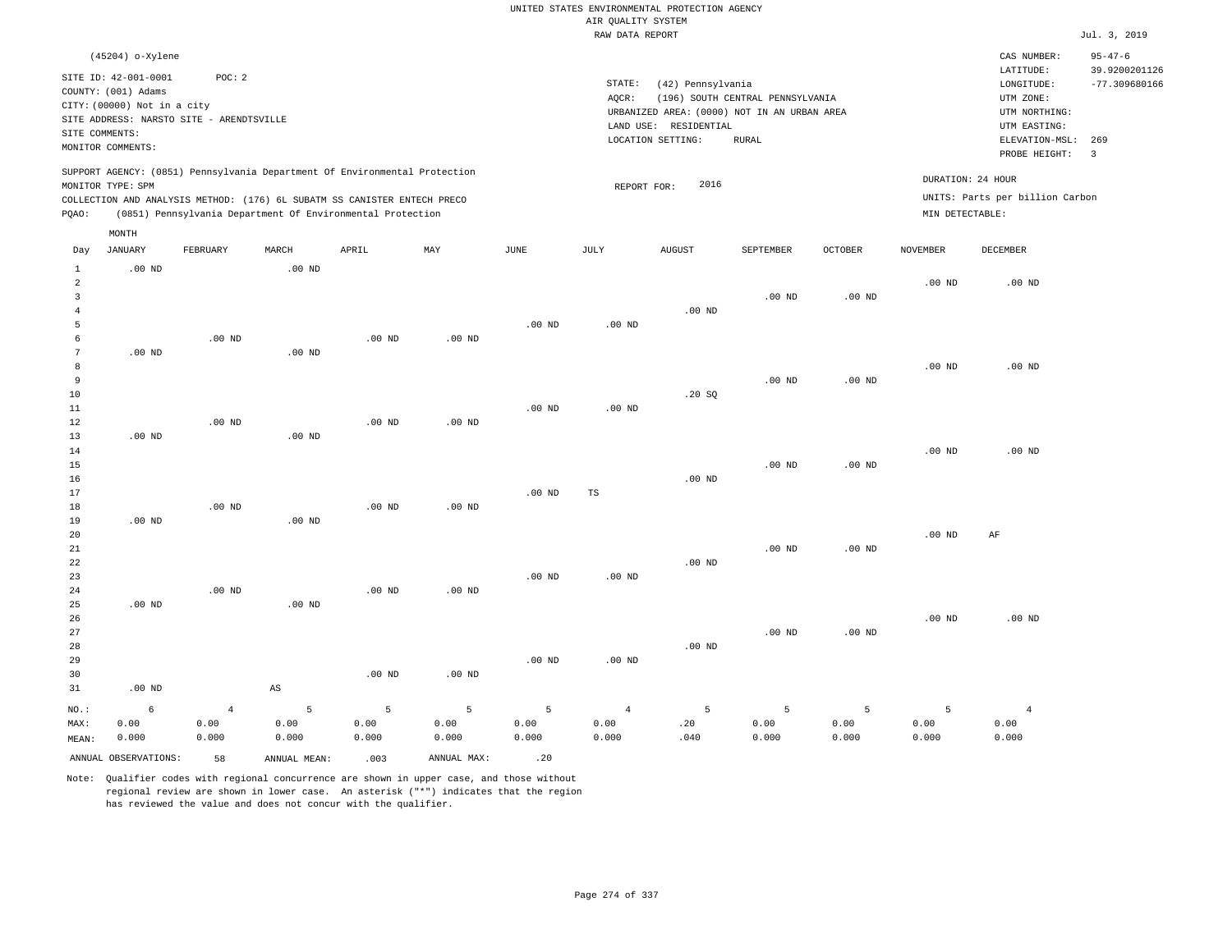UNITED STATES ENVIRONMENTAL PROTECTION AGENCY
AIR QUALITY SYSTEM
RAW DATA REPORT

Jul. 3, 2019

(45204) o-Xylene

SITE ID: 42-001-0001    POC: 2
COUNTY: (001) Adams
CITY: (00000) Not in a city
SITE ADDRESS: NARSTO SITE - ARENDTSVILLE
SITE COMMENTS:
MONITOR COMMENTS:

STATE: (42) Pennsylvania
AQCR: (196) SOUTH CENTRAL PENNSYLVANIA
URBANIZED AREA: (0000) NOT IN AN URBAN AREA
LAND USE: RESIDENTIAL
LOCATION SETTING: RURAL

CAS NUMBER: 95-47-6
LATITUDE: 39.9200201126
LONGITUDE: -77.309680166
UTM ZONE:
UTM NORTHING:
UTM EASTING:
ELEVATION-MSL: 269
PROBE HEIGHT: 3

SUPPORT AGENCY: (0851) Pennsylvania Department Of Environmental Protection
MONITOR TYPE: SPM
COLLECTION AND ANALYSIS METHOD: (176) 6L SUBATM SS CANISTER ENTECH PRECO
PQAO: (0851) Pennsylvania Department Of Environmental Protection

REPORT FOR: 2016

DURATION: 24 HOUR
UNITS: Parts per billion Carbon
MIN DETECTABLE:

| Day | JANUARY | FEBRUARY | MARCH | APRIL | MAY | JUNE | JULY | AUGUST | SEPTEMBER | OCTOBER | NOVEMBER | DECEMBER |
|---|---|---|---|---|---|---|---|---|---|---|---|---|
| 1 | .00 ND | | .00 ND | | | | | | | | | |
| 2 | | | | | | | | | | | .00 ND | .00 ND |
| 3 | | | | | | | | | .00 ND | .00 ND | | |
| 4 | | | | | | | | .00 ND | | | | |
| 5 | | | | | | .00 ND | .00 ND | | | | | |
| 6 | | .00 ND | | .00 ND | .00 ND | | | | | | | |
| 7 | .00 ND | | .00 ND | | | | | | | | | |
| 8 | | | | | | | | | | | .00 ND | .00 ND |
| 9 | | | | | | | | | .00 ND | .00 ND | | |
| 10 | | | | | | | | .20 SQ | | | | |
| 11 | | | | | | .00 ND | .00 ND | | | | | |
| 12 | | .00 ND | | .00 ND | .00 ND | | | | | | | |
| 13 | .00 ND | | .00 ND | | | | | | | | | |
| 14 | | | | | | | | | | | .00 ND | .00 ND |
| 15 | | | | | | | | | .00 ND | .00 ND | | |
| 16 | | | | | | | | .00 ND | | | | |
| 17 | | | | | | .00 ND | TS | | | | | |
| 18 | | .00 ND | | .00 ND | .00 ND | | | | | | | |
| 19 | .00 ND | | .00 ND | | | | | | | | | |
| 20 | | | | | | | | | | | .00 ND | AF |
| 21 | | | | | | | | | .00 ND | .00 ND | | |
| 22 | | | | | | | | .00 ND | | | | |
| 23 | | | | | | .00 ND | .00 ND | | | | | |
| 24 | | .00 ND | | .00 ND | .00 ND | | | | | | | |
| 25 | .00 ND | | .00 ND | | | | | | | | | |
| 26 | | | | | | | | | | | .00 ND | .00 ND |
| 27 | | | | | | | | | .00 ND | .00 ND | | |
| 28 | | | | | | | | .00 ND | | | | |
| 29 | | | | | | .00 ND | .00 ND | | | | | |
| 30 | | | | .00 ND | .00 ND | | | | | | | |
| 31 | .00 ND | | AS | | | | | | | | | |
| NO.: | 6 | 4 | 5 | 5 | 5 | 5 | 4 | 5 | 5 | 5 | 5 | 4 |
| MAX: | 0.00 | 0.00 | 0.00 | 0.00 | 0.00 | 0.00 | 0.00 | .20 | 0.00 | 0.00 | 0.00 | 0.00 |
| MEAN: | 0.000 | 0.000 | 0.000 | 0.000 | 0.000 | 0.000 | 0.000 | .040 | 0.000 | 0.000 | 0.000 | 0.000 |

ANNUAL OBSERVATIONS: 58    ANNUAL MEAN: .003    ANNUAL MAX: .20

Note: Qualifier codes with regional concurrence are shown in upper case, and those without regional review are shown in lower case. An asterisk ("*") indicates that the region has reviewed the value and does not concur with the qualifier.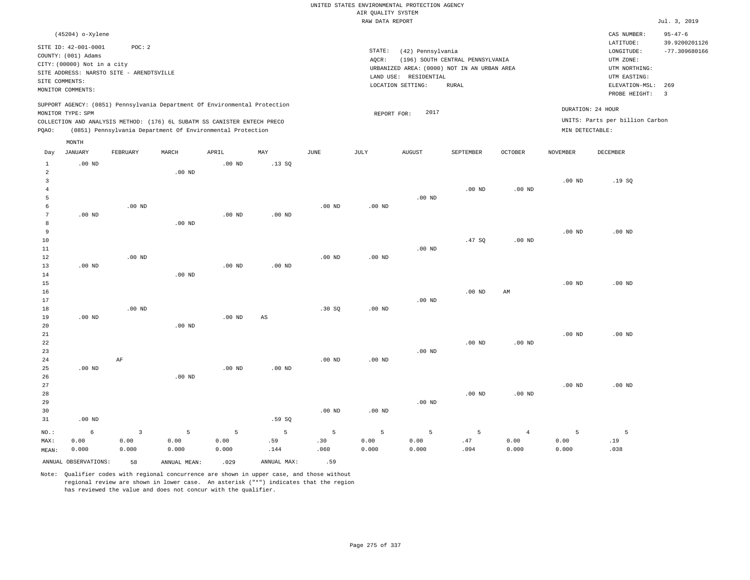UNITED STATES ENVIRONMENTAL PROTECTION AGENCY
AIR QUALITY SYSTEM
RAW DATA REPORT

Jul. 3, 2019

(45204) o-Xylene

SITE ID: 42-001-0001 POC: 2
COUNTY: (001) Adams
CITY: (00000) Not in a city
SITE ADDRESS: NARSTO SITE - ARENDTSVILLE
SITE COMMENTS:
MONITOR COMMENTS:

STATE: (42) Pennsylvania
AQCR: (196) SOUTH CENTRAL PENNSYLVANIA
URBANIZED AREA: (0000) NOT IN AN URBAN AREA
LAND USE: RESIDENTIAL
LOCATION SETTING: RURAL

CAS NUMBER: 95-47-6
LATITUDE: 39.9200201126
LONGITUDE: -77.309680166
UTM ZONE:
UTM NORTHING:
UTM EASTING:
ELEVATION-MSL: 269
PROBE HEIGHT: 3

SUPPORT AGENCY: (0851) Pennsylvania Department Of Environmental Protection
MONITOR TYPE: SPM
COLLECTION AND ANALYSIS METHOD: (176) 6L SUBATM SS CANISTER ENTECH PRECO
PQAO: (0851) Pennsylvania Department Of Environmental Protection

REPORT FOR: 2017

DURATION: 24 HOUR
UNITS: Parts per billion Carbon
MIN DETECTABLE:

| Day | JANUARY | FEBRUARY | MARCH | APRIL | MAY | JUNE | JULY | AUGUST | SEPTEMBER | OCTOBER | NOVEMBER | DECEMBER |
|---|---|---|---|---|---|---|---|---|---|---|---|---|
| 1 | .00 ND | | | .00 ND | .13 SQ | | | | | | | |
| 2 | | | .00 ND | | | | | | | | | |
| 3 | | | | | | | | | | | .00 ND | .19 SQ |
| 4 | | | | | | | | | .00 ND | .00 ND | | |
| 5 | | | | | | | | .00 ND | | | | |
| 6 | | .00 ND | | | | .00 ND | .00 ND | | | | | |
| 7 | .00 ND | | | .00 ND | .00 ND | | | | | | | |
| 8 | | | .00 ND | | | | | | | | | |
| 9 | | | | | | | | | | | .00 ND | .00 ND |
| 10 | | | | | | | | | .47 SQ | .00 ND | | |
| 11 | | | | | | | | .00 ND | | | | |
| 12 | | .00 ND | | | | .00 ND | .00 ND | | | | | |
| 13 | .00 ND | | | .00 ND | .00 ND | | | | | | | |
| 14 | | | .00 ND | | | | | | | | | |
| 15 | | | | | | | | | | | .00 ND | .00 ND |
| 16 | | | | | | | | | .00 ND | AM | | |
| 17 | | | | | | | | .00 ND | | | | |
| 18 | | .00 ND | | | | .30 SQ | .00 ND | | | | | |
| 19 | .00 ND | | | .00 ND | AS | | | | | | | |
| 20 | | | .00 ND | | | | | | | | | |
| 21 | | | | | | | | | | | .00 ND | .00 ND |
| 22 | | | | | | | | | .00 ND | .00 ND | | |
| 23 | | | | | | | | .00 ND | | | | |
| 24 | | AF | | | | .00 ND | .00 ND | | | | | |
| 25 | .00 ND | | | .00 ND | .00 ND | | | | | | | |
| 26 | | | .00 ND | | | | | | | | | |
| 27 | | | | | | | | | | | .00 ND | .00 ND |
| 28 | | | | | | | | | .00 ND | .00 ND | | |
| 29 | | | | | | | | .00 ND | | | | |
| 30 | | | | | | .00 ND | .00 ND | | | | | |
| 31 | .00 ND | | | | .59 SQ | | | | | | | |
| NO.: | 6 | 3 | 5 | 5 | 5 | 5 | 5 | 5 | 5 | 4 | 5 | 5 |
| MAX: | 0.00 | 0.00 | 0.00 | 0.00 | .59 | .30 | 0.00 | 0.00 | .47 | 0.00 | 0.00 | .19 |
| MEAN: | 0.000 | 0.000 | 0.000 | 0.000 | .144 | .060 | 0.000 | 0.000 | .094 | 0.000 | 0.000 | .038 |

ANNUAL OBSERVATIONS: 58 ANNUAL MEAN: .029 ANNUAL MAX: .59

Note: Qualifier codes with regional concurrence are shown in upper case, and those without regional review are shown in lower case. An asterisk ("*") indicates that the region has reviewed the value and does not concur with the qualifier.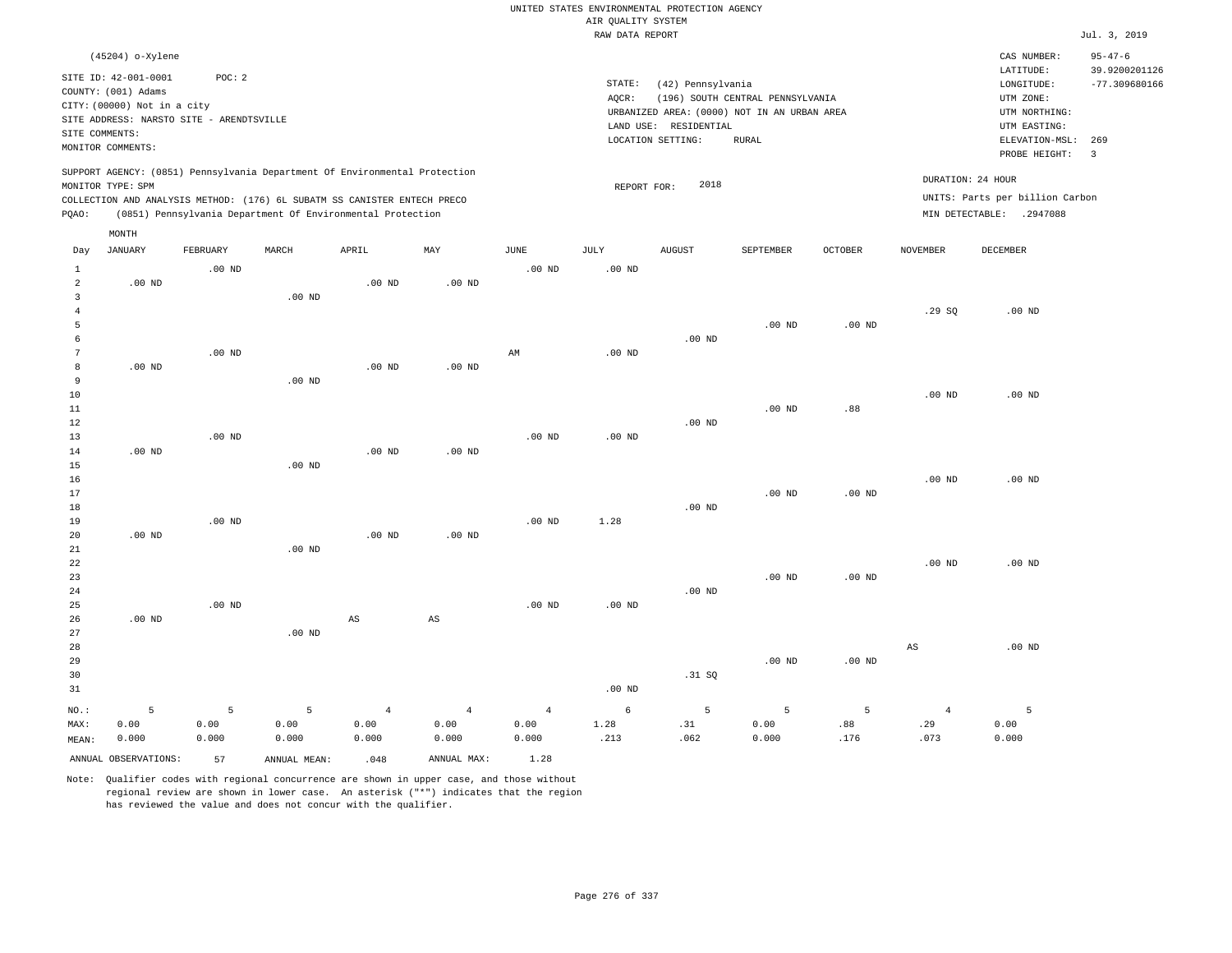UNITED STATES ENVIRONMENTAL PROTECTION AGENCY
AIR QUALITY SYSTEM
RAW DATA REPORT

Jul. 3, 2019

(45204) o-Xylene

SITE ID: 42-001-0001 POC: 2
COUNTY: (001) Adams
CITY: (00000) Not in a city
SITE ADDRESS: NARSTO SITE - ARENDTSVILLE
SITE COMMENTS:
MONITOR COMMENTS:

STATE: (42) Pennsylvania
AQCR: (196) SOUTH CENTRAL PENNSYLVANIA
URBANIZED AREA: (0000) NOT IN AN URBAN AREA
LAND USE: RESIDENTIAL
LOCATION SETTING: RURAL

CAS NUMBER: 95-47-6
LATITUDE: 39.9200201126
LONGITUDE: -77.309680166
UTM ZONE:
UTM NORTHING:
UTM EASTING:
ELEVATION-MSL: 269
PROBE HEIGHT: 3

SUPPORT AGENCY: (0851) Pennsylvania Department Of Environmental Protection
MONITOR TYPE: SPM
COLLECTION AND ANALYSIS METHOD: (176) 6L SUBATM SS CANISTER ENTECH PRECO
PQAO: (0851) Pennsylvania Department Of Environmental Protection

REPORT FOR: 2018

DURATION: 24 HOUR
UNITS: Parts per billion Carbon
MIN DETECTABLE: .2947088

| Day | JANUARY | FEBRUARY | MARCH | APRIL | MAY | JUNE | JULY | AUGUST | SEPTEMBER | OCTOBER | NOVEMBER | DECEMBER |
|---|---|---|---|---|---|---|---|---|---|---|---|---|
| 1 | | .00 ND | | | | .00 ND | .00 ND | | | | | |
| 2 | .00 ND | | | .00 ND | .00 ND | | | | | | | |
| 3 | | | .00 ND | | | | | | | | | |
| 4 | | | | | | | | | | | .29 SQ | .00 ND |
| 5 | | | | | | | | | .00 ND | .00 ND | | |
| 6 | | | | | | | | .00 ND | | | | |
| 7 | | .00 ND | | | | AM | .00 ND | | | | | |
| 8 | .00 ND | | | .00 ND | .00 ND | | | | | | | |
| 9 | | | .00 ND | | | | | | | | | |
| 10 | | | | | | | | | | | .00 ND | .00 ND |
| 11 | | | | | | | | | .00 ND | .88 | | |
| 12 | | | | | | | | .00 ND | | | | |
| 13 | | .00 ND | | | | .00 ND | .00 ND | | | | | |
| 14 | .00 ND | | | .00 ND | .00 ND | | | | | | | |
| 15 | | | .00 ND | | | | | | | | | |
| 16 | | | | | | | | | | | .00 ND | .00 ND |
| 17 | | | | | | | | | .00 ND | .00 ND | | |
| 18 | | | | | | | | .00 ND | | | | |
| 19 | | .00 ND | | | | .00 ND | 1.28 | | | | | |
| 20 | .00 ND | | | .00 ND | .00 ND | | | | | | | |
| 21 | | | .00 ND | | | | | | | | | |
| 22 | | | | | | | | | | | .00 ND | .00 ND |
| 23 | | | | | | | | | .00 ND | .00 ND | | |
| 24 | | | | | | | | .00 ND | | | | |
| 25 | | .00 ND | | | | .00 ND | .00 ND | | | | | |
| 26 | .00 ND | | | AS | AS | | | | | | | |
| 27 | | | .00 ND | | | | | | | | | |
| 28 | | | | | | | | | | | AS | .00 ND |
| 29 | | | | | | | | | .00 ND | .00 ND | | |
| 30 | | | | | | | | .31 SQ | | | | |
| 31 | | | | | | | .00 ND | | | | | |
| NO.: | 5 | 5 | 5 | 4 | 4 | 4 | 6 | 5 | 5 | 5 | 4 | 5 |
| MAX: | 0.00 | 0.00 | 0.00 | 0.00 | 0.00 | 0.00 | 1.28 | .31 | 0.00 | .88 | .29 | 0.00 |
| MEAN: | 0.000 | 0.000 | 0.000 | 0.000 | 0.000 | 0.000 | .213 | .062 | 0.000 | .176 | .073 | 0.000 |

ANNUAL OBSERVATIONS: 57 ANNUAL MEAN: .048 ANNUAL MAX: 1.28

Note: Qualifier codes with regional concurrence are shown in upper case, and those without regional review are shown in lower case. An asterisk ("*") indicates that the region has reviewed the value and does not concur with the qualifier.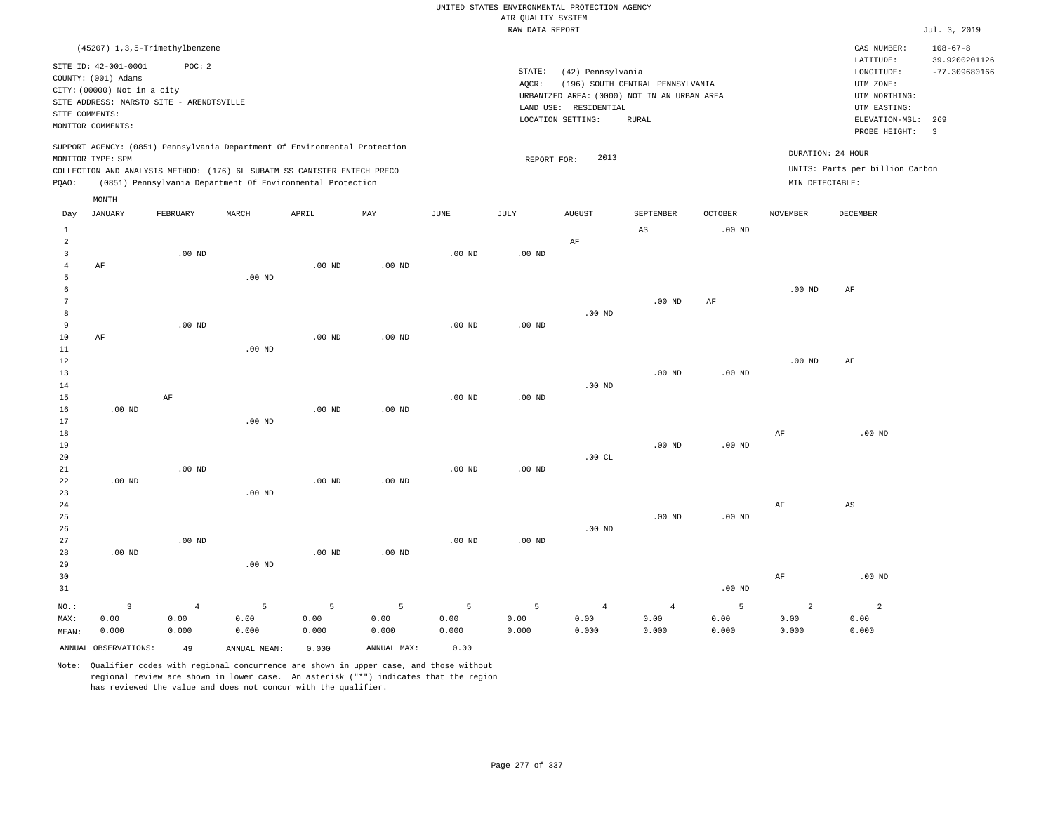UNITED STATES ENVIRONMENTAL PROTECTION AGENCY
AIR QUALITY SYSTEM
RAW DATA REPORT

Jul. 3, 2019

(45207) 1,3,5-Trimethylbenzene

SITE ID: 42-001-0001 POC: 2
COUNTY: (001) Adams
CITY: (00000) Not in a city
SITE ADDRESS: NARSTO SITE - ARENDTSVILLE
SITE COMMENTS:
MONITOR COMMENTS:

STATE: (42) Pennsylvania
AQCR: (196) SOUTH CENTRAL PENNSYLVANIA
URBANIZED AREA: (0000) NOT IN AN URBAN AREA
LAND USE: RESIDENTIAL
LOCATION SETTING: RURAL

CAS NUMBER: 108-67-8
LATITUDE: 39.9200201126
LONGITUDE: -77.309680166
UTM ZONE:
UTM NORTHING:
UTM EASTING:
ELEVATION-MSL: 269
PROBE HEIGHT: 3

SUPPORT AGENCY: (0851) Pennsylvania Department Of Environmental Protection
MONITOR TYPE: SPM
COLLECTION AND ANALYSIS METHOD: (176) 6L SUBATM SS CANISTER ENTECH PRECO
PQAO: (0851) Pennsylvania Department Of Environmental Protection

REPORT FOR: 2013

DURATION: 24 HOUR
UNITS: Parts per billion Carbon
MIN DETECTABLE:

| Day | JANUARY | FEBRUARY | MARCH | APRIL | MAY | JUNE | JULY | AUGUST | SEPTEMBER | OCTOBER | NOVEMBER | DECEMBER |
|---|---|---|---|---|---|---|---|---|---|---|---|---|
| 1 | | | | | | | | | AS | .00 ND | | |
| 2 | | | | | | | | AF | | | | |
| 3 | | .00 ND | | | | .00 ND | .00 ND | | | | | |
| 4 | AF | | | .00 ND | .00 ND | | | | | | | |
| 5 | | | .00 ND | | | | | | | | | |
| 6 | | | | | | | | | | | .00 ND | AF |
| 7 | | | | | | | | | .00 ND | AF | | |
| 8 | | | | | | | | .00 ND | | | | |
| 9 | | .00 ND | | | | .00 ND | .00 ND | | | | | |
| 10 | AF | | | .00 ND | .00 ND | | | | | | | |
| 11 | | | .00 ND | | | | | | | | | |
| 12 | | | | | | | | | | | .00 ND | AF |
| 13 | | | | | | | | | .00 ND | .00 ND | | |
| 14 | | | | | | | | .00 ND | | | | |
| 15 | | AF | | | | .00 ND | .00 ND | | | | | |
| 16 | .00 ND | | | .00 ND | .00 ND | | | | | | | |
| 17 | | | .00 ND | | | | | | | | | |
| 18 | | | | | | | | | | | AF | .00 ND |
| 19 | | | | | | | | | .00 ND | .00 ND | | |
| 20 | | | | | | | | .00 CL | | | | |
| 21 | | .00 ND | | | | .00 ND | .00 ND | | | | | |
| 22 | .00 ND | | | .00 ND | .00 ND | | | | | | | |
| 23 | | | .00 ND | | | | | | | | | |
| 24 | | | | | | | | | | | AF | AS |
| 25 | | | | | | | | | .00 ND | .00 ND | | |
| 26 | | | | | | | | .00 ND | | | | |
| 27 | | .00 ND | | | | .00 ND | .00 ND | | | | | |
| 28 | .00 ND | | | .00 ND | .00 ND | | | | | | | |
| 29 | | | .00 ND | | | | | | | | | |
| 30 | | | | | | | | | | | AF | .00 ND |
| 31 | | | | | | | | | | .00 ND | | |
| NO.: | 3 | 4 | 5 | 5 | 5 | 5 | 5 | 4 | 4 | 5 | 2 | 2 |
| MAX: | 0.00 | 0.00 | 0.00 | 0.00 | 0.00 | 0.00 | 0.00 | 0.00 | 0.00 | 0.00 | 0.00 | 0.00 |
| MEAN: | 0.000 | 0.000 | 0.000 | 0.000 | 0.000 | 0.000 | 0.000 | 0.000 | 0.000 | 0.000 | 0.000 | 0.000 |

ANNUAL OBSERVATIONS: 49 ANNUAL MEAN: 0.000 ANNUAL MAX: 0.00

Note: Qualifier codes with regional concurrence are shown in upper case, and those without regional review are shown in lower case. An asterisk ("*") indicates that the region has reviewed the value and does not concur with the qualifier.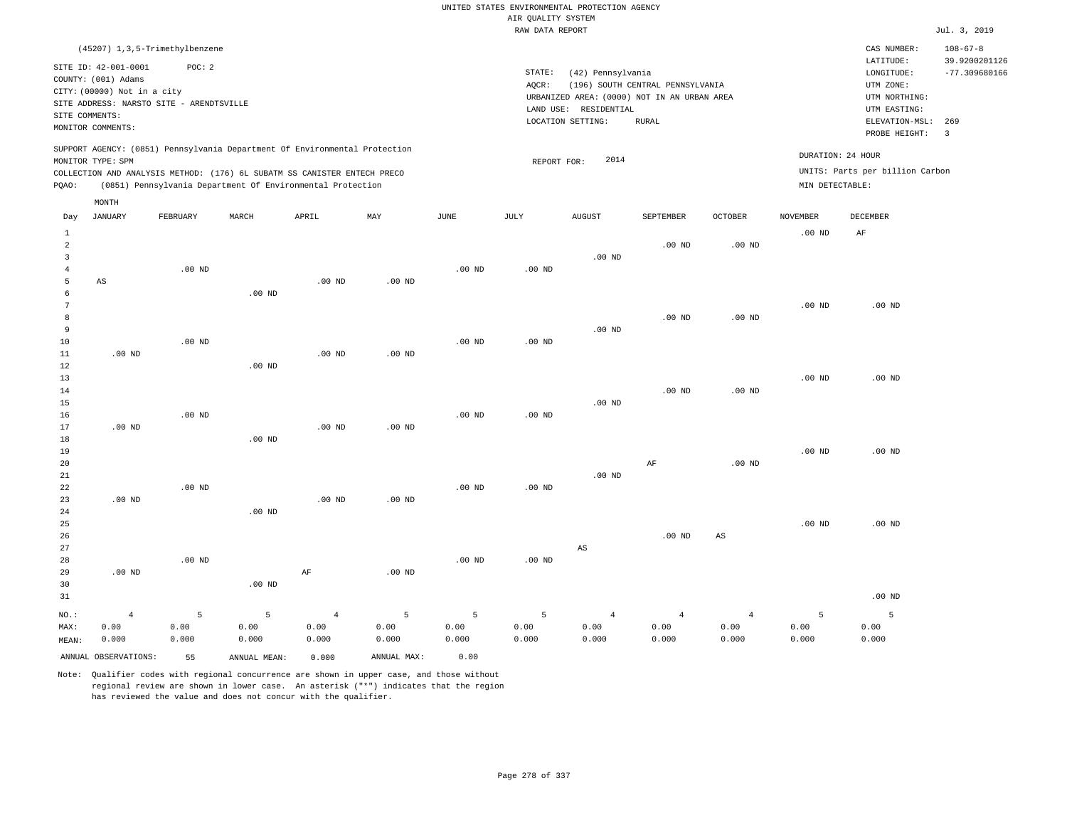UNITED STATES ENVIRONMENTAL PROTECTION AGENCY
AIR QUALITY SYSTEM
RAW DATA REPORT

Jul. 3, 2019

(45207) 1,3,5-Trimethylbenzene

SITE ID: 42-001-0001 POC: 2
COUNTY: (001) Adams
CITY: (00000) Not in a city
SITE ADDRESS: NARSTO SITE - ARENDTSVILLE
SITE COMMENTS:
MONITOR COMMENTS:

STATE: (42) Pennsylvania
AQCR: (196) SOUTH CENTRAL PENNSYLVANIA
URBANIZED AREA: (0000) NOT IN AN URBAN AREA
LAND USE: RESIDENTIAL
LOCATION SETTING: RURAL

CAS NUMBER: 108-67-8
LATITUDE: 39.9200201126
LONGITUDE: -77.309680166
UTM ZONE:
UTM NORTHING:
UTM EASTING:
ELEVATION-MSL: 269
PROBE HEIGHT: 3

SUPPORT AGENCY: (0851) Pennsylvania Department Of Environmental Protection
MONITOR TYPE: SPM
COLLECTION AND ANALYSIS METHOD: (176) 6L SUBATM SS CANISTER ENTECH PRECO
PQAO: (0851) Pennsylvania Department Of Environmental Protection

REPORT FOR: 2014

DURATION: 24 HOUR
UNITS: Parts per billion Carbon
MIN DETECTABLE:

| Day | JANUARY | FEBRUARY | MARCH | APRIL | MAY | JUNE | JULY | AUGUST | SEPTEMBER | OCTOBER | NOVEMBER | DECEMBER |
|---|---|---|---|---|---|---|---|---|---|---|---|---|
| 1 | | | | | | | | | | | .00 ND | AF |
| 2 | | | | | | | | | .00 ND | .00 ND | | |
| 3 | | | | | | | | .00 ND | | | | |
| 4 | | .00 ND | | | | .00 ND | .00 ND | | | | | |
| 5 | AS | | | .00 ND | .00 ND | | | | | | | |
| 6 | | | .00 ND | | | | | | | | | |
| 7 | | | | | | | | | | | .00 ND | .00 ND |
| 8 | | | | | | | | | .00 ND | .00 ND | | |
| 9 | | | | | | | | .00 ND | | | | |
| 10 | | .00 ND | | | | .00 ND | .00 ND | | | | | |
| 11 | .00 ND | | | .00 ND | .00 ND | | | | | | | |
| 12 | | | .00 ND | | | | | | | | | |
| 13 | | | | | | | | | | | .00 ND | .00 ND |
| 14 | | | | | | | | | .00 ND | .00 ND | | |
| 15 | | | | | | | | .00 ND | | | | |
| 16 | | .00 ND | | | | .00 ND | .00 ND | | | | | |
| 17 | .00 ND | | | .00 ND | .00 ND | | | | | | | |
| 18 | | | .00 ND | | | | | | | | | |
| 19 | | | | | | | | | | | .00 ND | .00 ND |
| 20 | | | | | | | | | AF | .00 ND | | |
| 21 | | | | | | | | .00 ND | | | | |
| 22 | | .00 ND | | | | .00 ND | .00 ND | | | | | |
| 23 | .00 ND | | | .00 ND | .00 ND | | | | | | | |
| 24 | | | .00 ND | | | | | | | | | |
| 25 | | | | | | | | | | | .00 ND | .00 ND |
| 26 | | | | | | | | | .00 ND | AS | | |
| 27 | | | | | | | | AS | | | | |
| 28 | | .00 ND | | | | .00 ND | .00 ND | | | | | |
| 29 | .00 ND | | | AF | .00 ND | | | | | | | |
| 30 | | | .00 ND | | | | | | | | | |
| 31 | | | | | | | | | | | | .00 ND |
| NO.: | 4 | 5 | 5 | 4 | 5 | 5 | 5 | 4 | 4 | 4 | 5 | 5 |
| MAX: | 0.00 | 0.00 | 0.00 | 0.00 | 0.00 | 0.00 | 0.00 | 0.00 | 0.00 | 0.00 | 0.00 | 0.00 |
| MEAN: | 0.000 | 0.000 | 0.000 | 0.000 | 0.000 | 0.000 | 0.000 | 0.000 | 0.000 | 0.000 | 0.000 | 0.000 |

ANNUAL OBSERVATIONS: 55 ANNUAL MEAN: 0.000 ANNUAL MAX: 0.00

Note: Qualifier codes with regional concurrence are shown in upper case, and those without regional review are shown in lower case. An asterisk ("*") indicates that the region has reviewed the value and does not concur with the qualifier.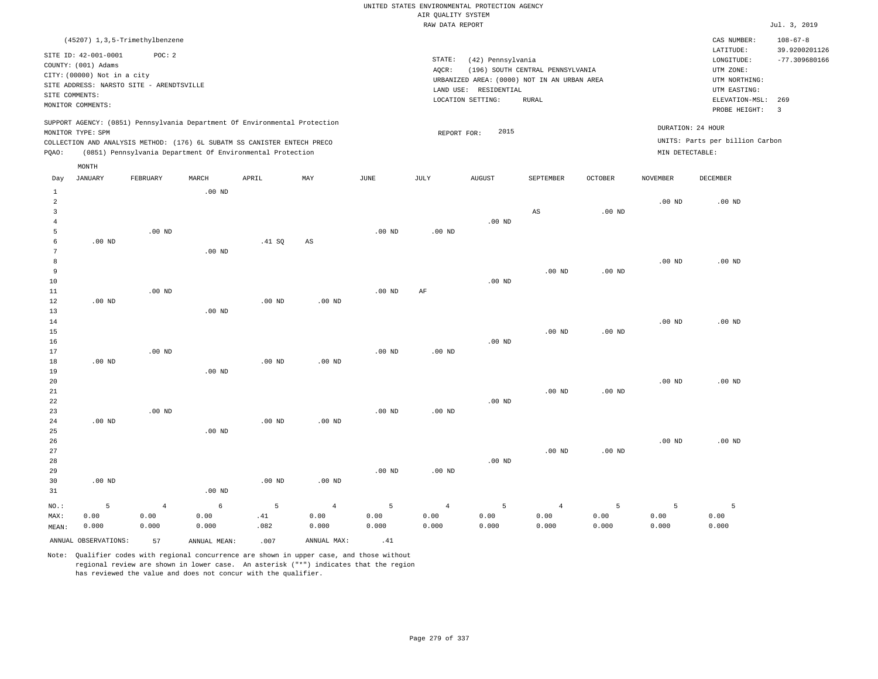UNITED STATES ENVIRONMENTAL PROTECTION AGENCY
AIR QUALITY SYSTEM
RAW DATA REPORT

Jul. 3, 2019

(45207) 1,3,5-Trimethylbenzene

SITE ID: 42-001-0001 POC: 2
COUNTY: (001) Adams
CITY: (00000) Not in a city
SITE ADDRESS: NARSTO SITE - ARENDTSVILLE
SITE COMMENTS:
MONITOR COMMENTS:

STATE: (42) Pennsylvania
AQCR: (196) SOUTH CENTRAL PENNSYLVANIA
URBANIZED AREA: (0000) NOT IN AN URBAN AREA
LAND USE: RESIDENTIAL
LOCATION SETTING: RURAL

CAS NUMBER: 108-67-8
LATITUDE: 39.9200201126
LONGITUDE: -77.309680166
UTM ZONE:
UTM NORTHING:
UTM EASTING:
ELEVATION-MSL: 269
PROBE HEIGHT: 3

SUPPORT AGENCY: (0851) Pennsylvania Department Of Environmental Protection
MONITOR TYPE: SPM
COLLECTION AND ANALYSIS METHOD: (176) 6L SUBATM SS CANISTER ENTECH PRECO
PQAO: (0851) Pennsylvania Department Of Environmental Protection

REPORT FOR: 2015

DURATION: 24 HOUR
UNITS: Parts per billion Carbon
MIN DETECTABLE:

| Day | JANUARY | FEBRUARY | MARCH | APRIL | MAY | JUNE | JULY | AUGUST | SEPTEMBER | OCTOBER | NOVEMBER | DECEMBER |
|---|---|---|---|---|---|---|---|---|---|---|---|---|
| 1 | | | .00 ND | | | | | | | | | |
| 2 | | | | | | | | | | | .00 ND | .00 ND |
| 3 | | | | | | | | | AS | .00 ND | | |
| 4 | | | | | | | | .00 ND | | | | |
| 5 | | .00 ND | | | | .00 ND | .00 ND | | | | | |
| 6 | .00 ND | | | .41 SQ | AS | | | | | | | |
| 7 | | | .00 ND | | | | | | | | | |
| 8 | | | | | | | | | | | .00 ND | .00 ND |
| 9 | | | | | | | | | .00 ND | .00 ND | | |
| 10 | | | | | | | | .00 ND | | | | |
| 11 | | .00 ND | | | | .00 ND | AF | | | | | |
| 12 | .00 ND | | | .00 ND | .00 ND | | | | | | | |
| 13 | | | .00 ND | | | | | | | | | |
| 14 | | | | | | | | | | | .00 ND | .00 ND |
| 15 | | | | | | | | | .00 ND | .00 ND | | |
| 16 | | | | | | | | .00 ND | | | | |
| 17 | | .00 ND | | | | .00 ND | .00 ND | | | | | |
| 18 | .00 ND | | | .00 ND | .00 ND | | | | | | | |
| 19 | | | .00 ND | | | | | | | | | |
| 20 | | | | | | | | | | | .00 ND | .00 ND |
| 21 | | | | | | | | | .00 ND | .00 ND | | |
| 22 | | | | | | | | .00 ND | | | | |
| 23 | | .00 ND | | | | .00 ND | .00 ND | | | | | |
| 24 | .00 ND | | | .00 ND | .00 ND | | | | | | | |
| 25 | | | .00 ND | | | | | | | | | |
| 26 | | | | | | | | | | | .00 ND | .00 ND |
| 27 | | | | | | | | | .00 ND | .00 ND | | |
| 28 | | | | | | | | .00 ND | | | | |
| 29 | | | | | | .00 ND | .00 ND | | | | | |
| 30 | .00 ND | | | .00 ND | .00 ND | | | | | | | |
| 31 | | | .00 ND | | | | | | | | | |
| NO.: | 5 | 4 | 6 | 5 | 4 | 5 | 4 | 5 | 4 | 5 | 5 | 5 |
| MAX: | 0.00 | 0.00 | 0.00 | .41 | 0.00 | 0.00 | 0.00 | 0.00 | 0.00 | 0.00 | 0.00 | 0.00 |
| MEAN: | 0.000 | 0.000 | 0.000 | .082 | 0.000 | 0.000 | 0.000 | 0.000 | 0.000 | 0.000 | 0.000 | 0.000 |

ANNUAL OBSERVATIONS: 57 ANNUAL MEAN: .007 ANNUAL MAX: .41

Note: Qualifier codes with regional concurrence are shown in upper case, and those without regional review are shown in lower case. An asterisk ("*") indicates that the region has reviewed the value and does not concur with the qualifier.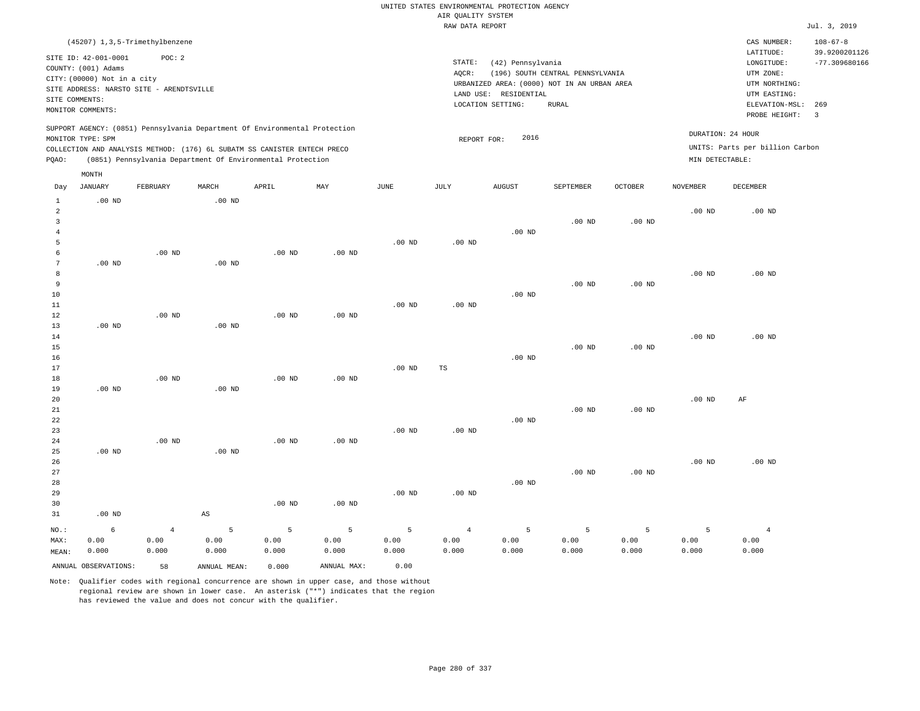UNITED STATES ENVIRONMENTAL PROTECTION AGENCY
AIR QUALITY SYSTEM
RAW DATA REPORT

Jul. 3, 2019

(45207) 1,3,5-Trimethylbenzene

SITE ID: 42-001-0001 POC: 2
COUNTY: (001) Adams
CITY: (00000) Not in a city
SITE ADDRESS: NARSTO SITE - ARENDTSVILLE
SITE COMMENTS:
MONITOR COMMENTS:

STATE: (42) Pennsylvania
AQCR: (196) SOUTH CENTRAL PENNSYLVANIA
URBANIZED AREA: (0000) NOT IN AN URBAN AREA
LAND USE: RESIDENTIAL
LOCATION SETTING: RURAL

CAS NUMBER: 108-67-8
LATITUDE: 39.9200201126
LONGITUDE: -77.309680166
UTM ZONE:
UTM NORTHING:
UTM EASTING:
ELEVATION-MSL: 269
PROBE HEIGHT: 3

SUPPORT AGENCY: (0851) Pennsylvania Department Of Environmental Protection
MONITOR TYPE: SPM
COLLECTION AND ANALYSIS METHOD: (176) 6L SUBATM SS CANISTER ENTECH PRECO
PQAO: (0851) Pennsylvania Department Of Environmental Protection

REPORT FOR: 2016

DURATION: 24 HOUR
UNITS: Parts per billion Carbon
MIN DETECTABLE:

| Day | JANUARY | FEBRUARY | MARCH | APRIL | MAY | JUNE | JULY | AUGUST | SEPTEMBER | OCTOBER | NOVEMBER | DECEMBER |
|---|---|---|---|---|---|---|---|---|---|---|---|---|
| 1 | .00 ND | | .00 ND | | | | | | | | | |
| 2 | | | | | | | | | | | .00 ND | .00 ND |
| 3 | | | | | | | | | .00 ND | .00 ND | | |
| 4 | | | | | | | | .00 ND | | | | |
| 5 | | | | | | .00 ND | .00 ND | | | | | |
| 6 | | .00 ND | | .00 ND | .00 ND | | | | | | | |
| 7 | .00 ND | | .00 ND | | | | | | | | | |
| 8 | | | | | | | | | | | .00 ND | .00 ND |
| 9 | | | | | | | | | .00 ND | .00 ND | | |
| 10 | | | | | | | | .00 ND | | | | |
| 11 | | | | | | .00 ND | .00 ND | | | | | |
| 12 | | .00 ND | | .00 ND | .00 ND | | | | | | | |
| 13 | .00 ND | | .00 ND | | | | | | | | | |
| 14 | | | | | | | | | | | .00 ND | .00 ND |
| 15 | | | | | | | | | .00 ND | .00 ND | | |
| 16 | | | | | | | | .00 ND | | | | |
| 17 | | | | | | .00 ND | TS | | | | | |
| 18 | | .00 ND | | .00 ND | .00 ND | | | | | | | |
| 19 | .00 ND | | .00 ND | | | | | | | | | |
| 20 | | | | | | | | | | | .00 ND | AF |
| 21 | | | | | | | | | .00 ND | .00 ND | | |
| 22 | | | | | | | | .00 ND | | | | |
| 23 | | | | | | .00 ND | .00 ND | | | | | |
| 24 | | .00 ND | | .00 ND | .00 ND | | | | | | | |
| 25 | .00 ND | | .00 ND | | | | | | | | | |
| 26 | | | | | | | | | | | .00 ND | .00 ND |
| 27 | | | | | | | | | .00 ND | .00 ND | | |
| 28 | | | | | | | | .00 ND | | | | |
| 29 | | | | | | .00 ND | .00 ND | | | | | |
| 30 | | | | .00 ND | .00 ND | | | | | | | |
| 31 | .00 ND | | AS | | | | | | | | | |
| NO.: | 6 | 4 | 5 | 5 | 5 | 5 | 4 | 5 | 5 | 5 | 5 | 4 |
| MAX: | 0.00 | 0.00 | 0.00 | 0.00 | 0.00 | 0.00 | 0.00 | 0.00 | 0.00 | 0.00 | 0.00 | 0.00 |
| MEAN: | 0.000 | 0.000 | 0.000 | 0.000 | 0.000 | 0.000 | 0.000 | 0.000 | 0.000 | 0.000 | 0.000 | 0.000 |

ANNUAL OBSERVATIONS: 58 ANNUAL MEAN: 0.000 ANNUAL MAX: 0.00

Note: Qualifier codes with regional concurrence are shown in upper case, and those without regional review are shown in lower case. An asterisk ("*") indicates that the region has reviewed the value and does not concur with the qualifier.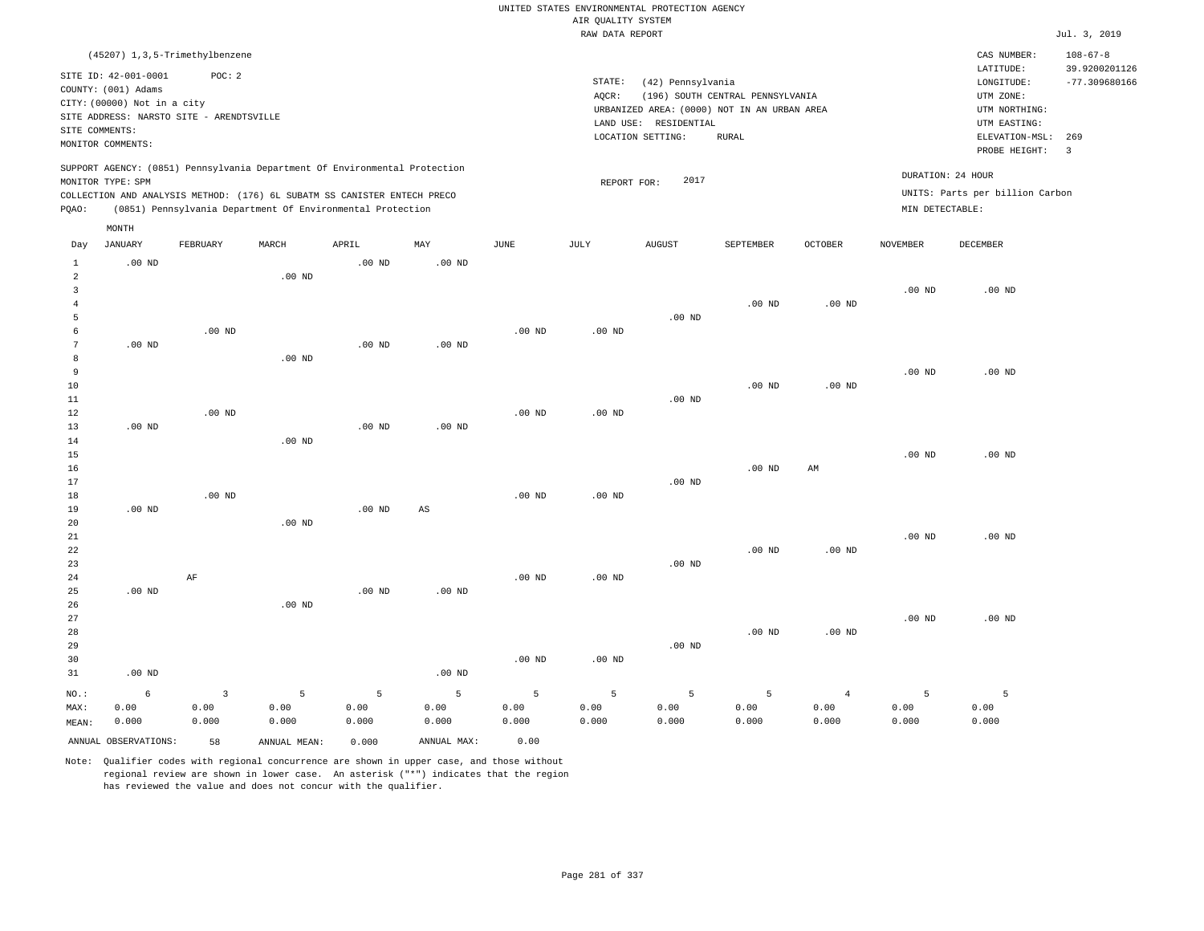UNITED STATES ENVIRONMENTAL PROTECTION AGENCY
AIR QUALITY SYSTEM
RAW DATA REPORT

Jul. 3, 2019

(45207) 1,3,5-Trimethylbenzene

SITE ID: 42-001-0001 POC: 2
COUNTY: (001) Adams
CITY: (00000) Not in a city
SITE ADDRESS: NARSTO SITE - ARENDTSVILLE
SITE COMMENTS:
MONITOR COMMENTS:

STATE: (42) Pennsylvania
AQCR: (196) SOUTH CENTRAL PENNSYLVANIA
URBANIZED AREA: (0000) NOT IN AN URBAN AREA
LAND USE: RESIDENTIAL
LOCATION SETTING: RURAL

CAS NUMBER: 108-67-8
LATITUDE: 39.9200201126
LONGITUDE: -77.309680166
UTM ZONE:
UTM NORTHING:
UTM EASTING:
ELEVATION-MSL: 269
PROBE HEIGHT: 3

SUPPORT AGENCY: (0851) Pennsylvania Department Of Environmental Protection
MONITOR TYPE: SPM
COLLECTION AND ANALYSIS METHOD: (176) 6L SUBATM SS CANISTER ENTECH PRECO
PQAO: (0851) Pennsylvania Department Of Environmental Protection

REPORT FOR: 2017

DURATION: 24 HOUR
UNITS: Parts per billion Carbon
MIN DETECTABLE:

| Day | JANUARY | FEBRUARY | MARCH | APRIL | MAY | JUNE | JULY | AUGUST | SEPTEMBER | OCTOBER | NOVEMBER | DECEMBER |
|---|---|---|---|---|---|---|---|---|---|---|---|---|
| 1 | .00 ND | | | .00 ND | .00 ND | | | | | | | |
| 2 | | | .00 ND | | | | | | | | | |
| 3 | | | | | | | | | | | .00 ND | .00 ND |
| 4 | | | | | | | | | .00 ND | .00 ND | | |
| 5 | | | | | | | | .00 ND | | | | |
| 6 | | .00 ND | | | | .00 ND | .00 ND | | | | | |
| 7 | .00 ND | | | .00 ND | .00 ND | | | | | | | |
| 8 | | | .00 ND | | | | | | | | | |
| 9 | | | | | | | | | | | .00 ND | .00 ND |
| 10 | | | | | | | | | .00 ND | .00 ND | | |
| 11 | | | | | | | | .00 ND | | | | |
| 12 | | .00 ND | | | | .00 ND | .00 ND | | | | | |
| 13 | .00 ND | | | .00 ND | .00 ND | | | | | | | |
| 14 | | | .00 ND | | | | | | | | | |
| 15 | | | | | | | | | | | .00 ND | .00 ND |
| 16 | | | | | | | | | .00 ND | AM | | |
| 17 | | | | | | | | .00 ND | | | | |
| 18 | | .00 ND | | | | .00 ND | .00 ND | | | | | |
| 19 | .00 ND | | | .00 ND | AS | | | | | | | |
| 20 | | | .00 ND | | | | | | | | | |
| 21 | | | | | | | | | | | .00 ND | .00 ND |
| 22 | | | | | | | | | .00 ND | .00 ND | | |
| 23 | | | | | | | | .00 ND | | | | |
| 24 | | AF | | | | .00 ND | .00 ND | | | | | |
| 25 | .00 ND | | | .00 ND | .00 ND | | | | | | | |
| 26 | | | .00 ND | | | | | | | | | |
| 27 | | | | | | | | | | | .00 ND | .00 ND |
| 28 | | | | | | | | | .00 ND | .00 ND | | |
| 29 | | | | | | | | .00 ND | | | | |
| 30 | | | | | | .00 ND | .00 ND | | | | | |
| 31 | .00 ND | | | | .00 ND | | | | | | | |
| NO.: | 6 | 3 | 5 | 5 | 5 | 5 | 5 | 5 | 5 | 4 | 5 | 5 |
| MAX: | 0.00 | 0.00 | 0.00 | 0.00 | 0.00 | 0.00 | 0.00 | 0.00 | 0.00 | 0.00 | 0.00 | 0.00 |
| MEAN: | 0.000 | 0.000 | 0.000 | 0.000 | 0.000 | 0.000 | 0.000 | 0.000 | 0.000 | 0.000 | 0.000 | 0.000 |

ANNUAL OBSERVATIONS: 58 ANNUAL MEAN: 0.000 ANNUAL MAX: 0.00

Note: Qualifier codes with regional concurrence are shown in upper case, and those without regional review are shown in lower case. An asterisk ("*") indicates that the region has reviewed the value and does not concur with the qualifier.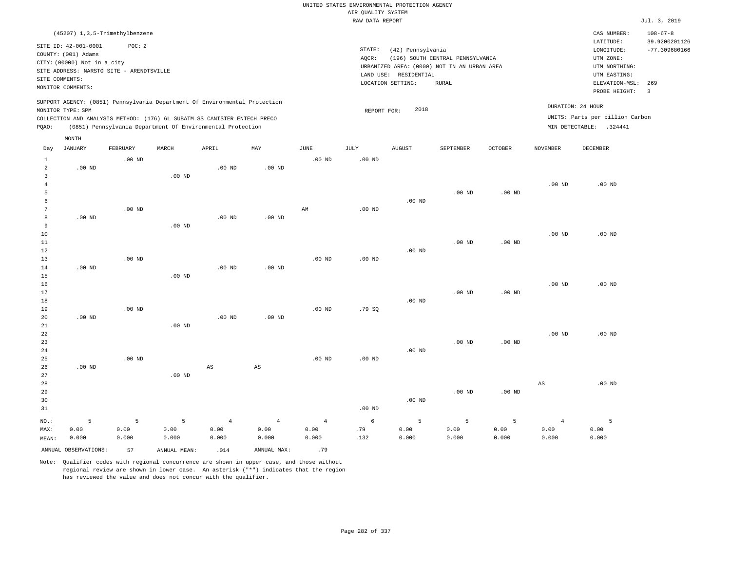UNITED STATES ENVIRONMENTAL PROTECTION AGENCY
AIR QUALITY SYSTEM
RAW DATA REPORT

Jul. 3, 2019

(45207) 1,3,5-Trimethylbenzene

SITE ID: 42-001-0001 POC: 2
COUNTY: (001) Adams
CITY: (00000) Not in a city
SITE ADDRESS: NARSTO SITE - ARENDTSVILLE
SITE COMMENTS:
MONITOR COMMENTS:

STATE: (42) Pennsylvania
AQCR: (196) SOUTH CENTRAL PENNSYLVANIA
URBANIZED AREA: (0000) NOT IN AN URBAN AREA
LAND USE: RESIDENTIAL
LOCATION SETTING: RURAL

CAS NUMBER: 108-67-8
LATITUDE: 39.9200201126
LONGITUDE: -77.309680166
UTM ZONE:
UTM NORTHING:
UTM EASTING:
ELEVATION-MSL: 269
PROBE HEIGHT: 3

SUPPORT AGENCY: (0851) Pennsylvania Department Of Environmental Protection
MONITOR TYPE: SPM
COLLECTION AND ANALYSIS METHOD: (176) 6L SUBATM SS CANISTER ENTECH PRECO
PQAO: (0851) Pennsylvania Department Of Environmental Protection

REPORT FOR: 2018

DURATION: 24 HOUR
UNITS: Parts per billion Carbon
MIN DETECTABLE: .324441

| Day | JANUARY | FEBRUARY | MARCH | APRIL | MAY | JUNE | JULY | AUGUST | SEPTEMBER | OCTOBER | NOVEMBER | DECEMBER |
|---|---|---|---|---|---|---|---|---|---|---|---|---|
| 1 | | .00 ND | | | | .00 ND | .00 ND | | | | | |
| 2 | .00 ND | | | .00 ND | .00 ND | | | | | | | |
| 3 | | | .00 ND | | | | | | | | | |
| 4 | | | | | | | | | | | .00 ND | .00 ND |
| 5 | | | | | | | | | .00 ND | .00 ND | | |
| 6 | | | | | | | | .00 ND | | | | |
| 7 | | .00 ND | | | | AM | .00 ND | | | | | |
| 8 | .00 ND | | | .00 ND | .00 ND | | | | | | | |
| 9 | | | .00 ND | | | | | | | | | |
| 10 | | | | | | | | | | | .00 ND | .00 ND |
| 11 | | | | | | | | | .00 ND | .00 ND | | |
| 12 | | | | | | | | .00 ND | | | | |
| 13 | | .00 ND | | | | .00 ND | .00 ND | | | | | |
| 14 | .00 ND | | | .00 ND | .00 ND | | | | | | | |
| 15 | | | .00 ND | | | | | | | | | |
| 16 | | | | | | | | | | | .00 ND | .00 ND |
| 17 | | | | | | | | | .00 ND | .00 ND | | |
| 18 | | | | | | | | .00 ND | | | | |
| 19 | | .00 ND | | | | .00 ND | .79 SQ | | | | | |
| 20 | .00 ND | | | .00 ND | .00 ND | | | | | | | |
| 21 | | | .00 ND | | | | | | | | | |
| 22 | | | | | | | | | | | .00 ND | .00 ND |
| 23 | | | | | | | | | .00 ND | .00 ND | | |
| 24 | | | | | | | | .00 ND | | | | |
| 25 | | .00 ND | | | | .00 ND | .00 ND | | | | | |
| 26 | .00 ND | | | AS | AS | | | | | | | |
| 27 | | | .00 ND | | | | | | | | | |
| 28 | | | | | | | | | | | AS | .00 ND |
| 29 | | | | | | | | | .00 ND | .00 ND | | |
| 30 | | | | | | | | .00 ND | | | | |
| 31 | | | | | | | .00 ND | | | | | |
| NO.: | 5 | 5 | 5 | 4 | 4 | 4 | 6 | 5 | 5 | 5 | 4 | 5 |
| MAX: | 0.00 | 0.00 | 0.00 | 0.00 | 0.00 | 0.00 | .79 | 0.00 | 0.00 | 0.00 | 0.00 | 0.00 |
| MEAN: | 0.000 | 0.000 | 0.000 | 0.000 | 0.000 | 0.000 | .132 | 0.000 | 0.000 | 0.000 | 0.000 | 0.000 |

ANNUAL OBSERVATIONS: 57 ANNUAL MEAN: .014 ANNUAL MAX: .79

Note: Qualifier codes with regional concurrence are shown in upper case, and those without regional review are shown in lower case. An asterisk ("*") indicates that the region has reviewed the value and does not concur with the qualifier.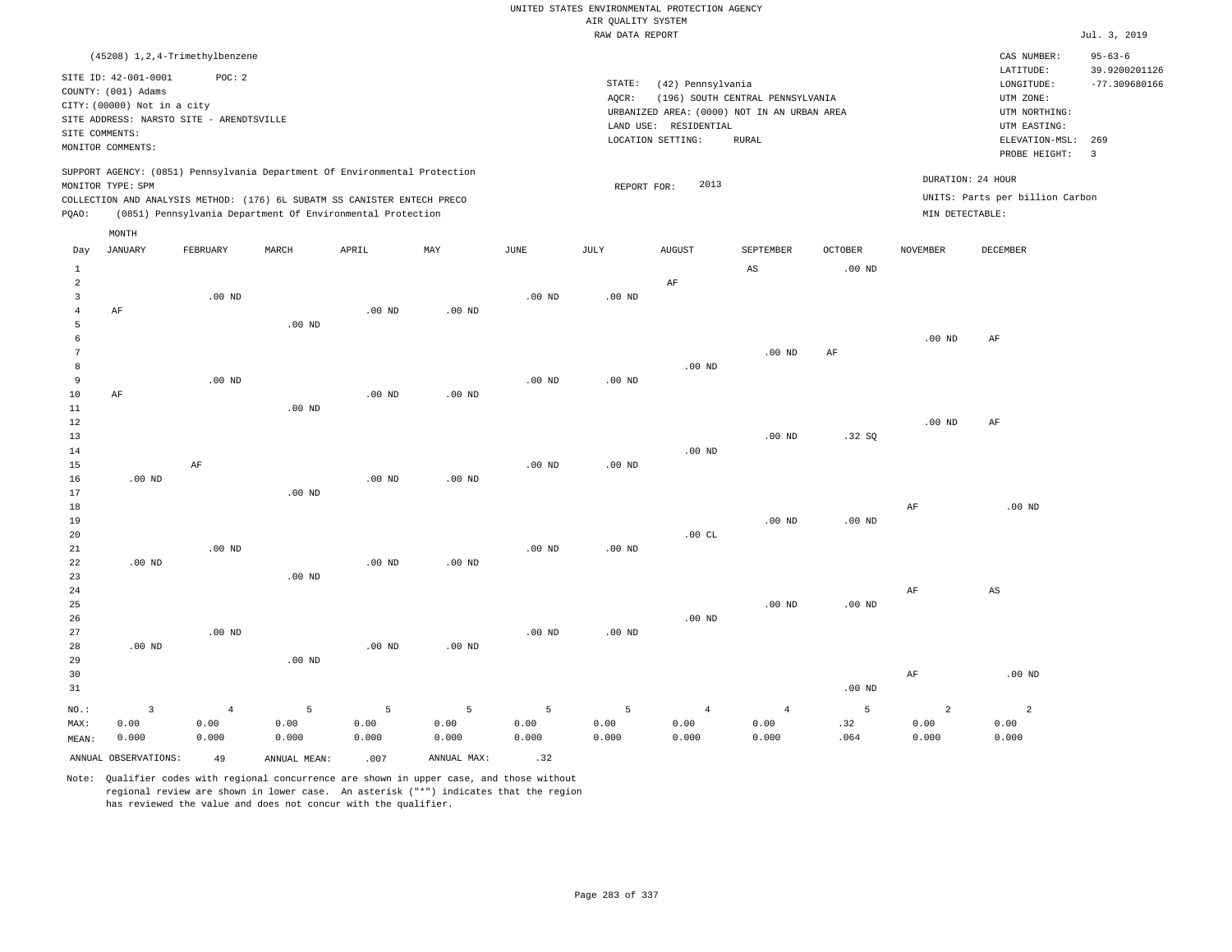UNITED STATES ENVIRONMENTAL PROTECTION AGENCY
AIR QUALITY SYSTEM
RAW DATA REPORT

Jul. 3, 2019

(45208) 1,2,4-Trimethylbenzene

SITE ID: 42-001-0001 POC: 2
COUNTY: (001) Adams
CITY: (00000) Not in a city
SITE ADDRESS: NARSTO SITE - ARENDTSVILLE
SITE COMMENTS:
MONITOR COMMENTS:

STATE: (42) Pennsylvania
AQCR: (196) SOUTH CENTRAL PENNSYLVANIA
URBANIZED AREA: (0000) NOT IN AN URBAN AREA
LAND USE: RESIDENTIAL
LOCATION SETTING: RURAL

CAS NUMBER: 95-63-6
LATITUDE: 39.9200201126
LONGITUDE: -77.309680166
UTM ZONE:
UTM NORTHING:
UTM EASTING:
ELEVATION-MSL: 269
PROBE HEIGHT: 3

SUPPORT AGENCY: (0851) Pennsylvania Department Of Environmental Protection
MONITOR TYPE: SPM
COLLECTION AND ANALYSIS METHOD: (176) 6L SUBATM SS CANISTER ENTECH PRECO
PQAO: (0851) Pennsylvania Department Of Environmental Protection

REPORT FOR: 2013

DURATION: 24 HOUR
UNITS: Parts per billion Carbon
MIN DETECTABLE:

| Day | JANUARY | FEBRUARY | MARCH | APRIL | MAY | JUNE | JULY | AUGUST | SEPTEMBER | OCTOBER | NOVEMBER | DECEMBER |
|---|---|---|---|---|---|---|---|---|---|---|---|---|
| 1 | | | | | | | | | AS | .00 ND | | |
| 2 | | | | | | | | AF | | | | |
| 3 | | .00 ND | | | | .00 ND | .00 ND | | | | | |
| 4 | AF | | | .00 ND | .00 ND | | | | | | | |
| 5 | | | .00 ND | | | | | | | | | |
| 6 | | | | | | | | | | | .00 ND | AF |
| 7 | | | | | | | | | .00 ND | AF | | |
| 8 | | | | | | | | .00 ND | | | | |
| 9 | | .00 ND | | | | .00 ND | .00 ND | | | | | |
| 10 | AF | | | .00 ND | .00 ND | | | | | | | |
| 11 | | | .00 ND | | | | | | | | | |
| 12 | | | | | | | | | | | .00 ND | AF |
| 13 | | | | | | | | | .00 ND | .32 SQ | | |
| 14 | | | | | | | | .00 ND | | | | |
| 15 | | AF | | | | .00 ND | .00 ND | | | | | |
| 16 | .00 ND | | | .00 ND | .00 ND | | | | | | | |
| 17 | | | .00 ND | | | | | | | | | |
| 18 | | | | | | | | | | | AF | .00 ND |
| 19 | | | | | | | | | .00 ND | .00 ND | | |
| 20 | | | | | | | | .00 CL | | | | |
| 21 | | .00 ND | | | | .00 ND | .00 ND | | | | | |
| 22 | .00 ND | | | .00 ND | .00 ND | | | | | | | |
| 23 | | | .00 ND | | | | | | | | | |
| 24 | | | | | | | | | | | AF | AS |
| 25 | | | | | | | | | .00 ND | .00 ND | | |
| 26 | | | | | | | | .00 ND | | | | |
| 27 | | .00 ND | | | | .00 ND | .00 ND | | | | | |
| 28 | .00 ND | | | .00 ND | .00 ND | | | | | | | |
| 29 | | | .00 ND | | | | | | | | | |
| 30 | | | | | | | | | | | AF | .00 ND |
| 31 | | | | | | | | | | .00 ND | | |
| NO.: | 3 | 4 | 5 | 5 | 5 | 5 | 5 | 4 | 4 | 5 | 2 | 2 |
| MAX: | 0.00 | 0.00 | 0.00 | 0.00 | 0.00 | 0.00 | 0.00 | 0.00 | 0.00 | .32 | 0.00 | 0.00 |
| MEAN: | 0.000 | 0.000 | 0.000 | 0.000 | 0.000 | 0.000 | 0.000 | 0.000 | 0.000 | .064 | 0.000 | 0.000 |

ANNUAL OBSERVATIONS: 49 ANNUAL MEAN: .007 ANNUAL MAX: .32

Note: Qualifier codes with regional concurrence are shown in upper case, and those without regional review are shown in lower case. An asterisk ("*") indicates that the region has reviewed the value and does not concur with the qualifier.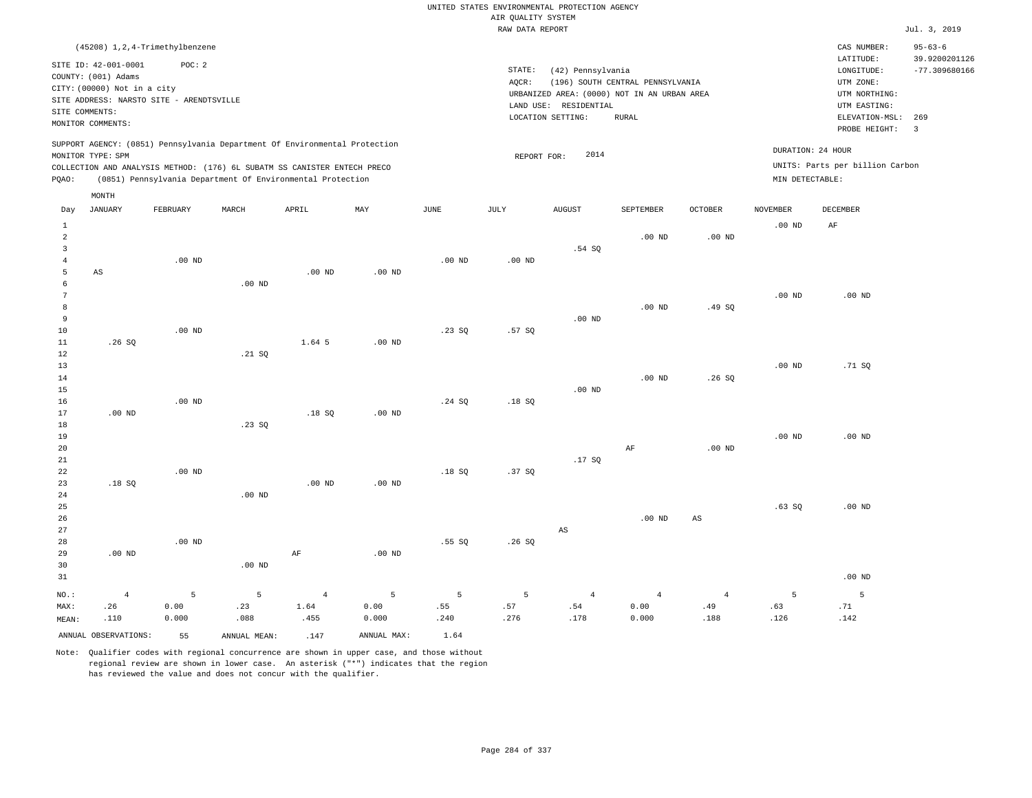UNITED STATES ENVIRONMENTAL PROTECTION AGENCY
AIR QUALITY SYSTEM
RAW DATA REPORT

Jul. 3, 2019

(45208) 1,2,4-Trimethylbenzene

SITE ID: 42-001-0001 POC: 2
COUNTY: (001) Adams
CITY: (00000) Not in a city
SITE ADDRESS: NARSTO SITE - ARENDTSVILLE
SITE COMMENTS:
MONITOR COMMENTS:

STATE: (42) Pennsylvania
AQCR: (196) SOUTH CENTRAL PENNSYLVANIA
URBANIZED AREA: (0000) NOT IN AN URBAN AREA
LAND USE: RESIDENTIAL
LOCATION SETTING: RURAL

CAS NUMBER: 95-63-6
LATITUDE: 39.9200201126
LONGITUDE: -77.309680166
UTM ZONE:
UTM NORTHING:
UTM EASTING:
ELEVATION-MSL: 269
PROBE HEIGHT: 3

SUPPORT AGENCY: (0851) Pennsylvania Department Of Environmental Protection
MONITOR TYPE: SPM
COLLECTION AND ANALYSIS METHOD: (176) 6L SUBATM SS CANISTER ENTECH PRECO
PQAO: (0851) Pennsylvania Department Of Environmental Protection

REPORT FOR: 2014

DURATION: 24 HOUR
UNITS: Parts per billion Carbon
MIN DETECTABLE:

| Day | JANUARY | FEBRUARY | MARCH | APRIL | MAY | JUNE | JULY | AUGUST | SEPTEMBER | OCTOBER | NOVEMBER | DECEMBER |
|---|---|---|---|---|---|---|---|---|---|---|---|---|
| 1 | | | | | | | | | | | .00 ND | AF |
| 2 | | | | | | | | | .00 ND | .00 ND | | |
| 3 | | | | | | | | .54 SQ | | | | |
| 4 | | .00 ND | | | | .00 ND | .00 ND | | | | | |
| 5 | AS | | | .00 ND | .00 ND | | | | | | | |
| 6 | | | .00 ND | | | | | | | | | |
| 7 | | | | | | | | | | | .00 ND | .00 ND |
| 8 | | | | | | | | | .00 ND | .49 SQ | | |
| 9 | | | | | | | | .00 ND | | | | |
| 10 | | .00 ND | | | | .23 SQ | .57 SQ | | | | | |
| 11 | .26 SQ | | | 1.64 5 | .00 ND | | | | | | | |
| 12 | | | .21 SQ | | | | | | | | | |
| 13 | | | | | | | | | | | .00 ND | .71 SQ |
| 14 | | | | | | | | | .00 ND | .26 SQ | | |
| 15 | | | | | | | | .00 ND | | | | |
| 16 | | .00 ND | | | | .24 SQ | .18 SQ | | | | | |
| 17 | .00 ND | | | .18 SQ | .00 ND | | | | | | | |
| 18 | | | .23 SQ | | | | | | | | | |
| 19 | | | | | | | | | | | .00 ND | .00 ND |
| 20 | | | | | | | | | AF | .00 ND | | |
| 21 | | | | | | | | .17 SQ | | | | |
| 22 | | .00 ND | | | | .18 SQ | .37 SQ | | | | | |
| 23 | .18 SQ | | | .00 ND | .00 ND | | | | | | | |
| 24 | | | .00 ND | | | | | | | | | |
| 25 | | | | | | | | | | | .63 SQ | .00 ND |
| 26 | | | | | | | | | .00 ND | AS | | |
| 27 | | | | | | | | AS | | | | |
| 28 | | .00 ND | | | | .55 SQ | .26 SQ | | | | | |
| 29 | .00 ND | | | AF | .00 ND | | | | | | | |
| 30 | | | .00 ND | | | | | | | | | |
| 31 | | | | | | | | | | | | .00 ND |
| NO.: | 4 | 5 | 5 | 4 | 5 | 5 | 5 | 4 | 4 | 4 | 5 | 5 |
| MAX: | .26 | 0.00 | .23 | 1.64 | 0.00 | .55 | .57 | .54 | 0.00 | .49 | .63 | .71 |
| MEAN: | .110 | 0.000 | .088 | .455 | 0.000 | .240 | .276 | .178 | 0.000 | .188 | .126 | .142 |

ANNUAL OBSERVATIONS: 55 ANNUAL MEAN: .147 ANNUAL MAX: 1.64

Note: Qualifier codes with regional concurrence are shown in upper case, and those without regional review are shown in lower case. An asterisk ("*") indicates that the region has reviewed the value and does not concur with the qualifier.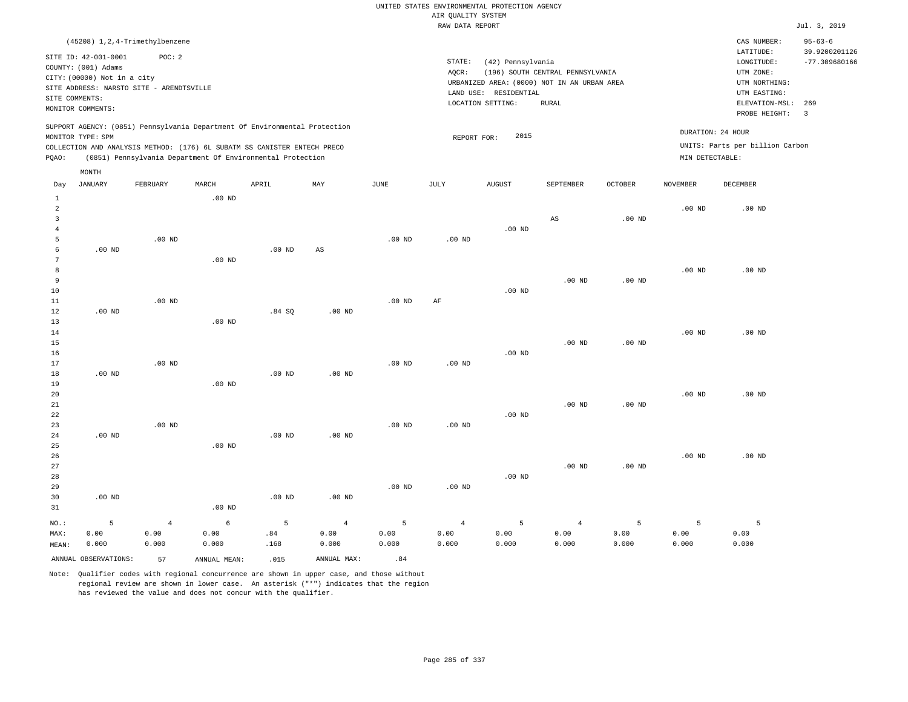UNITED STATES ENVIRONMENTAL PROTECTION AGENCY
AIR QUALITY SYSTEM
RAW DATA REPORT

Jul. 3, 2019

(45208) 1,2,4-Trimethylbenzene

SITE ID: 42-001-0001 POC: 2
COUNTY: (001) Adams
CITY: (00000) Not in a city
SITE ADDRESS: NARSTO SITE - ARENDTSVILLE
SITE COMMENTS:
MONITOR COMMENTS:

STATE: (42) Pennsylvania
AQCR: (196) SOUTH CENTRAL PENNSYLVANIA
URBANIZED AREA: (0000) NOT IN AN URBAN AREA
LAND USE: RESIDENTIAL
LOCATION SETTING: RURAL

CAS NUMBER: 95-63-6
LATITUDE: 39.9200201126
LONGITUDE: -77.309680166
UTM ZONE:
UTM NORTHING:
UTM EASTING:
ELEVATION-MSL: 269
PROBE HEIGHT: 3

SUPPORT AGENCY: (0851) Pennsylvania Department Of Environmental Protection
MONITOR TYPE: SPM
COLLECTION AND ANALYSIS METHOD: (176) 6L SUBATM SS CANISTER ENTECH PRECO
PQAO: (0851) Pennsylvania Department Of Environmental Protection

REPORT FOR: 2015

DURATION: 24 HOUR
UNITS: Parts per billion Carbon
MIN DETECTABLE:

| Day | JANUARY | FEBRUARY | MARCH | APRIL | MAY | JUNE | JULY | AUGUST | SEPTEMBER | OCTOBER | NOVEMBER | DECEMBER |
|---|---|---|---|---|---|---|---|---|---|---|---|---|
| 1 | | | .00 ND | | | | | | | | | |
| 2 | | | | | | | | | | | .00 ND | .00 ND |
| 3 | | | | | | | | | AS | .00 ND | | |
| 4 | | | | | | | | .00 ND | | | | |
| 5 | | .00 ND | | | | .00 ND | .00 ND | | | | | |
| 6 | .00 ND | | | .00 ND | AS | | | | | | | |
| 7 | | | .00 ND | | | | | | | | | |
| 8 | | | | | | | | | | | .00 ND | .00 ND |
| 9 | | | | | | | | | .00 ND | .00 ND | | |
| 10 | | | | | | | | .00 ND | | | | |
| 11 | | .00 ND | | | | .00 ND | AF | | | | | |
| 12 | .00 ND | | | .84 SQ | .00 ND | | | | | | | |
| 13 | | | .00 ND | | | | | | | | | |
| 14 | | | | | | | | | | | .00 ND | .00 ND |
| 15 | | | | | | | | | .00 ND | .00 ND | | |
| 16 | | | | | | | | .00 ND | | | | |
| 17 | | .00 ND | | | | .00 ND | .00 ND | | | | | |
| 18 | .00 ND | | | .00 ND | .00 ND | | | | | | | |
| 19 | | | .00 ND | | | | | | | | | |
| 20 | | | | | | | | | | | .00 ND | .00 ND |
| 21 | | | | | | | | | .00 ND | .00 ND | | |
| 22 | | | | | | | | .00 ND | | | | |
| 23 | | .00 ND | | | | .00 ND | .00 ND | | | | | |
| 24 | .00 ND | | | .00 ND | .00 ND | | | | | | | |
| 25 | | | .00 ND | | | | | | | | | |
| 26 | | | | | | | | | | | .00 ND | .00 ND |
| 27 | | | | | | | | | .00 ND | .00 ND | | |
| 28 | | | | | | | | .00 ND | | | | |
| 29 | | | | | | .00 ND | .00 ND | | | | | |
| 30 | .00 ND | | | .00 ND | .00 ND | | | | | | | |
| 31 | | | .00 ND | | | | | | | | | |
| NO.: | 5 | 4 | 6 | 5 | 4 | 5 | 4 | 5 | 4 | 5 | 5 | 5 |
| MAX: | 0.00 | 0.00 | 0.00 | .84 | 0.00 | 0.00 | 0.00 | 0.00 | 0.00 | 0.00 | 0.00 | 0.00 |
| MEAN: | 0.000 | 0.000 | 0.000 | .168 | 0.000 | 0.000 | 0.000 | 0.000 | 0.000 | 0.000 | 0.000 | 0.000 |

ANNUAL OBSERVATIONS: 57 ANNUAL MEAN: .015 ANNUAL MAX: .84

Note: Qualifier codes with regional concurrence are shown in upper case, and those without regional review are shown in lower case. An asterisk ("*") indicates that the region has reviewed the value and does not concur with the qualifier.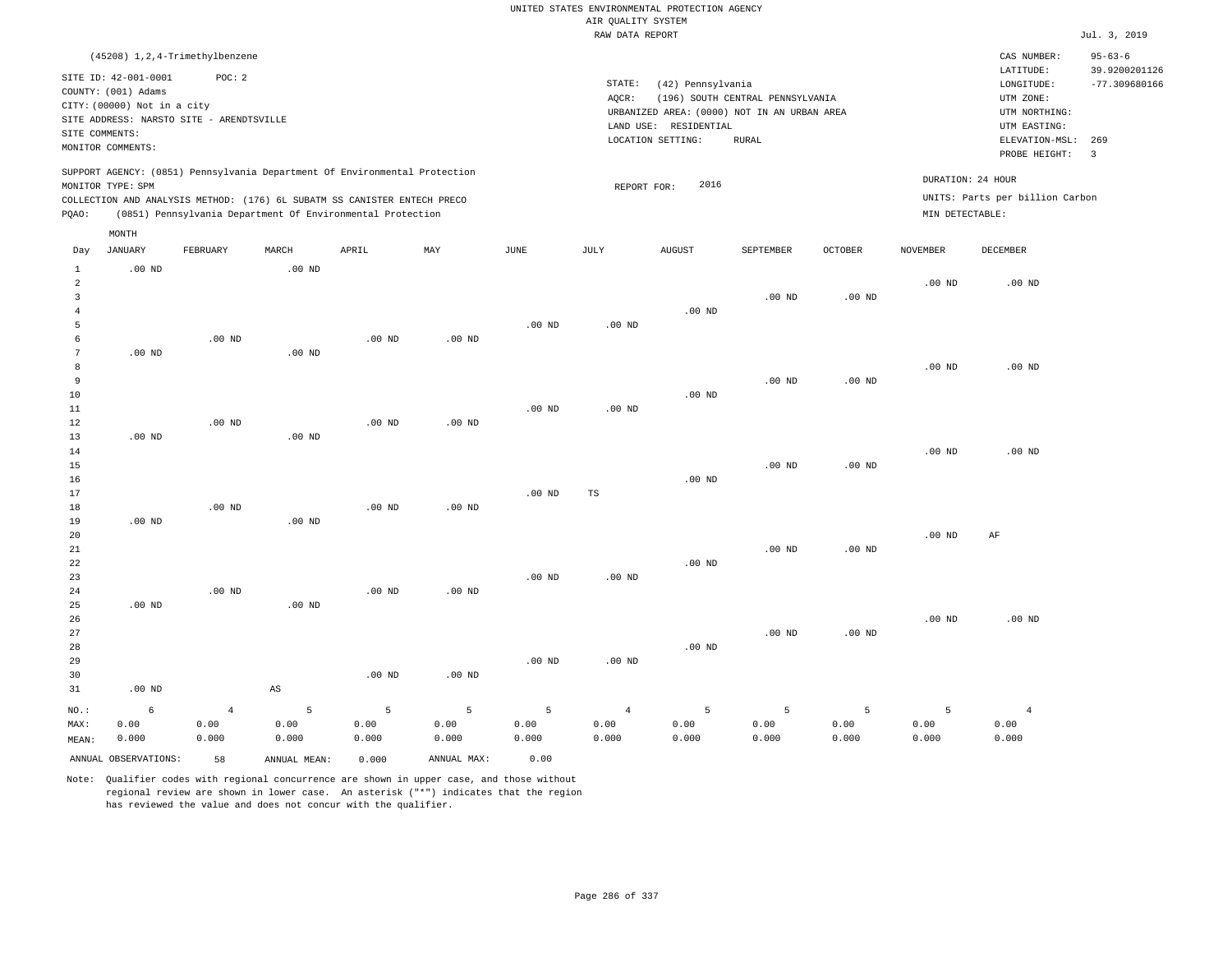UNITED STATES ENVIRONMENTAL PROTECTION AGENCY
AIR QUALITY SYSTEM
RAW DATA REPORT

Jul. 3, 2019

(45208) 1,2,4-Trimethylbenzene

SITE ID: 42-001-0001 POC: 2
COUNTY: (001) Adams
CITY: (00000) Not in a city
SITE ADDRESS: NARSTO SITE - ARENDTSVILLE
SITE COMMENTS:
MONITOR COMMENTS:

STATE: (42) Pennsylvania
AQCR: (196) SOUTH CENTRAL PENNSYLVANIA
URBANIZED AREA: (0000) NOT IN AN URBAN AREA
LAND USE: RESIDENTIAL
LOCATION SETTING: RURAL

CAS NUMBER: 95-63-6
LATITUDE: 39.9200201126
LONGITUDE: -77.309680166
UTM ZONE:
UTM NORTHING:
UTM EASTING:
ELEVATION-MSL: 269
PROBE HEIGHT: 3

SUPPORT AGENCY: (0851) Pennsylvania Department Of Environmental Protection
MONITOR TYPE: SPM
COLLECTION AND ANALYSIS METHOD: (176) 6L SUBATM SS CANISTER ENTECH PRECO
PQAO: (0851) Pennsylvania Department Of Environmental Protection

REPORT FOR: 2016

DURATION: 24 HOUR
UNITS: Parts per billion Carbon
MIN DETECTABLE:

| Day | JANUARY | FEBRUARY | MARCH | APRIL | MAY | JUNE | JULY | AUGUST | SEPTEMBER | OCTOBER | NOVEMBER | DECEMBER |
|---|---|---|---|---|---|---|---|---|---|---|---|---|
| 1 | .00 ND | | .00 ND | | | | | | | | | |
| 2 | | | | | | | | | | | .00 ND | .00 ND |
| 3 | | | | | | | | | .00 ND | .00 ND | | |
| 4 | | | | | | | | .00 ND | | | | |
| 5 | | | | | | .00 ND | .00 ND | | | | | |
| 6 | | .00 ND | | .00 ND | .00 ND | | | | | | | |
| 7 | .00 ND | | .00 ND | | | | | | | | | |
| 8 | | | | | | | | | | | .00 ND | .00 ND |
| 9 | | | | | | | | | .00 ND | .00 ND | | |
| 10 | | | | | | | | .00 ND | | | | |
| 11 | | | | | | .00 ND | .00 ND | | | | | |
| 12 | | .00 ND | | .00 ND | .00 ND | | | | | | | |
| 13 | .00 ND | | .00 ND | | | | | | | | | |
| 14 | | | | | | | | | | | .00 ND | .00 ND |
| 15 | | | | | | | | | .00 ND | .00 ND | | |
| 16 | | | | | | | | .00 ND | | | | |
| 17 | | | | | | .00 ND | TS | | | | | |
| 18 | | .00 ND | | .00 ND | .00 ND | | | | | | | |
| 19 | .00 ND | | .00 ND | | | | | | | | | |
| 20 | | | | | | | | | | | .00 ND | AF |
| 21 | | | | | | | | | .00 ND | .00 ND | | |
| 22 | | | | | | | | .00 ND | | | | |
| 23 | | | | | | .00 ND | .00 ND | | | | | |
| 24 | | .00 ND | | .00 ND | .00 ND | | | | | | | |
| 25 | .00 ND | | .00 ND | | | | | | | | | |
| 26 | | | | | | | | | | | .00 ND | .00 ND |
| 27 | | | | | | | | | .00 ND | .00 ND | | |
| 28 | | | | | | | | .00 ND | | | | |
| 29 | | | | | | .00 ND | .00 ND | | | | | |
| 30 | | | | .00 ND | .00 ND | | | | | | | |
| 31 | .00 ND | | AS | | | | | | | | | |
| NO.: | 6 | 4 | 5 | 5 | 5 | 5 | 4 | 5 | 5 | 5 | 5 | 4 |
| MAX: | 0.00 | 0.00 | 0.00 | 0.00 | 0.00 | 0.00 | 0.00 | 0.00 | 0.00 | 0.00 | 0.00 | 0.00 |
| MEAN: | 0.000 | 0.000 | 0.000 | 0.000 | 0.000 | 0.000 | 0.000 | 0.000 | 0.000 | 0.000 | 0.000 | 0.000 |

ANNUAL OBSERVATIONS: 58 ANNUAL MEAN: 0.000 ANNUAL MAX: 0.00

Note: Qualifier codes with regional concurrence are shown in upper case, and those without regional review are shown in lower case. An asterisk ("*") indicates that the region has reviewed the value and does not concur with the qualifier.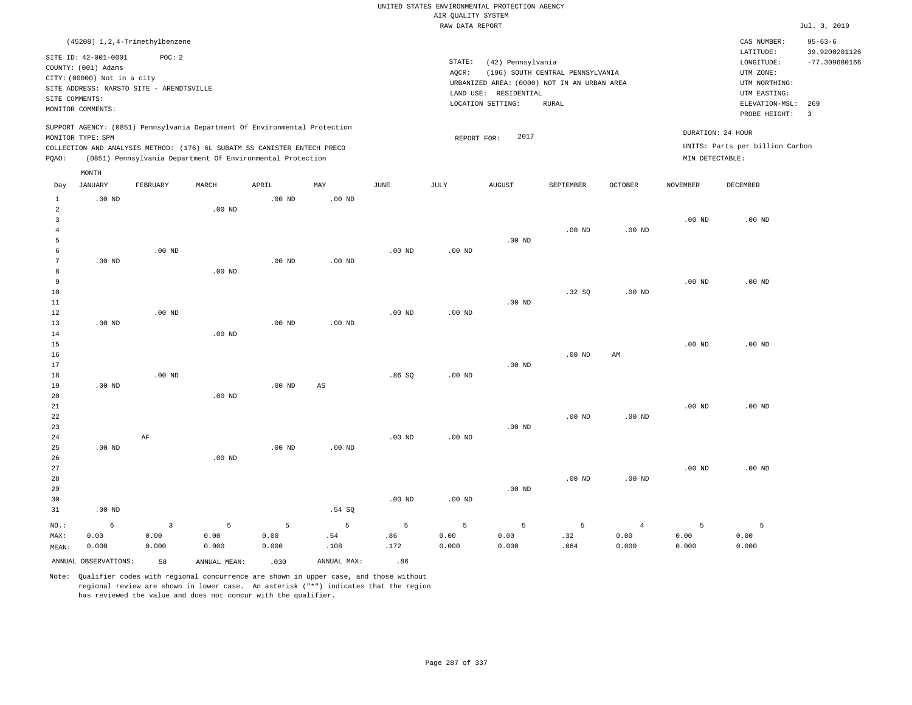UNITED STATES ENVIRONMENTAL PROTECTION AGENCY
AIR QUALITY SYSTEM
RAW DATA REPORT

Jul. 3, 2019

(45208) 1,2,4-Trimethylbenzene

SITE ID: 42-001-0001 POC: 2
COUNTY: (001) Adams
CITY: (00000) Not in a city
SITE ADDRESS: NARSTO SITE - ARENDTSVILLE
SITE COMMENTS:
MONITOR COMMENTS:

STATE: (42) Pennsylvania
AQCR: (196) SOUTH CENTRAL PENNSYLVANIA
URBANIZED AREA: (0000) NOT IN AN URBAN AREA
LAND USE: RESIDENTIAL
LOCATION SETTING: RURAL

CAS NUMBER: 95-63-6
LATITUDE: 39.9200201126
LONGITUDE: -77.309680166
UTM ZONE:
UTM NORTHING:
UTM EASTING:
ELEVATION-MSL: 269
PROBE HEIGHT: 3

SUPPORT AGENCY: (0851) Pennsylvania Department Of Environmental Protection
MONITOR TYPE: SPM
COLLECTION AND ANALYSIS METHOD: (176) 6L SUBATM SS CANISTER ENTECH PRECO
PQAO: (0851) Pennsylvania Department Of Environmental Protection

REPORT FOR: 2017

DURATION: 24 HOUR
UNITS: Parts per billion Carbon
MIN DETECTABLE:

| Day | JANUARY | FEBRUARY | MARCH | APRIL | MAY | JUNE | JULY | AUGUST | SEPTEMBER | OCTOBER | NOVEMBER | DECEMBER |
|---|---|---|---|---|---|---|---|---|---|---|---|---|
| 1 | .00 ND | | | .00 ND | .00 ND | | | | | | | |
| 2 | | | .00 ND | | | | | | | | | |
| 3 | | | | | | | | | | | .00 ND | .00 ND |
| 4 | | | | | | | | | .00 ND | .00 ND | | |
| 5 | | | | | | | | .00 ND | | | | |
| 6 | | .00 ND | | | | .00 ND | .00 ND | | | | | |
| 7 | .00 ND | | | .00 ND | .00 ND | | | | | | | |
| 8 | | | .00 ND | | | | | | | | | |
| 9 | | | | | | | | | | | .00 ND | .00 ND |
| 10 | | | | | | | | | .32 SQ | .00 ND | | |
| 11 | | | | | | | | .00 ND | | | | |
| 12 | | .00 ND | | | | .00 ND | .00 ND | | | | | |
| 13 | .00 ND | | | .00 ND | .00 ND | | | | | | | |
| 14 | | | .00 ND | | | | | | | | | |
| 15 | | | | | | | | | | | .00 ND | .00 ND |
| 16 | | | | | | | | | .00 ND | AM | | |
| 17 | | | | | | | | .00 ND | | | | |
| 18 | | .00 ND | | | | .86 SQ | .00 ND | | | | | |
| 19 | .00 ND | | | .00 ND | AS | | | | | | | |
| 20 | | | .00 ND | | | | | | | | | |
| 21 | | | | | | | | | | | .00 ND | .00 ND |
| 22 | | | | | | | | | .00 ND | .00 ND | | |
| 23 | | | | | | | | .00 ND | | | | |
| 24 | | AF | | | | .00 ND | .00 ND | | | | | |
| 25 | .00 ND | | | .00 ND | .00 ND | | | | | | | |
| 26 | | | .00 ND | | | | | | | | | |
| 27 | | | | | | | | | | | .00 ND | .00 ND |
| 28 | | | | | | | | | .00 ND | .00 ND | | |
| 29 | | | | | | | | .00 ND | | | | |
| 30 | | | | | | .00 ND | .00 ND | | | | | |
| 31 | .00 ND | | | | .54 SQ | | | | | | | |
| NO.: | 6 | 3 | 5 | 5 | 5 | 5 | 5 | 5 | 5 | 4 | 5 | 5 |
| MAX: | 0.00 | 0.00 | 0.00 | 0.00 | .54 | .86 | 0.00 | 0.00 | .32 | 0.00 | 0.00 | 0.00 |
| MEAN: | 0.000 | 0.000 | 0.000 | 0.000 | .108 | .172 | 0.000 | 0.000 | .064 | 0.000 | 0.000 | 0.000 |

ANNUAL OBSERVATIONS: 58 ANNUAL MEAN: .030 ANNUAL MAX: .86

Note: Qualifier codes with regional concurrence are shown in upper case, and those without regional review are shown in lower case. An asterisk ("*") indicates that the region has reviewed the value and does not concur with the qualifier.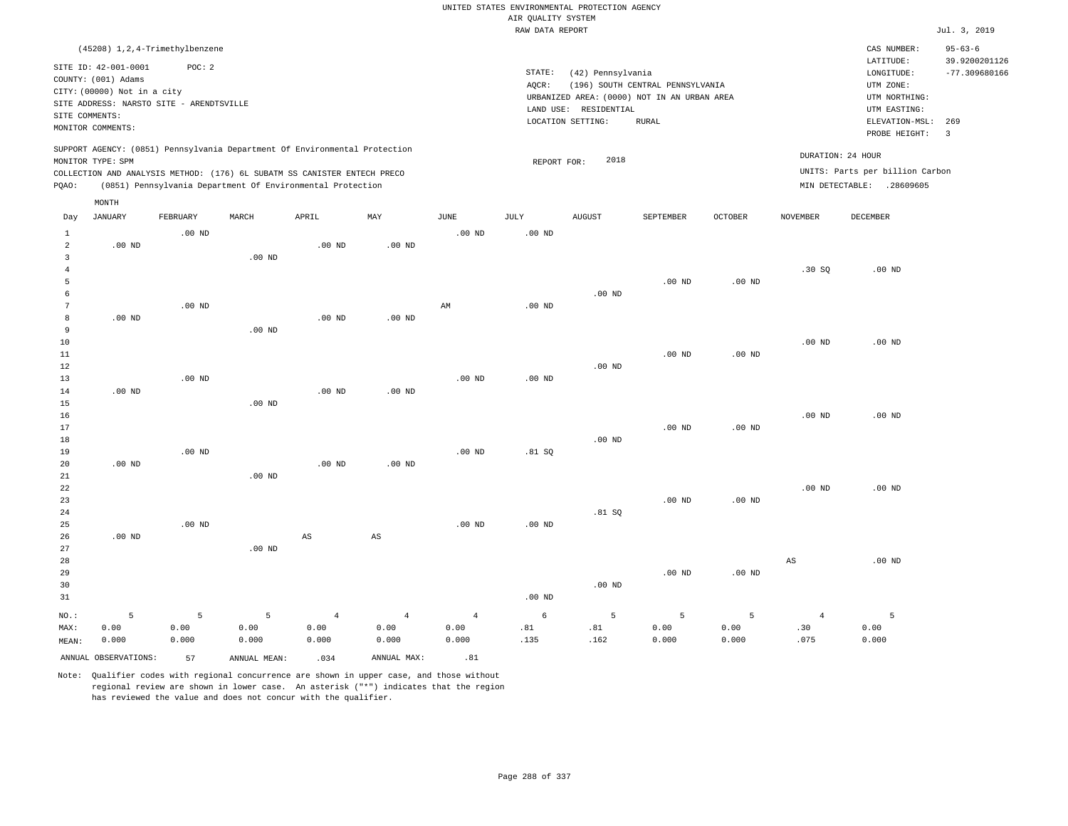UNITED STATES ENVIRONMENTAL PROTECTION AGENCY
AIR QUALITY SYSTEM
RAW DATA REPORT

Jul. 3, 2019

(45208) 1,2,4-Trimethylbenzene

SITE ID: 42-001-0001 POC: 2
COUNTY: (001) Adams
CITY: (00000) Not in a city
SITE ADDRESS: NARSTO SITE - ARENDTSVILLE
SITE COMMENTS:
MONITOR COMMENTS:

STATE: (42) Pennsylvania
AQCR: (196) SOUTH CENTRAL PENNSYLVANIA
URBANIZED AREA: (0000) NOT IN AN URBAN AREA
LAND USE: RESIDENTIAL
LOCATION SETTING: RURAL

CAS NUMBER: 95-63-6
LATITUDE: 39.9200201126
LONGITUDE: -77.309680166
UTM ZONE:
UTM NORTHING:
UTM EASTING:
ELEVATION-MSL: 269
PROBE HEIGHT: 3

SUPPORT AGENCY: (0851) Pennsylvania Department Of Environmental Protection
MONITOR TYPE: SPM
COLLECTION AND ANALYSIS METHOD: (176) 6L SUBATM SS CANISTER ENTECH PRECO
PQAO: (0851) Pennsylvania Department Of Environmental Protection

REPORT FOR: 2018

DURATION: 24 HOUR
UNITS: Parts per billion Carbon
MIN DETECTABLE: .28609605

| Day | JANUARY | FEBRUARY | MARCH | APRIL | MAY | JUNE | JULY | AUGUST | SEPTEMBER | OCTOBER | NOVEMBER | DECEMBER |
|---|---|---|---|---|---|---|---|---|---|---|---|---|
| 1 | | .00 ND | | | | .00 ND | .00 ND | | | | | |
| 2 | .00 ND | | | .00 ND | .00 ND | | | | | | | |
| 3 | | | .00 ND | | | | | | | | | |
| 4 | | | | | | | | | | | .30 SQ | .00 ND |
| 5 | | | | | | | | | .00 ND | .00 ND | | |
| 6 | | | | | | | | .00 ND | | | | |
| 7 | | .00 ND | | | | AM | .00 ND | | | | | |
| 8 | .00 ND | | | .00 ND | .00 ND | | | | | | | |
| 9 | | | .00 ND | | | | | | | | | |
| 10 | | | | | | | | | | | .00 ND | .00 ND |
| 11 | | | | | | | | | .00 ND | .00 ND | | |
| 12 | | | | | | | | .00 ND | | | | |
| 13 | | .00 ND | | | | .00 ND | .00 ND | | | | | |
| 14 | .00 ND | | | .00 ND | .00 ND | | | | | | | |
| 15 | | | .00 ND | | | | | | | | | |
| 16 | | | | | | | | | | | .00 ND | .00 ND |
| 17 | | | | | | | | | .00 ND | .00 ND | | |
| 18 | | | | | | | | .00 ND | | | | |
| 19 | | .00 ND | | | | .00 ND | .81 SQ | | | | | |
| 20 | .00 ND | | | .00 ND | .00 ND | | | | | | | |
| 21 | | | .00 ND | | | | | | | | | |
| 22 | | | | | | | | | | | .00 ND | .00 ND |
| 23 | | | | | | | | | .00 ND | .00 ND | | |
| 24 | | | | | | | | .81 SQ | | | | |
| 25 | | .00 ND | | | | .00 ND | .00 ND | | | | | |
| 26 | .00 ND | | | AS | AS | | | | | | | |
| 27 | | | .00 ND | | | | | | | | | |
| 28 | | | | | | | | | | | AS | .00 ND |
| 29 | | | | | | | | | .00 ND | .00 ND | | |
| 30 | | | | | | | | .00 ND | | | | |
| 31 | | | | | | | .00 ND | | | | | |
| NO.: | 5 | 5 | 5 | 4 | 4 | 4 | 6 | 5 | 5 | 5 | 4 | 5 |
| MAX: | 0.00 | 0.00 | 0.00 | 0.00 | 0.00 | 0.00 | .81 | .81 | 0.00 | 0.00 | .30 | 0.00 |
| MEAN: | 0.000 | 0.000 | 0.000 | 0.000 | 0.000 | 0.000 | .135 | .162 | 0.000 | 0.000 | .075 | 0.000 |

ANNUAL OBSERVATIONS: 57 ANNUAL MEAN: .034 ANNUAL MAX: .81

Note: Qualifier codes with regional concurrence are shown in upper case, and those without regional review are shown in lower case. An asterisk ("*") indicates that the region has reviewed the value and does not concur with the qualifier.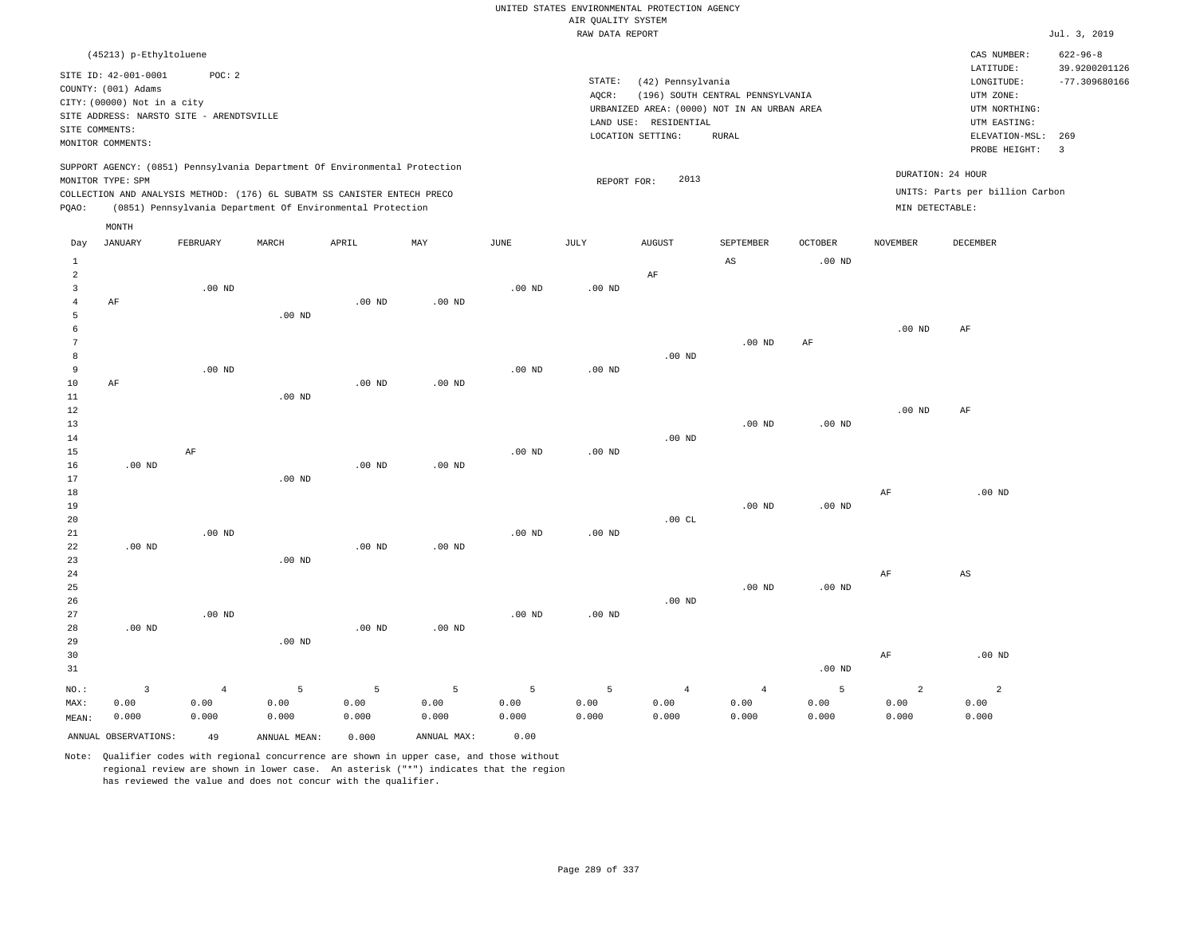UNITED STATES ENVIRONMENTAL PROTECTION AGENCY
AIR QUALITY SYSTEM
RAW DATA REPORT

Jul. 3, 2019

(45213) p-Ethyltoluene

SITE ID: 42-001-0001 POC: 2
COUNTY: (001) Adams
CITY: (00000) Not in a city
SITE ADDRESS: NARSTO SITE - ARENDTSVILLE
SITE COMMENTS:
MONITOR COMMENTS:

STATE: (42) Pennsylvania
AQCR: (196) SOUTH CENTRAL PENNSYLVANIA
URBANIZED AREA: (0000) NOT IN AN URBAN AREA
LAND USE: RESIDENTIAL
LOCATION SETTING: RURAL

CAS NUMBER: 622-96-8
LATITUDE: 39.9200201126
LONGITUDE: -77.309680166
UTM ZONE:
UTM NORTHING:
UTM EASTING:
ELEVATION-MSL: 269
PROBE HEIGHT: 3

SUPPORT AGENCY: (0851) Pennsylvania Department Of Environmental Protection
MONITOR TYPE: SPM
COLLECTION AND ANALYSIS METHOD: (176) 6L SUBATM SS CANISTER ENTECH PRECO
PQAO: (0851) Pennsylvania Department Of Environmental Protection

REPORT FOR: 2013

DURATION: 24 HOUR
UNITS: Parts per billion Carbon
MIN DETECTABLE:

| Day | JANUARY | FEBRUARY | MARCH | APRIL | MAY | JUNE | JULY | AUGUST | SEPTEMBER | OCTOBER | NOVEMBER | DECEMBER |
|---|---|---|---|---|---|---|---|---|---|---|---|---|
| 1 | | | | | | | | | AS | .00 ND | | |
| 2 | | | | | | | | AF | | | | |
| 3 | | .00 ND | | | | .00 ND | .00 ND | | | | | |
| 4 | AF | | | .00 ND | .00 ND | | | | | | | |
| 5 | | | .00 ND | | | | | | | | | |
| 6 | | | | | | | | | | | .00 ND | AF |
| 7 | | | | | | | | | .00 ND | AF | | |
| 8 | | | | | | | | .00 ND | | | | |
| 9 | | .00 ND | | | | .00 ND | .00 ND | | | | | |
| 10 | AF | | | .00 ND | .00 ND | | | | | | | |
| 11 | | | .00 ND | | | | | | | | | |
| 12 | | | | | | | | | | | .00 ND | AF |
| 13 | | | | | | | | | .00 ND | .00 ND | | |
| 14 | | | | | | | | .00 ND | | | | |
| 15 | | AF | | | | .00 ND | .00 ND | | | | | |
| 16 | .00 ND | | | .00 ND | .00 ND | | | | | | | |
| 17 | | | .00 ND | | | | | | | | | |
| 18 | | | | | | | | | | | AF | .00 ND |
| 19 | | | | | | | | | .00 ND | .00 ND | | |
| 20 | | | | | | | | .00 CL | | | | |
| 21 | | .00 ND | | | | .00 ND | .00 ND | | | | | |
| 22 | .00 ND | | | .00 ND | .00 ND | | | | | | | |
| 23 | | | .00 ND | | | | | | | | | |
| 24 | | | | | | | | | | | AF | AS |
| 25 | | | | | | | | | .00 ND | .00 ND | | |
| 26 | | | | | | | | .00 ND | | | | |
| 27 | | .00 ND | | | | .00 ND | .00 ND | | | | | |
| 28 | .00 ND | | | .00 ND | .00 ND | | | | | | | |
| 29 | | | .00 ND | | | | | | | | | |
| 30 | | | | | | | | | | | AF | .00 ND |
| 31 | | | | | | | | | | .00 ND | | |
| NO.: | 3 | 4 | 5 | 5 | 5 | 5 | 5 | 4 | 4 | 5 | 2 | 2 |
| MAX: | 0.00 | 0.00 | 0.00 | 0.00 | 0.00 | 0.00 | 0.00 | 0.00 | 0.00 | 0.00 | 0.00 | 0.00 |
| MEAN: | 0.000 | 0.000 | 0.000 | 0.000 | 0.000 | 0.000 | 0.000 | 0.000 | 0.000 | 0.000 | 0.000 | 0.000 |

ANNUAL OBSERVATIONS: 49 ANNUAL MEAN: 0.000 ANNUAL MAX: 0.00

Note: Qualifier codes with regional concurrence are shown in upper case, and those without regional review are shown in lower case. An asterisk ("*") indicates that the region has reviewed the value and does not concur with the qualifier.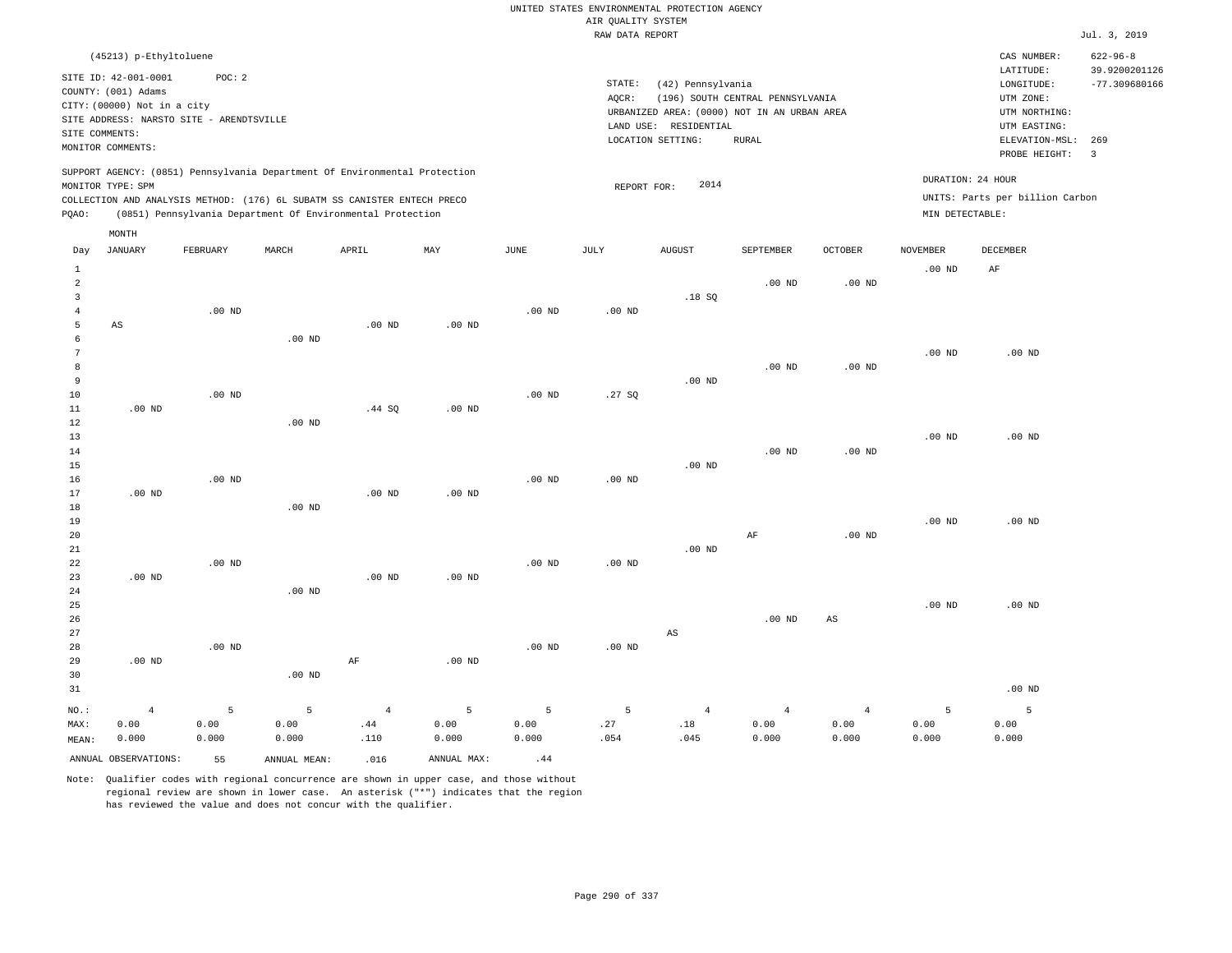UNITED STATES ENVIRONMENTAL PROTECTION AGENCY
AIR QUALITY SYSTEM
RAW DATA REPORT

Jul. 3, 2019

(45213) p-Ethyltoluene

SITE ID: 42-001-0001 POC: 2
COUNTY: (001) Adams
CITY: (00000) Not in a city
SITE ADDRESS: NARSTO SITE - ARENDTSVILLE
SITE COMMENTS:
MONITOR COMMENTS:

STATE: (42) Pennsylvania
AQCR: (196) SOUTH CENTRAL PENNSYLVANIA
URBANIZED AREA: (0000) NOT IN AN URBAN AREA
LAND USE: RESIDENTIAL
LOCATION SETTING: RURAL

CAS NUMBER: 622-96-8
LATITUDE: 39.9200201126
LONGITUDE: -77.309680166
UTM ZONE:
UTM NORTHING:
UTM EASTING:
ELEVATION-MSL: 269
PROBE HEIGHT: 3

SUPPORT AGENCY: (0851) Pennsylvania Department Of Environmental Protection
MONITOR TYPE: SPM
COLLECTION AND ANALYSIS METHOD: (176) 6L SUBATM SS CANISTER ENTECH PRECO
PQAO: (0851) Pennsylvania Department Of Environmental Protection

REPORT FOR: 2014

DURATION: 24 HOUR
UNITS: Parts per billion Carbon
MIN DETECTABLE:

| Day | JANUARY | FEBRUARY | MARCH | APRIL | MAY | JUNE | JULY | AUGUST | SEPTEMBER | OCTOBER | NOVEMBER | DECEMBER |
|---|---|---|---|---|---|---|---|---|---|---|---|---|
| 1 | | | | | | | | | | | .00 ND | AF |
| 2 | | | | | | | | | .00 ND | .00 ND | | |
| 3 | | | | | | | | .18 SQ | | | | |
| 4 | | .00 ND | | | | .00 ND | .00 ND | | | | | |
| 5 | AS | | | .00 ND | .00 ND | | | | | | | |
| 6 | | | .00 ND | | | | | | | | | |
| 7 | | | | | | | | | | | .00 ND | .00 ND |
| 8 | | | | | | | | | .00 ND | .00 ND | | |
| 9 | | | | | | | | .00 ND | | | | |
| 10 | | .00 ND | | | | .00 ND | .27 SQ | | | | | |
| 11 | .00 ND | | | .44 SQ | .00 ND | | | | | | | |
| 12 | | | .00 ND | | | | | | | | | |
| 13 | | | | | | | | | | | .00 ND | .00 ND |
| 14 | | | | | | | | | .00 ND | .00 ND | | |
| 15 | | | | | | | | .00 ND | | | | |
| 16 | | .00 ND | | | | .00 ND | .00 ND | | | | | |
| 17 | .00 ND | | | .00 ND | .00 ND | | | | | | | |
| 18 | | | .00 ND | | | | | | | | | |
| 19 | | | | | | | | | | | .00 ND | .00 ND |
| 20 | | | | | | | | | AF | .00 ND | | |
| 21 | | | | | | | | .00 ND | | | | |
| 22 | | .00 ND | | | | .00 ND | .00 ND | | | | | |
| 23 | .00 ND | | | .00 ND | .00 ND | | | | | | | |
| 24 | | | .00 ND | | | | | | | | | |
| 25 | | | | | | | | | | | .00 ND | .00 ND |
| 26 | | | | | | | | | .00 ND | AS | | |
| 27 | | | | | | | | AS | | | | |
| 28 | | .00 ND | | | | .00 ND | .00 ND | | | | | |
| 29 | .00 ND | | | AF | .00 ND | | | | | | | |
| 30 | | | .00 ND | | | | | | | | | |
| 31 | | | | | | | | | | | | .00 ND |
| NO.: | 4 | 5 | 5 | 4 | 5 | 5 | 5 | 4 | 4 | 4 | 5 | 5 |
| MAX: | 0.00 | 0.00 | 0.00 | .44 | 0.00 | 0.00 | .27 | .18 | 0.00 | 0.00 | 0.00 | 0.00 |
| MEAN: | 0.000 | 0.000 | 0.000 | .110 | 0.000 | 0.000 | .054 | .045 | 0.000 | 0.000 | 0.000 | 0.000 |

ANNUAL OBSERVATIONS: 55 ANNUAL MEAN: .016 ANNUAL MAX: .44

Note: Qualifier codes with regional concurrence are shown in upper case, and those without regional review are shown in lower case. An asterisk ("*") indicates that the region has reviewed the value and does not concur with the qualifier.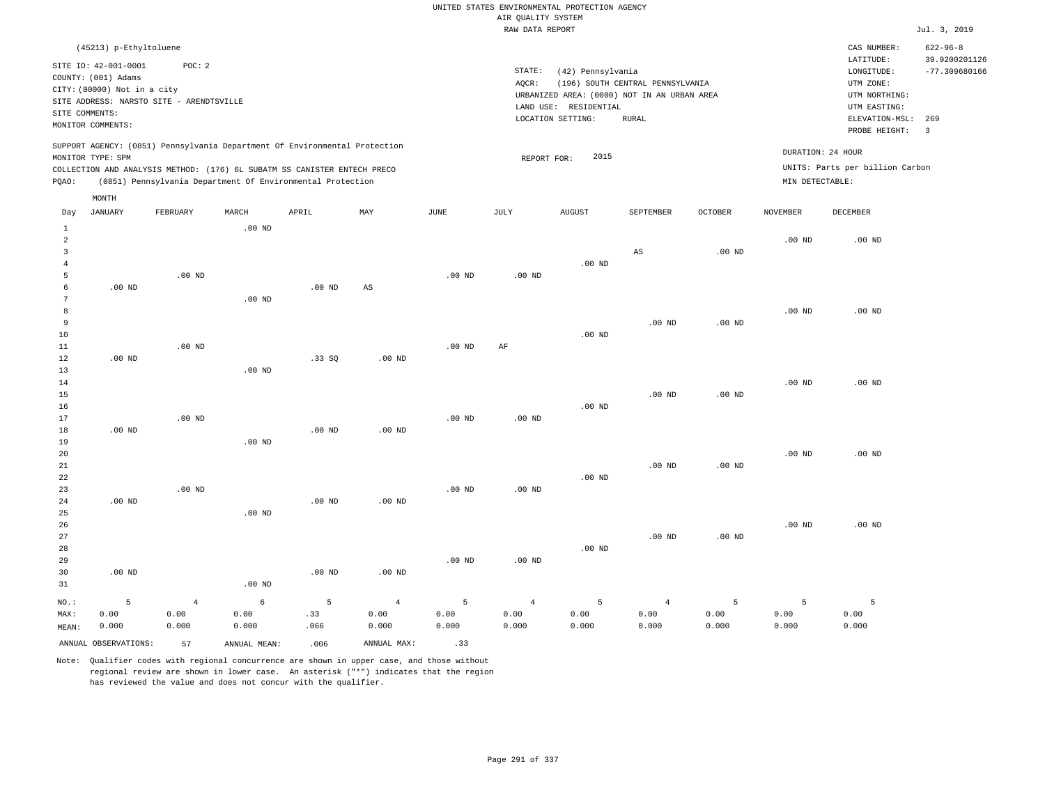UNITED STATES ENVIRONMENTAL PROTECTION AGENCY
AIR QUALITY SYSTEM
RAW DATA REPORT

Jul. 3, 2019

(45213) p-Ethyltoluene

SITE ID: 42-001-0001  POC: 2
COUNTY: (001) Adams
CITY: (00000) Not in a city
SITE ADDRESS: NARSTO SITE - ARENDTSVILLE
SITE COMMENTS:
MONITOR COMMENTS:

STATE: (42) Pennsylvania
AQCR: (196) SOUTH CENTRAL PENNSYLVANIA
URBANIZED AREA: (0000) NOT IN AN URBAN AREA
LAND USE: RESIDENTIAL
LOCATION SETTING: RURAL

CAS NUMBER: 622-96-8
LATITUDE: 39.9200201126
LONGITUDE: -77.309680166
UTM ZONE:
UTM NORTHING:
UTM EASTING:
ELEVATION-MSL: 269
PROBE HEIGHT: 3

SUPPORT AGENCY: (0851) Pennsylvania Department Of Environmental Protection
MONITOR TYPE: SPM
COLLECTION AND ANALYSIS METHOD: (176) 6L SUBATM SS CANISTER ENTECH PRECO
PQAO: (0851) Pennsylvania Department Of Environmental Protection

REPORT FOR: 2015

DURATION: 24 HOUR
UNITS: Parts per billion Carbon
MIN DETECTABLE:

| Day | JANUARY | FEBRUARY | MARCH | APRIL | MAY | JUNE | JULY | AUGUST | SEPTEMBER | OCTOBER | NOVEMBER | DECEMBER |
|---|---|---|---|---|---|---|---|---|---|---|---|---|
| 1 | | | .00 ND | | | | | | | | | |
| 2 | | | | | | | | | | | .00 ND | .00 ND |
| 3 | | | | | | | | | AS | .00 ND | | |
| 4 | | | | | | | | .00 ND | | | | |
| 5 | | .00 ND | | | | .00 ND | .00 ND | | | | | |
| 6 | .00 ND | | | .00 ND | AS | | | | | | | |
| 7 | | | .00 ND | | | | | | | | | |
| 8 | | | | | | | | | | | .00 ND | .00 ND |
| 9 | | | | | | | | | .00 ND | .00 ND | | |
| 10 | | | | | | | | .00 ND | | | | |
| 11 | | .00 ND | | | | .00 ND | AF | | | | | |
| 12 | .00 ND | | | .33 SQ | .00 ND | | | | | | | |
| 13 | | | .00 ND | | | | | | | | | |
| 14 | | | | | | | | | | | .00 ND | .00 ND |
| 15 | | | | | | | | | .00 ND | .00 ND | | |
| 16 | | | | | | | | .00 ND | | | | |
| 17 | | .00 ND | | | | .00 ND | .00 ND | | | | | |
| 18 | .00 ND | | | .00 ND | .00 ND | | | | | | | |
| 19 | | | .00 ND | | | | | | | | | |
| 20 | | | | | | | | | | | .00 ND | .00 ND |
| 21 | | | | | | | | | .00 ND | .00 ND | | |
| 22 | | | | | | | | .00 ND | | | | |
| 23 | | .00 ND | | | | .00 ND | .00 ND | | | | | |
| 24 | .00 ND | | | .00 ND | .00 ND | | | | | | | |
| 25 | | | .00 ND | | | | | | | | | |
| 26 | | | | | | | | | | | .00 ND | .00 ND |
| 27 | | | | | | | | | .00 ND | .00 ND | | |
| 28 | | | | | | | | .00 ND | | | | |
| 29 | | | | | | .00 ND | .00 ND | | | | | |
| 30 | .00 ND | | | .00 ND | .00 ND | | | | | | | |
| 31 | | | .00 ND | | | | | | | | | |
| NO.: | 5 | 4 | 6 | 5 | 4 | 5 | 4 | 5 | 4 | 5 | 5 | 5 |
| MAX: | 0.00 | 0.00 | 0.00 | .33 | 0.00 | 0.00 | 0.00 | 0.00 | 0.00 | 0.00 | 0.00 | 0.00 |
| MEAN: | 0.000 | 0.000 | 0.000 | .066 | 0.000 | 0.000 | 0.000 | 0.000 | 0.000 | 0.000 | 0.000 | 0.000 |

ANNUAL OBSERVATIONS: 57  ANNUAL MEAN: .006  ANNUAL MAX: .33

Note: Qualifier codes with regional concurrence are shown in upper case, and those without regional review are shown in lower case. An asterisk ("*") indicates that the region has reviewed the value and does not concur with the qualifier.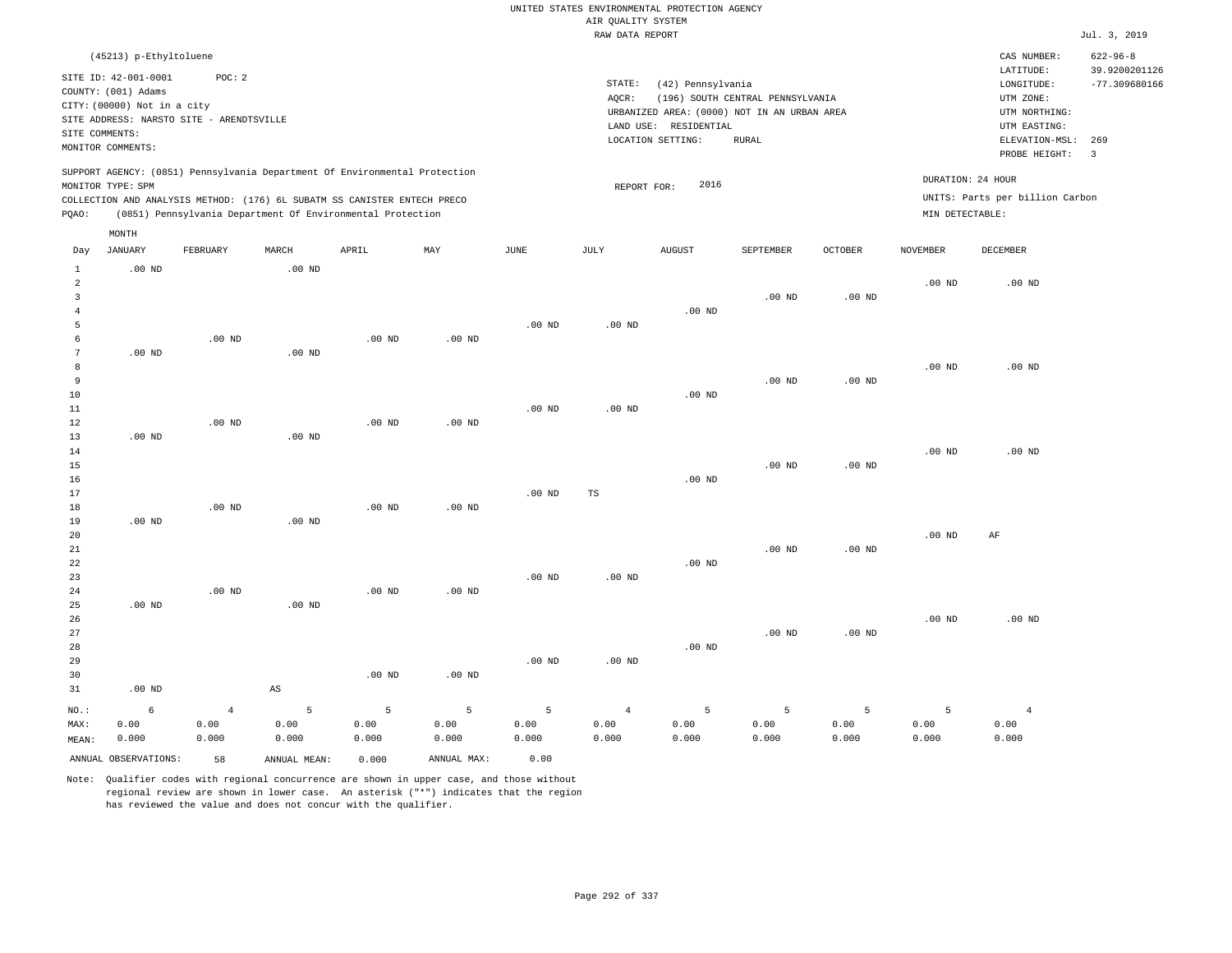UNITED STATES ENVIRONMENTAL PROTECTION AGENCY
AIR QUALITY SYSTEM
RAW DATA REPORT

Jul. 3, 2019

(45213) p-Ethyltoluene

SITE ID: 42-001-0001    POC: 2
COUNTY: (001) Adams
CITY: (00000) Not in a city
SITE ADDRESS: NARSTO SITE - ARENDTSVILLE
SITE COMMENTS:
MONITOR COMMENTS:

STATE: (42) Pennsylvania
AQCR: (196) SOUTH CENTRAL PENNSYLVANIA
URBANIZED AREA: (0000) NOT IN AN URBAN AREA
LAND USE: RESIDENTIAL
LOCATION SETTING: RURAL

CAS NUMBER: 622-96-8
LATITUDE: 39.9200201126
LONGITUDE: -77.309680166
UTM ZONE:
UTM NORTHING:
UTM EASTING:
ELEVATION-MSL: 269
PROBE HEIGHT: 3

SUPPORT AGENCY: (0851) Pennsylvania Department Of Environmental Protection
MONITOR TYPE: SPM
COLLECTION AND ANALYSIS METHOD: (176) 6L SUBATM SS CANISTER ENTECH PRECO
PQAO: (0851) Pennsylvania Department Of Environmental Protection

REPORT FOR: 2016

DURATION: 24 HOUR
UNITS: Parts per billion Carbon
MIN DETECTABLE:

| Day | JANUARY | FEBRUARY | MARCH | APRIL | MAY | JUNE | JULY | AUGUST | SEPTEMBER | OCTOBER | NOVEMBER | DECEMBER |
|---|---|---|---|---|---|---|---|---|---|---|---|---|
| 1 | .00 ND | | .00 ND | | | | | | | | | |
| 2 | | | | | | | | | | | .00 ND | .00 ND |
| 3 | | | | | | | | | .00 ND | .00 ND | | |
| 4 | | | | | | | | .00 ND | | | | |
| 5 | | | | | | .00 ND | .00 ND | | | | | |
| 6 | | .00 ND | | .00 ND | .00 ND | | | | | | | |
| 7 | .00 ND | | .00 ND | | | | | | | | | |
| 8 | | | | | | | | | | | .00 ND | .00 ND |
| 9 | | | | | | | | | .00 ND | .00 ND | | |
| 10 | | | | | | | | .00 ND | | | | |
| 11 | | | | | | .00 ND | .00 ND | | | | | |
| 12 | | .00 ND | | .00 ND | .00 ND | | | | | | | |
| 13 | .00 ND | | .00 ND | | | | | | | | | |
| 14 | | | | | | | | | | | .00 ND | .00 ND |
| 15 | | | | | | | | | .00 ND | .00 ND | | |
| 16 | | | | | | | | .00 ND | | | | |
| 17 | | | | | | .00 ND | TS | | | | | |
| 18 | | .00 ND | | .00 ND | .00 ND | | | | | | | |
| 19 | .00 ND | | .00 ND | | | | | | | | | |
| 20 | | | | | | | | | | | .00 ND | AF |
| 21 | | | | | | | | | .00 ND | .00 ND | | |
| 22 | | | | | | | | .00 ND | | | | |
| 23 | | | | | | .00 ND | .00 ND | | | | | |
| 24 | | .00 ND | | .00 ND | .00 ND | | | | | | | |
| 25 | .00 ND | | .00 ND | | | | | | | | | |
| 26 | | | | | | | | | | | .00 ND | .00 ND |
| 27 | | | | | | | | | .00 ND | .00 ND | | |
| 28 | | | | | | | | .00 ND | | | | |
| 29 | | | | | | .00 ND | .00 ND | | | | | |
| 30 | | | | .00 ND | .00 ND | | | | | | | |
| 31 | .00 ND | | AS | | | | | | | | | |
| NO.: | 6 | 4 | 5 | 5 | 5 | 5 | 4 | 5 | 5 | 5 | 5 | 4 |
| MAX: | 0.00 | 0.00 | 0.00 | 0.00 | 0.00 | 0.00 | 0.00 | 0.00 | 0.00 | 0.00 | 0.00 | 0.00 |
| MEAN: | 0.000 | 0.000 | 0.000 | 0.000 | 0.000 | 0.000 | 0.000 | 0.000 | 0.000 | 0.000 | 0.000 | 0.000 |

ANNUAL OBSERVATIONS: 58    ANNUAL MEAN: 0.000    ANNUAL MAX: 0.00

Note: Qualifier codes with regional concurrence are shown in upper case, and those without regional review are shown in lower case. An asterisk ("*") indicates that the region has reviewed the value and does not concur with the qualifier.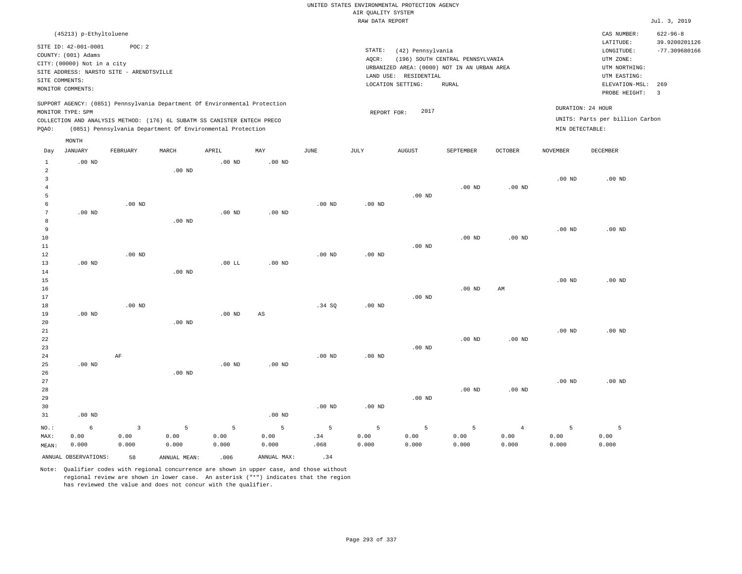UNITED STATES ENVIRONMENTAL PROTECTION AGENCY
AIR QUALITY SYSTEM
RAW DATA REPORT

Jul. 3, 2019

(45213) p-Ethyltoluene

SITE ID: 42-001-0001 POC: 2
COUNTY: (001) Adams
CITY: (00000) Not in a city
SITE ADDRESS: NARSTO SITE - ARENDTSVILLE
SITE COMMENTS:
MONITOR COMMENTS:

STATE: (42) Pennsylvania
AQCR: (196) SOUTH CENTRAL PENNSYLVANIA
URBANIZED AREA: (0000) NOT IN AN URBAN AREA
LAND USE: RESIDENTIAL
LOCATION SETTING: RURAL

CAS NUMBER: 622-96-8
LATITUDE: 39.9200201126
LONGITUDE: -77.309680166
UTM ZONE:
UTM NORTHING:
UTM EASTING:
ELEVATION-MSL: 269
PROBE HEIGHT: 3

SUPPORT AGENCY: (0851) Pennsylvania Department Of Environmental Protection
MONITOR TYPE: SPM
COLLECTION AND ANALYSIS METHOD: (176) 6L SUBATM SS CANISTER ENTECH PRECO
PQAO: (0851) Pennsylvania Department Of Environmental Protection

REPORT FOR: 2017

DURATION: 24 HOUR
UNITS: Parts per billion Carbon
MIN DETECTABLE:

| Day | JANUARY | FEBRUARY | MARCH | APRIL | MAY | JUNE | JULY | AUGUST | SEPTEMBER | OCTOBER | NOVEMBER | DECEMBER |
|---|---|---|---|---|---|---|---|---|---|---|---|---|
| 1 | .00 ND | | | .00 ND | .00 ND | | | | | | | |
| 2 | | | .00 ND | | | | | | | | | |
| 3 | | | | | | | | | | | .00 ND | .00 ND |
| 4 | | | | | | | | | .00 ND | .00 ND | | |
| 5 | | | | | | | | .00 ND | | | | |
| 6 | | .00 ND | | | | .00 ND | .00 ND | | | | | |
| 7 | .00 ND | | | .00 ND | .00 ND | | | | | | | |
| 8 | | | .00 ND | | | | | | | | | |
| 9 | | | | | | | | | | | .00 ND | .00 ND |
| 10 | | | | | | | | | .00 ND | .00 ND | | |
| 11 | | | | | | | | .00 ND | | | | |
| 12 | | .00 ND | | | | .00 ND | .00 ND | | | | | |
| 13 | .00 ND | | | .00 LL | .00 ND | | | | | | | |
| 14 | | | .00 ND | | | | | | | | | |
| 15 | | | | | | | | | | | .00 ND | .00 ND |
| 16 | | | | | | | | | .00 ND | AM | | |
| 17 | | | | | | | | .00 ND | | | | |
| 18 | | .00 ND | | | | .34 SQ | .00 ND | | | | | |
| 19 | .00 ND | | | .00 ND | AS | | | | | | | |
| 20 | | | .00 ND | | | | | | | | | |
| 21 | | | | | | | | | | | .00 ND | .00 ND |
| 22 | | | | | | | | | .00 ND | .00 ND | | |
| 23 | | | | | | | | .00 ND | | | | |
| 24 | | AF | | | | .00 ND | .00 ND | | | | | |
| 25 | .00 ND | | | .00 ND | .00 ND | | | | | | | |
| 26 | | | .00 ND | | | | | | | | | |
| 27 | | | | | | | | | | | .00 ND | .00 ND |
| 28 | | | | | | | | | .00 ND | .00 ND | | |
| 29 | | | | | | | | .00 ND | | | | |
| 30 | | | | | | .00 ND | .00 ND | | | | | |
| 31 | .00 ND | | | | .00 ND | | | | | | | |
| NO.: | 6 | 3 | 5 | 5 | 5 | 5 | 5 | 5 | 5 | 4 | 5 | 5 |
| MAX: | 0.00 | 0.00 | 0.00 | 0.00 | 0.00 | .34 | 0.00 | 0.00 | 0.00 | 0.00 | 0.00 | 0.00 |
| MEAN: | 0.000 | 0.000 | 0.000 | 0.000 | 0.000 | .068 | 0.000 | 0.000 | 0.000 | 0.000 | 0.000 | 0.000 |

ANNUAL OBSERVATIONS: 58 ANNUAL MEAN: .006 ANNUAL MAX: .34

Note: Qualifier codes with regional concurrence are shown in upper case, and those without regional review are shown in lower case. An asterisk ("*") indicates that the region has reviewed the value and does not concur with the qualifier.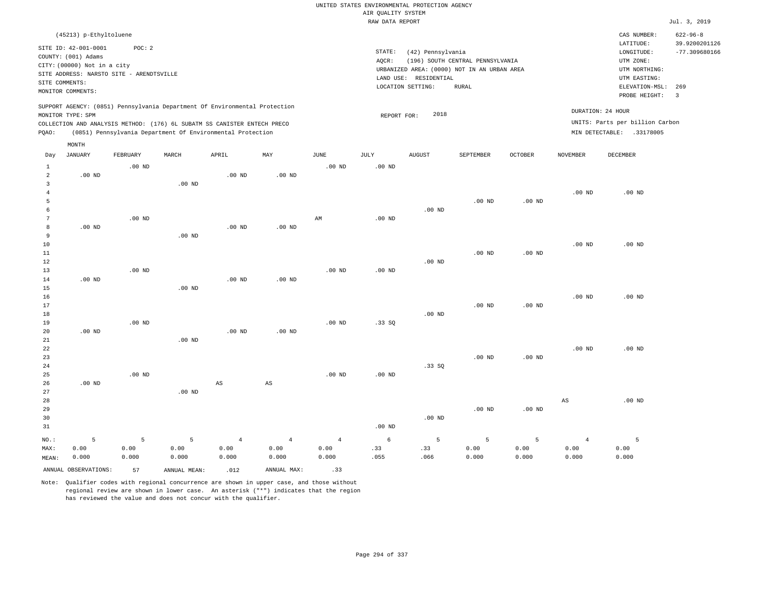UNITED STATES ENVIRONMENTAL PROTECTION AGENCY
AIR QUALITY SYSTEM
RAW DATA REPORT

Jul. 3, 2019

(45213) p-Ethyltoluene

SITE ID: 42-001-0001 POC: 2
COUNTY: (001) Adams
CITY: (00000) Not in a city
SITE ADDRESS: NARSTO SITE - ARENDTSVILLE
SITE COMMENTS:
MONITOR COMMENTS:

STATE: (42) Pennsylvania
AQCR: (196) SOUTH CENTRAL PENNSYLVANIA
URBANIZED AREA: (0000) NOT IN AN URBAN AREA
LAND USE: RESIDENTIAL
LOCATION SETTING: RURAL

CAS NUMBER: 622-96-8
LATITUDE: 39.9200201126
LONGITUDE: -77.309680166
UTM ZONE:
UTM NORTHING:
UTM EASTING:
ELEVATION-MSL: 269
PROBE HEIGHT: 3

SUPPORT AGENCY: (0851) Pennsylvania Department Of Environmental Protection
MONITOR TYPE: SPM
COLLECTION AND ANALYSIS METHOD: (176) 6L SUBATM SS CANISTER ENTECH PRECO
PQAO: (0851) Pennsylvania Department Of Environmental Protection

REPORT FOR: 2018

DURATION: 24 HOUR
UNITS: Parts per billion Carbon
MIN DETECTABLE: .33178005

| Day | JANUARY | FEBRUARY | MARCH | APRIL | MAY | JUNE | JULY | AUGUST | SEPTEMBER | OCTOBER | NOVEMBER | DECEMBER |
|---|---|---|---|---|---|---|---|---|---|---|---|---|
| 1 | | .00 ND | | | | .00 ND | .00 ND | | | | | |
| 2 | .00 ND | | | .00 ND | .00 ND | | | | | | | |
| 3 | | | .00 ND | | | | | | | | | |
| 4 | | | | | | | | | | | .00 ND | .00 ND |
| 5 | | | | | | | | | .00 ND | .00 ND | | |
| 6 | | | | | | | | .00 ND | | | | |
| 7 | | .00 ND | | | | AM | .00 ND | | | | | |
| 8 | .00 ND | | | .00 ND | .00 ND | | | | | | | |
| 9 | | | .00 ND | | | | | | | | | |
| 10 | | | | | | | | | | | .00 ND | .00 ND |
| 11 | | | | | | | | | .00 ND | .00 ND | | |
| 12 | | | | | | | | .00 ND | | | | |
| 13 | | .00 ND | | | | .00 ND | .00 ND | | | | | |
| 14 | .00 ND | | | .00 ND | .00 ND | | | | | | | |
| 15 | | | .00 ND | | | | | | | | | |
| 16 | | | | | | | | | | | .00 ND | .00 ND |
| 17 | | | | | | | | | .00 ND | .00 ND | | |
| 18 | | | | | | | | .00 ND | | | | |
| 19 | | .00 ND | | | | .00 ND | .33 SQ | | | | | |
| 20 | .00 ND | | | .00 ND | .00 ND | | | | | | | |
| 21 | | | .00 ND | | | | | | | | | |
| 22 | | | | | | | | | | | .00 ND | .00 ND |
| 23 | | | | | | | | | .00 ND | .00 ND | | |
| 24 | | | | | | | | .33 SQ | | | | |
| 25 | | .00 ND | | | | .00 ND | .00 ND | | | | | |
| 26 | .00 ND | | | AS | AS | | | | | | | |
| 27 | | | .00 ND | | | | | | | | | |
| 28 | | | | | | | | | | | AS | .00 ND |
| 29 | | | | | | | | | .00 ND | .00 ND | | |
| 30 | | | | | | | | .00 ND | | | | |
| 31 | | | | | | | .00 ND | | | | | |
| NO.: | 5 | 5 | 5 | 4 | 4 | 4 | 6 | 5 | 5 | 5 | 4 | 5 |
| MAX: | 0.00 | 0.00 | 0.00 | 0.00 | 0.00 | 0.00 | .33 | .33 | 0.00 | 0.00 | 0.00 | 0.00 |
| MEAN: | 0.000 | 0.000 | 0.000 | 0.000 | 0.000 | 0.000 | .055 | .066 | 0.000 | 0.000 | 0.000 | 0.000 |

ANNUAL OBSERVATIONS: 57 ANNUAL MEAN: .012 ANNUAL MAX: .33

Note: Qualifier codes with regional concurrence are shown in upper case, and those without regional review are shown in lower case. An asterisk ("*") indicates that the region has reviewed the value and does not concur with the qualifier.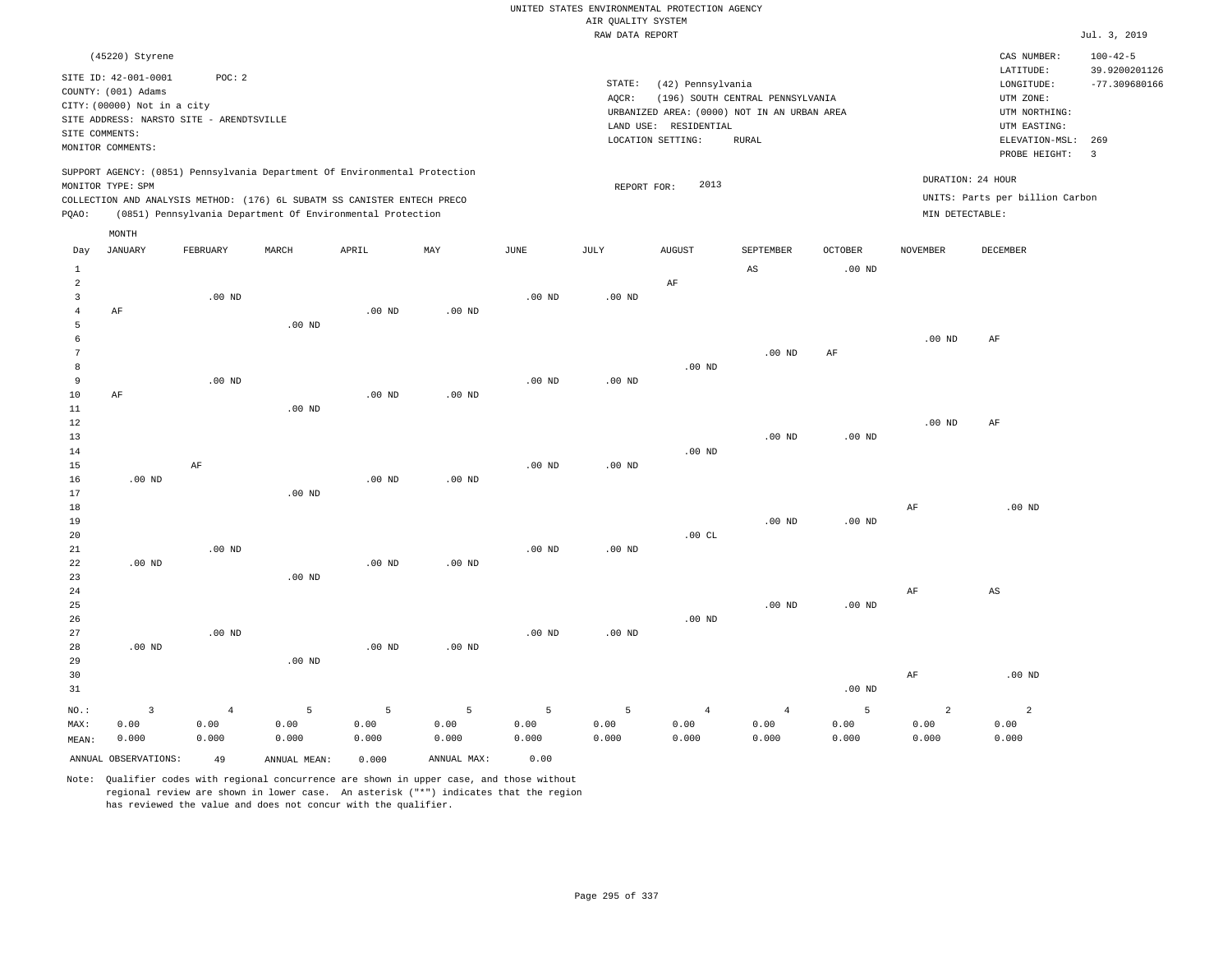UNITED STATES ENVIRONMENTAL PROTECTION AGENCY
AIR QUALITY SYSTEM
RAW DATA REPORT

Jul. 3, 2019

(45220) Styrene

SITE ID: 42-001-0001 POC: 2
COUNTY: (001) Adams
CITY: (00000) Not in a city
SITE ADDRESS: NARSTO SITE - ARENDTSVILLE
SITE COMMENTS:
MONITOR COMMENTS:

STATE: (42) Pennsylvania
AQCR: (196) SOUTH CENTRAL PENNSYLVANIA
URBANIZED AREA: (0000) NOT IN AN URBAN AREA
LAND USE: RESIDENTIAL
LOCATION SETTING: RURAL

CAS NUMBER: 100-42-5
LATITUDE: 39.9200201126
LONGITUDE: -77.309680166
UTM ZONE:
UTM NORTHING:
UTM EASTING:
ELEVATION-MSL: 269
PROBE HEIGHT: 3

SUPPORT AGENCY: (0851) Pennsylvania Department Of Environmental Protection
MONITOR TYPE: SPM
COLLECTION AND ANALYSIS METHOD: (176) 6L SUBATM SS CANISTER ENTECH PRECO
PQAO: (0851) Pennsylvania Department Of Environmental Protection

REPORT FOR: 2013

DURATION: 24 HOUR
UNITS: Parts per billion Carbon
MIN DETECTABLE:

| Day | JANUARY | FEBRUARY | MARCH | APRIL | MAY | JUNE | JULY | AUGUST | SEPTEMBER | OCTOBER | NOVEMBER | DECEMBER |
|---|---|---|---|---|---|---|---|---|---|---|---|---|
| 1 | | | | | | | | | AS | .00 ND | | |
| 2 | | | | | | | | AF | | | | |
| 3 | | .00 ND | | | | .00 ND | .00 ND | | | | | |
| 4 | AF | | | .00 ND | .00 ND | | | | | | | |
| 5 | | | .00 ND | | | | | | | | | |
| 6 | | | | | | | | | | | .00 ND | AF |
| 7 | | | | | | | | | .00 ND | AF | | |
| 8 | | | | | | | | .00 ND | | | | |
| 9 | | .00 ND | | | | .00 ND | .00 ND | | | | | |
| 10 | AF | | | .00 ND | .00 ND | | | | | | | |
| 11 | | | .00 ND | | | | | | | | | |
| 12 | | | | | | | | | | | .00 ND | AF |
| 13 | | | | | | | | | .00 ND | .00 ND | | |
| 14 | | | | | | | | .00 ND | | | | |
| 15 | | AF | | | | .00 ND | .00 ND | | | | | |
| 16 | .00 ND | | | .00 ND | .00 ND | | | | | | | |
| 17 | | | .00 ND | | | | | | | | | |
| 18 | | | | | | | | | | | AF | .00 ND |
| 19 | | | | | | | | | .00 ND | .00 ND | | |
| 20 | | | | | | | | .00 CL | | | | |
| 21 | | .00 ND | | | | .00 ND | .00 ND | | | | | |
| 22 | .00 ND | | | .00 ND | .00 ND | | | | | | | |
| 23 | | | .00 ND | | | | | | | | | |
| 24 | | | | | | | | | | | AF | AS |
| 25 | | | | | | | | | .00 ND | .00 ND | | |
| 26 | | | | | | | | .00 ND | | | | |
| 27 | | .00 ND | | | | .00 ND | .00 ND | | | | | |
| 28 | .00 ND | | | .00 ND | .00 ND | | | | | | | |
| 29 | | | .00 ND | | | | | | | | | |
| 30 | | | | | | | | | | | AF | .00 ND |
| 31 | | | | | | | | | | .00 ND | | |
| NO.: | 3 | 4 | 5 | 5 | 5 | 5 | 5 | 4 | 4 | 5 | 2 | 2 |
| MAX: | 0.00 | 0.00 | 0.00 | 0.00 | 0.00 | 0.00 | 0.00 | 0.00 | 0.00 | 0.00 | 0.00 | 0.00 |
| MEAN: | 0.000 | 0.000 | 0.000 | 0.000 | 0.000 | 0.000 | 0.000 | 0.000 | 0.000 | 0.000 | 0.000 | 0.000 |

ANNUAL OBSERVATIONS: 49 ANNUAL MEAN: 0.000 ANNUAL MAX: 0.00

Note: Qualifier codes with regional concurrence are shown in upper case, and those without regional review are shown in lower case. An asterisk ("*") indicates that the region has reviewed the value and does not concur with the qualifier.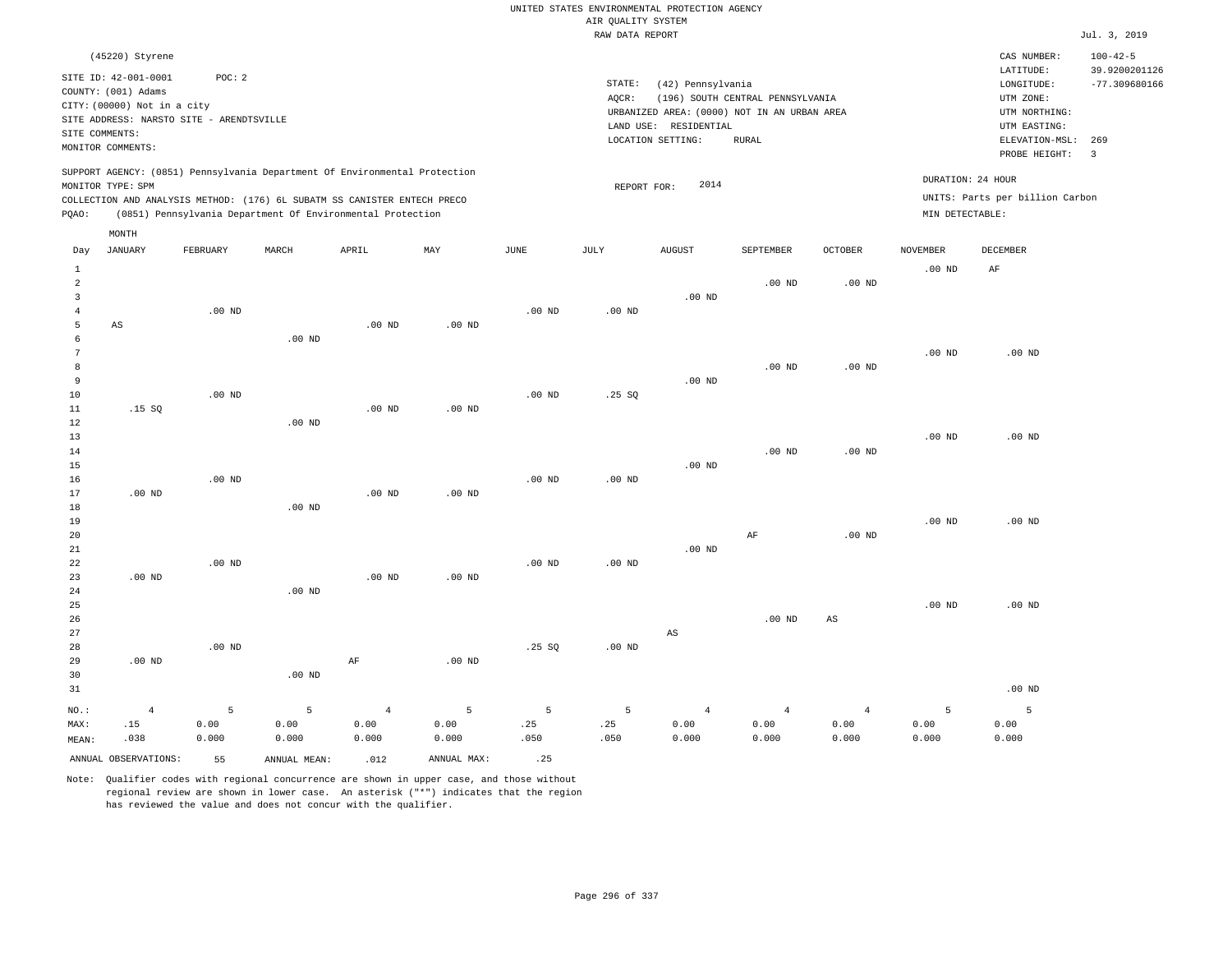UNITED STATES ENVIRONMENTAL PROTECTION AGENCY
AIR QUALITY SYSTEM
RAW DATA REPORT

Jul. 3, 2019

(45220) Styrene

SITE ID: 42-001-0001 POC: 2
COUNTY: (001) Adams
CITY: (00000) Not in a city
SITE ADDRESS: NARSTO SITE - ARENDTSVILLE
SITE COMMENTS:
MONITOR COMMENTS:

STATE: (42) Pennsylvania
AQCR: (196) SOUTH CENTRAL PENNSYLVANIA
URBANIZED AREA: (0000) NOT IN AN URBAN AREA
LAND USE: RESIDENTIAL
LOCATION SETTING: RURAL

CAS NUMBER: 100-42-5
LATITUDE: 39.9200201126
LONGITUDE: -77.309680166
UTM ZONE:
UTM NORTHING:
UTM EASTING:
ELEVATION-MSL: 269
PROBE HEIGHT: 3

SUPPORT AGENCY: (0851) Pennsylvania Department Of Environmental Protection
MONITOR TYPE: SPM
COLLECTION AND ANALYSIS METHOD: (176) 6L SUBATM SS CANISTER ENTECH PRECO
PQAO: (0851) Pennsylvania Department Of Environmental Protection

REPORT FOR: 2014

DURATION: 24 HOUR
UNITS: Parts per billion Carbon
MIN DETECTABLE:

| Day | JANUARY | FEBRUARY | MARCH | APRIL | MAY | JUNE | JULY | AUGUST | SEPTEMBER | OCTOBER | NOVEMBER | DECEMBER |
|---|---|---|---|---|---|---|---|---|---|---|---|---|
| 1 | | | | | | | | | | | .00 ND | AF |
| 2 | | | | | | | | | .00 ND | .00 ND | | |
| 3 | | | | | | | | .00 ND | | | | |
| 4 | | .00 ND | | | | .00 ND | .00 ND | | | | | |
| 5 | AS | | | .00 ND | .00 ND | | | | | | | |
| 6 | | | .00 ND | | | | | | | | | |
| 7 | | | | | | | | | | | .00 ND | .00 ND |
| 8 | | | | | | | | | .00 ND | .00 ND | | |
| 9 | | | | | | | | .00 ND | | | | |
| 10 | | .00 ND | | | | .00 ND | .25 SQ | | | | | |
| 11 | .15 SQ | | | .00 ND | .00 ND | | | | | | | |
| 12 | | | .00 ND | | | | | | | | | |
| 13 | | | | | | | | | | | .00 ND | .00 ND |
| 14 | | | | | | | | | .00 ND | .00 ND | | |
| 15 | | | | | | | | .00 ND | | | | |
| 16 | | .00 ND | | | | .00 ND | .00 ND | | | | | |
| 17 | .00 ND | | | .00 ND | .00 ND | | | | | | | |
| 18 | | | .00 ND | | | | | | | | | |
| 19 | | | | | | | | | | | .00 ND | .00 ND |
| 20 | | | | | | | | | AF | .00 ND | | |
| 21 | | | | | | | | .00 ND | | | | |
| 22 | | .00 ND | | | | .00 ND | .00 ND | | | | | |
| 23 | .00 ND | | | .00 ND | .00 ND | | | | | | | |
| 24 | | | .00 ND | | | | | | | | | |
| 25 | | | | | | | | | | | .00 ND | .00 ND |
| 26 | | | | | | | | | .00 ND | AS | | |
| 27 | | | | | | | | AS | | | | |
| 28 | | .00 ND | | | | .25 SQ | .00 ND | | | | | |
| 29 | .00 ND | | | AF | .00 ND | | | | | | | |
| 30 | | | .00 ND | | | | | | | | | |
| 31 | | | | | | | | | | | | .00 ND |
| NO.: | 4 | 5 | 5 | 4 | 5 | 5 | 5 | 4 | 4 | 4 | 5 | 5 |
| MAX: | .15 | 0.00 | 0.00 | 0.00 | 0.00 | .25 | .25 | 0.00 | 0.00 | 0.00 | 0.00 | 0.00 |
| MEAN: | .038 | 0.000 | 0.000 | 0.000 | 0.000 | .050 | .050 | 0.000 | 0.000 | 0.000 | 0.000 | 0.000 |

ANNUAL OBSERVATIONS: 55 ANNUAL MEAN: .012 ANNUAL MAX: .25

Note: Qualifier codes with regional concurrence are shown in upper case, and those without regional review are shown in lower case. An asterisk ("*") indicates that the region has reviewed the value and does not concur with the qualifier.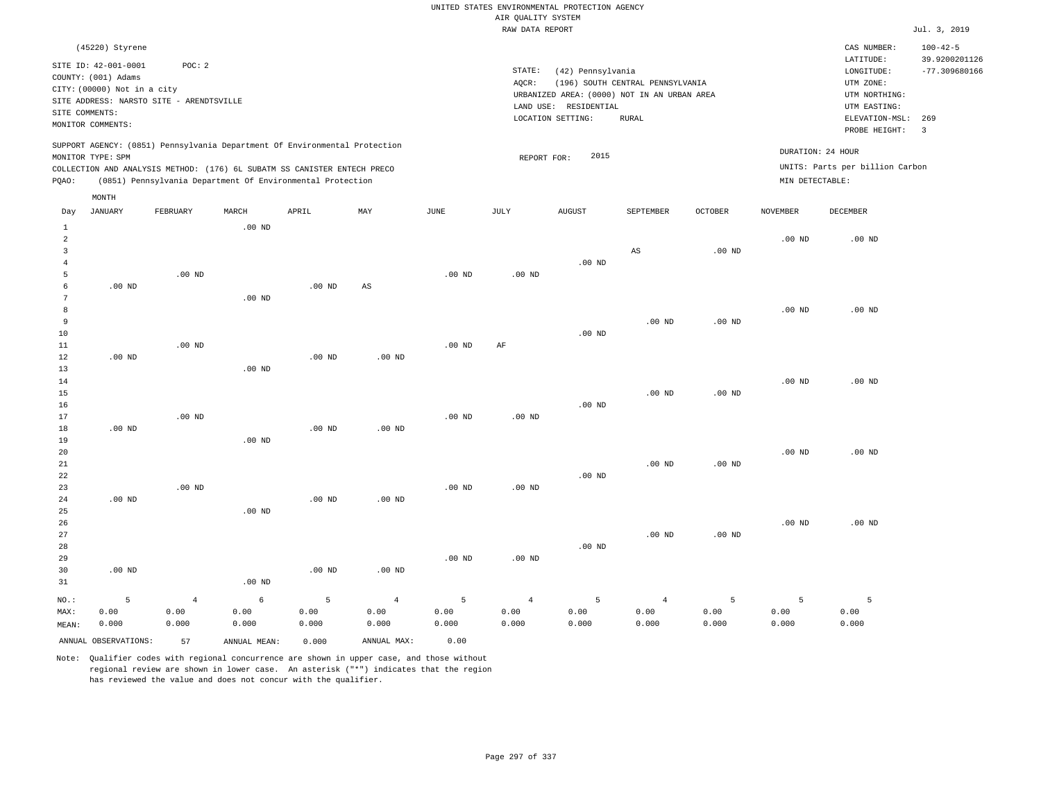UNITED STATES ENVIRONMENTAL PROTECTION AGENCY
AIR QUALITY SYSTEM
RAW DATA REPORT

Jul. 3, 2019

(45220) Styrene

SITE ID: 42-001-0001 POC: 2
COUNTY: (001) Adams
CITY: (00000) Not in a city
SITE ADDRESS: NARSTO SITE - ARENDTSVILLE
SITE COMMENTS:
MONITOR COMMENTS:

STATE: (42) Pennsylvania
AQCR: (196) SOUTH CENTRAL PENNSYLVANIA
URBANIZED AREA: (0000) NOT IN AN URBAN AREA
LAND USE: RESIDENTIAL
LOCATION SETTING: RURAL

CAS NUMBER: 100-42-5
LATITUDE: 39.9200201126
LONGITUDE: -77.309680166
UTM ZONE:
UTM NORTHING:
UTM EASTING:
ELEVATION-MSL: 269
PROBE HEIGHT: 3

SUPPORT AGENCY: (0851) Pennsylvania Department Of Environmental Protection
MONITOR TYPE: SPM
COLLECTION AND ANALYSIS METHOD: (176) 6L SUBATM SS CANISTER ENTECH PRECO
PQAO: (0851) Pennsylvania Department Of Environmental Protection

REPORT FOR: 2015

DURATION: 24 HOUR
UNITS: Parts per billion Carbon
MIN DETECTABLE:

| Day | JANUARY | FEBRUARY | MARCH | APRIL | MAY | JUNE | JULY | AUGUST | SEPTEMBER | OCTOBER | NOVEMBER | DECEMBER |
|---|---|---|---|---|---|---|---|---|---|---|---|---|
| 1 | | | .00 ND | | | | | | | | | |
| 2 | | | | | | | | | | | .00 ND | .00 ND |
| 3 | | | | | | | | | AS | .00 ND | | |
| 4 | | | | | | | | .00 ND | | | | |
| 5 | | .00 ND | | | | .00 ND | .00 ND | | | | | |
| 6 | .00 ND | | | .00 ND | AS | | | | | | | |
| 7 | | | .00 ND | | | | | | | | | |
| 8 | | | | | | | | | | | .00 ND | .00 ND |
| 9 | | | | | | | | | .00 ND | .00 ND | | |
| 10 | | | | | | | | .00 ND | | | | |
| 11 | | .00 ND | | | | .00 ND | AF | | | | | |
| 12 | .00 ND | | | .00 ND | .00 ND | | | | | | | |
| 13 | | | .00 ND | | | | | | | | | |
| 14 | | | | | | | | | | | .00 ND | .00 ND |
| 15 | | | | | | | | | .00 ND | .00 ND | | |
| 16 | | | | | | | | .00 ND | | | | |
| 17 | | .00 ND | | | | .00 ND | .00 ND | | | | | |
| 18 | .00 ND | | | .00 ND | .00 ND | | | | | | | |
| 19 | | | .00 ND | | | | | | | | | |
| 20 | | | | | | | | | | | .00 ND | .00 ND |
| 21 | | | | | | | | | .00 ND | .00 ND | | |
| 22 | | | | | | | | .00 ND | | | | |
| 23 | | .00 ND | | | | .00 ND | .00 ND | | | | | |
| 24 | .00 ND | | | .00 ND | .00 ND | | | | | | | |
| 25 | | | .00 ND | | | | | | | | | |
| 26 | | | | | | | | | | | .00 ND | .00 ND |
| 27 | | | | | | | | | .00 ND | .00 ND | | |
| 28 | | | | | | | | .00 ND | | | | |
| 29 | | | | | | .00 ND | .00 ND | | | | | |
| 30 | .00 ND | | | .00 ND | .00 ND | | | | | | | |
| 31 | | | .00 ND | | | | | | | | | |
| NO.: | 5 | 4 | 6 | 5 | 4 | 5 | 4 | 5 | 4 | 5 | 5 | 5 |
| MAX: | 0.00 | 0.00 | 0.00 | 0.00 | 0.00 | 0.00 | 0.00 | 0.00 | 0.00 | 0.00 | 0.00 | 0.00 |
| MEAN: | 0.000 | 0.000 | 0.000 | 0.000 | 0.000 | 0.000 | 0.000 | 0.000 | 0.000 | 0.000 | 0.000 | 0.000 |

ANNUAL OBSERVATIONS: 57 ANNUAL MEAN: 0.000 ANNUAL MAX: 0.00

Note: Qualifier codes with regional concurrence are shown in upper case, and those without regional review are shown in lower case. An asterisk ("*") indicates that the region has reviewed the value and does not concur with the qualifier.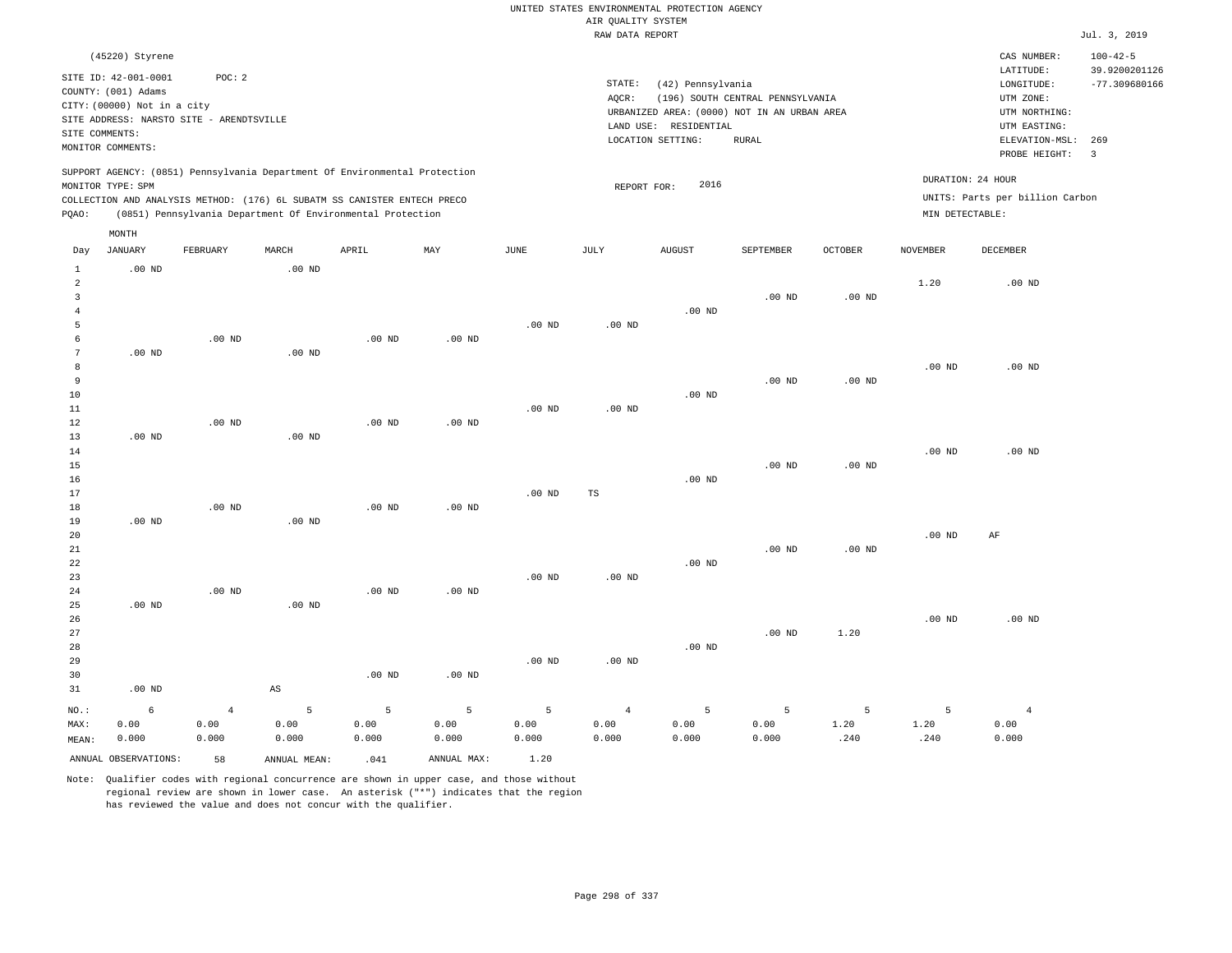UNITED STATES ENVIRONMENTAL PROTECTION AGENCY
AIR QUALITY SYSTEM
RAW DATA REPORT

Jul. 3, 2019

(45220) Styrene

SITE ID: 42-001-0001 POC: 2
COUNTY: (001) Adams
CITY: (00000) Not in a city
SITE ADDRESS: NARSTO SITE - ARENDTSVILLE
SITE COMMENTS:
MONITOR COMMENTS:

STATE: (42) Pennsylvania
AQCR: (196) SOUTH CENTRAL PENNSYLVANIA
URBANIZED AREA: (0000) NOT IN AN URBAN AREA
LAND USE: RESIDENTIAL
LOCATION SETTING: RURAL

CAS NUMBER: 100-42-5
LATITUDE: 39.9200201126
LONGITUDE: -77.309680166
UTM ZONE:
UTM NORTHING:
UTM EASTING:
ELEVATION-MSL: 269
PROBE HEIGHT: 3

SUPPORT AGENCY: (0851) Pennsylvania Department Of Environmental Protection
MONITOR TYPE: SPM
COLLECTION AND ANALYSIS METHOD: (176) 6L SUBATM SS CANISTER ENTECH PRECO
PQAO: (0851) Pennsylvania Department Of Environmental Protection

REPORT FOR: 2016

DURATION: 24 HOUR
UNITS: Parts per billion Carbon
MIN DETECTABLE:

| Day | JANUARY | FEBRUARY | MARCH | APRIL | MAY | JUNE | JULY | AUGUST | SEPTEMBER | OCTOBER | NOVEMBER | DECEMBER |
|---|---|---|---|---|---|---|---|---|---|---|---|---|
| 1 | .00 ND | | .00 ND | | | | | | | | | |
| 2 | | | | | | | | | | | 1.20 | .00 ND |
| 3 | | | | | | | | | .00 ND | .00 ND | | |
| 4 | | | | | | | | .00 ND | | | | |
| 5 | | | | | | .00 ND | .00 ND | | | | | |
| 6 | | .00 ND | | .00 ND | .00 ND | | | | | | | |
| 7 | .00 ND | | .00 ND | | | | | | | | | |
| 8 | | | | | | | | | | | .00 ND | .00 ND |
| 9 | | | | | | | | | .00 ND | .00 ND | | |
| 10 | | | | | | | | .00 ND | | | | |
| 11 | | | | | | .00 ND | .00 ND | | | | | |
| 12 | | .00 ND | | .00 ND | .00 ND | | | | | | | |
| 13 | .00 ND | | .00 ND | | | | | | | | | |
| 14 | | | | | | | | | | | .00 ND | .00 ND |
| 15 | | | | | | | | | .00 ND | .00 ND | | |
| 16 | | | | | | | | .00 ND | | | | |
| 17 | | | | | | .00 ND | TS | | | | | |
| 18 | | .00 ND | | .00 ND | .00 ND | | | | | | | |
| 19 | .00 ND | | .00 ND | | | | | | | | | |
| 20 | | | | | | | | | | | .00 ND | AF |
| 21 | | | | | | | | | .00 ND | .00 ND | | |
| 22 | | | | | | | | .00 ND | | | | |
| 23 | | | | | | .00 ND | .00 ND | | | | | |
| 24 | | .00 ND | | .00 ND | .00 ND | | | | | | | |
| 25 | .00 ND | | .00 ND | | | | | | | | | |
| 26 | | | | | | | | | | | .00 ND | .00 ND |
| 27 | | | | | | | | | .00 ND | 1.20 | | |
| 28 | | | | | | | | .00 ND | | | | |
| 29 | | | | | | .00 ND | .00 ND | | | | | |
| 30 | | | | .00 ND | .00 ND | | | | | | | |
| 31 | .00 ND | | AS | | | | | | | | | |
| NO.: | 6 | 4 | 5 | 5 | 5 | 5 | 4 | 5 | 5 | 5 | 5 | 4 |
| MAX: | 0.00 | 0.00 | 0.00 | 0.00 | 0.00 | 0.00 | 0.00 | 0.00 | 0.00 | 1.20 | 1.20 | 0.00 |
| MEAN: | 0.000 | 0.000 | 0.000 | 0.000 | 0.000 | 0.000 | 0.000 | 0.000 | 0.000 | .240 | .240 | 0.000 |

ANNUAL OBSERVATIONS: 58 ANNUAL MEAN: .041 ANNUAL MAX: 1.20

Note: Qualifier codes with regional concurrence are shown in upper case, and those without regional review are shown in lower case. An asterisk ("*") indicates that the region has reviewed the value and does not concur with the qualifier.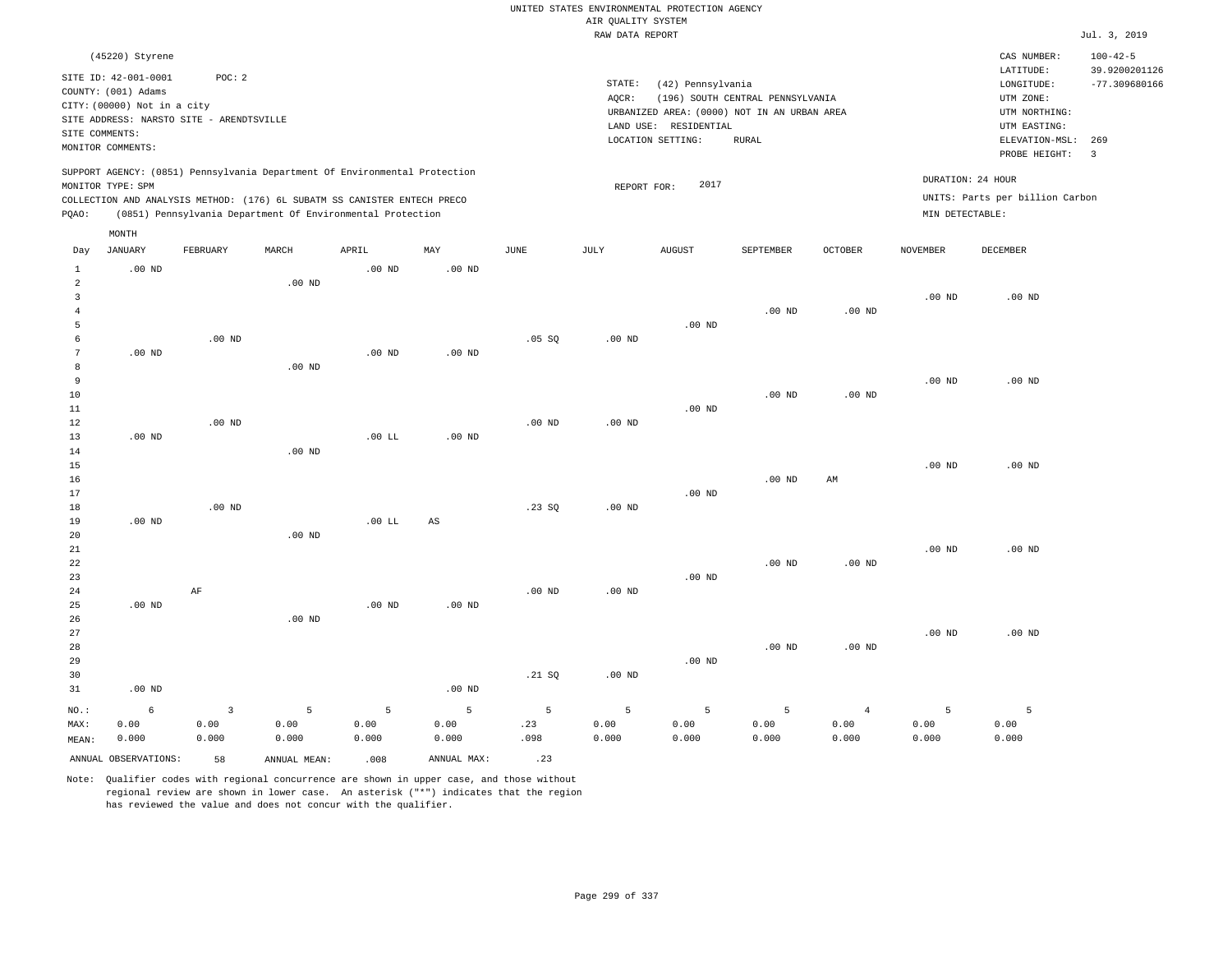UNITED STATES ENVIRONMENTAL PROTECTION AGENCY
AIR QUALITY SYSTEM
RAW DATA REPORT

Jul. 3, 2019

(45220) Styrene

SITE ID: 42-001-0001 POC: 2
COUNTY: (001) Adams
CITY: (00000) Not in a city
SITE ADDRESS: NARSTO SITE - ARENDTSVILLE
SITE COMMENTS:
MONITOR COMMENTS:

STATE: (42) Pennsylvania
AQCR: (196) SOUTH CENTRAL PENNSYLVANIA
URBANIZED AREA: (0000) NOT IN AN URBAN AREA
LAND USE: RESIDENTIAL
LOCATION SETTING: RURAL

CAS NUMBER: 100-42-5
LATITUDE: 39.9200201126
LONGITUDE: -77.309680166
UTM ZONE:
UTM NORTHING:
UTM EASTING:
ELEVATION-MSL: 269
PROBE HEIGHT: 3

SUPPORT AGENCY: (0851) Pennsylvania Department Of Environmental Protection
MONITOR TYPE: SPM
COLLECTION AND ANALYSIS METHOD: (176) 6L SUBATM SS CANISTER ENTECH PRECO
PQAO: (0851) Pennsylvania Department Of Environmental Protection

REPORT FOR: 2017

DURATION: 24 HOUR
UNITS: Parts per billion Carbon
MIN DETECTABLE:

| Day | JANUARY | FEBRUARY | MARCH | APRIL | MAY | JUNE | JULY | AUGUST | SEPTEMBER | OCTOBER | NOVEMBER | DECEMBER |
|---|---|---|---|---|---|---|---|---|---|---|---|---|
| 1 | .00 ND | | | .00 ND | .00 ND | | | | | | | |
| 2 | | | .00 ND | | | | | | | | | |
| 3 | | | | | | | | | | | .00 ND | .00 ND |
| 4 | | | | | | | | | .00 ND | .00 ND | | |
| 5 | | | | | | | | .00 ND | | | | |
| 6 | | .00 ND | | | | .05 SQ | .00 ND | | | | | |
| 7 | .00 ND | | | .00 ND | .00 ND | | | | | | | |
| 8 | | | .00 ND | | | | | | | | | |
| 9 | | | | | | | | | | | .00 ND | .00 ND |
| 10 | | | | | | | | | .00 ND | .00 ND | | |
| 11 | | | | | | | | .00 ND | | | | |
| 12 | | .00 ND | | | | .00 ND | .00 ND | | | | | |
| 13 | .00 ND | | | .00 LL | .00 ND | | | | | | | |
| 14 | | | .00 ND | | | | | | | | | |
| 15 | | | | | | | | | | | .00 ND | .00 ND |
| 16 | | | | | | | | | .00 ND | AM | | |
| 17 | | | | | | | | .00 ND | | | | |
| 18 | | .00 ND | | | | .23 SQ | .00 ND | | | | | |
| 19 | .00 ND | | | .00 LL | AS | | | | | | | |
| 20 | | | .00 ND | | | | | | | | | |
| 21 | | | | | | | | | | | .00 ND | .00 ND |
| 22 | | | | | | | | | .00 ND | .00 ND | | |
| 23 | | | | | | | | .00 ND | | | | |
| 24 | | AF | | | | .00 ND | .00 ND | | | | | |
| 25 | .00 ND | | | .00 ND | .00 ND | | | | | | | |
| 26 | | | .00 ND | | | | | | | | | |
| 27 | | | | | | | | | | | .00 ND | .00 ND |
| 28 | | | | | | | | | .00 ND | .00 ND | | |
| 29 | | | | | | | | .00 ND | | | | |
| 30 | | | | | | .21 SQ | .00 ND | | | | | |
| 31 | .00 ND | | | | .00 ND | | | | | | | |
| NO.: | 6 | 3 | 5 | 5 | 5 | 5 | 5 | 5 | 5 | 4 | 5 | 5 |
| MAX: | 0.00 | 0.00 | 0.00 | 0.00 | 0.00 | .23 | 0.00 | 0.00 | 0.00 | 0.00 | 0.00 | 0.00 |
| MEAN: | 0.000 | 0.000 | 0.000 | 0.000 | 0.000 | .098 | 0.000 | 0.000 | 0.000 | 0.000 | 0.000 | 0.000 |

ANNUAL OBSERVATIONS: 58 ANNUAL MEAN: .008 ANNUAL MAX: .23

Note: Qualifier codes with regional concurrence are shown in upper case, and those without regional review are shown in lower case. An asterisk ("*") indicates that the region has reviewed the value and does not concur with the qualifier.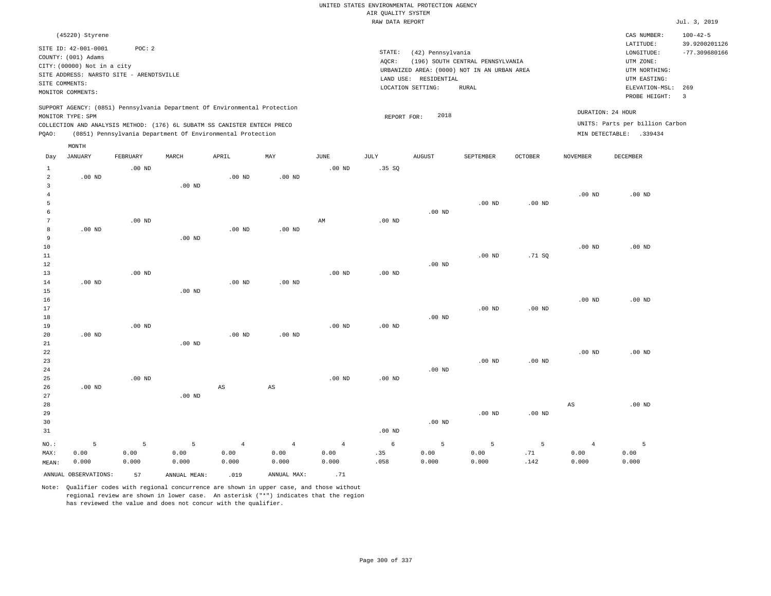UNITED STATES ENVIRONMENTAL PROTECTION AGENCY
AIR QUALITY SYSTEM
RAW DATA REPORT

Jul. 3, 2019

(45220) Styrene

SITE ID: 42-001-0001 POC: 2
COUNTY: (001) Adams
CITY: (00000) Not in a city
SITE ADDRESS: NARSTO SITE - ARENDTSVILLE
SITE COMMENTS:
MONITOR COMMENTS:

STATE: (42) Pennsylvania
AQCR: (196) SOUTH CENTRAL PENNSYLVANIA
URBANIZED AREA: (0000) NOT IN AN URBAN AREA
LAND USE: RESIDENTIAL
LOCATION SETTING: RURAL

CAS NUMBER: 100-42-5
LATITUDE: 39.9200201126
LONGITUDE: -77.309680166
UTM ZONE:
UTM NORTHING:
UTM EASTING:
ELEVATION-MSL: 269
PROBE HEIGHT: 3

SUPPORT AGENCY: (0851) Pennsylvania Department Of Environmental Protection
MONITOR TYPE: SPM
COLLECTION AND ANALYSIS METHOD: (176) 6L SUBATM SS CANISTER ENTECH PRECO
PQAO: (0851) Pennsylvania Department Of Environmental Protection

REPORT FOR: 2018

DURATION: 24 HOUR
UNITS: Parts per billion Carbon
MIN DETECTABLE: .339434

| Day | JANUARY | FEBRUARY | MARCH | APRIL | MAY | JUNE | JULY | AUGUST | SEPTEMBER | OCTOBER | NOVEMBER | DECEMBER |
|---|---|---|---|---|---|---|---|---|---|---|---|---|
| 1 | | .00 ND | | | | .00 ND | .35 SQ | | | | | |
| 2 | .00 ND | | | .00 ND | .00 ND | | | | | | | |
| 3 | | | .00 ND | | | | | | | | | |
| 4 | | | | | | | | | | | .00 ND | .00 ND |
| 5 | | | | | | | | | .00 ND | .00 ND | | |
| 6 | | | | | | | | .00 ND | | | | |
| 7 | | .00 ND | | | | AM | .00 ND | | | | | |
| 8 | .00 ND | | | .00 ND | .00 ND | | | | | | | |
| 9 | | | .00 ND | | | | | | | | | |
| 10 | | | | | | | | | | | .00 ND | .00 ND |
| 11 | | | | | | | | | .00 ND | .71 SQ | | |
| 12 | | | | | | | | .00 ND | | | | |
| 13 | | .00 ND | | | | .00 ND | .00 ND | | | | | |
| 14 | .00 ND | | | .00 ND | .00 ND | | | | | | | |
| 15 | | | .00 ND | | | | | | | | | |
| 16 | | | | | | | | | | | .00 ND | .00 ND |
| 17 | | | | | | | | | .00 ND | .00 ND | | |
| 18 | | | | | | | | .00 ND | | | | |
| 19 | | .00 ND | | | | .00 ND | .00 ND | | | | | |
| 20 | .00 ND | | | .00 ND | .00 ND | | | | | | | |
| 21 | | | .00 ND | | | | | | | | | |
| 22 | | | | | | | | | | | .00 ND | .00 ND |
| 23 | | | | | | | | | .00 ND | .00 ND | | |
| 24 | | | | | | | | .00 ND | | | | |
| 25 | | .00 ND | | | | .00 ND | .00 ND | | | | | |
| 26 | .00 ND | | | AS | AS | | | | | | | |
| 27 | | | .00 ND | | | | | | | | | |
| 28 | | | | | | | | | | | AS | .00 ND |
| 29 | | | | | | | | | .00 ND | .00 ND | | |
| 30 | | | | | | | | .00 ND | | | | |
| 31 | | | | | | | .00 ND | | | | | |
| NO.: | 5 | 5 | 5 | 4 | 4 | 4 | 6 | 5 | 5 | 5 | 4 | 5 |
| MAX: | 0.00 | 0.00 | 0.00 | 0.00 | 0.00 | 0.00 | .35 | 0.00 | 0.00 | .71 | 0.00 | 0.00 |
| MEAN: | 0.000 | 0.000 | 0.000 | 0.000 | 0.000 | 0.000 | .058 | 0.000 | 0.000 | .142 | 0.000 | 0.000 |

ANNUAL OBSERVATIONS: 57 ANNUAL MEAN: .019 ANNUAL MAX: .71

Note: Qualifier codes with regional concurrence are shown in upper case, and those without regional review are shown in lower case. An asterisk ("*") indicates that the region has reviewed the value and does not concur with the qualifier.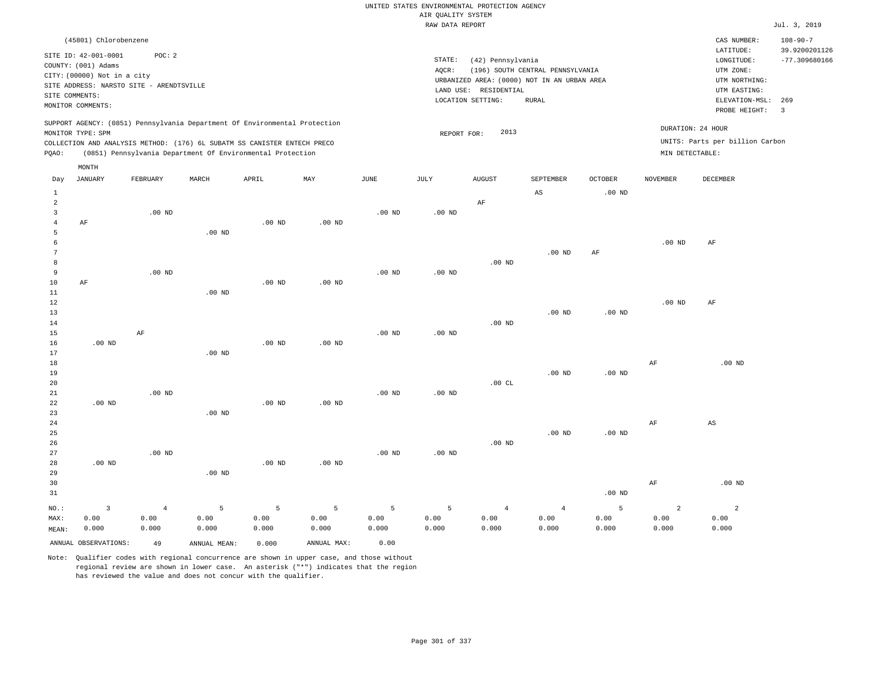UNITED STATES ENVIRONMENTAL PROTECTION AGENCY
AIR QUALITY SYSTEM
RAW DATA REPORT

Jul. 3, 2019

(45801) Chlorobenzene

SITE ID: 42-001-0001 POC: 2
COUNTY: (001) Adams
CITY: (00000) Not in a city
SITE ADDRESS: NARSTO SITE - ARENDTSVILLE
SITE COMMENTS:
MONITOR COMMENTS:

STATE: (42) Pennsylvania
AQCR: (196) SOUTH CENTRAL PENNSYLVANIA
URBANIZED AREA: (0000) NOT IN AN URBAN AREA
LAND USE: RESIDENTIAL
LOCATION SETTING: RURAL

CAS NUMBER: 108-90-7
LATITUDE: 39.9200201126
LONGITUDE: -77.309680166
UTM ZONE:
UTM NORTHING:
UTM EASTING:
ELEVATION-MSL: 269
PROBE HEIGHT: 3

SUPPORT AGENCY: (0851) Pennsylvania Department Of Environmental Protection
MONITOR TYPE: SPM
COLLECTION AND ANALYSIS METHOD: (176) 6L SUBATM SS CANISTER ENTECH PRECO
PQAO: (0851) Pennsylvania Department Of Environmental Protection

REPORT FOR: 2013

DURATION: 24 HOUR
UNITS: Parts per billion Carbon
MIN DETECTABLE:

| Day | JANUARY | FEBRUARY | MARCH | APRIL | MAY | JUNE | JULY | AUGUST | SEPTEMBER | OCTOBER | NOVEMBER | DECEMBER |
|---|---|---|---|---|---|---|---|---|---|---|---|---|
| 1 | | | | | | | | | AS | .00 ND | | |
| 2 | | | | | | | | AF | | | | |
| 3 | | .00 ND | | | | .00 ND | .00 ND | | | | | |
| 4 | AF | | | .00 ND | .00 ND | | | | | | | |
| 5 | | | .00 ND | | | | | | | | | |
| 6 | | | | | | | | | | | .00 ND | AF |
| 7 | | | | | | | | | .00 ND | AF | | |
| 8 | | | | | | | | .00 ND | | | | |
| 9 | | .00 ND | | | | .00 ND | .00 ND | | | | | |
| 10 | AF | | | .00 ND | .00 ND | | | | | | | |
| 11 | | | .00 ND | | | | | | | | | |
| 12 | | | | | | | | | | | .00 ND | AF |
| 13 | | | | | | | | | .00 ND | .00 ND | | |
| 14 | | | | | | | | .00 ND | | | | |
| 15 | | AF | | | | .00 ND | .00 ND | | | | | |
| 16 | .00 ND | | | .00 ND | .00 ND | | | | | | | |
| 17 | | | .00 ND | | | | | | | | | |
| 18 | | | | | | | | | | | AF | .00 ND |
| 19 | | | | | | | | | .00 ND | .00 ND | | |
| 20 | | | | | | | | .00 CL | | | | |
| 21 | | .00 ND | | | | .00 ND | .00 ND | | | | | |
| 22 | .00 ND | | | .00 ND | .00 ND | | | | | | | |
| 23 | | | .00 ND | | | | | | | | | |
| 24 | | | | | | | | | | | AF | AS |
| 25 | | | | | | | | | .00 ND | .00 ND | | |
| 26 | | | | | | | | .00 ND | | | | |
| 27 | | .00 ND | | | | .00 ND | .00 ND | | | | | |
| 28 | .00 ND | | | .00 ND | .00 ND | | | | | | | |
| 29 | | | .00 ND | | | | | | | | | |
| 30 | | | | | | | | | | | AF | .00 ND |
| 31 | | | | | | | | | | .00 ND | | |
| NO.: | 3 | 4 | 5 | 5 | 5 | 5 | 5 | 4 | 4 | 5 | 2 | 2 |
| MAX: | 0.00 | 0.00 | 0.00 | 0.00 | 0.00 | 0.00 | 0.00 | 0.00 | 0.00 | 0.00 | 0.00 | 0.00 |
| MEAN: | 0.000 | 0.000 | 0.000 | 0.000 | 0.000 | 0.000 | 0.000 | 0.000 | 0.000 | 0.000 | 0.000 | 0.000 |

ANNUAL OBSERVATIONS: 49 ANNUAL MEAN: 0.000 ANNUAL MAX: 0.00

Note: Qualifier codes with regional concurrence are shown in upper case, and those without regional review are shown in lower case. An asterisk ("*") indicates that the region has reviewed the value and does not concur with the qualifier.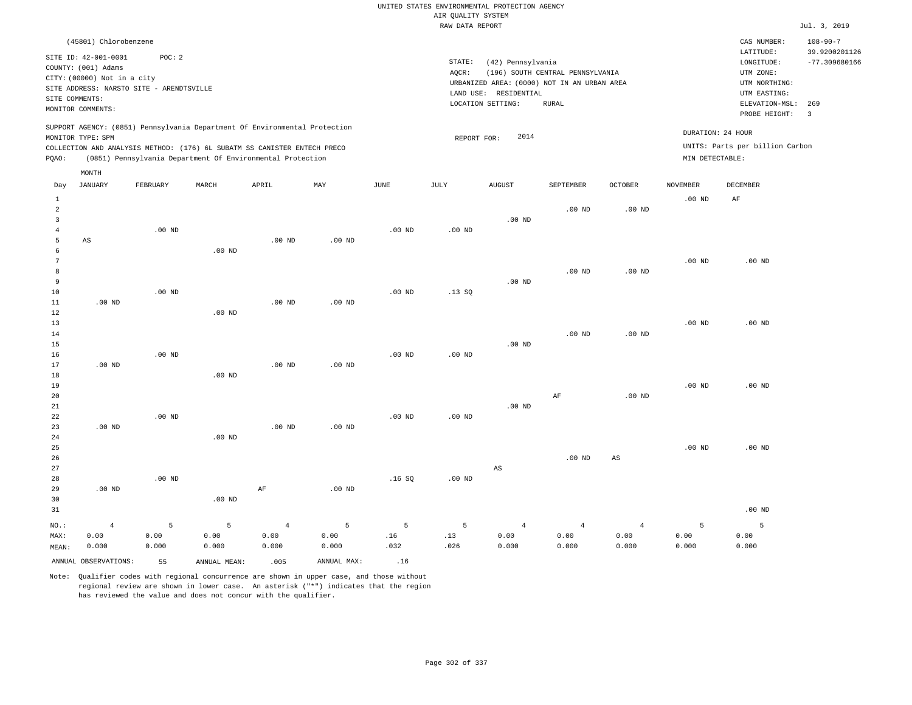UNITED STATES ENVIRONMENTAL PROTECTION AGENCY
AIR QUALITY SYSTEM
RAW DATA REPORT

Jul. 3, 2019

(45801) Chlorobenzene

SITE ID: 42-001-0001 POC: 2
COUNTY: (001) Adams
CITY: (00000) Not in a city
SITE ADDRESS: NARSTO SITE - ARENDTSVILLE
SITE COMMENTS:
MONITOR COMMENTS:

STATE: (42) Pennsylvania
AQCR: (196) SOUTH CENTRAL PENNSYLVANIA
URBANIZED AREA: (0000) NOT IN AN URBAN AREA
LAND USE: RESIDENTIAL
LOCATION SETTING: RURAL

CAS NUMBER: 108-90-7
LATITUDE: 39.9200201126
LONGITUDE: -77.309680166
UTM ZONE:
UTM NORTHING:
UTM EASTING:
ELEVATION-MSL: 269
PROBE HEIGHT: 3

SUPPORT AGENCY: (0851) Pennsylvania Department Of Environmental Protection
MONITOR TYPE: SPM
COLLECTION AND ANALYSIS METHOD: (176) 6L SUBATM SS CANISTER ENTECH PRECO
PQAO: (0851) Pennsylvania Department Of Environmental Protection

REPORT FOR: 2014

DURATION: 24 HOUR
UNITS: Parts per billion Carbon
MIN DETECTABLE:

| Day | JANUARY | FEBRUARY | MARCH | APRIL | MAY | JUNE | JULY | AUGUST | SEPTEMBER | OCTOBER | NOVEMBER | DECEMBER |
|---|---|---|---|---|---|---|---|---|---|---|---|---|
| 1 | | | | | | | | | | | .00 ND | AF |
| 2 | | | | | | | | | .00 ND | .00 ND | | |
| 3 | | | | | | | | .00 ND | | | | |
| 4 | | .00 ND | | | | .00 ND | .00 ND | | | | | |
| 5 | AS | | | .00 ND | .00 ND | | | | | | | |
| 6 | | | .00 ND | | | | | | | | | |
| 7 | | | | | | | | | | | .00 ND | .00 ND |
| 8 | | | | | | | | | .00 ND | .00 ND | | |
| 9 | | | | | | | | .00 ND | | | | |
| 10 | | .00 ND | | | | .00 ND | .13 SQ | | | | | |
| 11 | .00 ND | | | .00 ND | .00 ND | | | | | | | |
| 12 | | | .00 ND | | | | | | | | | |
| 13 | | | | | | | | | | | .00 ND | .00 ND |
| 14 | | | | | | | | | .00 ND | .00 ND | | |
| 15 | | | | | | | | .00 ND | | | | |
| 16 | | .00 ND | | | | .00 ND | .00 ND | | | | | |
| 17 | .00 ND | | | .00 ND | .00 ND | | | | | | | |
| 18 | | | .00 ND | | | | | | | | | |
| 19 | | | | | | | | | | | .00 ND | .00 ND |
| 20 | | | | | | | | | AF | .00 ND | | |
| 21 | | | | | | | | .00 ND | | | | |
| 22 | | .00 ND | | | | .00 ND | .00 ND | | | | | |
| 23 | .00 ND | | | .00 ND | .00 ND | | | | | | | |
| 24 | | | .00 ND | | | | | | | | | |
| 25 | | | | | | | | | | | .00 ND | .00 ND |
| 26 | | | | | | | | | .00 ND | AS | | |
| 27 | | | | | | | | AS | | | | |
| 28 | | .00 ND | | | | .16 SQ | .00 ND | | | | | |
| 29 | .00 ND | | | AF | .00 ND | | | | | | | |
| 30 | | | .00 ND | | | | | | | | | |
| 31 | | | | | | | | | | | | .00 ND |
| NO.: | 4 | 5 | 5 | 4 | 5 | 5 | 5 | 4 | 4 | 4 | 5 | 5 |
| MAX: | 0.00 | 0.00 | 0.00 | 0.00 | 0.00 | .16 | .13 | 0.00 | 0.00 | 0.00 | 0.00 | 0.00 |
| MEAN: | 0.000 | 0.000 | 0.000 | 0.000 | 0.000 | .032 | .026 | 0.000 | 0.000 | 0.000 | 0.000 | 0.000 |

ANNUAL OBSERVATIONS: 55  ANNUAL MEAN: .005  ANNUAL MAX: .16

Note: Qualifier codes with regional concurrence are shown in upper case, and those without regional review are shown in lower case. An asterisk ("*") indicates that the region has reviewed the value and does not concur with the qualifier.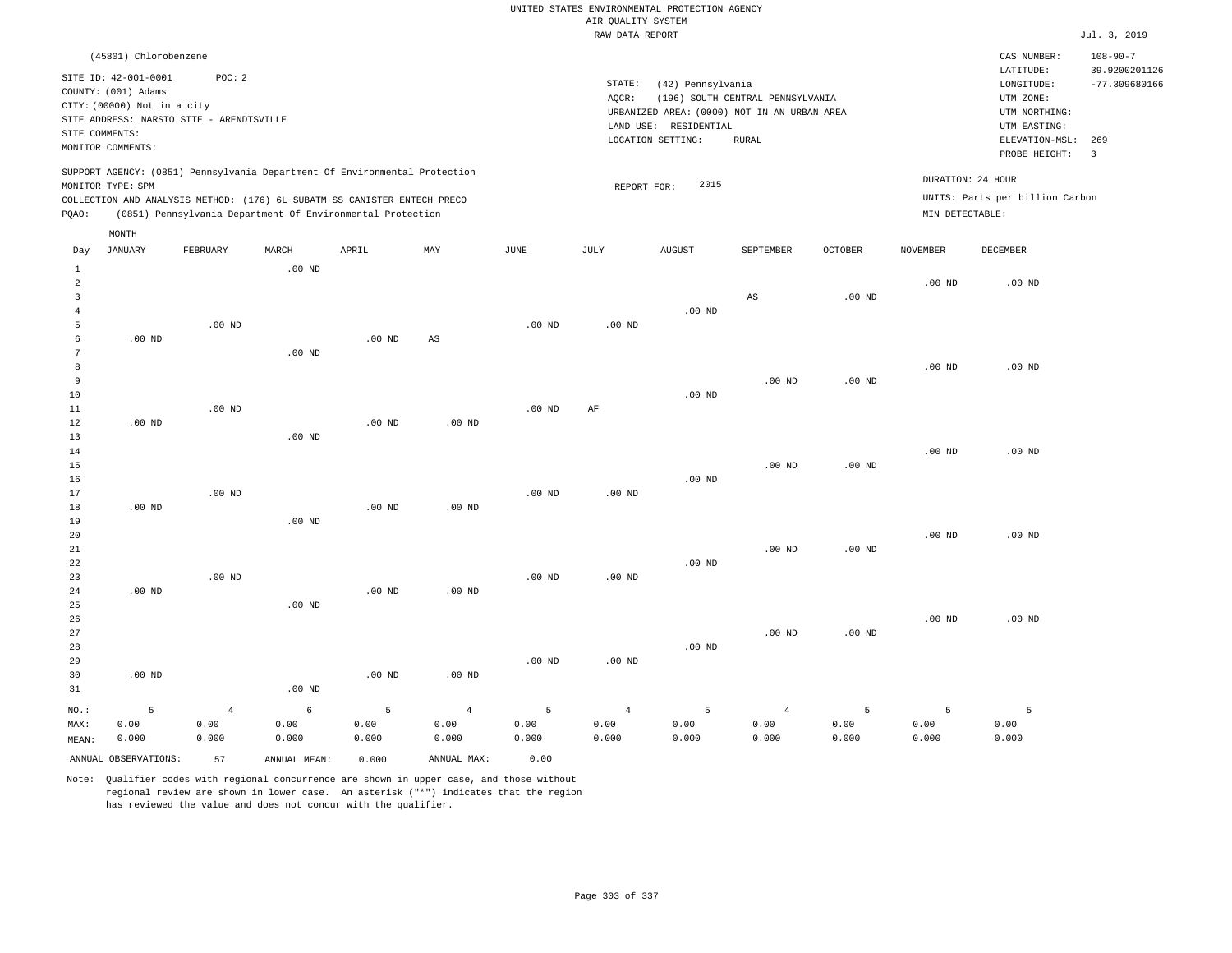UNITED STATES ENVIRONMENTAL PROTECTION AGENCY
AIR QUALITY SYSTEM
RAW DATA REPORT

Jul. 3, 2019

(45801) Chlorobenzene

SITE ID: 42-001-0001 POC: 2
COUNTY: (001) Adams
CITY: (00000) Not in a city
SITE ADDRESS: NARSTO SITE - ARENDTSVILLE
SITE COMMENTS:
MONITOR COMMENTS:

STATE: (42) Pennsylvania
AQCR: (196) SOUTH CENTRAL PENNSYLVANIA
URBANIZED AREA: (0000) NOT IN AN URBAN AREA
LAND USE: RESIDENTIAL
LOCATION SETTING: RURAL

CAS NUMBER: 108-90-7
LATITUDE: 39.9200201126
LONGITUDE: -77.309680166
UTM ZONE:
UTM NORTHING:
UTM EASTING:
ELEVATION-MSL: 269
PROBE HEIGHT: 3

SUPPORT AGENCY: (0851) Pennsylvania Department Of Environmental Protection
MONITOR TYPE: SPM
COLLECTION AND ANALYSIS METHOD: (176) 6L SUBATM SS CANISTER ENTECH PRECO
PQAO: (0851) Pennsylvania Department Of Environmental Protection

REPORT FOR: 2015

DURATION: 24 HOUR
UNITS: Parts per billion Carbon
MIN DETECTABLE:

| Day | JANUARY | FEBRUARY | MARCH | APRIL | MAY | JUNE | JULY | AUGUST | SEPTEMBER | OCTOBER | NOVEMBER | DECEMBER |
|---|---|---|---|---|---|---|---|---|---|---|---|---|
| 1 | | | .00 ND | | | | | | | | | |
| 2 | | | | | | | | | | | .00 ND | .00 ND |
| 3 | | | | | | | | | AS | .00 ND | | |
| 4 | | | | | | | | .00 ND | | | | |
| 5 | | .00 ND | | | | .00 ND | .00 ND | | | | | |
| 6 | .00 ND | | | .00 ND | AS | | | | | | | |
| 7 | | | .00 ND | | | | | | | | | |
| 8 | | | | | | | | | | | .00 ND | .00 ND |
| 9 | | | | | | | | | .00 ND | .00 ND | | |
| 10 | | | | | | | | .00 ND | | | | |
| 11 | | .00 ND | | | | .00 ND | AF | | | | | |
| 12 | .00 ND | | | .00 ND | .00 ND | | | | | | | |
| 13 | | | .00 ND | | | | | | | | | |
| 14 | | | | | | | | | | | .00 ND | .00 ND |
| 15 | | | | | | | | | .00 ND | .00 ND | | |
| 16 | | | | | | | | .00 ND | | | | |
| 17 | | .00 ND | | | | .00 ND | .00 ND | | | | | |
| 18 | .00 ND | | | .00 ND | .00 ND | | | | | | | |
| 19 | | | .00 ND | | | | | | | | | |
| 20 | | | | | | | | | | | .00 ND | .00 ND |
| 21 | | | | | | | | | .00 ND | .00 ND | | |
| 22 | | | | | | | | .00 ND | | | | |
| 23 | | .00 ND | | | | .00 ND | .00 ND | | | | | |
| 24 | .00 ND | | | .00 ND | .00 ND | | | | | | | |
| 25 | | | .00 ND | | | | | | | | | |
| 26 | | | | | | | | | | | .00 ND | .00 ND |
| 27 | | | | | | | | | .00 ND | .00 ND | | |
| 28 | | | | | | | | .00 ND | | | | |
| 29 | | | | | | .00 ND | .00 ND | | | | | |
| 30 | .00 ND | | | .00 ND | .00 ND | | | | | | | |
| 31 | | | .00 ND | | | | | | | | | |
| NO.: | 5 | 4 | 6 | 5 | 4 | 5 | 4 | 5 | 4 | 5 | 5 | 5 |
| MAX: | 0.00 | 0.00 | 0.00 | 0.00 | 0.00 | 0.00 | 0.00 | 0.00 | 0.00 | 0.00 | 0.00 | 0.00 |
| MEAN: | 0.000 | 0.000 | 0.000 | 0.000 | 0.000 | 0.000 | 0.000 | 0.000 | 0.000 | 0.000 | 0.000 | 0.000 |

ANNUAL OBSERVATIONS: 57 ANNUAL MEAN: 0.000 ANNUAL MAX: 0.00

Note: Qualifier codes with regional concurrence are shown in upper case, and those without regional review are shown in lower case. An asterisk ("*") indicates that the region has reviewed the value and does not concur with the qualifier.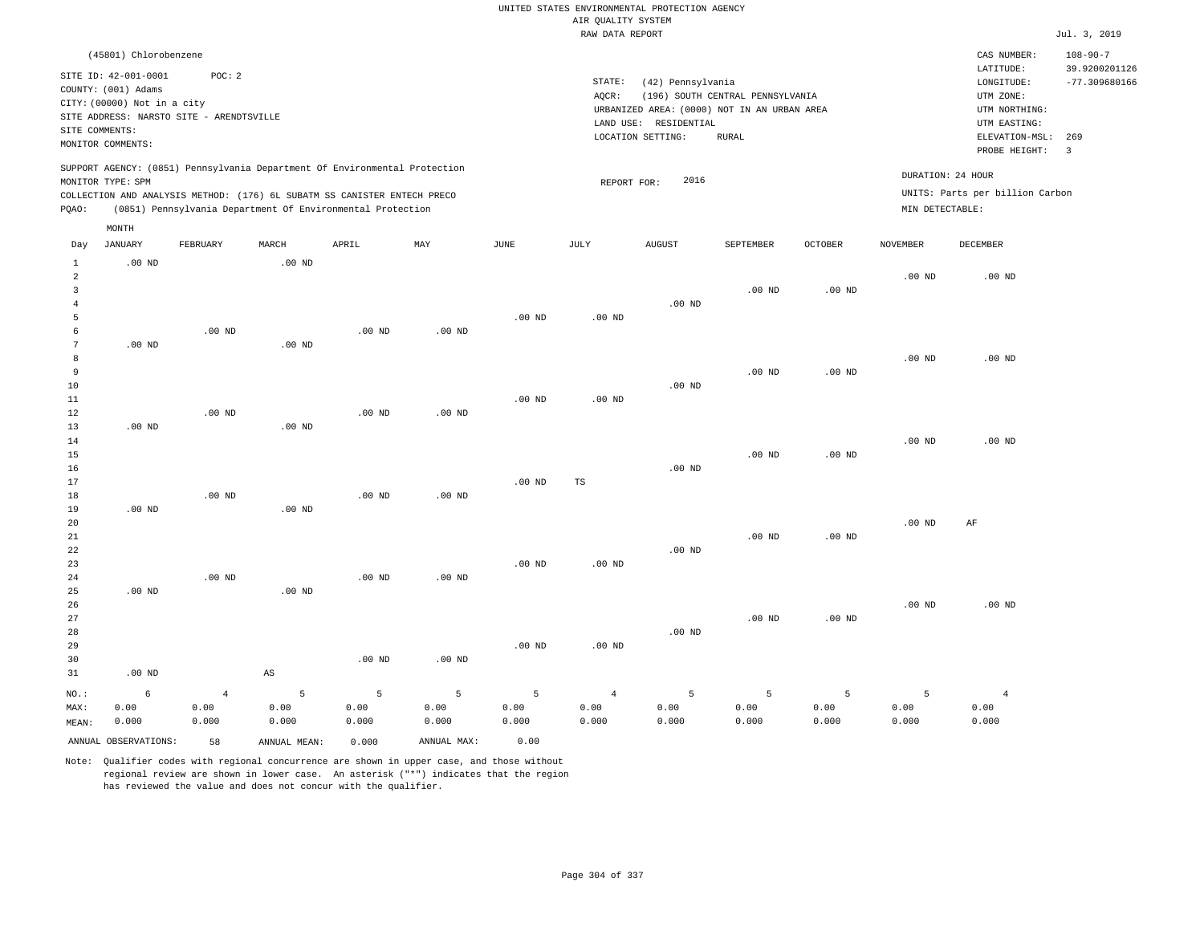UNITED STATES ENVIRONMENTAL PROTECTION AGENCY
AIR QUALITY SYSTEM
RAW DATA REPORT

Jul. 3, 2019

(45801) Chlorobenzene

SITE ID: 42-001-0001 POC: 2
COUNTY: (001) Adams
CITY: (00000) Not in a city
SITE ADDRESS: NARSTO SITE - ARENDTSVILLE
SITE COMMENTS:
MONITOR COMMENTS:

STATE: (42) Pennsylvania
AQCR: (196) SOUTH CENTRAL PENNSYLVANIA
URBANIZED AREA: (0000) NOT IN AN URBAN AREA
LAND USE: RESIDENTIAL
LOCATION SETTING: RURAL

CAS NUMBER: 108-90-7
LATITUDE: 39.9200201126
LONGITUDE: -77.309680166
UTM ZONE:
UTM NORTHING:
UTM EASTING:
ELEVATION-MSL: 269
PROBE HEIGHT: 3

SUPPORT AGENCY: (0851) Pennsylvania Department Of Environmental Protection
MONITOR TYPE: SPM
COLLECTION AND ANALYSIS METHOD: (176) 6L SUBATM SS CANISTER ENTECH PRECO
PQAO: (0851) Pennsylvania Department Of Environmental Protection

REPORT FOR: 2016

DURATION: 24 HOUR
UNITS: Parts per billion Carbon
MIN DETECTABLE:

| Day | JANUARY | FEBRUARY | MARCH | APRIL | MAY | JUNE | JULY | AUGUST | SEPTEMBER | OCTOBER | NOVEMBER | DECEMBER |
|---|---|---|---|---|---|---|---|---|---|---|---|---|
| 1 | .00 ND | | .00 ND | | | | | | | | | |
| 2 | | | | | | | | | | | .00 ND | .00 ND |
| 3 | | | | | | | | | .00 ND | .00 ND | | |
| 4 | | | | | | | | .00 ND | | | | |
| 5 | | | | | | .00 ND | .00 ND | | | | | |
| 6 | | .00 ND | | .00 ND | .00 ND | | | | | | | |
| 7 | .00 ND | | .00 ND | | | | | | | | | |
| 8 | | | | | | | | | | | .00 ND | .00 ND |
| 9 | | | | | | | | | .00 ND | .00 ND | | |
| 10 | | | | | | | | .00 ND | | | | |
| 11 | | | | | | .00 ND | .00 ND | | | | | |
| 12 | | .00 ND | | .00 ND | .00 ND | | | | | | | |
| 13 | .00 ND | | .00 ND | | | | | | | | | |
| 14 | | | | | | | | | | | .00 ND | .00 ND |
| 15 | | | | | | | | | .00 ND | .00 ND | | |
| 16 | | | | | | | | .00 ND | | | | |
| 17 | | | | | | .00 ND | TS | | | | | |
| 18 | | .00 ND | | .00 ND | .00 ND | | | | | | | |
| 19 | .00 ND | | .00 ND | | | | | | | | | |
| 20 | | | | | | | | | | | .00 ND | AF |
| 21 | | | | | | | | | .00 ND | .00 ND | | |
| 22 | | | | | | | | .00 ND | | | | |
| 23 | | | | | | .00 ND | .00 ND | | | | | |
| 24 | | .00 ND | | .00 ND | .00 ND | | | | | | | |
| 25 | .00 ND | | .00 ND | | | | | | | | | |
| 26 | | | | | | | | | | | .00 ND | .00 ND |
| 27 | | | | | | | | | .00 ND | .00 ND | | |
| 28 | | | | | | | | .00 ND | | | | |
| 29 | | | | | | .00 ND | .00 ND | | | | | |
| 30 | | | | .00 ND | .00 ND | | | | | | | |
| 31 | .00 ND | | AS | | | | | | | | | |
| NO.: | 6 | 4 | 5 | 5 | 5 | 5 | 4 | 5 | 5 | 5 | 5 | 4 |
| MAX: | 0.00 | 0.00 | 0.00 | 0.00 | 0.00 | 0.00 | 0.00 | 0.00 | 0.00 | 0.00 | 0.00 | 0.00 |
| MEAN: | 0.000 | 0.000 | 0.000 | 0.000 | 0.000 | 0.000 | 0.000 | 0.000 | 0.000 | 0.000 | 0.000 | 0.000 |

ANNUAL OBSERVATIONS: 58 ANNUAL MEAN: 0.000 ANNUAL MAX: 0.00

Note: Qualifier codes with regional concurrence are shown in upper case, and those without regional review are shown in lower case. An asterisk ("*") indicates that the region has reviewed the value and does not concur with the qualifier.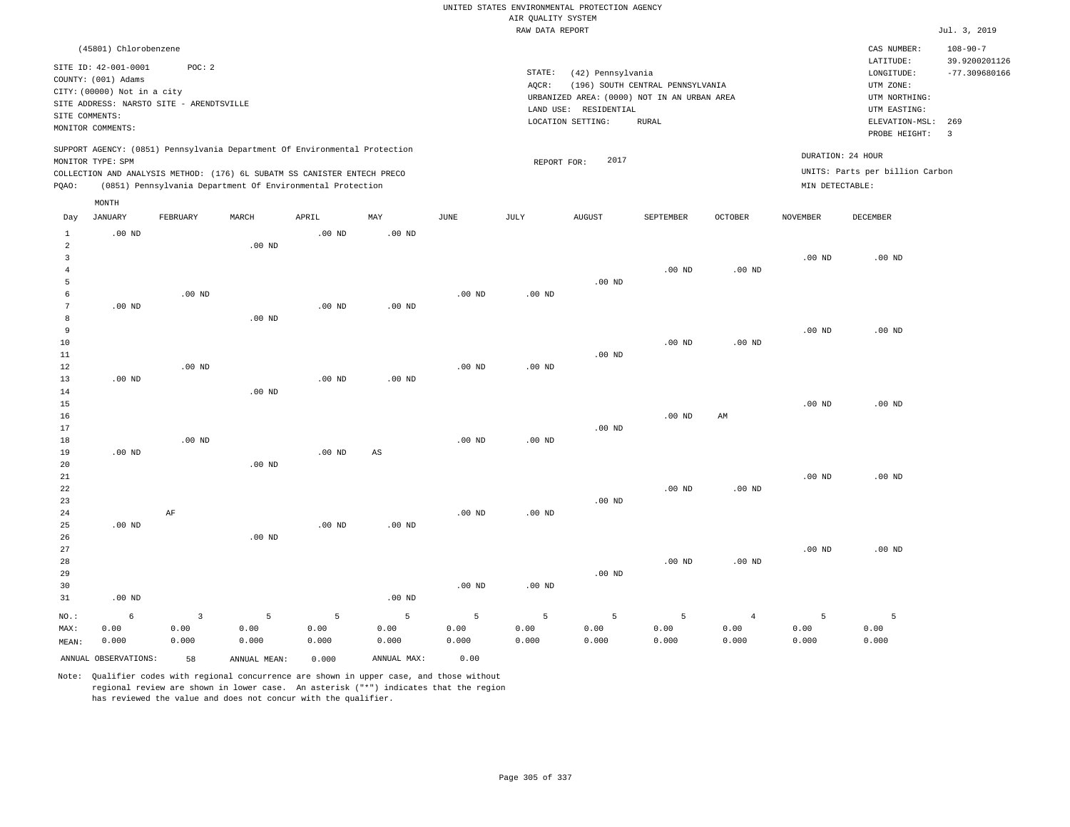UNITED STATES ENVIRONMENTAL PROTECTION AGENCY
AIR QUALITY SYSTEM
RAW DATA REPORT

Jul. 3, 2019

(45801) Chlorobenzene

SITE ID: 42-001-0001 POC: 2
COUNTY: (001) Adams
CITY: (00000) Not in a city
SITE ADDRESS: NARSTO SITE - ARENDTSVILLE
SITE COMMENTS:
MONITOR COMMENTS:

STATE: (42) Pennsylvania
AQCR: (196) SOUTH CENTRAL PENNSYLVANIA
URBANIZED AREA: (0000) NOT IN AN URBAN AREA
LAND USE: RESIDENTIAL
LOCATION SETTING: RURAL

CAS NUMBER: 108-90-7
LATITUDE: 39.9200201126
LONGITUDE: -77.309680166
UTM ZONE:
UTM NORTHING:
UTM EASTING:
ELEVATION-MSL: 269
PROBE HEIGHT: 3

SUPPORT AGENCY: (0851) Pennsylvania Department Of Environmental Protection
MONITOR TYPE: SPM
COLLECTION AND ANALYSIS METHOD: (176) 6L SUBATM SS CANISTER ENTECH PRECO
PQAO: (0851) Pennsylvania Department Of Environmental Protection

REPORT FOR: 2017

DURATION: 24 HOUR
UNITS: Parts per billion Carbon
MIN DETECTABLE:

| Day | JANUARY | FEBRUARY | MARCH | APRIL | MAY | JUNE | JULY | AUGUST | SEPTEMBER | OCTOBER | NOVEMBER | DECEMBER |
|---|---|---|---|---|---|---|---|---|---|---|---|---|
| 1 | .00 ND | | | .00 ND | .00 ND | | | | | | | |
| 2 | | | .00 ND | | | | | | | | | |
| 3 | | | | | | | | | | | .00 ND | .00 ND |
| 4 | | | | | | | | | .00 ND | .00 ND | | |
| 5 | | | | | | | | .00 ND | | | | |
| 6 | | .00 ND | | | | .00 ND | .00 ND | | | | | |
| 7 | .00 ND | | | .00 ND | .00 ND | | | | | | | |
| 8 | | | .00 ND | | | | | | | | | |
| 9 | | | | | | | | | | | .00 ND | .00 ND |
| 10 | | | | | | | | | .00 ND | .00 ND | | |
| 11 | | | | | | | | .00 ND | | | | |
| 12 | | .00 ND | | | | .00 ND | .00 ND | | | | | |
| 13 | .00 ND | | | .00 ND | .00 ND | | | | | | | |
| 14 | | | .00 ND | | | | | | | | | |
| 15 | | | | | | | | | | | .00 ND | .00 ND |
| 16 | | | | | | | | | .00 ND | AM | | |
| 17 | | | | | | | | .00 ND | | | | |
| 18 | | .00 ND | | | | .00 ND | .00 ND | | | | | |
| 19 | .00 ND | | | .00 ND | AS | | | | | | | |
| 20 | | | .00 ND | | | | | | | | | |
| 21 | | | | | | | | | | | .00 ND | .00 ND |
| 22 | | | | | | | | | .00 ND | .00 ND | | |
| 23 | | | | | | | | .00 ND | | | | |
| 24 | | AF | | | | .00 ND | .00 ND | | | | | |
| 25 | .00 ND | | | .00 ND | .00 ND | | | | | | | |
| 26 | | | .00 ND | | | | | | | | | |
| 27 | | | | | | | | | | | .00 ND | .00 ND |
| 28 | | | | | | | | | .00 ND | .00 ND | | |
| 29 | | | | | | | | .00 ND | | | | |
| 30 | | | | | | .00 ND | .00 ND | | | | | |
| 31 | .00 ND | | | | .00 ND | | | | | | | |
| NO.: | 6 | 3 | 5 | 5 | 5 | 5 | 5 | 5 | 5 | 4 | 5 | 5 |
| MAX: | 0.00 | 0.00 | 0.00 | 0.00 | 0.00 | 0.00 | 0.00 | 0.00 | 0.00 | 0.00 | 0.00 | 0.00 |
| MEAN: | 0.000 | 0.000 | 0.000 | 0.000 | 0.000 | 0.000 | 0.000 | 0.000 | 0.000 | 0.000 | 0.000 | 0.000 |

ANNUAL OBSERVATIONS: 58 ANNUAL MEAN: 0.000 ANNUAL MAX: 0.00

Note: Qualifier codes with regional concurrence are shown in upper case, and those without regional review are shown in lower case. An asterisk ("*") indicates that the region has reviewed the value and does not concur with the qualifier.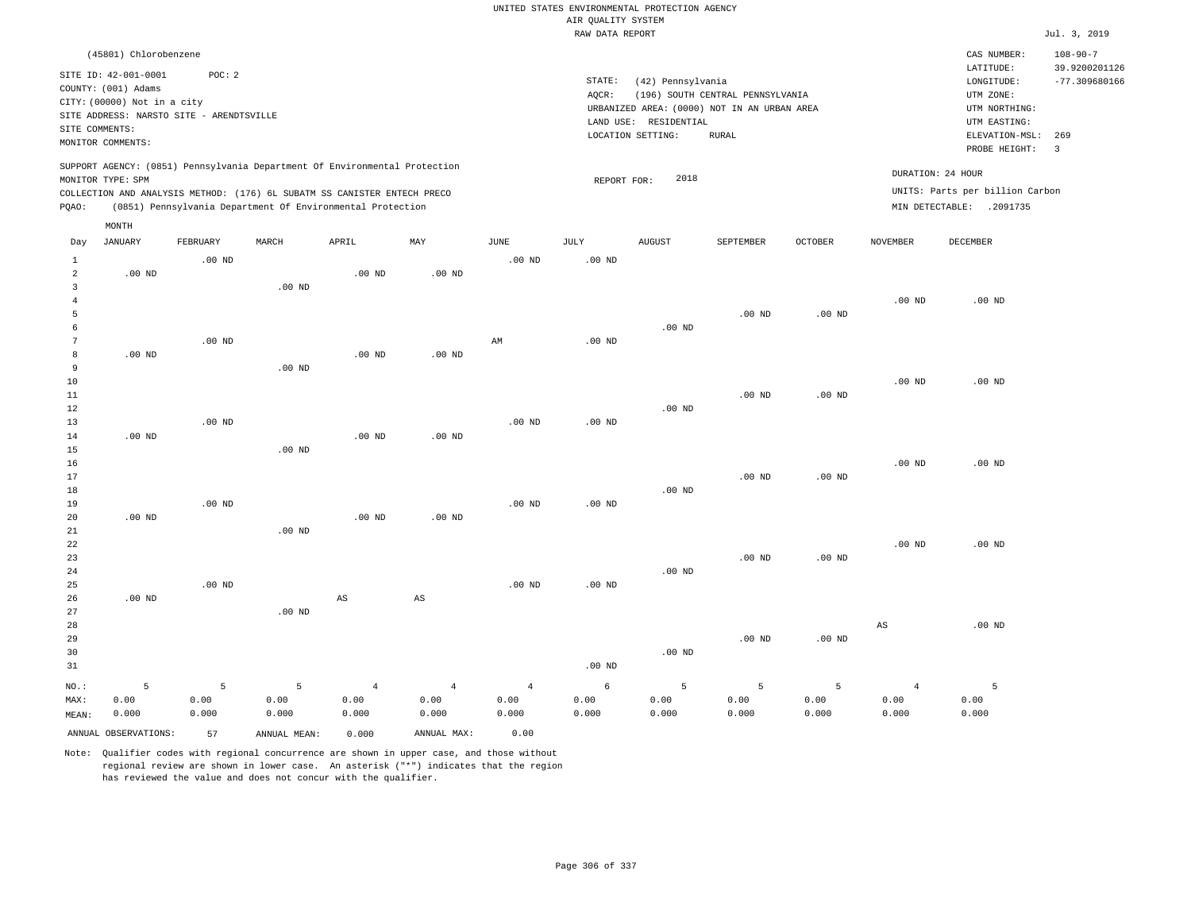UNITED STATES ENVIRONMENTAL PROTECTION AGENCY
AIR QUALITY SYSTEM
RAW DATA REPORT

Jul. 3, 2019

(45801) Chlorobenzene

SITE ID: 42-001-0001 POC: 2
COUNTY: (001) Adams
CITY: (00000) Not in a city
SITE ADDRESS: NARSTO SITE - ARENDTSVILLE
SITE COMMENTS:
MONITOR COMMENTS:

STATE: (42) Pennsylvania
AQCR: (196) SOUTH CENTRAL PENNSYLVANIA
URBANIZED AREA: (0000) NOT IN AN URBAN AREA
LAND USE: RESIDENTIAL
LOCATION SETTING: RURAL

CAS NUMBER: 108-90-7
LATITUDE: 39.9200201126
LONGITUDE: -77.309680166
UTM ZONE:
UTM NORTHING:
UTM EASTING:
ELEVATION-MSL: 269
PROBE HEIGHT: 3

SUPPORT AGENCY: (0851) Pennsylvania Department Of Environmental Protection
MONITOR TYPE: SPM
COLLECTION AND ANALYSIS METHOD: (176) 6L SUBATM SS CANISTER ENTECH PRECO
PQAO: (0851) Pennsylvania Department Of Environmental Protection

REPORT FOR: 2018

DURATION: 24 HOUR
UNITS: Parts per billion Carbon
MIN DETECTABLE: .2091735

| Day | JANUARY | FEBRUARY | MARCH | APRIL | MAY | JUNE | JULY | AUGUST | SEPTEMBER | OCTOBER | NOVEMBER | DECEMBER |
|---|---|---|---|---|---|---|---|---|---|---|---|---|
| 1 | | .00 ND | | | | .00 ND | .00 ND | | | | | |
| 2 | .00 ND | | | .00 ND | .00 ND | | | | | | | |
| 3 | | | .00 ND | | | | | | | | | |
| 4 | | | | | | | | | | | .00 ND | .00 ND |
| 5 | | | | | | | | | .00 ND | .00 ND | | |
| 6 | | | | | | | | .00 ND | | | | |
| 7 | | .00 ND | | | | AM | .00 ND | | | | | |
| 8 | .00 ND | | | .00 ND | .00 ND | | | | | | | |
| 9 | | | .00 ND | | | | | | | | | |
| 10 | | | | | | | | | | | .00 ND | .00 ND |
| 11 | | | | | | | | | .00 ND | .00 ND | | |
| 12 | | | | | | | | .00 ND | | | | |
| 13 | | .00 ND | | | | .00 ND | .00 ND | | | | | |
| 14 | .00 ND | | | .00 ND | .00 ND | | | | | | | |
| 15 | | | .00 ND | | | | | | | | | |
| 16 | | | | | | | | | | | .00 ND | .00 ND |
| 17 | | | | | | | | | .00 ND | .00 ND | | |
| 18 | | | | | | | | .00 ND | | | | |
| 19 | | .00 ND | | | | .00 ND | .00 ND | | | | | |
| 20 | .00 ND | | | .00 ND | .00 ND | | | | | | | |
| 21 | | | .00 ND | | | | | | | | | |
| 22 | | | | | | | | | | | .00 ND | .00 ND |
| 23 | | | | | | | | | .00 ND | .00 ND | | |
| 24 | | | | | | | | .00 ND | | | | |
| 25 | | .00 ND | | | | .00 ND | .00 ND | | | | | |
| 26 | .00 ND | | | AS | AS | | | | | | | |
| 27 | | | .00 ND | | | | | | | | | |
| 28 | | | | | | | | | | | AS | .00 ND |
| 29 | | | | | | | | | .00 ND | .00 ND | | |
| 30 | | | | | | | | .00 ND | | | | |
| 31 | | | | | | | .00 ND | | | | | |
| NO.: | 5 | 5 | 5 | 4 | 4 | 4 | 6 | 5 | 5 | 5 | 4 | 5 |
| MAX: | 0.00 | 0.00 | 0.00 | 0.00 | 0.00 | 0.00 | 0.00 | 0.00 | 0.00 | 0.00 | 0.00 | 0.00 |
| MEAN: | 0.000 | 0.000 | 0.000 | 0.000 | 0.000 | 0.000 | 0.000 | 0.000 | 0.000 | 0.000 | 0.000 | 0.000 |

ANNUAL OBSERVATIONS: 57 ANNUAL MEAN: 0.000 ANNUAL MAX: 0.00

Note: Qualifier codes with regional concurrence are shown in upper case, and those without regional review are shown in lower case. An asterisk ("*") indicates that the region has reviewed the value and does not concur with the qualifier.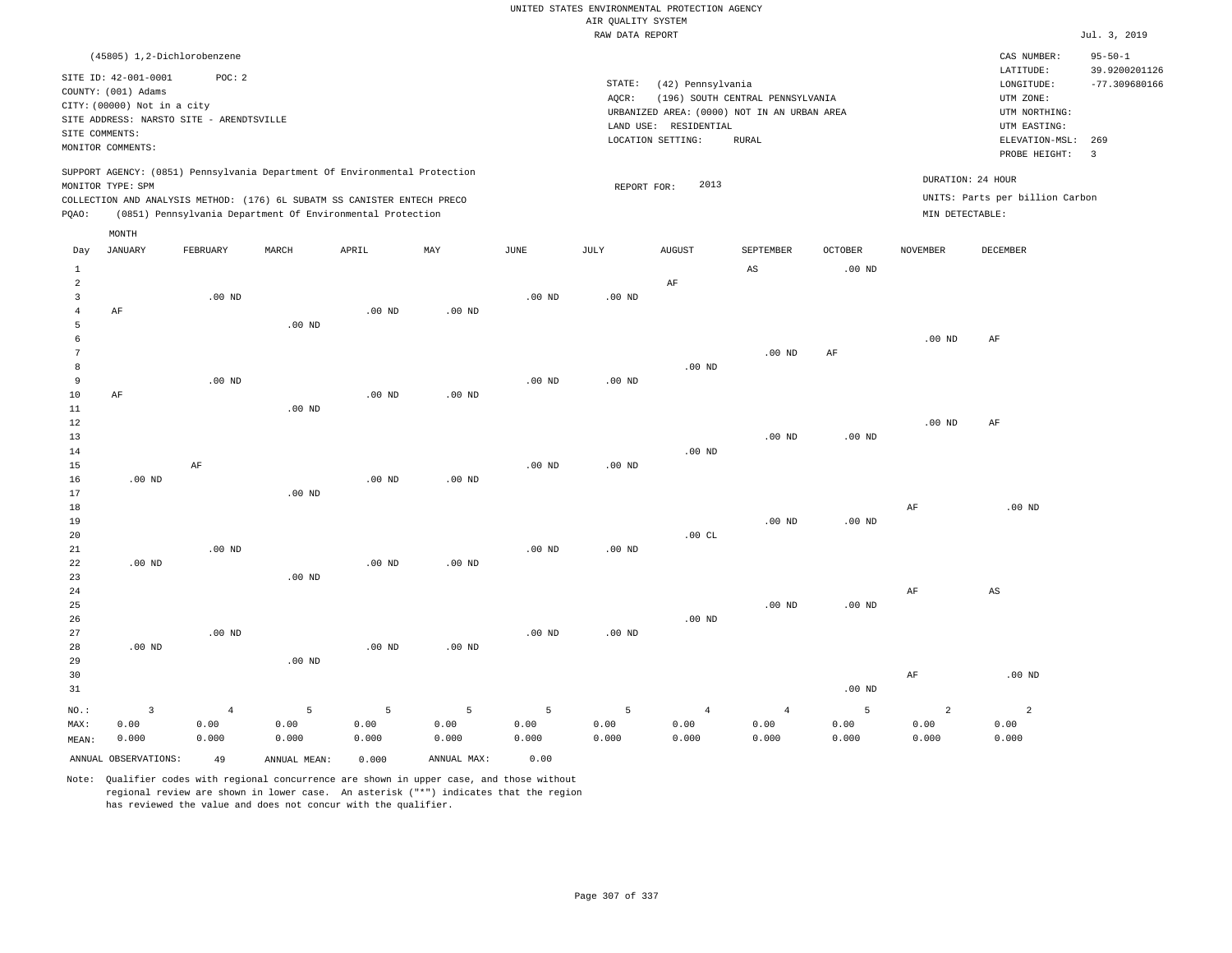UNITED STATES ENVIRONMENTAL PROTECTION AGENCY
AIR QUALITY SYSTEM
RAW DATA REPORT

Jul. 3, 2019

(45805) 1,2-Dichlorobenzene

SITE ID: 42-001-0001  POC: 2
COUNTY: (001) Adams
CITY: (00000) Not in a city
SITE ADDRESS: NARSTO SITE - ARENDTSVILLE
SITE COMMENTS:
MONITOR COMMENTS:

STATE: (42) Pennsylvania
AQCR: (196) SOUTH CENTRAL PENNSYLVANIA
URBANIZED AREA: (0000) NOT IN AN URBAN AREA
LAND USE: RESIDENTIAL
LOCATION SETTING: RURAL

CAS NUMBER: 95-50-1
LATITUDE: 39.9200201126
LONGITUDE: -77.309680166
UTM ZONE:
UTM NORTHING:
UTM EASTING:
ELEVATION-MSL: 269
PROBE HEIGHT: 3

SUPPORT AGENCY: (0851) Pennsylvania Department Of Environmental Protection
MONITOR TYPE: SPM
COLLECTION AND ANALYSIS METHOD: (176) 6L SUBATM SS CANISTER ENTECH PRECO
PQAO: (0851) Pennsylvania Department Of Environmental Protection

REPORT FOR: 2013

DURATION: 24 HOUR
UNITS: Parts per billion Carbon
MIN DETECTABLE:

| Day | JANUARY | FEBRUARY | MARCH | APRIL | MAY | JUNE | JULY | AUGUST | SEPTEMBER | OCTOBER | NOVEMBER | DECEMBER |
|---|---|---|---|---|---|---|---|---|---|---|---|---|
| 1 | | | | | | | | | AS | .00 ND | | |
| 2 | | | | | | | | AF | | | | |
| 3 | | .00 ND | | | | .00 ND | .00 ND | | | | | |
| 4 | AF | | | .00 ND | .00 ND | | | | | | | |
| 5 | | | .00 ND | | | | | | | | | |
| 6 | | | | | | | | | | | .00 ND | AF |
| 7 | | | | | | | | | .00 ND | AF | | |
| 8 | | | | | | | | .00 ND | | | | |
| 9 | | .00 ND | | | | .00 ND | .00 ND | | | | | |
| 10 | AF | | | .00 ND | .00 ND | | | | | | | |
| 11 | | | .00 ND | | | | | | | | | |
| 12 | | | | | | | | | | | .00 ND | AF |
| 13 | | | | | | | | | .00 ND | .00 ND | | |
| 14 | | | | | | | | .00 ND | | | | |
| 15 | | AF | | | | .00 ND | .00 ND | | | | | |
| 16 | .00 ND | | | .00 ND | .00 ND | | | | | | | |
| 17 | | | .00 ND | | | | | | | | | |
| 18 | | | | | | | | | | | AF | .00 ND |
| 19 | | | | | | | | | .00 ND | .00 ND | | |
| 20 | | | | | | | | .00 CL | | | | |
| 21 | | .00 ND | | | | .00 ND | .00 ND | | | | | |
| 22 | .00 ND | | | .00 ND | .00 ND | | | | | | | |
| 23 | | | .00 ND | | | | | | | | | |
| 24 | | | | | | | | | | | AF | AS |
| 25 | | | | | | | | | .00 ND | .00 ND | | |
| 26 | | | | | | | | .00 ND | | | | |
| 27 | | .00 ND | | | | .00 ND | .00 ND | | | | | |
| 28 | .00 ND | | | .00 ND | .00 ND | | | | | | | |
| 29 | | | .00 ND | | | | | | | | | |
| 30 | | | | | | | | | | | AF | .00 ND |
| 31 | | | | | | | | | | .00 ND | | |
| NO.: | 3 | 4 | 5 | 5 | 5 | 5 | 5 | 4 | 4 | 5 | 2 | 2 |
| MAX: | 0.00 | 0.00 | 0.00 | 0.00 | 0.00 | 0.00 | 0.00 | 0.00 | 0.00 | 0.00 | 0.00 | 0.00 |
| MEAN: | 0.000 | 0.000 | 0.000 | 0.000 | 0.000 | 0.000 | 0.000 | 0.000 | 0.000 | 0.000 | 0.000 | 0.000 |

ANNUAL OBSERVATIONS: 49  ANNUAL MEAN: 0.000  ANNUAL MAX: 0.00

Note: Qualifier codes with regional concurrence are shown in upper case, and those without regional review are shown in lower case. An asterisk ("*") indicates that the region has reviewed the value and does not concur with the qualifier.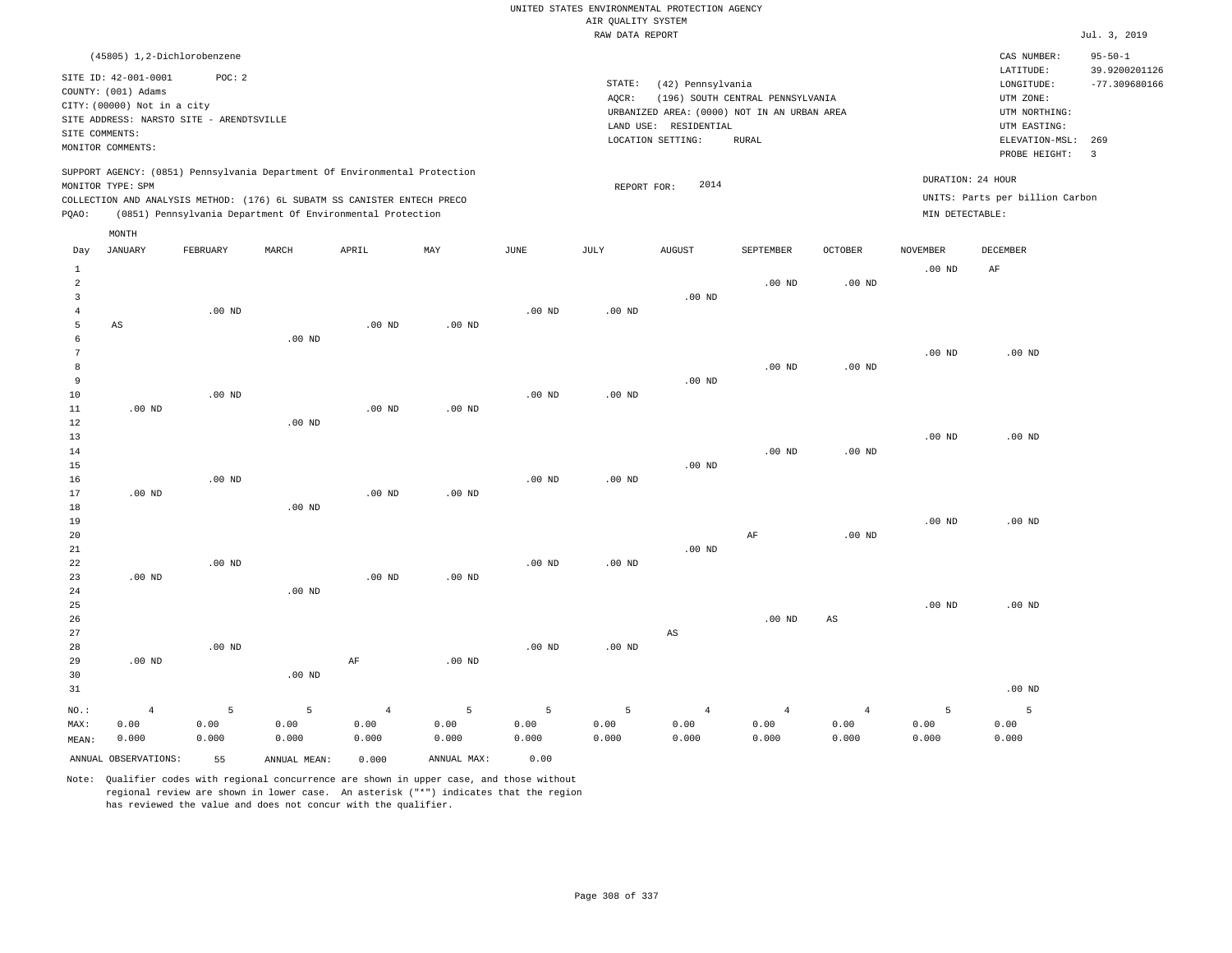UNITED STATES ENVIRONMENTAL PROTECTION AGENCY
AIR QUALITY SYSTEM
RAW DATA REPORT

Jul. 3, 2019

(45805) 1,2-Dichlorobenzene

SITE ID: 42-001-0001 POC: 2
COUNTY: (001) Adams
CITY: (00000) Not in a city
SITE ADDRESS: NARSTO SITE - ARENDTSVILLE
SITE COMMENTS:
MONITOR COMMENTS:

STATE: (42) Pennsylvania
AQCR: (196) SOUTH CENTRAL PENNSYLVANIA
URBANIZED AREA: (0000) NOT IN AN URBAN AREA
LAND USE: RESIDENTIAL
LOCATION SETTING: RURAL

CAS NUMBER: 95-50-1
LATITUDE: 39.9200201126
LONGITUDE: -77.309680166
UTM ZONE:
UTM NORTHING:
UTM EASTING:
ELEVATION-MSL: 269
PROBE HEIGHT: 3

SUPPORT AGENCY: (0851) Pennsylvania Department Of Environmental Protection
MONITOR TYPE: SPM
COLLECTION AND ANALYSIS METHOD: (176) 6L SUBATM SS CANISTER ENTECH PRECO
PQAO: (0851) Pennsylvania Department Of Environmental Protection

REPORT FOR: 2014

DURATION: 24 HOUR
UNITS: Parts per billion Carbon
MIN DETECTABLE:

| Day | JANUARY | FEBRUARY | MARCH | APRIL | MAY | JUNE | JULY | AUGUST | SEPTEMBER | OCTOBER | NOVEMBER | DECEMBER |
|---|---|---|---|---|---|---|---|---|---|---|---|---|
| 1 | | | | | | | | | | | .00 ND | AF |
| 2 | | | | | | | | | .00 ND | .00 ND | | |
| 3 | | | | | | | | .00 ND | | | | |
| 4 | | .00 ND | | | | .00 ND | .00 ND | | | | | |
| 5 | AS | | | .00 ND | .00 ND | | | | | | | |
| 6 | | | .00 ND | | | | | | | | | |
| 7 | | | | | | | | | | | .00 ND | .00 ND |
| 8 | | | | | | | | | .00 ND | .00 ND | | |
| 9 | | | | | | | | .00 ND | | | | |
| 10 | | .00 ND | | | | .00 ND | .00 ND | | | | | |
| 11 | .00 ND | | | .00 ND | .00 ND | | | | | | | |
| 12 | | | .00 ND | | | | | | | | | |
| 13 | | | | | | | | | | | .00 ND | .00 ND |
| 14 | | | | | | | | | .00 ND | .00 ND | | |
| 15 | | | | | | | | .00 ND | | | | |
| 16 | | .00 ND | | | | .00 ND | .00 ND | | | | | |
| 17 | .00 ND | | | .00 ND | .00 ND | | | | | | | |
| 18 | | | .00 ND | | | | | | | | | |
| 19 | | | | | | | | | | | .00 ND | .00 ND |
| 20 | | | | | | | | | AF | .00 ND | | |
| 21 | | | | | | | | .00 ND | | | | |
| 22 | | .00 ND | | | | .00 ND | .00 ND | | | | | |
| 23 | .00 ND | | | .00 ND | .00 ND | | | | | | | |
| 24 | | | .00 ND | | | | | | | | | |
| 25 | | | | | | | | | | | .00 ND | .00 ND |
| 26 | | | | | | | | | .00 ND | AS | | |
| 27 | | | | | | | | AS | | | | |
| 28 | | .00 ND | | | | .00 ND | .00 ND | | | | | |
| 29 | .00 ND | | | AF | .00 ND | | | | | | | |
| 30 | | | .00 ND | | | | | | | | | |
| 31 | | | | | | | | | | | | .00 ND |
| NO.: | 4 | 5 | 5 | 4 | 5 | 5 | 5 | 4 | 4 | 4 | 5 | 5 |
| MAX: | 0.00 | 0.00 | 0.00 | 0.00 | 0.00 | 0.00 | 0.00 | 0.00 | 0.00 | 0.00 | 0.00 | 0.00 |
| MEAN: | 0.000 | 0.000 | 0.000 | 0.000 | 0.000 | 0.000 | 0.000 | 0.000 | 0.000 | 0.000 | 0.000 | 0.000 |

ANNUAL OBSERVATIONS: 55 ANNUAL MEAN: 0.000 ANNUAL MAX: 0.00

Note: Qualifier codes with regional concurrence are shown in upper case, and those without regional review are shown in lower case. An asterisk ("*") indicates that the region has reviewed the value and does not concur with the qualifier.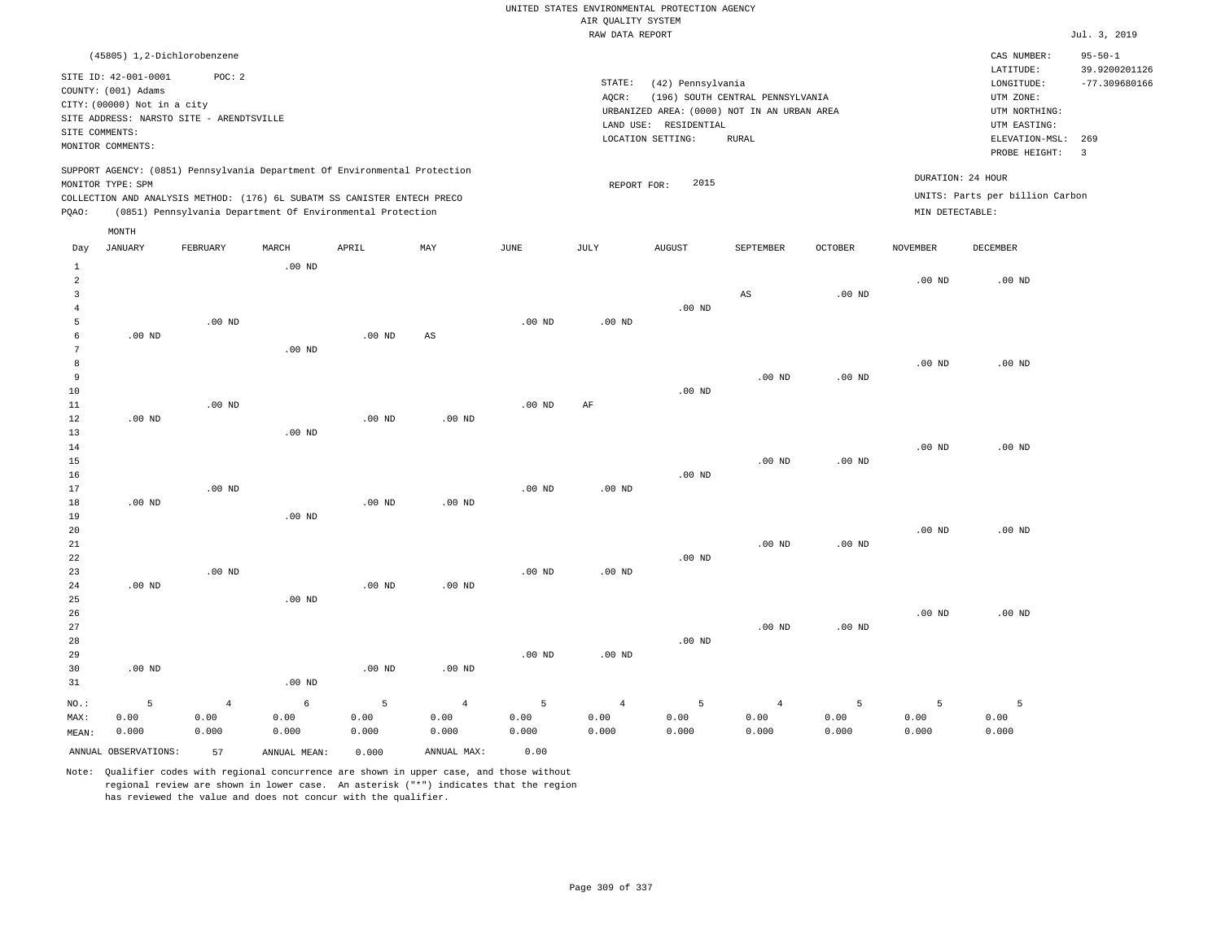UNITED STATES ENVIRONMENTAL PROTECTION AGENCY
AIR QUALITY SYSTEM
RAW DATA REPORT

Jul. 3, 2019

(45805) 1,2-Dichlorobenzene

SITE ID: 42-001-0001 POC: 2
COUNTY: (001) Adams
CITY: (00000) Not in a city
SITE ADDRESS: NARSTO SITE - ARENDTSVILLE
SITE COMMENTS:
MONITOR COMMENTS:

STATE: (42) Pennsylvania
AQCR: (196) SOUTH CENTRAL PENNSYLVANIA
URBANIZED AREA: (0000) NOT IN AN URBAN AREA
LAND USE: RESIDENTIAL
LOCATION SETTING: RURAL

CAS NUMBER: 95-50-1
LATITUDE: 39.9200201126
LONGITUDE: -77.309680166
UTM ZONE:
UTM NORTHING:
UTM EASTING:
ELEVATION-MSL: 269
PROBE HEIGHT: 3

SUPPORT AGENCY: (0851) Pennsylvania Department Of Environmental Protection
MONITOR TYPE: SPM
COLLECTION AND ANALYSIS METHOD: (176) 6L SUBATM SS CANISTER ENTECH PRECO
PQAO: (0851) Pennsylvania Department Of Environmental Protection

REPORT FOR: 2015

DURATION: 24 HOUR
UNITS: Parts per billion Carbon
MIN DETECTABLE:

| Day | JANUARY | FEBRUARY | MARCH | APRIL | MAY | JUNE | JULY | AUGUST | SEPTEMBER | OCTOBER | NOVEMBER | DECEMBER |
|---|---|---|---|---|---|---|---|---|---|---|---|---|
| 1 | | | .00 ND | | | | | | | | | |
| 2 | | | | | | | | | | | .00 ND | .00 ND |
| 3 | | | | | | | | | AS | .00 ND | | |
| 4 | | | | | | | | .00 ND | | | | |
| 5 | | .00 ND | | | | .00 ND | .00 ND | | | | | |
| 6 | .00 ND | | | .00 ND | AS | | | | | | | |
| 7 | | | .00 ND | | | | | | | | | |
| 8 | | | | | | | | | | | .00 ND | .00 ND |
| 9 | | | | | | | | | .00 ND | .00 ND | | |
| 10 | | | | | | | | .00 ND | | | | |
| 11 | | .00 ND | | | | .00 ND | AF | | | | | |
| 12 | .00 ND | | | .00 ND | .00 ND | | | | | | | |
| 13 | | | .00 ND | | | | | | | | | |
| 14 | | | | | | | | | | | .00 ND | .00 ND |
| 15 | | | | | | | | | .00 ND | .00 ND | | |
| 16 | | | | | | | | .00 ND | | | | |
| 17 | | .00 ND | | | | .00 ND | .00 ND | | | | | |
| 18 | .00 ND | | | .00 ND | .00 ND | | | | | | | |
| 19 | | | .00 ND | | | | | | | | | |
| 20 | | | | | | | | | | | .00 ND | .00 ND |
| 21 | | | | | | | | | .00 ND | .00 ND | | |
| 22 | | | | | | | | .00 ND | | | | |
| 23 | | .00 ND | | | | .00 ND | .00 ND | | | | | |
| 24 | .00 ND | | | .00 ND | .00 ND | | | | | | | |
| 25 | | | .00 ND | | | | | | | | | |
| 26 | | | | | | | | | | | .00 ND | .00 ND |
| 27 | | | | | | | | | .00 ND | .00 ND | | |
| 28 | | | | | | | | .00 ND | | | | |
| 29 | | | | | | .00 ND | .00 ND | | | | | |
| 30 | .00 ND | | | .00 ND | .00 ND | | | | | | | |
| 31 | | | .00 ND | | | | | | | | | |
| NO.: | 5 | 4 | 6 | 5 | 4 | 5 | 4 | 5 | 4 | 5 | 5 | 5 |
| MAX: | 0.00 | 0.00 | 0.00 | 0.00 | 0.00 | 0.00 | 0.00 | 0.00 | 0.00 | 0.00 | 0.00 | 0.00 |
| MEAN: | 0.000 | 0.000 | 0.000 | 0.000 | 0.000 | 0.000 | 0.000 | 0.000 | 0.000 | 0.000 | 0.000 | 0.000 |

ANNUAL OBSERVATIONS: 57 ANNUAL MEAN: 0.000 ANNUAL MAX: 0.00

Note: Qualifier codes with regional concurrence are shown in upper case, and those without regional review are shown in lower case. An asterisk ("*") indicates that the region has reviewed the value and does not concur with the qualifier.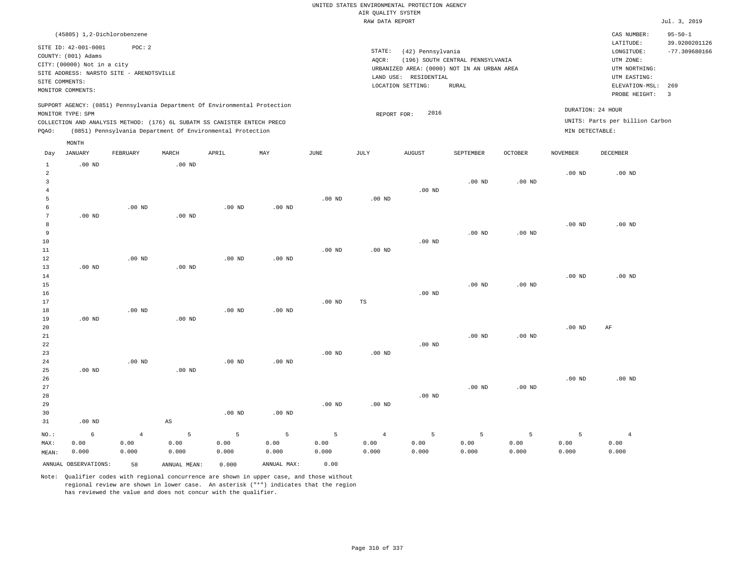UNITED STATES ENVIRONMENTAL PROTECTION AGENCY
AIR QUALITY SYSTEM
RAW DATA REPORT

Jul. 3, 2019

(45805) 1,2-Dichlorobenzene

SITE ID: 42-001-0001 POC: 2
COUNTY: (001) Adams
CITY: (00000) Not in a city
SITE ADDRESS: NARSTO SITE - ARENDTSVILLE
SITE COMMENTS:
MONITOR COMMENTS:

STATE: (42) Pennsylvania
AQCR: (196) SOUTH CENTRAL PENNSYLVANIA
URBANIZED AREA: (0000) NOT IN AN URBAN AREA
LAND USE: RESIDENTIAL
LOCATION SETTING: RURAL

CAS NUMBER: 95-50-1
LATITUDE: 39.9200201126
LONGITUDE: -77.309680166
UTM ZONE:
UTM NORTHING:
UTM EASTING:
ELEVATION-MSL: 269
PROBE HEIGHT: 3

SUPPORT AGENCY: (0851) Pennsylvania Department Of Environmental Protection
MONITOR TYPE: SPM
COLLECTION AND ANALYSIS METHOD: (176) 6L SUBATM SS CANISTER ENTECH PRECO
PQAO: (0851) Pennsylvania Department Of Environmental Protection

REPORT FOR: 2016

DURATION: 24 HOUR
UNITS: Parts per billion Carbon
MIN DETECTABLE:

| Day | JANUARY | FEBRUARY | MARCH | APRIL | MAY | JUNE | JULY | AUGUST | SEPTEMBER | OCTOBER | NOVEMBER | DECEMBER |
|---|---|---|---|---|---|---|---|---|---|---|---|---|
| 1 | .00 ND | | .00 ND | | | | | | | | | |
| 2 | | | | | | | | | | | .00 ND | .00 ND |
| 3 | | | | | | | | | .00 ND | .00 ND | | |
| 4 | | | | | | | | .00 ND | | | | |
| 5 | | | | | | .00 ND | .00 ND | | | | | |
| 6 | | .00 ND | | .00 ND | .00 ND | | | | | | | |
| 7 | .00 ND | | .00 ND | | | | | | | | | |
| 8 | | | | | | | | | | | .00 ND | .00 ND |
| 9 | | | | | | | | | .00 ND | .00 ND | | |
| 10 | | | | | | | | .00 ND | | | | |
| 11 | | | | | | .00 ND | .00 ND | | | | | |
| 12 | | .00 ND | | .00 ND | .00 ND | | | | | | | |
| 13 | .00 ND | | .00 ND | | | | | | | | | |
| 14 | | | | | | | | | | | .00 ND | .00 ND |
| 15 | | | | | | | | | .00 ND | .00 ND | | |
| 16 | | | | | | | | .00 ND | | | | |
| 17 | | | | | | .00 ND | TS | | | | | |
| 18 | | .00 ND | | .00 ND | .00 ND | | | | | | | |
| 19 | .00 ND | | .00 ND | | | | | | | | | |
| 20 | | | | | | | | | | | .00 ND | AF |
| 21 | | | | | | | | | .00 ND | .00 ND | | |
| 22 | | | | | | | | .00 ND | | | | |
| 23 | | | | | | .00 ND | .00 ND | | | | | |
| 24 | | .00 ND | | .00 ND | .00 ND | | | | | | | |
| 25 | .00 ND | | .00 ND | | | | | | | | | |
| 26 | | | | | | | | | | | .00 ND | .00 ND |
| 27 | | | | | | | | | .00 ND | .00 ND | | |
| 28 | | | | | | | | .00 ND | | | | |
| 29 | | | | | | .00 ND | .00 ND | | | | | |
| 30 | | | | .00 ND | .00 ND | | | | | | | |
| 31 | .00 ND | | AS | | | | | | | | | |
| NO.: | 6 | 4 | 5 | 5 | 5 | 5 | 4 | 5 | 5 | 5 | 5 | 4 |
| MAX: | 0.00 | 0.00 | 0.00 | 0.00 | 0.00 | 0.00 | 0.00 | 0.00 | 0.00 | 0.00 | 0.00 | 0.00 |
| MEAN: | 0.000 | 0.000 | 0.000 | 0.000 | 0.000 | 0.000 | 0.000 | 0.000 | 0.000 | 0.000 | 0.000 | 0.000 |

ANNUAL OBSERVATIONS: 58 ANNUAL MEAN: 0.000 ANNUAL MAX: 0.00

Note: Qualifier codes with regional concurrence are shown in upper case, and those without regional review are shown in lower case. An asterisk ("*") indicates that the region has reviewed the value and does not concur with the qualifier.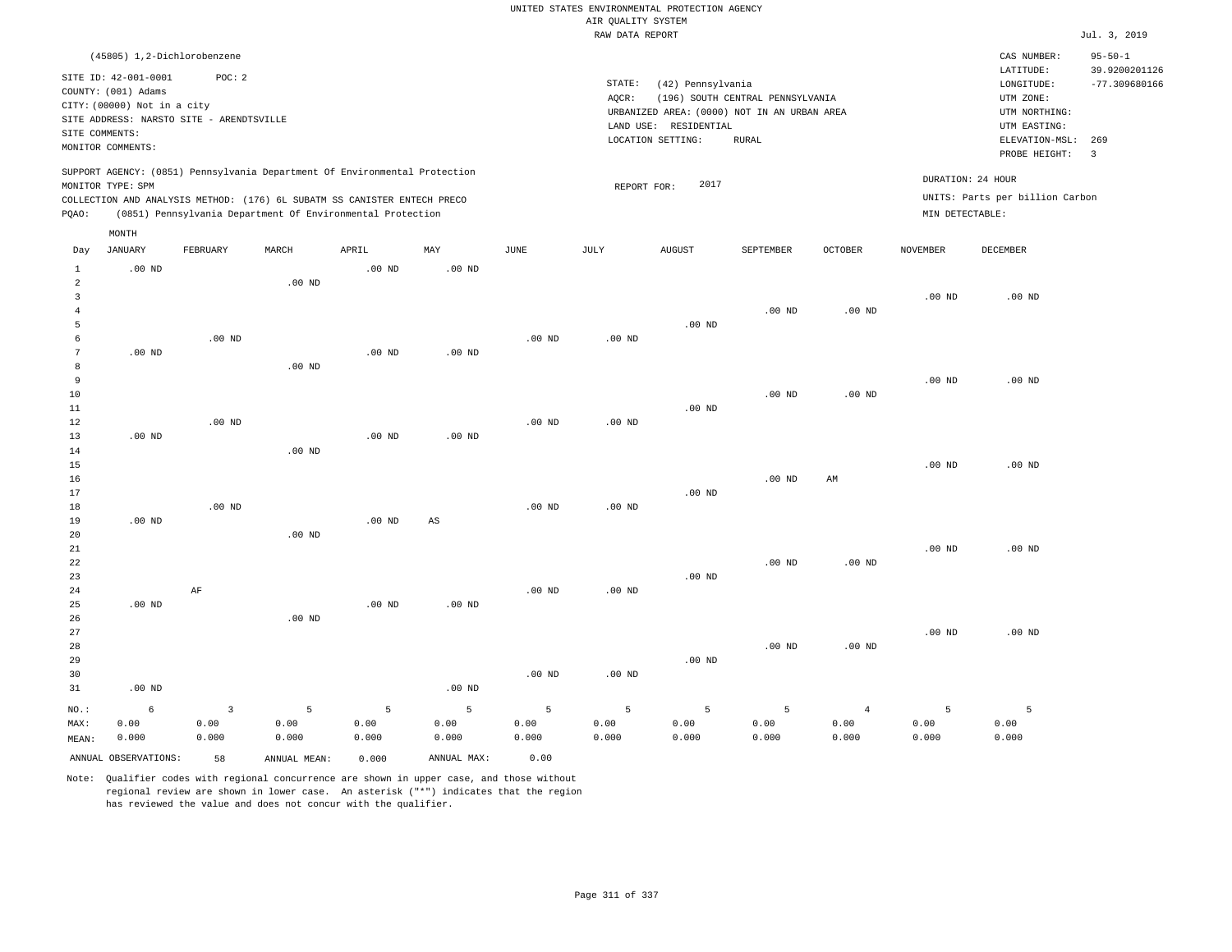UNITED STATES ENVIRONMENTAL PROTECTION AGENCY
AIR QUALITY SYSTEM
RAW DATA REPORT

Jul. 3, 2019

(45805) 1,2-Dichlorobenzene

SITE ID: 42-001-0001 POC: 2
COUNTY: (001) Adams
CITY: (00000) Not in a city
SITE ADDRESS: NARSTO SITE - ARENDTSVILLE
SITE COMMENTS:
MONITOR COMMENTS:

STATE: (42) Pennsylvania
AQCR: (196) SOUTH CENTRAL PENNSYLVANIA
URBANIZED AREA: (0000) NOT IN AN URBAN AREA
LAND USE: RESIDENTIAL
LOCATION SETTING: RURAL

CAS NUMBER: 95-50-1
LATITUDE: 39.9200201126
LONGITUDE: -77.309680166
UTM ZONE:
UTM NORTHING:
UTM EASTING:
ELEVATION-MSL: 269
PROBE HEIGHT: 3

SUPPORT AGENCY: (0851) Pennsylvania Department Of Environmental Protection
MONITOR TYPE: SPM
COLLECTION AND ANALYSIS METHOD: (176) 6L SUBATM SS CANISTER ENTECH PRECO
PQAO: (0851) Pennsylvania Department Of Environmental Protection

REPORT FOR: 2017

DURATION: 24 HOUR
UNITS: Parts per billion Carbon
MIN DETECTABLE:

| Day | JANUARY | FEBRUARY | MARCH | APRIL | MAY | JUNE | JULY | AUGUST | SEPTEMBER | OCTOBER | NOVEMBER | DECEMBER |
|---|---|---|---|---|---|---|---|---|---|---|---|---|
| 1 | .00 ND | | | .00 ND | .00 ND | | | | | | | |
| 2 | | | .00 ND | | | | | | | | | |
| 3 | | | | | | | | | | | .00 ND | .00 ND |
| 4 | | | | | | | | | .00 ND | .00 ND | | |
| 5 | | | | | | | | .00 ND | | | | |
| 6 | | .00 ND | | | | .00 ND | .00 ND | | | | | |
| 7 | .00 ND | | | .00 ND | .00 ND | | | | | | | |
| 8 | | | .00 ND | | | | | | | | | |
| 9 | | | | | | | | | | | .00 ND | .00 ND |
| 10 | | | | | | | | | .00 ND | .00 ND | | |
| 11 | | | | | | | | .00 ND | | | | |
| 12 | | .00 ND | | | | .00 ND | .00 ND | | | | | |
| 13 | .00 ND | | | .00 ND | .00 ND | | | | | | | |
| 14 | | | .00 ND | | | | | | | | | |
| 15 | | | | | | | | | | | .00 ND | .00 ND |
| 16 | | | | | | | | | .00 ND | AM | | |
| 17 | | | | | | | | .00 ND | | | | |
| 18 | | .00 ND | | | | .00 ND | .00 ND | | | | | |
| 19 | .00 ND | | | .00 ND | AS | | | | | | | |
| 20 | | | .00 ND | | | | | | | | | |
| 21 | | | | | | | | | | | .00 ND | .00 ND |
| 22 | | | | | | | | | .00 ND | .00 ND | | |
| 23 | | | | | | | | .00 ND | | | | |
| 24 | | AF | | | | .00 ND | .00 ND | | | | | |
| 25 | .00 ND | | | .00 ND | .00 ND | | | | | | | |
| 26 | | | .00 ND | | | | | | | | | |
| 27 | | | | | | | | | | | .00 ND | .00 ND |
| 28 | | | | | | | | | .00 ND | .00 ND | | |
| 29 | | | | | | | | .00 ND | | | | |
| 30 | | | | | | .00 ND | .00 ND | | | | | |
| 31 | .00 ND | | | | .00 ND | | | | | | | |
| NO.: | 6 | 3 | 5 | 5 | 5 | 5 | 5 | 5 | 5 | 4 | 5 | 5 |
| MAX: | 0.00 | 0.00 | 0.00 | 0.00 | 0.00 | 0.00 | 0.00 | 0.00 | 0.00 | 0.00 | 0.00 | 0.00 |
| MEAN: | 0.000 | 0.000 | 0.000 | 0.000 | 0.000 | 0.000 | 0.000 | 0.000 | 0.000 | 0.000 | 0.000 | 0.000 |

ANNUAL OBSERVATIONS: 58 ANNUAL MEAN: 0.000 ANNUAL MAX: 0.00

Note: Qualifier codes with regional concurrence are shown in upper case, and those without regional review are shown in lower case. An asterisk ("*") indicates that the region has reviewed the value and does not concur with the qualifier.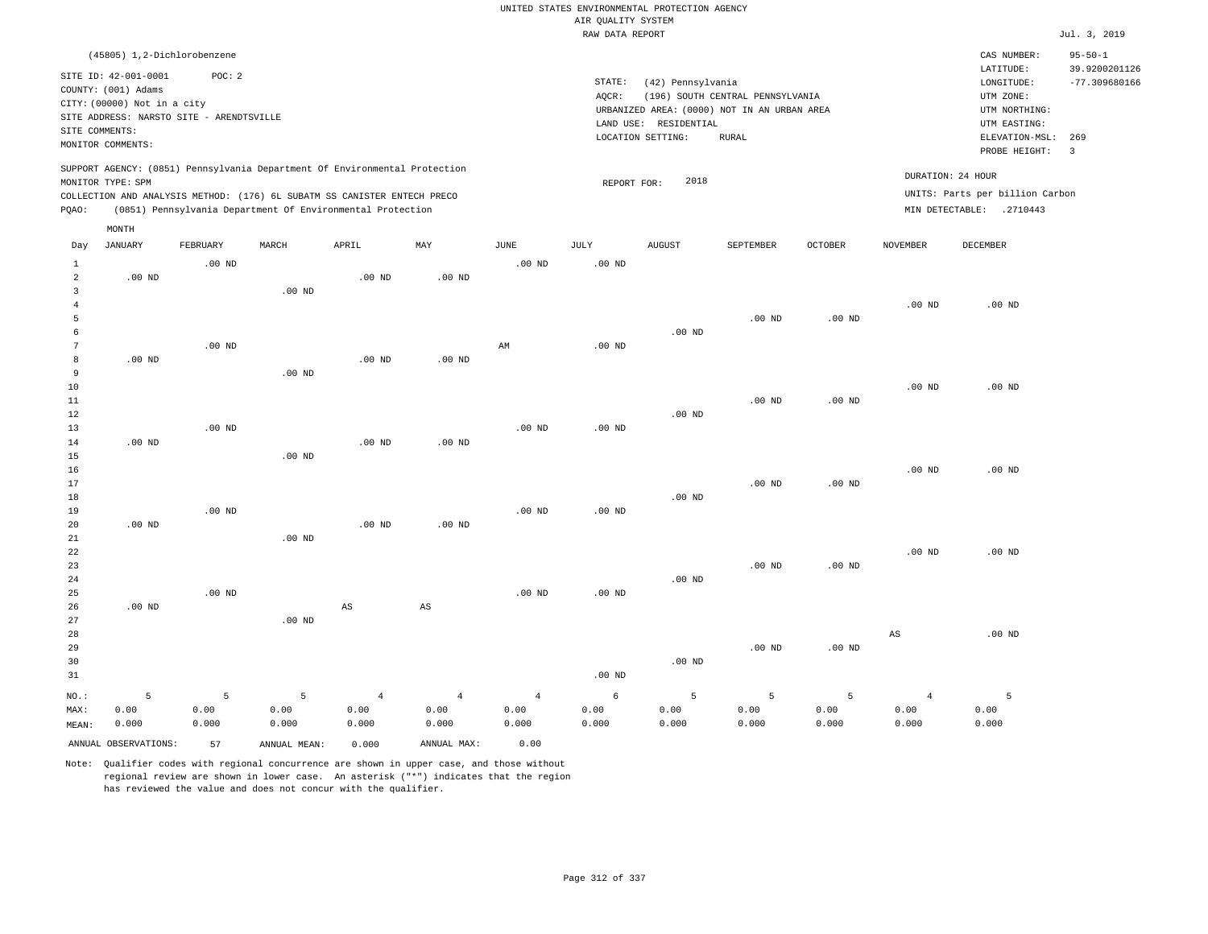UNITED STATES ENVIRONMENTAL PROTECTION AGENCY
AIR QUALITY SYSTEM
RAW DATA REPORT

Jul. 3, 2019

(45805) 1,2-Dichlorobenzene

SITE ID: 42-001-0001 POC: 2
COUNTY: (001) Adams
CITY: (00000) Not in a city
SITE ADDRESS: NARSTO SITE - ARENDTSVILLE
SITE COMMENTS:
MONITOR COMMENTS:

STATE: (42) Pennsylvania
AQCR: (196) SOUTH CENTRAL PENNSYLVANIA
URBANIZED AREA: (0000) NOT IN AN URBAN AREA
LAND USE: RESIDENTIAL
LOCATION SETTING: RURAL

CAS NUMBER: 95-50-1
LATITUDE: 39.9200201126
LONGITUDE: -77.309680166
UTM ZONE:
UTM NORTHING:
UTM EASTING:
ELEVATION-MSL: 269
PROBE HEIGHT: 3

SUPPORT AGENCY: (0851) Pennsylvania Department Of Environmental Protection
MONITOR TYPE: SPM
COLLECTION AND ANALYSIS METHOD: (176) 6L SUBATM SS CANISTER ENTECH PRECO
PQAO: (0851) Pennsylvania Department Of Environmental Protection

REPORT FOR: 2018

DURATION: 24 HOUR
UNITS: Parts per billion Carbon
MIN DETECTABLE: .2710443

| Day | JANUARY | FEBRUARY | MARCH | APRIL | MAY | JUNE | JULY | AUGUST | SEPTEMBER | OCTOBER | NOVEMBER | DECEMBER |
|---|---|---|---|---|---|---|---|---|---|---|---|---|
| 1 | | .00 ND | | | | .00 ND | .00 ND | | | | | |
| 2 | .00 ND | | | .00 ND | .00 ND | | | | | | | |
| 3 | | | .00 ND | | | | | | | | | |
| 4 | | | | | | | | | | | .00 ND | .00 ND |
| 5 | | | | | | | | | .00 ND | .00 ND | | |
| 6 | | | | | | | | .00 ND | | | | |
| 7 | | .00 ND | | | | AM | .00 ND | | | | | |
| 8 | .00 ND | | | .00 ND | .00 ND | | | | | | | |
| 9 | | | .00 ND | | | | | | | | | |
| 10 | | | | | | | | | | | .00 ND | .00 ND |
| 11 | | | | | | | | | .00 ND | .00 ND | | |
| 12 | | | | | | | | .00 ND | | | | |
| 13 | | .00 ND | | | | .00 ND | .00 ND | | | | | |
| 14 | .00 ND | | | .00 ND | .00 ND | | | | | | | |
| 15 | | | .00 ND | | | | | | | | | |
| 16 | | | | | | | | | | | .00 ND | .00 ND |
| 17 | | | | | | | | | .00 ND | .00 ND | | |
| 18 | | | | | | | | .00 ND | | | | |
| 19 | | .00 ND | | | | .00 ND | .00 ND | | | | | |
| 20 | .00 ND | | | .00 ND | .00 ND | | | | | | | |
| 21 | | | .00 ND | | | | | | | | | |
| 22 | | | | | | | | | | | .00 ND | .00 ND |
| 23 | | | | | | | | | .00 ND | .00 ND | | |
| 24 | | | | | | | | .00 ND | | | | |
| 25 | | .00 ND | | | | .00 ND | .00 ND | | | | | |
| 26 | .00 ND | | | AS | AS | | | | | | | |
| 27 | | | .00 ND | | | | | | | | | |
| 28 | | | | | | | | | | | AS | .00 ND |
| 29 | | | | | | | | | .00 ND | .00 ND | | |
| 30 | | | | | | | | .00 ND | | | | |
| 31 | | | | | | | .00 ND | | | | | |
| NO.: | 5 | 5 | 5 | 4 | 4 | 4 | 6 | 5 | 5 | 5 | 4 | 5 |
| MAX: | 0.00 | 0.00 | 0.00 | 0.00 | 0.00 | 0.00 | 0.00 | 0.00 | 0.00 | 0.00 | 0.00 | 0.00 |
| MEAN: | 0.000 | 0.000 | 0.000 | 0.000 | 0.000 | 0.000 | 0.000 | 0.000 | 0.000 | 0.000 | 0.000 | 0.000 |

ANNUAL OBSERVATIONS: 57 ANNUAL MEAN: 0.000 ANNUAL MAX: 0.00

Note: Qualifier codes with regional concurrence are shown in upper case, and those without regional review are shown in lower case. An asterisk ("*") indicates that the region has reviewed the value and does not concur with the qualifier.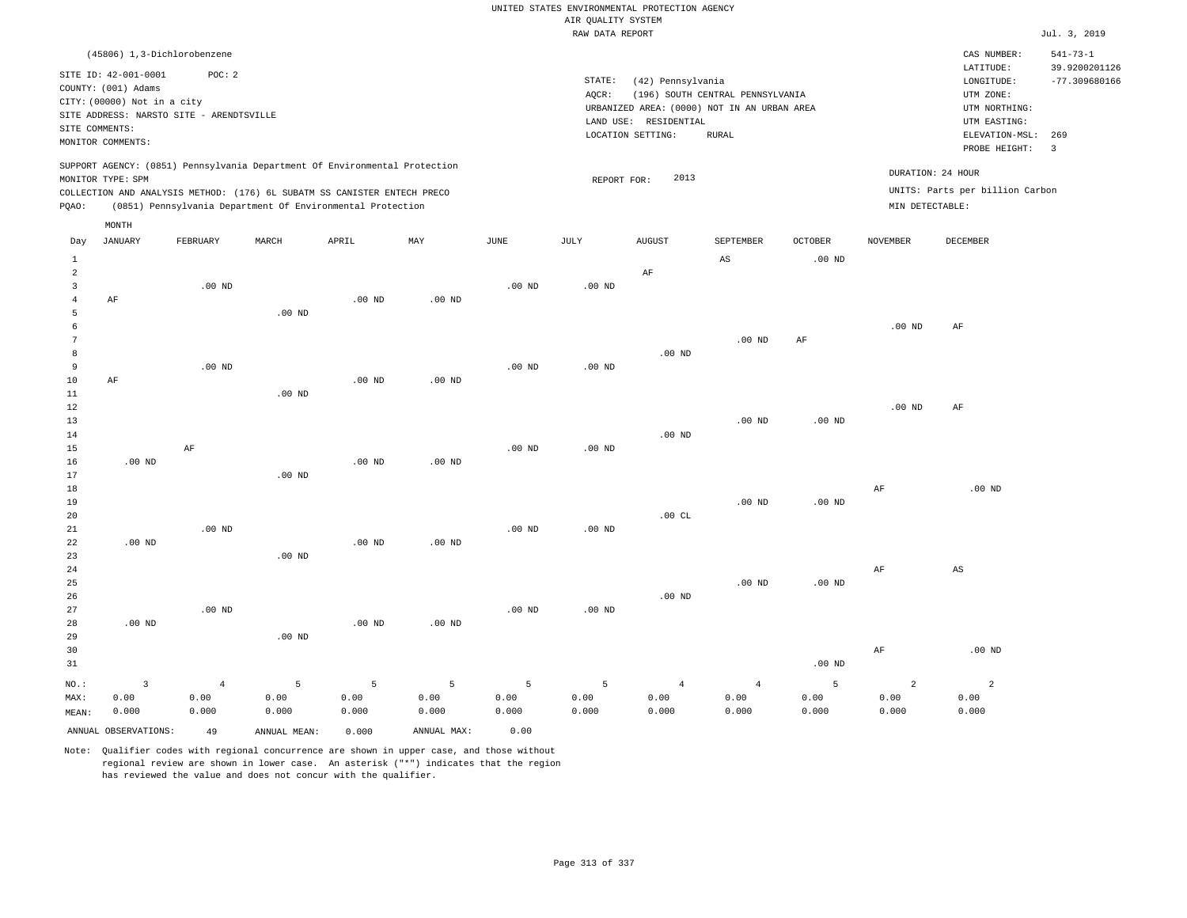UNITED STATES ENVIRONMENTAL PROTECTION AGENCY
AIR QUALITY SYSTEM
RAW DATA REPORT

Jul. 3, 2019

(45806) 1,3-Dichlorobenzene

SITE ID: 42-001-0001 POC: 2
COUNTY: (001) Adams
CITY: (00000) Not in a city
SITE ADDRESS: NARSTO SITE - ARENDTSVILLE
SITE COMMENTS:
MONITOR COMMENTS:

STATE: (42) Pennsylvania
AQCR: (196) SOUTH CENTRAL PENNSYLVANIA
URBANIZED AREA: (0000) NOT IN AN URBAN AREA
LAND USE: RESIDENTIAL
LOCATION SETTING: RURAL

CAS NUMBER: 541-73-1
LATITUDE: 39.9200201126
LONGITUDE: -77.309680166
UTM ZONE:
UTM NORTHING:
UTM EASTING:
ELEVATION-MSL: 269
PROBE HEIGHT: 3

SUPPORT AGENCY: (0851) Pennsylvania Department Of Environmental Protection
MONITOR TYPE: SPM
COLLECTION AND ANALYSIS METHOD: (176) 6L SUBATM SS CANISTER ENTECH PRECO
PQAO: (0851) Pennsylvania Department Of Environmental Protection

REPORT FOR: 2013

DURATION: 24 HOUR
UNITS: Parts per billion Carbon
MIN DETECTABLE:

| Day | JANUARY | FEBRUARY | MARCH | APRIL | MAY | JUNE | JULY | AUGUST | SEPTEMBER | OCTOBER | NOVEMBER | DECEMBER |
|---|---|---|---|---|---|---|---|---|---|---|---|---|
| 1 | | | | | | | | | AS | .00 ND | | |
| 2 | | | | | | | | AF | | | | |
| 3 | | .00 ND | | | | .00 ND | .00 ND | | | | | |
| 4 | AF | | | .00 ND | .00 ND | | | | | | | |
| 5 | | | .00 ND | | | | | | | | | |
| 6 | | | | | | | | | | | .00 ND | AF |
| 7 | | | | | | | | | .00 ND | AF | | |
| 8 | | | | | | | | .00 ND | | | | |
| 9 | | .00 ND | | | | .00 ND | .00 ND | | | | | |
| 10 | AF | | | .00 ND | .00 ND | | | | | | | |
| 11 | | | .00 ND | | | | | | | | | |
| 12 | | | | | | | | | | | .00 ND | AF |
| 13 | | | | | | | | | .00 ND | .00 ND | | |
| 14 | | | | | | | | .00 ND | | | | |
| 15 | | AF | | | | .00 ND | .00 ND | | | | | |
| 16 | .00 ND | | | .00 ND | .00 ND | | | | | | | |
| 17 | | | .00 ND | | | | | | | | | |
| 18 | | | | | | | | | | | AF | .00 ND |
| 19 | | | | | | | | | .00 ND | .00 ND | | |
| 20 | | | | | | | | .00 CL | | | | |
| 21 | | .00 ND | | | | .00 ND | .00 ND | | | | | |
| 22 | .00 ND | | | .00 ND | .00 ND | | | | | | | |
| 23 | | | .00 ND | | | | | | | | | |
| 24 | | | | | | | | | | | AF | AS |
| 25 | | | | | | | | | .00 ND | .00 ND | | |
| 26 | | | | | | | | .00 ND | | | | |
| 27 | | .00 ND | | | | .00 ND | .00 ND | | | | | |
| 28 | .00 ND | | | .00 ND | .00 ND | | | | | | | |
| 29 | | | .00 ND | | | | | | | | | |
| 30 | | | | | | | | | | | AF | .00 ND |
| 31 | | | | | | | | | | .00 ND | | |
| NO.: | 3 | 4 | 5 | 5 | 5 | 5 | 5 | 4 | 4 | 5 | 2 | 2 |
| MAX: | 0.00 | 0.00 | 0.00 | 0.00 | 0.00 | 0.00 | 0.00 | 0.00 | 0.00 | 0.00 | 0.00 | 0.00 |
| MEAN: | 0.000 | 0.000 | 0.000 | 0.000 | 0.000 | 0.000 | 0.000 | 0.000 | 0.000 | 0.000 | 0.000 | 0.000 |

ANNUAL OBSERVATIONS: 49 ANNUAL MEAN: 0.000 ANNUAL MAX: 0.00

Note: Qualifier codes with regional concurrence are shown in upper case, and those without regional review are shown in lower case. An asterisk ("*") indicates that the region has reviewed the value and does not concur with the qualifier.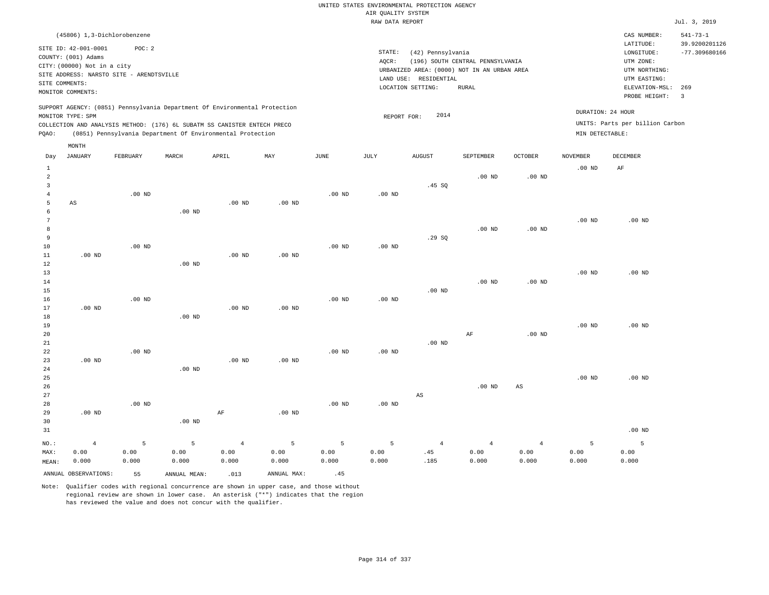UNITED STATES ENVIRONMENTAL PROTECTION AGENCY
AIR QUALITY SYSTEM
RAW DATA REPORT

Jul. 3, 2019

(45806) 1,3-Dichlorobenzene

SITE ID: 42-001-0001 POC: 2
COUNTY: (001) Adams
CITY: (00000) Not in a city
SITE ADDRESS: NARSTO SITE - ARENDTSVILLE
SITE COMMENTS:
MONITOR COMMENTS:

STATE: (42) Pennsylvania
AQCR: (196) SOUTH CENTRAL PENNSYLVANIA
URBANIZED AREA: (0000) NOT IN AN URBAN AREA
LAND USE: RESIDENTIAL
LOCATION SETTING: RURAL

CAS NUMBER: 541-73-1
LATITUDE: 39.9200201126
LONGITUDE: -77.309680166
UTM ZONE:
UTM NORTHING:
UTM EASTING:
ELEVATION-MSL: 269
PROBE HEIGHT: 3

SUPPORT AGENCY: (0851) Pennsylvania Department Of Environmental Protection
MONITOR TYPE: SPM
COLLECTION AND ANALYSIS METHOD: (176) 6L SUBATM SS CANISTER ENTECH PRECO
PQAO: (0851) Pennsylvania Department Of Environmental Protection

REPORT FOR: 2014

DURATION: 24 HOUR
UNITS: Parts per billion Carbon
MIN DETECTABLE:

| Day | JANUARY | FEBRUARY | MARCH | APRIL | MAY | JUNE | JULY | AUGUST | SEPTEMBER | OCTOBER | NOVEMBER | DECEMBER |
|---|---|---|---|---|---|---|---|---|---|---|---|---|
| 1 | | | | | | | | | | | .00 ND | AF |
| 2 | | | | | | | | | .00 ND | .00 ND | | |
| 3 | | | | | | | | .45 SQ | | | | |
| 4 | | .00 ND | | | | .00 ND | .00 ND | | | | | |
| 5 | AS | | | .00 ND | .00 ND | | | | | | | |
| 6 | | | .00 ND | | | | | | | | | |
| 7 | | | | | | | | | | | .00 ND | .00 ND |
| 8 | | | | | | | | | .00 ND | .00 ND | | |
| 9 | | | | | | | | .29 SQ | | | | |
| 10 | | .00 ND | | | | .00 ND | .00 ND | | | | | |
| 11 | .00 ND | | | .00 ND | .00 ND | | | | | | | |
| 12 | | | .00 ND | | | | | | | | | |
| 13 | | | | | | | | | | | .00 ND | .00 ND |
| 14 | | | | | | | | | .00 ND | .00 ND | | |
| 15 | | | | | | | | .00 ND | | | | |
| 16 | | .00 ND | | | | .00 ND | .00 ND | | | | | |
| 17 | .00 ND | | | .00 ND | .00 ND | | | | | | | |
| 18 | | | .00 ND | | | | | | | | | |
| 19 | | | | | | | | | | | .00 ND | .00 ND |
| 20 | | | | | | | | | AF | .00 ND | | |
| 21 | | | | | | | | .00 ND | | | | |
| 22 | | .00 ND | | | | .00 ND | .00 ND | | | | | |
| 23 | .00 ND | | | .00 ND | .00 ND | | | | | | | |
| 24 | | | .00 ND | | | | | | | | | |
| 25 | | | | | | | | | | | .00 ND | .00 ND |
| 26 | | | | | | | | | .00 ND | AS | | |
| 27 | | | | | | | | AS | | | | |
| 28 | | .00 ND | | | | .00 ND | .00 ND | | | | | |
| 29 | .00 ND | | | AF | .00 ND | | | | | | | |
| 30 | | | .00 ND | | | | | | | | | |
| 31 | | | | | | | | | | | | .00 ND |
| NO.: | 4 | 5 | 5 | 4 | 5 | 5 | 5 | 4 | 4 | 4 | 5 | 5 |
| MAX: | 0.00 | 0.00 | 0.00 | 0.00 | 0.00 | 0.00 | 0.00 | .45 | 0.00 | 0.00 | 0.00 | 0.00 |
| MEAN: | 0.000 | 0.000 | 0.000 | 0.000 | 0.000 | 0.000 | 0.000 | .185 | 0.000 | 0.000 | 0.000 | 0.000 |

ANNUAL OBSERVATIONS: 55 ANNUAL MEAN: .013 ANNUAL MAX: .45

Note: Qualifier codes with regional concurrence are shown in upper case, and those without regional review are shown in lower case. An asterisk ("*") indicates that the region has reviewed the value and does not concur with the qualifier.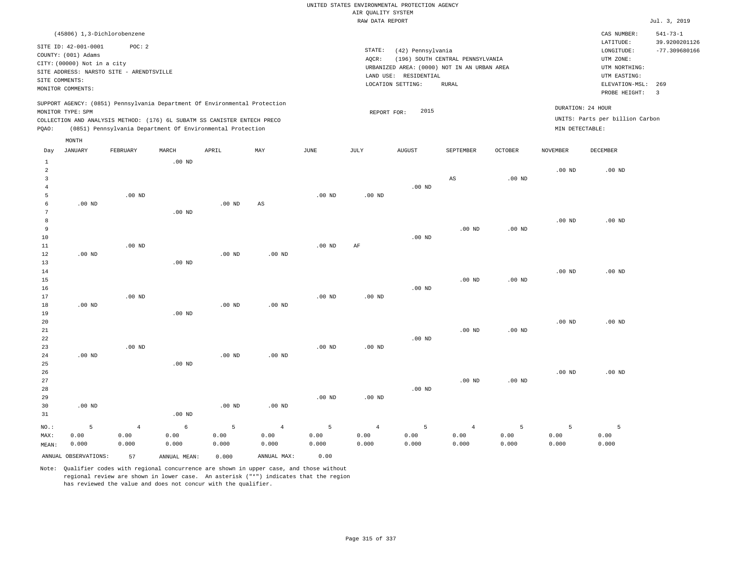UNITED STATES ENVIRONMENTAL PROTECTION AGENCY
AIR QUALITY SYSTEM
RAW DATA REPORT

Jul. 3, 2019

(45806) 1,3-Dichlorobenzene

SITE ID: 42-001-0001 POC: 2
COUNTY: (001) Adams
CITY: (00000) Not in a city
SITE ADDRESS: NARSTO SITE - ARENDTSVILLE
SITE COMMENTS:
MONITOR COMMENTS:

STATE: (42) Pennsylvania
AQCR: (196) SOUTH CENTRAL PENNSYLVANIA
URBANIZED AREA: (0000) NOT IN AN URBAN AREA
LAND USE: RESIDENTIAL
LOCATION SETTING: RURAL

CAS NUMBER: 541-73-1
LATITUDE: 39.9200201126
LONGITUDE: -77.309680166
UTM ZONE:
UTM NORTHING:
UTM EASTING:
ELEVATION-MSL: 269
PROBE HEIGHT: 3

SUPPORT AGENCY: (0851) Pennsylvania Department Of Environmental Protection
MONITOR TYPE: SPM
COLLECTION AND ANALYSIS METHOD: (176) 6L SUBATM SS CANISTER ENTECH PRECO
PQAO: (0851) Pennsylvania Department Of Environmental Protection

REPORT FOR: 2015

DURATION: 24 HOUR
UNITS: Parts per billion Carbon
MIN DETECTABLE:

| Day | JANUARY | FEBRUARY | MARCH | APRIL | MAY | JUNE | JULY | AUGUST | SEPTEMBER | OCTOBER | NOVEMBER | DECEMBER |
|---|---|---|---|---|---|---|---|---|---|---|---|---|
| 1 | | | .00 ND | | | | | | | | | |
| 2 | | | | | | | | | | | .00 ND | .00 ND |
| 3 | | | | | | | | | AS | .00 ND | | |
| 4 | | | | | | | | .00 ND | | | | |
| 5 | | .00 ND | | | | .00 ND | .00 ND | | | | | |
| 6 | .00 ND | | | .00 ND | AS | | | | | | | |
| 7 | | | .00 ND | | | | | | | | | |
| 8 | | | | | | | | | | | .00 ND | .00 ND |
| 9 | | | | | | | | | .00 ND | .00 ND | | |
| 10 | | | | | | | | .00 ND | | | | |
| 11 | | .00 ND | | | | .00 ND | AF | | | | | |
| 12 | .00 ND | | | .00 ND | .00 ND | | | | | | | |
| 13 | | | .00 ND | | | | | | | | | |
| 14 | | | | | | | | | | | .00 ND | .00 ND |
| 15 | | | | | | | | | .00 ND | .00 ND | | |
| 16 | | | | | | | | .00 ND | | | | |
| 17 | | .00 ND | | | | .00 ND | .00 ND | | | | | |
| 18 | .00 ND | | | .00 ND | .00 ND | | | | | | | |
| 19 | | | .00 ND | | | | | | | | | |
| 20 | | | | | | | | | | | .00 ND | .00 ND |
| 21 | | | | | | | | | .00 ND | .00 ND | | |
| 22 | | | | | | | | .00 ND | | | | |
| 23 | | .00 ND | | | | .00 ND | .00 ND | | | | | |
| 24 | .00 ND | | | .00 ND | .00 ND | | | | | | | |
| 25 | | | .00 ND | | | | | | | | | |
| 26 | | | | | | | | | | | .00 ND | .00 ND |
| 27 | | | | | | | | | .00 ND | .00 ND | | |
| 28 | | | | | | | | .00 ND | | | | |
| 29 | | | | | | .00 ND | .00 ND | | | | | |
| 30 | .00 ND | | | .00 ND | .00 ND | | | | | | | |
| 31 | | | .00 ND | | | | | | | | | |
| NO.: | 5 | 4 | 6 | 5 | 4 | 5 | 4 | 5 | 4 | 5 | 5 | 5 |
| MAX: | 0.00 | 0.00 | 0.00 | 0.00 | 0.00 | 0.00 | 0.00 | 0.00 | 0.00 | 0.00 | 0.00 | 0.00 |
| MEAN: | 0.000 | 0.000 | 0.000 | 0.000 | 0.000 | 0.000 | 0.000 | 0.000 | 0.000 | 0.000 | 0.000 | 0.000 |

ANNUAL OBSERVATIONS: 57 ANNUAL MEAN: 0.000 ANNUAL MAX: 0.00

Note: Qualifier codes with regional concurrence are shown in upper case, and those without regional review are shown in lower case. An asterisk ("*") indicates that the region has reviewed the value and does not concur with the qualifier.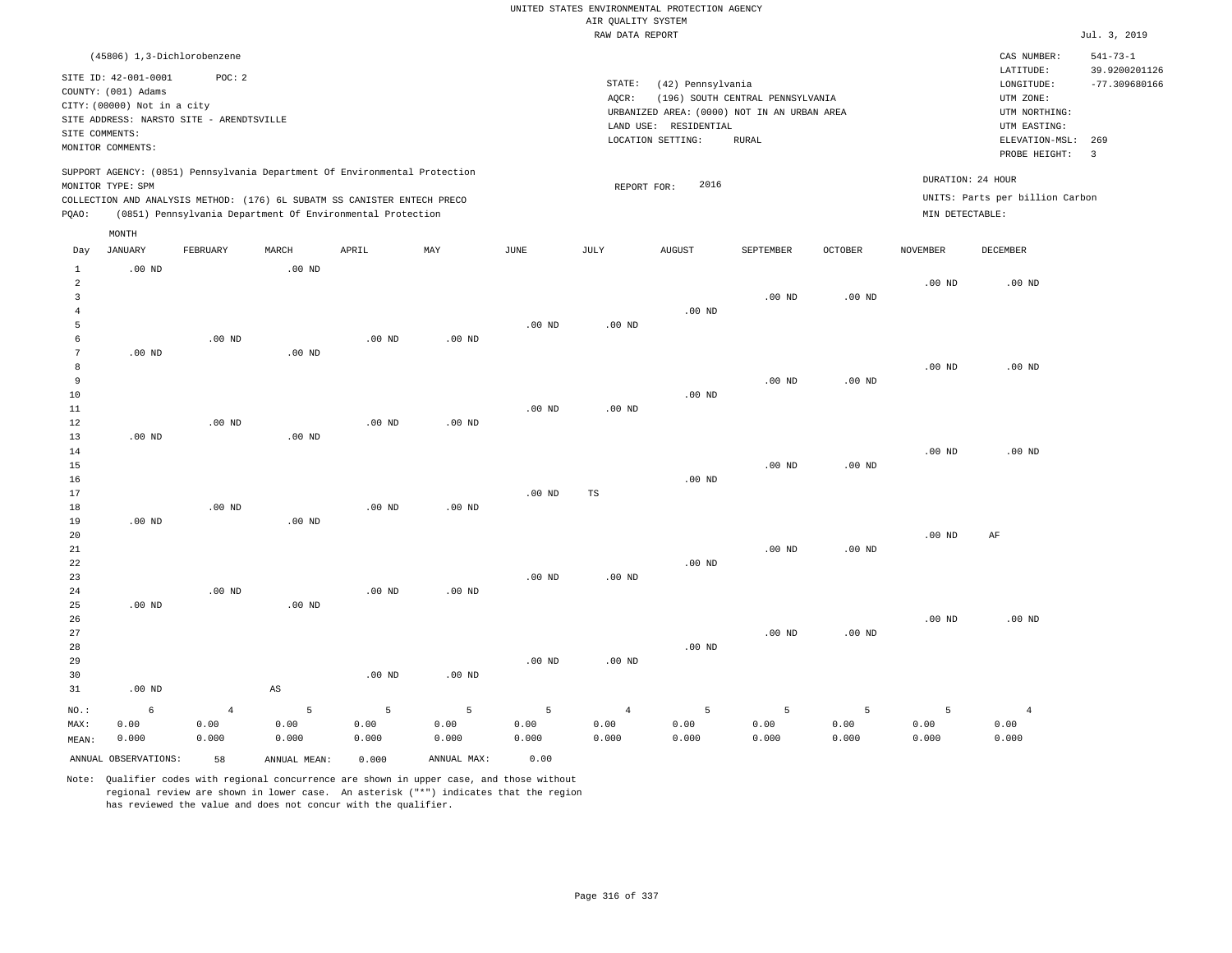UNITED STATES ENVIRONMENTAL PROTECTION AGENCY
AIR QUALITY SYSTEM
RAW DATA REPORT

Jul. 3, 2019

(45806) 1,3-Dichlorobenzene

SITE ID: 42-001-0001 POC: 2
COUNTY: (001) Adams
CITY: (00000) Not in a city
SITE ADDRESS: NARSTO SITE - ARENDTSVILLE
SITE COMMENTS:
MONITOR COMMENTS:

STATE: (42) Pennsylvania
AQCR: (196) SOUTH CENTRAL PENNSYLVANIA
URBANIZED AREA: (0000) NOT IN AN URBAN AREA
LAND USE: RESIDENTIAL
LOCATION SETTING: RURAL

CAS NUMBER: 541-73-1
LATITUDE: 39.9200201126
LONGITUDE: -77.309680166
UTM ZONE:
UTM NORTHING:
UTM EASTING:
ELEVATION-MSL: 269
PROBE HEIGHT: 3

SUPPORT AGENCY: (0851) Pennsylvania Department Of Environmental Protection
MONITOR TYPE: SPM
COLLECTION AND ANALYSIS METHOD: (176) 6L SUBATM SS CANISTER ENTECH PRECO
PQAO: (0851) Pennsylvania Department Of Environmental Protection

REPORT FOR: 2016

DURATION: 24 HOUR
UNITS: Parts per billion Carbon
MIN DETECTABLE:

| Day | JANUARY | FEBRUARY | MARCH | APRIL | MAY | JUNE | JULY | AUGUST | SEPTEMBER | OCTOBER | NOVEMBER | DECEMBER |
|---|---|---|---|---|---|---|---|---|---|---|---|---|
| 1 | .00 ND | | .00 ND | | | | | | | | | |
| 2 | | | | | | | | | | | .00 ND | .00 ND |
| 3 | | | | | | | | | .00 ND | .00 ND | | |
| 4 | | | | | | | | .00 ND | | | | |
| 5 | | | | | | .00 ND | .00 ND | | | | | |
| 6 | | .00 ND | | .00 ND | .00 ND | | | | | | | |
| 7 | .00 ND | | .00 ND | | | | | | | | | |
| 8 | | | | | | | | | | | .00 ND | .00 ND |
| 9 | | | | | | | | | .00 ND | .00 ND | | |
| 10 | | | | | | | | .00 ND | | | | |
| 11 | | | | | | .00 ND | .00 ND | | | | | |
| 12 | | .00 ND | | .00 ND | .00 ND | | | | | | | |
| 13 | .00 ND | | .00 ND | | | | | | | | | |
| 14 | | | | | | | | | | | .00 ND | .00 ND |
| 15 | | | | | | | | | .00 ND | .00 ND | | |
| 16 | | | | | | | | .00 ND | | | | |
| 17 | | | | | | .00 ND | TS | | | | | |
| 18 | | .00 ND | | .00 ND | .00 ND | | | | | | | |
| 19 | .00 ND | | .00 ND | | | | | | | | | |
| 20 | | | | | | | | | | | .00 ND | AF |
| 21 | | | | | | | | | .00 ND | .00 ND | | |
| 22 | | | | | | | | .00 ND | | | | |
| 23 | | | | | | .00 ND | .00 ND | | | | | |
| 24 | | .00 ND | | .00 ND | .00 ND | | | | | | | |
| 25 | .00 ND | | .00 ND | | | | | | | | | |
| 26 | | | | | | | | | | | .00 ND | .00 ND |
| 27 | | | | | | | | | .00 ND | .00 ND | | |
| 28 | | | | | | | | .00 ND | | | | |
| 29 | | | | | | .00 ND | .00 ND | | | | | |
| 30 | | | | .00 ND | .00 ND | | | | | | | |
| 31 | .00 ND | | AS | | | | | | | | | |
| NO.: | 6 | 4 | 5 | 5 | 5 | 5 | 4 | 5 | 5 | 5 | 5 | 4 |
| MAX: | 0.00 | 0.00 | 0.00 | 0.00 | 0.00 | 0.00 | 0.00 | 0.00 | 0.00 | 0.00 | 0.00 | 0.00 |
| MEAN: | 0.000 | 0.000 | 0.000 | 0.000 | 0.000 | 0.000 | 0.000 | 0.000 | 0.000 | 0.000 | 0.000 | 0.000 |

ANNUAL OBSERVATIONS: 58 ANNUAL MEAN: 0.000 ANNUAL MAX: 0.00

Note: Qualifier codes with regional concurrence are shown in upper case, and those without regional review are shown in lower case. An asterisk ("*") indicates that the region has reviewed the value and does not concur with the qualifier.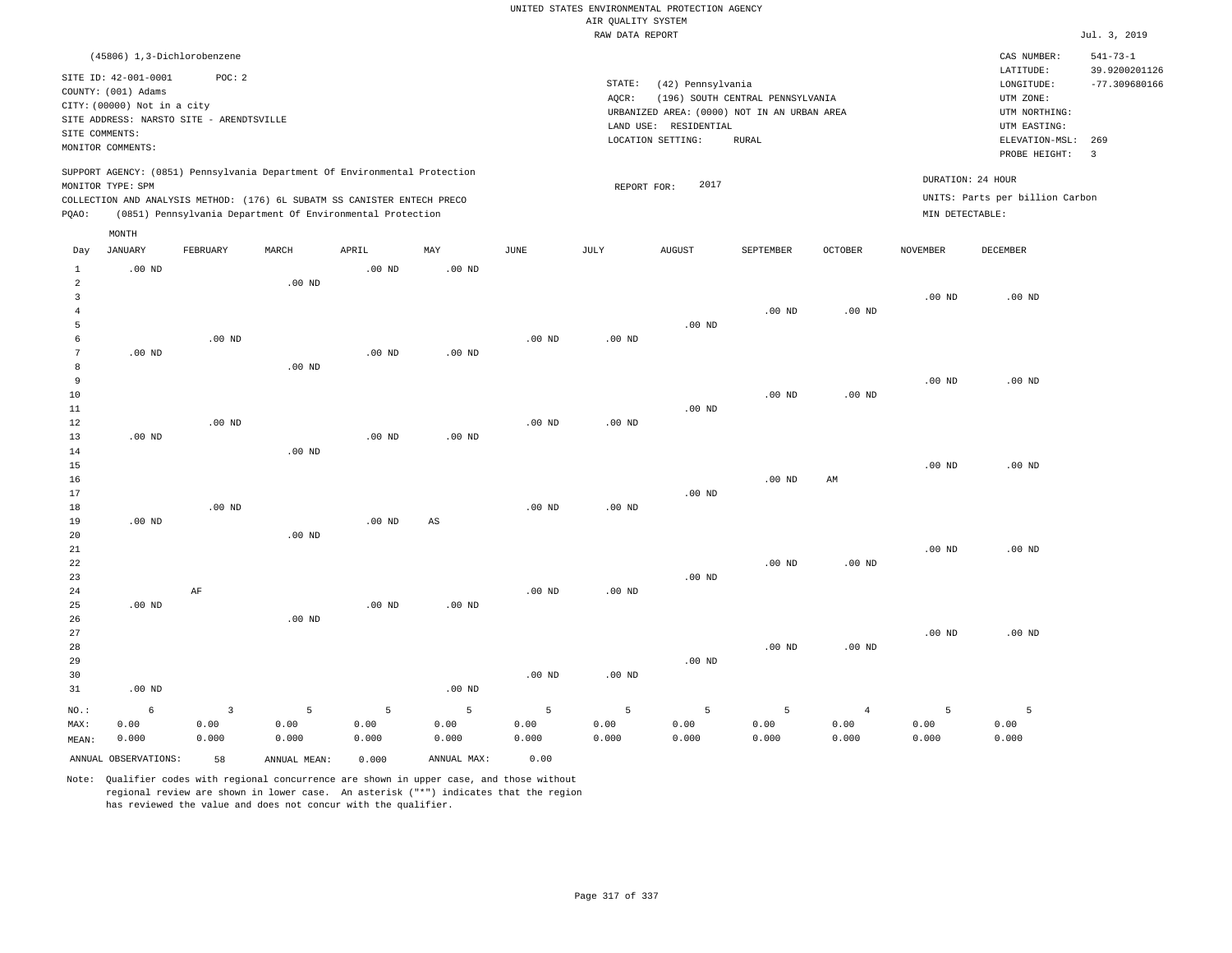UNITED STATES ENVIRONMENTAL PROTECTION AGENCY
AIR QUALITY SYSTEM
RAW DATA REPORT

Jul. 3, 2019

(45806) 1,3-Dichlorobenzene

SITE ID: 42-001-0001 POC: 2
COUNTY: (001) Adams
CITY: (00000) Not in a city
SITE ADDRESS: NARSTO SITE - ARENDTSVILLE
SITE COMMENTS:
MONITOR COMMENTS:

STATE: (42) Pennsylvania
AQCR: (196) SOUTH CENTRAL PENNSYLVANIA
URBANIZED AREA: (0000) NOT IN AN URBAN AREA
LAND USE: RESIDENTIAL
LOCATION SETTING: RURAL

CAS NUMBER: 541-73-1
LATITUDE: 39.9200201126
LONGITUDE: -77.309680166
UTM ZONE:
UTM NORTHING:
UTM EASTING:
ELEVATION-MSL: 269
PROBE HEIGHT: 3

SUPPORT AGENCY: (0851) Pennsylvania Department Of Environmental Protection
MONITOR TYPE: SPM
COLLECTION AND ANALYSIS METHOD: (176) 6L SUBATM SS CANISTER ENTECH PRECO
PQAO: (0851) Pennsylvania Department Of Environmental Protection

REPORT FOR: 2017

DURATION: 24 HOUR
UNITS: Parts per billion Carbon
MIN DETECTABLE:

| Day | JANUARY | FEBRUARY | MARCH | APRIL | MAY | JUNE | JULY | AUGUST | SEPTEMBER | OCTOBER | NOVEMBER | DECEMBER |
|---|---|---|---|---|---|---|---|---|---|---|---|---|
| 1 | .00 ND | | | .00 ND | .00 ND | | | | | | | |
| 2 | | | .00 ND | | | | | | | | | |
| 3 | | | | | | | | | | | .00 ND | .00 ND |
| 4 | | | | | | | | | .00 ND | .00 ND | | |
| 5 | | | | | | | | .00 ND | | | | |
| 6 | | .00 ND | | | | .00 ND | .00 ND | | | | | |
| 7 | .00 ND | | | .00 ND | .00 ND | | | | | | | |
| 8 | | | .00 ND | | | | | | | | | |
| 9 | | | | | | | | | | | .00 ND | .00 ND |
| 10 | | | | | | | | | .00 ND | .00 ND | | |
| 11 | | | | | | | | .00 ND | | | | |
| 12 | | .00 ND | | | | .00 ND | .00 ND | | | | | |
| 13 | .00 ND | | | .00 ND | .00 ND | | | | | | | |
| 14 | | | .00 ND | | | | | | | | | |
| 15 | | | | | | | | | | | .00 ND | .00 ND |
| 16 | | | | | | | | | .00 ND | AM | | |
| 17 | | | | | | | | .00 ND | | | | |
| 18 | | .00 ND | | | | .00 ND | .00 ND | | | | | |
| 19 | .00 ND | | | .00 ND | AS | | | | | | | |
| 20 | | | .00 ND | | | | | | | | | |
| 21 | | | | | | | | | | | .00 ND | .00 ND |
| 22 | | | | | | | | | .00 ND | .00 ND | | |
| 23 | | | | | | | | .00 ND | | | | |
| 24 | | AF | | | | .00 ND | .00 ND | | | | | |
| 25 | .00 ND | | | .00 ND | .00 ND | | | | | | | |
| 26 | | | .00 ND | | | | | | | | | |
| 27 | | | | | | | | | | | .00 ND | .00 ND |
| 28 | | | | | | | | | .00 ND | .00 ND | | |
| 29 | | | | | | | | .00 ND | | | | |
| 30 | | | | | | .00 ND | .00 ND | | | | | |
| 31 | .00 ND | | | | .00 ND | | | | | | | |
| NO.: | 6 | 3 | 5 | 5 | 5 | 5 | 5 | 5 | 5 | 4 | 5 | 5 |
| MAX: | 0.00 | 0.00 | 0.00 | 0.00 | 0.00 | 0.00 | 0.00 | 0.00 | 0.00 | 0.00 | 0.00 | 0.00 |
| MEAN: | 0.000 | 0.000 | 0.000 | 0.000 | 0.000 | 0.000 | 0.000 | 0.000 | 0.000 | 0.000 | 0.000 | 0.000 |

ANNUAL OBSERVATIONS: 58 ANNUAL MEAN: 0.000 ANNUAL MAX: 0.00

Note: Qualifier codes with regional concurrence are shown in upper case, and those without regional review are shown in lower case. An asterisk ("*") indicates that the region has reviewed the value and does not concur with the qualifier.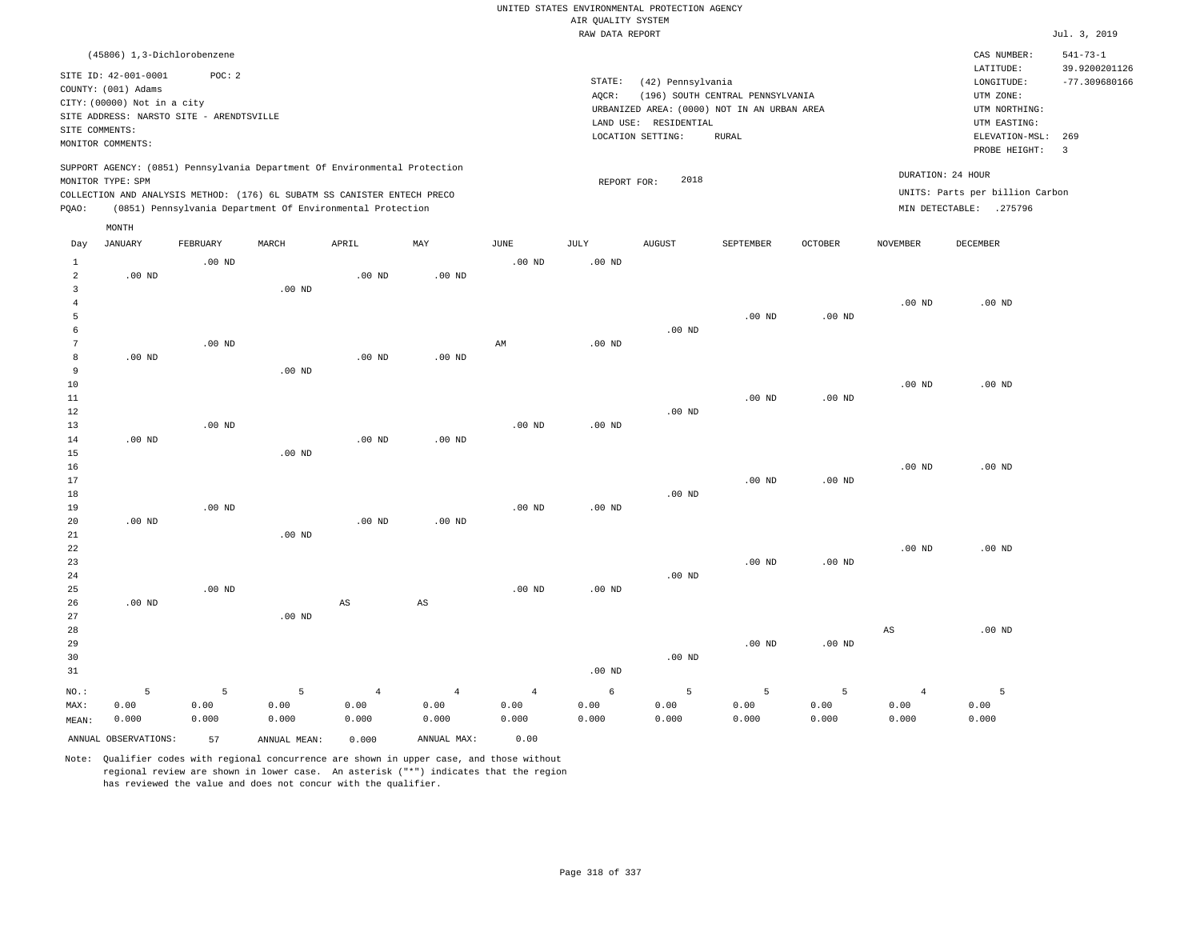UNITED STATES ENVIRONMENTAL PROTECTION AGENCY
AIR QUALITY SYSTEM
RAW DATA REPORT

Jul. 3, 2019

(45806) 1,3-Dichlorobenzene

SITE ID: 42-001-0001 POC: 2
COUNTY: (001) Adams
CITY: (00000) Not in a city
SITE ADDRESS: NARSTO SITE - ARENDTSVILLE
SITE COMMENTS:
MONITOR COMMENTS:

STATE: (42) Pennsylvania
AQCR: (196) SOUTH CENTRAL PENNSYLVANIA
URBANIZED AREA: (0000) NOT IN AN URBAN AREA
LAND USE: RESIDENTIAL
LOCATION SETTING: RURAL

CAS NUMBER: 541-73-1
LATITUDE: 39.9200201126
LONGITUDE: -77.309680166
UTM ZONE:
UTM NORTHING:
UTM EASTING:
ELEVATION-MSL: 269
PROBE HEIGHT: 3

SUPPORT AGENCY: (0851) Pennsylvania Department Of Environmental Protection
MONITOR TYPE: SPM
COLLECTION AND ANALYSIS METHOD: (176) 6L SUBATM SS CANISTER ENTECH PRECO
PQAO: (0851) Pennsylvania Department Of Environmental Protection

REPORT FOR: 2018

DURATION: 24 HOUR
UNITS: Parts per billion Carbon
MIN DETECTABLE: .275796

| Day | JANUARY | FEBRUARY | MARCH | APRIL | MAY | JUNE | JULY | AUGUST | SEPTEMBER | OCTOBER | NOVEMBER | DECEMBER |
|---|---|---|---|---|---|---|---|---|---|---|---|---|
| 1 | | .00 ND | | | | .00 ND | .00 ND | | | | | |
| 2 | .00 ND | | | .00 ND | .00 ND | | | | | | | |
| 3 | | | .00 ND | | | | | | | | | |
| 4 | | | | | | | | | | | .00 ND | .00 ND |
| 5 | | | | | | | | | .00 ND | .00 ND | | |
| 6 | | | | | | | | .00 ND | | | | |
| 7 | | .00 ND | | | | AM | .00 ND | | | | | |
| 8 | .00 ND | | | .00 ND | .00 ND | | | | | | | |
| 9 | | | .00 ND | | | | | | | | | |
| 10 | | | | | | | | | | | .00 ND | .00 ND |
| 11 | | | | | | | | | .00 ND | .00 ND | | |
| 12 | | | | | | | | .00 ND | | | | |
| 13 | | .00 ND | | | | .00 ND | .00 ND | | | | | |
| 14 | .00 ND | | | .00 ND | .00 ND | | | | | | | |
| 15 | | | .00 ND | | | | | | | | | |
| 16 | | | | | | | | | | | .00 ND | .00 ND |
| 17 | | | | | | | | | .00 ND | .00 ND | | |
| 18 | | | | | | | | .00 ND | | | | |
| 19 | | .00 ND | | | | .00 ND | .00 ND | | | | | |
| 20 | .00 ND | | | .00 ND | .00 ND | | | | | | | |
| 21 | | | .00 ND | | | | | | | | | |
| 22 | | | | | | | | | | | .00 ND | .00 ND |
| 23 | | | | | | | | | .00 ND | .00 ND | | |
| 24 | | | | | | | | .00 ND | | | | |
| 25 | | .00 ND | | | | .00 ND | .00 ND | | | | | |
| 26 | .00 ND | | | AS | AS | | | | | | | |
| 27 | | | .00 ND | | | | | | | | | |
| 28 | | | | | | | | | | | AS | .00 ND |
| 29 | | | | | | | | | .00 ND | .00 ND | | |
| 30 | | | | | | | | .00 ND | | | | |
| 31 | | | | | | | .00 ND | | | | | |
| NO.: | 5 | 5 | 5 | 4 | 4 | 4 | 6 | 5 | 5 | 5 | 4 | 5 |
| MAX: | 0.00 | 0.00 | 0.00 | 0.00 | 0.00 | 0.00 | 0.00 | 0.00 | 0.00 | 0.00 | 0.00 | 0.00 |
| MEAN: | 0.000 | 0.000 | 0.000 | 0.000 | 0.000 | 0.000 | 0.000 | 0.000 | 0.000 | 0.000 | 0.000 | 0.000 |

ANNUAL OBSERVATIONS: 57 ANNUAL MEAN: 0.000 ANNUAL MAX: 0.00

Note: Qualifier codes with regional concurrence are shown in upper case, and those without regional review are shown in lower case. An asterisk ("*") indicates that the region has reviewed the value and does not concur with the qualifier.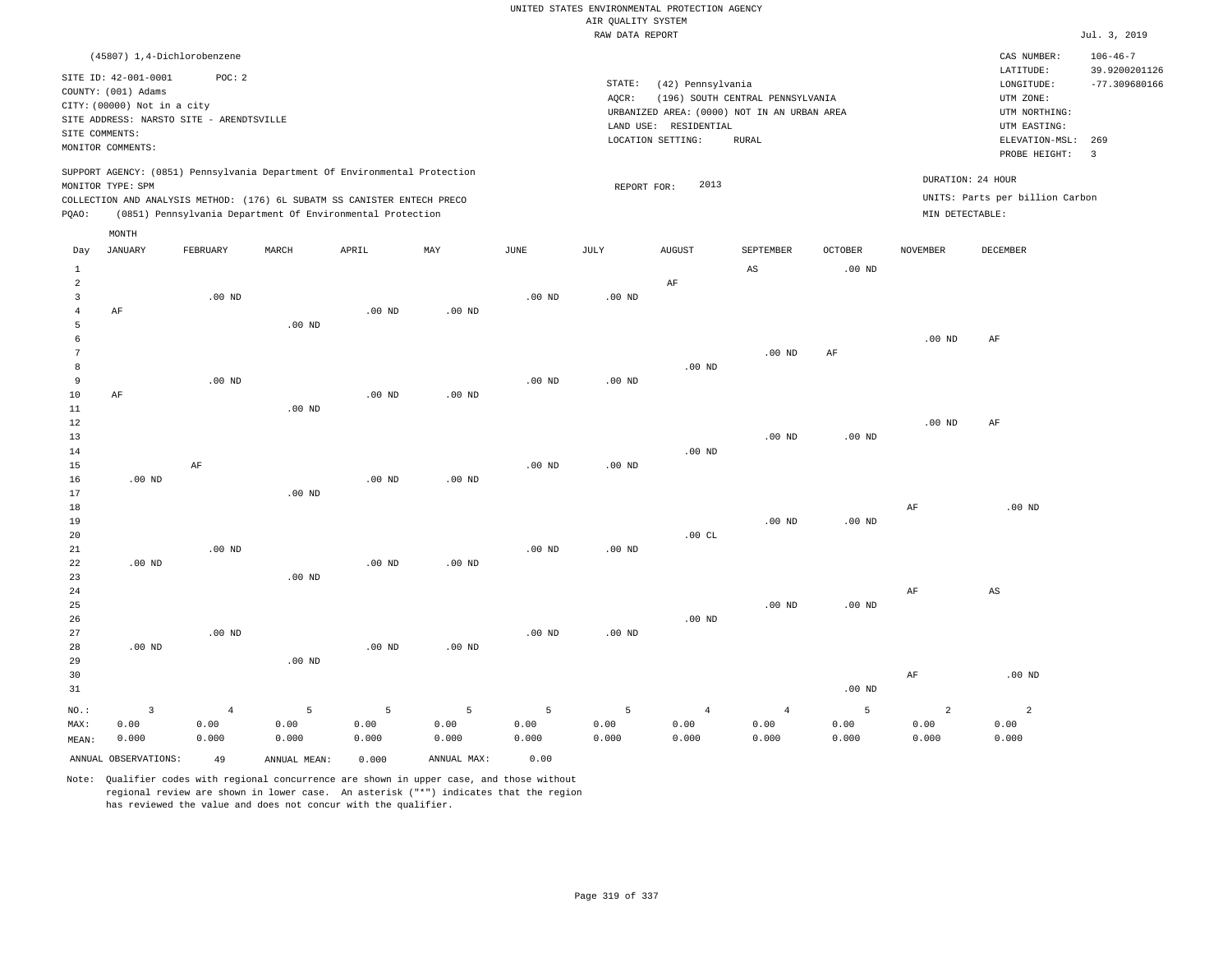UNITED STATES ENVIRONMENTAL PROTECTION AGENCY
AIR QUALITY SYSTEM
RAW DATA REPORT

Jul. 3, 2019

(45807) 1,4-Dichlorobenzene

SITE ID: 42-001-0001 POC: 2
COUNTY: (001) Adams
CITY: (00000) Not in a city
SITE ADDRESS: NARSTO SITE - ARENDTSVILLE
SITE COMMENTS:
MONITOR COMMENTS:

STATE: (42) Pennsylvania
AQCR: (196) SOUTH CENTRAL PENNSYLVANIA
URBANIZED AREA: (0000) NOT IN AN URBAN AREA
LAND USE: RESIDENTIAL
LOCATION SETTING: RURAL

CAS NUMBER: 106-46-7
LATITUDE: 39.9200201126
LONGITUDE: -77.309680166
UTM ZONE:
UTM NORTHING:
UTM EASTING:
ELEVATION-MSL: 269
PROBE HEIGHT: 3

SUPPORT AGENCY: (0851) Pennsylvania Department Of Environmental Protection
MONITOR TYPE: SPM
COLLECTION AND ANALYSIS METHOD: (176) 6L SUBATM SS CANISTER ENTECH PRECO
PQAO: (0851) Pennsylvania Department Of Environmental Protection

REPORT FOR: 2013

DURATION: 24 HOUR
UNITS: Parts per billion Carbon
MIN DETECTABLE:

| Day | JANUARY | FEBRUARY | MARCH | APRIL | MAY | JUNE | JULY | AUGUST | SEPTEMBER | OCTOBER | NOVEMBER | DECEMBER |
|---|---|---|---|---|---|---|---|---|---|---|---|---|
| 1 | | | | | | | | | AS | .00 ND | | |
| 2 | | | | | | | | AF | | | | |
| 3 | | .00 ND | | | | .00 ND | .00 ND | | | | | |
| 4 | AF | | | .00 ND | .00 ND | | | | | | | |
| 5 | | | .00 ND | | | | | | | | | |
| 6 | | | | | | | | | | | .00 ND | AF |
| 7 | | | | | | | | | .00 ND | AF | | |
| 8 | | | | | | | | .00 ND | | | | |
| 9 | | .00 ND | | | | .00 ND | .00 ND | | | | | |
| 10 | AF | | | .00 ND | .00 ND | | | | | | | |
| 11 | | | .00 ND | | | | | | | | | |
| 12 | | | | | | | | | | | .00 ND | AF |
| 13 | | | | | | | | | .00 ND | .00 ND | | |
| 14 | | | | | | | | .00 ND | | | | |
| 15 | | AF | | | | .00 ND | .00 ND | | | | | |
| 16 | .00 ND | | | .00 ND | .00 ND | | | | | | | |
| 17 | | | .00 ND | | | | | | | | | |
| 18 | | | | | | | | | | | AF | .00 ND |
| 19 | | | | | | | | | .00 ND | .00 ND | | |
| 20 | | | | | | | | .00 CL | | | | |
| 21 | | .00 ND | | | | .00 ND | .00 ND | | | | | |
| 22 | .00 ND | | | .00 ND | .00 ND | | | | | | | |
| 23 | | | .00 ND | | | | | | | | | |
| 24 | | | | | | | | | | | AF | AS |
| 25 | | | | | | | | | .00 ND | .00 ND | | |
| 26 | | | | | | | | .00 ND | | | | |
| 27 | | .00 ND | | | | .00 ND | .00 ND | | | | | |
| 28 | .00 ND | | | .00 ND | .00 ND | | | | | | | |
| 29 | | | .00 ND | | | | | | | | | |
| 30 | | | | | | | | | | | AF | .00 ND |
| 31 | | | | | | | | | | .00 ND | | |
| NO.: | 3 | 4 | 5 | 5 | 5 | 5 | 5 | 4 | 4 | 5 | 2 | 2 |
| MAX: | 0.00 | 0.00 | 0.00 | 0.00 | 0.00 | 0.00 | 0.00 | 0.00 | 0.00 | 0.00 | 0.00 | 0.00 |
| MEAN: | 0.000 | 0.000 | 0.000 | 0.000 | 0.000 | 0.000 | 0.000 | 0.000 | 0.000 | 0.000 | 0.000 | 0.000 |

ANNUAL OBSERVATIONS: 49 ANNUAL MEAN: 0.000 ANNUAL MAX: 0.00

Note: Qualifier codes with regional concurrence are shown in upper case, and those without regional review are shown in lower case. An asterisk ("*") indicates that the region has reviewed the value and does not concur with the qualifier.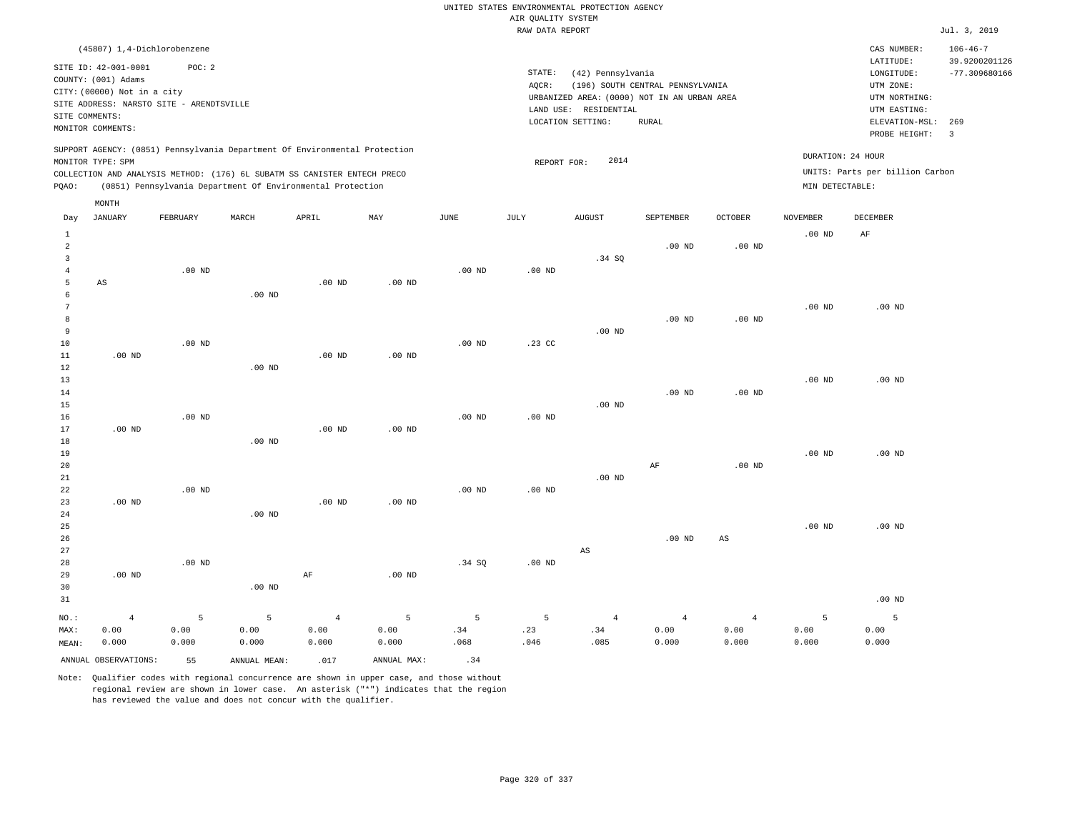UNITED STATES ENVIRONMENTAL PROTECTION AGENCY
AIR QUALITY SYSTEM
RAW DATA REPORT

Jul. 3, 2019

(45807) 1,4-Dichlorobenzene

SITE ID: 42-001-0001 POC: 2
COUNTY: (001) Adams
CITY: (00000) Not in a city
SITE ADDRESS: NARSTO SITE - ARENDTSVILLE
SITE COMMENTS:
MONITOR COMMENTS:

STATE: (42) Pennsylvania
AQCR: (196) SOUTH CENTRAL PENNSYLVANIA
URBANIZED AREA: (0000) NOT IN AN URBAN AREA
LAND USE: RESIDENTIAL
LOCATION SETTING: RURAL

CAS NUMBER: 106-46-7
LATITUDE: 39.9200201126
LONGITUDE: -77.309680166
UTM ZONE:
UTM NORTHING:
UTM EASTING:
ELEVATION-MSL: 269
PROBE HEIGHT: 3

SUPPORT AGENCY: (0851) Pennsylvania Department Of Environmental Protection
MONITOR TYPE: SPM
COLLECTION AND ANALYSIS METHOD: (176) 6L SUBATM SS CANISTER ENTECH PRECO
PQAO: (0851) Pennsylvania Department Of Environmental Protection

REPORT FOR: 2014

DURATION: 24 HOUR
UNITS: Parts per billion Carbon
MIN DETECTABLE:

| Day | JANUARY | FEBRUARY | MARCH | APRIL | MAY | JUNE | JULY | AUGUST | SEPTEMBER | OCTOBER | NOVEMBER | DECEMBER |
|---|---|---|---|---|---|---|---|---|---|---|---|---|
| 1 | | | | | | | | | | | .00 ND | AF |
| 2 | | | | | | | | | .00 ND | .00 ND | | |
| 3 | | | | | | | | .34 SQ | | | | |
| 4 | | .00 ND | | | | .00 ND | .00 ND | | | | | |
| 5 | AS | | | .00 ND | .00 ND | | | | | | | |
| 6 | | | .00 ND | | | | | | | | | |
| 7 | | | | | | | | | | | .00 ND | .00 ND |
| 8 | | | | | | | | | .00 ND | .00 ND | | |
| 9 | | | | | | | | .00 ND | | | | |
| 10 | | .00 ND | | | | .00 ND | .23 CC | | | | | |
| 11 | .00 ND | | | .00 ND | .00 ND | | | | | | | |
| 12 | | | .00 ND | | | | | | | | | |
| 13 | | | | | | | | | | | .00 ND | .00 ND |
| 14 | | | | | | | | | .00 ND | .00 ND | | |
| 15 | | | | | | | | .00 ND | | | | |
| 16 | | .00 ND | | | | .00 ND | .00 ND | | | | | |
| 17 | .00 ND | | | .00 ND | .00 ND | | | | | | | |
| 18 | | | .00 ND | | | | | | | | | |
| 19 | | | | | | | | | | | .00 ND | .00 ND |
| 20 | | | | | | | | | AF | .00 ND | | |
| 21 | | | | | | | | .00 ND | | | | |
| 22 | | .00 ND | | | | .00 ND | .00 ND | | | | | |
| 23 | .00 ND | | | .00 ND | .00 ND | | | | | | | |
| 24 | | | .00 ND | | | | | | | | | |
| 25 | | | | | | | | | | | .00 ND | .00 ND |
| 26 | | | | | | | | | .00 ND | AS | | |
| 27 | | | | | | | | AS | | | | |
| 28 | | .00 ND | | | | .34 SQ | .00 ND | | | | | |
| 29 | .00 ND | | | AF | .00 ND | | | | | | | |
| 30 | | | .00 ND | | | | | | | | | |
| 31 | | | | | | | | | | | | .00 ND |
| NO.: | 4 | 5 | 5 | 4 | 5 | 5 | 5 | 4 | 4 | 4 | 5 | 5 |
| MAX: | 0.00 | 0.00 | 0.00 | 0.00 | 0.00 | .34 | .23 | .34 | 0.00 | 0.00 | 0.00 | 0.00 |
| MEAN: | 0.000 | 0.000 | 0.000 | 0.000 | 0.000 | .068 | .046 | .085 | 0.000 | 0.000 | 0.000 | 0.000 |

ANNUAL OBSERVATIONS: 55 ANNUAL MEAN: .017 ANNUAL MAX: .34

Note: Qualifier codes with regional concurrence are shown in upper case, and those without regional review are shown in lower case. An asterisk ("*") indicates that the region has reviewed the value and does not concur with the qualifier.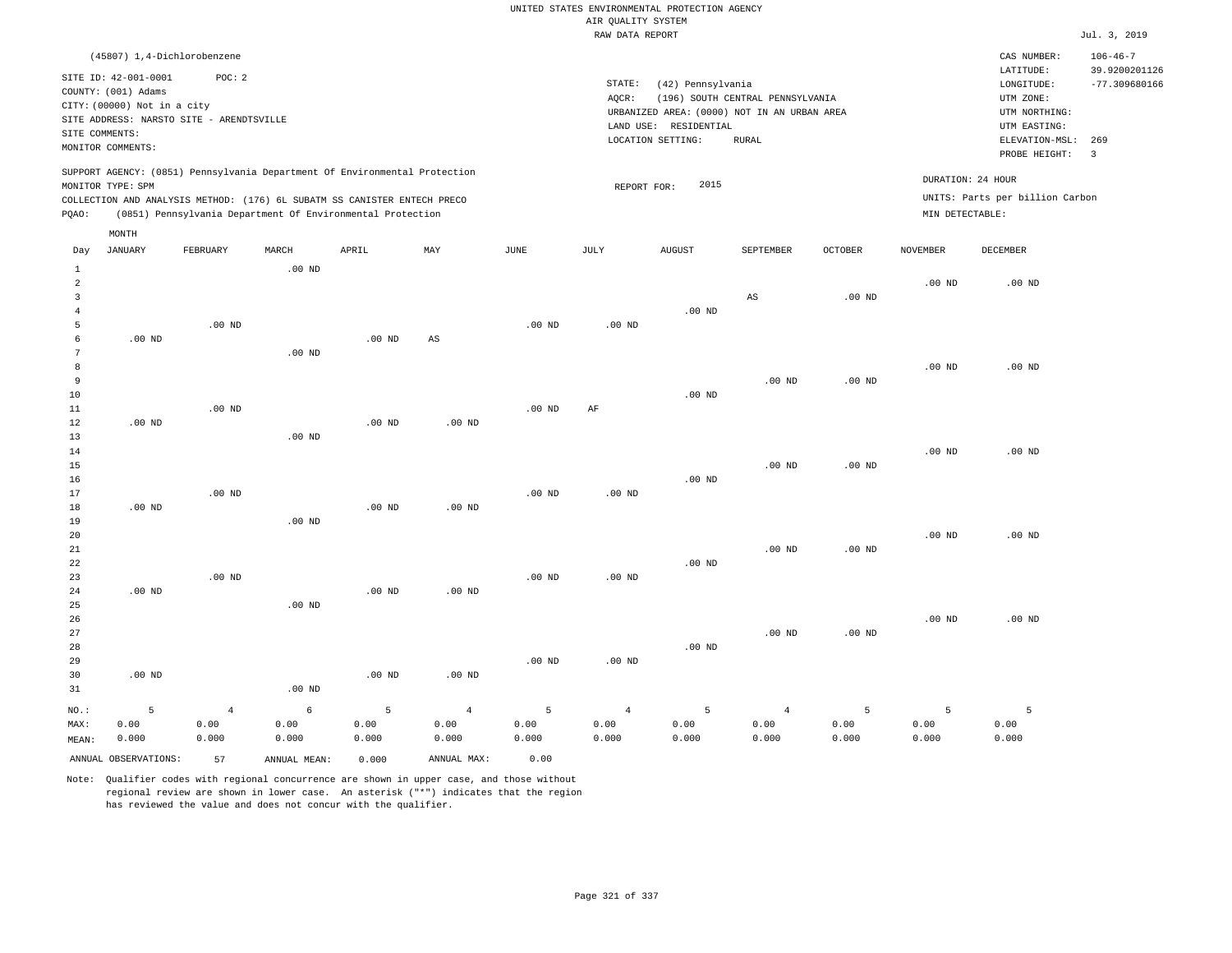UNITED STATES ENVIRONMENTAL PROTECTION AGENCY
AIR QUALITY SYSTEM
RAW DATA REPORT

Jul. 3, 2019

(45807) 1,4-Dichlorobenzene

SITE ID: 42-001-0001    POC: 2
COUNTY: (001) Adams
CITY: (00000) Not in a city
SITE ADDRESS: NARSTO SITE - ARENDTSVILLE
SITE COMMENTS:
MONITOR COMMENTS:

STATE: (42) Pennsylvania
AQCR: (196) SOUTH CENTRAL PENNSYLVANIA
URBANIZED AREA: (0000) NOT IN AN URBAN AREA
LAND USE: RESIDENTIAL
LOCATION SETTING: RURAL

CAS NUMBER: 106-46-7
LATITUDE: 39.9200201126
LONGITUDE: -77.309680166
UTM ZONE:
UTM NORTHING:
UTM EASTING:
ELEVATION-MSL: 269
PROBE HEIGHT: 3

SUPPORT AGENCY: (0851) Pennsylvania Department Of Environmental Protection
MONITOR TYPE: SPM
COLLECTION AND ANALYSIS METHOD: (176) 6L SUBATM SS CANISTER ENTECH PRECO
PQAO: (0851) Pennsylvania Department Of Environmental Protection

REPORT FOR: 2015

DURATION: 24 HOUR
UNITS: Parts per billion Carbon
MIN DETECTABLE:

| Day | JANUARY | FEBRUARY | MARCH | APRIL | MAY | JUNE | JULY | AUGUST | SEPTEMBER | OCTOBER | NOVEMBER | DECEMBER |
|---|---|---|---|---|---|---|---|---|---|---|---|---|
| 1 | | | .00 ND | | | | | | | | | |
| 2 | | | | | | | | | | | .00 ND | .00 ND |
| 3 | | | | | | | | | AS | .00 ND | | |
| 4 | | | | | | | | .00 ND | | | | |
| 5 | | .00 ND | | | | .00 ND | .00 ND | | | | | |
| 6 | .00 ND | | | .00 ND | AS | | | | | | | |
| 7 | | | .00 ND | | | | | | | | | |
| 8 | | | | | | | | | | | .00 ND | .00 ND |
| 9 | | | | | | | | | .00 ND | .00 ND | | |
| 10 | | | | | | | | .00 ND | | | | |
| 11 | | .00 ND | | | | .00 ND | AF | | | | | |
| 12 | .00 ND | | | .00 ND | .00 ND | | | | | | | |
| 13 | | | .00 ND | | | | | | | | | |
| 14 | | | | | | | | | | | .00 ND | .00 ND |
| 15 | | | | | | | | | .00 ND | .00 ND | | |
| 16 | | | | | | | | .00 ND | | | | |
| 17 | | .00 ND | | | | .00 ND | .00 ND | | | | | |
| 18 | .00 ND | | | .00 ND | .00 ND | | | | | | | |
| 19 | | | .00 ND | | | | | | | | | |
| 20 | | | | | | | | | | | .00 ND | .00 ND |
| 21 | | | | | | | | | .00 ND | .00 ND | | |
| 22 | | | | | | | | .00 ND | | | | |
| 23 | | .00 ND | | | | .00 ND | .00 ND | | | | | |
| 24 | .00 ND | | | .00 ND | .00 ND | | | | | | | |
| 25 | | | .00 ND | | | | | | | | | |
| 26 | | | | | | | | | | | .00 ND | .00 ND |
| 27 | | | | | | | | | .00 ND | .00 ND | | |
| 28 | | | | | | | | .00 ND | | | | |
| 29 | | | | | | .00 ND | .00 ND | | | | | |
| 30 | .00 ND | | | .00 ND | .00 ND | | | | | | | |
| 31 | | | .00 ND | | | | | | | | | |
| NO.: | 5 | 4 | 6 | 5 | 4 | 5 | 4 | 5 | 4 | 5 | 5 | 5 |
| MAX: | 0.00 | 0.00 | 0.00 | 0.00 | 0.00 | 0.00 | 0.00 | 0.00 | 0.00 | 0.00 | 0.00 | 0.00 |
| MEAN: | 0.000 | 0.000 | 0.000 | 0.000 | 0.000 | 0.000 | 0.000 | 0.000 | 0.000 | 0.000 | 0.000 | 0.000 |

ANNUAL OBSERVATIONS: 57    ANNUAL MEAN: 0.000    ANNUAL MAX: 0.00

Note: Qualifier codes with regional concurrence are shown in upper case, and those without regional review are shown in lower case. An asterisk ("*") indicates that the region has reviewed the value and does not concur with the qualifier.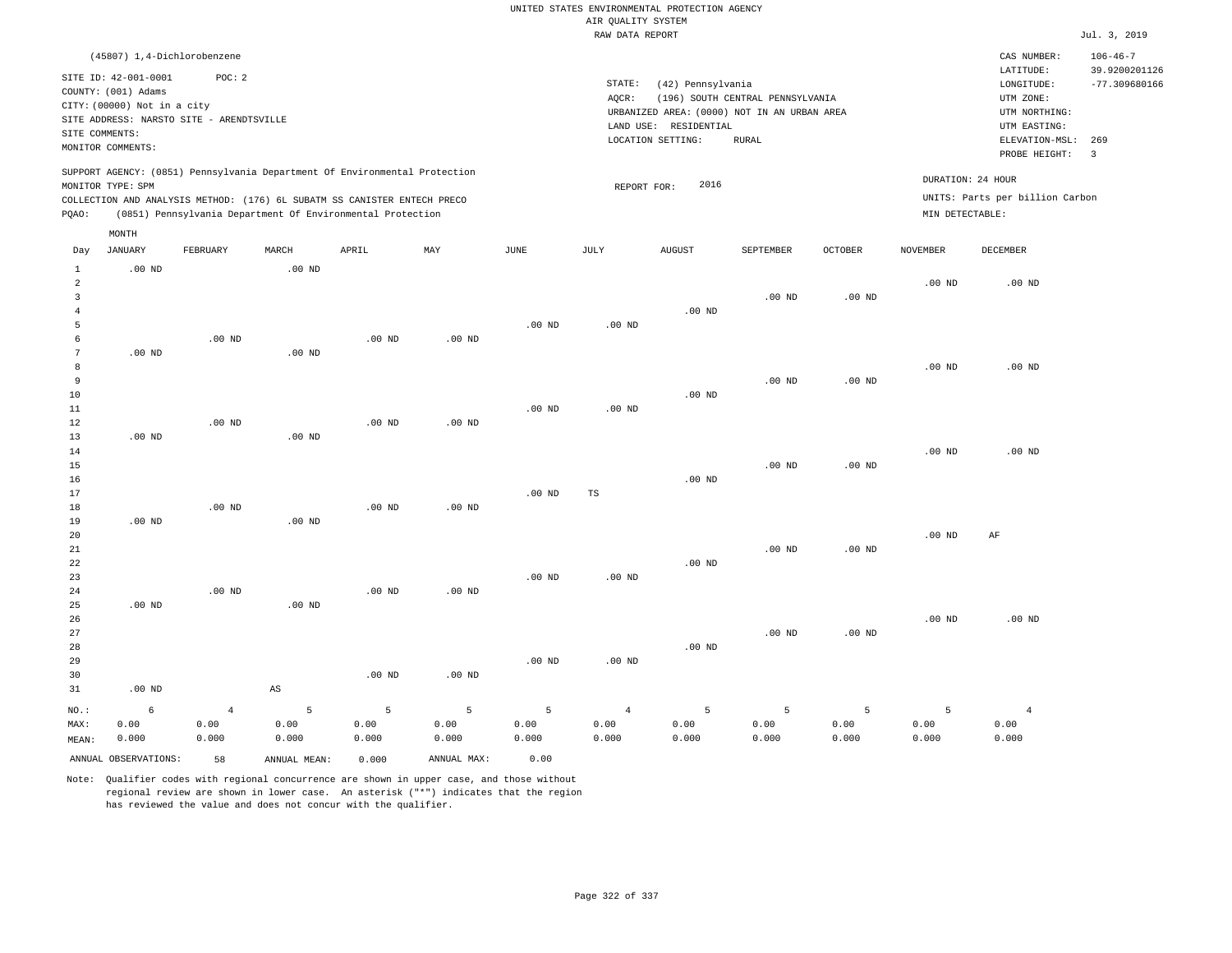UNITED STATES ENVIRONMENTAL PROTECTION AGENCY
AIR QUALITY SYSTEM
RAW DATA REPORT

Jul. 3, 2019

(45807) 1,4-Dichlorobenzene

SITE ID: 42-001-0001 POC: 2
COUNTY: (001) Adams
CITY: (00000) Not in a city
SITE ADDRESS: NARSTO SITE - ARENDTSVILLE
SITE COMMENTS:
MONITOR COMMENTS:

STATE: (42) Pennsylvania
AQCR: (196) SOUTH CENTRAL PENNSYLVANIA
URBANIZED AREA: (0000) NOT IN AN URBAN AREA
LAND USE: RESIDENTIAL
LOCATION SETTING: RURAL

CAS NUMBER: 106-46-7
LATITUDE: 39.9200201126
LONGITUDE: -77.309680166
UTM ZONE:
UTM NORTHING:
UTM EASTING:
ELEVATION-MSL: 269
PROBE HEIGHT: 3

SUPPORT AGENCY: (0851) Pennsylvania Department Of Environmental Protection
MONITOR TYPE: SPM
COLLECTION AND ANALYSIS METHOD: (176) 6L SUBATM SS CANISTER ENTECH PRECO
PQAO: (0851) Pennsylvania Department Of Environmental Protection

REPORT FOR: 2016

DURATION: 24 HOUR
UNITS: Parts per billion Carbon
MIN DETECTABLE:

| Day | JANUARY | FEBRUARY | MARCH | APRIL | MAY | JUNE | JULY | AUGUST | SEPTEMBER | OCTOBER | NOVEMBER | DECEMBER |
|---|---|---|---|---|---|---|---|---|---|---|---|---|
| 1 | .00 ND | | .00 ND | | | | | | | | | |
| 2 | | | | | | | | | | | .00 ND | .00 ND |
| 3 | | | | | | | | | .00 ND | .00 ND | | |
| 4 | | | | | | | | .00 ND | | | | |
| 5 | | | | | | .00 ND | .00 ND | | | | | |
| 6 | | .00 ND | | .00 ND | .00 ND | | | | | | | |
| 7 | .00 ND | | .00 ND | | | | | | | | | |
| 8 | | | | | | | | | | | .00 ND | .00 ND |
| 9 | | | | | | | | | .00 ND | .00 ND | | |
| 10 | | | | | | | | .00 ND | | | | |
| 11 | | | | | | .00 ND | .00 ND | | | | | |
| 12 | | .00 ND | | .00 ND | .00 ND | | | | | | | |
| 13 | .00 ND | | .00 ND | | | | | | | | | |
| 14 | | | | | | | | | | | .00 ND | .00 ND |
| 15 | | | | | | | | | .00 ND | .00 ND | | |
| 16 | | | | | | | | .00 ND | | | | |
| 17 | | | | | | .00 ND | TS | | | | | |
| 18 | | .00 ND | | .00 ND | .00 ND | | | | | | | |
| 19 | .00 ND | | .00 ND | | | | | | | | | |
| 20 | | | | | | | | | | | .00 ND | AF |
| 21 | | | | | | | | | .00 ND | .00 ND | | |
| 22 | | | | | | | | .00 ND | | | | |
| 23 | | | | | | .00 ND | .00 ND | | | | | |
| 24 | | .00 ND | | .00 ND | .00 ND | | | | | | | |
| 25 | .00 ND | | .00 ND | | | | | | | | | |
| 26 | | | | | | | | | | | .00 ND | .00 ND |
| 27 | | | | | | | | | .00 ND | .00 ND | | |
| 28 | | | | | | | | .00 ND | | | | |
| 29 | | | | | | .00 ND | .00 ND | | | | | |
| 30 | | | | .00 ND | .00 ND | | | | | | | |
| 31 | .00 ND | | AS | | | | | | | | | |
| NO.: | 6 | 4 | 5 | 5 | 5 | 5 | 4 | 5 | 5 | 5 | 5 | 4 |
| MAX: | 0.00 | 0.00 | 0.00 | 0.00 | 0.00 | 0.00 | 0.00 | 0.00 | 0.00 | 0.00 | 0.00 | 0.00 |
| MEAN: | 0.000 | 0.000 | 0.000 | 0.000 | 0.000 | 0.000 | 0.000 | 0.000 | 0.000 | 0.000 | 0.000 | 0.000 |

ANNUAL OBSERVATIONS: 58 ANNUAL MEAN: 0.000 ANNUAL MAX: 0.00

Note: Qualifier codes with regional concurrence are shown in upper case, and those without regional review are shown in lower case. An asterisk ("*") indicates that the region has reviewed the value and does not concur with the qualifier.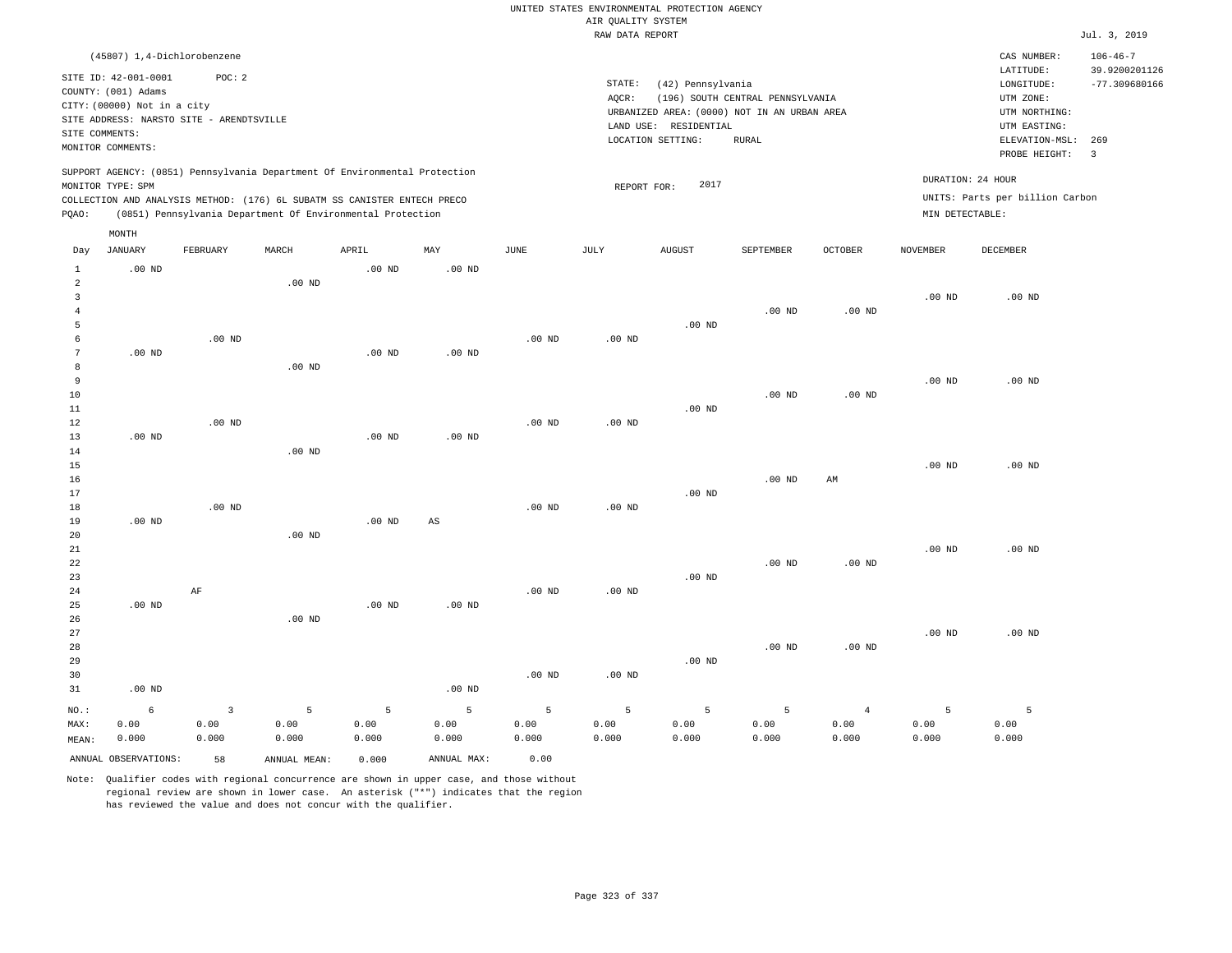UNITED STATES ENVIRONMENTAL PROTECTION AGENCY
AIR QUALITY SYSTEM
RAW DATA REPORT

Jul. 3, 2019

(45807) 1,4-Dichlorobenzene

SITE ID: 42-001-0001 POC: 2
COUNTY: (001) Adams
CITY: (00000) Not in a city
SITE ADDRESS: NARSTO SITE - ARENDTSVILLE
SITE COMMENTS:
MONITOR COMMENTS:

STATE: (42) Pennsylvania
AQCR: (196) SOUTH CENTRAL PENNSYLVANIA
URBANIZED AREA: (0000) NOT IN AN URBAN AREA
LAND USE: RESIDENTIAL
LOCATION SETTING: RURAL

CAS NUMBER: 106-46-7
LATITUDE: 39.9200201126
LONGITUDE: -77.309680166
UTM ZONE:
UTM NORTHING:
UTM EASTING:
ELEVATION-MSL: 269
PROBE HEIGHT: 3

SUPPORT AGENCY: (0851) Pennsylvania Department Of Environmental Protection
MONITOR TYPE: SPM
COLLECTION AND ANALYSIS METHOD: (176) 6L SUBATM SS CANISTER ENTECH PRECO
PQAO: (0851) Pennsylvania Department Of Environmental Protection

REPORT FOR: 2017

DURATION: 24 HOUR
UNITS: Parts per billion Carbon
MIN DETECTABLE:

| Day | JANUARY | FEBRUARY | MARCH | APRIL | MAY | JUNE | JULY | AUGUST | SEPTEMBER | OCTOBER | NOVEMBER | DECEMBER |
|---|---|---|---|---|---|---|---|---|---|---|---|---|
| 1 | .00 ND | | | .00 ND | .00 ND | | | | | | | |
| 2 | | | .00 ND | | | | | | | | | |
| 3 | | | | | | | | | | | .00 ND | .00 ND |
| 4 | | | | | | | | | .00 ND | .00 ND | | |
| 5 | | | | | | | | .00 ND | | | | |
| 6 | | .00 ND | | | | .00 ND | .00 ND | | | | | |
| 7 | .00 ND | | | .00 ND | .00 ND | | | | | | | |
| 8 | | | .00 ND | | | | | | | | | |
| 9 | | | | | | | | | | | .00 ND | .00 ND |
| 10 | | | | | | | | | .00 ND | .00 ND | | |
| 11 | | | | | | | | .00 ND | | | | |
| 12 | | .00 ND | | | | .00 ND | .00 ND | | | | | |
| 13 | .00 ND | | | .00 ND | .00 ND | | | | | | | |
| 14 | | | .00 ND | | | | | | | | | |
| 15 | | | | | | | | | | | .00 ND | .00 ND |
| 16 | | | | | | | | | .00 ND | AM | | |
| 17 | | | | | | | | .00 ND | | | | |
| 18 | | .00 ND | | | | .00 ND | .00 ND | | | | | |
| 19 | .00 ND | | | .00 ND | AS | | | | | | | |
| 20 | | | .00 ND | | | | | | | | | |
| 21 | | | | | | | | | | | .00 ND | .00 ND |
| 22 | | | | | | | | | .00 ND | .00 ND | | |
| 23 | | | | | | | | .00 ND | | | | |
| 24 | | AF | | | | .00 ND | .00 ND | | | | | |
| 25 | .00 ND | | | .00 ND | .00 ND | | | | | | | |
| 26 | | | .00 ND | | | | | | | | | |
| 27 | | | | | | | | | | | .00 ND | .00 ND |
| 28 | | | | | | | | | .00 ND | .00 ND | | |
| 29 | | | | | | | | .00 ND | | | | |
| 30 | | | | | | .00 ND | .00 ND | | | | | |
| 31 | .00 ND | | | | .00 ND | | | | | | | |
| NO.: | 6 | 3 | 5 | 5 | 5 | 5 | 5 | 5 | 5 | 4 | 5 | 5 |
| MAX: | 0.00 | 0.00 | 0.00 | 0.00 | 0.00 | 0.00 | 0.00 | 0.00 | 0.00 | 0.00 | 0.00 | 0.00 |
| MEAN: | 0.000 | 0.000 | 0.000 | 0.000 | 0.000 | 0.000 | 0.000 | 0.000 | 0.000 | 0.000 | 0.000 | 0.000 |

ANNUAL OBSERVATIONS: 58 ANNUAL MEAN: 0.000 ANNUAL MAX: 0.00

Note: Qualifier codes with regional concurrence are shown in upper case, and those without regional review are shown in lower case. An asterisk ("*") indicates that the region has reviewed the value and does not concur with the qualifier.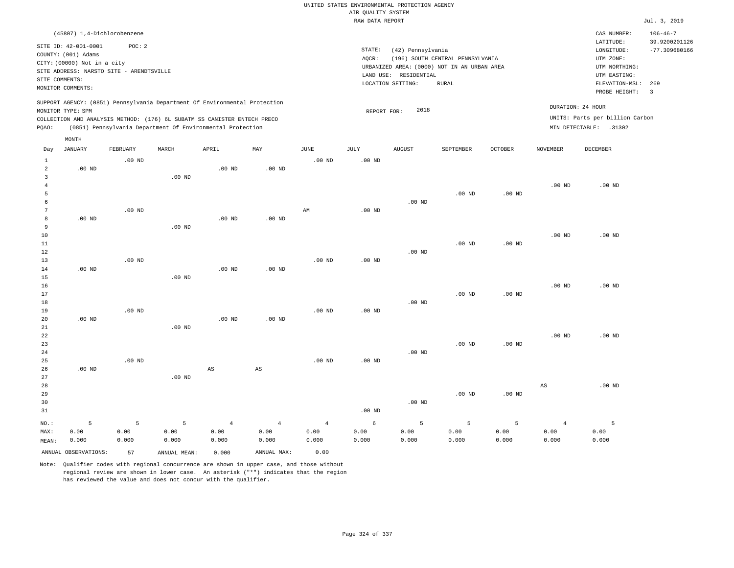UNITED STATES ENVIRONMENTAL PROTECTION AGENCY
AIR QUALITY SYSTEM
RAW DATA REPORT

Jul. 3, 2019

(45807) 1,4-Dichlorobenzene

SITE ID: 42-001-0001 POC: 2
COUNTY: (001) Adams
CITY: (00000) Not in a city
SITE ADDRESS: NARSTO SITE - ARENDTSVILLE
SITE COMMENTS:
MONITOR COMMENTS:

STATE: (42) Pennsylvania
AQCR: (196) SOUTH CENTRAL PENNSYLVANIA
URBANIZED AREA: (0000) NOT IN AN URBAN AREA
LAND USE: RESIDENTIAL
LOCATION SETTING: RURAL

CAS NUMBER: 106-46-7
LATITUDE: 39.9200201126
LONGITUDE: -77.309680166
UTM ZONE:
UTM NORTHING:
UTM EASTING:
ELEVATION-MSL: 269
PROBE HEIGHT: 3

SUPPORT AGENCY: (0851) Pennsylvania Department Of Environmental Protection
MONITOR TYPE: SPM
COLLECTION AND ANALYSIS METHOD: (176) 6L SUBATM SS CANISTER ENTECH PRECO
PQAO: (0851) Pennsylvania Department Of Environmental Protection

REPORT FOR: 2018

DURATION: 24 HOUR
UNITS: Parts per billion Carbon
MIN DETECTABLE: .31302

| Day | JANUARY | FEBRUARY | MARCH | APRIL | MAY | JUNE | JULY | AUGUST | SEPTEMBER | OCTOBER | NOVEMBER | DECEMBER |
|---|---|---|---|---|---|---|---|---|---|---|---|---|
| 1 | | .00 ND | | | | .00 ND | .00 ND | | | | | |
| 2 | .00 ND | | | .00 ND | .00 ND | | | | | | | |
| 3 | | | .00 ND | | | | | | | | | |
| 4 | | | | | | | | | | | .00 ND | .00 ND |
| 5 | | | | | | | | | .00 ND | .00 ND | | |
| 6 | | | | | | | | .00 ND | | | | |
| 7 | | .00 ND | | | | AM | .00 ND | | | | | |
| 8 | .00 ND | | | .00 ND | .00 ND | | | | | | | |
| 9 | | | .00 ND | | | | | | | | | |
| 10 | | | | | | | | | | | .00 ND | .00 ND |
| 11 | | | | | | | | | .00 ND | .00 ND | | |
| 12 | | | | | | | | .00 ND | | | | |
| 13 | | .00 ND | | | | .00 ND | .00 ND | | | | | |
| 14 | .00 ND | | | .00 ND | .00 ND | | | | | | | |
| 15 | | | .00 ND | | | | | | | | | |
| 16 | | | | | | | | | | | .00 ND | .00 ND |
| 17 | | | | | | | | | .00 ND | .00 ND | | |
| 18 | | | | | | | | .00 ND | | | | |
| 19 | | .00 ND | | | | .00 ND | .00 ND | | | | | |
| 20 | .00 ND | | | .00 ND | .00 ND | | | | | | | |
| 21 | | | .00 ND | | | | | | | | | |
| 22 | | | | | | | | | | | .00 ND | .00 ND |
| 23 | | | | | | | | | .00 ND | .00 ND | | |
| 24 | | | | | | | | .00 ND | | | | |
| 25 | | .00 ND | | | | .00 ND | .00 ND | | | | | |
| 26 | .00 ND | | | AS | AS | | | | | | | |
| 27 | | | .00 ND | | | | | | | | | |
| 28 | | | | | | | | | | | AS | .00 ND |
| 29 | | | | | | | | | .00 ND | .00 ND | | |
| 30 | | | | | | | | .00 ND | | | | |
| 31 | | | | | | | .00 ND | | | | | |
| NO.: | 5 | 5 | 5 | 4 | 4 | 4 | 6 | 5 | 5 | 5 | 4 | 5 |
| MAX: | 0.00 | 0.00 | 0.00 | 0.00 | 0.00 | 0.00 | 0.00 | 0.00 | 0.00 | 0.00 | 0.00 | 0.00 |
| MEAN: | 0.000 | 0.000 | 0.000 | 0.000 | 0.000 | 0.000 | 0.000 | 0.000 | 0.000 | 0.000 | 0.000 | 0.000 |

ANNUAL OBSERVATIONS: 57 ANNUAL MEAN: 0.000 ANNUAL MAX: 0.00

Note: Qualifier codes with regional concurrence are shown in upper case, and those without regional review are shown in lower case. An asterisk ("*") indicates that the region has reviewed the value and does not concur with the qualifier.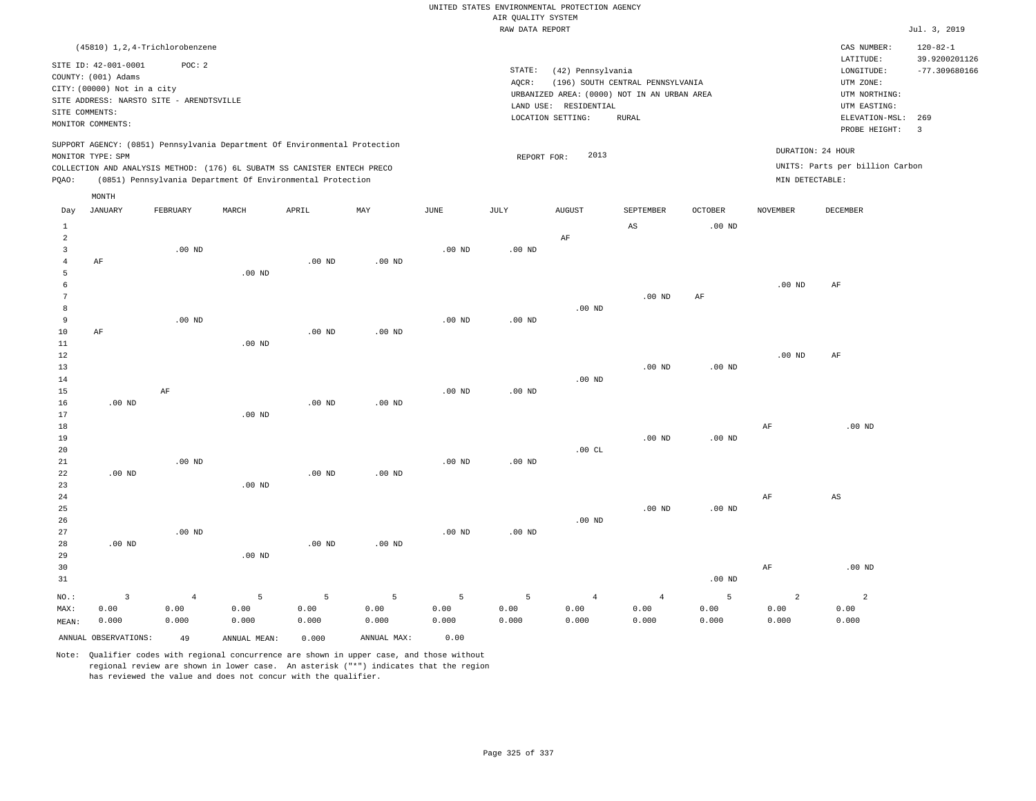UNITED STATES ENVIRONMENTAL PROTECTION AGENCY
AIR QUALITY SYSTEM
RAW DATA REPORT

Jul. 3, 2019

(45810) 1,2,4-Trichlorobenzene

SITE ID: 42-001-0001 POC: 2
COUNTY: (001) Adams
CITY: (00000) Not in a city
SITE ADDRESS: NARSTO SITE - ARENDTSVILLE
SITE COMMENTS:
MONITOR COMMENTS:

STATE: (42) Pennsylvania
AQCR: (196) SOUTH CENTRAL PENNSYLVANIA
URBANIZED AREA: (0000) NOT IN AN URBAN AREA
LAND USE: RESIDENTIAL
LOCATION SETTING: RURAL

CAS NUMBER: 120-82-1
LATITUDE: 39.9200201126
LONGITUDE: -77.309680166
UTM ZONE:
UTM NORTHING:
UTM EASTING:
ELEVATION-MSL: 269
PROBE HEIGHT: 3

SUPPORT AGENCY: (0851) Pennsylvania Department Of Environmental Protection
MONITOR TYPE: SPM
COLLECTION AND ANALYSIS METHOD: (176) 6L SUBATM SS CANISTER ENTECH PRECO
PQAO: (0851) Pennsylvania Department Of Environmental Protection

REPORT FOR: 2013

DURATION: 24 HOUR
UNITS: Parts per billion Carbon
MIN DETECTABLE:

| Day | JANUARY | FEBRUARY | MARCH | APRIL | MAY | JUNE | JULY | AUGUST | SEPTEMBER | OCTOBER | NOVEMBER | DECEMBER |
|---|---|---|---|---|---|---|---|---|---|---|---|---|
| 1 | | | | | | | | | AS | .00 ND | | |
| 2 | | | | | | | | AF | | | | |
| 3 | | .00 ND | | | | .00 ND | .00 ND | | | | | |
| 4 | AF | | | .00 ND | .00 ND | | | | | | | |
| 5 | | | .00 ND | | | | | | | | | |
| 6 | | | | | | | | | | | .00 ND | AF |
| 7 | | | | | | | | | .00 ND | AF | | |
| 8 | | | | | | | | .00 ND | | | | |
| 9 | | .00 ND | | | | .00 ND | .00 ND | | | | | |
| 10 | AF | | | .00 ND | .00 ND | | | | | | | |
| 11 | | | .00 ND | | | | | | | | | |
| 12 | | | | | | | | | | | .00 ND | AF |
| 13 | | | | | | | | | .00 ND | .00 ND | | |
| 14 | | | | | | | | .00 ND | | | | |
| 15 | | AF | | | | .00 ND | .00 ND | | | | | |
| 16 | .00 ND | | | .00 ND | .00 ND | | | | | | | |
| 17 | | | .00 ND | | | | | | | | | |
| 18 | | | | | | | | | | | AF | .00 ND |
| 19 | | | | | | | | | .00 ND | .00 ND | | |
| 20 | | | | | | | | .00 CL | | | | |
| 21 | | .00 ND | | | | .00 ND | .00 ND | | | | | |
| 22 | .00 ND | | | .00 ND | .00 ND | | | | | | | |
| 23 | | | .00 ND | | | | | | | | | |
| 24 | | | | | | | | | | | AF | AS |
| 25 | | | | | | | | | .00 ND | .00 ND | | |
| 26 | | | | | | | | .00 ND | | | | |
| 27 | | .00 ND | | | | .00 ND | .00 ND | | | | | |
| 28 | .00 ND | | | .00 ND | .00 ND | | | | | | | |
| 29 | | | .00 ND | | | | | | | | | |
| 30 | | | | | | | | | | | AF | .00 ND |
| 31 | | | | | | | | | | .00 ND | | |
| NO.: | 3 | 4 | 5 | 5 | 5 | 5 | 5 | 4 | 4 | 5 | 2 | 2 |
| MAX: | 0.00 | 0.00 | 0.00 | 0.00 | 0.00 | 0.00 | 0.00 | 0.00 | 0.00 | 0.00 | 0.00 | 0.00 |
| MEAN: | 0.000 | 0.000 | 0.000 | 0.000 | 0.000 | 0.000 | 0.000 | 0.000 | 0.000 | 0.000 | 0.000 | 0.000 |

ANNUAL OBSERVATIONS: 49 ANNUAL MEAN: 0.000 ANNUAL MAX: 0.00

Note: Qualifier codes with regional concurrence are shown in upper case, and those without regional review are shown in lower case. An asterisk ("*") indicates that the region has reviewed the value and does not concur with the qualifier.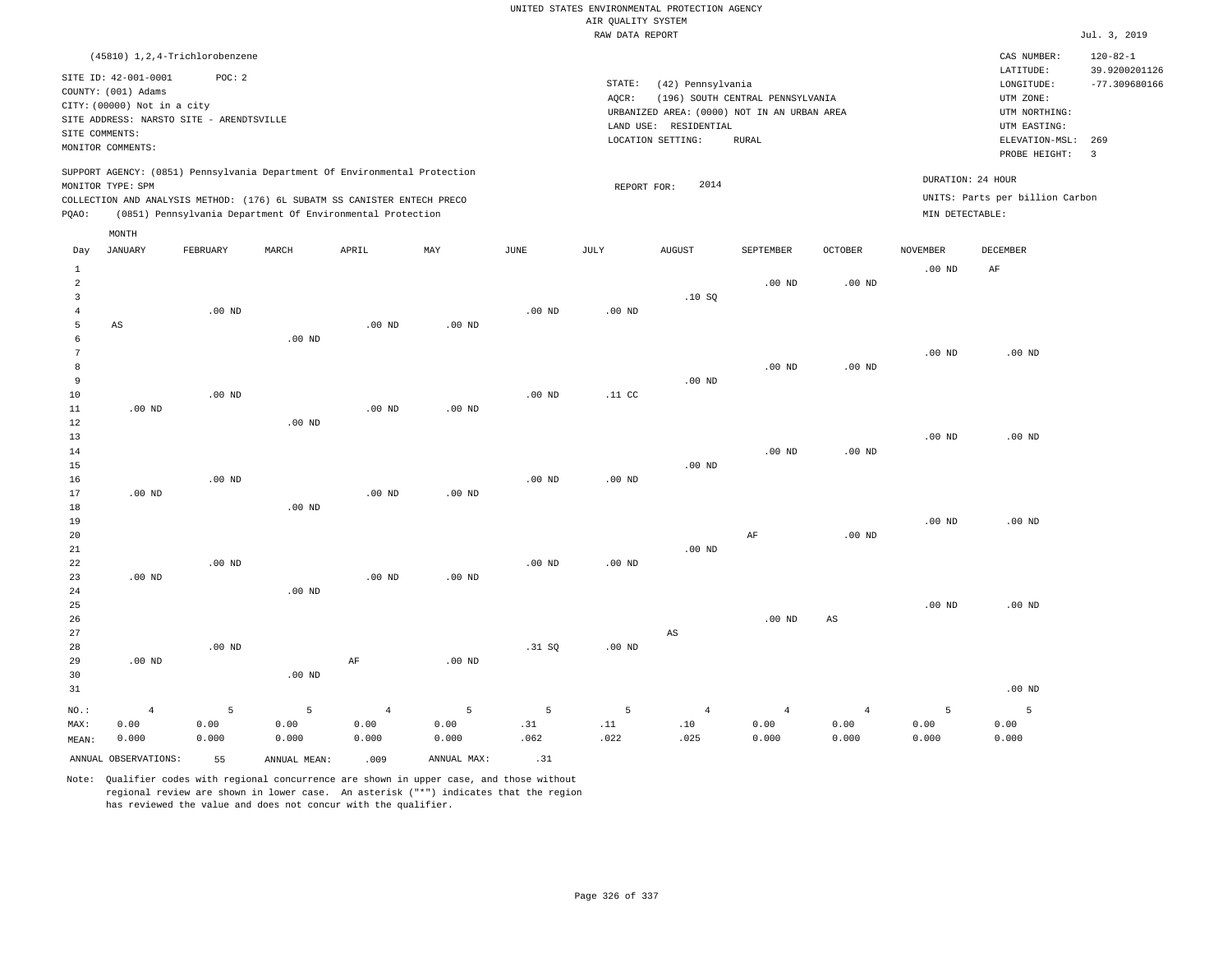UNITED STATES ENVIRONMENTAL PROTECTION AGENCY
AIR QUALITY SYSTEM
RAW DATA REPORT

Jul. 3, 2019

(45810) 1,2,4-Trichlorobenzene

SITE ID: 42-001-0001 POC: 2
COUNTY: (001) Adams
CITY: (00000) Not in a city
SITE ADDRESS: NARSTO SITE - ARENDTSVILLE
SITE COMMENTS:
MONITOR COMMENTS:

STATE: (42) Pennsylvania
AQCR: (196) SOUTH CENTRAL PENNSYLVANIA
URBANIZED AREA: (0000) NOT IN AN URBAN AREA
LAND USE: RESIDENTIAL
LOCATION SETTING: RURAL

CAS NUMBER: 120-82-1
LATITUDE: 39.9200201126
LONGITUDE: -77.309680166
UTM ZONE:
UTM NORTHING:
UTM EASTING:
ELEVATION-MSL: 269
PROBE HEIGHT: 3

SUPPORT AGENCY: (0851) Pennsylvania Department Of Environmental Protection
MONITOR TYPE: SPM
COLLECTION AND ANALYSIS METHOD: (176) 6L SUBATM SS CANISTER ENTECH PRECO
PQAO: (0851) Pennsylvania Department Of Environmental Protection

REPORT FOR: 2014

DURATION: 24 HOUR
UNITS: Parts per billion Carbon
MIN DETECTABLE:

| Day | JANUARY | FEBRUARY | MARCH | APRIL | MAY | JUNE | JULY | AUGUST | SEPTEMBER | OCTOBER | NOVEMBER | DECEMBER |
|---|---|---|---|---|---|---|---|---|---|---|---|---|
| 1 | | | | | | | | | | | .00 ND | AF |
| 2 | | | | | | | | | .00 ND | .00 ND | | |
| 3 | | | | | | | | .10 SQ | | | | |
| 4 | | .00 ND | | | | .00 ND | .00 ND | | | | | |
| 5 | AS | | | .00 ND | .00 ND | | | | | | | |
| 6 | | | .00 ND | | | | | | | | | |
| 7 | | | | | | | | | | | .00 ND | .00 ND |
| 8 | | | | | | | | | .00 ND | .00 ND | | |
| 9 | | | | | | | | .00 ND | | | | |
| 10 | | .00 ND | | | | .00 ND | .11 CC | | | | | |
| 11 | .00 ND | | | .00 ND | .00 ND | | | | | | | |
| 12 | | | .00 ND | | | | | | | | | |
| 13 | | | | | | | | | | | .00 ND | .00 ND |
| 14 | | | | | | | | | .00 ND | .00 ND | | |
| 15 | | | | | | | | .00 ND | | | | |
| 16 | | .00 ND | | | | .00 ND | .00 ND | | | | | |
| 17 | .00 ND | | | .00 ND | .00 ND | | | | | | | |
| 18 | | | .00 ND | | | | | | | | | |
| 19 | | | | | | | | | | | .00 ND | .00 ND |
| 20 | | | | | | | | | AF | .00 ND | | |
| 21 | | | | | | | | .00 ND | | | | |
| 22 | | .00 ND | | | | .00 ND | .00 ND | | | | | |
| 23 | .00 ND | | | .00 ND | .00 ND | | | | | | | |
| 24 | | | .00 ND | | | | | | | | | |
| 25 | | | | | | | | | | | .00 ND | .00 ND |
| 26 | | | | | | | | | .00 ND | AS | | |
| 27 | | | | | | | | AS | | | | |
| 28 | | .00 ND | | | | .31 SQ | .00 ND | | | | | |
| 29 | .00 ND | | | AF | .00 ND | | | | | | | |
| 30 | | | .00 ND | | | | | | | | | |
| 31 | | | | | | | | | | | | .00 ND |
| NO.: | 4 | 5 | 5 | 4 | 5 | 5 | 5 | 4 | 4 | 4 | 5 | 5 |
| MAX: | 0.00 | 0.00 | 0.00 | 0.00 | 0.00 | .31 | .11 | .10 | 0.00 | 0.00 | 0.00 | 0.00 |
| MEAN: | 0.000 | 0.000 | 0.000 | 0.000 | 0.000 | .062 | .022 | .025 | 0.000 | 0.000 | 0.000 | 0.000 |

ANNUAL OBSERVATIONS: 55 ANNUAL MEAN: .009 ANNUAL MAX: .31

Note: Qualifier codes with regional concurrence are shown in upper case, and those without regional review are shown in lower case. An asterisk ("*") indicates that the region has reviewed the value and does not concur with the qualifier.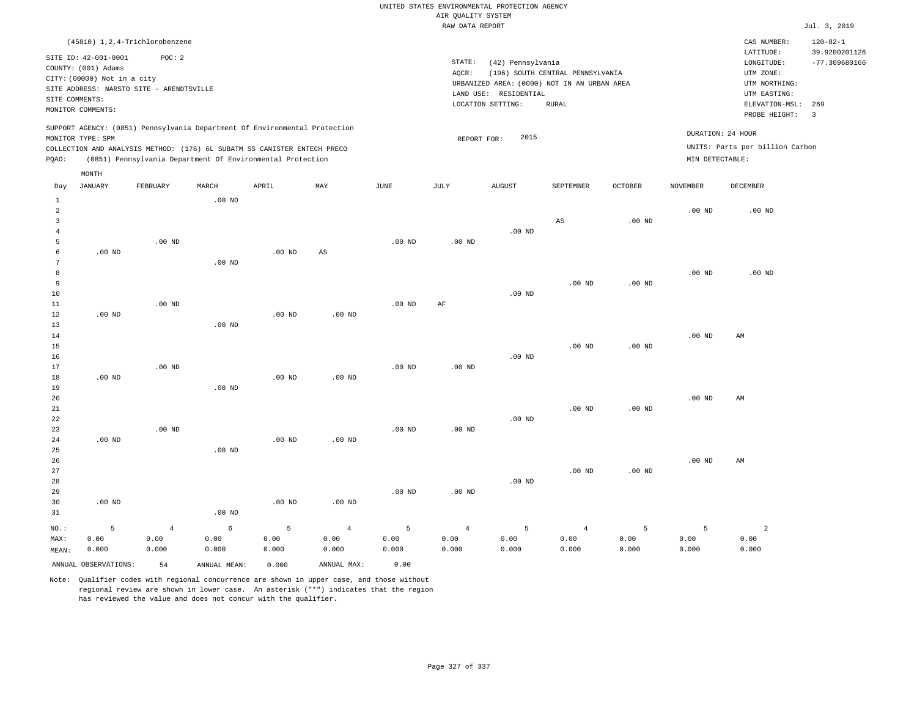UNITED STATES ENVIRONMENTAL PROTECTION AGENCY
AIR QUALITY SYSTEM
RAW DATA REPORT

Jul. 3, 2019

(45810) 1,2,4-Trichlorobenzene

CAS NUMBER: 120-82-1
LATITUDE: 39.9200201126
LONGITUDE: -77.309680166
UTM ZONE:
UTM NORTHING:
UTM EASTING:
ELEVATION-MSL: 269
PROBE HEIGHT: 3

SITE ID: 42-001-0001 POC: 2
COUNTY: (001) Adams
CITY: (00000) Not in a city
SITE ADDRESS: NARSTO SITE - ARENDTSVILLE
SITE COMMENTS:
MONITOR COMMENTS:

STATE: (42) Pennsylvania
AQCR: (196) SOUTH CENTRAL PENNSYLVANIA
URBANIZED AREA: (0000) NOT IN AN URBAN AREA
LAND USE: RESIDENTIAL
LOCATION SETTING: RURAL

SUPPORT AGENCY: (0851) Pennsylvania Department Of Environmental Protection
MONITOR TYPE: SPM
COLLECTION AND ANALYSIS METHOD: (176) 6L SUBATM SS CANISTER ENTECH PRECO
PQAO: (0851) Pennsylvania Department Of Environmental Protection

REPORT FOR: 2015

DURATION: 24 HOUR
UNITS: Parts per billion Carbon
MIN DETECTABLE:

| Day | JANUARY | FEBRUARY | MARCH | APRIL | MAY | JUNE | JULY | AUGUST | SEPTEMBER | OCTOBER | NOVEMBER | DECEMBER |
|---|---|---|---|---|---|---|---|---|---|---|---|---|
| 1 | | | .00 ND | | | | | | | | | |
| 2 | | | | | | | | | | | .00 ND | .00 ND |
| 3 | | | | | | | | | AS | .00 ND | | |
| 4 | | | | | | | | .00 ND | | | | |
| 5 | | .00 ND | | | | .00 ND | .00 ND | | | | | |
| 6 | .00 ND | | | .00 ND | AS | | | | | | | |
| 7 | | | .00 ND | | | | | | | | | |
| 8 | | | | | | | | | | | .00 ND | .00 ND |
| 9 | | | | | | | | | .00 ND | .00 ND | | |
| 10 | | | | | | | | .00 ND | | | | |
| 11 | | .00 ND | | | | .00 ND | AF | | | | | |
| 12 | .00 ND | | | .00 ND | .00 ND | | | | | | | |
| 13 | | | .00 ND | | | | | | | | | |
| 14 | | | | | | | | | | | .00 ND | AM |
| 15 | | | | | | | | | .00 ND | .00 ND | | |
| 16 | | | | | | | | .00 ND | | | | |
| 17 | | .00 ND | | | | .00 ND | .00 ND | | | | | |
| 18 | .00 ND | | | .00 ND | .00 ND | | | | | | | |
| 19 | | | .00 ND | | | | | | | | | |
| 20 | | | | | | | | | | | .00 ND | AM |
| 21 | | | | | | | | | .00 ND | .00 ND | | |
| 22 | | | | | | | | .00 ND | | | | |
| 23 | | .00 ND | | | | .00 ND | .00 ND | | | | | |
| 24 | .00 ND | | | .00 ND | .00 ND | | | | | | | |
| 25 | | | .00 ND | | | | | | | | | |
| 26 | | | | | | | | | | | .00 ND | AM |
| 27 | | | | | | | | | .00 ND | .00 ND | | |
| 28 | | | | | | | | .00 ND | | | | |
| 29 | | | | | | .00 ND | .00 ND | | | | | |
| 30 | .00 ND | | | .00 ND | .00 ND | | | | | | | |
| 31 | | | .00 ND | | | | | | | | | |
| NO.: | 5 | 4 | 6 | 5 | 4 | 5 | 4 | 5 | 4 | 5 | 5 | 2 |
| MAX: | 0.00 | 0.00 | 0.00 | 0.00 | 0.00 | 0.00 | 0.00 | 0.00 | 0.00 | 0.00 | 0.00 | 0.00 |
| MEAN: | 0.000 | 0.000 | 0.000 | 0.000 | 0.000 | 0.000 | 0.000 | 0.000 | 0.000 | 0.000 | 0.000 | 0.000 |

ANNUAL OBSERVATIONS: 54 ANNUAL MEAN: 0.000 ANNUAL MAX: 0.00

Note: Qualifier codes with regional concurrence are shown in upper case, and those without regional review are shown in lower case. An asterisk ("*") indicates that the region has reviewed the value and does not concur with the qualifier.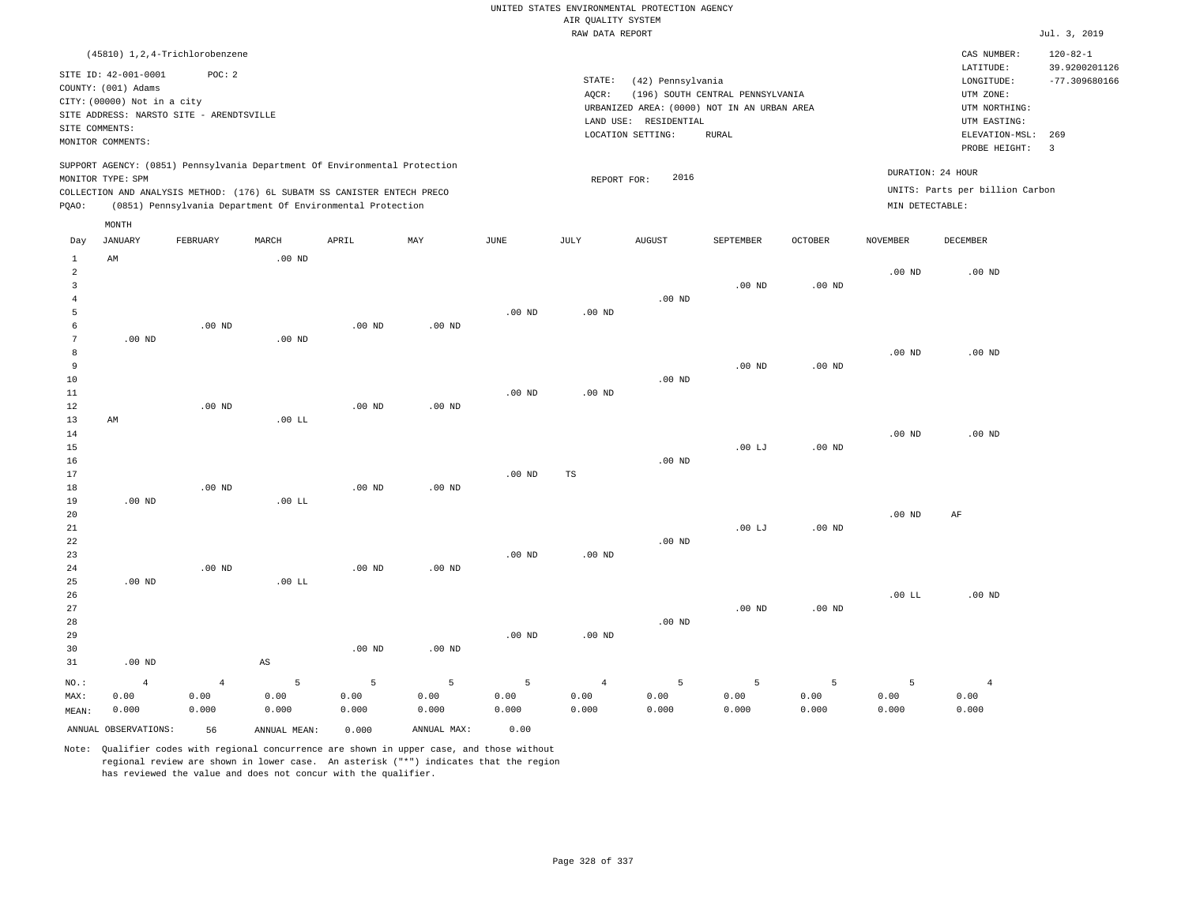UNITED STATES ENVIRONMENTAL PROTECTION AGENCY
AIR QUALITY SYSTEM
RAW DATA REPORT

Jul. 3, 2019

(45810) 1,2,4-Trichlorobenzene

SITE ID: 42-001-0001 POC: 2
COUNTY: (001) Adams
CITY: (00000) Not in a city
SITE ADDRESS: NARSTO SITE - ARENDTSVILLE
SITE COMMENTS:
MONITOR COMMENTS:

STATE: (42) Pennsylvania
AQCR: (196) SOUTH CENTRAL PENNSYLVANIA
URBANIZED AREA: (0000) NOT IN AN URBAN AREA
LAND USE: RESIDENTIAL
LOCATION SETTING: RURAL

CAS NUMBER: 120-82-1
LATITUDE: 39.9200201126
LONGITUDE: -77.309680166
UTM ZONE:
UTM NORTHING:
UTM EASTING:
ELEVATION-MSL: 269
PROBE HEIGHT: 3

SUPPORT AGENCY: (0851) Pennsylvania Department Of Environmental Protection
MONITOR TYPE: SPM
COLLECTION AND ANALYSIS METHOD: (176) 6L SUBATM SS CANISTER ENTECH PRECO
PQAO: (0851) Pennsylvania Department Of Environmental Protection

REPORT FOR: 2016

DURATION: 24 HOUR
UNITS: Parts per billion Carbon
MIN DETECTABLE:

| Day | JANUARY | FEBRUARY | MARCH | APRIL | MAY | JUNE | JULY | AUGUST | SEPTEMBER | OCTOBER | NOVEMBER | DECEMBER |
|---|---|---|---|---|---|---|---|---|---|---|---|---|
| 1 | AM | | .00 ND | | | | | | | | | |
| 2 | | | | | | | | | | | .00 ND | .00 ND |
| 3 | | | | | | | | | .00 ND | .00 ND | | |
| 4 | | | | | | | | .00 ND | | | | |
| 5 | | | | | | .00 ND | .00 ND | | | | | |
| 6 | | .00 ND | | .00 ND | .00 ND | | | | | | | |
| 7 | .00 ND | | .00 ND | | | | | | | | | |
| 8 | | | | | | | | | | | .00 ND | .00 ND |
| 9 | | | | | | | | | .00 ND | .00 ND | | |
| 10 | | | | | | | | .00 ND | | | | |
| 11 | | | | | | .00 ND | .00 ND | | | | | |
| 12 | | .00 ND | | .00 ND | .00 ND | | | | | | | |
| 13 | AM | | .00 LL | | | | | | | | | |
| 14 | | | | | | | | | | | .00 ND | .00 ND |
| 15 | | | | | | | | | .00 LJ | .00 ND | | |
| 16 | | | | | | | | .00 ND | | | | |
| 17 | | | | | | .00 ND | TS | | | | | |
| 18 | | .00 ND | | .00 ND | .00 ND | | | | | | | |
| 19 | .00 ND | | .00 LL | | | | | | | | | |
| 20 | | | | | | | | | | | .00 ND | AF |
| 21 | | | | | | | | | .00 LJ | .00 ND | | |
| 22 | | | | | | | | .00 ND | | | | |
| 23 | | | | | | .00 ND | .00 ND | | | | | |
| 24 | | .00 ND | | .00 ND | .00 ND | | | | | | | |
| 25 | .00 ND | | .00 LL | | | | | | | | | |
| 26 | | | | | | | | | | | .00 LL | .00 ND |
| 27 | | | | | | | | | .00 ND | .00 ND | | |
| 28 | | | | | | | | .00 ND | | | | |
| 29 | | | | | | .00 ND | .00 ND | | | | | |
| 30 | | | | .00 ND | .00 ND | | | | | | | |
| 31 | .00 ND | | AS | | | | | | | | | |
| NO.: | 4 | 4 | 5 | 5 | 5 | 5 | 4 | 5 | 5 | 5 | 5 | 4 |
| MAX: | 0.00 | 0.00 | 0.00 | 0.00 | 0.00 | 0.00 | 0.00 | 0.00 | 0.00 | 0.00 | 0.00 | 0.00 |
| MEAN: | 0.000 | 0.000 | 0.000 | 0.000 | 0.000 | 0.000 | 0.000 | 0.000 | 0.000 | 0.000 | 0.000 | 0.000 |

ANNUAL OBSERVATIONS: 56 ANNUAL MEAN: 0.000 ANNUAL MAX: 0.00

Note: Qualifier codes with regional concurrence are shown in upper case, and those without regional review are shown in lower case. An asterisk ("*") indicates that the region has reviewed the value and does not concur with the qualifier.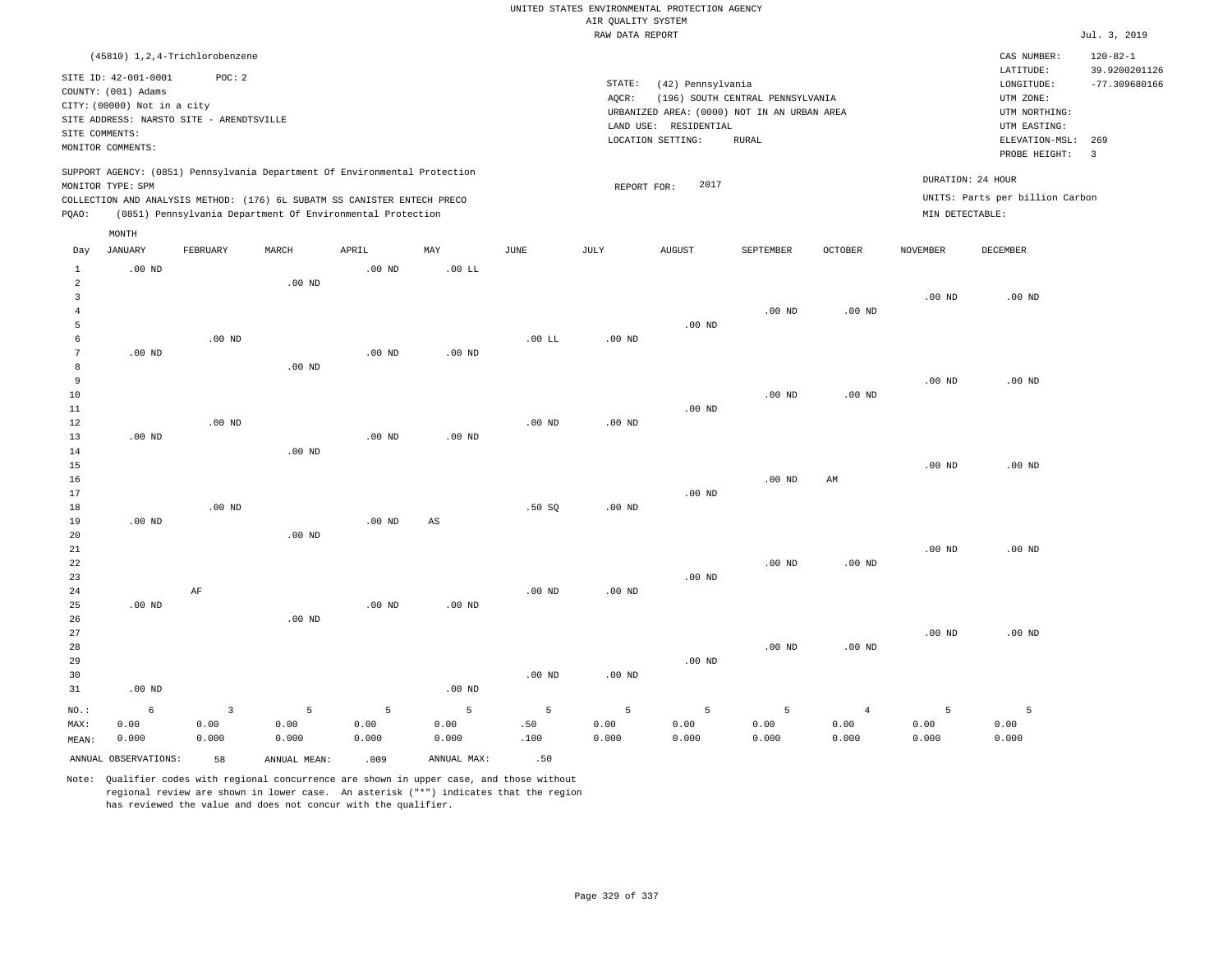UNITED STATES ENVIRONMENTAL PROTECTION AGENCY
AIR QUALITY SYSTEM
RAW DATA REPORT

Jul. 3, 2019

(45810) 1,2,4-Trichlorobenzene

SITE ID: 42-001-0001 POC: 2
COUNTY: (001) Adams
CITY: (00000) Not in a city
SITE ADDRESS: NARSTO SITE - ARENDTSVILLE
SITE COMMENTS:
MONITOR COMMENTS:

STATE: (42) Pennsylvania
AQCR: (196) SOUTH CENTRAL PENNSYLVANIA
URBANIZED AREA: (0000) NOT IN AN URBAN AREA
LAND USE: RESIDENTIAL
LOCATION SETTING: RURAL

CAS NUMBER: 120-82-1
LATITUDE: 39.9200201126
LONGITUDE: -77.309680166
UTM ZONE:
UTM NORTHING:
UTM EASTING:
ELEVATION-MSL: 269
PROBE HEIGHT: 3

SUPPORT AGENCY: (0851) Pennsylvania Department Of Environmental Protection
MONITOR TYPE: SPM
COLLECTION AND ANALYSIS METHOD: (176) 6L SUBATM SS CANISTER ENTECH PRECO
PQAO: (0851) Pennsylvania Department Of Environmental Protection

REPORT FOR: 2017

DURATION: 24 HOUR
UNITS: Parts per billion Carbon
MIN DETECTABLE:

| Day | JANUARY | FEBRUARY | MARCH | APRIL | MAY | JUNE | JULY | AUGUST | SEPTEMBER | OCTOBER | NOVEMBER | DECEMBER |
|---|---|---|---|---|---|---|---|---|---|---|---|---|
| 1 | .00 ND | | | .00 ND | .00 LL | | | | | | | |
| 2 | | | .00 ND | | | | | | | | | |
| 3 | | | | | | | | | | | .00 ND | .00 ND |
| 4 | | | | | | | | | .00 ND | .00 ND | | |
| 5 | | | | | | | | .00 ND | | | | |
| 6 | | .00 ND | | | | .00 LL | .00 ND | | | | | |
| 7 | .00 ND | | | .00 ND | .00 ND | | | | | | | |
| 8 | | | .00 ND | | | | | | | | | |
| 9 | | | | | | | | | | | .00 ND | .00 ND |
| 10 | | | | | | | | | .00 ND | .00 ND | | |
| 11 | | | | | | | | .00 ND | | | | |
| 12 | | .00 ND | | | | .00 ND | .00 ND | | | | | |
| 13 | .00 ND | | | .00 ND | .00 ND | | | | | | | |
| 14 | | | .00 ND | | | | | | | | | |
| 15 | | | | | | | | | | | .00 ND | .00 ND |
| 16 | | | | | | | | | .00 ND | AM | | |
| 17 | | | | | | | | .00 ND | | | | |
| 18 | | .00 ND | | | | .50 SQ | .00 ND | | | | | |
| 19 | .00 ND | | | .00 ND | AS | | | | | | | |
| 20 | | | .00 ND | | | | | | | | | |
| 21 | | | | | | | | | | | .00 ND | .00 ND |
| 22 | | | | | | | | | .00 ND | .00 ND | | |
| 23 | | | | | | | | .00 ND | | | | |
| 24 | | AF | | | | .00 ND | .00 ND | | | | | |
| 25 | .00 ND | | | .00 ND | .00 ND | | | | | | | |
| 26 | | | .00 ND | | | | | | | | | |
| 27 | | | | | | | | | | | .00 ND | .00 ND |
| 28 | | | | | | | | | .00 ND | .00 ND | | |
| 29 | | | | | | | | .00 ND | | | | |
| 30 | | | | | | .00 ND | .00 ND | | | | | |
| 31 | .00 ND | | | | .00 ND | | | | | | | |
| NO.: | 6 | 3 | 5 | 5 | 5 | 5 | 5 | 5 | 5 | 4 | 5 | 5 |
| MAX: | 0.00 | 0.00 | 0.00 | 0.00 | 0.00 | .50 | 0.00 | 0.00 | 0.00 | 0.00 | 0.00 | 0.00 |
| MEAN: | 0.000 | 0.000 | 0.000 | 0.000 | 0.000 | .100 | 0.000 | 0.000 | 0.000 | 0.000 | 0.000 | 0.000 |

ANNUAL OBSERVATIONS: 58 ANNUAL MEAN: .009 ANNUAL MAX: .50

Note: Qualifier codes with regional concurrence are shown in upper case, and those without regional review are shown in lower case. An asterisk ("*") indicates that the region has reviewed the value and does not concur with the qualifier.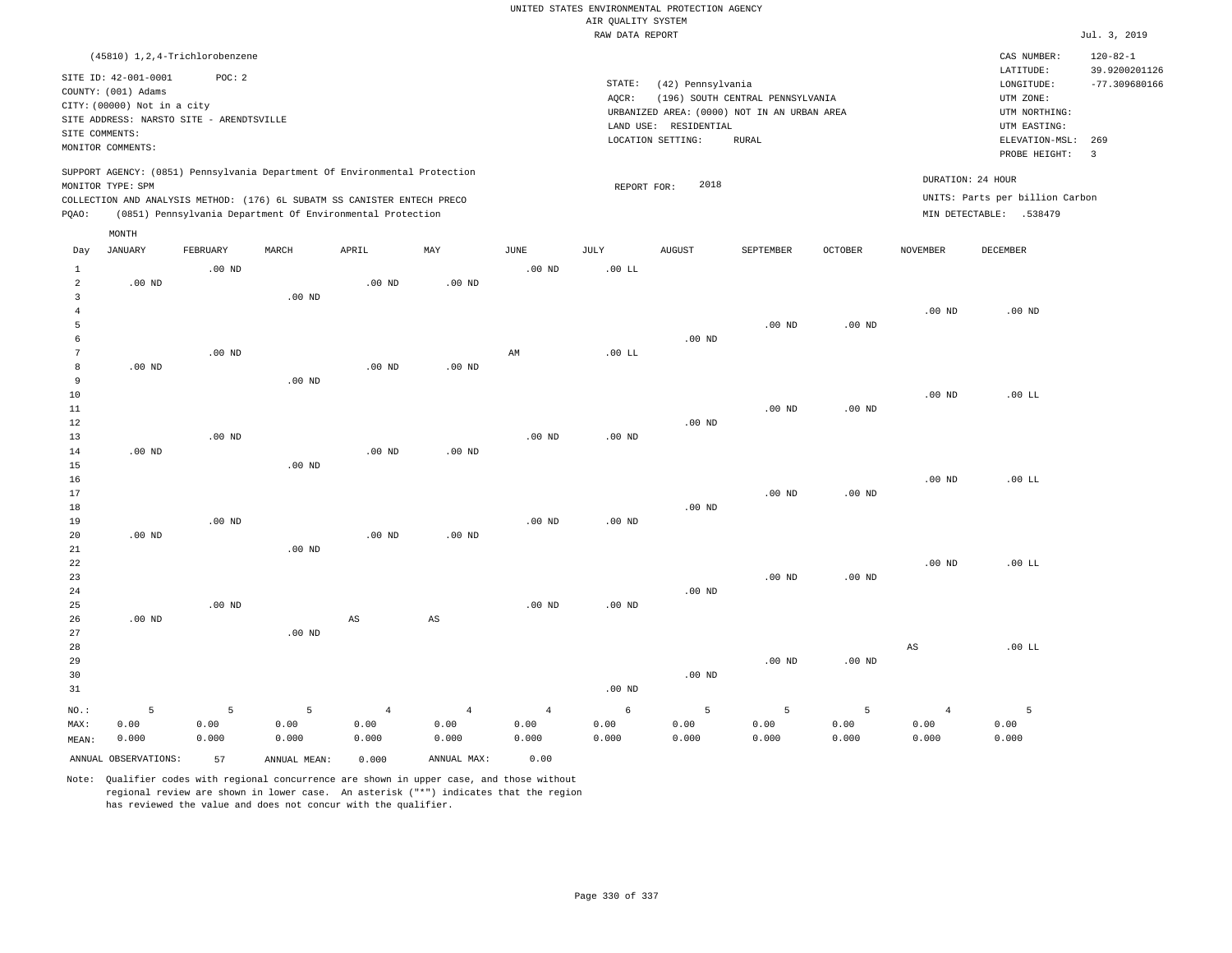UNITED STATES ENVIRONMENTAL PROTECTION AGENCY
AIR QUALITY SYSTEM
RAW DATA REPORT

Jul. 3, 2019

(45810) 1,2,4-Trichlorobenzene

SITE ID: 42-001-0001 POC: 2
COUNTY: (001) Adams
CITY: (00000) Not in a city
SITE ADDRESS: NARSTO SITE - ARENDTSVILLE
SITE COMMENTS:
MONITOR COMMENTS:

STATE: (42) Pennsylvania
AQCR: (196) SOUTH CENTRAL PENNSYLVANIA
URBANIZED AREA: (0000) NOT IN AN URBAN AREA
LAND USE: RESIDENTIAL
LOCATION SETTING: RURAL

CAS NUMBER: 120-82-1
LATITUDE: 39.9200201126
LONGITUDE: -77.309680166
UTM ZONE:
UTM NORTHING:
UTM EASTING:
ELEVATION-MSL: 269
PROBE HEIGHT: 3

SUPPORT AGENCY: (0851) Pennsylvania Department Of Environmental Protection
MONITOR TYPE: SPM
COLLECTION AND ANALYSIS METHOD: (176) 6L SUBATM SS CANISTER ENTECH PRECO
PQAO: (0851) Pennsylvania Department Of Environmental Protection

REPORT FOR: 2018

DURATION: 24 HOUR
UNITS: Parts per billion Carbon
MIN DETECTABLE: .538479

| Day | JANUARY | FEBRUARY | MARCH | APRIL | MAY | JUNE | JULY | AUGUST | SEPTEMBER | OCTOBER | NOVEMBER | DECEMBER |
|---|---|---|---|---|---|---|---|---|---|---|---|---|
| 1 | | .00 ND | | | | .00 ND | .00 LL | | | | | |
| 2 | .00 ND | | | .00 ND | .00 ND | | | | | | | |
| 3 | | | .00 ND | | | | | | | | | |
| 4 | | | | | | | | | | | .00 ND | .00 ND |
| 5 | | | | | | | | | .00 ND | .00 ND | | |
| 6 | | | | | | | | .00 ND | | | | |
| 7 | | .00 ND | | | | AM | .00 LL | | | | | |
| 8 | .00 ND | | | .00 ND | .00 ND | | | | | | | |
| 9 | | | .00 ND | | | | | | | | | |
| 10 | | | | | | | | | | | .00 ND | .00 LL |
| 11 | | | | | | | | | .00 ND | .00 ND | | |
| 12 | | | | | | | | .00 ND | | | | |
| 13 | | .00 ND | | | | .00 ND | .00 ND | | | | | |
| 14 | .00 ND | | | .00 ND | .00 ND | | | | | | | |
| 15 | | | .00 ND | | | | | | | | | |
| 16 | | | | | | | | | | | .00 ND | .00 LL |
| 17 | | | | | | | | | .00 ND | .00 ND | | |
| 18 | | | | | | | | .00 ND | | | | |
| 19 | | .00 ND | | | | .00 ND | .00 ND | | | | | |
| 20 | .00 ND | | | .00 ND | .00 ND | | | | | | | |
| 21 | | | .00 ND | | | | | | | | | |
| 22 | | | | | | | | | | | .00 ND | .00 LL |
| 23 | | | | | | | | | .00 ND | .00 ND | | |
| 24 | | | | | | | | .00 ND | | | | |
| 25 | | .00 ND | | | | .00 ND | .00 ND | | | | | |
| 26 | .00 ND | | | AS | AS | | | | | | | |
| 27 | | | .00 ND | | | | | | | | | |
| 28 | | | | | | | | | | | AS | .00 LL |
| 29 | | | | | | | | | .00 ND | .00 ND | | |
| 30 | | | | | | | | .00 ND | | | | |
| 31 | | | | | | | .00 ND | | | | | |
| NO.: | 5 | 5 | 5 | 4 | 4 | 4 | 6 | 5 | 5 | 5 | 4 | 5 |
| MAX: | 0.00 | 0.00 | 0.00 | 0.00 | 0.00 | 0.00 | 0.00 | 0.00 | 0.00 | 0.00 | 0.00 | 0.00 |
| MEAN: | 0.000 | 0.000 | 0.000 | 0.000 | 0.000 | 0.000 | 0.000 | 0.000 | 0.000 | 0.000 | 0.000 | 0.000 |

ANNUAL OBSERVATIONS: 57 ANNUAL MEAN: 0.000 ANNUAL MAX: 0.00

Note: Qualifier codes with regional concurrence are shown in upper case, and those without regional review are shown in lower case. An asterisk ("*") indicates that the region has reviewed the value and does not concur with the qualifier.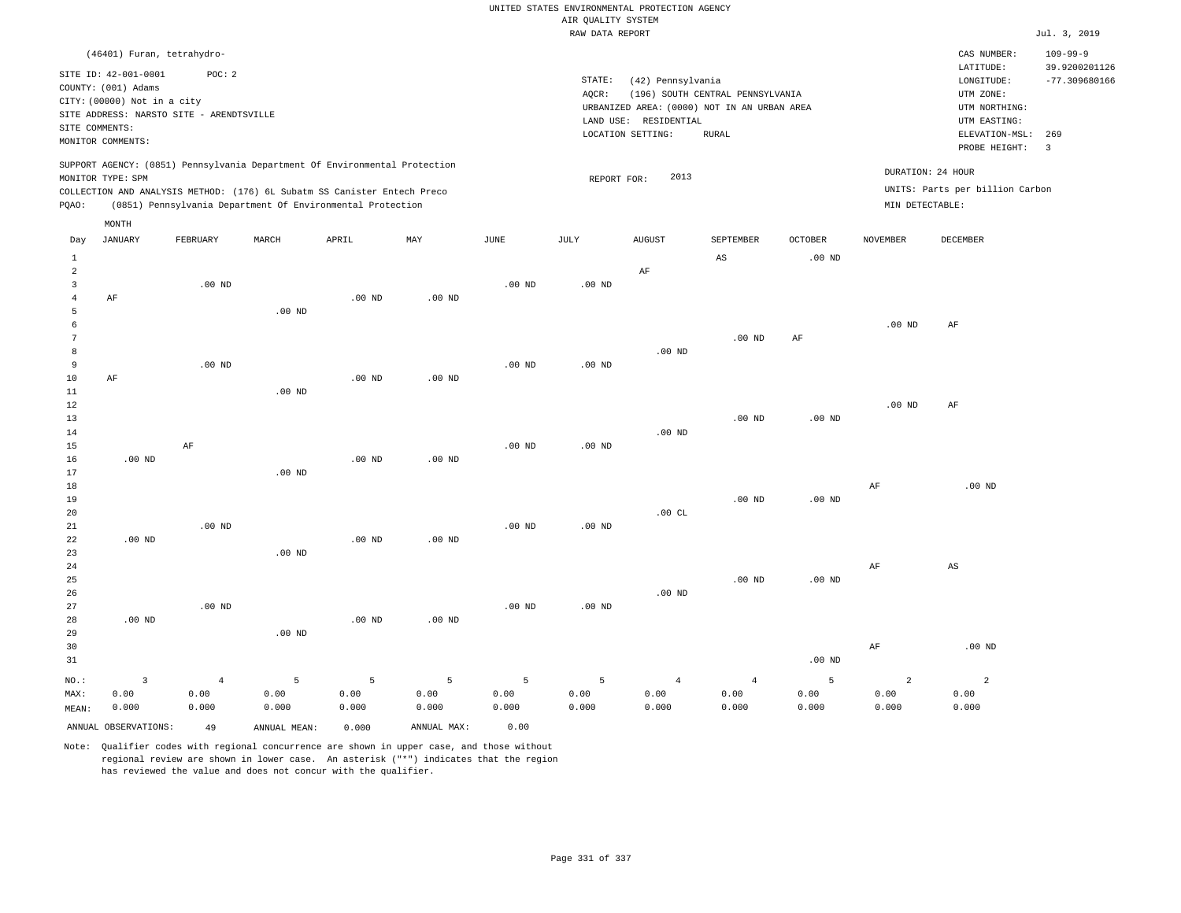UNITED STATES ENVIRONMENTAL PROTECTION AGENCY
AIR QUALITY SYSTEM
RAW DATA REPORT

Jul. 3, 2019

(46401) Furan, tetrahydro-

SITE ID: 42-001-0001    POC: 2
COUNTY: (001) Adams
CITY: (00000) Not in a city
SITE ADDRESS: NARSTO SITE - ARENDTSVILLE
SITE COMMENTS:
MONITOR COMMENTS:

STATE: (42) Pennsylvania
AQCR: (196) SOUTH CENTRAL PENNSYLVANIA
URBANIZED AREA: (0000) NOT IN AN URBAN AREA
LAND USE: RESIDENTIAL
LOCATION SETTING: RURAL

CAS NUMBER: 109-99-9
LATITUDE: 39.9200201126
LONGITUDE: -77.309680166
UTM ZONE:
UTM NORTHING:
UTM EASTING:
ELEVATION-MSL: 269
PROBE HEIGHT: 3

SUPPORT AGENCY: (0851) Pennsylvania Department Of Environmental Protection
MONITOR TYPE: SPM
COLLECTION AND ANALYSIS METHOD: (176) 6L Subatm SS Canister Entech Preco
PQAO: (0851) Pennsylvania Department Of Environmental Protection

REPORT FOR: 2013

DURATION: 24 HOUR
UNITS: Parts per billion Carbon
MIN DETECTABLE:

| Day | JANUARY | FEBRUARY | MARCH | APRIL | MAY | JUNE | JULY | AUGUST | SEPTEMBER | OCTOBER | NOVEMBER | DECEMBER |
|---|---|---|---|---|---|---|---|---|---|---|---|---|
| 1 | | | | | | | | | AS | .00 ND | | |
| 2 | | | | | | | | AF | | | | |
| 3 | | .00 ND | | | | .00 ND | .00 ND | | | | | |
| 4 | AF | | | .00 ND | .00 ND | | | | | | | |
| 5 | | | .00 ND | | | | | | | | | |
| 6 | | | | | | | | | | | .00 ND | AF |
| 7 | | | | | | | | | .00 ND | AF | | |
| 8 | | | | | | | | .00 ND | | | | |
| 9 | | .00 ND | | | | .00 ND | .00 ND | | | | | |
| 10 | AF | | | .00 ND | .00 ND | | | | | | | |
| 11 | | | .00 ND | | | | | | | | | |
| 12 | | | | | | | | | | | .00 ND | AF |
| 13 | | | | | | | | | .00 ND | .00 ND | | |
| 14 | | | | | | | | .00 ND | | | | |
| 15 | | AF | | | | .00 ND | .00 ND | | | | | |
| 16 | .00 ND | | | .00 ND | .00 ND | | | | | | | |
| 17 | | | .00 ND | | | | | | | | | |
| 18 | | | | | | | | | | | AF | .00 ND |
| 19 | | | | | | | | | .00 ND | .00 ND | | |
| 20 | | | | | | | | .00 CL | | | | |
| 21 | | .00 ND | | | | .00 ND | .00 ND | | | | | |
| 22 | .00 ND | | | .00 ND | .00 ND | | | | | | | |
| 23 | | | .00 ND | | | | | | | | | |
| 24 | | | | | | | | | | | AF | AS |
| 25 | | | | | | | | | .00 ND | .00 ND | | |
| 26 | | | | | | | | .00 ND | | | | |
| 27 | | .00 ND | | | | .00 ND | .00 ND | | | | | |
| 28 | .00 ND | | | .00 ND | .00 ND | | | | | | | |
| 29 | | | .00 ND | | | | | | | | | |
| 30 | | | | | | | | | | | AF | .00 ND |
| 31 | | | | | | | | | | .00 ND | | |
| NO.: | 3 | 4 | 5 | 5 | 5 | 5 | 5 | 4 | 4 | 5 | 2 | 2 |
| MAX: | 0.00 | 0.00 | 0.00 | 0.00 | 0.00 | 0.00 | 0.00 | 0.00 | 0.00 | 0.00 | 0.00 | 0.00 |
| MEAN: | 0.000 | 0.000 | 0.000 | 0.000 | 0.000 | 0.000 | 0.000 | 0.000 | 0.000 | 0.000 | 0.000 | 0.000 |

ANNUAL OBSERVATIONS: 49    ANNUAL MEAN: 0.000    ANNUAL MAX: 0.00

Note: Qualifier codes with regional concurrence are shown in upper case, and those without regional review are shown in lower case. An asterisk ("*") indicates that the region has reviewed the value and does not concur with the qualifier.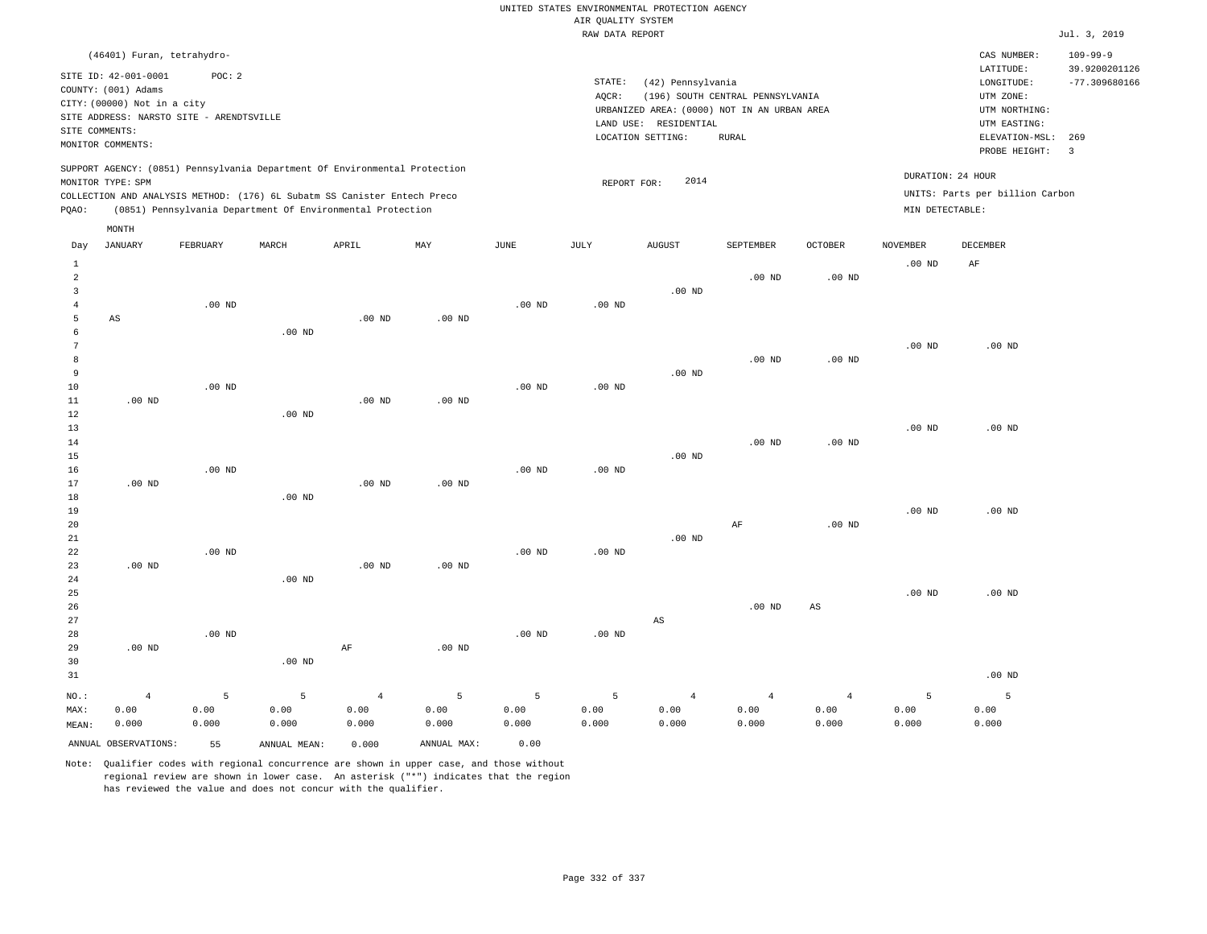UNITED STATES ENVIRONMENTAL PROTECTION AGENCY
AIR QUALITY SYSTEM
RAW DATA REPORT

Jul. 3, 2019

(46401) Furan, tetrahydro-

SITE ID: 42-001-0001 POC: 2
COUNTY: (001) Adams
CITY: (00000) Not in a city
SITE ADDRESS: NARSTO SITE - ARENDTSVILLE
SITE COMMENTS:
MONITOR COMMENTS:

STATE: (42) Pennsylvania
AQCR: (196) SOUTH CENTRAL PENNSYLVANIA
URBANIZED AREA: (0000) NOT IN AN URBAN AREA
LAND USE: RESIDENTIAL
LOCATION SETTING: RURAL

CAS NUMBER: 109-99-9
LATITUDE: 39.9200201126
LONGITUDE: -77.309680166
UTM ZONE:
UTM NORTHING:
UTM EASTING:
ELEVATION-MSL: 269
PROBE HEIGHT: 3

SUPPORT AGENCY: (0851) Pennsylvania Department Of Environmental Protection
MONITOR TYPE: SPM
COLLECTION AND ANALYSIS METHOD: (176) 6L Subatm SS Canister Entech Preco
PQAO: (0851) Pennsylvania Department Of Environmental Protection

REPORT FOR: 2014

DURATION: 24 HOUR
UNITS: Parts per billion Carbon
MIN DETECTABLE:

| Day | JANUARY | FEBRUARY | MARCH | APRIL | MAY | JUNE | JULY | AUGUST | SEPTEMBER | OCTOBER | NOVEMBER | DECEMBER |
|---|---|---|---|---|---|---|---|---|---|---|---|---|
| 1 | | | | | | | | | | | .00 ND | AF |
| 2 | | | | | | | | | .00 ND | .00 ND | | |
| 3 | | | | | | | | .00 ND | | | | |
| 4 | | .00 ND | | | | .00 ND | .00 ND | | | | | |
| 5 | AS | | | .00 ND | .00 ND | | | | | | | |
| 6 | | | .00 ND | | | | | | | | | |
| 7 | | | | | | | | | | | .00 ND | .00 ND |
| 8 | | | | | | | | | .00 ND | .00 ND | | |
| 9 | | | | | | | | .00 ND | | | | |
| 10 | | .00 ND | | | | .00 ND | .00 ND | | | | | |
| 11 | .00 ND | | | .00 ND | .00 ND | | | | | | | |
| 12 | | | .00 ND | | | | | | | | | |
| 13 | | | | | | | | | | | .00 ND | .00 ND |
| 14 | | | | | | | | | .00 ND | .00 ND | | |
| 15 | | | | | | | | .00 ND | | | | |
| 16 | | .00 ND | | | | .00 ND | .00 ND | | | | | |
| 17 | .00 ND | | | .00 ND | .00 ND | | | | | | | |
| 18 | | | .00 ND | | | | | | | | | |
| 19 | | | | | | | | | | | .00 ND | .00 ND |
| 20 | | | | | | | | | AF | .00 ND | | |
| 21 | | | | | | | | .00 ND | | | | |
| 22 | | .00 ND | | | | .00 ND | .00 ND | | | | | |
| 23 | .00 ND | | | .00 ND | .00 ND | | | | | | | |
| 24 | | | .00 ND | | | | | | | | | |
| 25 | | | | | | | | | | | .00 ND | .00 ND |
| 26 | | | | | | | | | .00 ND | AS | | |
| 27 | | | | | | | | AS | | | | |
| 28 | | .00 ND | | | | .00 ND | .00 ND | | | | | |
| 29 | .00 ND | | | AF | .00 ND | | | | | | | |
| 30 | | | .00 ND | | | | | | | | | |
| 31 | | | | | | | | | | | | .00 ND |
| NO.: | 4 | 5 | 5 | 4 | 5 | 5 | 5 | 4 | 4 | 4 | 5 | 5 |
| MAX: | 0.00 | 0.00 | 0.00 | 0.00 | 0.00 | 0.00 | 0.00 | 0.00 | 0.00 | 0.00 | 0.00 | 0.00 |
| MEAN: | 0.000 | 0.000 | 0.000 | 0.000 | 0.000 | 0.000 | 0.000 | 0.000 | 0.000 | 0.000 | 0.000 | 0.000 |

ANNUAL OBSERVATIONS: 55 ANNUAL MEAN: 0.000 ANNUAL MAX: 0.00

Note: Qualifier codes with regional concurrence are shown in upper case, and those without regional review are shown in lower case. An asterisk ("*") indicates that the region has reviewed the value and does not concur with the qualifier.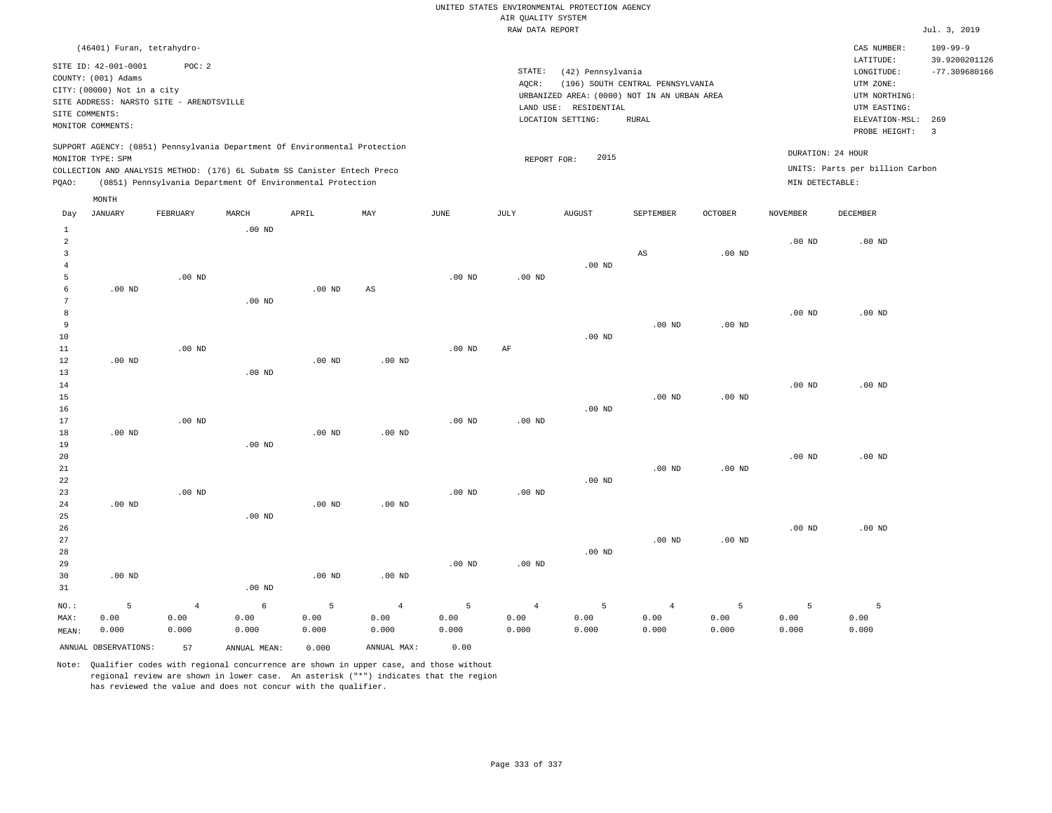UNITED STATES ENVIRONMENTAL PROTECTION AGENCY
AIR QUALITY SYSTEM
RAW DATA REPORT

Jul. 3, 2019

(46401) Furan, tetrahydro-

SITE ID: 42-001-0001 POC: 2
COUNTY: (001) Adams
CITY: (00000) Not in a city
SITE ADDRESS: NARSTO SITE - ARENDTSVILLE
SITE COMMENTS:
MONITOR COMMENTS:

STATE: (42) Pennsylvania
AQCR: (196) SOUTH CENTRAL PENNSYLVANIA
URBANIZED AREA: (0000) NOT IN AN URBAN AREA
LAND USE: RESIDENTIAL
LOCATION SETTING: RURAL

CAS NUMBER: 109-99-9
LATITUDE: 39.9200201126
LONGITUDE: -77.309680166
UTM ZONE:
UTM NORTHING:
UTM EASTING:
ELEVATION-MSL: 269
PROBE HEIGHT: 3

SUPPORT AGENCY: (0851) Pennsylvania Department Of Environmental Protection
MONITOR TYPE: SPM
COLLECTION AND ANALYSIS METHOD: (176) 6L Subatm SS Canister Entech Preco
PQAO: (0851) Pennsylvania Department Of Environmental Protection

REPORT FOR: 2015

DURATION: 24 HOUR
UNITS: Parts per billion Carbon
MIN DETECTABLE:

| Day | JANUARY | FEBRUARY | MARCH | APRIL | MAY | JUNE | JULY | AUGUST | SEPTEMBER | OCTOBER | NOVEMBER | DECEMBER |
|---|---|---|---|---|---|---|---|---|---|---|---|---|
| 1 | | | .00 ND | | | | | | | | | |
| 2 | | | | | | | | | | | .00 ND | .00 ND |
| 3 | | | | | | | | | AS | .00 ND | | |
| 4 | | | | | | | | .00 ND | | | | |
| 5 | | .00 ND | | | | .00 ND | .00 ND | | | | | |
| 6 | .00 ND | | | .00 ND | AS | | | | | | | |
| 7 | | | .00 ND | | | | | | | | | |
| 8 | | | | | | | | | | | .00 ND | .00 ND |
| 9 | | | | | | | | | .00 ND | .00 ND | | |
| 10 | | | | | | | | .00 ND | | | | |
| 11 | | .00 ND | | | | .00 ND | AF | | | | | |
| 12 | .00 ND | | | .00 ND | .00 ND | | | | | | | |
| 13 | | | .00 ND | | | | | | | | | |
| 14 | | | | | | | | | | | .00 ND | .00 ND |
| 15 | | | | | | | | | .00 ND | .00 ND | | |
| 16 | | | | | | | | .00 ND | | | | |
| 17 | | .00 ND | | | | .00 ND | .00 ND | | | | | |
| 18 | .00 ND | | | .00 ND | .00 ND | | | | | | | |
| 19 | | | .00 ND | | | | | | | | | |
| 20 | | | | | | | | | | | .00 ND | .00 ND |
| 21 | | | | | | | | | .00 ND | .00 ND | | |
| 22 | | | | | | | | .00 ND | | | | |
| 23 | | .00 ND | | | | .00 ND | .00 ND | | | | | |
| 24 | .00 ND | | | .00 ND | .00 ND | | | | | | | |
| 25 | | | .00 ND | | | | | | | | | |
| 26 | | | | | | | | | | | .00 ND | .00 ND |
| 27 | | | | | | | | | .00 ND | .00 ND | | |
| 28 | | | | | | | | .00 ND | | | | |
| 29 | | | | | | .00 ND | .00 ND | | | | | |
| 30 | .00 ND | | | .00 ND | .00 ND | | | | | | | |
| 31 | | | .00 ND | | | | | | | | | |
| NO.: | 5 | 4 | 6 | 5 | 4 | 5 | 4 | 5 | 4 | 5 | 5 | 5 |
| MAX: | 0.00 | 0.00 | 0.00 | 0.00 | 0.00 | 0.00 | 0.00 | 0.00 | 0.00 | 0.00 | 0.00 | 0.00 |
| MEAN: | 0.000 | 0.000 | 0.000 | 0.000 | 0.000 | 0.000 | 0.000 | 0.000 | 0.000 | 0.000 | 0.000 | 0.000 |

ANNUAL OBSERVATIONS: 57 ANNUAL MEAN: 0.000 ANNUAL MAX: 0.00

Note: Qualifier codes with regional concurrence are shown in upper case, and those without regional review are shown in lower case. An asterisk ("*") indicates that the region has reviewed the value and does not concur with the qualifier.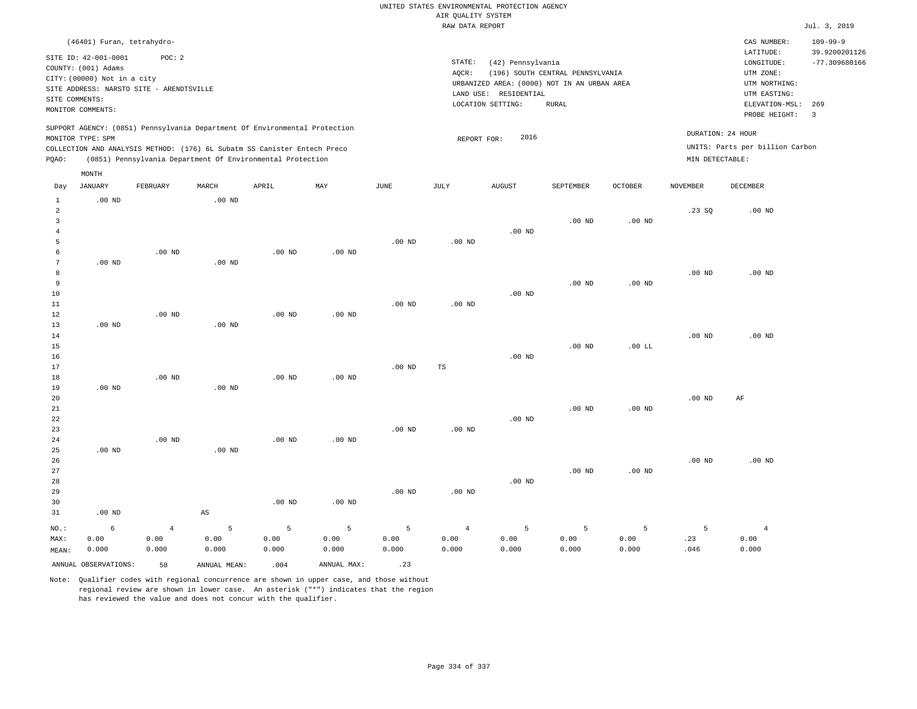UNITED STATES ENVIRONMENTAL PROTECTION AGENCY
AIR QUALITY SYSTEM
RAW DATA REPORT

Jul. 3, 2019

(46401) Furan, tetrahydro-

SITE ID: 42-001-0001    POC: 2
COUNTY: (001) Adams
CITY: (00000) Not in a city
SITE ADDRESS: NARSTO SITE - ARENDTSVILLE
SITE COMMENTS:
MONITOR COMMENTS:

STATE: (42) Pennsylvania
AQCR: (196) SOUTH CENTRAL PENNSYLVANIA
URBANIZED AREA: (0000) NOT IN AN URBAN AREA
LAND USE: RESIDENTIAL
LOCATION SETTING: RURAL

CAS NUMBER: 109-99-9
LATITUDE: 39.9200201126
LONGITUDE: -77.309680166
UTM ZONE:
UTM NORTHING:
UTM EASTING:
ELEVATION-MSL: 269
PROBE HEIGHT: 3

SUPPORT AGENCY: (0851) Pennsylvania Department Of Environmental Protection
MONITOR TYPE: SPM
COLLECTION AND ANALYSIS METHOD: (176) 6L Subatm SS Canister Entech Preco
PQAO: (0851) Pennsylvania Department Of Environmental Protection

REPORT FOR: 2016

DURATION: 24 HOUR
UNITS: Parts per billion Carbon
MIN DETECTABLE:

| Day | JANUARY | FEBRUARY | MARCH | APRIL | MAY | JUNE | JULY | AUGUST | SEPTEMBER | OCTOBER | NOVEMBER | DECEMBER |
|---|---|---|---|---|---|---|---|---|---|---|---|---|
| 1 | .00 ND | | .00 ND | | | | | | | | | |
| 2 | | | | | | | | | | | .23 SQ | .00 ND |
| 3 | | | | | | | | | .00 ND | .00 ND | | |
| 4 | | | | | | | | .00 ND | | | | |
| 5 | | | | | | .00 ND | .00 ND | | | | | |
| 6 | | .00 ND | | .00 ND | .00 ND | | | | | | | |
| 7 | .00 ND | | .00 ND | | | | | | | | | |
| 8 | | | | | | | | | | | .00 ND | .00 ND |
| 9 | | | | | | | | | .00 ND | .00 ND | | |
| 10 | | | | | | | | .00 ND | | | | |
| 11 | | | | | | .00 ND | .00 ND | | | | | |
| 12 | | .00 ND | | .00 ND | .00 ND | | | | | | | |
| 13 | .00 ND | | .00 ND | | | | | | | | | |
| 14 | | | | | | | | | | | .00 ND | .00 ND |
| 15 | | | | | | | | | .00 ND | .00 LL | | |
| 16 | | | | | | | | .00 ND | | | | |
| 17 | | | | | | .00 ND | TS | | | | | |
| 18 | | .00 ND | | .00 ND | .00 ND | | | | | | | |
| 19 | .00 ND | | .00 ND | | | | | | | | | |
| 20 | | | | | | | | | | | .00 ND | AF |
| 21 | | | | | | | | | .00 ND | .00 ND | | |
| 22 | | | | | | | | .00 ND | | | | |
| 23 | | | | | | .00 ND | .00 ND | | | | | |
| 24 | | .00 ND | | .00 ND | .00 ND | | | | | | | |
| 25 | .00 ND | | .00 ND | | | | | | | | | |
| 26 | | | | | | | | | | | .00 ND | .00 ND |
| 27 | | | | | | | | | .00 ND | .00 ND | | |
| 28 | | | | | | | | .00 ND | | | | |
| 29 | | | | | | .00 ND | .00 ND | | | | | |
| 30 | | | | .00 ND | .00 ND | | | | | | | |
| 31 | .00 ND | | AS | | | | | | | | | |
| NO.: | 6 | 4 | 5 | 5 | 5 | 5 | 4 | 5 | 5 | 5 | 5 | 4 |
| MAX: | 0.00 | 0.00 | 0.00 | 0.00 | 0.00 | 0.00 | 0.00 | 0.00 | 0.00 | 0.00 | .23 | 0.00 |
| MEAN: | 0.000 | 0.000 | 0.000 | 0.000 | 0.000 | 0.000 | 0.000 | 0.000 | 0.000 | 0.000 | .046 | 0.000 |

ANNUAL OBSERVATIONS: 58    ANNUAL MEAN: .004    ANNUAL MAX: .23

Note: Qualifier codes with regional concurrence are shown in upper case, and those without regional review are shown in lower case. An asterisk ("*") indicates that the region has reviewed the value and does not concur with the qualifier.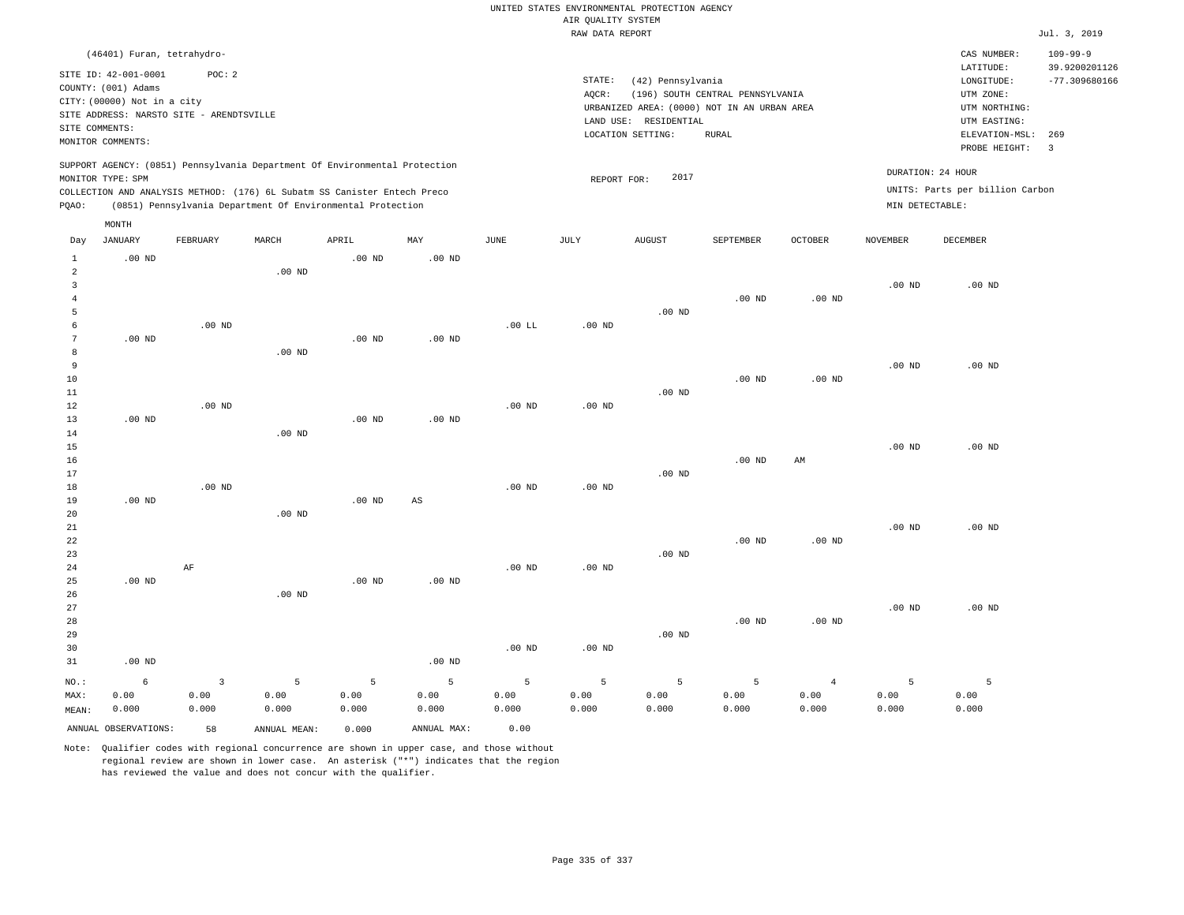UNITED STATES ENVIRONMENTAL PROTECTION AGENCY
AIR QUALITY SYSTEM
RAW DATA REPORT

Jul. 3, 2019

(46401) Furan, tetrahydro-

SITE ID: 42-001-0001 POC: 2
COUNTY: (001) Adams
CITY: (00000) Not in a city
SITE ADDRESS: NARSTO SITE - ARENDTSVILLE
SITE COMMENTS:
MONITOR COMMENTS:

STATE: (42) Pennsylvania
AQCR: (196) SOUTH CENTRAL PENNSYLVANIA
URBANIZED AREA: (0000) NOT IN AN URBAN AREA
LAND USE: RESIDENTIAL
LOCATION SETTING: RURAL

CAS NUMBER: 109-99-9
LATITUDE: 39.9200201126
LONGITUDE: -77.309680166
UTM ZONE:
UTM NORTHING:
UTM EASTING:
ELEVATION-MSL: 269
PROBE HEIGHT: 3

SUPPORT AGENCY: (0851) Pennsylvania Department Of Environmental Protection
MONITOR TYPE: SPM
COLLECTION AND ANALYSIS METHOD: (176) 6L Subatm SS Canister Entech Preco
PQAO: (0851) Pennsylvania Department Of Environmental Protection

REPORT FOR: 2017

DURATION: 24 HOUR
UNITS: Parts per billion Carbon
MIN DETECTABLE:

| Day | JANUARY | FEBRUARY | MARCH | APRIL | MAY | JUNE | JULY | AUGUST | SEPTEMBER | OCTOBER | NOVEMBER | DECEMBER |
|---|---|---|---|---|---|---|---|---|---|---|---|---|
| 1 | .00 ND | | | .00 ND | .00 ND | | | | | | | |
| 2 | | | .00 ND | | | | | | | | | |
| 3 | | | | | | | | | | | .00 ND | .00 ND |
| 4 | | | | | | | | | .00 ND | .00 ND | | |
| 5 | | | | | | | | .00 ND | | | | |
| 6 | | .00 ND | | | | .00 LL | .00 ND | | | | | |
| 7 | .00 ND | | | .00 ND | .00 ND | | | | | | | |
| 8 | | | .00 ND | | | | | | | | | |
| 9 | | | | | | | | | | | .00 ND | .00 ND |
| 10 | | | | | | | | | .00 ND | .00 ND | | |
| 11 | | | | | | | | .00 ND | | | | |
| 12 | | .00 ND | | | | .00 ND | .00 ND | | | | | |
| 13 | .00 ND | | | .00 ND | .00 ND | | | | | | | |
| 14 | | | .00 ND | | | | | | | | | |
| 15 | | | | | | | | | | | .00 ND | .00 ND |
| 16 | | | | | | | | | .00 ND | AM | | |
| 17 | | | | | | | | .00 ND | | | | |
| 18 | | .00 ND | | | | .00 ND | .00 ND | | | | | |
| 19 | .00 ND | | | .00 ND | AS | | | | | | | |
| 20 | | | .00 ND | | | | | | | | | |
| 21 | | | | | | | | | | | .00 ND | .00 ND |
| 22 | | | | | | | | | .00 ND | .00 ND | | |
| 23 | | | | | | | | .00 ND | | | | |
| 24 | | AF | | | | .00 ND | .00 ND | | | | | |
| 25 | .00 ND | | | .00 ND | .00 ND | | | | | | | |
| 26 | | | .00 ND | | | | | | | | | |
| 27 | | | | | | | | | | | .00 ND | .00 ND |
| 28 | | | | | | | | | .00 ND | .00 ND | | |
| 29 | | | | | | | | .00 ND | | | | |
| 30 | | | | | | .00 ND | .00 ND | | | | | |
| 31 | .00 ND | | | | .00 ND | | | | | | | |
| NO.: | 6 | 3 | 5 | 5 | 5 | 5 | 5 | 5 | 5 | 4 | 5 | 5 |
| MAX: | 0.00 | 0.00 | 0.00 | 0.00 | 0.00 | 0.00 | 0.00 | 0.00 | 0.00 | 0.00 | 0.00 | 0.00 |
| MEAN: | 0.000 | 0.000 | 0.000 | 0.000 | 0.000 | 0.000 | 0.000 | 0.000 | 0.000 | 0.000 | 0.000 | 0.000 |

ANNUAL OBSERVATIONS: 58 ANNUAL MEAN: 0.000 ANNUAL MAX: 0.00

Note: Qualifier codes with regional concurrence are shown in upper case, and those without regional review are shown in lower case. An asterisk ("*") indicates that the region has reviewed the value and does not concur with the qualifier.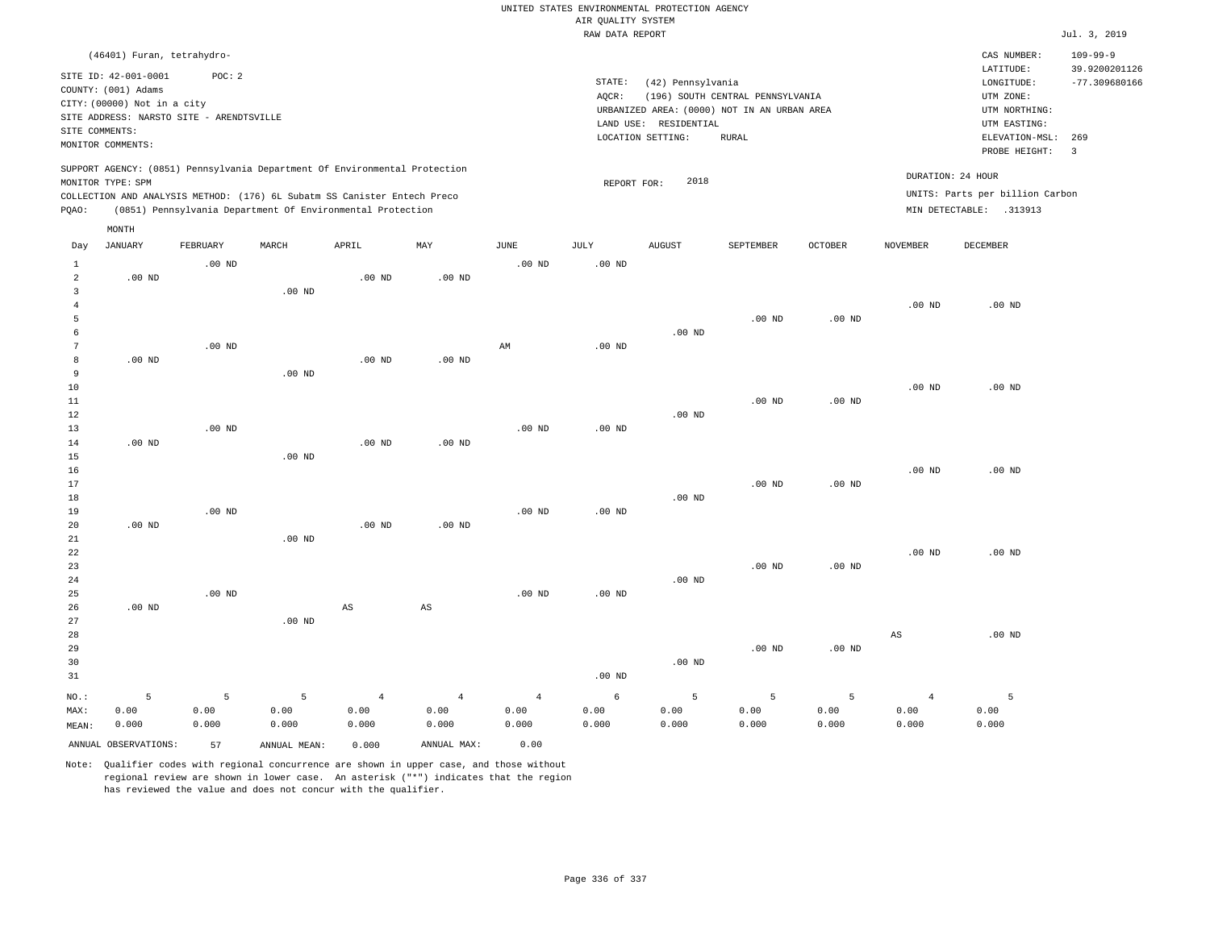UNITED STATES ENVIRONMENTAL PROTECTION AGENCY
AIR QUALITY SYSTEM
RAW DATA REPORT

Jul. 3, 2019

(46401) Furan, tetrahydro-

SITE ID: 42-001-0001 POC: 2
COUNTY: (001) Adams
CITY: (00000) Not in a city
SITE ADDRESS: NARSTO SITE - ARENDTSVILLE
SITE COMMENTS:
MONITOR COMMENTS:

STATE: (42) Pennsylvania
AQCR: (196) SOUTH CENTRAL PENNSYLVANIA
URBANIZED AREA: (0000) NOT IN AN URBAN AREA
LAND USE: RESIDENTIAL
LOCATION SETTING: RURAL

CAS NUMBER: 109-99-9
LATITUDE: 39.9200201126
LONGITUDE: -77.309680166
UTM ZONE:
UTM NORTHING:
UTM EASTING:
ELEVATION-MSL: 269
PROBE HEIGHT: 3

SUPPORT AGENCY: (0851) Pennsylvania Department Of Environmental Protection
MONITOR TYPE: SPM
COLLECTION AND ANALYSIS METHOD: (176) 6L Subatm SS Canister Entech Preco
PQAO: (0851) Pennsylvania Department Of Environmental Protection

REPORT FOR: 2018

DURATION: 24 HOUR
UNITS: Parts per billion Carbon
MIN DETECTABLE: .313913

| Day | JANUARY | FEBRUARY | MARCH | APRIL | MAY | JUNE | JULY | AUGUST | SEPTEMBER | OCTOBER | NOVEMBER | DECEMBER |
|---|---|---|---|---|---|---|---|---|---|---|---|---|
| 1 | | .00 ND | | | | .00 ND | .00 ND | | | | | |
| 2 | .00 ND | | | .00 ND | .00 ND | | | | | | | |
| 3 | | | .00 ND | | | | | | | | | |
| 4 | | | | | | | | | | | .00 ND | .00 ND |
| 5 | | | | | | | | | .00 ND | .00 ND | | |
| 6 | | | | | | | | .00 ND | | | | |
| 7 | | .00 ND | | | | AM | .00 ND | | | | | |
| 8 | .00 ND | | | .00 ND | .00 ND | | | | | | | |
| 9 | | | .00 ND | | | | | | | | | |
| 10 | | | | | | | | | | | .00 ND | .00 ND |
| 11 | | | | | | | | | .00 ND | .00 ND | | |
| 12 | | | | | | | | .00 ND | | | | |
| 13 | | .00 ND | | | | .00 ND | .00 ND | | | | | |
| 14 | .00 ND | | | .00 ND | .00 ND | | | | | | | |
| 15 | | | .00 ND | | | | | | | | | |
| 16 | | | | | | | | | | | .00 ND | .00 ND |
| 17 | | | | | | | | | .00 ND | .00 ND | | |
| 18 | | | | | | | | .00 ND | | | | |
| 19 | | .00 ND | | | | .00 ND | .00 ND | | | | | |
| 20 | .00 ND | | | .00 ND | .00 ND | | | | | | | |
| 21 | | | .00 ND | | | | | | | | | |
| 22 | | | | | | | | | | | .00 ND | .00 ND |
| 23 | | | | | | | | | .00 ND | .00 ND | | |
| 24 | | | | | | | | .00 ND | | | | |
| 25 | | .00 ND | | | | .00 ND | .00 ND | | | | | |
| 26 | .00 ND | | | AS | AS | | | | | | | |
| 27 | | | .00 ND | | | | | | | | | |
| 28 | | | | | | | | | | | AS | .00 ND |
| 29 | | | | | | | | | .00 ND | .00 ND | | |
| 30 | | | | | | | | .00 ND | | | | |
| 31 | | | | | | | .00 ND | | | | | |
| NO.: | 5 | 5 | 5 | 4 | 4 | 4 | 6 | 5 | 5 | 5 | 4 | 5 |
| MAX: | 0.00 | 0.00 | 0.00 | 0.00 | 0.00 | 0.00 | 0.00 | 0.00 | 0.00 | 0.00 | 0.00 | 0.00 |
| MEAN: | 0.000 | 0.000 | 0.000 | 0.000 | 0.000 | 0.000 | 0.000 | 0.000 | 0.000 | 0.000 | 0.000 | 0.000 |

ANNUAL OBSERVATIONS: 57 ANNUAL MEAN: 0.000 ANNUAL MAX: 0.00

Note: Qualifier codes with regional concurrence are shown in upper case, and those without regional review are shown in lower case. An asterisk ("*") indicates that the region has reviewed the value and does not concur with the qualifier.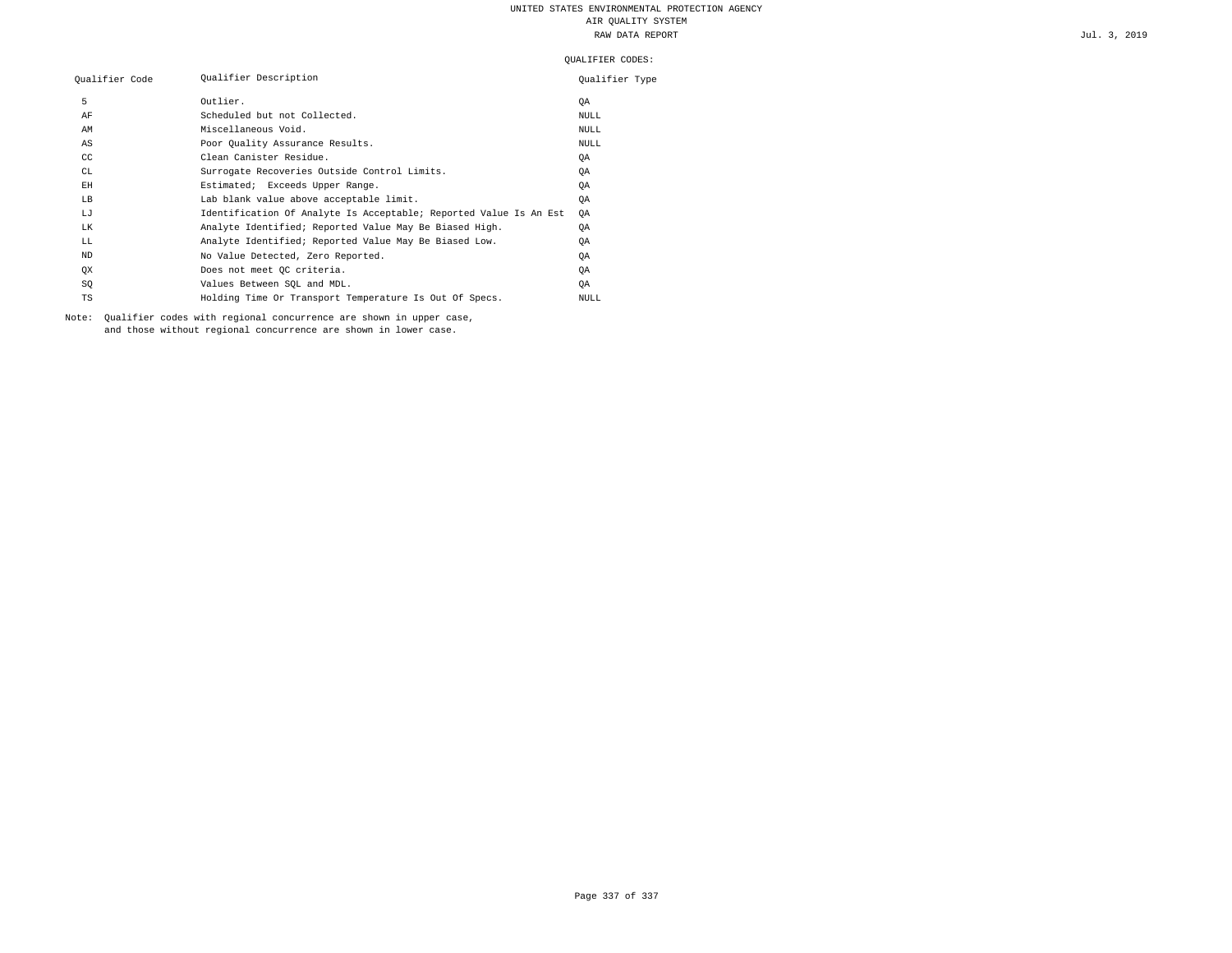QUALIFIER CODES:

| Qualifier Code | Qualifier Description | Qualifier Type |
| --- | --- | --- |
| 5 | Outlier. | QA |
| AF | Scheduled but not Collected. | NULL |
| AM | Miscellaneous Void. | NULL |
| AS | Poor Quality Assurance Results. | NULL |
| CC | Clean Canister Residue. | QA |
| CL | Surrogate Recoveries Outside Control Limits. | QA |
| EH | Estimated; Exceeds Upper Range. | QA |
| LB | Lab blank value above acceptable limit. | QA |
| LJ | Identification Of Analyte Is Acceptable; Reported Value Is An Est | QA |
| LK | Analyte Identified; Reported Value May Be Biased High. | QA |
| LL | Analyte Identified; Reported Value May Be Biased Low. | QA |
| ND | No Value Detected, Zero Reported. | QA |
| QX | Does not meet QC criteria. | QA |
| SQ | Values Between SQL and MDL. | QA |
| TS | Holding Time Or Transport Temperature Is Out Of Specs. | NULL |

Note: Qualifier codes with regional concurrence are shown in upper case, and those without regional concurrence are shown in lower case.